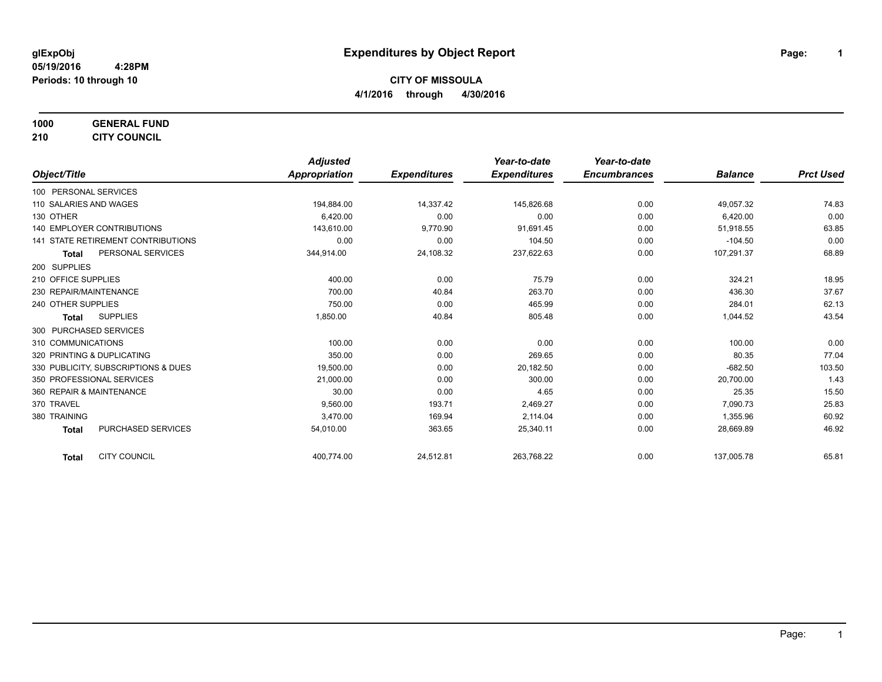**glExpObj**
**05/19/2016 4:28PM**
**Periods: 10 through 10**

# Expenditures by Object Report

**CITY OF MISSOULA**
**4/1/2016 through 4/30/2016**

**1000 GENERAL FUND**
**210 CITY COUNCIL**

| Object/Title | | *Adjusted Appropriation* | *Expenditures* | *Year-to-date Expenditures* | *Year-to-date Encumbrances* | *Balance* | *Prct Used* |
|---|---|---|---|---|---|---|---|
| 100 PERSONAL SERVICES | | | | | | | |
| 110 SALARIES AND WAGES | | 194,884.00 | 14,337.42 | 145,826.68 | 0.00 | 49,057.32 | 74.83 |
| 130 OTHER | | 6,420.00 | 0.00 | 0.00 | 0.00 | 6,420.00 | 0.00 |
| 140 EMPLOYER CONTRIBUTIONS | | 143,610.00 | 9,770.90 | 91,691.45 | 0.00 | 51,918.55 | 63.85 |
| 141 STATE RETIREMENT CONTRIBUTIONS | | 0.00 | 0.00 | 104.50 | 0.00 | -104.50 | 0.00 |
| **Total** | PERSONAL SERVICES | 344,914.00 | 24,108.32 | 237,622.63 | 0.00 | 107,291.37 | 68.89 |
| 200 SUPPLIES | | | | | | | |
| 210 OFFICE SUPPLIES | | 400.00 | 0.00 | 75.79 | 0.00 | 324.21 | 18.95 |
| 230 REPAIR/MAINTENANCE | | 700.00 | 40.84 | 263.70 | 0.00 | 436.30 | 37.67 |
| 240 OTHER SUPPLIES | | 750.00 | 0.00 | 465.99 | 0.00 | 284.01 | 62.13 |
| **Total** | SUPPLIES | 1,850.00 | 40.84 | 805.48 | 0.00 | 1,044.52 | 43.54 |
| 300 PURCHASED SERVICES | | | | | | | |
| 310 COMMUNICATIONS | | 100.00 | 0.00 | 0.00 | 0.00 | 100.00 | 0.00 |
| 320 PRINTING & DUPLICATING | | 350.00 | 0.00 | 269.65 | 0.00 | 80.35 | 77.04 |
| 330 PUBLICITY, SUBSCRIPTIONS & DUES | | 19,500.00 | 0.00 | 20,182.50 | 0.00 | -682.50 | 103.50 |
| 350 PROFESSIONAL SERVICES | | 21,000.00 | 0.00 | 300.00 | 0.00 | 20,700.00 | 1.43 |
| 360 REPAIR & MAINTENANCE | | 30.00 | 0.00 | 4.65 | 0.00 | 25.35 | 15.50 |
| 370 TRAVEL | | 9,560.00 | 193.71 | 2,469.27 | 0.00 | 7,090.73 | 25.83 |
| 380 TRAINING | | 3,470.00 | 169.94 | 2,114.04 | 0.00 | 1,355.96 | 60.92 |
| **Total** | PURCHASED SERVICES | 54,010.00 | 363.65 | 25,340.11 | 0.00 | 28,669.89 | 46.92 |
| **Total** | CITY COUNCIL | 400,774.00 | 24,512.81 | 263,768.22 | 0.00 | 137,005.78 | 65.81 |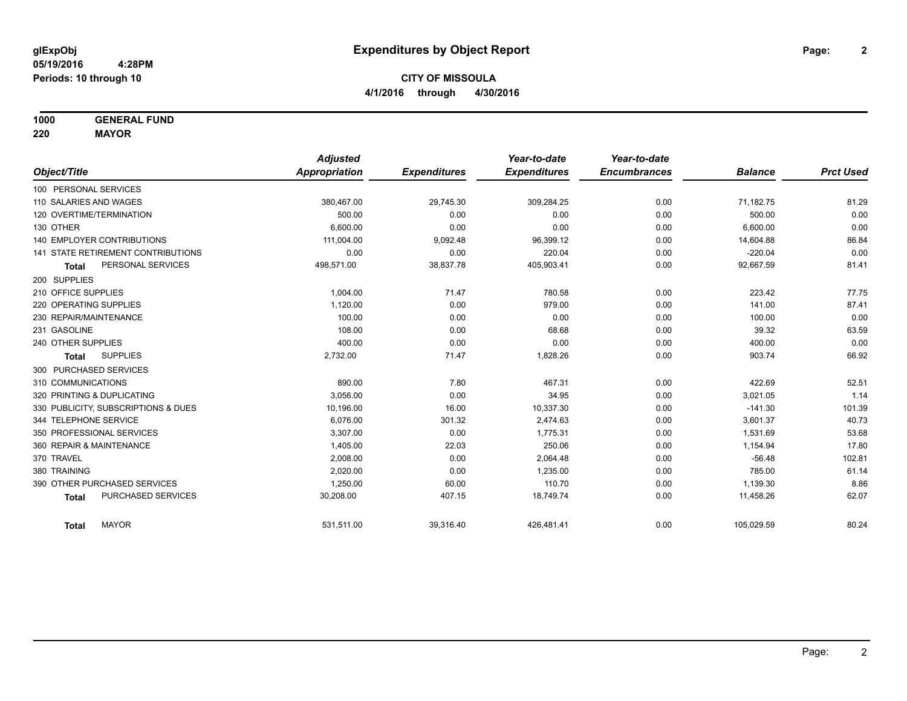# Expenditures by Object Report

glExpObj
05/19/2016 4:28PM
Periods: 10 through 10

**CITY OF MISSOULA**
**4/1/2016 through 4/30/2016**

**1000 GENERAL FUND**
**220 MAYOR**

| Object/Title | Adjusted Appropriation | Expenditures | Year-to-date Expenditures | Year-to-date Encumbrances | Balance | Prct Used |
|---|---|---|---|---|---|---|
| 100 PERSONAL SERVICES | | | | | | |
| 110 SALARIES AND WAGES | 380,467.00 | 29,745.30 | 309,284.25 | 0.00 | 71,182.75 | 81.29 |
| 120 OVERTIME/TERMINATION | 500.00 | 0.00 | 0.00 | 0.00 | 500.00 | 0.00 |
| 130 OTHER | 6,600.00 | 0.00 | 0.00 | 0.00 | 6,600.00 | 0.00 |
| 140 EMPLOYER CONTRIBUTIONS | 111,004.00 | 9,092.48 | 96,399.12 | 0.00 | 14,604.88 | 86.84 |
| 141 STATE RETIREMENT CONTRIBUTIONS | 0.00 | 0.00 | 220.04 | 0.00 | -220.04 | 0.00 |
| **Total** PERSONAL SERVICES | 498,571.00 | 38,837.78 | 405,903.41 | 0.00 | 92,667.59 | 81.41 |
| 200 SUPPLIES | | | | | | |
| 210 OFFICE SUPPLIES | 1,004.00 | 71.47 | 780.58 | 0.00 | 223.42 | 77.75 |
| 220 OPERATING SUPPLIES | 1,120.00 | 0.00 | 979.00 | 0.00 | 141.00 | 87.41 |
| 230 REPAIR/MAINTENANCE | 100.00 | 0.00 | 0.00 | 0.00 | 100.00 | 0.00 |
| 231 GASOLINE | 108.00 | 0.00 | 68.68 | 0.00 | 39.32 | 63.59 |
| 240 OTHER SUPPLIES | 400.00 | 0.00 | 0.00 | 0.00 | 400.00 | 0.00 |
| **Total** SUPPLIES | 2,732.00 | 71.47 | 1,828.26 | 0.00 | 903.74 | 66.92 |
| 300 PURCHASED SERVICES | | | | | | |
| 310 COMMUNICATIONS | 890.00 | 7.80 | 467.31 | 0.00 | 422.69 | 52.51 |
| 320 PRINTING & DUPLICATING | 3,056.00 | 0.00 | 34.95 | 0.00 | 3,021.05 | 1.14 |
| 330 PUBLICITY, SUBSCRIPTIONS & DUES | 10,196.00 | 16.00 | 10,337.30 | 0.00 | -141.30 | 101.39 |
| 344 TELEPHONE SERVICE | 6,076.00 | 301.32 | 2,474.63 | 0.00 | 3,601.37 | 40.73 |
| 350 PROFESSIONAL SERVICES | 3,307.00 | 0.00 | 1,775.31 | 0.00 | 1,531.69 | 53.68 |
| 360 REPAIR & MAINTENANCE | 1,405.00 | 22.03 | 250.06 | 0.00 | 1,154.94 | 17.80 |
| 370 TRAVEL | 2,008.00 | 0.00 | 2,064.48 | 0.00 | -56.48 | 102.81 |
| 380 TRAINING | 2,020.00 | 0.00 | 1,235.00 | 0.00 | 785.00 | 61.14 |
| 390 OTHER PURCHASED SERVICES | 1,250.00 | 60.00 | 110.70 | 0.00 | 1,139.30 | 8.86 |
| **Total** PURCHASED SERVICES | 30,208.00 | 407.15 | 18,749.74 | 0.00 | 11,458.26 | 62.07 |
| **Total** MAYOR | 531,511.00 | 39,316.40 | 426,481.41 | 0.00 | 105,029.59 | 80.24 |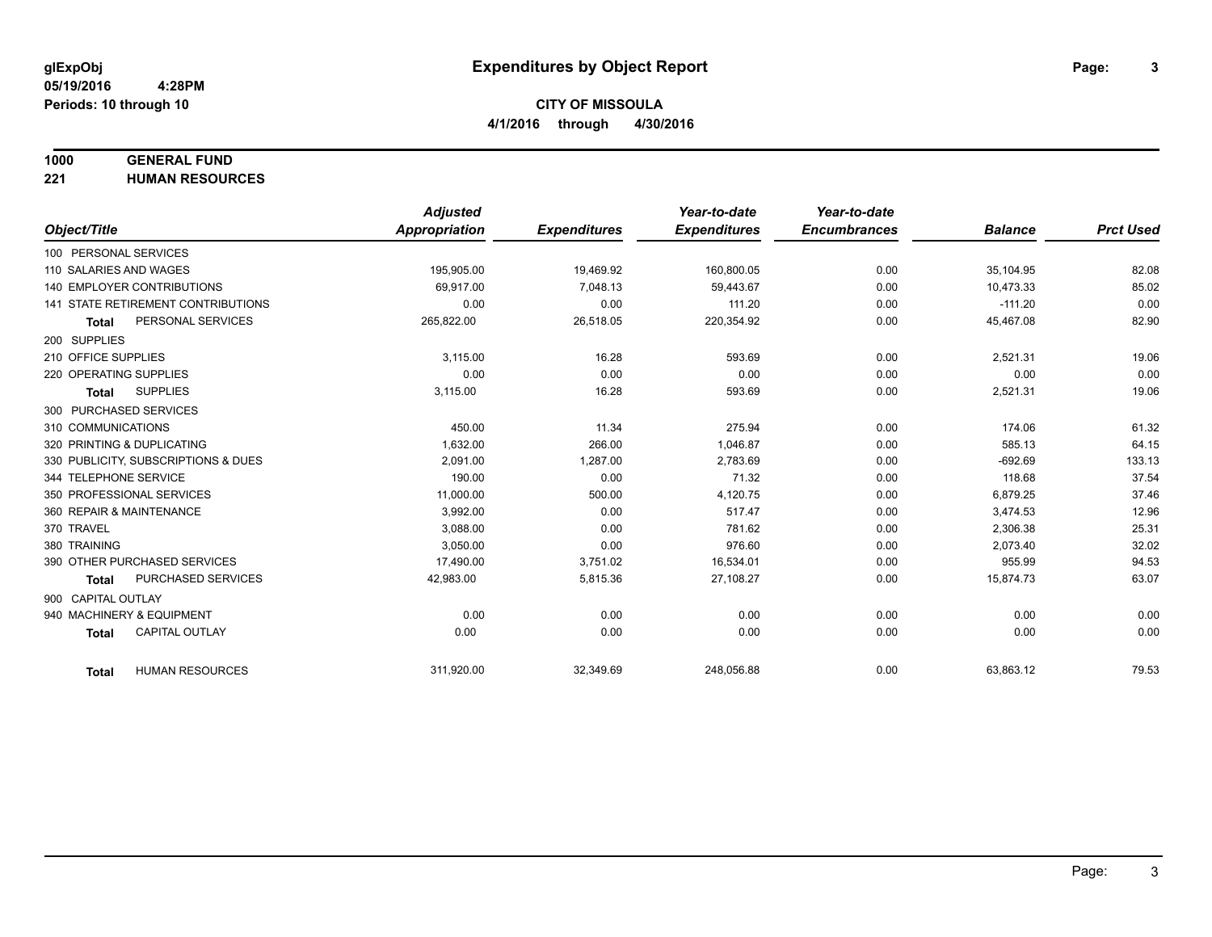# Expenditures by Object Report

glExpObj
05/19/2016 4:28PM
Periods: 10 through 10

**CITY OF MISSOULA**
**4/1/2016 through 4/30/2016**

## 1000 GENERAL FUND
## 221 HUMAN RESOURCES

| Object/Title | Adjusted Appropriation | Expenditures | Year-to-date Expenditures | Year-to-date Encumbrances | Balance | Prct Used |
|---|---|---|---|---|---|---|
| 100 PERSONAL SERVICES | | | | | | |
| 110 SALARIES AND WAGES | 195,905.00 | 19,469.92 | 160,800.05 | 0.00 | 35,104.95 | 82.08 |
| 140 EMPLOYER CONTRIBUTIONS | 69,917.00 | 7,048.13 | 59,443.67 | 0.00 | 10,473.33 | 85.02 |
| 141 STATE RETIREMENT CONTRIBUTIONS | 0.00 | 0.00 | 111.20 | 0.00 | -111.20 | 0.00 |
| **Total** PERSONAL SERVICES | 265,822.00 | 26,518.05 | 220,354.92 | 0.00 | 45,467.08 | 82.90 |
| 200 SUPPLIES | | | | | | |
| 210 OFFICE SUPPLIES | 3,115.00 | 16.28 | 593.69 | 0.00 | 2,521.31 | 19.06 |
| 220 OPERATING SUPPLIES | 0.00 | 0.00 | 0.00 | 0.00 | 0.00 | 0.00 |
| **Total** SUPPLIES | 3,115.00 | 16.28 | 593.69 | 0.00 | 2,521.31 | 19.06 |
| 300 PURCHASED SERVICES | | | | | | |
| 310 COMMUNICATIONS | 450.00 | 11.34 | 275.94 | 0.00 | 174.06 | 61.32 |
| 320 PRINTING & DUPLICATING | 1,632.00 | 266.00 | 1,046.87 | 0.00 | 585.13 | 64.15 |
| 330 PUBLICITY, SUBSCRIPTIONS & DUES | 2,091.00 | 1,287.00 | 2,783.69 | 0.00 | -692.69 | 133.13 |
| 344 TELEPHONE SERVICE | 190.00 | 0.00 | 71.32 | 0.00 | 118.68 | 37.54 |
| 350 PROFESSIONAL SERVICES | 11,000.00 | 500.00 | 4,120.75 | 0.00 | 6,879.25 | 37.46 |
| 360 REPAIR & MAINTENANCE | 3,992.00 | 0.00 | 517.47 | 0.00 | 3,474.53 | 12.96 |
| 370 TRAVEL | 3,088.00 | 0.00 | 781.62 | 0.00 | 2,306.38 | 25.31 |
| 380 TRAINING | 3,050.00 | 0.00 | 976.60 | 0.00 | 2,073.40 | 32.02 |
| 390 OTHER PURCHASED SERVICES | 17,490.00 | 3,751.02 | 16,534.01 | 0.00 | 955.99 | 94.53 |
| **Total** PURCHASED SERVICES | 42,983.00 | 5,815.36 | 27,108.27 | 0.00 | 15,874.73 | 63.07 |
| 900 CAPITAL OUTLAY | | | | | | |
| 940 MACHINERY & EQUIPMENT | 0.00 | 0.00 | 0.00 | 0.00 | 0.00 | 0.00 |
| **Total** CAPITAL OUTLAY | 0.00 | 0.00 | 0.00 | 0.00 | 0.00 | 0.00 |
| **Total** HUMAN RESOURCES | 311,920.00 | 32,349.69 | 248,056.88 | 0.00 | 63,863.12 | 79.53 |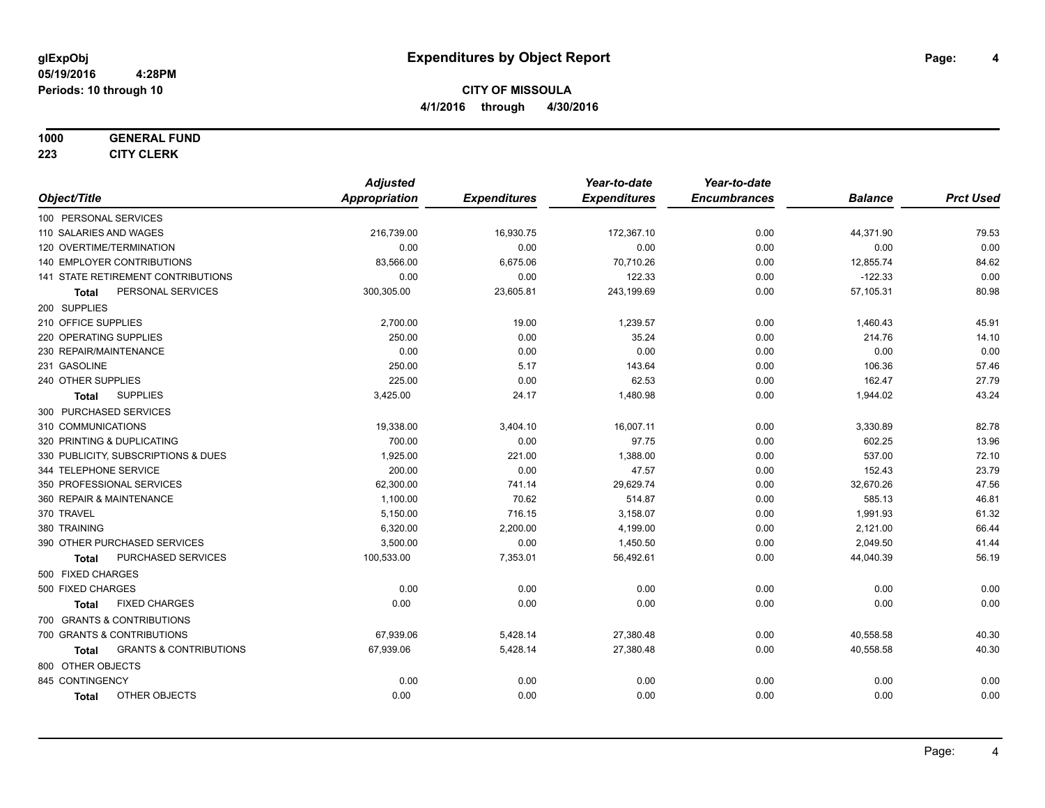**glExpObj** **Expenditures by Object Report**

**05/19/2016 4:28PM**

**Periods: 10 through 10**

**CITY OF MISSOULA**

**4/1/2016 through 4/30/2016**

**1000 GENERAL FUND**

**223 CITY CLERK**

| Object/Title | Adjusted Appropriation | Expenditures | Year-to-date Expenditures | Year-to-date Encumbrances | Balance | Prct Used |
|---|---|---|---|---|---|---|
| 100 PERSONAL SERVICES | | | | | | |
| 110 SALARIES AND WAGES | 216,739.00 | 16,930.75 | 172,367.10 | 0.00 | 44,371.90 | 79.53 |
| 120 OVERTIME/TERMINATION | 0.00 | 0.00 | 0.00 | 0.00 | 0.00 | 0.00 |
| 140 EMPLOYER CONTRIBUTIONS | 83,566.00 | 6,675.06 | 70,710.26 | 0.00 | 12,855.74 | 84.62 |
| 141 STATE RETIREMENT CONTRIBUTIONS | 0.00 | 0.00 | 122.33 | 0.00 | -122.33 | 0.00 |
| **Total** PERSONAL SERVICES | 300,305.00 | 23,605.81 | 243,199.69 | 0.00 | 57,105.31 | 80.98 |
| 200 SUPPLIES | | | | | | |
| 210 OFFICE SUPPLIES | 2,700.00 | 19.00 | 1,239.57 | 0.00 | 1,460.43 | 45.91 |
| 220 OPERATING SUPPLIES | 250.00 | 0.00 | 35.24 | 0.00 | 214.76 | 14.10 |
| 230 REPAIR/MAINTENANCE | 0.00 | 0.00 | 0.00 | 0.00 | 0.00 | 0.00 |
| 231 GASOLINE | 250.00 | 5.17 | 143.64 | 0.00 | 106.36 | 57.46 |
| 240 OTHER SUPPLIES | 225.00 | 0.00 | 62.53 | 0.00 | 162.47 | 27.79 |
| **Total** SUPPLIES | 3,425.00 | 24.17 | 1,480.98 | 0.00 | 1,944.02 | 43.24 |
| 300 PURCHASED SERVICES | | | | | | |
| 310 COMMUNICATIONS | 19,338.00 | 3,404.10 | 16,007.11 | 0.00 | 3,330.89 | 82.78 |
| 320 PRINTING & DUPLICATING | 700.00 | 0.00 | 97.75 | 0.00 | 602.25 | 13.96 |
| 330 PUBLICITY, SUBSCRIPTIONS & DUES | 1,925.00 | 221.00 | 1,388.00 | 0.00 | 537.00 | 72.10 |
| 344 TELEPHONE SERVICE | 200.00 | 0.00 | 47.57 | 0.00 | 152.43 | 23.79 |
| 350 PROFESSIONAL SERVICES | 62,300.00 | 741.14 | 29,629.74 | 0.00 | 32,670.26 | 47.56 |
| 360 REPAIR & MAINTENANCE | 1,100.00 | 70.62 | 514.87 | 0.00 | 585.13 | 46.81 |
| 370 TRAVEL | 5,150.00 | 716.15 | 3,158.07 | 0.00 | 1,991.93 | 61.32 |
| 380 TRAINING | 6,320.00 | 2,200.00 | 4,199.00 | 0.00 | 2,121.00 | 66.44 |
| 390 OTHER PURCHASED SERVICES | 3,500.00 | 0.00 | 1,450.50 | 0.00 | 2,049.50 | 41.44 |
| **Total** PURCHASED SERVICES | 100,533.00 | 7,353.01 | 56,492.61 | 0.00 | 44,040.39 | 56.19 |
| 500 FIXED CHARGES | | | | | | |
| 500 FIXED CHARGES | 0.00 | 0.00 | 0.00 | 0.00 | 0.00 | 0.00 |
| **Total** FIXED CHARGES | 0.00 | 0.00 | 0.00 | 0.00 | 0.00 | 0.00 |
| 700 GRANTS & CONTRIBUTIONS | | | | | | |
| 700 GRANTS & CONTRIBUTIONS | 67,939.06 | 5,428.14 | 27,380.48 | 0.00 | 40,558.58 | 40.30 |
| **Total** GRANTS & CONTRIBUTIONS | 67,939.06 | 5,428.14 | 27,380.48 | 0.00 | 40,558.58 | 40.30 |
| 800 OTHER OBJECTS | | | | | | |
| 845 CONTINGENCY | 0.00 | 0.00 | 0.00 | 0.00 | 0.00 | 0.00 |
| **Total** OTHER OBJECTS | 0.00 | 0.00 | 0.00 | 0.00 | 0.00 | 0.00 |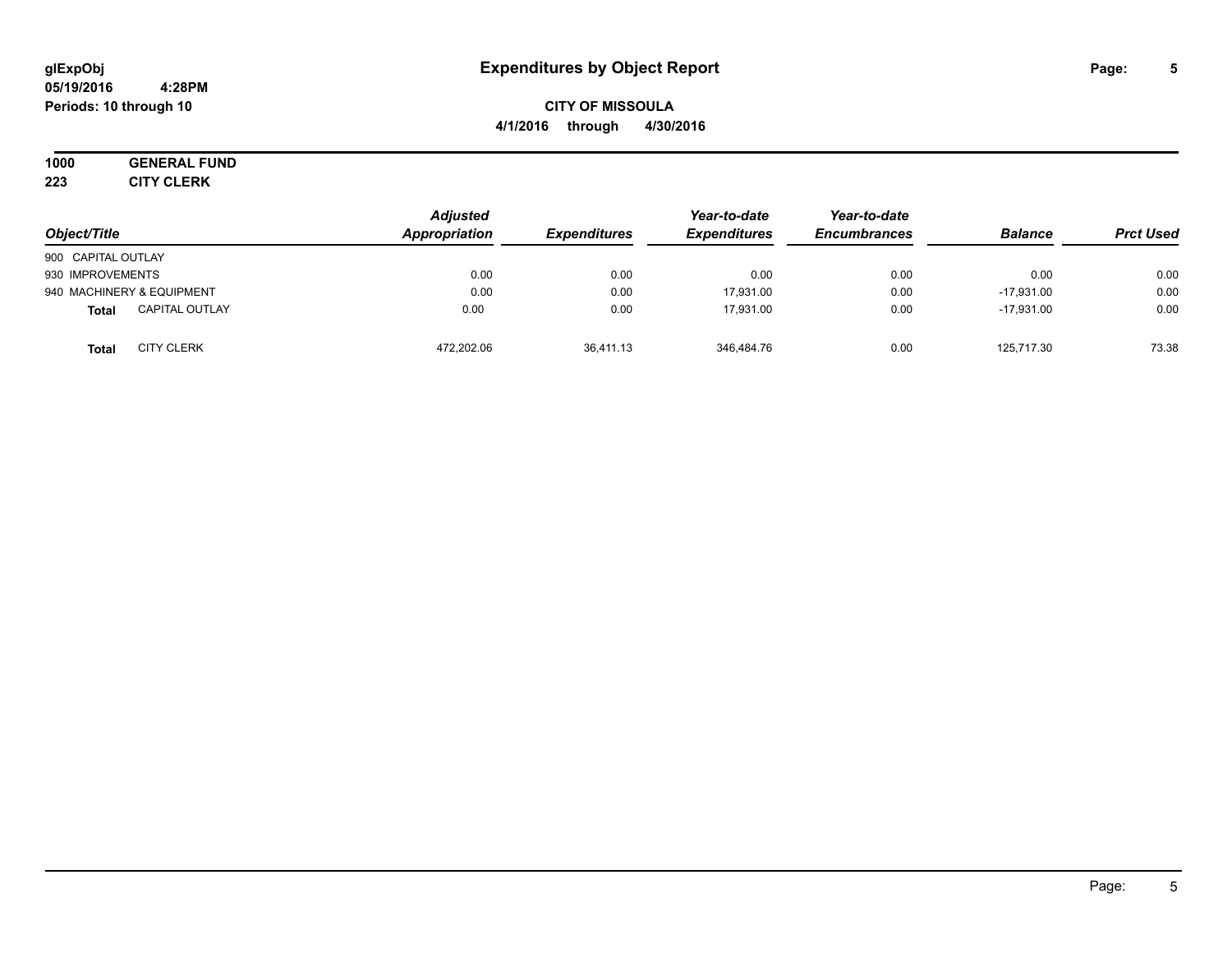# Expenditures by Object Report

glExpObj
05/19/2016 4:28PM
Periods: 10 through 10

**CITY OF MISSOULA**
**4/1/2016 through 4/30/2016**

**1000 GENERAL FUND**
**223 CITY CLERK**

| Object/Title | Adjusted Appropriation | Expenditures | Year-to-date Expenditures | Year-to-date Encumbrances | Balance | Prct Used |
|---|---|---|---|---|---|---|
| 900 CAPITAL OUTLAY | | | | | | |
| 930 IMPROVEMENTS | 0.00 | 0.00 | 0.00 | 0.00 | 0.00 | 0.00 |
| 940 MACHINERY & EQUIPMENT | 0.00 | 0.00 | 17,931.00 | 0.00 | -17,931.00 | 0.00 |
| **Total** CAPITAL OUTLAY | 0.00 | 0.00 | 17,931.00 | 0.00 | -17,931.00 | 0.00 |
| **Total** CITY CLERK | 472,202.06 | 36,411.13 | 346,484.76 | 0.00 | 125,717.30 | 73.38 |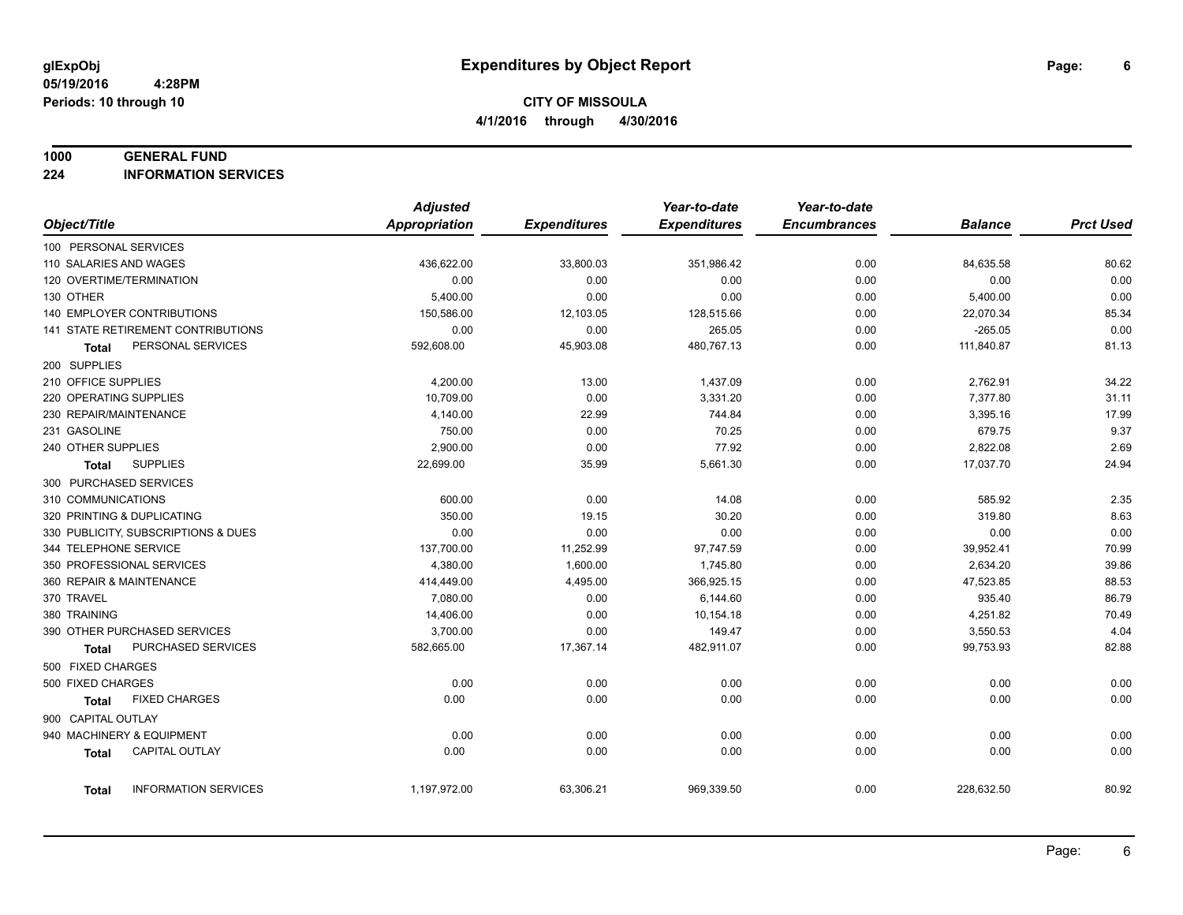# Expenditures by Object Report

glExpObj
05/19/2016 4:28PM
Periods: 10 through 10

**CITY OF MISSOULA**
**4/1/2016 through 4/30/2016**

**1000 GENERAL FUND**
**224 INFORMATION SERVICES**

| Object/Title | Adjusted Appropriation | Expenditures | Year-to-date Expenditures | Year-to-date Encumbrances | Balance | Prct Used |
|---|---|---|---|---|---|---|
| 100 PERSONAL SERVICES | | | | | | |
| 110 SALARIES AND WAGES | 436,622.00 | 33,800.03 | 351,986.42 | 0.00 | 84,635.58 | 80.62 |
| 120 OVERTIME/TERMINATION | 0.00 | 0.00 | 0.00 | 0.00 | 0.00 | 0.00 |
| 130 OTHER | 5,400.00 | 0.00 | 0.00 | 0.00 | 5,400.00 | 0.00 |
| 140 EMPLOYER CONTRIBUTIONS | 150,586.00 | 12,103.05 | 128,515.66 | 0.00 | 22,070.34 | 85.34 |
| 141 STATE RETIREMENT CONTRIBUTIONS | 0.00 | 0.00 | 265.05 | 0.00 | -265.05 | 0.00 |
| **Total** PERSONAL SERVICES | 592,608.00 | 45,903.08 | 480,767.13 | 0.00 | 111,840.87 | 81.13 |
| 200 SUPPLIES | | | | | | |
| 210 OFFICE SUPPLIES | 4,200.00 | 13.00 | 1,437.09 | 0.00 | 2,762.91 | 34.22 |
| 220 OPERATING SUPPLIES | 10,709.00 | 0.00 | 3,331.20 | 0.00 | 7,377.80 | 31.11 |
| 230 REPAIR/MAINTENANCE | 4,140.00 | 22.99 | 744.84 | 0.00 | 3,395.16 | 17.99 |
| 231 GASOLINE | 750.00 | 0.00 | 70.25 | 0.00 | 679.75 | 9.37 |
| 240 OTHER SUPPLIES | 2,900.00 | 0.00 | 77.92 | 0.00 | 2,822.08 | 2.69 |
| **Total** SUPPLIES | 22,699.00 | 35.99 | 5,661.30 | 0.00 | 17,037.70 | 24.94 |
| 300 PURCHASED SERVICES | | | | | | |
| 310 COMMUNICATIONS | 600.00 | 0.00 | 14.08 | 0.00 | 585.92 | 2.35 |
| 320 PRINTING & DUPLICATING | 350.00 | 19.15 | 30.20 | 0.00 | 319.80 | 8.63 |
| 330 PUBLICITY, SUBSCRIPTIONS & DUES | 0.00 | 0.00 | 0.00 | 0.00 | 0.00 | 0.00 |
| 344 TELEPHONE SERVICE | 137,700.00 | 11,252.99 | 97,747.59 | 0.00 | 39,952.41 | 70.99 |
| 350 PROFESSIONAL SERVICES | 4,380.00 | 1,600.00 | 1,745.80 | 0.00 | 2,634.20 | 39.86 |
| 360 REPAIR & MAINTENANCE | 414,449.00 | 4,495.00 | 366,925.15 | 0.00 | 47,523.85 | 88.53 |
| 370 TRAVEL | 7,080.00 | 0.00 | 6,144.60 | 0.00 | 935.40 | 86.79 |
| 380 TRAINING | 14,406.00 | 0.00 | 10,154.18 | 0.00 | 4,251.82 | 70.49 |
| 390 OTHER PURCHASED SERVICES | 3,700.00 | 0.00 | 149.47 | 0.00 | 3,550.53 | 4.04 |
| **Total** PURCHASED SERVICES | 582,665.00 | 17,367.14 | 482,911.07 | 0.00 | 99,753.93 | 82.88 |
| 500 FIXED CHARGES | | | | | | |
| 500 FIXED CHARGES | 0.00 | 0.00 | 0.00 | 0.00 | 0.00 | 0.00 |
| **Total** FIXED CHARGES | 0.00 | 0.00 | 0.00 | 0.00 | 0.00 | 0.00 |
| 900 CAPITAL OUTLAY | | | | | | |
| 940 MACHINERY & EQUIPMENT | 0.00 | 0.00 | 0.00 | 0.00 | 0.00 | 0.00 |
| **Total** CAPITAL OUTLAY | 0.00 | 0.00 | 0.00 | 0.00 | 0.00 | 0.00 |
| **Total** INFORMATION SERVICES | 1,197,972.00 | 63,306.21 | 969,339.50 | 0.00 | 228,632.50 | 80.92 |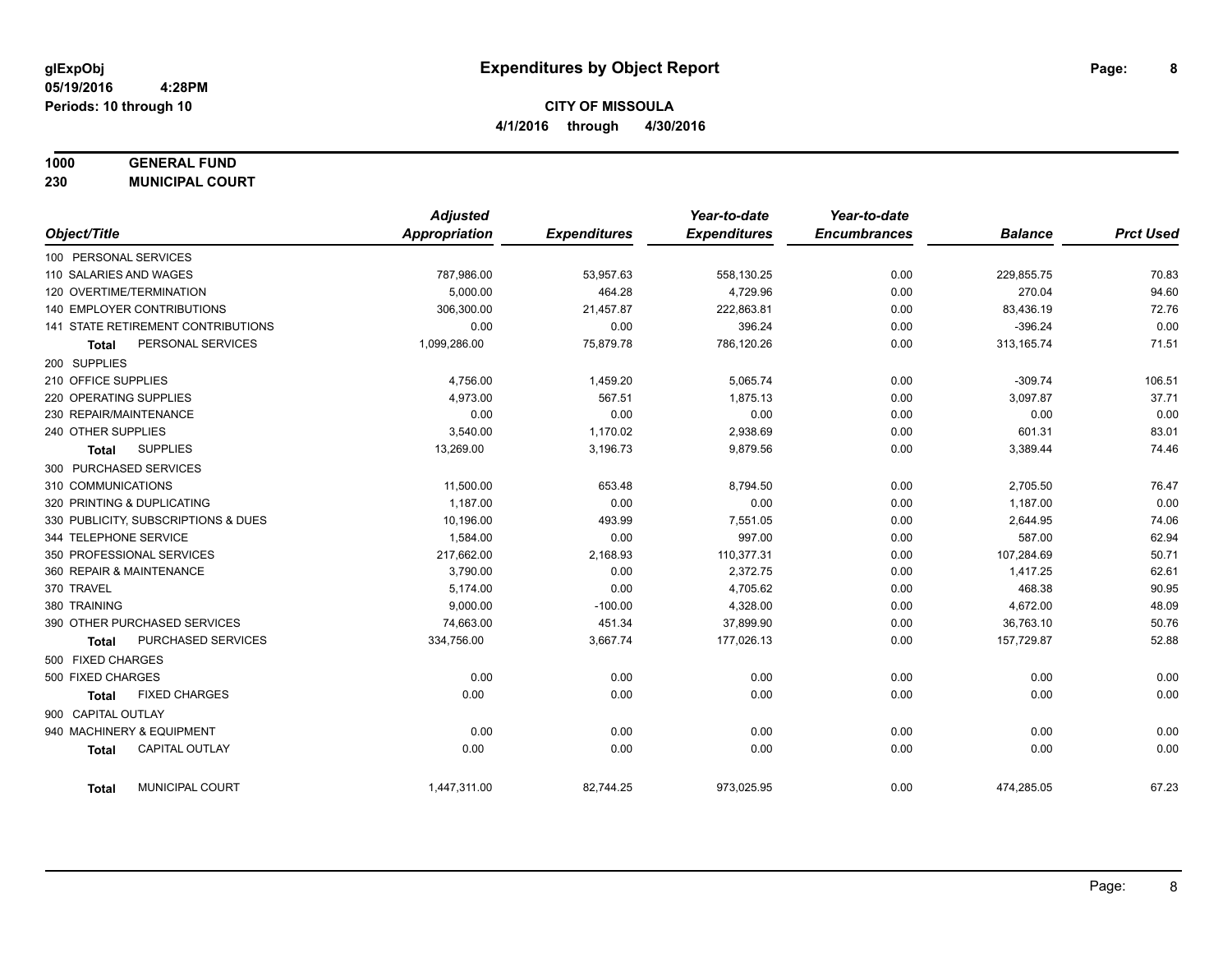**glExpObj**
**05/19/2016 4:28PM**
**Periods: 10 through 10**

# Expenditures by Object Report

**CITY OF MISSOULA**
**4/1/2016 through 4/30/2016**

**1000 GENERAL FUND**
**230 MUNICIPAL COURT**

| Object/Title | Adjusted Appropriation | Expenditures | Year-to-date Expenditures | Year-to-date Encumbrances | Balance | Prct Used |
|---|---|---|---|---|---|---|
| 100 PERSONAL SERVICES | | | | | | |
| 110 SALARIES AND WAGES | 787,986.00 | 53,957.63 | 558,130.25 | 0.00 | 229,855.75 | 70.83 |
| 120 OVERTIME/TERMINATION | 5,000.00 | 464.28 | 4,729.96 | 0.00 | 270.04 | 94.60 |
| 140 EMPLOYER CONTRIBUTIONS | 306,300.00 | 21,457.87 | 222,863.81 | 0.00 | 83,436.19 | 72.76 |
| 141 STATE RETIREMENT CONTRIBUTIONS | 0.00 | 0.00 | 396.24 | 0.00 | -396.24 | 0.00 |
| **Total** PERSONAL SERVICES | 1,099,286.00 | 75,879.78 | 786,120.26 | 0.00 | 313,165.74 | 71.51 |
| 200 SUPPLIES | | | | | | |
| 210 OFFICE SUPPLIES | 4,756.00 | 1,459.20 | 5,065.74 | 0.00 | -309.74 | 106.51 |
| 220 OPERATING SUPPLIES | 4,973.00 | 567.51 | 1,875.13 | 0.00 | 3,097.87 | 37.71 |
| 230 REPAIR/MAINTENANCE | 0.00 | 0.00 | 0.00 | 0.00 | 0.00 | 0.00 |
| 240 OTHER SUPPLIES | 3,540.00 | 1,170.02 | 2,938.69 | 0.00 | 601.31 | 83.01 |
| **Total** SUPPLIES | 13,269.00 | 3,196.73 | 9,879.56 | 0.00 | 3,389.44 | 74.46 |
| 300 PURCHASED SERVICES | | | | | | |
| 310 COMMUNICATIONS | 11,500.00 | 653.48 | 8,794.50 | 0.00 | 2,705.50 | 76.47 |
| 320 PRINTING & DUPLICATING | 1,187.00 | 0.00 | 0.00 | 0.00 | 1,187.00 | 0.00 |
| 330 PUBLICITY, SUBSCRIPTIONS & DUES | 10,196.00 | 493.99 | 7,551.05 | 0.00 | 2,644.95 | 74.06 |
| 344 TELEPHONE SERVICE | 1,584.00 | 0.00 | 997.00 | 0.00 | 587.00 | 62.94 |
| 350 PROFESSIONAL SERVICES | 217,662.00 | 2,168.93 | 110,377.31 | 0.00 | 107,284.69 | 50.71 |
| 360 REPAIR & MAINTENANCE | 3,790.00 | 0.00 | 2,372.75 | 0.00 | 1,417.25 | 62.61 |
| 370 TRAVEL | 5,174.00 | 0.00 | 4,705.62 | 0.00 | 468.38 | 90.95 |
| 380 TRAINING | 9,000.00 | -100.00 | 4,328.00 | 0.00 | 4,672.00 | 48.09 |
| 390 OTHER PURCHASED SERVICES | 74,663.00 | 451.34 | 37,899.90 | 0.00 | 36,763.10 | 50.76 |
| **Total** PURCHASED SERVICES | 334,756.00 | 3,667.74 | 177,026.13 | 0.00 | 157,729.87 | 52.88 |
| 500 FIXED CHARGES | | | | | | |
| 500 FIXED CHARGES | 0.00 | 0.00 | 0.00 | 0.00 | 0.00 | 0.00 |
| **Total** FIXED CHARGES | 0.00 | 0.00 | 0.00 | 0.00 | 0.00 | 0.00 |
| 900 CAPITAL OUTLAY | | | | | | |
| 940 MACHINERY & EQUIPMENT | 0.00 | 0.00 | 0.00 | 0.00 | 0.00 | 0.00 |
| **Total** CAPITAL OUTLAY | 0.00 | 0.00 | 0.00 | 0.00 | 0.00 | 0.00 |
| **Total** MUNICIPAL COURT | 1,447,311.00 | 82,744.25 | 973,025.95 | 0.00 | 474,285.05 | 67.23 |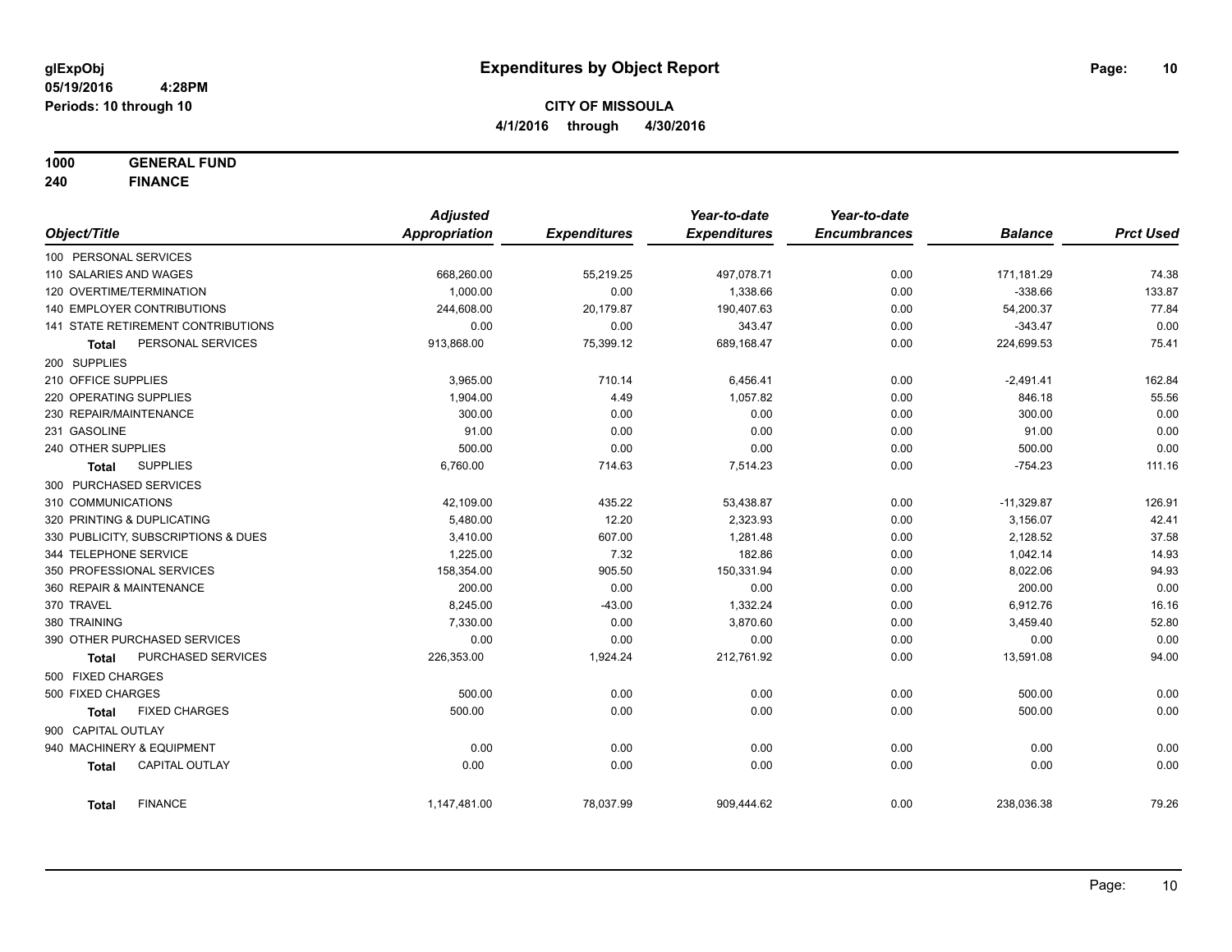# Expenditures by Object Report

glExpObj
05/19/2016 4:28PM
Periods: 10 through 10

**CITY OF MISSOULA**
**4/1/2016 through 4/30/2016**

**1000 GENERAL FUND**
**240 FINANCE**

| Object/Title | Adjusted Appropriation | Expenditures | Year-to-date Expenditures | Year-to-date Encumbrances | Balance | Prct Used |
|---|---|---|---|---|---|---|
| 100 PERSONAL SERVICES | | | | | | |
| 110 SALARIES AND WAGES | 668,260.00 | 55,219.25 | 497,078.71 | 0.00 | 171,181.29 | 74.38 |
| 120 OVERTIME/TERMINATION | 1,000.00 | 0.00 | 1,338.66 | 0.00 | -338.66 | 133.87 |
| 140 EMPLOYER CONTRIBUTIONS | 244,608.00 | 20,179.87 | 190,407.63 | 0.00 | 54,200.37 | 77.84 |
| 141 STATE RETIREMENT CONTRIBUTIONS | 0.00 | 0.00 | 343.47 | 0.00 | -343.47 | 0.00 |
| **Total** PERSONAL SERVICES | 913,868.00 | 75,399.12 | 689,168.47 | 0.00 | 224,699.53 | 75.41 |
| 200 SUPPLIES | | | | | | |
| 210 OFFICE SUPPLIES | 3,965.00 | 710.14 | 6,456.41 | 0.00 | -2,491.41 | 162.84 |
| 220 OPERATING SUPPLIES | 1,904.00 | 4.49 | 1,057.82 | 0.00 | 846.18 | 55.56 |
| 230 REPAIR/MAINTENANCE | 300.00 | 0.00 | 0.00 | 0.00 | 300.00 | 0.00 |
| 231 GASOLINE | 91.00 | 0.00 | 0.00 | 0.00 | 91.00 | 0.00 |
| 240 OTHER SUPPLIES | 500.00 | 0.00 | 0.00 | 0.00 | 500.00 | 0.00 |
| **Total** SUPPLIES | 6,760.00 | 714.63 | 7,514.23 | 0.00 | -754.23 | 111.16 |
| 300 PURCHASED SERVICES | | | | | | |
| 310 COMMUNICATIONS | 42,109.00 | 435.22 | 53,438.87 | 0.00 | -11,329.87 | 126.91 |
| 320 PRINTING & DUPLICATING | 5,480.00 | 12.20 | 2,323.93 | 0.00 | 3,156.07 | 42.41 |
| 330 PUBLICITY, SUBSCRIPTIONS & DUES | 3,410.00 | 607.00 | 1,281.48 | 0.00 | 2,128.52 | 37.58 |
| 344 TELEPHONE SERVICE | 1,225.00 | 7.32 | 182.86 | 0.00 | 1,042.14 | 14.93 |
| 350 PROFESSIONAL SERVICES | 158,354.00 | 905.50 | 150,331.94 | 0.00 | 8,022.06 | 94.93 |
| 360 REPAIR & MAINTENANCE | 200.00 | 0.00 | 0.00 | 0.00 | 200.00 | 0.00 |
| 370 TRAVEL | 8,245.00 | -43.00 | 1,332.24 | 0.00 | 6,912.76 | 16.16 |
| 380 TRAINING | 7,330.00 | 0.00 | 3,870.60 | 0.00 | 3,459.40 | 52.80 |
| 390 OTHER PURCHASED SERVICES | 0.00 | 0.00 | 0.00 | 0.00 | 0.00 | 0.00 |
| **Total** PURCHASED SERVICES | 226,353.00 | 1,924.24 | 212,761.92 | 0.00 | 13,591.08 | 94.00 |
| 500 FIXED CHARGES | | | | | | |
| 500 FIXED CHARGES | 500.00 | 0.00 | 0.00 | 0.00 | 500.00 | 0.00 |
| **Total** FIXED CHARGES | 500.00 | 0.00 | 0.00 | 0.00 | 500.00 | 0.00 |
| 900 CAPITAL OUTLAY | | | | | | |
| 940 MACHINERY & EQUIPMENT | 0.00 | 0.00 | 0.00 | 0.00 | 0.00 | 0.00 |
| **Total** CAPITAL OUTLAY | 0.00 | 0.00 | 0.00 | 0.00 | 0.00 | 0.00 |
| **Total** FINANCE | 1,147,481.00 | 78,037.99 | 909,444.62 | 0.00 | 238,036.38 | 79.26 |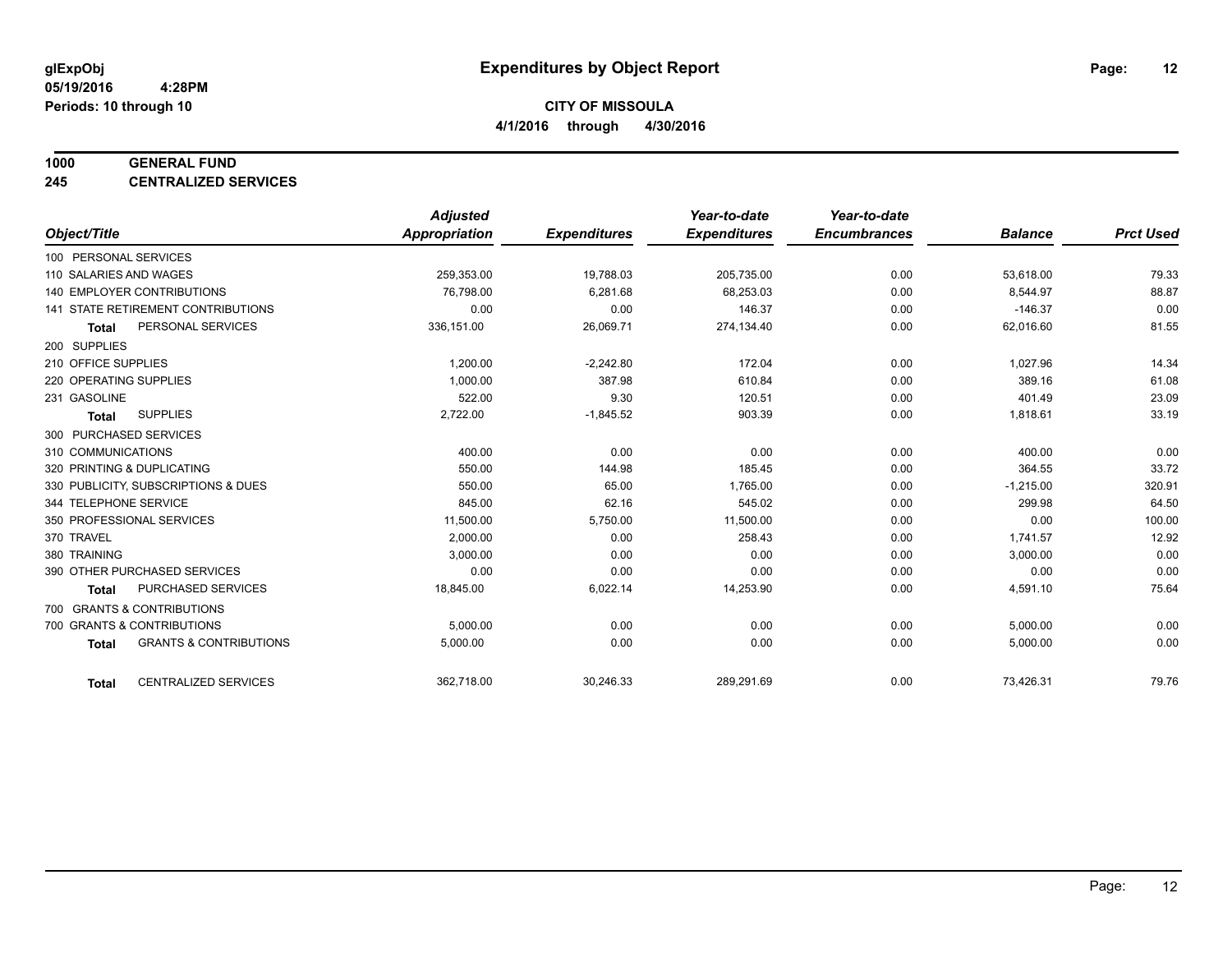**glExpObj** | **Expenditures by Object Report**

**05/19/2016 4:28PM**

**Periods: 10 through 10**

**CITY OF MISSOULA**

**4/1/2016 through 4/30/2016**

**1000 GENERAL FUND**

**245 CENTRALIZED SERVICES**

| Object/Title | Adjusted Appropriation | Expenditures | Year-to-date Expenditures | Year-to-date Encumbrances | Balance | Prct Used |
|---|---|---|---|---|---|---|
| 100 PERSONAL SERVICES | | | | | | |
| 110 SALARIES AND WAGES | 259,353.00 | 19,788.03 | 205,735.00 | 0.00 | 53,618.00 | 79.33 |
| 140 EMPLOYER CONTRIBUTIONS | 76,798.00 | 6,281.68 | 68,253.03 | 0.00 | 8,544.97 | 88.87 |
| 141 STATE RETIREMENT CONTRIBUTIONS | 0.00 | 0.00 | 146.37 | 0.00 | -146.37 | 0.00 |
| **Total** PERSONAL SERVICES | 336,151.00 | 26,069.71 | 274,134.40 | 0.00 | 62,016.60 | 81.55 |
| 200 SUPPLIES | | | | | | |
| 210 OFFICE SUPPLIES | 1,200.00 | -2,242.80 | 172.04 | 0.00 | 1,027.96 | 14.34 |
| 220 OPERATING SUPPLIES | 1,000.00 | 387.98 | 610.84 | 0.00 | 389.16 | 61.08 |
| 231 GASOLINE | 522.00 | 9.30 | 120.51 | 0.00 | 401.49 | 23.09 |
| **Total** SUPPLIES | 2,722.00 | -1,845.52 | 903.39 | 0.00 | 1,818.61 | 33.19 |
| 300 PURCHASED SERVICES | | | | | | |
| 310 COMMUNICATIONS | 400.00 | 0.00 | 0.00 | 0.00 | 400.00 | 0.00 |
| 320 PRINTING & DUPLICATING | 550.00 | 144.98 | 185.45 | 0.00 | 364.55 | 33.72 |
| 330 PUBLICITY, SUBSCRIPTIONS & DUES | 550.00 | 65.00 | 1,765.00 | 0.00 | -1,215.00 | 320.91 |
| 344 TELEPHONE SERVICE | 845.00 | 62.16 | 545.02 | 0.00 | 299.98 | 64.50 |
| 350 PROFESSIONAL SERVICES | 11,500.00 | 5,750.00 | 11,500.00 | 0.00 | 0.00 | 100.00 |
| 370 TRAVEL | 2,000.00 | 0.00 | 258.43 | 0.00 | 1,741.57 | 12.92 |
| 380 TRAINING | 3,000.00 | 0.00 | 0.00 | 0.00 | 3,000.00 | 0.00 |
| 390 OTHER PURCHASED SERVICES | 0.00 | 0.00 | 0.00 | 0.00 | 0.00 | 0.00 |
| **Total** PURCHASED SERVICES | 18,845.00 | 6,022.14 | 14,253.90 | 0.00 | 4,591.10 | 75.64 |
| 700 GRANTS & CONTRIBUTIONS | | | | | | |
| 700 GRANTS & CONTRIBUTIONS | 5,000.00 | 0.00 | 0.00 | 0.00 | 5,000.00 | 0.00 |
| **Total** GRANTS & CONTRIBUTIONS | 5,000.00 | 0.00 | 0.00 | 0.00 | 5,000.00 | 0.00 |
| **Total** CENTRALIZED SERVICES | 362,718.00 | 30,246.33 | 289,291.69 | 0.00 | 73,426.31 | 79.76 |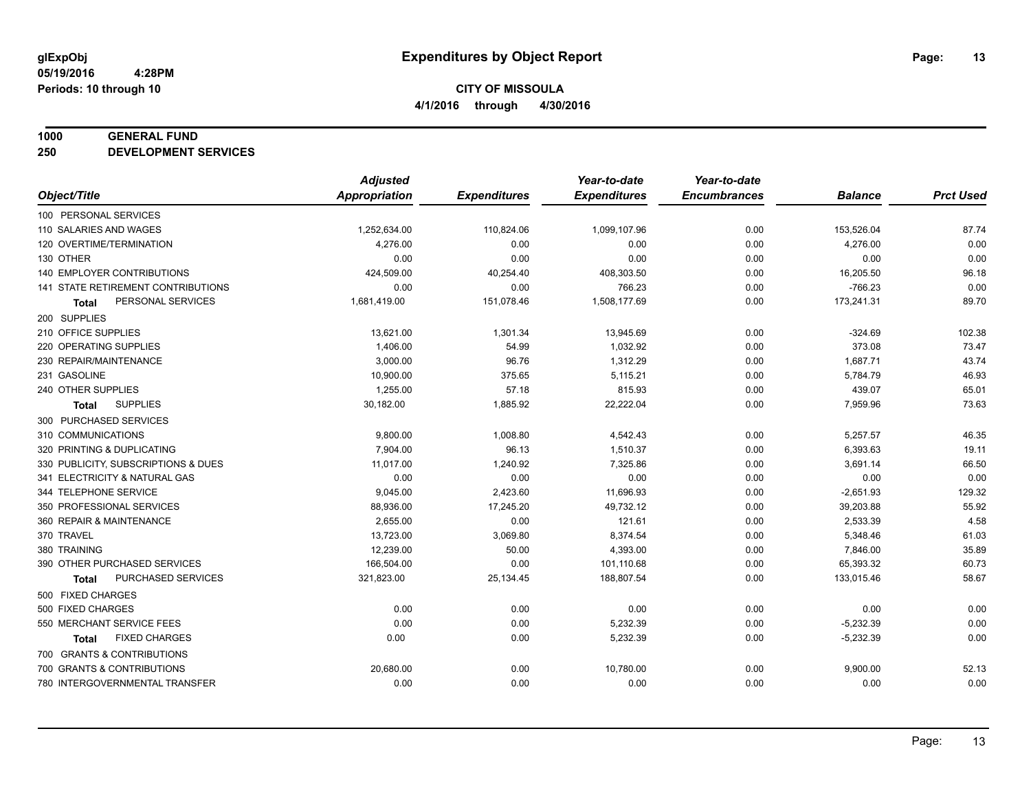# Expenditures by Object Report

glExpObj
05/19/2016 4:28PM
Periods: 10 through 10

**CITY OF MISSOULA**
**4/1/2016 through 4/30/2016**

**1000 GENERAL FUND**
**250 DEVELOPMENT SERVICES**

| Object/Title | Adjusted Appropriation | Expenditures | Year-to-date Expenditures | Year-to-date Encumbrances | Balance | Prct Used |
|---|---|---|---|---|---|---|
| 100 PERSONAL SERVICES | | | | | | |
| 110 SALARIES AND WAGES | 1,252,634.00 | 110,824.06 | 1,099,107.96 | 0.00 | 153,526.04 | 87.74 |
| 120 OVERTIME/TERMINATION | 4,276.00 | 0.00 | 0.00 | 0.00 | 4,276.00 | 0.00 |
| 130 OTHER | 0.00 | 0.00 | 0.00 | 0.00 | 0.00 | 0.00 |
| 140 EMPLOYER CONTRIBUTIONS | 424,509.00 | 40,254.40 | 408,303.50 | 0.00 | 16,205.50 | 96.18 |
| 141 STATE RETIREMENT CONTRIBUTIONS | 0.00 | 0.00 | 766.23 | 0.00 | -766.23 | 0.00 |
| **Total** PERSONAL SERVICES | 1,681,419.00 | 151,078.46 | 1,508,177.69 | 0.00 | 173,241.31 | 89.70 |
| 200 SUPPLIES | | | | | | |
| 210 OFFICE SUPPLIES | 13,621.00 | 1,301.34 | 13,945.69 | 0.00 | -324.69 | 102.38 |
| 220 OPERATING SUPPLIES | 1,406.00 | 54.99 | 1,032.92 | 0.00 | 373.08 | 73.47 |
| 230 REPAIR/MAINTENANCE | 3,000.00 | 96.76 | 1,312.29 | 0.00 | 1,687.71 | 43.74 |
| 231 GASOLINE | 10,900.00 | 375.65 | 5,115.21 | 0.00 | 5,784.79 | 46.93 |
| 240 OTHER SUPPLIES | 1,255.00 | 57.18 | 815.93 | 0.00 | 439.07 | 65.01 |
| **Total** SUPPLIES | 30,182.00 | 1,885.92 | 22,222.04 | 0.00 | 7,959.96 | 73.63 |
| 300 PURCHASED SERVICES | | | | | | |
| 310 COMMUNICATIONS | 9,800.00 | 1,008.80 | 4,542.43 | 0.00 | 5,257.57 | 46.35 |
| 320 PRINTING & DUPLICATING | 7,904.00 | 96.13 | 1,510.37 | 0.00 | 6,393.63 | 19.11 |
| 330 PUBLICITY, SUBSCRIPTIONS & DUES | 11,017.00 | 1,240.92 | 7,325.86 | 0.00 | 3,691.14 | 66.50 |
| 341 ELECTRICITY & NATURAL GAS | 0.00 | 0.00 | 0.00 | 0.00 | 0.00 | 0.00 |
| 344 TELEPHONE SERVICE | 9,045.00 | 2,423.60 | 11,696.93 | 0.00 | -2,651.93 | 129.32 |
| 350 PROFESSIONAL SERVICES | 88,936.00 | 17,245.20 | 49,732.12 | 0.00 | 39,203.88 | 55.92 |
| 360 REPAIR & MAINTENANCE | 2,655.00 | 0.00 | 121.61 | 0.00 | 2,533.39 | 4.58 |
| 370 TRAVEL | 13,723.00 | 3,069.80 | 8,374.54 | 0.00 | 5,348.46 | 61.03 |
| 380 TRAINING | 12,239.00 | 50.00 | 4,393.00 | 0.00 | 7,846.00 | 35.89 |
| 390 OTHER PURCHASED SERVICES | 166,504.00 | 0.00 | 101,110.68 | 0.00 | 65,393.32 | 60.73 |
| **Total** PURCHASED SERVICES | 321,823.00 | 25,134.45 | 188,807.54 | 0.00 | 133,015.46 | 58.67 |
| 500 FIXED CHARGES | | | | | | |
| 500 FIXED CHARGES | 0.00 | 0.00 | 0.00 | 0.00 | 0.00 | 0.00 |
| 550 MERCHANT SERVICE FEES | 0.00 | 0.00 | 5,232.39 | 0.00 | -5,232.39 | 0.00 |
| **Total** FIXED CHARGES | 0.00 | 0.00 | 5,232.39 | 0.00 | -5,232.39 | 0.00 |
| 700 GRANTS & CONTRIBUTIONS | | | | | | |
| 700 GRANTS & CONTRIBUTIONS | 20,680.00 | 0.00 | 10,780.00 | 0.00 | 9,900.00 | 52.13 |
| 780 INTERGOVERNMENTAL TRANSFER | 0.00 | 0.00 | 0.00 | 0.00 | 0.00 | 0.00 |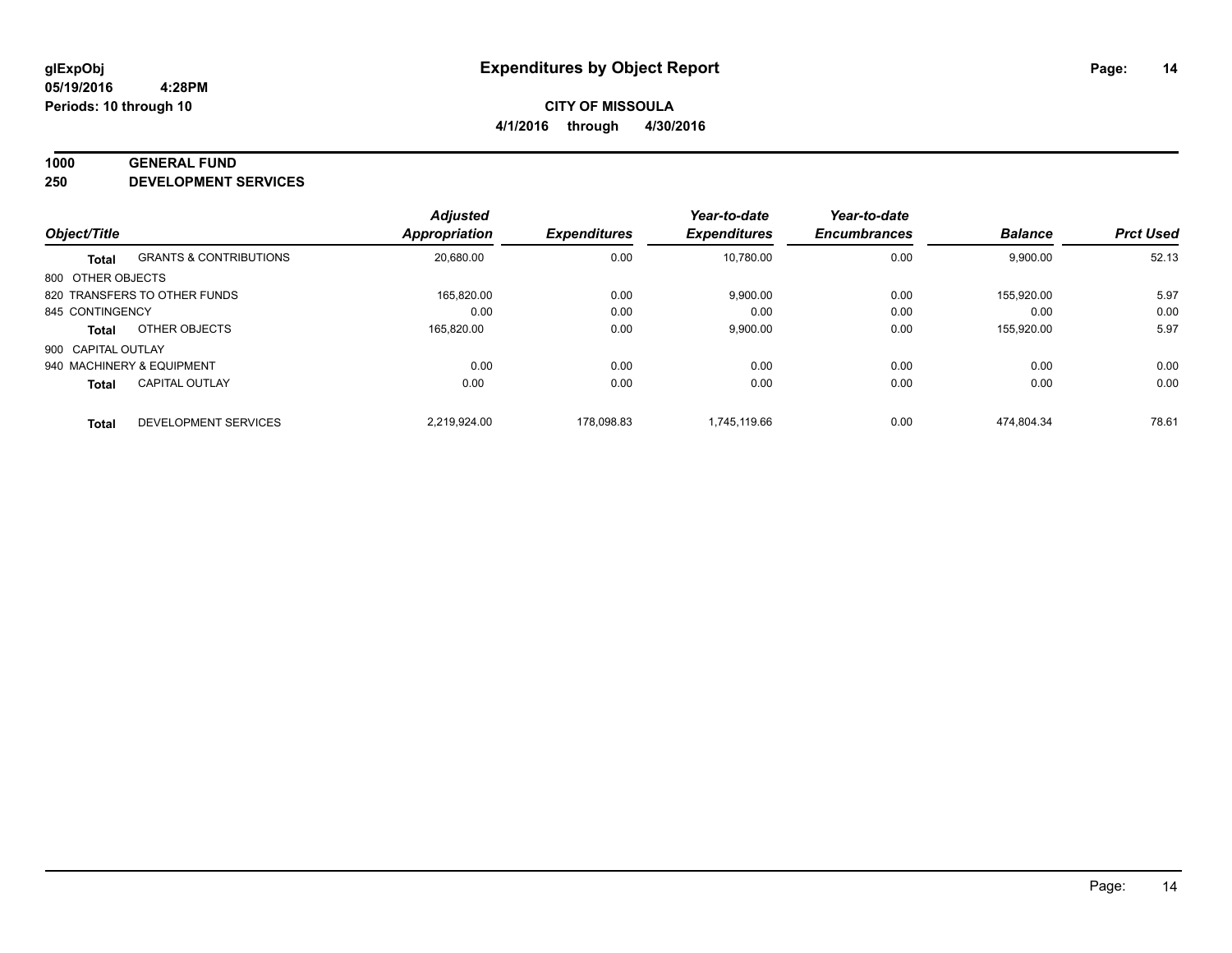# Expenditures by Object Report

glExpObj
05/19/2016 4:28PM
Periods: 10 through 10

**CITY OF MISSOULA**
**4/1/2016 through 4/30/2016**

**1000 GENERAL FUND**
**250 DEVELOPMENT SERVICES**

| Object/Title | | Adjusted Appropriation | Expenditures | Year-to-date Expenditures | Year-to-date Encumbrances | Balance | Prct Used |
|---|---|---|---|---|---|---|---|
| **Total** | GRANTS & CONTRIBUTIONS | 20,680.00 | 0.00 | 10,780.00 | 0.00 | 9,900.00 | 52.13 |
| 800 OTHER OBJECTS | | | | | | | |
| 820 TRANSFERS TO OTHER FUNDS | | 165,820.00 | 0.00 | 9,900.00 | 0.00 | 155,920.00 | 5.97 |
| 845 CONTINGENCY | | 0.00 | 0.00 | 0.00 | 0.00 | 0.00 | 0.00 |
| **Total** | OTHER OBJECTS | 165,820.00 | 0.00 | 9,900.00 | 0.00 | 155,920.00 | 5.97 |
| 900 CAPITAL OUTLAY | | | | | | | |
| 940 MACHINERY & EQUIPMENT | | 0.00 | 0.00 | 0.00 | 0.00 | 0.00 | 0.00 |
| **Total** | CAPITAL OUTLAY | 0.00 | 0.00 | 0.00 | 0.00 | 0.00 | 0.00 |
| **Total** | DEVELOPMENT SERVICES | 2,219,924.00 | 178,098.83 | 1,745,119.66 | 0.00 | 474,804.34 | 78.61 |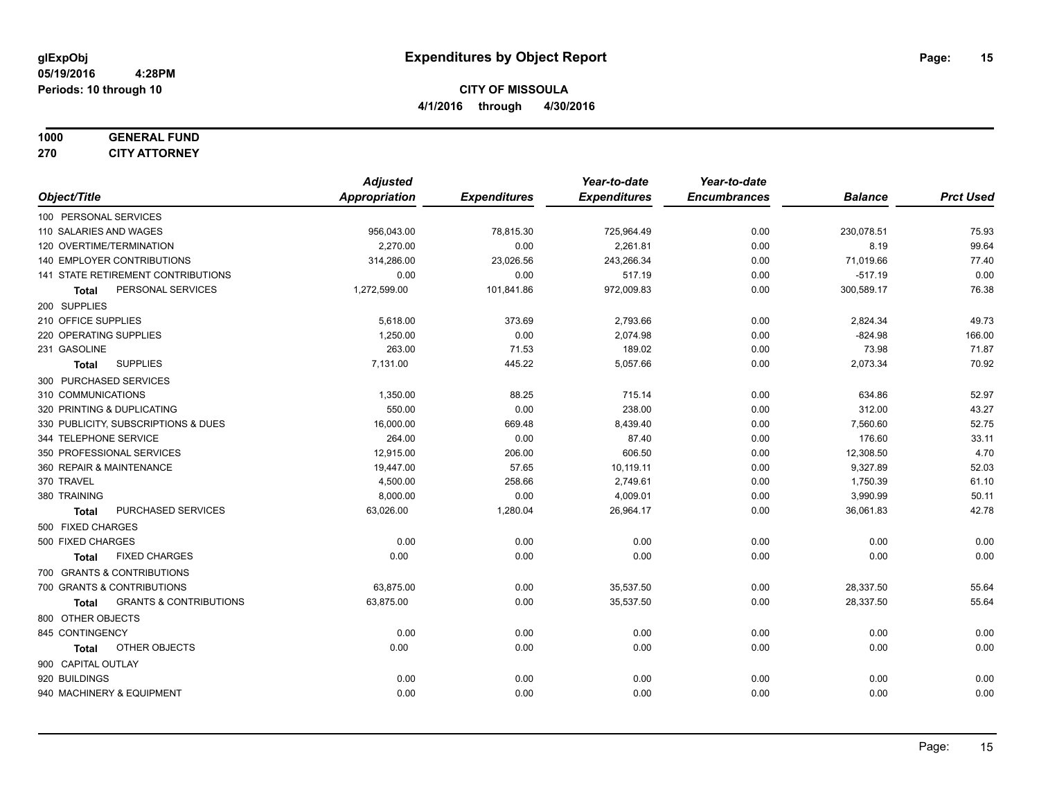glExpObj
05/19/2016 4:28PM
Periods: 10 through 10

# Expenditures by Object Report

**CITY OF MISSOULA**
**4/1/2016 through 4/30/2016**

**1000 GENERAL FUND**
**270 CITY ATTORNEY**

| Object/Title | Adjusted Appropriation | Expenditures | Year-to-date Expenditures | Year-to-date Encumbrances | Balance | Prct Used |
|---|---|---|---|---|---|---|
| 100 PERSONAL SERVICES | | | | | | |
| 110 SALARIES AND WAGES | 956,043.00 | 78,815.30 | 725,964.49 | 0.00 | 230,078.51 | 75.93 |
| 120 OVERTIME/TERMINATION | 2,270.00 | 0.00 | 2,261.81 | 0.00 | 8.19 | 99.64 |
| 140 EMPLOYER CONTRIBUTIONS | 314,286.00 | 23,026.56 | 243,266.34 | 0.00 | 71,019.66 | 77.40 |
| 141 STATE RETIREMENT CONTRIBUTIONS | 0.00 | 0.00 | 517.19 | 0.00 | -517.19 | 0.00 |
| **Total** PERSONAL SERVICES | 1,272,599.00 | 101,841.86 | 972,009.83 | 0.00 | 300,589.17 | 76.38 |
| 200 SUPPLIES | | | | | | |
| 210 OFFICE SUPPLIES | 5,618.00 | 373.69 | 2,793.66 | 0.00 | 2,824.34 | 49.73 |
| 220 OPERATING SUPPLIES | 1,250.00 | 0.00 | 2,074.98 | 0.00 | -824.98 | 166.00 |
| 231 GASOLINE | 263.00 | 71.53 | 189.02 | 0.00 | 73.98 | 71.87 |
| **Total** SUPPLIES | 7,131.00 | 445.22 | 5,057.66 | 0.00 | 2,073.34 | 70.92 |
| 300 PURCHASED SERVICES | | | | | | |
| 310 COMMUNICATIONS | 1,350.00 | 88.25 | 715.14 | 0.00 | 634.86 | 52.97 |
| 320 PRINTING & DUPLICATING | 550.00 | 0.00 | 238.00 | 0.00 | 312.00 | 43.27 |
| 330 PUBLICITY, SUBSCRIPTIONS & DUES | 16,000.00 | 669.48 | 8,439.40 | 0.00 | 7,560.60 | 52.75 |
| 344 TELEPHONE SERVICE | 264.00 | 0.00 | 87.40 | 0.00 | 176.60 | 33.11 |
| 350 PROFESSIONAL SERVICES | 12,915.00 | 206.00 | 606.50 | 0.00 | 12,308.50 | 4.70 |
| 360 REPAIR & MAINTENANCE | 19,447.00 | 57.65 | 10,119.11 | 0.00 | 9,327.89 | 52.03 |
| 370 TRAVEL | 4,500.00 | 258.66 | 2,749.61 | 0.00 | 1,750.39 | 61.10 |
| 380 TRAINING | 8,000.00 | 0.00 | 4,009.01 | 0.00 | 3,990.99 | 50.11 |
| **Total** PURCHASED SERVICES | 63,026.00 | 1,280.04 | 26,964.17 | 0.00 | 36,061.83 | 42.78 |
| 500 FIXED CHARGES | | | | | | |
| 500 FIXED CHARGES | 0.00 | 0.00 | 0.00 | 0.00 | 0.00 | 0.00 |
| **Total** FIXED CHARGES | 0.00 | 0.00 | 0.00 | 0.00 | 0.00 | 0.00 |
| 700 GRANTS & CONTRIBUTIONS | | | | | | |
| 700 GRANTS & CONTRIBUTIONS | 63,875.00 | 0.00 | 35,537.50 | 0.00 | 28,337.50 | 55.64 |
| **Total** GRANTS & CONTRIBUTIONS | 63,875.00 | 0.00 | 35,537.50 | 0.00 | 28,337.50 | 55.64 |
| 800 OTHER OBJECTS | | | | | | |
| 845 CONTINGENCY | 0.00 | 0.00 | 0.00 | 0.00 | 0.00 | 0.00 |
| **Total** OTHER OBJECTS | 0.00 | 0.00 | 0.00 | 0.00 | 0.00 | 0.00 |
| 900 CAPITAL OUTLAY | | | | | | |
| 920 BUILDINGS | 0.00 | 0.00 | 0.00 | 0.00 | 0.00 | 0.00 |
| 940 MACHINERY & EQUIPMENT | 0.00 | 0.00 | 0.00 | 0.00 | 0.00 | 0.00 |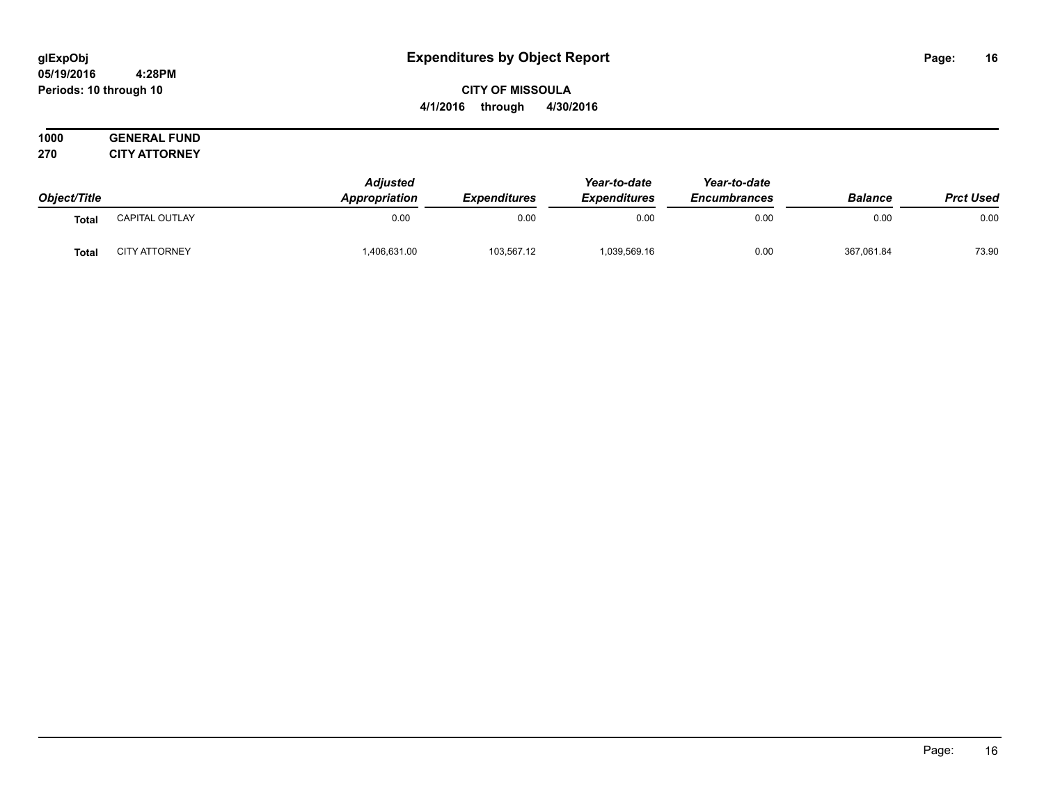**glExpObj** **Expenditures by Object Report**

**05/19/2016 4:28PM**

**Periods: 10 through 10**

**CITY OF MISSOULA**

**4/1/2016 through 4/30/2016**

**1000 GENERAL FUND**

**270 CITY ATTORNEY**

| Object/Title | | Adjusted Appropriation | Expenditures | Year-to-date Expenditures | Year-to-date Encumbrances | Balance | Prct Used |
|---|---|---|---|---|---|---|---|
| **Total** | CAPITAL OUTLAY | 0.00 | 0.00 | 0.00 | 0.00 | 0.00 | 0.00 |
| **Total** | CITY ATTORNEY | 1,406,631.00 | 103,567.12 | 1,039,569.16 | 0.00 | 367,061.84 | 73.90 |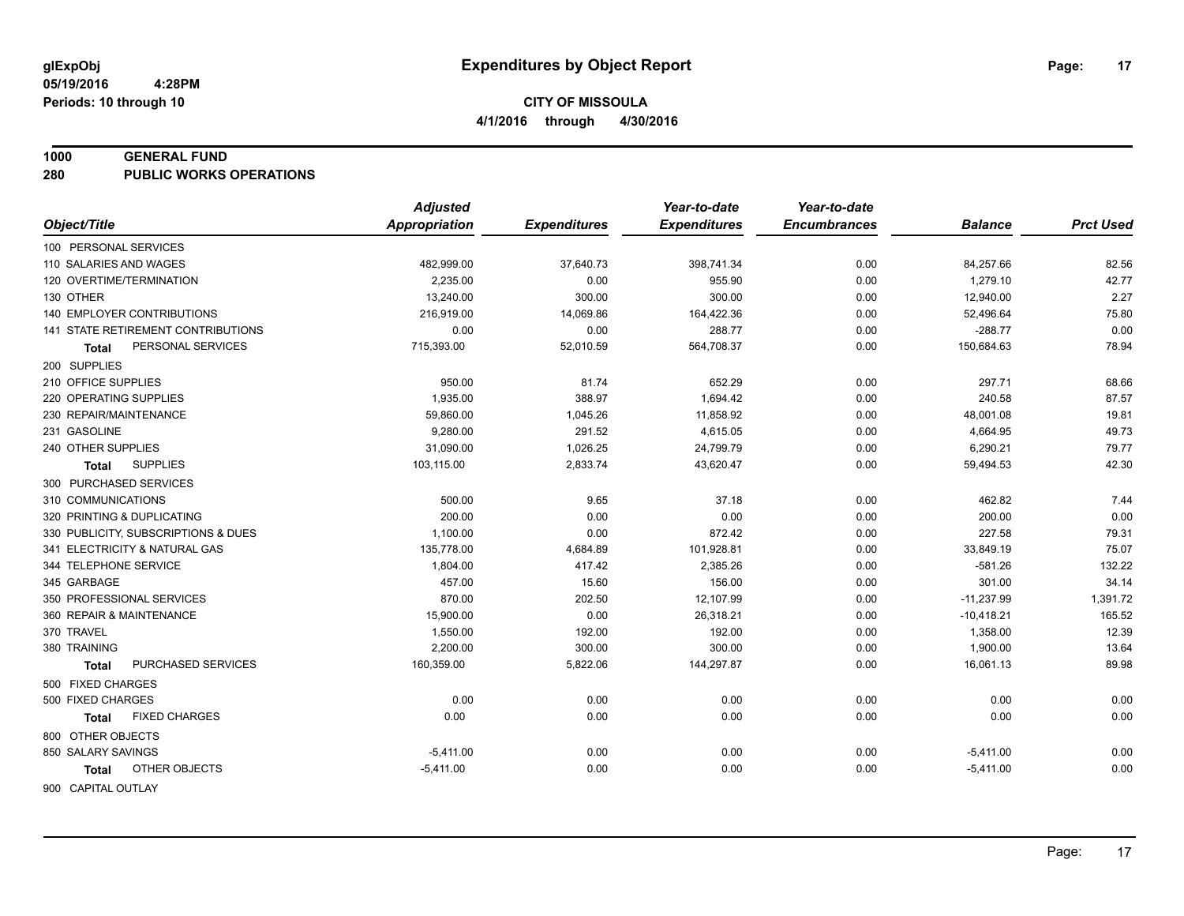**glExpObj**
**05/19/2016 4:28PM**
**Periods: 10 through 10**

# Expenditures by Object Report

**CITY OF MISSOULA**
**4/1/2016 through 4/30/2016**

## 1000 GENERAL FUND
## 280 PUBLIC WORKS OPERATIONS

| Object/Title | Adjusted Appropriation | Expenditures | Year-to-date Expenditures | Year-to-date Encumbrances | Balance | Prct Used |
|---|---|---|---|---|---|---|
| 100 PERSONAL SERVICES | | | | | | |
| 110 SALARIES AND WAGES | 482,999.00 | 37,640.73 | 398,741.34 | 0.00 | 84,257.66 | 82.56 |
| 120 OVERTIME/TERMINATION | 2,235.00 | 0.00 | 955.90 | 0.00 | 1,279.10 | 42.77 |
| 130 OTHER | 13,240.00 | 300.00 | 300.00 | 0.00 | 12,940.00 | 2.27 |
| 140 EMPLOYER CONTRIBUTIONS | 216,919.00 | 14,069.86 | 164,422.36 | 0.00 | 52,496.64 | 75.80 |
| 141 STATE RETIREMENT CONTRIBUTIONS | 0.00 | 0.00 | 288.77 | 0.00 | -288.77 | 0.00 |
| **Total** PERSONAL SERVICES | 715,393.00 | 52,010.59 | 564,708.37 | 0.00 | 150,684.63 | 78.94 |
| 200 SUPPLIES | | | | | | |
| 210 OFFICE SUPPLIES | 950.00 | 81.74 | 652.29 | 0.00 | 297.71 | 68.66 |
| 220 OPERATING SUPPLIES | 1,935.00 | 388.97 | 1,694.42 | 0.00 | 240.58 | 87.57 |
| 230 REPAIR/MAINTENANCE | 59,860.00 | 1,045.26 | 11,858.92 | 0.00 | 48,001.08 | 19.81 |
| 231 GASOLINE | 9,280.00 | 291.52 | 4,615.05 | 0.00 | 4,664.95 | 49.73 |
| 240 OTHER SUPPLIES | 31,090.00 | 1,026.25 | 24,799.79 | 0.00 | 6,290.21 | 79.77 |
| **Total** SUPPLIES | 103,115.00 | 2,833.74 | 43,620.47 | 0.00 | 59,494.53 | 42.30 |
| 300 PURCHASED SERVICES | | | | | | |
| 310 COMMUNICATIONS | 500.00 | 9.65 | 37.18 | 0.00 | 462.82 | 7.44 |
| 320 PRINTING & DUPLICATING | 200.00 | 0.00 | 0.00 | 0.00 | 200.00 | 0.00 |
| 330 PUBLICITY, SUBSCRIPTIONS & DUES | 1,100.00 | 0.00 | 872.42 | 0.00 | 227.58 | 79.31 |
| 341 ELECTRICITY & NATURAL GAS | 135,778.00 | 4,684.89 | 101,928.81 | 0.00 | 33,849.19 | 75.07 |
| 344 TELEPHONE SERVICE | 1,804.00 | 417.42 | 2,385.26 | 0.00 | -581.26 | 132.22 |
| 345 GARBAGE | 457.00 | 15.60 | 156.00 | 0.00 | 301.00 | 34.14 |
| 350 PROFESSIONAL SERVICES | 870.00 | 202.50 | 12,107.99 | 0.00 | -11,237.99 | 1,391.72 |
| 360 REPAIR & MAINTENANCE | 15,900.00 | 0.00 | 26,318.21 | 0.00 | -10,418.21 | 165.52 |
| 370 TRAVEL | 1,550.00 | 192.00 | 192.00 | 0.00 | 1,358.00 | 12.39 |
| 380 TRAINING | 2,200.00 | 300.00 | 300.00 | 0.00 | 1,900.00 | 13.64 |
| **Total** PURCHASED SERVICES | 160,359.00 | 5,822.06 | 144,297.87 | 0.00 | 16,061.13 | 89.98 |
| 500 FIXED CHARGES | | | | | | |
| 500 FIXED CHARGES | 0.00 | 0.00 | 0.00 | 0.00 | 0.00 | 0.00 |
| **Total** FIXED CHARGES | 0.00 | 0.00 | 0.00 | 0.00 | 0.00 | 0.00 |
| 800 OTHER OBJECTS | | | | | | |
| 850 SALARY SAVINGS | -5,411.00 | 0.00 | 0.00 | 0.00 | -5,411.00 | 0.00 |
| **Total** OTHER OBJECTS | -5,411.00 | 0.00 | 0.00 | 0.00 | -5,411.00 | 0.00 |
| 900 CAPITAL OUTLAY | | | | | | |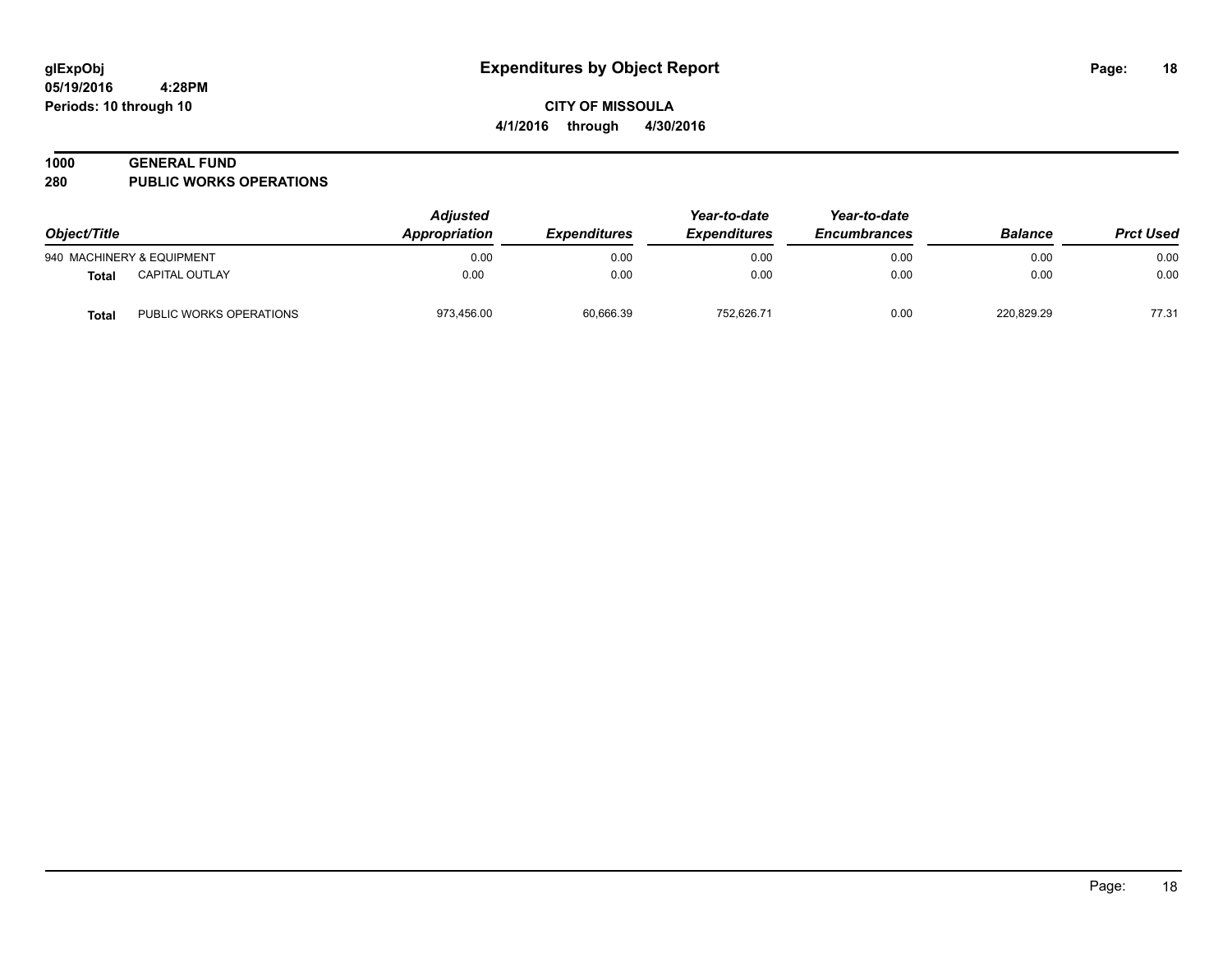**glExpObj**
**05/19/2016 4:28PM**
**Periods: 10 through 10**

# Expenditures by Object Report

**CITY OF MISSOULA**
**4/1/2016 through 4/30/2016**

## 1000 GENERAL FUND
## 280 PUBLIC WORKS OPERATIONS

| Object/Title | | Adjusted Appropriation | Expenditures | Year-to-date Expenditures | Year-to-date Encumbrances | Balance | Prct Used |
|---|---|---|---|---|---|---|---|
| 940 MACHINERY & EQUIPMENT | | 0.00 | 0.00 | 0.00 | 0.00 | 0.00 | 0.00 |
| **Total** | CAPITAL OUTLAY | 0.00 | 0.00 | 0.00 | 0.00 | 0.00 | 0.00 |
| **Total** | PUBLIC WORKS OPERATIONS | 973,456.00 | 60,666.39 | 752,626.71 | 0.00 | 220,829.29 | 77.31 |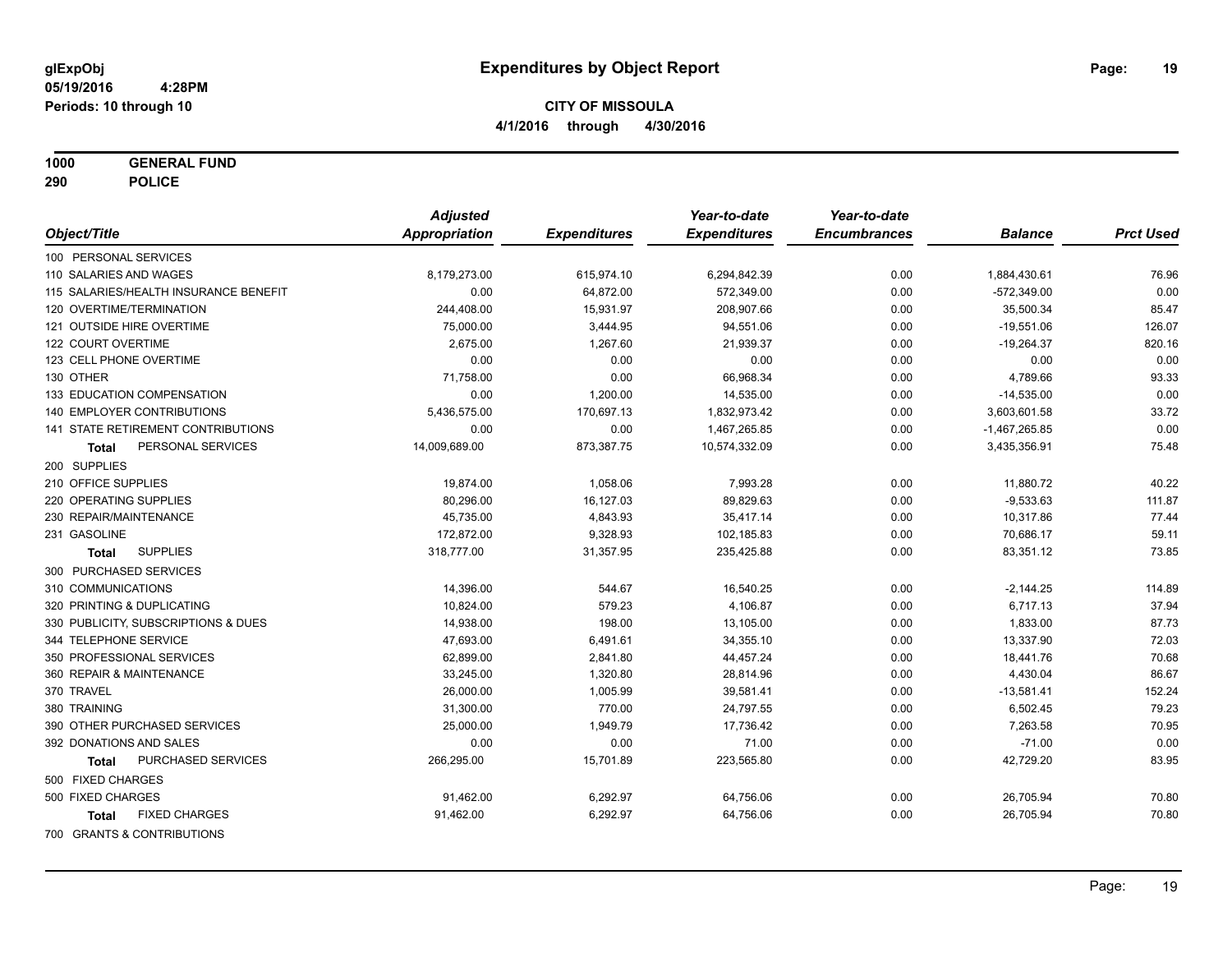# Expenditures by Object Report

glExpObj
05/19/2016 4:28PM
Periods: 10 through 10

**CITY OF MISSOULA**
**4/1/2016 through 4/30/2016**

**1000 GENERAL FUND**
**290 POLICE**

| Object/Title | Adjusted Appropriation | Expenditures | Year-to-date Expenditures | Year-to-date Encumbrances | Balance | Prct Used |
|---|---|---|---|---|---|---|
| 100 PERSONAL SERVICES | | | | | | |
| 110 SALARIES AND WAGES | 8,179,273.00 | 615,974.10 | 6,294,842.39 | 0.00 | 1,884,430.61 | 76.96 |
| 115 SALARIES/HEALTH INSURANCE BENEFIT | 0.00 | 64,872.00 | 572,349.00 | 0.00 | -572,349.00 | 0.00 |
| 120 OVERTIME/TERMINATION | 244,408.00 | 15,931.97 | 208,907.66 | 0.00 | 35,500.34 | 85.47 |
| 121 OUTSIDE HIRE OVERTIME | 75,000.00 | 3,444.95 | 94,551.06 | 0.00 | -19,551.06 | 126.07 |
| 122 COURT OVERTIME | 2,675.00 | 1,267.60 | 21,939.37 | 0.00 | -19,264.37 | 820.16 |
| 123 CELL PHONE OVERTIME | 0.00 | 0.00 | 0.00 | 0.00 | 0.00 | 0.00 |
| 130 OTHER | 71,758.00 | 0.00 | 66,968.34 | 0.00 | 4,789.66 | 93.33 |
| 133 EDUCATION COMPENSATION | 0.00 | 1,200.00 | 14,535.00 | 0.00 | -14,535.00 | 0.00 |
| 140 EMPLOYER CONTRIBUTIONS | 5,436,575.00 | 170,697.13 | 1,832,973.42 | 0.00 | 3,603,601.58 | 33.72 |
| 141 STATE RETIREMENT CONTRIBUTIONS | 0.00 | 0.00 | 1,467,265.85 | 0.00 | -1,467,265.85 | 0.00 |
| **Total** PERSONAL SERVICES | 14,009,689.00 | 873,387.75 | 10,574,332.09 | 0.00 | 3,435,356.91 | 75.48 |
| 200 SUPPLIES | | | | | | |
| 210 OFFICE SUPPLIES | 19,874.00 | 1,058.06 | 7,993.28 | 0.00 | 11,880.72 | 40.22 |
| 220 OPERATING SUPPLIES | 80,296.00 | 16,127.03 | 89,829.63 | 0.00 | -9,533.63 | 111.87 |
| 230 REPAIR/MAINTENANCE | 45,735.00 | 4,843.93 | 35,417.14 | 0.00 | 10,317.86 | 77.44 |
| 231 GASOLINE | 172,872.00 | 9,328.93 | 102,185.83 | 0.00 | 70,686.17 | 59.11 |
| **Total** SUPPLIES | 318,777.00 | 31,357.95 | 235,425.88 | 0.00 | 83,351.12 | 73.85 |
| 300 PURCHASED SERVICES | | | | | | |
| 310 COMMUNICATIONS | 14,396.00 | 544.67 | 16,540.25 | 0.00 | -2,144.25 | 114.89 |
| 320 PRINTING & DUPLICATING | 10,824.00 | 579.23 | 4,106.87 | 0.00 | 6,717.13 | 37.94 |
| 330 PUBLICITY, SUBSCRIPTIONS & DUES | 14,938.00 | 198.00 | 13,105.00 | 0.00 | 1,833.00 | 87.73 |
| 344 TELEPHONE SERVICE | 47,693.00 | 6,491.61 | 34,355.10 | 0.00 | 13,337.90 | 72.03 |
| 350 PROFESSIONAL SERVICES | 62,899.00 | 2,841.80 | 44,457.24 | 0.00 | 18,441.76 | 70.68 |
| 360 REPAIR & MAINTENANCE | 33,245.00 | 1,320.80 | 28,814.96 | 0.00 | 4,430.04 | 86.67 |
| 370 TRAVEL | 26,000.00 | 1,005.99 | 39,581.41 | 0.00 | -13,581.41 | 152.24 |
| 380 TRAINING | 31,300.00 | 770.00 | 24,797.55 | 0.00 | 6,502.45 | 79.23 |
| 390 OTHER PURCHASED SERVICES | 25,000.00 | 1,949.79 | 17,736.42 | 0.00 | 7,263.58 | 70.95 |
| 392 DONATIONS AND SALES | 0.00 | 0.00 | 71.00 | 0.00 | -71.00 | 0.00 |
| **Total** PURCHASED SERVICES | 266,295.00 | 15,701.89 | 223,565.80 | 0.00 | 42,729.20 | 83.95 |
| 500 FIXED CHARGES | | | | | | |
| 500 FIXED CHARGES | 91,462.00 | 6,292.97 | 64,756.06 | 0.00 | 26,705.94 | 70.80 |
| **Total** FIXED CHARGES | 91,462.00 | 6,292.97 | 64,756.06 | 0.00 | 26,705.94 | 70.80 |
| 700 GRANTS & CONTRIBUTIONS | | | | | | |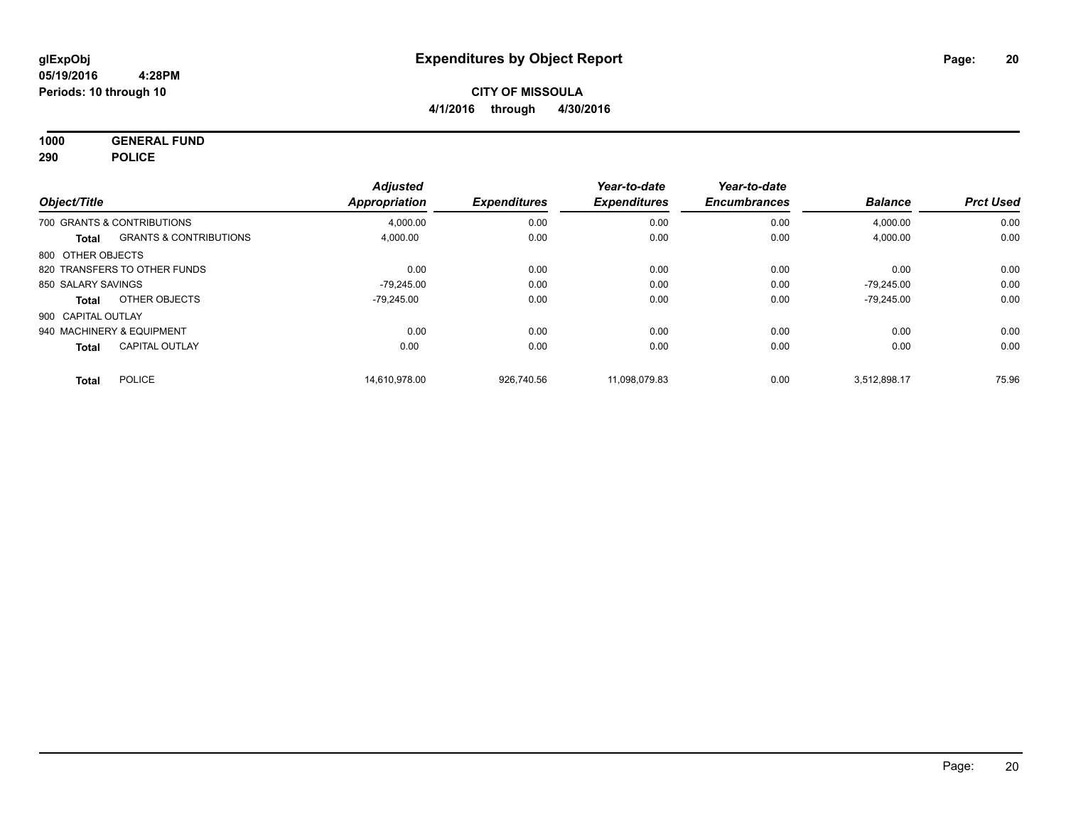**glExpObj**
**05/19/2016 4:28PM**
**Periods: 10 through 10**

# Expenditures by Object Report

**CITY OF MISSOULA**
**4/1/2016 through 4/30/2016**

**1000 GENERAL FUND**
**290 POLICE**

| Object/Title | | Adjusted Appropriation | Expenditures | Year-to-date Expenditures | Year-to-date Encumbrances | Balance | Prct Used |
|---|---|---|---|---|---|---|---|
| 700 GRANTS & CONTRIBUTIONS | | 4,000.00 | 0.00 | 0.00 | 0.00 | 4,000.00 | 0.00 |
| **Total** | GRANTS & CONTRIBUTIONS | 4,000.00 | 0.00 | 0.00 | 0.00 | 4,000.00 | 0.00 |
| 800 OTHER OBJECTS | | | | | | | |
| 820 TRANSFERS TO OTHER FUNDS | | 0.00 | 0.00 | 0.00 | 0.00 | 0.00 | 0.00 |
| 850 SALARY SAVINGS | | -79,245.00 | 0.00 | 0.00 | 0.00 | -79,245.00 | 0.00 |
| **Total** | OTHER OBJECTS | -79,245.00 | 0.00 | 0.00 | 0.00 | -79,245.00 | 0.00 |
| 900 CAPITAL OUTLAY | | | | | | | |
| 940 MACHINERY & EQUIPMENT | | 0.00 | 0.00 | 0.00 | 0.00 | 0.00 | 0.00 |
| **Total** | CAPITAL OUTLAY | 0.00 | 0.00 | 0.00 | 0.00 | 0.00 | 0.00 |
| **Total** | POLICE | 14,610,978.00 | 926,740.56 | 11,098,079.83 | 0.00 | 3,512,898.17 | 75.96 |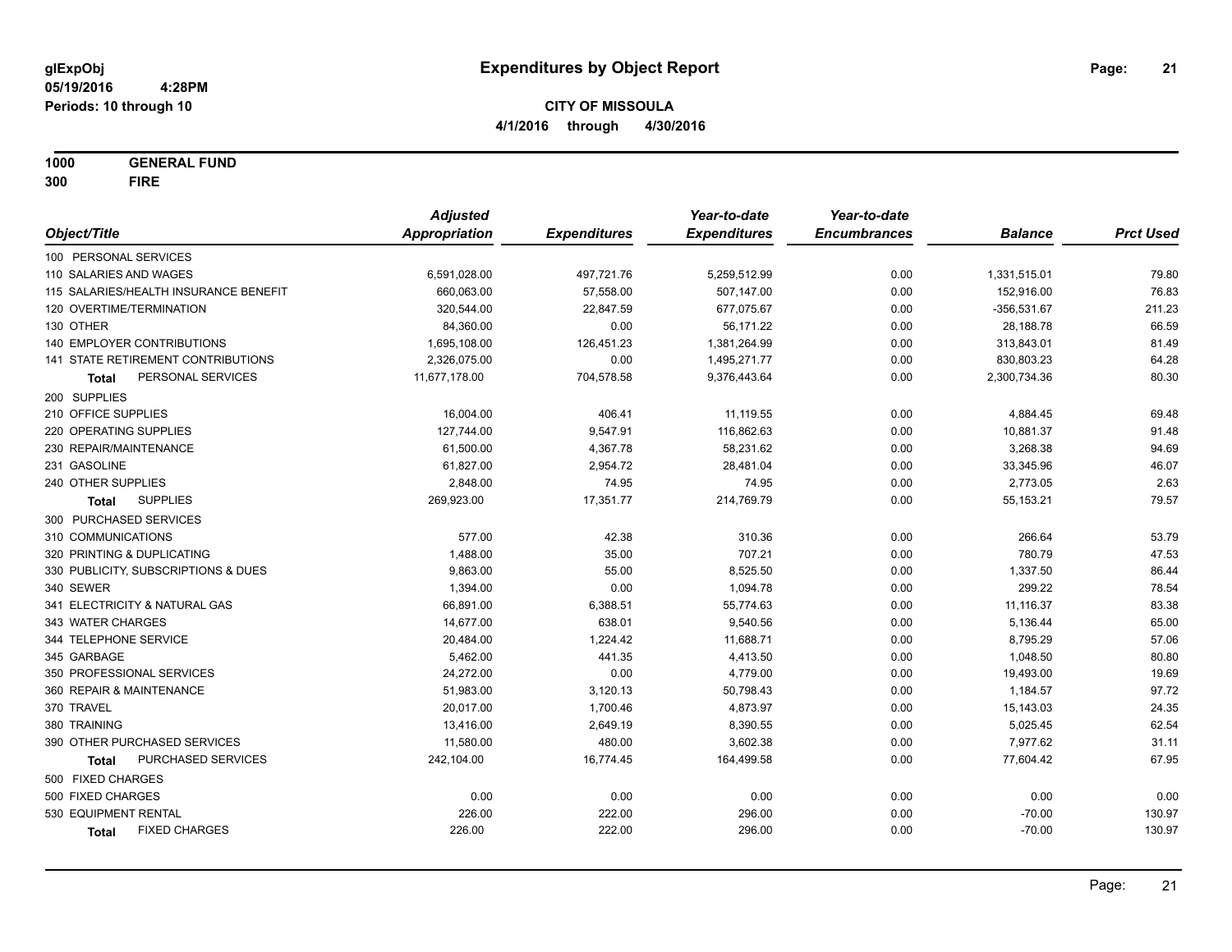glExpObj
05/19/2016 4:28PM
Periods: 10 through 10

# Expenditures by Object Report

**CITY OF MISSOULA**
**4/1/2016 through 4/30/2016**

**1000 GENERAL FUND**
**300 FIRE**

| Object/Title | Adjusted Appropriation | Expenditures | Year-to-date Expenditures | Year-to-date Encumbrances | Balance | Prct Used |
|---|---|---|---|---|---|---|
| 100 PERSONAL SERVICES | | | | | | |
| 110 SALARIES AND WAGES | 6,591,028.00 | 497,721.76 | 5,259,512.99 | 0.00 | 1,331,515.01 | 79.80 |
| 115 SALARIES/HEALTH INSURANCE BENEFIT | 660,063.00 | 57,558.00 | 507,147.00 | 0.00 | 152,916.00 | 76.83 |
| 120 OVERTIME/TERMINATION | 320,544.00 | 22,847.59 | 677,075.67 | 0.00 | -356,531.67 | 211.23 |
| 130 OTHER | 84,360.00 | 0.00 | 56,171.22 | 0.00 | 28,188.78 | 66.59 |
| 140 EMPLOYER CONTRIBUTIONS | 1,695,108.00 | 126,451.23 | 1,381,264.99 | 0.00 | 313,843.01 | 81.49 |
| 141 STATE RETIREMENT CONTRIBUTIONS | 2,326,075.00 | 0.00 | 1,495,271.77 | 0.00 | 830,803.23 | 64.28 |
| **Total** PERSONAL SERVICES | 11,677,178.00 | 704,578.58 | 9,376,443.64 | 0.00 | 2,300,734.36 | 80.30 |
| 200 SUPPLIES | | | | | | |
| 210 OFFICE SUPPLIES | 16,004.00 | 406.41 | 11,119.55 | 0.00 | 4,884.45 | 69.48 |
| 220 OPERATING SUPPLIES | 127,744.00 | 9,547.91 | 116,862.63 | 0.00 | 10,881.37 | 91.48 |
| 230 REPAIR/MAINTENANCE | 61,500.00 | 4,367.78 | 58,231.62 | 0.00 | 3,268.38 | 94.69 |
| 231 GASOLINE | 61,827.00 | 2,954.72 | 28,481.04 | 0.00 | 33,345.96 | 46.07 |
| 240 OTHER SUPPLIES | 2,848.00 | 74.95 | 74.95 | 0.00 | 2,773.05 | 2.63 |
| **Total** SUPPLIES | 269,923.00 | 17,351.77 | 214,769.79 | 0.00 | 55,153.21 | 79.57 |
| 300 PURCHASED SERVICES | | | | | | |
| 310 COMMUNICATIONS | 577.00 | 42.38 | 310.36 | 0.00 | 266.64 | 53.79 |
| 320 PRINTING & DUPLICATING | 1,488.00 | 35.00 | 707.21 | 0.00 | 780.79 | 47.53 |
| 330 PUBLICITY, SUBSCRIPTIONS & DUES | 9,863.00 | 55.00 | 8,525.50 | 0.00 | 1,337.50 | 86.44 |
| 340 SEWER | 1,394.00 | 0.00 | 1,094.78 | 0.00 | 299.22 | 78.54 |
| 341 ELECTRICITY & NATURAL GAS | 66,891.00 | 6,388.51 | 55,774.63 | 0.00 | 11,116.37 | 83.38 |
| 343 WATER CHARGES | 14,677.00 | 638.01 | 9,540.56 | 0.00 | 5,136.44 | 65.00 |
| 344 TELEPHONE SERVICE | 20,484.00 | 1,224.42 | 11,688.71 | 0.00 | 8,795.29 | 57.06 |
| 345 GARBAGE | 5,462.00 | 441.35 | 4,413.50 | 0.00 | 1,048.50 | 80.80 |
| 350 PROFESSIONAL SERVICES | 24,272.00 | 0.00 | 4,779.00 | 0.00 | 19,493.00 | 19.69 |
| 360 REPAIR & MAINTENANCE | 51,983.00 | 3,120.13 | 50,798.43 | 0.00 | 1,184.57 | 97.72 |
| 370 TRAVEL | 20,017.00 | 1,700.46 | 4,873.97 | 0.00 | 15,143.03 | 24.35 |
| 380 TRAINING | 13,416.00 | 2,649.19 | 8,390.55 | 0.00 | 5,025.45 | 62.54 |
| 390 OTHER PURCHASED SERVICES | 11,580.00 | 480.00 | 3,602.38 | 0.00 | 7,977.62 | 31.11 |
| **Total** PURCHASED SERVICES | 242,104.00 | 16,774.45 | 164,499.58 | 0.00 | 77,604.42 | 67.95 |
| 500 FIXED CHARGES | | | | | | |
| 500 FIXED CHARGES | 0.00 | 0.00 | 0.00 | 0.00 | 0.00 | 0.00 |
| 530 EQUIPMENT RENTAL | 226.00 | 222.00 | 296.00 | 0.00 | -70.00 | 130.97 |
| **Total** FIXED CHARGES | 226.00 | 222.00 | 296.00 | 0.00 | -70.00 | 130.97 |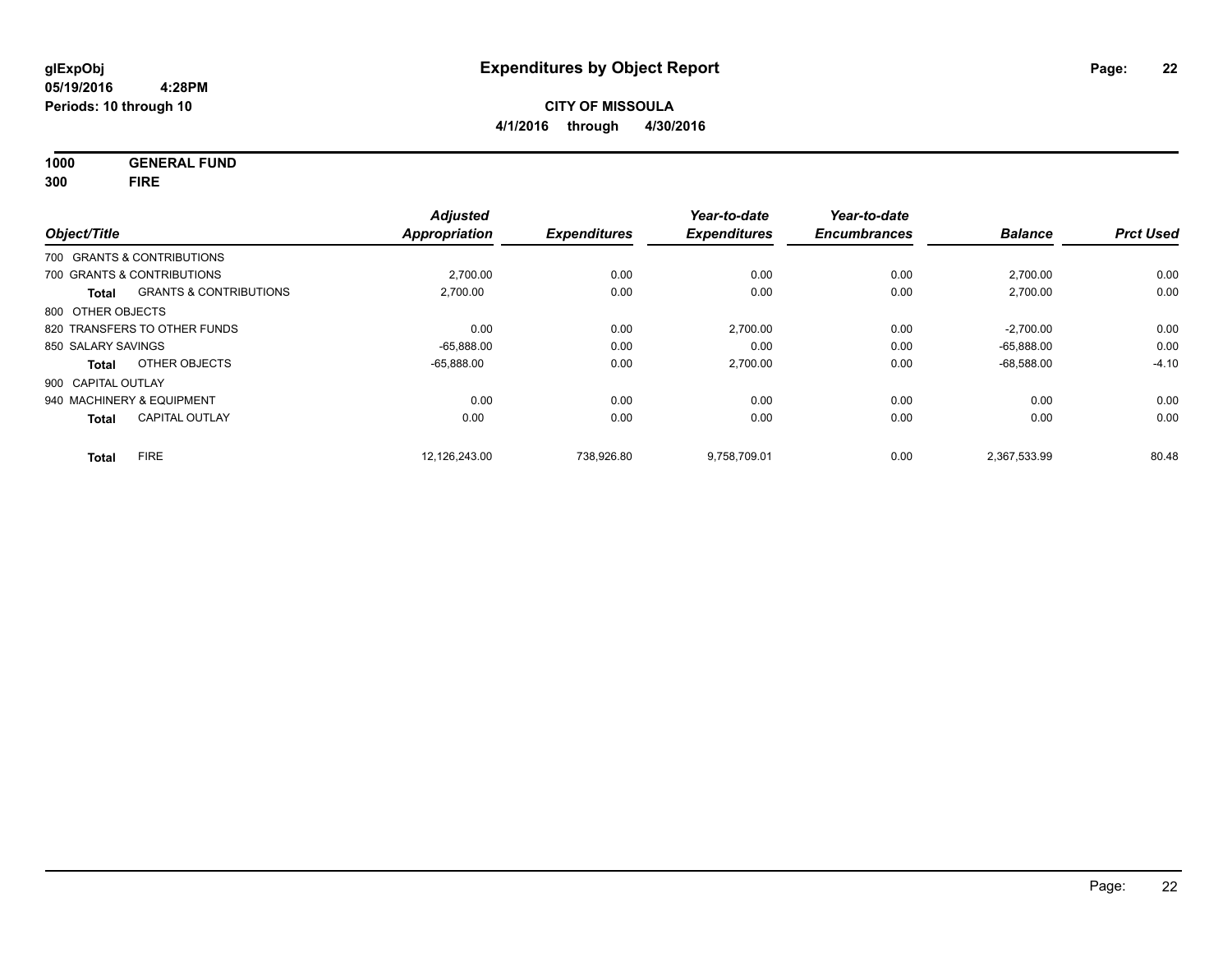**glExpObj**
**05/19/2016 4:28PM**
**Periods: 10 through 10**

# Expenditures by Object Report

**CITY OF MISSOULA**
**4/1/2016 through 4/30/2016**

**1000 GENERAL FUND**
**300 FIRE**

| Object/Title | | Adjusted Appropriation | Expenditures | Year-to-date Expenditures | Year-to-date Encumbrances | Balance | Prct Used |
|---|---|---|---|---|---|---|---|
| 700 GRANTS & CONTRIBUTIONS | | | | | | | |
| 700 GRANTS & CONTRIBUTIONS | | 2,700.00 | 0.00 | 0.00 | 0.00 | 2,700.00 | 0.00 |
| **Total** | GRANTS & CONTRIBUTIONS | 2,700.00 | 0.00 | 0.00 | 0.00 | 2,700.00 | 0.00 |
| 800 OTHER OBJECTS | | | | | | | |
| 820 TRANSFERS TO OTHER FUNDS | | 0.00 | 0.00 | 2,700.00 | 0.00 | -2,700.00 | 0.00 |
| 850 SALARY SAVINGS | | -65,888.00 | 0.00 | 0.00 | 0.00 | -65,888.00 | 0.00 |
| **Total** | OTHER OBJECTS | -65,888.00 | 0.00 | 2,700.00 | 0.00 | -68,588.00 | -4.10 |
| 900 CAPITAL OUTLAY | | | | | | | |
| 940 MACHINERY & EQUIPMENT | | 0.00 | 0.00 | 0.00 | 0.00 | 0.00 | 0.00 |
| **Total** | CAPITAL OUTLAY | 0.00 | 0.00 | 0.00 | 0.00 | 0.00 | 0.00 |
| **Total** | FIRE | 12,126,243.00 | 738,926.80 | 9,758,709.01 | 0.00 | 2,367,533.99 | 80.48 |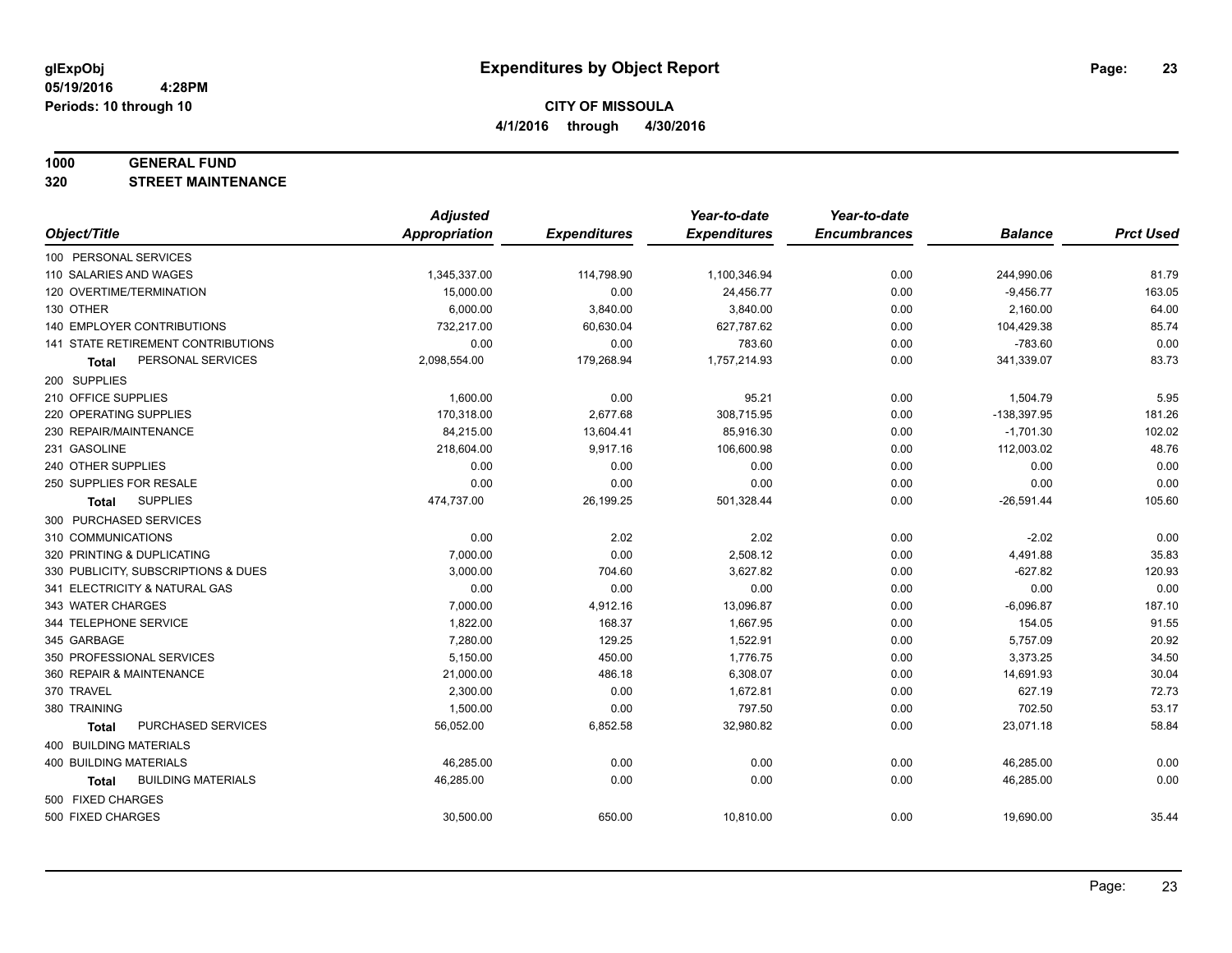**glExpObj** 
**05/19/2016 4:28PM** 
**Periods: 10 through 10**

# Expenditures by Object Report

**CITY OF MISSOULA**
**4/1/2016 through 4/30/2016**

**1000 GENERAL FUND**
**320 STREET MAINTENANCE**

| Object/Title | Adjusted Appropriation | Expenditures | Year-to-date Expenditures | Year-to-date Encumbrances | Balance | Prct Used |
|---|---|---|---|---|---|---|
| 100 PERSONAL SERVICES | | | | | | |
| 110 SALARIES AND WAGES | 1,345,337.00 | 114,798.90 | 1,100,346.94 | 0.00 | 244,990.06 | 81.79 |
| 120 OVERTIME/TERMINATION | 15,000.00 | 0.00 | 24,456.77 | 0.00 | -9,456.77 | 163.05 |
| 130 OTHER | 6,000.00 | 3,840.00 | 3,840.00 | 0.00 | 2,160.00 | 64.00 |
| 140 EMPLOYER CONTRIBUTIONS | 732,217.00 | 60,630.04 | 627,787.62 | 0.00 | 104,429.38 | 85.74 |
| 141 STATE RETIREMENT CONTRIBUTIONS | 0.00 | 0.00 | 783.60 | 0.00 | -783.60 | 0.00 |
| **Total** PERSONAL SERVICES | 2,098,554.00 | 179,268.94 | 1,757,214.93 | 0.00 | 341,339.07 | 83.73 |
| 200 SUPPLIES | | | | | | |
| 210 OFFICE SUPPLIES | 1,600.00 | 0.00 | 95.21 | 0.00 | 1,504.79 | 5.95 |
| 220 OPERATING SUPPLIES | 170,318.00 | 2,677.68 | 308,715.95 | 0.00 | -138,397.95 | 181.26 |
| 230 REPAIR/MAINTENANCE | 84,215.00 | 13,604.41 | 85,916.30 | 0.00 | -1,701.30 | 102.02 |
| 231 GASOLINE | 218,604.00 | 9,917.16 | 106,600.98 | 0.00 | 112,003.02 | 48.76 |
| 240 OTHER SUPPLIES | 0.00 | 0.00 | 0.00 | 0.00 | 0.00 | 0.00 |
| 250 SUPPLIES FOR RESALE | 0.00 | 0.00 | 0.00 | 0.00 | 0.00 | 0.00 |
| **Total** SUPPLIES | 474,737.00 | 26,199.25 | 501,328.44 | 0.00 | -26,591.44 | 105.60 |
| 300 PURCHASED SERVICES | | | | | | |
| 310 COMMUNICATIONS | 0.00 | 2.02 | 2.02 | 0.00 | -2.02 | 0.00 |
| 320 PRINTING & DUPLICATING | 7,000.00 | 0.00 | 2,508.12 | 0.00 | 4,491.88 | 35.83 |
| 330 PUBLICITY, SUBSCRIPTIONS & DUES | 3,000.00 | 704.60 | 3,627.82 | 0.00 | -627.82 | 120.93 |
| 341 ELECTRICITY & NATURAL GAS | 0.00 | 0.00 | 0.00 | 0.00 | 0.00 | 0.00 |
| 343 WATER CHARGES | 7,000.00 | 4,912.16 | 13,096.87 | 0.00 | -6,096.87 | 187.10 |
| 344 TELEPHONE SERVICE | 1,822.00 | 168.37 | 1,667.95 | 0.00 | 154.05 | 91.55 |
| 345 GARBAGE | 7,280.00 | 129.25 | 1,522.91 | 0.00 | 5,757.09 | 20.92 |
| 350 PROFESSIONAL SERVICES | 5,150.00 | 450.00 | 1,776.75 | 0.00 | 3,373.25 | 34.50 |
| 360 REPAIR & MAINTENANCE | 21,000.00 | 486.18 | 6,308.07 | 0.00 | 14,691.93 | 30.04 |
| 370 TRAVEL | 2,300.00 | 0.00 | 1,672.81 | 0.00 | 627.19 | 72.73 |
| 380 TRAINING | 1,500.00 | 0.00 | 797.50 | 0.00 | 702.50 | 53.17 |
| **Total** PURCHASED SERVICES | 56,052.00 | 6,852.58 | 32,980.82 | 0.00 | 23,071.18 | 58.84 |
| 400 BUILDING MATERIALS | | | | | | |
| 400 BUILDING MATERIALS | 46,285.00 | 0.00 | 0.00 | 0.00 | 46,285.00 | 0.00 |
| **Total** BUILDING MATERIALS | 46,285.00 | 0.00 | 0.00 | 0.00 | 46,285.00 | 0.00 |
| 500 FIXED CHARGES | | | | | | |
| 500 FIXED CHARGES | 30,500.00 | 650.00 | 10,810.00 | 0.00 | 19,690.00 | 35.44 |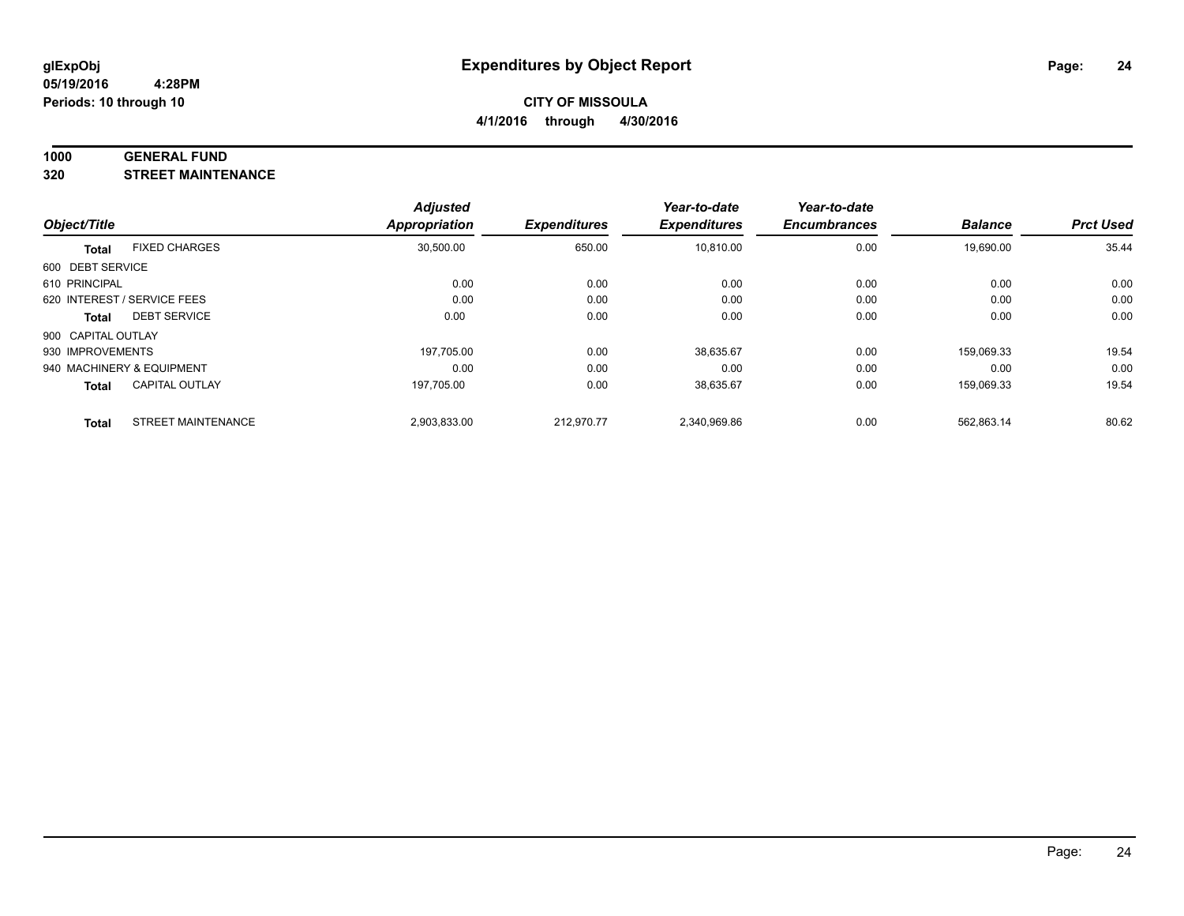# Expenditures by Object Report

glExpObj
05/19/2016 4:28PM
Periods: 10 through 10

**CITY OF MISSOULA**
**4/1/2016 through 4/30/2016**

**1000 GENERAL FUND**
**320 STREET MAINTENANCE**

| Object/Title | | Adjusted Appropriation | Expenditures | Year-to-date Expenditures | Year-to-date Encumbrances | Balance | Prct Used |
|---|---|---|---|---|---|---|---|
| **Total** | FIXED CHARGES | 30,500.00 | 650.00 | 10,810.00 | 0.00 | 19,690.00 | 35.44 |
| 600 DEBT SERVICE | | | | | | | |
| 610 PRINCIPAL | | 0.00 | 0.00 | 0.00 | 0.00 | 0.00 | 0.00 |
| 620 INTEREST / SERVICE FEES | | 0.00 | 0.00 | 0.00 | 0.00 | 0.00 | 0.00 |
| **Total** | DEBT SERVICE | 0.00 | 0.00 | 0.00 | 0.00 | 0.00 | 0.00 |
| 900 CAPITAL OUTLAY | | | | | | | |
| 930 IMPROVEMENTS | | 197,705.00 | 0.00 | 38,635.67 | 0.00 | 159,069.33 | 19.54 |
| 940 MACHINERY & EQUIPMENT | | 0.00 | 0.00 | 0.00 | 0.00 | 0.00 | 0.00 |
| **Total** | CAPITAL OUTLAY | 197,705.00 | 0.00 | 38,635.67 | 0.00 | 159,069.33 | 19.54 |
| **Total** | STREET MAINTENANCE | 2,903,833.00 | 212,970.77 | 2,340,969.86 | 0.00 | 562,863.14 | 80.62 |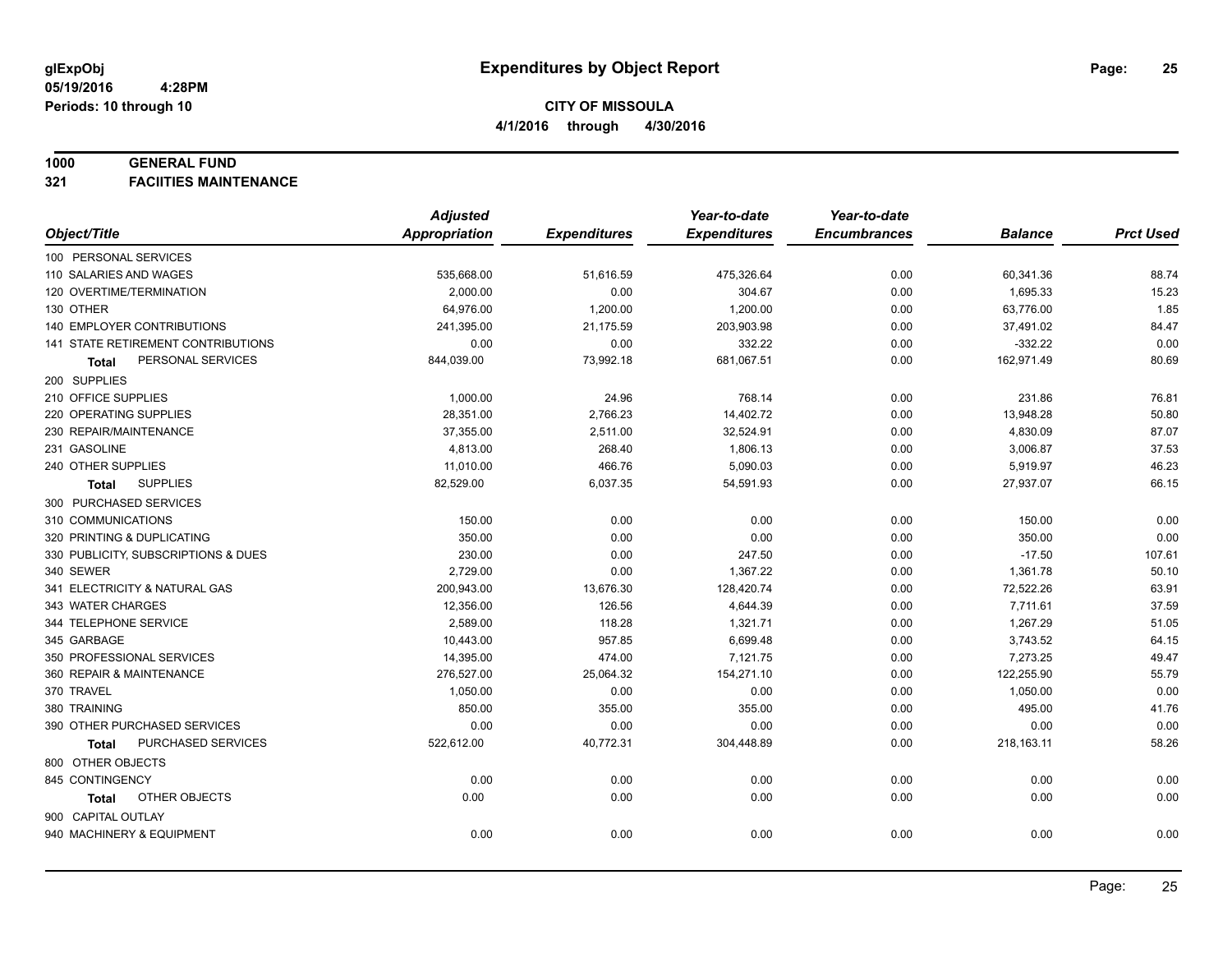glExpObj
05/19/2016 4:28PM
Periods: 10 through 10

# Expenditures by Object Report

**CITY OF MISSOULA**
**4/1/2016 through 4/30/2016**

**1000 GENERAL FUND**
**321 FACIITIES MAINTENANCE**

| Object/Title | Adjusted Appropriation | Expenditures | Year-to-date Expenditures | Year-to-date Encumbrances | Balance | Prct Used |
|---|---|---|---|---|---|---|
| 100 PERSONAL SERVICES | | | | | | |
| 110 SALARIES AND WAGES | 535,668.00 | 51,616.59 | 475,326.64 | 0.00 | 60,341.36 | 88.74 |
| 120 OVERTIME/TERMINATION | 2,000.00 | 0.00 | 304.67 | 0.00 | 1,695.33 | 15.23 |
| 130 OTHER | 64,976.00 | 1,200.00 | 1,200.00 | 0.00 | 63,776.00 | 1.85 |
| 140 EMPLOYER CONTRIBUTIONS | 241,395.00 | 21,175.59 | 203,903.98 | 0.00 | 37,491.02 | 84.47 |
| 141 STATE RETIREMENT CONTRIBUTIONS | 0.00 | 0.00 | 332.22 | 0.00 | -332.22 | 0.00 |
| **Total** PERSONAL SERVICES | 844,039.00 | 73,992.18 | 681,067.51 | 0.00 | 162,971.49 | 80.69 |
| 200 SUPPLIES | | | | | | |
| 210 OFFICE SUPPLIES | 1,000.00 | 24.96 | 768.14 | 0.00 | 231.86 | 76.81 |
| 220 OPERATING SUPPLIES | 28,351.00 | 2,766.23 | 14,402.72 | 0.00 | 13,948.28 | 50.80 |
| 230 REPAIR/MAINTENANCE | 37,355.00 | 2,511.00 | 32,524.91 | 0.00 | 4,830.09 | 87.07 |
| 231 GASOLINE | 4,813.00 | 268.40 | 1,806.13 | 0.00 | 3,006.87 | 37.53 |
| 240 OTHER SUPPLIES | 11,010.00 | 466.76 | 5,090.03 | 0.00 | 5,919.97 | 46.23 |
| **Total** SUPPLIES | 82,529.00 | 6,037.35 | 54,591.93 | 0.00 | 27,937.07 | 66.15 |
| 300 PURCHASED SERVICES | | | | | | |
| 310 COMMUNICATIONS | 150.00 | 0.00 | 0.00 | 0.00 | 150.00 | 0.00 |
| 320 PRINTING & DUPLICATING | 350.00 | 0.00 | 0.00 | 0.00 | 350.00 | 0.00 |
| 330 PUBLICITY, SUBSCRIPTIONS & DUES | 230.00 | 0.00 | 247.50 | 0.00 | -17.50 | 107.61 |
| 340 SEWER | 2,729.00 | 0.00 | 1,367.22 | 0.00 | 1,361.78 | 50.10 |
| 341 ELECTRICITY & NATURAL GAS | 200,943.00 | 13,676.30 | 128,420.74 | 0.00 | 72,522.26 | 63.91 |
| 343 WATER CHARGES | 12,356.00 | 126.56 | 4,644.39 | 0.00 | 7,711.61 | 37.59 |
| 344 TELEPHONE SERVICE | 2,589.00 | 118.28 | 1,321.71 | 0.00 | 1,267.29 | 51.05 |
| 345 GARBAGE | 10,443.00 | 957.85 | 6,699.48 | 0.00 | 3,743.52 | 64.15 |
| 350 PROFESSIONAL SERVICES | 14,395.00 | 474.00 | 7,121.75 | 0.00 | 7,273.25 | 49.47 |
| 360 REPAIR & MAINTENANCE | 276,527.00 | 25,064.32 | 154,271.10 | 0.00 | 122,255.90 | 55.79 |
| 370 TRAVEL | 1,050.00 | 0.00 | 0.00 | 0.00 | 1,050.00 | 0.00 |
| 380 TRAINING | 850.00 | 355.00 | 355.00 | 0.00 | 495.00 | 41.76 |
| 390 OTHER PURCHASED SERVICES | 0.00 | 0.00 | 0.00 | 0.00 | 0.00 | 0.00 |
| **Total** PURCHASED SERVICES | 522,612.00 | 40,772.31 | 304,448.89 | 0.00 | 218,163.11 | 58.26 |
| 800 OTHER OBJECTS | | | | | | |
| 845 CONTINGENCY | 0.00 | 0.00 | 0.00 | 0.00 | 0.00 | 0.00 |
| **Total** OTHER OBJECTS | 0.00 | 0.00 | 0.00 | 0.00 | 0.00 | 0.00 |
| 900 CAPITAL OUTLAY | | | | | | |
| 940 MACHINERY & EQUIPMENT | 0.00 | 0.00 | 0.00 | 0.00 | 0.00 | 0.00 |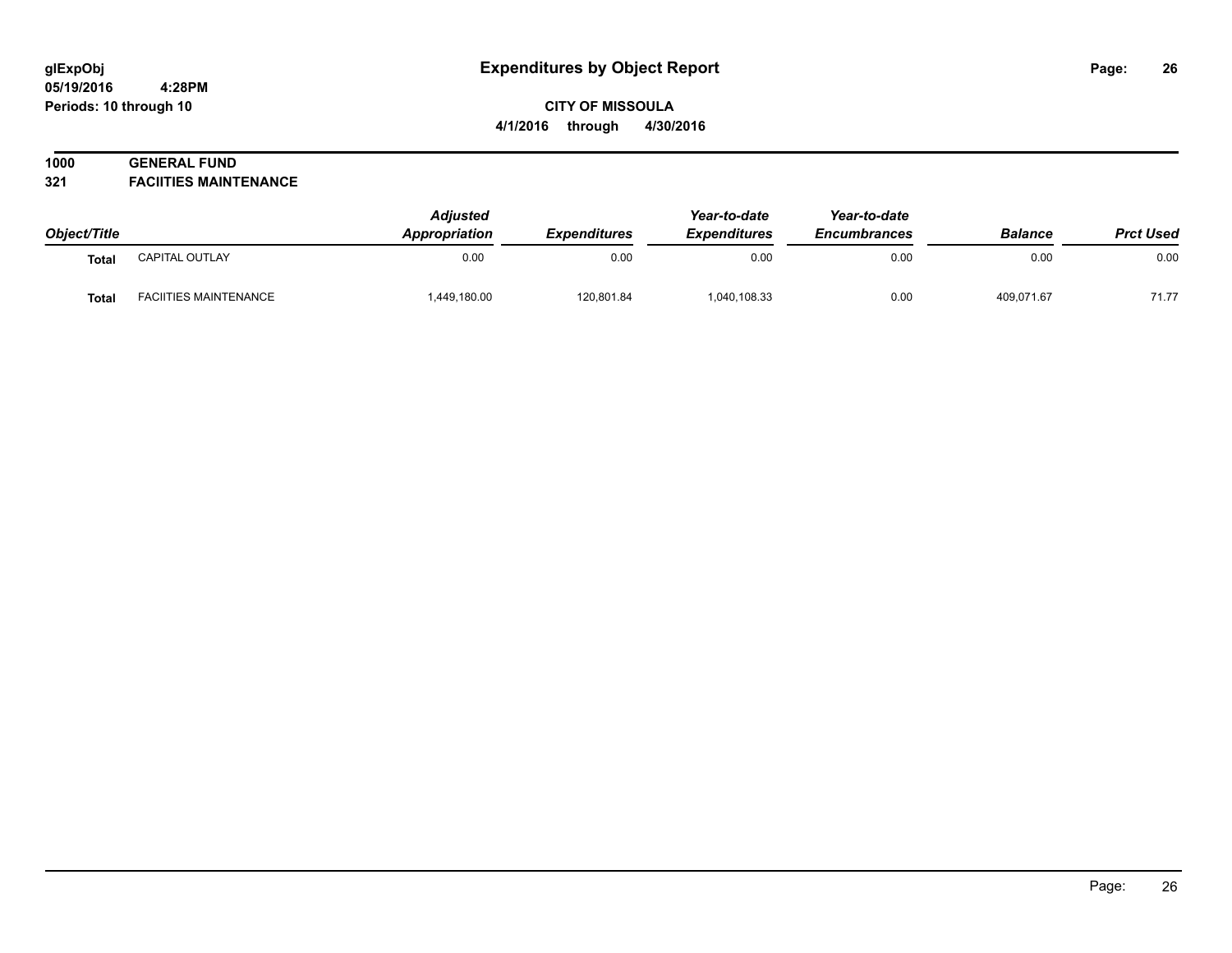# Expenditures by Object Report

glExpObj
05/19/2016 4:28PM
Periods: 10 through 10

**CITY OF MISSOULA**
**4/1/2016 through 4/30/2016**

**1000 GENERAL FUND**
**321 FACIITIES MAINTENANCE**

| Object/Title | | Adjusted Appropriation | Expenditures | Year-to-date Expenditures | Year-to-date Encumbrances | Balance | Prct Used |
|---|---|---|---|---|---|---|---|
| **Total** | CAPITAL OUTLAY | 0.00 | 0.00 | 0.00 | 0.00 | 0.00 | 0.00 |
| **Total** | FACIITIES MAINTENANCE | 1,449,180.00 | 120,801.84 | 1,040,108.33 | 0.00 | 409,071.67 | 71.77 |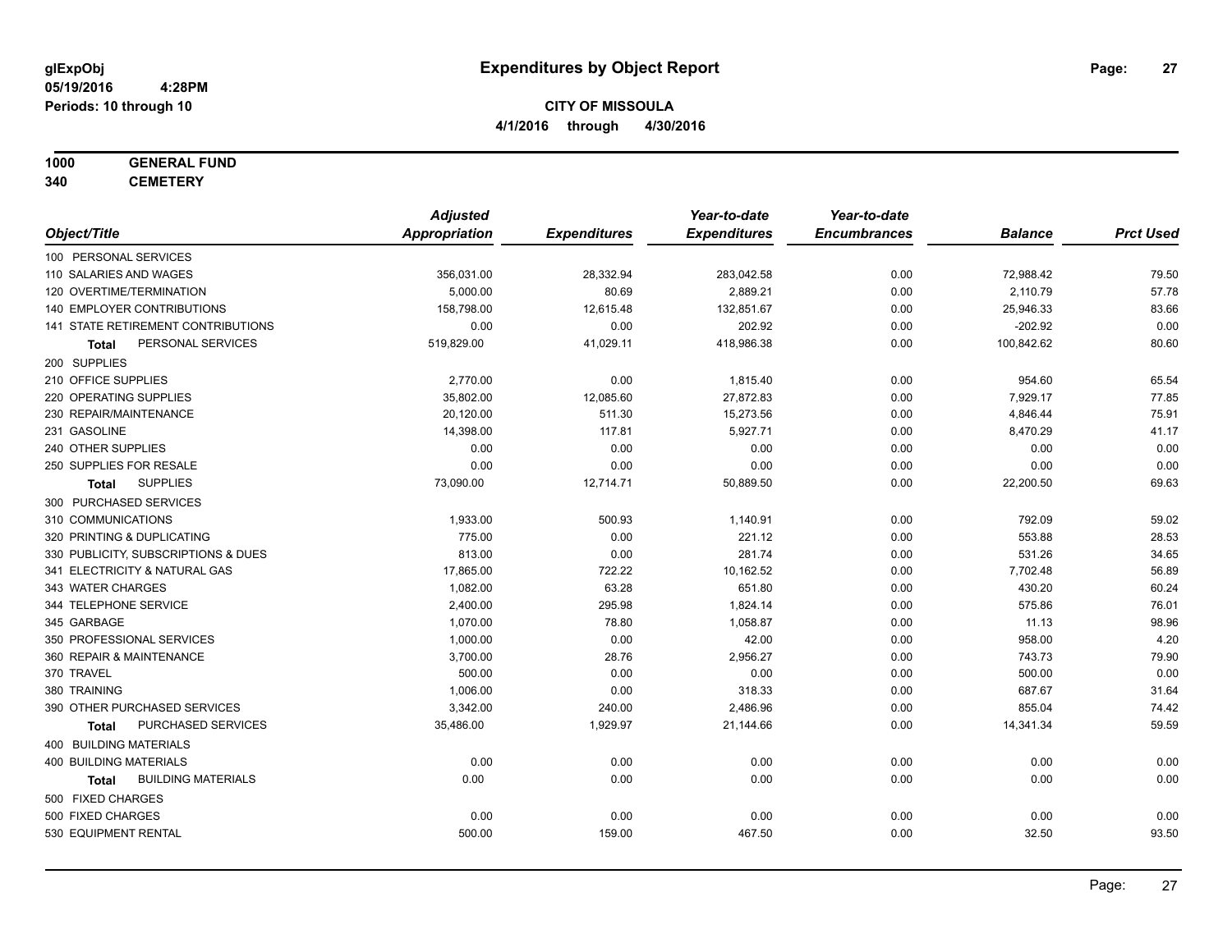**glExpObj** **Expenditures by Object Report**
**05/19/2016 4:28PM**
**Periods: 10 through 10**

**CITY OF MISSOULA**
**4/1/2016 through 4/30/2016**

**1000 GENERAL FUND**
**340 CEMETERY**

| Object/Title | Adjusted Appropriation | Expenditures | Year-to-date Expenditures | Year-to-date Encumbrances | Balance | Prct Used |
|---|---|---|---|---|---|---|
| 100 PERSONAL SERVICES | | | | | | |
| 110 SALARIES AND WAGES | 356,031.00 | 28,332.94 | 283,042.58 | 0.00 | 72,988.42 | 79.50 |
| 120 OVERTIME/TERMINATION | 5,000.00 | 80.69 | 2,889.21 | 0.00 | 2,110.79 | 57.78 |
| 140 EMPLOYER CONTRIBUTIONS | 158,798.00 | 12,615.48 | 132,851.67 | 0.00 | 25,946.33 | 83.66 |
| 141 STATE RETIREMENT CONTRIBUTIONS | 0.00 | 0.00 | 202.92 | 0.00 | -202.92 | 0.00 |
| **Total** PERSONAL SERVICES | 519,829.00 | 41,029.11 | 418,986.38 | 0.00 | 100,842.62 | 80.60 |
| 200 SUPPLIES | | | | | | |
| 210 OFFICE SUPPLIES | 2,770.00 | 0.00 | 1,815.40 | 0.00 | 954.60 | 65.54 |
| 220 OPERATING SUPPLIES | 35,802.00 | 12,085.60 | 27,872.83 | 0.00 | 7,929.17 | 77.85 |
| 230 REPAIR/MAINTENANCE | 20,120.00 | 511.30 | 15,273.56 | 0.00 | 4,846.44 | 75.91 |
| 231 GASOLINE | 14,398.00 | 117.81 | 5,927.71 | 0.00 | 8,470.29 | 41.17 |
| 240 OTHER SUPPLIES | 0.00 | 0.00 | 0.00 | 0.00 | 0.00 | 0.00 |
| 250 SUPPLIES FOR RESALE | 0.00 | 0.00 | 0.00 | 0.00 | 0.00 | 0.00 |
| **Total** SUPPLIES | 73,090.00 | 12,714.71 | 50,889.50 | 0.00 | 22,200.50 | 69.63 |
| 300 PURCHASED SERVICES | | | | | | |
| 310 COMMUNICATIONS | 1,933.00 | 500.93 | 1,140.91 | 0.00 | 792.09 | 59.02 |
| 320 PRINTING & DUPLICATING | 775.00 | 0.00 | 221.12 | 0.00 | 553.88 | 28.53 |
| 330 PUBLICITY, SUBSCRIPTIONS & DUES | 813.00 | 0.00 | 281.74 | 0.00 | 531.26 | 34.65 |
| 341 ELECTRICITY & NATURAL GAS | 17,865.00 | 722.22 | 10,162.52 | 0.00 | 7,702.48 | 56.89 |
| 343 WATER CHARGES | 1,082.00 | 63.28 | 651.80 | 0.00 | 430.20 | 60.24 |
| 344 TELEPHONE SERVICE | 2,400.00 | 295.98 | 1,824.14 | 0.00 | 575.86 | 76.01 |
| 345 GARBAGE | 1,070.00 | 78.80 | 1,058.87 | 0.00 | 11.13 | 98.96 |
| 350 PROFESSIONAL SERVICES | 1,000.00 | 0.00 | 42.00 | 0.00 | 958.00 | 4.20 |
| 360 REPAIR & MAINTENANCE | 3,700.00 | 28.76 | 2,956.27 | 0.00 | 743.73 | 79.90 |
| 370 TRAVEL | 500.00 | 0.00 | 0.00 | 0.00 | 500.00 | 0.00 |
| 380 TRAINING | 1,006.00 | 0.00 | 318.33 | 0.00 | 687.67 | 31.64 |
| 390 OTHER PURCHASED SERVICES | 3,342.00 | 240.00 | 2,486.96 | 0.00 | 855.04 | 74.42 |
| **Total** PURCHASED SERVICES | 35,486.00 | 1,929.97 | 21,144.66 | 0.00 | 14,341.34 | 59.59 |
| 400 BUILDING MATERIALS | | | | | | |
| 400 BUILDING MATERIALS | 0.00 | 0.00 | 0.00 | 0.00 | 0.00 | 0.00 |
| **Total** BUILDING MATERIALS | 0.00 | 0.00 | 0.00 | 0.00 | 0.00 | 0.00 |
| 500 FIXED CHARGES | | | | | | |
| 500 FIXED CHARGES | 0.00 | 0.00 | 0.00 | 0.00 | 0.00 | 0.00 |
| 530 EQUIPMENT RENTAL | 500.00 | 159.00 | 467.50 | 0.00 | 32.50 | 93.50 |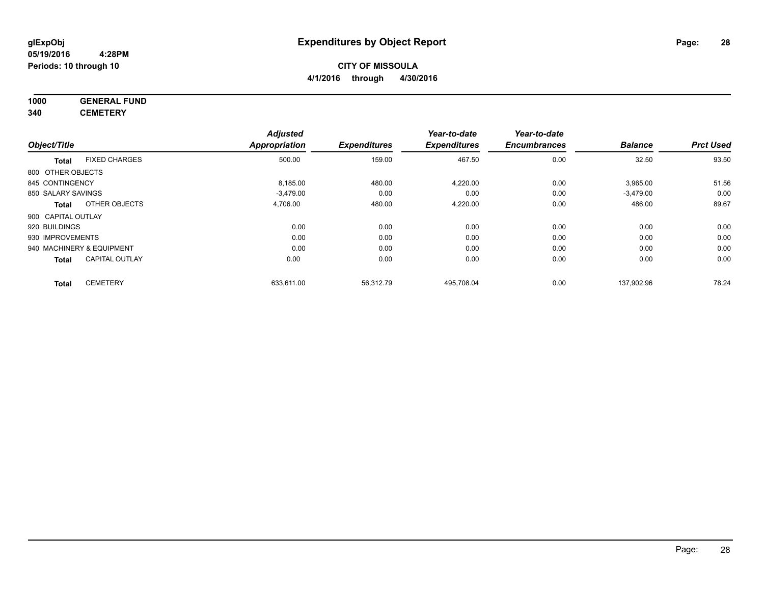# Expenditures by Object Report

glExpObj
05/19/2016 4:28PM
Periods: 10 through 10

**CITY OF MISSOULA**
**4/1/2016 through 4/30/2016**

**1000 GENERAL FUND**
**340 CEMETERY**

| Object/Title | | Adjusted Appropriation | Expenditures | Year-to-date Expenditures | Year-to-date Encumbrances | Balance | Prct Used |
|---|---|---|---|---|---|---|---|
| **Total** | FIXED CHARGES | 500.00 | 159.00 | 467.50 | 0.00 | 32.50 | 93.50 |
| 800 OTHER OBJECTS | | | | | | | |
| 845 CONTINGENCY | | 8,185.00 | 480.00 | 4,220.00 | 0.00 | 3,965.00 | 51.56 |
| 850 SALARY SAVINGS | | -3,479.00 | 0.00 | 0.00 | 0.00 | -3,479.00 | 0.00 |
| **Total** | OTHER OBJECTS | 4,706.00 | 480.00 | 4,220.00 | 0.00 | 486.00 | 89.67 |
| 900 CAPITAL OUTLAY | | | | | | | |
| 920 BUILDINGS | | 0.00 | 0.00 | 0.00 | 0.00 | 0.00 | 0.00 |
| 930 IMPROVEMENTS | | 0.00 | 0.00 | 0.00 | 0.00 | 0.00 | 0.00 |
| 940 MACHINERY & EQUIPMENT | | 0.00 | 0.00 | 0.00 | 0.00 | 0.00 | 0.00 |
| **Total** | CAPITAL OUTLAY | 0.00 | 0.00 | 0.00 | 0.00 | 0.00 | 0.00 |
| **Total** | CEMETERY | 633,611.00 | 56,312.79 | 495,708.04 | 0.00 | 137,902.96 | 78.24 |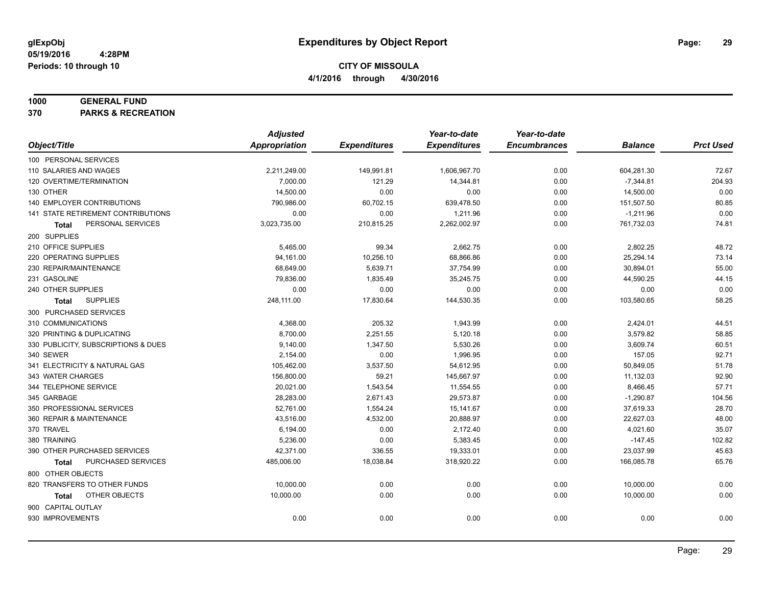**glExpObj**
**05/19/2016 4:28PM**
**Periods: 10 through 10**

# Expenditures by Object Report

**CITY OF MISSOULA**
**4/1/2016 through 4/30/2016**

**1000 GENERAL FUND**
**370 PARKS & RECREATION**

| Object/Title | Adjusted Appropriation | Expenditures | Year-to-date Expenditures | Year-to-date Encumbrances | Balance | Prct Used |
|---|---|---|---|---|---|---|
| 100 PERSONAL SERVICES | | | | | | |
| 110 SALARIES AND WAGES | 2,211,249.00 | 149,991.81 | 1,606,967.70 | 0.00 | 604,281.30 | 72.67 |
| 120 OVERTIME/TERMINATION | 7,000.00 | 121.29 | 14,344.81 | 0.00 | -7,344.81 | 204.93 |
| 130 OTHER | 14,500.00 | 0.00 | 0.00 | 0.00 | 14,500.00 | 0.00 |
| 140 EMPLOYER CONTRIBUTIONS | 790,986.00 | 60,702.15 | 639,478.50 | 0.00 | 151,507.50 | 80.85 |
| 141 STATE RETIREMENT CONTRIBUTIONS | 0.00 | 0.00 | 1,211.96 | 0.00 | -1,211.96 | 0.00 |
| **Total** PERSONAL SERVICES | 3,023,735.00 | 210,815.25 | 2,262,002.97 | 0.00 | 761,732.03 | 74.81 |
| 200 SUPPLIES | | | | | | |
| 210 OFFICE SUPPLIES | 5,465.00 | 99.34 | 2,662.75 | 0.00 | 2,802.25 | 48.72 |
| 220 OPERATING SUPPLIES | 94,161.00 | 10,256.10 | 68,866.86 | 0.00 | 25,294.14 | 73.14 |
| 230 REPAIR/MAINTENANCE | 68,649.00 | 5,639.71 | 37,754.99 | 0.00 | 30,894.01 | 55.00 |
| 231 GASOLINE | 79,836.00 | 1,835.49 | 35,245.75 | 0.00 | 44,590.25 | 44.15 |
| 240 OTHER SUPPLIES | 0.00 | 0.00 | 0.00 | 0.00 | 0.00 | 0.00 |
| **Total** SUPPLIES | 248,111.00 | 17,830.64 | 144,530.35 | 0.00 | 103,580.65 | 58.25 |
| 300 PURCHASED SERVICES | | | | | | |
| 310 COMMUNICATIONS | 4,368.00 | 205.32 | 1,943.99 | 0.00 | 2,424.01 | 44.51 |
| 320 PRINTING & DUPLICATING | 8,700.00 | 2,251.55 | 5,120.18 | 0.00 | 3,579.82 | 58.85 |
| 330 PUBLICITY, SUBSCRIPTIONS & DUES | 9,140.00 | 1,347.50 | 5,530.26 | 0.00 | 3,609.74 | 60.51 |
| 340 SEWER | 2,154.00 | 0.00 | 1,996.95 | 0.00 | 157.05 | 92.71 |
| 341 ELECTRICITY & NATURAL GAS | 105,462.00 | 3,537.50 | 54,612.95 | 0.00 | 50,849.05 | 51.78 |
| 343 WATER CHARGES | 156,800.00 | 59.21 | 145,667.97 | 0.00 | 11,132.03 | 92.90 |
| 344 TELEPHONE SERVICE | 20,021.00 | 1,543.54 | 11,554.55 | 0.00 | 8,466.45 | 57.71 |
| 345 GARBAGE | 28,283.00 | 2,671.43 | 29,573.87 | 0.00 | -1,290.87 | 104.56 |
| 350 PROFESSIONAL SERVICES | 52,761.00 | 1,554.24 | 15,141.67 | 0.00 | 37,619.33 | 28.70 |
| 360 REPAIR & MAINTENANCE | 43,516.00 | 4,532.00 | 20,888.97 | 0.00 | 22,627.03 | 48.00 |
| 370 TRAVEL | 6,194.00 | 0.00 | 2,172.40 | 0.00 | 4,021.60 | 35.07 |
| 380 TRAINING | 5,236.00 | 0.00 | 5,383.45 | 0.00 | -147.45 | 102.82 |
| 390 OTHER PURCHASED SERVICES | 42,371.00 | 336.55 | 19,333.01 | 0.00 | 23,037.99 | 45.63 |
| **Total** PURCHASED SERVICES | 485,006.00 | 18,038.84 | 318,920.22 | 0.00 | 166,085.78 | 65.76 |
| 800 OTHER OBJECTS | | | | | | |
| 820 TRANSFERS TO OTHER FUNDS | 10,000.00 | 0.00 | 0.00 | 0.00 | 10,000.00 | 0.00 |
| **Total** OTHER OBJECTS | 10,000.00 | 0.00 | 0.00 | 0.00 | 10,000.00 | 0.00 |
| 900 CAPITAL OUTLAY | | | | | | |
| 930 IMPROVEMENTS | 0.00 | 0.00 | 0.00 | 0.00 | 0.00 | 0.00 |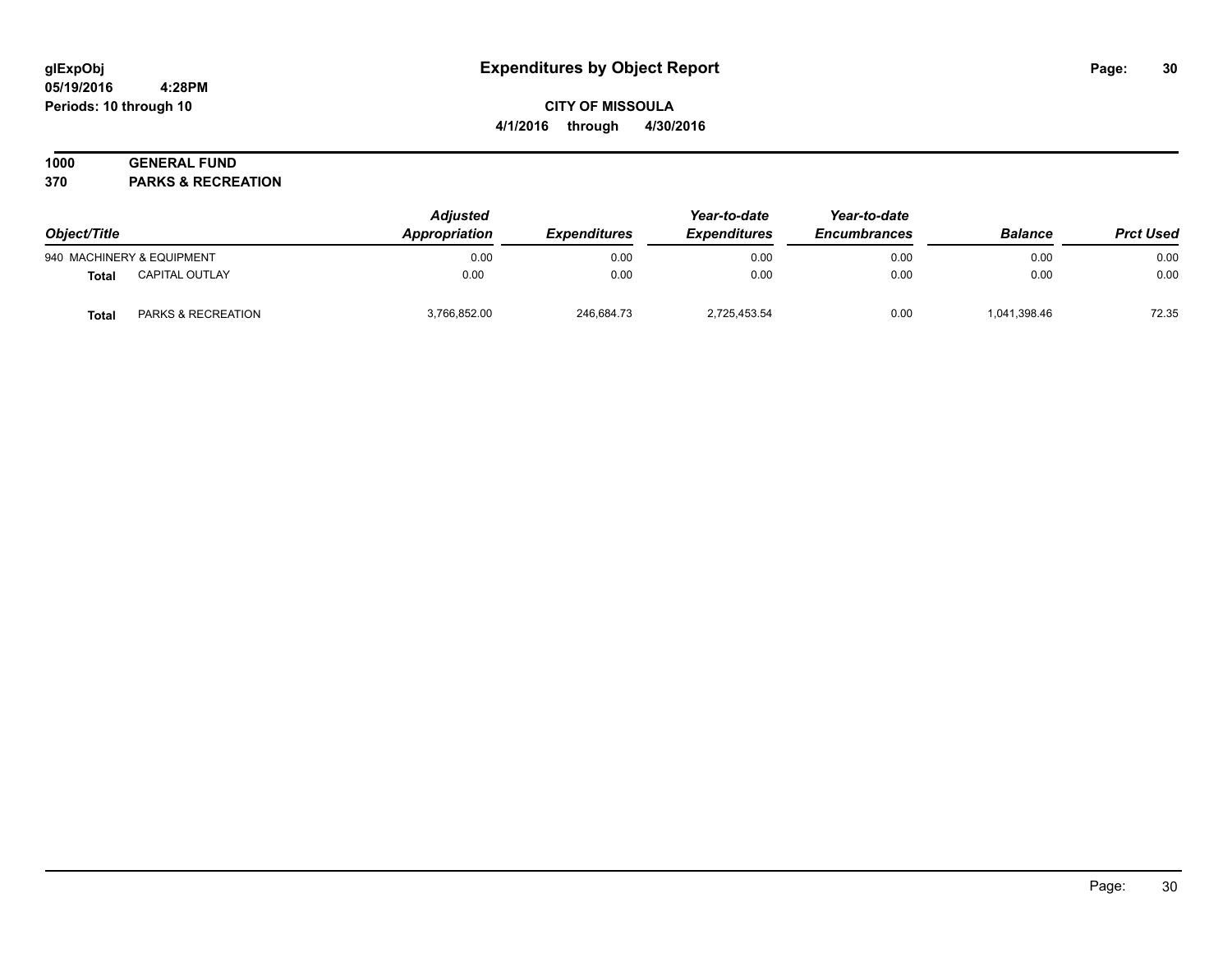# Expenditures by Object Report

glExpObj
05/19/2016 4:28PM
Periods: 10 through 10

**CITY OF MISSOULA**
**4/1/2016 through 4/30/2016**

**1000 GENERAL FUND**
**370 PARKS & RECREATION**

| Object/Title | | Adjusted Appropriation | Expenditures | Year-to-date Expenditures | Year-to-date Encumbrances | Balance | Prct Used |
|---|---|---|---|---|---|---|---|
| 940 MACHINERY & EQUIPMENT | | 0.00 | 0.00 | 0.00 | 0.00 | 0.00 | 0.00 |
| **Total** | CAPITAL OUTLAY | 0.00 | 0.00 | 0.00 | 0.00 | 0.00 | 0.00 |
| **Total** | PARKS & RECREATION | 3,766,852.00 | 246,684.73 | 2,725,453.54 | 0.00 | 1,041,398.46 | 72.35 |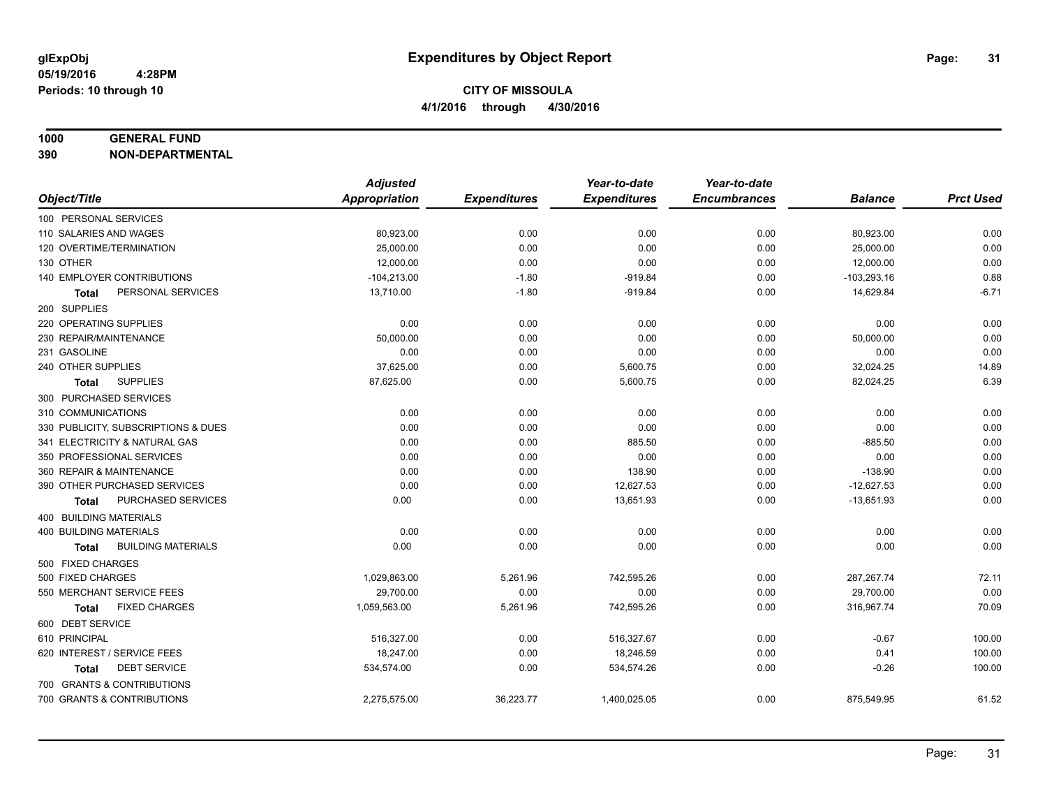# Expenditures by Object Report

glExpObj
05/19/2016 4:28PM
Periods: 10 through 10

**CITY OF MISSOULA**
**4/1/2016 through 4/30/2016**

**1000 GENERAL FUND**
**390 NON-DEPARTMENTAL**

| Object/Title | Adjusted Appropriation | Expenditures | Year-to-date Expenditures | Year-to-date Encumbrances | Balance | Prct Used |
|---|---|---|---|---|---|---|
| 100 PERSONAL SERVICES | | | | | | |
| 110 SALARIES AND WAGES | 80,923.00 | 0.00 | 0.00 | 0.00 | 80,923.00 | 0.00 |
| 120 OVERTIME/TERMINATION | 25,000.00 | 0.00 | 0.00 | 0.00 | 25,000.00 | 0.00 |
| 130 OTHER | 12,000.00 | 0.00 | 0.00 | 0.00 | 12,000.00 | 0.00 |
| 140 EMPLOYER CONTRIBUTIONS | -104,213.00 | -1.80 | -919.84 | 0.00 | -103,293.16 | 0.88 |
| **Total** PERSONAL SERVICES | 13,710.00 | -1.80 | -919.84 | 0.00 | 14,629.84 | -6.71 |
| 200 SUPPLIES | | | | | | |
| 220 OPERATING SUPPLIES | 0.00 | 0.00 | 0.00 | 0.00 | 0.00 | 0.00 |
| 230 REPAIR/MAINTENANCE | 50,000.00 | 0.00 | 0.00 | 0.00 | 50,000.00 | 0.00 |
| 231 GASOLINE | 0.00 | 0.00 | 0.00 | 0.00 | 0.00 | 0.00 |
| 240 OTHER SUPPLIES | 37,625.00 | 0.00 | 5,600.75 | 0.00 | 32,024.25 | 14.89 |
| **Total** SUPPLIES | 87,625.00 | 0.00 | 5,600.75 | 0.00 | 82,024.25 | 6.39 |
| 300 PURCHASED SERVICES | | | | | | |
| 310 COMMUNICATIONS | 0.00 | 0.00 | 0.00 | 0.00 | 0.00 | 0.00 |
| 330 PUBLICITY, SUBSCRIPTIONS & DUES | 0.00 | 0.00 | 0.00 | 0.00 | 0.00 | 0.00 |
| 341 ELECTRICITY & NATURAL GAS | 0.00 | 0.00 | 885.50 | 0.00 | -885.50 | 0.00 |
| 350 PROFESSIONAL SERVICES | 0.00 | 0.00 | 0.00 | 0.00 | 0.00 | 0.00 |
| 360 REPAIR & MAINTENANCE | 0.00 | 0.00 | 138.90 | 0.00 | -138.90 | 0.00 |
| 390 OTHER PURCHASED SERVICES | 0.00 | 0.00 | 12,627.53 | 0.00 | -12,627.53 | 0.00 |
| **Total** PURCHASED SERVICES | 0.00 | 0.00 | 13,651.93 | 0.00 | -13,651.93 | 0.00 |
| 400 BUILDING MATERIALS | | | | | | |
| 400 BUILDING MATERIALS | 0.00 | 0.00 | 0.00 | 0.00 | 0.00 | 0.00 |
| **Total** BUILDING MATERIALS | 0.00 | 0.00 | 0.00 | 0.00 | 0.00 | 0.00 |
| 500 FIXED CHARGES | | | | | | |
| 500 FIXED CHARGES | 1,029,863.00 | 5,261.96 | 742,595.26 | 0.00 | 287,267.74 | 72.11 |
| 550 MERCHANT SERVICE FEES | 29,700.00 | 0.00 | 0.00 | 0.00 | 29,700.00 | 0.00 |
| **Total** FIXED CHARGES | 1,059,563.00 | 5,261.96 | 742,595.26 | 0.00 | 316,967.74 | 70.09 |
| 600 DEBT SERVICE | | | | | | |
| 610 PRINCIPAL | 516,327.00 | 0.00 | 516,327.67 | 0.00 | -0.67 | 100.00 |
| 620 INTEREST / SERVICE FEES | 18,247.00 | 0.00 | 18,246.59 | 0.00 | 0.41 | 100.00 |
| **Total** DEBT SERVICE | 534,574.00 | 0.00 | 534,574.26 | 0.00 | -0.26 | 100.00 |
| 700 GRANTS & CONTRIBUTIONS | | | | | | |
| 700 GRANTS & CONTRIBUTIONS | 2,275,575.00 | 36,223.77 | 1,400,025.05 | 0.00 | 875,549.95 | 61.52 |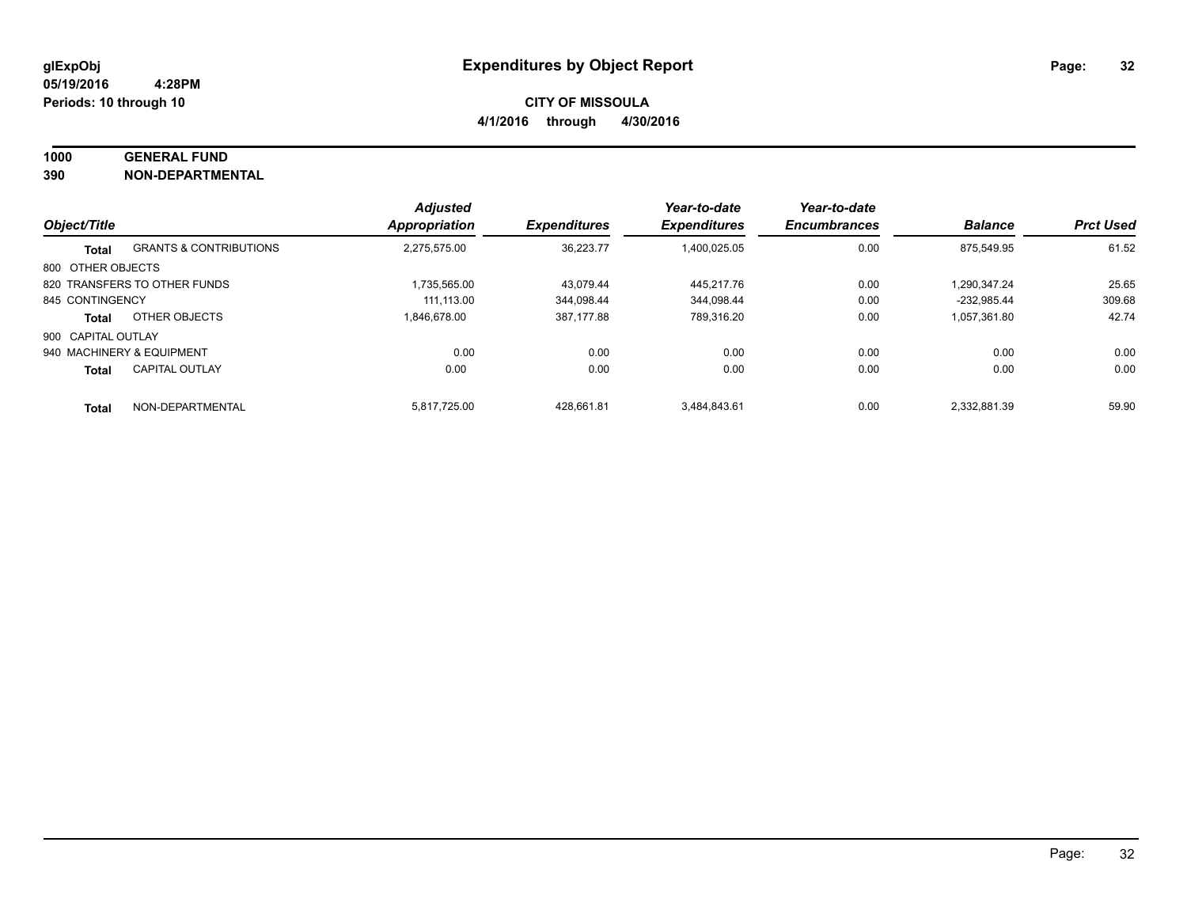**glExpObj** **Expenditures by Object Report**

**05/19/2016 4:28PM**

**Periods: 10 through 10**

**CITY OF MISSOULA**

**4/1/2016 through 4/30/2016**

**1000 GENERAL FUND**

**390 NON-DEPARTMENTAL**

| Object/Title | | Adjusted Appropriation | Expenditures | Year-to-date Expenditures | Year-to-date Encumbrances | Balance | Prct Used |
|---|---|---|---|---|---|---|---|
| **Total** | GRANTS & CONTRIBUTIONS | 2,275,575.00 | 36,223.77 | 1,400,025.05 | 0.00 | 875,549.95 | 61.52 |
| 800 OTHER OBJECTS | | | | | | | |
| 820 TRANSFERS TO OTHER FUNDS | | 1,735,565.00 | 43,079.44 | 445,217.76 | 0.00 | 1,290,347.24 | 25.65 |
| 845 CONTINGENCY | | 111,113.00 | 344,098.44 | 344,098.44 | 0.00 | -232,985.44 | 309.68 |
| **Total** | OTHER OBJECTS | 1,846,678.00 | 387,177.88 | 789,316.20 | 0.00 | 1,057,361.80 | 42.74 |
| 900 CAPITAL OUTLAY | | | | | | | |
| 940 MACHINERY & EQUIPMENT | | 0.00 | 0.00 | 0.00 | 0.00 | 0.00 | 0.00 |
| **Total** | CAPITAL OUTLAY | 0.00 | 0.00 | 0.00 | 0.00 | 0.00 | 0.00 |
| **Total** | NON-DEPARTMENTAL | 5,817,725.00 | 428,661.81 | 3,484,843.61 | 0.00 | 2,332,881.39 | 59.90 |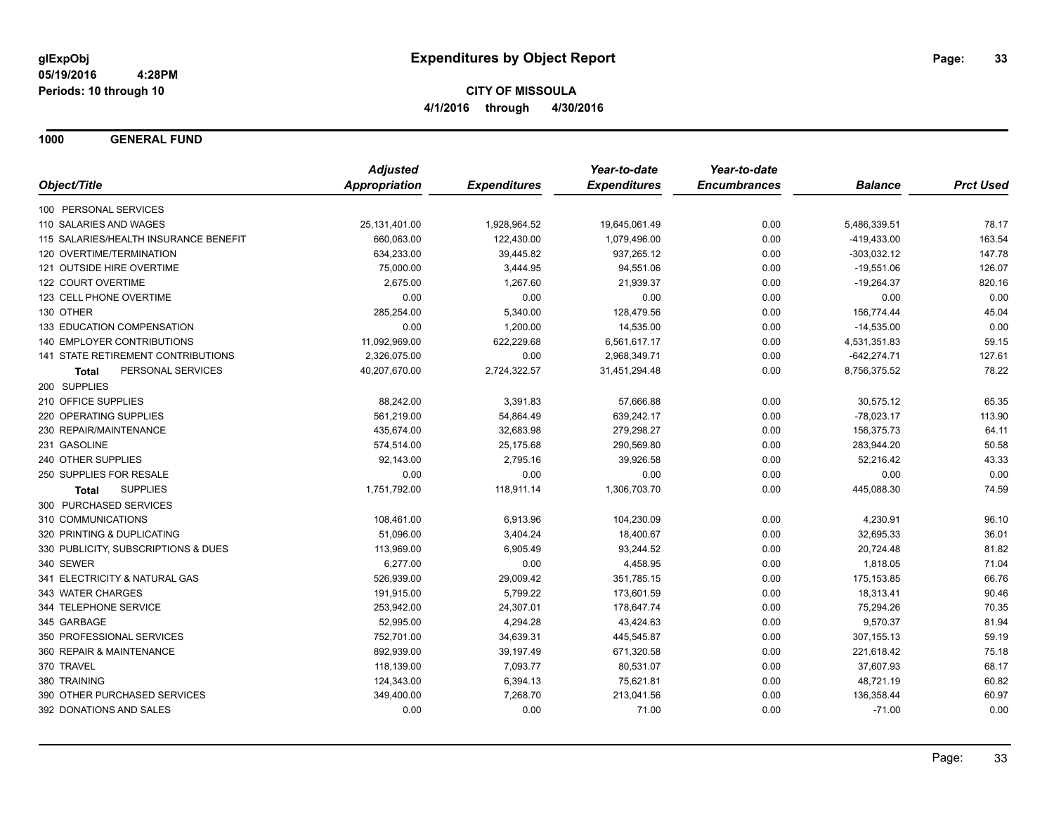**glExpObj** — **Expenditures by Object Report**

05/19/2016 4:28PM

Periods: 10 through 10

**CITY OF MISSOULA**

**4/1/2016 through 4/30/2016**

## 1000 GENERAL FUND

| Object/Title | Adjusted Appropriation | Expenditures | Year-to-date Expenditures | Year-to-date Encumbrances | Balance | Prct Used |
|---|---|---|---|---|---|---|
| 100 PERSONAL SERVICES | | | | | | |
| 110 SALARIES AND WAGES | 25,131,401.00 | 1,928,964.52 | 19,645,061.49 | 0.00 | 5,486,339.51 | 78.17 |
| 115 SALARIES/HEALTH INSURANCE BENEFIT | 660,063.00 | 122,430.00 | 1,079,496.00 | 0.00 | -419,433.00 | 163.54 |
| 120 OVERTIME/TERMINATION | 634,233.00 | 39,445.82 | 937,265.12 | 0.00 | -303,032.12 | 147.78 |
| 121 OUTSIDE HIRE OVERTIME | 75,000.00 | 3,444.95 | 94,551.06 | 0.00 | -19,551.06 | 126.07 |
| 122 COURT OVERTIME | 2,675.00 | 1,267.60 | 21,939.37 | 0.00 | -19,264.37 | 820.16 |
| 123 CELL PHONE OVERTIME | 0.00 | 0.00 | 0.00 | 0.00 | 0.00 | 0.00 |
| 130 OTHER | 285,254.00 | 5,340.00 | 128,479.56 | 0.00 | 156,774.44 | 45.04 |
| 133 EDUCATION COMPENSATION | 0.00 | 1,200.00 | 14,535.00 | 0.00 | -14,535.00 | 0.00 |
| 140 EMPLOYER CONTRIBUTIONS | 11,092,969.00 | 622,229.68 | 6,561,617.17 | 0.00 | 4,531,351.83 | 59.15 |
| 141 STATE RETIREMENT CONTRIBUTIONS | 2,326,075.00 | 0.00 | 2,968,349.71 | 0.00 | -642,274.71 | 127.61 |
| **Total** PERSONAL SERVICES | 40,207,670.00 | 2,724,322.57 | 31,451,294.48 | 0.00 | 8,756,375.52 | 78.22 |
| 200 SUPPLIES | | | | | | |
| 210 OFFICE SUPPLIES | 88,242.00 | 3,391.83 | 57,666.88 | 0.00 | 30,575.12 | 65.35 |
| 220 OPERATING SUPPLIES | 561,219.00 | 54,864.49 | 639,242.17 | 0.00 | -78,023.17 | 113.90 |
| 230 REPAIR/MAINTENANCE | 435,674.00 | 32,683.98 | 279,298.27 | 0.00 | 156,375.73 | 64.11 |
| 231 GASOLINE | 574,514.00 | 25,175.68 | 290,569.80 | 0.00 | 283,944.20 | 50.58 |
| 240 OTHER SUPPLIES | 92,143.00 | 2,795.16 | 39,926.58 | 0.00 | 52,216.42 | 43.33 |
| 250 SUPPLIES FOR RESALE | 0.00 | 0.00 | 0.00 | 0.00 | 0.00 | 0.00 |
| **Total** SUPPLIES | 1,751,792.00 | 118,911.14 | 1,306,703.70 | 0.00 | 445,088.30 | 74.59 |
| 300 PURCHASED SERVICES | | | | | | |
| 310 COMMUNICATIONS | 108,461.00 | 6,913.96 | 104,230.09 | 0.00 | 4,230.91 | 96.10 |
| 320 PRINTING & DUPLICATING | 51,096.00 | 3,404.24 | 18,400.67 | 0.00 | 32,695.33 | 36.01 |
| 330 PUBLICITY, SUBSCRIPTIONS & DUES | 113,969.00 | 6,905.49 | 93,244.52 | 0.00 | 20,724.48 | 81.82 |
| 340 SEWER | 6,277.00 | 0.00 | 4,458.95 | 0.00 | 1,818.05 | 71.04 |
| 341 ELECTRICITY & NATURAL GAS | 526,939.00 | 29,009.42 | 351,785.15 | 0.00 | 175,153.85 | 66.76 |
| 343 WATER CHARGES | 191,915.00 | 5,799.22 | 173,601.59 | 0.00 | 18,313.41 | 90.46 |
| 344 TELEPHONE SERVICE | 253,942.00 | 24,307.01 | 178,647.74 | 0.00 | 75,294.26 | 70.35 |
| 345 GARBAGE | 52,995.00 | 4,294.28 | 43,424.63 | 0.00 | 9,570.37 | 81.94 |
| 350 PROFESSIONAL SERVICES | 752,701.00 | 34,639.31 | 445,545.87 | 0.00 | 307,155.13 | 59.19 |
| 360 REPAIR & MAINTENANCE | 892,939.00 | 39,197.49 | 671,320.58 | 0.00 | 221,618.42 | 75.18 |
| 370 TRAVEL | 118,139.00 | 7,093.77 | 80,531.07 | 0.00 | 37,607.93 | 68.17 |
| 380 TRAINING | 124,343.00 | 6,394.13 | 75,621.81 | 0.00 | 48,721.19 | 60.82 |
| 390 OTHER PURCHASED SERVICES | 349,400.00 | 7,268.70 | 213,041.56 | 0.00 | 136,358.44 | 60.97 |
| 392 DONATIONS AND SALES | 0.00 | 0.00 | 71.00 | 0.00 | -71.00 | 0.00 |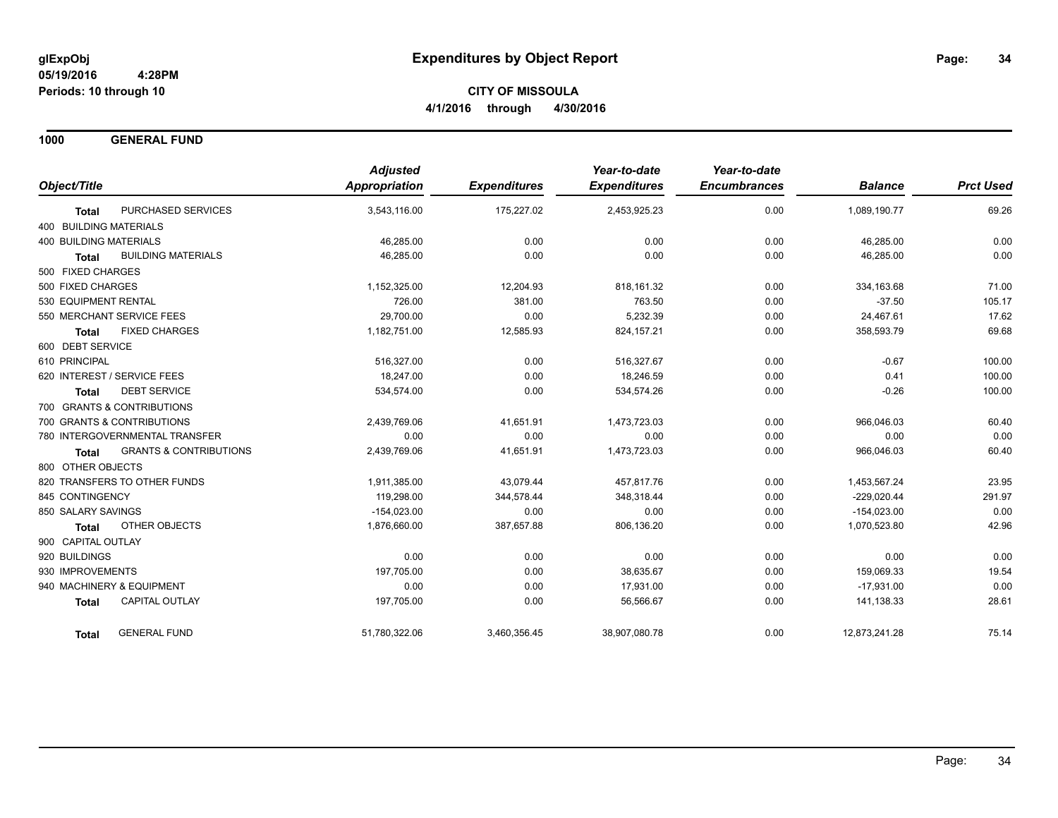**glExpObj** 
**05/19/2016 4:28PM** 
**Periods: 10 through 10**

# Expenditures by Object Report

**CITY OF MISSOULA**
**4/1/2016 through 4/30/2016**

## 1000 GENERAL FUND

| Object/Title | Adjusted Appropriation | Expenditures | Year-to-date Expenditures | Year-to-date Encumbrances | Balance | Prct Used |
|---|---|---|---|---|---|---|
| **Total** PURCHASED SERVICES | 3,543,116.00 | 175,227.02 | 2,453,925.23 | 0.00 | 1,089,190.77 | 69.26 |
| 400 BUILDING MATERIALS | | | | | | |
| 400 BUILDING MATERIALS | 46,285.00 | 0.00 | 0.00 | 0.00 | 46,285.00 | 0.00 |
| **Total** BUILDING MATERIALS | 46,285.00 | 0.00 | 0.00 | 0.00 | 46,285.00 | 0.00 |
| 500 FIXED CHARGES | | | | | | |
| 500 FIXED CHARGES | 1,152,325.00 | 12,204.93 | 818,161.32 | 0.00 | 334,163.68 | 71.00 |
| 530 EQUIPMENT RENTAL | 726.00 | 381.00 | 763.50 | 0.00 | -37.50 | 105.17 |
| 550 MERCHANT SERVICE FEES | 29,700.00 | 0.00 | 5,232.39 | 0.00 | 24,467.61 | 17.62 |
| **Total** FIXED CHARGES | 1,182,751.00 | 12,585.93 | 824,157.21 | 0.00 | 358,593.79 | 69.68 |
| 600 DEBT SERVICE | | | | | | |
| 610 PRINCIPAL | 516,327.00 | 0.00 | 516,327.67 | 0.00 | -0.67 | 100.00 |
| 620 INTEREST / SERVICE FEES | 18,247.00 | 0.00 | 18,246.59 | 0.00 | 0.41 | 100.00 |
| **Total** DEBT SERVICE | 534,574.00 | 0.00 | 534,574.26 | 0.00 | -0.26 | 100.00 |
| 700 GRANTS & CONTRIBUTIONS | | | | | | |
| 700 GRANTS & CONTRIBUTIONS | 2,439,769.06 | 41,651.91 | 1,473,723.03 | 0.00 | 966,046.03 | 60.40 |
| 780 INTERGOVERNMENTAL TRANSFER | 0.00 | 0.00 | 0.00 | 0.00 | 0.00 | 0.00 |
| **Total** GRANTS & CONTRIBUTIONS | 2,439,769.06 | 41,651.91 | 1,473,723.03 | 0.00 | 966,046.03 | 60.40 |
| 800 OTHER OBJECTS | | | | | | |
| 820 TRANSFERS TO OTHER FUNDS | 1,911,385.00 | 43,079.44 | 457,817.76 | 0.00 | 1,453,567.24 | 23.95 |
| 845 CONTINGENCY | 119,298.00 | 344,578.44 | 348,318.44 | 0.00 | -229,020.44 | 291.97 |
| 850 SALARY SAVINGS | -154,023.00 | 0.00 | 0.00 | 0.00 | -154,023.00 | 0.00 |
| **Total** OTHER OBJECTS | 1,876,660.00 | 387,657.88 | 806,136.20 | 0.00 | 1,070,523.80 | 42.96 |
| 900 CAPITAL OUTLAY | | | | | | |
| 920 BUILDINGS | 0.00 | 0.00 | 0.00 | 0.00 | 0.00 | 0.00 |
| 930 IMPROVEMENTS | 197,705.00 | 0.00 | 38,635.67 | 0.00 | 159,069.33 | 19.54 |
| 940 MACHINERY & EQUIPMENT | 0.00 | 0.00 | 17,931.00 | 0.00 | -17,931.00 | 0.00 |
| **Total** CAPITAL OUTLAY | 197,705.00 | 0.00 | 56,566.67 | 0.00 | 141,138.33 | 28.61 |
| **Total** GENERAL FUND | 51,780,322.06 | 3,460,356.45 | 38,907,080.78 | 0.00 | 12,873,241.28 | 75.14 |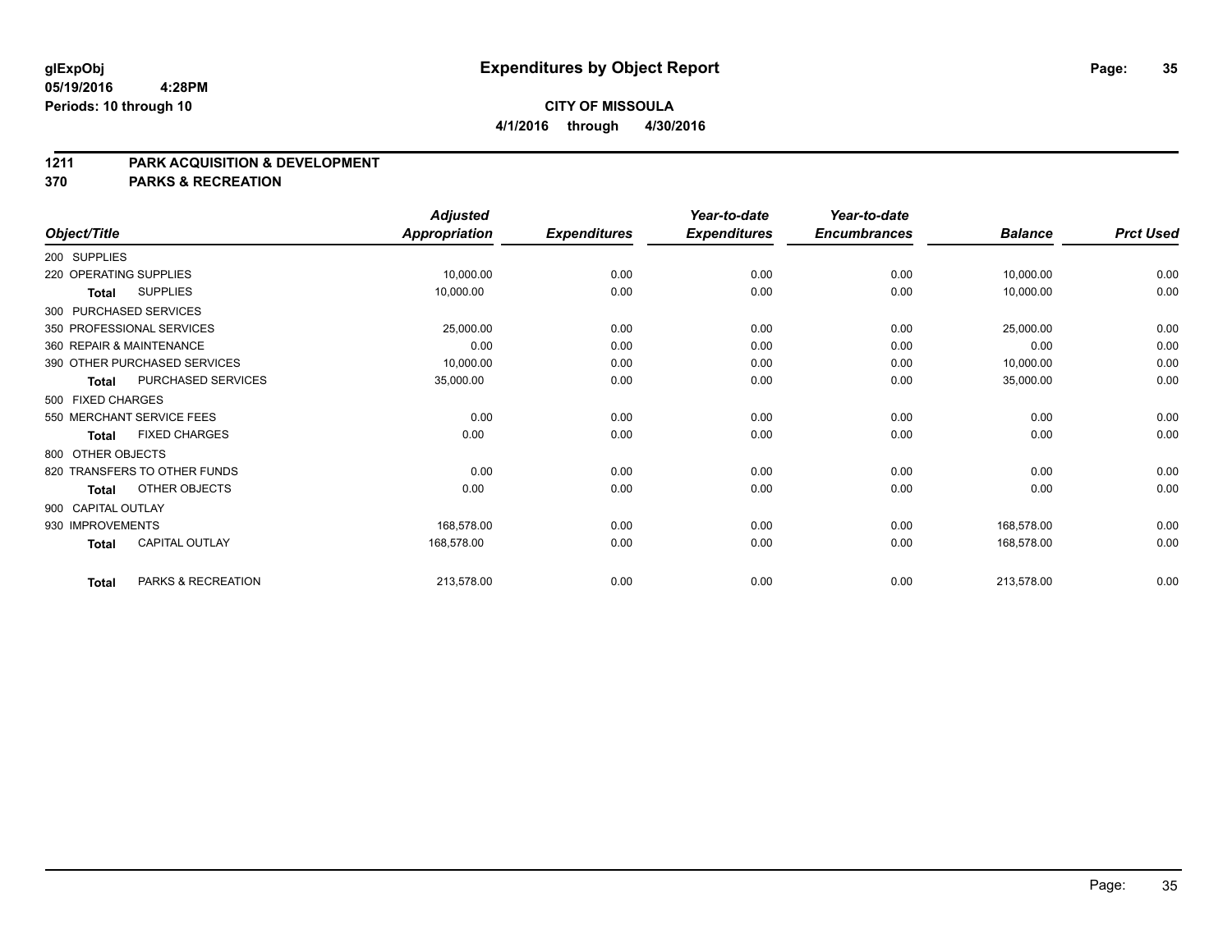**glExpObj**
**05/19/2016 4:28PM**
**Periods: 10 through 10**

# Expenditures by Object Report

**CITY OF MISSOULA**
**4/1/2016 through 4/30/2016**

## 1211 PARK ACQUISITION & DEVELOPMENT
## 370 PARKS & RECREATION

| Object/Title | Adjusted Appropriation | Expenditures | Year-to-date Expenditures | Year-to-date Encumbrances | Balance | Prct Used |
|---|---|---|---|---|---|---|
| 200 SUPPLIES | | | | | | |
| 220 OPERATING SUPPLIES | 10,000.00 | 0.00 | 0.00 | 0.00 | 10,000.00 | 0.00 |
| **Total** SUPPLIES | 10,000.00 | 0.00 | 0.00 | 0.00 | 10,000.00 | 0.00 |
| 300 PURCHASED SERVICES | | | | | | |
| 350 PROFESSIONAL SERVICES | 25,000.00 | 0.00 | 0.00 | 0.00 | 25,000.00 | 0.00 |
| 360 REPAIR & MAINTENANCE | 0.00 | 0.00 | 0.00 | 0.00 | 0.00 | 0.00 |
| 390 OTHER PURCHASED SERVICES | 10,000.00 | 0.00 | 0.00 | 0.00 | 10,000.00 | 0.00 |
| **Total** PURCHASED SERVICES | 35,000.00 | 0.00 | 0.00 | 0.00 | 35,000.00 | 0.00 |
| 500 FIXED CHARGES | | | | | | |
| 550 MERCHANT SERVICE FEES | 0.00 | 0.00 | 0.00 | 0.00 | 0.00 | 0.00 |
| **Total** FIXED CHARGES | 0.00 | 0.00 | 0.00 | 0.00 | 0.00 | 0.00 |
| 800 OTHER OBJECTS | | | | | | |
| 820 TRANSFERS TO OTHER FUNDS | 0.00 | 0.00 | 0.00 | 0.00 | 0.00 | 0.00 |
| **Total** OTHER OBJECTS | 0.00 | 0.00 | 0.00 | 0.00 | 0.00 | 0.00 |
| 900 CAPITAL OUTLAY | | | | | | |
| 930 IMPROVEMENTS | 168,578.00 | 0.00 | 0.00 | 0.00 | 168,578.00 | 0.00 |
| **Total** CAPITAL OUTLAY | 168,578.00 | 0.00 | 0.00 | 0.00 | 168,578.00 | 0.00 |
| **Total** PARKS & RECREATION | 213,578.00 | 0.00 | 0.00 | 0.00 | 213,578.00 | 0.00 |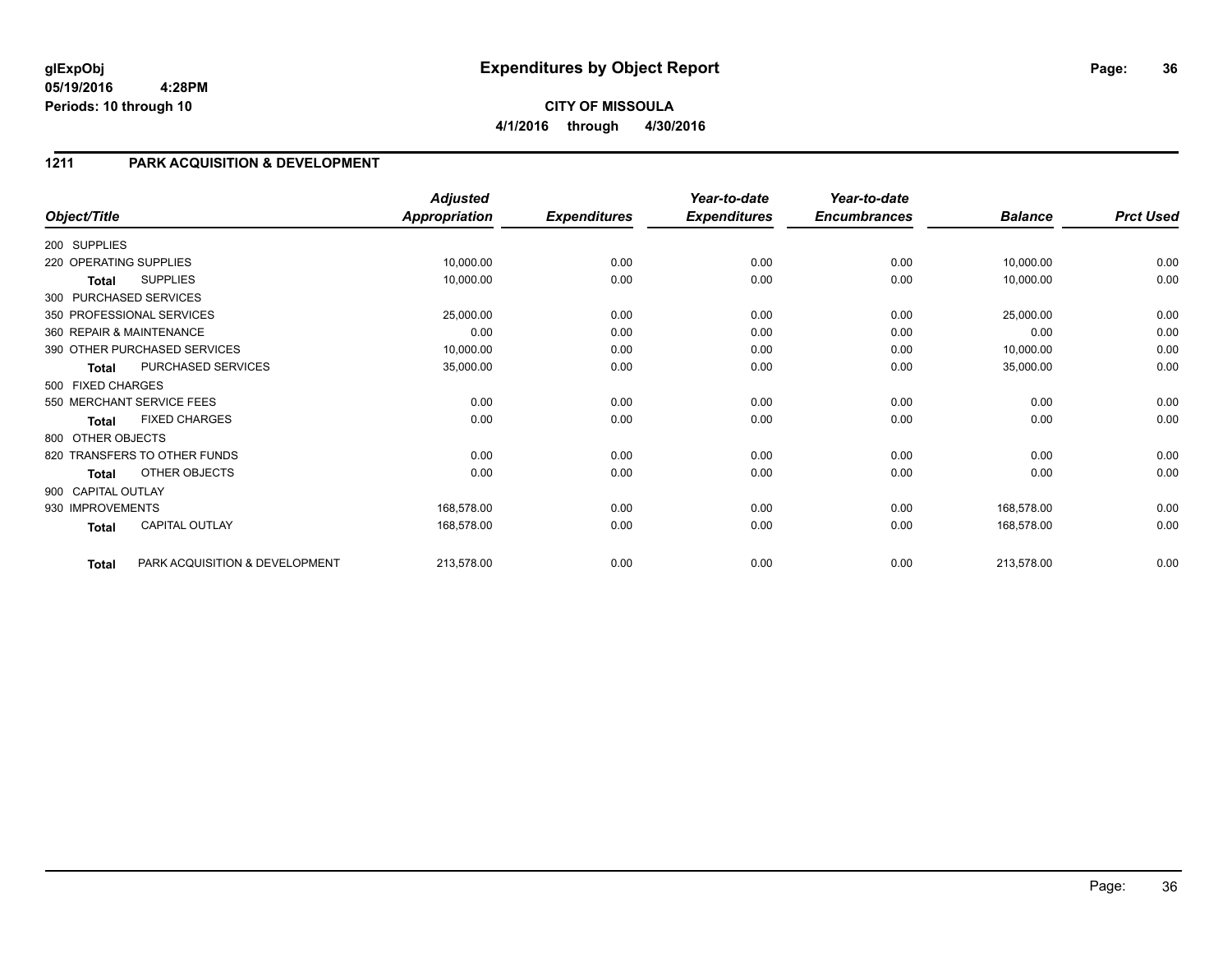**glExpObj**
**05/19/2016 4:28PM**
**Periods: 10 through 10**

# Expenditures by Object Report

**CITY OF MISSOULA**
**4/1/2016 through 4/30/2016**

## 1211 PARK ACQUISITION & DEVELOPMENT

| Object/Title | Adjusted Appropriation | Expenditures | Year-to-date Expenditures | Year-to-date Encumbrances | Balance | Prct Used |
|---|---|---|---|---|---|---|
| 200 SUPPLIES | | | | | | |
| 220 OPERATING SUPPLIES | 10,000.00 | 0.00 | 0.00 | 0.00 | 10,000.00 | 0.00 |
| **Total** SUPPLIES | 10,000.00 | 0.00 | 0.00 | 0.00 | 10,000.00 | 0.00 |
| 300 PURCHASED SERVICES | | | | | | |
| 350 PROFESSIONAL SERVICES | 25,000.00 | 0.00 | 0.00 | 0.00 | 25,000.00 | 0.00 |
| 360 REPAIR & MAINTENANCE | 0.00 | 0.00 | 0.00 | 0.00 | 0.00 | 0.00 |
| 390 OTHER PURCHASED SERVICES | 10,000.00 | 0.00 | 0.00 | 0.00 | 10,000.00 | 0.00 |
| **Total** PURCHASED SERVICES | 35,000.00 | 0.00 | 0.00 | 0.00 | 35,000.00 | 0.00 |
| 500 FIXED CHARGES | | | | | | |
| 550 MERCHANT SERVICE FEES | 0.00 | 0.00 | 0.00 | 0.00 | 0.00 | 0.00 |
| **Total** FIXED CHARGES | 0.00 | 0.00 | 0.00 | 0.00 | 0.00 | 0.00 |
| 800 OTHER OBJECTS | | | | | | |
| 820 TRANSFERS TO OTHER FUNDS | 0.00 | 0.00 | 0.00 | 0.00 | 0.00 | 0.00 |
| **Total** OTHER OBJECTS | 0.00 | 0.00 | 0.00 | 0.00 | 0.00 | 0.00 |
| 900 CAPITAL OUTLAY | | | | | | |
| 930 IMPROVEMENTS | 168,578.00 | 0.00 | 0.00 | 0.00 | 168,578.00 | 0.00 |
| **Total** CAPITAL OUTLAY | 168,578.00 | 0.00 | 0.00 | 0.00 | 168,578.00 | 0.00 |
| **Total** PARK ACQUISITION & DEVELOPMENT | 213,578.00 | 0.00 | 0.00 | 0.00 | 213,578.00 | 0.00 |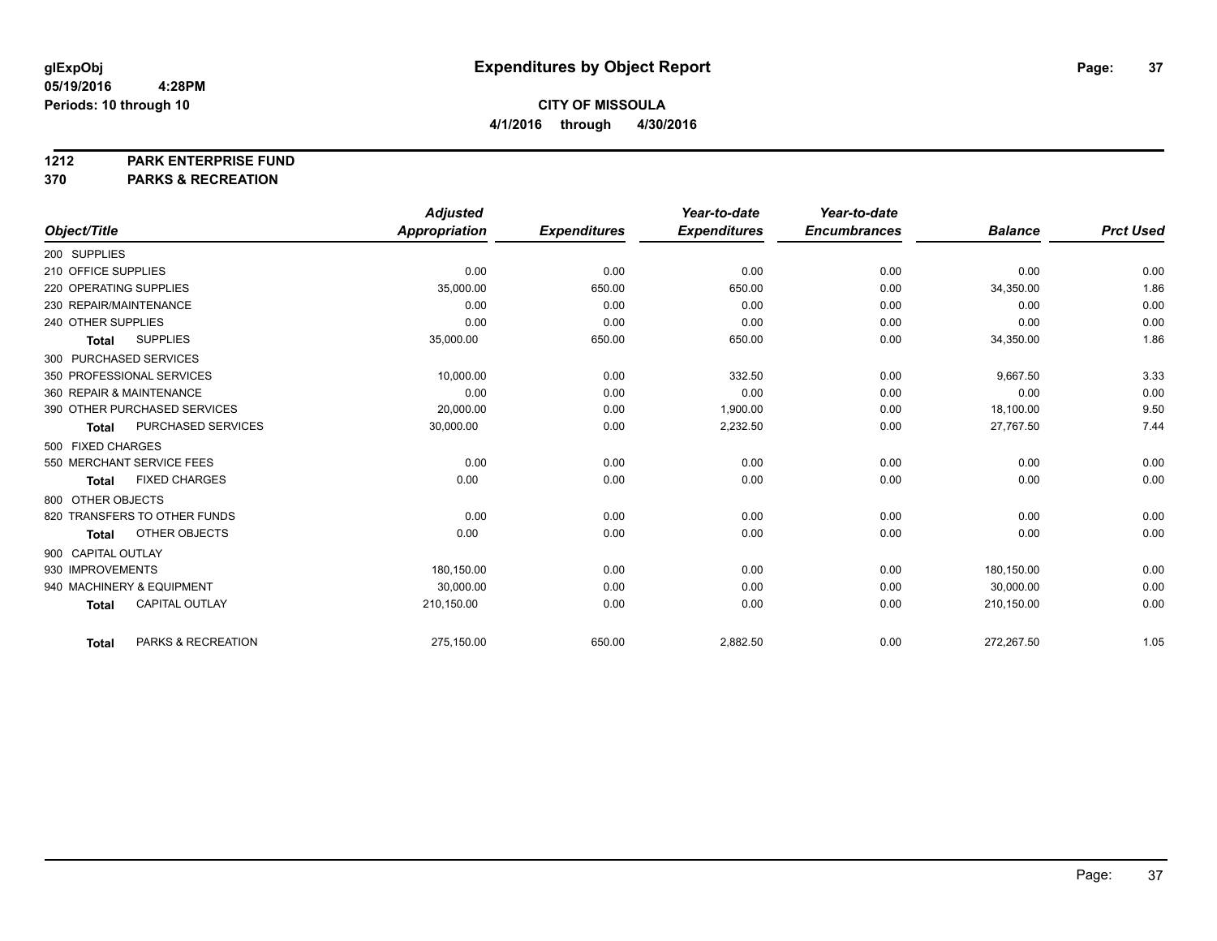**glExpObj** **Expenditures by Object Report**
**05/19/2016 4:28PM**
**Periods: 10 through 10**

**CITY OF MISSOULA**
**4/1/2016 through 4/30/2016**

## 1212 PARK ENTERPRISE FUND
## 370 PARKS & RECREATION

| Object/Title | Adjusted Appropriation | Expenditures | Year-to-date Expenditures | Year-to-date Encumbrances | Balance | Prct Used |
|---|---|---|---|---|---|---|
| 200 SUPPLIES | | | | | | |
| 210 OFFICE SUPPLIES | 0.00 | 0.00 | 0.00 | 0.00 | 0.00 | 0.00 |
| 220 OPERATING SUPPLIES | 35,000.00 | 650.00 | 650.00 | 0.00 | 34,350.00 | 1.86 |
| 230 REPAIR/MAINTENANCE | 0.00 | 0.00 | 0.00 | 0.00 | 0.00 | 0.00 |
| 240 OTHER SUPPLIES | 0.00 | 0.00 | 0.00 | 0.00 | 0.00 | 0.00 |
| **Total** SUPPLIES | 35,000.00 | 650.00 | 650.00 | 0.00 | 34,350.00 | 1.86 |
| 300 PURCHASED SERVICES | | | | | | |
| 350 PROFESSIONAL SERVICES | 10,000.00 | 0.00 | 332.50 | 0.00 | 9,667.50 | 3.33 |
| 360 REPAIR & MAINTENANCE | 0.00 | 0.00 | 0.00 | 0.00 | 0.00 | 0.00 |
| 390 OTHER PURCHASED SERVICES | 20,000.00 | 0.00 | 1,900.00 | 0.00 | 18,100.00 | 9.50 |
| **Total** PURCHASED SERVICES | 30,000.00 | 0.00 | 2,232.50 | 0.00 | 27,767.50 | 7.44 |
| 500 FIXED CHARGES | | | | | | |
| 550 MERCHANT SERVICE FEES | 0.00 | 0.00 | 0.00 | 0.00 | 0.00 | 0.00 |
| **Total** FIXED CHARGES | 0.00 | 0.00 | 0.00 | 0.00 | 0.00 | 0.00 |
| 800 OTHER OBJECTS | | | | | | |
| 820 TRANSFERS TO OTHER FUNDS | 0.00 | 0.00 | 0.00 | 0.00 | 0.00 | 0.00 |
| **Total** OTHER OBJECTS | 0.00 | 0.00 | 0.00 | 0.00 | 0.00 | 0.00 |
| 900 CAPITAL OUTLAY | | | | | | |
| 930 IMPROVEMENTS | 180,150.00 | 0.00 | 0.00 | 0.00 | 180,150.00 | 0.00 |
| 940 MACHINERY & EQUIPMENT | 30,000.00 | 0.00 | 0.00 | 0.00 | 30,000.00 | 0.00 |
| **Total** CAPITAL OUTLAY | 210,150.00 | 0.00 | 0.00 | 0.00 | 210,150.00 | 0.00 |
| **Total** PARKS & RECREATION | 275,150.00 | 650.00 | 2,882.50 | 0.00 | 272,267.50 | 1.05 |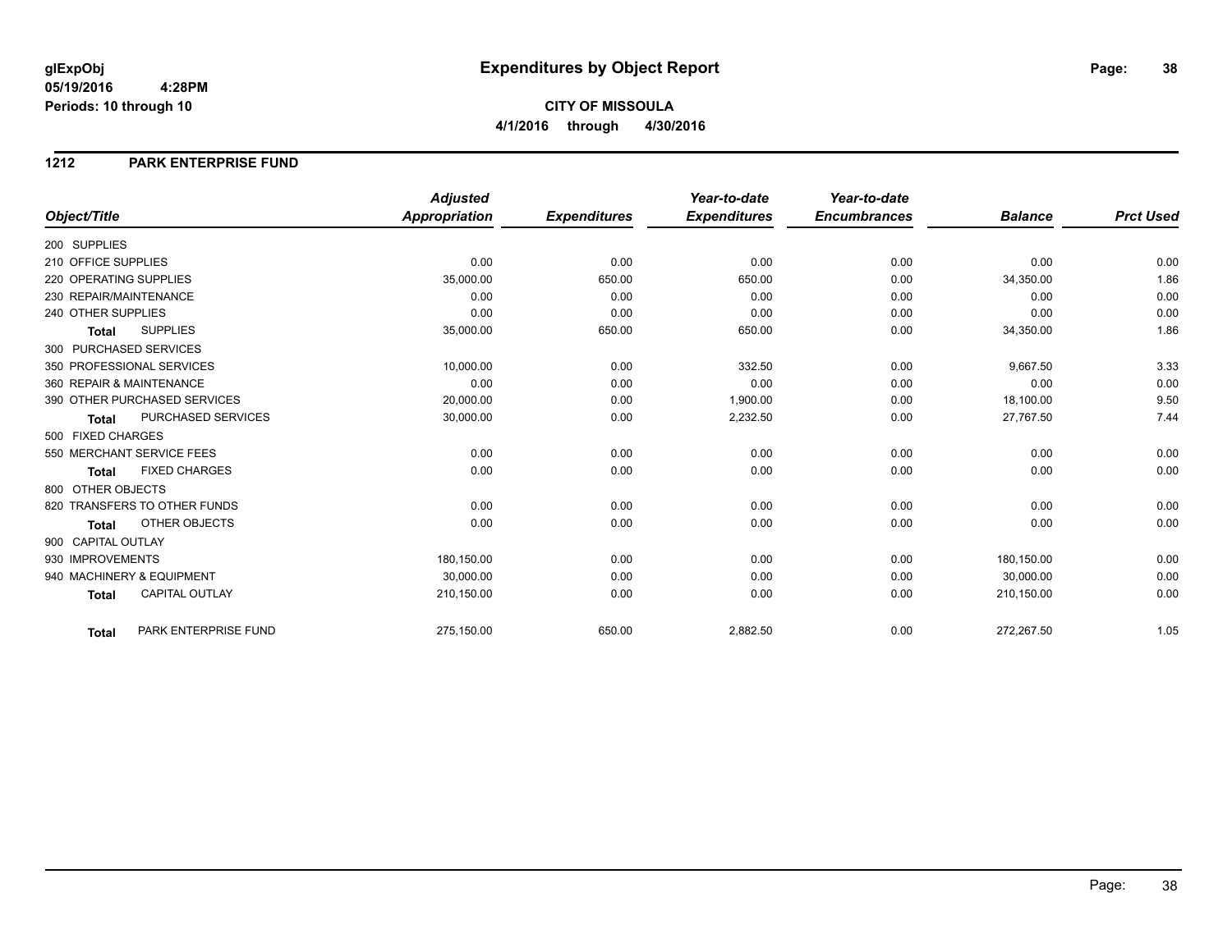**glExpObj**
**05/19/2016 4:28PM**
**Periods: 10 through 10**

# Expenditures by Object Report

**CITY OF MISSOULA**
**4/1/2016 through 4/30/2016**

## 1212 PARK ENTERPRISE FUND

| Object/Title | | Adjusted Appropriation | Expenditures | Year-to-date Expenditures | Year-to-date Encumbrances | Balance | Prct Used |
|---|---|---|---|---|---|---|---|
| 200 SUPPLIES | | | | | | | |
| 210 OFFICE SUPPLIES | | 0.00 | 0.00 | 0.00 | 0.00 | 0.00 | 0.00 |
| 220 OPERATING SUPPLIES | | 35,000.00 | 650.00 | 650.00 | 0.00 | 34,350.00 | 1.86 |
| 230 REPAIR/MAINTENANCE | | 0.00 | 0.00 | 0.00 | 0.00 | 0.00 | 0.00 |
| 240 OTHER SUPPLIES | | 0.00 | 0.00 | 0.00 | 0.00 | 0.00 | 0.00 |
| **Total** | SUPPLIES | 35,000.00 | 650.00 | 650.00 | 0.00 | 34,350.00 | 1.86 |
| 300 PURCHASED SERVICES | | | | | | | |
| 350 PROFESSIONAL SERVICES | | 10,000.00 | 0.00 | 332.50 | 0.00 | 9,667.50 | 3.33 |
| 360 REPAIR & MAINTENANCE | | 0.00 | 0.00 | 0.00 | 0.00 | 0.00 | 0.00 |
| 390 OTHER PURCHASED SERVICES | | 20,000.00 | 0.00 | 1,900.00 | 0.00 | 18,100.00 | 9.50 |
| **Total** | PURCHASED SERVICES | 30,000.00 | 0.00 | 2,232.50 | 0.00 | 27,767.50 | 7.44 |
| 500 FIXED CHARGES | | | | | | | |
| 550 MERCHANT SERVICE FEES | | 0.00 | 0.00 | 0.00 | 0.00 | 0.00 | 0.00 |
| **Total** | FIXED CHARGES | 0.00 | 0.00 | 0.00 | 0.00 | 0.00 | 0.00 |
| 800 OTHER OBJECTS | | | | | | | |
| 820 TRANSFERS TO OTHER FUNDS | | 0.00 | 0.00 | 0.00 | 0.00 | 0.00 | 0.00 |
| **Total** | OTHER OBJECTS | 0.00 | 0.00 | 0.00 | 0.00 | 0.00 | 0.00 |
| 900 CAPITAL OUTLAY | | | | | | | |
| 930 IMPROVEMENTS | | 180,150.00 | 0.00 | 0.00 | 0.00 | 180,150.00 | 0.00 |
| 940 MACHINERY & EQUIPMENT | | 30,000.00 | 0.00 | 0.00 | 0.00 | 30,000.00 | 0.00 |
| **Total** | CAPITAL OUTLAY | 210,150.00 | 0.00 | 0.00 | 0.00 | 210,150.00 | 0.00 |
| **Total** | PARK ENTERPRISE FUND | 275,150.00 | 650.00 | 2,882.50 | 0.00 | 272,267.50 | 1.05 |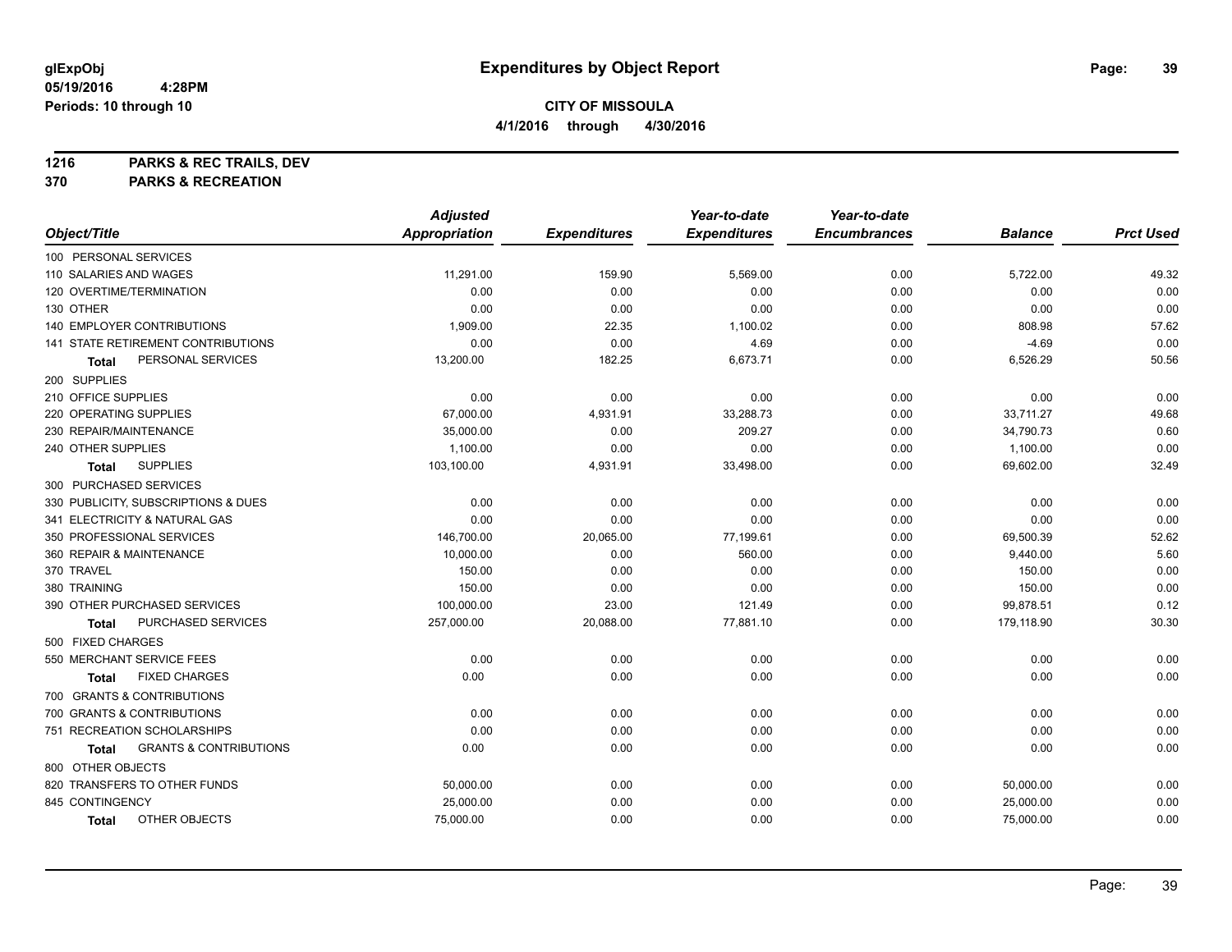**glExpObj** **Expenditures by Object Report**

**05/19/2016 4:28PM**

**Periods: 10 through 10**

**CITY OF MISSOULA**

**4/1/2016 through 4/30/2016**

**1216 PARKS & REC TRAILS, DEV**

**370 PARKS & RECREATION**

| Object/Title | Adjusted Appropriation | Expenditures | Year-to-date Expenditures | Year-to-date Encumbrances | Balance | Prct Used |
|---|---|---|---|---|---|---|
| 100 PERSONAL SERVICES | | | | | | |
| 110 SALARIES AND WAGES | 11,291.00 | 159.90 | 5,569.00 | 0.00 | 5,722.00 | 49.32 |
| 120 OVERTIME/TERMINATION | 0.00 | 0.00 | 0.00 | 0.00 | 0.00 | 0.00 |
| 130 OTHER | 0.00 | 0.00 | 0.00 | 0.00 | 0.00 | 0.00 |
| 140 EMPLOYER CONTRIBUTIONS | 1,909.00 | 22.35 | 1,100.02 | 0.00 | 808.98 | 57.62 |
| 141 STATE RETIREMENT CONTRIBUTIONS | 0.00 | 0.00 | 4.69 | 0.00 | -4.69 | 0.00 |
| **Total** PERSONAL SERVICES | 13,200.00 | 182.25 | 6,673.71 | 0.00 | 6,526.29 | 50.56 |
| 200 SUPPLIES | | | | | | |
| 210 OFFICE SUPPLIES | 0.00 | 0.00 | 0.00 | 0.00 | 0.00 | 0.00 |
| 220 OPERATING SUPPLIES | 67,000.00 | 4,931.91 | 33,288.73 | 0.00 | 33,711.27 | 49.68 |
| 230 REPAIR/MAINTENANCE | 35,000.00 | 0.00 | 209.27 | 0.00 | 34,790.73 | 0.60 |
| 240 OTHER SUPPLIES | 1,100.00 | 0.00 | 0.00 | 0.00 | 1,100.00 | 0.00 |
| **Total** SUPPLIES | 103,100.00 | 4,931.91 | 33,498.00 | 0.00 | 69,602.00 | 32.49 |
| 300 PURCHASED SERVICES | | | | | | |
| 330 PUBLICITY, SUBSCRIPTIONS & DUES | 0.00 | 0.00 | 0.00 | 0.00 | 0.00 | 0.00 |
| 341 ELECTRICITY & NATURAL GAS | 0.00 | 0.00 | 0.00 | 0.00 | 0.00 | 0.00 |
| 350 PROFESSIONAL SERVICES | 146,700.00 | 20,065.00 | 77,199.61 | 0.00 | 69,500.39 | 52.62 |
| 360 REPAIR & MAINTENANCE | 10,000.00 | 0.00 | 560.00 | 0.00 | 9,440.00 | 5.60 |
| 370 TRAVEL | 150.00 | 0.00 | 0.00 | 0.00 | 150.00 | 0.00 |
| 380 TRAINING | 150.00 | 0.00 | 0.00 | 0.00 | 150.00 | 0.00 |
| 390 OTHER PURCHASED SERVICES | 100,000.00 | 23.00 | 121.49 | 0.00 | 99,878.51 | 0.12 |
| **Total** PURCHASED SERVICES | 257,000.00 | 20,088.00 | 77,881.10 | 0.00 | 179,118.90 | 30.30 |
| 500 FIXED CHARGES | | | | | | |
| 550 MERCHANT SERVICE FEES | 0.00 | 0.00 | 0.00 | 0.00 | 0.00 | 0.00 |
| **Total** FIXED CHARGES | 0.00 | 0.00 | 0.00 | 0.00 | 0.00 | 0.00 |
| 700 GRANTS & CONTRIBUTIONS | | | | | | |
| 700 GRANTS & CONTRIBUTIONS | 0.00 | 0.00 | 0.00 | 0.00 | 0.00 | 0.00 |
| 751 RECREATION SCHOLARSHIPS | 0.00 | 0.00 | 0.00 | 0.00 | 0.00 | 0.00 |
| **Total** GRANTS & CONTRIBUTIONS | 0.00 | 0.00 | 0.00 | 0.00 | 0.00 | 0.00 |
| 800 OTHER OBJECTS | | | | | | |
| 820 TRANSFERS TO OTHER FUNDS | 50,000.00 | 0.00 | 0.00 | 0.00 | 50,000.00 | 0.00 |
| 845 CONTINGENCY | 25,000.00 | 0.00 | 0.00 | 0.00 | 25,000.00 | 0.00 |
| **Total** OTHER OBJECTS | 75,000.00 | 0.00 | 0.00 | 0.00 | 75,000.00 | 0.00 |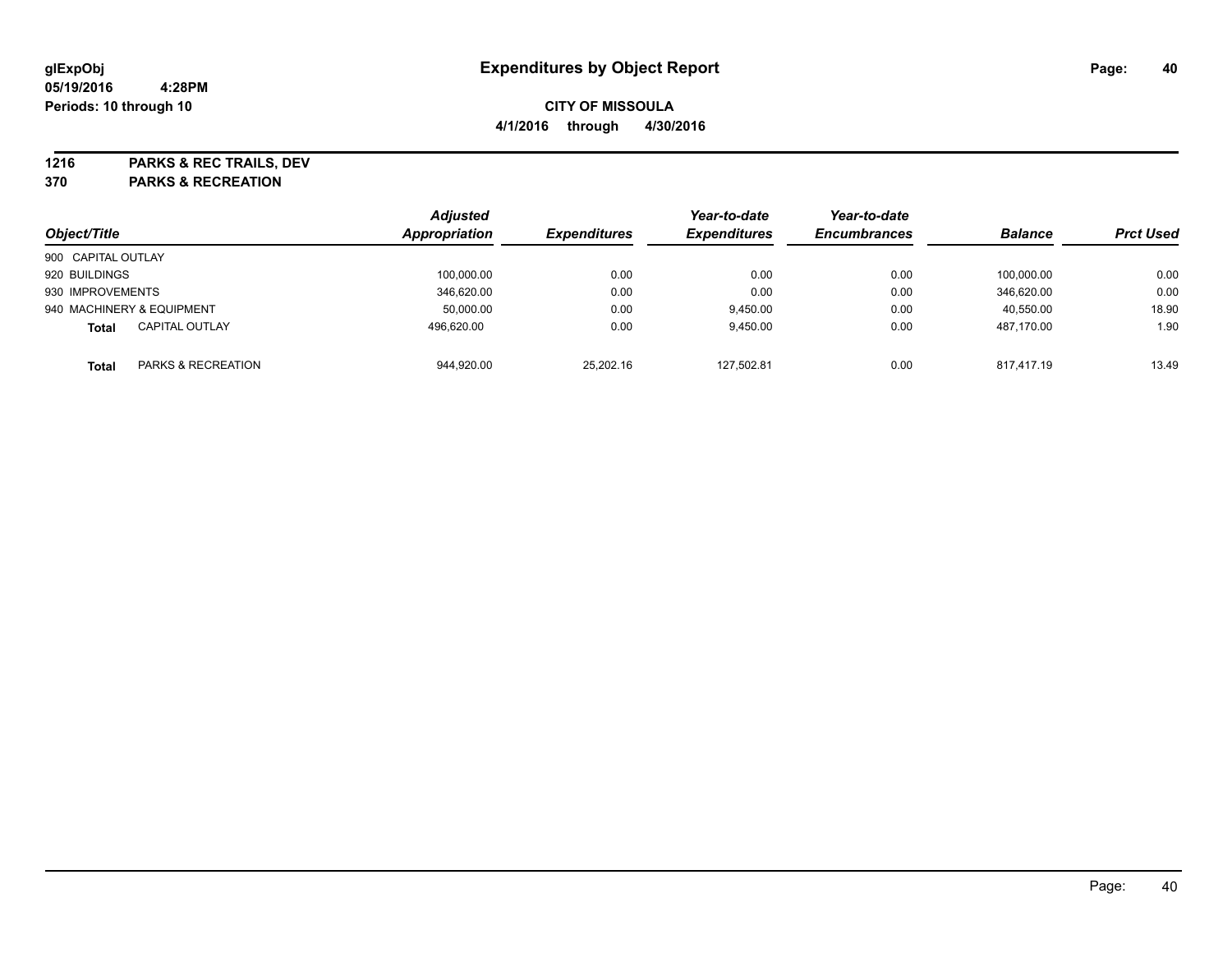# Expenditures by Object Report

glExpObj
05/19/2016 4:28PM
Periods: 10 through 10

**CITY OF MISSOULA**
**4/1/2016 through 4/30/2016**

**1216 PARKS & REC TRAILS, DEV**
**370 PARKS & RECREATION**

| Object/Title | | Adjusted Appropriation | Expenditures | Year-to-date Expenditures | Year-to-date Encumbrances | Balance | Prct Used |
|---|---|---|---|---|---|---|---|
| 900 CAPITAL OUTLAY | | | | | | | |
| 920 BUILDINGS | | 100,000.00 | 0.00 | 0.00 | 0.00 | 100,000.00 | 0.00 |
| 930 IMPROVEMENTS | | 346,620.00 | 0.00 | 0.00 | 0.00 | 346,620.00 | 0.00 |
| 940 MACHINERY & EQUIPMENT | | 50,000.00 | 0.00 | 9,450.00 | 0.00 | 40,550.00 | 18.90 |
| **Total** | CAPITAL OUTLAY | 496,620.00 | 0.00 | 9,450.00 | 0.00 | 487,170.00 | 1.90 |
| **Total** | PARKS & RECREATION | 944,920.00 | 25,202.16 | 127,502.81 | 0.00 | 817,417.19 | 13.49 |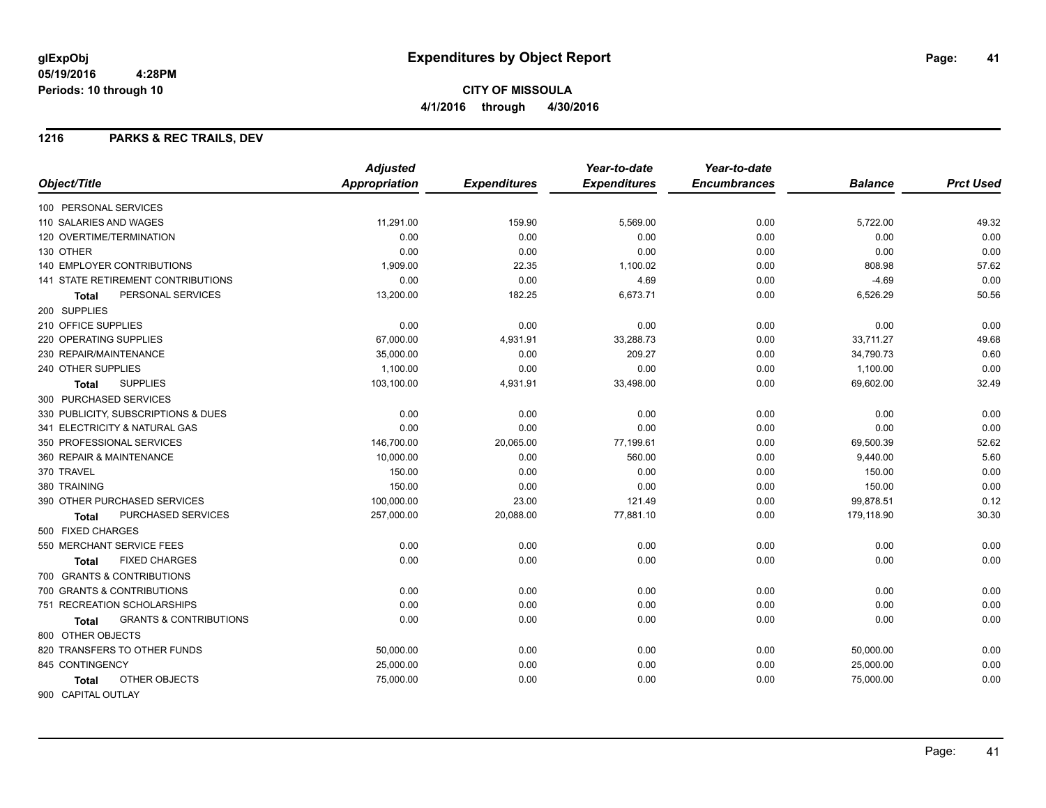# Expenditures by Object Report

glExpObj
05/19/2016 4:28PM
Periods: 10 through 10

**CITY OF MISSOULA**
**4/1/2016 through 4/30/2016**

## 1216 PARKS & REC TRAILS, DEV

| Object/Title | Adjusted Appropriation | Expenditures | Year-to-date Expenditures | Year-to-date Encumbrances | Balance | Prct Used |
|---|---|---|---|---|---|---|
| 100 PERSONAL SERVICES | | | | | | |
| 110 SALARIES AND WAGES | 11,291.00 | 159.90 | 5,569.00 | 0.00 | 5,722.00 | 49.32 |
| 120 OVERTIME/TERMINATION | 0.00 | 0.00 | 0.00 | 0.00 | 0.00 | 0.00 |
| 130 OTHER | 0.00 | 0.00 | 0.00 | 0.00 | 0.00 | 0.00 |
| 140 EMPLOYER CONTRIBUTIONS | 1,909.00 | 22.35 | 1,100.02 | 0.00 | 808.98 | 57.62 |
| 141 STATE RETIREMENT CONTRIBUTIONS | 0.00 | 0.00 | 4.69 | 0.00 | -4.69 | 0.00 |
| **Total** PERSONAL SERVICES | 13,200.00 | 182.25 | 6,673.71 | 0.00 | 6,526.29 | 50.56 |
| 200 SUPPLIES | | | | | | |
| 210 OFFICE SUPPLIES | 0.00 | 0.00 | 0.00 | 0.00 | 0.00 | 0.00 |
| 220 OPERATING SUPPLIES | 67,000.00 | 4,931.91 | 33,288.73 | 0.00 | 33,711.27 | 49.68 |
| 230 REPAIR/MAINTENANCE | 35,000.00 | 0.00 | 209.27 | 0.00 | 34,790.73 | 0.60 |
| 240 OTHER SUPPLIES | 1,100.00 | 0.00 | 0.00 | 0.00 | 1,100.00 | 0.00 |
| **Total** SUPPLIES | 103,100.00 | 4,931.91 | 33,498.00 | 0.00 | 69,602.00 | 32.49 |
| 300 PURCHASED SERVICES | | | | | | |
| 330 PUBLICITY, SUBSCRIPTIONS & DUES | 0.00 | 0.00 | 0.00 | 0.00 | 0.00 | 0.00 |
| 341 ELECTRICITY & NATURAL GAS | 0.00 | 0.00 | 0.00 | 0.00 | 0.00 | 0.00 |
| 350 PROFESSIONAL SERVICES | 146,700.00 | 20,065.00 | 77,199.61 | 0.00 | 69,500.39 | 52.62 |
| 360 REPAIR & MAINTENANCE | 10,000.00 | 0.00 | 560.00 | 0.00 | 9,440.00 | 5.60 |
| 370 TRAVEL | 150.00 | 0.00 | 0.00 | 0.00 | 150.00 | 0.00 |
| 380 TRAINING | 150.00 | 0.00 | 0.00 | 0.00 | 150.00 | 0.00 |
| 390 OTHER PURCHASED SERVICES | 100,000.00 | 23.00 | 121.49 | 0.00 | 99,878.51 | 0.12 |
| **Total** PURCHASED SERVICES | 257,000.00 | 20,088.00 | 77,881.10 | 0.00 | 179,118.90 | 30.30 |
| 500 FIXED CHARGES | | | | | | |
| 550 MERCHANT SERVICE FEES | 0.00 | 0.00 | 0.00 | 0.00 | 0.00 | 0.00 |
| **Total** FIXED CHARGES | 0.00 | 0.00 | 0.00 | 0.00 | 0.00 | 0.00 |
| 700 GRANTS & CONTRIBUTIONS | | | | | | |
| 700 GRANTS & CONTRIBUTIONS | 0.00 | 0.00 | 0.00 | 0.00 | 0.00 | 0.00 |
| 751 RECREATION SCHOLARSHIPS | 0.00 | 0.00 | 0.00 | 0.00 | 0.00 | 0.00 |
| **Total** GRANTS & CONTRIBUTIONS | 0.00 | 0.00 | 0.00 | 0.00 | 0.00 | 0.00 |
| 800 OTHER OBJECTS | | | | | | |
| 820 TRANSFERS TO OTHER FUNDS | 50,000.00 | 0.00 | 0.00 | 0.00 | 50,000.00 | 0.00 |
| 845 CONTINGENCY | 25,000.00 | 0.00 | 0.00 | 0.00 | 25,000.00 | 0.00 |
| **Total** OTHER OBJECTS | 75,000.00 | 0.00 | 0.00 | 0.00 | 75,000.00 | 0.00 |
| 900 CAPITAL OUTLAY | | | | | | |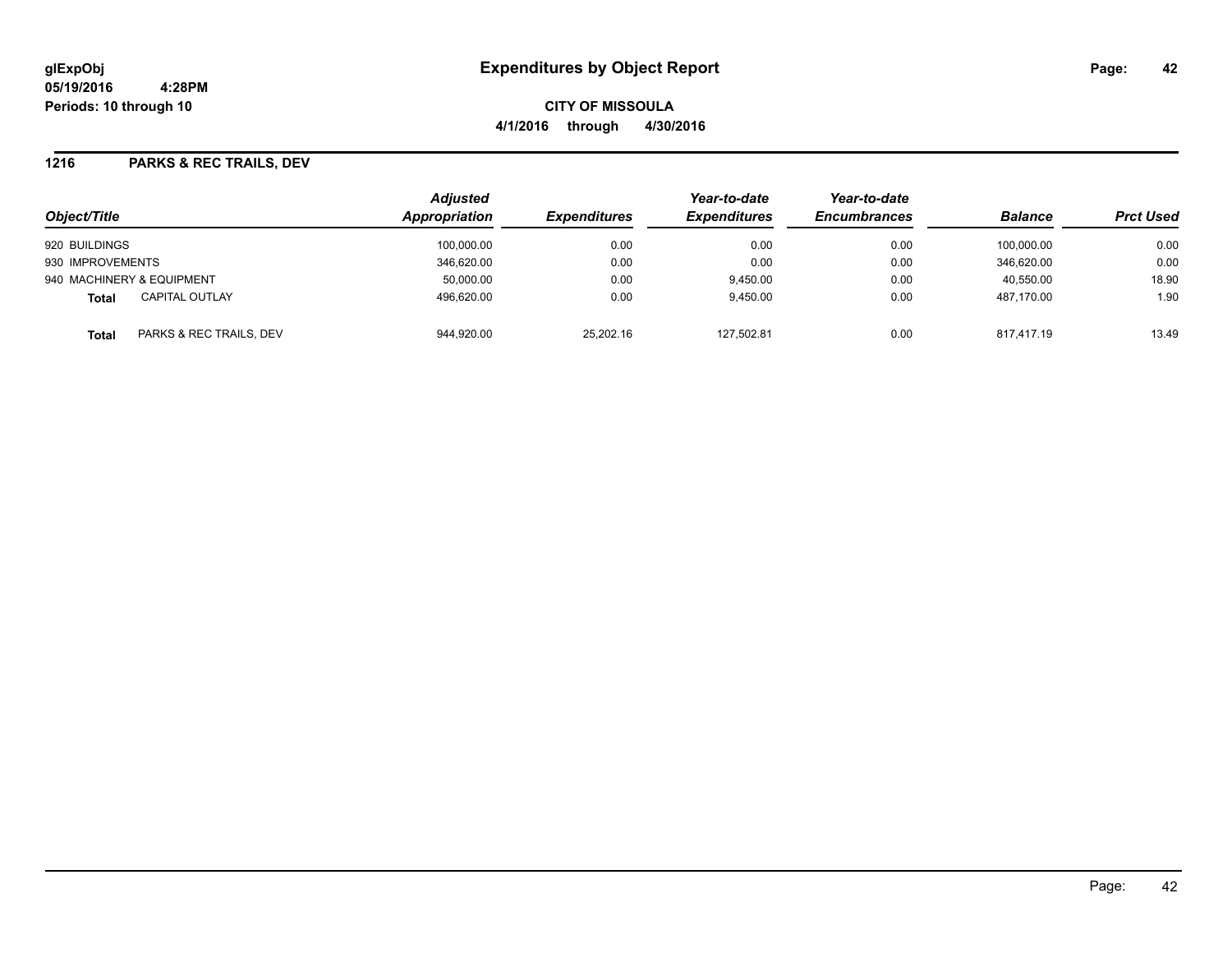**glExpObj**
**05/19/2016 4:28PM**
**Periods: 10 through 10**

# Expenditures by Object Report

**CITY OF MISSOULA**
**4/1/2016 through 4/30/2016**

## 1216 PARKS & REC TRAILS, DEV

| Object/Title | | Adjusted Appropriation | Expenditures | Year-to-date Expenditures | Year-to-date Encumbrances | Balance | Prct Used |
|---|---|---|---|---|---|---|---|
| 920 BUILDINGS | | 100,000.00 | 0.00 | 0.00 | 0.00 | 100,000.00 | 0.00 |
| 930 IMPROVEMENTS | | 346,620.00 | 0.00 | 0.00 | 0.00 | 346,620.00 | 0.00 |
| 940 MACHINERY & EQUIPMENT | | 50,000.00 | 0.00 | 9,450.00 | 0.00 | 40,550.00 | 18.90 |
| **Total** | CAPITAL OUTLAY | 496,620.00 | 0.00 | 9,450.00 | 0.00 | 487,170.00 | 1.90 |
| **Total** | PARKS & REC TRAILS, DEV | 944,920.00 | 25,202.16 | 127,502.81 | 0.00 | 817,417.19 | 13.49 |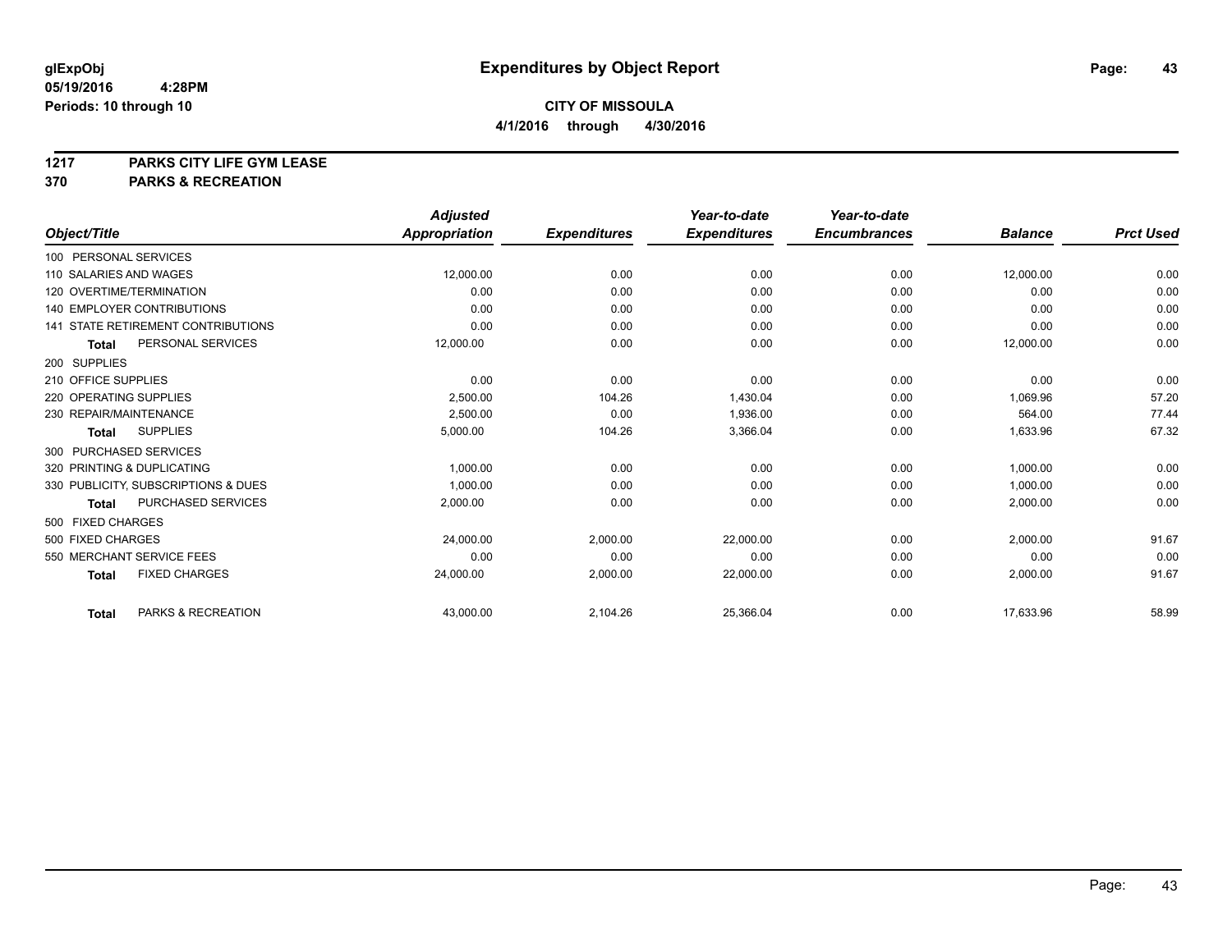**glExpObj**
**05/19/2016 4:28PM**
**Periods: 10 through 10**

# Expenditures by Object Report

**CITY OF MISSOULA**
**4/1/2016 through 4/30/2016**

**1217 PARKS CITY LIFE GYM LEASE**
**370 PARKS & RECREATION**

| Object/Title | Adjusted Appropriation | Expenditures | Year-to-date Expenditures | Year-to-date Encumbrances | Balance | Prct Used |
|---|---|---|---|---|---|---|
| 100 PERSONAL SERVICES | | | | | | |
| 110 SALARIES AND WAGES | 12,000.00 | 0.00 | 0.00 | 0.00 | 12,000.00 | 0.00 |
| 120 OVERTIME/TERMINATION | 0.00 | 0.00 | 0.00 | 0.00 | 0.00 | 0.00 |
| 140 EMPLOYER CONTRIBUTIONS | 0.00 | 0.00 | 0.00 | 0.00 | 0.00 | 0.00 |
| 141 STATE RETIREMENT CONTRIBUTIONS | 0.00 | 0.00 | 0.00 | 0.00 | 0.00 | 0.00 |
| **Total** PERSONAL SERVICES | 12,000.00 | 0.00 | 0.00 | 0.00 | 12,000.00 | 0.00 |
| 200 SUPPLIES | | | | | | |
| 210 OFFICE SUPPLIES | 0.00 | 0.00 | 0.00 | 0.00 | 0.00 | 0.00 |
| 220 OPERATING SUPPLIES | 2,500.00 | 104.26 | 1,430.04 | 0.00 | 1,069.96 | 57.20 |
| 230 REPAIR/MAINTENANCE | 2,500.00 | 0.00 | 1,936.00 | 0.00 | 564.00 | 77.44 |
| **Total** SUPPLIES | 5,000.00 | 104.26 | 3,366.04 | 0.00 | 1,633.96 | 67.32 |
| 300 PURCHASED SERVICES | | | | | | |
| 320 PRINTING & DUPLICATING | 1,000.00 | 0.00 | 0.00 | 0.00 | 1,000.00 | 0.00 |
| 330 PUBLICITY, SUBSCRIPTIONS & DUES | 1,000.00 | 0.00 | 0.00 | 0.00 | 1,000.00 | 0.00 |
| **Total** PURCHASED SERVICES | 2,000.00 | 0.00 | 0.00 | 0.00 | 2,000.00 | 0.00 |
| 500 FIXED CHARGES | | | | | | |
| 500 FIXED CHARGES | 24,000.00 | 2,000.00 | 22,000.00 | 0.00 | 2,000.00 | 91.67 |
| 550 MERCHANT SERVICE FEES | 0.00 | 0.00 | 0.00 | 0.00 | 0.00 | 0.00 |
| **Total** FIXED CHARGES | 24,000.00 | 2,000.00 | 22,000.00 | 0.00 | 2,000.00 | 91.67 |
| **Total** PARKS & RECREATION | 43,000.00 | 2,104.26 | 25,366.04 | 0.00 | 17,633.96 | 58.99 |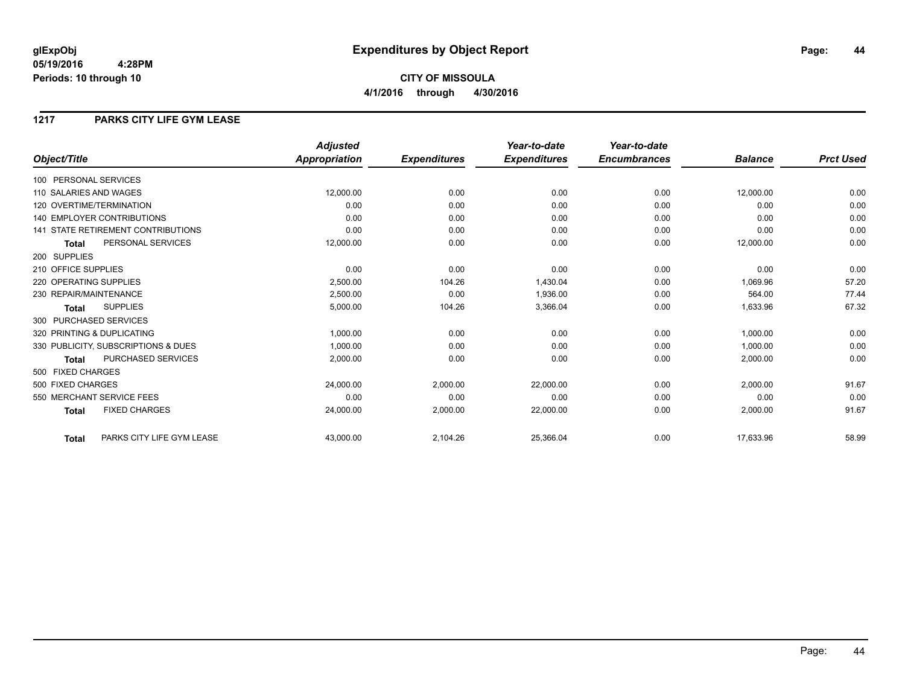# Expenditures by Object Report

glExpObj
05/19/2016 4:28PM
Periods: 10 through 10

**CITY OF MISSOULA**

**4/1/2016 through 4/30/2016**

## 1217 PARKS CITY LIFE GYM LEASE

| Object/Title | | Adjusted Appropriation | Expenditures | Year-to-date Expenditures | Year-to-date Encumbrances | Balance | Prct Used |
|---|---|---|---|---|---|---|---|
| 100 PERSONAL SERVICES | | | | | | | |
| 110 SALARIES AND WAGES | | 12,000.00 | 0.00 | 0.00 | 0.00 | 12,000.00 | 0.00 |
| 120 OVERTIME/TERMINATION | | 0.00 | 0.00 | 0.00 | 0.00 | 0.00 | 0.00 |
| 140 EMPLOYER CONTRIBUTIONS | | 0.00 | 0.00 | 0.00 | 0.00 | 0.00 | 0.00 |
| 141 STATE RETIREMENT CONTRIBUTIONS | | 0.00 | 0.00 | 0.00 | 0.00 | 0.00 | 0.00 |
| **Total** | PERSONAL SERVICES | 12,000.00 | 0.00 | 0.00 | 0.00 | 12,000.00 | 0.00 |
| 200 SUPPLIES | | | | | | | |
| 210 OFFICE SUPPLIES | | 0.00 | 0.00 | 0.00 | 0.00 | 0.00 | 0.00 |
| 220 OPERATING SUPPLIES | | 2,500.00 | 104.26 | 1,430.04 | 0.00 | 1,069.96 | 57.20 |
| 230 REPAIR/MAINTENANCE | | 2,500.00 | 0.00 | 1,936.00 | 0.00 | 564.00 | 77.44 |
| **Total** | SUPPLIES | 5,000.00 | 104.26 | 3,366.04 | 0.00 | 1,633.96 | 67.32 |
| 300 PURCHASED SERVICES | | | | | | | |
| 320 PRINTING & DUPLICATING | | 1,000.00 | 0.00 | 0.00 | 0.00 | 1,000.00 | 0.00 |
| 330 PUBLICITY, SUBSCRIPTIONS & DUES | | 1,000.00 | 0.00 | 0.00 | 0.00 | 1,000.00 | 0.00 |
| **Total** | PURCHASED SERVICES | 2,000.00 | 0.00 | 0.00 | 0.00 | 2,000.00 | 0.00 |
| 500 FIXED CHARGES | | | | | | | |
| 500 FIXED CHARGES | | 24,000.00 | 2,000.00 | 22,000.00 | 0.00 | 2,000.00 | 91.67 |
| 550 MERCHANT SERVICE FEES | | 0.00 | 0.00 | 0.00 | 0.00 | 0.00 | 0.00 |
| **Total** | FIXED CHARGES | 24,000.00 | 2,000.00 | 22,000.00 | 0.00 | 2,000.00 | 91.67 |
| **Total** | PARKS CITY LIFE GYM LEASE | 43,000.00 | 2,104.26 | 25,366.04 | 0.00 | 17,633.96 | 58.99 |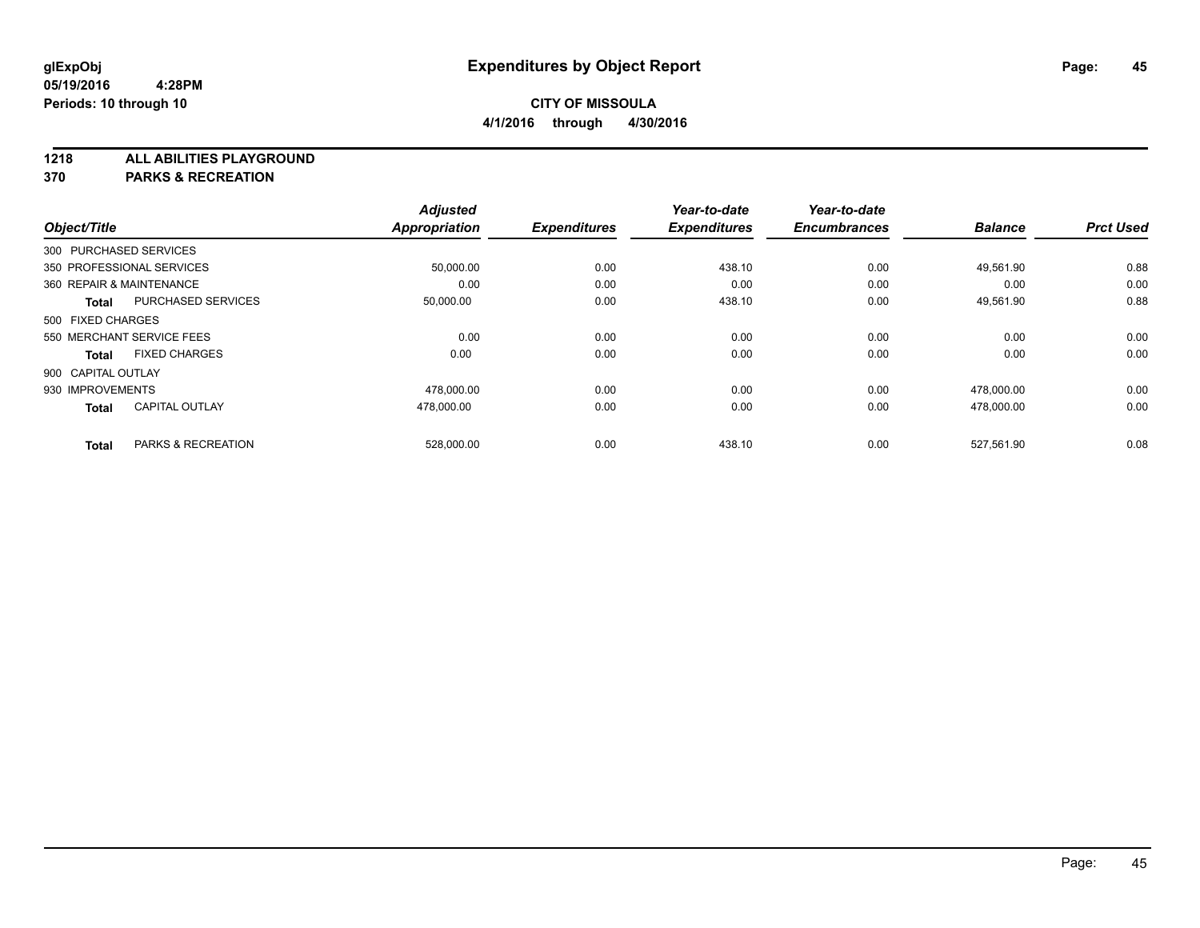**Expenditures by Object Report**

**CITY OF MISSOULA**

**4/1/2016 through 4/30/2016**

glExpObj
05/19/2016 4:28PM
Periods: 10 through 10

**1218 ALL ABILITIES PLAYGROUND**
**370 PARKS & RECREATION**

| Object/Title | | Adjusted Appropriation | Expenditures | Year-to-date Expenditures | Year-to-date Encumbrances | Balance | Prct Used |
|---|---|---|---|---|---|---|---|
| 300 PURCHASED SERVICES | | | | | | | |
| 350 PROFESSIONAL SERVICES | | 50,000.00 | 0.00 | 438.10 | 0.00 | 49,561.90 | 0.88 |
| 360 REPAIR & MAINTENANCE | | 0.00 | 0.00 | 0.00 | 0.00 | 0.00 | 0.00 |
| **Total** | PURCHASED SERVICES | 50,000.00 | 0.00 | 438.10 | 0.00 | 49,561.90 | 0.88 |
| 500 FIXED CHARGES | | | | | | | |
| 550 MERCHANT SERVICE FEES | | 0.00 | 0.00 | 0.00 | 0.00 | 0.00 | 0.00 |
| **Total** | FIXED CHARGES | 0.00 | 0.00 | 0.00 | 0.00 | 0.00 | 0.00 |
| 900 CAPITAL OUTLAY | | | | | | | |
| 930 IMPROVEMENTS | | 478,000.00 | 0.00 | 0.00 | 0.00 | 478,000.00 | 0.00 |
| **Total** | CAPITAL OUTLAY | 478,000.00 | 0.00 | 0.00 | 0.00 | 478,000.00 | 0.00 |
| **Total** | PARKS & RECREATION | 528,000.00 | 0.00 | 438.10 | 0.00 | 527,561.90 | 0.08 |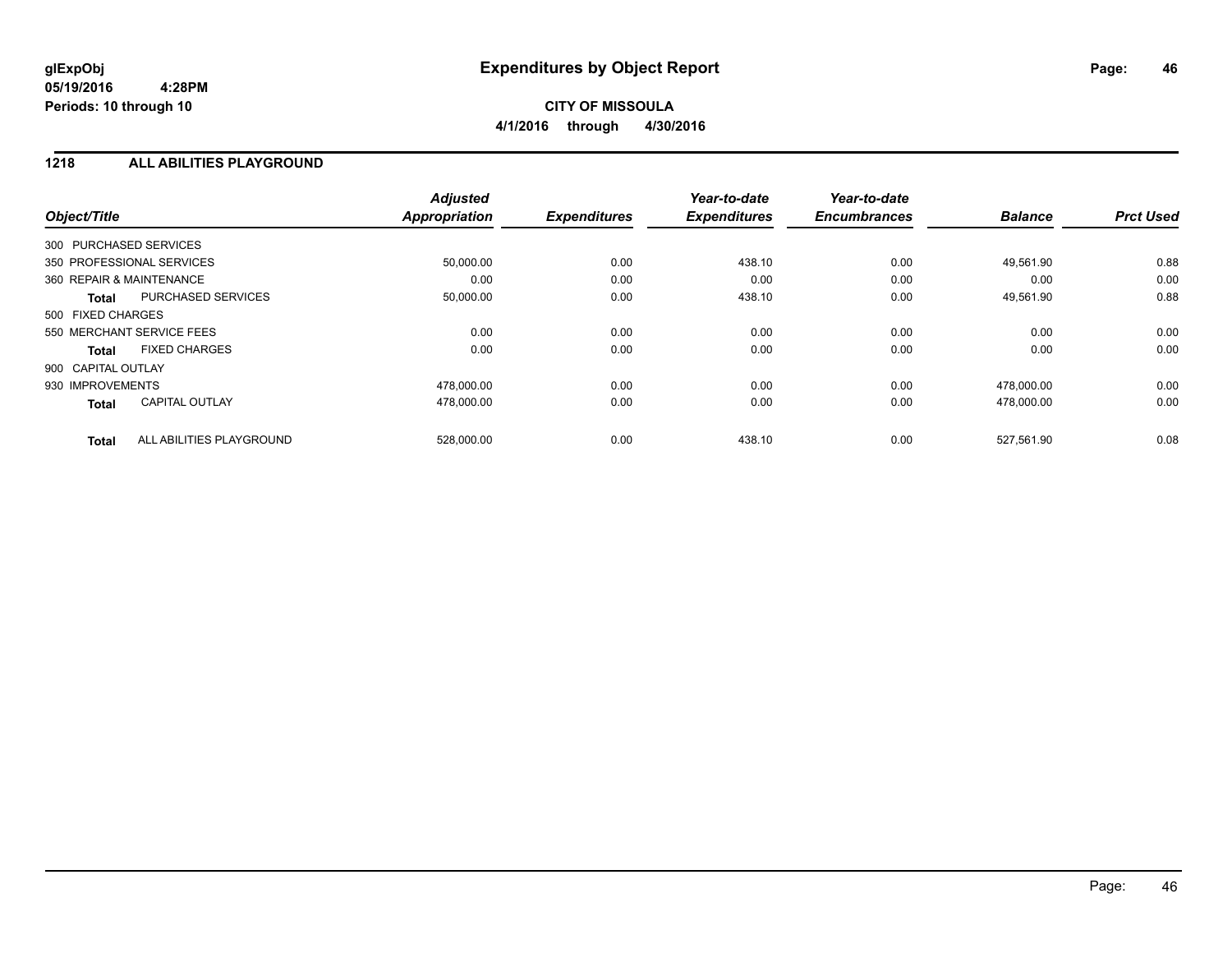**glExpObj**
**05/19/2016 4:28PM**
**Periods: 10 through 10**

# Expenditures by Object Report

**CITY OF MISSOULA**
**4/1/2016 through 4/30/2016**

## 1218 ALL ABILITIES PLAYGROUND

| Object/Title | Adjusted Appropriation | Expenditures | Year-to-date Expenditures | Year-to-date Encumbrances | Balance | Prct Used |
|---|---|---|---|---|---|---|
| 300 PURCHASED SERVICES | | | | | | |
| 350 PROFESSIONAL SERVICES | 50,000.00 | 0.00 | 438.10 | 0.00 | 49,561.90 | 0.88 |
| 360 REPAIR & MAINTENANCE | 0.00 | 0.00 | 0.00 | 0.00 | 0.00 | 0.00 |
| **Total** PURCHASED SERVICES | 50,000.00 | 0.00 | 438.10 | 0.00 | 49,561.90 | 0.88 |
| 500 FIXED CHARGES | | | | | | |
| 550 MERCHANT SERVICE FEES | 0.00 | 0.00 | 0.00 | 0.00 | 0.00 | 0.00 |
| **Total** FIXED CHARGES | 0.00 | 0.00 | 0.00 | 0.00 | 0.00 | 0.00 |
| 900 CAPITAL OUTLAY | | | | | | |
| 930 IMPROVEMENTS | 478,000.00 | 0.00 | 0.00 | 0.00 | 478,000.00 | 0.00 |
| **Total** CAPITAL OUTLAY | 478,000.00 | 0.00 | 0.00 | 0.00 | 478,000.00 | 0.00 |
| **Total** ALL ABILITIES PLAYGROUND | 528,000.00 | 0.00 | 438.10 | 0.00 | 527,561.90 | 0.08 |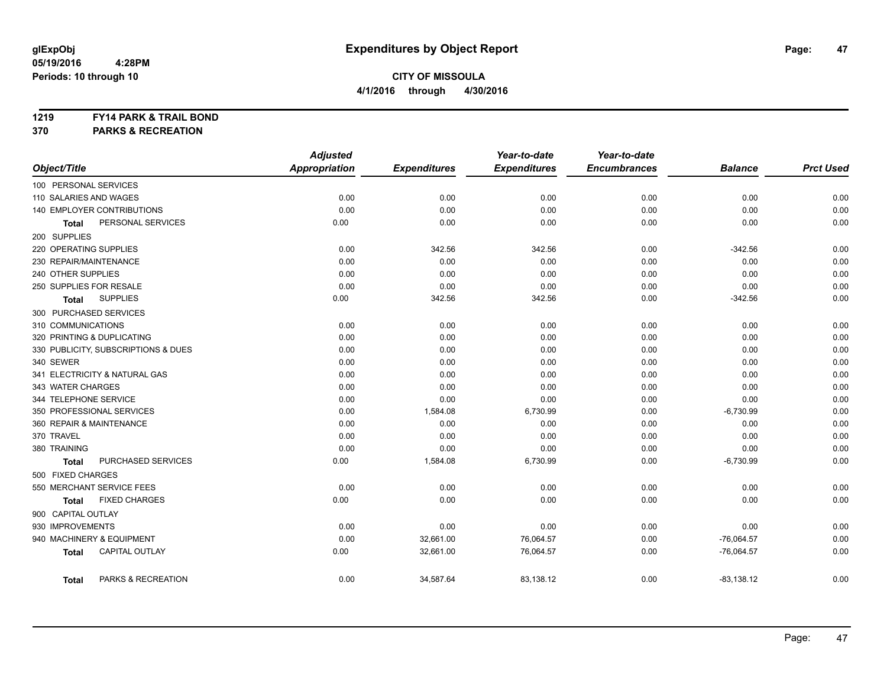**glExpObj** **Expenditures by Object Report**
**05/19/2016 4:28PM**
**Periods: 10 through 10**

**CITY OF MISSOULA**
**4/1/2016 through 4/30/2016**

**1219 FY14 PARK & TRAIL BOND**
**370 PARKS & RECREATION**

| Object/Title | Adjusted Appropriation | Expenditures | Year-to-date Expenditures | Year-to-date Encumbrances | Balance | Prct Used |
|---|---|---|---|---|---|---|
| 100 PERSONAL SERVICES | | | | | | |
| 110 SALARIES AND WAGES | 0.00 | 0.00 | 0.00 | 0.00 | 0.00 | 0.00 |
| 140 EMPLOYER CONTRIBUTIONS | 0.00 | 0.00 | 0.00 | 0.00 | 0.00 | 0.00 |
| **Total** PERSONAL SERVICES | 0.00 | 0.00 | 0.00 | 0.00 | 0.00 | 0.00 |
| 200 SUPPLIES | | | | | | |
| 220 OPERATING SUPPLIES | 0.00 | 342.56 | 342.56 | 0.00 | -342.56 | 0.00 |
| 230 REPAIR/MAINTENANCE | 0.00 | 0.00 | 0.00 | 0.00 | 0.00 | 0.00 |
| 240 OTHER SUPPLIES | 0.00 | 0.00 | 0.00 | 0.00 | 0.00 | 0.00 |
| 250 SUPPLIES FOR RESALE | 0.00 | 0.00 | 0.00 | 0.00 | 0.00 | 0.00 |
| **Total** SUPPLIES | 0.00 | 342.56 | 342.56 | 0.00 | -342.56 | 0.00 |
| 300 PURCHASED SERVICES | | | | | | |
| 310 COMMUNICATIONS | 0.00 | 0.00 | 0.00 | 0.00 | 0.00 | 0.00 |
| 320 PRINTING & DUPLICATING | 0.00 | 0.00 | 0.00 | 0.00 | 0.00 | 0.00 |
| 330 PUBLICITY, SUBSCRIPTIONS & DUES | 0.00 | 0.00 | 0.00 | 0.00 | 0.00 | 0.00 |
| 340 SEWER | 0.00 | 0.00 | 0.00 | 0.00 | 0.00 | 0.00 |
| 341 ELECTRICITY & NATURAL GAS | 0.00 | 0.00 | 0.00 | 0.00 | 0.00 | 0.00 |
| 343 WATER CHARGES | 0.00 | 0.00 | 0.00 | 0.00 | 0.00 | 0.00 |
| 344 TELEPHONE SERVICE | 0.00 | 0.00 | 0.00 | 0.00 | 0.00 | 0.00 |
| 350 PROFESSIONAL SERVICES | 0.00 | 1,584.08 | 6,730.99 | 0.00 | -6,730.99 | 0.00 |
| 360 REPAIR & MAINTENANCE | 0.00 | 0.00 | 0.00 | 0.00 | 0.00 | 0.00 |
| 370 TRAVEL | 0.00 | 0.00 | 0.00 | 0.00 | 0.00 | 0.00 |
| 380 TRAINING | 0.00 | 0.00 | 0.00 | 0.00 | 0.00 | 0.00 |
| **Total** PURCHASED SERVICES | 0.00 | 1,584.08 | 6,730.99 | 0.00 | -6,730.99 | 0.00 |
| 500 FIXED CHARGES | | | | | | |
| 550 MERCHANT SERVICE FEES | 0.00 | 0.00 | 0.00 | 0.00 | 0.00 | 0.00 |
| **Total** FIXED CHARGES | 0.00 | 0.00 | 0.00 | 0.00 | 0.00 | 0.00 |
| 900 CAPITAL OUTLAY | | | | | | |
| 930 IMPROVEMENTS | 0.00 | 0.00 | 0.00 | 0.00 | 0.00 | 0.00 |
| 940 MACHINERY & EQUIPMENT | 0.00 | 32,661.00 | 76,064.57 | 0.00 | -76,064.57 | 0.00 |
| **Total** CAPITAL OUTLAY | 0.00 | 32,661.00 | 76,064.57 | 0.00 | -76,064.57 | 0.00 |
| **Total** PARKS & RECREATION | 0.00 | 34,587.64 | 83,138.12 | 0.00 | -83,138.12 | 0.00 |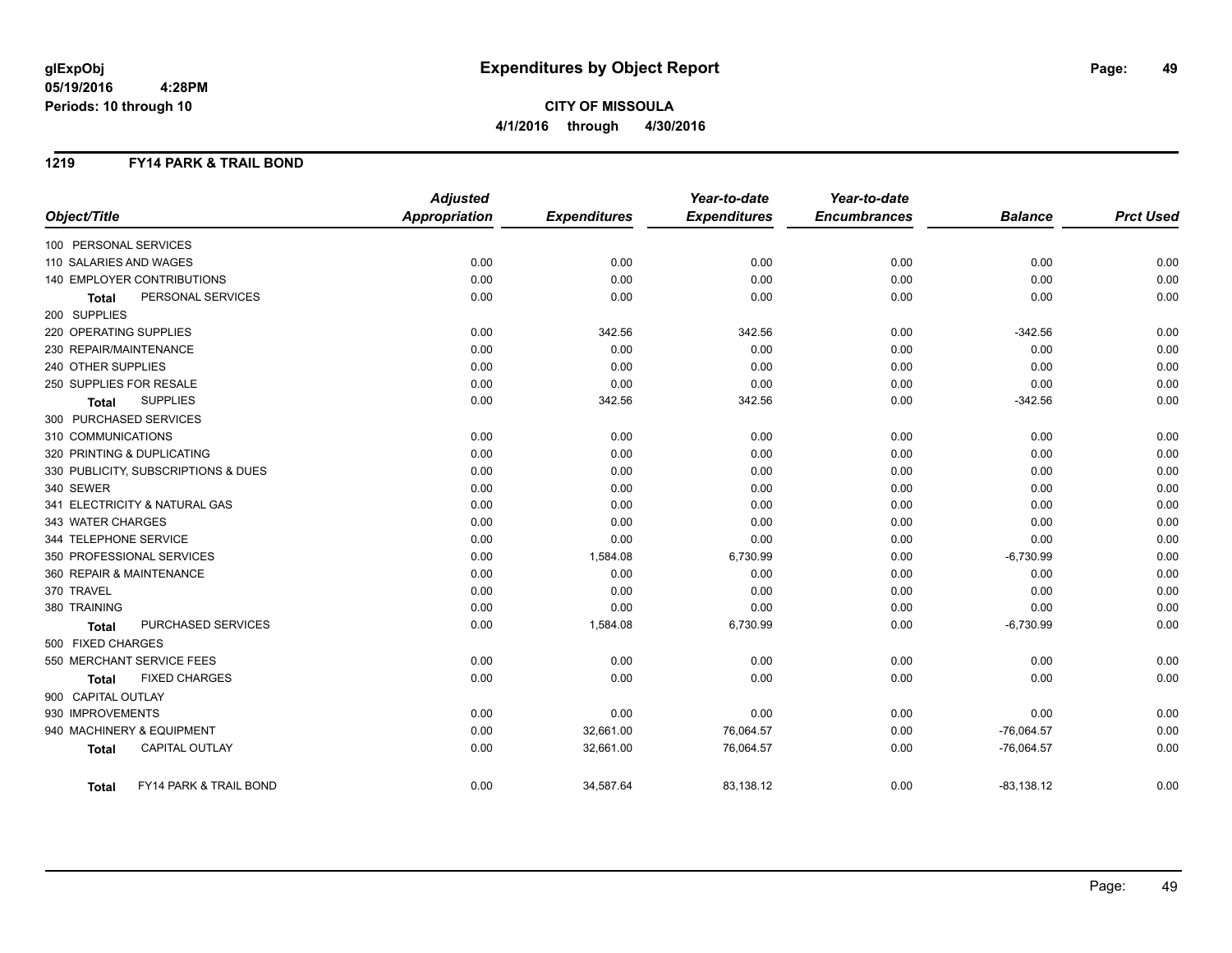**glExpObj** **Expenditures by Object Report**

**05/19/2016 4:28PM**

**Periods: 10 through 10**

**CITY OF MISSOULA**

**4/1/2016 through 4/30/2016**

## 1219 FY14 PARK & TRAIL BOND

| Object/Title | Adjusted Appropriation | Expenditures | Year-to-date Expenditures | Year-to-date Encumbrances | Balance | Prct Used |
|---|---|---|---|---|---|---|
| 100 PERSONAL SERVICES | | | | | | |
| 110 SALARIES AND WAGES | 0.00 | 0.00 | 0.00 | 0.00 | 0.00 | 0.00 |
| 140 EMPLOYER CONTRIBUTIONS | 0.00 | 0.00 | 0.00 | 0.00 | 0.00 | 0.00 |
| **Total** PERSONAL SERVICES | 0.00 | 0.00 | 0.00 | 0.00 | 0.00 | 0.00 |
| 200 SUPPLIES | | | | | | |
| 220 OPERATING SUPPLIES | 0.00 | 342.56 | 342.56 | 0.00 | -342.56 | 0.00 |
| 230 REPAIR/MAINTENANCE | 0.00 | 0.00 | 0.00 | 0.00 | 0.00 | 0.00 |
| 240 OTHER SUPPLIES | 0.00 | 0.00 | 0.00 | 0.00 | 0.00 | 0.00 |
| 250 SUPPLIES FOR RESALE | 0.00 | 0.00 | 0.00 | 0.00 | 0.00 | 0.00 |
| **Total** SUPPLIES | 0.00 | 342.56 | 342.56 | 0.00 | -342.56 | 0.00 |
| 300 PURCHASED SERVICES | | | | | | |
| 310 COMMUNICATIONS | 0.00 | 0.00 | 0.00 | 0.00 | 0.00 | 0.00 |
| 320 PRINTING & DUPLICATING | 0.00 | 0.00 | 0.00 | 0.00 | 0.00 | 0.00 |
| 330 PUBLICITY, SUBSCRIPTIONS & DUES | 0.00 | 0.00 | 0.00 | 0.00 | 0.00 | 0.00 |
| 340 SEWER | 0.00 | 0.00 | 0.00 | 0.00 | 0.00 | 0.00 |
| 341 ELECTRICITY & NATURAL GAS | 0.00 | 0.00 | 0.00 | 0.00 | 0.00 | 0.00 |
| 343 WATER CHARGES | 0.00 | 0.00 | 0.00 | 0.00 | 0.00 | 0.00 |
| 344 TELEPHONE SERVICE | 0.00 | 0.00 | 0.00 | 0.00 | 0.00 | 0.00 |
| 350 PROFESSIONAL SERVICES | 0.00 | 1,584.08 | 6,730.99 | 0.00 | -6,730.99 | 0.00 |
| 360 REPAIR & MAINTENANCE | 0.00 | 0.00 | 0.00 | 0.00 | 0.00 | 0.00 |
| 370 TRAVEL | 0.00 | 0.00 | 0.00 | 0.00 | 0.00 | 0.00 |
| 380 TRAINING | 0.00 | 0.00 | 0.00 | 0.00 | 0.00 | 0.00 |
| **Total** PURCHASED SERVICES | 0.00 | 1,584.08 | 6,730.99 | 0.00 | -6,730.99 | 0.00 |
| 500 FIXED CHARGES | | | | | | |
| 550 MERCHANT SERVICE FEES | 0.00 | 0.00 | 0.00 | 0.00 | 0.00 | 0.00 |
| **Total** FIXED CHARGES | 0.00 | 0.00 | 0.00 | 0.00 | 0.00 | 0.00 |
| 900 CAPITAL OUTLAY | | | | | | |
| 930 IMPROVEMENTS | 0.00 | 0.00 | 0.00 | 0.00 | 0.00 | 0.00 |
| 940 MACHINERY & EQUIPMENT | 0.00 | 32,661.00 | 76,064.57 | 0.00 | -76,064.57 | 0.00 |
| **Total** CAPITAL OUTLAY | 0.00 | 32,661.00 | 76,064.57 | 0.00 | -76,064.57 | 0.00 |
| **Total** FY14 PARK & TRAIL BOND | 0.00 | 34,587.64 | 83,138.12 | 0.00 | -83,138.12 | 0.00 |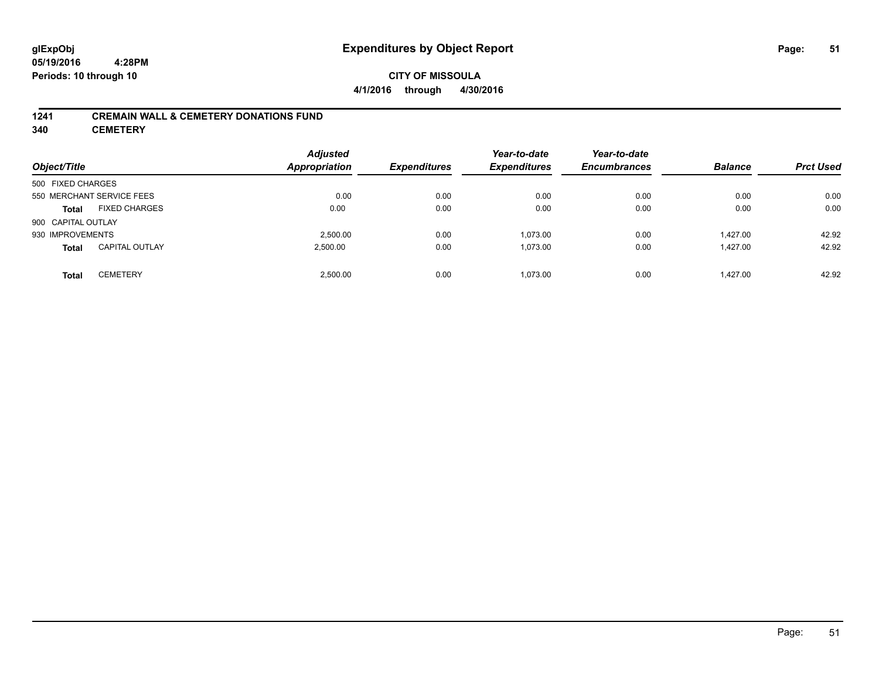# Expenditures by Object Report

glExpObj
05/19/2016 4:28PM
Periods: 10 through 10

**CITY OF MISSOULA**
**4/1/2016 through 4/30/2016**

## 1241 CREMAIN WALL & CEMETERY DONATIONS FUND
## 340 CEMETERY

| Object/Title | | Adjusted Appropriation | Expenditures | Year-to-date Expenditures | Year-to-date Encumbrances | Balance | Prct Used |
|---|---|---|---|---|---|---|---|
| 500 FIXED CHARGES | | | | | | | |
| 550 MERCHANT SERVICE FEES | | 0.00 | 0.00 | 0.00 | 0.00 | 0.00 | 0.00 |
| **Total** | FIXED CHARGES | 0.00 | 0.00 | 0.00 | 0.00 | 0.00 | 0.00 |
| 900 CAPITAL OUTLAY | | | | | | | |
| 930 IMPROVEMENTS | | 2,500.00 | 0.00 | 1,073.00 | 0.00 | 1,427.00 | 42.92 |
| **Total** | CAPITAL OUTLAY | 2,500.00 | 0.00 | 1,073.00 | 0.00 | 1,427.00 | 42.92 |
| **Total** | CEMETERY | 2,500.00 | 0.00 | 1,073.00 | 0.00 | 1,427.00 | 42.92 |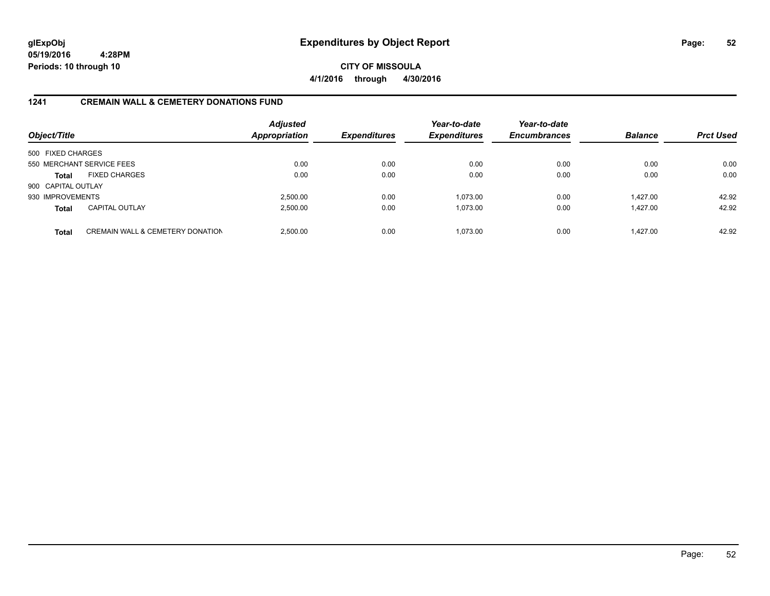**glExpObj**
**05/19/2016 4:28PM**
**Periods: 10 through 10**

# Expenditures by Object Report

**CITY OF MISSOULA**
**4/1/2016 through 4/30/2016**

## 1241 CREMAIN WALL & CEMETERY DONATIONS FUND

| Object/Title | | Adjusted Appropriation | Expenditures | Year-to-date Expenditures | Year-to-date Encumbrances | Balance | Prct Used |
|---|---|---|---|---|---|---|---|
| 500 FIXED CHARGES | | | | | | | |
| 550 MERCHANT SERVICE FEES | | 0.00 | 0.00 | 0.00 | 0.00 | 0.00 | 0.00 |
| **Total** | FIXED CHARGES | 0.00 | 0.00 | 0.00 | 0.00 | 0.00 | 0.00 |
| 900 CAPITAL OUTLAY | | | | | | | |
| 930 IMPROVEMENTS | | 2,500.00 | 0.00 | 1,073.00 | 0.00 | 1,427.00 | 42.92 |
| **Total** | CAPITAL OUTLAY | 2,500.00 | 0.00 | 1,073.00 | 0.00 | 1,427.00 | 42.92 |
| **Total** | CREMAIN WALL & CEMETERY DONATION | 2,500.00 | 0.00 | 1,073.00 | 0.00 | 1,427.00 | 42.92 |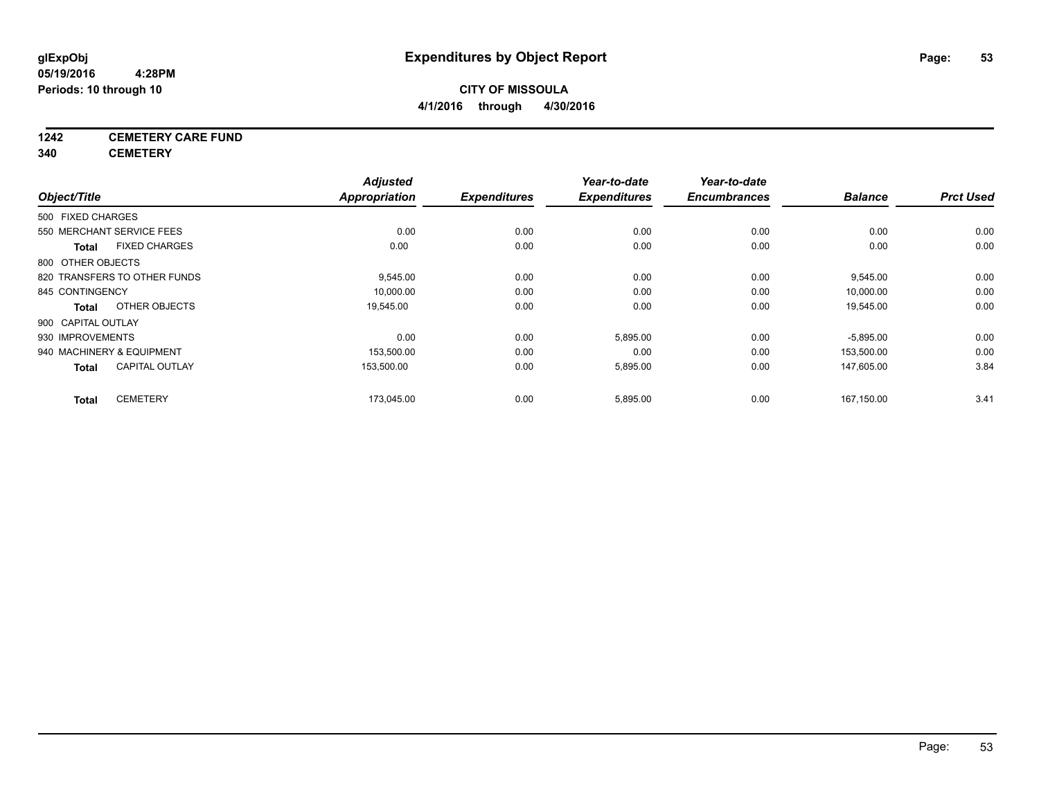**glExpObj**
**05/19/2016 4:28PM**
**Periods: 10 through 10**

# Expenditures by Object Report

**CITY OF MISSOULA**
**4/1/2016 through 4/30/2016**

**1242 CEMETERY CARE FUND**
**340 CEMETERY**

| Object/Title | Adjusted Appropriation | Expenditures | Year-to-date Expenditures | Year-to-date Encumbrances | Balance | Prct Used |
|---|---|---|---|---|---|---|
| 500 FIXED CHARGES | | | | | | |
| 550 MERCHANT SERVICE FEES | 0.00 | 0.00 | 0.00 | 0.00 | 0.00 | 0.00 |
| **Total** FIXED CHARGES | 0.00 | 0.00 | 0.00 | 0.00 | 0.00 | 0.00 |
| 800 OTHER OBJECTS | | | | | | |
| 820 TRANSFERS TO OTHER FUNDS | 9,545.00 | 0.00 | 0.00 | 0.00 | 9,545.00 | 0.00 |
| 845 CONTINGENCY | 10,000.00 | 0.00 | 0.00 | 0.00 | 10,000.00 | 0.00 |
| **Total** OTHER OBJECTS | 19,545.00 | 0.00 | 0.00 | 0.00 | 19,545.00 | 0.00 |
| 900 CAPITAL OUTLAY | | | | | | |
| 930 IMPROVEMENTS | 0.00 | 0.00 | 5,895.00 | 0.00 | -5,895.00 | 0.00 |
| 940 MACHINERY & EQUIPMENT | 153,500.00 | 0.00 | 0.00 | 0.00 | 153,500.00 | 0.00 |
| **Total** CAPITAL OUTLAY | 153,500.00 | 0.00 | 5,895.00 | 0.00 | 147,605.00 | 3.84 |
| **Total** CEMETERY | 173,045.00 | 0.00 | 5,895.00 | 0.00 | 167,150.00 | 3.41 |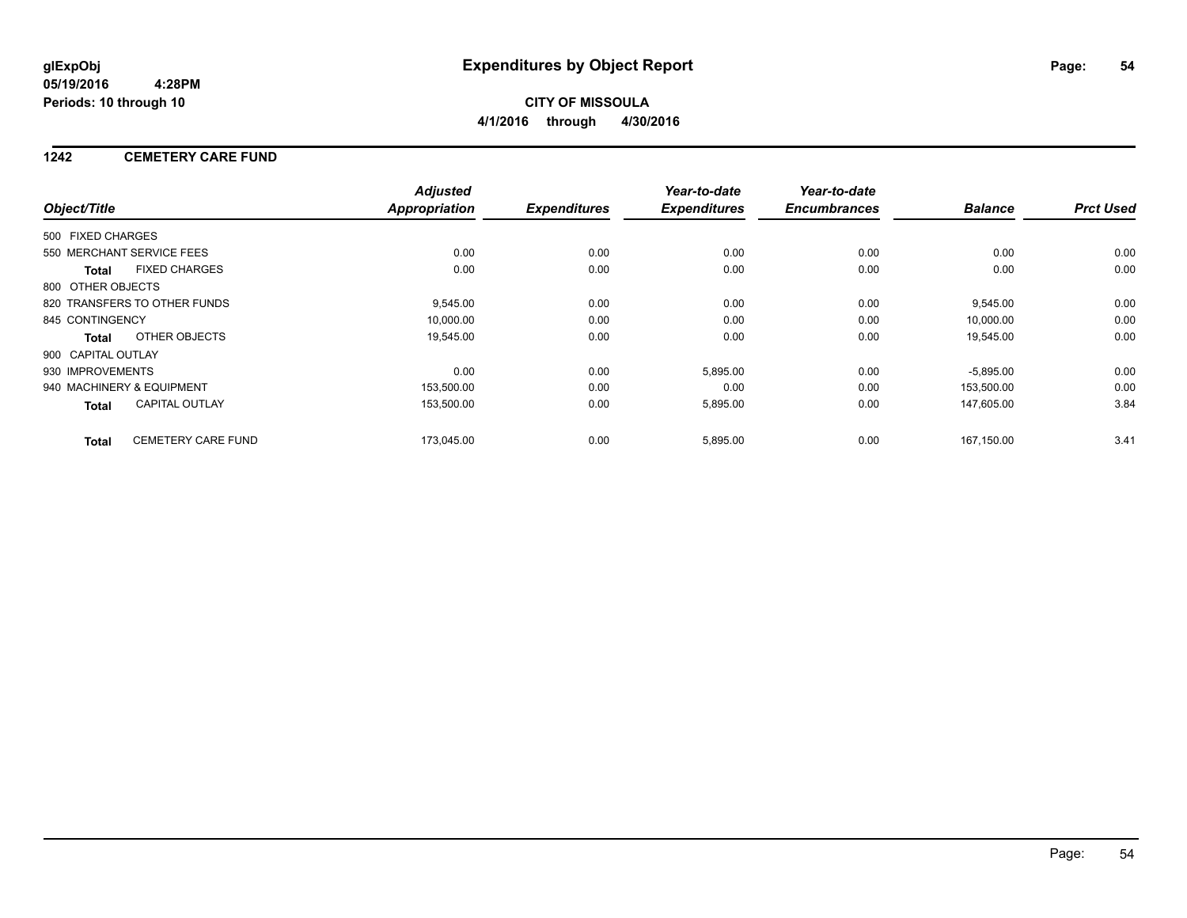**glExpObj**
**05/19/2016 4:28PM**
**Periods: 10 through 10**

# Expenditures by Object Report

**CITY OF MISSOULA**
**4/1/2016 through 4/30/2016**

## 1242 CEMETERY CARE FUND

| Object/Title | Adjusted Appropriation | Expenditures | Year-to-date Expenditures | Year-to-date Encumbrances | Balance | Prct Used |
|---|---|---|---|---|---|---|
| 500 FIXED CHARGES | | | | | | |
| 550 MERCHANT SERVICE FEES | 0.00 | 0.00 | 0.00 | 0.00 | 0.00 | 0.00 |
| **Total** FIXED CHARGES | 0.00 | 0.00 | 0.00 | 0.00 | 0.00 | 0.00 |
| 800 OTHER OBJECTS | | | | | | |
| 820 TRANSFERS TO OTHER FUNDS | 9,545.00 | 0.00 | 0.00 | 0.00 | 9,545.00 | 0.00 |
| 845 CONTINGENCY | 10,000.00 | 0.00 | 0.00 | 0.00 | 10,000.00 | 0.00 |
| **Total** OTHER OBJECTS | 19,545.00 | 0.00 | 0.00 | 0.00 | 19,545.00 | 0.00 |
| 900 CAPITAL OUTLAY | | | | | | |
| 930 IMPROVEMENTS | 0.00 | 0.00 | 5,895.00 | 0.00 | -5,895.00 | 0.00 |
| 940 MACHINERY & EQUIPMENT | 153,500.00 | 0.00 | 0.00 | 0.00 | 153,500.00 | 0.00 |
| **Total** CAPITAL OUTLAY | 153,500.00 | 0.00 | 5,895.00 | 0.00 | 147,605.00 | 3.84 |
| **Total** CEMETERY CARE FUND | 173,045.00 | 0.00 | 5,895.00 | 0.00 | 167,150.00 | 3.41 |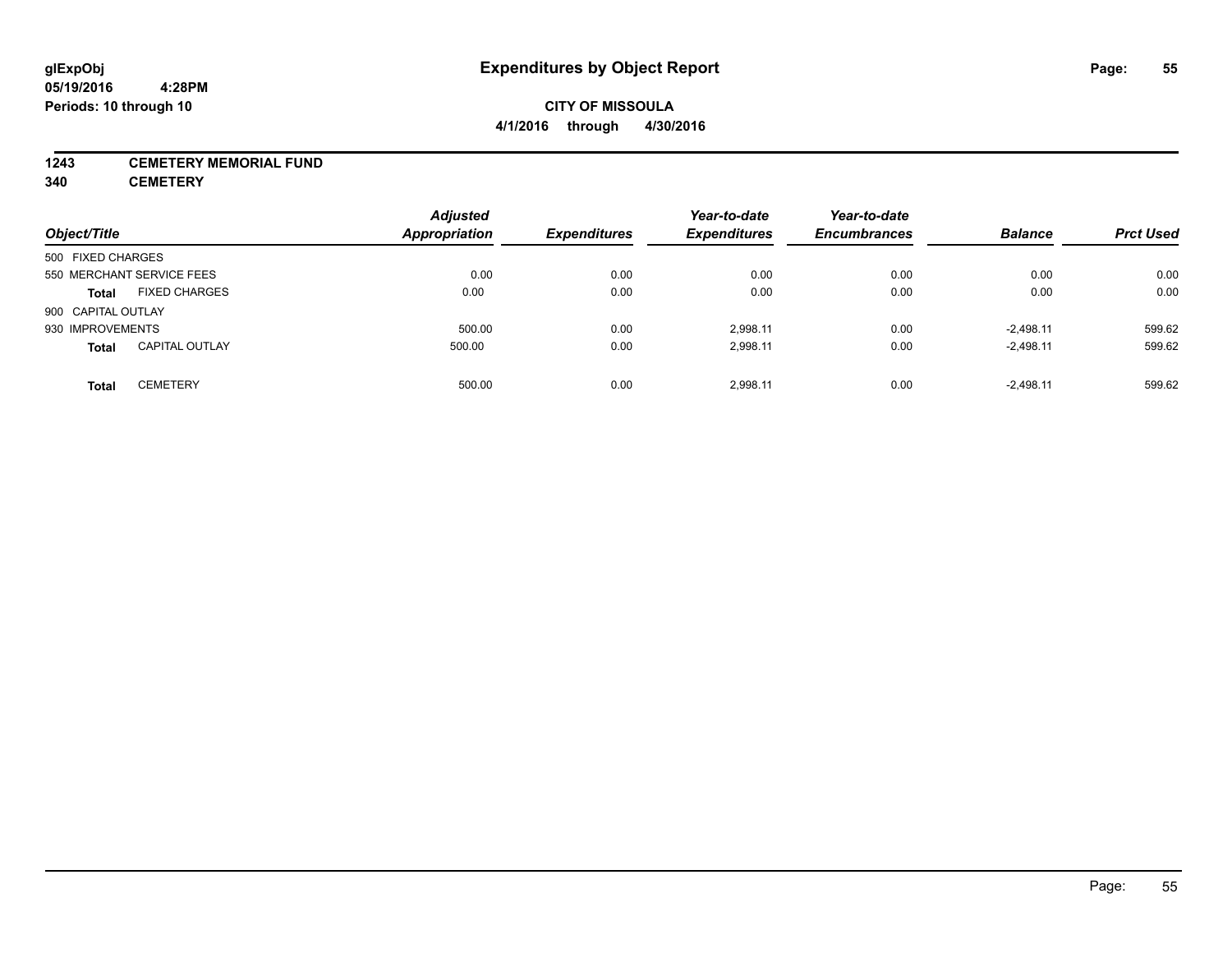glExpObj
05/19/2016 4:28PM
Periods: 10 through 10

# Expenditures by Object Report

**CITY OF MISSOULA**
**4/1/2016 through 4/30/2016**

**1243 CEMETERY MEMORIAL FUND**
**340 CEMETERY**

| Object/Title | | Adjusted Appropriation | Expenditures | Year-to-date Expenditures | Year-to-date Encumbrances | Balance | Prct Used |
|---|---|---|---|---|---|---|---|
| 500 FIXED CHARGES | | | | | | | |
| 550 MERCHANT SERVICE FEES | | 0.00 | 0.00 | 0.00 | 0.00 | 0.00 | 0.00 |
| **Total** | FIXED CHARGES | 0.00 | 0.00 | 0.00 | 0.00 | 0.00 | 0.00 |
| 900 CAPITAL OUTLAY | | | | | | | |
| 930 IMPROVEMENTS | | 500.00 | 0.00 | 2,998.11 | 0.00 | -2,498.11 | 599.62 |
| **Total** | CAPITAL OUTLAY | 500.00 | 0.00 | 2,998.11 | 0.00 | -2,498.11 | 599.62 |
| **Total** | CEMETERY | 500.00 | 0.00 | 2,998.11 | 0.00 | -2,498.11 | 599.62 |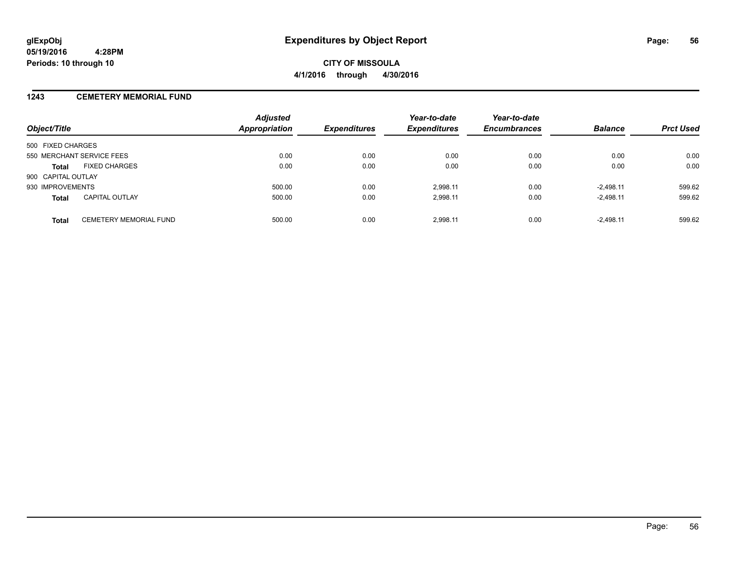# Expenditures by Object Report

glExpObj
05/19/2016 4:28PM
Periods: 10 through 10

**CITY OF MISSOULA**
**4/1/2016 through 4/30/2016**

## 1243 CEMETERY MEMORIAL FUND

| Object/Title | | Adjusted Appropriation | Expenditures | Year-to-date Expenditures | Year-to-date Encumbrances | Balance | Prct Used |
|---|---|---|---|---|---|---|---|
| 500 FIXED CHARGES | | | | | | | |
| 550 MERCHANT SERVICE FEES | | 0.00 | 0.00 | 0.00 | 0.00 | 0.00 | 0.00 |
| **Total** | FIXED CHARGES | 0.00 | 0.00 | 0.00 | 0.00 | 0.00 | 0.00 |
| 900 CAPITAL OUTLAY | | | | | | | |
| 930 IMPROVEMENTS | | 500.00 | 0.00 | 2,998.11 | 0.00 | -2,498.11 | 599.62 |
| **Total** | CAPITAL OUTLAY | 500.00 | 0.00 | 2,998.11 | 0.00 | -2,498.11 | 599.62 |
| **Total** | CEMETERY MEMORIAL FUND | 500.00 | 0.00 | 2,998.11 | 0.00 | -2,498.11 | 599.62 |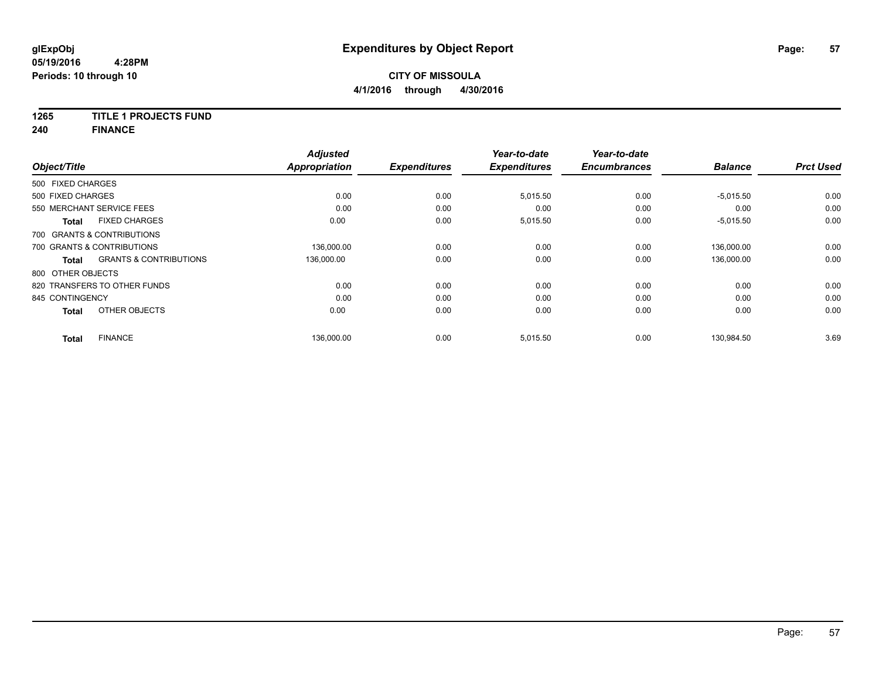**glExpObj**
**05/19/2016 4:28PM**
**Periods: 10 through 10**

# Expenditures by Object Report

**CITY OF MISSOULA**
**4/1/2016 through 4/30/2016**

**1265 TITLE 1 PROJECTS FUND**
**240 FINANCE**

| Object/Title | | Adjusted Appropriation | Expenditures | Year-to-date Expenditures | Year-to-date Encumbrances | Balance | Prct Used |
|---|---|---|---|---|---|---|---|
| 500 FIXED CHARGES | | | | | | | |
| 500 FIXED CHARGES | | 0.00 | 0.00 | 5,015.50 | 0.00 | -5,015.50 | 0.00 |
| 550 MERCHANT SERVICE FEES | | 0.00 | 0.00 | 0.00 | 0.00 | 0.00 | 0.00 |
| **Total** | FIXED CHARGES | 0.00 | 0.00 | 5,015.50 | 0.00 | -5,015.50 | 0.00 |
| 700 GRANTS & CONTRIBUTIONS | | | | | | | |
| 700 GRANTS & CONTRIBUTIONS | | 136,000.00 | 0.00 | 0.00 | 0.00 | 136,000.00 | 0.00 |
| **Total** | GRANTS & CONTRIBUTIONS | 136,000.00 | 0.00 | 0.00 | 0.00 | 136,000.00 | 0.00 |
| 800 OTHER OBJECTS | | | | | | | |
| 820 TRANSFERS TO OTHER FUNDS | | 0.00 | 0.00 | 0.00 | 0.00 | 0.00 | 0.00 |
| 845 CONTINGENCY | | 0.00 | 0.00 | 0.00 | 0.00 | 0.00 | 0.00 |
| **Total** | OTHER OBJECTS | 0.00 | 0.00 | 0.00 | 0.00 | 0.00 | 0.00 |
| **Total** | FINANCE | 136,000.00 | 0.00 | 5,015.50 | 0.00 | 130,984.50 | 3.69 |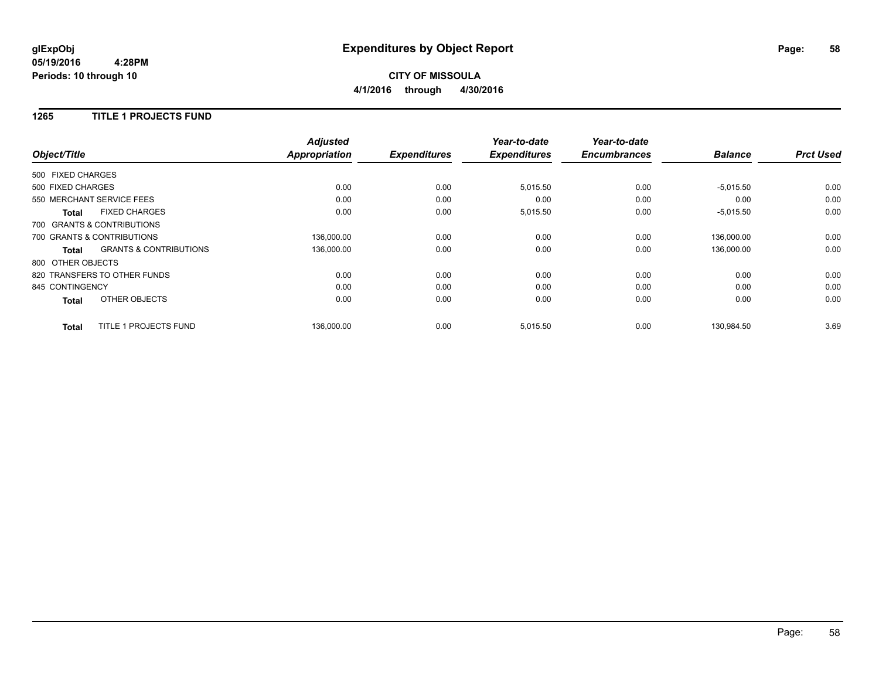# Expenditures by Object Report

glExpObj
05/19/2016 4:28PM
Periods: 10 through 10

**CITY OF MISSOULA**
**4/1/2016 through 4/30/2016**

## 1265 TITLE 1 PROJECTS FUND

| Object/Title | Adjusted Appropriation | Expenditures | Year-to-date Expenditures | Year-to-date Encumbrances | Balance | Prct Used |
|---|---|---|---|---|---|---|
| 500 FIXED CHARGES | | | | | | |
| 500 FIXED CHARGES | 0.00 | 0.00 | 5,015.50 | 0.00 | -5,015.50 | 0.00 |
| 550 MERCHANT SERVICE FEES | 0.00 | 0.00 | 0.00 | 0.00 | 0.00 | 0.00 |
| **Total** FIXED CHARGES | 0.00 | 0.00 | 5,015.50 | 0.00 | -5,015.50 | 0.00 |
| 700 GRANTS & CONTRIBUTIONS | | | | | | |
| 700 GRANTS & CONTRIBUTIONS | 136,000.00 | 0.00 | 0.00 | 0.00 | 136,000.00 | 0.00 |
| **Total** GRANTS & CONTRIBUTIONS | 136,000.00 | 0.00 | 0.00 | 0.00 | 136,000.00 | 0.00 |
| 800 OTHER OBJECTS | | | | | | |
| 820 TRANSFERS TO OTHER FUNDS | 0.00 | 0.00 | 0.00 | 0.00 | 0.00 | 0.00 |
| 845 CONTINGENCY | 0.00 | 0.00 | 0.00 | 0.00 | 0.00 | 0.00 |
| **Total** OTHER OBJECTS | 0.00 | 0.00 | 0.00 | 0.00 | 0.00 | 0.00 |
| **Total** TITLE 1 PROJECTS FUND | 136,000.00 | 0.00 | 5,015.50 | 0.00 | 130,984.50 | 3.69 |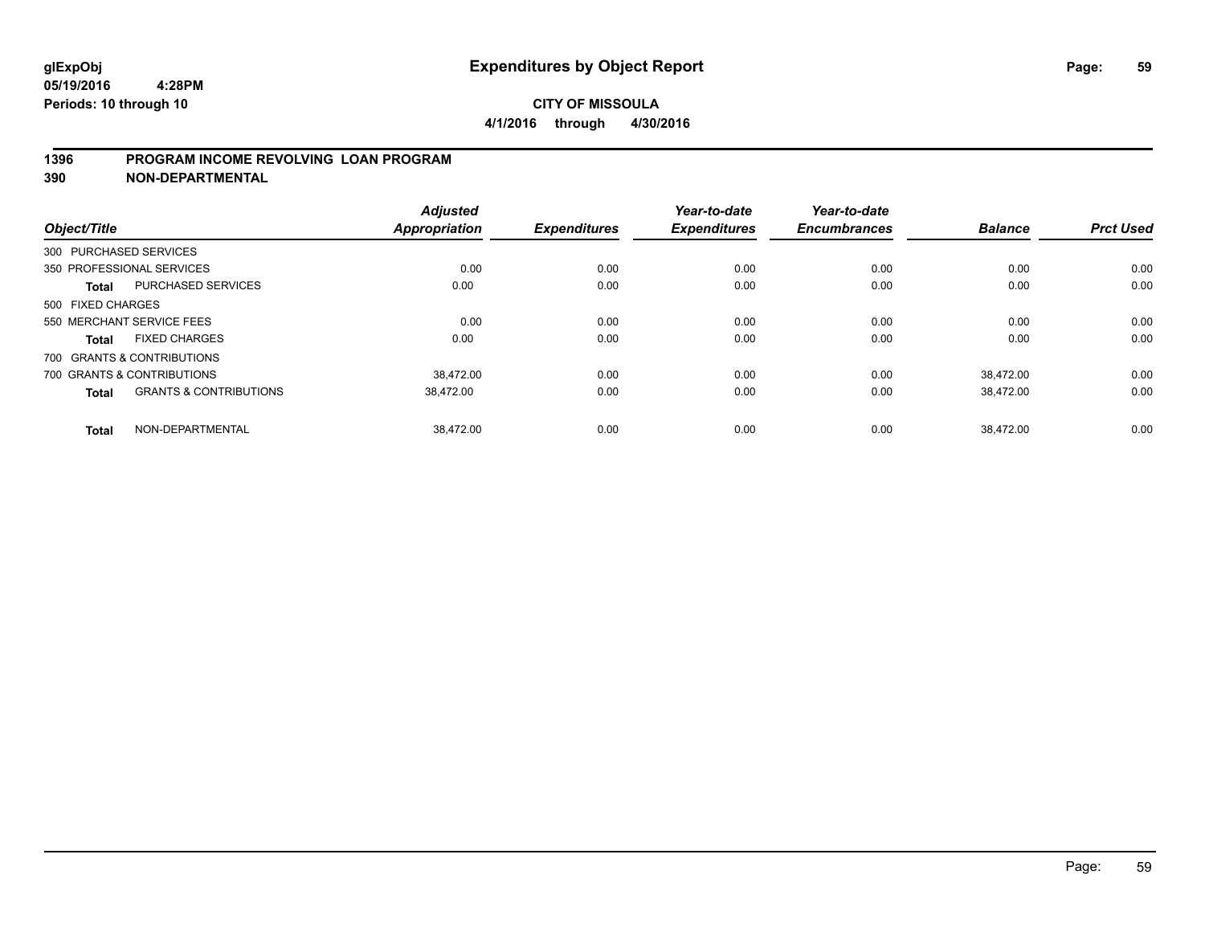glExpObj
05/19/2016 4:28PM
Periods: 10 through 10

# Expenditures by Object Report

**CITY OF MISSOULA**

**4/1/2016 through 4/30/2016**

## 1396 PROGRAM INCOME REVOLVING LOAN PROGRAM
## 390 NON-DEPARTMENTAL

| Object/Title | | Adjusted Appropriation | Expenditures | Year-to-date Expenditures | Year-to-date Encumbrances | Balance | Prct Used |
|---|---|---|---|---|---|---|---|
| 300 PURCHASED SERVICES | | | | | | | |
| 350 PROFESSIONAL SERVICES | | 0.00 | 0.00 | 0.00 | 0.00 | 0.00 | 0.00 |
| **Total** | PURCHASED SERVICES | 0.00 | 0.00 | 0.00 | 0.00 | 0.00 | 0.00 |
| 500 FIXED CHARGES | | | | | | | |
| 550 MERCHANT SERVICE FEES | | 0.00 | 0.00 | 0.00 | 0.00 | 0.00 | 0.00 |
| **Total** | FIXED CHARGES | 0.00 | 0.00 | 0.00 | 0.00 | 0.00 | 0.00 |
| 700 GRANTS & CONTRIBUTIONS | | | | | | | |
| 700 GRANTS & CONTRIBUTIONS | | 38,472.00 | 0.00 | 0.00 | 0.00 | 38,472.00 | 0.00 |
| **Total** | GRANTS & CONTRIBUTIONS | 38,472.00 | 0.00 | 0.00 | 0.00 | 38,472.00 | 0.00 |
| **Total** | NON-DEPARTMENTAL | 38,472.00 | 0.00 | 0.00 | 0.00 | 38,472.00 | 0.00 |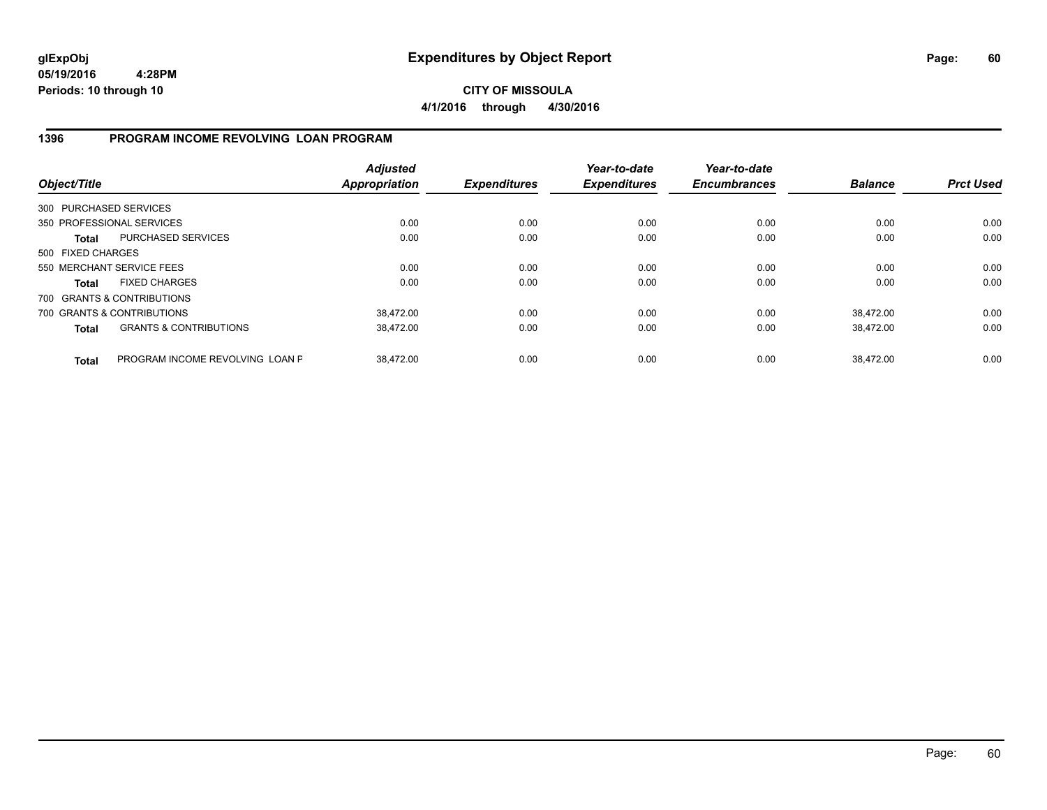# Expenditures by Object Report

glExpObj
05/19/2016 4:28PM
Periods: 10 through 10

**CITY OF MISSOULA**
**4/1/2016 through 4/30/2016**

## 1396 PROGRAM INCOME REVOLVING LOAN PROGRAM

| Object/Title | | Adjusted Appropriation | Expenditures | Year-to-date Expenditures | Year-to-date Encumbrances | Balance | Prct Used |
|---|---|---|---|---|---|---|---|
| 300 PURCHASED SERVICES | | | | | | | |
| 350 PROFESSIONAL SERVICES | | 0.00 | 0.00 | 0.00 | 0.00 | 0.00 | 0.00 |
| **Total** | PURCHASED SERVICES | 0.00 | 0.00 | 0.00 | 0.00 | 0.00 | 0.00 |
| 500 FIXED CHARGES | | | | | | | |
| 550 MERCHANT SERVICE FEES | | 0.00 | 0.00 | 0.00 | 0.00 | 0.00 | 0.00 |
| **Total** | FIXED CHARGES | 0.00 | 0.00 | 0.00 | 0.00 | 0.00 | 0.00 |
| 700 GRANTS & CONTRIBUTIONS | | | | | | | |
| 700 GRANTS & CONTRIBUTIONS | | 38,472.00 | 0.00 | 0.00 | 0.00 | 38,472.00 | 0.00 |
| **Total** | GRANTS & CONTRIBUTIONS | 38,472.00 | 0.00 | 0.00 | 0.00 | 38,472.00 | 0.00 |
| **Total** | PROGRAM INCOME REVOLVING LOAN F | 38,472.00 | 0.00 | 0.00 | 0.00 | 38,472.00 | 0.00 |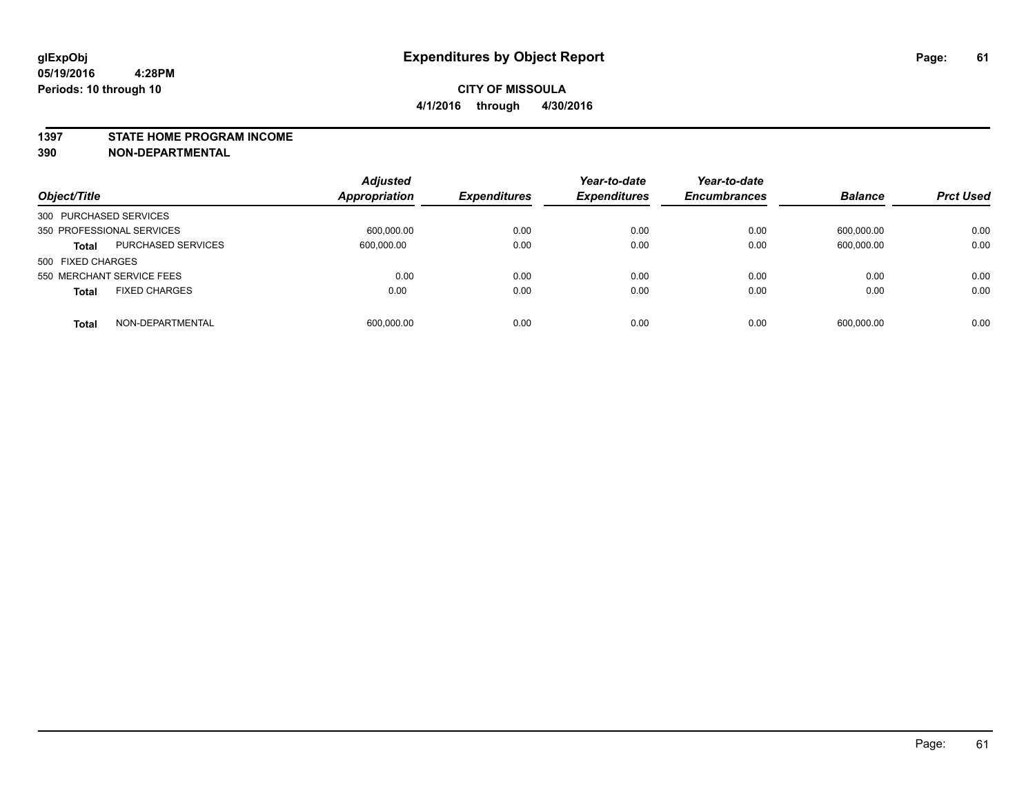# Expenditures by Object Report

glExpObj
05/19/2016 4:28PM
Periods: 10 through 10

**CITY OF MISSOULA**
**4/1/2016 through 4/30/2016**

**1397 STATE HOME PROGRAM INCOME**
**390 NON-DEPARTMENTAL**

| Object/Title | | Adjusted Appropriation | Expenditures | Year-to-date Expenditures | Year-to-date Encumbrances | Balance | Prct Used |
|---|---|---|---|---|---|---|---|
| 300 PURCHASED SERVICES | | | | | | | |
| 350 PROFESSIONAL SERVICES | | 600,000.00 | 0.00 | 0.00 | 0.00 | 600,000.00 | 0.00 |
| **Total** | PURCHASED SERVICES | 600,000.00 | 0.00 | 0.00 | 0.00 | 600,000.00 | 0.00 |
| 500 FIXED CHARGES | | | | | | | |
| 550 MERCHANT SERVICE FEES | | 0.00 | 0.00 | 0.00 | 0.00 | 0.00 | 0.00 |
| **Total** | FIXED CHARGES | 0.00 | 0.00 | 0.00 | 0.00 | 0.00 | 0.00 |
| **Total** | NON-DEPARTMENTAL | 600,000.00 | 0.00 | 0.00 | 0.00 | 600,000.00 | 0.00 |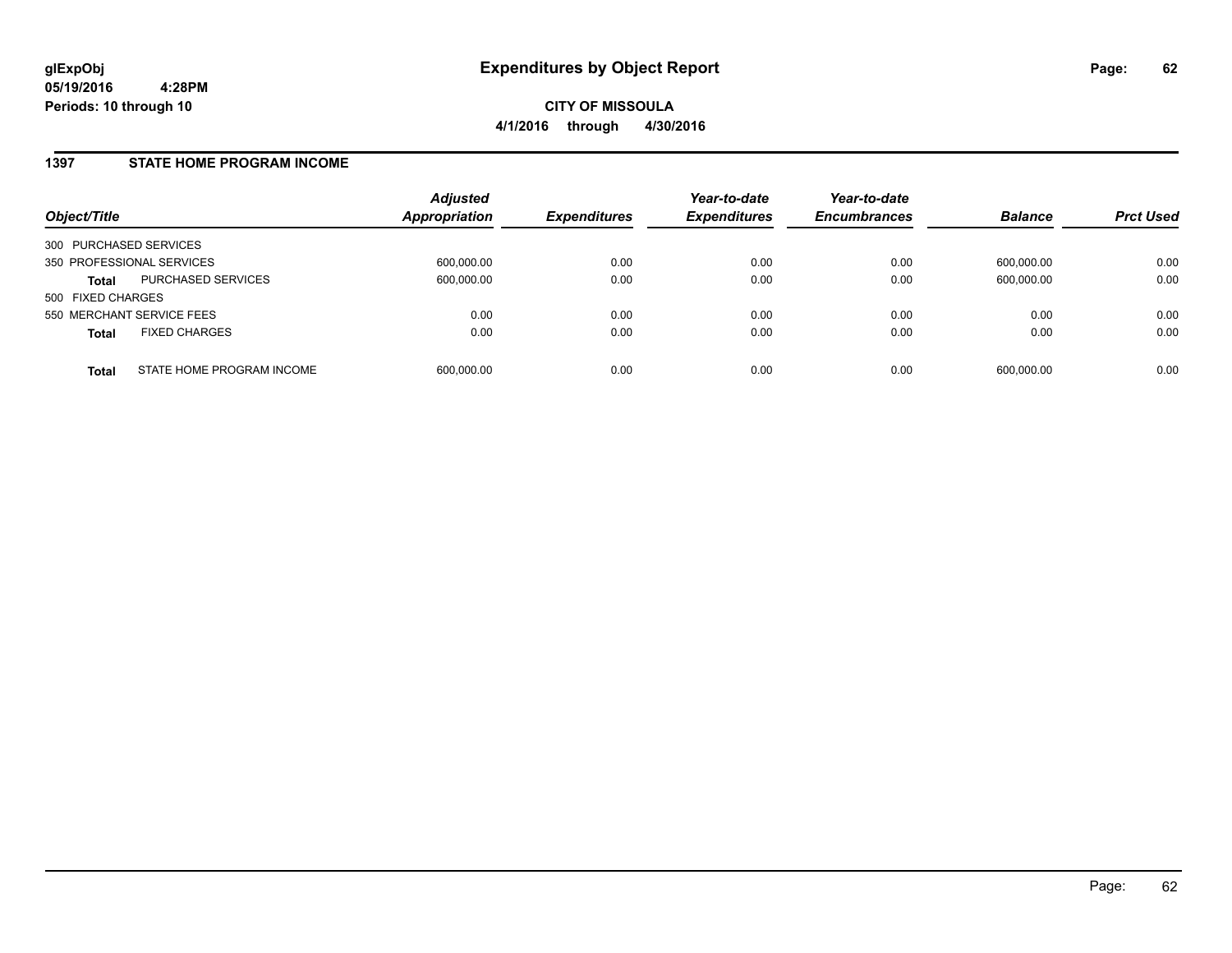**glExpObj**
**05/19/2016 4:28PM**
**Periods: 10 through 10**

# Expenditures by Object Report

**CITY OF MISSOULA**
**4/1/2016 through 4/30/2016**

## 1397 STATE HOME PROGRAM INCOME

| Object/Title | | Adjusted Appropriation | Expenditures | Year-to-date Expenditures | Year-to-date Encumbrances | Balance | Prct Used |
|---|---|---|---|---|---|---|---|
| 300 PURCHASED SERVICES | | | | | | | |
| 350 PROFESSIONAL SERVICES | | 600,000.00 | 0.00 | 0.00 | 0.00 | 600,000.00 | 0.00 |
| **Total** | PURCHASED SERVICES | 600,000.00 | 0.00 | 0.00 | 0.00 | 600,000.00 | 0.00 |
| 500 FIXED CHARGES | | | | | | | |
| 550 MERCHANT SERVICE FEES | | 0.00 | 0.00 | 0.00 | 0.00 | 0.00 | 0.00 |
| **Total** | FIXED CHARGES | 0.00 | 0.00 | 0.00 | 0.00 | 0.00 | 0.00 |
| **Total** | STATE HOME PROGRAM INCOME | 600,000.00 | 0.00 | 0.00 | 0.00 | 600,000.00 | 0.00 |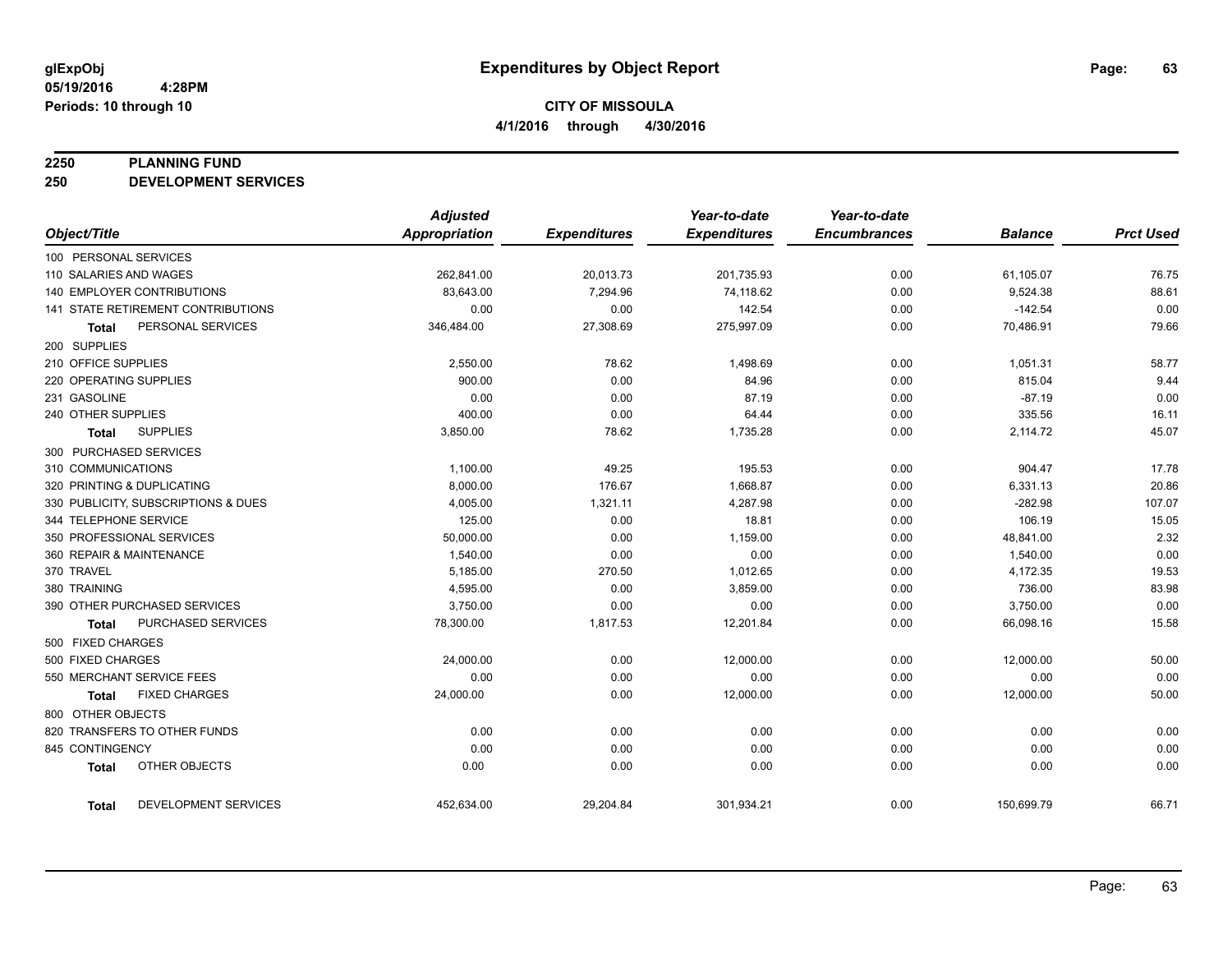glExpObj
05/19/2016 4:28PM
Periods: 10 through 10

# Expenditures by Object Report

**CITY OF MISSOULA**
**4/1/2016 through 4/30/2016**

**2250 PLANNING FUND**
**250 DEVELOPMENT SERVICES**

| Object/Title | Adjusted Appropriation | Expenditures | Year-to-date Expenditures | Year-to-date Encumbrances | Balance | Prct Used |
|---|---|---|---|---|---|---|
| 100 PERSONAL SERVICES | | | | | | |
| 110 SALARIES AND WAGES | 262,841.00 | 20,013.73 | 201,735.93 | 0.00 | 61,105.07 | 76.75 |
| 140 EMPLOYER CONTRIBUTIONS | 83,643.00 | 7,294.96 | 74,118.62 | 0.00 | 9,524.38 | 88.61 |
| 141 STATE RETIREMENT CONTRIBUTIONS | 0.00 | 0.00 | 142.54 | 0.00 | -142.54 | 0.00 |
| **Total** PERSONAL SERVICES | 346,484.00 | 27,308.69 | 275,997.09 | 0.00 | 70,486.91 | 79.66 |
| 200 SUPPLIES | | | | | | |
| 210 OFFICE SUPPLIES | 2,550.00 | 78.62 | 1,498.69 | 0.00 | 1,051.31 | 58.77 |
| 220 OPERATING SUPPLIES | 900.00 | 0.00 | 84.96 | 0.00 | 815.04 | 9.44 |
| 231 GASOLINE | 0.00 | 0.00 | 87.19 | 0.00 | -87.19 | 0.00 |
| 240 OTHER SUPPLIES | 400.00 | 0.00 | 64.44 | 0.00 | 335.56 | 16.11 |
| **Total** SUPPLIES | 3,850.00 | 78.62 | 1,735.28 | 0.00 | 2,114.72 | 45.07 |
| 300 PURCHASED SERVICES | | | | | | |
| 310 COMMUNICATIONS | 1,100.00 | 49.25 | 195.53 | 0.00 | 904.47 | 17.78 |
| 320 PRINTING & DUPLICATING | 8,000.00 | 176.67 | 1,668.87 | 0.00 | 6,331.13 | 20.86 |
| 330 PUBLICITY, SUBSCRIPTIONS & DUES | 4,005.00 | 1,321.11 | 4,287.98 | 0.00 | -282.98 | 107.07 |
| 344 TELEPHONE SERVICE | 125.00 | 0.00 | 18.81 | 0.00 | 106.19 | 15.05 |
| 350 PROFESSIONAL SERVICES | 50,000.00 | 0.00 | 1,159.00 | 0.00 | 48,841.00 | 2.32 |
| 360 REPAIR & MAINTENANCE | 1,540.00 | 0.00 | 0.00 | 0.00 | 1,540.00 | 0.00 |
| 370 TRAVEL | 5,185.00 | 270.50 | 1,012.65 | 0.00 | 4,172.35 | 19.53 |
| 380 TRAINING | 4,595.00 | 0.00 | 3,859.00 | 0.00 | 736.00 | 83.98 |
| 390 OTHER PURCHASED SERVICES | 3,750.00 | 0.00 | 0.00 | 0.00 | 3,750.00 | 0.00 |
| **Total** PURCHASED SERVICES | 78,300.00 | 1,817.53 | 12,201.84 | 0.00 | 66,098.16 | 15.58 |
| 500 FIXED CHARGES | | | | | | |
| 500 FIXED CHARGES | 24,000.00 | 0.00 | 12,000.00 | 0.00 | 12,000.00 | 50.00 |
| 550 MERCHANT SERVICE FEES | 0.00 | 0.00 | 0.00 | 0.00 | 0.00 | 0.00 |
| **Total** FIXED CHARGES | 24,000.00 | 0.00 | 12,000.00 | 0.00 | 12,000.00 | 50.00 |
| 800 OTHER OBJECTS | | | | | | |
| 820 TRANSFERS TO OTHER FUNDS | 0.00 | 0.00 | 0.00 | 0.00 | 0.00 | 0.00 |
| 845 CONTINGENCY | 0.00 | 0.00 | 0.00 | 0.00 | 0.00 | 0.00 |
| **Total** OTHER OBJECTS | 0.00 | 0.00 | 0.00 | 0.00 | 0.00 | 0.00 |
| **Total** DEVELOPMENT SERVICES | 452,634.00 | 29,204.84 | 301,934.21 | 0.00 | 150,699.79 | 66.71 |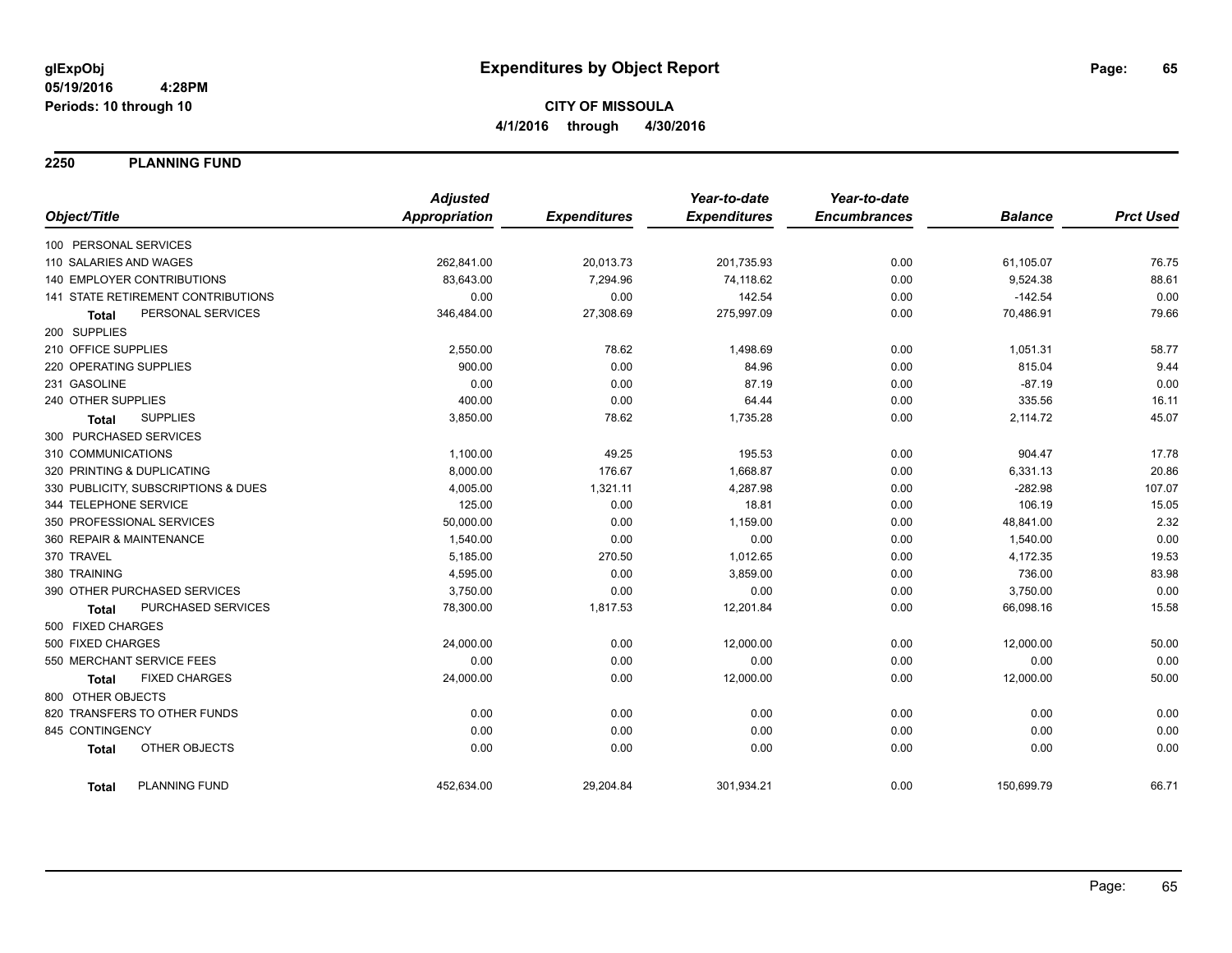# Expenditures by Object Report

**CITY OF MISSOULA**

**4/1/2016 through 4/30/2016**

glExpObj
05/19/2016 4:28PM
Periods: 10 through 10

## 2250 PLANNING FUND

| Object/Title | Adjusted Appropriation | Expenditures | Year-to-date Expenditures | Year-to-date Encumbrances | Balance | Prct Used |
|---|---|---|---|---|---|---|
| 100 PERSONAL SERVICES | | | | | | |
| 110 SALARIES AND WAGES | 262,841.00 | 20,013.73 | 201,735.93 | 0.00 | 61,105.07 | 76.75 |
| 140 EMPLOYER CONTRIBUTIONS | 83,643.00 | 7,294.96 | 74,118.62 | 0.00 | 9,524.38 | 88.61 |
| 141 STATE RETIREMENT CONTRIBUTIONS | 0.00 | 0.00 | 142.54 | 0.00 | -142.54 | 0.00 |
| **Total** PERSONAL SERVICES | 346,484.00 | 27,308.69 | 275,997.09 | 0.00 | 70,486.91 | 79.66 |
| 200 SUPPLIES | | | | | | |
| 210 OFFICE SUPPLIES | 2,550.00 | 78.62 | 1,498.69 | 0.00 | 1,051.31 | 58.77 |
| 220 OPERATING SUPPLIES | 900.00 | 0.00 | 84.96 | 0.00 | 815.04 | 9.44 |
| 231 GASOLINE | 0.00 | 0.00 | 87.19 | 0.00 | -87.19 | 0.00 |
| 240 OTHER SUPPLIES | 400.00 | 0.00 | 64.44 | 0.00 | 335.56 | 16.11 |
| **Total** SUPPLIES | 3,850.00 | 78.62 | 1,735.28 | 0.00 | 2,114.72 | 45.07 |
| 300 PURCHASED SERVICES | | | | | | |
| 310 COMMUNICATIONS | 1,100.00 | 49.25 | 195.53 | 0.00 | 904.47 | 17.78 |
| 320 PRINTING & DUPLICATING | 8,000.00 | 176.67 | 1,668.87 | 0.00 | 6,331.13 | 20.86 |
| 330 PUBLICITY, SUBSCRIPTIONS & DUES | 4,005.00 | 1,321.11 | 4,287.98 | 0.00 | -282.98 | 107.07 |
| 344 TELEPHONE SERVICE | 125.00 | 0.00 | 18.81 | 0.00 | 106.19 | 15.05 |
| 350 PROFESSIONAL SERVICES | 50,000.00 | 0.00 | 1,159.00 | 0.00 | 48,841.00 | 2.32 |
| 360 REPAIR & MAINTENANCE | 1,540.00 | 0.00 | 0.00 | 0.00 | 1,540.00 | 0.00 |
| 370 TRAVEL | 5,185.00 | 270.50 | 1,012.65 | 0.00 | 4,172.35 | 19.53 |
| 380 TRAINING | 4,595.00 | 0.00 | 3,859.00 | 0.00 | 736.00 | 83.98 |
| 390 OTHER PURCHASED SERVICES | 3,750.00 | 0.00 | 0.00 | 0.00 | 3,750.00 | 0.00 |
| **Total** PURCHASED SERVICES | 78,300.00 | 1,817.53 | 12,201.84 | 0.00 | 66,098.16 | 15.58 |
| 500 FIXED CHARGES | | | | | | |
| 500 FIXED CHARGES | 24,000.00 | 0.00 | 12,000.00 | 0.00 | 12,000.00 | 50.00 |
| 550 MERCHANT SERVICE FEES | 0.00 | 0.00 | 0.00 | 0.00 | 0.00 | 0.00 |
| **Total** FIXED CHARGES | 24,000.00 | 0.00 | 12,000.00 | 0.00 | 12,000.00 | 50.00 |
| 800 OTHER OBJECTS | | | | | | |
| 820 TRANSFERS TO OTHER FUNDS | 0.00 | 0.00 | 0.00 | 0.00 | 0.00 | 0.00 |
| 845 CONTINGENCY | 0.00 | 0.00 | 0.00 | 0.00 | 0.00 | 0.00 |
| **Total** OTHER OBJECTS | 0.00 | 0.00 | 0.00 | 0.00 | 0.00 | 0.00 |
| **Total** PLANNING FUND | 452,634.00 | 29,204.84 | 301,934.21 | 0.00 | 150,699.79 | 66.71 |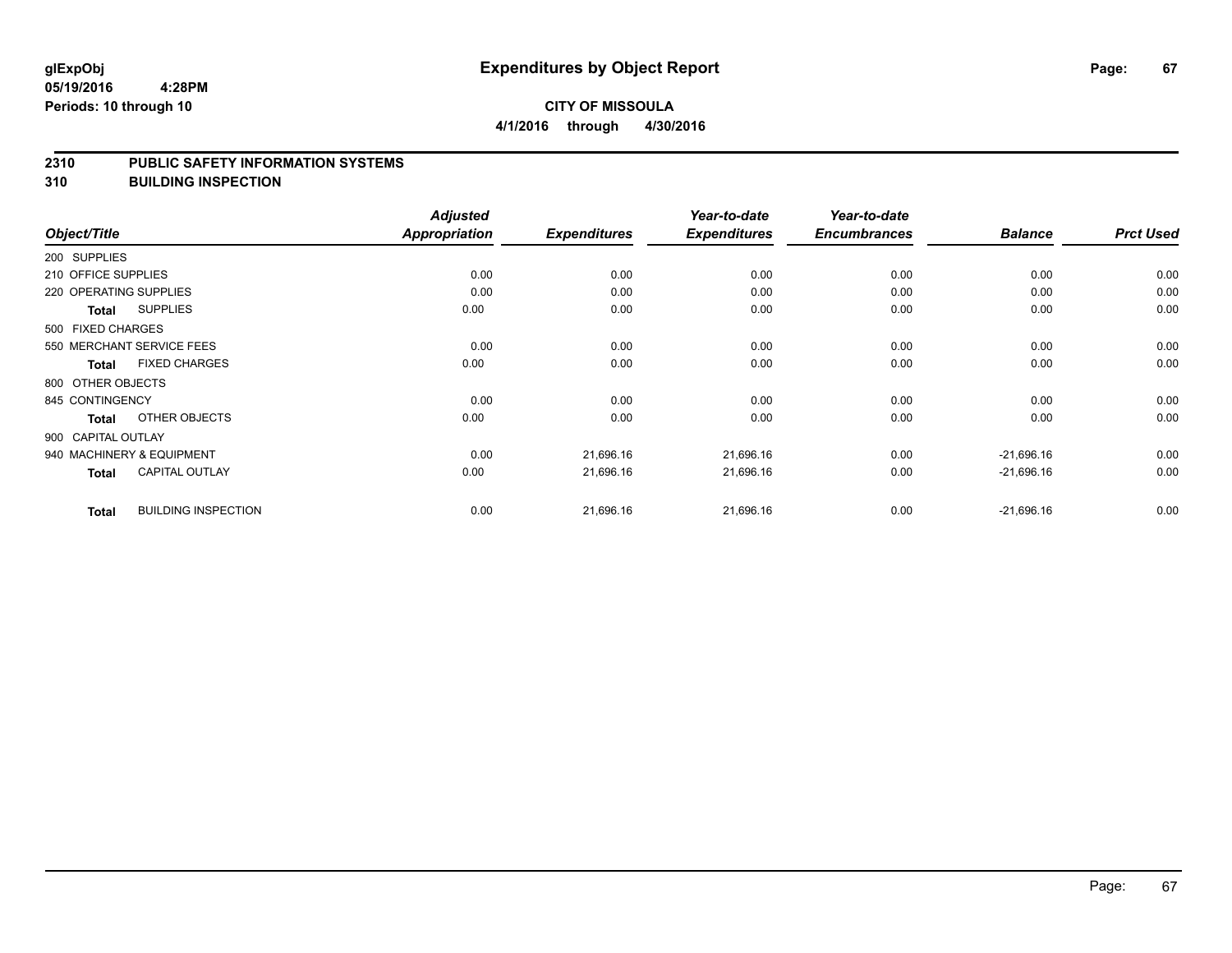**glExpObj** 
**05/19/2016 4:28PM** 
**Periods: 10 through 10**

# Expenditures by Object Report

**CITY OF MISSOULA** 
**4/1/2016 through 4/30/2016**

## 2310 PUBLIC SAFETY INFORMATION SYSTEMS
## 310 BUILDING INSPECTION

| Object/Title | Adjusted Appropriation | Expenditures | Year-to-date Expenditures | Year-to-date Encumbrances | Balance | Prct Used |
|---|---|---|---|---|---|---|
| 200 SUPPLIES | | | | | | |
| 210 OFFICE SUPPLIES | 0.00 | 0.00 | 0.00 | 0.00 | 0.00 | 0.00 |
| 220 OPERATING SUPPLIES | 0.00 | 0.00 | 0.00 | 0.00 | 0.00 | 0.00 |
| **Total** SUPPLIES | 0.00 | 0.00 | 0.00 | 0.00 | 0.00 | 0.00 |
| 500 FIXED CHARGES | | | | | | |
| 550 MERCHANT SERVICE FEES | 0.00 | 0.00 | 0.00 | 0.00 | 0.00 | 0.00 |
| **Total** FIXED CHARGES | 0.00 | 0.00 | 0.00 | 0.00 | 0.00 | 0.00 |
| 800 OTHER OBJECTS | | | | | | |
| 845 CONTINGENCY | 0.00 | 0.00 | 0.00 | 0.00 | 0.00 | 0.00 |
| **Total** OTHER OBJECTS | 0.00 | 0.00 | 0.00 | 0.00 | 0.00 | 0.00 |
| 900 CAPITAL OUTLAY | | | | | | |
| 940 MACHINERY & EQUIPMENT | 0.00 | 21,696.16 | 21,696.16 | 0.00 | -21,696.16 | 0.00 |
| **Total** CAPITAL OUTLAY | 0.00 | 21,696.16 | 21,696.16 | 0.00 | -21,696.16 | 0.00 |
| **Total** BUILDING INSPECTION | 0.00 | 21,696.16 | 21,696.16 | 0.00 | -21,696.16 | 0.00 |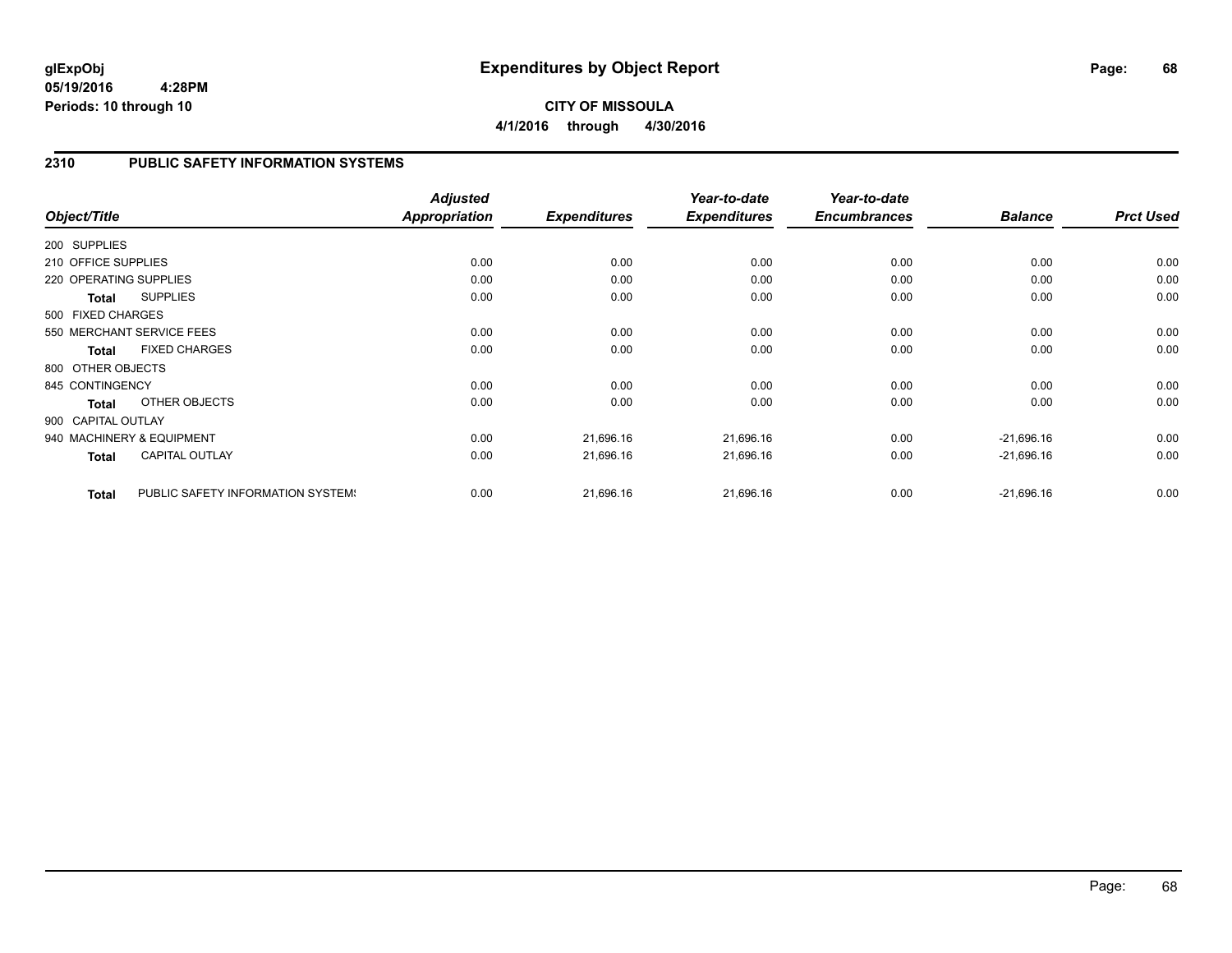**glExpObj**
**05/19/2016 4:28PM**
**Periods: 10 through 10**

# Expenditures by Object Report

**CITY OF MISSOULA**
**4/1/2016 through 4/30/2016**

## 2310 PUBLIC SAFETY INFORMATION SYSTEMS

| Object/Title | Adjusted Appropriation | Expenditures | Year-to-date Expenditures | Year-to-date Encumbrances | Balance | Prct Used |
|---|---|---|---|---|---|---|
| 200 SUPPLIES | | | | | | |
| 210 OFFICE SUPPLIES | 0.00 | 0.00 | 0.00 | 0.00 | 0.00 | 0.00 |
| 220 OPERATING SUPPLIES | 0.00 | 0.00 | 0.00 | 0.00 | 0.00 | 0.00 |
| **Total** SUPPLIES | 0.00 | 0.00 | 0.00 | 0.00 | 0.00 | 0.00 |
| 500 FIXED CHARGES | | | | | | |
| 550 MERCHANT SERVICE FEES | 0.00 | 0.00 | 0.00 | 0.00 | 0.00 | 0.00 |
| **Total** FIXED CHARGES | 0.00 | 0.00 | 0.00 | 0.00 | 0.00 | 0.00 |
| 800 OTHER OBJECTS | | | | | | |
| 845 CONTINGENCY | 0.00 | 0.00 | 0.00 | 0.00 | 0.00 | 0.00 |
| **Total** OTHER OBJECTS | 0.00 | 0.00 | 0.00 | 0.00 | 0.00 | 0.00 |
| 900 CAPITAL OUTLAY | | | | | | |
| 940 MACHINERY & EQUIPMENT | 0.00 | 21,696.16 | 21,696.16 | 0.00 | -21,696.16 | 0.00 |
| **Total** CAPITAL OUTLAY | 0.00 | 21,696.16 | 21,696.16 | 0.00 | -21,696.16 | 0.00 |
| **Total** PUBLIC SAFETY INFORMATION SYSTEMS | 0.00 | 21,696.16 | 21,696.16 | 0.00 | -21,696.16 | 0.00 |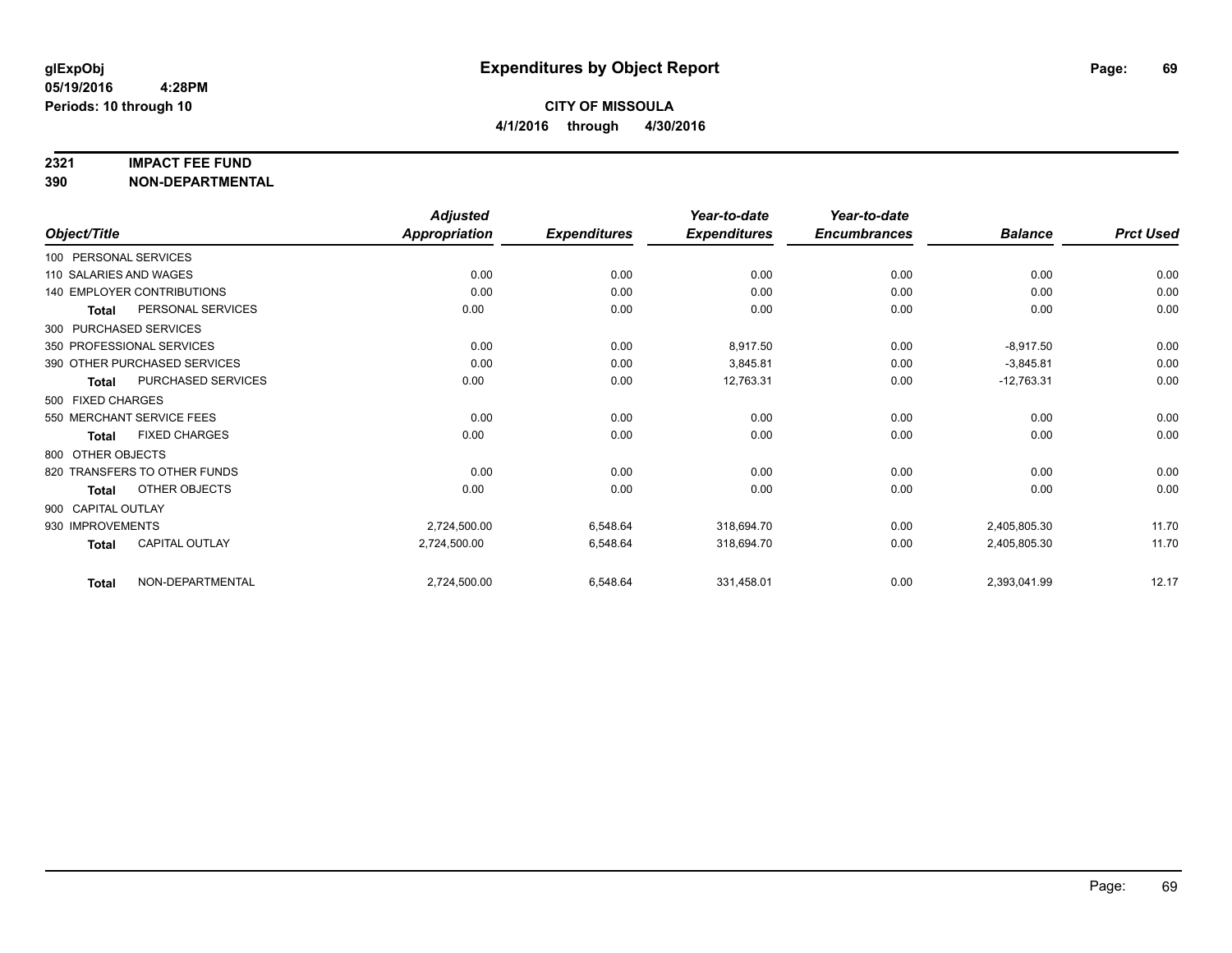# Expenditures by Object Report

glExpObj
05/19/2016 4:28PM
Periods: 10 through 10

**CITY OF MISSOULA**
**4/1/2016 through 4/30/2016**

## 2321 IMPACT FEE FUND
## 390 NON-DEPARTMENTAL

| Object/Title | Adjusted Appropriation | Expenditures | Year-to-date Expenditures | Year-to-date Encumbrances | Balance | Prct Used |
|---|---|---|---|---|---|---|
| 100 PERSONAL SERVICES | | | | | | |
| 110 SALARIES AND WAGES | 0.00 | 0.00 | 0.00 | 0.00 | 0.00 | 0.00 |
| 140 EMPLOYER CONTRIBUTIONS | 0.00 | 0.00 | 0.00 | 0.00 | 0.00 | 0.00 |
| **Total** PERSONAL SERVICES | 0.00 | 0.00 | 0.00 | 0.00 | 0.00 | 0.00 |
| 300 PURCHASED SERVICES | | | | | | |
| 350 PROFESSIONAL SERVICES | 0.00 | 0.00 | 8,917.50 | 0.00 | -8,917.50 | 0.00 |
| 390 OTHER PURCHASED SERVICES | 0.00 | 0.00 | 3,845.81 | 0.00 | -3,845.81 | 0.00 |
| **Total** PURCHASED SERVICES | 0.00 | 0.00 | 12,763.31 | 0.00 | -12,763.31 | 0.00 |
| 500 FIXED CHARGES | | | | | | |
| 550 MERCHANT SERVICE FEES | 0.00 | 0.00 | 0.00 | 0.00 | 0.00 | 0.00 |
| **Total** FIXED CHARGES | 0.00 | 0.00 | 0.00 | 0.00 | 0.00 | 0.00 |
| 800 OTHER OBJECTS | | | | | | |
| 820 TRANSFERS TO OTHER FUNDS | 0.00 | 0.00 | 0.00 | 0.00 | 0.00 | 0.00 |
| **Total** OTHER OBJECTS | 0.00 | 0.00 | 0.00 | 0.00 | 0.00 | 0.00 |
| 900 CAPITAL OUTLAY | | | | | | |
| 930 IMPROVEMENTS | 2,724,500.00 | 6,548.64 | 318,694.70 | 0.00 | 2,405,805.30 | 11.70 |
| **Total** CAPITAL OUTLAY | 2,724,500.00 | 6,548.64 | 318,694.70 | 0.00 | 2,405,805.30 | 11.70 |
| **Total** NON-DEPARTMENTAL | 2,724,500.00 | 6,548.64 | 331,458.01 | 0.00 | 2,393,041.99 | 12.17 |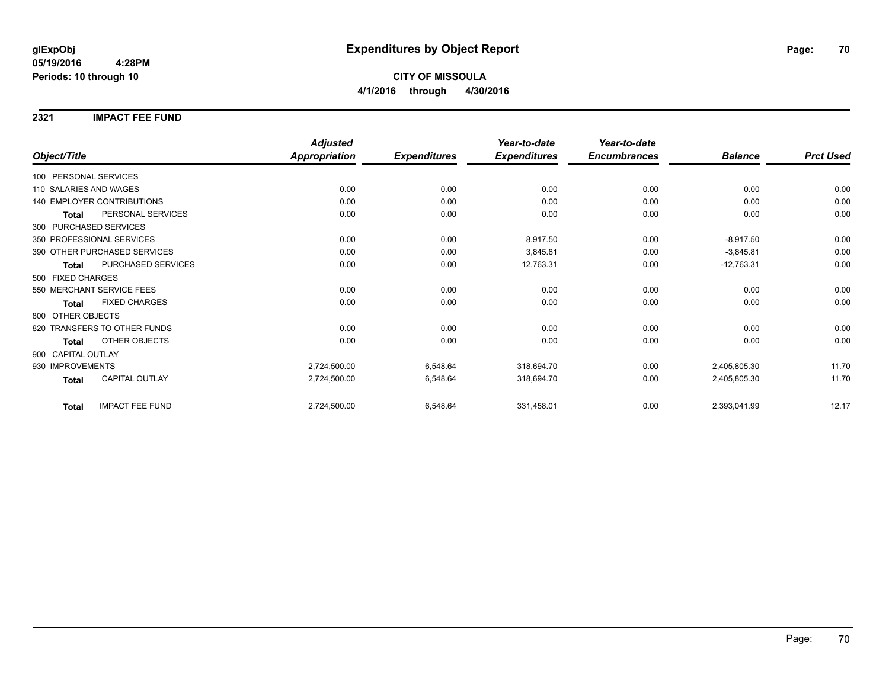**glExpObj** **Expenditures by Object Report**
**05/19/2016 4:28PM**
**Periods: 10 through 10**

**CITY OF MISSOULA**
**4/1/2016 through 4/30/2016**

## 2321 IMPACT FEE FUND

| Object/Title | Adjusted Appropriation | Expenditures | Year-to-date Expenditures | Year-to-date Encumbrances | Balance | Prct Used |
|---|---|---|---|---|---|---|
| 100 PERSONAL SERVICES | | | | | | |
| 110 SALARIES AND WAGES | 0.00 | 0.00 | 0.00 | 0.00 | 0.00 | 0.00 |
| 140 EMPLOYER CONTRIBUTIONS | 0.00 | 0.00 | 0.00 | 0.00 | 0.00 | 0.00 |
| **Total** PERSONAL SERVICES | 0.00 | 0.00 | 0.00 | 0.00 | 0.00 | 0.00 |
| 300 PURCHASED SERVICES | | | | | | |
| 350 PROFESSIONAL SERVICES | 0.00 | 0.00 | 8,917.50 | 0.00 | -8,917.50 | 0.00 |
| 390 OTHER PURCHASED SERVICES | 0.00 | 0.00 | 3,845.81 | 0.00 | -3,845.81 | 0.00 |
| **Total** PURCHASED SERVICES | 0.00 | 0.00 | 12,763.31 | 0.00 | -12,763.31 | 0.00 |
| 500 FIXED CHARGES | | | | | | |
| 550 MERCHANT SERVICE FEES | 0.00 | 0.00 | 0.00 | 0.00 | 0.00 | 0.00 |
| **Total** FIXED CHARGES | 0.00 | 0.00 | 0.00 | 0.00 | 0.00 | 0.00 |
| 800 OTHER OBJECTS | | | | | | |
| 820 TRANSFERS TO OTHER FUNDS | 0.00 | 0.00 | 0.00 | 0.00 | 0.00 | 0.00 |
| **Total** OTHER OBJECTS | 0.00 | 0.00 | 0.00 | 0.00 | 0.00 | 0.00 |
| 900 CAPITAL OUTLAY | | | | | | |
| 930 IMPROVEMENTS | 2,724,500.00 | 6,548.64 | 318,694.70 | 0.00 | 2,405,805.30 | 11.70 |
| **Total** CAPITAL OUTLAY | 2,724,500.00 | 6,548.64 | 318,694.70 | 0.00 | 2,405,805.30 | 11.70 |
| **Total** IMPACT FEE FUND | 2,724,500.00 | 6,548.64 | 331,458.01 | 0.00 | 2,393,041.99 | 12.17 |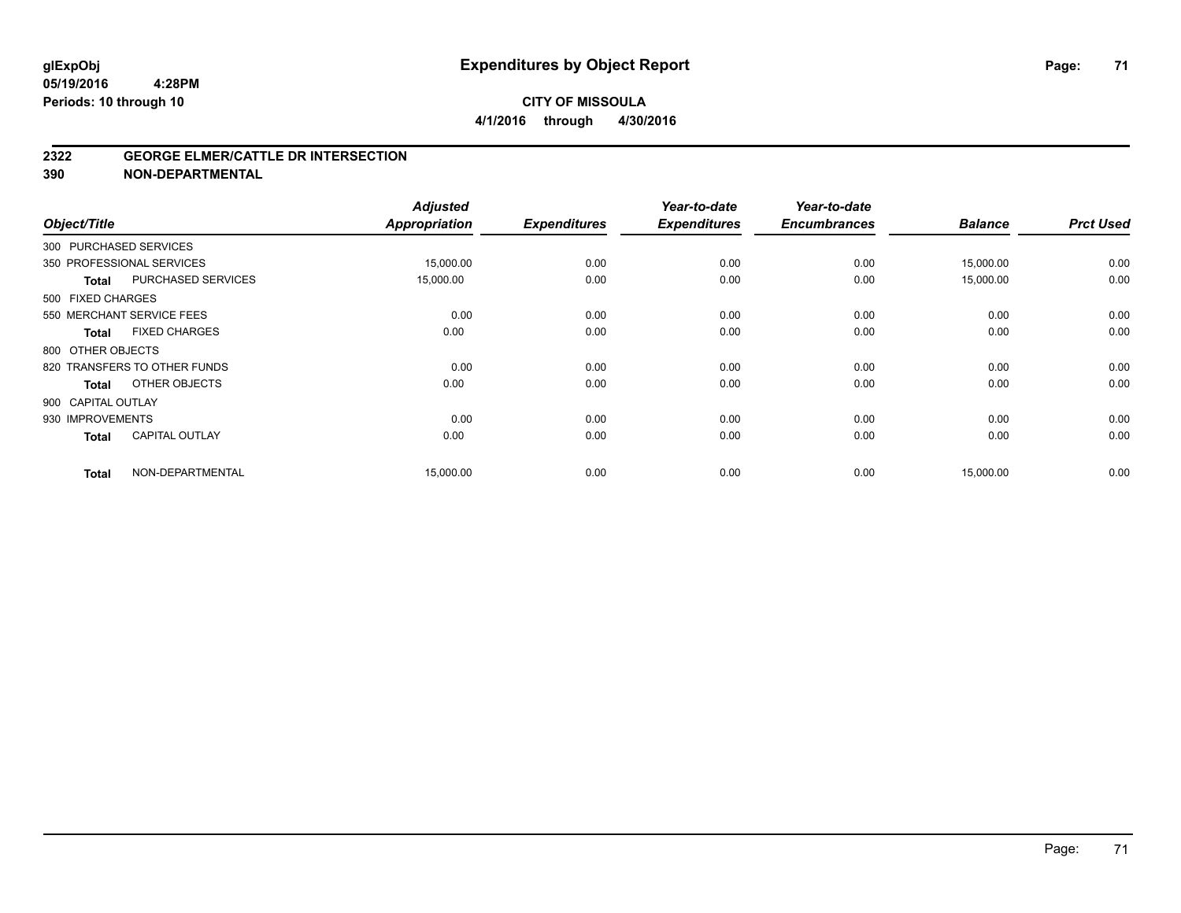glExpObj
05/19/2016 4:28PM
Periods: 10 through 10

# Expenditures by Object Report

**CITY OF MISSOULA**

**4/1/2016 through 4/30/2016**

## 2322 GEORGE ELMER/CATTLE DR INTERSECTION
## 390 NON-DEPARTMENTAL

| Object/Title | | Adjusted Appropriation | Expenditures | Year-to-date Expenditures | Year-to-date Encumbrances | Balance | Prct Used |
|---|---|---|---|---|---|---|---|
| 300 PURCHASED SERVICES | | | | | | | |
| 350 PROFESSIONAL SERVICES | | 15,000.00 | 0.00 | 0.00 | 0.00 | 15,000.00 | 0.00 |
| **Total** | PURCHASED SERVICES | 15,000.00 | 0.00 | 0.00 | 0.00 | 15,000.00 | 0.00 |
| 500 FIXED CHARGES | | | | | | | |
| 550 MERCHANT SERVICE FEES | | 0.00 | 0.00 | 0.00 | 0.00 | 0.00 | 0.00 |
| **Total** | FIXED CHARGES | 0.00 | 0.00 | 0.00 | 0.00 | 0.00 | 0.00 |
| 800 OTHER OBJECTS | | | | | | | |
| 820 TRANSFERS TO OTHER FUNDS | | 0.00 | 0.00 | 0.00 | 0.00 | 0.00 | 0.00 |
| **Total** | OTHER OBJECTS | 0.00 | 0.00 | 0.00 | 0.00 | 0.00 | 0.00 |
| 900 CAPITAL OUTLAY | | | | | | | |
| 930 IMPROVEMENTS | | 0.00 | 0.00 | 0.00 | 0.00 | 0.00 | 0.00 |
| **Total** | CAPITAL OUTLAY | 0.00 | 0.00 | 0.00 | 0.00 | 0.00 | 0.00 |
| **Total** | NON-DEPARTMENTAL | 15,000.00 | 0.00 | 0.00 | 0.00 | 15,000.00 | 0.00 |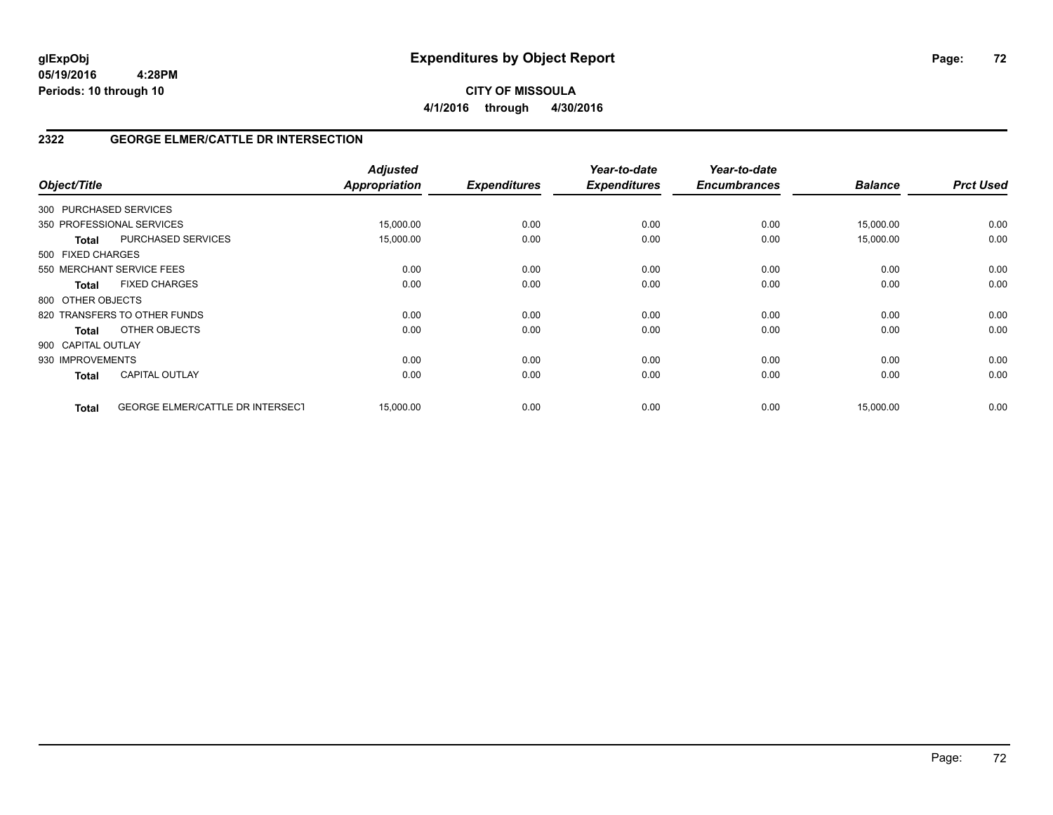**glExpObj**
**05/19/2016 4:28PM**
**Periods: 10 through 10**

# Expenditures by Object Report

**CITY OF MISSOULA**
**4/1/2016 through 4/30/2016**

## 2322 GEORGE ELMER/CATTLE DR INTERSECTION

| Object/Title | | Adjusted Appropriation | Expenditures | Year-to-date Expenditures | Year-to-date Encumbrances | Balance | Prct Used |
|---|---|---|---|---|---|---|---|
| 300 PURCHASED SERVICES | | | | | | | |
| 350 PROFESSIONAL SERVICES | | 15,000.00 | 0.00 | 0.00 | 0.00 | 15,000.00 | 0.00 |
| **Total** | PURCHASED SERVICES | 15,000.00 | 0.00 | 0.00 | 0.00 | 15,000.00 | 0.00 |
| 500 FIXED CHARGES | | | | | | | |
| 550 MERCHANT SERVICE FEES | | 0.00 | 0.00 | 0.00 | 0.00 | 0.00 | 0.00 |
| **Total** | FIXED CHARGES | 0.00 | 0.00 | 0.00 | 0.00 | 0.00 | 0.00 |
| 800 OTHER OBJECTS | | | | | | | |
| 820 TRANSFERS TO OTHER FUNDS | | 0.00 | 0.00 | 0.00 | 0.00 | 0.00 | 0.00 |
| **Total** | OTHER OBJECTS | 0.00 | 0.00 | 0.00 | 0.00 | 0.00 | 0.00 |
| 900 CAPITAL OUTLAY | | | | | | | |
| 930 IMPROVEMENTS | | 0.00 | 0.00 | 0.00 | 0.00 | 0.00 | 0.00 |
| **Total** | CAPITAL OUTLAY | 0.00 | 0.00 | 0.00 | 0.00 | 0.00 | 0.00 |
| **Total** | GEORGE ELMER/CATTLE DR INTERSECT | 15,000.00 | 0.00 | 0.00 | 0.00 | 15,000.00 | 0.00 |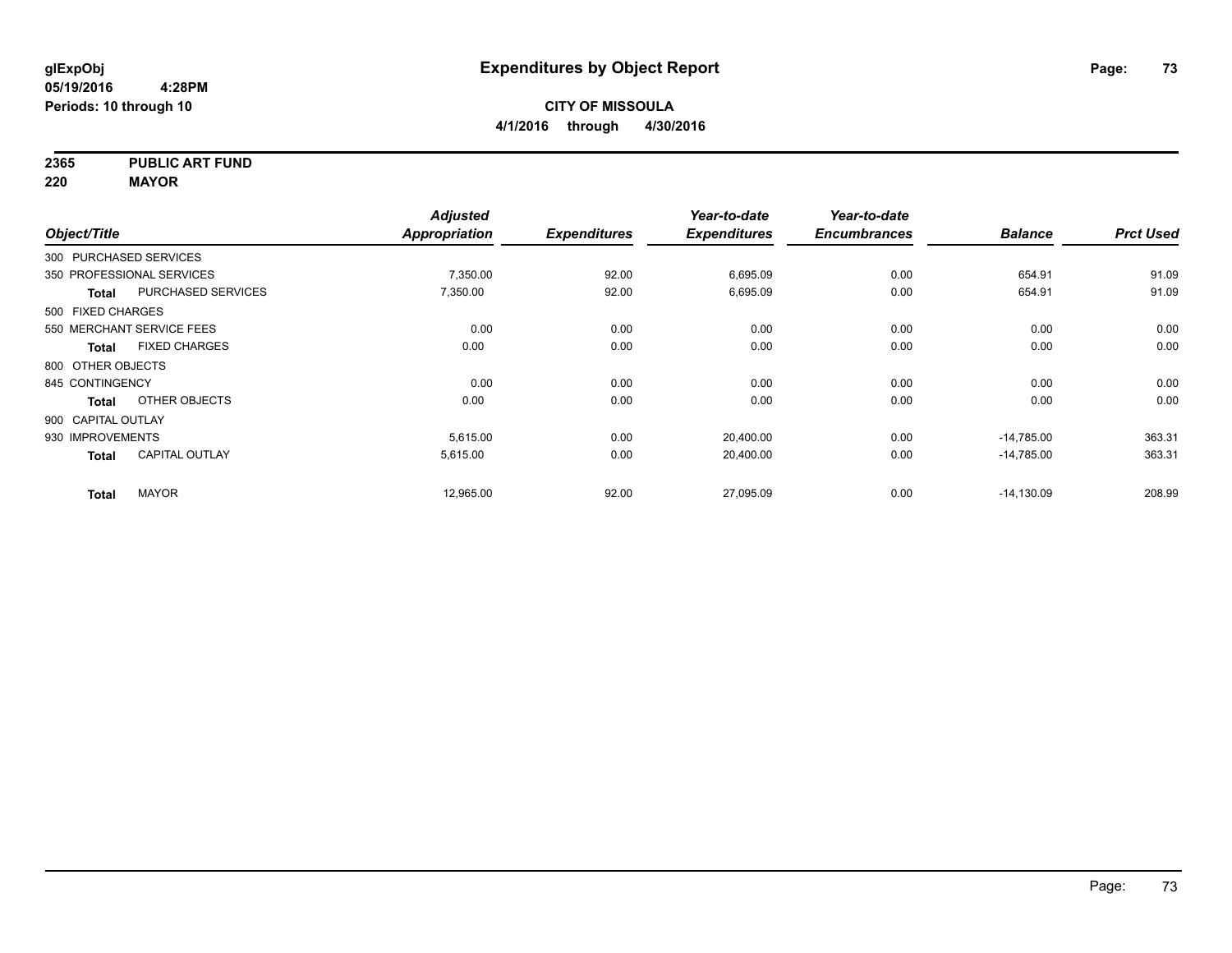**glExpObj**
**05/19/2016 4:28PM**
**Periods: 10 through 10**

# Expenditures by Object Report

**CITY OF MISSOULA**
**4/1/2016 through 4/30/2016**

**2365 PUBLIC ART FUND**
**220 MAYOR**

| Object/Title | | Adjusted Appropriation | Expenditures | Year-to-date Expenditures | Year-to-date Encumbrances | Balance | Prct Used |
|---|---|---|---|---|---|---|---|
| 300 PURCHASED SERVICES | | | | | | | |
| 350 PROFESSIONAL SERVICES | | 7,350.00 | 92.00 | 6,695.09 | 0.00 | 654.91 | 91.09 |
| **Total** | PURCHASED SERVICES | 7,350.00 | 92.00 | 6,695.09 | 0.00 | 654.91 | 91.09 |
| 500 FIXED CHARGES | | | | | | | |
| 550 MERCHANT SERVICE FEES | | 0.00 | 0.00 | 0.00 | 0.00 | 0.00 | 0.00 |
| **Total** | FIXED CHARGES | 0.00 | 0.00 | 0.00 | 0.00 | 0.00 | 0.00 |
| 800 OTHER OBJECTS | | | | | | | |
| 845 CONTINGENCY | | 0.00 | 0.00 | 0.00 | 0.00 | 0.00 | 0.00 |
| **Total** | OTHER OBJECTS | 0.00 | 0.00 | 0.00 | 0.00 | 0.00 | 0.00 |
| 900 CAPITAL OUTLAY | | | | | | | |
| 930 IMPROVEMENTS | | 5,615.00 | 0.00 | 20,400.00 | 0.00 | -14,785.00 | 363.31 |
| **Total** | CAPITAL OUTLAY | 5,615.00 | 0.00 | 20,400.00 | 0.00 | -14,785.00 | 363.31 |
| **Total** | MAYOR | 12,965.00 | 92.00 | 27,095.09 | 0.00 | -14,130.09 | 208.99 |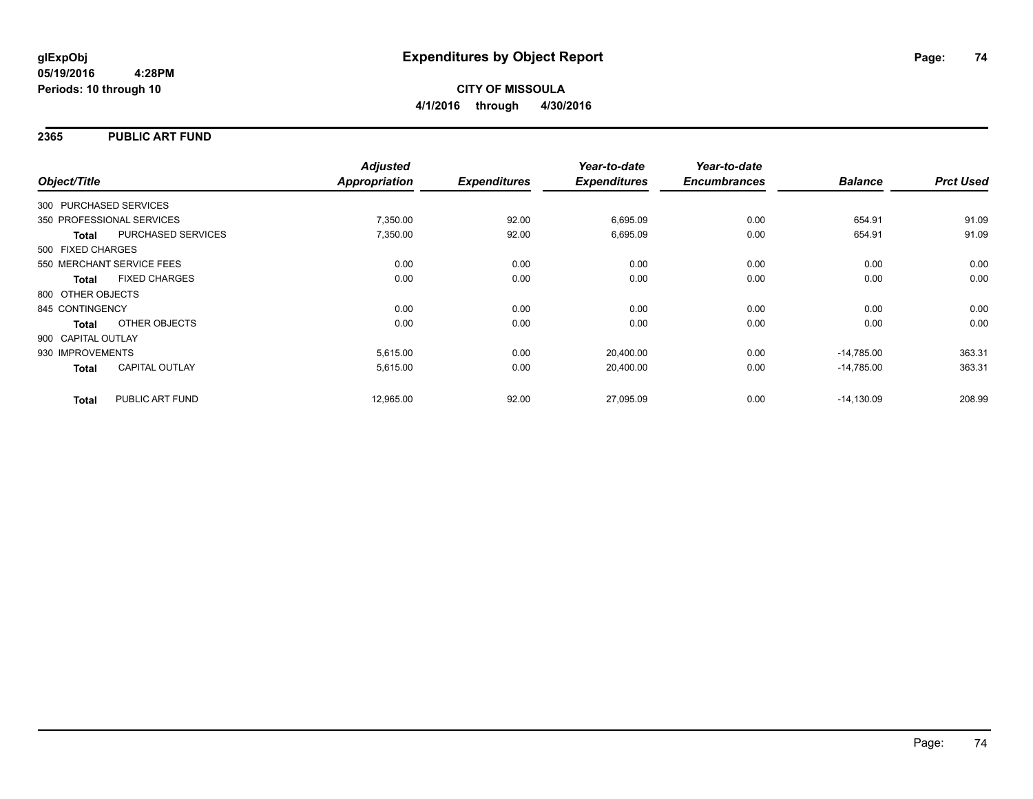**glExpObj**
**05/19/2016 4:28PM**
**Periods: 10 through 10**

# Expenditures by Object Report

**CITY OF MISSOULA**
**4/1/2016 through 4/30/2016**

## 2365 PUBLIC ART FUND

| Object/Title | | Adjusted Appropriation | Expenditures | Year-to-date Expenditures | Year-to-date Encumbrances | Balance | Prct Used |
|---|---|---|---|---|---|---|---|
| 300 PURCHASED SERVICES | | | | | | | |
| 350 PROFESSIONAL SERVICES | | 7,350.00 | 92.00 | 6,695.09 | 0.00 | 654.91 | 91.09 |
| **Total** | PURCHASED SERVICES | 7,350.00 | 92.00 | 6,695.09 | 0.00 | 654.91 | 91.09 |
| 500 FIXED CHARGES | | | | | | | |
| 550 MERCHANT SERVICE FEES | | 0.00 | 0.00 | 0.00 | 0.00 | 0.00 | 0.00 |
| **Total** | FIXED CHARGES | 0.00 | 0.00 | 0.00 | 0.00 | 0.00 | 0.00 |
| 800 OTHER OBJECTS | | | | | | | |
| 845 CONTINGENCY | | 0.00 | 0.00 | 0.00 | 0.00 | 0.00 | 0.00 |
| **Total** | OTHER OBJECTS | 0.00 | 0.00 | 0.00 | 0.00 | 0.00 | 0.00 |
| 900 CAPITAL OUTLAY | | | | | | | |
| 930 IMPROVEMENTS | | 5,615.00 | 0.00 | 20,400.00 | 0.00 | -14,785.00 | 363.31 |
| **Total** | CAPITAL OUTLAY | 5,615.00 | 0.00 | 20,400.00 | 0.00 | -14,785.00 | 363.31 |
| **Total** | PUBLIC ART FUND | 12,965.00 | 92.00 | 27,095.09 | 0.00 | -14,130.09 | 208.99 |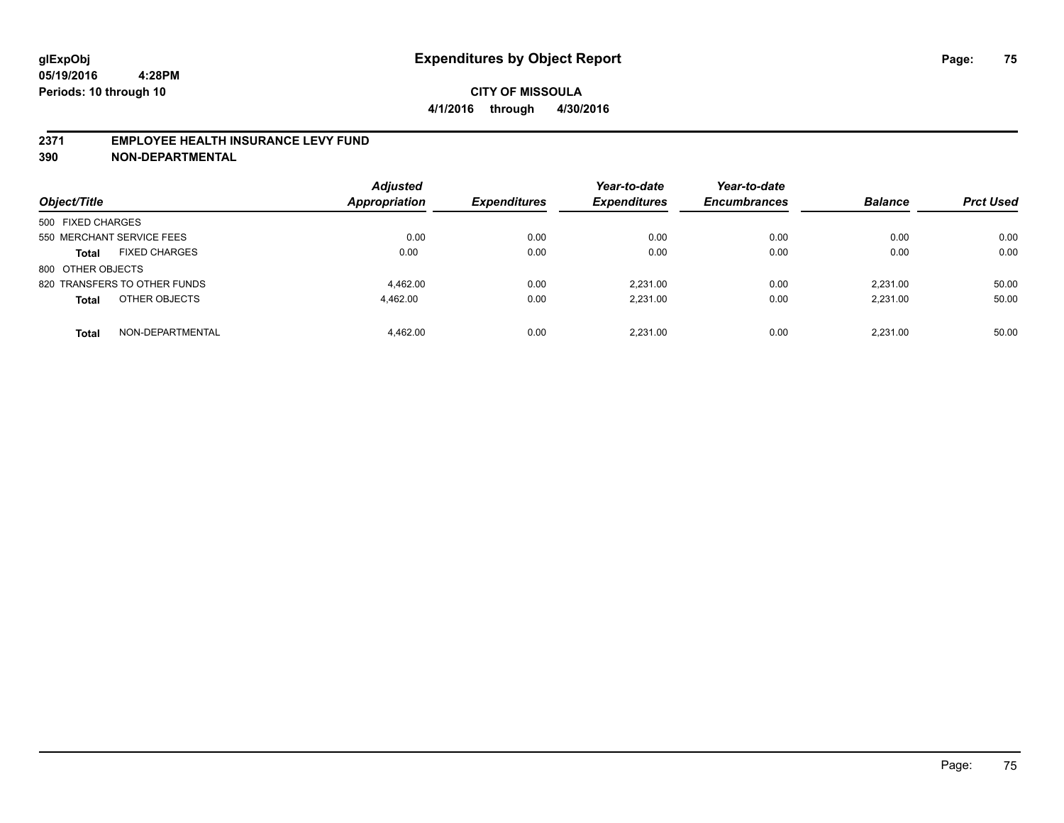# Expenditures by Object Report

glExpObj
05/19/2016 4:28PM
Periods: 10 through 10

**CITY OF MISSOULA**
**4/1/2016 through 4/30/2016**

## 2371 EMPLOYEE HEALTH INSURANCE LEVY FUND
## 390 NON-DEPARTMENTAL

| Object/Title | | Adjusted Appropriation | Expenditures | Year-to-date Expenditures | Year-to-date Encumbrances | Balance | Prct Used |
|---|---|---|---|---|---|---|---|
| 500 FIXED CHARGES | | | | | | | |
| 550 MERCHANT SERVICE FEES | | 0.00 | 0.00 | 0.00 | 0.00 | 0.00 | 0.00 |
| **Total** | FIXED CHARGES | 0.00 | 0.00 | 0.00 | 0.00 | 0.00 | 0.00 |
| 800 OTHER OBJECTS | | | | | | | |
| 820 TRANSFERS TO OTHER FUNDS | | 4,462.00 | 0.00 | 2,231.00 | 0.00 | 2,231.00 | 50.00 |
| **Total** | OTHER OBJECTS | 4,462.00 | 0.00 | 2,231.00 | 0.00 | 2,231.00 | 50.00 |
| **Total** | NON-DEPARTMENTAL | 4,462.00 | 0.00 | 2,231.00 | 0.00 | 2,231.00 | 50.00 |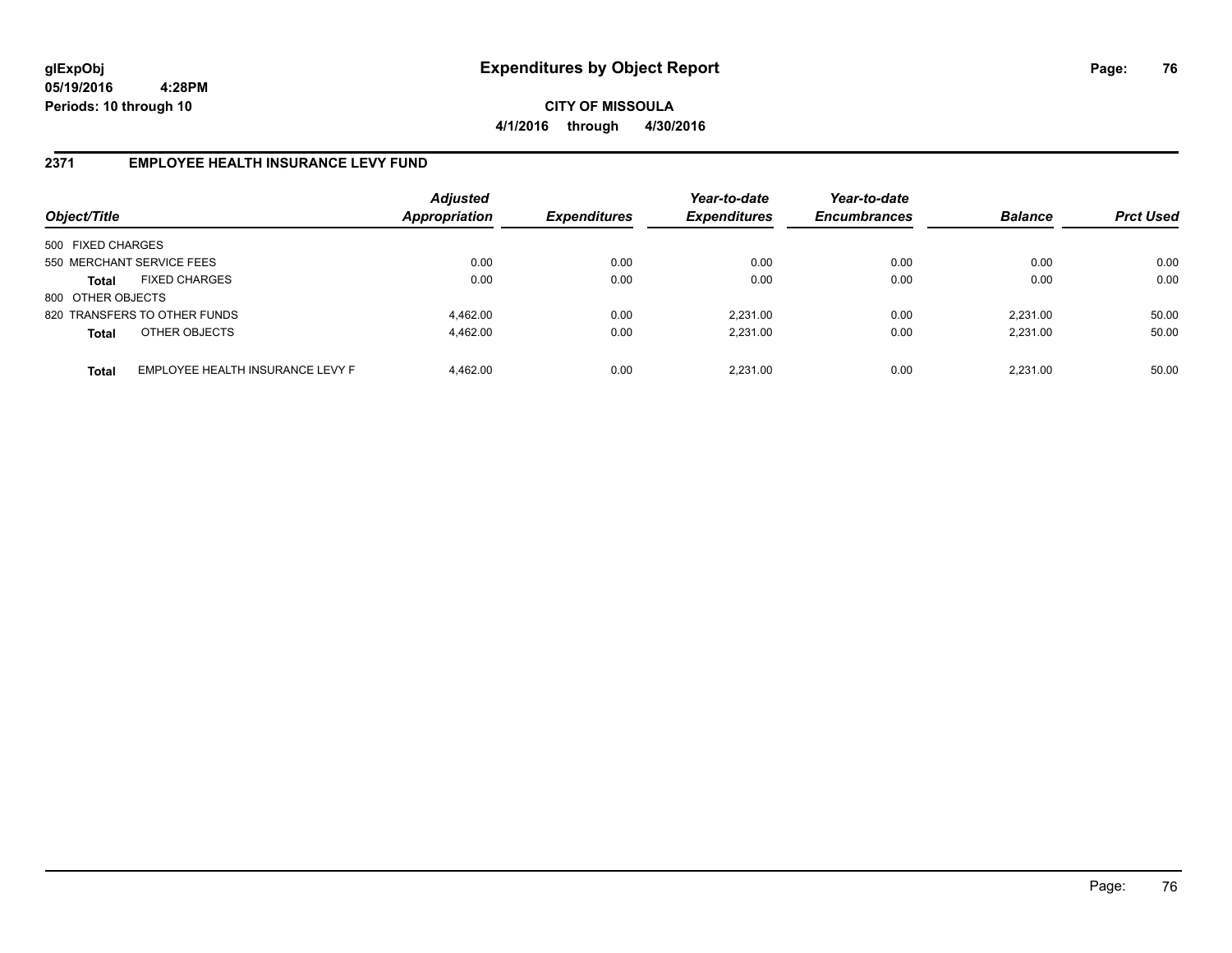glExpObj
05/19/2016 4:28PM
Periods: 10 through 10

# Expenditures by Object Report

**CITY OF MISSOULA**
**4/1/2016 through 4/30/2016**

## 2371 EMPLOYEE HEALTH INSURANCE LEVY FUND

| Object/Title | | Adjusted Appropriation | Expenditures | Year-to-date Expenditures | Year-to-date Encumbrances | Balance | Prct Used |
|---|---|---|---|---|---|---|---|
| 500 FIXED CHARGES | | | | | | | |
| 550 MERCHANT SERVICE FEES | | 0.00 | 0.00 | 0.00 | 0.00 | 0.00 | 0.00 |
| **Total** | FIXED CHARGES | 0.00 | 0.00 | 0.00 | 0.00 | 0.00 | 0.00 |
| 800 OTHER OBJECTS | | | | | | | |
| 820 TRANSFERS TO OTHER FUNDS | | 4,462.00 | 0.00 | 2,231.00 | 0.00 | 2,231.00 | 50.00 |
| **Total** | OTHER OBJECTS | 4,462.00 | 0.00 | 2,231.00 | 0.00 | 2,231.00 | 50.00 |
| **Total** | EMPLOYEE HEALTH INSURANCE LEVY F | 4,462.00 | 0.00 | 2,231.00 | 0.00 | 2,231.00 | 50.00 |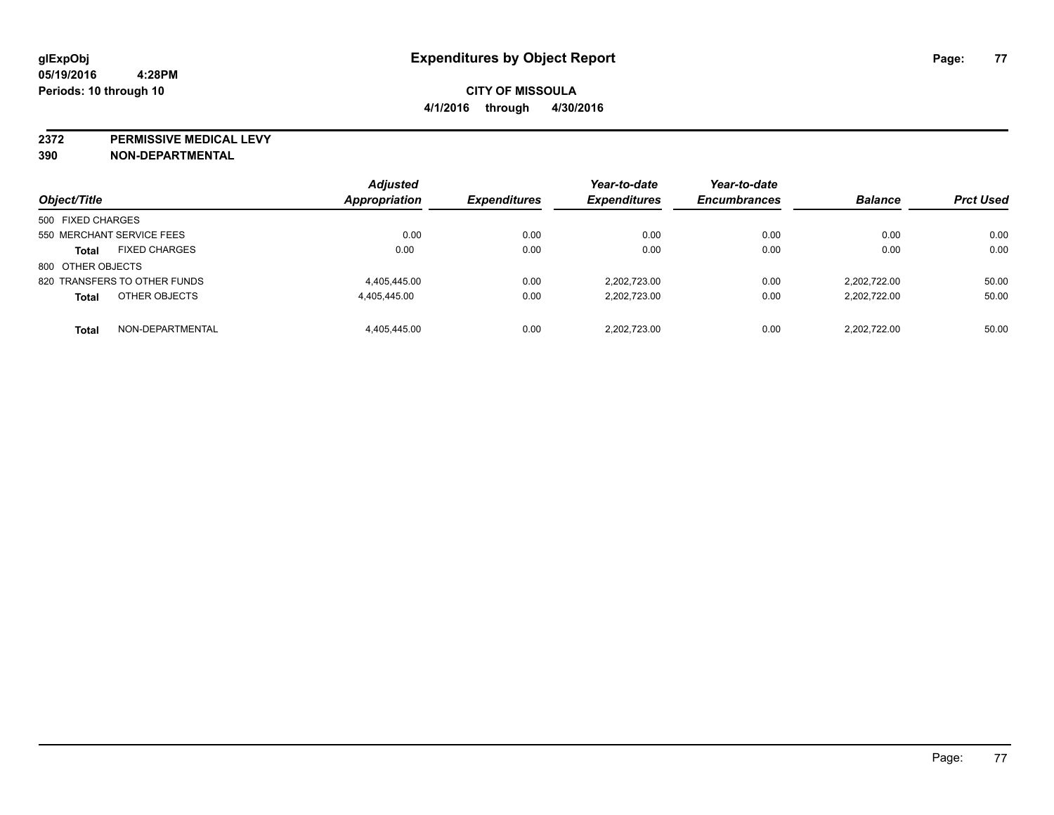**glExpObj**
**05/19/2016 4:28PM**
**Periods: 10 through 10**

# Expenditures by Object Report

**CITY OF MISSOULA**
**4/1/2016 through 4/30/2016**

**2372 PERMISSIVE MEDICAL LEVY**
**390 NON-DEPARTMENTAL**

| Object/Title | | Adjusted Appropriation | Expenditures | Year-to-date Expenditures | Year-to-date Encumbrances | Balance | Prct Used |
|---|---|---|---|---|---|---|---|
| 500 FIXED CHARGES | | | | | | | |
| 550 MERCHANT SERVICE FEES | | 0.00 | 0.00 | 0.00 | 0.00 | 0.00 | 0.00 |
| **Total** | FIXED CHARGES | 0.00 | 0.00 | 0.00 | 0.00 | 0.00 | 0.00 |
| 800 OTHER OBJECTS | | | | | | | |
| 820 TRANSFERS TO OTHER FUNDS | | 4,405,445.00 | 0.00 | 2,202,723.00 | 0.00 | 2,202,722.00 | 50.00 |
| **Total** | OTHER OBJECTS | 4,405,445.00 | 0.00 | 2,202,723.00 | 0.00 | 2,202,722.00 | 50.00 |
| **Total** | NON-DEPARTMENTAL | 4,405,445.00 | 0.00 | 2,202,723.00 | 0.00 | 2,202,722.00 | 50.00 |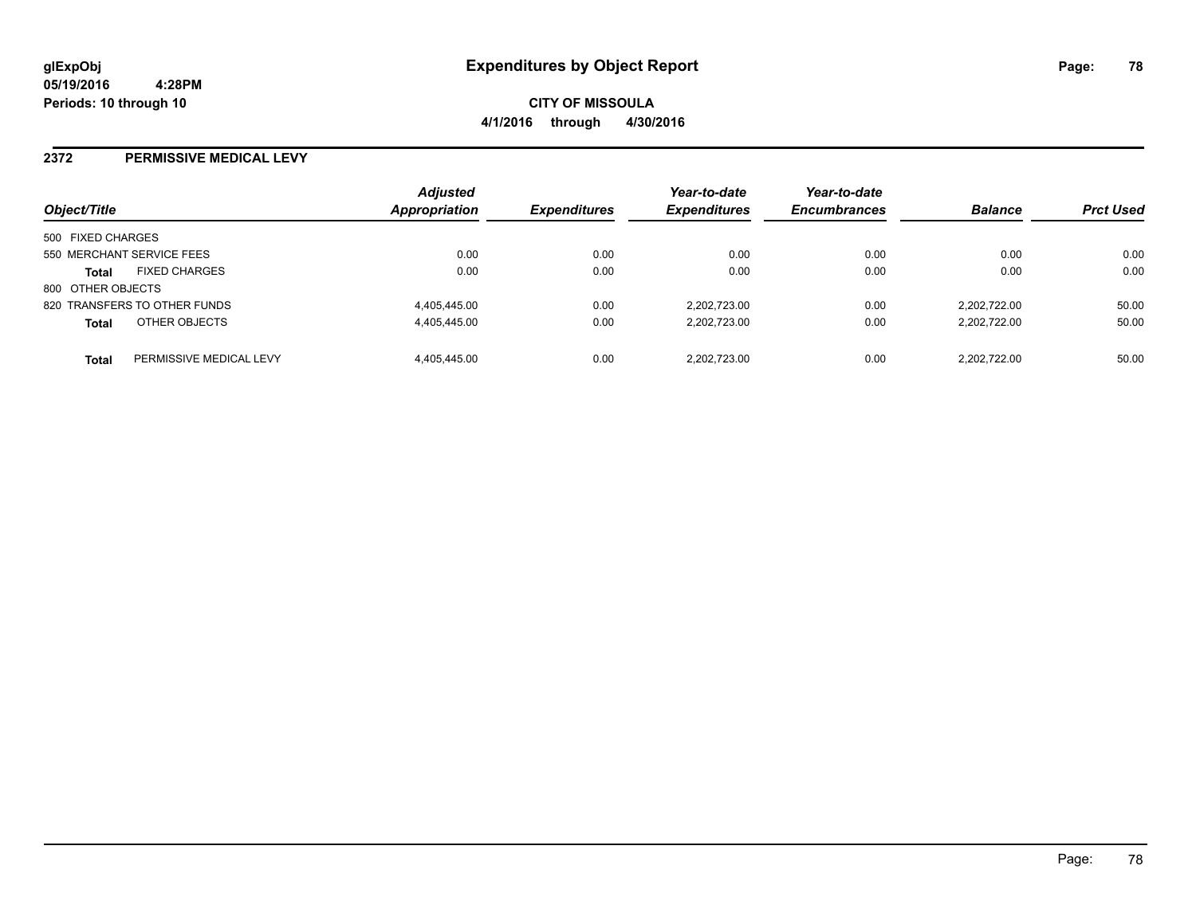# Expenditures by Object Report

glExpObj
05/19/2016 4:28PM
Periods: 10 through 10

**CITY OF MISSOULA**

**4/1/2016 through 4/30/2016**

## 2372 PERMISSIVE MEDICAL LEVY

| Object/Title | | Adjusted Appropriation | Expenditures | Year-to-date Expenditures | Year-to-date Encumbrances | Balance | Prct Used |
|---|---|---|---|---|---|---|---|
| 500 FIXED CHARGES | | | | | | | |
| 550 MERCHANT SERVICE FEES | | 0.00 | 0.00 | 0.00 | 0.00 | 0.00 | 0.00 |
| **Total** | FIXED CHARGES | 0.00 | 0.00 | 0.00 | 0.00 | 0.00 | 0.00 |
| 800 OTHER OBJECTS | | | | | | | |
| 820 TRANSFERS TO OTHER FUNDS | | 4,405,445.00 | 0.00 | 2,202,723.00 | 0.00 | 2,202,722.00 | 50.00 |
| **Total** | OTHER OBJECTS | 4,405,445.00 | 0.00 | 2,202,723.00 | 0.00 | 2,202,722.00 | 50.00 |
| **Total** | PERMISSIVE MEDICAL LEVY | 4,405,445.00 | 0.00 | 2,202,723.00 | 0.00 | 2,202,722.00 | 50.00 |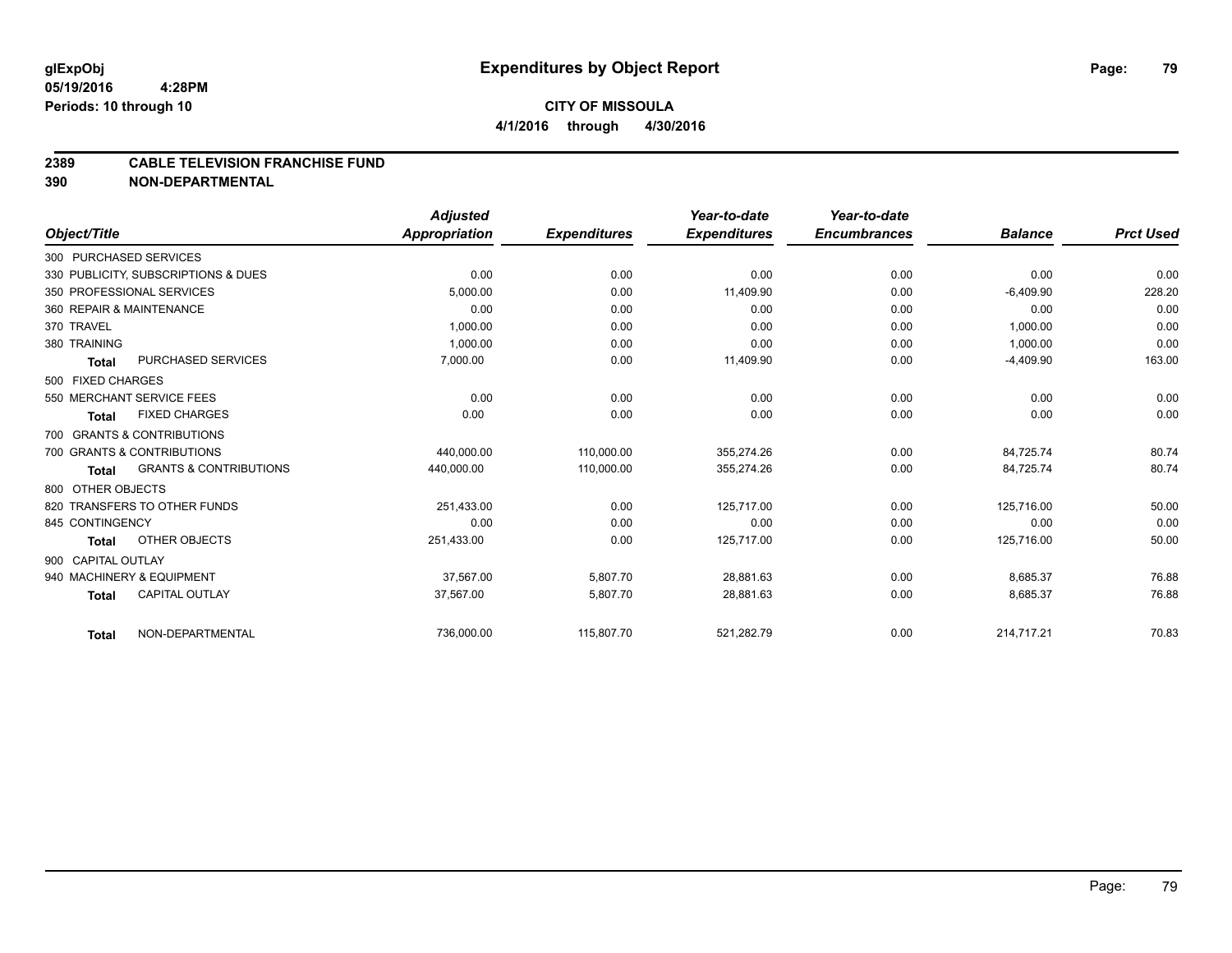**glExpObj** **Expenditures by Object Report**

**05/19/2016 4:28PM**

**Periods: 10 through 10**

**CITY OF MISSOULA**

**4/1/2016 through 4/30/2016**

## 2389 CABLE TELEVISION FRANCHISE FUND

## 390 NON-DEPARTMENTAL

| Object/Title | | Adjusted Appropriation | Expenditures | Year-to-date Expenditures | Year-to-date Encumbrances | Balance | Prct Used |
|---|---|---|---|---|---|---|---|
| 300 PURCHASED SERVICES | | | | | | | |
| 330 PUBLICITY, SUBSCRIPTIONS & DUES | | 0.00 | 0.00 | 0.00 | 0.00 | 0.00 | 0.00 |
| 350 PROFESSIONAL SERVICES | | 5,000.00 | 0.00 | 11,409.90 | 0.00 | -6,409.90 | 228.20 |
| 360 REPAIR & MAINTENANCE | | 0.00 | 0.00 | 0.00 | 0.00 | 0.00 | 0.00 |
| 370 TRAVEL | | 1,000.00 | 0.00 | 0.00 | 0.00 | 1,000.00 | 0.00 |
| 380 TRAINING | | 1,000.00 | 0.00 | 0.00 | 0.00 | 1,000.00 | 0.00 |
| **Total** | PURCHASED SERVICES | 7,000.00 | 0.00 | 11,409.90 | 0.00 | -4,409.90 | 163.00 |
| 500 FIXED CHARGES | | | | | | | |
| 550 MERCHANT SERVICE FEES | | 0.00 | 0.00 | 0.00 | 0.00 | 0.00 | 0.00 |
| **Total** | FIXED CHARGES | 0.00 | 0.00 | 0.00 | 0.00 | 0.00 | 0.00 |
| 700 GRANTS & CONTRIBUTIONS | | | | | | | |
| 700 GRANTS & CONTRIBUTIONS | | 440,000.00 | 110,000.00 | 355,274.26 | 0.00 | 84,725.74 | 80.74 |
| **Total** | GRANTS & CONTRIBUTIONS | 440,000.00 | 110,000.00 | 355,274.26 | 0.00 | 84,725.74 | 80.74 |
| 800 OTHER OBJECTS | | | | | | | |
| 820 TRANSFERS TO OTHER FUNDS | | 251,433.00 | 0.00 | 125,717.00 | 0.00 | 125,716.00 | 50.00 |
| 845 CONTINGENCY | | 0.00 | 0.00 | 0.00 | 0.00 | 0.00 | 0.00 |
| **Total** | OTHER OBJECTS | 251,433.00 | 0.00 | 125,717.00 | 0.00 | 125,716.00 | 50.00 |
| 900 CAPITAL OUTLAY | | | | | | | |
| 940 MACHINERY & EQUIPMENT | | 37,567.00 | 5,807.70 | 28,881.63 | 0.00 | 8,685.37 | 76.88 |
| **Total** | CAPITAL OUTLAY | 37,567.00 | 5,807.70 | 28,881.63 | 0.00 | 8,685.37 | 76.88 |
| **Total** | NON-DEPARTMENTAL | 736,000.00 | 115,807.70 | 521,282.79 | 0.00 | 214,717.21 | 70.83 |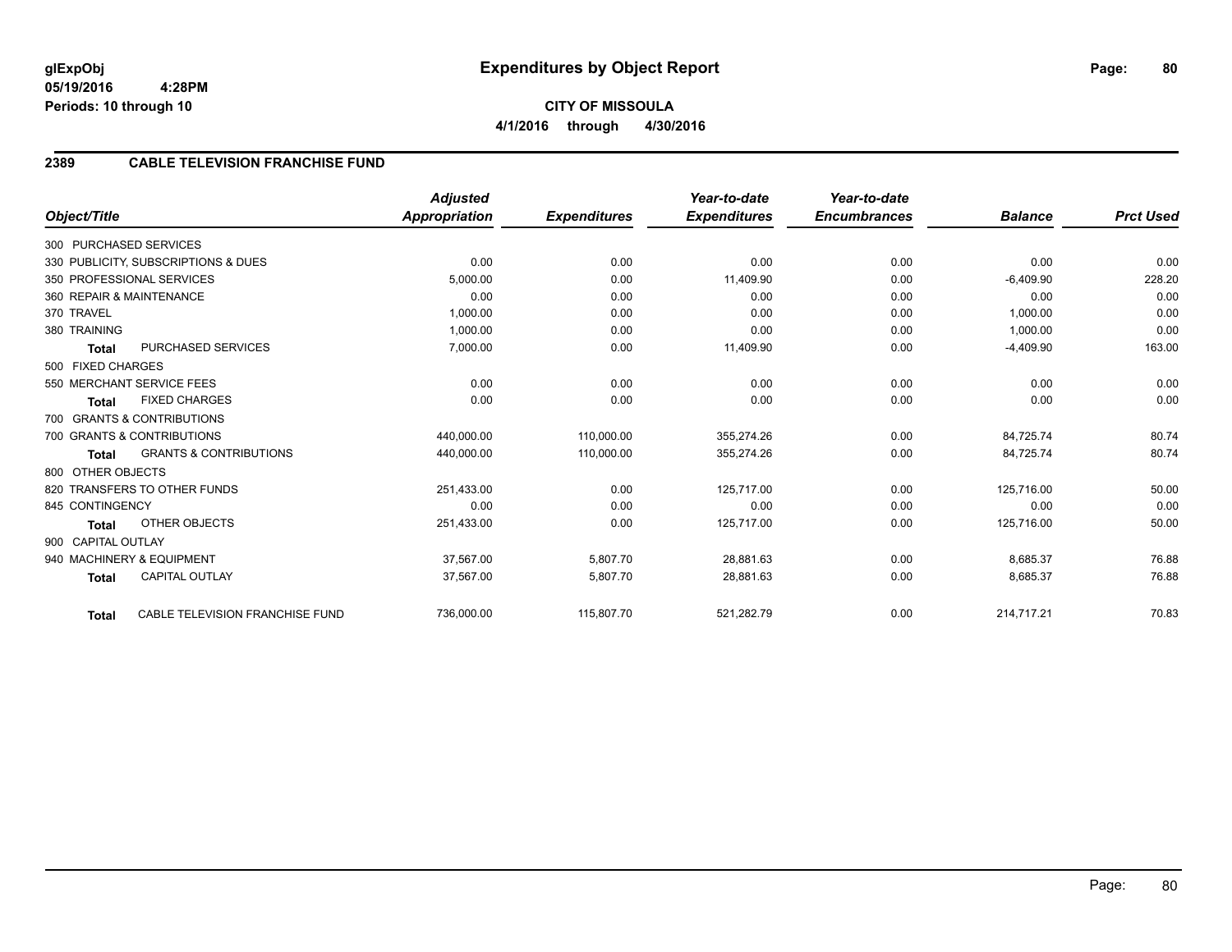**glExpObj**
**05/19/2016 4:28PM**
**Periods: 10 through 10**

# Expenditures by Object Report

**CITY OF MISSOULA**
**4/1/2016 through 4/30/2016**

## 2389 CABLE TELEVISION FRANCHISE FUND

| Object/Title | | Adjusted Appropriation | Expenditures | Year-to-date Expenditures | Year-to-date Encumbrances | Balance | Prct Used |
|---|---|---|---|---|---|---|---|
| 300 PURCHASED SERVICES | | | | | | | |
| 330 PUBLICITY, SUBSCRIPTIONS & DUES | | 0.00 | 0.00 | 0.00 | 0.00 | 0.00 | 0.00 |
| 350 PROFESSIONAL SERVICES | | 5,000.00 | 0.00 | 11,409.90 | 0.00 | -6,409.90 | 228.20 |
| 360 REPAIR & MAINTENANCE | | 0.00 | 0.00 | 0.00 | 0.00 | 0.00 | 0.00 |
| 370 TRAVEL | | 1,000.00 | 0.00 | 0.00 | 0.00 | 1,000.00 | 0.00 |
| 380 TRAINING | | 1,000.00 | 0.00 | 0.00 | 0.00 | 1,000.00 | 0.00 |
| **Total** | PURCHASED SERVICES | 7,000.00 | 0.00 | 11,409.90 | 0.00 | -4,409.90 | 163.00 |
| 500 FIXED CHARGES | | | | | | | |
| 550 MERCHANT SERVICE FEES | | 0.00 | 0.00 | 0.00 | 0.00 | 0.00 | 0.00 |
| **Total** | FIXED CHARGES | 0.00 | 0.00 | 0.00 | 0.00 | 0.00 | 0.00 |
| 700 GRANTS & CONTRIBUTIONS | | | | | | | |
| 700 GRANTS & CONTRIBUTIONS | | 440,000.00 | 110,000.00 | 355,274.26 | 0.00 | 84,725.74 | 80.74 |
| **Total** | GRANTS & CONTRIBUTIONS | 440,000.00 | 110,000.00 | 355,274.26 | 0.00 | 84,725.74 | 80.74 |
| 800 OTHER OBJECTS | | | | | | | |
| 820 TRANSFERS TO OTHER FUNDS | | 251,433.00 | 0.00 | 125,717.00 | 0.00 | 125,716.00 | 50.00 |
| 845 CONTINGENCY | | 0.00 | 0.00 | 0.00 | 0.00 | 0.00 | 0.00 |
| **Total** | OTHER OBJECTS | 251,433.00 | 0.00 | 125,717.00 | 0.00 | 125,716.00 | 50.00 |
| 900 CAPITAL OUTLAY | | | | | | | |
| 940 MACHINERY & EQUIPMENT | | 37,567.00 | 5,807.70 | 28,881.63 | 0.00 | 8,685.37 | 76.88 |
| **Total** | CAPITAL OUTLAY | 37,567.00 | 5,807.70 | 28,881.63 | 0.00 | 8,685.37 | 76.88 |
| **Total** | CABLE TELEVISION FRANCHISE FUND | 736,000.00 | 115,807.70 | 521,282.79 | 0.00 | 214,717.21 | 70.83 |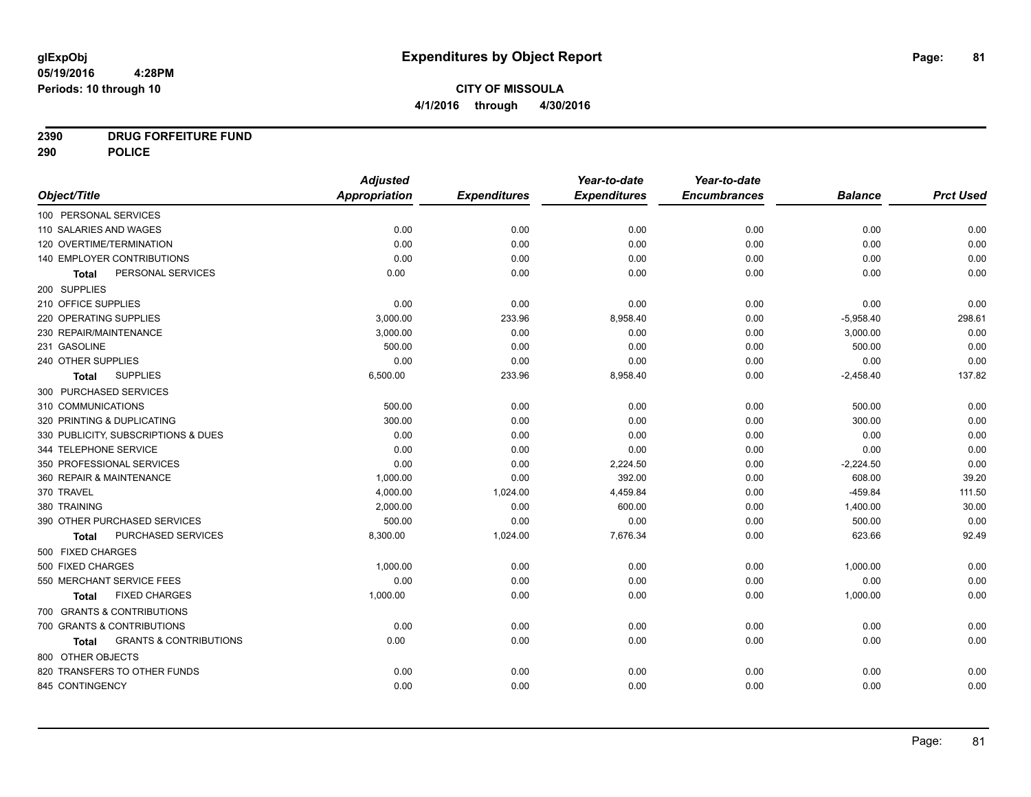**glExpObj**
**05/19/2016 4:28PM**
**Periods: 10 through 10**

# Expenditures by Object Report

**CITY OF MISSOULA**
**4/1/2016 through 4/30/2016**

**2390 DRUG FORFEITURE FUND**
**290 POLICE**

| Object/Title | Adjusted Appropriation | Expenditures | Year-to-date Expenditures | Year-to-date Encumbrances | Balance | Prct Used |
|---|---|---|---|---|---|---|
| 100 PERSONAL SERVICES | | | | | | |
| 110 SALARIES AND WAGES | 0.00 | 0.00 | 0.00 | 0.00 | 0.00 | 0.00 |
| 120 OVERTIME/TERMINATION | 0.00 | 0.00 | 0.00 | 0.00 | 0.00 | 0.00 |
| 140 EMPLOYER CONTRIBUTIONS | 0.00 | 0.00 | 0.00 | 0.00 | 0.00 | 0.00 |
| **Total** PERSONAL SERVICES | 0.00 | 0.00 | 0.00 | 0.00 | 0.00 | 0.00 |
| 200 SUPPLIES | | | | | | |
| 210 OFFICE SUPPLIES | 0.00 | 0.00 | 0.00 | 0.00 | 0.00 | 0.00 |
| 220 OPERATING SUPPLIES | 3,000.00 | 233.96 | 8,958.40 | 0.00 | -5,958.40 | 298.61 |
| 230 REPAIR/MAINTENANCE | 3,000.00 | 0.00 | 0.00 | 0.00 | 3,000.00 | 0.00 |
| 231 GASOLINE | 500.00 | 0.00 | 0.00 | 0.00 | 500.00 | 0.00 |
| 240 OTHER SUPPLIES | 0.00 | 0.00 | 0.00 | 0.00 | 0.00 | 0.00 |
| **Total** SUPPLIES | 6,500.00 | 233.96 | 8,958.40 | 0.00 | -2,458.40 | 137.82 |
| 300 PURCHASED SERVICES | | | | | | |
| 310 COMMUNICATIONS | 500.00 | 0.00 | 0.00 | 0.00 | 500.00 | 0.00 |
| 320 PRINTING & DUPLICATING | 300.00 | 0.00 | 0.00 | 0.00 | 300.00 | 0.00 |
| 330 PUBLICITY, SUBSCRIPTIONS & DUES | 0.00 | 0.00 | 0.00 | 0.00 | 0.00 | 0.00 |
| 344 TELEPHONE SERVICE | 0.00 | 0.00 | 0.00 | 0.00 | 0.00 | 0.00 |
| 350 PROFESSIONAL SERVICES | 0.00 | 0.00 | 2,224.50 | 0.00 | -2,224.50 | 0.00 |
| 360 REPAIR & MAINTENANCE | 1,000.00 | 0.00 | 392.00 | 0.00 | 608.00 | 39.20 |
| 370 TRAVEL | 4,000.00 | 1,024.00 | 4,459.84 | 0.00 | -459.84 | 111.50 |
| 380 TRAINING | 2,000.00 | 0.00 | 600.00 | 0.00 | 1,400.00 | 30.00 |
| 390 OTHER PURCHASED SERVICES | 500.00 | 0.00 | 0.00 | 0.00 | 500.00 | 0.00 |
| **Total** PURCHASED SERVICES | 8,300.00 | 1,024.00 | 7,676.34 | 0.00 | 623.66 | 92.49 |
| 500 FIXED CHARGES | | | | | | |
| 500 FIXED CHARGES | 1,000.00 | 0.00 | 0.00 | 0.00 | 1,000.00 | 0.00 |
| 550 MERCHANT SERVICE FEES | 0.00 | 0.00 | 0.00 | 0.00 | 0.00 | 0.00 |
| **Total** FIXED CHARGES | 1,000.00 | 0.00 | 0.00 | 0.00 | 1,000.00 | 0.00 |
| 700 GRANTS & CONTRIBUTIONS | | | | | | |
| 700 GRANTS & CONTRIBUTIONS | 0.00 | 0.00 | 0.00 | 0.00 | 0.00 | 0.00 |
| **Total** GRANTS & CONTRIBUTIONS | 0.00 | 0.00 | 0.00 | 0.00 | 0.00 | 0.00 |
| 800 OTHER OBJECTS | | | | | | |
| 820 TRANSFERS TO OTHER FUNDS | 0.00 | 0.00 | 0.00 | 0.00 | 0.00 | 0.00 |
| 845 CONTINGENCY | 0.00 | 0.00 | 0.00 | 0.00 | 0.00 | 0.00 |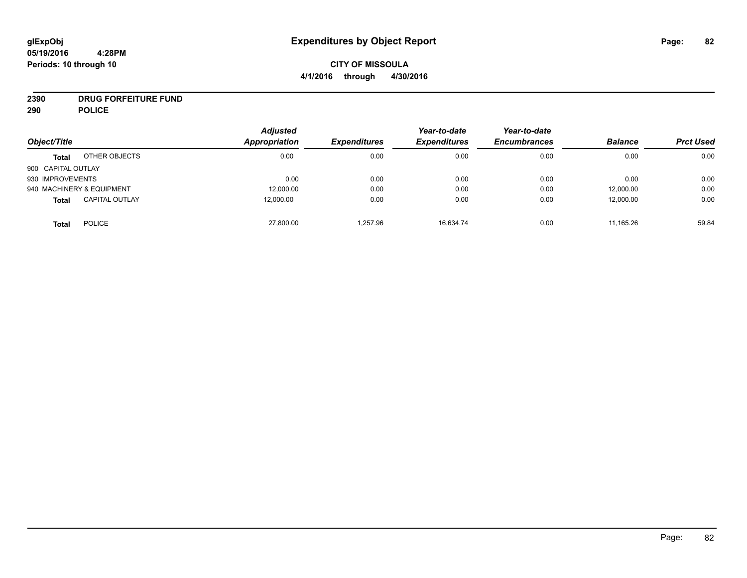# Expenditures by Object Report

glExpObj
05/19/2016 4:28PM
Periods: 10 through 10

**CITY OF MISSOULA**
**4/1/2016 through 4/30/2016**

**2390 DRUG FORFEITURE FUND**
**290 POLICE**

| Object/Title | | Adjusted Appropriation | Expenditures | Year-to-date Expenditures | Year-to-date Encumbrances | Balance | Prct Used |
|---|---|---|---|---|---|---|---|
| **Total** | OTHER OBJECTS | 0.00 | 0.00 | 0.00 | 0.00 | 0.00 | 0.00 |
| 900 CAPITAL OUTLAY | | | | | | | |
| 930 IMPROVEMENTS | | 0.00 | 0.00 | 0.00 | 0.00 | 0.00 | 0.00 |
| 940 MACHINERY & EQUIPMENT | | 12,000.00 | 0.00 | 0.00 | 0.00 | 12,000.00 | 0.00 |
| **Total** | CAPITAL OUTLAY | 12,000.00 | 0.00 | 0.00 | 0.00 | 12,000.00 | 0.00 |
| **Total** | POLICE | 27,800.00 | 1,257.96 | 16,634.74 | 0.00 | 11,165.26 | 59.84 |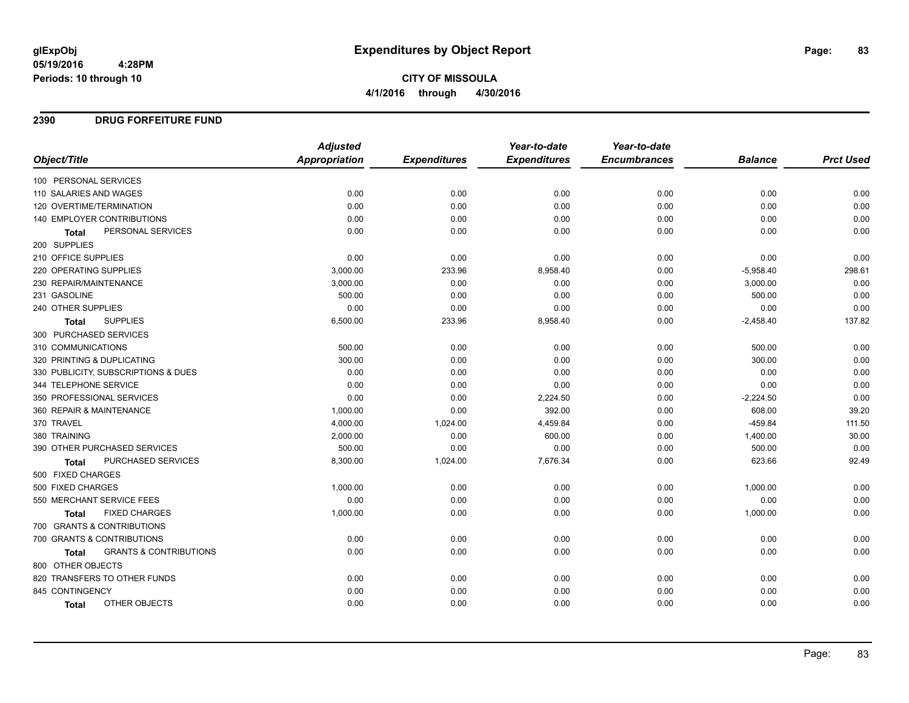# Expenditures by Object Report

glExpObj
05/19/2016 4:28PM
Periods: 10 through 10

**CITY OF MISSOULA**
**4/1/2016 through 4/30/2016**

## 2390 DRUG FORFEITURE FUND

| Object/Title | Adjusted Appropriation | Expenditures | Year-to-date Expenditures | Year-to-date Encumbrances | Balance | Prct Used |
|---|---|---|---|---|---|---|
| 100 PERSONAL SERVICES | | | | | | |
| 110 SALARIES AND WAGES | 0.00 | 0.00 | 0.00 | 0.00 | 0.00 | 0.00 |
| 120 OVERTIME/TERMINATION | 0.00 | 0.00 | 0.00 | 0.00 | 0.00 | 0.00 |
| 140 EMPLOYER CONTRIBUTIONS | 0.00 | 0.00 | 0.00 | 0.00 | 0.00 | 0.00 |
| **Total** PERSONAL SERVICES | 0.00 | 0.00 | 0.00 | 0.00 | 0.00 | 0.00 |
| 200 SUPPLIES | | | | | | |
| 210 OFFICE SUPPLIES | 0.00 | 0.00 | 0.00 | 0.00 | 0.00 | 0.00 |
| 220 OPERATING SUPPLIES | 3,000.00 | 233.96 | 8,958.40 | 0.00 | -5,958.40 | 298.61 |
| 230 REPAIR/MAINTENANCE | 3,000.00 | 0.00 | 0.00 | 0.00 | 3,000.00 | 0.00 |
| 231 GASOLINE | 500.00 | 0.00 | 0.00 | 0.00 | 500.00 | 0.00 |
| 240 OTHER SUPPLIES | 0.00 | 0.00 | 0.00 | 0.00 | 0.00 | 0.00 |
| **Total** SUPPLIES | 6,500.00 | 233.96 | 8,958.40 | 0.00 | -2,458.40 | 137.82 |
| 300 PURCHASED SERVICES | | | | | | |
| 310 COMMUNICATIONS | 500.00 | 0.00 | 0.00 | 0.00 | 500.00 | 0.00 |
| 320 PRINTING & DUPLICATING | 300.00 | 0.00 | 0.00 | 0.00 | 300.00 | 0.00 |
| 330 PUBLICITY, SUBSCRIPTIONS & DUES | 0.00 | 0.00 | 0.00 | 0.00 | 0.00 | 0.00 |
| 344 TELEPHONE SERVICE | 0.00 | 0.00 | 0.00 | 0.00 | 0.00 | 0.00 |
| 350 PROFESSIONAL SERVICES | 0.00 | 0.00 | 2,224.50 | 0.00 | -2,224.50 | 0.00 |
| 360 REPAIR & MAINTENANCE | 1,000.00 | 0.00 | 392.00 | 0.00 | 608.00 | 39.20 |
| 370 TRAVEL | 4,000.00 | 1,024.00 | 4,459.84 | 0.00 | -459.84 | 111.50 |
| 380 TRAINING | 2,000.00 | 0.00 | 600.00 | 0.00 | 1,400.00 | 30.00 |
| 390 OTHER PURCHASED SERVICES | 500.00 | 0.00 | 0.00 | 0.00 | 500.00 | 0.00 |
| **Total** PURCHASED SERVICES | 8,300.00 | 1,024.00 | 7,676.34 | 0.00 | 623.66 | 92.49 |
| 500 FIXED CHARGES | | | | | | |
| 500 FIXED CHARGES | 1,000.00 | 0.00 | 0.00 | 0.00 | 1,000.00 | 0.00 |
| 550 MERCHANT SERVICE FEES | 0.00 | 0.00 | 0.00 | 0.00 | 0.00 | 0.00 |
| **Total** FIXED CHARGES | 1,000.00 | 0.00 | 0.00 | 0.00 | 1,000.00 | 0.00 |
| 700 GRANTS & CONTRIBUTIONS | | | | | | |
| 700 GRANTS & CONTRIBUTIONS | 0.00 | 0.00 | 0.00 | 0.00 | 0.00 | 0.00 |
| **Total** GRANTS & CONTRIBUTIONS | 0.00 | 0.00 | 0.00 | 0.00 | 0.00 | 0.00 |
| 800 OTHER OBJECTS | | | | | | |
| 820 TRANSFERS TO OTHER FUNDS | 0.00 | 0.00 | 0.00 | 0.00 | 0.00 | 0.00 |
| 845 CONTINGENCY | 0.00 | 0.00 | 0.00 | 0.00 | 0.00 | 0.00 |
| **Total** OTHER OBJECTS | 0.00 | 0.00 | 0.00 | 0.00 | 0.00 | 0.00 |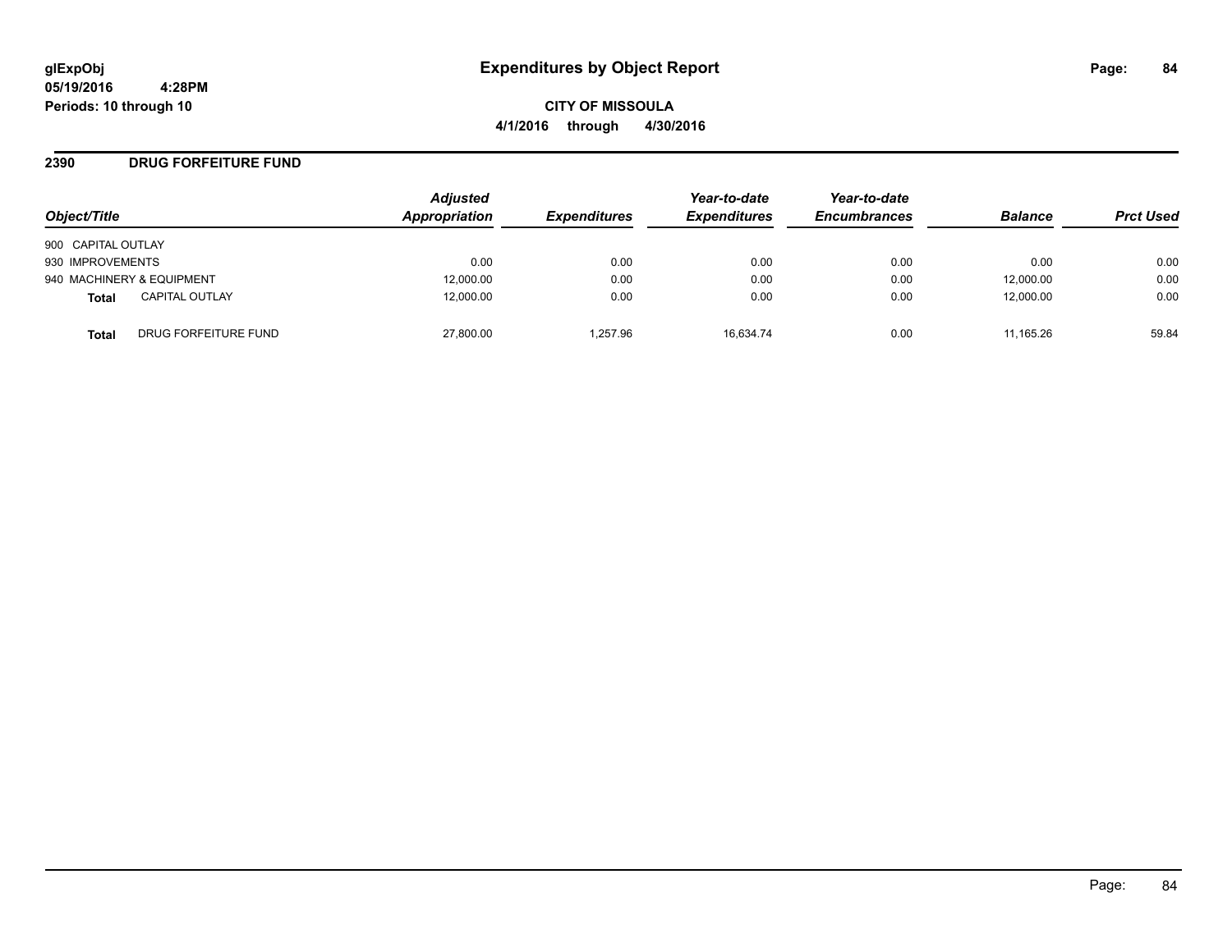**glExpObj**
**05/19/2016 4:28PM**
**Periods: 10 through 10**

# Expenditures by Object Report

**CITY OF MISSOULA**
**4/1/2016 through 4/30/2016**

## 2390 DRUG FORFEITURE FUND

| Object/Title | Adjusted Appropriation | Expenditures | Year-to-date Expenditures | Year-to-date Encumbrances | Balance | Prct Used |
|---|---|---|---|---|---|---|
| 900 CAPITAL OUTLAY | | | | | | |
| 930 IMPROVEMENTS | 0.00 | 0.00 | 0.00 | 0.00 | 0.00 | 0.00 |
| 940 MACHINERY & EQUIPMENT | 12,000.00 | 0.00 | 0.00 | 0.00 | 12,000.00 | 0.00 |
| **Total** CAPITAL OUTLAY | 12,000.00 | 0.00 | 0.00 | 0.00 | 12,000.00 | 0.00 |
| **Total** DRUG FORFEITURE FUND | 27,800.00 | 1,257.96 | 16,634.74 | 0.00 | 11,165.26 | 59.84 |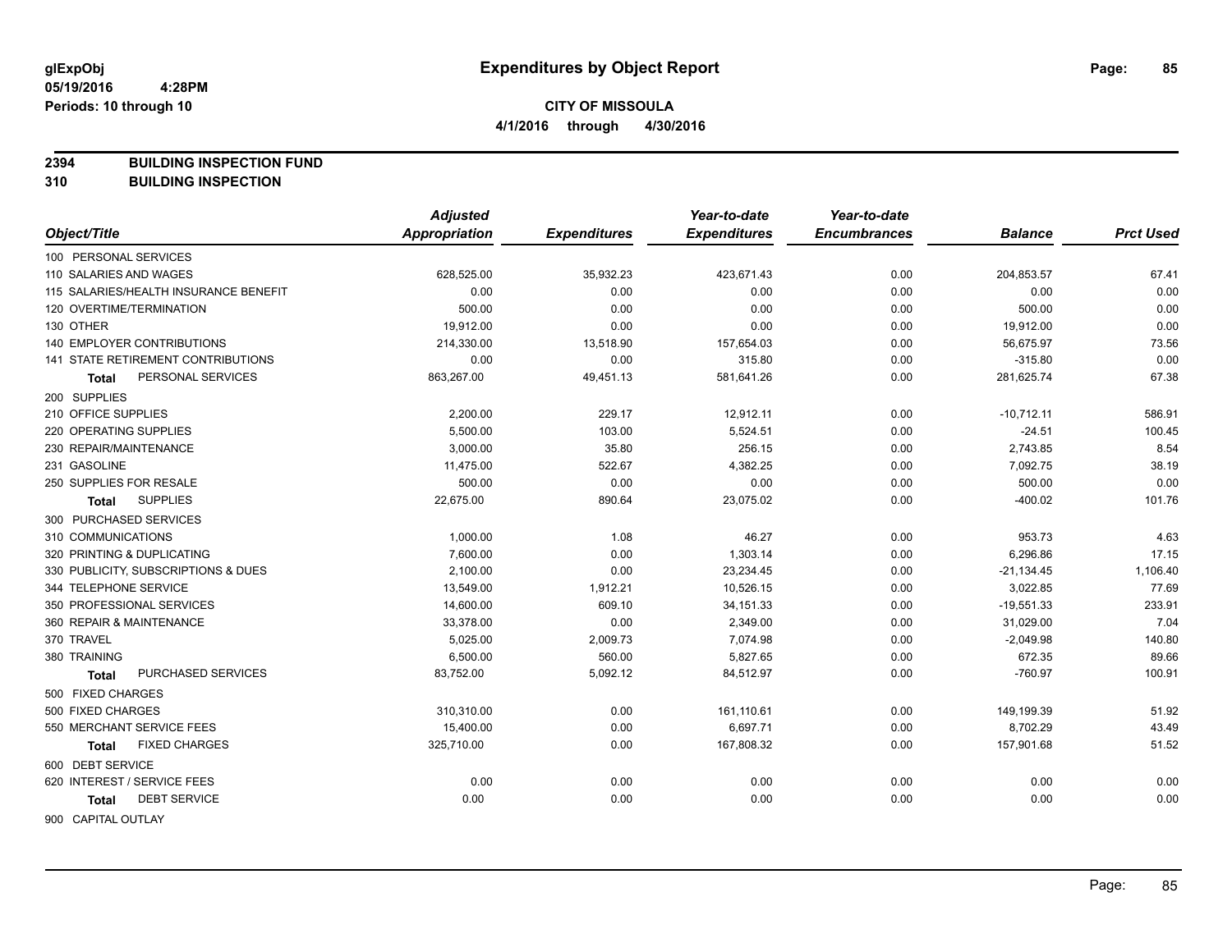# Expenditures by Object Report

glExpObj
05/19/2016 4:28PM
Periods: 10 through 10

**CITY OF MISSOULA**
**4/1/2016 through 4/30/2016**

**2394 BUILDING INSPECTION FUND**
**310 BUILDING INSPECTION**

| Object/Title | Adjusted Appropriation | Expenditures | Year-to-date Expenditures | Year-to-date Encumbrances | Balance | Prct Used |
|---|---|---|---|---|---|---|
| 100 PERSONAL SERVICES | | | | | | |
| 110 SALARIES AND WAGES | 628,525.00 | 35,932.23 | 423,671.43 | 0.00 | 204,853.57 | 67.41 |
| 115 SALARIES/HEALTH INSURANCE BENEFIT | 0.00 | 0.00 | 0.00 | 0.00 | 0.00 | 0.00 |
| 120 OVERTIME/TERMINATION | 500.00 | 0.00 | 0.00 | 0.00 | 500.00 | 0.00 |
| 130 OTHER | 19,912.00 | 0.00 | 0.00 | 0.00 | 19,912.00 | 0.00 |
| 140 EMPLOYER CONTRIBUTIONS | 214,330.00 | 13,518.90 | 157,654.03 | 0.00 | 56,675.97 | 73.56 |
| 141 STATE RETIREMENT CONTRIBUTIONS | 0.00 | 0.00 | 315.80 | 0.00 | -315.80 | 0.00 |
| **Total** PERSONAL SERVICES | 863,267.00 | 49,451.13 | 581,641.26 | 0.00 | 281,625.74 | 67.38 |
| 200 SUPPLIES | | | | | | |
| 210 OFFICE SUPPLIES | 2,200.00 | 229.17 | 12,912.11 | 0.00 | -10,712.11 | 586.91 |
| 220 OPERATING SUPPLIES | 5,500.00 | 103.00 | 5,524.51 | 0.00 | -24.51 | 100.45 |
| 230 REPAIR/MAINTENANCE | 3,000.00 | 35.80 | 256.15 | 0.00 | 2,743.85 | 8.54 |
| 231 GASOLINE | 11,475.00 | 522.67 | 4,382.25 | 0.00 | 7,092.75 | 38.19 |
| 250 SUPPLIES FOR RESALE | 500.00 | 0.00 | 0.00 | 0.00 | 500.00 | 0.00 |
| **Total** SUPPLIES | 22,675.00 | 890.64 | 23,075.02 | 0.00 | -400.02 | 101.76 |
| 300 PURCHASED SERVICES | | | | | | |
| 310 COMMUNICATIONS | 1,000.00 | 1.08 | 46.27 | 0.00 | 953.73 | 4.63 |
| 320 PRINTING & DUPLICATING | 7,600.00 | 0.00 | 1,303.14 | 0.00 | 6,296.86 | 17.15 |
| 330 PUBLICITY, SUBSCRIPTIONS & DUES | 2,100.00 | 0.00 | 23,234.45 | 0.00 | -21,134.45 | 1,106.40 |
| 344 TELEPHONE SERVICE | 13,549.00 | 1,912.21 | 10,526.15 | 0.00 | 3,022.85 | 77.69 |
| 350 PROFESSIONAL SERVICES | 14,600.00 | 609.10 | 34,151.33 | 0.00 | -19,551.33 | 233.91 |
| 360 REPAIR & MAINTENANCE | 33,378.00 | 0.00 | 2,349.00 | 0.00 | 31,029.00 | 7.04 |
| 370 TRAVEL | 5,025.00 | 2,009.73 | 7,074.98 | 0.00 | -2,049.98 | 140.80 |
| 380 TRAINING | 6,500.00 | 560.00 | 5,827.65 | 0.00 | 672.35 | 89.66 |
| **Total** PURCHASED SERVICES | 83,752.00 | 5,092.12 | 84,512.97 | 0.00 | -760.97 | 100.91 |
| 500 FIXED CHARGES | | | | | | |
| 500 FIXED CHARGES | 310,310.00 | 0.00 | 161,110.61 | 0.00 | 149,199.39 | 51.92 |
| 550 MERCHANT SERVICE FEES | 15,400.00 | 0.00 | 6,697.71 | 0.00 | 8,702.29 | 43.49 |
| **Total** FIXED CHARGES | 325,710.00 | 0.00 | 167,808.32 | 0.00 | 157,901.68 | 51.52 |
| 600 DEBT SERVICE | | | | | | |
| 620 INTEREST / SERVICE FEES | 0.00 | 0.00 | 0.00 | 0.00 | 0.00 | 0.00 |
| **Total** DEBT SERVICE | 0.00 | 0.00 | 0.00 | 0.00 | 0.00 | 0.00 |
| 900 CAPITAL OUTLAY | | | | | | |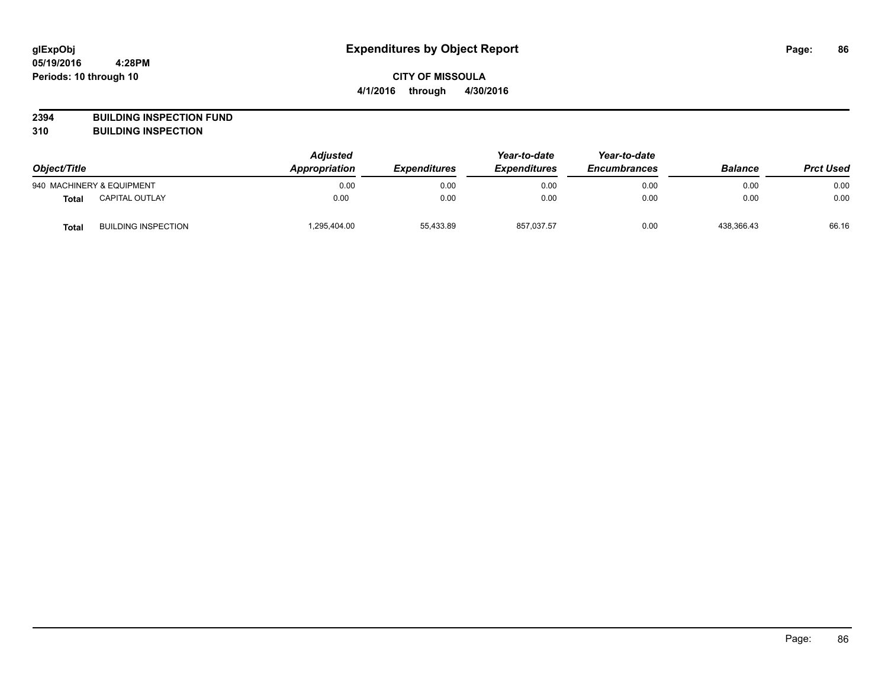# Expenditures by Object Report

glExpObj
05/19/2016 4:28PM
Periods: 10 through 10

**CITY OF MISSOULA**
**4/1/2016 through 4/30/2016**

**2394 BUILDING INSPECTION FUND**
**310 BUILDING INSPECTION**

| Object/Title | | Adjusted Appropriation | Expenditures | Year-to-date Expenditures | Year-to-date Encumbrances | Balance | Prct Used |
|---|---|---|---|---|---|---|---|
| 940 MACHINERY & EQUIPMENT | | 0.00 | 0.00 | 0.00 | 0.00 | 0.00 | 0.00 |
| **Total** | CAPITAL OUTLAY | 0.00 | 0.00 | 0.00 | 0.00 | 0.00 | 0.00 |
| **Total** | BUILDING INSPECTION | 1,295,404.00 | 55,433.89 | 857,037.57 | 0.00 | 438,366.43 | 66.16 |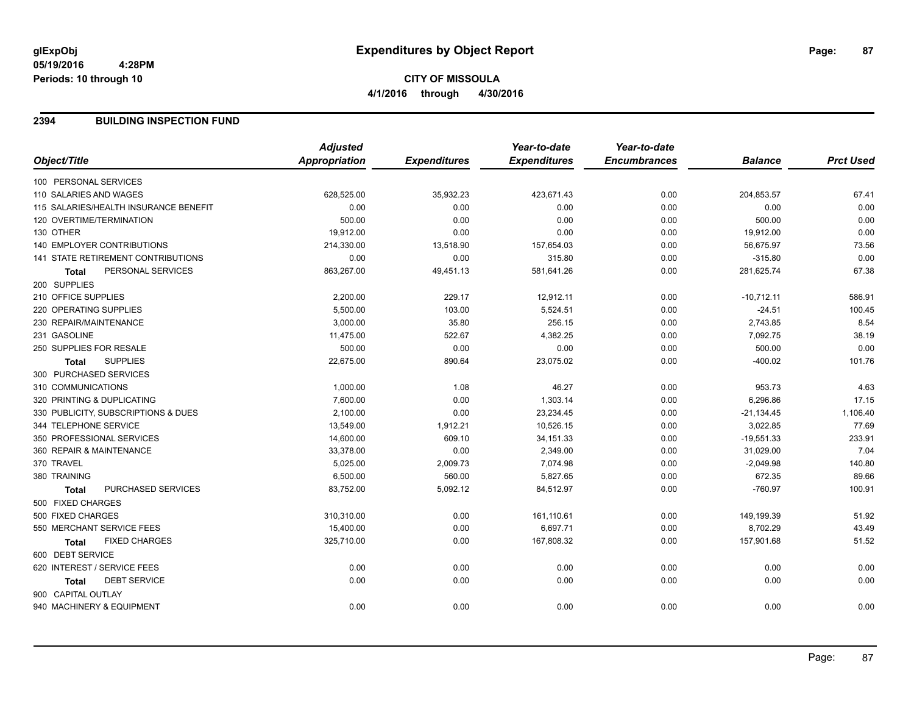**glExpObj** 05/19/2016 4:28PM
Periods: 10 through 10

# Expenditures by Object Report

**CITY OF MISSOULA**
**4/1/2016 through 4/30/2016**

## 2394 BUILDING INSPECTION FUND

| Object/Title | Adjusted Appropriation | Expenditures | Year-to-date Expenditures | Year-to-date Encumbrances | Balance | Prct Used |
|---|---|---|---|---|---|---|
| 100 PERSONAL SERVICES | | | | | | |
| 110 SALARIES AND WAGES | 628,525.00 | 35,932.23 | 423,671.43 | 0.00 | 204,853.57 | 67.41 |
| 115 SALARIES/HEALTH INSURANCE BENEFIT | 0.00 | 0.00 | 0.00 | 0.00 | 0.00 | 0.00 |
| 120 OVERTIME/TERMINATION | 500.00 | 0.00 | 0.00 | 0.00 | 500.00 | 0.00 |
| 130 OTHER | 19,912.00 | 0.00 | 0.00 | 0.00 | 19,912.00 | 0.00 |
| 140 EMPLOYER CONTRIBUTIONS | 214,330.00 | 13,518.90 | 157,654.03 | 0.00 | 56,675.97 | 73.56 |
| 141 STATE RETIREMENT CONTRIBUTIONS | 0.00 | 0.00 | 315.80 | 0.00 | -315.80 | 0.00 |
| **Total** PERSONAL SERVICES | 863,267.00 | 49,451.13 | 581,641.26 | 0.00 | 281,625.74 | 67.38 |
| 200 SUPPLIES | | | | | | |
| 210 OFFICE SUPPLIES | 2,200.00 | 229.17 | 12,912.11 | 0.00 | -10,712.11 | 586.91 |
| 220 OPERATING SUPPLIES | 5,500.00 | 103.00 | 5,524.51 | 0.00 | -24.51 | 100.45 |
| 230 REPAIR/MAINTENANCE | 3,000.00 | 35.80 | 256.15 | 0.00 | 2,743.85 | 8.54 |
| 231 GASOLINE | 11,475.00 | 522.67 | 4,382.25 | 0.00 | 7,092.75 | 38.19 |
| 250 SUPPLIES FOR RESALE | 500.00 | 0.00 | 0.00 | 0.00 | 500.00 | 0.00 |
| **Total** SUPPLIES | 22,675.00 | 890.64 | 23,075.02 | 0.00 | -400.02 | 101.76 |
| 300 PURCHASED SERVICES | | | | | | |
| 310 COMMUNICATIONS | 1,000.00 | 1.08 | 46.27 | 0.00 | 953.73 | 4.63 |
| 320 PRINTING & DUPLICATING | 7,600.00 | 0.00 | 1,303.14 | 0.00 | 6,296.86 | 17.15 |
| 330 PUBLICITY, SUBSCRIPTIONS & DUES | 2,100.00 | 0.00 | 23,234.45 | 0.00 | -21,134.45 | 1,106.40 |
| 344 TELEPHONE SERVICE | 13,549.00 | 1,912.21 | 10,526.15 | 0.00 | 3,022.85 | 77.69 |
| 350 PROFESSIONAL SERVICES | 14,600.00 | 609.10 | 34,151.33 | 0.00 | -19,551.33 | 233.91 |
| 360 REPAIR & MAINTENANCE | 33,378.00 | 0.00 | 2,349.00 | 0.00 | 31,029.00 | 7.04 |
| 370 TRAVEL | 5,025.00 | 2,009.73 | 7,074.98 | 0.00 | -2,049.98 | 140.80 |
| 380 TRAINING | 6,500.00 | 560.00 | 5,827.65 | 0.00 | 672.35 | 89.66 |
| **Total** PURCHASED SERVICES | 83,752.00 | 5,092.12 | 84,512.97 | 0.00 | -760.97 | 100.91 |
| 500 FIXED CHARGES | | | | | | |
| 500 FIXED CHARGES | 310,310.00 | 0.00 | 161,110.61 | 0.00 | 149,199.39 | 51.92 |
| 550 MERCHANT SERVICE FEES | 15,400.00 | 0.00 | 6,697.71 | 0.00 | 8,702.29 | 43.49 |
| **Total** FIXED CHARGES | 325,710.00 | 0.00 | 167,808.32 | 0.00 | 157,901.68 | 51.52 |
| 600 DEBT SERVICE | | | | | | |
| 620 INTEREST / SERVICE FEES | 0.00 | 0.00 | 0.00 | 0.00 | 0.00 | 0.00 |
| **Total** DEBT SERVICE | 0.00 | 0.00 | 0.00 | 0.00 | 0.00 | 0.00 |
| 900 CAPITAL OUTLAY | | | | | | |
| 940 MACHINERY & EQUIPMENT | 0.00 | 0.00 | 0.00 | 0.00 | 0.00 | 0.00 |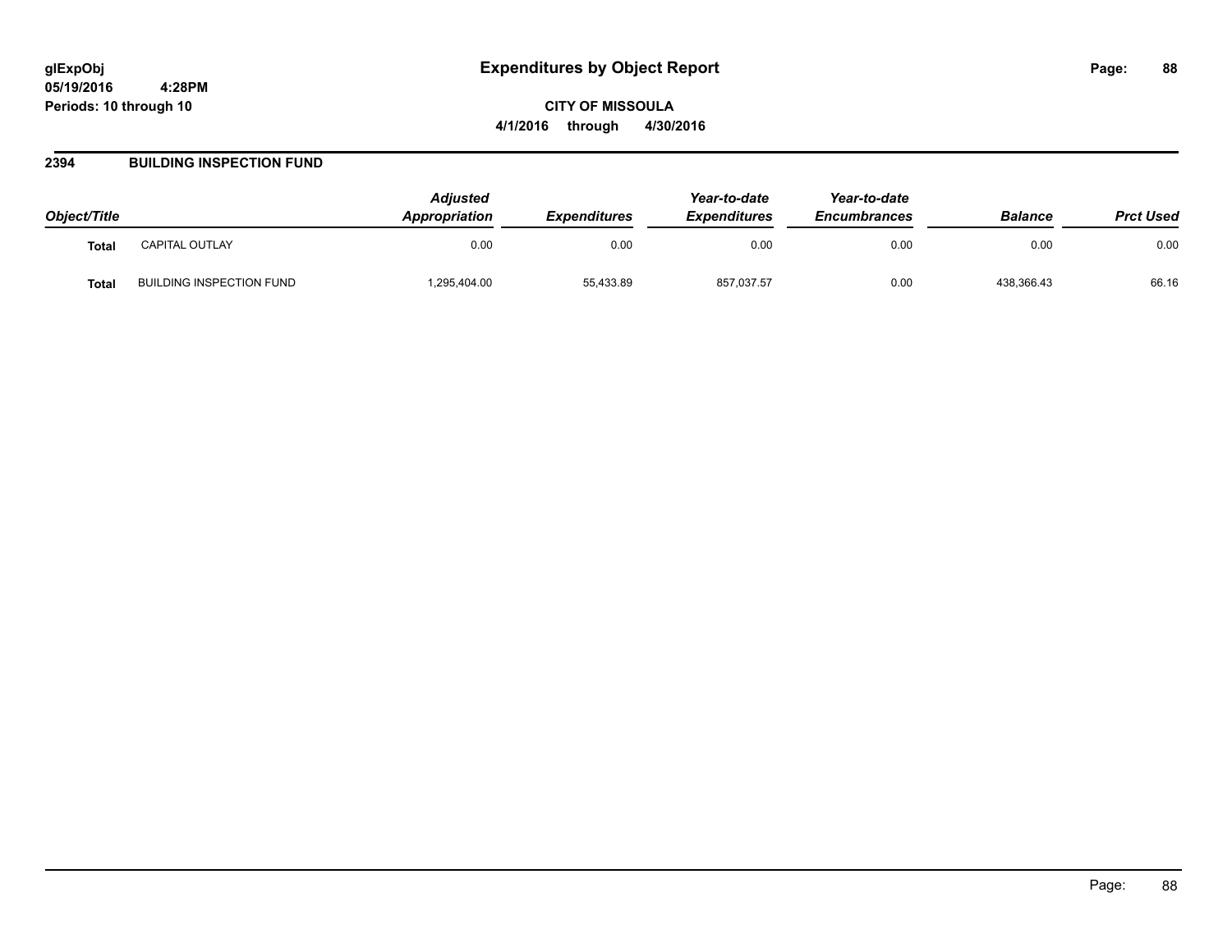# Expenditures by Object Report

glExpObj
05/19/2016 4:28PM
Periods: 10 through 10

**CITY OF MISSOULA**
**4/1/2016 through 4/30/2016**

## 2394 BUILDING INSPECTION FUND

| Object/Title | | Adjusted Appropriation | Expenditures | Year-to-date Expenditures | Year-to-date Encumbrances | Balance | Prct Used |
|---|---|---|---|---|---|---|---|
| **Total** | CAPITAL OUTLAY | 0.00 | 0.00 | 0.00 | 0.00 | 0.00 | 0.00 |
| **Total** | BUILDING INSPECTION FUND | 1,295,404.00 | 55,433.89 | 857,037.57 | 0.00 | 438,366.43 | 66.16 |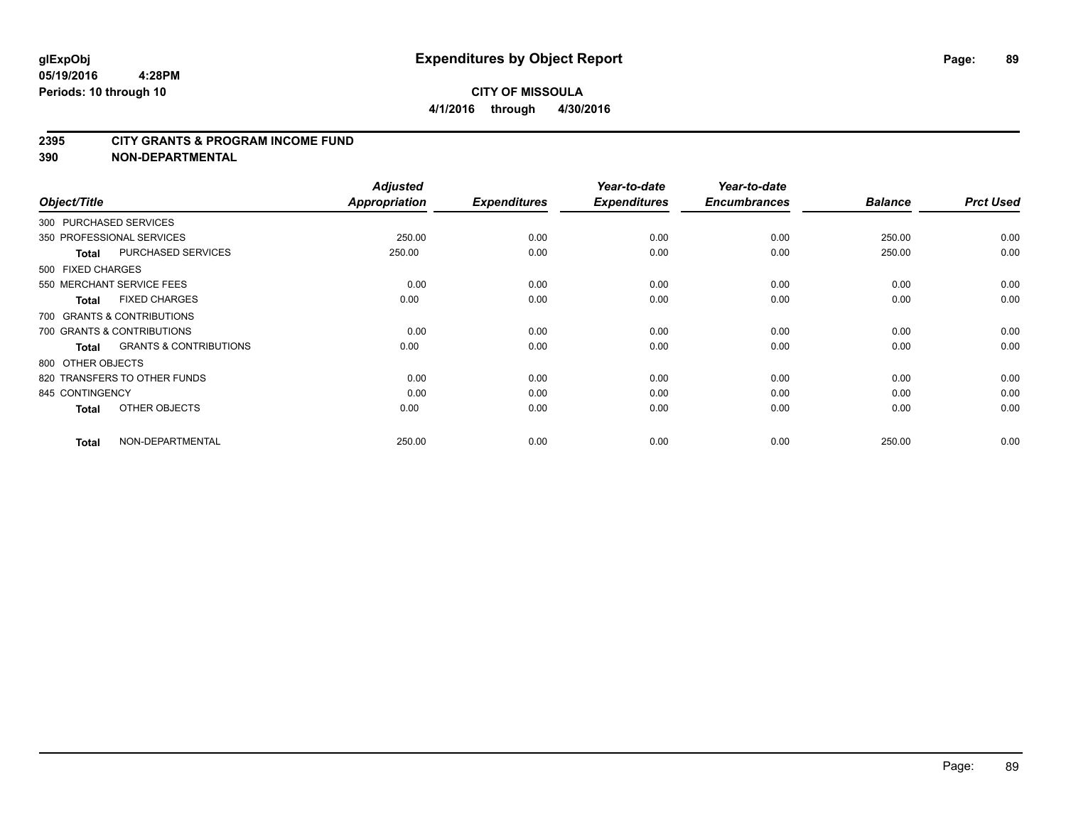# Expenditures by Object Report

glExpObj
05/19/2016 4:28PM
Periods: 10 through 10

**CITY OF MISSOULA**
**4/1/2016 through 4/30/2016**

## 2395 CITY GRANTS & PROGRAM INCOME FUND
## 390 NON-DEPARTMENTAL

| Object/Title | Adjusted Appropriation | Expenditures | Year-to-date Expenditures | Year-to-date Encumbrances | Balance | Prct Used |
|---|---|---|---|---|---|---|
| 300 PURCHASED SERVICES | | | | | | |
| 350 PROFESSIONAL SERVICES | 250.00 | 0.00 | 0.00 | 0.00 | 250.00 | 0.00 |
| **Total** PURCHASED SERVICES | 250.00 | 0.00 | 0.00 | 0.00 | 250.00 | 0.00 |
| 500 FIXED CHARGES | | | | | | |
| 550 MERCHANT SERVICE FEES | 0.00 | 0.00 | 0.00 | 0.00 | 0.00 | 0.00 |
| **Total** FIXED CHARGES | 0.00 | 0.00 | 0.00 | 0.00 | 0.00 | 0.00 |
| 700 GRANTS & CONTRIBUTIONS | | | | | | |
| 700 GRANTS & CONTRIBUTIONS | 0.00 | 0.00 | 0.00 | 0.00 | 0.00 | 0.00 |
| **Total** GRANTS & CONTRIBUTIONS | 0.00 | 0.00 | 0.00 | 0.00 | 0.00 | 0.00 |
| 800 OTHER OBJECTS | | | | | | |
| 820 TRANSFERS TO OTHER FUNDS | 0.00 | 0.00 | 0.00 | 0.00 | 0.00 | 0.00 |
| 845 CONTINGENCY | 0.00 | 0.00 | 0.00 | 0.00 | 0.00 | 0.00 |
| **Total** OTHER OBJECTS | 0.00 | 0.00 | 0.00 | 0.00 | 0.00 | 0.00 |
| **Total** NON-DEPARTMENTAL | 250.00 | 0.00 | 0.00 | 0.00 | 250.00 | 0.00 |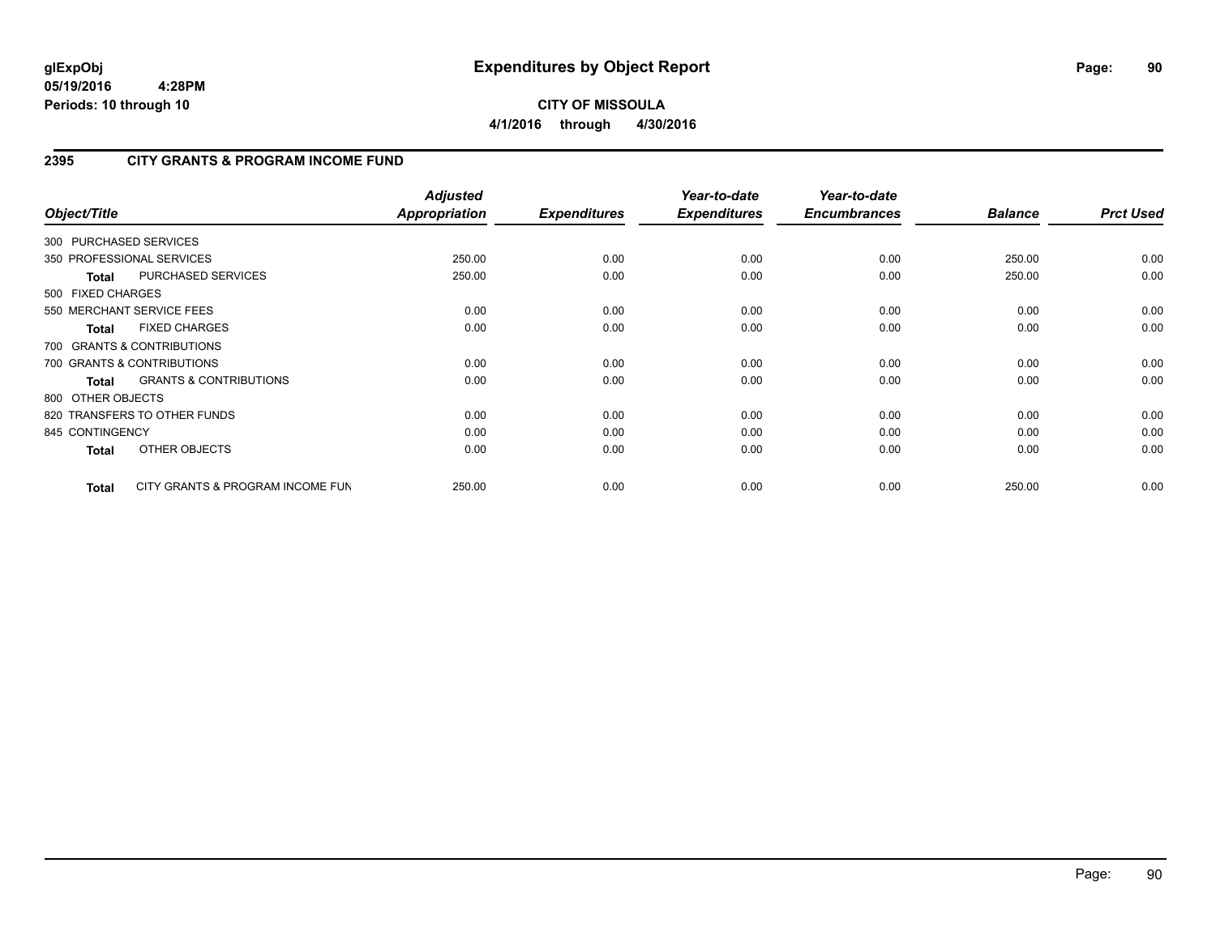# Expenditures by Object Report

glExpObj
05/19/2016 4:28PM
Periods: 10 through 10

**CITY OF MISSOULA**

**4/1/2016 through 4/30/2016**

## 2395 CITY GRANTS & PROGRAM INCOME FUND

| Object/Title | Adjusted Appropriation | Expenditures | Year-to-date Expenditures | Year-to-date Encumbrances | Balance | Prct Used |
|---|---|---|---|---|---|---|
| 300 PURCHASED SERVICES | | | | | | |
| 350 PROFESSIONAL SERVICES | 250.00 | 0.00 | 0.00 | 0.00 | 250.00 | 0.00 |
| **Total** PURCHASED SERVICES | 250.00 | 0.00 | 0.00 | 0.00 | 250.00 | 0.00 |
| 500 FIXED CHARGES | | | | | | |
| 550 MERCHANT SERVICE FEES | 0.00 | 0.00 | 0.00 | 0.00 | 0.00 | 0.00 |
| **Total** FIXED CHARGES | 0.00 | 0.00 | 0.00 | 0.00 | 0.00 | 0.00 |
| 700 GRANTS & CONTRIBUTIONS | | | | | | |
| 700 GRANTS & CONTRIBUTIONS | 0.00 | 0.00 | 0.00 | 0.00 | 0.00 | 0.00 |
| **Total** GRANTS & CONTRIBUTIONS | 0.00 | 0.00 | 0.00 | 0.00 | 0.00 | 0.00 |
| 800 OTHER OBJECTS | | | | | | |
| 820 TRANSFERS TO OTHER FUNDS | 0.00 | 0.00 | 0.00 | 0.00 | 0.00 | 0.00 |
| 845 CONTINGENCY | 0.00 | 0.00 | 0.00 | 0.00 | 0.00 | 0.00 |
| **Total** OTHER OBJECTS | 0.00 | 0.00 | 0.00 | 0.00 | 0.00 | 0.00 |
| **Total** CITY GRANTS & PROGRAM INCOME FUN | 250.00 | 0.00 | 0.00 | 0.00 | 250.00 | 0.00 |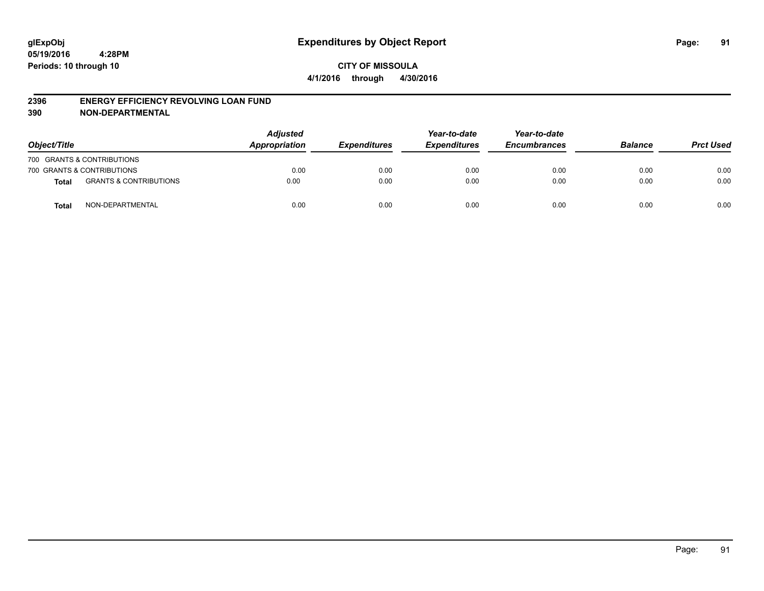# Expenditures by Object Report

glExpObj
05/19/2016 4:28PM
Periods: 10 through 10

**CITY OF MISSOULA**
**4/1/2016 through 4/30/2016**

## 2396 ENERGY EFFICIENCY REVOLVING LOAN FUND
## 390 NON-DEPARTMENTAL

| Object/Title | | Adjusted Appropriation | Expenditures | Year-to-date Expenditures | Year-to-date Encumbrances | Balance | Prct Used |
|---|---|---|---|---|---|---|---|
| 700 GRANTS & CONTRIBUTIONS | | | | | | | |
| 700 GRANTS & CONTRIBUTIONS | | 0.00 | 0.00 | 0.00 | 0.00 | 0.00 | 0.00 |
| **Total** | GRANTS & CONTRIBUTIONS | 0.00 | 0.00 | 0.00 | 0.00 | 0.00 | 0.00 |
| **Total** | NON-DEPARTMENTAL | 0.00 | 0.00 | 0.00 | 0.00 | 0.00 | 0.00 |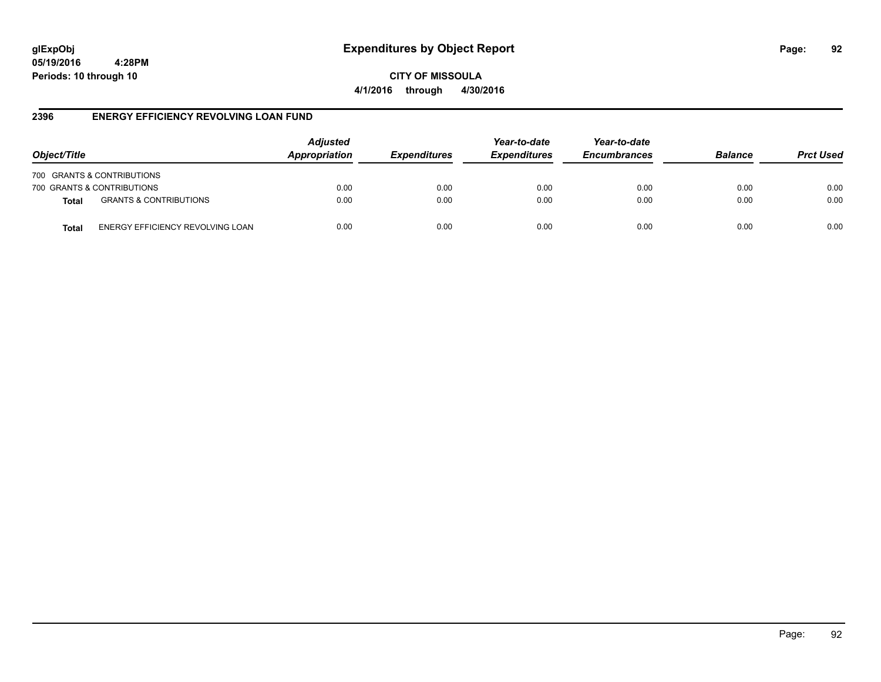# Expenditures by Object Report

**CITY OF MISSOULA**

**4/1/2016 through 4/30/2016**

glExpObj
05/19/2016 4:28PM
Periods: 10 through 10

## 2396 ENERGY EFFICIENCY REVOLVING LOAN FUND

| Object/Title | | Adjusted Appropriation | Expenditures | Year-to-date Expenditures | Year-to-date Encumbrances | Balance | Prct Used |
|---|---|---|---|---|---|---|---|
| 700 GRANTS & CONTRIBUTIONS | | | | | | | |
| 700 GRANTS & CONTRIBUTIONS | | 0.00 | 0.00 | 0.00 | 0.00 | 0.00 | 0.00 |
| **Total** | GRANTS & CONTRIBUTIONS | 0.00 | 0.00 | 0.00 | 0.00 | 0.00 | 0.00 |
| **Total** | ENERGY EFFICIENCY REVOLVING LOAN | 0.00 | 0.00 | 0.00 | 0.00 | 0.00 | 0.00 |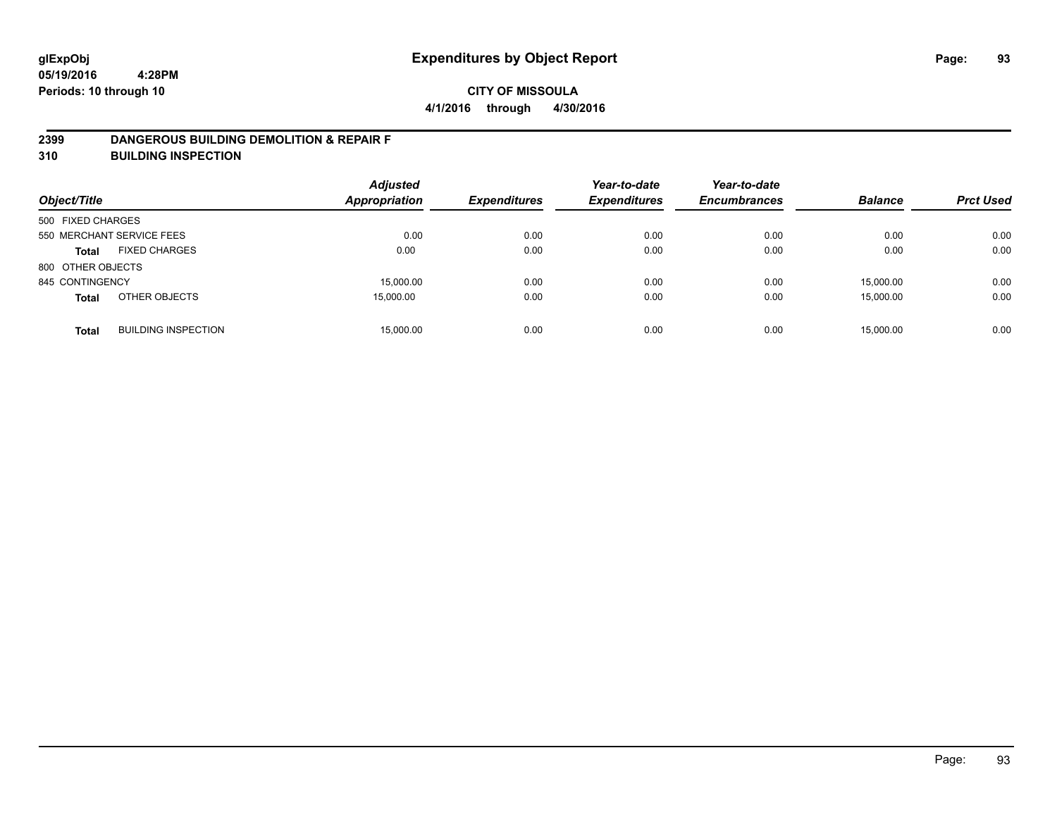# Expenditures by Object Report

glExpObj
05/19/2016 4:28PM
Periods: 10 through 10

**CITY OF MISSOULA**
**4/1/2016 through 4/30/2016**

## 2399 DANGEROUS BUILDING DEMOLITION & REPAIR F
## 310 BUILDING INSPECTION

| Object/Title | Adjusted Appropriation | Expenditures | Year-to-date Expenditures | Year-to-date Encumbrances | Balance | Prct Used |
|---|---|---|---|---|---|---|
| 500 FIXED CHARGES | | | | | | |
| 550 MERCHANT SERVICE FEES | 0.00 | 0.00 | 0.00 | 0.00 | 0.00 | 0.00 |
| **Total** FIXED CHARGES | 0.00 | 0.00 | 0.00 | 0.00 | 0.00 | 0.00 |
| 800 OTHER OBJECTS | | | | | | |
| 845 CONTINGENCY | 15,000.00 | 0.00 | 0.00 | 0.00 | 15,000.00 | 0.00 |
| **Total** OTHER OBJECTS | 15,000.00 | 0.00 | 0.00 | 0.00 | 15,000.00 | 0.00 |
| **Total** BUILDING INSPECTION | 15,000.00 | 0.00 | 0.00 | 0.00 | 15,000.00 | 0.00 |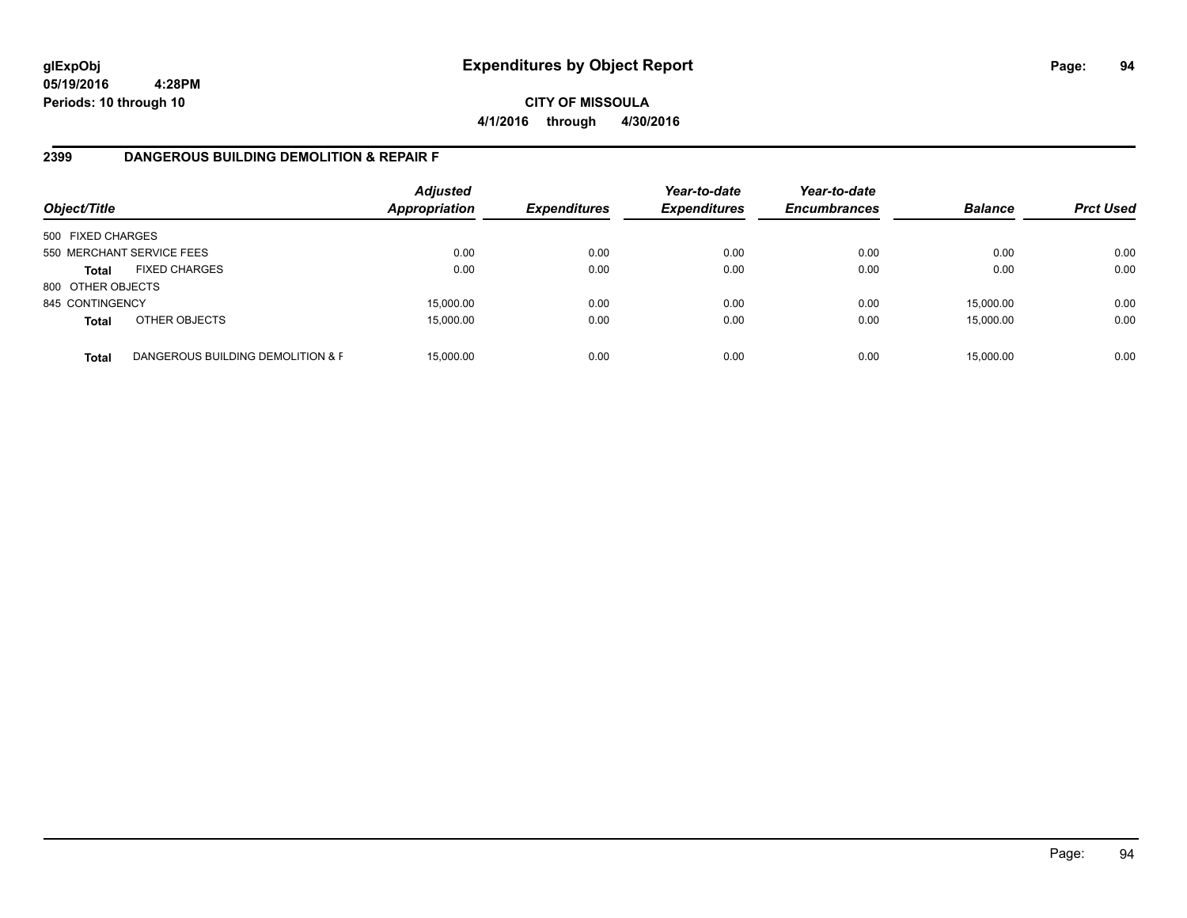glExpObj
05/19/2016 4:28PM
Periods: 10 through 10

# Expenditures by Object Report

**CITY OF MISSOULA**

**4/1/2016 through 4/30/2016**

## 2399 DANGEROUS BUILDING DEMOLITION & REPAIR F

| Object/Title | | Adjusted Appropriation | Expenditures | Year-to-date Expenditures | Year-to-date Encumbrances | Balance | Prct Used |
|---|---|---|---|---|---|---|---|
| 500 FIXED CHARGES | | | | | | | |
| 550 MERCHANT SERVICE FEES | | 0.00 | 0.00 | 0.00 | 0.00 | 0.00 | 0.00 |
| **Total** | FIXED CHARGES | 0.00 | 0.00 | 0.00 | 0.00 | 0.00 | 0.00 |
| 800 OTHER OBJECTS | | | | | | | |
| 845 CONTINGENCY | | 15,000.00 | 0.00 | 0.00 | 0.00 | 15,000.00 | 0.00 |
| **Total** | OTHER OBJECTS | 15,000.00 | 0.00 | 0.00 | 0.00 | 15,000.00 | 0.00 |
| **Total** | DANGEROUS BUILDING DEMOLITION & F | 15,000.00 | 0.00 | 0.00 | 0.00 | 15,000.00 | 0.00 |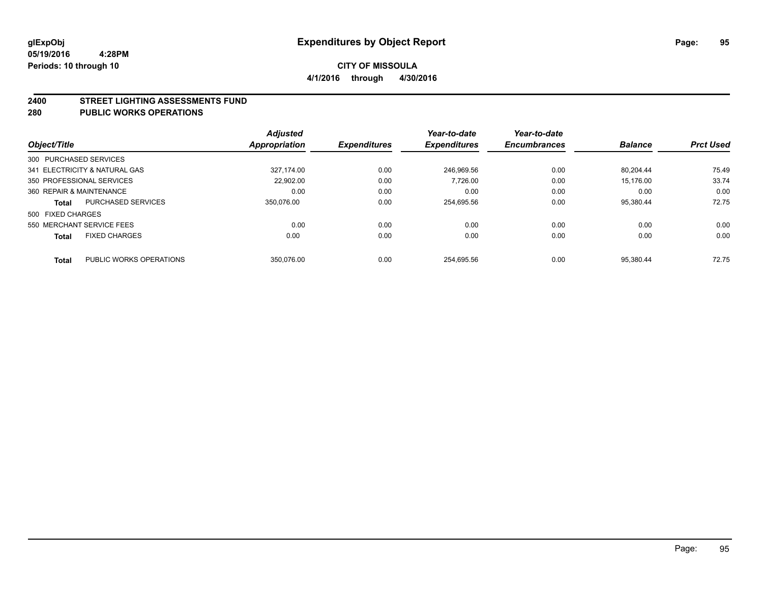**glExpObj** | **Expenditures by Object Report**

**05/19/2016 4:28PM**

**Periods: 10 through 10**

**CITY OF MISSOULA**

**4/1/2016 through 4/30/2016**

## 2400 STREET LIGHTING ASSESSMENTS FUND

## 280 PUBLIC WORKS OPERATIONS

| Object/Title | Adjusted Appropriation | Expenditures | Year-to-date Expenditures | Year-to-date Encumbrances | Balance | Prct Used |
|---|---|---|---|---|---|---|
| 300 PURCHASED SERVICES | | | | | | |
| 341 ELECTRICITY & NATURAL GAS | 327,174.00 | 0.00 | 246,969.56 | 0.00 | 80,204.44 | 75.49 |
| 350 PROFESSIONAL SERVICES | 22,902.00 | 0.00 | 7,726.00 | 0.00 | 15,176.00 | 33.74 |
| 360 REPAIR & MAINTENANCE | 0.00 | 0.00 | 0.00 | 0.00 | 0.00 | 0.00 |
| **Total** PURCHASED SERVICES | 350,076.00 | 0.00 | 254,695.56 | 0.00 | 95,380.44 | 72.75 |
| 500 FIXED CHARGES | | | | | | |
| 550 MERCHANT SERVICE FEES | 0.00 | 0.00 | 0.00 | 0.00 | 0.00 | 0.00 |
| **Total** FIXED CHARGES | 0.00 | 0.00 | 0.00 | 0.00 | 0.00 | 0.00 |
| **Total** PUBLIC WORKS OPERATIONS | 350,076.00 | 0.00 | 254,695.56 | 0.00 | 95,380.44 | 72.75 |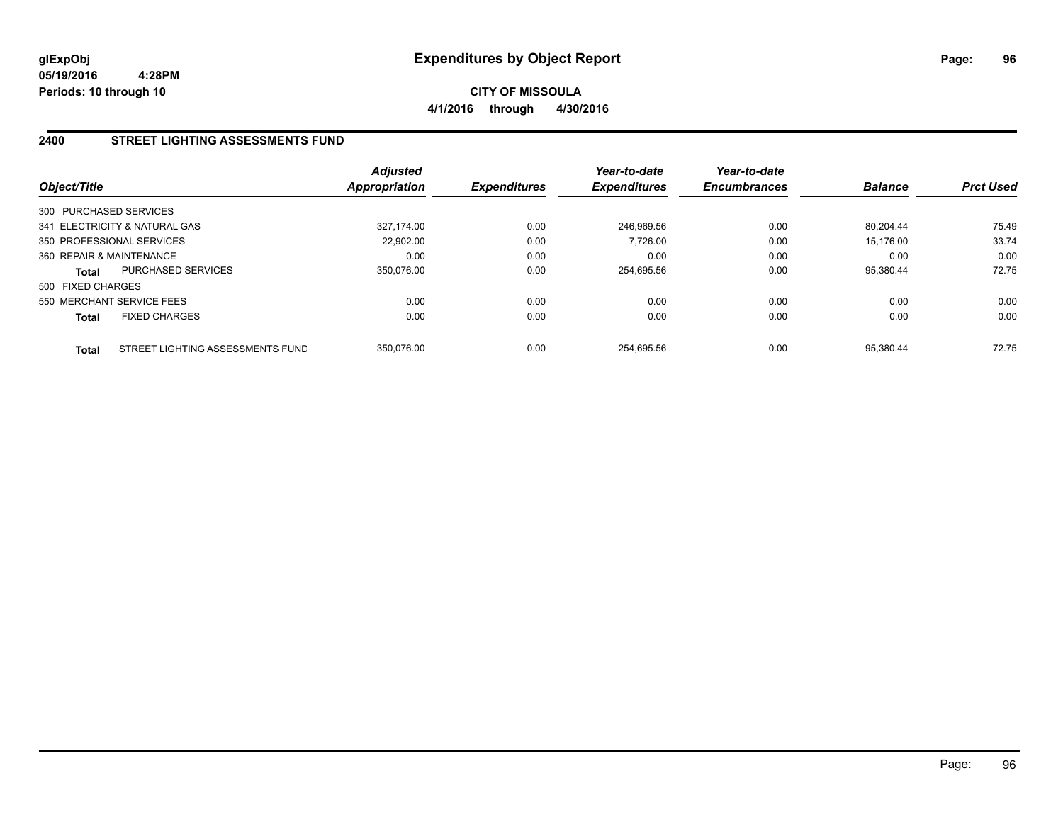**glExpObj** **Expenditures by Object Report**

**05/19/2016 4:28PM**

**Periods: 10 through 10**

**CITY OF MISSOULA**

**4/1/2016 through 4/30/2016**

## 2400 STREET LIGHTING ASSESSMENTS FUND

| Object/Title | | Adjusted Appropriation | Expenditures | Year-to-date Expenditures | Year-to-date Encumbrances | Balance | Prct Used |
|---|---|---|---|---|---|---|---|
| 300 PURCHASED SERVICES | | | | | | | |
| 341 ELECTRICITY & NATURAL GAS | | 327,174.00 | 0.00 | 246,969.56 | 0.00 | 80,204.44 | 75.49 |
| 350 PROFESSIONAL SERVICES | | 22,902.00 | 0.00 | 7,726.00 | 0.00 | 15,176.00 | 33.74 |
| 360 REPAIR & MAINTENANCE | | 0.00 | 0.00 | 0.00 | 0.00 | 0.00 | 0.00 |
| **Total** | PURCHASED SERVICES | 350,076.00 | 0.00 | 254,695.56 | 0.00 | 95,380.44 | 72.75 |
| 500 FIXED CHARGES | | | | | | | |
| 550 MERCHANT SERVICE FEES | | 0.00 | 0.00 | 0.00 | 0.00 | 0.00 | 0.00 |
| **Total** | FIXED CHARGES | 0.00 | 0.00 | 0.00 | 0.00 | 0.00 | 0.00 |
| **Total** | STREET LIGHTING ASSESSMENTS FUND | 350,076.00 | 0.00 | 254,695.56 | 0.00 | 95,380.44 | 72.75 |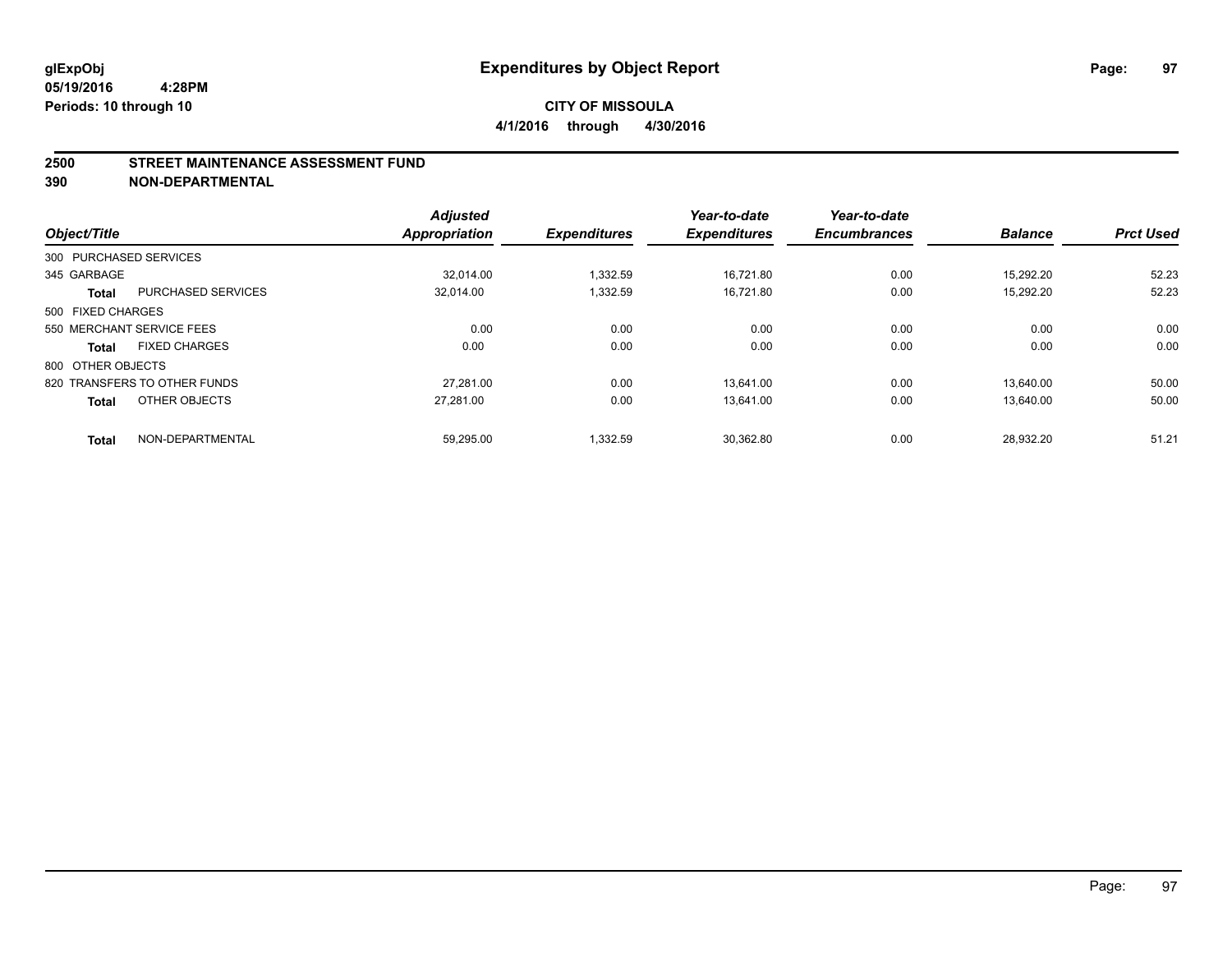**glExpObj** **Expenditures by Object Report**
**05/19/2016 4:28PM**
**Periods: 10 through 10**

**CITY OF MISSOULA**
**4/1/2016 through 4/30/2016**

## 2500 STREET MAINTENANCE ASSESSMENT FUND
## 390 NON-DEPARTMENTAL

| Object/Title | | Adjusted Appropriation | Expenditures | Year-to-date Expenditures | Year-to-date Encumbrances | Balance | Prct Used |
|---|---|---|---|---|---|---|---|
| 300 PURCHASED SERVICES | | | | | | | |
| 345 GARBAGE | | 32,014.00 | 1,332.59 | 16,721.80 | 0.00 | 15,292.20 | 52.23 |
| **Total** | PURCHASED SERVICES | 32,014.00 | 1,332.59 | 16,721.80 | 0.00 | 15,292.20 | 52.23 |
| 500 FIXED CHARGES | | | | | | | |
| 550 MERCHANT SERVICE FEES | | 0.00 | 0.00 | 0.00 | 0.00 | 0.00 | 0.00 |
| **Total** | FIXED CHARGES | 0.00 | 0.00 | 0.00 | 0.00 | 0.00 | 0.00 |
| 800 OTHER OBJECTS | | | | | | | |
| 820 TRANSFERS TO OTHER FUNDS | | 27,281.00 | 0.00 | 13,641.00 | 0.00 | 13,640.00 | 50.00 |
| **Total** | OTHER OBJECTS | 27,281.00 | 0.00 | 13,641.00 | 0.00 | 13,640.00 | 50.00 |
| **Total** | NON-DEPARTMENTAL | 59,295.00 | 1,332.59 | 30,362.80 | 0.00 | 28,932.20 | 51.21 |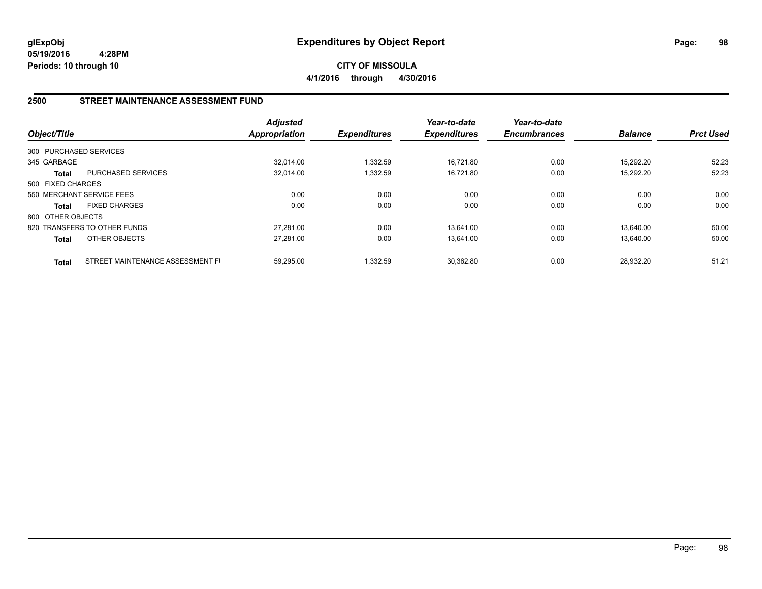**glExpObj**
**05/19/2016 4:28PM**
**Periods: 10 through 10**

# Expenditures by Object Report

**CITY OF MISSOULA**
**4/1/2016 through 4/30/2016**

## 2500 STREET MAINTENANCE ASSESSMENT FUND

| Object/Title | | Adjusted Appropriation | Expenditures | Year-to-date Expenditures | Year-to-date Encumbrances | Balance | Prct Used |
|---|---|---|---|---|---|---|---|
| 300 PURCHASED SERVICES | | | | | | | |
| 345 GARBAGE | | 32,014.00 | 1,332.59 | 16,721.80 | 0.00 | 15,292.20 | 52.23 |
| **Total** | PURCHASED SERVICES | 32,014.00 | 1,332.59 | 16,721.80 | 0.00 | 15,292.20 | 52.23 |
| 500 FIXED CHARGES | | | | | | | |
| 550 MERCHANT SERVICE FEES | | 0.00 | 0.00 | 0.00 | 0.00 | 0.00 | 0.00 |
| **Total** | FIXED CHARGES | 0.00 | 0.00 | 0.00 | 0.00 | 0.00 | 0.00 |
| 800 OTHER OBJECTS | | | | | | | |
| 820 TRANSFERS TO OTHER FUNDS | | 27,281.00 | 0.00 | 13,641.00 | 0.00 | 13,640.00 | 50.00 |
| **Total** | OTHER OBJECTS | 27,281.00 | 0.00 | 13,641.00 | 0.00 | 13,640.00 | 50.00 |
| **Total** | STREET MAINTENANCE ASSESSMENT FI | 59,295.00 | 1,332.59 | 30,362.80 | 0.00 | 28,932.20 | 51.21 |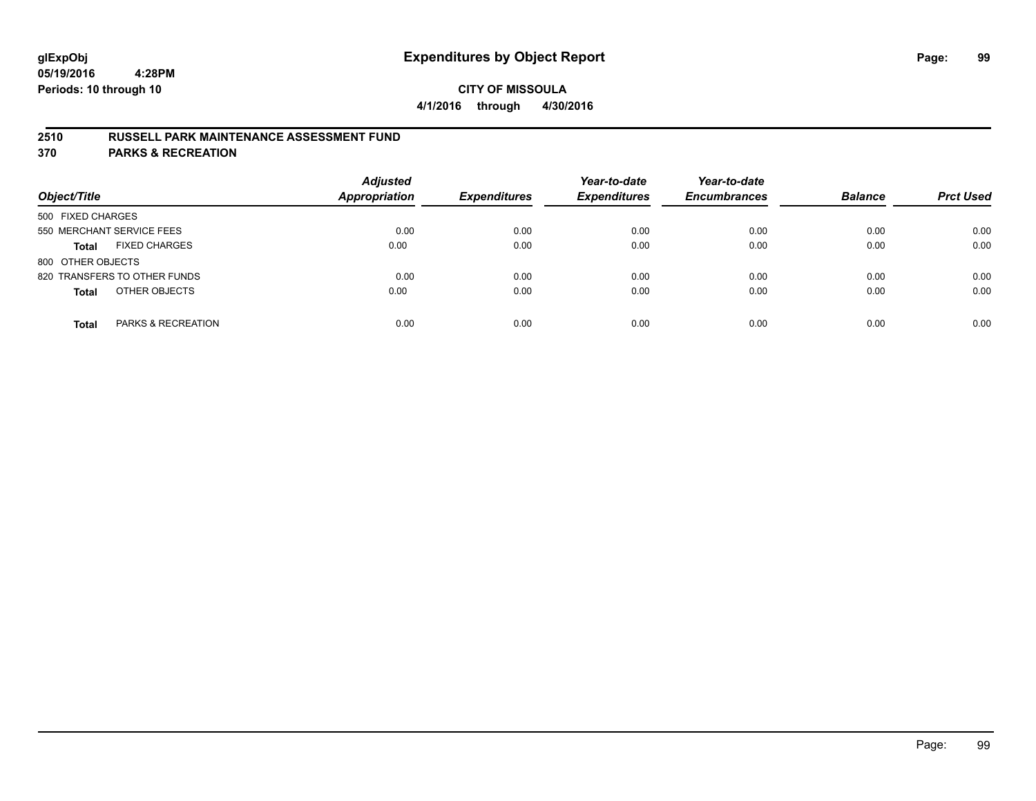**glExpObj**
**05/19/2016 4:28PM**
**Periods: 10 through 10**

# Expenditures by Object Report

**CITY OF MISSOULA**
**4/1/2016 through 4/30/2016**

## 2510 RUSSELL PARK MAINTENANCE ASSESSMENT FUND
## 370 PARKS & RECREATION

| Object/Title | Adjusted Appropriation | Expenditures | Year-to-date Expenditures | Year-to-date Encumbrances | Balance | Prct Used |
|---|---|---|---|---|---|---|
| 500 FIXED CHARGES | | | | | | |
| 550 MERCHANT SERVICE FEES | 0.00 | 0.00 | 0.00 | 0.00 | 0.00 | 0.00 |
| **Total** FIXED CHARGES | 0.00 | 0.00 | 0.00 | 0.00 | 0.00 | 0.00 |
| 800 OTHER OBJECTS | | | | | | |
| 820 TRANSFERS TO OTHER FUNDS | 0.00 | 0.00 | 0.00 | 0.00 | 0.00 | 0.00 |
| **Total** OTHER OBJECTS | 0.00 | 0.00 | 0.00 | 0.00 | 0.00 | 0.00 |
| **Total** PARKS & RECREATION | 0.00 | 0.00 | 0.00 | 0.00 | 0.00 | 0.00 |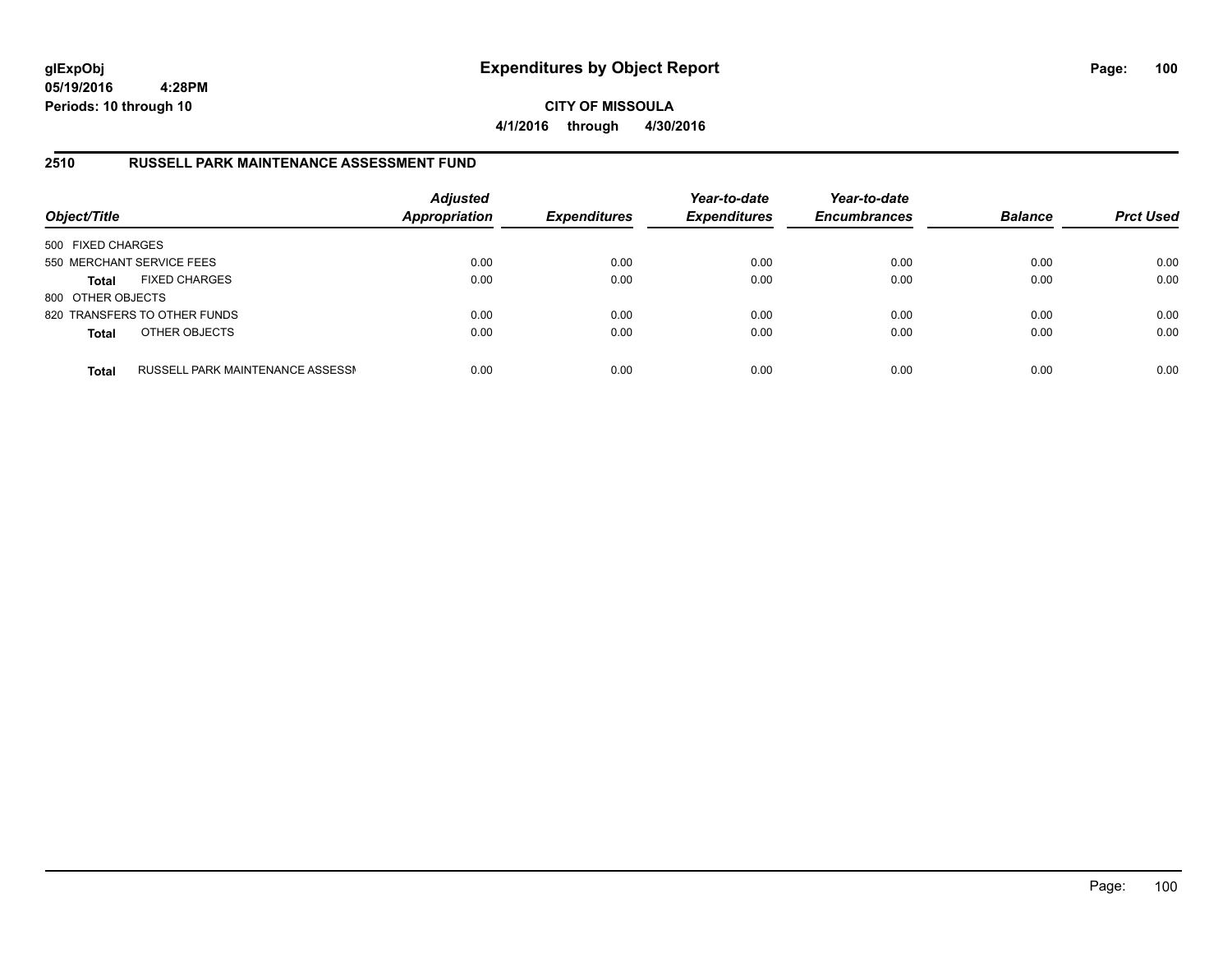# Expenditures by Object Report

glExpObj
05/19/2016 4:28PM
Periods: 10 through 10

**CITY OF MISSOULA**
**4/1/2016 through 4/30/2016**

## 2510 RUSSELL PARK MAINTENANCE ASSESSMENT FUND

| Object/Title | | Adjusted Appropriation | Expenditures | Year-to-date Expenditures | Year-to-date Encumbrances | Balance | Prct Used |
|---|---|---|---|---|---|---|---|
| 500 FIXED CHARGES | | | | | | | |
| 550 MERCHANT SERVICE FEES | | 0.00 | 0.00 | 0.00 | 0.00 | 0.00 | 0.00 |
| **Total** | FIXED CHARGES | 0.00 | 0.00 | 0.00 | 0.00 | 0.00 | 0.00 |
| 800 OTHER OBJECTS | | | | | | | |
| 820 TRANSFERS TO OTHER FUNDS | | 0.00 | 0.00 | 0.00 | 0.00 | 0.00 | 0.00 |
| **Total** | OTHER OBJECTS | 0.00 | 0.00 | 0.00 | 0.00 | 0.00 | 0.00 |
| **Total** | RUSSELL PARK MAINTENANCE ASSESSI | 0.00 | 0.00 | 0.00 | 0.00 | 0.00 | 0.00 |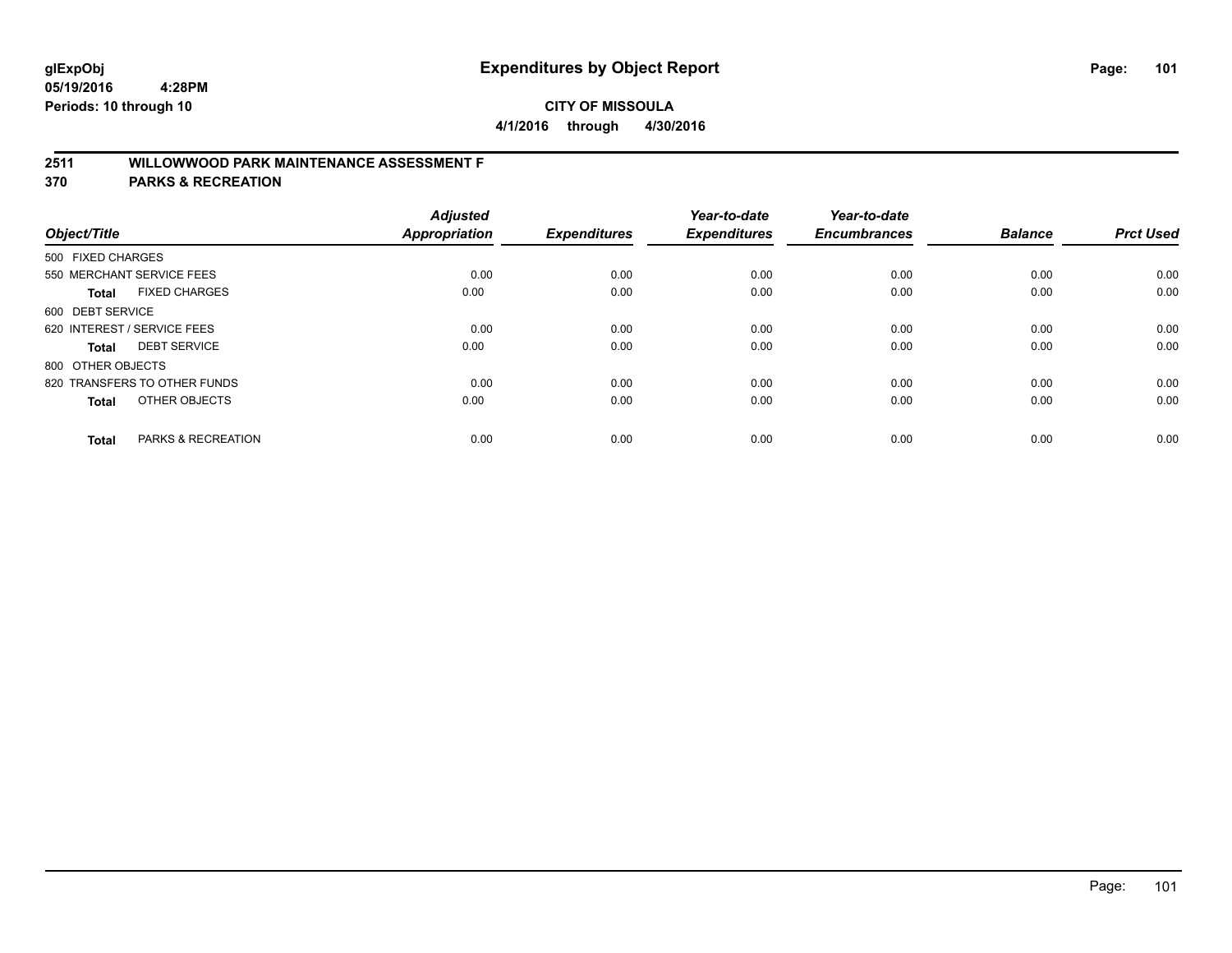# Expenditures by Object Report

glExpObj
05/19/2016 4:28PM
Periods: 10 through 10

**CITY OF MISSOULA**
**4/1/2016 through 4/30/2016**

## 2511 WILLOWWOOD PARK MAINTENANCE ASSESSMENT F
## 370 PARKS & RECREATION

| Object/Title | Adjusted Appropriation | Expenditures | Year-to-date Expenditures | Year-to-date Encumbrances | Balance | Prct Used |
|---|---|---|---|---|---|---|
| 500 FIXED CHARGES | | | | | | |
| 550 MERCHANT SERVICE FEES | 0.00 | 0.00 | 0.00 | 0.00 | 0.00 | 0.00 |
| **Total** FIXED CHARGES | 0.00 | 0.00 | 0.00 | 0.00 | 0.00 | 0.00 |
| 600 DEBT SERVICE | | | | | | |
| 620 INTEREST / SERVICE FEES | 0.00 | 0.00 | 0.00 | 0.00 | 0.00 | 0.00 |
| **Total** DEBT SERVICE | 0.00 | 0.00 | 0.00 | 0.00 | 0.00 | 0.00 |
| 800 OTHER OBJECTS | | | | | | |
| 820 TRANSFERS TO OTHER FUNDS | 0.00 | 0.00 | 0.00 | 0.00 | 0.00 | 0.00 |
| **Total** OTHER OBJECTS | 0.00 | 0.00 | 0.00 | 0.00 | 0.00 | 0.00 |
| **Total** PARKS & RECREATION | 0.00 | 0.00 | 0.00 | 0.00 | 0.00 | 0.00 |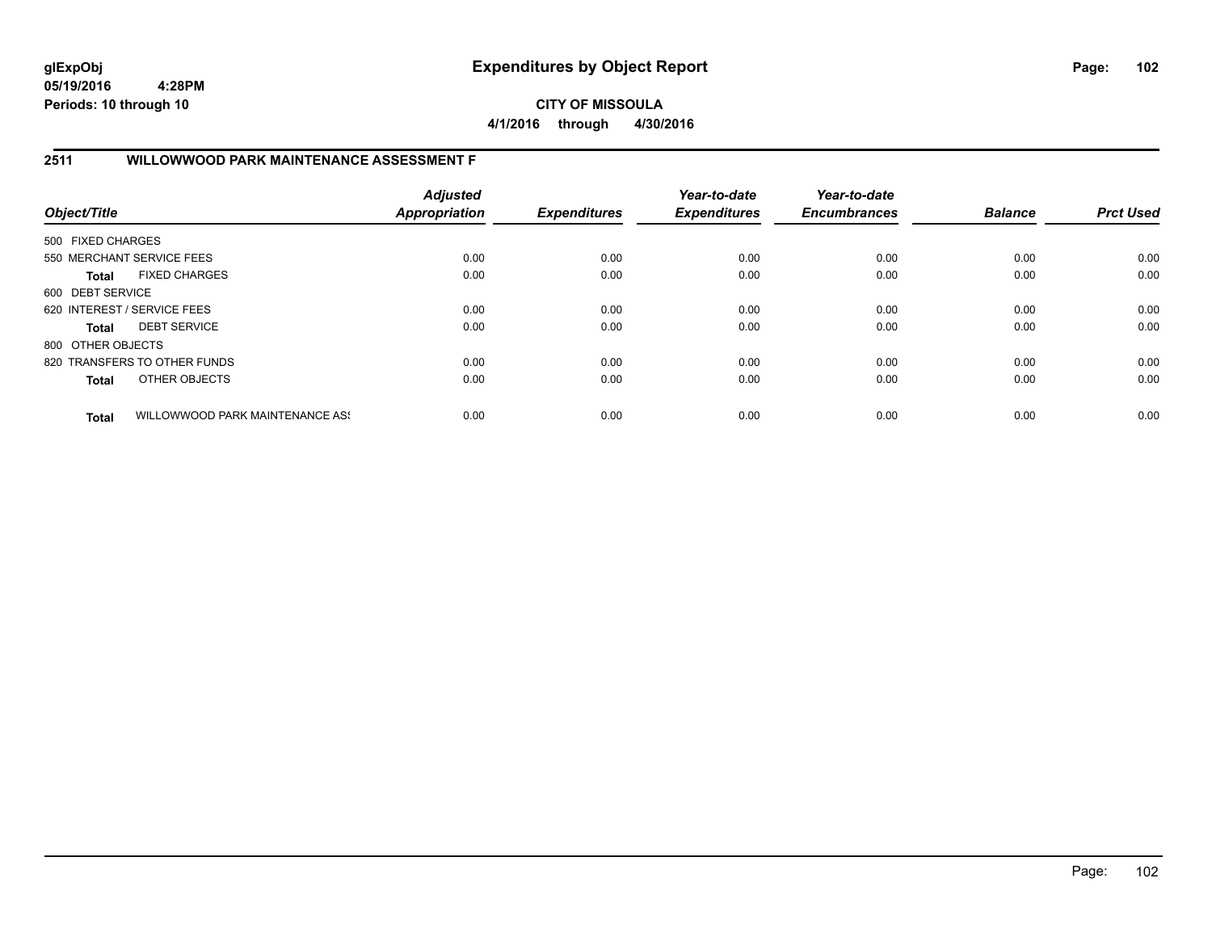# Expenditures by Object Report

**CITY OF MISSOULA**

**4/1/2016 through 4/30/2016**

glExpObj
05/19/2016 4:28PM
Periods: 10 through 10

## 2511 WILLOWWOOD PARK MAINTENANCE ASSESSMENT F

| Object/Title | | Adjusted Appropriation | Expenditures | Year-to-date Expenditures | Year-to-date Encumbrances | Balance | Prct Used |
|---|---|---|---|---|---|---|---|
| 500 FIXED CHARGES | | | | | | | |
| 550 MERCHANT SERVICE FEES | | 0.00 | 0.00 | 0.00 | 0.00 | 0.00 | 0.00 |
| **Total** | FIXED CHARGES | 0.00 | 0.00 | 0.00 | 0.00 | 0.00 | 0.00 |
| 600 DEBT SERVICE | | | | | | | |
| 620 INTEREST / SERVICE FEES | | 0.00 | 0.00 | 0.00 | 0.00 | 0.00 | 0.00 |
| **Total** | DEBT SERVICE | 0.00 | 0.00 | 0.00 | 0.00 | 0.00 | 0.00 |
| 800 OTHER OBJECTS | | | | | | | |
| 820 TRANSFERS TO OTHER FUNDS | | 0.00 | 0.00 | 0.00 | 0.00 | 0.00 | 0.00 |
| **Total** | OTHER OBJECTS | 0.00 | 0.00 | 0.00 | 0.00 | 0.00 | 0.00 |
| **Total** | WILLOWWOOD PARK MAINTENANCE ASS | 0.00 | 0.00 | 0.00 | 0.00 | 0.00 | 0.00 |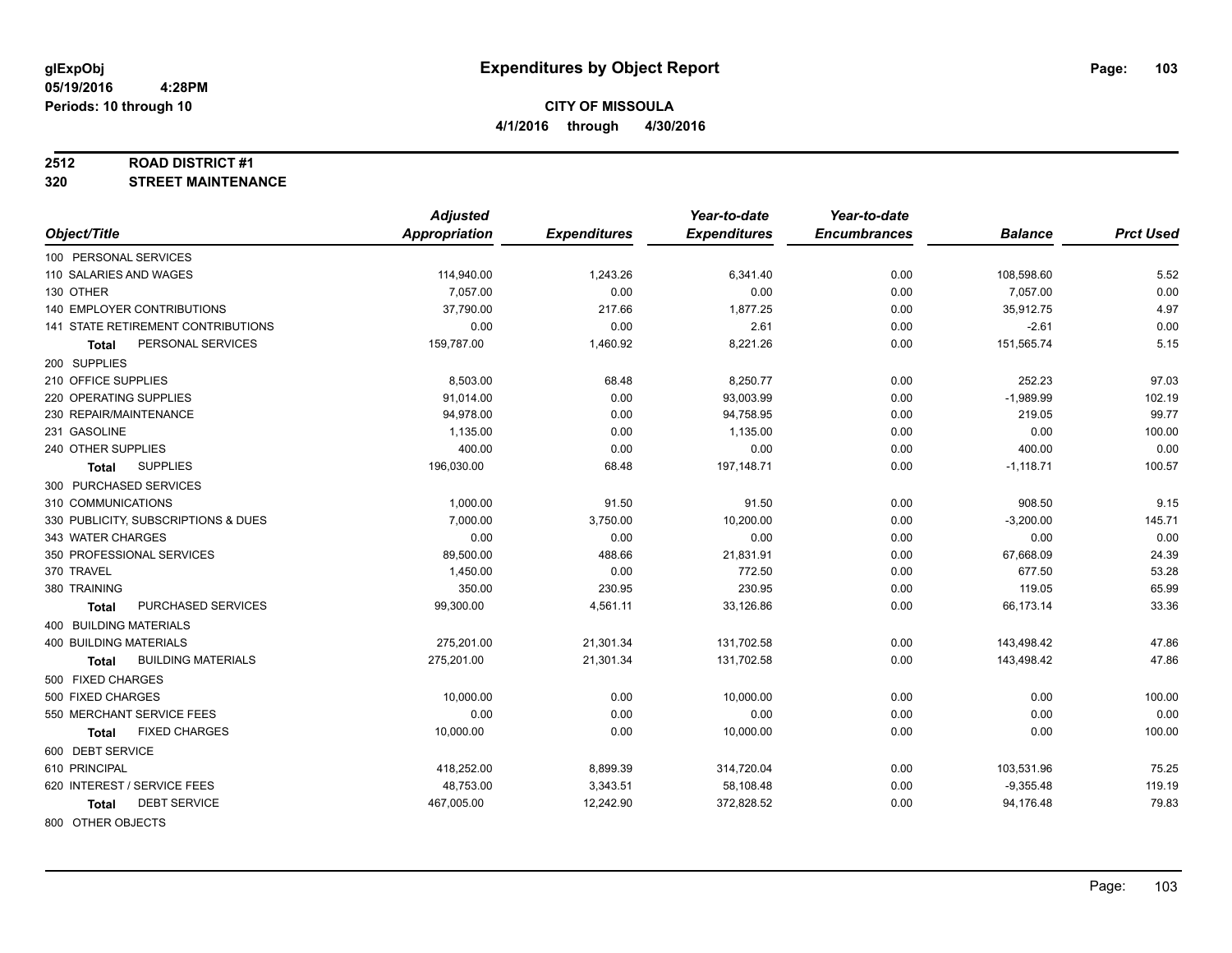**glExpObj** **Expenditures by Object Report**

**05/19/2016 4:28PM**

**Periods: 10 through 10**

**CITY OF MISSOULA**

**4/1/2016 through 4/30/2016**

**2512 ROAD DISTRICT #1**

**320 STREET MAINTENANCE**

| Object/Title | Adjusted Appropriation | Expenditures | Year-to-date Expenditures | Year-to-date Encumbrances | Balance | Prct Used |
|---|---|---|---|---|---|---|
| 100 PERSONAL SERVICES | | | | | | |
| 110 SALARIES AND WAGES | 114,940.00 | 1,243.26 | 6,341.40 | 0.00 | 108,598.60 | 5.52 |
| 130 OTHER | 7,057.00 | 0.00 | 0.00 | 0.00 | 7,057.00 | 0.00 |
| 140 EMPLOYER CONTRIBUTIONS | 37,790.00 | 217.66 | 1,877.25 | 0.00 | 35,912.75 | 4.97 |
| 141 STATE RETIREMENT CONTRIBUTIONS | 0.00 | 0.00 | 2.61 | 0.00 | -2.61 | 0.00 |
| **Total** PERSONAL SERVICES | 159,787.00 | 1,460.92 | 8,221.26 | 0.00 | 151,565.74 | 5.15 |
| 200 SUPPLIES | | | | | | |
| 210 OFFICE SUPPLIES | 8,503.00 | 68.48 | 8,250.77 | 0.00 | 252.23 | 97.03 |
| 220 OPERATING SUPPLIES | 91,014.00 | 0.00 | 93,003.99 | 0.00 | -1,989.99 | 102.19 |
| 230 REPAIR/MAINTENANCE | 94,978.00 | 0.00 | 94,758.95 | 0.00 | 219.05 | 99.77 |
| 231 GASOLINE | 1,135.00 | 0.00 | 1,135.00 | 0.00 | 0.00 | 100.00 |
| 240 OTHER SUPPLIES | 400.00 | 0.00 | 0.00 | 0.00 | 400.00 | 0.00 |
| **Total** SUPPLIES | 196,030.00 | 68.48 | 197,148.71 | 0.00 | -1,118.71 | 100.57 |
| 300 PURCHASED SERVICES | | | | | | |
| 310 COMMUNICATIONS | 1,000.00 | 91.50 | 91.50 | 0.00 | 908.50 | 9.15 |
| 330 PUBLICITY, SUBSCRIPTIONS & DUES | 7,000.00 | 3,750.00 | 10,200.00 | 0.00 | -3,200.00 | 145.71 |
| 343 WATER CHARGES | 0.00 | 0.00 | 0.00 | 0.00 | 0.00 | 0.00 |
| 350 PROFESSIONAL SERVICES | 89,500.00 | 488.66 | 21,831.91 | 0.00 | 67,668.09 | 24.39 |
| 370 TRAVEL | 1,450.00 | 0.00 | 772.50 | 0.00 | 677.50 | 53.28 |
| 380 TRAINING | 350.00 | 230.95 | 230.95 | 0.00 | 119.05 | 65.99 |
| **Total** PURCHASED SERVICES | 99,300.00 | 4,561.11 | 33,126.86 | 0.00 | 66,173.14 | 33.36 |
| 400 BUILDING MATERIALS | | | | | | |
| 400 BUILDING MATERIALS | 275,201.00 | 21,301.34 | 131,702.58 | 0.00 | 143,498.42 | 47.86 |
| **Total** BUILDING MATERIALS | 275,201.00 | 21,301.34 | 131,702.58 | 0.00 | 143,498.42 | 47.86 |
| 500 FIXED CHARGES | | | | | | |
| 500 FIXED CHARGES | 10,000.00 | 0.00 | 10,000.00 | 0.00 | 0.00 | 100.00 |
| 550 MERCHANT SERVICE FEES | 0.00 | 0.00 | 0.00 | 0.00 | 0.00 | 0.00 |
| **Total** FIXED CHARGES | 10,000.00 | 0.00 | 10,000.00 | 0.00 | 0.00 | 100.00 |
| 600 DEBT SERVICE | | | | | | |
| 610 PRINCIPAL | 418,252.00 | 8,899.39 | 314,720.04 | 0.00 | 103,531.96 | 75.25 |
| 620 INTEREST / SERVICE FEES | 48,753.00 | 3,343.51 | 58,108.48 | 0.00 | -9,355.48 | 119.19 |
| **Total** DEBT SERVICE | 467,005.00 | 12,242.90 | 372,828.52 | 0.00 | 94,176.48 | 79.83 |
| 800 OTHER OBJECTS | | | | | | |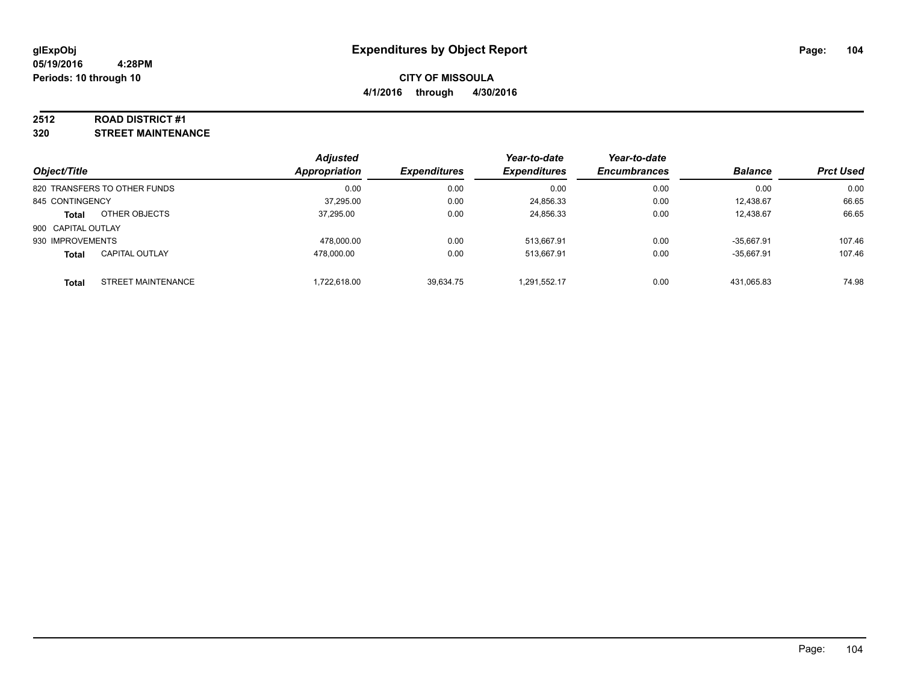**glExpObj**
**05/19/2016 4:28PM**
**Periods: 10 through 10**

# Expenditures by Object Report

**CITY OF MISSOULA**
**4/1/2016 through 4/30/2016**

**2512 ROAD DISTRICT #1**
**320 STREET MAINTENANCE**

| Object/Title | | Adjusted Appropriation | Expenditures | Year-to-date Expenditures | Year-to-date Encumbrances | Balance | Prct Used |
|---|---|---|---|---|---|---|---|
| 820 TRANSFERS TO OTHER FUNDS | | 0.00 | 0.00 | 0.00 | 0.00 | 0.00 | 0.00 |
| 845 CONTINGENCY | | 37,295.00 | 0.00 | 24,856.33 | 0.00 | 12,438.67 | 66.65 |
| **Total** | OTHER OBJECTS | 37,295.00 | 0.00 | 24,856.33 | 0.00 | 12,438.67 | 66.65 |
| 900 CAPITAL OUTLAY | | | | | | | |
| 930 IMPROVEMENTS | | 478,000.00 | 0.00 | 513,667.91 | 0.00 | -35,667.91 | 107.46 |
| **Total** | CAPITAL OUTLAY | 478,000.00 | 0.00 | 513,667.91 | 0.00 | -35,667.91 | 107.46 |
| **Total** | STREET MAINTENANCE | 1,722,618.00 | 39,634.75 | 1,291,552.17 | 0.00 | 431,065.83 | 74.98 |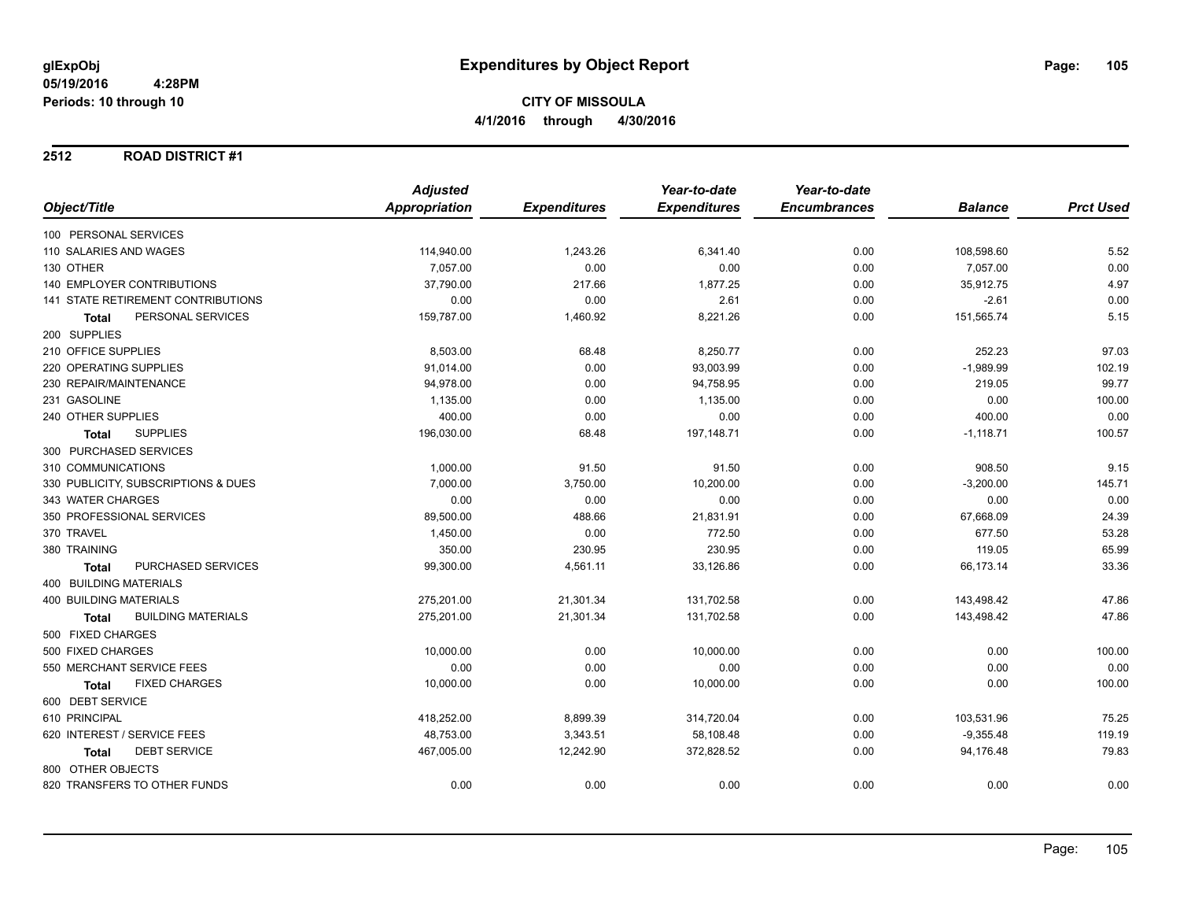glExpObj
05/19/2016 4:28PM
Periods: 10 through 10

# Expenditures by Object Report

**CITY OF MISSOULA**
**4/1/2016 through 4/30/2016**

## 2512 ROAD DISTRICT #1

| Object/Title | Adjusted Appropriation | Expenditures | Year-to-date Expenditures | Year-to-date Encumbrances | Balance | Prct Used |
|---|---|---|---|---|---|---|
| 100 PERSONAL SERVICES | | | | | | |
| 110 SALARIES AND WAGES | 114,940.00 | 1,243.26 | 6,341.40 | 0.00 | 108,598.60 | 5.52 |
| 130 OTHER | 7,057.00 | 0.00 | 0.00 | 0.00 | 7,057.00 | 0.00 |
| 140 EMPLOYER CONTRIBUTIONS | 37,790.00 | 217.66 | 1,877.25 | 0.00 | 35,912.75 | 4.97 |
| 141 STATE RETIREMENT CONTRIBUTIONS | 0.00 | 0.00 | 2.61 | 0.00 | -2.61 | 0.00 |
| **Total** PERSONAL SERVICES | 159,787.00 | 1,460.92 | 8,221.26 | 0.00 | 151,565.74 | 5.15 |
| 200 SUPPLIES | | | | | | |
| 210 OFFICE SUPPLIES | 8,503.00 | 68.48 | 8,250.77 | 0.00 | 252.23 | 97.03 |
| 220 OPERATING SUPPLIES | 91,014.00 | 0.00 | 93,003.99 | 0.00 | -1,989.99 | 102.19 |
| 230 REPAIR/MAINTENANCE | 94,978.00 | 0.00 | 94,758.95 | 0.00 | 219.05 | 99.77 |
| 231 GASOLINE | 1,135.00 | 0.00 | 1,135.00 | 0.00 | 0.00 | 100.00 |
| 240 OTHER SUPPLIES | 400.00 | 0.00 | 0.00 | 0.00 | 400.00 | 0.00 |
| **Total** SUPPLIES | 196,030.00 | 68.48 | 197,148.71 | 0.00 | -1,118.71 | 100.57 |
| 300 PURCHASED SERVICES | | | | | | |
| 310 COMMUNICATIONS | 1,000.00 | 91.50 | 91.50 | 0.00 | 908.50 | 9.15 |
| 330 PUBLICITY, SUBSCRIPTIONS & DUES | 7,000.00 | 3,750.00 | 10,200.00 | 0.00 | -3,200.00 | 145.71 |
| 343 WATER CHARGES | 0.00 | 0.00 | 0.00 | 0.00 | 0.00 | 0.00 |
| 350 PROFESSIONAL SERVICES | 89,500.00 | 488.66 | 21,831.91 | 0.00 | 67,668.09 | 24.39 |
| 370 TRAVEL | 1,450.00 | 0.00 | 772.50 | 0.00 | 677.50 | 53.28 |
| 380 TRAINING | 350.00 | 230.95 | 230.95 | 0.00 | 119.05 | 65.99 |
| **Total** PURCHASED SERVICES | 99,300.00 | 4,561.11 | 33,126.86 | 0.00 | 66,173.14 | 33.36 |
| 400 BUILDING MATERIALS | | | | | | |
| 400 BUILDING MATERIALS | 275,201.00 | 21,301.34 | 131,702.58 | 0.00 | 143,498.42 | 47.86 |
| **Total** BUILDING MATERIALS | 275,201.00 | 21,301.34 | 131,702.58 | 0.00 | 143,498.42 | 47.86 |
| 500 FIXED CHARGES | | | | | | |
| 500 FIXED CHARGES | 10,000.00 | 0.00 | 10,000.00 | 0.00 | 0.00 | 100.00 |
| 550 MERCHANT SERVICE FEES | 0.00 | 0.00 | 0.00 | 0.00 | 0.00 | 0.00 |
| **Total** FIXED CHARGES | 10,000.00 | 0.00 | 10,000.00 | 0.00 | 0.00 | 100.00 |
| 600 DEBT SERVICE | | | | | | |
| 610 PRINCIPAL | 418,252.00 | 8,899.39 | 314,720.04 | 0.00 | 103,531.96 | 75.25 |
| 620 INTEREST / SERVICE FEES | 48,753.00 | 3,343.51 | 58,108.48 | 0.00 | -9,355.48 | 119.19 |
| **Total** DEBT SERVICE | 467,005.00 | 12,242.90 | 372,828.52 | 0.00 | 94,176.48 | 79.83 |
| 800 OTHER OBJECTS | | | | | | |
| 820 TRANSFERS TO OTHER FUNDS | 0.00 | 0.00 | 0.00 | 0.00 | 0.00 | 0.00 |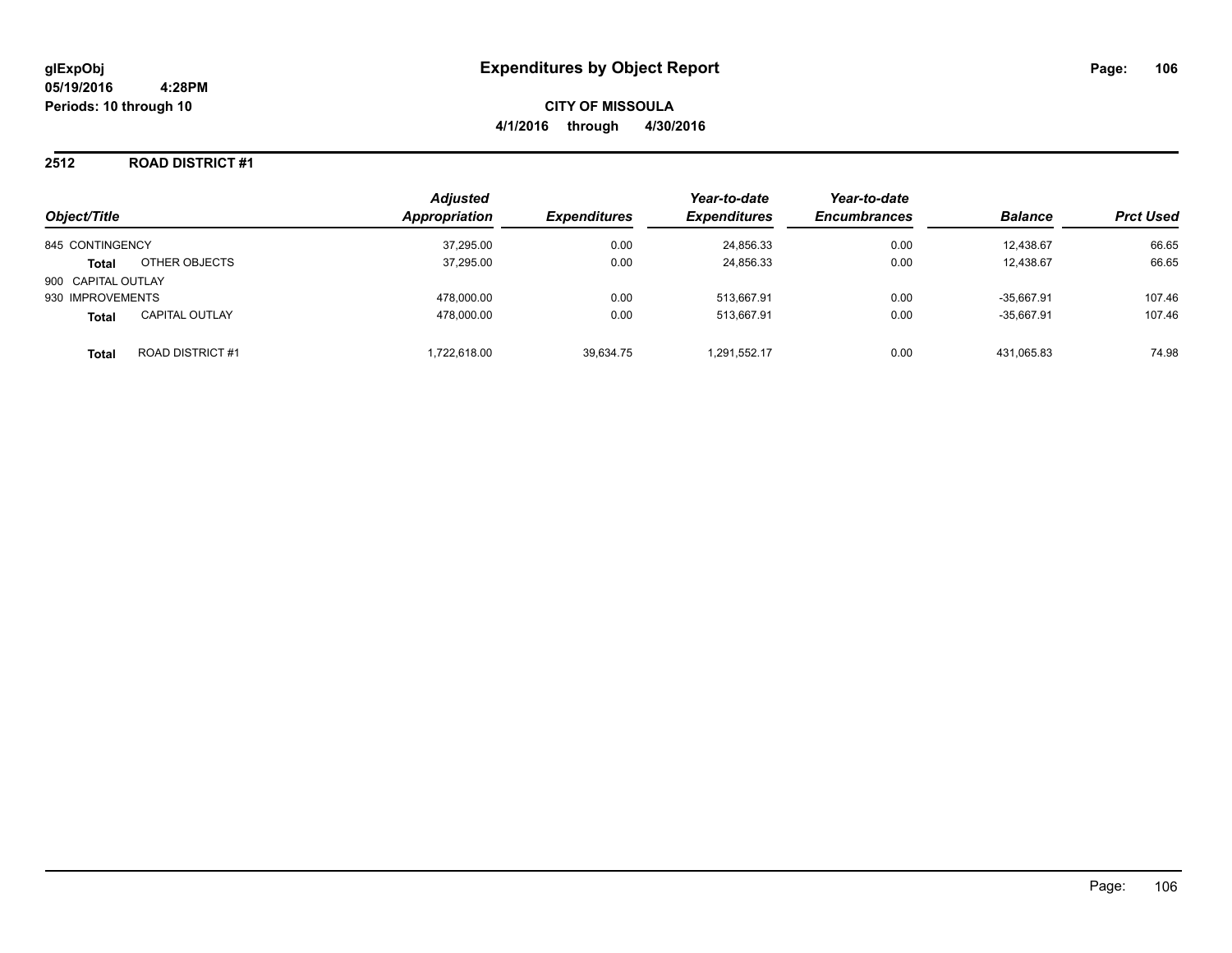# Expenditures by Object Report

**glExpObj**
**05/19/2016 4:28PM**
**Periods: 10 through 10**

**CITY OF MISSOULA**
**4/1/2016 through 4/30/2016**

## 2512 ROAD DISTRICT #1

| Object/Title | | Adjusted Appropriation | Expenditures | Year-to-date Expenditures | Year-to-date Encumbrances | Balance | Prct Used |
|---|---|---|---|---|---|---|---|
| 845 CONTINGENCY | | 37,295.00 | 0.00 | 24,856.33 | 0.00 | 12,438.67 | 66.65 |
| **Total** | OTHER OBJECTS | 37,295.00 | 0.00 | 24,856.33 | 0.00 | 12,438.67 | 66.65 |
| 900 CAPITAL OUTLAY | | | | | | | |
| 930 IMPROVEMENTS | | 478,000.00 | 0.00 | 513,667.91 | 0.00 | -35,667.91 | 107.46 |
| **Total** | CAPITAL OUTLAY | 478,000.00 | 0.00 | 513,667.91 | 0.00 | -35,667.91 | 107.46 |
| **Total** | ROAD DISTRICT #1 | 1,722,618.00 | 39,634.75 | 1,291,552.17 | 0.00 | 431,065.83 | 74.98 |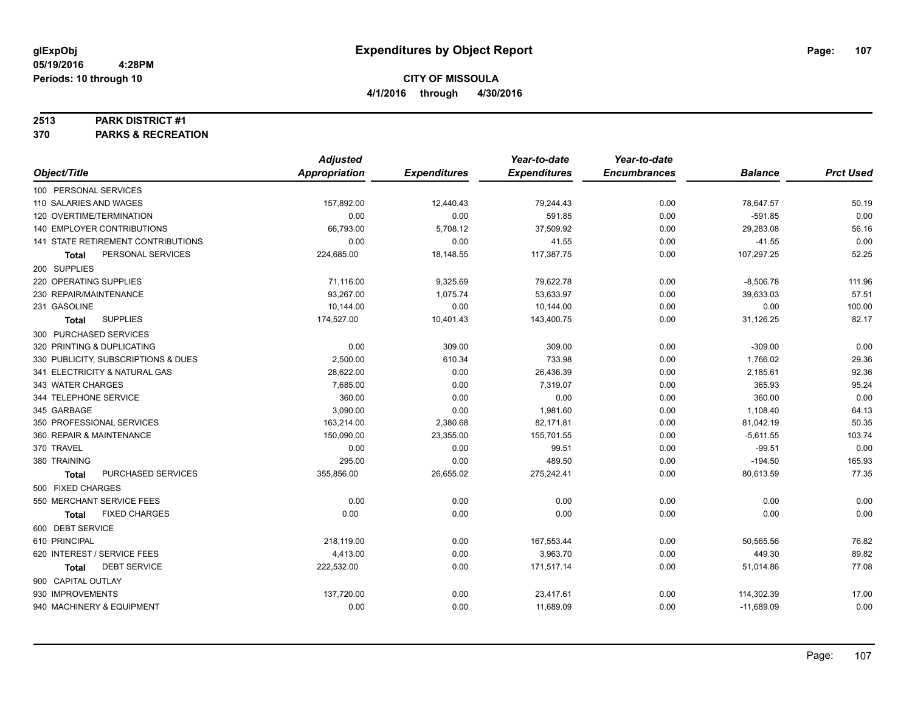# Expenditures by Object Report

glExpObj
05/19/2016 4:28PM
Periods: 10 through 10

**CITY OF MISSOULA**
**4/1/2016 through 4/30/2016**

**2513 PARK DISTRICT #1**
**370 PARKS & RECREATION**

| Object/Title | Adjusted Appropriation | Expenditures | Year-to-date Expenditures | Year-to-date Encumbrances | Balance | Prct Used |
|---|---|---|---|---|---|---|
| 100 PERSONAL SERVICES | | | | | | |
| 110 SALARIES AND WAGES | 157,892.00 | 12,440.43 | 79,244.43 | 0.00 | 78,647.57 | 50.19 |
| 120 OVERTIME/TERMINATION | 0.00 | 0.00 | 591.85 | 0.00 | -591.85 | 0.00 |
| 140 EMPLOYER CONTRIBUTIONS | 66,793.00 | 5,708.12 | 37,509.92 | 0.00 | 29,283.08 | 56.16 |
| 141 STATE RETIREMENT CONTRIBUTIONS | 0.00 | 0.00 | 41.55 | 0.00 | -41.55 | 0.00 |
| **Total** PERSONAL SERVICES | 224,685.00 | 18,148.55 | 117,387.75 | 0.00 | 107,297.25 | 52.25 |
| 200 SUPPLIES | | | | | | |
| 220 OPERATING SUPPLIES | 71,116.00 | 9,325.69 | 79,622.78 | 0.00 | -8,506.78 | 111.96 |
| 230 REPAIR/MAINTENANCE | 93,267.00 | 1,075.74 | 53,633.97 | 0.00 | 39,633.03 | 57.51 |
| 231 GASOLINE | 10,144.00 | 0.00 | 10,144.00 | 0.00 | 0.00 | 100.00 |
| **Total** SUPPLIES | 174,527.00 | 10,401.43 | 143,400.75 | 0.00 | 31,126.25 | 82.17 |
| 300 PURCHASED SERVICES | | | | | | |
| 320 PRINTING & DUPLICATING | 0.00 | 309.00 | 309.00 | 0.00 | -309.00 | 0.00 |
| 330 PUBLICITY, SUBSCRIPTIONS & DUES | 2,500.00 | 610.34 | 733.98 | 0.00 | 1,766.02 | 29.36 |
| 341 ELECTRICITY & NATURAL GAS | 28,622.00 | 0.00 | 26,436.39 | 0.00 | 2,185.61 | 92.36 |
| 343 WATER CHARGES | 7,685.00 | 0.00 | 7,319.07 | 0.00 | 365.93 | 95.24 |
| 344 TELEPHONE SERVICE | 360.00 | 0.00 | 0.00 | 0.00 | 360.00 | 0.00 |
| 345 GARBAGE | 3,090.00 | 0.00 | 1,981.60 | 0.00 | 1,108.40 | 64.13 |
| 350 PROFESSIONAL SERVICES | 163,214.00 | 2,380.68 | 82,171.81 | 0.00 | 81,042.19 | 50.35 |
| 360 REPAIR & MAINTENANCE | 150,090.00 | 23,355.00 | 155,701.55 | 0.00 | -5,611.55 | 103.74 |
| 370 TRAVEL | 0.00 | 0.00 | 99.51 | 0.00 | -99.51 | 0.00 |
| 380 TRAINING | 295.00 | 0.00 | 489.50 | 0.00 | -194.50 | 165.93 |
| **Total** PURCHASED SERVICES | 355,856.00 | 26,655.02 | 275,242.41 | 0.00 | 80,613.59 | 77.35 |
| 500 FIXED CHARGES | | | | | | |
| 550 MERCHANT SERVICE FEES | 0.00 | 0.00 | 0.00 | 0.00 | 0.00 | 0.00 |
| **Total** FIXED CHARGES | 0.00 | 0.00 | 0.00 | 0.00 | 0.00 | 0.00 |
| 600 DEBT SERVICE | | | | | | |
| 610 PRINCIPAL | 218,119.00 | 0.00 | 167,553.44 | 0.00 | 50,565.56 | 76.82 |
| 620 INTEREST / SERVICE FEES | 4,413.00 | 0.00 | 3,963.70 | 0.00 | 449.30 | 89.82 |
| **Total** DEBT SERVICE | 222,532.00 | 0.00 | 171,517.14 | 0.00 | 51,014.86 | 77.08 |
| 900 CAPITAL OUTLAY | | | | | | |
| 930 IMPROVEMENTS | 137,720.00 | 0.00 | 23,417.61 | 0.00 | 114,302.39 | 17.00 |
| 940 MACHINERY & EQUIPMENT | 0.00 | 0.00 | 11,689.09 | 0.00 | -11,689.09 | 0.00 |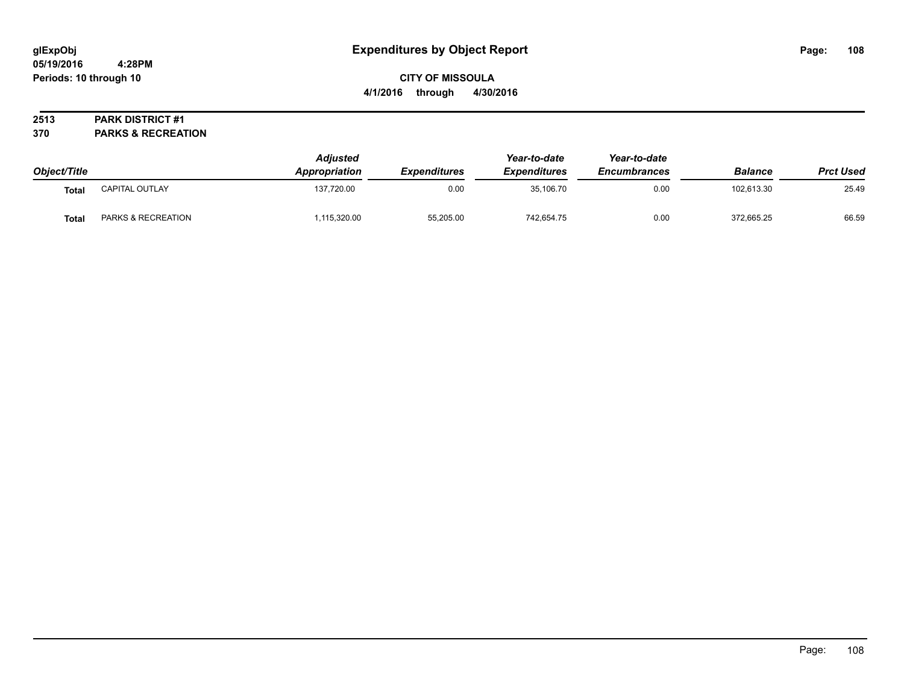# Expenditures by Object Report

glExpObj
05/19/2016 4:28PM
Periods: 10 through 10

**CITY OF MISSOULA**
**4/1/2016 through 4/30/2016**

**2513 PARK DISTRICT #1**
**370 PARKS & RECREATION**

| Object/Title | | Adjusted Appropriation | Expenditures | Year-to-date Expenditures | Year-to-date Encumbrances | Balance | Prct Used |
|---|---|---|---|---|---|---|---|
| Total | CAPITAL OUTLAY | 137,720.00 | 0.00 | 35,106.70 | 0.00 | 102,613.30 | 25.49 |
| Total | PARKS & RECREATION | 1,115,320.00 | 55,205.00 | 742,654.75 | 0.00 | 372,665.25 | 66.59 |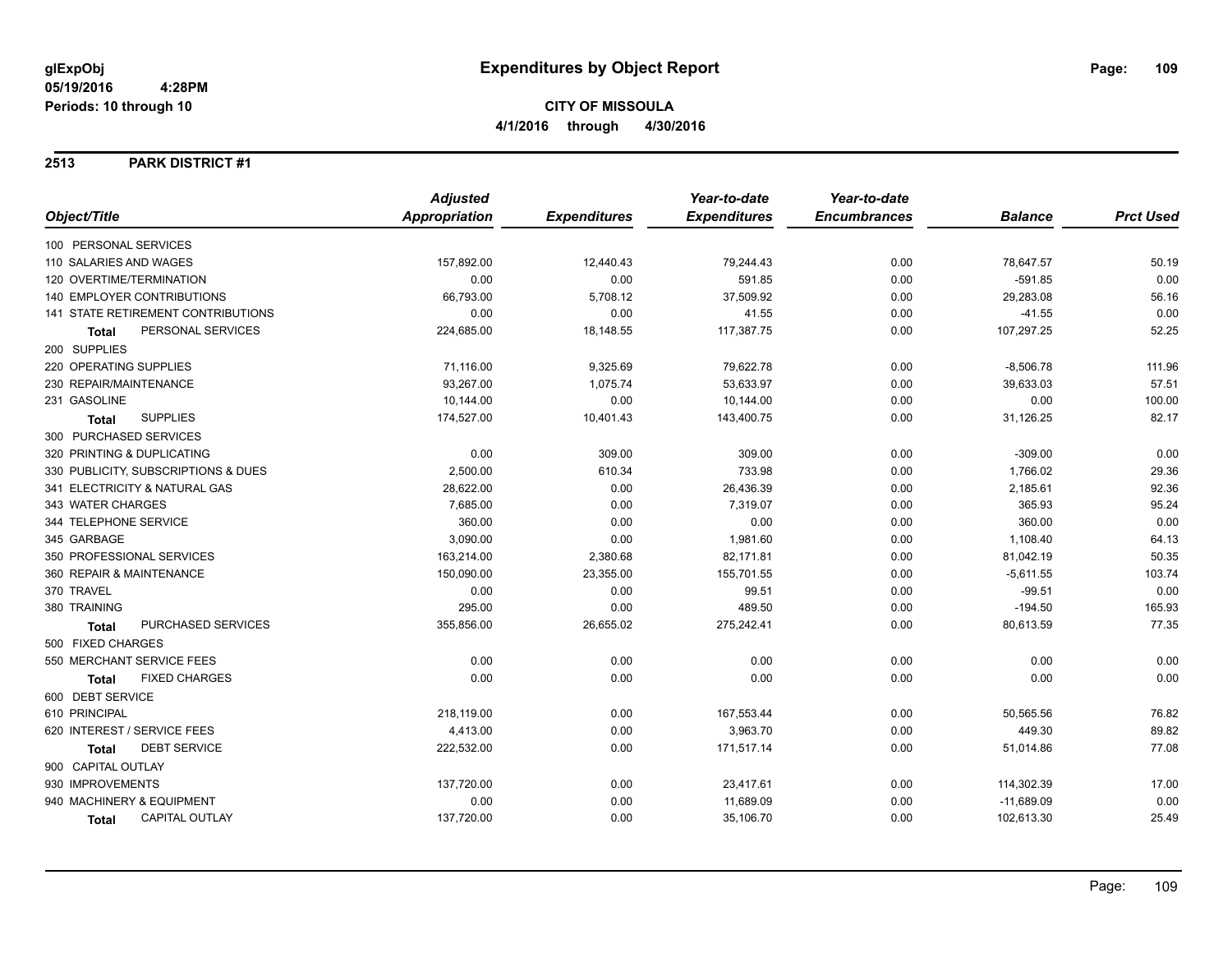# Expenditures by Object Report

glExpObj
05/19/2016 4:28PM
Periods: 10 through 10

**CITY OF MISSOULA**
**4/1/2016 through 4/30/2016**

## 2513 PARK DISTRICT #1

| Object/Title | Adjusted Appropriation | Expenditures | Year-to-date Expenditures | Year-to-date Encumbrances | Balance | Prct Used |
|---|---|---|---|---|---|---|
| 100 PERSONAL SERVICES | | | | | | |
| 110 SALARIES AND WAGES | 157,892.00 | 12,440.43 | 79,244.43 | 0.00 | 78,647.57 | 50.19 |
| 120 OVERTIME/TERMINATION | 0.00 | 0.00 | 591.85 | 0.00 | -591.85 | 0.00 |
| 140 EMPLOYER CONTRIBUTIONS | 66,793.00 | 5,708.12 | 37,509.92 | 0.00 | 29,283.08 | 56.16 |
| 141 STATE RETIREMENT CONTRIBUTIONS | 0.00 | 0.00 | 41.55 | 0.00 | -41.55 | 0.00 |
| **Total** PERSONAL SERVICES | 224,685.00 | 18,148.55 | 117,387.75 | 0.00 | 107,297.25 | 52.25 |
| 200 SUPPLIES | | | | | | |
| 220 OPERATING SUPPLIES | 71,116.00 | 9,325.69 | 79,622.78 | 0.00 | -8,506.78 | 111.96 |
| 230 REPAIR/MAINTENANCE | 93,267.00 | 1,075.74 | 53,633.97 | 0.00 | 39,633.03 | 57.51 |
| 231 GASOLINE | 10,144.00 | 0.00 | 10,144.00 | 0.00 | 0.00 | 100.00 |
| **Total** SUPPLIES | 174,527.00 | 10,401.43 | 143,400.75 | 0.00 | 31,126.25 | 82.17 |
| 300 PURCHASED SERVICES | | | | | | |
| 320 PRINTING & DUPLICATING | 0.00 | 309.00 | 309.00 | 0.00 | -309.00 | 0.00 |
| 330 PUBLICITY, SUBSCRIPTIONS & DUES | 2,500.00 | 610.34 | 733.98 | 0.00 | 1,766.02 | 29.36 |
| 341 ELECTRICITY & NATURAL GAS | 28,622.00 | 0.00 | 26,436.39 | 0.00 | 2,185.61 | 92.36 |
| 343 WATER CHARGES | 7,685.00 | 0.00 | 7,319.07 | 0.00 | 365.93 | 95.24 |
| 344 TELEPHONE SERVICE | 360.00 | 0.00 | 0.00 | 0.00 | 360.00 | 0.00 |
| 345 GARBAGE | 3,090.00 | 0.00 | 1,981.60 | 0.00 | 1,108.40 | 64.13 |
| 350 PROFESSIONAL SERVICES | 163,214.00 | 2,380.68 | 82,171.81 | 0.00 | 81,042.19 | 50.35 |
| 360 REPAIR & MAINTENANCE | 150,090.00 | 23,355.00 | 155,701.55 | 0.00 | -5,611.55 | 103.74 |
| 370 TRAVEL | 0.00 | 0.00 | 99.51 | 0.00 | -99.51 | 0.00 |
| 380 TRAINING | 295.00 | 0.00 | 489.50 | 0.00 | -194.50 | 165.93 |
| **Total** PURCHASED SERVICES | 355,856.00 | 26,655.02 | 275,242.41 | 0.00 | 80,613.59 | 77.35 |
| 500 FIXED CHARGES | | | | | | |
| 550 MERCHANT SERVICE FEES | 0.00 | 0.00 | 0.00 | 0.00 | 0.00 | 0.00 |
| **Total** FIXED CHARGES | 0.00 | 0.00 | 0.00 | 0.00 | 0.00 | 0.00 |
| 600 DEBT SERVICE | | | | | | |
| 610 PRINCIPAL | 218,119.00 | 0.00 | 167,553.44 | 0.00 | 50,565.56 | 76.82 |
| 620 INTEREST / SERVICE FEES | 4,413.00 | 0.00 | 3,963.70 | 0.00 | 449.30 | 89.82 |
| **Total** DEBT SERVICE | 222,532.00 | 0.00 | 171,517.14 | 0.00 | 51,014.86 | 77.08 |
| 900 CAPITAL OUTLAY | | | | | | |
| 930 IMPROVEMENTS | 137,720.00 | 0.00 | 23,417.61 | 0.00 | 114,302.39 | 17.00 |
| 940 MACHINERY & EQUIPMENT | 0.00 | 0.00 | 11,689.09 | 0.00 | -11,689.09 | 0.00 |
| **Total** CAPITAL OUTLAY | 137,720.00 | 0.00 | 35,106.70 | 0.00 | 102,613.30 | 25.49 |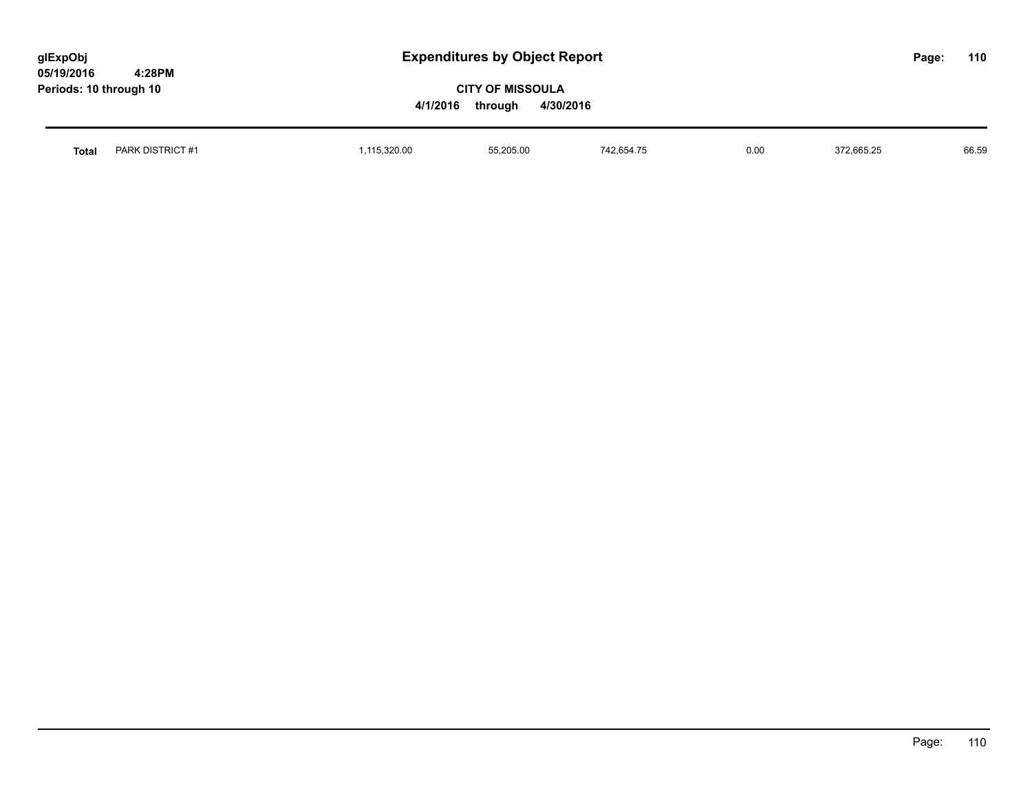**Expenditures by Object Report**

**CITY OF MISSOULA**

**4/1/2016 through 4/30/2016**

glExpObj
05/19/2016 4:28PM
Periods: 10 through 10

| | | | | | | | |
|---|---|---|---|---|---|---|---|
| **Total** | PARK DISTRICT #1 | 1,115,320.00 | 55,205.00 | 742,654.75 | 0.00 | 372,665.25 | 66.59 |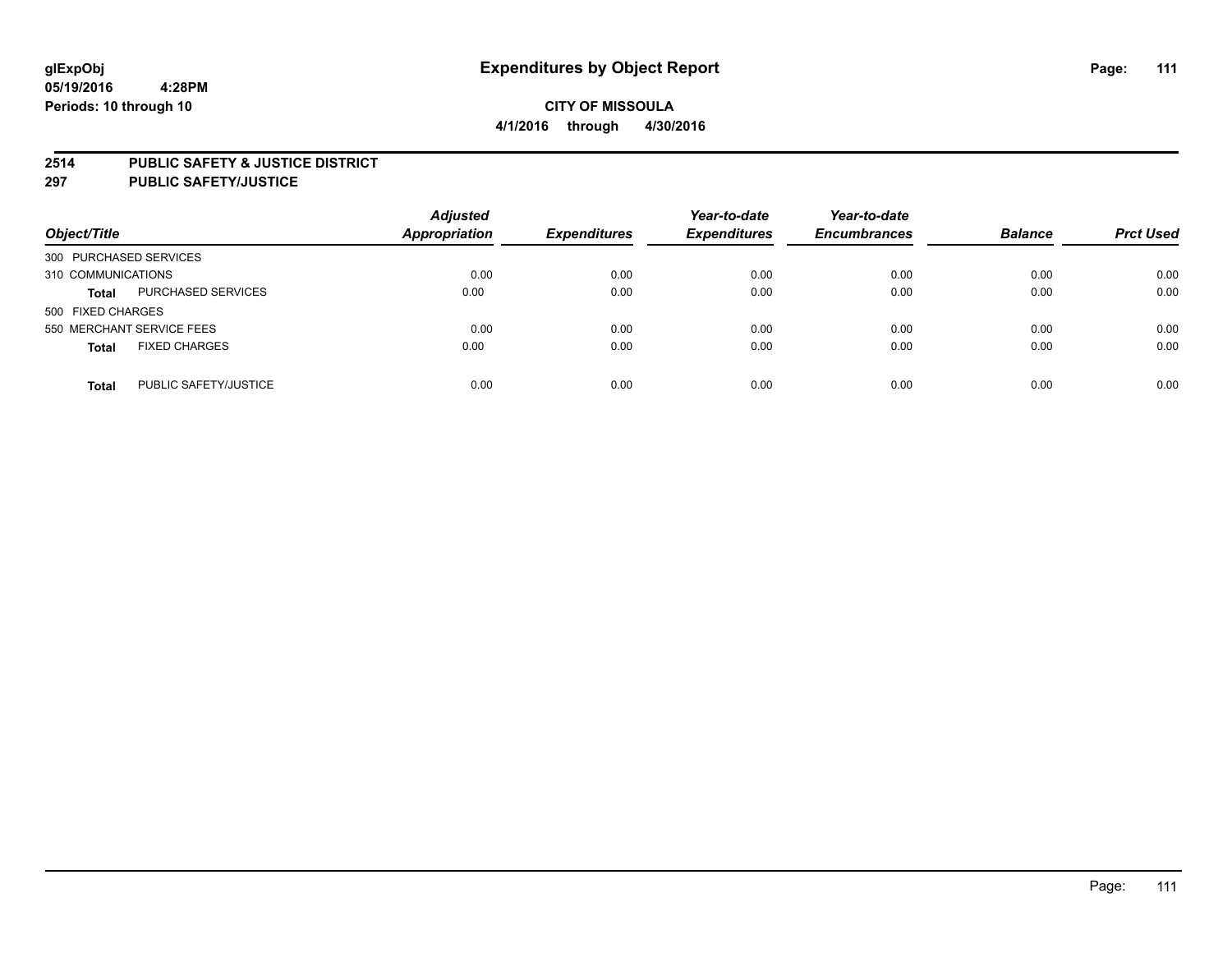glExpObj
05/19/2016 4:28PM
Periods: 10 through 10

# Expenditures by Object Report

**CITY OF MISSOULA**

**4/1/2016 through 4/30/2016**

## 2514 PUBLIC SAFETY & JUSTICE DISTRICT
## 297 PUBLIC SAFETY/JUSTICE

| Object/Title | | Adjusted Appropriation | Expenditures | Year-to-date Expenditures | Year-to-date Encumbrances | Balance | Prct Used |
|---|---|---|---|---|---|---|---|
| 300 PURCHASED SERVICES | | | | | | | |
| 310 COMMUNICATIONS | | 0.00 | 0.00 | 0.00 | 0.00 | 0.00 | 0.00 |
| **Total** | PURCHASED SERVICES | 0.00 | 0.00 | 0.00 | 0.00 | 0.00 | 0.00 |
| 500 FIXED CHARGES | | | | | | | |
| 550 MERCHANT SERVICE FEES | | 0.00 | 0.00 | 0.00 | 0.00 | 0.00 | 0.00 |
| **Total** | FIXED CHARGES | 0.00 | 0.00 | 0.00 | 0.00 | 0.00 | 0.00 |
| **Total** | PUBLIC SAFETY/JUSTICE | 0.00 | 0.00 | 0.00 | 0.00 | 0.00 | 0.00 |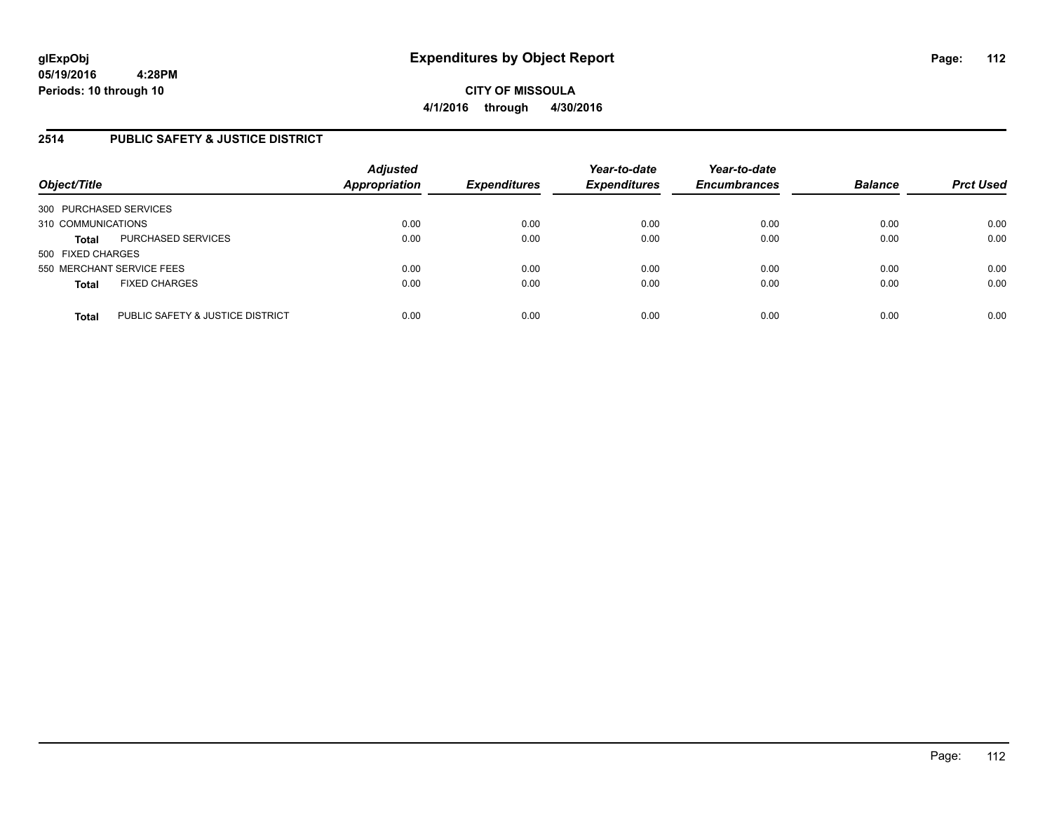**glExpObj**
**05/19/2016 4:28PM**
**Periods: 10 through 10**

# Expenditures by Object Report

**CITY OF MISSOULA**
**4/1/2016 through 4/30/2016**

## 2514 PUBLIC SAFETY & JUSTICE DISTRICT

| Object/Title | Adjusted Appropriation | Expenditures | Year-to-date Expenditures | Year-to-date Encumbrances | Balance | Prct Used |
|---|---|---|---|---|---|---|
| 300 PURCHASED SERVICES | | | | | | |
| 310 COMMUNICATIONS | 0.00 | 0.00 | 0.00 | 0.00 | 0.00 | 0.00 |
| **Total** PURCHASED SERVICES | 0.00 | 0.00 | 0.00 | 0.00 | 0.00 | 0.00 |
| 500 FIXED CHARGES | | | | | | |
| 550 MERCHANT SERVICE FEES | 0.00 | 0.00 | 0.00 | 0.00 | 0.00 | 0.00 |
| **Total** FIXED CHARGES | 0.00 | 0.00 | 0.00 | 0.00 | 0.00 | 0.00 |
| **Total** PUBLIC SAFETY & JUSTICE DISTRICT | 0.00 | 0.00 | 0.00 | 0.00 | 0.00 | 0.00 |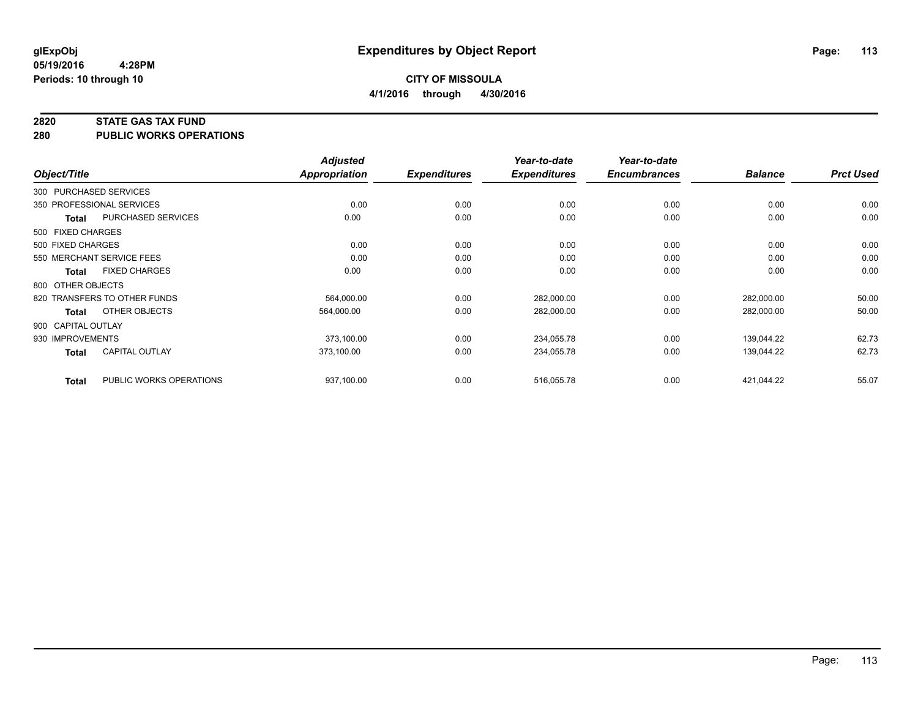glExpObj
05/19/2016 4:28PM
Periods: 10 through 10

# Expenditures by Object Report

**CITY OF MISSOULA**
**4/1/2016 through 4/30/2016**

## 2820 STATE GAS TAX FUND
## 280 PUBLIC WORKS OPERATIONS

| Object/Title | | Adjusted Appropriation | Expenditures | Year-to-date Expenditures | Year-to-date Encumbrances | Balance | Prct Used |
|---|---|---|---|---|---|---|---|
| 300 PURCHASED SERVICES | | | | | | | |
| 350 PROFESSIONAL SERVICES | | 0.00 | 0.00 | 0.00 | 0.00 | 0.00 | 0.00 |
| **Total** | PURCHASED SERVICES | 0.00 | 0.00 | 0.00 | 0.00 | 0.00 | 0.00 |
| 500 FIXED CHARGES | | | | | | | |
| 500 FIXED CHARGES | | 0.00 | 0.00 | 0.00 | 0.00 | 0.00 | 0.00 |
| 550 MERCHANT SERVICE FEES | | 0.00 | 0.00 | 0.00 | 0.00 | 0.00 | 0.00 |
| **Total** | FIXED CHARGES | 0.00 | 0.00 | 0.00 | 0.00 | 0.00 | 0.00 |
| 800 OTHER OBJECTS | | | | | | | |
| 820 TRANSFERS TO OTHER FUNDS | | 564,000.00 | 0.00 | 282,000.00 | 0.00 | 282,000.00 | 50.00 |
| **Total** | OTHER OBJECTS | 564,000.00 | 0.00 | 282,000.00 | 0.00 | 282,000.00 | 50.00 |
| 900 CAPITAL OUTLAY | | | | | | | |
| 930 IMPROVEMENTS | | 373,100.00 | 0.00 | 234,055.78 | 0.00 | 139,044.22 | 62.73 |
| **Total** | CAPITAL OUTLAY | 373,100.00 | 0.00 | 234,055.78 | 0.00 | 139,044.22 | 62.73 |
| **Total** | PUBLIC WORKS OPERATIONS | 937,100.00 | 0.00 | 516,055.78 | 0.00 | 421,044.22 | 55.07 |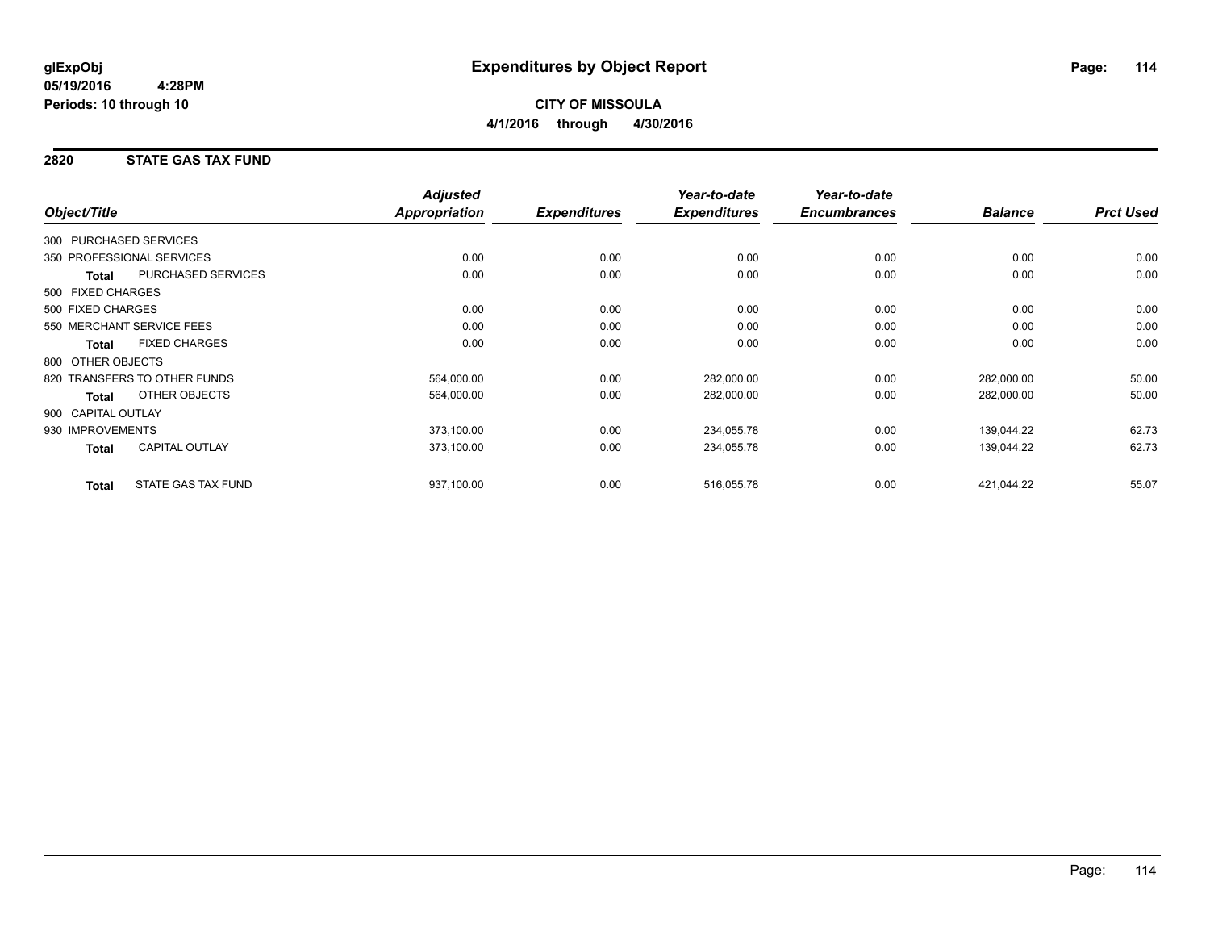# Expenditures by Object Report

glExpObj
05/19/2016 4:28PM
Periods: 10 through 10

**CITY OF MISSOULA**
**4/1/2016 through 4/30/2016**

## 2820 STATE GAS TAX FUND

| Object/Title | | Adjusted Appropriation | Expenditures | Year-to-date Expenditures | Year-to-date Encumbrances | Balance | Prct Used |
|---|---|---|---|---|---|---|---|
| 300 PURCHASED SERVICES | | | | | | | |
| 350 PROFESSIONAL SERVICES | | 0.00 | 0.00 | 0.00 | 0.00 | 0.00 | 0.00 |
| **Total** | PURCHASED SERVICES | 0.00 | 0.00 | 0.00 | 0.00 | 0.00 | 0.00 |
| 500 FIXED CHARGES | | | | | | | |
| 500 FIXED CHARGES | | 0.00 | 0.00 | 0.00 | 0.00 | 0.00 | 0.00 |
| 550 MERCHANT SERVICE FEES | | 0.00 | 0.00 | 0.00 | 0.00 | 0.00 | 0.00 |
| **Total** | FIXED CHARGES | 0.00 | 0.00 | 0.00 | 0.00 | 0.00 | 0.00 |
| 800 OTHER OBJECTS | | | | | | | |
| 820 TRANSFERS TO OTHER FUNDS | | 564,000.00 | 0.00 | 282,000.00 | 0.00 | 282,000.00 | 50.00 |
| **Total** | OTHER OBJECTS | 564,000.00 | 0.00 | 282,000.00 | 0.00 | 282,000.00 | 50.00 |
| 900 CAPITAL OUTLAY | | | | | | | |
| 930 IMPROVEMENTS | | 373,100.00 | 0.00 | 234,055.78 | 0.00 | 139,044.22 | 62.73 |
| **Total** | CAPITAL OUTLAY | 373,100.00 | 0.00 | 234,055.78 | 0.00 | 139,044.22 | 62.73 |
| **Total** | STATE GAS TAX FUND | 937,100.00 | 0.00 | 516,055.78 | 0.00 | 421,044.22 | 55.07 |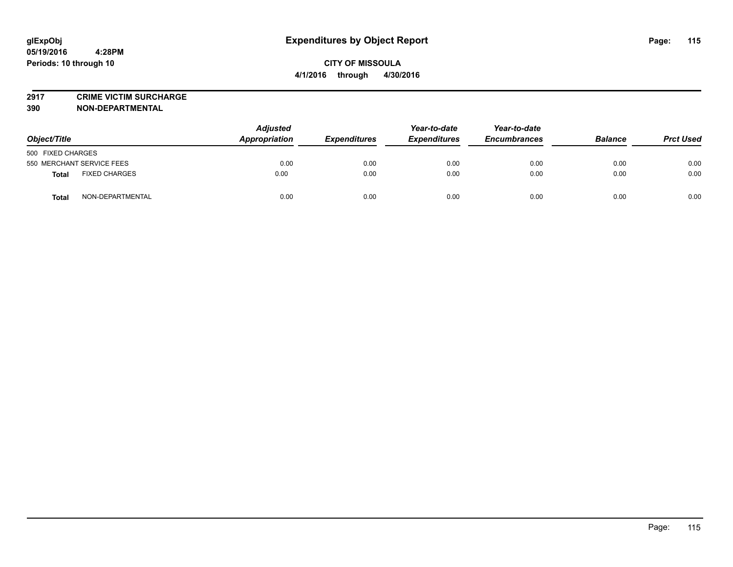**glExpObj**
**05/19/2016 4:28PM**
**Periods: 10 through 10**

# Expenditures by Object Report

**CITY OF MISSOULA**
**4/1/2016 through 4/30/2016**

**2917 CRIME VICTIM SURCHARGE**
**390 NON-DEPARTMENTAL**

| Object/Title | Adjusted Appropriation | Expenditures | Year-to-date Expenditures | Year-to-date Encumbrances | Balance | Prct Used |
|---|---|---|---|---|---|---|
| 500 FIXED CHARGES | | | | | | |
| 550 MERCHANT SERVICE FEES | 0.00 | 0.00 | 0.00 | 0.00 | 0.00 | 0.00 |
| **Total** FIXED CHARGES | 0.00 | 0.00 | 0.00 | 0.00 | 0.00 | 0.00 |
| **Total** NON-DEPARTMENTAL | 0.00 | 0.00 | 0.00 | 0.00 | 0.00 | 0.00 |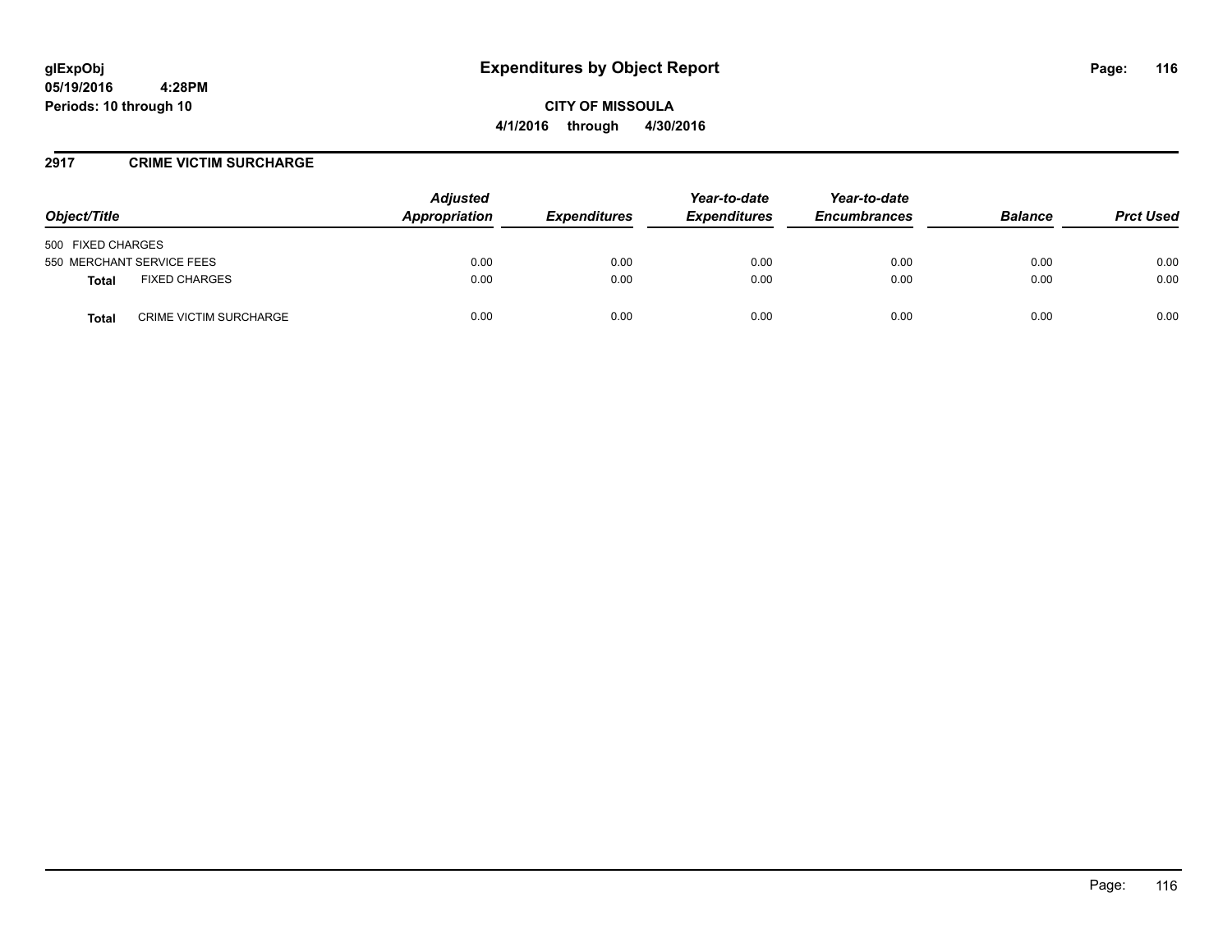# Expenditures by Object Report

glExpObj
05/19/2016 4:28PM
Periods: 10 through 10

**CITY OF MISSOULA**
**4/1/2016 through 4/30/2016**

## 2917 CRIME VICTIM SURCHARGE

| Object/Title | Adjusted Appropriation | Expenditures | Year-to-date Expenditures | Year-to-date Encumbrances | Balance | Prct Used |
|---|---|---|---|---|---|---|
| 500 FIXED CHARGES | | | | | | |
| 550 MERCHANT SERVICE FEES | 0.00 | 0.00 | 0.00 | 0.00 | 0.00 | 0.00 |
| **Total** FIXED CHARGES | 0.00 | 0.00 | 0.00 | 0.00 | 0.00 | 0.00 |
| **Total** CRIME VICTIM SURCHARGE | 0.00 | 0.00 | 0.00 | 0.00 | 0.00 | 0.00 |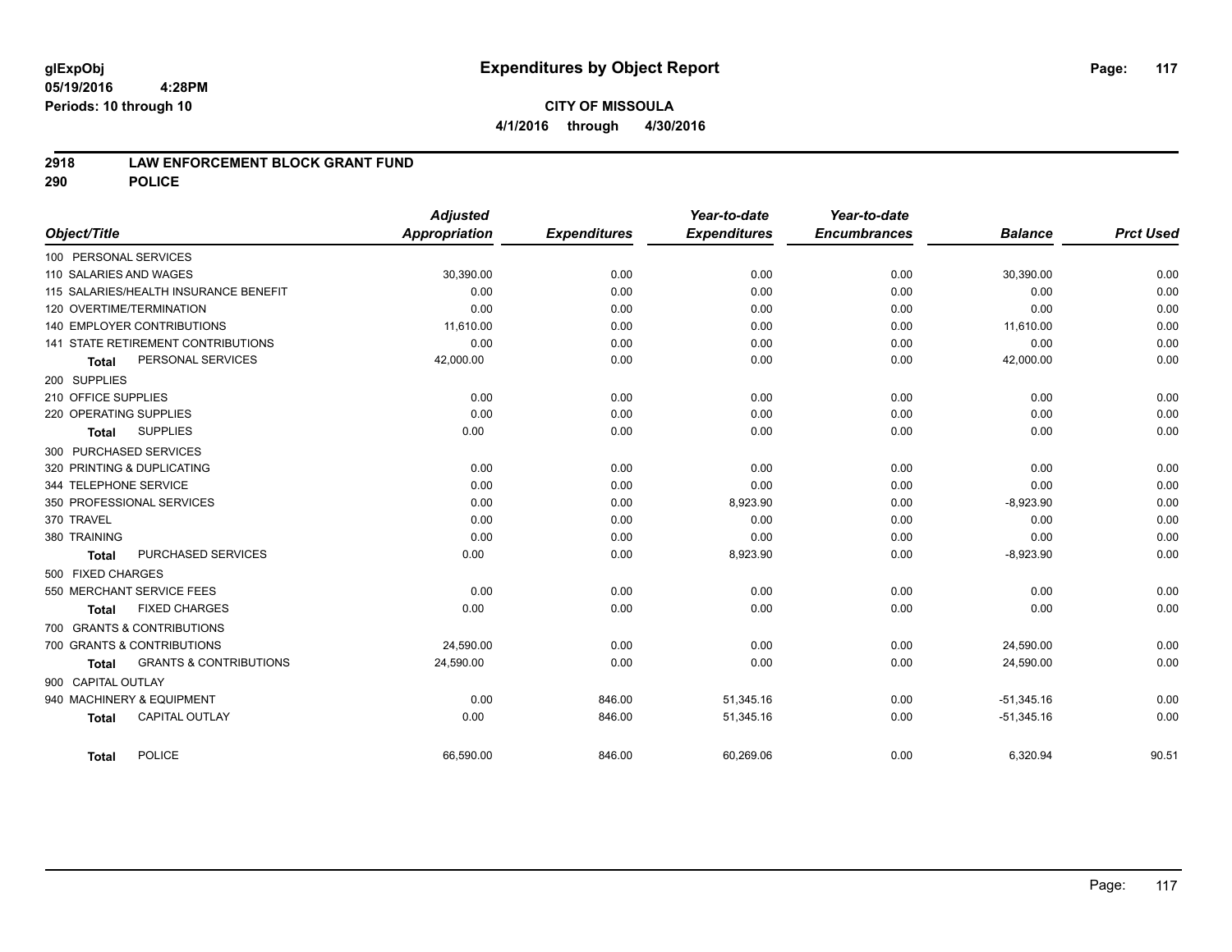glExpObj
05/19/2016 4:28PM
Periods: 10 through 10

# Expenditures by Object Report

**CITY OF MISSOULA**
**4/1/2016 through 4/30/2016**

## 2918 LAW ENFORCEMENT BLOCK GRANT FUND
## 290 POLICE

| Object/Title | Adjusted Appropriation | Expenditures | Year-to-date Expenditures | Year-to-date Encumbrances | Balance | Prct Used |
|---|---|---|---|---|---|---|
| 100 PERSONAL SERVICES | | | | | | |
| 110 SALARIES AND WAGES | 30,390.00 | 0.00 | 0.00 | 0.00 | 30,390.00 | 0.00 |
| 115 SALARIES/HEALTH INSURANCE BENEFIT | 0.00 | 0.00 | 0.00 | 0.00 | 0.00 | 0.00 |
| 120 OVERTIME/TERMINATION | 0.00 | 0.00 | 0.00 | 0.00 | 0.00 | 0.00 |
| 140 EMPLOYER CONTRIBUTIONS | 11,610.00 | 0.00 | 0.00 | 0.00 | 11,610.00 | 0.00 |
| 141 STATE RETIREMENT CONTRIBUTIONS | 0.00 | 0.00 | 0.00 | 0.00 | 0.00 | 0.00 |
| **Total** PERSONAL SERVICES | 42,000.00 | 0.00 | 0.00 | 0.00 | 42,000.00 | 0.00 |
| 200 SUPPLIES | | | | | | |
| 210 OFFICE SUPPLIES | 0.00 | 0.00 | 0.00 | 0.00 | 0.00 | 0.00 |
| 220 OPERATING SUPPLIES | 0.00 | 0.00 | 0.00 | 0.00 | 0.00 | 0.00 |
| **Total** SUPPLIES | 0.00 | 0.00 | 0.00 | 0.00 | 0.00 | 0.00 |
| 300 PURCHASED SERVICES | | | | | | |
| 320 PRINTING & DUPLICATING | 0.00 | 0.00 | 0.00 | 0.00 | 0.00 | 0.00 |
| 344 TELEPHONE SERVICE | 0.00 | 0.00 | 0.00 | 0.00 | 0.00 | 0.00 |
| 350 PROFESSIONAL SERVICES | 0.00 | 0.00 | 8,923.90 | 0.00 | -8,923.90 | 0.00 |
| 370 TRAVEL | 0.00 | 0.00 | 0.00 | 0.00 | 0.00 | 0.00 |
| 380 TRAINING | 0.00 | 0.00 | 0.00 | 0.00 | 0.00 | 0.00 |
| **Total** PURCHASED SERVICES | 0.00 | 0.00 | 8,923.90 | 0.00 | -8,923.90 | 0.00 |
| 500 FIXED CHARGES | | | | | | |
| 550 MERCHANT SERVICE FEES | 0.00 | 0.00 | 0.00 | 0.00 | 0.00 | 0.00 |
| **Total** FIXED CHARGES | 0.00 | 0.00 | 0.00 | 0.00 | 0.00 | 0.00 |
| 700 GRANTS & CONTRIBUTIONS | | | | | | |
| 700 GRANTS & CONTRIBUTIONS | 24,590.00 | 0.00 | 0.00 | 0.00 | 24,590.00 | 0.00 |
| **Total** GRANTS & CONTRIBUTIONS | 24,590.00 | 0.00 | 0.00 | 0.00 | 24,590.00 | 0.00 |
| 900 CAPITAL OUTLAY | | | | | | |
| 940 MACHINERY & EQUIPMENT | 0.00 | 846.00 | 51,345.16 | 0.00 | -51,345.16 | 0.00 |
| **Total** CAPITAL OUTLAY | 0.00 | 846.00 | 51,345.16 | 0.00 | -51,345.16 | 0.00 |
| **Total** POLICE | 66,590.00 | 846.00 | 60,269.06 | 0.00 | 6,320.94 | 90.51 |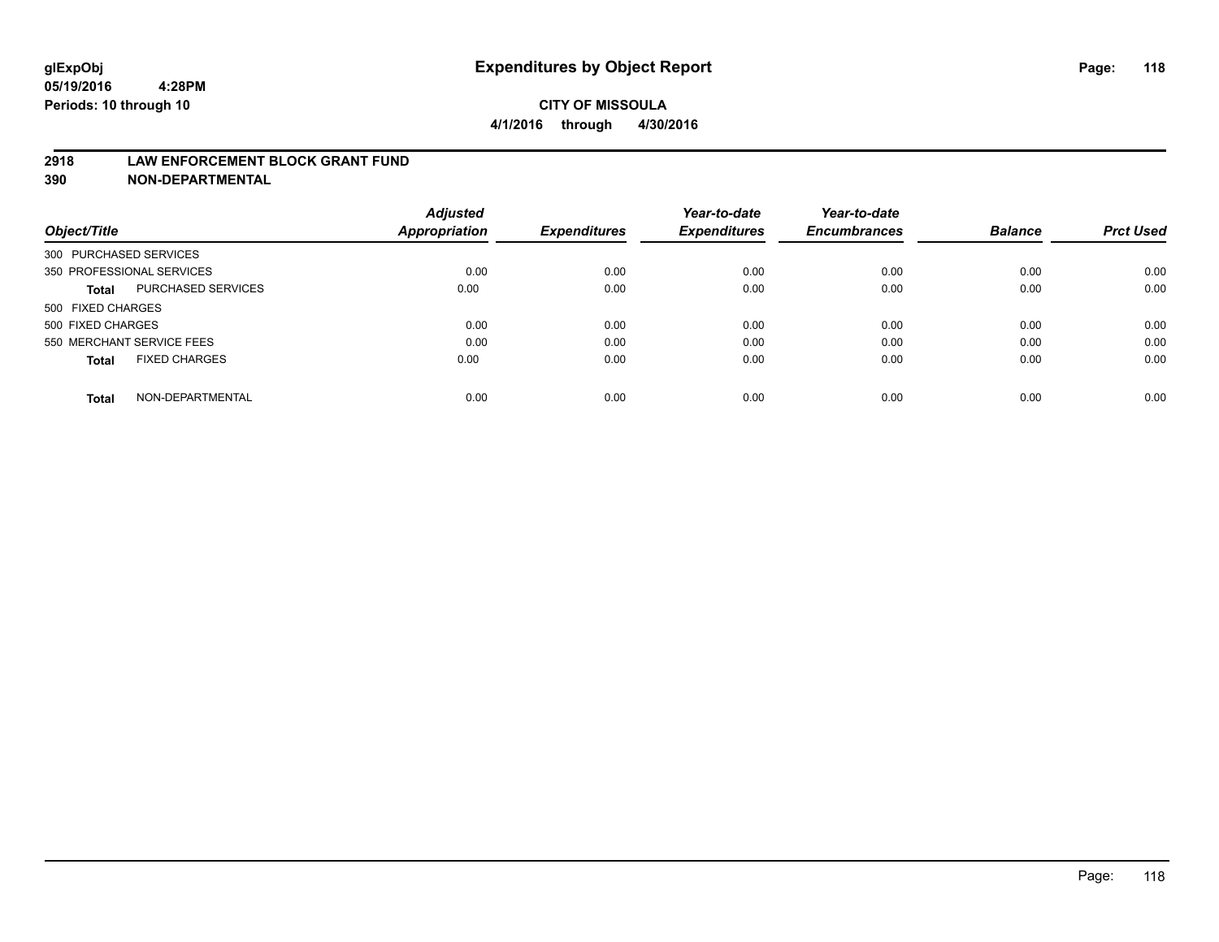**glExpObj**
**05/19/2016 4:28PM**
**Periods: 10 through 10**

# Expenditures by Object Report

**CITY OF MISSOULA**
**4/1/2016 through 4/30/2016**

**2918 LAW ENFORCEMENT BLOCK GRANT FUND**
**390 NON-DEPARTMENTAL**

| Object/Title | | Adjusted Appropriation | Expenditures | Year-to-date Expenditures | Year-to-date Encumbrances | Balance | Prct Used |
|---|---|---|---|---|---|---|---|
| 300 PURCHASED SERVICES | | | | | | | |
| 350 PROFESSIONAL SERVICES | | 0.00 | 0.00 | 0.00 | 0.00 | 0.00 | 0.00 |
| **Total** | PURCHASED SERVICES | 0.00 | 0.00 | 0.00 | 0.00 | 0.00 | 0.00 |
| 500 FIXED CHARGES | | | | | | | |
| 500 FIXED CHARGES | | 0.00 | 0.00 | 0.00 | 0.00 | 0.00 | 0.00 |
| 550 MERCHANT SERVICE FEES | | 0.00 | 0.00 | 0.00 | 0.00 | 0.00 | 0.00 |
| **Total** | FIXED CHARGES | 0.00 | 0.00 | 0.00 | 0.00 | 0.00 | 0.00 |
| **Total** | NON-DEPARTMENTAL | 0.00 | 0.00 | 0.00 | 0.00 | 0.00 | 0.00 |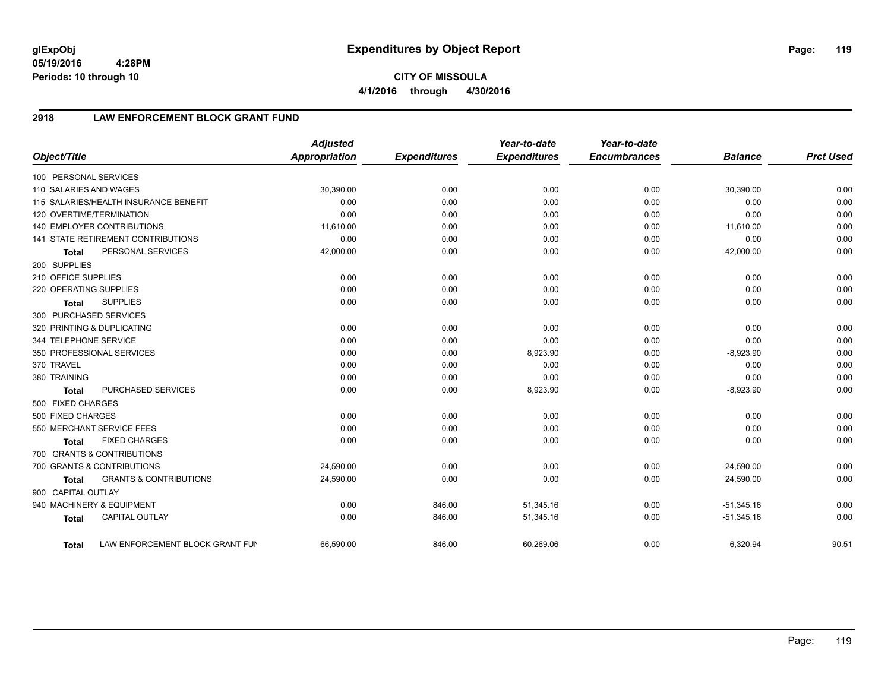# Expenditures by Object Report

glExpObj
05/19/2016 4:28PM
Periods: 10 through 10

**CITY OF MISSOULA**
**4/1/2016 through 4/30/2016**

## 2918 LAW ENFORCEMENT BLOCK GRANT FUND

| Object/Title | Adjusted Appropriation | Expenditures | Year-to-date Expenditures | Year-to-date Encumbrances | Balance | Prct Used |
|---|---|---|---|---|---|---|
| 100 PERSONAL SERVICES | | | | | | |
| 110 SALARIES AND WAGES | 30,390.00 | 0.00 | 0.00 | 0.00 | 30,390.00 | 0.00 |
| 115 SALARIES/HEALTH INSURANCE BENEFIT | 0.00 | 0.00 | 0.00 | 0.00 | 0.00 | 0.00 |
| 120 OVERTIME/TERMINATION | 0.00 | 0.00 | 0.00 | 0.00 | 0.00 | 0.00 |
| 140 EMPLOYER CONTRIBUTIONS | 11,610.00 | 0.00 | 0.00 | 0.00 | 11,610.00 | 0.00 |
| 141 STATE RETIREMENT CONTRIBUTIONS | 0.00 | 0.00 | 0.00 | 0.00 | 0.00 | 0.00 |
| **Total** PERSONAL SERVICES | 42,000.00 | 0.00 | 0.00 | 0.00 | 42,000.00 | 0.00 |
| 200 SUPPLIES | | | | | | |
| 210 OFFICE SUPPLIES | 0.00 | 0.00 | 0.00 | 0.00 | 0.00 | 0.00 |
| 220 OPERATING SUPPLIES | 0.00 | 0.00 | 0.00 | 0.00 | 0.00 | 0.00 |
| **Total** SUPPLIES | 0.00 | 0.00 | 0.00 | 0.00 | 0.00 | 0.00 |
| 300 PURCHASED SERVICES | | | | | | |
| 320 PRINTING & DUPLICATING | 0.00 | 0.00 | 0.00 | 0.00 | 0.00 | 0.00 |
| 344 TELEPHONE SERVICE | 0.00 | 0.00 | 0.00 | 0.00 | 0.00 | 0.00 |
| 350 PROFESSIONAL SERVICES | 0.00 | 0.00 | 8,923.90 | 0.00 | -8,923.90 | 0.00 |
| 370 TRAVEL | 0.00 | 0.00 | 0.00 | 0.00 | 0.00 | 0.00 |
| 380 TRAINING | 0.00 | 0.00 | 0.00 | 0.00 | 0.00 | 0.00 |
| **Total** PURCHASED SERVICES | 0.00 | 0.00 | 8,923.90 | 0.00 | -8,923.90 | 0.00 |
| 500 FIXED CHARGES | | | | | | |
| 500 FIXED CHARGES | 0.00 | 0.00 | 0.00 | 0.00 | 0.00 | 0.00 |
| 550 MERCHANT SERVICE FEES | 0.00 | 0.00 | 0.00 | 0.00 | 0.00 | 0.00 |
| **Total** FIXED CHARGES | 0.00 | 0.00 | 0.00 | 0.00 | 0.00 | 0.00 |
| 700 GRANTS & CONTRIBUTIONS | | | | | | |
| 700 GRANTS & CONTRIBUTIONS | 24,590.00 | 0.00 | 0.00 | 0.00 | 24,590.00 | 0.00 |
| **Total** GRANTS & CONTRIBUTIONS | 24,590.00 | 0.00 | 0.00 | 0.00 | 24,590.00 | 0.00 |
| 900 CAPITAL OUTLAY | | | | | | |
| 940 MACHINERY & EQUIPMENT | 0.00 | 846.00 | 51,345.16 | 0.00 | -51,345.16 | 0.00 |
| **Total** CAPITAL OUTLAY | 0.00 | 846.00 | 51,345.16 | 0.00 | -51,345.16 | 0.00 |
| **Total** LAW ENFORCEMENT BLOCK GRANT FUN | 66,590.00 | 846.00 | 60,269.06 | 0.00 | 6,320.94 | 90.51 |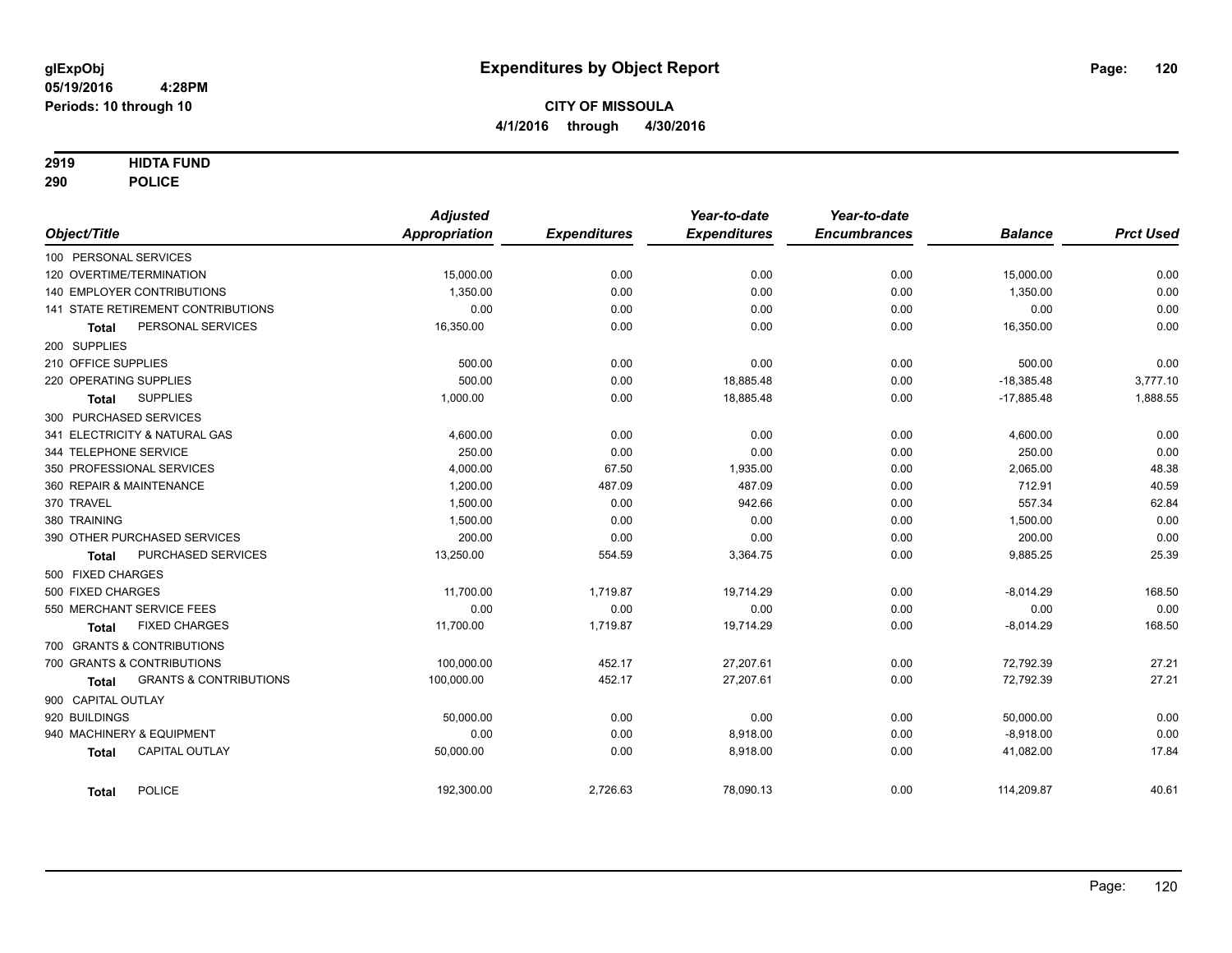**glExpObj**
**05/19/2016 4:28PM**
**Periods: 10 through 10**

# Expenditures by Object Report

**CITY OF MISSOULA**
**4/1/2016 through 4/30/2016**

**2919 HIDTA FUND**
**290 POLICE**

| Object/Title | Adjusted Appropriation | Expenditures | Year-to-date Expenditures | Year-to-date Encumbrances | Balance | Prct Used |
|---|---|---|---|---|---|---|
| 100 PERSONAL SERVICES | | | | | | |
| 120 OVERTIME/TERMINATION | 15,000.00 | 0.00 | 0.00 | 0.00 | 15,000.00 | 0.00 |
| 140 EMPLOYER CONTRIBUTIONS | 1,350.00 | 0.00 | 0.00 | 0.00 | 1,350.00 | 0.00 |
| 141 STATE RETIREMENT CONTRIBUTIONS | 0.00 | 0.00 | 0.00 | 0.00 | 0.00 | 0.00 |
| **Total** PERSONAL SERVICES | 16,350.00 | 0.00 | 0.00 | 0.00 | 16,350.00 | 0.00 |
| 200 SUPPLIES | | | | | | |
| 210 OFFICE SUPPLIES | 500.00 | 0.00 | 0.00 | 0.00 | 500.00 | 0.00 |
| 220 OPERATING SUPPLIES | 500.00 | 0.00 | 18,885.48 | 0.00 | -18,385.48 | 3,777.10 |
| **Total** SUPPLIES | 1,000.00 | 0.00 | 18,885.48 | 0.00 | -17,885.48 | 1,888.55 |
| 300 PURCHASED SERVICES | | | | | | |
| 341 ELECTRICITY & NATURAL GAS | 4,600.00 | 0.00 | 0.00 | 0.00 | 4,600.00 | 0.00 |
| 344 TELEPHONE SERVICE | 250.00 | 0.00 | 0.00 | 0.00 | 250.00 | 0.00 |
| 350 PROFESSIONAL SERVICES | 4,000.00 | 67.50 | 1,935.00 | 0.00 | 2,065.00 | 48.38 |
| 360 REPAIR & MAINTENANCE | 1,200.00 | 487.09 | 487.09 | 0.00 | 712.91 | 40.59 |
| 370 TRAVEL | 1,500.00 | 0.00 | 942.66 | 0.00 | 557.34 | 62.84 |
| 380 TRAINING | 1,500.00 | 0.00 | 0.00 | 0.00 | 1,500.00 | 0.00 |
| 390 OTHER PURCHASED SERVICES | 200.00 | 0.00 | 0.00 | 0.00 | 200.00 | 0.00 |
| **Total** PURCHASED SERVICES | 13,250.00 | 554.59 | 3,364.75 | 0.00 | 9,885.25 | 25.39 |
| 500 FIXED CHARGES | | | | | | |
| 500 FIXED CHARGES | 11,700.00 | 1,719.87 | 19,714.29 | 0.00 | -8,014.29 | 168.50 |
| 550 MERCHANT SERVICE FEES | 0.00 | 0.00 | 0.00 | 0.00 | 0.00 | 0.00 |
| **Total** FIXED CHARGES | 11,700.00 | 1,719.87 | 19,714.29 | 0.00 | -8,014.29 | 168.50 |
| 700 GRANTS & CONTRIBUTIONS | | | | | | |
| 700 GRANTS & CONTRIBUTIONS | 100,000.00 | 452.17 | 27,207.61 | 0.00 | 72,792.39 | 27.21 |
| **Total** GRANTS & CONTRIBUTIONS | 100,000.00 | 452.17 | 27,207.61 | 0.00 | 72,792.39 | 27.21 |
| 900 CAPITAL OUTLAY | | | | | | |
| 920 BUILDINGS | 50,000.00 | 0.00 | 0.00 | 0.00 | 50,000.00 | 0.00 |
| 940 MACHINERY & EQUIPMENT | 0.00 | 0.00 | 8,918.00 | 0.00 | -8,918.00 | 0.00 |
| **Total** CAPITAL OUTLAY | 50,000.00 | 0.00 | 8,918.00 | 0.00 | 41,082.00 | 17.84 |
| **Total** POLICE | 192,300.00 | 2,726.63 | 78,090.13 | 0.00 | 114,209.87 | 40.61 |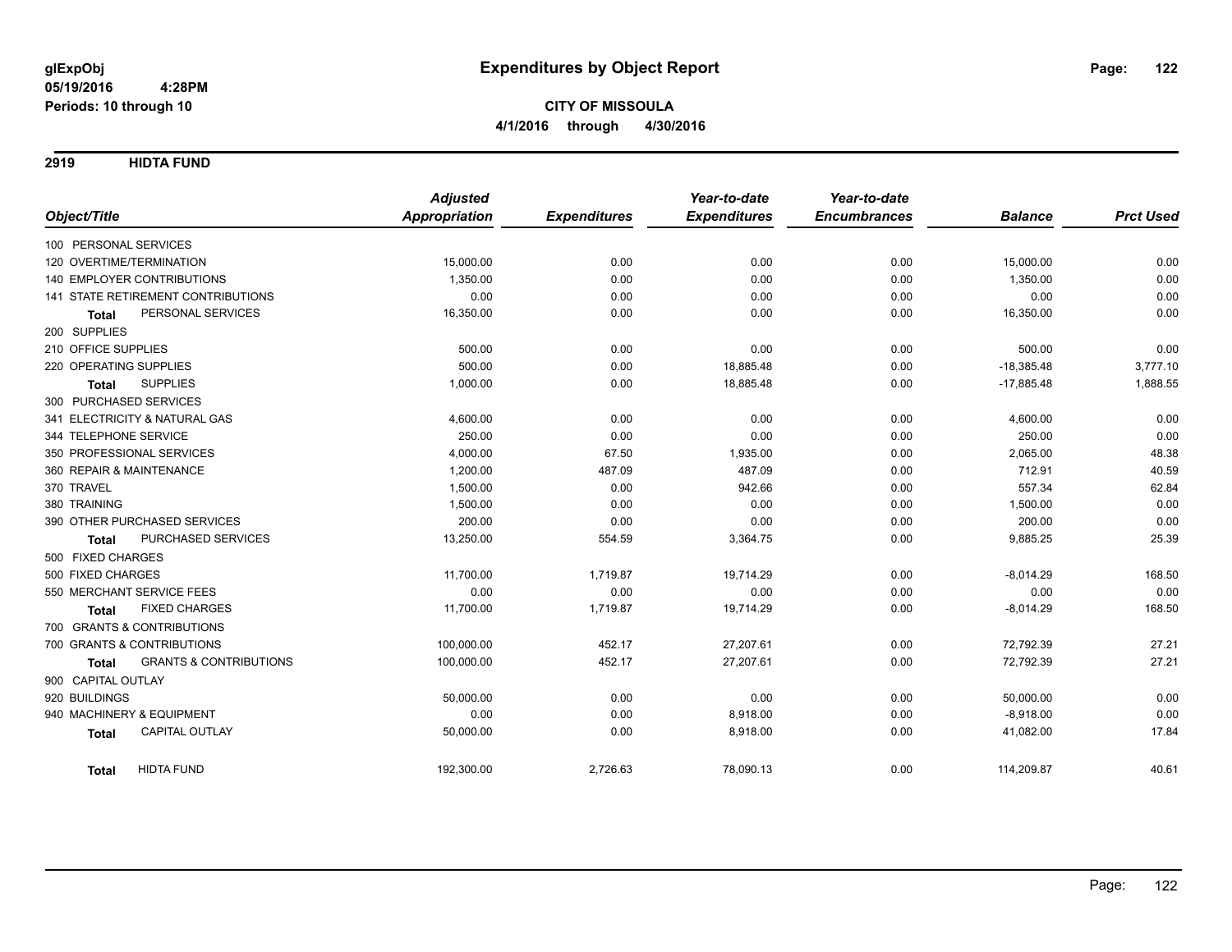# Expenditures by Object Report

glExpObj
05/19/2016 4:28PM
Periods: 10 through 10

**CITY OF MISSOULA**
**4/1/2016 through 4/30/2016**

## 2919 HIDTA FUND

| Object/Title | Adjusted Appropriation | Expenditures | Year-to-date Expenditures | Year-to-date Encumbrances | Balance | Prct Used |
|---|---|---|---|---|---|---|
| 100 PERSONAL SERVICES | | | | | | |
| 120 OVERTIME/TERMINATION | 15,000.00 | 0.00 | 0.00 | 0.00 | 15,000.00 | 0.00 |
| 140 EMPLOYER CONTRIBUTIONS | 1,350.00 | 0.00 | 0.00 | 0.00 | 1,350.00 | 0.00 |
| 141 STATE RETIREMENT CONTRIBUTIONS | 0.00 | 0.00 | 0.00 | 0.00 | 0.00 | 0.00 |
| **Total** PERSONAL SERVICES | 16,350.00 | 0.00 | 0.00 | 0.00 | 16,350.00 | 0.00 |
| 200 SUPPLIES | | | | | | |
| 210 OFFICE SUPPLIES | 500.00 | 0.00 | 0.00 | 0.00 | 500.00 | 0.00 |
| 220 OPERATING SUPPLIES | 500.00 | 0.00 | 18,885.48 | 0.00 | -18,385.48 | 3,777.10 |
| **Total** SUPPLIES | 1,000.00 | 0.00 | 18,885.48 | 0.00 | -17,885.48 | 1,888.55 |
| 300 PURCHASED SERVICES | | | | | | |
| 341 ELECTRICITY & NATURAL GAS | 4,600.00 | 0.00 | 0.00 | 0.00 | 4,600.00 | 0.00 |
| 344 TELEPHONE SERVICE | 250.00 | 0.00 | 0.00 | 0.00 | 250.00 | 0.00 |
| 350 PROFESSIONAL SERVICES | 4,000.00 | 67.50 | 1,935.00 | 0.00 | 2,065.00 | 48.38 |
| 360 REPAIR & MAINTENANCE | 1,200.00 | 487.09 | 487.09 | 0.00 | 712.91 | 40.59 |
| 370 TRAVEL | 1,500.00 | 0.00 | 942.66 | 0.00 | 557.34 | 62.84 |
| 380 TRAINING | 1,500.00 | 0.00 | 0.00 | 0.00 | 1,500.00 | 0.00 |
| 390 OTHER PURCHASED SERVICES | 200.00 | 0.00 | 0.00 | 0.00 | 200.00 | 0.00 |
| **Total** PURCHASED SERVICES | 13,250.00 | 554.59 | 3,364.75 | 0.00 | 9,885.25 | 25.39 |
| 500 FIXED CHARGES | | | | | | |
| 500 FIXED CHARGES | 11,700.00 | 1,719.87 | 19,714.29 | 0.00 | -8,014.29 | 168.50 |
| 550 MERCHANT SERVICE FEES | 0.00 | 0.00 | 0.00 | 0.00 | 0.00 | 0.00 |
| **Total** FIXED CHARGES | 11,700.00 | 1,719.87 | 19,714.29 | 0.00 | -8,014.29 | 168.50 |
| 700 GRANTS & CONTRIBUTIONS | | | | | | |
| 700 GRANTS & CONTRIBUTIONS | 100,000.00 | 452.17 | 27,207.61 | 0.00 | 72,792.39 | 27.21 |
| **Total** GRANTS & CONTRIBUTIONS | 100,000.00 | 452.17 | 27,207.61 | 0.00 | 72,792.39 | 27.21 |
| 900 CAPITAL OUTLAY | | | | | | |
| 920 BUILDINGS | 50,000.00 | 0.00 | 0.00 | 0.00 | 50,000.00 | 0.00 |
| 940 MACHINERY & EQUIPMENT | 0.00 | 0.00 | 8,918.00 | 0.00 | -8,918.00 | 0.00 |
| **Total** CAPITAL OUTLAY | 50,000.00 | 0.00 | 8,918.00 | 0.00 | 41,082.00 | 17.84 |
| **Total** HIDTA FUND | 192,300.00 | 2,726.63 | 78,090.13 | 0.00 | 114,209.87 | 40.61 |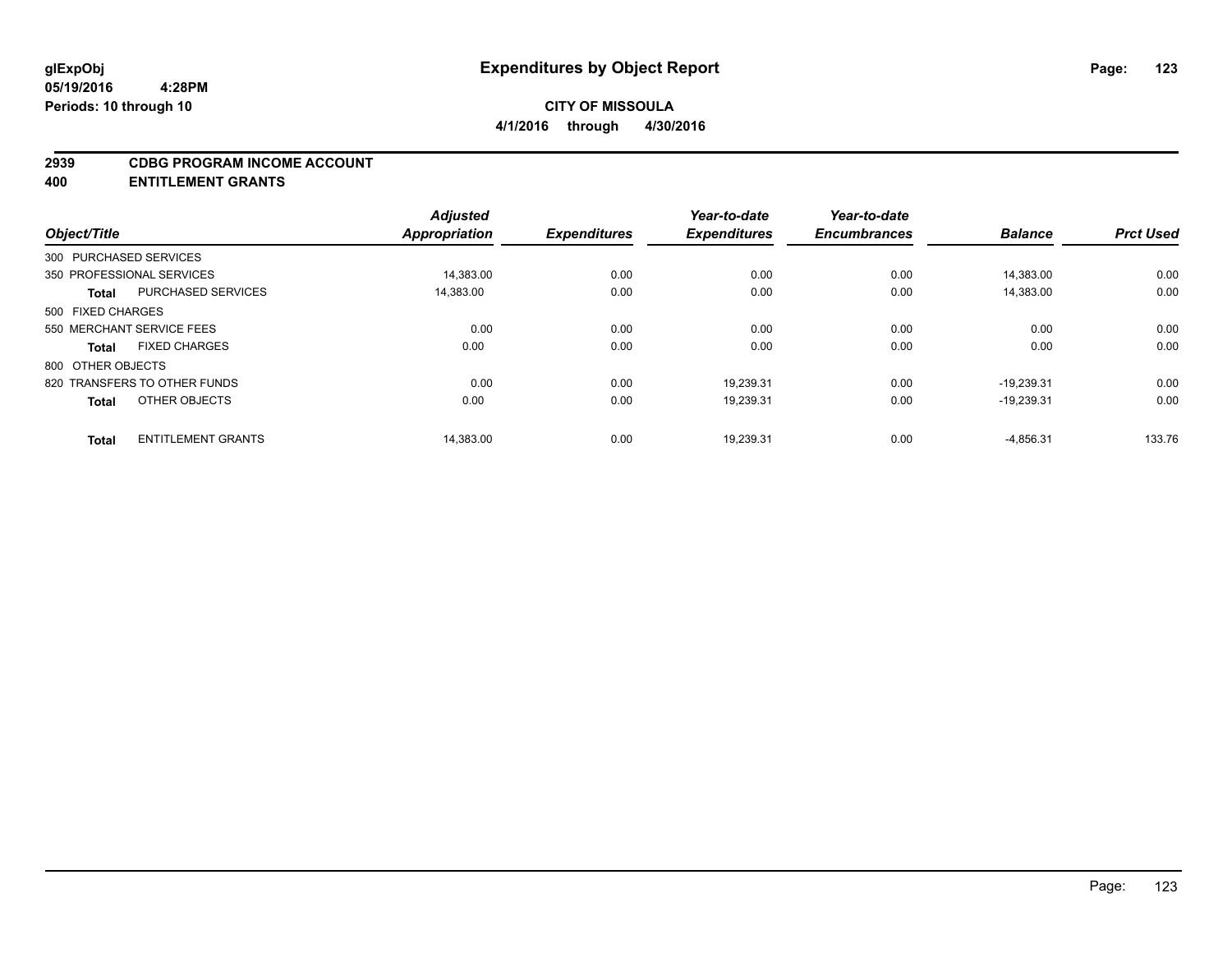## Expenditures by Object Report

**CITY OF MISSOULA**

**4/1/2016 through 4/30/2016**

glExpObj
05/19/2016 4:28PM
Periods: 10 through 10

**2939 CDBG PROGRAM INCOME ACCOUNT**
**400 ENTITLEMENT GRANTS**

| Object/Title | | Adjusted Appropriation | Expenditures | Year-to-date Expenditures | Year-to-date Encumbrances | Balance | Prct Used |
|---|---|---|---|---|---|---|---|
| 300 PURCHASED SERVICES | | | | | | | |
| 350 PROFESSIONAL SERVICES | | 14,383.00 | 0.00 | 0.00 | 0.00 | 14,383.00 | 0.00 |
| **Total** | PURCHASED SERVICES | 14,383.00 | 0.00 | 0.00 | 0.00 | 14,383.00 | 0.00 |
| 500 FIXED CHARGES | | | | | | | |
| 550 MERCHANT SERVICE FEES | | 0.00 | 0.00 | 0.00 | 0.00 | 0.00 | 0.00 |
| **Total** | FIXED CHARGES | 0.00 | 0.00 | 0.00 | 0.00 | 0.00 | 0.00 |
| 800 OTHER OBJECTS | | | | | | | |
| 820 TRANSFERS TO OTHER FUNDS | | 0.00 | 0.00 | 19,239.31 | 0.00 | -19,239.31 | 0.00 |
| **Total** | OTHER OBJECTS | 0.00 | 0.00 | 19,239.31 | 0.00 | -19,239.31 | 0.00 |
| **Total** | ENTITLEMENT GRANTS | 14,383.00 | 0.00 | 19,239.31 | 0.00 | -4,856.31 | 133.76 |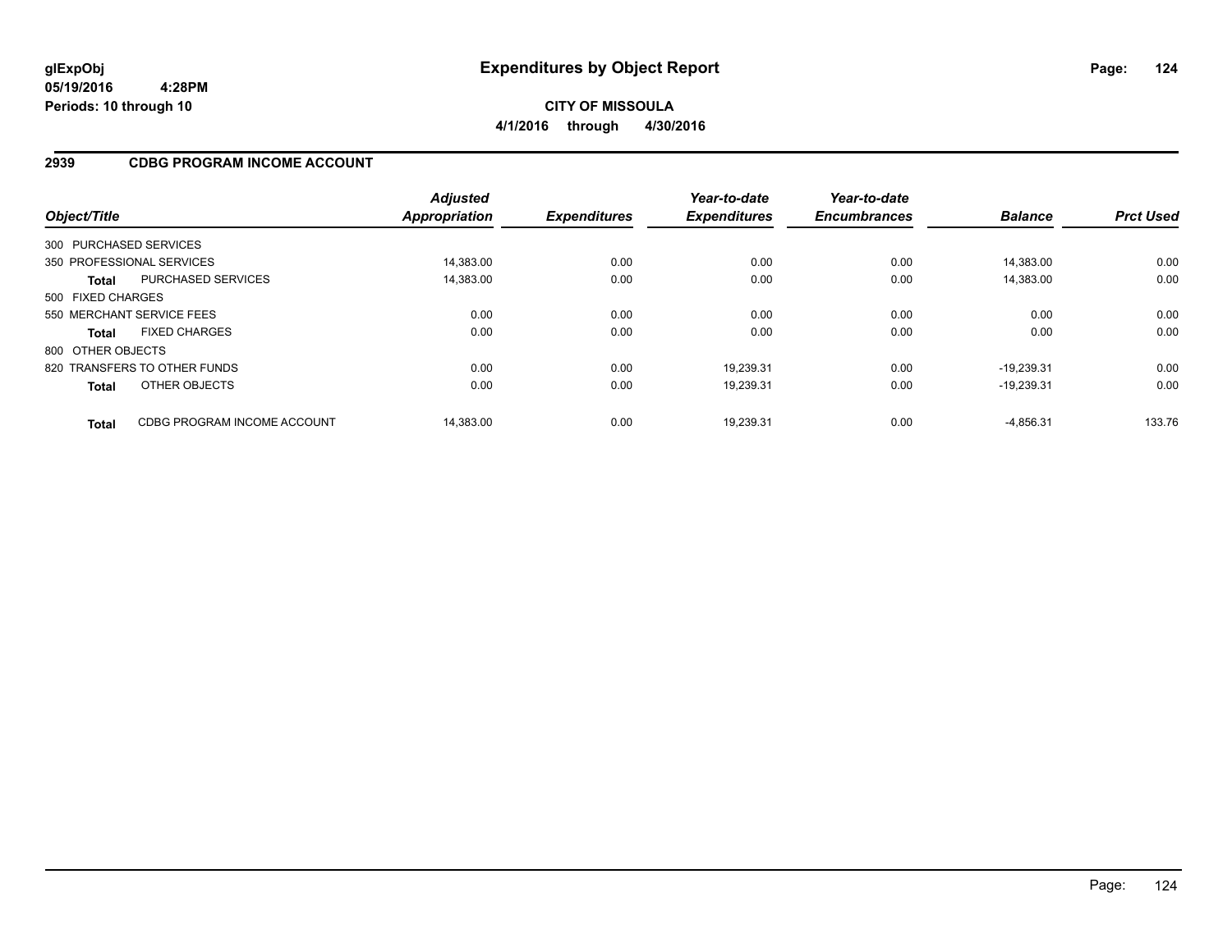**glExpObj**
**05/19/2016 4:28PM**
**Periods: 10 through 10**

# Expenditures by Object Report

**CITY OF MISSOULA**
**4/1/2016 through 4/30/2016**

## 2939 CDBG PROGRAM INCOME ACCOUNT

| Object/Title | | Adjusted Appropriation | Expenditures | Year-to-date Expenditures | Year-to-date Encumbrances | Balance | Prct Used |
|---|---|---|---|---|---|---|---|
| 300 PURCHASED SERVICES | | | | | | | |
| 350 PROFESSIONAL SERVICES | | 14,383.00 | 0.00 | 0.00 | 0.00 | 14,383.00 | 0.00 |
| **Total** | PURCHASED SERVICES | 14,383.00 | 0.00 | 0.00 | 0.00 | 14,383.00 | 0.00 |
| 500 FIXED CHARGES | | | | | | | |
| 550 MERCHANT SERVICE FEES | | 0.00 | 0.00 | 0.00 | 0.00 | 0.00 | 0.00 |
| **Total** | FIXED CHARGES | 0.00 | 0.00 | 0.00 | 0.00 | 0.00 | 0.00 |
| 800 OTHER OBJECTS | | | | | | | |
| 820 TRANSFERS TO OTHER FUNDS | | 0.00 | 0.00 | 19,239.31 | 0.00 | -19,239.31 | 0.00 |
| **Total** | OTHER OBJECTS | 0.00 | 0.00 | 19,239.31 | 0.00 | -19,239.31 | 0.00 |
| **Total** | CDBG PROGRAM INCOME ACCOUNT | 14,383.00 | 0.00 | 19,239.31 | 0.00 | -4,856.31 | 133.76 |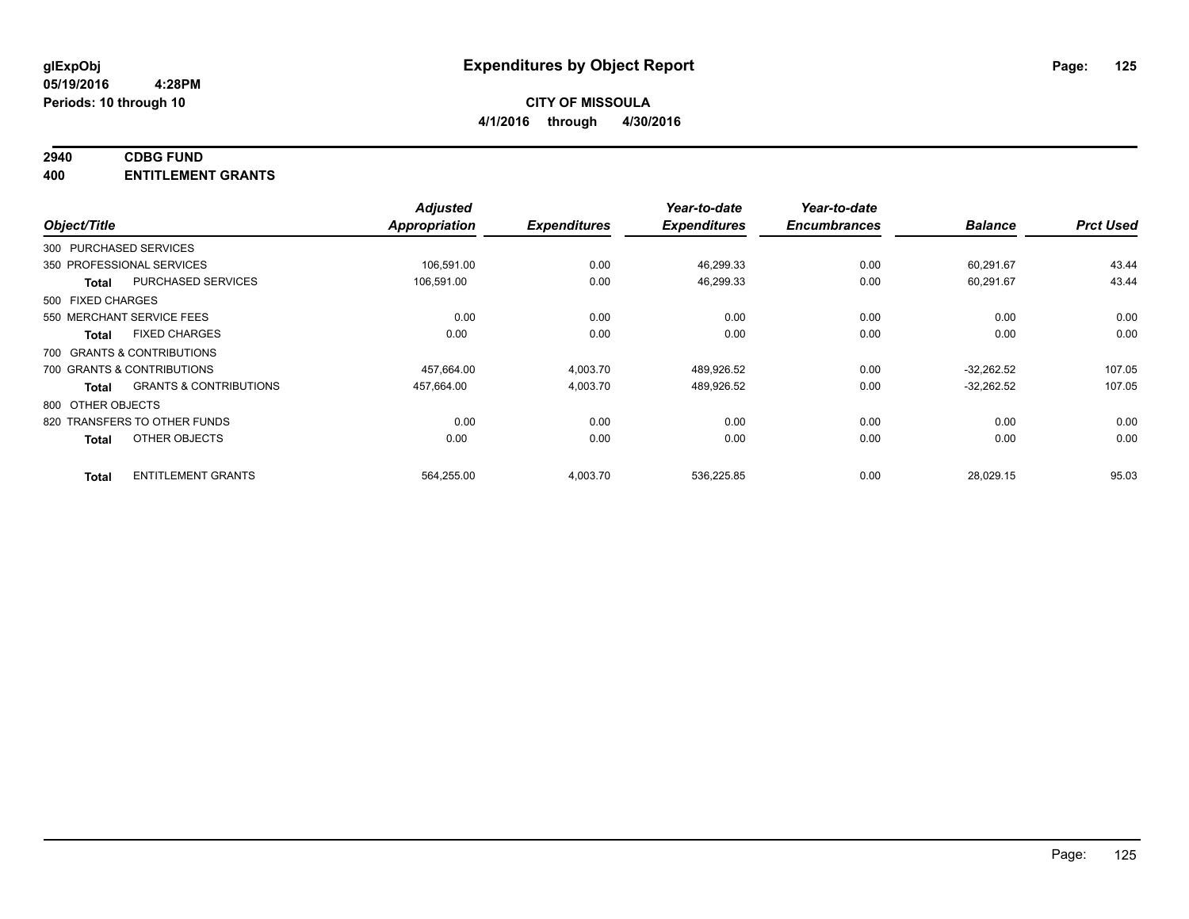# Expenditures by Object Report

glExpObj
05/19/2016 4:28PM
Periods: 10 through 10

**CITY OF MISSOULA**
**4/1/2016 through 4/30/2016**

## 2940 CDBG FUND
## 400 ENTITLEMENT GRANTS

| Object/Title | | Adjusted Appropriation | Expenditures | Year-to-date Expenditures | Year-to-date Encumbrances | Balance | Prct Used |
|---|---|---|---|---|---|---|---|
| 300 PURCHASED SERVICES | | | | | | | |
| 350 PROFESSIONAL SERVICES | | 106,591.00 | 0.00 | 46,299.33 | 0.00 | 60,291.67 | 43.44 |
| **Total** | PURCHASED SERVICES | 106,591.00 | 0.00 | 46,299.33 | 0.00 | 60,291.67 | 43.44 |
| 500 FIXED CHARGES | | | | | | | |
| 550 MERCHANT SERVICE FEES | | 0.00 | 0.00 | 0.00 | 0.00 | 0.00 | 0.00 |
| **Total** | FIXED CHARGES | 0.00 | 0.00 | 0.00 | 0.00 | 0.00 | 0.00 |
| 700 GRANTS & CONTRIBUTIONS | | | | | | | |
| 700 GRANTS & CONTRIBUTIONS | | 457,664.00 | 4,003.70 | 489,926.52 | 0.00 | -32,262.52 | 107.05 |
| **Total** | GRANTS & CONTRIBUTIONS | 457,664.00 | 4,003.70 | 489,926.52 | 0.00 | -32,262.52 | 107.05 |
| 800 OTHER OBJECTS | | | | | | | |
| 820 TRANSFERS TO OTHER FUNDS | | 0.00 | 0.00 | 0.00 | 0.00 | 0.00 | 0.00 |
| **Total** | OTHER OBJECTS | 0.00 | 0.00 | 0.00 | 0.00 | 0.00 | 0.00 |
| **Total** | ENTITLEMENT GRANTS | 564,255.00 | 4,003.70 | 536,225.85 | 0.00 | 28,029.15 | 95.03 |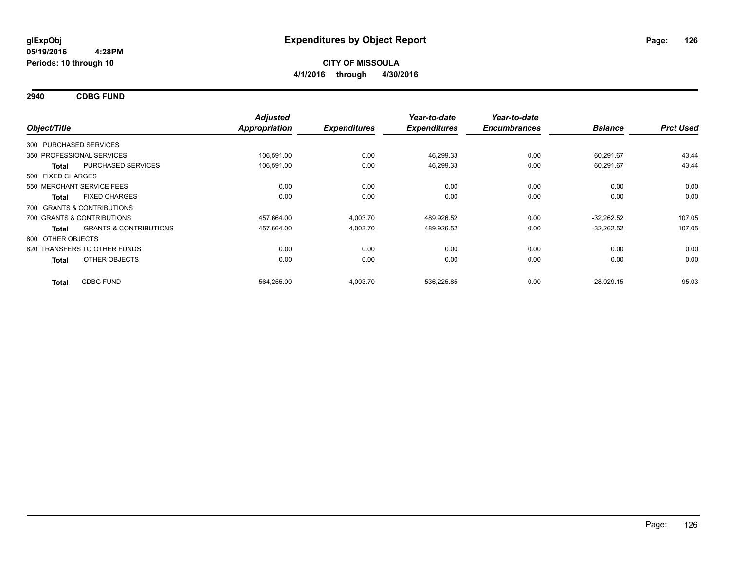**glExpObj**
**05/19/2016 4:28PM**
**Periods: 10 through 10**

# Expenditures by Object Report

**CITY OF MISSOULA**
**4/1/2016 through 4/30/2016**

## 2940 CDBG FUND

| Object/Title | | Adjusted Appropriation | Expenditures | Year-to-date Expenditures | Year-to-date Encumbrances | Balance | Prct Used |
|---|---|---|---|---|---|---|---|
| 300 PURCHASED SERVICES | | | | | | | |
| 350 PROFESSIONAL SERVICES | | 106,591.00 | 0.00 | 46,299.33 | 0.00 | 60,291.67 | 43.44 |
| **Total** | PURCHASED SERVICES | 106,591.00 | 0.00 | 46,299.33 | 0.00 | 60,291.67 | 43.44 |
| 500 FIXED CHARGES | | | | | | | |
| 550 MERCHANT SERVICE FEES | | 0.00 | 0.00 | 0.00 | 0.00 | 0.00 | 0.00 |
| **Total** | FIXED CHARGES | 0.00 | 0.00 | 0.00 | 0.00 | 0.00 | 0.00 |
| 700 GRANTS & CONTRIBUTIONS | | | | | | | |
| 700 GRANTS & CONTRIBUTIONS | | 457,664.00 | 4,003.70 | 489,926.52 | 0.00 | -32,262.52 | 107.05 |
| **Total** | GRANTS & CONTRIBUTIONS | 457,664.00 | 4,003.70 | 489,926.52 | 0.00 | -32,262.52 | 107.05 |
| 800 OTHER OBJECTS | | | | | | | |
| 820 TRANSFERS TO OTHER FUNDS | | 0.00 | 0.00 | 0.00 | 0.00 | 0.00 | 0.00 |
| **Total** | OTHER OBJECTS | 0.00 | 0.00 | 0.00 | 0.00 | 0.00 | 0.00 |
| **Total** | CDBG FUND | 564,255.00 | 4,003.70 | 536,225.85 | 0.00 | 28,029.15 | 95.03 |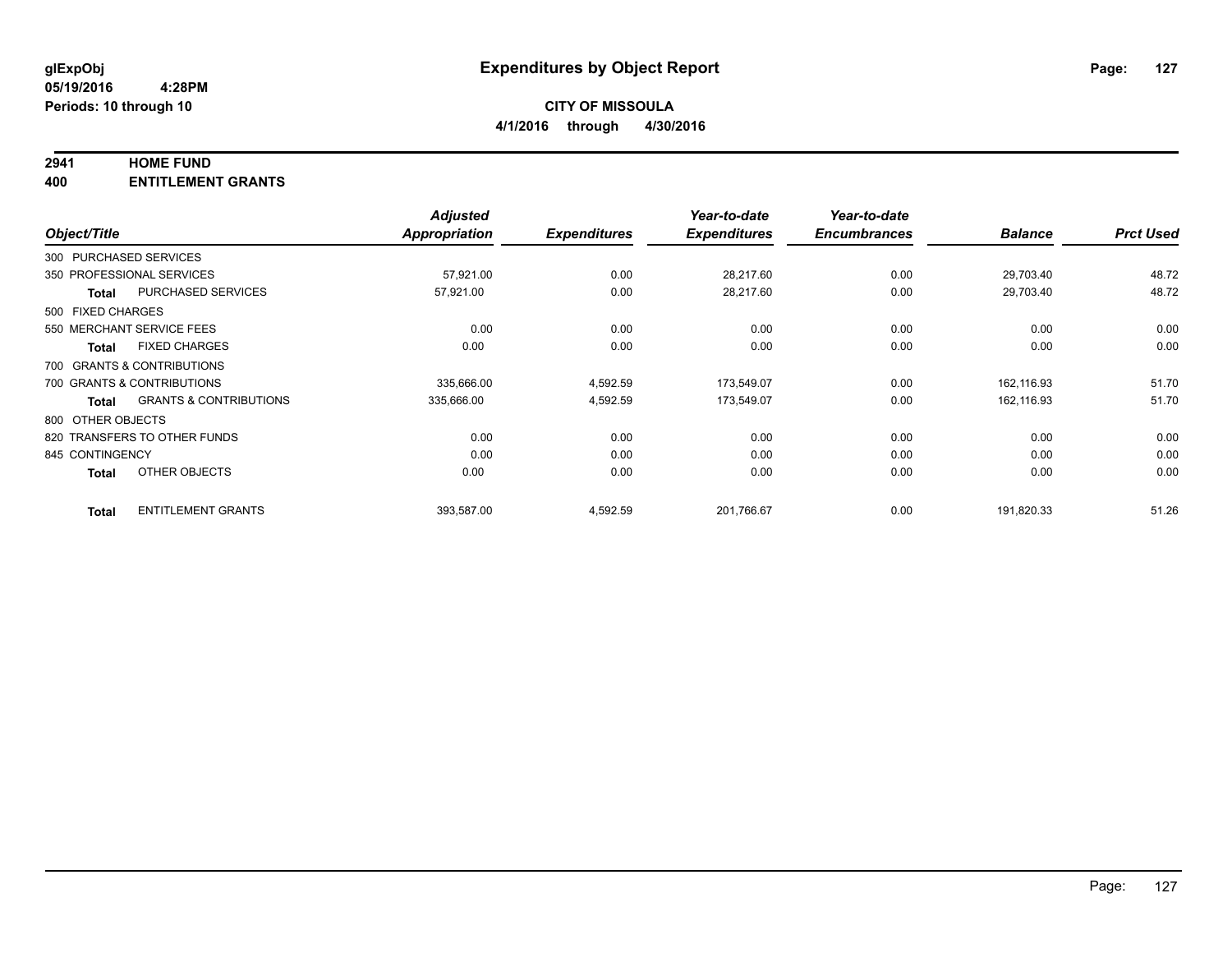**glExpObj**
**05/19/2016 4:28PM**
**Periods: 10 through 10**

# Expenditures by Object Report

**CITY OF MISSOULA**
**4/1/2016 through 4/30/2016**

## 2941 HOME FUND
## 400 ENTITLEMENT GRANTS

| Object/Title | | Adjusted Appropriation | Expenditures | Year-to-date Expenditures | Year-to-date Encumbrances | Balance | Prct Used |
|---|---|---|---|---|---|---|---|
| 300 PURCHASED SERVICES | | | | | | | |
| 350 PROFESSIONAL SERVICES | | 57,921.00 | 0.00 | 28,217.60 | 0.00 | 29,703.40 | 48.72 |
| **Total** | PURCHASED SERVICES | 57,921.00 | 0.00 | 28,217.60 | 0.00 | 29,703.40 | 48.72 |
| 500 FIXED CHARGES | | | | | | | |
| 550 MERCHANT SERVICE FEES | | 0.00 | 0.00 | 0.00 | 0.00 | 0.00 | 0.00 |
| **Total** | FIXED CHARGES | 0.00 | 0.00 | 0.00 | 0.00 | 0.00 | 0.00 |
| 700 GRANTS & CONTRIBUTIONS | | | | | | | |
| 700 GRANTS & CONTRIBUTIONS | | 335,666.00 | 4,592.59 | 173,549.07 | 0.00 | 162,116.93 | 51.70 |
| **Total** | GRANTS & CONTRIBUTIONS | 335,666.00 | 4,592.59 | 173,549.07 | 0.00 | 162,116.93 | 51.70 |
| 800 OTHER OBJECTS | | | | | | | |
| 820 TRANSFERS TO OTHER FUNDS | | 0.00 | 0.00 | 0.00 | 0.00 | 0.00 | 0.00 |
| 845 CONTINGENCY | | 0.00 | 0.00 | 0.00 | 0.00 | 0.00 | 0.00 |
| **Total** | OTHER OBJECTS | 0.00 | 0.00 | 0.00 | 0.00 | 0.00 | 0.00 |
| **Total** | ENTITLEMENT GRANTS | 393,587.00 | 4,592.59 | 201,766.67 | 0.00 | 191,820.33 | 51.26 |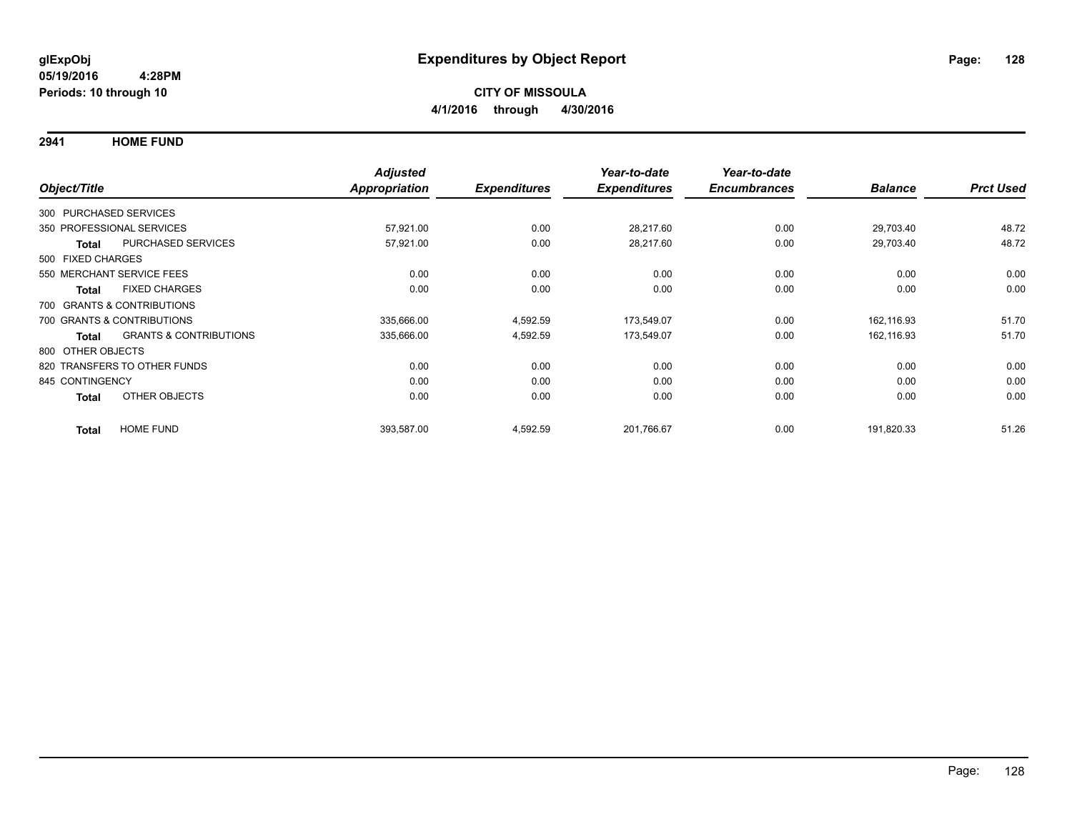# Expenditures by Object Report

glExpObj
05/19/2016 4:28PM
Periods: 10 through 10

**CITY OF MISSOULA**
**4/1/2016 through 4/30/2016**

## 2941 HOME FUND

| Object/Title | | Adjusted Appropriation | Expenditures | Year-to-date Expenditures | Year-to-date Encumbrances | Balance | Prct Used |
|---|---|---|---|---|---|---|---|
| 300 PURCHASED SERVICES | | | | | | | |
| 350 PROFESSIONAL SERVICES | | 57,921.00 | 0.00 | 28,217.60 | 0.00 | 29,703.40 | 48.72 |
| **Total** | PURCHASED SERVICES | 57,921.00 | 0.00 | 28,217.60 | 0.00 | 29,703.40 | 48.72 |
| 500 FIXED CHARGES | | | | | | | |
| 550 MERCHANT SERVICE FEES | | 0.00 | 0.00 | 0.00 | 0.00 | 0.00 | 0.00 |
| **Total** | FIXED CHARGES | 0.00 | 0.00 | 0.00 | 0.00 | 0.00 | 0.00 |
| 700 GRANTS & CONTRIBUTIONS | | | | | | | |
| 700 GRANTS & CONTRIBUTIONS | | 335,666.00 | 4,592.59 | 173,549.07 | 0.00 | 162,116.93 | 51.70 |
| **Total** | GRANTS & CONTRIBUTIONS | 335,666.00 | 4,592.59 | 173,549.07 | 0.00 | 162,116.93 | 51.70 |
| 800 OTHER OBJECTS | | | | | | | |
| 820 TRANSFERS TO OTHER FUNDS | | 0.00 | 0.00 | 0.00 | 0.00 | 0.00 | 0.00 |
| 845 CONTINGENCY | | 0.00 | 0.00 | 0.00 | 0.00 | 0.00 | 0.00 |
| **Total** | OTHER OBJECTS | 0.00 | 0.00 | 0.00 | 0.00 | 0.00 | 0.00 |
| **Total** | HOME FUND | 393,587.00 | 4,592.59 | 201,766.67 | 0.00 | 191,820.33 | 51.26 |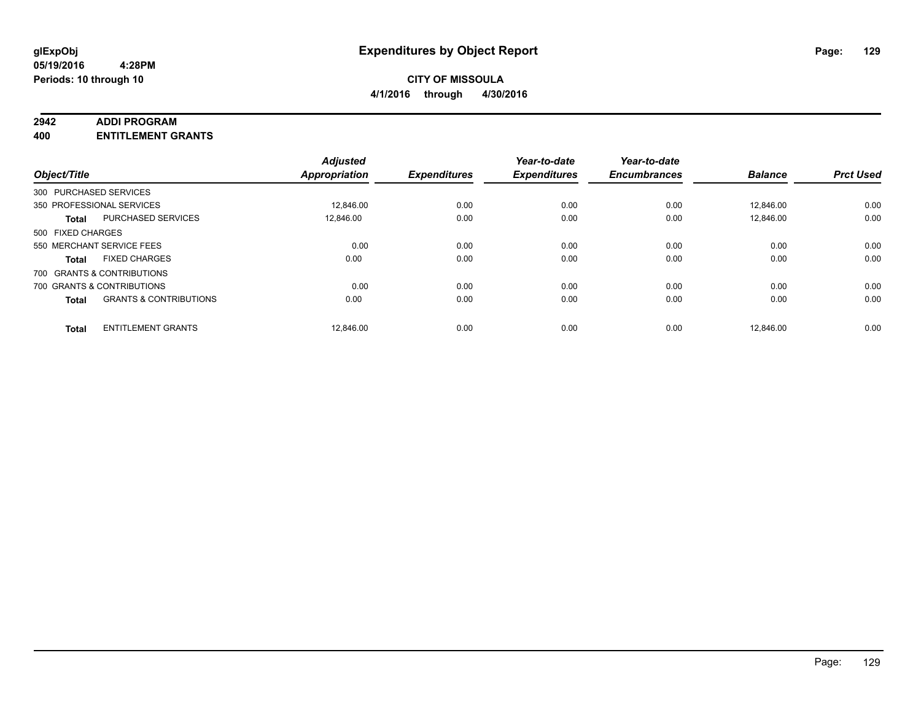# Expenditures by Object Report

glExpObj
05/19/2016 4:28PM
Periods: 10 through 10

**CITY OF MISSOULA**
**4/1/2016 through 4/30/2016**

## 2942 ADDI PROGRAM
## 400 ENTITLEMENT GRANTS

| Object/Title | | Adjusted Appropriation | Expenditures | Year-to-date Expenditures | Year-to-date Encumbrances | Balance | Prct Used |
|---|---|---|---|---|---|---|---|
| 300 PURCHASED SERVICES | | | | | | | |
| 350 PROFESSIONAL SERVICES | | 12,846.00 | 0.00 | 0.00 | 0.00 | 12,846.00 | 0.00 |
| **Total** | PURCHASED SERVICES | 12,846.00 | 0.00 | 0.00 | 0.00 | 12,846.00 | 0.00 |
| 500 FIXED CHARGES | | | | | | | |
| 550 MERCHANT SERVICE FEES | | 0.00 | 0.00 | 0.00 | 0.00 | 0.00 | 0.00 |
| **Total** | FIXED CHARGES | 0.00 | 0.00 | 0.00 | 0.00 | 0.00 | 0.00 |
| 700 GRANTS & CONTRIBUTIONS | | | | | | | |
| 700 GRANTS & CONTRIBUTIONS | | 0.00 | 0.00 | 0.00 | 0.00 | 0.00 | 0.00 |
| **Total** | GRANTS & CONTRIBUTIONS | 0.00 | 0.00 | 0.00 | 0.00 | 0.00 | 0.00 |
| **Total** | ENTITLEMENT GRANTS | 12,846.00 | 0.00 | 0.00 | 0.00 | 12,846.00 | 0.00 |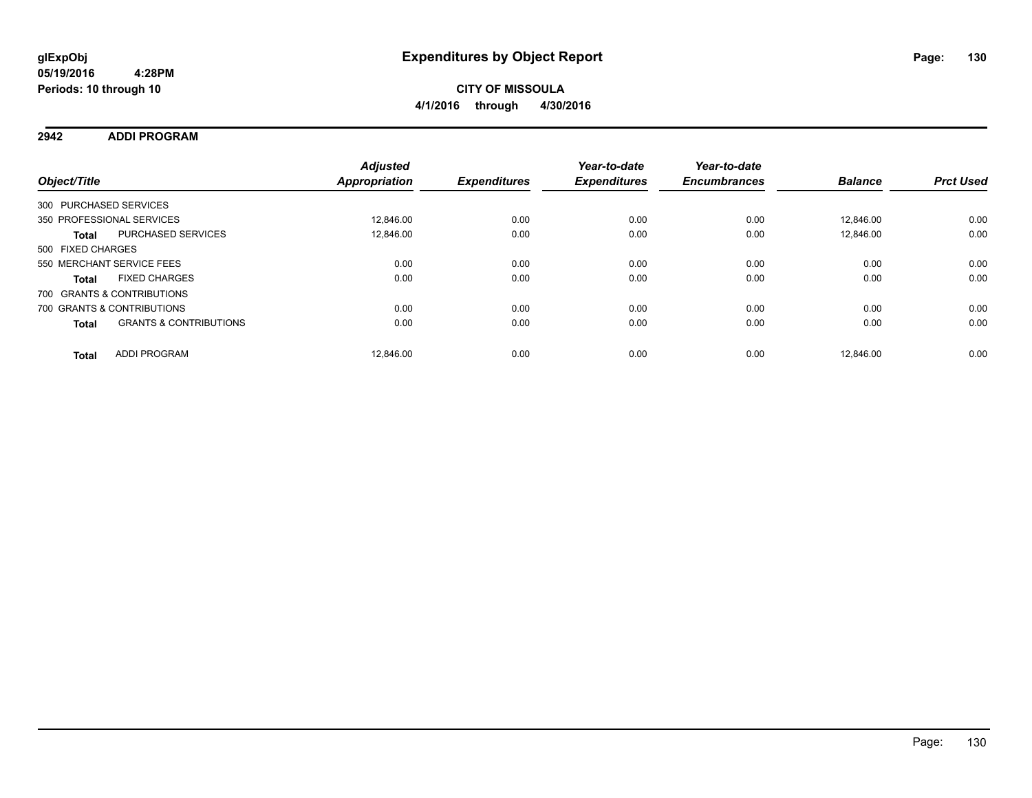# Expenditures by Object Report

glExpObj
05/19/2016 4:28PM
Periods: 10 through 10

**CITY OF MISSOULA**
**4/1/2016 through 4/30/2016**

## 2942 ADDI PROGRAM

| Object/Title | | Adjusted Appropriation | Expenditures | Year-to-date Expenditures | Year-to-date Encumbrances | Balance | Prct Used |
|---|---|---|---|---|---|---|---|
| 300 PURCHASED SERVICES | | | | | | | |
| 350 PROFESSIONAL SERVICES | | 12,846.00 | 0.00 | 0.00 | 0.00 | 12,846.00 | 0.00 |
| **Total** | PURCHASED SERVICES | 12,846.00 | 0.00 | 0.00 | 0.00 | 12,846.00 | 0.00 |
| 500 FIXED CHARGES | | | | | | | |
| 550 MERCHANT SERVICE FEES | | 0.00 | 0.00 | 0.00 | 0.00 | 0.00 | 0.00 |
| **Total** | FIXED CHARGES | 0.00 | 0.00 | 0.00 | 0.00 | 0.00 | 0.00 |
| 700 GRANTS & CONTRIBUTIONS | | | | | | | |
| 700 GRANTS & CONTRIBUTIONS | | 0.00 | 0.00 | 0.00 | 0.00 | 0.00 | 0.00 |
| **Total** | GRANTS & CONTRIBUTIONS | 0.00 | 0.00 | 0.00 | 0.00 | 0.00 | 0.00 |
| **Total** | ADDI PROGRAM | 12,846.00 | 0.00 | 0.00 | 0.00 | 12,846.00 | 0.00 |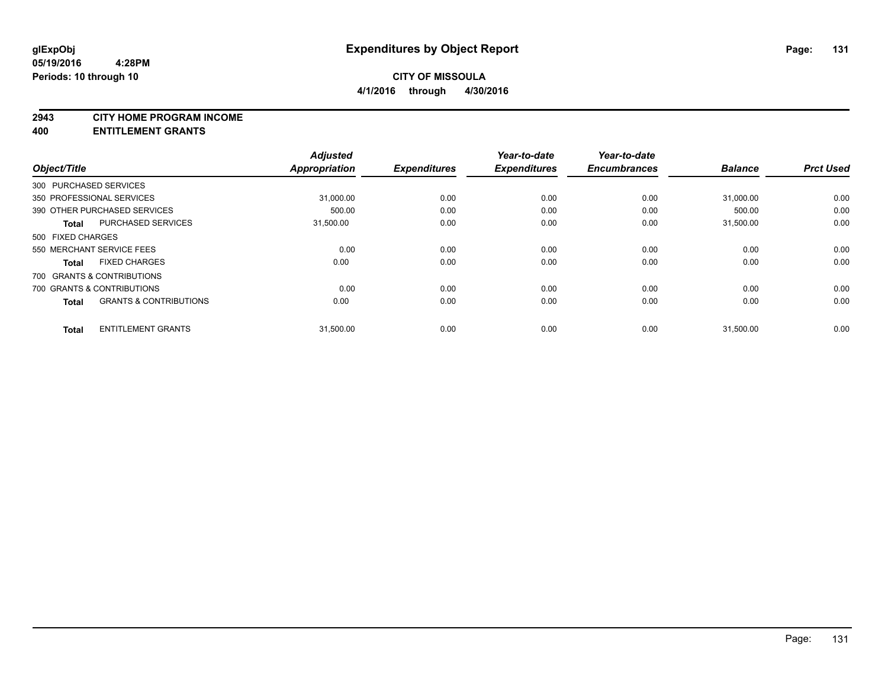glExpObj
05/19/2016 4:28PM
Periods: 10 through 10

# Expenditures by Object Report

**CITY OF MISSOULA**
**4/1/2016 through 4/30/2016**

**2943 CITY HOME PROGRAM INCOME**
**400 ENTITLEMENT GRANTS**

| Object/Title | Adjusted Appropriation | Expenditures | Year-to-date Expenditures | Year-to-date Encumbrances | Balance | Prct Used |
|---|---|---|---|---|---|---|
| 300 PURCHASED SERVICES | | | | | | |
| 350 PROFESSIONAL SERVICES | 31,000.00 | 0.00 | 0.00 | 0.00 | 31,000.00 | 0.00 |
| 390 OTHER PURCHASED SERVICES | 500.00 | 0.00 | 0.00 | 0.00 | 500.00 | 0.00 |
| **Total** PURCHASED SERVICES | 31,500.00 | 0.00 | 0.00 | 0.00 | 31,500.00 | 0.00 |
| 500 FIXED CHARGES | | | | | | |
| 550 MERCHANT SERVICE FEES | 0.00 | 0.00 | 0.00 | 0.00 | 0.00 | 0.00 |
| **Total** FIXED CHARGES | 0.00 | 0.00 | 0.00 | 0.00 | 0.00 | 0.00 |
| 700 GRANTS & CONTRIBUTIONS | | | | | | |
| 700 GRANTS & CONTRIBUTIONS | 0.00 | 0.00 | 0.00 | 0.00 | 0.00 | 0.00 |
| **Total** GRANTS & CONTRIBUTIONS | 0.00 | 0.00 | 0.00 | 0.00 | 0.00 | 0.00 |
| **Total** ENTITLEMENT GRANTS | 31,500.00 | 0.00 | 0.00 | 0.00 | 31,500.00 | 0.00 |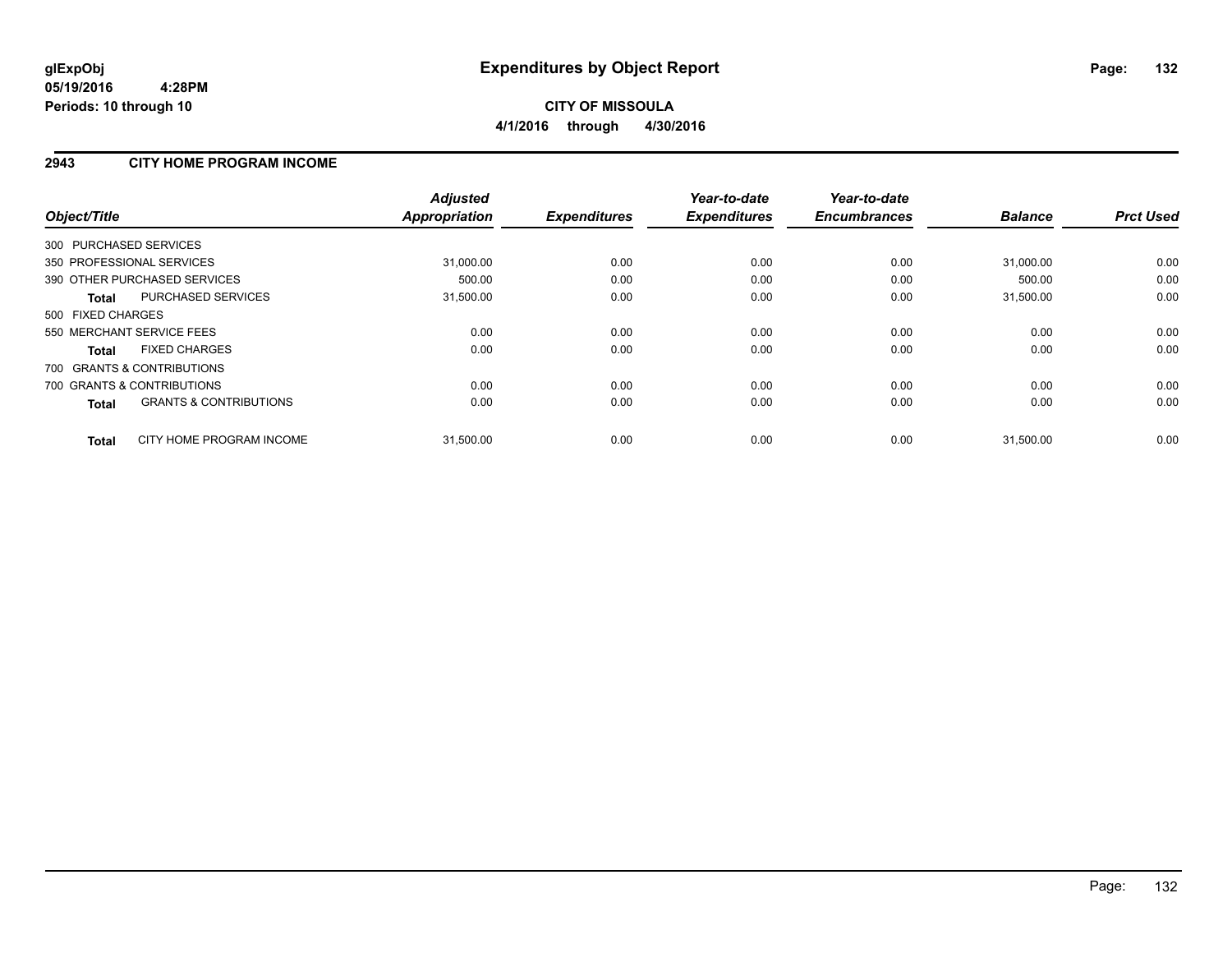# Expenditures by Object Report

glExpObj
05/19/2016 4:28PM
Periods: 10 through 10

**CITY OF MISSOULA**
**4/1/2016 through 4/30/2016**

## 2943 CITY HOME PROGRAM INCOME

| Object/Title | Adjusted Appropriation | Expenditures | Year-to-date Expenditures | Year-to-date Encumbrances | Balance | Prct Used |
|---|---|---|---|---|---|---|
| 300 PURCHASED SERVICES | | | | | | |
| 350 PROFESSIONAL SERVICES | 31,000.00 | 0.00 | 0.00 | 0.00 | 31,000.00 | 0.00 |
| 390 OTHER PURCHASED SERVICES | 500.00 | 0.00 | 0.00 | 0.00 | 500.00 | 0.00 |
| **Total** PURCHASED SERVICES | 31,500.00 | 0.00 | 0.00 | 0.00 | 31,500.00 | 0.00 |
| 500 FIXED CHARGES | | | | | | |
| 550 MERCHANT SERVICE FEES | 0.00 | 0.00 | 0.00 | 0.00 | 0.00 | 0.00 |
| **Total** FIXED CHARGES | 0.00 | 0.00 | 0.00 | 0.00 | 0.00 | 0.00 |
| 700 GRANTS & CONTRIBUTIONS | | | | | | |
| 700 GRANTS & CONTRIBUTIONS | 0.00 | 0.00 | 0.00 | 0.00 | 0.00 | 0.00 |
| **Total** GRANTS & CONTRIBUTIONS | 0.00 | 0.00 | 0.00 | 0.00 | 0.00 | 0.00 |
| **Total** CITY HOME PROGRAM INCOME | 31,500.00 | 0.00 | 0.00 | 0.00 | 31,500.00 | 0.00 |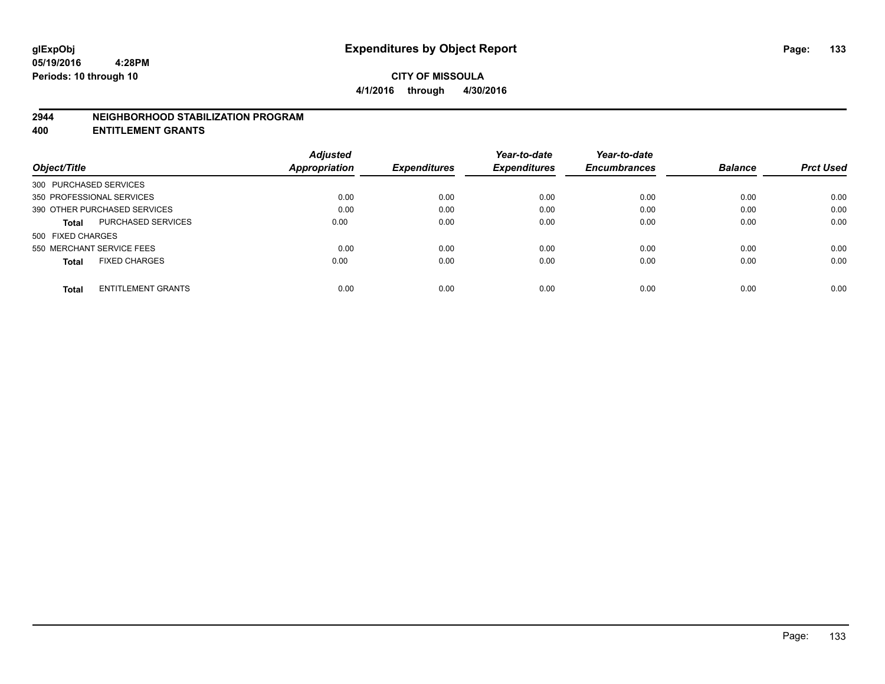glExpObj
05/19/2016 4:28PM
Periods: 10 through 10

# Expenditures by Object Report

**CITY OF MISSOULA**
**4/1/2016 through 4/30/2016**

## 2944 NEIGHBORHOOD STABILIZATION PROGRAM
## 400 ENTITLEMENT GRANTS

| Object/Title | Adjusted Appropriation | Expenditures | Year-to-date Expenditures | Year-to-date Encumbrances | Balance | Prct Used |
|---|---|---|---|---|---|---|
| 300 PURCHASED SERVICES | | | | | | |
| 350 PROFESSIONAL SERVICES | 0.00 | 0.00 | 0.00 | 0.00 | 0.00 | 0.00 |
| 390 OTHER PURCHASED SERVICES | 0.00 | 0.00 | 0.00 | 0.00 | 0.00 | 0.00 |
| **Total** PURCHASED SERVICES | 0.00 | 0.00 | 0.00 | 0.00 | 0.00 | 0.00 |
| 500 FIXED CHARGES | | | | | | |
| 550 MERCHANT SERVICE FEES | 0.00 | 0.00 | 0.00 | 0.00 | 0.00 | 0.00 |
| **Total** FIXED CHARGES | 0.00 | 0.00 | 0.00 | 0.00 | 0.00 | 0.00 |
| **Total** ENTITLEMENT GRANTS | 0.00 | 0.00 | 0.00 | 0.00 | 0.00 | 0.00 |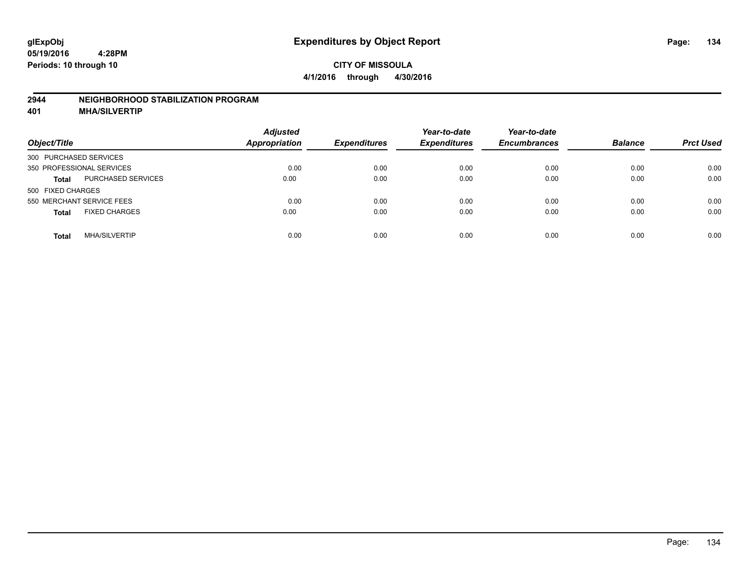# Expenditures by Object Report

glExpObj
05/19/2016 4:28PM
Periods: 10 through 10

**CITY OF MISSOULA**
**4/1/2016 through 4/30/2016**

## 2944 NEIGHBORHOOD STABILIZATION PROGRAM
## 401 MHA/SILVERTIP

| Object/Title | | Adjusted Appropriation | Expenditures | Year-to-date Expenditures | Year-to-date Encumbrances | Balance | Prct Used |
|---|---|---|---|---|---|---|---|
| 300 PURCHASED SERVICES | | | | | | | |
| 350 PROFESSIONAL SERVICES | | 0.00 | 0.00 | 0.00 | 0.00 | 0.00 | 0.00 |
| **Total** | PURCHASED SERVICES | 0.00 | 0.00 | 0.00 | 0.00 | 0.00 | 0.00 |
| 500 FIXED CHARGES | | | | | | | |
| 550 MERCHANT SERVICE FEES | | 0.00 | 0.00 | 0.00 | 0.00 | 0.00 | 0.00 |
| **Total** | FIXED CHARGES | 0.00 | 0.00 | 0.00 | 0.00 | 0.00 | 0.00 |
| **Total** | MHA/SILVERTIP | 0.00 | 0.00 | 0.00 | 0.00 | 0.00 | 0.00 |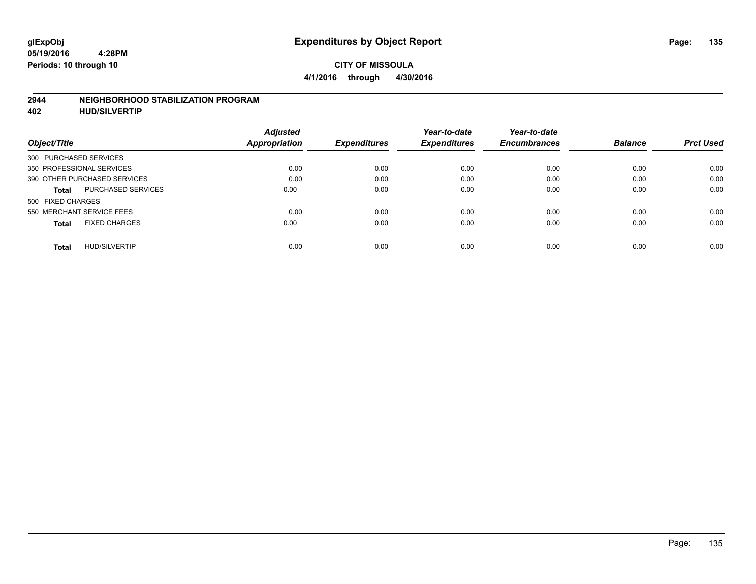**CITY OF MISSOULA**

**4/1/2016 through 4/30/2016**

## 2944 NEIGHBORHOOD STABILIZATION PROGRAM

### 402 HUD/SILVERTIP

| Object/Title | Adjusted Appropriation | Expenditures | Year-to-date Expenditures | Year-to-date Encumbrances | Balance | Prct Used |
|---|---|---|---|---|---|---|
| 300 PURCHASED SERVICES | | | | | | |
| 350 PROFESSIONAL SERVICES | 0.00 | 0.00 | 0.00 | 0.00 | 0.00 | 0.00 |
| 390 OTHER PURCHASED SERVICES | 0.00 | 0.00 | 0.00 | 0.00 | 0.00 | 0.00 |
| **Total** PURCHASED SERVICES | 0.00 | 0.00 | 0.00 | 0.00 | 0.00 | 0.00 |
| 500 FIXED CHARGES | | | | | | |
| 550 MERCHANT SERVICE FEES | 0.00 | 0.00 | 0.00 | 0.00 | 0.00 | 0.00 |
| **Total** FIXED CHARGES | 0.00 | 0.00 | 0.00 | 0.00 | 0.00 | 0.00 |
| **Total** HUD/SILVERTIP | 0.00 | 0.00 | 0.00 | 0.00 | 0.00 | 0.00 |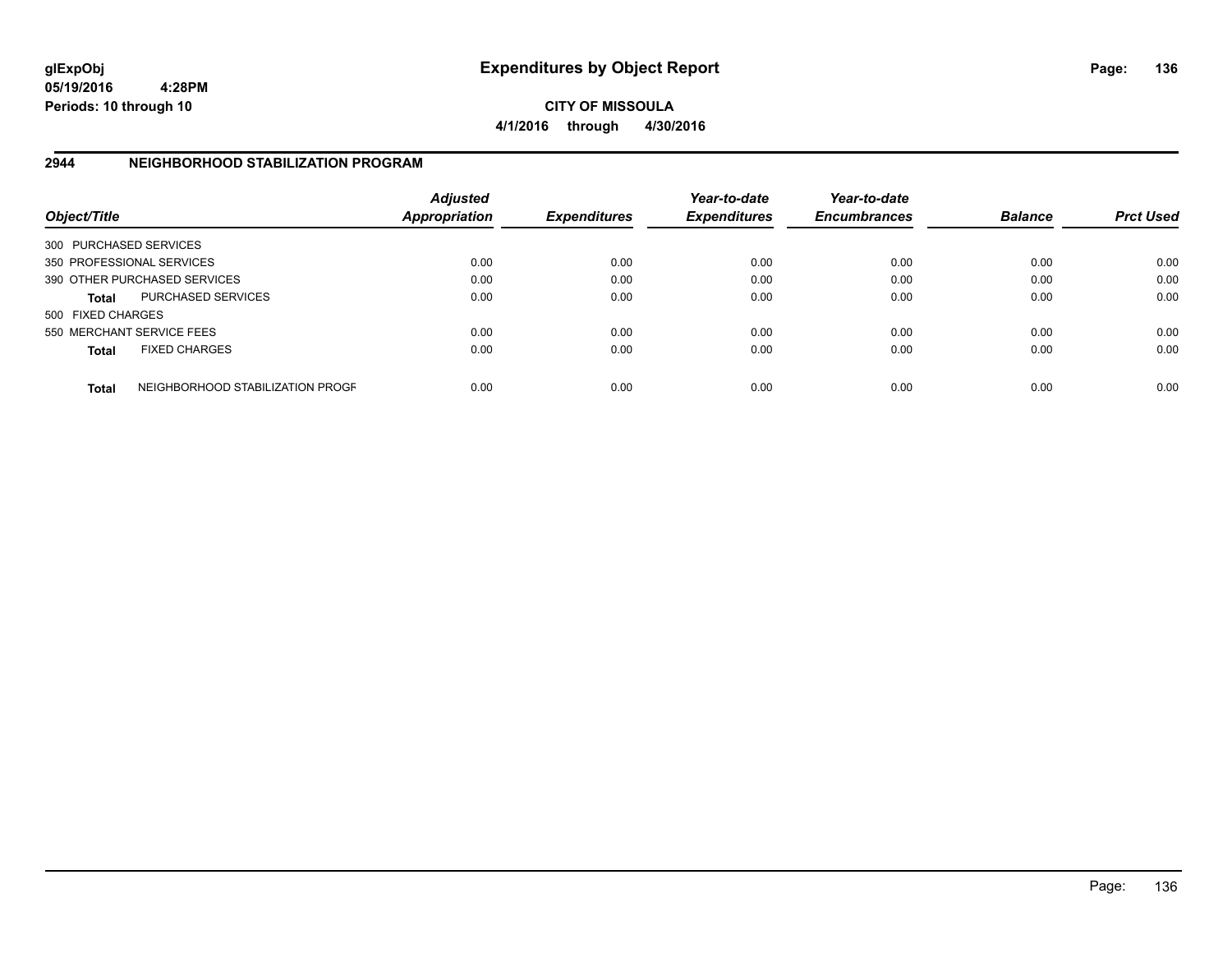**glExpObj**
**05/19/2016 4:28PM**
**Periods: 10 through 10**

# Expenditures by Object Report

**CITY OF MISSOULA**
**4/1/2016 through 4/30/2016**

## 2944 NEIGHBORHOOD STABILIZATION PROGRAM

| Object/Title | | Adjusted Appropriation | Expenditures | Year-to-date Expenditures | Year-to-date Encumbrances | Balance | Prct Used |
|---|---|---|---|---|---|---|---|
| 300 PURCHASED SERVICES | | | | | | | |
| 350 PROFESSIONAL SERVICES | | 0.00 | 0.00 | 0.00 | 0.00 | 0.00 | 0.00 |
| 390 OTHER PURCHASED SERVICES | | 0.00 | 0.00 | 0.00 | 0.00 | 0.00 | 0.00 |
| **Total** | PURCHASED SERVICES | 0.00 | 0.00 | 0.00 | 0.00 | 0.00 | 0.00 |
| 500 FIXED CHARGES | | | | | | | |
| 550 MERCHANT SERVICE FEES | | 0.00 | 0.00 | 0.00 | 0.00 | 0.00 | 0.00 |
| **Total** | FIXED CHARGES | 0.00 | 0.00 | 0.00 | 0.00 | 0.00 | 0.00 |
| **Total** | NEIGHBORHOOD STABILIZATION PROGF | 0.00 | 0.00 | 0.00 | 0.00 | 0.00 | 0.00 |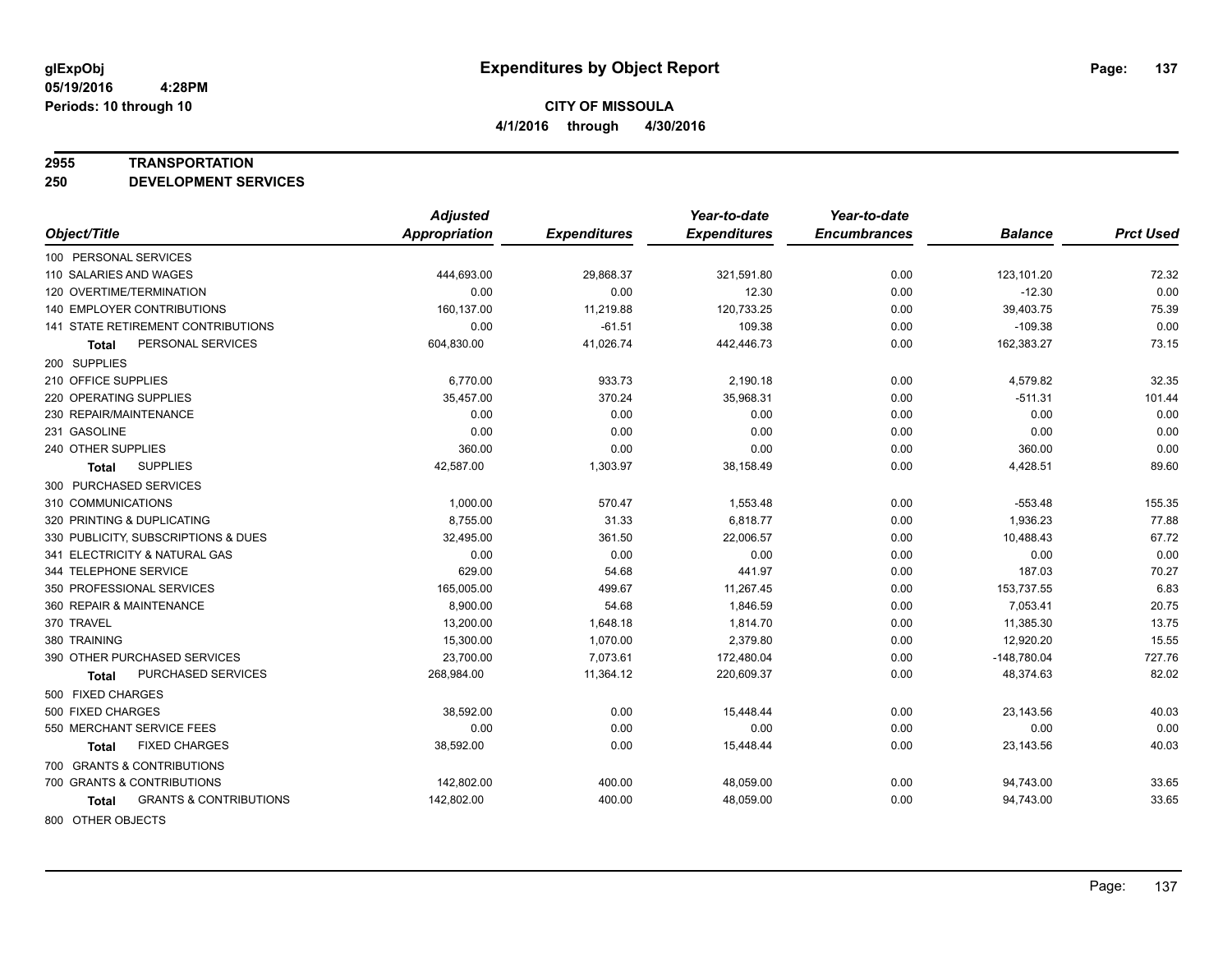**glExpObj**
**05/19/2016 4:28PM**
**Periods: 10 through 10**

# Expenditures by Object Report

**CITY OF MISSOULA**
**4/1/2016 through 4/30/2016**

**2955 TRANSPORTATION**
**250 DEVELOPMENT SERVICES**

| Object/Title | Adjusted Appropriation | Expenditures | Year-to-date Expenditures | Year-to-date Encumbrances | Balance | Prct Used |
|---|---|---|---|---|---|---|
| 100 PERSONAL SERVICES | | | | | | |
| 110 SALARIES AND WAGES | 444,693.00 | 29,868.37 | 321,591.80 | 0.00 | 123,101.20 | 72.32 |
| 120 OVERTIME/TERMINATION | 0.00 | 0.00 | 12.30 | 0.00 | -12.30 | 0.00 |
| 140 EMPLOYER CONTRIBUTIONS | 160,137.00 | 11,219.88 | 120,733.25 | 0.00 | 39,403.75 | 75.39 |
| 141 STATE RETIREMENT CONTRIBUTIONS | 0.00 | -61.51 | 109.38 | 0.00 | -109.38 | 0.00 |
| **Total** PERSONAL SERVICES | 604,830.00 | 41,026.74 | 442,446.73 | 0.00 | 162,383.27 | 73.15 |
| 200 SUPPLIES | | | | | | |
| 210 OFFICE SUPPLIES | 6,770.00 | 933.73 | 2,190.18 | 0.00 | 4,579.82 | 32.35 |
| 220 OPERATING SUPPLIES | 35,457.00 | 370.24 | 35,968.31 | 0.00 | -511.31 | 101.44 |
| 230 REPAIR/MAINTENANCE | 0.00 | 0.00 | 0.00 | 0.00 | 0.00 | 0.00 |
| 231 GASOLINE | 0.00 | 0.00 | 0.00 | 0.00 | 0.00 | 0.00 |
| 240 OTHER SUPPLIES | 360.00 | 0.00 | 0.00 | 0.00 | 360.00 | 0.00 |
| **Total** SUPPLIES | 42,587.00 | 1,303.97 | 38,158.49 | 0.00 | 4,428.51 | 89.60 |
| 300 PURCHASED SERVICES | | | | | | |
| 310 COMMUNICATIONS | 1,000.00 | 570.47 | 1,553.48 | 0.00 | -553.48 | 155.35 |
| 320 PRINTING & DUPLICATING | 8,755.00 | 31.33 | 6,818.77 | 0.00 | 1,936.23 | 77.88 |
| 330 PUBLICITY, SUBSCRIPTIONS & DUES | 32,495.00 | 361.50 | 22,006.57 | 0.00 | 10,488.43 | 67.72 |
| 341 ELECTRICITY & NATURAL GAS | 0.00 | 0.00 | 0.00 | 0.00 | 0.00 | 0.00 |
| 344 TELEPHONE SERVICE | 629.00 | 54.68 | 441.97 | 0.00 | 187.03 | 70.27 |
| 350 PROFESSIONAL SERVICES | 165,005.00 | 499.67 | 11,267.45 | 0.00 | 153,737.55 | 6.83 |
| 360 REPAIR & MAINTENANCE | 8,900.00 | 54.68 | 1,846.59 | 0.00 | 7,053.41 | 20.75 |
| 370 TRAVEL | 13,200.00 | 1,648.18 | 1,814.70 | 0.00 | 11,385.30 | 13.75 |
| 380 TRAINING | 15,300.00 | 1,070.00 | 2,379.80 | 0.00 | 12,920.20 | 15.55 |
| 390 OTHER PURCHASED SERVICES | 23,700.00 | 7,073.61 | 172,480.04 | 0.00 | -148,780.04 | 727.76 |
| **Total** PURCHASED SERVICES | 268,984.00 | 11,364.12 | 220,609.37 | 0.00 | 48,374.63 | 82.02 |
| 500 FIXED CHARGES | | | | | | |
| 500 FIXED CHARGES | 38,592.00 | 0.00 | 15,448.44 | 0.00 | 23,143.56 | 40.03 |
| 550 MERCHANT SERVICE FEES | 0.00 | 0.00 | 0.00 | 0.00 | 0.00 | 0.00 |
| **Total** FIXED CHARGES | 38,592.00 | 0.00 | 15,448.44 | 0.00 | 23,143.56 | 40.03 |
| 700 GRANTS & CONTRIBUTIONS | | | | | | |
| 700 GRANTS & CONTRIBUTIONS | 142,802.00 | 400.00 | 48,059.00 | 0.00 | 94,743.00 | 33.65 |
| **Total** GRANTS & CONTRIBUTIONS | 142,802.00 | 400.00 | 48,059.00 | 0.00 | 94,743.00 | 33.65 |
| 800 OTHER OBJECTS | | | | | | |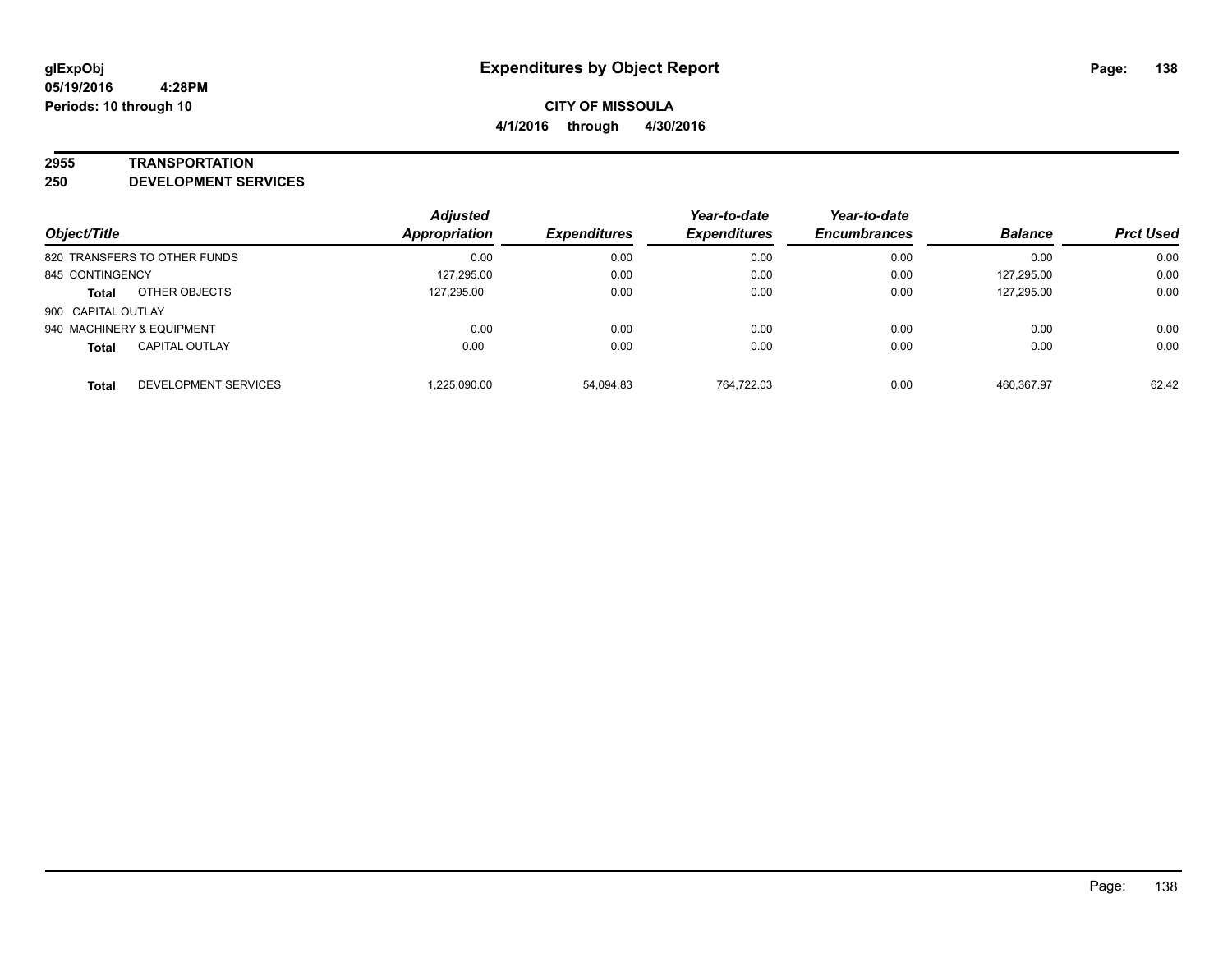# Expenditures by Object Report

glExpObj
05/19/2016 4:28PM
Periods: 10 through 10

**CITY OF MISSOULA**
**4/1/2016 through 4/30/2016**

## 2955 TRANSPORTATION
## 250 DEVELOPMENT SERVICES

| Object/Title | | Adjusted Appropriation | Expenditures | Year-to-date Expenditures | Year-to-date Encumbrances | Balance | Prct Used |
|---|---|---|---|---|---|---|---|
| 820 TRANSFERS TO OTHER FUNDS | | 0.00 | 0.00 | 0.00 | 0.00 | 0.00 | 0.00 |
| 845 CONTINGENCY | | 127,295.00 | 0.00 | 0.00 | 0.00 | 127,295.00 | 0.00 |
| **Total** | OTHER OBJECTS | 127,295.00 | 0.00 | 0.00 | 0.00 | 127,295.00 | 0.00 |
| 900 CAPITAL OUTLAY | | | | | | | |
| 940 MACHINERY & EQUIPMENT | | 0.00 | 0.00 | 0.00 | 0.00 | 0.00 | 0.00 |
| **Total** | CAPITAL OUTLAY | 0.00 | 0.00 | 0.00 | 0.00 | 0.00 | 0.00 |
| **Total** | DEVELOPMENT SERVICES | 1,225,090.00 | 54,094.83 | 764,722.03 | 0.00 | 460,367.97 | 62.42 |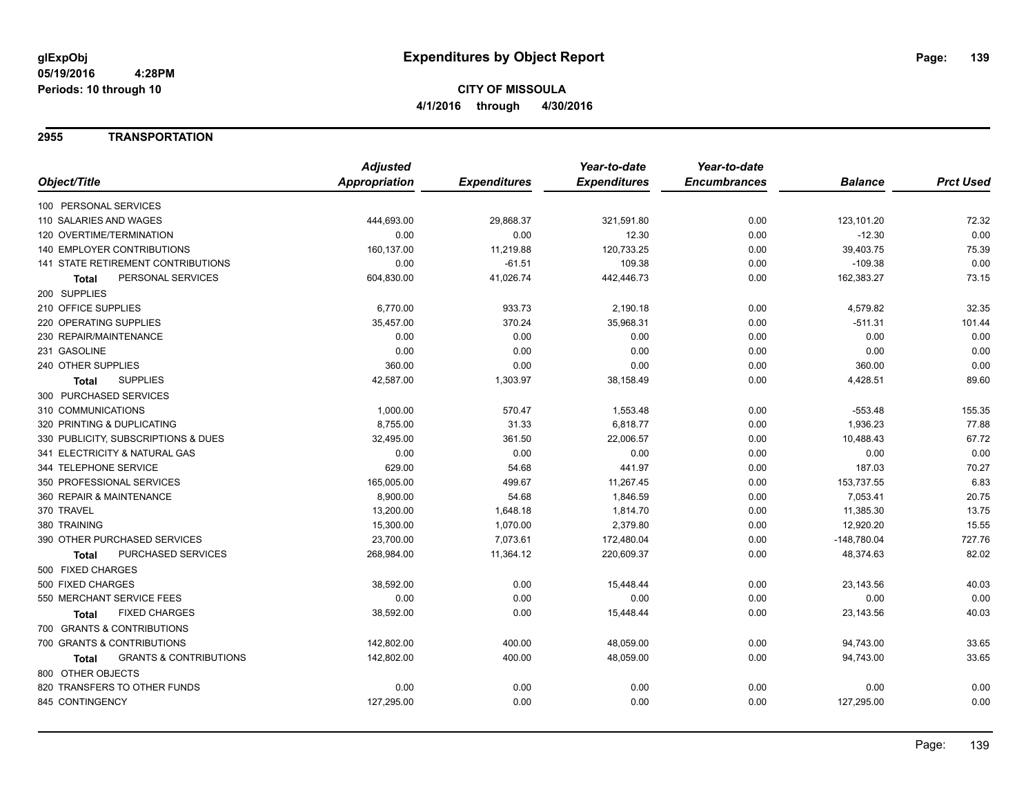**glExpObj**
**05/19/2016 4:28PM**
**Periods: 10 through 10**

# Expenditures by Object Report

**CITY OF MISSOULA**
**4/1/2016 through 4/30/2016**

## 2955 TRANSPORTATION

| Object/Title | Adjusted Appropriation | Expenditures | Year-to-date Expenditures | Year-to-date Encumbrances | Balance | Prct Used |
|---|---|---|---|---|---|---|
| 100 PERSONAL SERVICES | | | | | | |
| 110 SALARIES AND WAGES | 444,693.00 | 29,868.37 | 321,591.80 | 0.00 | 123,101.20 | 72.32 |
| 120 OVERTIME/TERMINATION | 0.00 | 0.00 | 12.30 | 0.00 | -12.30 | 0.00 |
| 140 EMPLOYER CONTRIBUTIONS | 160,137.00 | 11,219.88 | 120,733.25 | 0.00 | 39,403.75 | 75.39 |
| 141 STATE RETIREMENT CONTRIBUTIONS | 0.00 | -61.51 | 109.38 | 0.00 | -109.38 | 0.00 |
| **Total** PERSONAL SERVICES | 604,830.00 | 41,026.74 | 442,446.73 | 0.00 | 162,383.27 | 73.15 |
| 200 SUPPLIES | | | | | | |
| 210 OFFICE SUPPLIES | 6,770.00 | 933.73 | 2,190.18 | 0.00 | 4,579.82 | 32.35 |
| 220 OPERATING SUPPLIES | 35,457.00 | 370.24 | 35,968.31 | 0.00 | -511.31 | 101.44 |
| 230 REPAIR/MAINTENANCE | 0.00 | 0.00 | 0.00 | 0.00 | 0.00 | 0.00 |
| 231 GASOLINE | 0.00 | 0.00 | 0.00 | 0.00 | 0.00 | 0.00 |
| 240 OTHER SUPPLIES | 360.00 | 0.00 | 0.00 | 0.00 | 360.00 | 0.00 |
| **Total** SUPPLIES | 42,587.00 | 1,303.97 | 38,158.49 | 0.00 | 4,428.51 | 89.60 |
| 300 PURCHASED SERVICES | | | | | | |
| 310 COMMUNICATIONS | 1,000.00 | 570.47 | 1,553.48 | 0.00 | -553.48 | 155.35 |
| 320 PRINTING & DUPLICATING | 8,755.00 | 31.33 | 6,818.77 | 0.00 | 1,936.23 | 77.88 |
| 330 PUBLICITY, SUBSCRIPTIONS & DUES | 32,495.00 | 361.50 | 22,006.57 | 0.00 | 10,488.43 | 67.72 |
| 341 ELECTRICITY & NATURAL GAS | 0.00 | 0.00 | 0.00 | 0.00 | 0.00 | 0.00 |
| 344 TELEPHONE SERVICE | 629.00 | 54.68 | 441.97 | 0.00 | 187.03 | 70.27 |
| 350 PROFESSIONAL SERVICES | 165,005.00 | 499.67 | 11,267.45 | 0.00 | 153,737.55 | 6.83 |
| 360 REPAIR & MAINTENANCE | 8,900.00 | 54.68 | 1,846.59 | 0.00 | 7,053.41 | 20.75 |
| 370 TRAVEL | 13,200.00 | 1,648.18 | 1,814.70 | 0.00 | 11,385.30 | 13.75 |
| 380 TRAINING | 15,300.00 | 1,070.00 | 2,379.80 | 0.00 | 12,920.20 | 15.55 |
| 390 OTHER PURCHASED SERVICES | 23,700.00 | 7,073.61 | 172,480.04 | 0.00 | -148,780.04 | 727.76 |
| **Total** PURCHASED SERVICES | 268,984.00 | 11,364.12 | 220,609.37 | 0.00 | 48,374.63 | 82.02 |
| 500 FIXED CHARGES | | | | | | |
| 500 FIXED CHARGES | 38,592.00 | 0.00 | 15,448.44 | 0.00 | 23,143.56 | 40.03 |
| 550 MERCHANT SERVICE FEES | 0.00 | 0.00 | 0.00 | 0.00 | 0.00 | 0.00 |
| **Total** FIXED CHARGES | 38,592.00 | 0.00 | 15,448.44 | 0.00 | 23,143.56 | 40.03 |
| 700 GRANTS & CONTRIBUTIONS | | | | | | |
| 700 GRANTS & CONTRIBUTIONS | 142,802.00 | 400.00 | 48,059.00 | 0.00 | 94,743.00 | 33.65 |
| **Total** GRANTS & CONTRIBUTIONS | 142,802.00 | 400.00 | 48,059.00 | 0.00 | 94,743.00 | 33.65 |
| 800 OTHER OBJECTS | | | | | | |
| 820 TRANSFERS TO OTHER FUNDS | 0.00 | 0.00 | 0.00 | 0.00 | 0.00 | 0.00 |
| 845 CONTINGENCY | 127,295.00 | 0.00 | 0.00 | 0.00 | 127,295.00 | 0.00 |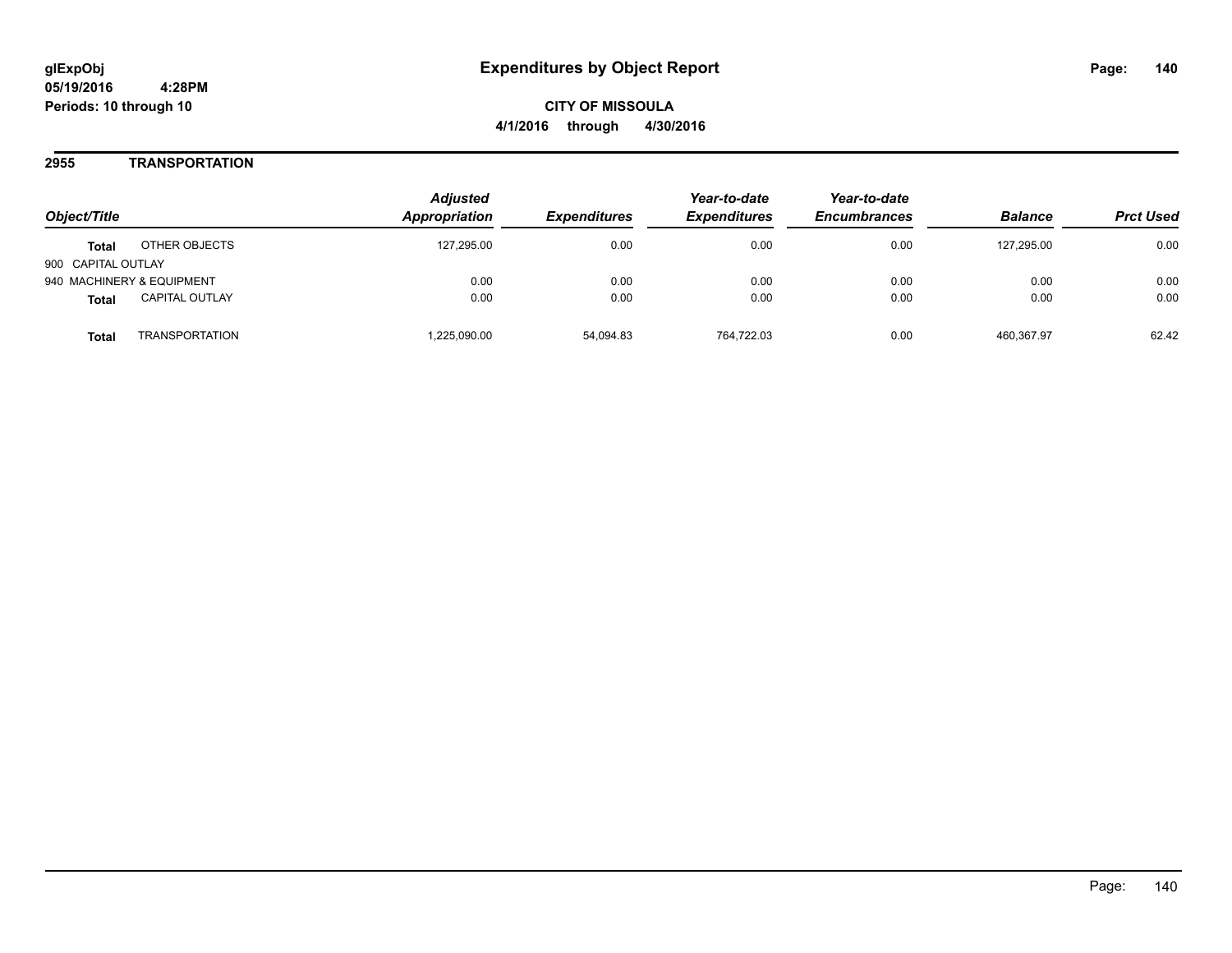# Expenditures by Object Report

glExpObj
05/19/2016 4:28PM
Periods: 10 through 10

**CITY OF MISSOULA**
**4/1/2016 through 4/30/2016**

## 2955 TRANSPORTATION

| Object/Title | | Adjusted Appropriation | Expenditures | Year-to-date Expenditures | Year-to-date Encumbrances | Balance | Prct Used |
|---|---|---|---|---|---|---|---|
| **Total** | OTHER OBJECTS | 127,295.00 | 0.00 | 0.00 | 0.00 | 127,295.00 | 0.00 |
| 900 CAPITAL OUTLAY | | | | | | | |
| 940 MACHINERY & EQUIPMENT | | 0.00 | 0.00 | 0.00 | 0.00 | 0.00 | 0.00 |
| **Total** | CAPITAL OUTLAY | 0.00 | 0.00 | 0.00 | 0.00 | 0.00 | 0.00 |
| **Total** | TRANSPORTATION | 1,225,090.00 | 54,094.83 | 764,722.03 | 0.00 | 460,367.97 | 62.42 |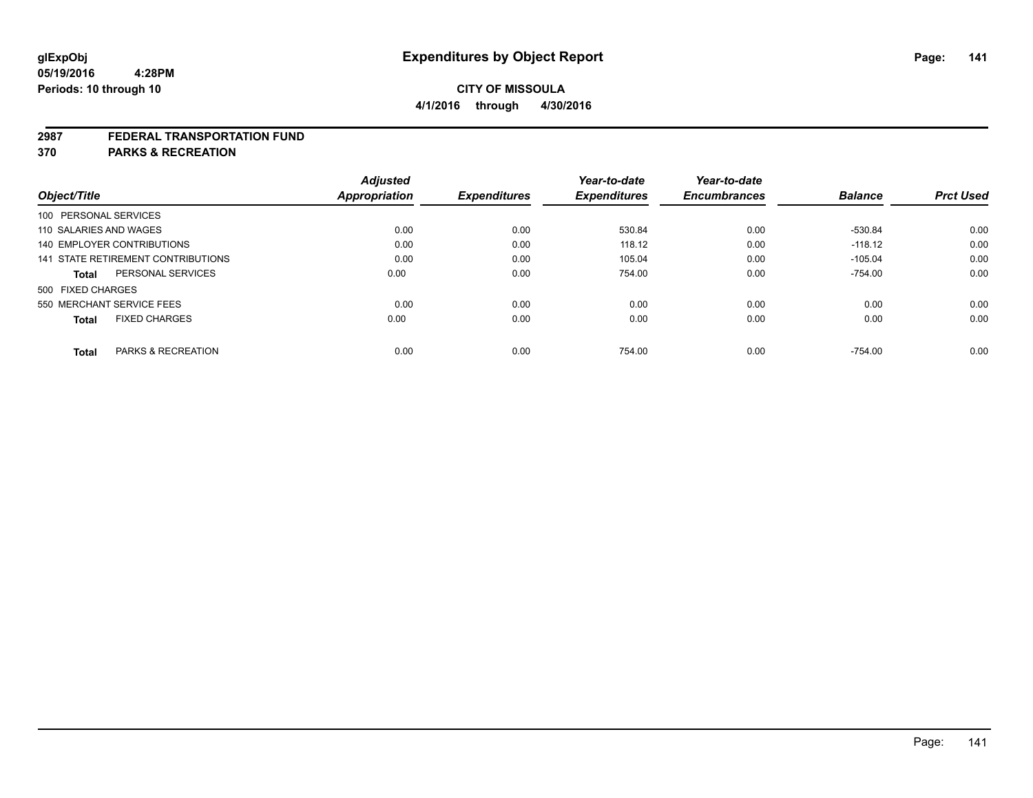# Expenditures by Object Report

glExpObj
05/19/2016 4:28PM
Periods: 10 through 10

**CITY OF MISSOULA**
**4/1/2016 through 4/30/2016**

## 2987 FEDERAL TRANSPORTATION FUND
## 370 PARKS & RECREATION

| Object/Title | Adjusted Appropriation | Expenditures | Year-to-date Expenditures | Year-to-date Encumbrances | Balance | Prct Used |
|---|---|---|---|---|---|---|
| 100 PERSONAL SERVICES | | | | | | |
| 110 SALARIES AND WAGES | 0.00 | 0.00 | 530.84 | 0.00 | -530.84 | 0.00 |
| 140 EMPLOYER CONTRIBUTIONS | 0.00 | 0.00 | 118.12 | 0.00 | -118.12 | 0.00 |
| 141 STATE RETIREMENT CONTRIBUTIONS | 0.00 | 0.00 | 105.04 | 0.00 | -105.04 | 0.00 |
| **Total** PERSONAL SERVICES | 0.00 | 0.00 | 754.00 | 0.00 | -754.00 | 0.00 |
| 500 FIXED CHARGES | | | | | | |
| 550 MERCHANT SERVICE FEES | 0.00 | 0.00 | 0.00 | 0.00 | 0.00 | 0.00 |
| **Total** FIXED CHARGES | 0.00 | 0.00 | 0.00 | 0.00 | 0.00 | 0.00 |
| **Total** PARKS & RECREATION | 0.00 | 0.00 | 754.00 | 0.00 | -754.00 | 0.00 |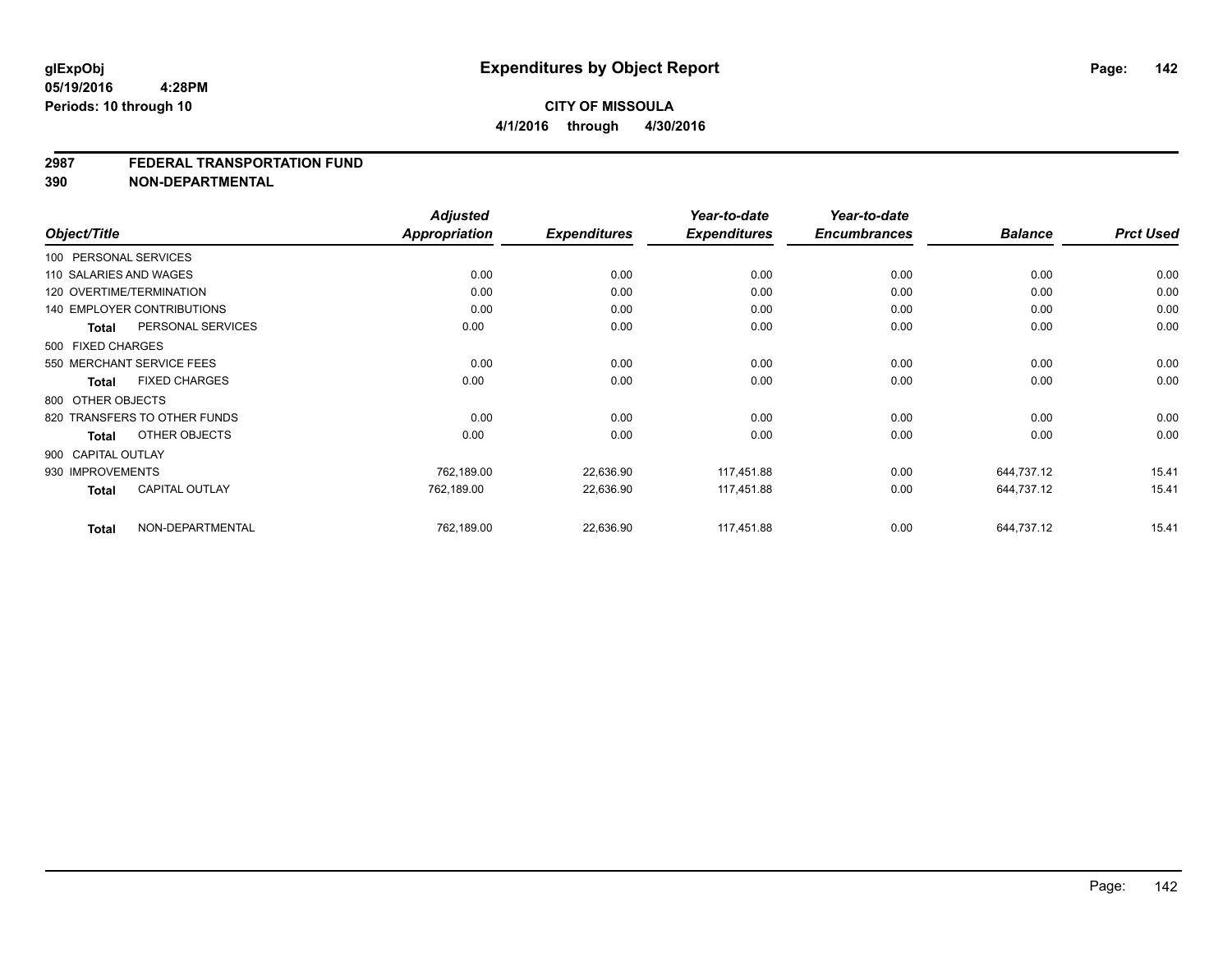glExpObj
05/19/2016 4:28PM
Periods: 10 through 10

# Expenditures by Object Report

**CITY OF MISSOULA**
**4/1/2016 through 4/30/2016**

## 2987 FEDERAL TRANSPORTATION FUND
## 390 NON-DEPARTMENTAL

| Object/Title | Adjusted Appropriation | Expenditures | Year-to-date Expenditures | Year-to-date Encumbrances | Balance | Prct Used |
|---|---|---|---|---|---|---|
| 100 PERSONAL SERVICES | | | | | | |
| 110 SALARIES AND WAGES | 0.00 | 0.00 | 0.00 | 0.00 | 0.00 | 0.00 |
| 120 OVERTIME/TERMINATION | 0.00 | 0.00 | 0.00 | 0.00 | 0.00 | 0.00 |
| 140 EMPLOYER CONTRIBUTIONS | 0.00 | 0.00 | 0.00 | 0.00 | 0.00 | 0.00 |
| **Total** PERSONAL SERVICES | 0.00 | 0.00 | 0.00 | 0.00 | 0.00 | 0.00 |
| 500 FIXED CHARGES | | | | | | |
| 550 MERCHANT SERVICE FEES | 0.00 | 0.00 | 0.00 | 0.00 | 0.00 | 0.00 |
| **Total** FIXED CHARGES | 0.00 | 0.00 | 0.00 | 0.00 | 0.00 | 0.00 |
| 800 OTHER OBJECTS | | | | | | |
| 820 TRANSFERS TO OTHER FUNDS | 0.00 | 0.00 | 0.00 | 0.00 | 0.00 | 0.00 |
| **Total** OTHER OBJECTS | 0.00 | 0.00 | 0.00 | 0.00 | 0.00 | 0.00 |
| 900 CAPITAL OUTLAY | | | | | | |
| 930 IMPROVEMENTS | 762,189.00 | 22,636.90 | 117,451.88 | 0.00 | 644,737.12 | 15.41 |
| **Total** CAPITAL OUTLAY | 762,189.00 | 22,636.90 | 117,451.88 | 0.00 | 644,737.12 | 15.41 |
| **Total** NON-DEPARTMENTAL | 762,189.00 | 22,636.90 | 117,451.88 | 0.00 | 644,737.12 | 15.41 |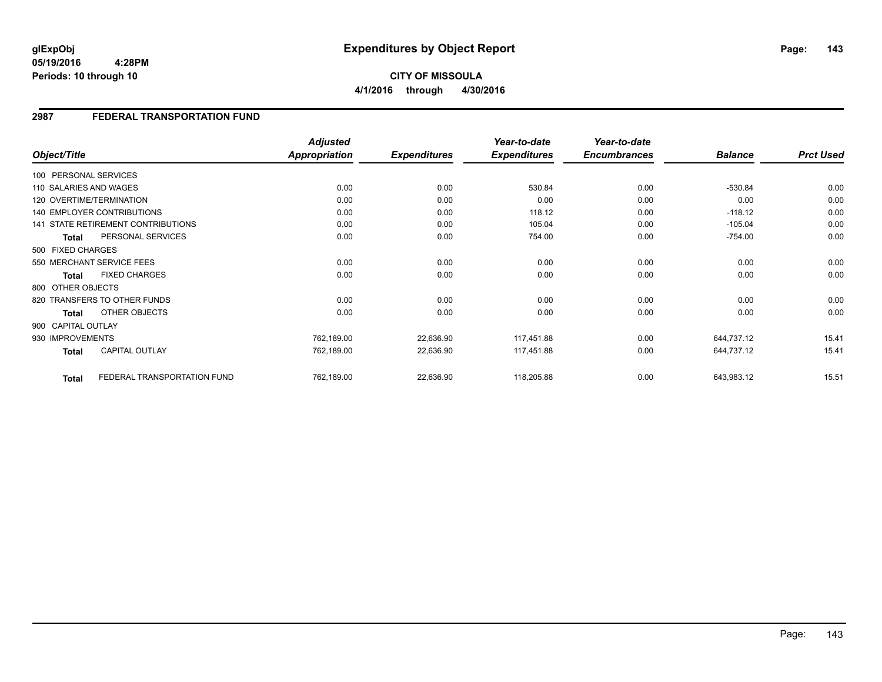# Expenditures by Object Report

glExpObj
05/19/2016 4:28PM
Periods: 10 through 10

**CITY OF MISSOULA**
**4/1/2016 through 4/30/2016**

## 2987 FEDERAL TRANSPORTATION FUND

| Object/Title | Adjusted Appropriation | Expenditures | Year-to-date Expenditures | Year-to-date Encumbrances | Balance | Prct Used |
|---|---|---|---|---|---|---|
| 100 PERSONAL SERVICES | | | | | | |
| 110 SALARIES AND WAGES | 0.00 | 0.00 | 530.84 | 0.00 | -530.84 | 0.00 |
| 120 OVERTIME/TERMINATION | 0.00 | 0.00 | 0.00 | 0.00 | 0.00 | 0.00 |
| 140 EMPLOYER CONTRIBUTIONS | 0.00 | 0.00 | 118.12 | 0.00 | -118.12 | 0.00 |
| 141 STATE RETIREMENT CONTRIBUTIONS | 0.00 | 0.00 | 105.04 | 0.00 | -105.04 | 0.00 |
| **Total** PERSONAL SERVICES | 0.00 | 0.00 | 754.00 | 0.00 | -754.00 | 0.00 |
| 500 FIXED CHARGES | | | | | | |
| 550 MERCHANT SERVICE FEES | 0.00 | 0.00 | 0.00 | 0.00 | 0.00 | 0.00 |
| **Total** FIXED CHARGES | 0.00 | 0.00 | 0.00 | 0.00 | 0.00 | 0.00 |
| 800 OTHER OBJECTS | | | | | | |
| 820 TRANSFERS TO OTHER FUNDS | 0.00 | 0.00 | 0.00 | 0.00 | 0.00 | 0.00 |
| **Total** OTHER OBJECTS | 0.00 | 0.00 | 0.00 | 0.00 | 0.00 | 0.00 |
| 900 CAPITAL OUTLAY | | | | | | |
| 930 IMPROVEMENTS | 762,189.00 | 22,636.90 | 117,451.88 | 0.00 | 644,737.12 | 15.41 |
| **Total** CAPITAL OUTLAY | 762,189.00 | 22,636.90 | 117,451.88 | 0.00 | 644,737.12 | 15.41 |
| **Total** FEDERAL TRANSPORTATION FUND | 762,189.00 | 22,636.90 | 118,205.88 | 0.00 | 643,983.12 | 15.51 |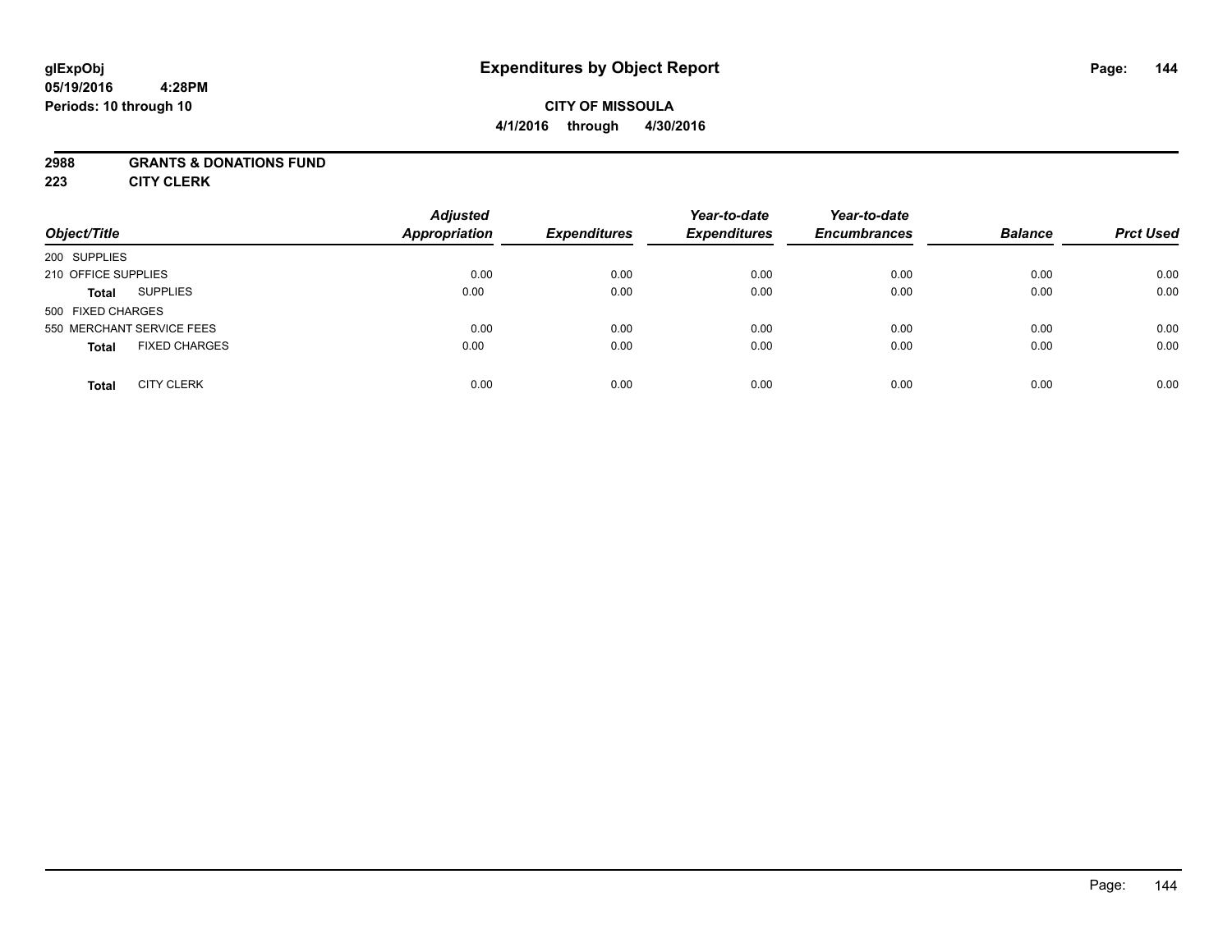**glExpObj**
**05/19/2016 4:28PM**
**Periods: 10 through 10**

# Expenditures by Object Report

**CITY OF MISSOULA**
**4/1/2016 through 4/30/2016**

**2988 GRANTS & DONATIONS FUND**
**223 CITY CLERK**

| Object/Title | Adjusted Appropriation | Expenditures | Year-to-date Expenditures | Year-to-date Encumbrances | Balance | Prct Used |
|---|---|---|---|---|---|---|
| 200 SUPPLIES | | | | | | |
| 210 OFFICE SUPPLIES | 0.00 | 0.00 | 0.00 | 0.00 | 0.00 | 0.00 |
| **Total** SUPPLIES | 0.00 | 0.00 | 0.00 | 0.00 | 0.00 | 0.00 |
| 500 FIXED CHARGES | | | | | | |
| 550 MERCHANT SERVICE FEES | 0.00 | 0.00 | 0.00 | 0.00 | 0.00 | 0.00 |
| **Total** FIXED CHARGES | 0.00 | 0.00 | 0.00 | 0.00 | 0.00 | 0.00 |
| **Total** CITY CLERK | 0.00 | 0.00 | 0.00 | 0.00 | 0.00 | 0.00 |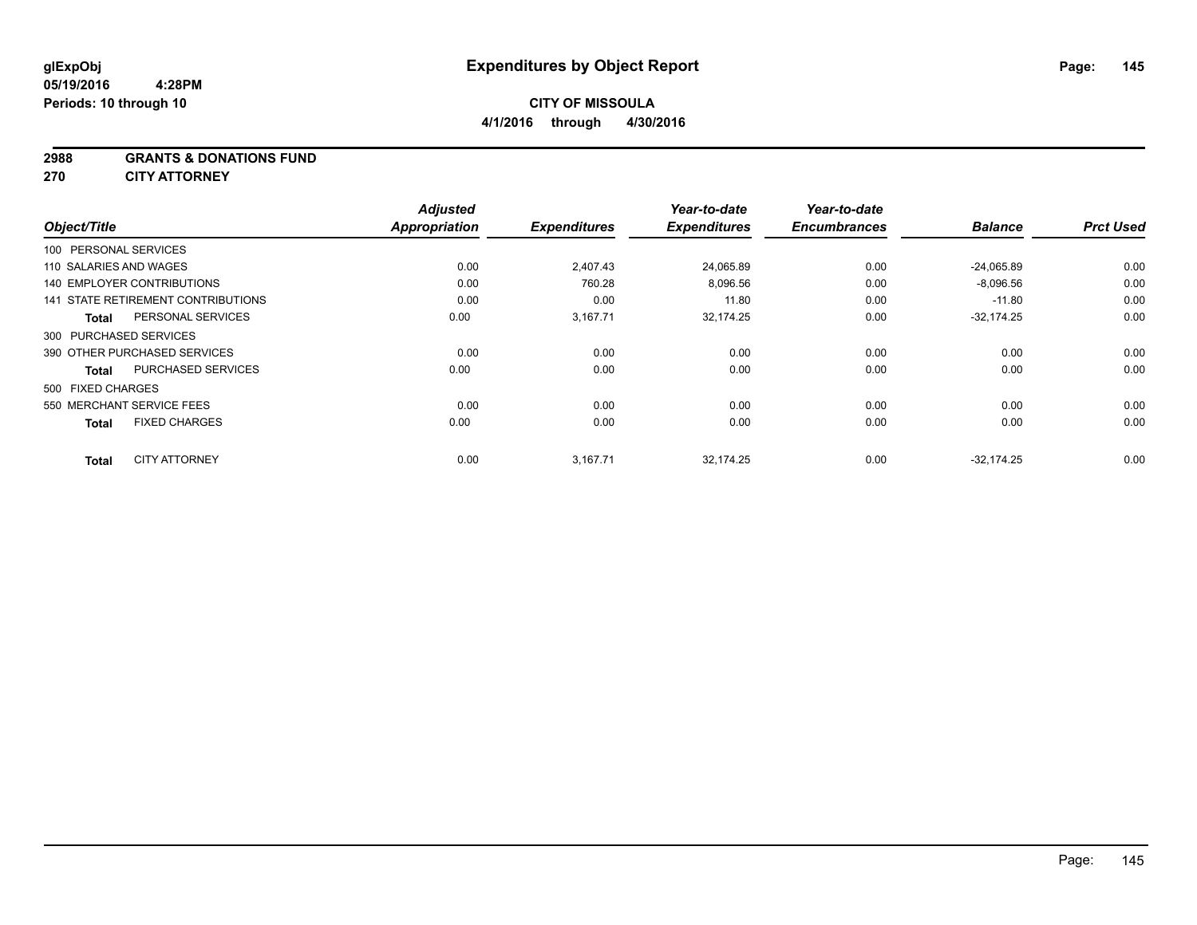# Expenditures by Object Report

glExpObj
05/19/2016 4:28PM
Periods: 10 through 10

**CITY OF MISSOULA**
**4/1/2016 through 4/30/2016**

**2988 GRANTS & DONATIONS FUND**
**270 CITY ATTORNEY**

| Object/Title | Adjusted Appropriation | Expenditures | Year-to-date Expenditures | Year-to-date Encumbrances | Balance | Prct Used |
|---|---|---|---|---|---|---|
| 100 PERSONAL SERVICES | | | | | | |
| 110 SALARIES AND WAGES | 0.00 | 2,407.43 | 24,065.89 | 0.00 | -24,065.89 | 0.00 |
| 140 EMPLOYER CONTRIBUTIONS | 0.00 | 760.28 | 8,096.56 | 0.00 | -8,096.56 | 0.00 |
| 141 STATE RETIREMENT CONTRIBUTIONS | 0.00 | 0.00 | 11.80 | 0.00 | -11.80 | 0.00 |
| **Total** PERSONAL SERVICES | 0.00 | 3,167.71 | 32,174.25 | 0.00 | -32,174.25 | 0.00 |
| 300 PURCHASED SERVICES | | | | | | |
| 390 OTHER PURCHASED SERVICES | 0.00 | 0.00 | 0.00 | 0.00 | 0.00 | 0.00 |
| **Total** PURCHASED SERVICES | 0.00 | 0.00 | 0.00 | 0.00 | 0.00 | 0.00 |
| 500 FIXED CHARGES | | | | | | |
| 550 MERCHANT SERVICE FEES | 0.00 | 0.00 | 0.00 | 0.00 | 0.00 | 0.00 |
| **Total** FIXED CHARGES | 0.00 | 0.00 | 0.00 | 0.00 | 0.00 | 0.00 |
| **Total** CITY ATTORNEY | 0.00 | 3,167.71 | 32,174.25 | 0.00 | -32,174.25 | 0.00 |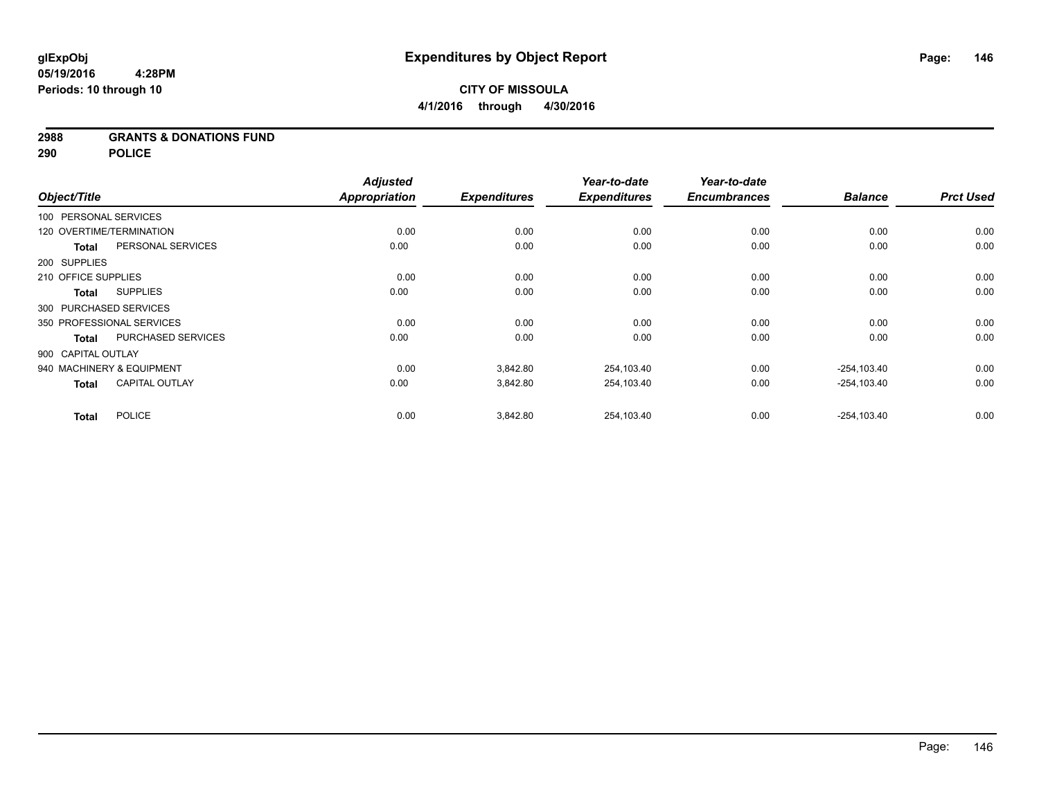**glExpObj**
**05/19/2016 4:28PM**
**Periods: 10 through 10**

# Expenditures by Object Report

**CITY OF MISSOULA**
**4/1/2016 through 4/30/2016**

**2988 GRANTS & DONATIONS FUND**
**290 POLICE**

| Object/Title | Adjusted Appropriation | Expenditures | Year-to-date Expenditures | Year-to-date Encumbrances | Balance | Prct Used |
|---|---|---|---|---|---|---|
| 100 PERSONAL SERVICES | | | | | | |
| 120 OVERTIME/TERMINATION | 0.00 | 0.00 | 0.00 | 0.00 | 0.00 | 0.00 |
| **Total** PERSONAL SERVICES | 0.00 | 0.00 | 0.00 | 0.00 | 0.00 | 0.00 |
| 200 SUPPLIES | | | | | | |
| 210 OFFICE SUPPLIES | 0.00 | 0.00 | 0.00 | 0.00 | 0.00 | 0.00 |
| **Total** SUPPLIES | 0.00 | 0.00 | 0.00 | 0.00 | 0.00 | 0.00 |
| 300 PURCHASED SERVICES | | | | | | |
| 350 PROFESSIONAL SERVICES | 0.00 | 0.00 | 0.00 | 0.00 | 0.00 | 0.00 |
| **Total** PURCHASED SERVICES | 0.00 | 0.00 | 0.00 | 0.00 | 0.00 | 0.00 |
| 900 CAPITAL OUTLAY | | | | | | |
| 940 MACHINERY & EQUIPMENT | 0.00 | 3,842.80 | 254,103.40 | 0.00 | -254,103.40 | 0.00 |
| **Total** CAPITAL OUTLAY | 0.00 | 3,842.80 | 254,103.40 | 0.00 | -254,103.40 | 0.00 |
| **Total** POLICE | 0.00 | 3,842.80 | 254,103.40 | 0.00 | -254,103.40 | 0.00 |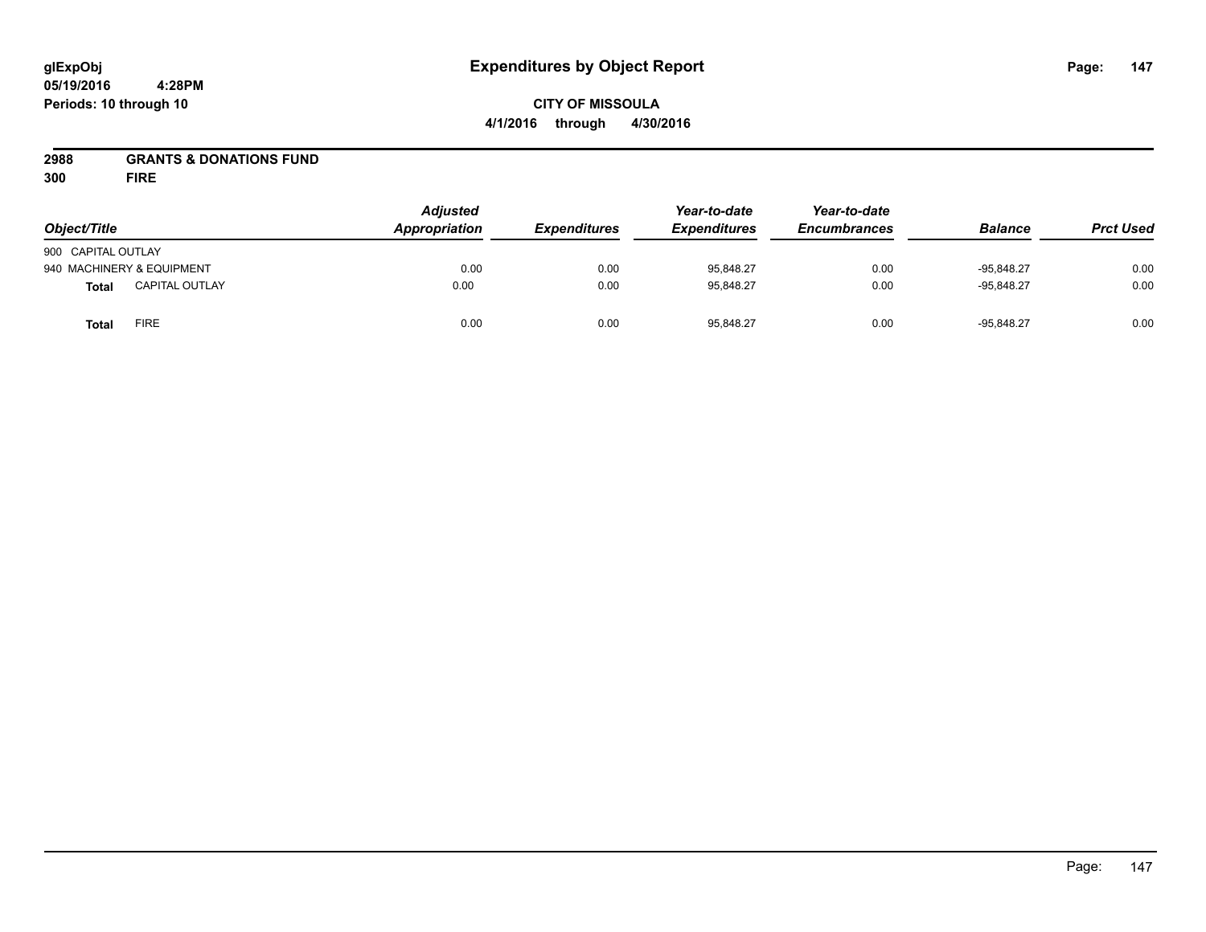# Expenditures by Object Report

glExpObj
05/19/2016 4:28PM
Periods: 10 through 10

**CITY OF MISSOULA**
**4/1/2016 through 4/30/2016**

**2988 GRANTS & DONATIONS FUND**
**300 FIRE**

| Object/Title | | Adjusted Appropriation | Expenditures | Year-to-date Expenditures | Year-to-date Encumbrances | Balance | Prct Used |
|---|---|---|---|---|---|---|---|
| 900 CAPITAL OUTLAY | | | | | | | |
| 940 MACHINERY & EQUIPMENT | | 0.00 | 0.00 | 95,848.27 | 0.00 | -95,848.27 | 0.00 |
| **Total** | CAPITAL OUTLAY | 0.00 | 0.00 | 95,848.27 | 0.00 | -95,848.27 | 0.00 |
| **Total** | FIRE | 0.00 | 0.00 | 95,848.27 | 0.00 | -95,848.27 | 0.00 |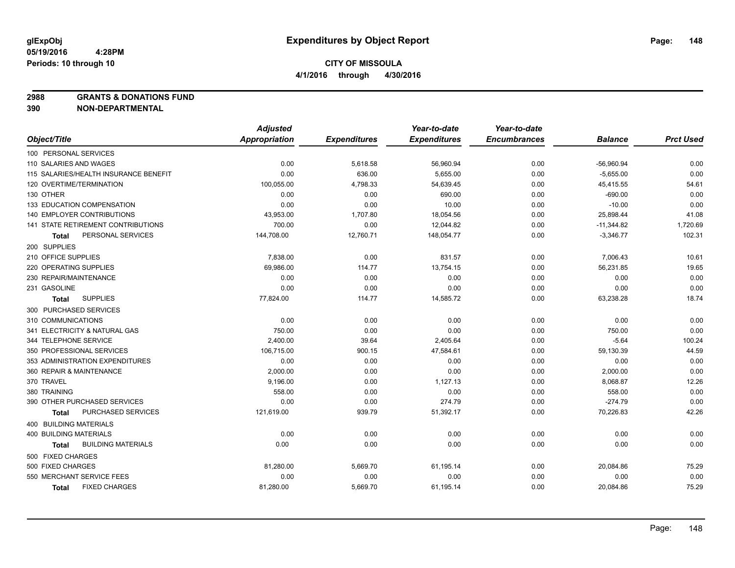# Expenditures by Object Report

glExpObj
05/19/2016 4:28PM
Periods: 10 through 10

**CITY OF MISSOULA**
**4/1/2016 through 4/30/2016**

**2988 GRANTS & DONATIONS FUND**
**390 NON-DEPARTMENTAL**

| Object/Title | Adjusted Appropriation | Expenditures | Year-to-date Expenditures | Year-to-date Encumbrances | Balance | Prct Used |
|---|---|---|---|---|---|---|
| 100 PERSONAL SERVICES | | | | | | |
| 110 SALARIES AND WAGES | 0.00 | 5,618.58 | 56,960.94 | 0.00 | -56,960.94 | 0.00 |
| 115 SALARIES/HEALTH INSURANCE BENEFIT | 0.00 | 636.00 | 5,655.00 | 0.00 | -5,655.00 | 0.00 |
| 120 OVERTIME/TERMINATION | 100,055.00 | 4,798.33 | 54,639.45 | 0.00 | 45,415.55 | 54.61 |
| 130 OTHER | 0.00 | 0.00 | 690.00 | 0.00 | -690.00 | 0.00 |
| 133 EDUCATION COMPENSATION | 0.00 | 0.00 | 10.00 | 0.00 | -10.00 | 0.00 |
| 140 EMPLOYER CONTRIBUTIONS | 43,953.00 | 1,707.80 | 18,054.56 | 0.00 | 25,898.44 | 41.08 |
| 141 STATE RETIREMENT CONTRIBUTIONS | 700.00 | 0.00 | 12,044.82 | 0.00 | -11,344.82 | 1,720.69 |
| **Total** PERSONAL SERVICES | 144,708.00 | 12,760.71 | 148,054.77 | 0.00 | -3,346.77 | 102.31 |
| 200 SUPPLIES | | | | | | |
| 210 OFFICE SUPPLIES | 7,838.00 | 0.00 | 831.57 | 0.00 | 7,006.43 | 10.61 |
| 220 OPERATING SUPPLIES | 69,986.00 | 114.77 | 13,754.15 | 0.00 | 56,231.85 | 19.65 |
| 230 REPAIR/MAINTENANCE | 0.00 | 0.00 | 0.00 | 0.00 | 0.00 | 0.00 |
| 231 GASOLINE | 0.00 | 0.00 | 0.00 | 0.00 | 0.00 | 0.00 |
| **Total** SUPPLIES | 77,824.00 | 114.77 | 14,585.72 | 0.00 | 63,238.28 | 18.74 |
| 300 PURCHASED SERVICES | | | | | | |
| 310 COMMUNICATIONS | 0.00 | 0.00 | 0.00 | 0.00 | 0.00 | 0.00 |
| 341 ELECTRICITY & NATURAL GAS | 750.00 | 0.00 | 0.00 | 0.00 | 750.00 | 0.00 |
| 344 TELEPHONE SERVICE | 2,400.00 | 39.64 | 2,405.64 | 0.00 | -5.64 | 100.24 |
| 350 PROFESSIONAL SERVICES | 106,715.00 | 900.15 | 47,584.61 | 0.00 | 59,130.39 | 44.59 |
| 353 ADMINISTRATION EXPENDITURES | 0.00 | 0.00 | 0.00 | 0.00 | 0.00 | 0.00 |
| 360 REPAIR & MAINTENANCE | 2,000.00 | 0.00 | 0.00 | 0.00 | 2,000.00 | 0.00 |
| 370 TRAVEL | 9,196.00 | 0.00 | 1,127.13 | 0.00 | 8,068.87 | 12.26 |
| 380 TRAINING | 558.00 | 0.00 | 0.00 | 0.00 | 558.00 | 0.00 |
| 390 OTHER PURCHASED SERVICES | 0.00 | 0.00 | 274.79 | 0.00 | -274.79 | 0.00 |
| **Total** PURCHASED SERVICES | 121,619.00 | 939.79 | 51,392.17 | 0.00 | 70,226.83 | 42.26 |
| 400 BUILDING MATERIALS | | | | | | |
| 400 BUILDING MATERIALS | 0.00 | 0.00 | 0.00 | 0.00 | 0.00 | 0.00 |
| **Total** BUILDING MATERIALS | 0.00 | 0.00 | 0.00 | 0.00 | 0.00 | 0.00 |
| 500 FIXED CHARGES | | | | | | |
| 500 FIXED CHARGES | 81,280.00 | 5,669.70 | 61,195.14 | 0.00 | 20,084.86 | 75.29 |
| 550 MERCHANT SERVICE FEES | 0.00 | 0.00 | 0.00 | 0.00 | 0.00 | 0.00 |
| **Total** FIXED CHARGES | 81,280.00 | 5,669.70 | 61,195.14 | 0.00 | 20,084.86 | 75.29 |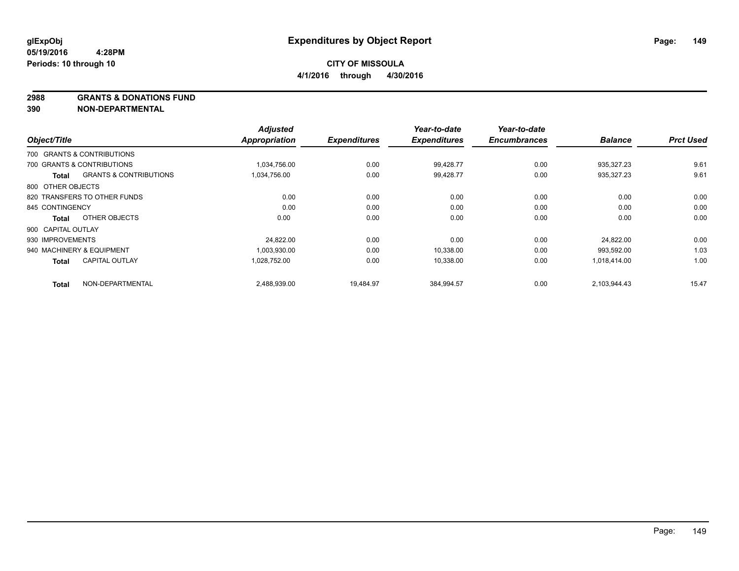# Expenditures by Object Report

glExpObj
05/19/2016 4:28PM
Periods: 10 through 10

**CITY OF MISSOULA**
**4/1/2016 through 4/30/2016**

## 2988 GRANTS & DONATIONS FUND
## 390 NON-DEPARTMENTAL

| Object/Title | | Adjusted Appropriation | Expenditures | Year-to-date Expenditures | Year-to-date Encumbrances | Balance | Prct Used |
|---|---|---|---|---|---|---|---|
| 700 GRANTS & CONTRIBUTIONS | | | | | | | |
| 700 GRANTS & CONTRIBUTIONS | | 1,034,756.00 | 0.00 | 99,428.77 | 0.00 | 935,327.23 | 9.61 |
| **Total** | GRANTS & CONTRIBUTIONS | 1,034,756.00 | 0.00 | 99,428.77 | 0.00 | 935,327.23 | 9.61 |
| 800 OTHER OBJECTS | | | | | | | |
| 820 TRANSFERS TO OTHER FUNDS | | 0.00 | 0.00 | 0.00 | 0.00 | 0.00 | 0.00 |
| 845 CONTINGENCY | | 0.00 | 0.00 | 0.00 | 0.00 | 0.00 | 0.00 |
| **Total** | OTHER OBJECTS | 0.00 | 0.00 | 0.00 | 0.00 | 0.00 | 0.00 |
| 900 CAPITAL OUTLAY | | | | | | | |
| 930 IMPROVEMENTS | | 24,822.00 | 0.00 | 0.00 | 0.00 | 24,822.00 | 0.00 |
| 940 MACHINERY & EQUIPMENT | | 1,003,930.00 | 0.00 | 10,338.00 | 0.00 | 993,592.00 | 1.03 |
| **Total** | CAPITAL OUTLAY | 1,028,752.00 | 0.00 | 10,338.00 | 0.00 | 1,018,414.00 | 1.00 |
| **Total** | NON-DEPARTMENTAL | 2,488,939.00 | 19,484.97 | 384,994.57 | 0.00 | 2,103,944.43 | 15.47 |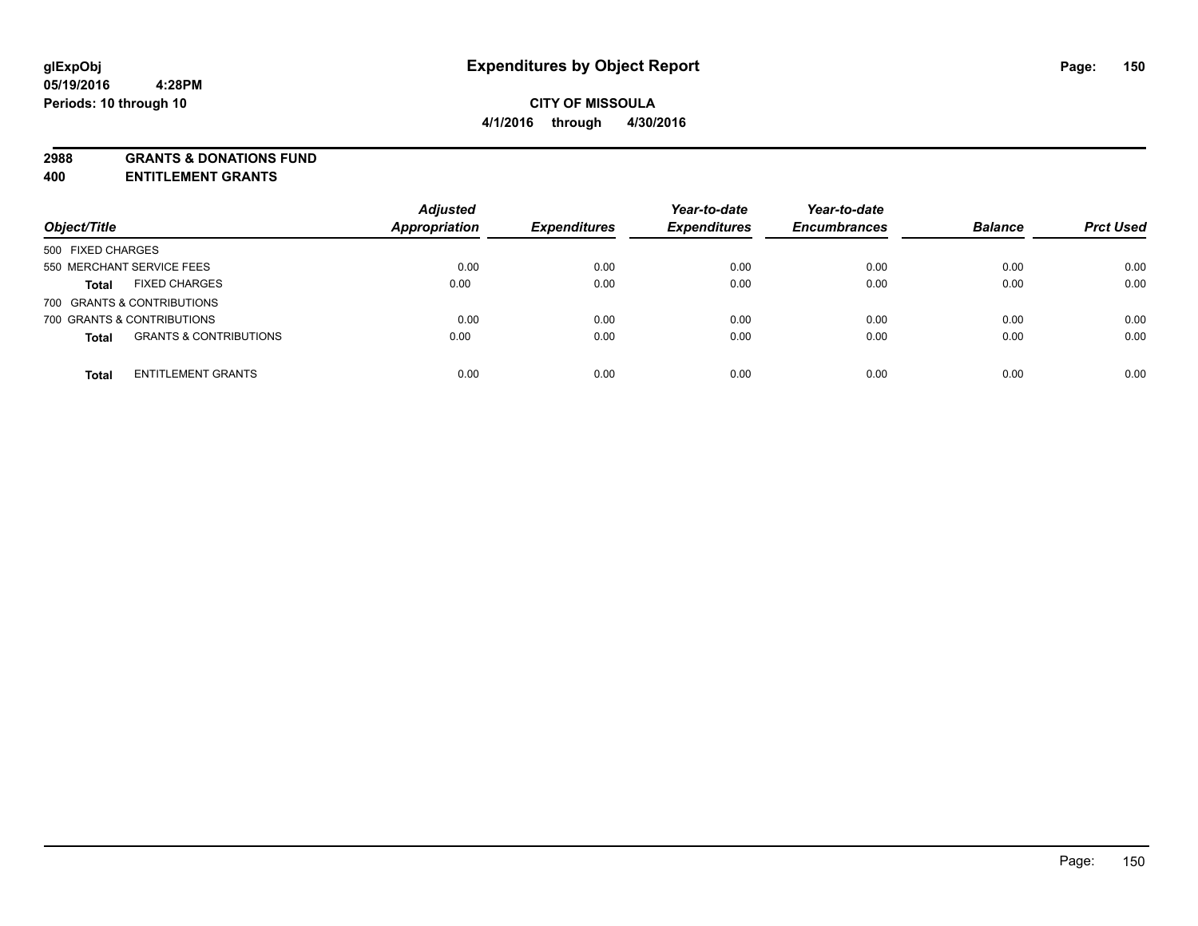glExpObj
05/19/2016 4:28PM
Periods: 10 through 10

# Expenditures by Object Report

**CITY OF MISSOULA**
**4/1/2016 through 4/30/2016**

**2988 GRANTS & DONATIONS FUND**
**400 ENTITLEMENT GRANTS**

| Object/Title | | Adjusted Appropriation | Expenditures | Year-to-date Expenditures | Year-to-date Encumbrances | Balance | Prct Used |
|---|---|---|---|---|---|---|---|
| 500 FIXED CHARGES | | | | | | | |
| 550 MERCHANT SERVICE FEES | | 0.00 | 0.00 | 0.00 | 0.00 | 0.00 | 0.00 |
| **Total** | FIXED CHARGES | 0.00 | 0.00 | 0.00 | 0.00 | 0.00 | 0.00 |
| 700 GRANTS & CONTRIBUTIONS | | | | | | | |
| 700 GRANTS & CONTRIBUTIONS | | 0.00 | 0.00 | 0.00 | 0.00 | 0.00 | 0.00 |
| **Total** | GRANTS & CONTRIBUTIONS | 0.00 | 0.00 | 0.00 | 0.00 | 0.00 | 0.00 |
| **Total** | ENTITLEMENT GRANTS | 0.00 | 0.00 | 0.00 | 0.00 | 0.00 | 0.00 |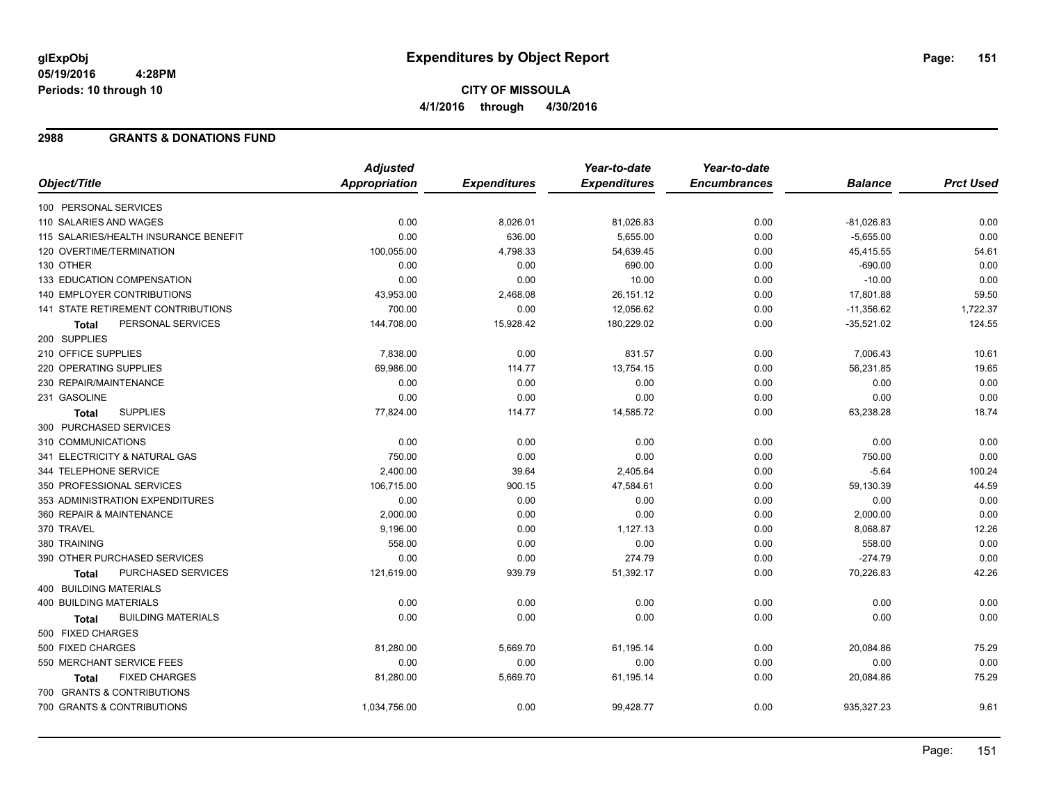# Expenditures by Object Report

glExpObj
05/19/2016 4:28PM
Periods: 10 through 10

**CITY OF MISSOULA**
**4/1/2016 through 4/30/2016**

## 2988 GRANTS & DONATIONS FUND

| Object/Title | Adjusted Appropriation | Expenditures | Year-to-date Expenditures | Year-to-date Encumbrances | Balance | Prct Used |
|---|---|---|---|---|---|---|
| 100 PERSONAL SERVICES | | | | | | |
| 110 SALARIES AND WAGES | 0.00 | 8,026.01 | 81,026.83 | 0.00 | -81,026.83 | 0.00 |
| 115 SALARIES/HEALTH INSURANCE BENEFIT | 0.00 | 636.00 | 5,655.00 | 0.00 | -5,655.00 | 0.00 |
| 120 OVERTIME/TERMINATION | 100,055.00 | 4,798.33 | 54,639.45 | 0.00 | 45,415.55 | 54.61 |
| 130 OTHER | 0.00 | 0.00 | 690.00 | 0.00 | -690.00 | 0.00 |
| 133 EDUCATION COMPENSATION | 0.00 | 0.00 | 10.00 | 0.00 | -10.00 | 0.00 |
| 140 EMPLOYER CONTRIBUTIONS | 43,953.00 | 2,468.08 | 26,151.12 | 0.00 | 17,801.88 | 59.50 |
| 141 STATE RETIREMENT CONTRIBUTIONS | 700.00 | 0.00 | 12,056.62 | 0.00 | -11,356.62 | 1,722.37 |
| **Total** PERSONAL SERVICES | 144,708.00 | 15,928.42 | 180,229.02 | 0.00 | -35,521.02 | 124.55 |
| 200 SUPPLIES | | | | | | |
| 210 OFFICE SUPPLIES | 7,838.00 | 0.00 | 831.57 | 0.00 | 7,006.43 | 10.61 |
| 220 OPERATING SUPPLIES | 69,986.00 | 114.77 | 13,754.15 | 0.00 | 56,231.85 | 19.65 |
| 230 REPAIR/MAINTENANCE | 0.00 | 0.00 | 0.00 | 0.00 | 0.00 | 0.00 |
| 231 GASOLINE | 0.00 | 0.00 | 0.00 | 0.00 | 0.00 | 0.00 |
| **Total** SUPPLIES | 77,824.00 | 114.77 | 14,585.72 | 0.00 | 63,238.28 | 18.74 |
| 300 PURCHASED SERVICES | | | | | | |
| 310 COMMUNICATIONS | 0.00 | 0.00 | 0.00 | 0.00 | 0.00 | 0.00 |
| 341 ELECTRICITY & NATURAL GAS | 750.00 | 0.00 | 0.00 | 0.00 | 750.00 | 0.00 |
| 344 TELEPHONE SERVICE | 2,400.00 | 39.64 | 2,405.64 | 0.00 | -5.64 | 100.24 |
| 350 PROFESSIONAL SERVICES | 106,715.00 | 900.15 | 47,584.61 | 0.00 | 59,130.39 | 44.59 |
| 353 ADMINISTRATION EXPENDITURES | 0.00 | 0.00 | 0.00 | 0.00 | 0.00 | 0.00 |
| 360 REPAIR & MAINTENANCE | 2,000.00 | 0.00 | 0.00 | 0.00 | 2,000.00 | 0.00 |
| 370 TRAVEL | 9,196.00 | 0.00 | 1,127.13 | 0.00 | 8,068.87 | 12.26 |
| 380 TRAINING | 558.00 | 0.00 | 0.00 | 0.00 | 558.00 | 0.00 |
| 390 OTHER PURCHASED SERVICES | 0.00 | 0.00 | 274.79 | 0.00 | -274.79 | 0.00 |
| **Total** PURCHASED SERVICES | 121,619.00 | 939.79 | 51,392.17 | 0.00 | 70,226.83 | 42.26 |
| 400 BUILDING MATERIALS | | | | | | |
| 400 BUILDING MATERIALS | 0.00 | 0.00 | 0.00 | 0.00 | 0.00 | 0.00 |
| **Total** BUILDING MATERIALS | 0.00 | 0.00 | 0.00 | 0.00 | 0.00 | 0.00 |
| 500 FIXED CHARGES | | | | | | |
| 500 FIXED CHARGES | 81,280.00 | 5,669.70 | 61,195.14 | 0.00 | 20,084.86 | 75.29 |
| 550 MERCHANT SERVICE FEES | 0.00 | 0.00 | 0.00 | 0.00 | 0.00 | 0.00 |
| **Total** FIXED CHARGES | 81,280.00 | 5,669.70 | 61,195.14 | 0.00 | 20,084.86 | 75.29 |
| 700 GRANTS & CONTRIBUTIONS | | | | | | |
| 700 GRANTS & CONTRIBUTIONS | 1,034,756.00 | 0.00 | 99,428.77 | 0.00 | 935,327.23 | 9.61 |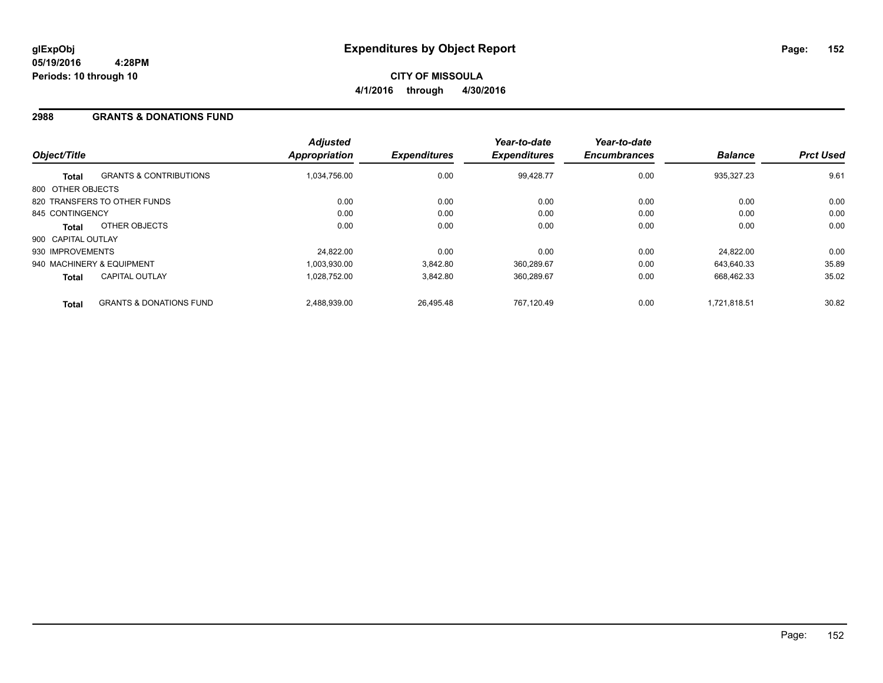**glExpObj**
**05/19/2016 4:28PM**
**Periods: 10 through 10**

# Expenditures by Object Report

**CITY OF MISSOULA**
**4/1/2016 through 4/30/2016**

## 2988 GRANTS & DONATIONS FUND

| Object/Title | | Adjusted Appropriation | Expenditures | Year-to-date Expenditures | Year-to-date Encumbrances | Balance | Prct Used |
|---|---|---|---|---|---|---|---|
| **Total** | GRANTS & CONTRIBUTIONS | 1,034,756.00 | 0.00 | 99,428.77 | 0.00 | 935,327.23 | 9.61 |
| 800 OTHER OBJECTS | | | | | | | |
| 820 TRANSFERS TO OTHER FUNDS | | 0.00 | 0.00 | 0.00 | 0.00 | 0.00 | 0.00 |
| 845 CONTINGENCY | | 0.00 | 0.00 | 0.00 | 0.00 | 0.00 | 0.00 |
| **Total** | OTHER OBJECTS | 0.00 | 0.00 | 0.00 | 0.00 | 0.00 | 0.00 |
| 900 CAPITAL OUTLAY | | | | | | | |
| 930 IMPROVEMENTS | | 24,822.00 | 0.00 | 0.00 | 0.00 | 24,822.00 | 0.00 |
| 940 MACHINERY & EQUIPMENT | | 1,003,930.00 | 3,842.80 | 360,289.67 | 0.00 | 643,640.33 | 35.89 |
| **Total** | CAPITAL OUTLAY | 1,028,752.00 | 3,842.80 | 360,289.67 | 0.00 | 668,462.33 | 35.02 |
| **Total** | GRANTS & DONATIONS FUND | 2,488,939.00 | 26,495.48 | 767,120.49 | 0.00 | 1,721,818.51 | 30.82 |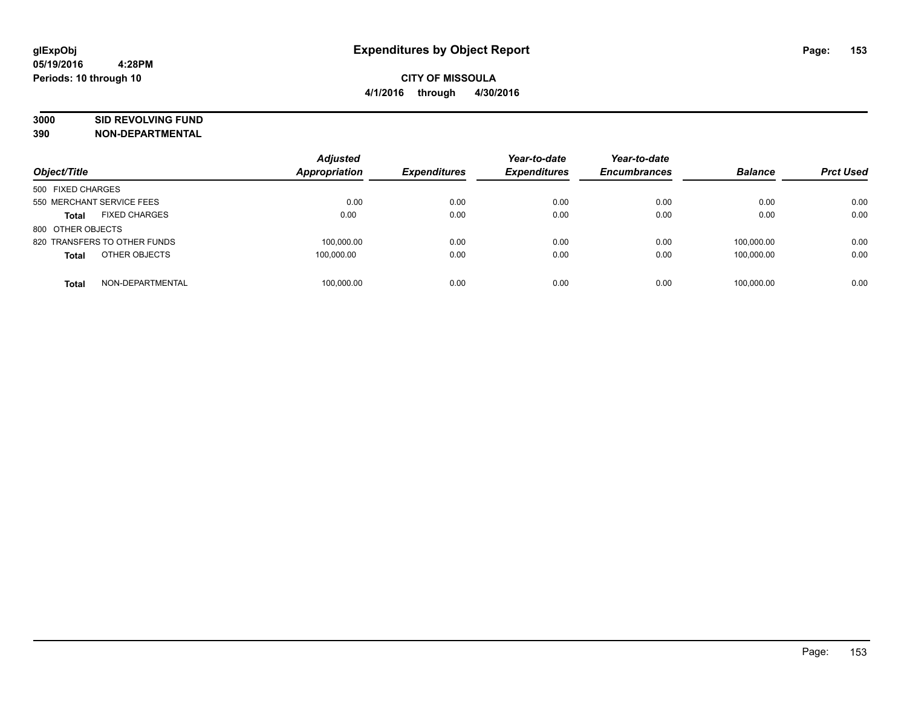**glExpObj**
**05/19/2016 4:28PM**
**Periods: 10 through 10**

# Expenditures by Object Report

**CITY OF MISSOULA**
**4/1/2016 through 4/30/2016**

**3000 SID REVOLVING FUND**
**390 NON-DEPARTMENTAL**

| Object/Title | Adjusted Appropriation | Expenditures | Year-to-date Expenditures | Year-to-date Encumbrances | Balance | Prct Used |
|---|---|---|---|---|---|---|
| 500 FIXED CHARGES | | | | | | |
| 550 MERCHANT SERVICE FEES | 0.00 | 0.00 | 0.00 | 0.00 | 0.00 | 0.00 |
| **Total** FIXED CHARGES | 0.00 | 0.00 | 0.00 | 0.00 | 0.00 | 0.00 |
| 800 OTHER OBJECTS | | | | | | |
| 820 TRANSFERS TO OTHER FUNDS | 100,000.00 | 0.00 | 0.00 | 0.00 | 100,000.00 | 0.00 |
| **Total** OTHER OBJECTS | 100,000.00 | 0.00 | 0.00 | 0.00 | 100,000.00 | 0.00 |
| **Total** NON-DEPARTMENTAL | 100,000.00 | 0.00 | 0.00 | 0.00 | 100,000.00 | 0.00 |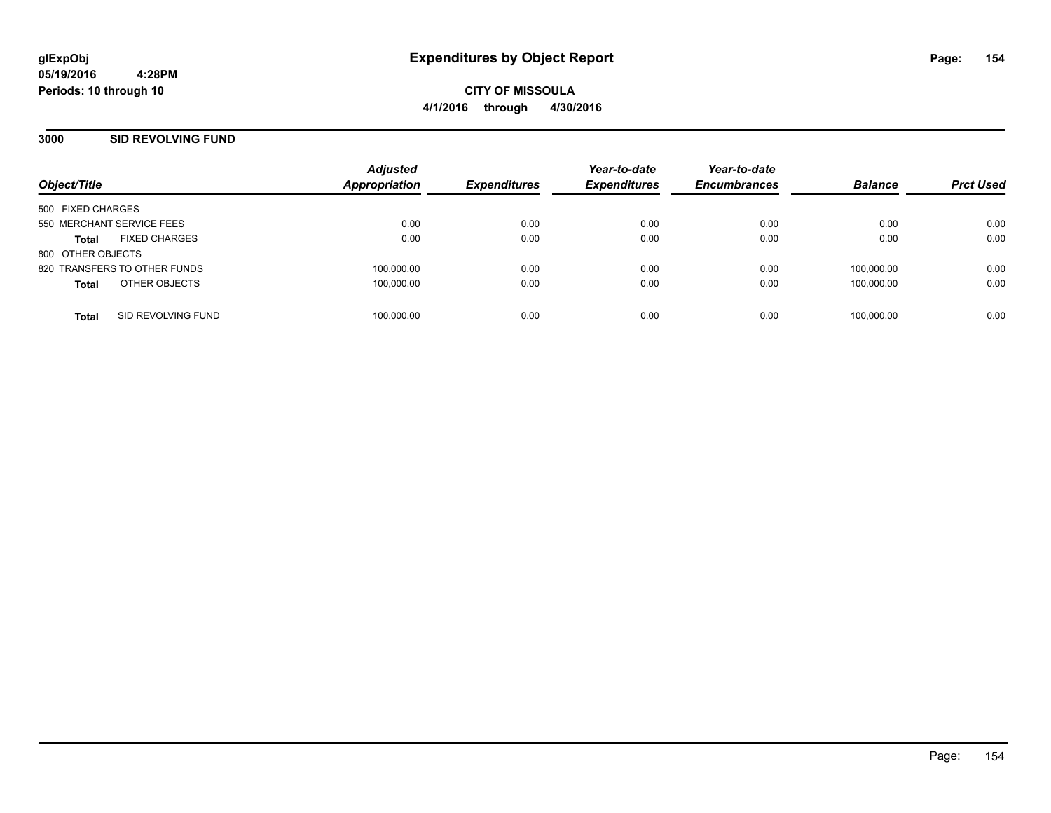# Expenditures by Object Report

glExpObj
05/19/2016 4:28PM
Periods: 10 through 10

**CITY OF MISSOULA**
**4/1/2016 through 4/30/2016**

## 3000 SID REVOLVING FUND

| Object/Title | | Adjusted Appropriation | Expenditures | Year-to-date Expenditures | Year-to-date Encumbrances | Balance | Prct Used |
|---|---|---|---|---|---|---|---|
| 500 FIXED CHARGES | | | | | | | |
| 550 MERCHANT SERVICE FEES | | 0.00 | 0.00 | 0.00 | 0.00 | 0.00 | 0.00 |
| **Total** | FIXED CHARGES | 0.00 | 0.00 | 0.00 | 0.00 | 0.00 | 0.00 |
| 800 OTHER OBJECTS | | | | | | | |
| 820 TRANSFERS TO OTHER FUNDS | | 100,000.00 | 0.00 | 0.00 | 0.00 | 100,000.00 | 0.00 |
| **Total** | OTHER OBJECTS | 100,000.00 | 0.00 | 0.00 | 0.00 | 100,000.00 | 0.00 |
| **Total** | SID REVOLVING FUND | 100,000.00 | 0.00 | 0.00 | 0.00 | 100,000.00 | 0.00 |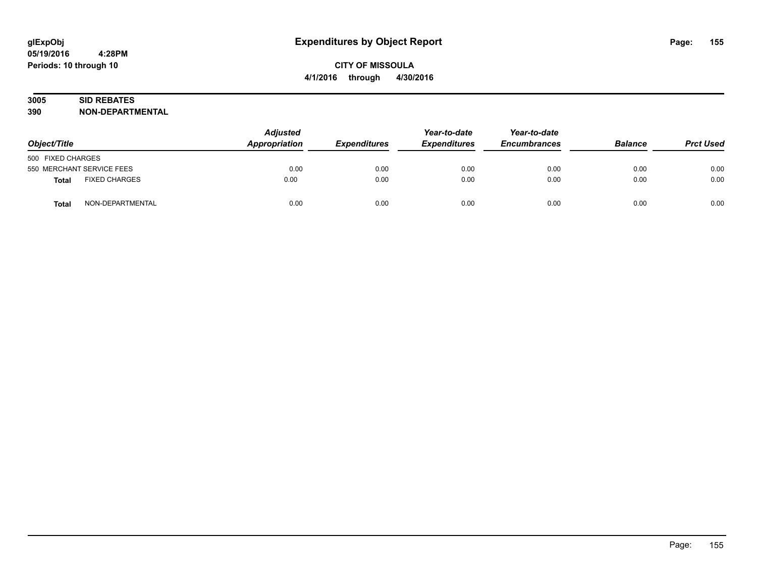**glExpObj**
**05/19/2016 4:28PM**
**Periods: 10 through 10**

# Expenditures by Object Report

**CITY OF MISSOULA**
**4/1/2016 through 4/30/2016**

**3005 SID REBATES**
**390 NON-DEPARTMENTAL**

| Object/Title | | Adjusted Appropriation | Expenditures | Year-to-date Expenditures | Year-to-date Encumbrances | Balance | Prct Used |
|---|---|---|---|---|---|---|---|
| 500 FIXED CHARGES | | | | | | | |
| 550 MERCHANT SERVICE FEES | | 0.00 | 0.00 | 0.00 | 0.00 | 0.00 | 0.00 |
| **Total** | FIXED CHARGES | 0.00 | 0.00 | 0.00 | 0.00 | 0.00 | 0.00 |
| **Total** | NON-DEPARTMENTAL | 0.00 | 0.00 | 0.00 | 0.00 | 0.00 | 0.00 |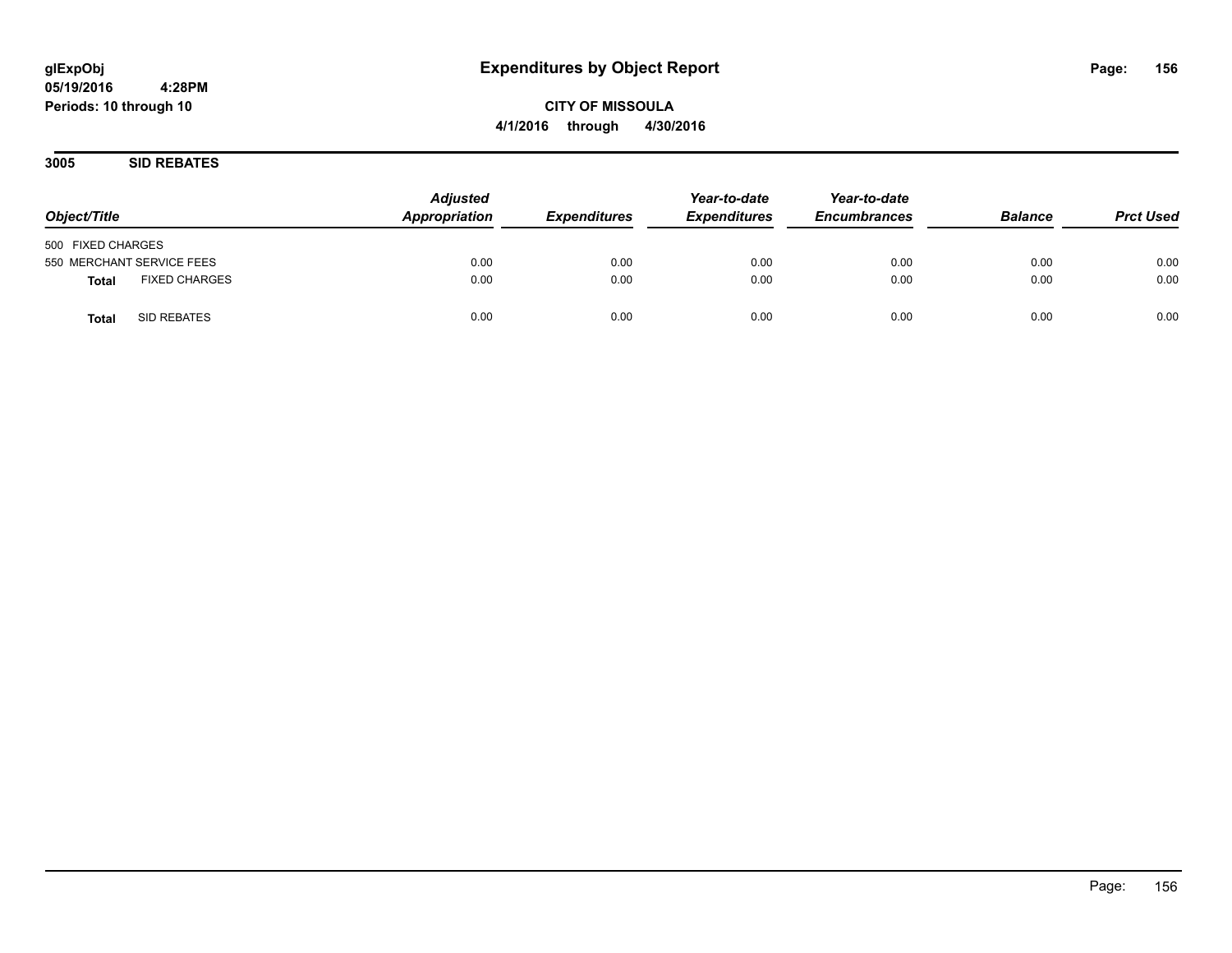# Expenditures by Object Report

glExpObj
05/19/2016 4:28PM
Periods: 10 through 10

**CITY OF MISSOULA**
**4/1/2016 through 4/30/2016**

## 3005 SID REBATES

| Object/Title | Adjusted Appropriation | Expenditures | Year-to-date Expenditures | Year-to-date Encumbrances | Balance | Prct Used |
|---|---|---|---|---|---|---|
| 500 FIXED CHARGES | | | | | | |
| 550 MERCHANT SERVICE FEES | 0.00 | 0.00 | 0.00 | 0.00 | 0.00 | 0.00 |
| **Total** FIXED CHARGES | 0.00 | 0.00 | 0.00 | 0.00 | 0.00 | 0.00 |
| **Total** SID REBATES | 0.00 | 0.00 | 0.00 | 0.00 | 0.00 | 0.00 |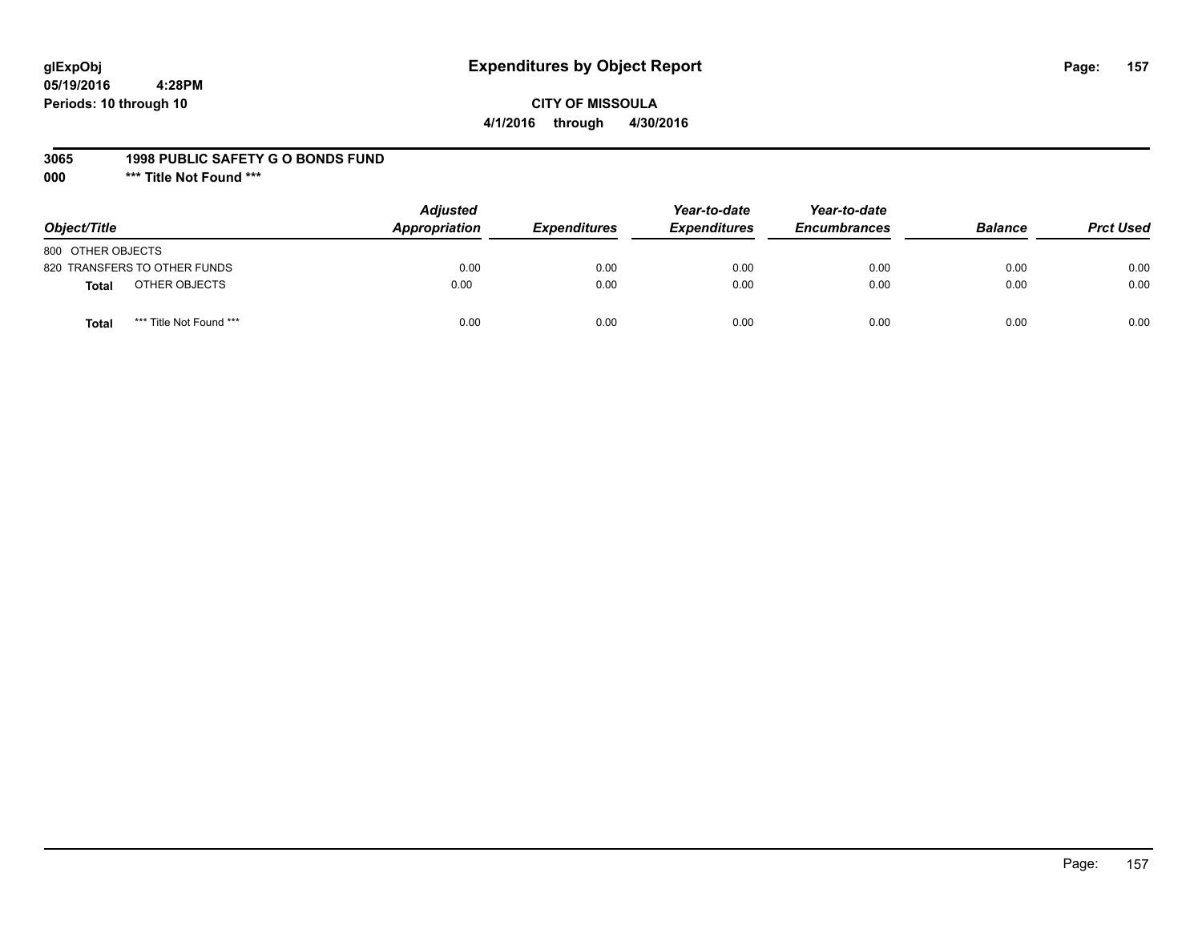glExpObj
05/19/2016 4:28PM
Periods: 10 through 10

# Expenditures by Object Report

**CITY OF MISSOULA**
**4/1/2016 through 4/30/2016**

**3065 1998 PUBLIC SAFETY G O BONDS FUND**
**000 *** Title Not Found *****

| Object/Title | | Adjusted Appropriation | Expenditures | Year-to-date Expenditures | Year-to-date Encumbrances | Balance | Prct Used |
|---|---|---|---|---|---|---|---|
| 800 OTHER OBJECTS | | | | | | | |
| 820 TRANSFERS TO OTHER FUNDS | | 0.00 | 0.00 | 0.00 | 0.00 | 0.00 | 0.00 |
| **Total** | OTHER OBJECTS | 0.00 | 0.00 | 0.00 | 0.00 | 0.00 | 0.00 |
| **Total** | *** Title Not Found *** | 0.00 | 0.00 | 0.00 | 0.00 | 0.00 | 0.00 |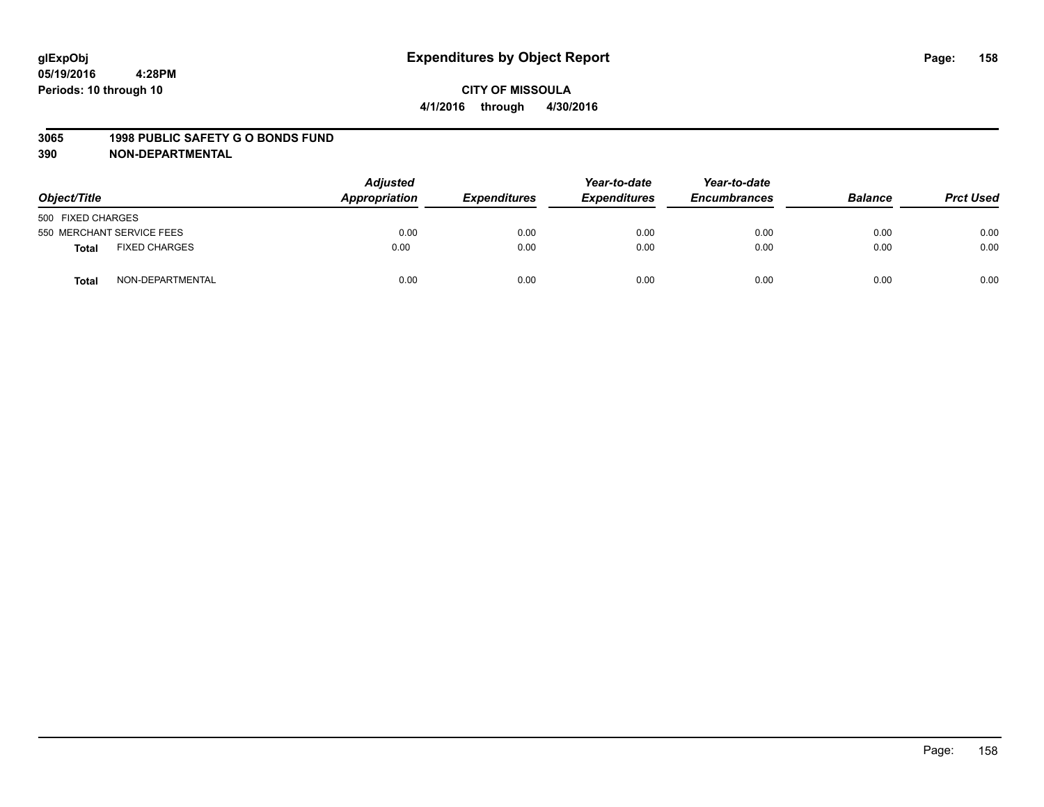glExpObj
05/19/2016 4:28PM
Periods: 10 through 10

# Expenditures by Object Report

**CITY OF MISSOULA**
**4/1/2016 through 4/30/2016**

**3065 1998 PUBLIC SAFETY G O BONDS FUND**
**390 NON-DEPARTMENTAL**

| Object/Title | | Adjusted Appropriation | Expenditures | Year-to-date Expenditures | Year-to-date Encumbrances | Balance | Prct Used |
|---|---|---|---|---|---|---|---|
| 500 FIXED CHARGES | | | | | | | |
| 550 MERCHANT SERVICE FEES | | 0.00 | 0.00 | 0.00 | 0.00 | 0.00 | 0.00 |
| **Total** | FIXED CHARGES | 0.00 | 0.00 | 0.00 | 0.00 | 0.00 | 0.00 |
| **Total** | NON-DEPARTMENTAL | 0.00 | 0.00 | 0.00 | 0.00 | 0.00 | 0.00 |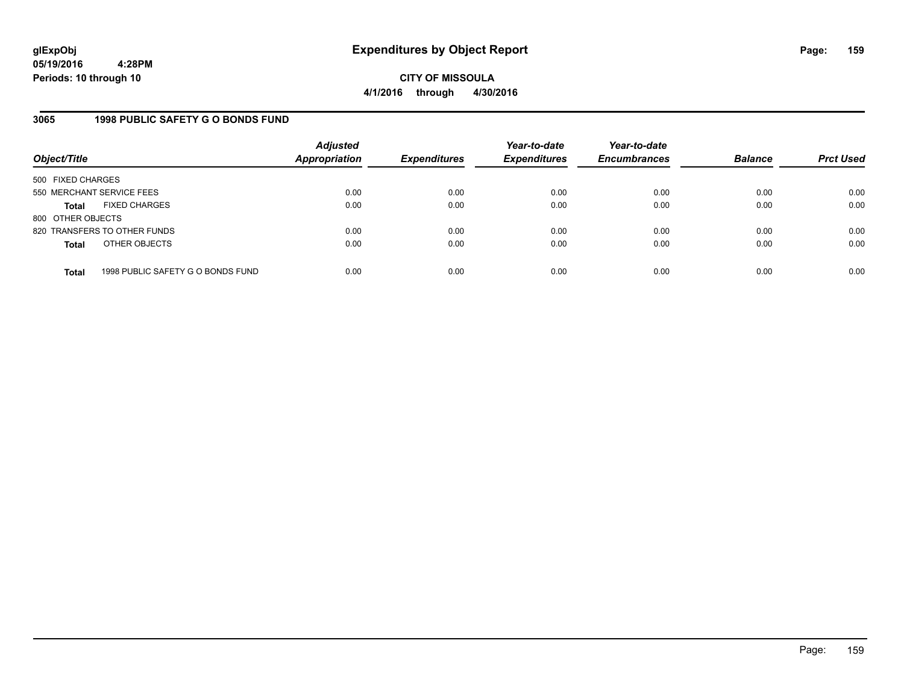**glExpObj**
**05/19/2016 4:28PM**
**Periods: 10 through 10**

# Expenditures by Object Report

**CITY OF MISSOULA**
**4/1/2016 through 4/30/2016**

## 3065 1998 PUBLIC SAFETY G O BONDS FUND

| Object/Title | Adjusted Appropriation | Expenditures | Year-to-date Expenditures | Year-to-date Encumbrances | Balance | Prct Used |
|---|---|---|---|---|---|---|
| 500 FIXED CHARGES | | | | | | |
| 550 MERCHANT SERVICE FEES | 0.00 | 0.00 | 0.00 | 0.00 | 0.00 | 0.00 |
| **Total** FIXED CHARGES | 0.00 | 0.00 | 0.00 | 0.00 | 0.00 | 0.00 |
| 800 OTHER OBJECTS | | | | | | |
| 820 TRANSFERS TO OTHER FUNDS | 0.00 | 0.00 | 0.00 | 0.00 | 0.00 | 0.00 |
| **Total** OTHER OBJECTS | 0.00 | 0.00 | 0.00 | 0.00 | 0.00 | 0.00 |
| **Total** 1998 PUBLIC SAFETY G O BONDS FUND | 0.00 | 0.00 | 0.00 | 0.00 | 0.00 | 0.00 |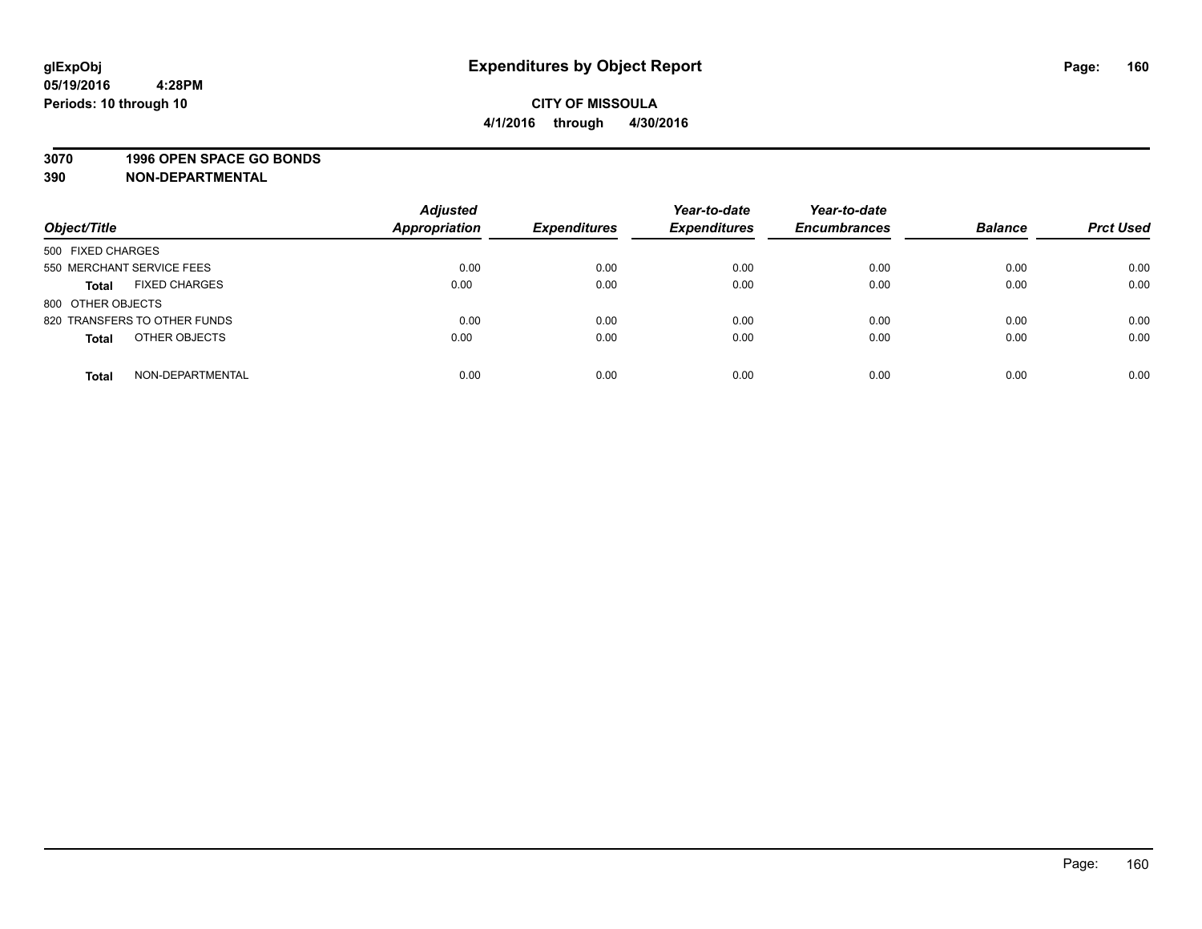glExpObj
05/19/2016 4:28PM
Periods: 10 through 10

# Expenditures by Object Report

**CITY OF MISSOULA**
**4/1/2016 through 4/30/2016**

**3070 1996 OPEN SPACE GO BONDS**
**390 NON-DEPARTMENTAL**

| Object/Title | Adjusted Appropriation | Expenditures | Year-to-date Expenditures | Year-to-date Encumbrances | Balance | Prct Used |
|---|---|---|---|---|---|---|
| 500 FIXED CHARGES | | | | | | |
| 550 MERCHANT SERVICE FEES | 0.00 | 0.00 | 0.00 | 0.00 | 0.00 | 0.00 |
| **Total** FIXED CHARGES | 0.00 | 0.00 | 0.00 | 0.00 | 0.00 | 0.00 |
| 800 OTHER OBJECTS | | | | | | |
| 820 TRANSFERS TO OTHER FUNDS | 0.00 | 0.00 | 0.00 | 0.00 | 0.00 | 0.00 |
| **Total** OTHER OBJECTS | 0.00 | 0.00 | 0.00 | 0.00 | 0.00 | 0.00 |
| **Total** NON-DEPARTMENTAL | 0.00 | 0.00 | 0.00 | 0.00 | 0.00 | 0.00 |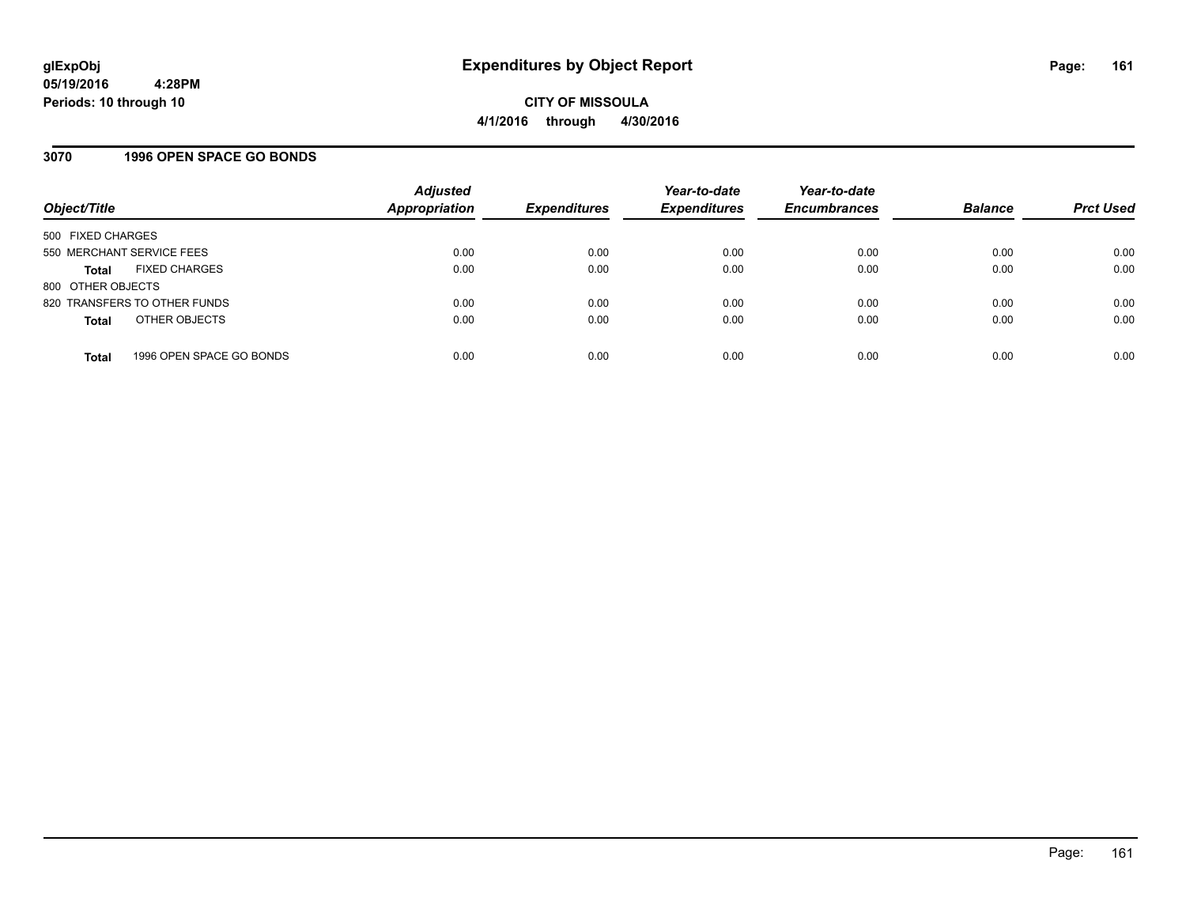# Expenditures by Object Report

glExpObj
05/19/2016 4:28PM
Periods: 10 through 10

**CITY OF MISSOULA**
**4/1/2016 through 4/30/2016**

## 3070 1996 OPEN SPACE GO BONDS

| Object/Title | Adjusted Appropriation | Expenditures | Year-to-date Expenditures | Year-to-date Encumbrances | Balance | Prct Used |
|---|---|---|---|---|---|---|
| 500 FIXED CHARGES | | | | | | |
| 550 MERCHANT SERVICE FEES | 0.00 | 0.00 | 0.00 | 0.00 | 0.00 | 0.00 |
| **Total** FIXED CHARGES | 0.00 | 0.00 | 0.00 | 0.00 | 0.00 | 0.00 |
| 800 OTHER OBJECTS | | | | | | |
| 820 TRANSFERS TO OTHER FUNDS | 0.00 | 0.00 | 0.00 | 0.00 | 0.00 | 0.00 |
| **Total** OTHER OBJECTS | 0.00 | 0.00 | 0.00 | 0.00 | 0.00 | 0.00 |
| **Total** 1996 OPEN SPACE GO BONDS | 0.00 | 0.00 | 0.00 | 0.00 | 0.00 | 0.00 |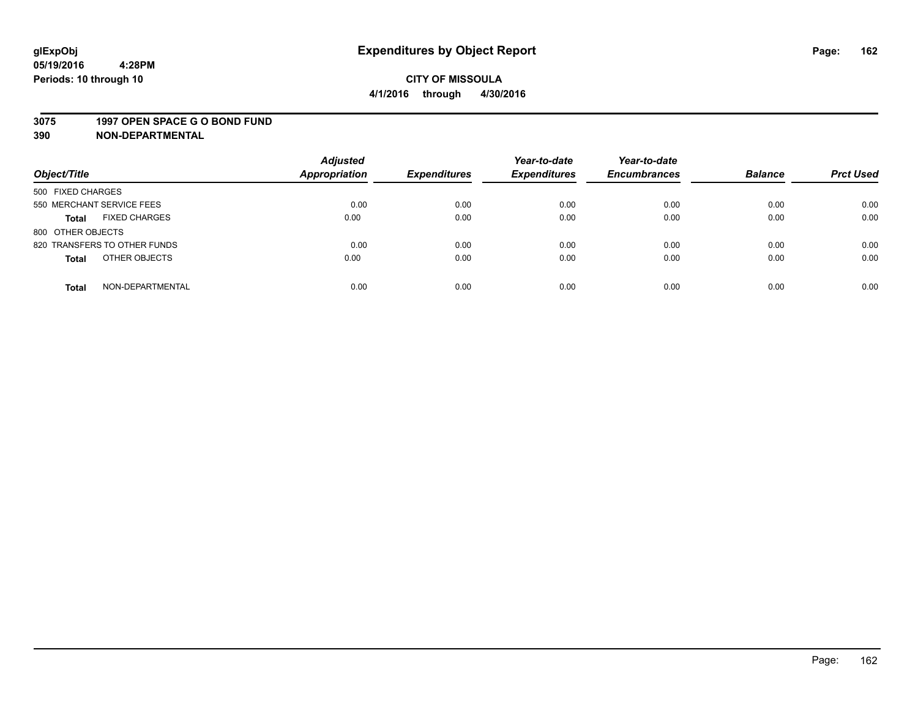# Expenditures by Object Report

glExpObj
05/19/2016 4:28PM
Periods: 10 through 10

**CITY OF MISSOULA**
**4/1/2016 through 4/30/2016**

**3075 1997 OPEN SPACE G O BOND FUND**
**390 NON-DEPARTMENTAL**

| Object/Title | Adjusted Appropriation | Expenditures | Year-to-date Expenditures | Year-to-date Encumbrances | Balance | Prct Used |
|---|---|---|---|---|---|---|
| 500 FIXED CHARGES | | | | | | |
| 550 MERCHANT SERVICE FEES | 0.00 | 0.00 | 0.00 | 0.00 | 0.00 | 0.00 |
| **Total** FIXED CHARGES | 0.00 | 0.00 | 0.00 | 0.00 | 0.00 | 0.00 |
| 800 OTHER OBJECTS | | | | | | |
| 820 TRANSFERS TO OTHER FUNDS | 0.00 | 0.00 | 0.00 | 0.00 | 0.00 | 0.00 |
| **Total** OTHER OBJECTS | 0.00 | 0.00 | 0.00 | 0.00 | 0.00 | 0.00 |
| **Total** NON-DEPARTMENTAL | 0.00 | 0.00 | 0.00 | 0.00 | 0.00 | 0.00 |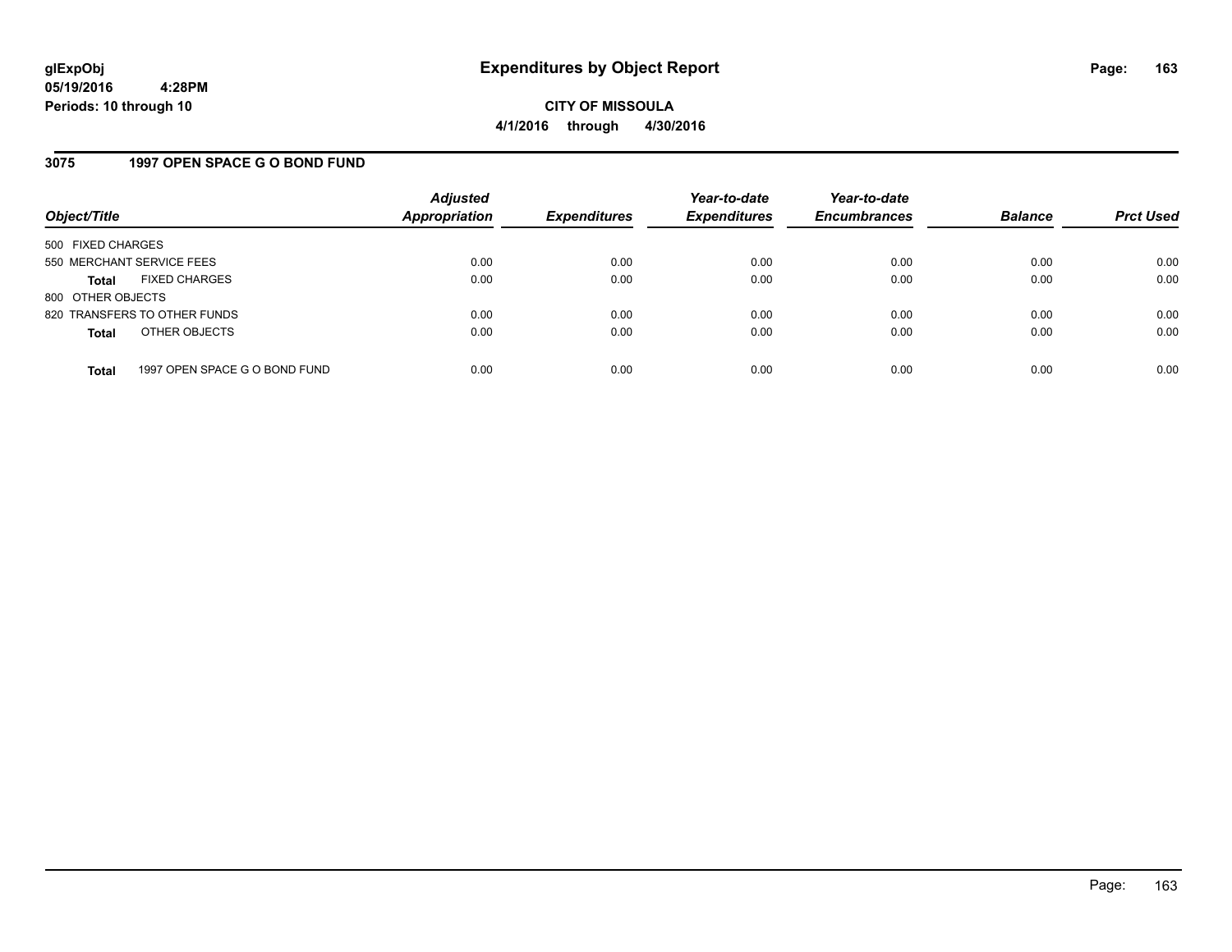# Expenditures by Object Report

glExpObj
05/19/2016 4:28PM
Periods: 10 through 10

**CITY OF MISSOULA**
**4/1/2016 through 4/30/2016**

## 3075 1997 OPEN SPACE G O BOND FUND

| Object/Title | Adjusted Appropriation | Expenditures | Year-to-date Expenditures | Year-to-date Encumbrances | Balance | Prct Used |
|---|---|---|---|---|---|---|
| 500 FIXED CHARGES | | | | | | |
| 550 MERCHANT SERVICE FEES | 0.00 | 0.00 | 0.00 | 0.00 | 0.00 | 0.00 |
| **Total** FIXED CHARGES | 0.00 | 0.00 | 0.00 | 0.00 | 0.00 | 0.00 |
| 800 OTHER OBJECTS | | | | | | |
| 820 TRANSFERS TO OTHER FUNDS | 0.00 | 0.00 | 0.00 | 0.00 | 0.00 | 0.00 |
| **Total** OTHER OBJECTS | 0.00 | 0.00 | 0.00 | 0.00 | 0.00 | 0.00 |
| **Total** 1997 OPEN SPACE G O BOND FUND | 0.00 | 0.00 | 0.00 | 0.00 | 0.00 | 0.00 |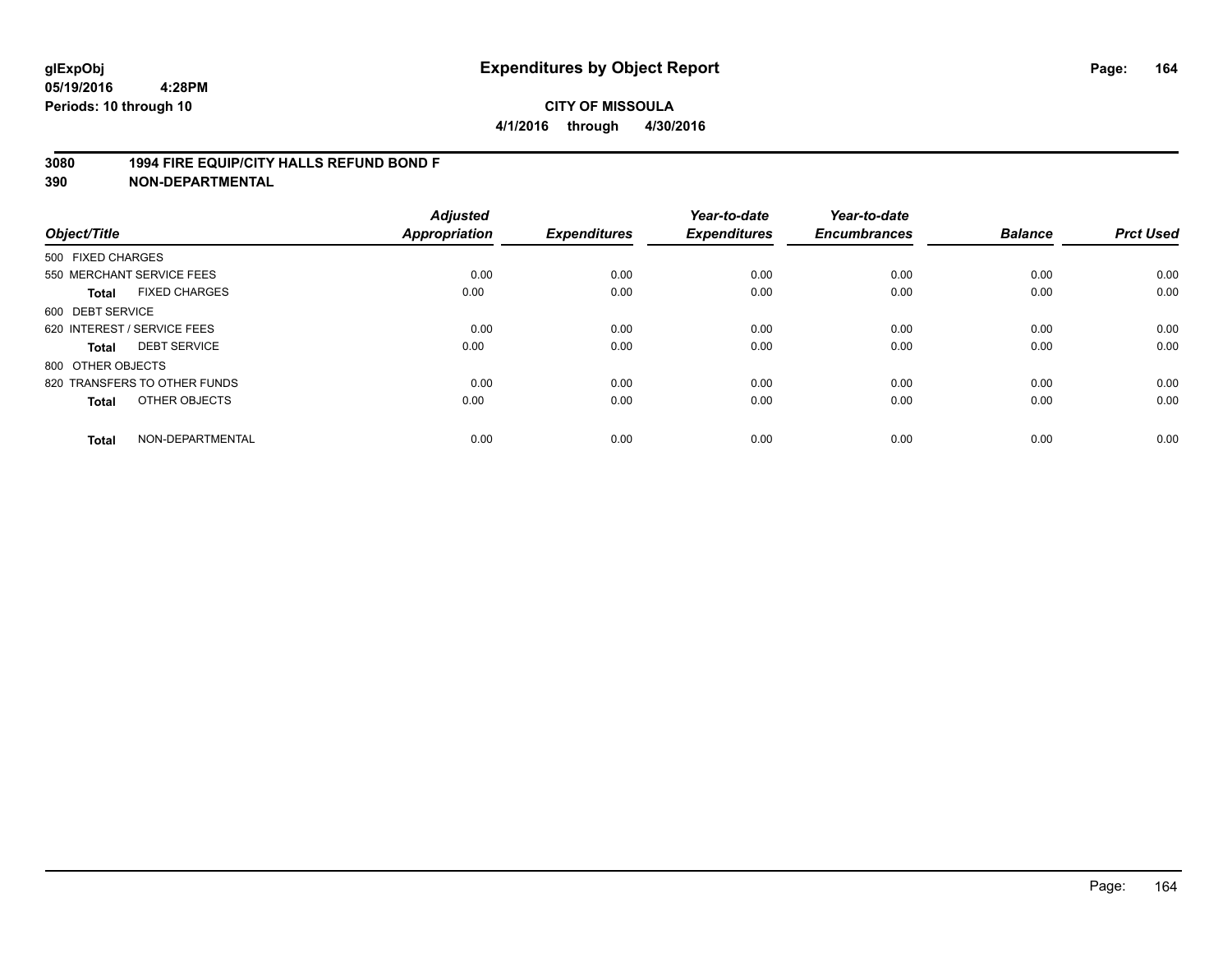**glExpObj**
**05/19/2016 4:28PM**
**Periods: 10 through 10**

# Expenditures by Object Report

**CITY OF MISSOULA**
**4/1/2016 through 4/30/2016**

**3080 1994 FIRE EQUIP/CITY HALLS REFUND BOND F**
**390 NON-DEPARTMENTAL**

| Object/Title | Adjusted Appropriation | Expenditures | Year-to-date Expenditures | Year-to-date Encumbrances | Balance | Prct Used |
|---|---|---|---|---|---|---|
| 500 FIXED CHARGES | | | | | | |
| 550 MERCHANT SERVICE FEES | 0.00 | 0.00 | 0.00 | 0.00 | 0.00 | 0.00 |
| **Total** FIXED CHARGES | 0.00 | 0.00 | 0.00 | 0.00 | 0.00 | 0.00 |
| 600 DEBT SERVICE | | | | | | |
| 620 INTEREST / SERVICE FEES | 0.00 | 0.00 | 0.00 | 0.00 | 0.00 | 0.00 |
| **Total** DEBT SERVICE | 0.00 | 0.00 | 0.00 | 0.00 | 0.00 | 0.00 |
| 800 OTHER OBJECTS | | | | | | |
| 820 TRANSFERS TO OTHER FUNDS | 0.00 | 0.00 | 0.00 | 0.00 | 0.00 | 0.00 |
| **Total** OTHER OBJECTS | 0.00 | 0.00 | 0.00 | 0.00 | 0.00 | 0.00 |
| **Total** NON-DEPARTMENTAL | 0.00 | 0.00 | 0.00 | 0.00 | 0.00 | 0.00 |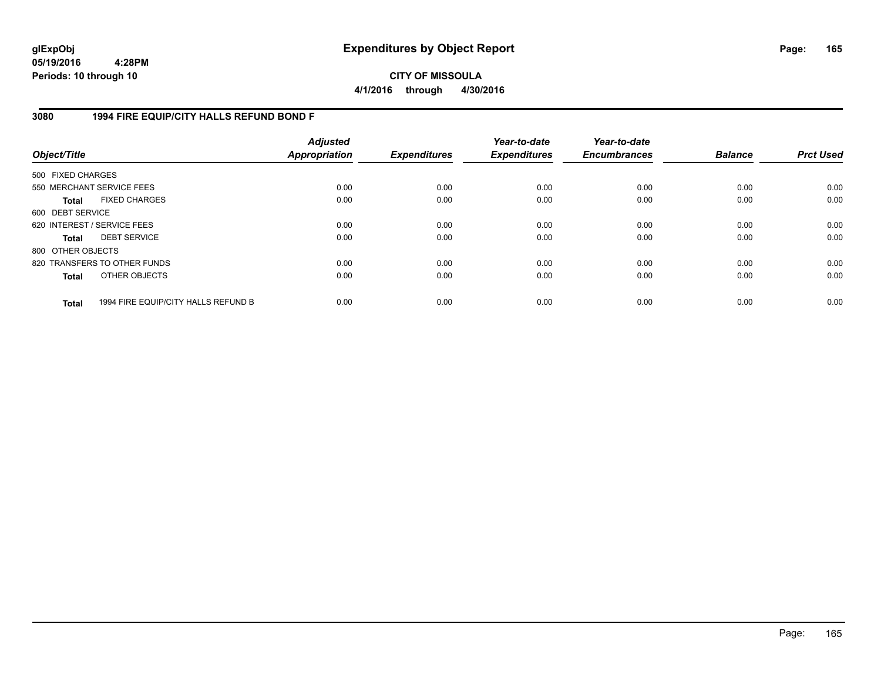**glExpObj**
**05/19/2016 4:28PM**
**Periods: 10 through 10**

# Expenditures by Object Report

**CITY OF MISSOULA**
**4/1/2016 through 4/30/2016**

## 3080 1994 FIRE EQUIP/CITY HALLS REFUND BOND F

| Object/Title | Adjusted Appropriation | Expenditures | Year-to-date Expenditures | Year-to-date Encumbrances | Balance | Prct Used |
|---|---|---|---|---|---|---|
| 500 FIXED CHARGES | | | | | | |
| 550 MERCHANT SERVICE FEES | 0.00 | 0.00 | 0.00 | 0.00 | 0.00 | 0.00 |
| **Total** FIXED CHARGES | 0.00 | 0.00 | 0.00 | 0.00 | 0.00 | 0.00 |
| 600 DEBT SERVICE | | | | | | |
| 620 INTEREST / SERVICE FEES | 0.00 | 0.00 | 0.00 | 0.00 | 0.00 | 0.00 |
| **Total** DEBT SERVICE | 0.00 | 0.00 | 0.00 | 0.00 | 0.00 | 0.00 |
| 800 OTHER OBJECTS | | | | | | |
| 820 TRANSFERS TO OTHER FUNDS | 0.00 | 0.00 | 0.00 | 0.00 | 0.00 | 0.00 |
| **Total** OTHER OBJECTS | 0.00 | 0.00 | 0.00 | 0.00 | 0.00 | 0.00 |
| **Total** 1994 FIRE EQUIP/CITY HALLS REFUND B | 0.00 | 0.00 | 0.00 | 0.00 | 0.00 | 0.00 |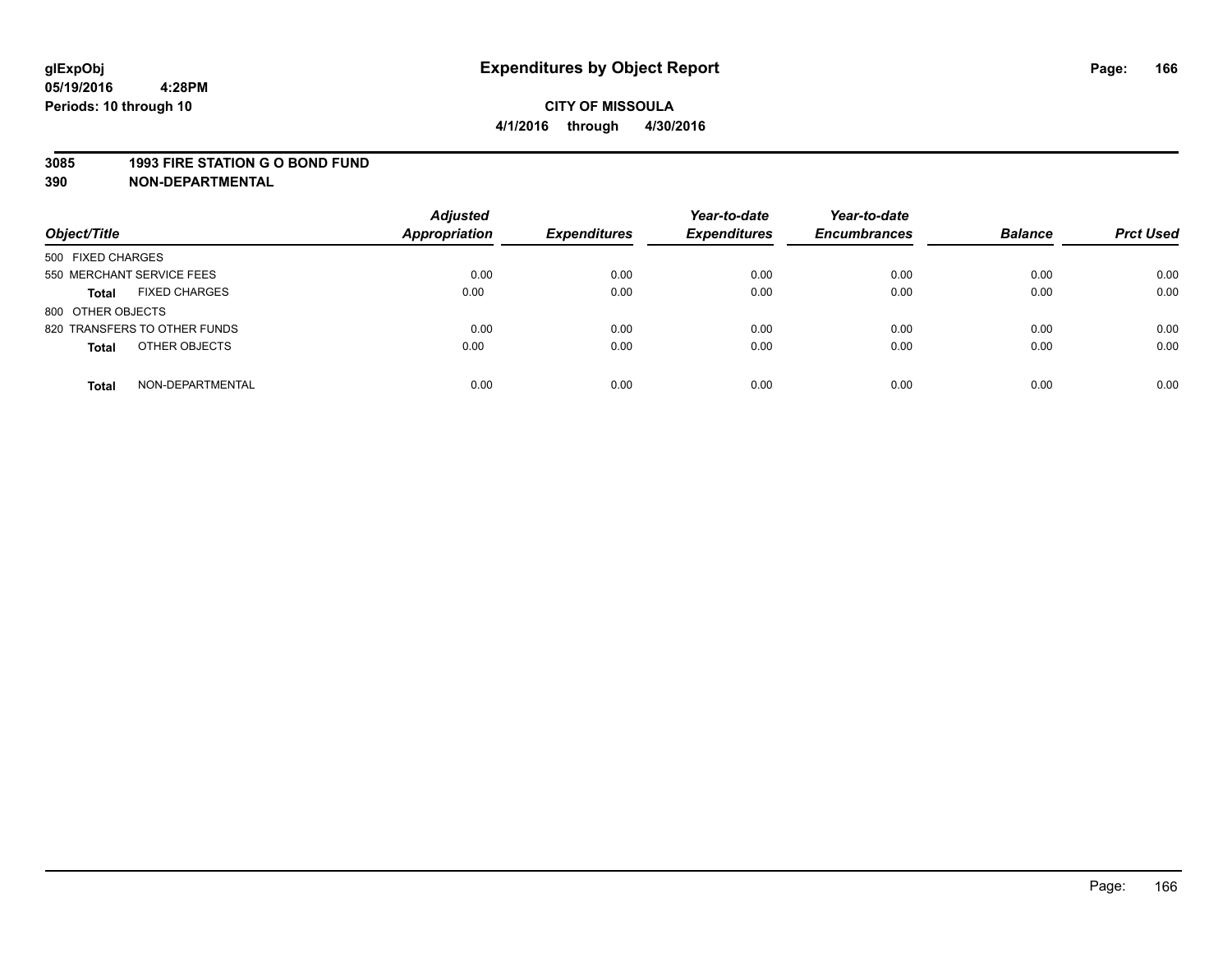glExpObj
05/19/2016 4:28PM
Periods: 10 through 10

# Expenditures by Object Report

**CITY OF MISSOULA**
**4/1/2016 through 4/30/2016**

**3085 1993 FIRE STATION G O BOND FUND**
**390 NON-DEPARTMENTAL**

| Object/Title | | Adjusted Appropriation | Expenditures | Year-to-date Expenditures | Year-to-date Encumbrances | Balance | Prct Used |
|---|---|---|---|---|---|---|---|
| 500 FIXED CHARGES | | | | | | | |
| 550 MERCHANT SERVICE FEES | | 0.00 | 0.00 | 0.00 | 0.00 | 0.00 | 0.00 |
| **Total** | FIXED CHARGES | 0.00 | 0.00 | 0.00 | 0.00 | 0.00 | 0.00 |
| 800 OTHER OBJECTS | | | | | | | |
| 820 TRANSFERS TO OTHER FUNDS | | 0.00 | 0.00 | 0.00 | 0.00 | 0.00 | 0.00 |
| **Total** | OTHER OBJECTS | 0.00 | 0.00 | 0.00 | 0.00 | 0.00 | 0.00 |
| **Total** | NON-DEPARTMENTAL | 0.00 | 0.00 | 0.00 | 0.00 | 0.00 | 0.00 |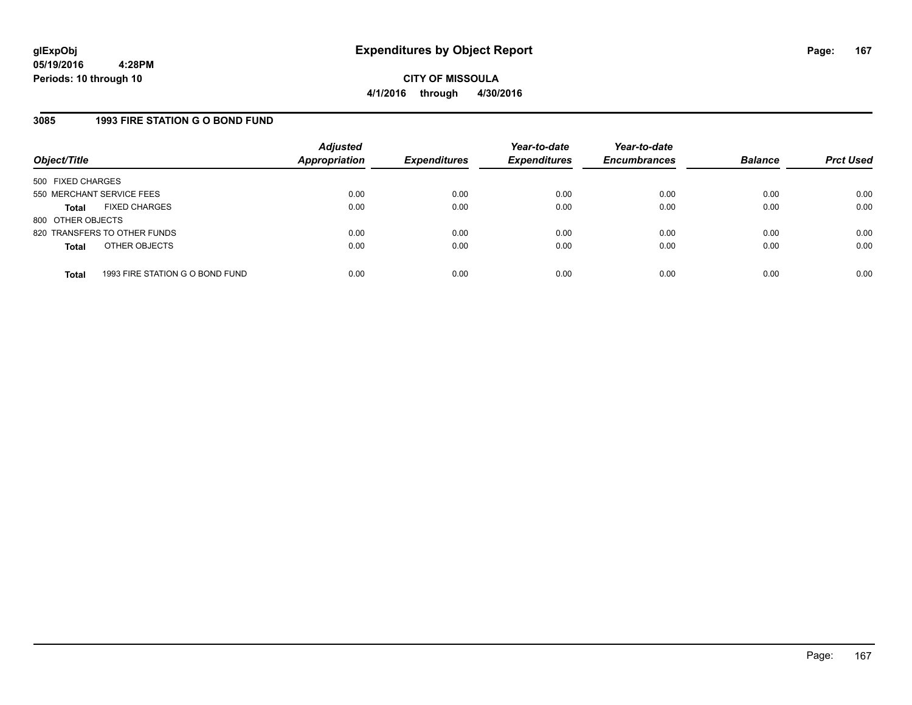glExpObj
05/19/2016 4:28PM
Periods: 10 through 10

# Expenditures by Object Report

**CITY OF MISSOULA**
**4/1/2016 through 4/30/2016**

## 3085 1993 FIRE STATION G O BOND FUND

| Object/Title | Adjusted Appropriation | Expenditures | Year-to-date Expenditures | Year-to-date Encumbrances | Balance | Prct Used |
|---|---|---|---|---|---|---|
| 500 FIXED CHARGES | | | | | | |
| 550 MERCHANT SERVICE FEES | 0.00 | 0.00 | 0.00 | 0.00 | 0.00 | 0.00 |
| **Total** FIXED CHARGES | 0.00 | 0.00 | 0.00 | 0.00 | 0.00 | 0.00 |
| 800 OTHER OBJECTS | | | | | | |
| 820 TRANSFERS TO OTHER FUNDS | 0.00 | 0.00 | 0.00 | 0.00 | 0.00 | 0.00 |
| **Total** OTHER OBJECTS | 0.00 | 0.00 | 0.00 | 0.00 | 0.00 | 0.00 |
| **Total** 1993 FIRE STATION G O BOND FUND | 0.00 | 0.00 | 0.00 | 0.00 | 0.00 | 0.00 |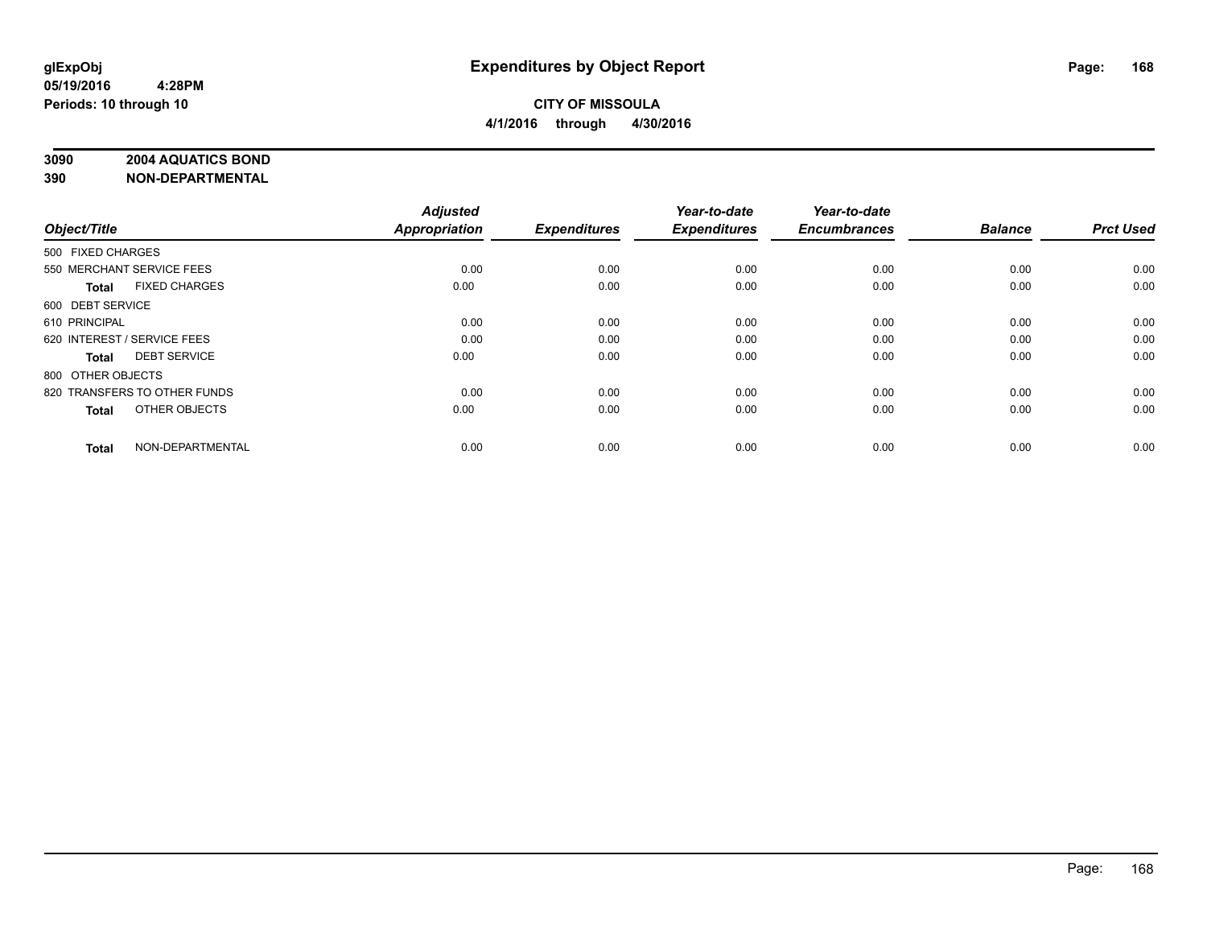# Expenditures by Object Report

glExpObj
05/19/2016 4:28PM
Periods: 10 through 10

**CITY OF MISSOULA**
**4/1/2016 through 4/30/2016**

**3090 2004 AQUATICS BOND**
**390 NON-DEPARTMENTAL**

| Object/Title | Adjusted Appropriation | Expenditures | Year-to-date Expenditures | Year-to-date Encumbrances | Balance | Prct Used |
|---|---|---|---|---|---|---|
| 500 FIXED CHARGES | | | | | | |
| 550 MERCHANT SERVICE FEES | 0.00 | 0.00 | 0.00 | 0.00 | 0.00 | 0.00 |
| **Total** FIXED CHARGES | 0.00 | 0.00 | 0.00 | 0.00 | 0.00 | 0.00 |
| 600 DEBT SERVICE | | | | | | |
| 610 PRINCIPAL | 0.00 | 0.00 | 0.00 | 0.00 | 0.00 | 0.00 |
| 620 INTEREST / SERVICE FEES | 0.00 | 0.00 | 0.00 | 0.00 | 0.00 | 0.00 |
| **Total** DEBT SERVICE | 0.00 | 0.00 | 0.00 | 0.00 | 0.00 | 0.00 |
| 800 OTHER OBJECTS | | | | | | |
| 820 TRANSFERS TO OTHER FUNDS | 0.00 | 0.00 | 0.00 | 0.00 | 0.00 | 0.00 |
| **Total** OTHER OBJECTS | 0.00 | 0.00 | 0.00 | 0.00 | 0.00 | 0.00 |
| **Total** NON-DEPARTMENTAL | 0.00 | 0.00 | 0.00 | 0.00 | 0.00 | 0.00 |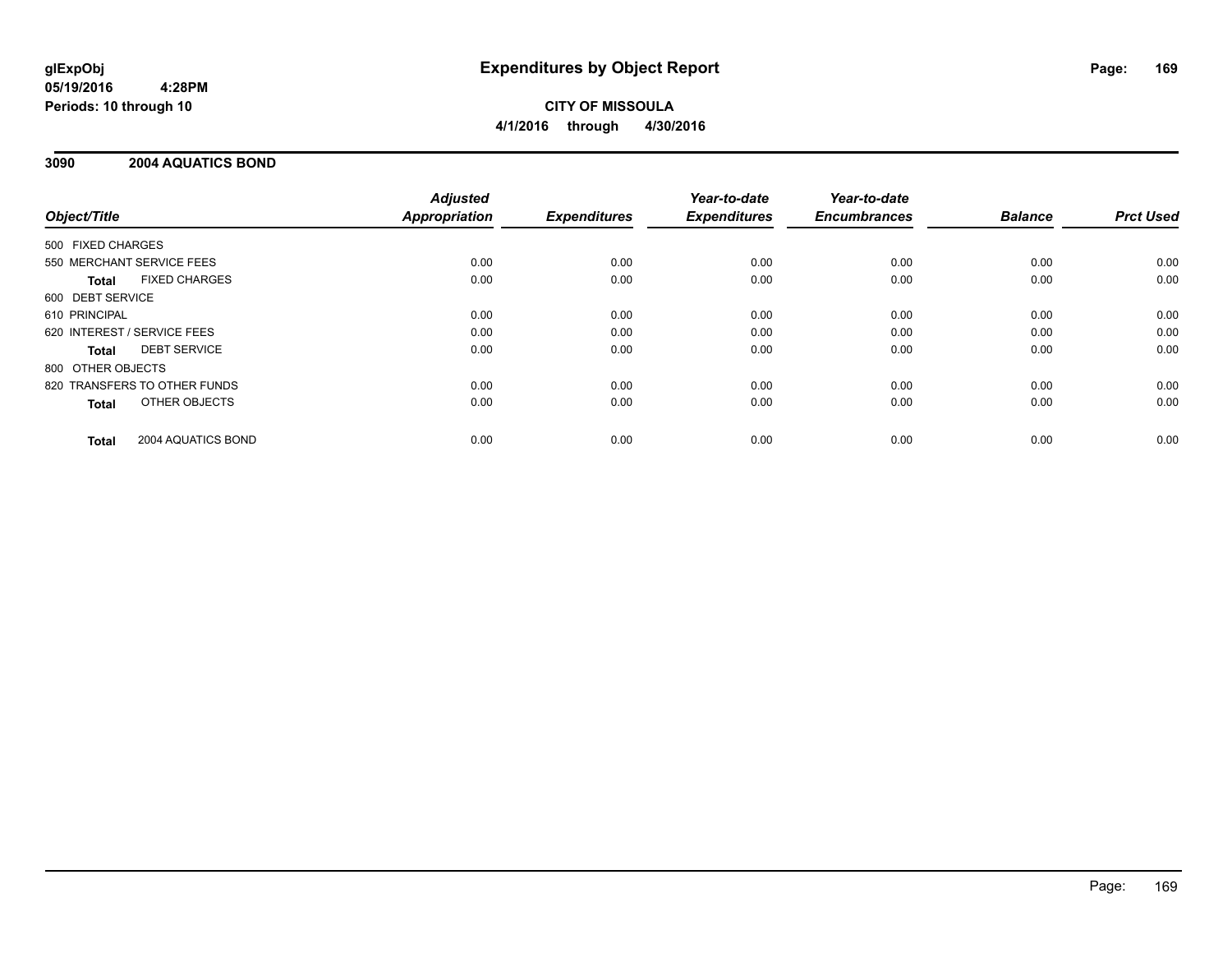# Expenditures by Object Report

glExpObj
05/19/2016 4:28PM
Periods: 10 through 10

**CITY OF MISSOULA**
**4/1/2016 through 4/30/2016**

## 3090 2004 AQUATICS BOND

| Object/Title | Adjusted Appropriation | Expenditures | Year-to-date Expenditures | Year-to-date Encumbrances | Balance | Prct Used |
|---|---|---|---|---|---|---|
| 500 FIXED CHARGES | | | | | | |
| 550 MERCHANT SERVICE FEES | 0.00 | 0.00 | 0.00 | 0.00 | 0.00 | 0.00 |
| **Total** FIXED CHARGES | 0.00 | 0.00 | 0.00 | 0.00 | 0.00 | 0.00 |
| 600 DEBT SERVICE | | | | | | |
| 610 PRINCIPAL | 0.00 | 0.00 | 0.00 | 0.00 | 0.00 | 0.00 |
| 620 INTEREST / SERVICE FEES | 0.00 | 0.00 | 0.00 | 0.00 | 0.00 | 0.00 |
| **Total** DEBT SERVICE | 0.00 | 0.00 | 0.00 | 0.00 | 0.00 | 0.00 |
| 800 OTHER OBJECTS | | | | | | |
| 820 TRANSFERS TO OTHER FUNDS | 0.00 | 0.00 | 0.00 | 0.00 | 0.00 | 0.00 |
| **Total** OTHER OBJECTS | 0.00 | 0.00 | 0.00 | 0.00 | 0.00 | 0.00 |
| **Total** 2004 AQUATICS BOND | 0.00 | 0.00 | 0.00 | 0.00 | 0.00 | 0.00 |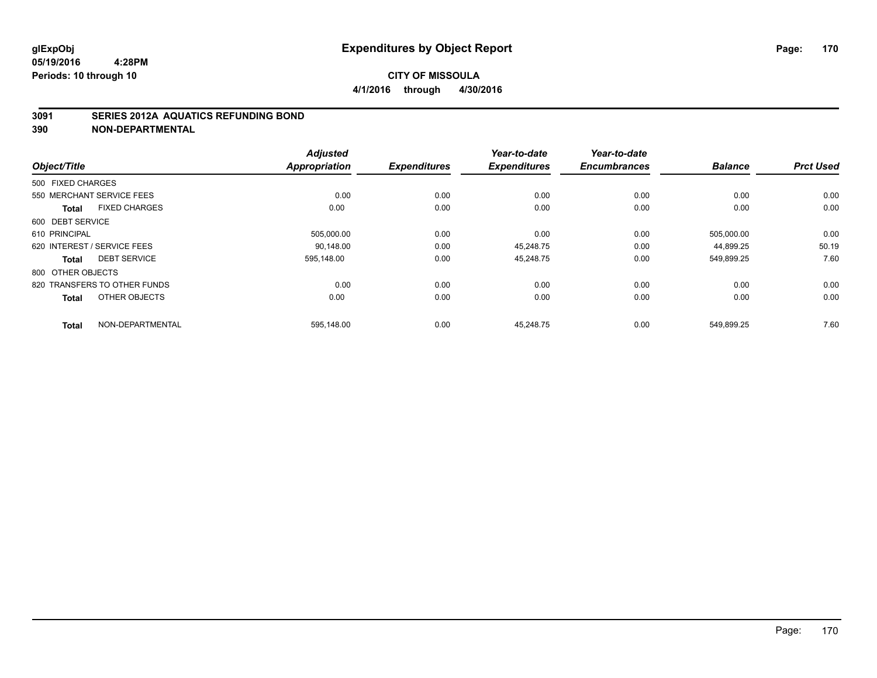**glExpObj**
**05/19/2016 4:28PM**
**Periods: 10 through 10**

# Expenditures by Object Report

**CITY OF MISSOULA**
**4/1/2016 through 4/30/2016**

## 3091 SERIES 2012A AQUATICS REFUNDING BOND
## 390 NON-DEPARTMENTAL

| Object/Title | Adjusted Appropriation | Expenditures | Year-to-date Expenditures | Year-to-date Encumbrances | Balance | Prct Used |
|---|---|---|---|---|---|---|
| 500 FIXED CHARGES | | | | | | |
| 550 MERCHANT SERVICE FEES | 0.00 | 0.00 | 0.00 | 0.00 | 0.00 | 0.00 |
| **Total** FIXED CHARGES | 0.00 | 0.00 | 0.00 | 0.00 | 0.00 | 0.00 |
| 600 DEBT SERVICE | | | | | | |
| 610 PRINCIPAL | 505,000.00 | 0.00 | 0.00 | 0.00 | 505,000.00 | 0.00 |
| 620 INTEREST / SERVICE FEES | 90,148.00 | 0.00 | 45,248.75 | 0.00 | 44,899.25 | 50.19 |
| **Total** DEBT SERVICE | 595,148.00 | 0.00 | 45,248.75 | 0.00 | 549,899.25 | 7.60 |
| 800 OTHER OBJECTS | | | | | | |
| 820 TRANSFERS TO OTHER FUNDS | 0.00 | 0.00 | 0.00 | 0.00 | 0.00 | 0.00 |
| **Total** OTHER OBJECTS | 0.00 | 0.00 | 0.00 | 0.00 | 0.00 | 0.00 |
| **Total** NON-DEPARTMENTAL | 595,148.00 | 0.00 | 45,248.75 | 0.00 | 549,899.25 | 7.60 |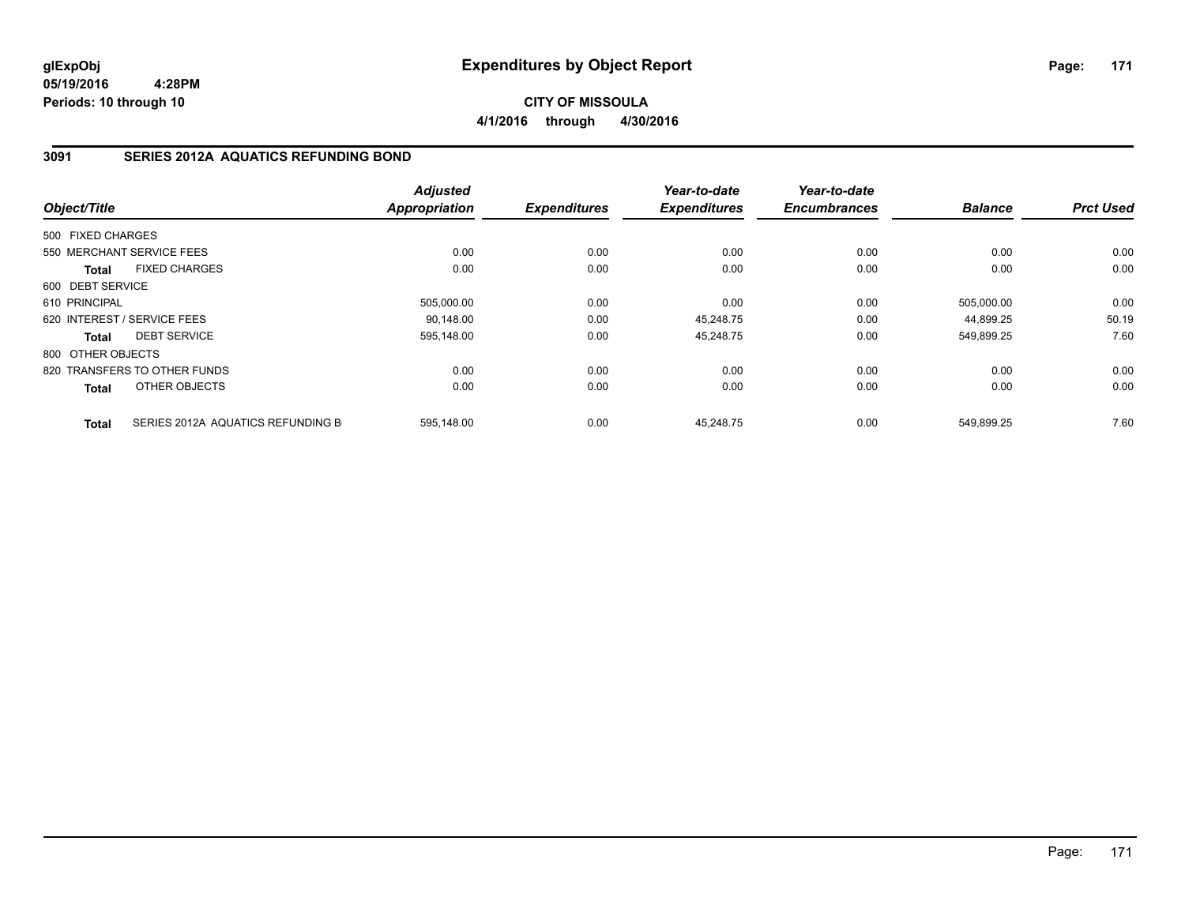**glExpObj**
**05/19/2016 4:28PM**
**Periods: 10 through 10**

# Expenditures by Object Report

**CITY OF MISSOULA**
**4/1/2016 through 4/30/2016**

## 3091 SERIES 2012A AQUATICS REFUNDING BOND

| Object/Title | Adjusted Appropriation | Expenditures | Year-to-date Expenditures | Year-to-date Encumbrances | Balance | Prct Used |
|---|---|---|---|---|---|---|
| 500 FIXED CHARGES | | | | | | |
| 550 MERCHANT SERVICE FEES | 0.00 | 0.00 | 0.00 | 0.00 | 0.00 | 0.00 |
| **Total** FIXED CHARGES | 0.00 | 0.00 | 0.00 | 0.00 | 0.00 | 0.00 |
| 600 DEBT SERVICE | | | | | | |
| 610 PRINCIPAL | 505,000.00 | 0.00 | 0.00 | 0.00 | 505,000.00 | 0.00 |
| 620 INTEREST / SERVICE FEES | 90,148.00 | 0.00 | 45,248.75 | 0.00 | 44,899.25 | 50.19 |
| **Total** DEBT SERVICE | 595,148.00 | 0.00 | 45,248.75 | 0.00 | 549,899.25 | 7.60 |
| 800 OTHER OBJECTS | | | | | | |
| 820 TRANSFERS TO OTHER FUNDS | 0.00 | 0.00 | 0.00 | 0.00 | 0.00 | 0.00 |
| **Total** OTHER OBJECTS | 0.00 | 0.00 | 0.00 | 0.00 | 0.00 | 0.00 |
| **Total** SERIES 2012A AQUATICS REFUNDING B | 595,148.00 | 0.00 | 45,248.75 | 0.00 | 549,899.25 | 7.60 |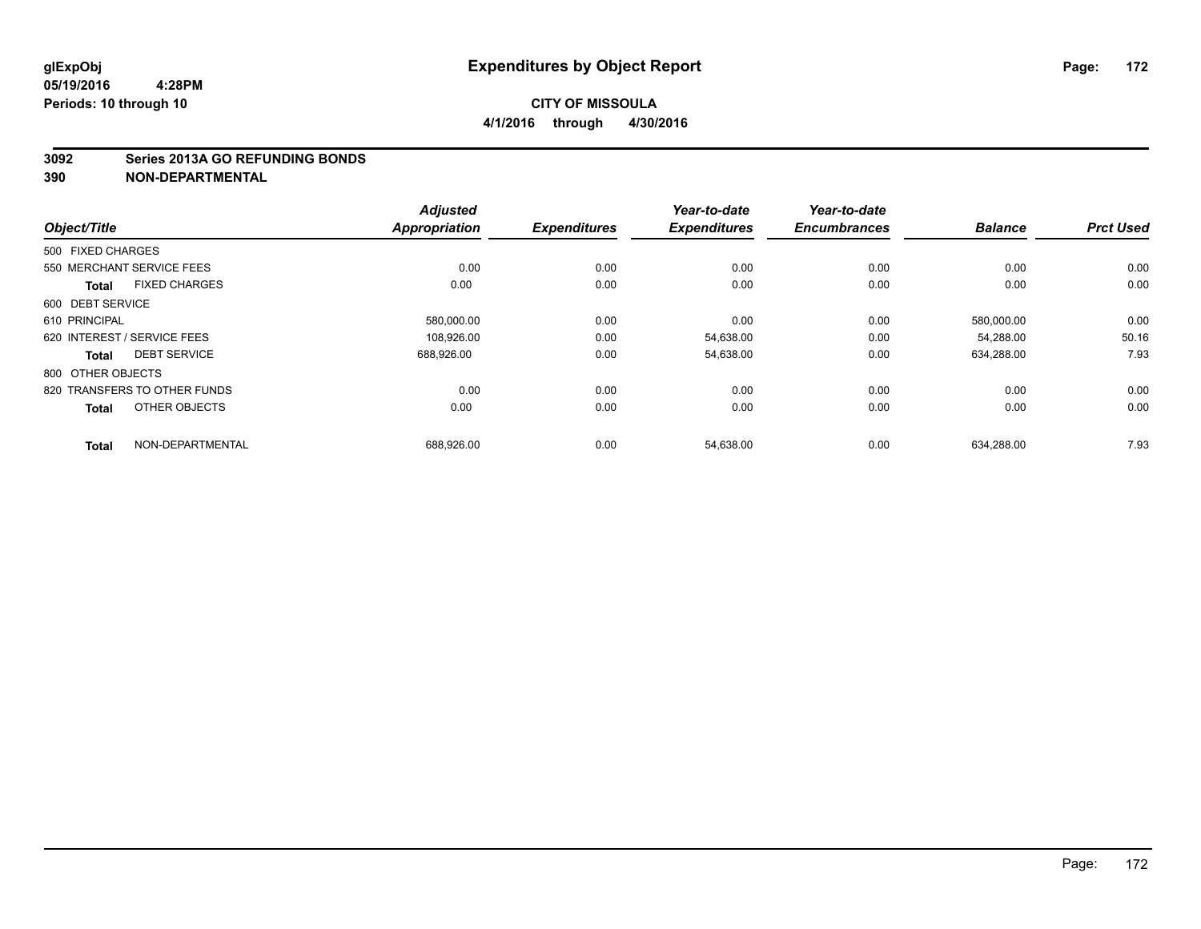**glExpObj**
**05/19/2016 4:28PM**
**Periods: 10 through 10**

# Expenditures by Object Report

**CITY OF MISSOULA**
**4/1/2016 through 4/30/2016**

## 3092 Series 2013A GO REFUNDING BONDS
## 390 NON-DEPARTMENTAL

| Object/Title | Adjusted Appropriation | Expenditures | Year-to-date Expenditures | Year-to-date Encumbrances | Balance | Prct Used |
|---|---|---|---|---|---|---|
| 500 FIXED CHARGES | | | | | | |
| 550 MERCHANT SERVICE FEES | 0.00 | 0.00 | 0.00 | 0.00 | 0.00 | 0.00 |
| **Total** FIXED CHARGES | 0.00 | 0.00 | 0.00 | 0.00 | 0.00 | 0.00 |
| 600 DEBT SERVICE | | | | | | |
| 610 PRINCIPAL | 580,000.00 | 0.00 | 0.00 | 0.00 | 580,000.00 | 0.00 |
| 620 INTEREST / SERVICE FEES | 108,926.00 | 0.00 | 54,638.00 | 0.00 | 54,288.00 | 50.16 |
| **Total** DEBT SERVICE | 688,926.00 | 0.00 | 54,638.00 | 0.00 | 634,288.00 | 7.93 |
| 800 OTHER OBJECTS | | | | | | |
| 820 TRANSFERS TO OTHER FUNDS | 0.00 | 0.00 | 0.00 | 0.00 | 0.00 | 0.00 |
| **Total** OTHER OBJECTS | 0.00 | 0.00 | 0.00 | 0.00 | 0.00 | 0.00 |
| **Total** NON-DEPARTMENTAL | 688,926.00 | 0.00 | 54,638.00 | 0.00 | 634,288.00 | 7.93 |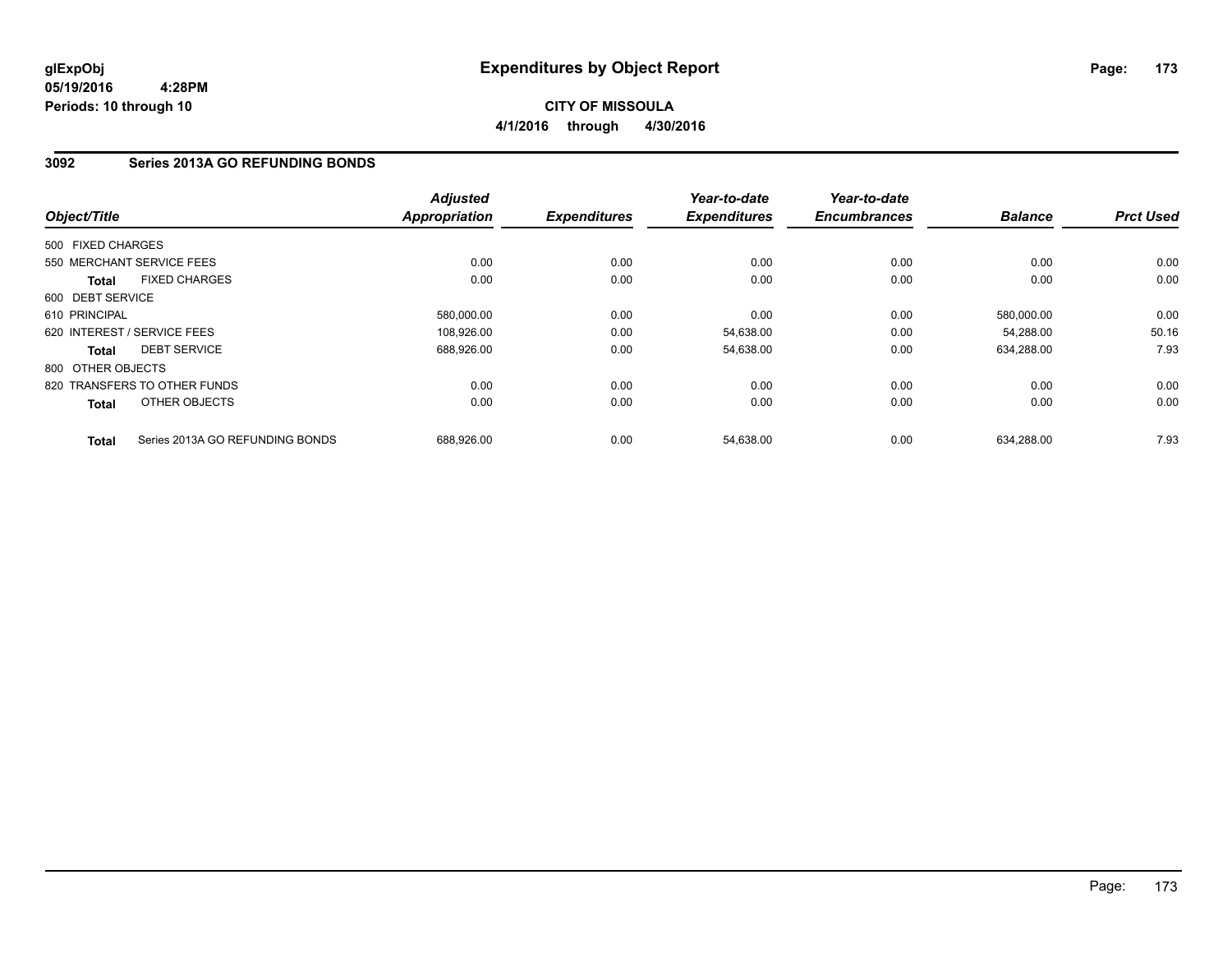**glExpObj**
**05/19/2016 4:28PM**
**Periods: 10 through 10**

# Expenditures by Object Report

**CITY OF MISSOULA**
**4/1/2016 through 4/30/2016**

## 3092 Series 2013A GO REFUNDING BONDS

| Object/Title | Adjusted Appropriation | Expenditures | Year-to-date Expenditures | Year-to-date Encumbrances | Balance | Prct Used |
|---|---|---|---|---|---|---|
| 500 FIXED CHARGES | | | | | | |
| 550 MERCHANT SERVICE FEES | 0.00 | 0.00 | 0.00 | 0.00 | 0.00 | 0.00 |
| **Total** FIXED CHARGES | 0.00 | 0.00 | 0.00 | 0.00 | 0.00 | 0.00 |
| 600 DEBT SERVICE | | | | | | |
| 610 PRINCIPAL | 580,000.00 | 0.00 | 0.00 | 0.00 | 580,000.00 | 0.00 |
| 620 INTEREST / SERVICE FEES | 108,926.00 | 0.00 | 54,638.00 | 0.00 | 54,288.00 | 50.16 |
| **Total** DEBT SERVICE | 688,926.00 | 0.00 | 54,638.00 | 0.00 | 634,288.00 | 7.93 |
| 800 OTHER OBJECTS | | | | | | |
| 820 TRANSFERS TO OTHER FUNDS | 0.00 | 0.00 | 0.00 | 0.00 | 0.00 | 0.00 |
| **Total** OTHER OBJECTS | 0.00 | 0.00 | 0.00 | 0.00 | 0.00 | 0.00 |
| **Total** Series 2013A GO REFUNDING BONDS | 688,926.00 | 0.00 | 54,638.00 | 0.00 | 634,288.00 | 7.93 |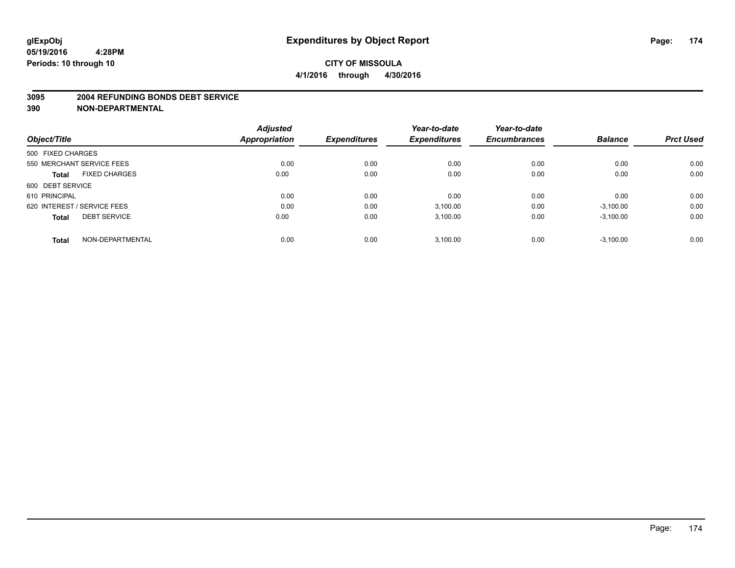glExpObj
05/19/2016 4:28PM
Periods: 10 through 10

# Expenditures by Object Report

**CITY OF MISSOULA**

**4/1/2016 through 4/30/2016**

## 3095 2004 REFUNDING BONDS DEBT SERVICE
## 390 NON-DEPARTMENTAL

| Object/Title | | Adjusted Appropriation | Expenditures | Year-to-date Expenditures | Year-to-date Encumbrances | Balance | Prct Used |
|---|---|---|---|---|---|---|---|
| 500 FIXED CHARGES | | | | | | | |
| 550 MERCHANT SERVICE FEES | | 0.00 | 0.00 | 0.00 | 0.00 | 0.00 | 0.00 |
| **Total** | FIXED CHARGES | 0.00 | 0.00 | 0.00 | 0.00 | 0.00 | 0.00 |
| 600 DEBT SERVICE | | | | | | | |
| 610 PRINCIPAL | | 0.00 | 0.00 | 0.00 | 0.00 | 0.00 | 0.00 |
| 620 INTEREST / SERVICE FEES | | 0.00 | 0.00 | 3,100.00 | 0.00 | -3,100.00 | 0.00 |
| **Total** | DEBT SERVICE | 0.00 | 0.00 | 3,100.00 | 0.00 | -3,100.00 | 0.00 |
| **Total** | NON-DEPARTMENTAL | 0.00 | 0.00 | 3,100.00 | 0.00 | -3,100.00 | 0.00 |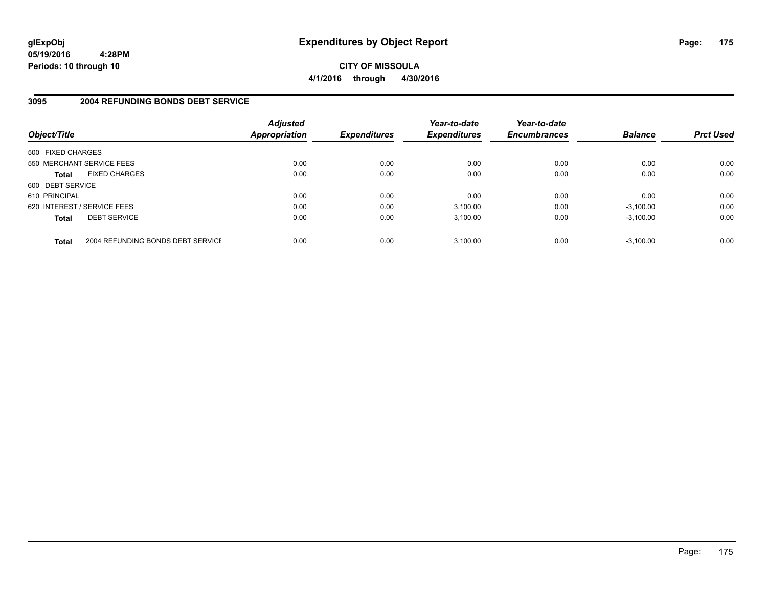# Expenditures by Object Report

glExpObj
05/19/2016 4:28PM
Periods: 10 through 10

**CITY OF MISSOULA**
**4/1/2016 through 4/30/2016**

## 3095 2004 REFUNDING BONDS DEBT SERVICE

| Object/Title | | Adjusted Appropriation | Expenditures | Year-to-date Expenditures | Year-to-date Encumbrances | Balance | Prct Used |
|---|---|---|---|---|---|---|---|
| 500 FIXED CHARGES | | | | | | | |
| 550 MERCHANT SERVICE FEES | | 0.00 | 0.00 | 0.00 | 0.00 | 0.00 | 0.00 |
| **Total** | FIXED CHARGES | 0.00 | 0.00 | 0.00 | 0.00 | 0.00 | 0.00 |
| 600 DEBT SERVICE | | | | | | | |
| 610 PRINCIPAL | | 0.00 | 0.00 | 0.00 | 0.00 | 0.00 | 0.00 |
| 620 INTEREST / SERVICE FEES | | 0.00 | 0.00 | 3,100.00 | 0.00 | -3,100.00 | 0.00 |
| **Total** | DEBT SERVICE | 0.00 | 0.00 | 3,100.00 | 0.00 | -3,100.00 | 0.00 |
| **Total** | 2004 REFUNDING BONDS DEBT SERVICE | 0.00 | 0.00 | 3,100.00 | 0.00 | -3,100.00 | 0.00 |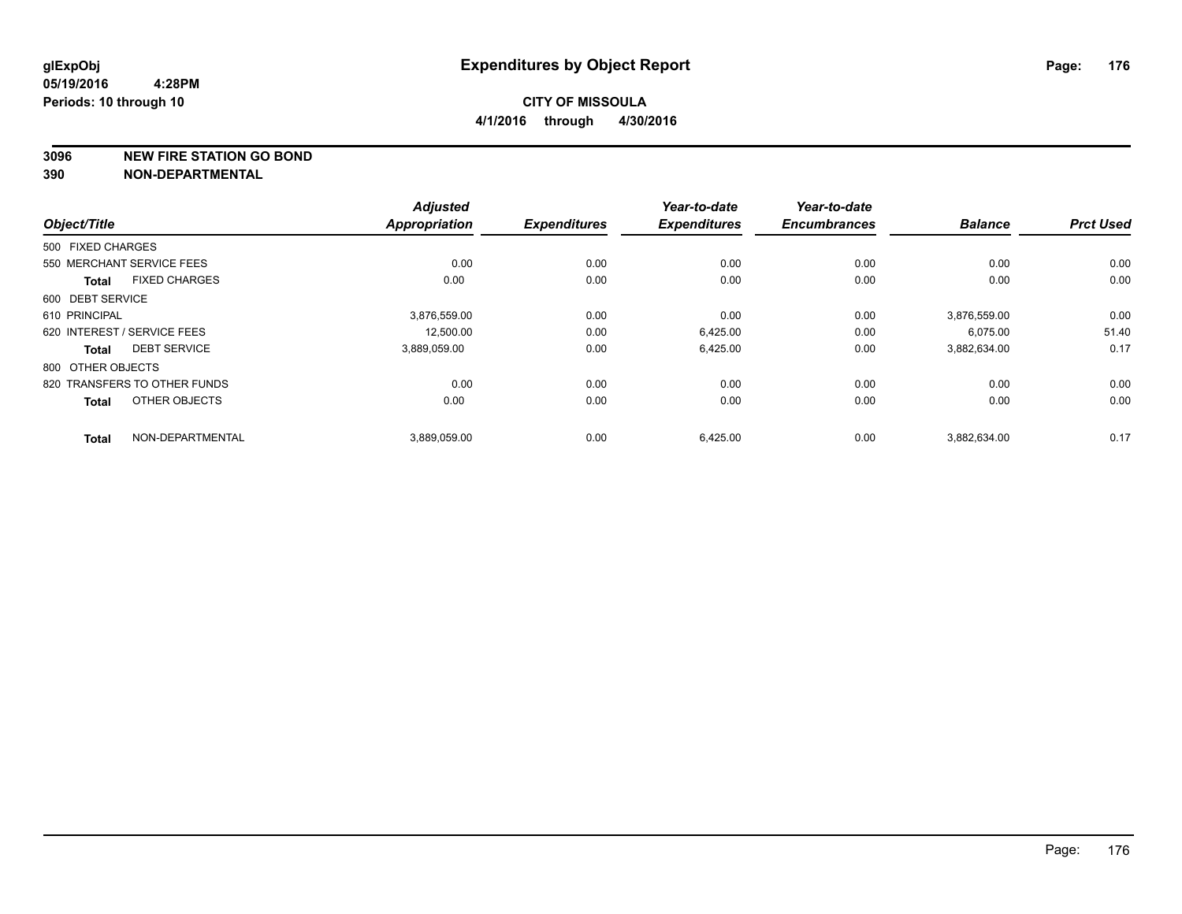glExpObj
05/19/2016 4:28PM
Periods: 10 through 10

# Expenditures by Object Report

**CITY OF MISSOULA**
**4/1/2016 through 4/30/2016**

**3096 NEW FIRE STATION GO BOND**
**390 NON-DEPARTMENTAL**

| Object/Title | Adjusted Appropriation | Expenditures | Year-to-date Expenditures | Year-to-date Encumbrances | Balance | Prct Used |
|---|---|---|---|---|---|---|
| 500 FIXED CHARGES | | | | | | |
| 550 MERCHANT SERVICE FEES | 0.00 | 0.00 | 0.00 | 0.00 | 0.00 | 0.00 |
| **Total** FIXED CHARGES | 0.00 | 0.00 | 0.00 | 0.00 | 0.00 | 0.00 |
| 600 DEBT SERVICE | | | | | | |
| 610 PRINCIPAL | 3,876,559.00 | 0.00 | 0.00 | 0.00 | 3,876,559.00 | 0.00 |
| 620 INTEREST / SERVICE FEES | 12,500.00 | 0.00 | 6,425.00 | 0.00 | 6,075.00 | 51.40 |
| **Total** DEBT SERVICE | 3,889,059.00 | 0.00 | 6,425.00 | 0.00 | 3,882,634.00 | 0.17 |
| 800 OTHER OBJECTS | | | | | | |
| 820 TRANSFERS TO OTHER FUNDS | 0.00 | 0.00 | 0.00 | 0.00 | 0.00 | 0.00 |
| **Total** OTHER OBJECTS | 0.00 | 0.00 | 0.00 | 0.00 | 0.00 | 0.00 |
| **Total** NON-DEPARTMENTAL | 3,889,059.00 | 0.00 | 6,425.00 | 0.00 | 3,882,634.00 | 0.17 |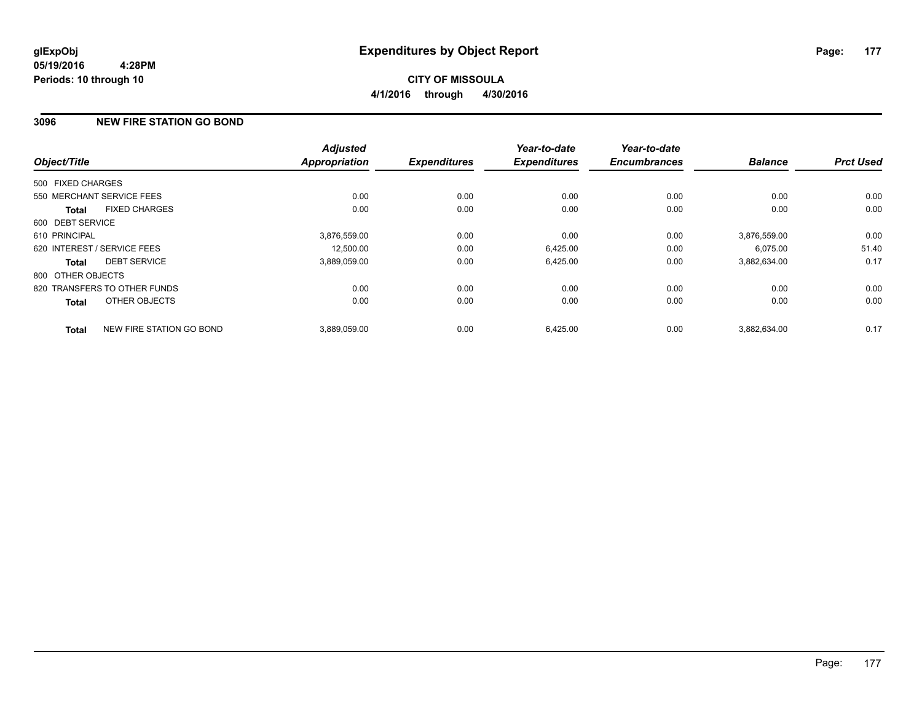**glExpObj**
**05/19/2016 4:28PM**
**Periods: 10 through 10**

# Expenditures by Object Report

**CITY OF MISSOULA**
**4/1/2016 through 4/30/2016**

## 3096 NEW FIRE STATION GO BOND

| Object/Title | Adjusted Appropriation | Expenditures | Year-to-date Expenditures | Year-to-date Encumbrances | Balance | Prct Used |
|---|---|---|---|---|---|---|
| 500 FIXED CHARGES | | | | | | |
| 550 MERCHANT SERVICE FEES | 0.00 | 0.00 | 0.00 | 0.00 | 0.00 | 0.00 |
| **Total** FIXED CHARGES | 0.00 | 0.00 | 0.00 | 0.00 | 0.00 | 0.00 |
| 600 DEBT SERVICE | | | | | | |
| 610 PRINCIPAL | 3,876,559.00 | 0.00 | 0.00 | 0.00 | 3,876,559.00 | 0.00 |
| 620 INTEREST / SERVICE FEES | 12,500.00 | 0.00 | 6,425.00 | 0.00 | 6,075.00 | 51.40 |
| **Total** DEBT SERVICE | 3,889,059.00 | 0.00 | 6,425.00 | 0.00 | 3,882,634.00 | 0.17 |
| 800 OTHER OBJECTS | | | | | | |
| 820 TRANSFERS TO OTHER FUNDS | 0.00 | 0.00 | 0.00 | 0.00 | 0.00 | 0.00 |
| **Total** OTHER OBJECTS | 0.00 | 0.00 | 0.00 | 0.00 | 0.00 | 0.00 |
| **Total** NEW FIRE STATION GO BOND | 3,889,059.00 | 0.00 | 6,425.00 | 0.00 | 3,882,634.00 | 0.17 |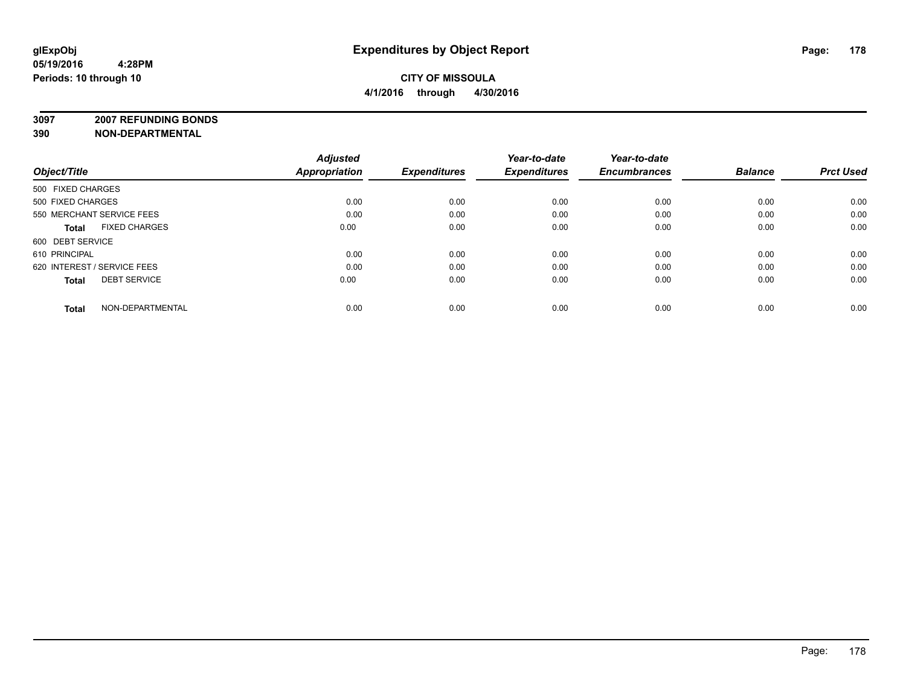**glExpObj**
**05/19/2016 4:28PM**
**Periods: 10 through 10**

# Expenditures by Object Report

**CITY OF MISSOULA**
**4/1/2016 through 4/30/2016**

**3097 2007 REFUNDING BONDS**
**390 NON-DEPARTMENTAL**

| Object/Title | Adjusted Appropriation | Expenditures | Year-to-date Expenditures | Year-to-date Encumbrances | Balance | Prct Used |
|---|---|---|---|---|---|---|
| 500 FIXED CHARGES | | | | | | |
| 500 FIXED CHARGES | 0.00 | 0.00 | 0.00 | 0.00 | 0.00 | 0.00 |
| 550 MERCHANT SERVICE FEES | 0.00 | 0.00 | 0.00 | 0.00 | 0.00 | 0.00 |
| **Total** FIXED CHARGES | 0.00 | 0.00 | 0.00 | 0.00 | 0.00 | 0.00 |
| 600 DEBT SERVICE | | | | | | |
| 610 PRINCIPAL | 0.00 | 0.00 | 0.00 | 0.00 | 0.00 | 0.00 |
| 620 INTEREST / SERVICE FEES | 0.00 | 0.00 | 0.00 | 0.00 | 0.00 | 0.00 |
| **Total** DEBT SERVICE | 0.00 | 0.00 | 0.00 | 0.00 | 0.00 | 0.00 |
| **Total** NON-DEPARTMENTAL | 0.00 | 0.00 | 0.00 | 0.00 | 0.00 | 0.00 |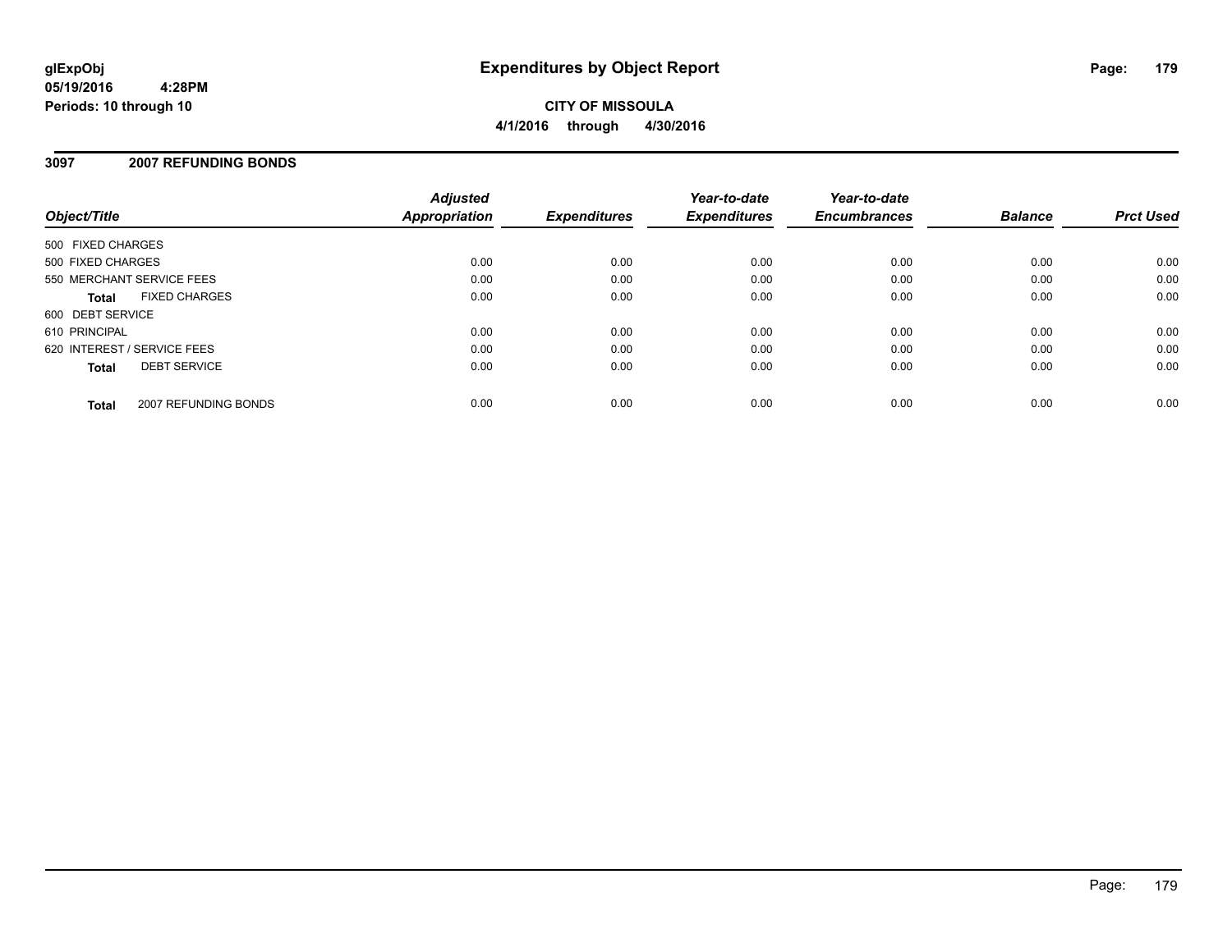# Expenditures by Object Report

glExpObj
05/19/2016 4:28PM
Periods: 10 through 10

**CITY OF MISSOULA**
**4/1/2016 through 4/30/2016**

## 3097 2007 REFUNDING BONDS

| Object/Title | Adjusted Appropriation | Expenditures | Year-to-date Expenditures | Year-to-date Encumbrances | Balance | Prct Used |
|---|---|---|---|---|---|---|
| 500 FIXED CHARGES | | | | | | |
| 500 FIXED CHARGES | 0.00 | 0.00 | 0.00 | 0.00 | 0.00 | 0.00 |
| 550 MERCHANT SERVICE FEES | 0.00 | 0.00 | 0.00 | 0.00 | 0.00 | 0.00 |
| **Total** FIXED CHARGES | 0.00 | 0.00 | 0.00 | 0.00 | 0.00 | 0.00 |
| 600 DEBT SERVICE | | | | | | |
| 610 PRINCIPAL | 0.00 | 0.00 | 0.00 | 0.00 | 0.00 | 0.00 |
| 620 INTEREST / SERVICE FEES | 0.00 | 0.00 | 0.00 | 0.00 | 0.00 | 0.00 |
| **Total** DEBT SERVICE | 0.00 | 0.00 | 0.00 | 0.00 | 0.00 | 0.00 |
| **Total** 2007 REFUNDING BONDS | 0.00 | 0.00 | 0.00 | 0.00 | 0.00 | 0.00 |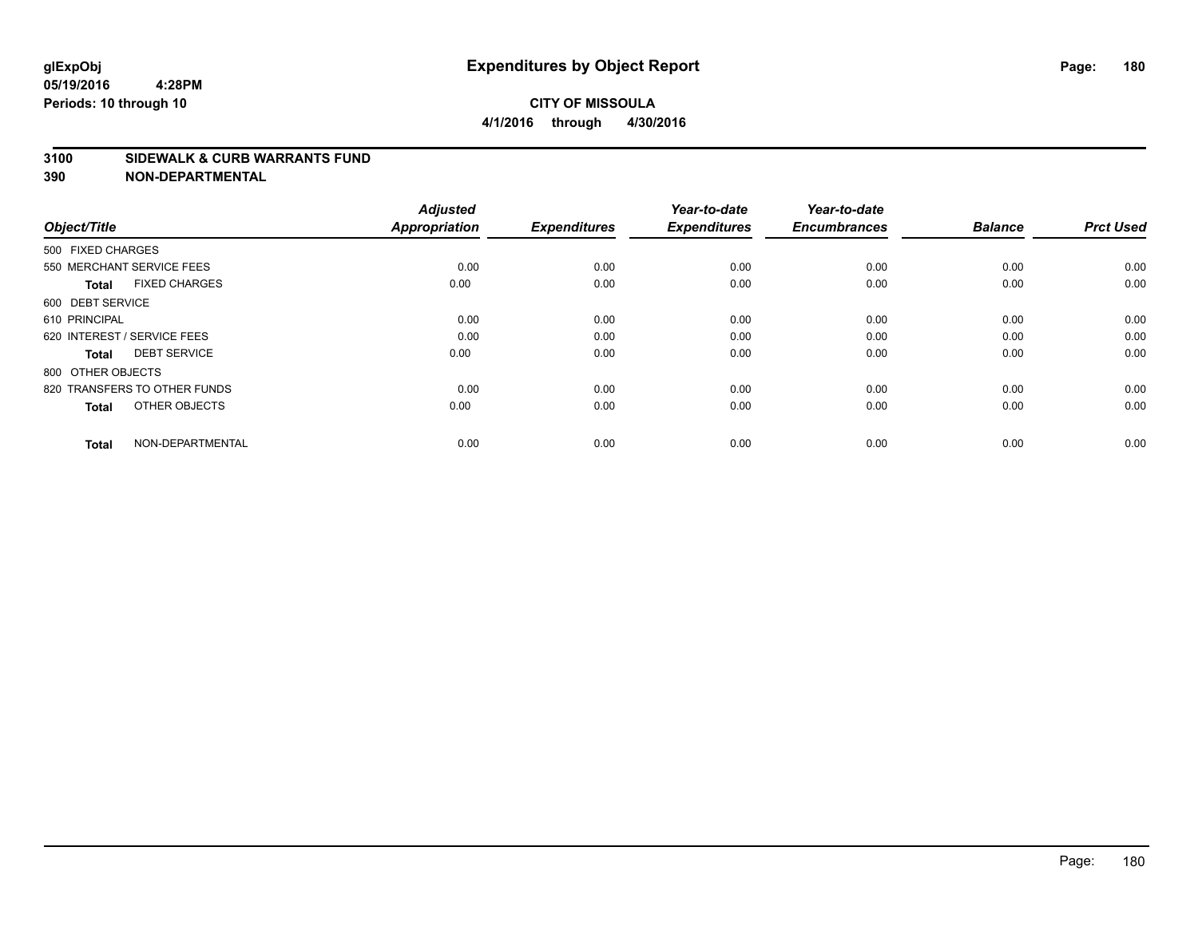# Expenditures by Object Report

glExpObj
05/19/2016 4:28PM
Periods: 10 through 10

**CITY OF MISSOULA**
**4/1/2016 through 4/30/2016**

**3100 SIDEWALK & CURB WARRANTS FUND**
**390 NON-DEPARTMENTAL**

| Object/Title | Adjusted Appropriation | Expenditures | Year-to-date Expenditures | Year-to-date Encumbrances | Balance | Prct Used |
|---|---|---|---|---|---|---|
| 500 FIXED CHARGES | | | | | | |
| 550 MERCHANT SERVICE FEES | 0.00 | 0.00 | 0.00 | 0.00 | 0.00 | 0.00 |
| **Total** FIXED CHARGES | 0.00 | 0.00 | 0.00 | 0.00 | 0.00 | 0.00 |
| 600 DEBT SERVICE | | | | | | |
| 610 PRINCIPAL | 0.00 | 0.00 | 0.00 | 0.00 | 0.00 | 0.00 |
| 620 INTEREST / SERVICE FEES | 0.00 | 0.00 | 0.00 | 0.00 | 0.00 | 0.00 |
| **Total** DEBT SERVICE | 0.00 | 0.00 | 0.00 | 0.00 | 0.00 | 0.00 |
| 800 OTHER OBJECTS | | | | | | |
| 820 TRANSFERS TO OTHER FUNDS | 0.00 | 0.00 | 0.00 | 0.00 | 0.00 | 0.00 |
| **Total** OTHER OBJECTS | 0.00 | 0.00 | 0.00 | 0.00 | 0.00 | 0.00 |
| **Total** NON-DEPARTMENTAL | 0.00 | 0.00 | 0.00 | 0.00 | 0.00 | 0.00 |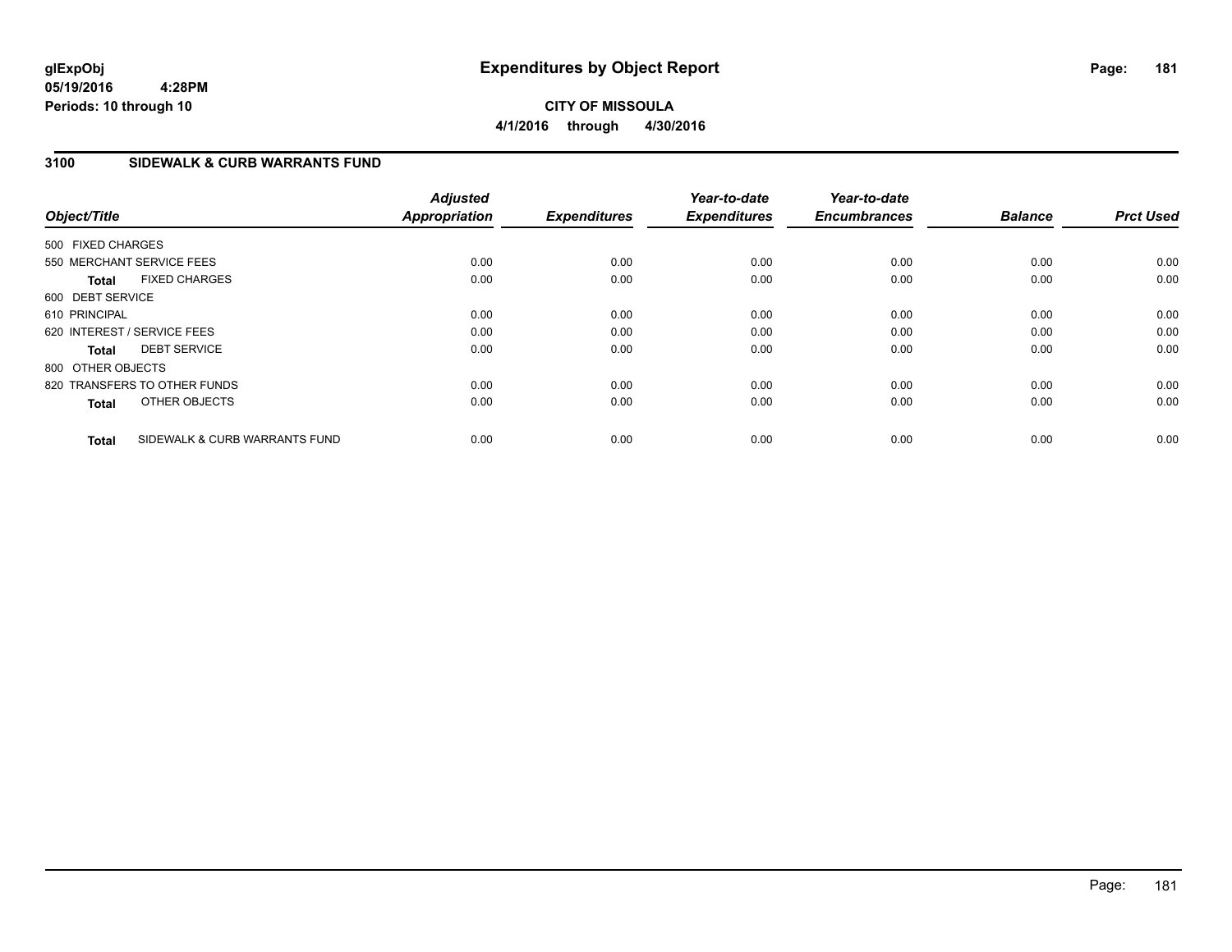# Expenditures by Object Report

glExpObj
05/19/2016 4:28PM
Periods: 10 through 10

**CITY OF MISSOULA**
**4/1/2016 through 4/30/2016**

## 3100 SIDEWALK & CURB WARRANTS FUND

| Object/Title | Adjusted Appropriation | Expenditures | Year-to-date Expenditures | Year-to-date Encumbrances | Balance | Prct Used |
|---|---|---|---|---|---|---|
| 500 FIXED CHARGES | | | | | | |
| 550 MERCHANT SERVICE FEES | 0.00 | 0.00 | 0.00 | 0.00 | 0.00 | 0.00 |
| **Total** FIXED CHARGES | 0.00 | 0.00 | 0.00 | 0.00 | 0.00 | 0.00 |
| 600 DEBT SERVICE | | | | | | |
| 610 PRINCIPAL | 0.00 | 0.00 | 0.00 | 0.00 | 0.00 | 0.00 |
| 620 INTEREST / SERVICE FEES | 0.00 | 0.00 | 0.00 | 0.00 | 0.00 | 0.00 |
| **Total** DEBT SERVICE | 0.00 | 0.00 | 0.00 | 0.00 | 0.00 | 0.00 |
| 800 OTHER OBJECTS | | | | | | |
| 820 TRANSFERS TO OTHER FUNDS | 0.00 | 0.00 | 0.00 | 0.00 | 0.00 | 0.00 |
| **Total** OTHER OBJECTS | 0.00 | 0.00 | 0.00 | 0.00 | 0.00 | 0.00 |
| **Total** SIDEWALK & CURB WARRANTS FUND | 0.00 | 0.00 | 0.00 | 0.00 | 0.00 | 0.00 |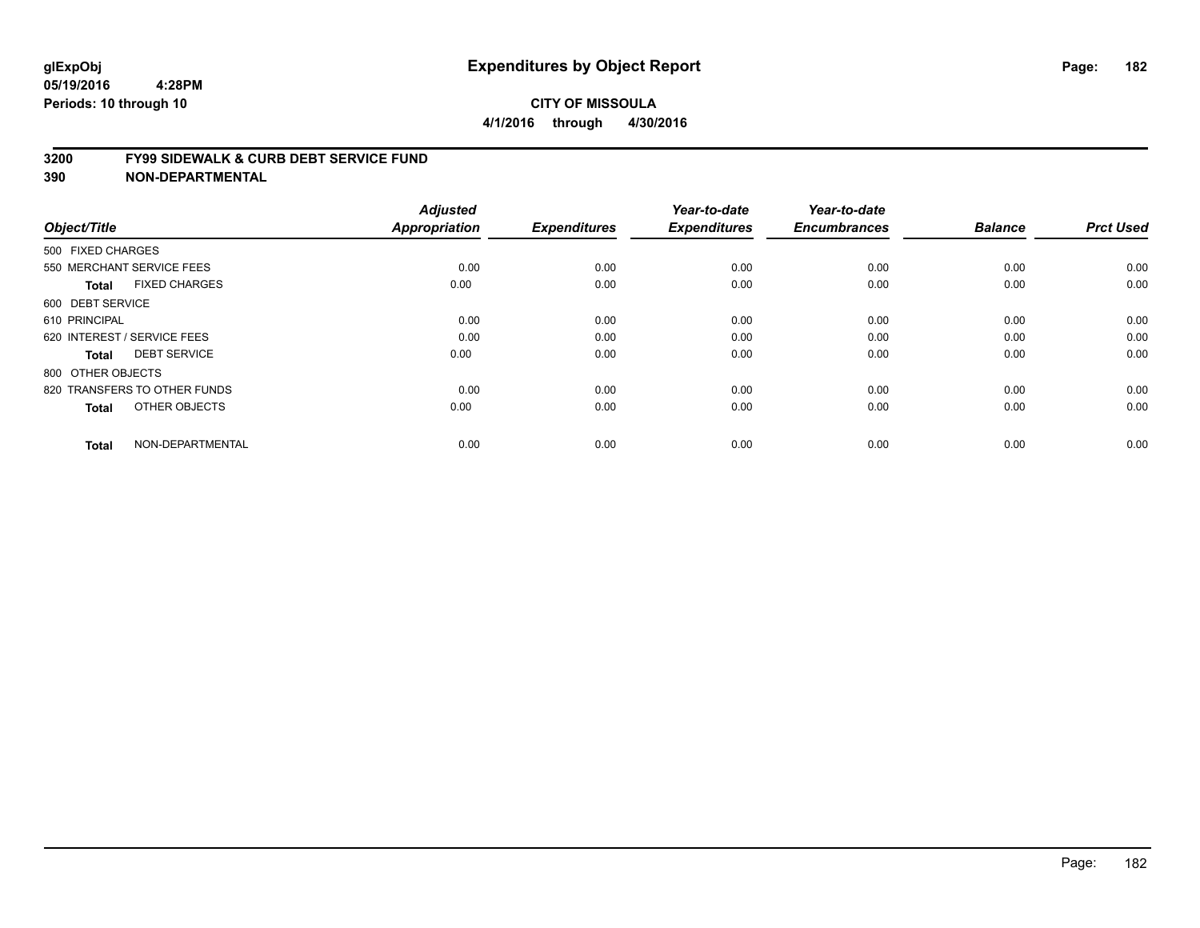glExpObj
05/19/2016 4:28PM
Periods: 10 through 10

# Expenditures by Object Report

**CITY OF MISSOULA**
**4/1/2016 through 4/30/2016**

## 3200 FY99 SIDEWALK & CURB DEBT SERVICE FUND
## 390 NON-DEPARTMENTAL

| Object/Title | | Adjusted Appropriation | Expenditures | Year-to-date Expenditures | Year-to-date Encumbrances | Balance | Prct Used |
|---|---|---|---|---|---|---|---|
| 500 FIXED CHARGES | | | | | | | |
| 550 MERCHANT SERVICE FEES | | 0.00 | 0.00 | 0.00 | 0.00 | 0.00 | 0.00 |
| **Total** | FIXED CHARGES | 0.00 | 0.00 | 0.00 | 0.00 | 0.00 | 0.00 |
| 600 DEBT SERVICE | | | | | | | |
| 610 PRINCIPAL | | 0.00 | 0.00 | 0.00 | 0.00 | 0.00 | 0.00 |
| 620 INTEREST / SERVICE FEES | | 0.00 | 0.00 | 0.00 | 0.00 | 0.00 | 0.00 |
| **Total** | DEBT SERVICE | 0.00 | 0.00 | 0.00 | 0.00 | 0.00 | 0.00 |
| 800 OTHER OBJECTS | | | | | | | |
| 820 TRANSFERS TO OTHER FUNDS | | 0.00 | 0.00 | 0.00 | 0.00 | 0.00 | 0.00 |
| **Total** | OTHER OBJECTS | 0.00 | 0.00 | 0.00 | 0.00 | 0.00 | 0.00 |
| **Total** | NON-DEPARTMENTAL | 0.00 | 0.00 | 0.00 | 0.00 | 0.00 | 0.00 |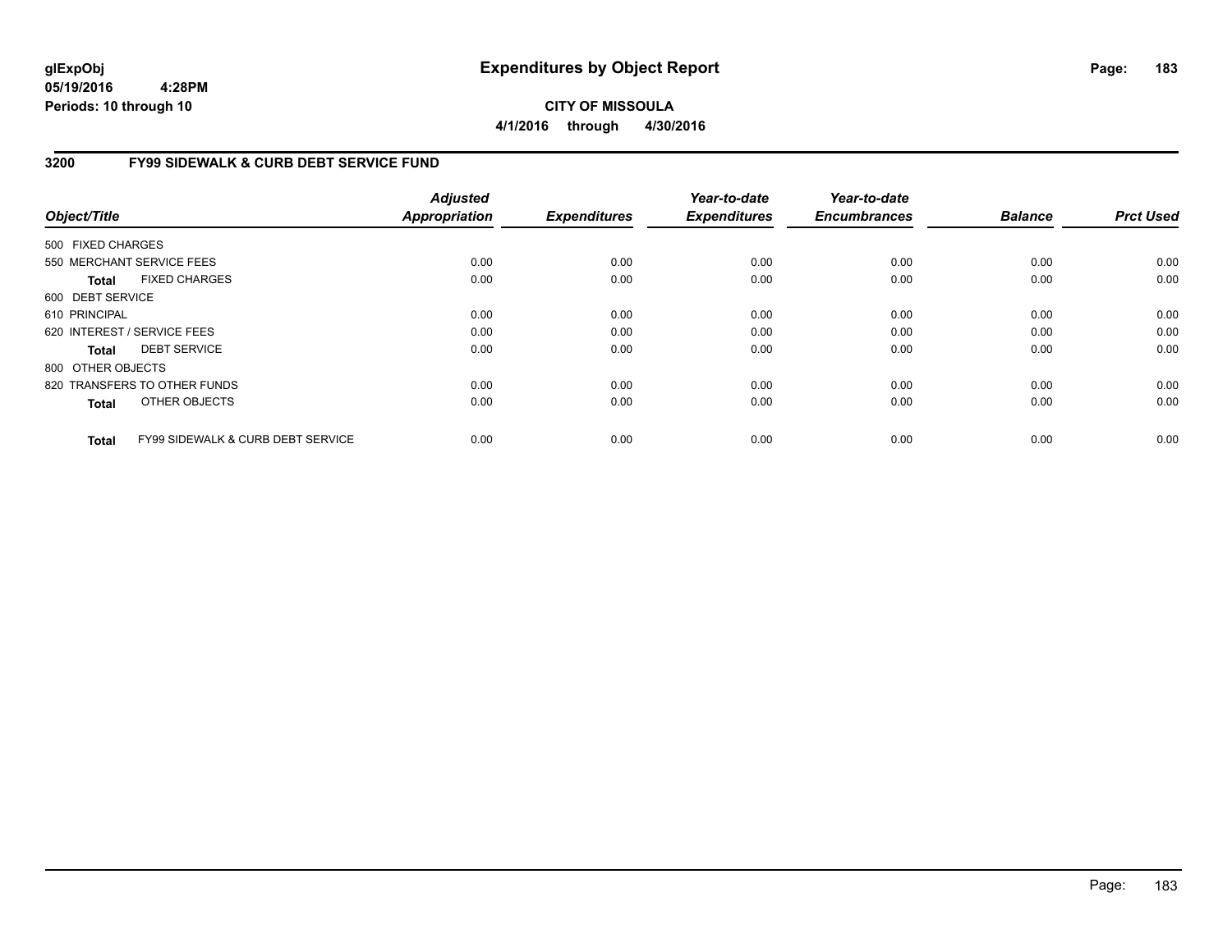glExpObj
05/19/2016 4:28PM
Periods: 10 through 10

# Expenditures by Object Report

**CITY OF MISSOULA**

**4/1/2016 through 4/30/2016**

## 3200 FY99 SIDEWALK & CURB DEBT SERVICE FUND

| Object/Title | Adjusted Appropriation | Expenditures | Year-to-date Expenditures | Year-to-date Encumbrances | Balance | Prct Used |
|---|---|---|---|---|---|---|
| 500 FIXED CHARGES | | | | | | |
| 550 MERCHANT SERVICE FEES | 0.00 | 0.00 | 0.00 | 0.00 | 0.00 | 0.00 |
| **Total** FIXED CHARGES | 0.00 | 0.00 | 0.00 | 0.00 | 0.00 | 0.00 |
| 600 DEBT SERVICE | | | | | | |
| 610 PRINCIPAL | 0.00 | 0.00 | 0.00 | 0.00 | 0.00 | 0.00 |
| 620 INTEREST / SERVICE FEES | 0.00 | 0.00 | 0.00 | 0.00 | 0.00 | 0.00 |
| **Total** DEBT SERVICE | 0.00 | 0.00 | 0.00 | 0.00 | 0.00 | 0.00 |
| 800 OTHER OBJECTS | | | | | | |
| 820 TRANSFERS TO OTHER FUNDS | 0.00 | 0.00 | 0.00 | 0.00 | 0.00 | 0.00 |
| **Total** OTHER OBJECTS | 0.00 | 0.00 | 0.00 | 0.00 | 0.00 | 0.00 |
| **Total** FY99 SIDEWALK & CURB DEBT SERVICE | 0.00 | 0.00 | 0.00 | 0.00 | 0.00 | 0.00 |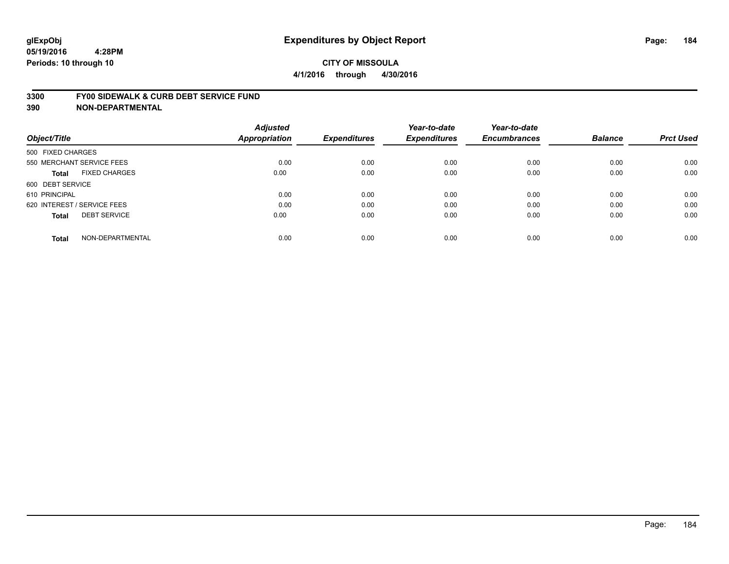glExpObj
05/19/2016 4:28PM
Periods: 10 through 10

# Expenditures by Object Report

**CITY OF MISSOULA**
**4/1/2016 through 4/30/2016**

**3300 FY00 SIDEWALK & CURB DEBT SERVICE FUND**
**390 NON-DEPARTMENTAL**

| Object/Title | Adjusted Appropriation | Expenditures | Year-to-date Expenditures | Year-to-date Encumbrances | Balance | Prct Used |
|---|---|---|---|---|---|---|
| 500 FIXED CHARGES | | | | | | |
| 550 MERCHANT SERVICE FEES | 0.00 | 0.00 | 0.00 | 0.00 | 0.00 | 0.00 |
| **Total** FIXED CHARGES | 0.00 | 0.00 | 0.00 | 0.00 | 0.00 | 0.00 |
| 600 DEBT SERVICE | | | | | | |
| 610 PRINCIPAL | 0.00 | 0.00 | 0.00 | 0.00 | 0.00 | 0.00 |
| 620 INTEREST / SERVICE FEES | 0.00 | 0.00 | 0.00 | 0.00 | 0.00 | 0.00 |
| **Total** DEBT SERVICE | 0.00 | 0.00 | 0.00 | 0.00 | 0.00 | 0.00 |
| **Total** NON-DEPARTMENTAL | 0.00 | 0.00 | 0.00 | 0.00 | 0.00 | 0.00 |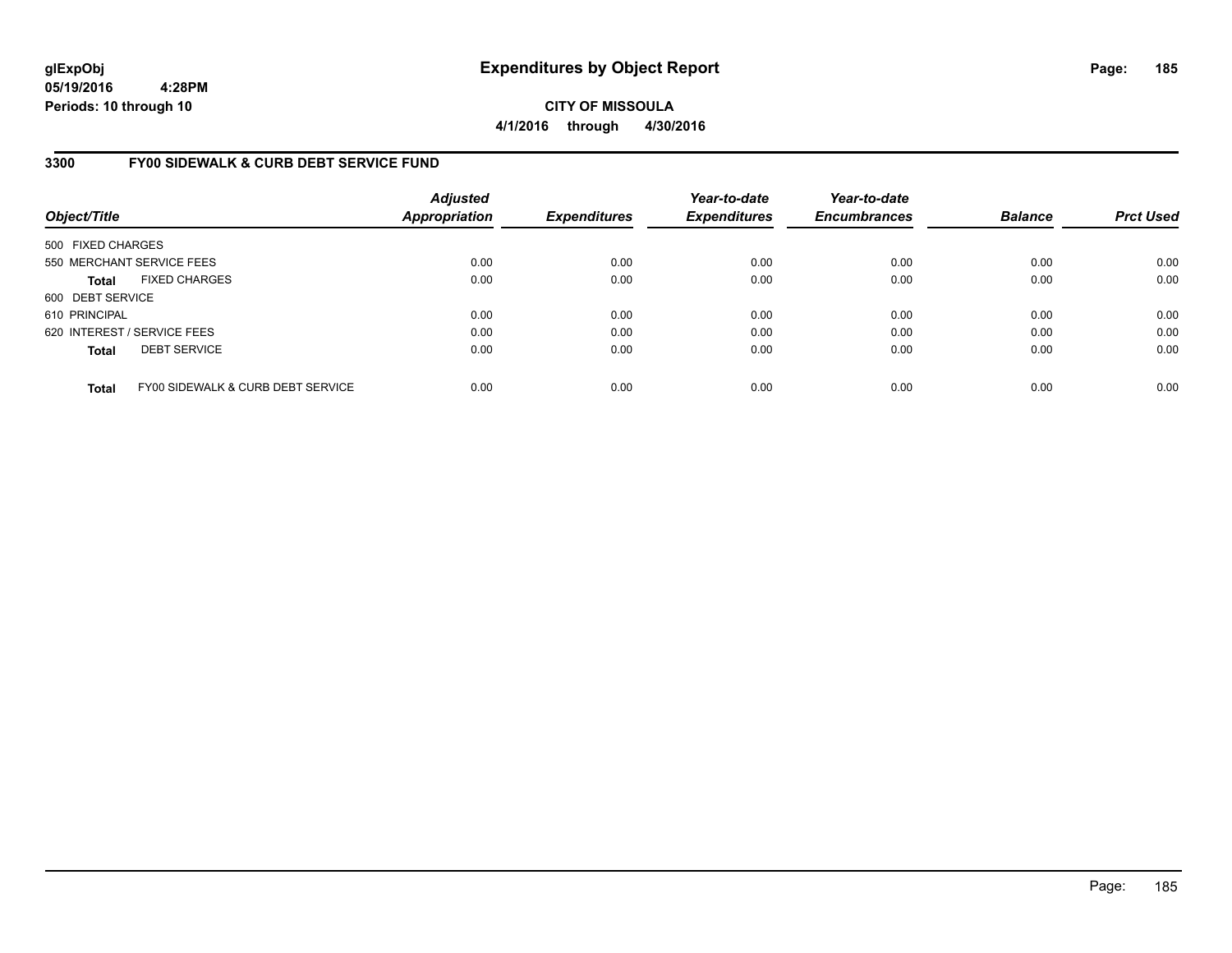# Expenditures by Object Report

glExpObj
05/19/2016 4:28PM
Periods: 10 through 10

**CITY OF MISSOULA**
**4/1/2016 through 4/30/2016**

## 3300 FY00 SIDEWALK & CURB DEBT SERVICE FUND

| Object/Title | Adjusted Appropriation | Expenditures | Year-to-date Expenditures | Year-to-date Encumbrances | Balance | Prct Used |
|---|---|---|---|---|---|---|
| 500 FIXED CHARGES | | | | | | |
| 550 MERCHANT SERVICE FEES | 0.00 | 0.00 | 0.00 | 0.00 | 0.00 | 0.00 |
| **Total** FIXED CHARGES | 0.00 | 0.00 | 0.00 | 0.00 | 0.00 | 0.00 |
| 600 DEBT SERVICE | | | | | | |
| 610 PRINCIPAL | 0.00 | 0.00 | 0.00 | 0.00 | 0.00 | 0.00 |
| 620 INTEREST / SERVICE FEES | 0.00 | 0.00 | 0.00 | 0.00 | 0.00 | 0.00 |
| **Total** DEBT SERVICE | 0.00 | 0.00 | 0.00 | 0.00 | 0.00 | 0.00 |
| **Total** FY00 SIDEWALK & CURB DEBT SERVICE | 0.00 | 0.00 | 0.00 | 0.00 | 0.00 | 0.00 |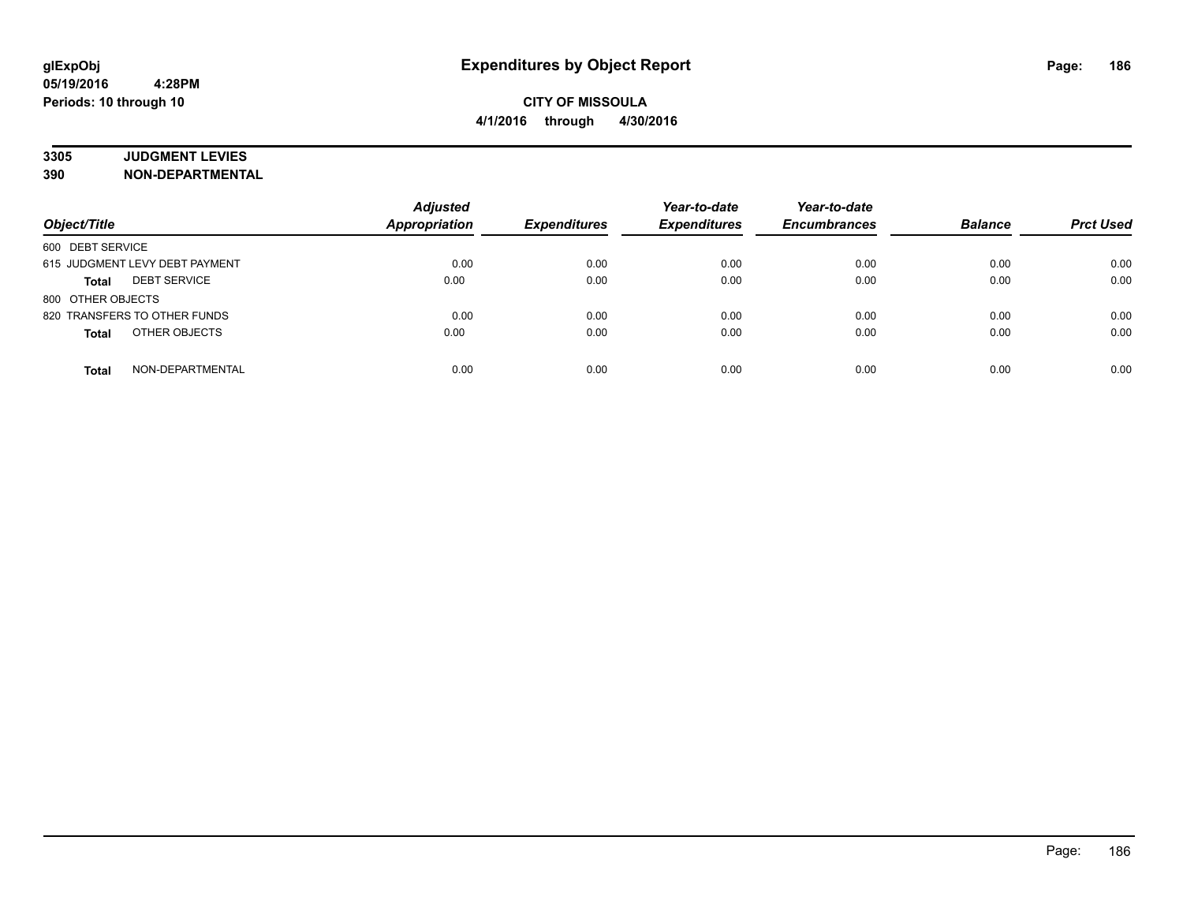**glExpObj** **Expenditures by Object Report**

**05/19/2016 4:28PM**

**Periods: 10 through 10**

**CITY OF MISSOULA**

**4/1/2016 through 4/30/2016**

**3305 JUDGMENT LEVIES**

**390 NON-DEPARTMENTAL**

| Object/Title | Adjusted Appropriation | Expenditures | Year-to-date Expenditures | Year-to-date Encumbrances | Balance | Prct Used |
|---|---|---|---|---|---|---|
| 600 DEBT SERVICE | | | | | | |
| 615 JUDGMENT LEVY DEBT PAYMENT | 0.00 | 0.00 | 0.00 | 0.00 | 0.00 | 0.00 |
| **Total** DEBT SERVICE | 0.00 | 0.00 | 0.00 | 0.00 | 0.00 | 0.00 |
| 800 OTHER OBJECTS | | | | | | |
| 820 TRANSFERS TO OTHER FUNDS | 0.00 | 0.00 | 0.00 | 0.00 | 0.00 | 0.00 |
| **Total** OTHER OBJECTS | 0.00 | 0.00 | 0.00 | 0.00 | 0.00 | 0.00 |
| **Total** NON-DEPARTMENTAL | 0.00 | 0.00 | 0.00 | 0.00 | 0.00 | 0.00 |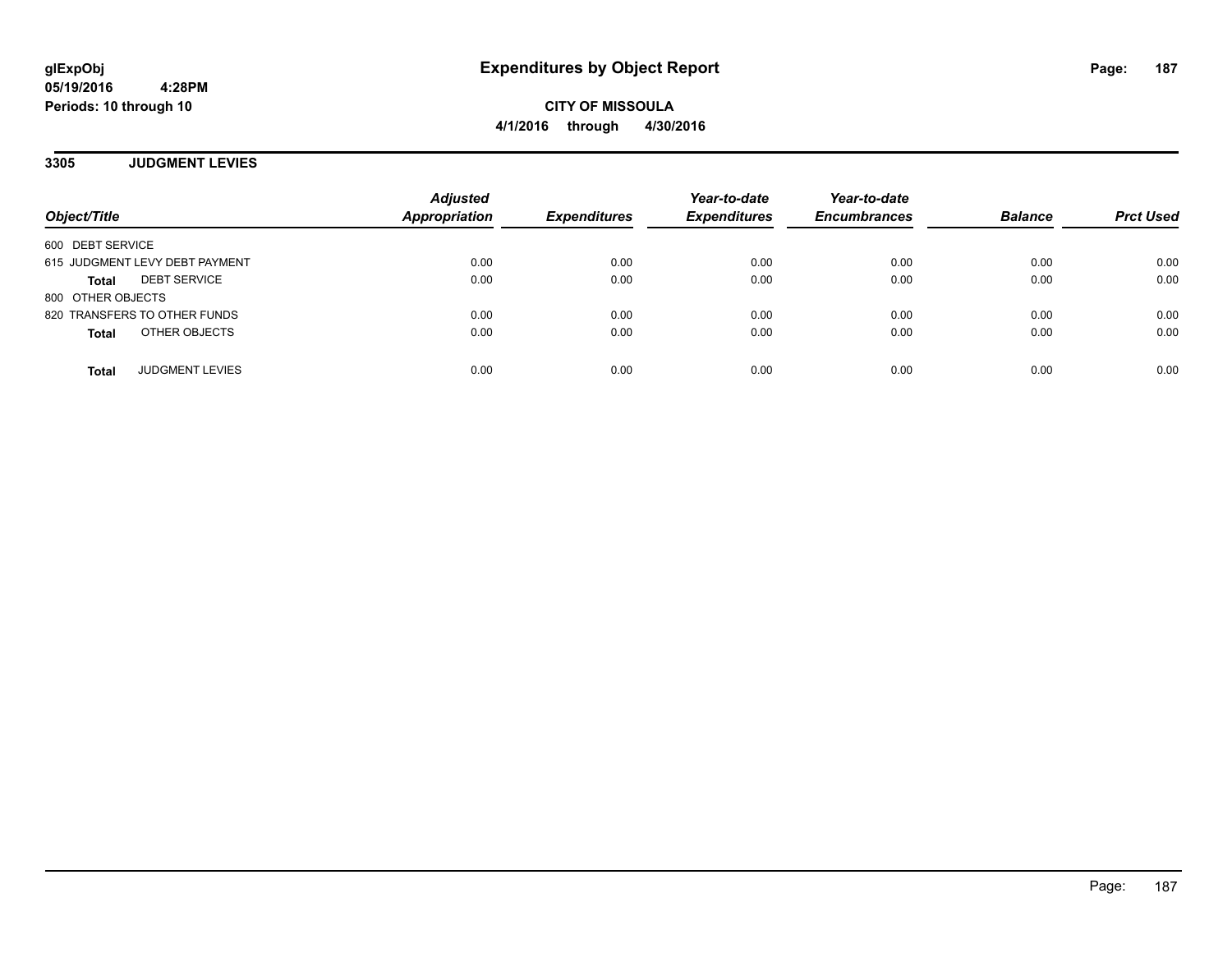**glExpObj**
**05/19/2016 4:28PM**
**Periods: 10 through 10**

# Expenditures by Object Report

**CITY OF MISSOULA**
**4/1/2016 through 4/30/2016**

## 3305 JUDGMENT LEVIES

| Object/Title | Adjusted Appropriation | Expenditures | Year-to-date Expenditures | Year-to-date Encumbrances | Balance | Prct Used |
|---|---|---|---|---|---|---|
| 600 DEBT SERVICE | | | | | | |
| 615 JUDGMENT LEVY DEBT PAYMENT | 0.00 | 0.00 | 0.00 | 0.00 | 0.00 | 0.00 |
| **Total** DEBT SERVICE | 0.00 | 0.00 | 0.00 | 0.00 | 0.00 | 0.00 |
| 800 OTHER OBJECTS | | | | | | |
| 820 TRANSFERS TO OTHER FUNDS | 0.00 | 0.00 | 0.00 | 0.00 | 0.00 | 0.00 |
| **Total** OTHER OBJECTS | 0.00 | 0.00 | 0.00 | 0.00 | 0.00 | 0.00 |
| **Total** JUDGMENT LEVIES | 0.00 | 0.00 | 0.00 | 0.00 | 0.00 | 0.00 |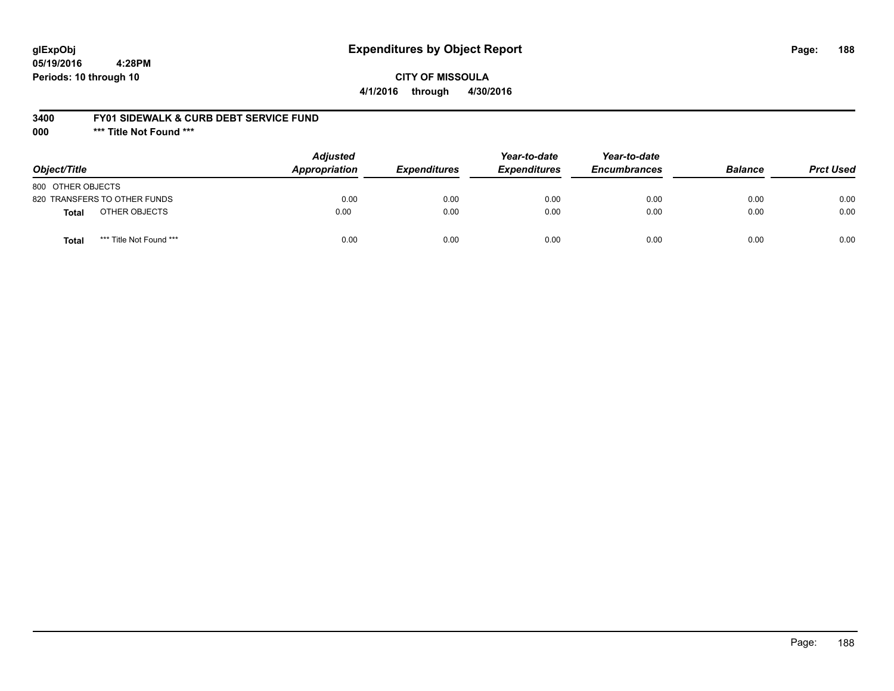# Expenditures by Object Report

glExpObj
05/19/2016 4:28PM
Periods: 10 through 10

**CITY OF MISSOULA**
**4/1/2016 through 4/30/2016**

**3400 FY01 SIDEWALK & CURB DEBT SERVICE FUND**
**000 \*\*\* Title Not Found \*\*\***

| Object/Title | Adjusted Appropriation | Expenditures | Year-to-date Expenditures | Year-to-date Encumbrances | Balance | Prct Used |
|---|---|---|---|---|---|---|
| 800 OTHER OBJECTS | | | | | | |
| 820 TRANSFERS TO OTHER FUNDS | 0.00 | 0.00 | 0.00 | 0.00 | 0.00 | 0.00 |
| **Total** OTHER OBJECTS | 0.00 | 0.00 | 0.00 | 0.00 | 0.00 | 0.00 |
| **Total** *** Title Not Found *** | 0.00 | 0.00 | 0.00 | 0.00 | 0.00 | 0.00 |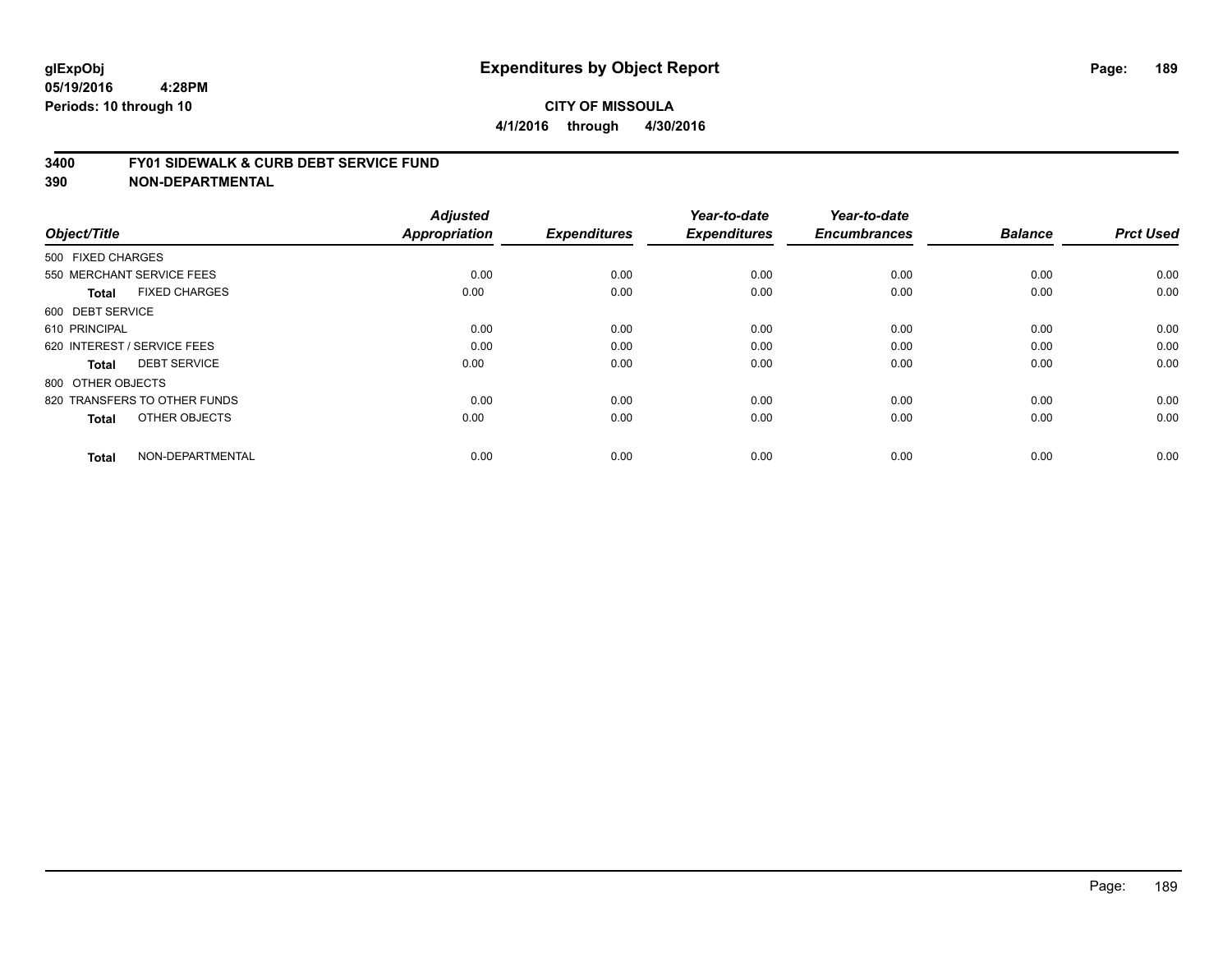# Expenditures by Object Report

glExpObj
05/19/2016 4:28PM
Periods: 10 through 10

**CITY OF MISSOULA**
**4/1/2016 through 4/30/2016**

## 3400 FY01 SIDEWALK & CURB DEBT SERVICE FUND
## 390 NON-DEPARTMENTAL

| Object/Title | Adjusted Appropriation | Expenditures | Year-to-date Expenditures | Year-to-date Encumbrances | Balance | Prct Used |
|---|---|---|---|---|---|---|
| 500 FIXED CHARGES | | | | | | |
| 550 MERCHANT SERVICE FEES | 0.00 | 0.00 | 0.00 | 0.00 | 0.00 | 0.00 |
| **Total** FIXED CHARGES | 0.00 | 0.00 | 0.00 | 0.00 | 0.00 | 0.00 |
| 600 DEBT SERVICE | | | | | | |
| 610 PRINCIPAL | 0.00 | 0.00 | 0.00 | 0.00 | 0.00 | 0.00 |
| 620 INTEREST / SERVICE FEES | 0.00 | 0.00 | 0.00 | 0.00 | 0.00 | 0.00 |
| **Total** DEBT SERVICE | 0.00 | 0.00 | 0.00 | 0.00 | 0.00 | 0.00 |
| 800 OTHER OBJECTS | | | | | | |
| 820 TRANSFERS TO OTHER FUNDS | 0.00 | 0.00 | 0.00 | 0.00 | 0.00 | 0.00 |
| **Total** OTHER OBJECTS | 0.00 | 0.00 | 0.00 | 0.00 | 0.00 | 0.00 |
| **Total** NON-DEPARTMENTAL | 0.00 | 0.00 | 0.00 | 0.00 | 0.00 | 0.00 |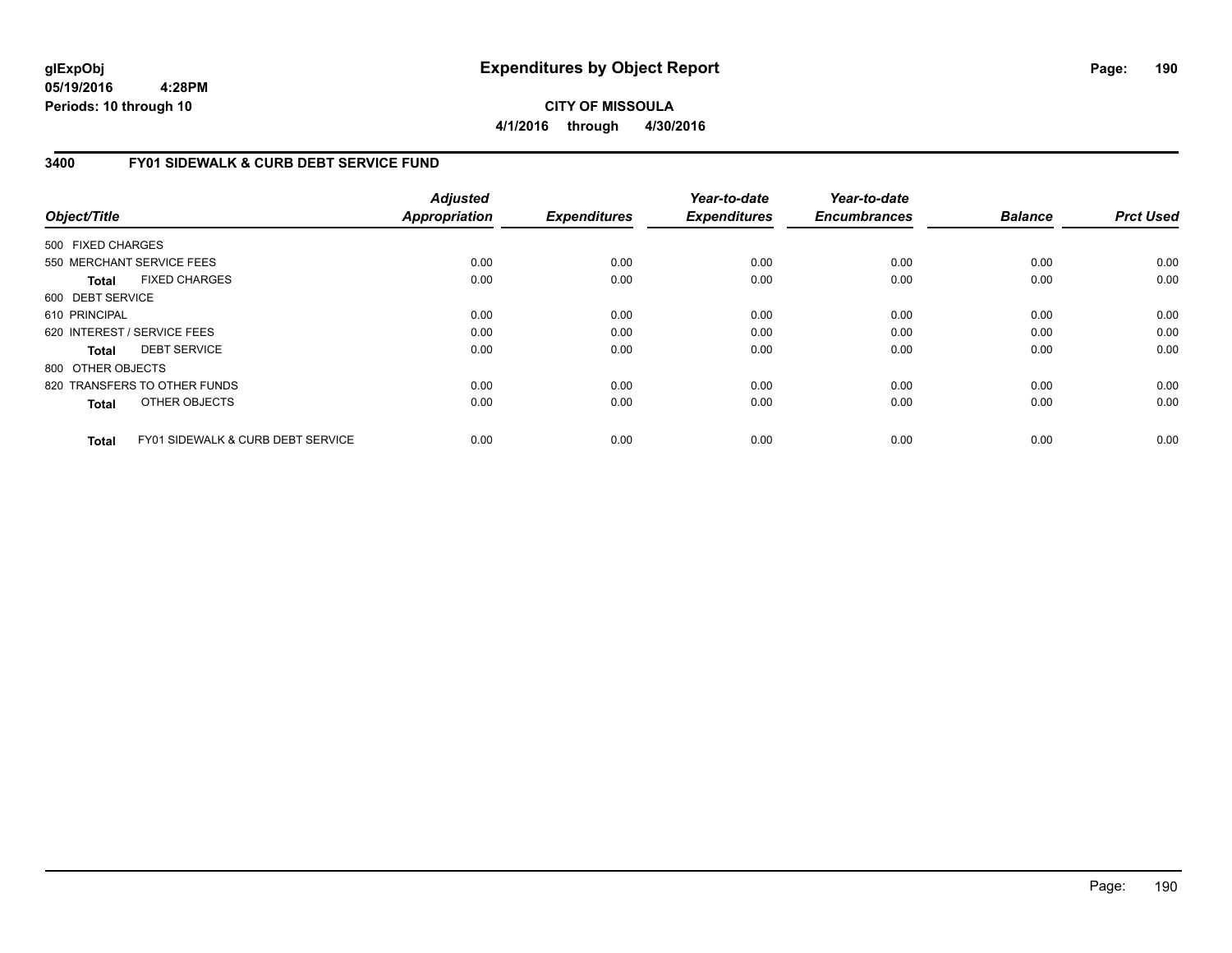**glExpObj**
**05/19/2016 4:28PM**
**Periods: 10 through 10**

# Expenditures by Object Report

**CITY OF MISSOULA**
**4/1/2016 through 4/30/2016**

## 3400 FY01 SIDEWALK & CURB DEBT SERVICE FUND

| Object/Title | Adjusted Appropriation | Expenditures | Year-to-date Expenditures | Year-to-date Encumbrances | Balance | Prct Used |
|---|---|---|---|---|---|---|
| 500 FIXED CHARGES | | | | | | |
| 550 MERCHANT SERVICE FEES | 0.00 | 0.00 | 0.00 | 0.00 | 0.00 | 0.00 |
| **Total** FIXED CHARGES | 0.00 | 0.00 | 0.00 | 0.00 | 0.00 | 0.00 |
| 600 DEBT SERVICE | | | | | | |
| 610 PRINCIPAL | 0.00 | 0.00 | 0.00 | 0.00 | 0.00 | 0.00 |
| 620 INTEREST / SERVICE FEES | 0.00 | 0.00 | 0.00 | 0.00 | 0.00 | 0.00 |
| **Total** DEBT SERVICE | 0.00 | 0.00 | 0.00 | 0.00 | 0.00 | 0.00 |
| 800 OTHER OBJECTS | | | | | | |
| 820 TRANSFERS TO OTHER FUNDS | 0.00 | 0.00 | 0.00 | 0.00 | 0.00 | 0.00 |
| **Total** OTHER OBJECTS | 0.00 | 0.00 | 0.00 | 0.00 | 0.00 | 0.00 |
| **Total** FY01 SIDEWALK & CURB DEBT SERVICE | 0.00 | 0.00 | 0.00 | 0.00 | 0.00 | 0.00 |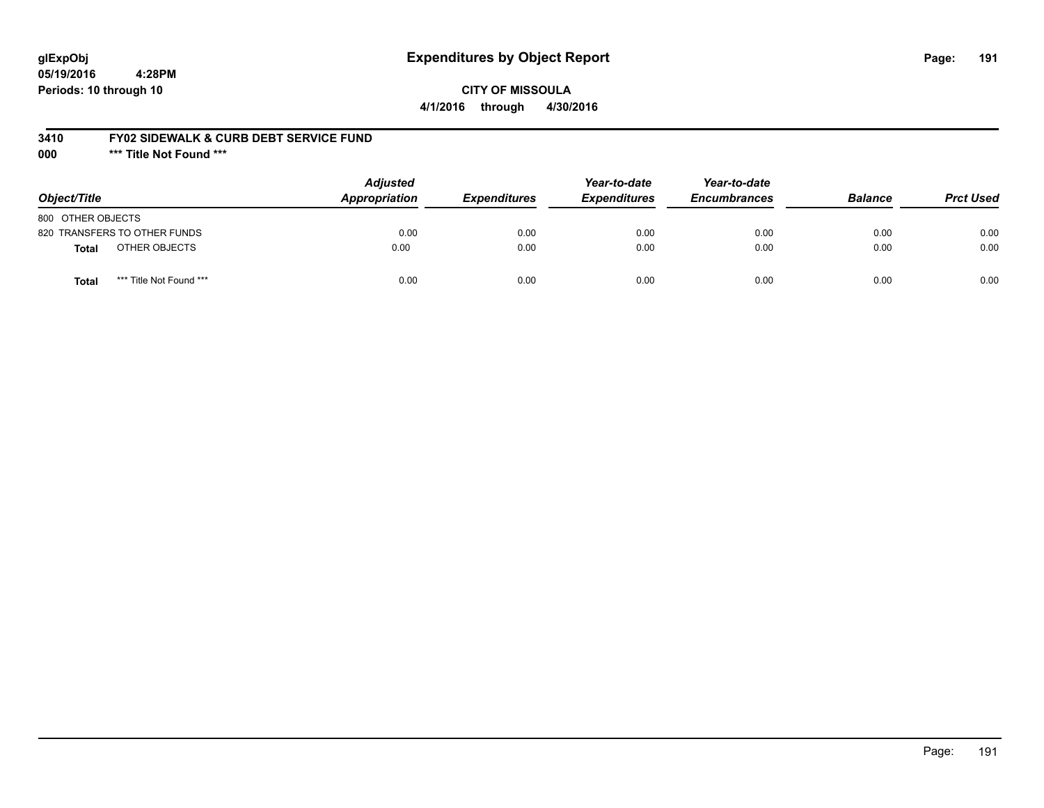# Expenditures by Object Report

glExpObj
05/19/2016 4:28PM
Periods: 10 through 10

**CITY OF MISSOULA**
**4/1/2016 through 4/30/2016**

**3410 FY02 SIDEWALK & CURB DEBT SERVICE FUND**
**000 *** Title Not Found *****

| Object/Title | Adjusted Appropriation | Expenditures | Year-to-date Expenditures | Year-to-date Encumbrances | Balance | Prct Used |
|---|---|---|---|---|---|---|
| 800 OTHER OBJECTS | | | | | | |
| 820 TRANSFERS TO OTHER FUNDS | 0.00 | 0.00 | 0.00 | 0.00 | 0.00 | 0.00 |
| **Total** OTHER OBJECTS | 0.00 | 0.00 | 0.00 | 0.00 | 0.00 | 0.00 |
| **Total** *** Title Not Found *** | 0.00 | 0.00 | 0.00 | 0.00 | 0.00 | 0.00 |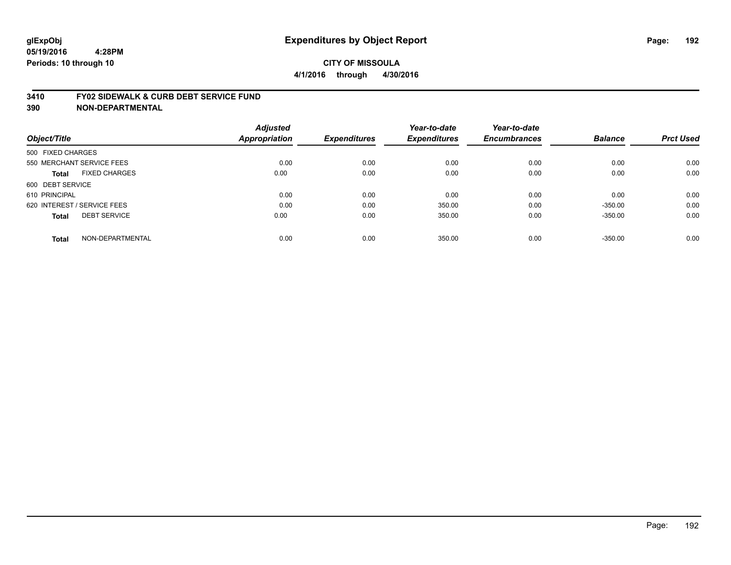glExpObj
05/19/2016 4:28PM
Periods: 10 through 10

# Expenditures by Object Report

**CITY OF MISSOULA**
**4/1/2016 through 4/30/2016**

## 3410 FY02 SIDEWALK & CURB DEBT SERVICE FUND
## 390 NON-DEPARTMENTAL

| Object/Title | Adjusted Appropriation | Expenditures | Year-to-date Expenditures | Year-to-date Encumbrances | Balance | Prct Used |
|---|---|---|---|---|---|---|
| 500 FIXED CHARGES | | | | | | |
| 550 MERCHANT SERVICE FEES | 0.00 | 0.00 | 0.00 | 0.00 | 0.00 | 0.00 |
| **Total** FIXED CHARGES | 0.00 | 0.00 | 0.00 | 0.00 | 0.00 | 0.00 |
| 600 DEBT SERVICE | | | | | | |
| 610 PRINCIPAL | 0.00 | 0.00 | 0.00 | 0.00 | 0.00 | 0.00 |
| 620 INTEREST / SERVICE FEES | 0.00 | 0.00 | 350.00 | 0.00 | -350.00 | 0.00 |
| **Total** DEBT SERVICE | 0.00 | 0.00 | 350.00 | 0.00 | -350.00 | 0.00 |
| **Total** NON-DEPARTMENTAL | 0.00 | 0.00 | 350.00 | 0.00 | -350.00 | 0.00 |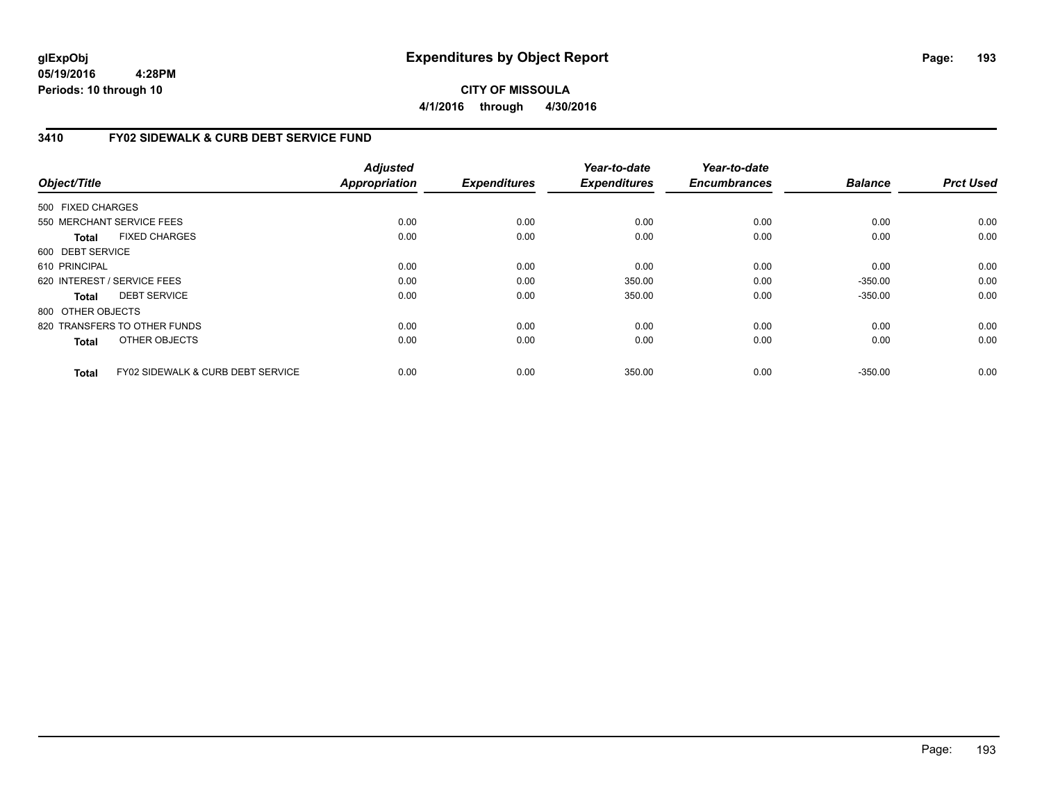glExpObj
05/19/2016 4:28PM
Periods: 10 through 10

# Expenditures by Object Report

**CITY OF MISSOULA**

**4/1/2016 through 4/30/2016**

## 3410 FY02 SIDEWALK & CURB DEBT SERVICE FUND

| Object/Title | Adjusted Appropriation | Expenditures | Year-to-date Expenditures | Year-to-date Encumbrances | Balance | Prct Used |
|---|---|---|---|---|---|---|
| 500 FIXED CHARGES | | | | | | |
| 550 MERCHANT SERVICE FEES | 0.00 | 0.00 | 0.00 | 0.00 | 0.00 | 0.00 |
| **Total** FIXED CHARGES | 0.00 | 0.00 | 0.00 | 0.00 | 0.00 | 0.00 |
| 600 DEBT SERVICE | | | | | | |
| 610 PRINCIPAL | 0.00 | 0.00 | 0.00 | 0.00 | 0.00 | 0.00 |
| 620 INTEREST / SERVICE FEES | 0.00 | 0.00 | 350.00 | 0.00 | -350.00 | 0.00 |
| **Total** DEBT SERVICE | 0.00 | 0.00 | 350.00 | 0.00 | -350.00 | 0.00 |
| 800 OTHER OBJECTS | | | | | | |
| 820 TRANSFERS TO OTHER FUNDS | 0.00 | 0.00 | 0.00 | 0.00 | 0.00 | 0.00 |
| **Total** OTHER OBJECTS | 0.00 | 0.00 | 0.00 | 0.00 | 0.00 | 0.00 |
| **Total** FY02 SIDEWALK & CURB DEBT SERVICE | 0.00 | 0.00 | 350.00 | 0.00 | -350.00 | 0.00 |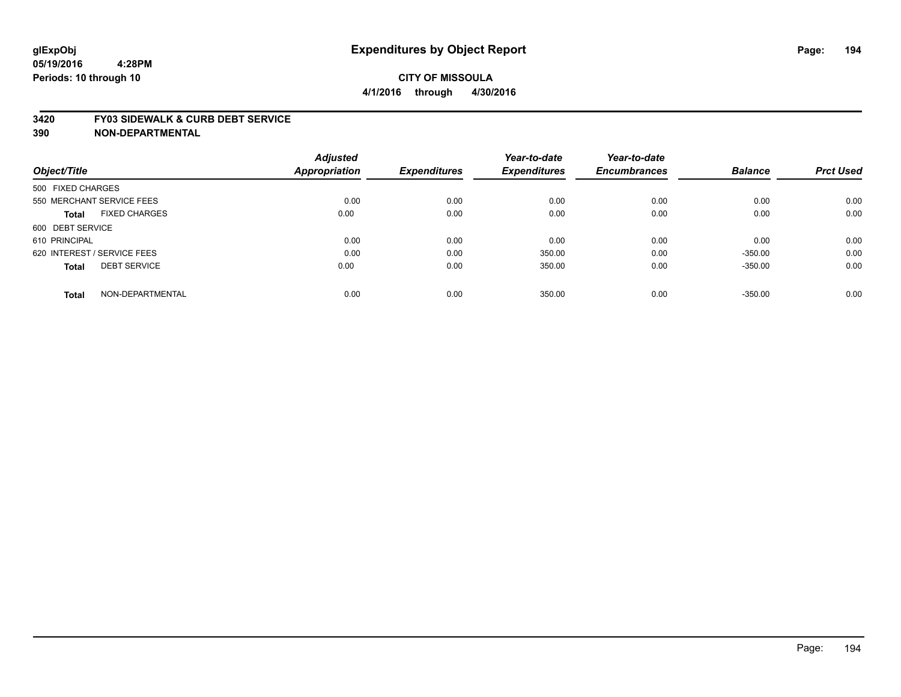glExpObj
05/19/2016 4:28PM
Periods: 10 through 10

# Expenditures by Object Report

**CITY OF MISSOULA**
**4/1/2016 through 4/30/2016**

**3420 FY03 SIDEWALK & CURB DEBT SERVICE**
**390 NON-DEPARTMENTAL**

| Object/Title | Adjusted Appropriation | Expenditures | Year-to-date Expenditures | Year-to-date Encumbrances | Balance | Prct Used |
|---|---|---|---|---|---|---|
| 500 FIXED CHARGES | | | | | | |
| 550 MERCHANT SERVICE FEES | 0.00 | 0.00 | 0.00 | 0.00 | 0.00 | 0.00 |
| **Total** FIXED CHARGES | 0.00 | 0.00 | 0.00 | 0.00 | 0.00 | 0.00 |
| 600 DEBT SERVICE | | | | | | |
| 610 PRINCIPAL | 0.00 | 0.00 | 0.00 | 0.00 | 0.00 | 0.00 |
| 620 INTEREST / SERVICE FEES | 0.00 | 0.00 | 350.00 | 0.00 | -350.00 | 0.00 |
| **Total** DEBT SERVICE | 0.00 | 0.00 | 350.00 | 0.00 | -350.00 | 0.00 |
| **Total** NON-DEPARTMENTAL | 0.00 | 0.00 | 350.00 | 0.00 | -350.00 | 0.00 |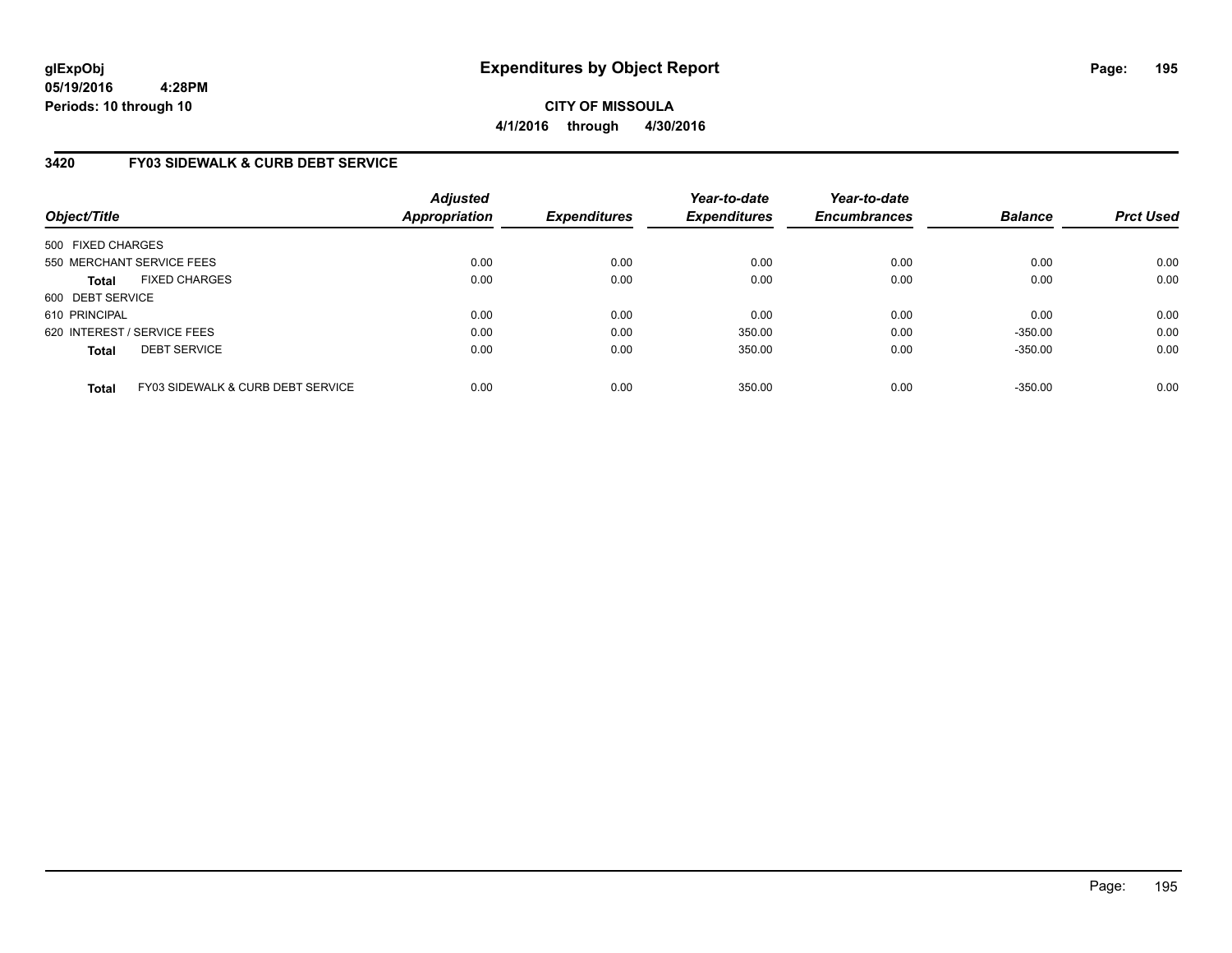**glExpObj**
**05/19/2016 4:28PM**
**Periods: 10 through 10**

# Expenditures by Object Report

**CITY OF MISSOULA**
**4/1/2016 through 4/30/2016**

## 3420 FY03 SIDEWALK & CURB DEBT SERVICE

| Object/Title | Adjusted Appropriation | Expenditures | Year-to-date Expenditures | Year-to-date Encumbrances | Balance | Prct Used |
|---|---|---|---|---|---|---|
| 500 FIXED CHARGES | | | | | | |
| 550 MERCHANT SERVICE FEES | 0.00 | 0.00 | 0.00 | 0.00 | 0.00 | 0.00 |
| **Total** FIXED CHARGES | 0.00 | 0.00 | 0.00 | 0.00 | 0.00 | 0.00 |
| 600 DEBT SERVICE | | | | | | |
| 610 PRINCIPAL | 0.00 | 0.00 | 0.00 | 0.00 | 0.00 | 0.00 |
| 620 INTEREST / SERVICE FEES | 0.00 | 0.00 | 350.00 | 0.00 | -350.00 | 0.00 |
| **Total** DEBT SERVICE | 0.00 | 0.00 | 350.00 | 0.00 | -350.00 | 0.00 |
| **Total** FY03 SIDEWALK & CURB DEBT SERVICE | 0.00 | 0.00 | 350.00 | 0.00 | -350.00 | 0.00 |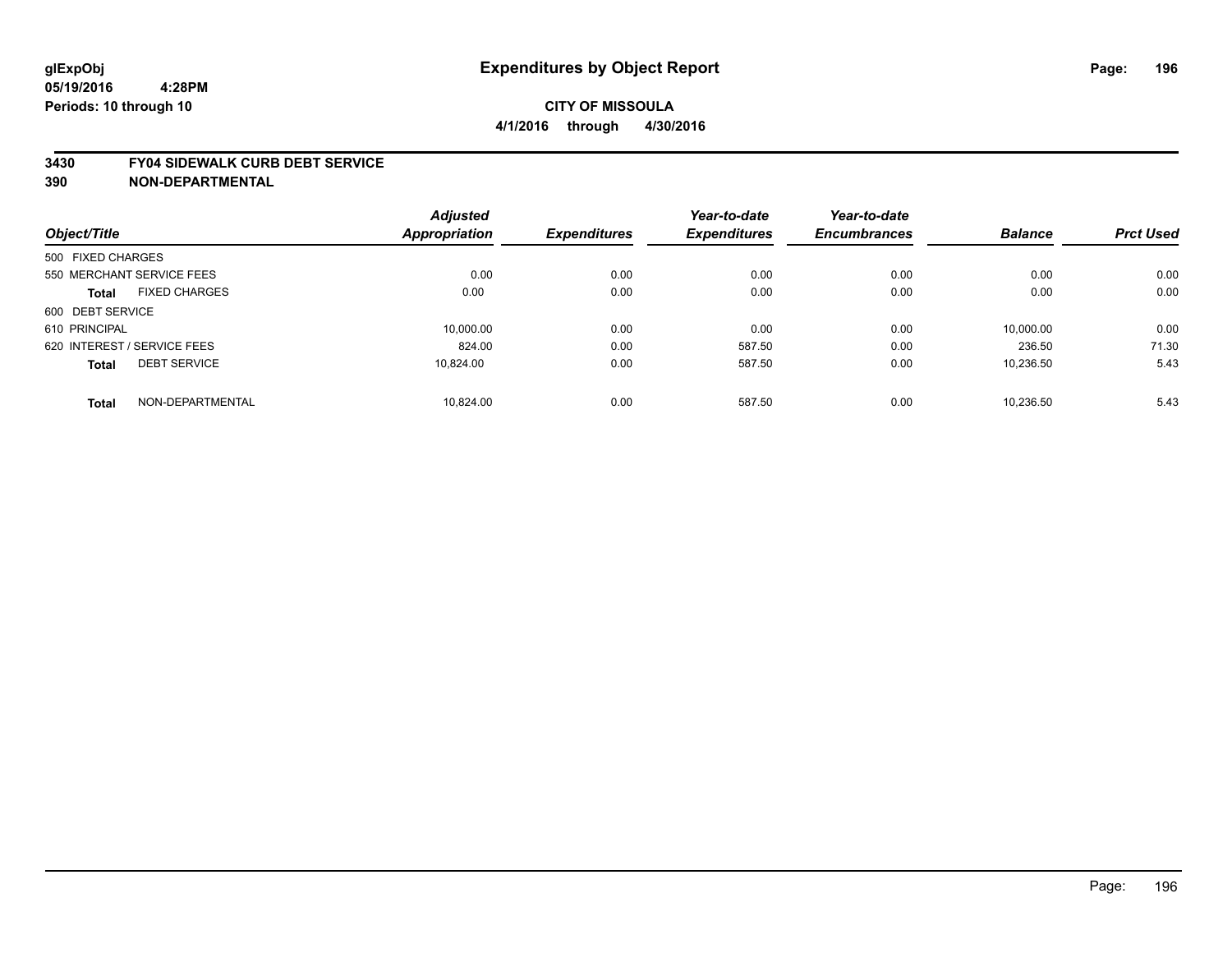# Expenditures by Object Report

glExpObj
05/19/2016 4:28PM
Periods: 10 through 10

**CITY OF MISSOULA**
**4/1/2016 through 4/30/2016**

## 3430 FY04 SIDEWALK CURB DEBT SERVICE
## 390 NON-DEPARTMENTAL

| Object/Title | | Adjusted Appropriation | Expenditures | Year-to-date Expenditures | Year-to-date Encumbrances | Balance | Prct Used |
|---|---|---|---|---|---|---|---|
| 500 FIXED CHARGES | | | | | | | |
| 550 MERCHANT SERVICE FEES | | 0.00 | 0.00 | 0.00 | 0.00 | 0.00 | 0.00 |
| **Total** | FIXED CHARGES | 0.00 | 0.00 | 0.00 | 0.00 | 0.00 | 0.00 |
| 600 DEBT SERVICE | | | | | | | |
| 610 PRINCIPAL | | 10,000.00 | 0.00 | 0.00 | 0.00 | 10,000.00 | 0.00 |
| 620 INTEREST / SERVICE FEES | | 824.00 | 0.00 | 587.50 | 0.00 | 236.50 | 71.30 |
| **Total** | DEBT SERVICE | 10,824.00 | 0.00 | 587.50 | 0.00 | 10,236.50 | 5.43 |
| **Total** | NON-DEPARTMENTAL | 10,824.00 | 0.00 | 587.50 | 0.00 | 10,236.50 | 5.43 |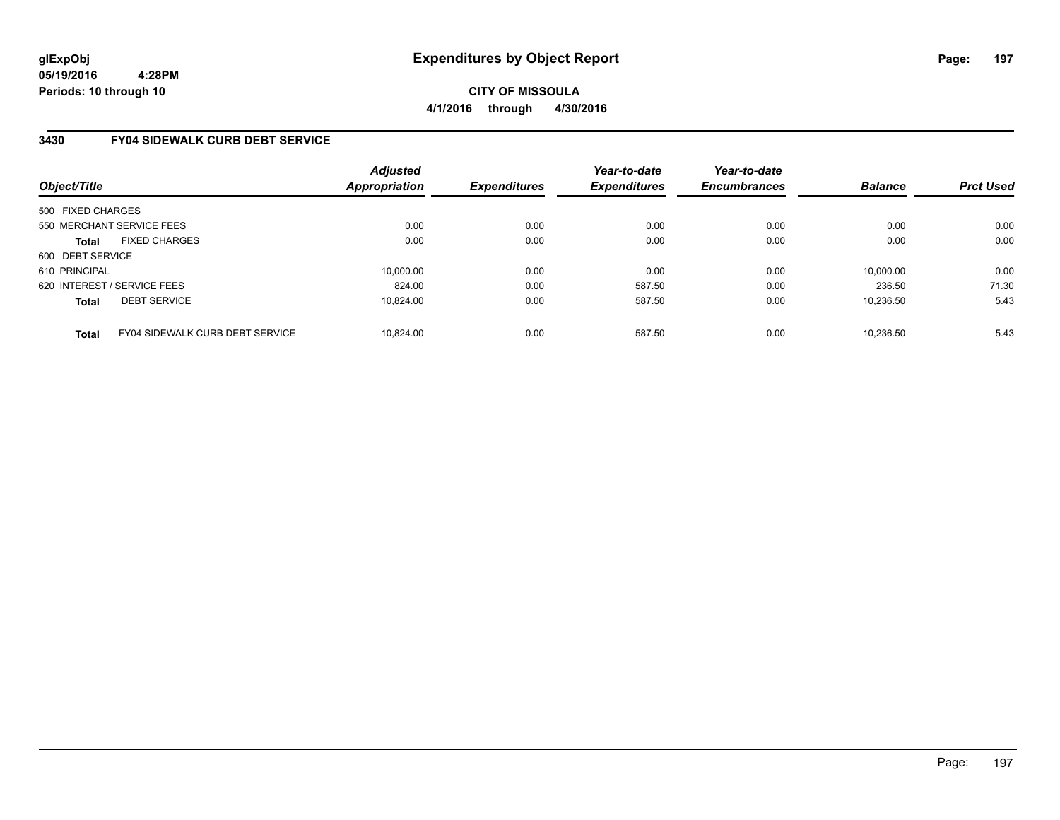# Expenditures by Object Report

glExpObj
05/19/2016 4:28PM
Periods: 10 through 10

**CITY OF MISSOULA**
**4/1/2016 through 4/30/2016**

## 3430 FY04 SIDEWALK CURB DEBT SERVICE

| Object/Title | | Adjusted Appropriation | Expenditures | Year-to-date Expenditures | Year-to-date Encumbrances | Balance | Prct Used |
|---|---|---|---|---|---|---|---|
| 500 FIXED CHARGES | | | | | | | |
| 550 MERCHANT SERVICE FEES | | 0.00 | 0.00 | 0.00 | 0.00 | 0.00 | 0.00 |
| **Total** | FIXED CHARGES | 0.00 | 0.00 | 0.00 | 0.00 | 0.00 | 0.00 |
| 600 DEBT SERVICE | | | | | | | |
| 610 PRINCIPAL | | 10,000.00 | 0.00 | 0.00 | 0.00 | 10,000.00 | 0.00 |
| 620 INTEREST / SERVICE FEES | | 824.00 | 0.00 | 587.50 | 0.00 | 236.50 | 71.30 |
| **Total** | DEBT SERVICE | 10,824.00 | 0.00 | 587.50 | 0.00 | 10,236.50 | 5.43 |
| **Total** | FY04 SIDEWALK CURB DEBT SERVICE | 10,824.00 | 0.00 | 587.50 | 0.00 | 10,236.50 | 5.43 |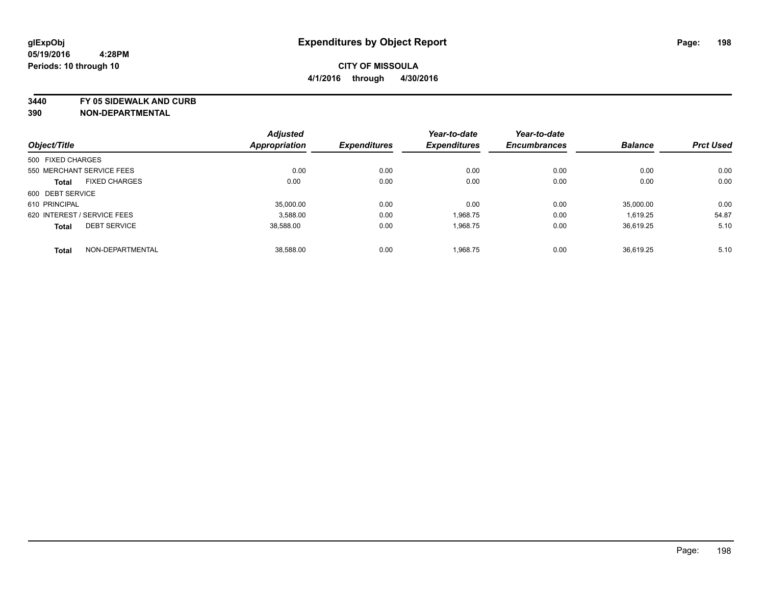# Expenditures by Object Report

glExpObj
05/19/2016 4:28PM
Periods: 10 through 10

**CITY OF MISSOULA**
**4/1/2016 through 4/30/2016**

**3440 FY 05 SIDEWALK AND CURB**
**390 NON-DEPARTMENTAL**

| Object/Title | Adjusted Appropriation | Expenditures | Year-to-date Expenditures | Year-to-date Encumbrances | Balance | Prct Used |
|---|---|---|---|---|---|---|
| 500 FIXED CHARGES | | | | | | |
| 550 MERCHANT SERVICE FEES | 0.00 | 0.00 | 0.00 | 0.00 | 0.00 | 0.00 |
| **Total** FIXED CHARGES | 0.00 | 0.00 | 0.00 | 0.00 | 0.00 | 0.00 |
| 600 DEBT SERVICE | | | | | | |
| 610 PRINCIPAL | 35,000.00 | 0.00 | 0.00 | 0.00 | 35,000.00 | 0.00 |
| 620 INTEREST / SERVICE FEES | 3,588.00 | 0.00 | 1,968.75 | 0.00 | 1,619.25 | 54.87 |
| **Total** DEBT SERVICE | 38,588.00 | 0.00 | 1,968.75 | 0.00 | 36,619.25 | 5.10 |
| **Total** NON-DEPARTMENTAL | 38,588.00 | 0.00 | 1,968.75 | 0.00 | 36,619.25 | 5.10 |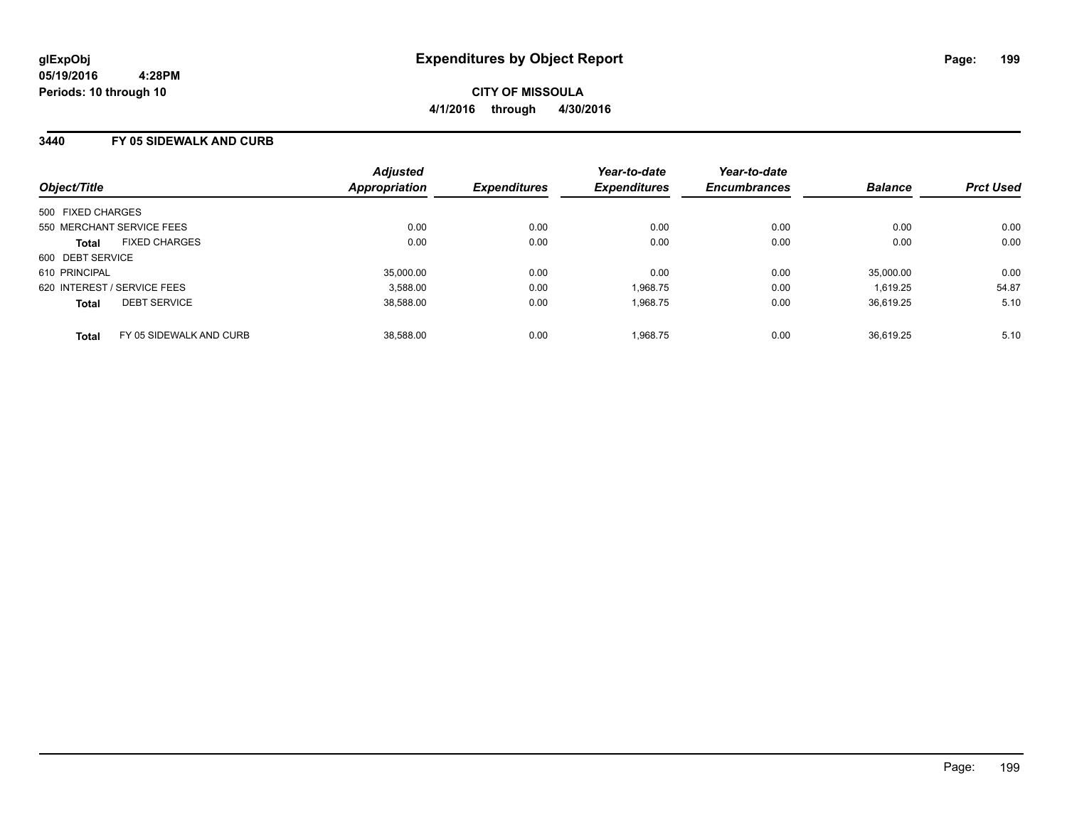glExpObj
05/19/2016 4:28PM
Periods: 10 through 10

# Expenditures by Object Report

**CITY OF MISSOULA**

**4/1/2016 through 4/30/2016**

## 3440 FY 05 SIDEWALK AND CURB

| Object/Title | Adjusted Appropriation | Expenditures | Year-to-date Expenditures | Year-to-date Encumbrances | Balance | Prct Used |
|---|---|---|---|---|---|---|
| 500 FIXED CHARGES | | | | | | |
| 550 MERCHANT SERVICE FEES | 0.00 | 0.00 | 0.00 | 0.00 | 0.00 | 0.00 |
| **Total** FIXED CHARGES | 0.00 | 0.00 | 0.00 | 0.00 | 0.00 | 0.00 |
| 600 DEBT SERVICE | | | | | | |
| 610 PRINCIPAL | 35,000.00 | 0.00 | 0.00 | 0.00 | 35,000.00 | 0.00 |
| 620 INTEREST / SERVICE FEES | 3,588.00 | 0.00 | 1,968.75 | 0.00 | 1,619.25 | 54.87 |
| **Total** DEBT SERVICE | 38,588.00 | 0.00 | 1,968.75 | 0.00 | 36,619.25 | 5.10 |
| **Total** FY 05 SIDEWALK AND CURB | 38,588.00 | 0.00 | 1,968.75 | 0.00 | 36,619.25 | 5.10 |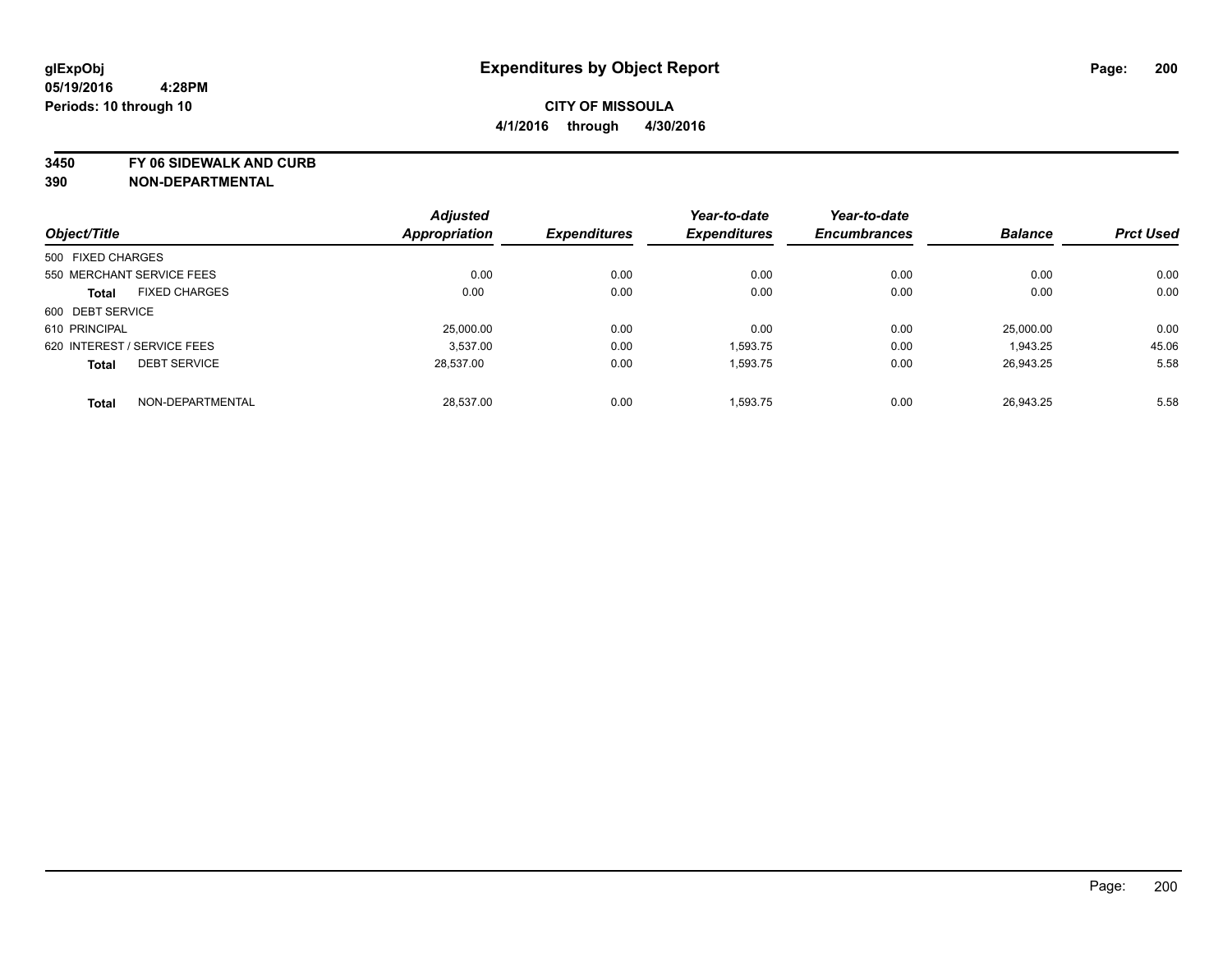# Expenditures by Object Report

glExpObj
05/19/2016 4:28PM
Periods: 10 through 10

**CITY OF MISSOULA**
**4/1/2016 through 4/30/2016**

## 3450 FY 06 SIDEWALK AND CURB
## 390 NON-DEPARTMENTAL

| Object/Title | Adjusted Appropriation | Expenditures | Year-to-date Expenditures | Year-to-date Encumbrances | Balance | Prct Used |
|---|---|---|---|---|---|---|
| 500 FIXED CHARGES | | | | | | |
| 550 MERCHANT SERVICE FEES | 0.00 | 0.00 | 0.00 | 0.00 | 0.00 | 0.00 |
| **Total** FIXED CHARGES | 0.00 | 0.00 | 0.00 | 0.00 | 0.00 | 0.00 |
| 600 DEBT SERVICE | | | | | | |
| 610 PRINCIPAL | 25,000.00 | 0.00 | 0.00 | 0.00 | 25,000.00 | 0.00 |
| 620 INTEREST / SERVICE FEES | 3,537.00 | 0.00 | 1,593.75 | 0.00 | 1,943.25 | 45.06 |
| **Total** DEBT SERVICE | 28,537.00 | 0.00 | 1,593.75 | 0.00 | 26,943.25 | 5.58 |
| **Total** NON-DEPARTMENTAL | 28,537.00 | 0.00 | 1,593.75 | 0.00 | 26,943.25 | 5.58 |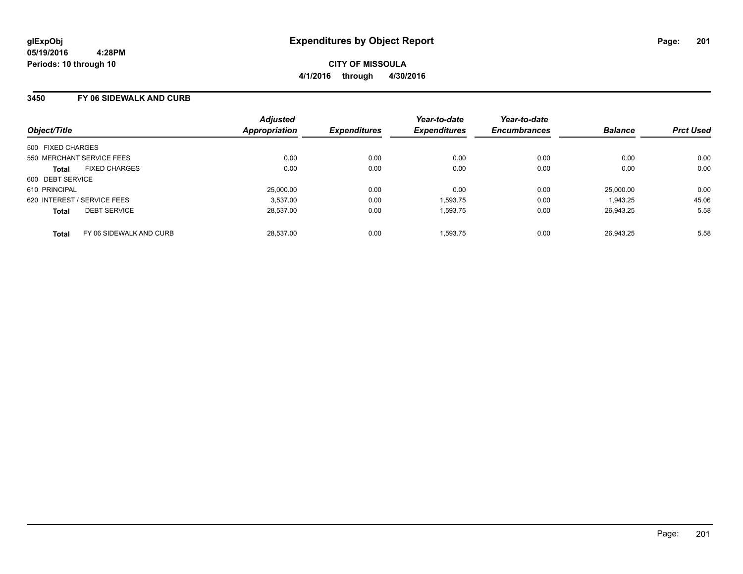**glExpObj**
**05/19/2016 4:28PM**
**Periods: 10 through 10**

# Expenditures by Object Report

**CITY OF MISSOULA**
**4/1/2016 through 4/30/2016**

## 3450 FY 06 SIDEWALK AND CURB

| Object/Title | Adjusted Appropriation | Expenditures | Year-to-date Expenditures | Year-to-date Encumbrances | Balance | Prct Used |
|---|---|---|---|---|---|---|
| 500 FIXED CHARGES | | | | | | |
| 550 MERCHANT SERVICE FEES | 0.00 | 0.00 | 0.00 | 0.00 | 0.00 | 0.00 |
| **Total** FIXED CHARGES | 0.00 | 0.00 | 0.00 | 0.00 | 0.00 | 0.00 |
| 600 DEBT SERVICE | | | | | | |
| 610 PRINCIPAL | 25,000.00 | 0.00 | 0.00 | 0.00 | 25,000.00 | 0.00 |
| 620 INTEREST / SERVICE FEES | 3,537.00 | 0.00 | 1,593.75 | 0.00 | 1,943.25 | 45.06 |
| **Total** DEBT SERVICE | 28,537.00 | 0.00 | 1,593.75 | 0.00 | 26,943.25 | 5.58 |
| **Total** FY 06 SIDEWALK AND CURB | 28,537.00 | 0.00 | 1,593.75 | 0.00 | 26,943.25 | 5.58 |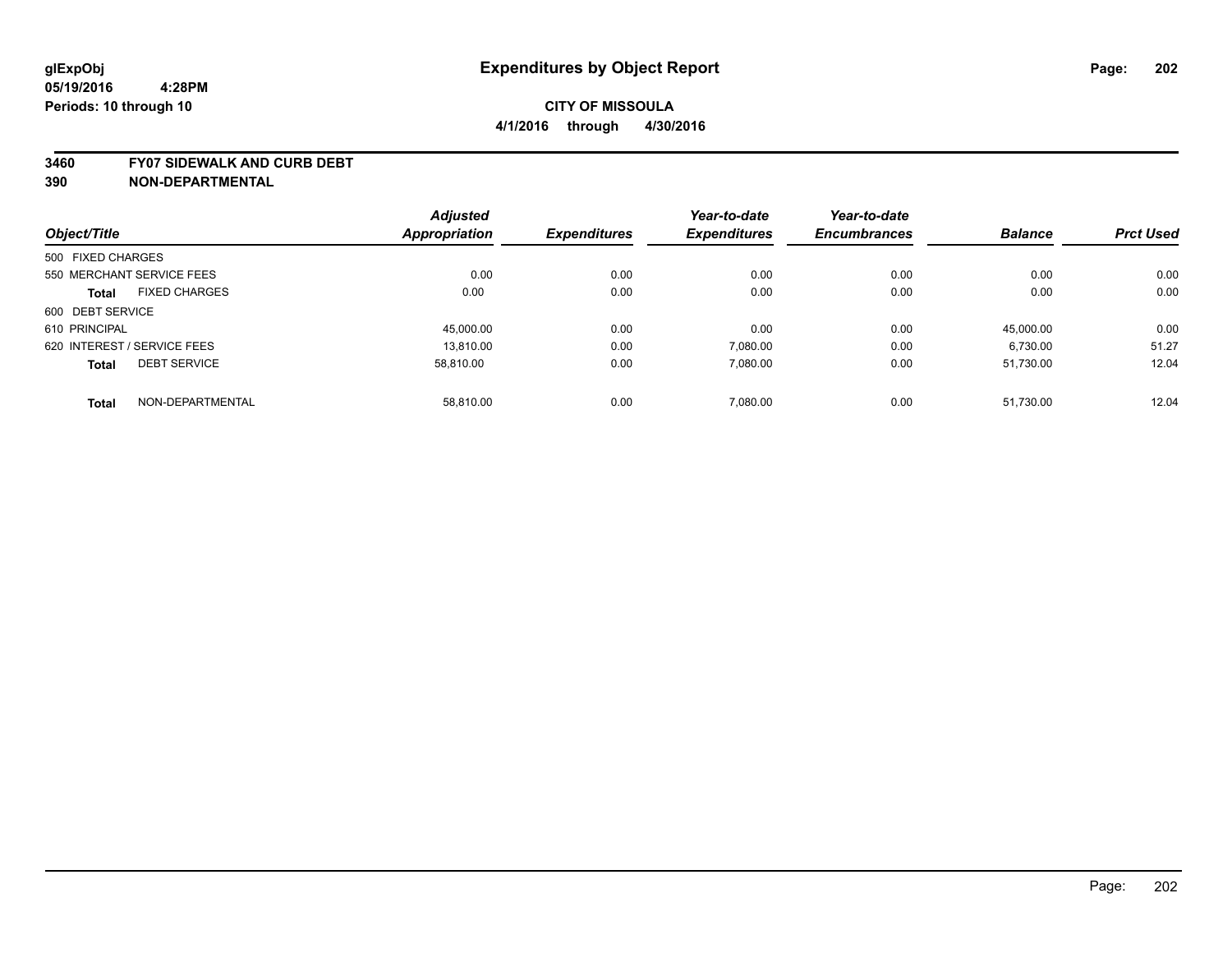# Expenditures by Object Report

glExpObj
05/19/2016 4:28PM
Periods: 10 through 10

**CITY OF MISSOULA**
**4/1/2016 through 4/30/2016**

**3460 FY07 SIDEWALK AND CURB DEBT**
**390 NON-DEPARTMENTAL**

| Object/Title | Adjusted Appropriation | Expenditures | Year-to-date Expenditures | Year-to-date Encumbrances | Balance | Prct Used |
|---|---|---|---|---|---|---|
| 500 FIXED CHARGES | | | | | | |
| 550 MERCHANT SERVICE FEES | 0.00 | 0.00 | 0.00 | 0.00 | 0.00 | 0.00 |
| **Total** FIXED CHARGES | 0.00 | 0.00 | 0.00 | 0.00 | 0.00 | 0.00 |
| 600 DEBT SERVICE | | | | | | |
| 610 PRINCIPAL | 45,000.00 | 0.00 | 0.00 | 0.00 | 45,000.00 | 0.00 |
| 620 INTEREST / SERVICE FEES | 13,810.00 | 0.00 | 7,080.00 | 0.00 | 6,730.00 | 51.27 |
| **Total** DEBT SERVICE | 58,810.00 | 0.00 | 7,080.00 | 0.00 | 51,730.00 | 12.04 |
| **Total** NON-DEPARTMENTAL | 58,810.00 | 0.00 | 7,080.00 | 0.00 | 51,730.00 | 12.04 |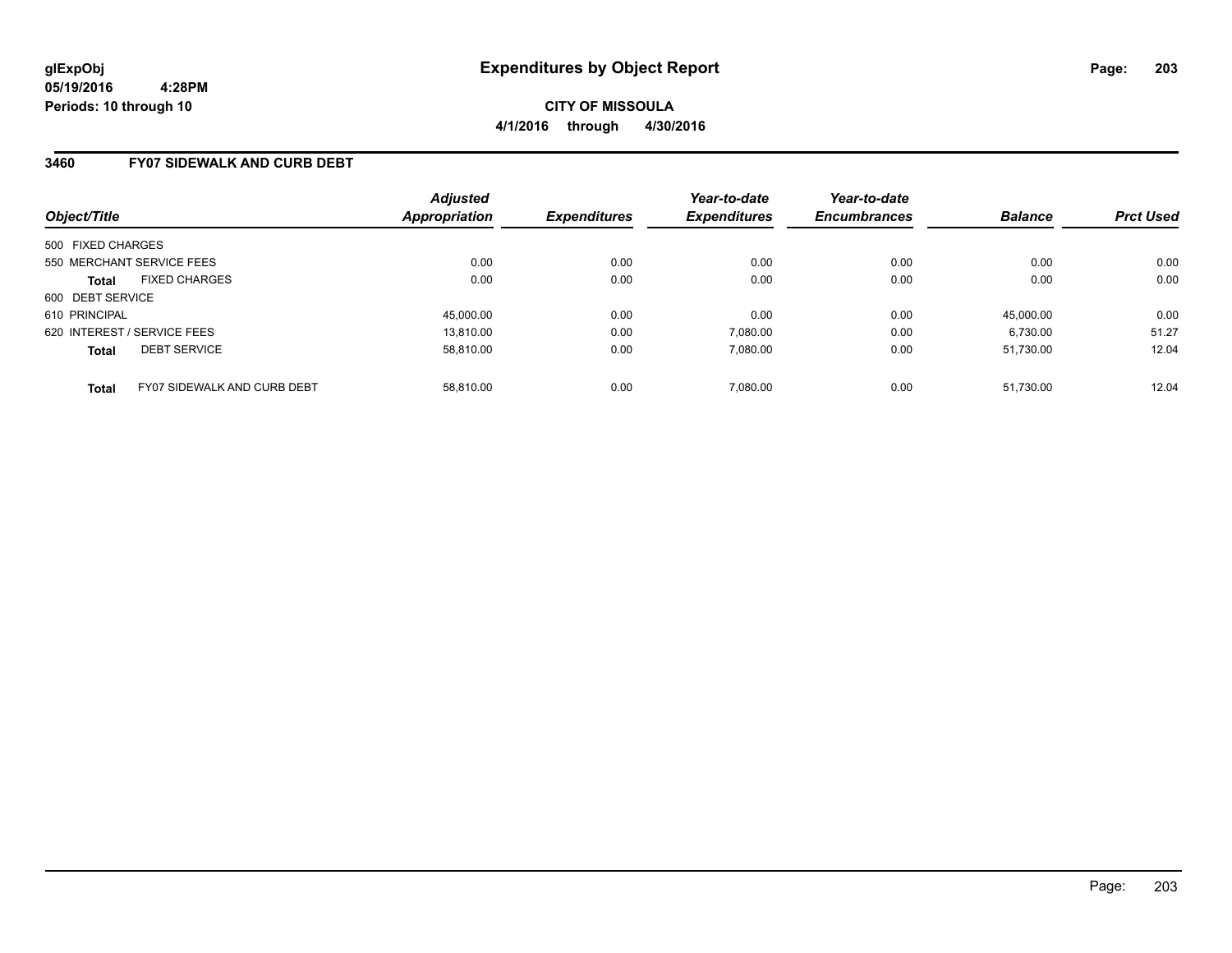glExpObj
05/19/2016 4:28PM
Periods: 10 through 10

# Expenditures by Object Report

**CITY OF MISSOULA**
**4/1/2016 through 4/30/2016**

## 3460 FY07 SIDEWALK AND CURB DEBT

| Object/Title | | Adjusted Appropriation | Expenditures | Year-to-date Expenditures | Year-to-date Encumbrances | Balance | Prct Used |
|---|---|---|---|---|---|---|---|
| 500 FIXED CHARGES | | | | | | | |
| 550 MERCHANT SERVICE FEES | | 0.00 | 0.00 | 0.00 | 0.00 | 0.00 | 0.00 |
| **Total** | FIXED CHARGES | 0.00 | 0.00 | 0.00 | 0.00 | 0.00 | 0.00 |
| 600 DEBT SERVICE | | | | | | | |
| 610 PRINCIPAL | | 45,000.00 | 0.00 | 0.00 | 0.00 | 45,000.00 | 0.00 |
| 620 INTEREST / SERVICE FEES | | 13,810.00 | 0.00 | 7,080.00 | 0.00 | 6,730.00 | 51.27 |
| **Total** | DEBT SERVICE | 58,810.00 | 0.00 | 7,080.00 | 0.00 | 51,730.00 | 12.04 |
| **Total** | FY07 SIDEWALK AND CURB DEBT | 58,810.00 | 0.00 | 7,080.00 | 0.00 | 51,730.00 | 12.04 |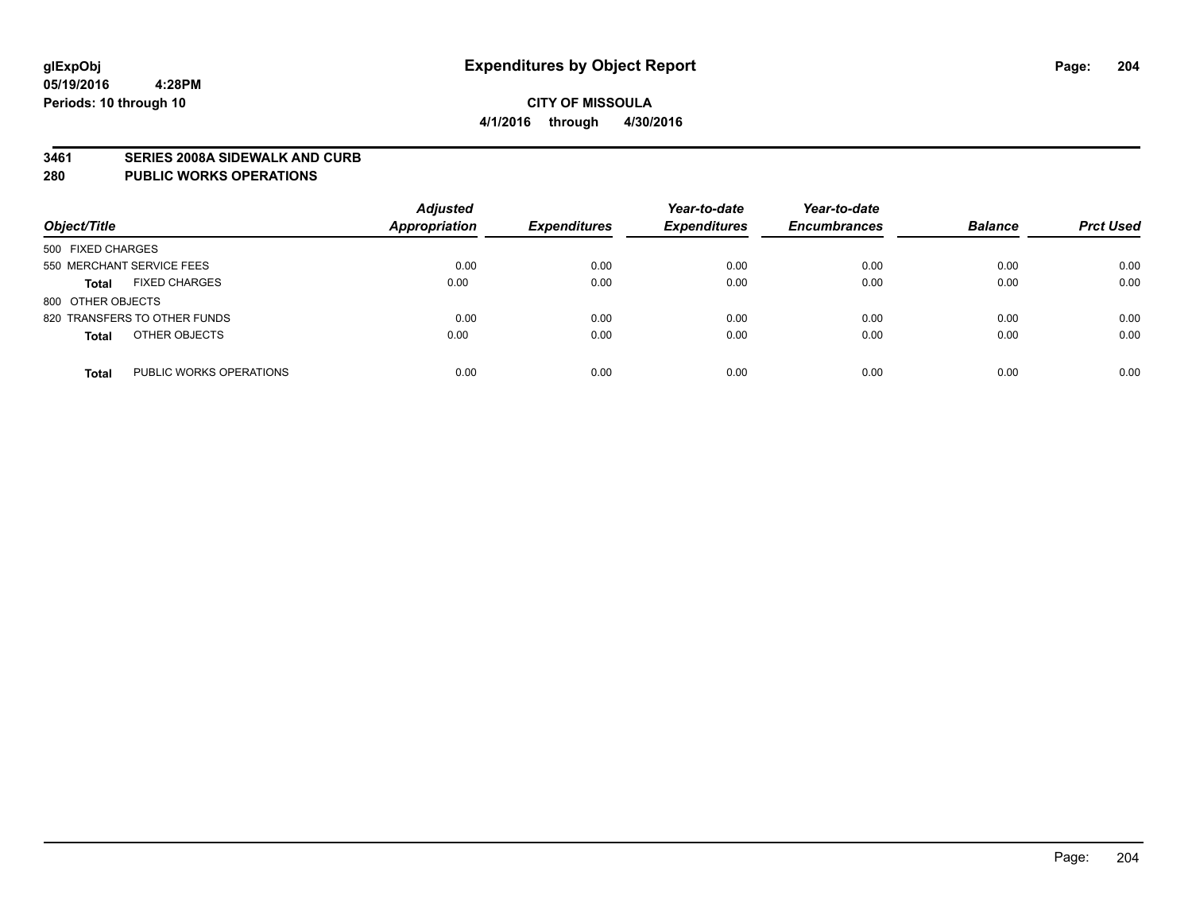**glExpObj**
**05/19/2016 4:28PM**
**Periods: 10 through 10**

# Expenditures by Object Report

**CITY OF MISSOULA**
**4/1/2016 through 4/30/2016**

**3461 SERIES 2008A SIDEWALK AND CURB**
**280 PUBLIC WORKS OPERATIONS**

| Object/Title | | Adjusted Appropriation | Expenditures | Year-to-date Expenditures | Year-to-date Encumbrances | Balance | Prct Used |
|---|---|---|---|---|---|---|---|
| 500 FIXED CHARGES | | | | | | | |
| 550 MERCHANT SERVICE FEES | | 0.00 | 0.00 | 0.00 | 0.00 | 0.00 | 0.00 |
| **Total** | FIXED CHARGES | 0.00 | 0.00 | 0.00 | 0.00 | 0.00 | 0.00 |
| 800 OTHER OBJECTS | | | | | | | |
| 820 TRANSFERS TO OTHER FUNDS | | 0.00 | 0.00 | 0.00 | 0.00 | 0.00 | 0.00 |
| **Total** | OTHER OBJECTS | 0.00 | 0.00 | 0.00 | 0.00 | 0.00 | 0.00 |
| **Total** | PUBLIC WORKS OPERATIONS | 0.00 | 0.00 | 0.00 | 0.00 | 0.00 | 0.00 |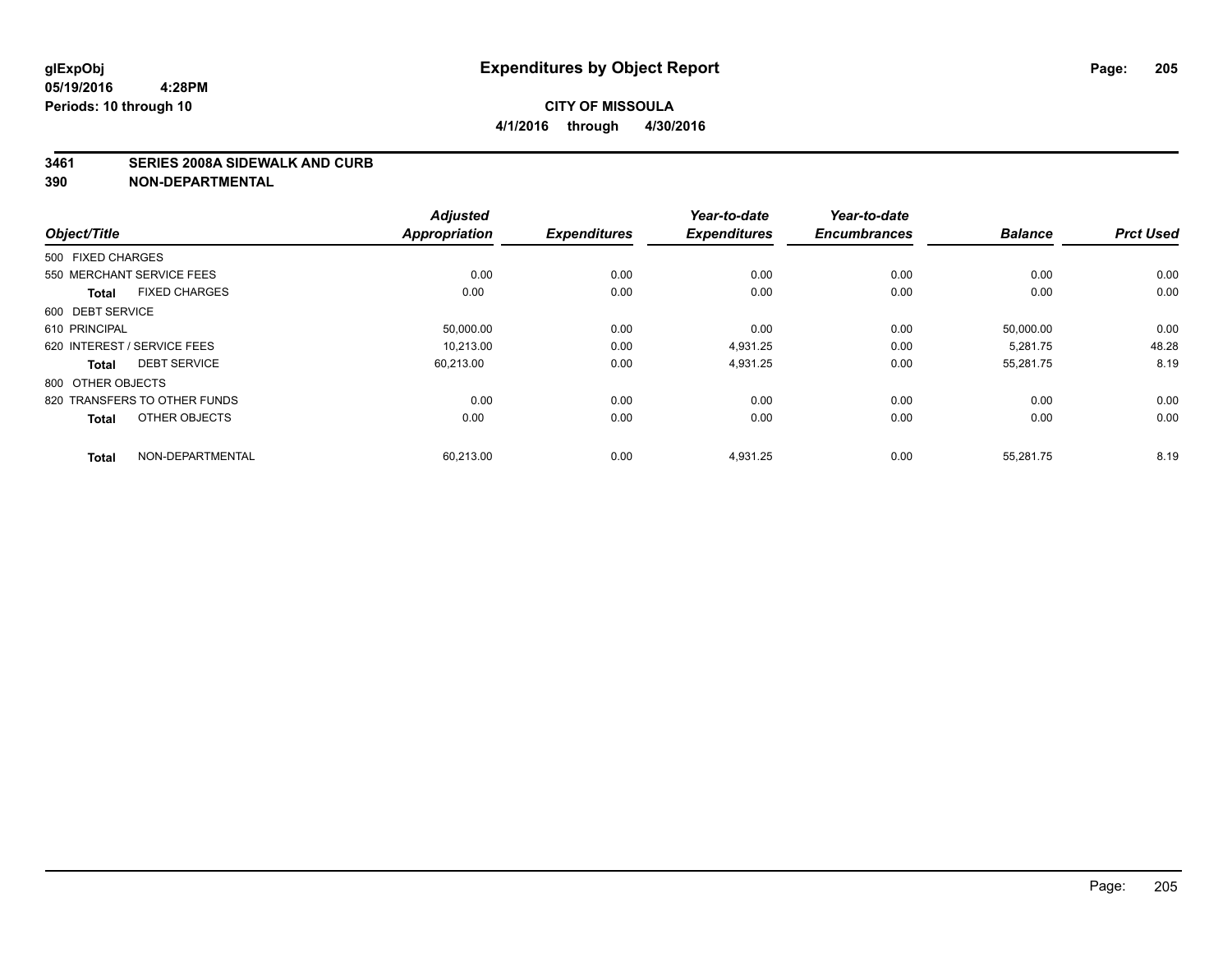**glExpObj**
**05/19/2016 4:28PM**
**Periods: 10 through 10**

# Expenditures by Object Report

**CITY OF MISSOULA**
**4/1/2016 through 4/30/2016**

**3461 SERIES 2008A SIDEWALK AND CURB**
**390 NON-DEPARTMENTAL**

| Object/Title | Adjusted Appropriation | Expenditures | Year-to-date Expenditures | Year-to-date Encumbrances | Balance | Prct Used |
|---|---|---|---|---|---|---|
| 500 FIXED CHARGES | | | | | | |
| 550 MERCHANT SERVICE FEES | 0.00 | 0.00 | 0.00 | 0.00 | 0.00 | 0.00 |
| **Total** FIXED CHARGES | 0.00 | 0.00 | 0.00 | 0.00 | 0.00 | 0.00 |
| 600 DEBT SERVICE | | | | | | |
| 610 PRINCIPAL | 50,000.00 | 0.00 | 0.00 | 0.00 | 50,000.00 | 0.00 |
| 620 INTEREST / SERVICE FEES | 10,213.00 | 0.00 | 4,931.25 | 0.00 | 5,281.75 | 48.28 |
| **Total** DEBT SERVICE | 60,213.00 | 0.00 | 4,931.25 | 0.00 | 55,281.75 | 8.19 |
| 800 OTHER OBJECTS | | | | | | |
| 820 TRANSFERS TO OTHER FUNDS | 0.00 | 0.00 | 0.00 | 0.00 | 0.00 | 0.00 |
| **Total** OTHER OBJECTS | 0.00 | 0.00 | 0.00 | 0.00 | 0.00 | 0.00 |
| **Total** NON-DEPARTMENTAL | 60,213.00 | 0.00 | 4,931.25 | 0.00 | 55,281.75 | 8.19 |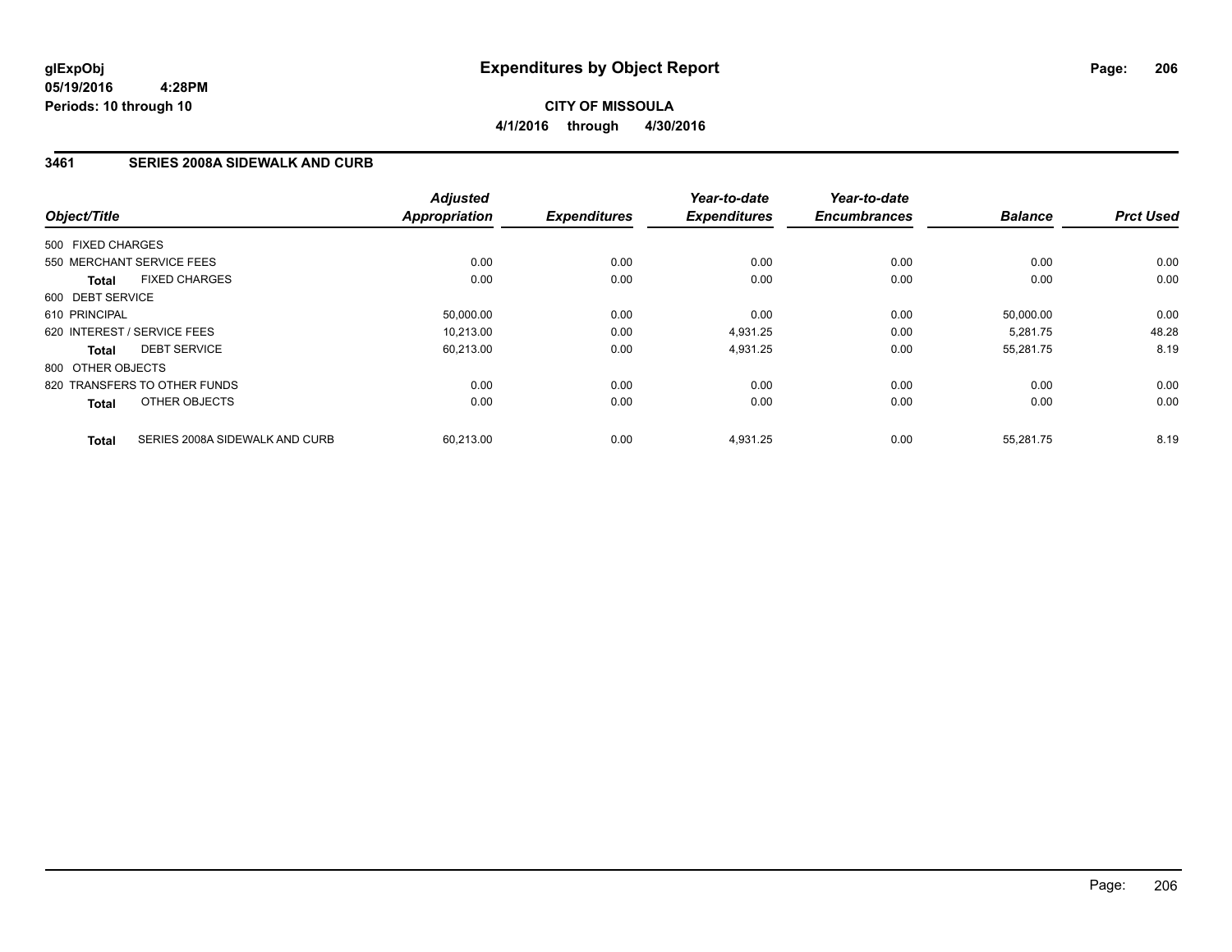**glExpObj**
**05/19/2016 4:28PM**
**Periods: 10 through 10**

# Expenditures by Object Report

**CITY OF MISSOULA**
**4/1/2016 through 4/30/2016**

## 3461 SERIES 2008A SIDEWALK AND CURB

| Object/Title | Adjusted Appropriation | Expenditures | Year-to-date Expenditures | Year-to-date Encumbrances | Balance | Prct Used |
|---|---|---|---|---|---|---|
| 500 FIXED CHARGES | | | | | | |
| 550 MERCHANT SERVICE FEES | 0.00 | 0.00 | 0.00 | 0.00 | 0.00 | 0.00 |
| **Total** FIXED CHARGES | 0.00 | 0.00 | 0.00 | 0.00 | 0.00 | 0.00 |
| 600 DEBT SERVICE | | | | | | |
| 610 PRINCIPAL | 50,000.00 | 0.00 | 0.00 | 0.00 | 50,000.00 | 0.00 |
| 620 INTEREST / SERVICE FEES | 10,213.00 | 0.00 | 4,931.25 | 0.00 | 5,281.75 | 48.28 |
| **Total** DEBT SERVICE | 60,213.00 | 0.00 | 4,931.25 | 0.00 | 55,281.75 | 8.19 |
| 800 OTHER OBJECTS | | | | | | |
| 820 TRANSFERS TO OTHER FUNDS | 0.00 | 0.00 | 0.00 | 0.00 | 0.00 | 0.00 |
| **Total** OTHER OBJECTS | 0.00 | 0.00 | 0.00 | 0.00 | 0.00 | 0.00 |
| **Total** SERIES 2008A SIDEWALK AND CURB | 60,213.00 | 0.00 | 4,931.25 | 0.00 | 55,281.75 | 8.19 |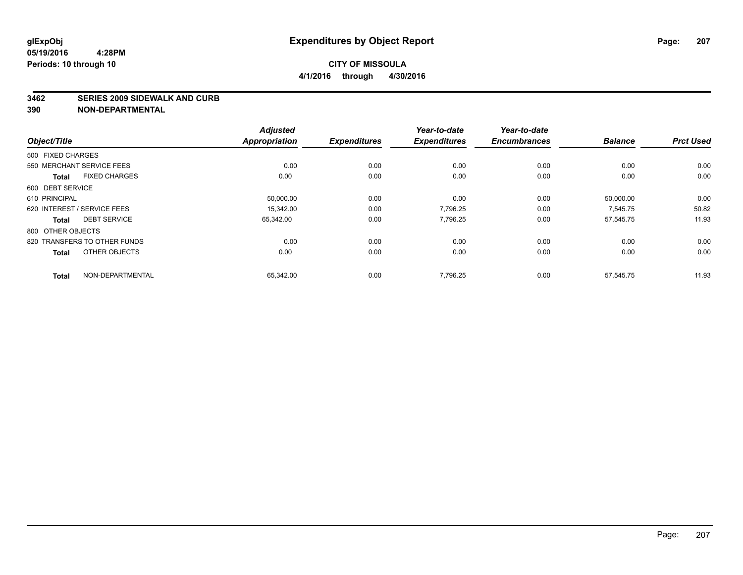# Expenditures by Object Report

glExpObj
05/19/2016 4:28PM
Periods: 10 through 10

**CITY OF MISSOULA**
**4/1/2016 through 4/30/2016**

**3462 SERIES 2009 SIDEWALK AND CURB**
**390 NON-DEPARTMENTAL**

| Object/Title | Adjusted Appropriation | Expenditures | Year-to-date Expenditures | Year-to-date Encumbrances | Balance | Prct Used |
|---|---|---|---|---|---|---|
| 500 FIXED CHARGES | | | | | | |
| 550 MERCHANT SERVICE FEES | 0.00 | 0.00 | 0.00 | 0.00 | 0.00 | 0.00 |
| **Total** FIXED CHARGES | 0.00 | 0.00 | 0.00 | 0.00 | 0.00 | 0.00 |
| 600 DEBT SERVICE | | | | | | |
| 610 PRINCIPAL | 50,000.00 | 0.00 | 0.00 | 0.00 | 50,000.00 | 0.00 |
| 620 INTEREST / SERVICE FEES | 15,342.00 | 0.00 | 7,796.25 | 0.00 | 7,545.75 | 50.82 |
| **Total** DEBT SERVICE | 65,342.00 | 0.00 | 7,796.25 | 0.00 | 57,545.75 | 11.93 |
| 800 OTHER OBJECTS | | | | | | |
| 820 TRANSFERS TO OTHER FUNDS | 0.00 | 0.00 | 0.00 | 0.00 | 0.00 | 0.00 |
| **Total** OTHER OBJECTS | 0.00 | 0.00 | 0.00 | 0.00 | 0.00 | 0.00 |
| **Total** NON-DEPARTMENTAL | 65,342.00 | 0.00 | 7,796.25 | 0.00 | 57,545.75 | 11.93 |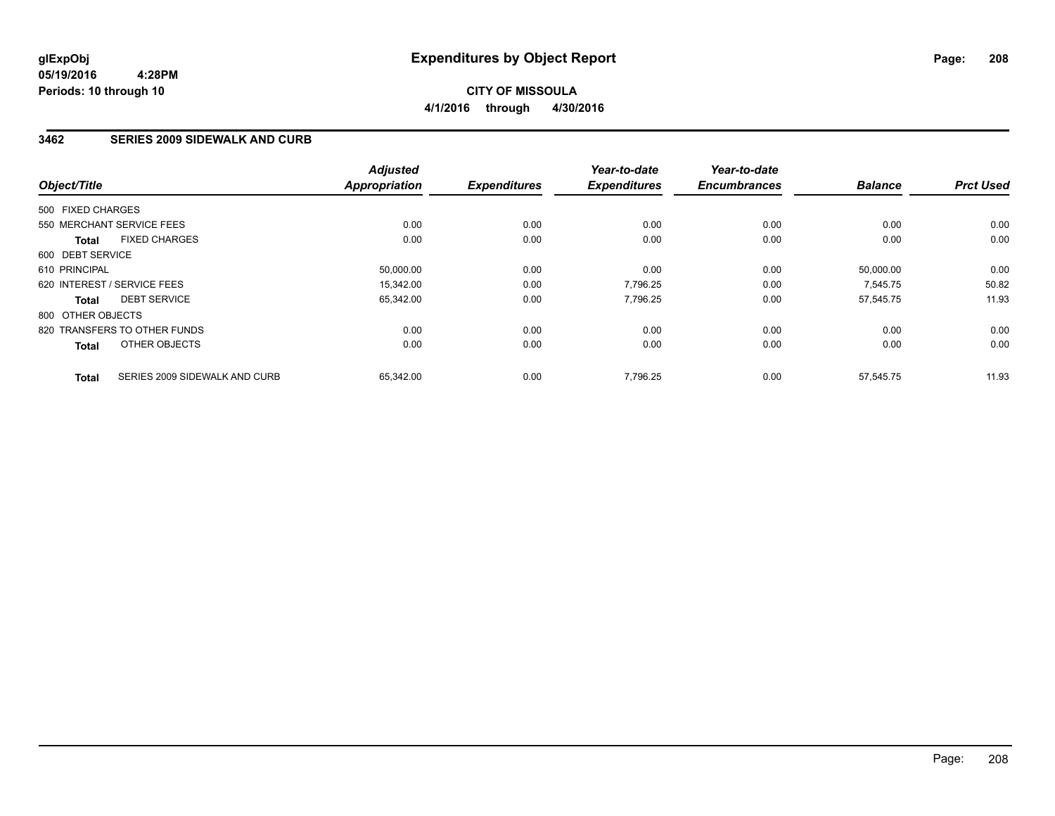**glExpObj**
**05/19/2016 4:28PM**
**Periods: 10 through 10**

# Expenditures by Object Report

**CITY OF MISSOULA**
**4/1/2016 through 4/30/2016**

## 3462 SERIES 2009 SIDEWALK AND CURB

| Object/Title | Adjusted Appropriation | Expenditures | Year-to-date Expenditures | Year-to-date Encumbrances | Balance | Prct Used |
|---|---|---|---|---|---|---|
| 500 FIXED CHARGES | | | | | | |
| 550 MERCHANT SERVICE FEES | 0.00 | 0.00 | 0.00 | 0.00 | 0.00 | 0.00 |
| **Total** FIXED CHARGES | 0.00 | 0.00 | 0.00 | 0.00 | 0.00 | 0.00 |
| 600 DEBT SERVICE | | | | | | |
| 610 PRINCIPAL | 50,000.00 | 0.00 | 0.00 | 0.00 | 50,000.00 | 0.00 |
| 620 INTEREST / SERVICE FEES | 15,342.00 | 0.00 | 7,796.25 | 0.00 | 7,545.75 | 50.82 |
| **Total** DEBT SERVICE | 65,342.00 | 0.00 | 7,796.25 | 0.00 | 57,545.75 | 11.93 |
| 800 OTHER OBJECTS | | | | | | |
| 820 TRANSFERS TO OTHER FUNDS | 0.00 | 0.00 | 0.00 | 0.00 | 0.00 | 0.00 |
| **Total** OTHER OBJECTS | 0.00 | 0.00 | 0.00 | 0.00 | 0.00 | 0.00 |
| **Total** SERIES 2009 SIDEWALK AND CURB | 65,342.00 | 0.00 | 7,796.25 | 0.00 | 57,545.75 | 11.93 |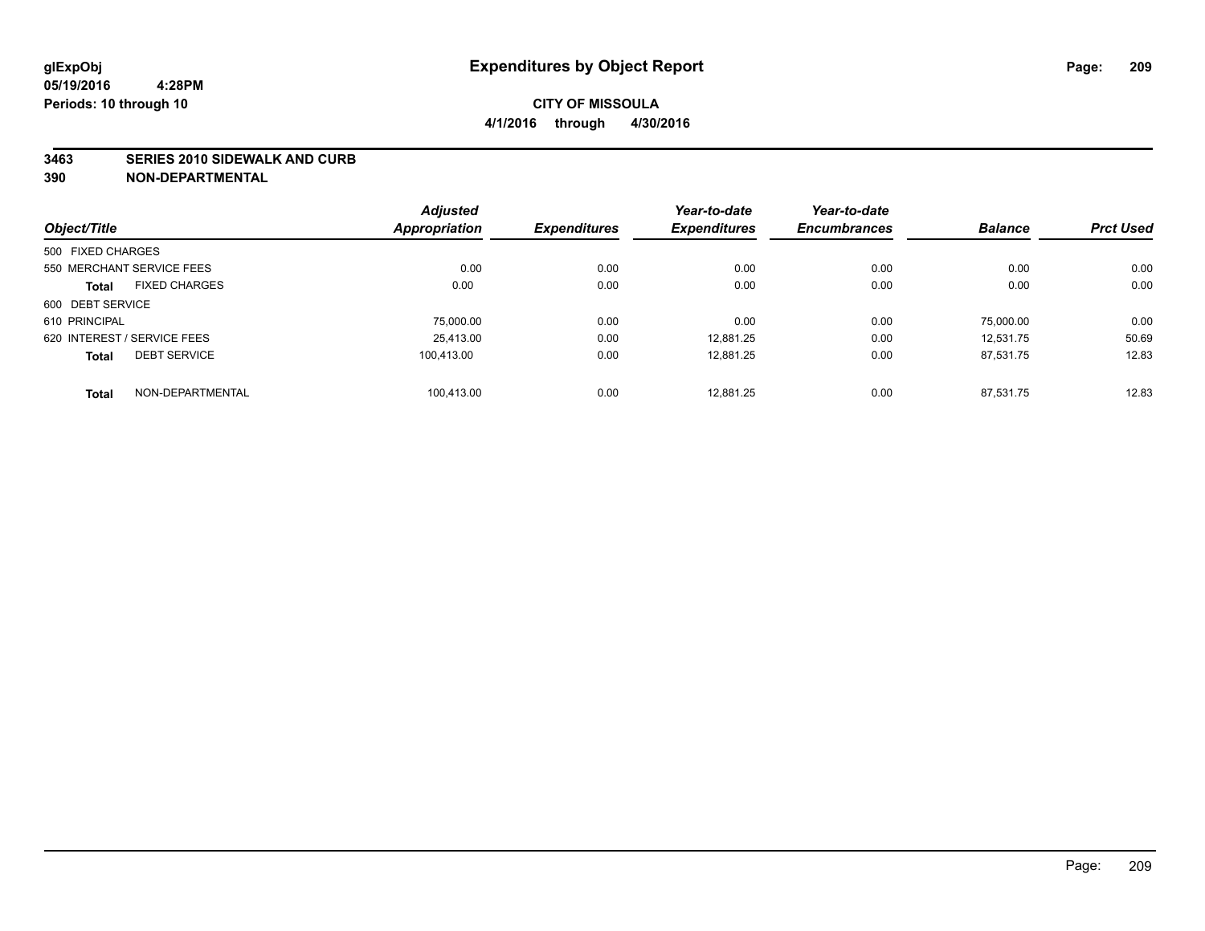# Expenditures by Object Report

glExpObj
05/19/2016 4:28PM
Periods: 10 through 10

**CITY OF MISSOULA**
**4/1/2016 through 4/30/2016**

**3463 SERIES 2010 SIDEWALK AND CURB**
**390 NON-DEPARTMENTAL**

| Object/Title | Adjusted Appropriation | Expenditures | Year-to-date Expenditures | Year-to-date Encumbrances | Balance | Prct Used |
|---|---|---|---|---|---|---|
| 500 FIXED CHARGES | | | | | | |
| 550 MERCHANT SERVICE FEES | 0.00 | 0.00 | 0.00 | 0.00 | 0.00 | 0.00 |
| **Total** FIXED CHARGES | 0.00 | 0.00 | 0.00 | 0.00 | 0.00 | 0.00 |
| 600 DEBT SERVICE | | | | | | |
| 610 PRINCIPAL | 75,000.00 | 0.00 | 0.00 | 0.00 | 75,000.00 | 0.00 |
| 620 INTEREST / SERVICE FEES | 25,413.00 | 0.00 | 12,881.25 | 0.00 | 12,531.75 | 50.69 |
| **Total** DEBT SERVICE | 100,413.00 | 0.00 | 12,881.25 | 0.00 | 87,531.75 | 12.83 |
| **Total** NON-DEPARTMENTAL | 100,413.00 | 0.00 | 12,881.25 | 0.00 | 87,531.75 | 12.83 |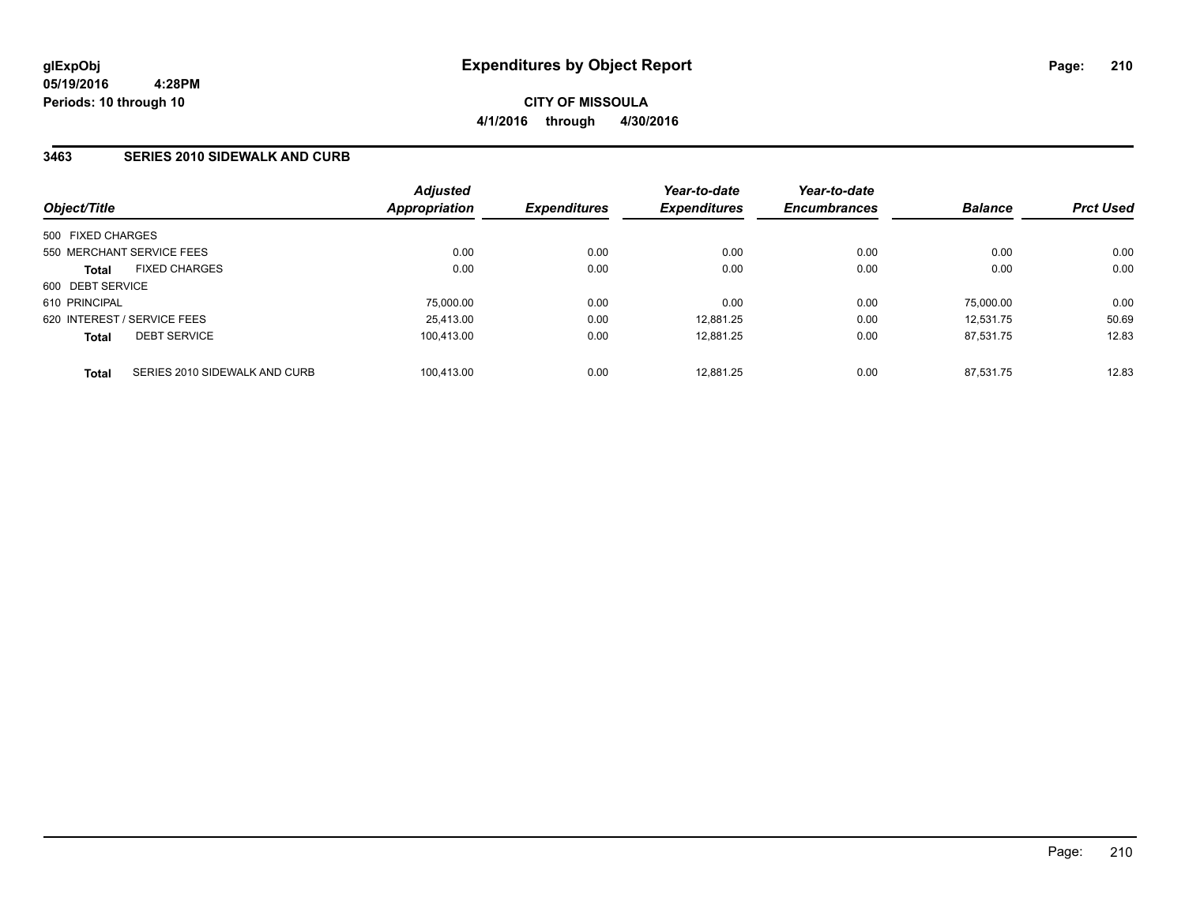**glExpObj** **Expenditures by Object Report**
**05/19/2016 4:28PM**
**Periods: 10 through 10**

**CITY OF MISSOULA**
**4/1/2016 through 4/30/2016**

## 3463 SERIES 2010 SIDEWALK AND CURB

| Object/Title | Adjusted Appropriation | Expenditures | Year-to-date Expenditures | Year-to-date Encumbrances | Balance | Prct Used |
|---|---|---|---|---|---|---|
| 500 FIXED CHARGES | | | | | | |
| 550 MERCHANT SERVICE FEES | 0.00 | 0.00 | 0.00 | 0.00 | 0.00 | 0.00 |
| **Total** FIXED CHARGES | 0.00 | 0.00 | 0.00 | 0.00 | 0.00 | 0.00 |
| 600 DEBT SERVICE | | | | | | |
| 610 PRINCIPAL | 75,000.00 | 0.00 | 0.00 | 0.00 | 75,000.00 | 0.00 |
| 620 INTEREST / SERVICE FEES | 25,413.00 | 0.00 | 12,881.25 | 0.00 | 12,531.75 | 50.69 |
| **Total** DEBT SERVICE | 100,413.00 | 0.00 | 12,881.25 | 0.00 | 87,531.75 | 12.83 |
| **Total** SERIES 2010 SIDEWALK AND CURB | 100,413.00 | 0.00 | 12,881.25 | 0.00 | 87,531.75 | 12.83 |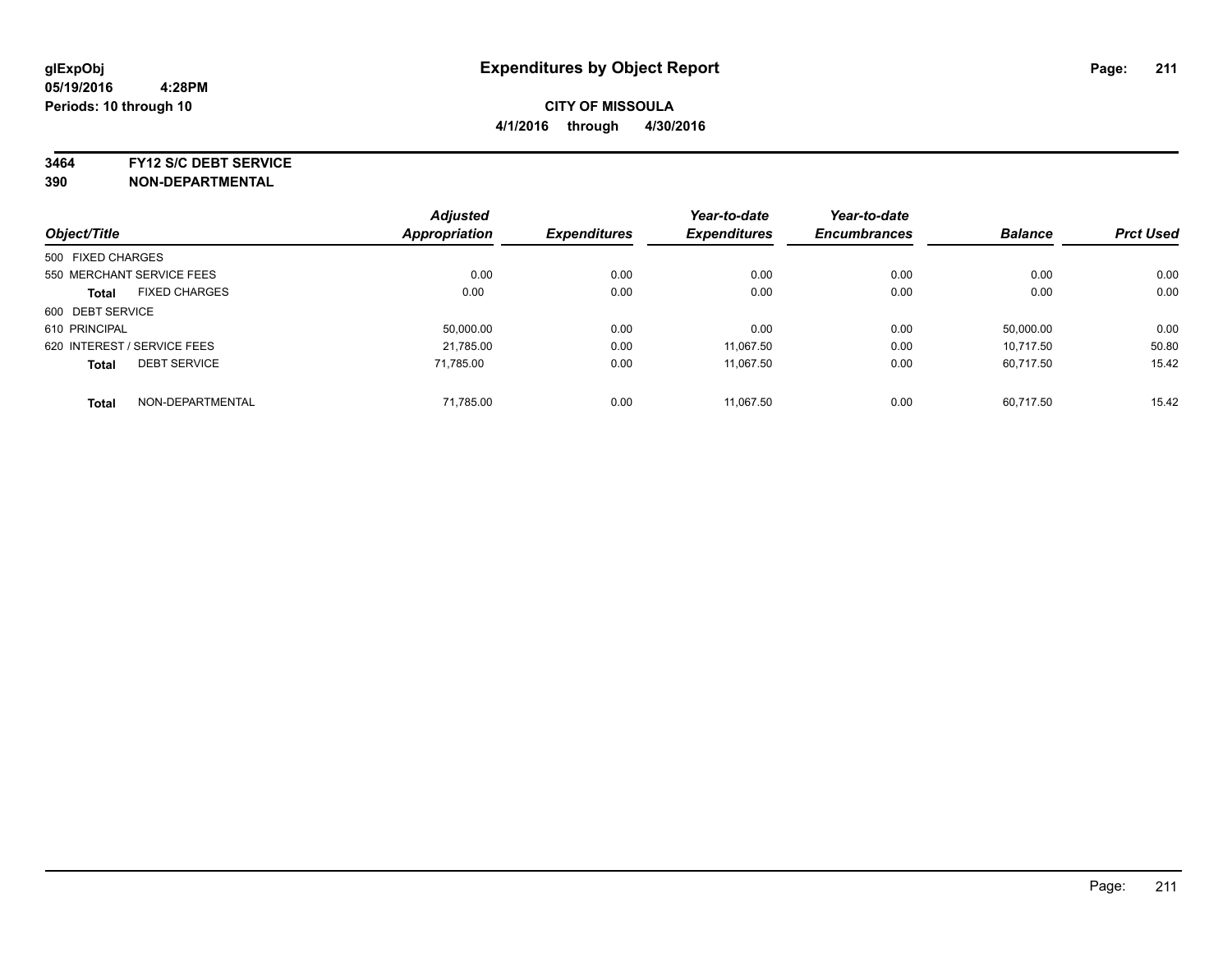glExpObj
05/19/2016 4:28PM
Periods: 10 through 10

# Expenditures by Object Report

**CITY OF MISSOULA**
**4/1/2016 through 4/30/2016**

**3464 FY12 S/C DEBT SERVICE**
**390 NON-DEPARTMENTAL**

| Object/Title | Adjusted Appropriation | Expenditures | Year-to-date Expenditures | Year-to-date Encumbrances | Balance | Prct Used |
|---|---|---|---|---|---|---|
| 500 FIXED CHARGES | | | | | | |
| 550 MERCHANT SERVICE FEES | 0.00 | 0.00 | 0.00 | 0.00 | 0.00 | 0.00 |
| **Total** FIXED CHARGES | 0.00 | 0.00 | 0.00 | 0.00 | 0.00 | 0.00 |
| 600 DEBT SERVICE | | | | | | |
| 610 PRINCIPAL | 50,000.00 | 0.00 | 0.00 | 0.00 | 50,000.00 | 0.00 |
| 620 INTEREST / SERVICE FEES | 21,785.00 | 0.00 | 11,067.50 | 0.00 | 10,717.50 | 50.80 |
| **Total** DEBT SERVICE | 71,785.00 | 0.00 | 11,067.50 | 0.00 | 60,717.50 | 15.42 |
| **Total** NON-DEPARTMENTAL | 71,785.00 | 0.00 | 11,067.50 | 0.00 | 60,717.50 | 15.42 |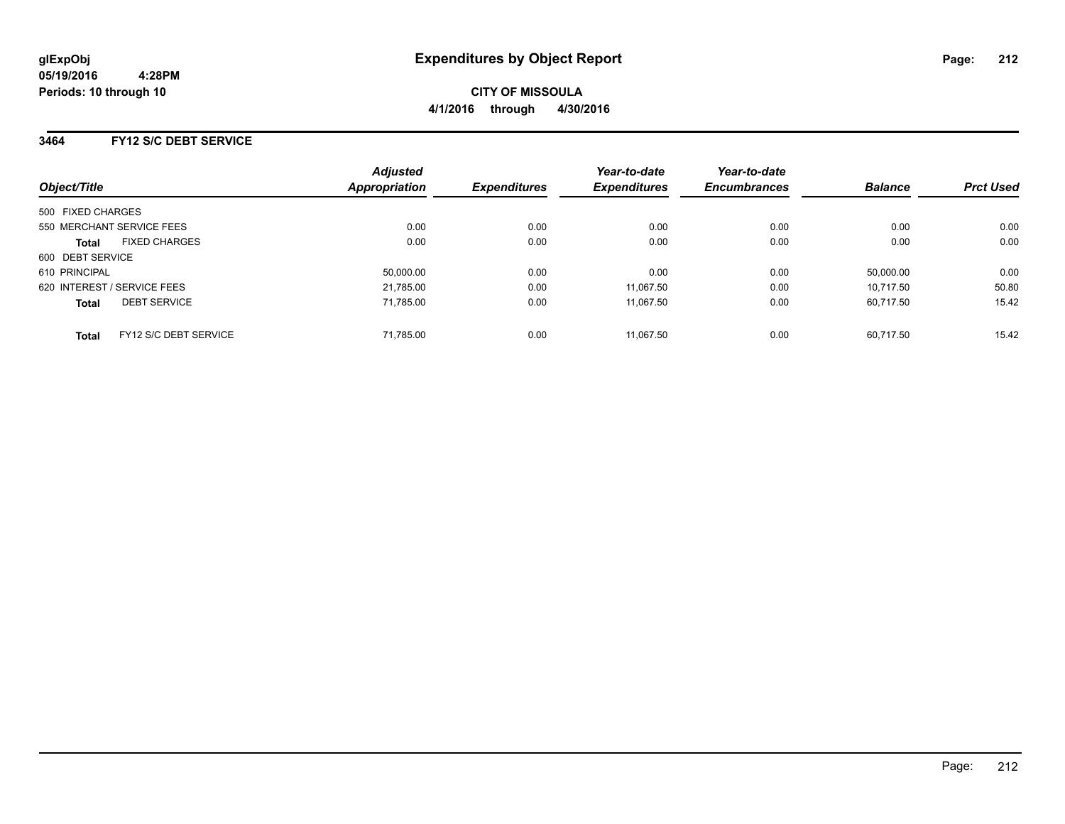# Expenditures by Object Report

glExpObj
05/19/2016 4:28PM
Periods: 10 through 10

**CITY OF MISSOULA**
**4/1/2016 through 4/30/2016**

## 3464 FY12 S/C DEBT SERVICE

| Object/Title | Adjusted Appropriation | Expenditures | Year-to-date Expenditures | Year-to-date Encumbrances | Balance | Prct Used |
|---|---|---|---|---|---|---|
| 500 FIXED CHARGES | | | | | | |
| 550 MERCHANT SERVICE FEES | 0.00 | 0.00 | 0.00 | 0.00 | 0.00 | 0.00 |
| **Total** FIXED CHARGES | 0.00 | 0.00 | 0.00 | 0.00 | 0.00 | 0.00 |
| 600 DEBT SERVICE | | | | | | |
| 610 PRINCIPAL | 50,000.00 | 0.00 | 0.00 | 0.00 | 50,000.00 | 0.00 |
| 620 INTEREST / SERVICE FEES | 21,785.00 | 0.00 | 11,067.50 | 0.00 | 10,717.50 | 50.80 |
| **Total** DEBT SERVICE | 71,785.00 | 0.00 | 11,067.50 | 0.00 | 60,717.50 | 15.42 |
| **Total** FY12 S/C DEBT SERVICE | 71,785.00 | 0.00 | 11,067.50 | 0.00 | 60,717.50 | 15.42 |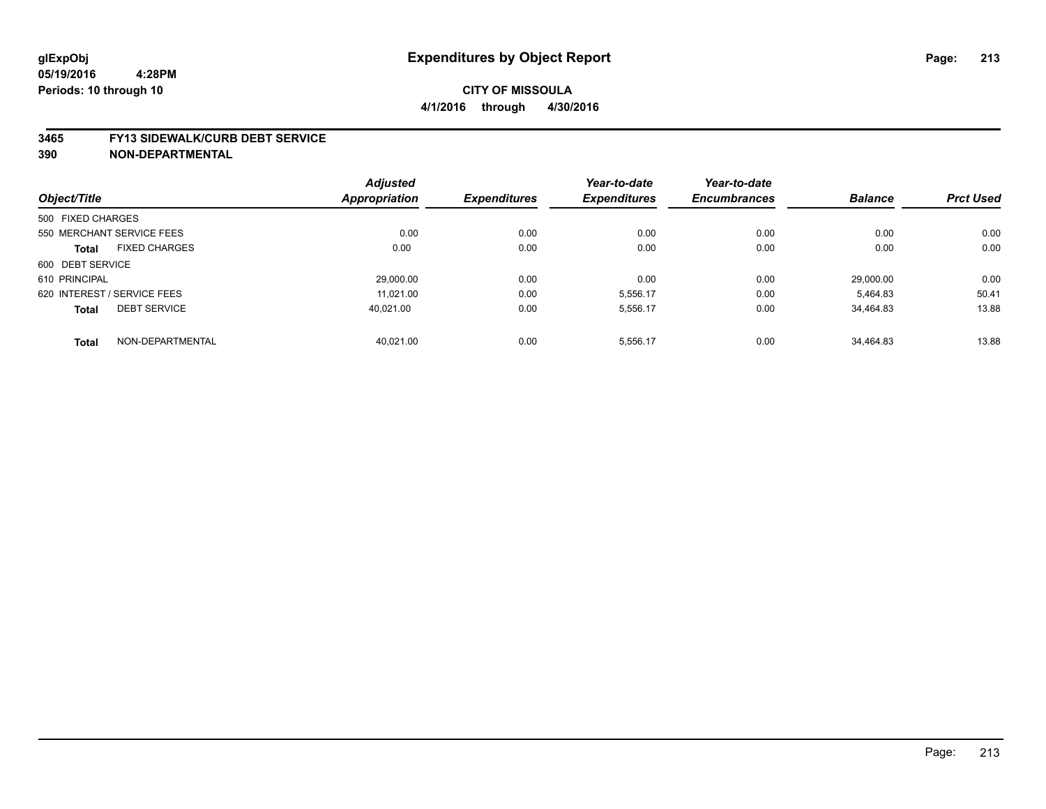glExpObj
05/19/2016 4:28PM
Periods: 10 through 10

# Expenditures by Object Report

**CITY OF MISSOULA**

**4/1/2016 through 4/30/2016**

**3465 FY13 SIDEWALK/CURB DEBT SERVICE**
**390 NON-DEPARTMENTAL**

| Object/Title | Adjusted Appropriation | Expenditures | Year-to-date Expenditures | Year-to-date Encumbrances | Balance | Prct Used |
|---|---|---|---|---|---|---|
| 500 FIXED CHARGES | | | | | | |
| 550 MERCHANT SERVICE FEES | 0.00 | 0.00 | 0.00 | 0.00 | 0.00 | 0.00 |
| **Total** FIXED CHARGES | 0.00 | 0.00 | 0.00 | 0.00 | 0.00 | 0.00 |
| 600 DEBT SERVICE | | | | | | |
| 610 PRINCIPAL | 29,000.00 | 0.00 | 0.00 | 0.00 | 29,000.00 | 0.00 |
| 620 INTEREST / SERVICE FEES | 11,021.00 | 0.00 | 5,556.17 | 0.00 | 5,464.83 | 50.41 |
| **Total** DEBT SERVICE | 40,021.00 | 0.00 | 5,556.17 | 0.00 | 34,464.83 | 13.88 |
| **Total** NON-DEPARTMENTAL | 40,021.00 | 0.00 | 5,556.17 | 0.00 | 34,464.83 | 13.88 |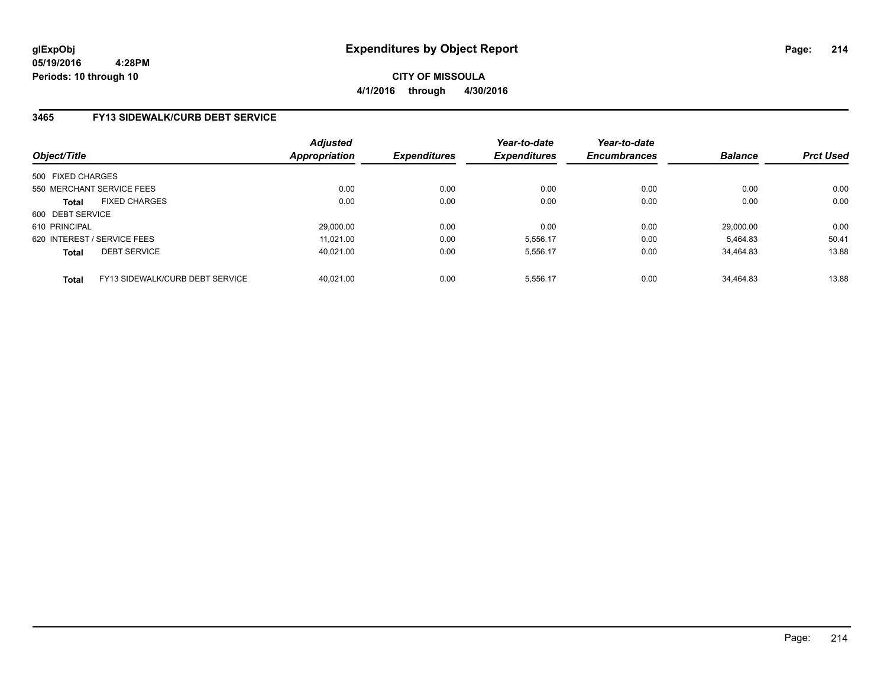glExpObj
05/19/2016 4:28PM
Periods: 10 through 10

# Expenditures by Object Report

**CITY OF MISSOULA**
**4/1/2016 through 4/30/2016**

## 3465 FY13 SIDEWALK/CURB DEBT SERVICE

| Object/Title | Adjusted Appropriation | Expenditures | Year-to-date Expenditures | Year-to-date Encumbrances | Balance | Prct Used |
|---|---|---|---|---|---|---|
| 500 FIXED CHARGES | | | | | | |
| 550 MERCHANT SERVICE FEES | 0.00 | 0.00 | 0.00 | 0.00 | 0.00 | 0.00 |
| **Total** FIXED CHARGES | 0.00 | 0.00 | 0.00 | 0.00 | 0.00 | 0.00 |
| 600 DEBT SERVICE | | | | | | |
| 610 PRINCIPAL | 29,000.00 | 0.00 | 0.00 | 0.00 | 29,000.00 | 0.00 |
| 620 INTEREST / SERVICE FEES | 11,021.00 | 0.00 | 5,556.17 | 0.00 | 5,464.83 | 50.41 |
| **Total** DEBT SERVICE | 40,021.00 | 0.00 | 5,556.17 | 0.00 | 34,464.83 | 13.88 |
| **Total** FY13 SIDEWALK/CURB DEBT SERVICE | 40,021.00 | 0.00 | 5,556.17 | 0.00 | 34,464.83 | 13.88 |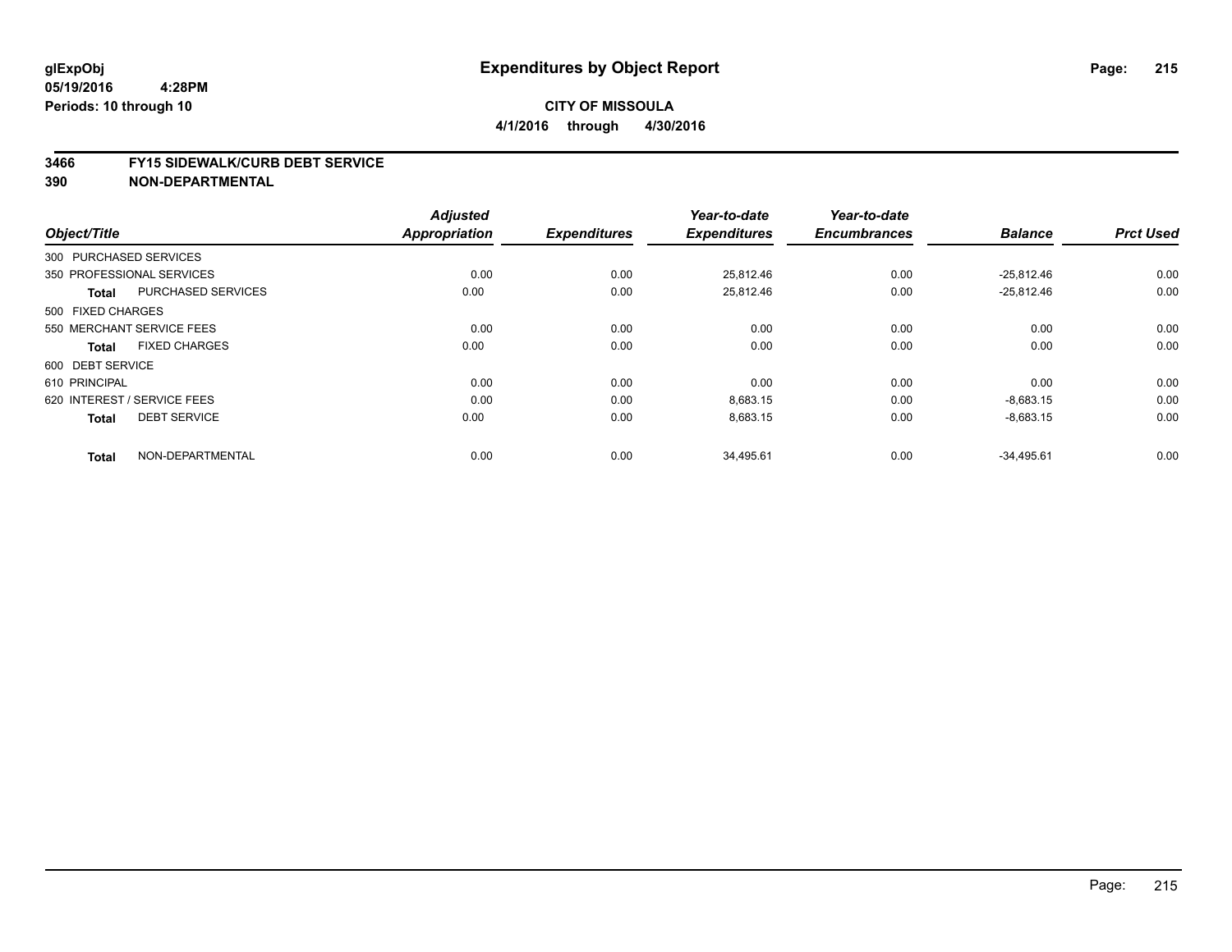# Expenditures by Object Report

glExpObj
05/19/2016 4:28PM
Periods: 10 through 10

**CITY OF MISSOULA**
**4/1/2016 through 4/30/2016**

## 3466 FY15 SIDEWALK/CURB DEBT SERVICE
## 390 NON-DEPARTMENTAL

| Object/Title | | Adjusted Appropriation | Expenditures | Year-to-date Expenditures | Year-to-date Encumbrances | Balance | Prct Used |
|---|---|---|---|---|---|---|---|
| 300 PURCHASED SERVICES | | | | | | | |
| 350 PROFESSIONAL SERVICES | | 0.00 | 0.00 | 25,812.46 | 0.00 | -25,812.46 | 0.00 |
| **Total** | PURCHASED SERVICES | 0.00 | 0.00 | 25,812.46 | 0.00 | -25,812.46 | 0.00 |
| 500 FIXED CHARGES | | | | | | | |
| 550 MERCHANT SERVICE FEES | | 0.00 | 0.00 | 0.00 | 0.00 | 0.00 | 0.00 |
| **Total** | FIXED CHARGES | 0.00 | 0.00 | 0.00 | 0.00 | 0.00 | 0.00 |
| 600 DEBT SERVICE | | | | | | | |
| 610 PRINCIPAL | | 0.00 | 0.00 | 0.00 | 0.00 | 0.00 | 0.00 |
| 620 INTEREST / SERVICE FEES | | 0.00 | 0.00 | 8,683.15 | 0.00 | -8,683.15 | 0.00 |
| **Total** | DEBT SERVICE | 0.00 | 0.00 | 8,683.15 | 0.00 | -8,683.15 | 0.00 |
| **Total** | NON-DEPARTMENTAL | 0.00 | 0.00 | 34,495.61 | 0.00 | -34,495.61 | 0.00 |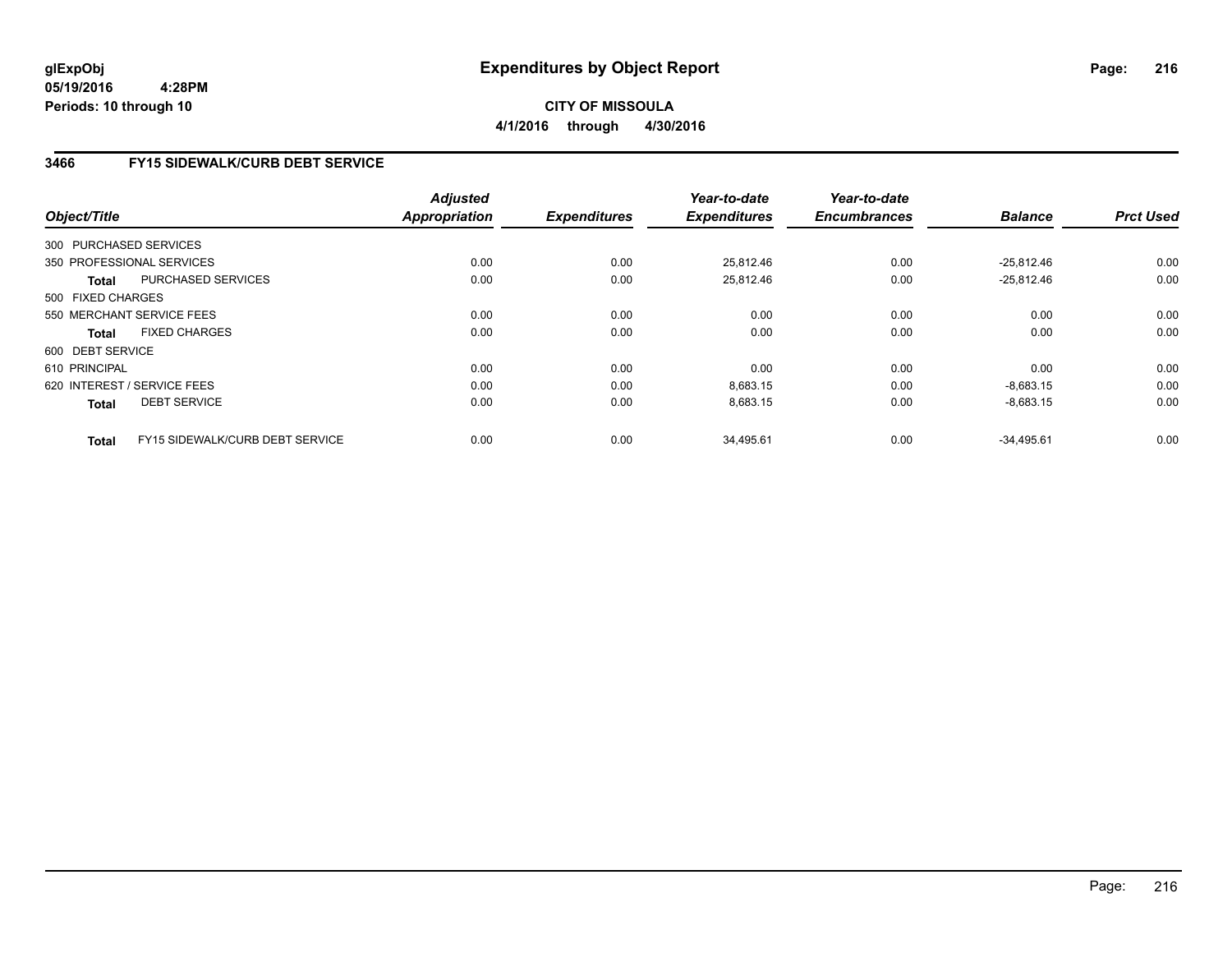**glExpObj**
**05/19/2016 4:28PM**
**Periods: 10 through 10**

# Expenditures by Object Report

**CITY OF MISSOULA**
**4/1/2016 through 4/30/2016**

## 3466 FY15 SIDEWALK/CURB DEBT SERVICE

| Object/Title | | Adjusted Appropriation | Expenditures | Year-to-date Expenditures | Year-to-date Encumbrances | Balance | Prct Used |
|---|---|---|---|---|---|---|---|
| 300 PURCHASED SERVICES | | | | | | | |
| 350 PROFESSIONAL SERVICES | | 0.00 | 0.00 | 25,812.46 | 0.00 | -25,812.46 | 0.00 |
| **Total** | PURCHASED SERVICES | 0.00 | 0.00 | 25,812.46 | 0.00 | -25,812.46 | 0.00 |
| 500 FIXED CHARGES | | | | | | | |
| 550 MERCHANT SERVICE FEES | | 0.00 | 0.00 | 0.00 | 0.00 | 0.00 | 0.00 |
| **Total** | FIXED CHARGES | 0.00 | 0.00 | 0.00 | 0.00 | 0.00 | 0.00 |
| 600 DEBT SERVICE | | | | | | | |
| 610 PRINCIPAL | | 0.00 | 0.00 | 0.00 | 0.00 | 0.00 | 0.00 |
| 620 INTEREST / SERVICE FEES | | 0.00 | 0.00 | 8,683.15 | 0.00 | -8,683.15 | 0.00 |
| **Total** | DEBT SERVICE | 0.00 | 0.00 | 8,683.15 | 0.00 | -8,683.15 | 0.00 |
| **Total** | FY15 SIDEWALK/CURB DEBT SERVICE | 0.00 | 0.00 | 34,495.61 | 0.00 | -34,495.61 | 0.00 |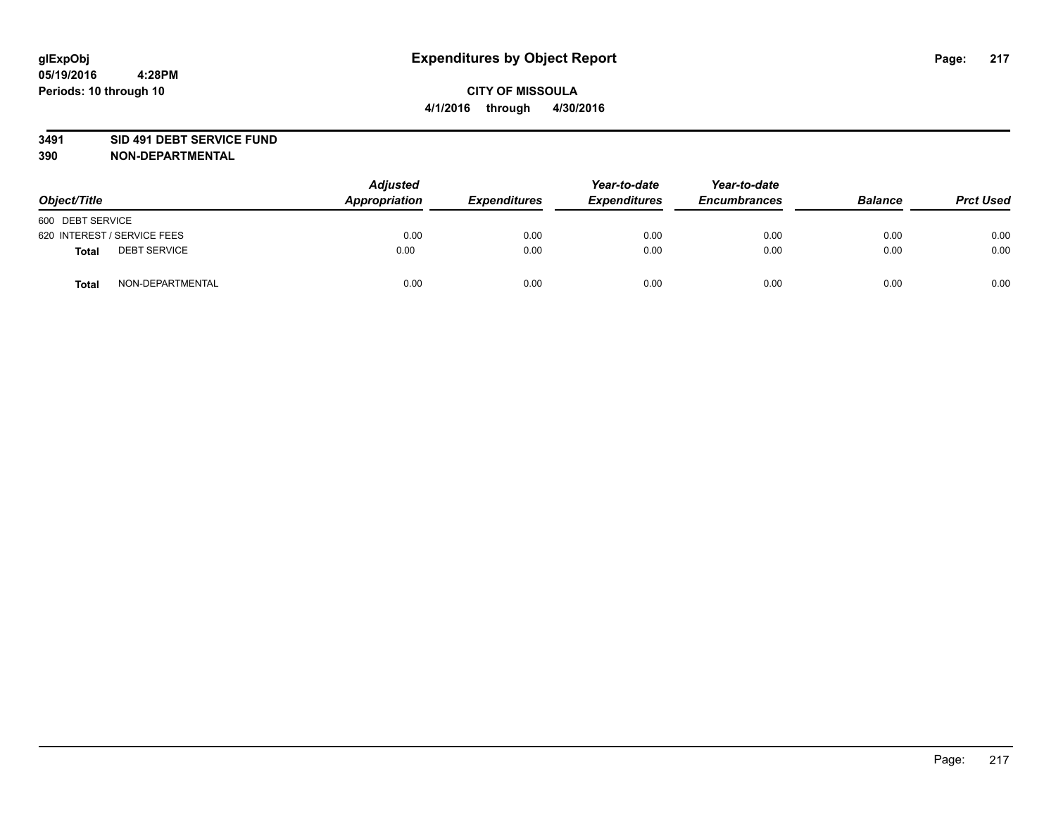# Expenditures by Object Report

glExpObj
05/19/2016 4:28PM
Periods: 10 through 10

**CITY OF MISSOULA**
**4/1/2016 through 4/30/2016**

**3491 SID 491 DEBT SERVICE FUND**
**390 NON-DEPARTMENTAL**

| Object/Title | | Adjusted Appropriation | Expenditures | Year-to-date Expenditures | Year-to-date Encumbrances | Balance | Prct Used |
|---|---|---|---|---|---|---|---|
| 600 DEBT SERVICE | | | | | | | |
| 620 INTEREST / SERVICE FEES | | 0.00 | 0.00 | 0.00 | 0.00 | 0.00 | 0.00 |
| **Total** | DEBT SERVICE | 0.00 | 0.00 | 0.00 | 0.00 | 0.00 | 0.00 |
| **Total** | NON-DEPARTMENTAL | 0.00 | 0.00 | 0.00 | 0.00 | 0.00 | 0.00 |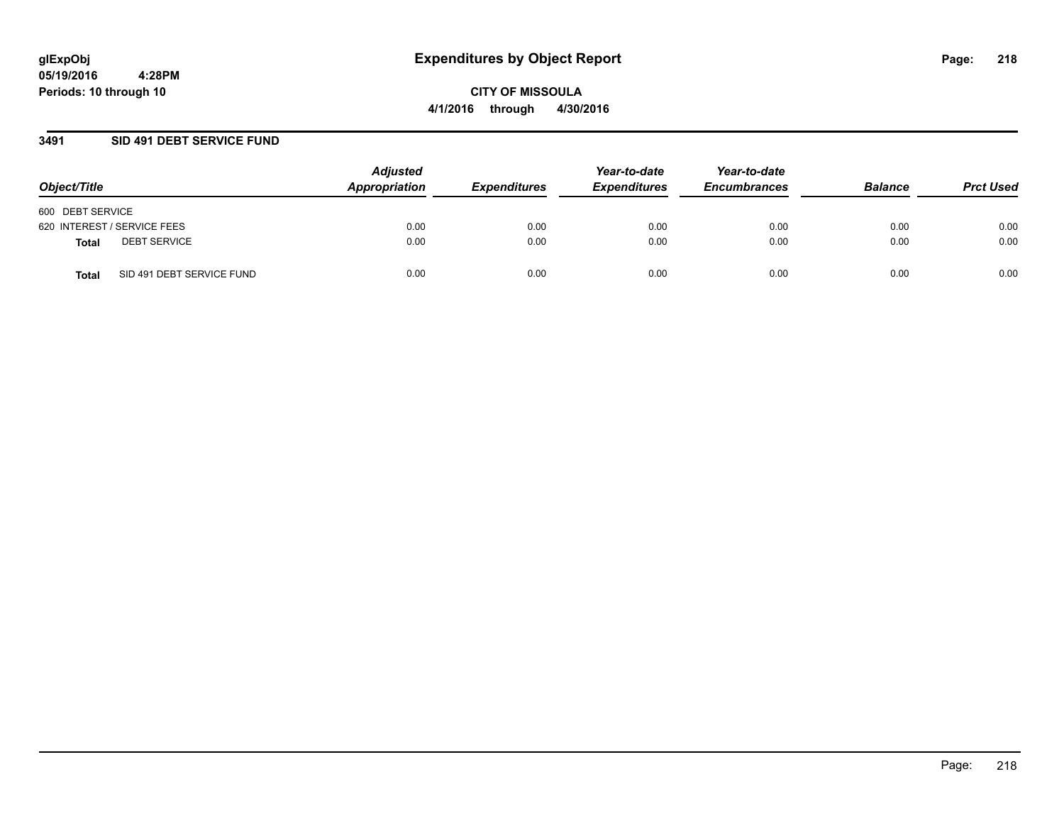# Expenditures by Object Report

**CITY OF MISSOULA**

**4/1/2016 through 4/30/2016**

glExpObj
05/19/2016 4:28PM
Periods: 10 through 10

## 3491 SID 491 DEBT SERVICE FUND

| Object/Title | Adjusted Appropriation | Expenditures | Year-to-date Expenditures | Year-to-date Encumbrances | Balance | Prct Used |
|---|---|---|---|---|---|---|
| 600 DEBT SERVICE | | | | | | |
| 620 INTEREST / SERVICE FEES | 0.00 | 0.00 | 0.00 | 0.00 | 0.00 | 0.00 |
| **Total** DEBT SERVICE | 0.00 | 0.00 | 0.00 | 0.00 | 0.00 | 0.00 |
| **Total** SID 491 DEBT SERVICE FUND | 0.00 | 0.00 | 0.00 | 0.00 | 0.00 | 0.00 |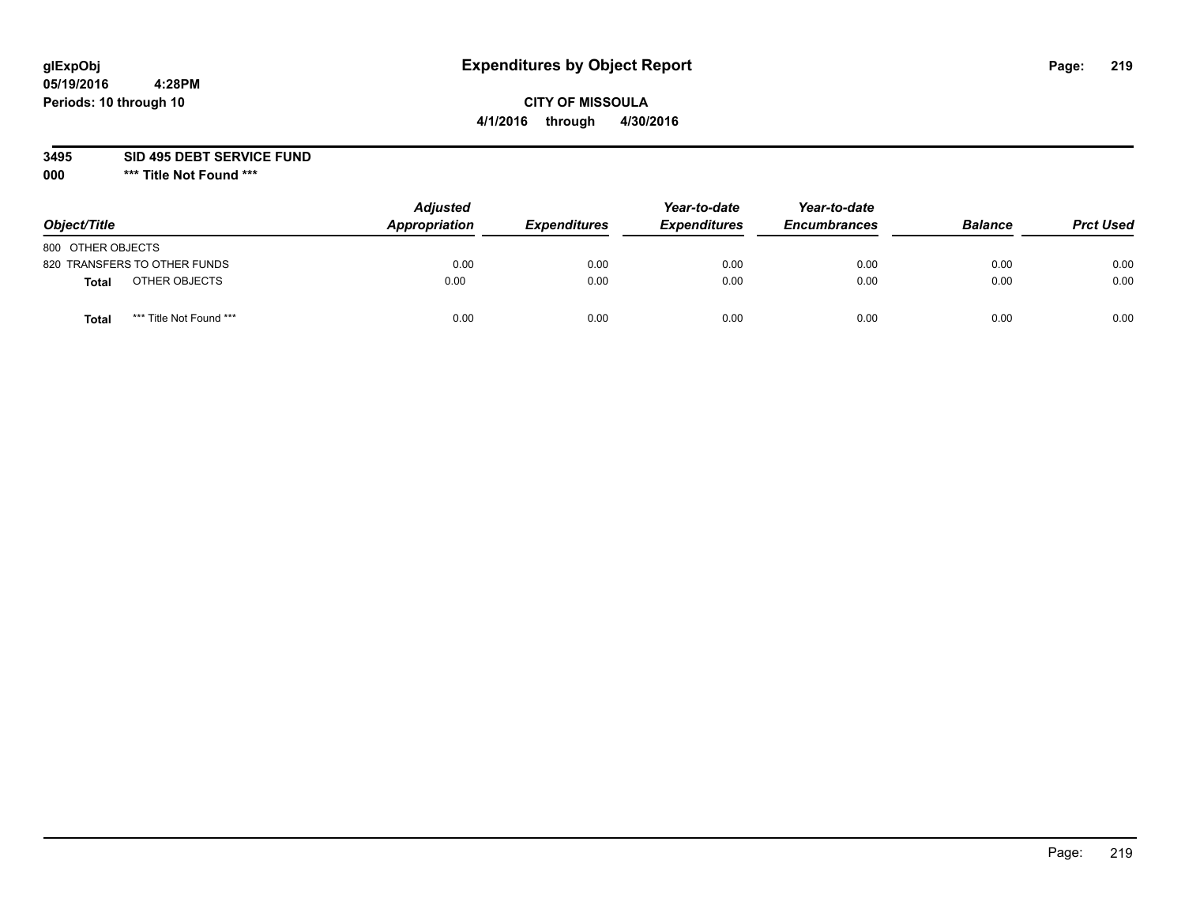**glExpObj**
**05/19/2016 4:28PM**
**Periods: 10 through 10**

# Expenditures by Object Report

**CITY OF MISSOULA**
**4/1/2016 through 4/30/2016**

**3495 SID 495 DEBT SERVICE FUND**
**000 \*\*\* Title Not Found \*\*\***

| Object/Title | Adjusted Appropriation | Expenditures | Year-to-date Expenditures | Year-to-date Encumbrances | Balance | Prct Used |
|---|---|---|---|---|---|---|
| 800 OTHER OBJECTS | | | | | | |
| 820 TRANSFERS TO OTHER FUNDS | 0.00 | 0.00 | 0.00 | 0.00 | 0.00 | 0.00 |
| **Total** OTHER OBJECTS | 0.00 | 0.00 | 0.00 | 0.00 | 0.00 | 0.00 |
| **Total** *** Title Not Found *** | 0.00 | 0.00 | 0.00 | 0.00 | 0.00 | 0.00 |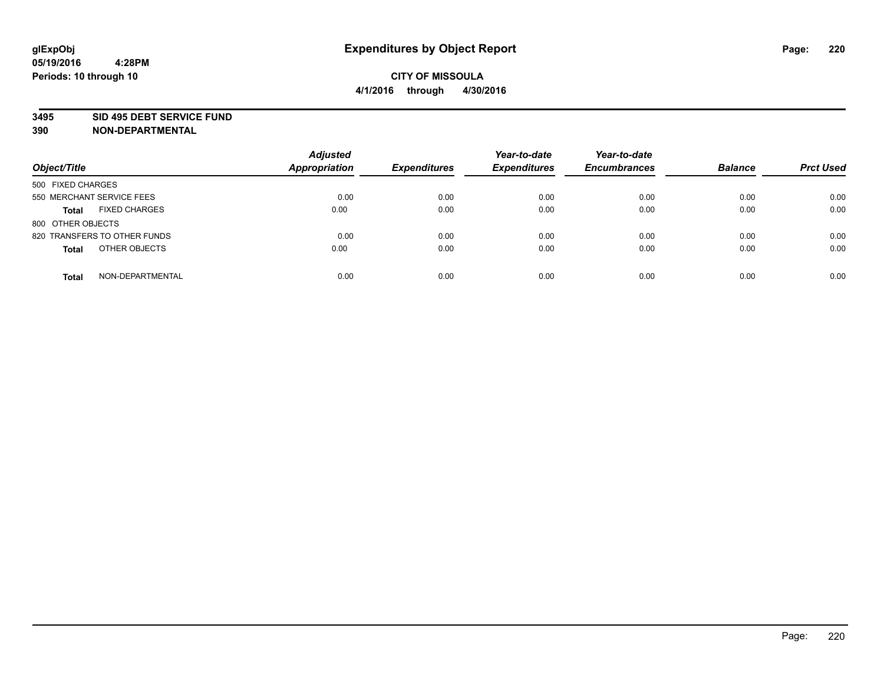glExpObj
05/19/2016 4:28PM
Periods: 10 through 10

# Expenditures by Object Report

**CITY OF MISSOULA**
**4/1/2016 through 4/30/2016**

**3495 SID 495 DEBT SERVICE FUND**
**390 NON-DEPARTMENTAL**

| Object/Title | Adjusted Appropriation | Expenditures | Year-to-date Expenditures | Year-to-date Encumbrances | Balance | Prct Used |
|---|---|---|---|---|---|---|
| 500 FIXED CHARGES | | | | | | |
| 550 MERCHANT SERVICE FEES | 0.00 | 0.00 | 0.00 | 0.00 | 0.00 | 0.00 |
| **Total** FIXED CHARGES | 0.00 | 0.00 | 0.00 | 0.00 | 0.00 | 0.00 |
| 800 OTHER OBJECTS | | | | | | |
| 820 TRANSFERS TO OTHER FUNDS | 0.00 | 0.00 | 0.00 | 0.00 | 0.00 | 0.00 |
| **Total** OTHER OBJECTS | 0.00 | 0.00 | 0.00 | 0.00 | 0.00 | 0.00 |
| **Total** NON-DEPARTMENTAL | 0.00 | 0.00 | 0.00 | 0.00 | 0.00 | 0.00 |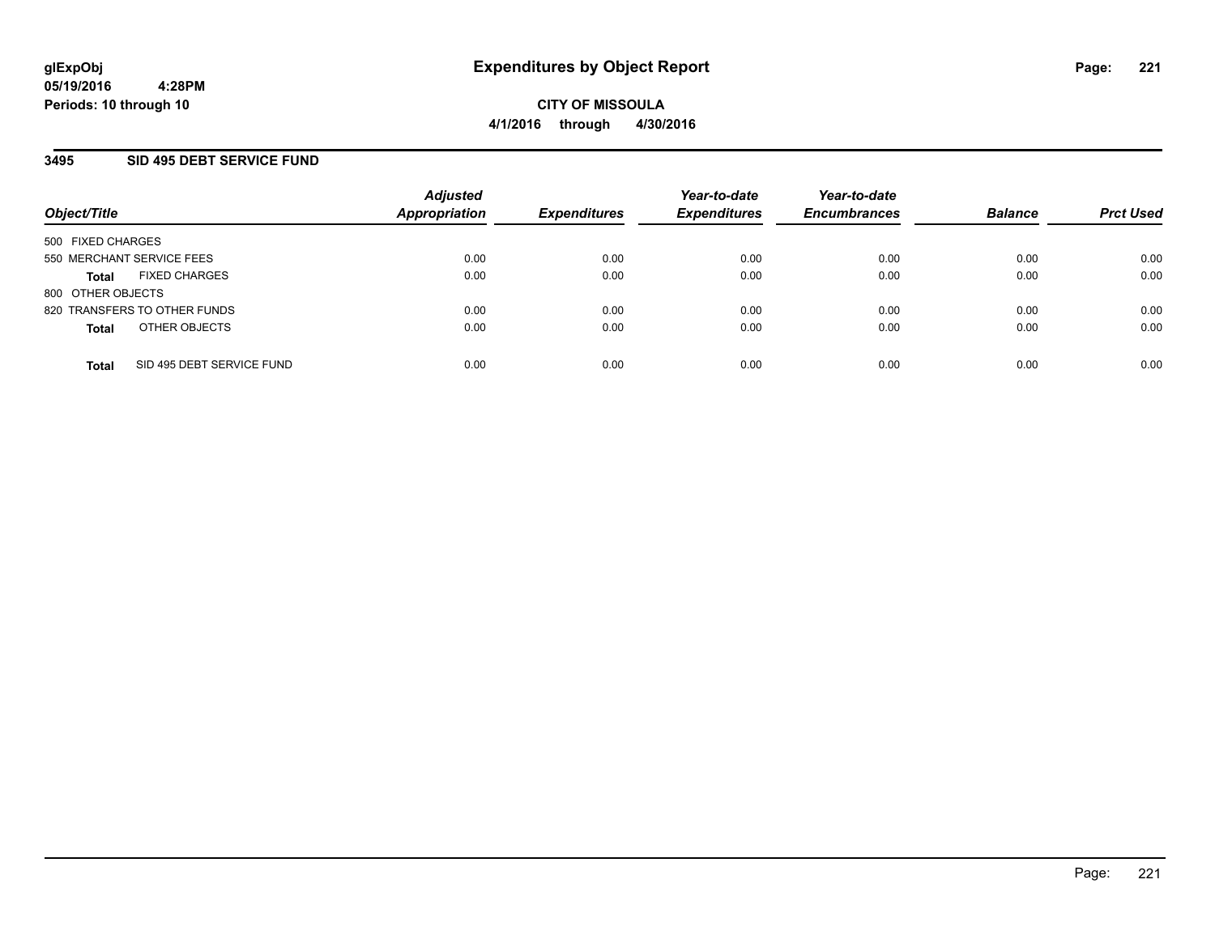# Expenditures by Object Report

glExpObj
05/19/2016 4:28PM
Periods: 10 through 10

**CITY OF MISSOULA**
**4/1/2016 through 4/30/2016**

## 3495 SID 495 DEBT SERVICE FUND

| Object/Title | Adjusted Appropriation | Expenditures | Year-to-date Expenditures | Year-to-date Encumbrances | Balance | Prct Used |
|---|---|---|---|---|---|---|
| 500 FIXED CHARGES | | | | | | |
| 550 MERCHANT SERVICE FEES | 0.00 | 0.00 | 0.00 | 0.00 | 0.00 | 0.00 |
| **Total** FIXED CHARGES | 0.00 | 0.00 | 0.00 | 0.00 | 0.00 | 0.00 |
| 800 OTHER OBJECTS | | | | | | |
| 820 TRANSFERS TO OTHER FUNDS | 0.00 | 0.00 | 0.00 | 0.00 | 0.00 | 0.00 |
| **Total** OTHER OBJECTS | 0.00 | 0.00 | 0.00 | 0.00 | 0.00 | 0.00 |
| **Total** SID 495 DEBT SERVICE FUND | 0.00 | 0.00 | 0.00 | 0.00 | 0.00 | 0.00 |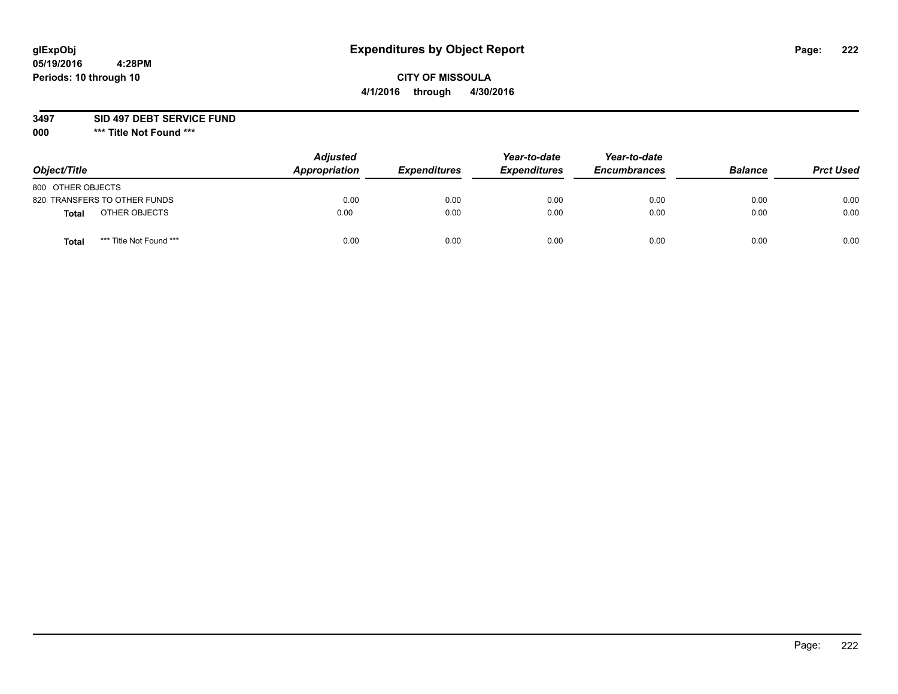**glExpObj**
**05/19/2016 4:28PM**
**Periods: 10 through 10**

# Expenditures by Object Report

**CITY OF MISSOULA**
**4/1/2016 through 4/30/2016**

**3497 SID 497 DEBT SERVICE FUND**
**000 \*\*\* Title Not Found \*\*\***

| Object/Title | Adjusted Appropriation | Expenditures | Year-to-date Expenditures | Year-to-date Encumbrances | Balance | Prct Used |
|---|---|---|---|---|---|---|
| 800 OTHER OBJECTS | | | | | | |
| 820 TRANSFERS TO OTHER FUNDS | 0.00 | 0.00 | 0.00 | 0.00 | 0.00 | 0.00 |
| **Total** OTHER OBJECTS | 0.00 | 0.00 | 0.00 | 0.00 | 0.00 | 0.00 |
| **Total** *** Title Not Found *** | 0.00 | 0.00 | 0.00 | 0.00 | 0.00 | 0.00 |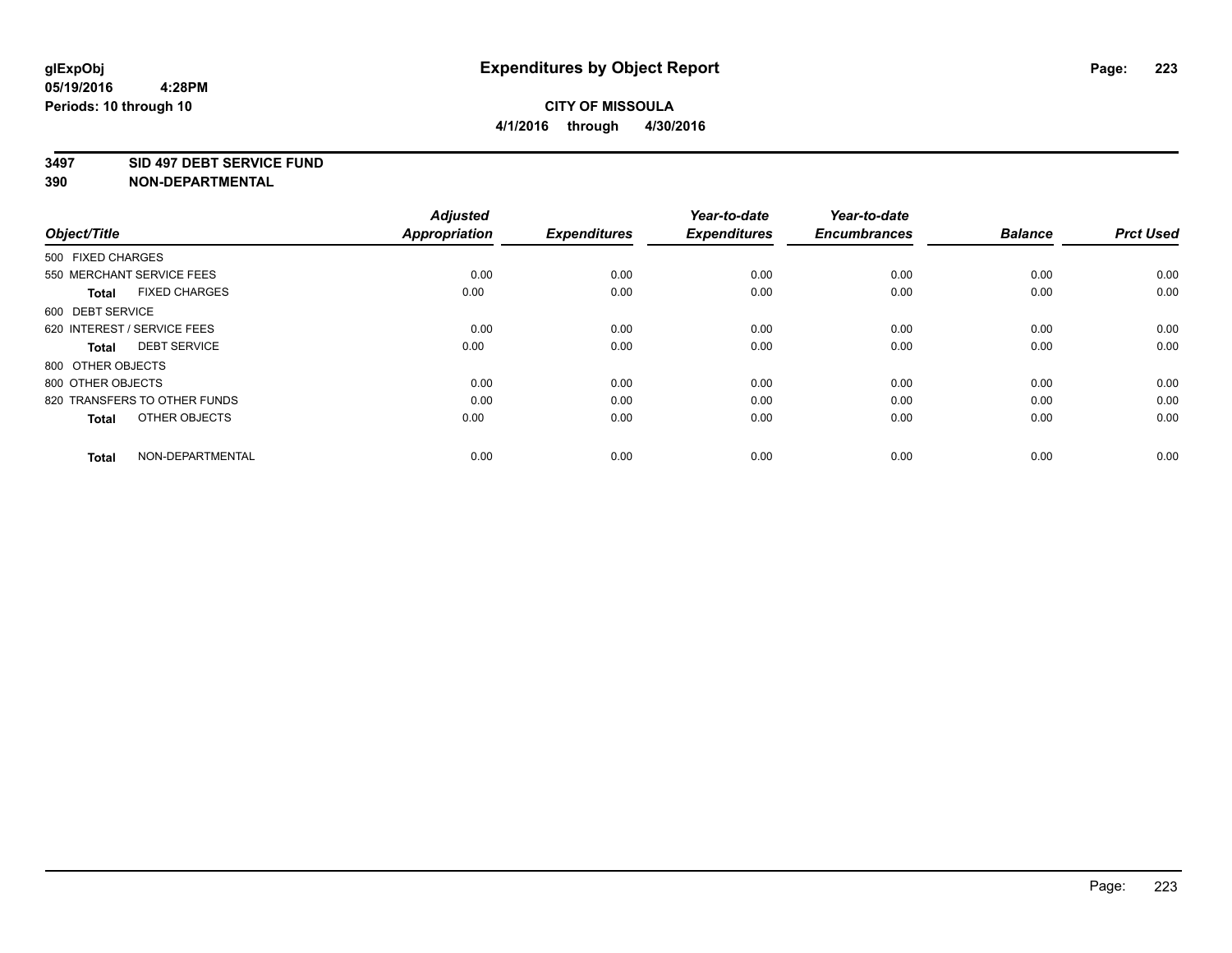**glExpObj**
**05/19/2016 4:28PM**
**Periods: 10 through 10**

# Expenditures by Object Report

**CITY OF MISSOULA**
**4/1/2016 through 4/30/2016**

**3497 SID 497 DEBT SERVICE FUND**
**390 NON-DEPARTMENTAL**

| Object/Title | Adjusted Appropriation | Expenditures | Year-to-date Expenditures | Year-to-date Encumbrances | Balance | Prct Used |
|---|---|---|---|---|---|---|
| 500 FIXED CHARGES | | | | | | |
| 550 MERCHANT SERVICE FEES | 0.00 | 0.00 | 0.00 | 0.00 | 0.00 | 0.00 |
| **Total** FIXED CHARGES | 0.00 | 0.00 | 0.00 | 0.00 | 0.00 | 0.00 |
| 600 DEBT SERVICE | | | | | | |
| 620 INTEREST / SERVICE FEES | 0.00 | 0.00 | 0.00 | 0.00 | 0.00 | 0.00 |
| **Total** DEBT SERVICE | 0.00 | 0.00 | 0.00 | 0.00 | 0.00 | 0.00 |
| 800 OTHER OBJECTS | | | | | | |
| 800 OTHER OBJECTS | 0.00 | 0.00 | 0.00 | 0.00 | 0.00 | 0.00 |
| 820 TRANSFERS TO OTHER FUNDS | 0.00 | 0.00 | 0.00 | 0.00 | 0.00 | 0.00 |
| **Total** OTHER OBJECTS | 0.00 | 0.00 | 0.00 | 0.00 | 0.00 | 0.00 |
| **Total** NON-DEPARTMENTAL | 0.00 | 0.00 | 0.00 | 0.00 | 0.00 | 0.00 |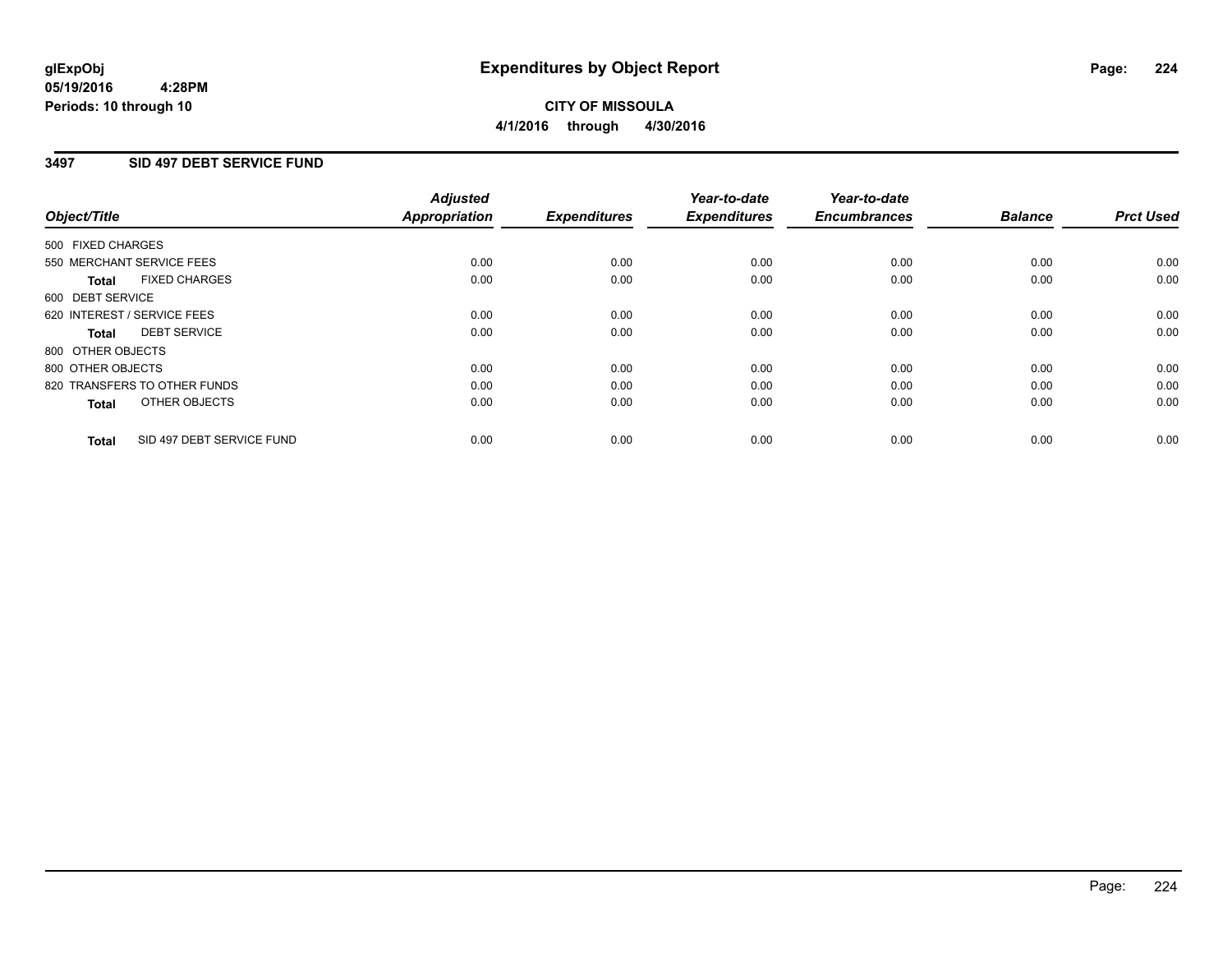# Expenditures by Object Report

**glExpObj**
**05/19/2016 4:28PM**
**Periods: 10 through 10**

**CITY OF MISSOULA**
**4/1/2016 through 4/30/2016**

## 3497 SID 497 DEBT SERVICE FUND

| Object/Title | Adjusted Appropriation | Expenditures | Year-to-date Expenditures | Year-to-date Encumbrances | Balance | Prct Used |
|---|---|---|---|---|---|---|
| 500 FIXED CHARGES | | | | | | |
| 550 MERCHANT SERVICE FEES | 0.00 | 0.00 | 0.00 | 0.00 | 0.00 | 0.00 |
| **Total** FIXED CHARGES | 0.00 | 0.00 | 0.00 | 0.00 | 0.00 | 0.00 |
| 600 DEBT SERVICE | | | | | | |
| 620 INTEREST / SERVICE FEES | 0.00 | 0.00 | 0.00 | 0.00 | 0.00 | 0.00 |
| **Total** DEBT SERVICE | 0.00 | 0.00 | 0.00 | 0.00 | 0.00 | 0.00 |
| 800 OTHER OBJECTS | | | | | | |
| 800 OTHER OBJECTS | 0.00 | 0.00 | 0.00 | 0.00 | 0.00 | 0.00 |
| 820 TRANSFERS TO OTHER FUNDS | 0.00 | 0.00 | 0.00 | 0.00 | 0.00 | 0.00 |
| **Total** OTHER OBJECTS | 0.00 | 0.00 | 0.00 | 0.00 | 0.00 | 0.00 |
| **Total** SID 497 DEBT SERVICE FUND | 0.00 | 0.00 | 0.00 | 0.00 | 0.00 | 0.00 |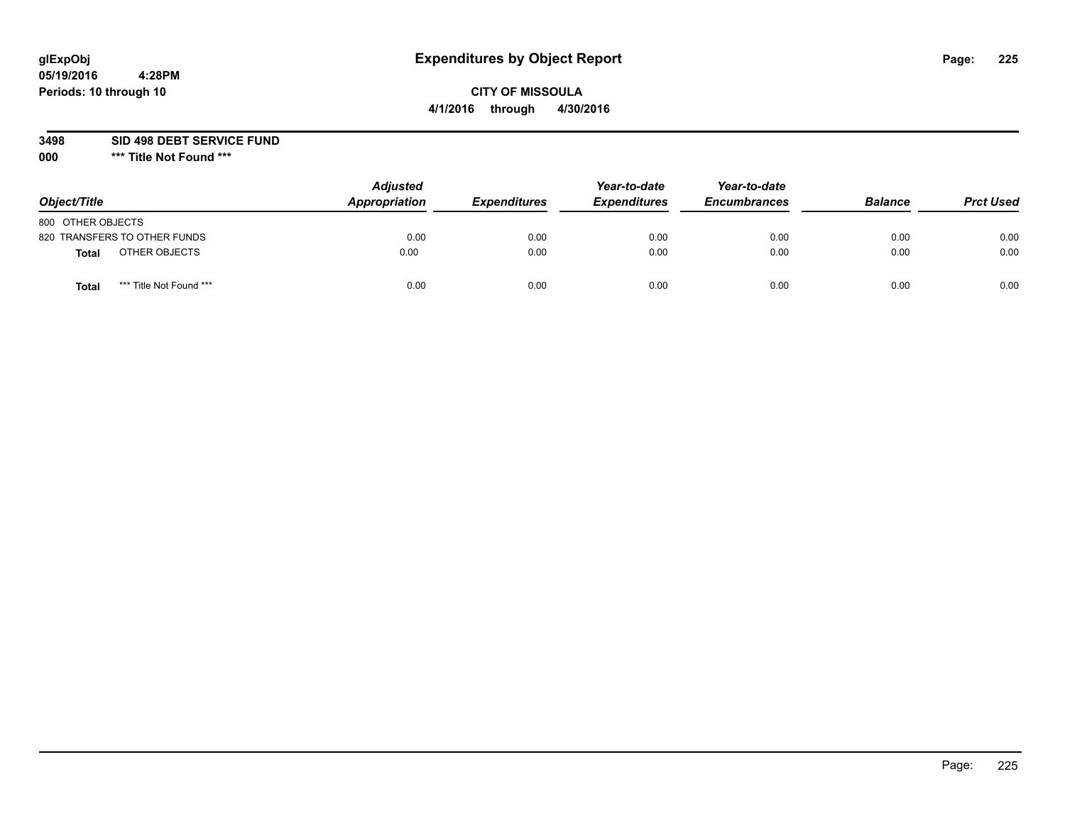# Expenditures by Object Report

glExpObj
05/19/2016 4:28PM
Periods: 10 through 10

**CITY OF MISSOULA**
**4/1/2016 through 4/30/2016**

**3498 SID 498 DEBT SERVICE FUND**
**000 \*\*\* Title Not Found \*\*\***

| Object/Title | Adjusted Appropriation | Expenditures | Year-to-date Expenditures | Year-to-date Encumbrances | Balance | Prct Used |
|---|---|---|---|---|---|---|
| 800 OTHER OBJECTS | | | | | | |
| 820 TRANSFERS TO OTHER FUNDS | 0.00 | 0.00 | 0.00 | 0.00 | 0.00 | 0.00 |
| **Total** OTHER OBJECTS | 0.00 | 0.00 | 0.00 | 0.00 | 0.00 | 0.00 |
| **Total** *** Title Not Found *** | 0.00 | 0.00 | 0.00 | 0.00 | 0.00 | 0.00 |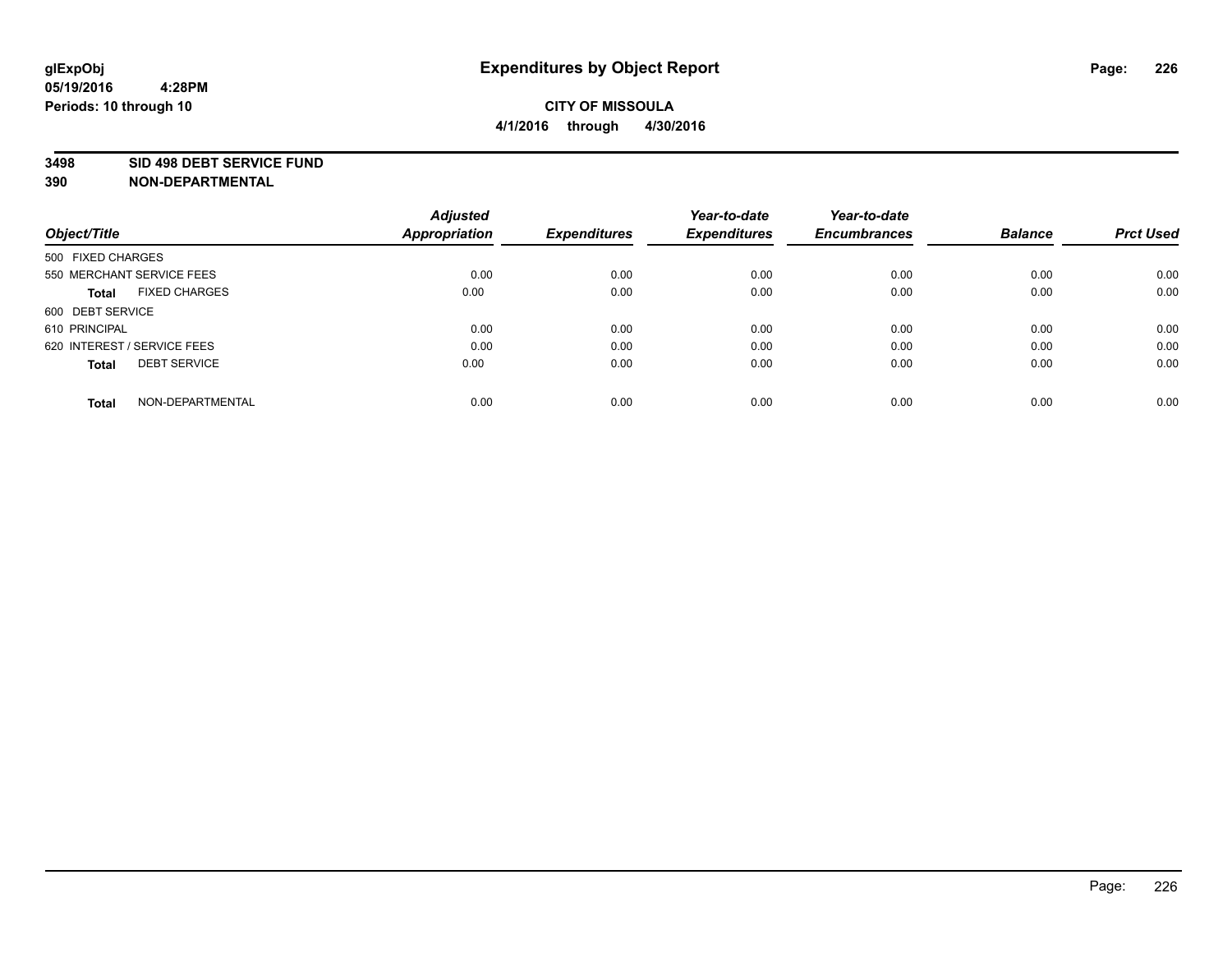**glExpObj** **Expenditures by Object Report**
**05/19/2016 4:28PM**
**Periods: 10 through 10**

**CITY OF MISSOULA**
**4/1/2016 through 4/30/2016**

**3498 SID 498 DEBT SERVICE FUND**
**390 NON-DEPARTMENTAL**

| Object/Title | Adjusted Appropriation | Expenditures | Year-to-date Expenditures | Year-to-date Encumbrances | Balance | Prct Used |
|---|---|---|---|---|---|---|
| 500 FIXED CHARGES | | | | | | |
| 550 MERCHANT SERVICE FEES | 0.00 | 0.00 | 0.00 | 0.00 | 0.00 | 0.00 |
| **Total** FIXED CHARGES | 0.00 | 0.00 | 0.00 | 0.00 | 0.00 | 0.00 |
| 600 DEBT SERVICE | | | | | | |
| 610 PRINCIPAL | 0.00 | 0.00 | 0.00 | 0.00 | 0.00 | 0.00 |
| 620 INTEREST / SERVICE FEES | 0.00 | 0.00 | 0.00 | 0.00 | 0.00 | 0.00 |
| **Total** DEBT SERVICE | 0.00 | 0.00 | 0.00 | 0.00 | 0.00 | 0.00 |
| **Total** NON-DEPARTMENTAL | 0.00 | 0.00 | 0.00 | 0.00 | 0.00 | 0.00 |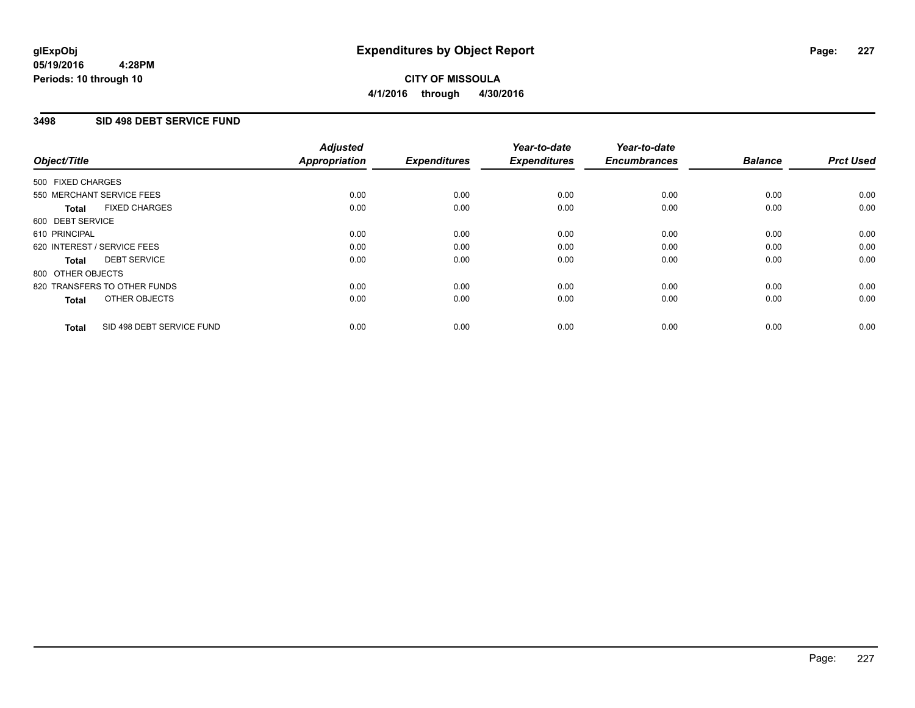# Expenditures by Object Report

**glExpObj**
**05/19/2016 4:28PM**
**Periods: 10 through 10**

**CITY OF MISSOULA**
**4/1/2016 through 4/30/2016**

## 3498 SID 498 DEBT SERVICE FUND

| Object/Title | Adjusted Appropriation | Expenditures | Year-to-date Expenditures | Year-to-date Encumbrances | Balance | Prct Used |
|---|---|---|---|---|---|---|
| 500 FIXED CHARGES | | | | | | |
| 550 MERCHANT SERVICE FEES | 0.00 | 0.00 | 0.00 | 0.00 | 0.00 | 0.00 |
| **Total** FIXED CHARGES | 0.00 | 0.00 | 0.00 | 0.00 | 0.00 | 0.00 |
| 600 DEBT SERVICE | | | | | | |
| 610 PRINCIPAL | 0.00 | 0.00 | 0.00 | 0.00 | 0.00 | 0.00 |
| 620 INTEREST / SERVICE FEES | 0.00 | 0.00 | 0.00 | 0.00 | 0.00 | 0.00 |
| **Total** DEBT SERVICE | 0.00 | 0.00 | 0.00 | 0.00 | 0.00 | 0.00 |
| 800 OTHER OBJECTS | | | | | | |
| 820 TRANSFERS TO OTHER FUNDS | 0.00 | 0.00 | 0.00 | 0.00 | 0.00 | 0.00 |
| **Total** OTHER OBJECTS | 0.00 | 0.00 | 0.00 | 0.00 | 0.00 | 0.00 |
| **Total** SID 498 DEBT SERVICE FUND | 0.00 | 0.00 | 0.00 | 0.00 | 0.00 | 0.00 |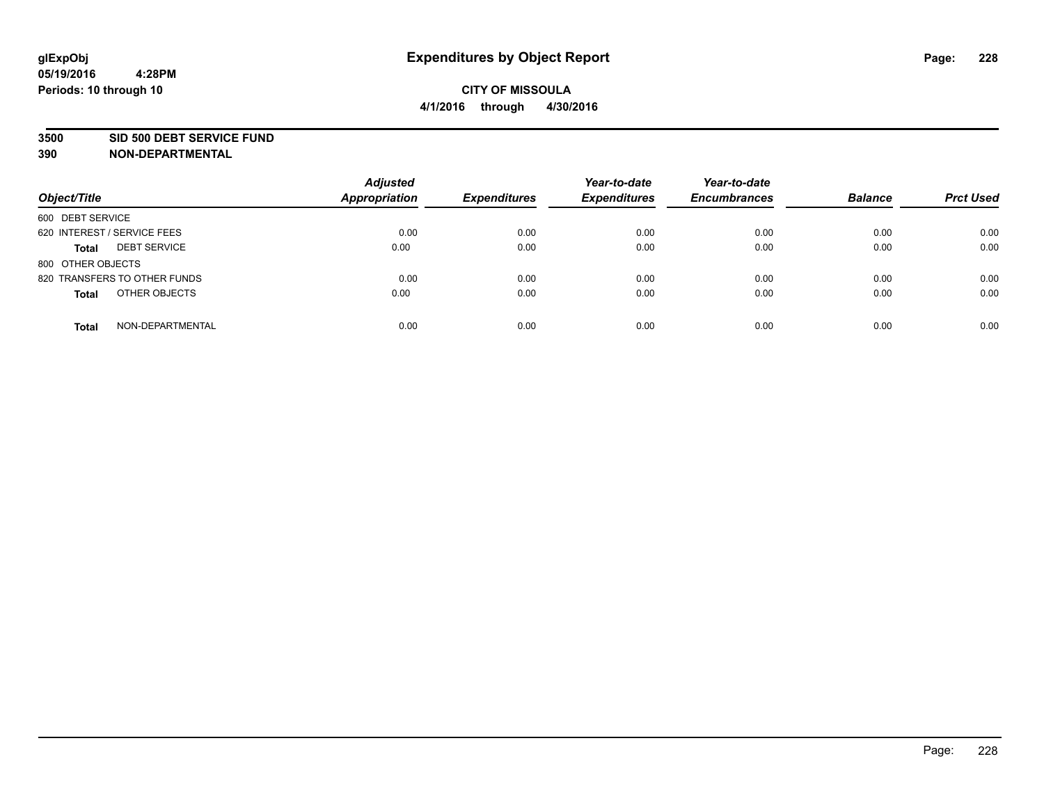# Expenditures by Object Report

glExpObj
05/19/2016 4:28PM
Periods: 10 through 10

**CITY OF MISSOULA**

**4/1/2016 through 4/30/2016**

**3500 SID 500 DEBT SERVICE FUND**

**390 NON-DEPARTMENTAL**

| Object/Title | Adjusted Appropriation | Expenditures | Year-to-date Expenditures | Year-to-date Encumbrances | Balance | Prct Used |
|---|---|---|---|---|---|---|
| 600 DEBT SERVICE | | | | | | |
| 620 INTEREST / SERVICE FEES | 0.00 | 0.00 | 0.00 | 0.00 | 0.00 | 0.00 |
| **Total** DEBT SERVICE | 0.00 | 0.00 | 0.00 | 0.00 | 0.00 | 0.00 |
| 800 OTHER OBJECTS | | | | | | |
| 820 TRANSFERS TO OTHER FUNDS | 0.00 | 0.00 | 0.00 | 0.00 | 0.00 | 0.00 |
| **Total** OTHER OBJECTS | 0.00 | 0.00 | 0.00 | 0.00 | 0.00 | 0.00 |
| **Total** NON-DEPARTMENTAL | 0.00 | 0.00 | 0.00 | 0.00 | 0.00 | 0.00 |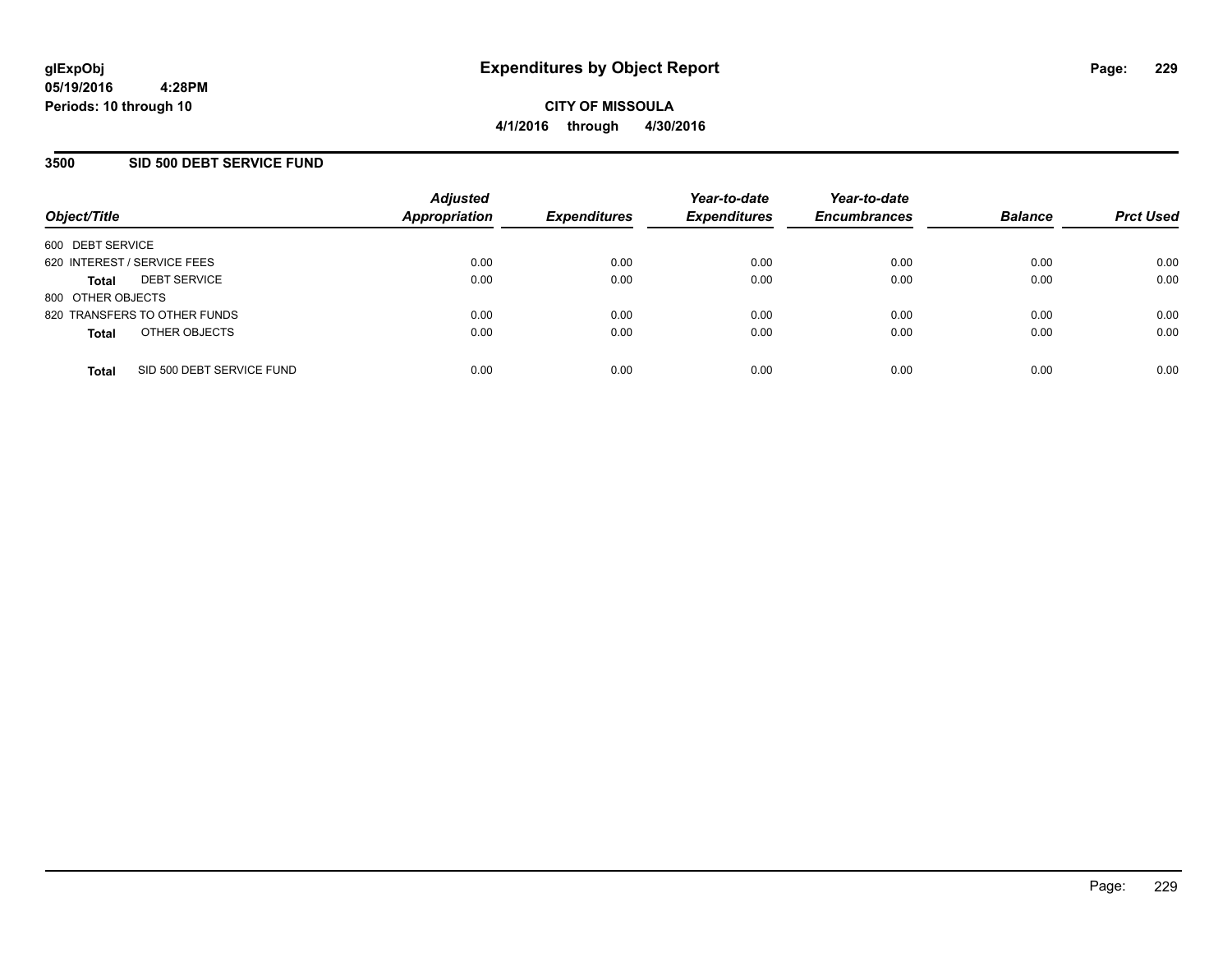**glExpObj**
**05/19/2016 4:28PM**
**Periods: 10 through 10**

# Expenditures by Object Report

**CITY OF MISSOULA**
**4/1/2016 through 4/30/2016**

## 3500 SID 500 DEBT SERVICE FUND

| Object/Title | Adjusted Appropriation | Expenditures | Year-to-date Expenditures | Year-to-date Encumbrances | Balance | Prct Used |
|---|---|---|---|---|---|---|
| 600 DEBT SERVICE | | | | | | |
| 620 INTEREST / SERVICE FEES | 0.00 | 0.00 | 0.00 | 0.00 | 0.00 | 0.00 |
| **Total** DEBT SERVICE | 0.00 | 0.00 | 0.00 | 0.00 | 0.00 | 0.00 |
| 800 OTHER OBJECTS | | | | | | |
| 820 TRANSFERS TO OTHER FUNDS | 0.00 | 0.00 | 0.00 | 0.00 | 0.00 | 0.00 |
| **Total** OTHER OBJECTS | 0.00 | 0.00 | 0.00 | 0.00 | 0.00 | 0.00 |
| **Total** SID 500 DEBT SERVICE FUND | 0.00 | 0.00 | 0.00 | 0.00 | 0.00 | 0.00 |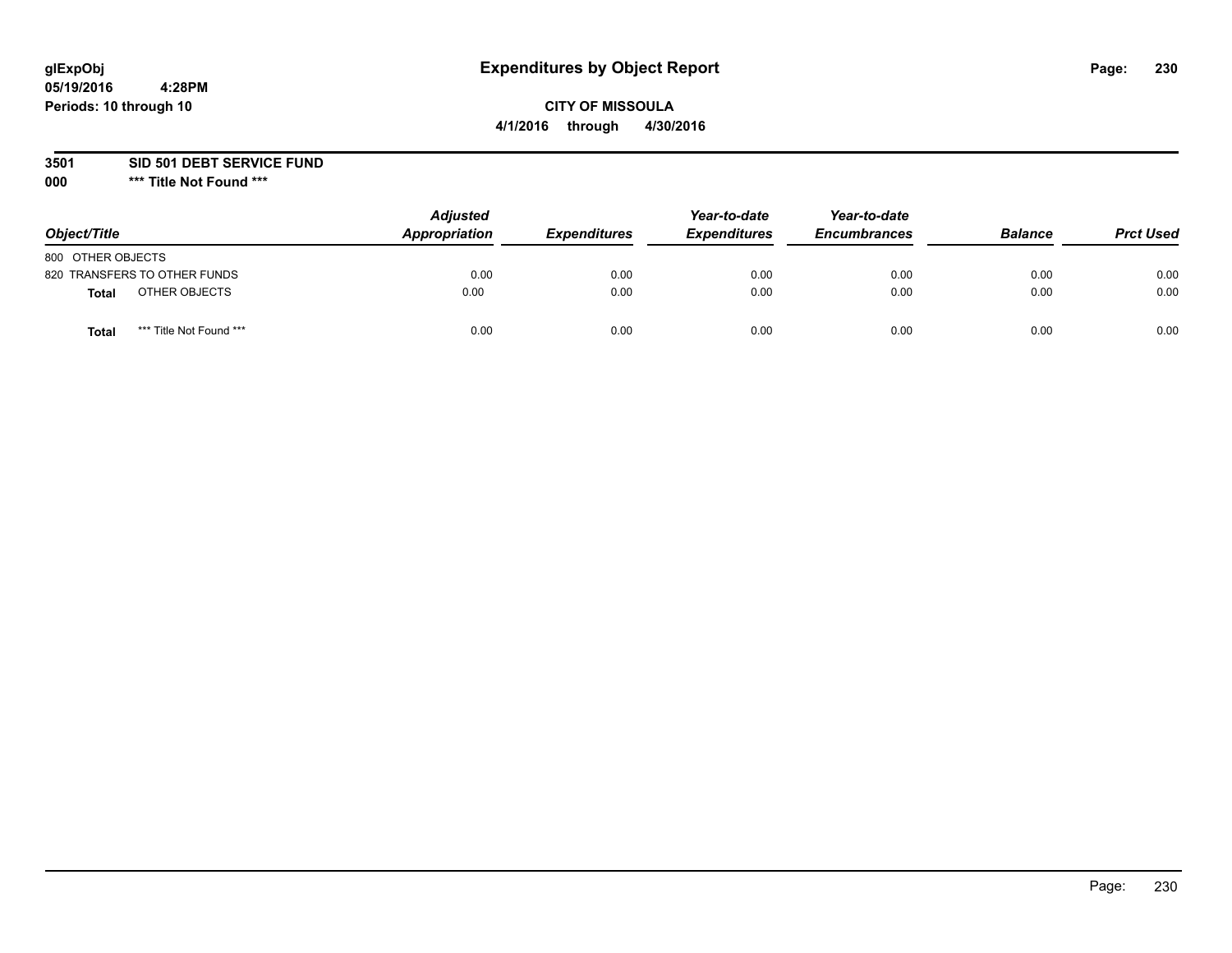glExpObj
05/19/2016 4:28PM
Periods: 10 through 10

# Expenditures by Object Report

**CITY OF MISSOULA**
**4/1/2016 through 4/30/2016**

**3501 SID 501 DEBT SERVICE FUND**
**000 *** Title Not Found *****

| Object/Title | | Adjusted Appropriation | Expenditures | Year-to-date Expenditures | Year-to-date Encumbrances | Balance | Prct Used |
|---|---|---|---|---|---|---|---|
| 800 OTHER OBJECTS | | | | | | | |
| 820 TRANSFERS TO OTHER FUNDS | | 0.00 | 0.00 | 0.00 | 0.00 | 0.00 | 0.00 |
| **Total** | OTHER OBJECTS | 0.00 | 0.00 | 0.00 | 0.00 | 0.00 | 0.00 |
| **Total** | *** Title Not Found *** | 0.00 | 0.00 | 0.00 | 0.00 | 0.00 | 0.00 |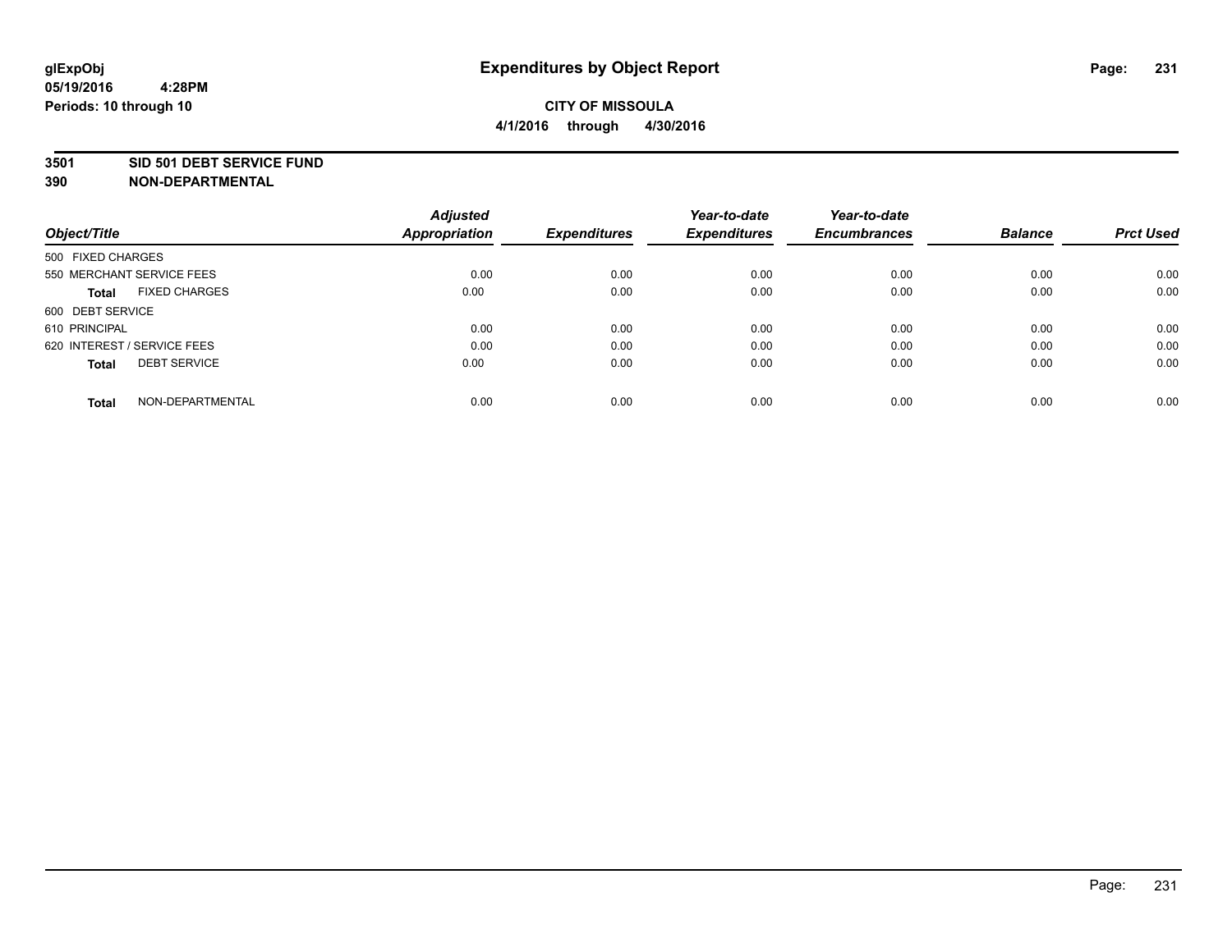glExpObj
05/19/2016 4:28PM
Periods: 10 through 10

# Expenditures by Object Report

**CITY OF MISSOULA**

**4/1/2016 through 4/30/2016**

**3501 SID 501 DEBT SERVICE FUND**

**390 NON-DEPARTMENTAL**

| Object/Title | Adjusted Appropriation | Expenditures | Year-to-date Expenditures | Year-to-date Encumbrances | Balance | Prct Used |
|---|---|---|---|---|---|---|
| 500 FIXED CHARGES | | | | | | |
| 550 MERCHANT SERVICE FEES | 0.00 | 0.00 | 0.00 | 0.00 | 0.00 | 0.00 |
| **Total** FIXED CHARGES | 0.00 | 0.00 | 0.00 | 0.00 | 0.00 | 0.00 |
| 600 DEBT SERVICE | | | | | | |
| 610 PRINCIPAL | 0.00 | 0.00 | 0.00 | 0.00 | 0.00 | 0.00 |
| 620 INTEREST / SERVICE FEES | 0.00 | 0.00 | 0.00 | 0.00 | 0.00 | 0.00 |
| **Total** DEBT SERVICE | 0.00 | 0.00 | 0.00 | 0.00 | 0.00 | 0.00 |
| **Total** NON-DEPARTMENTAL | 0.00 | 0.00 | 0.00 | 0.00 | 0.00 | 0.00 |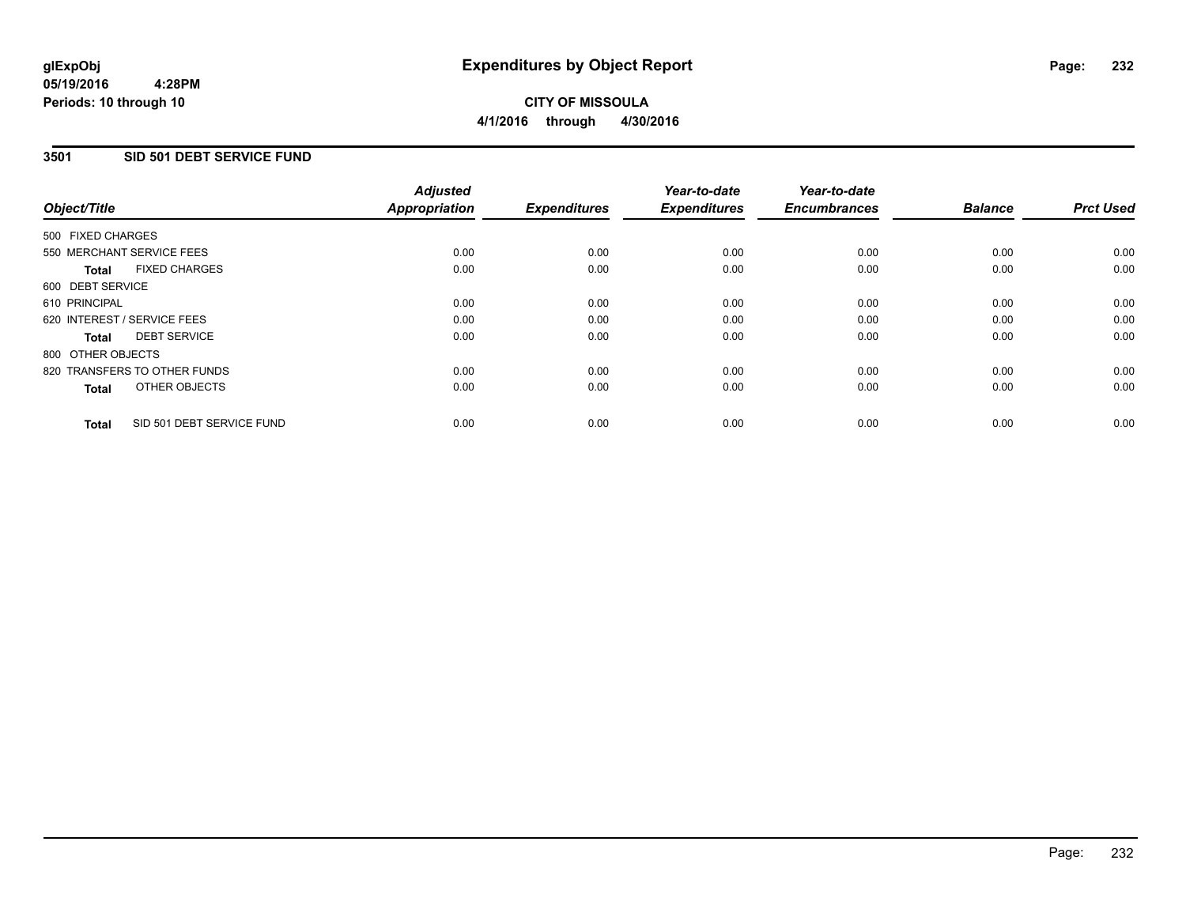glExpObj
05/19/2016 4:28PM
Periods: 10 through 10

# Expenditures by Object Report

**CITY OF MISSOULA**
**4/1/2016 through 4/30/2016**

## 3501 SID 501 DEBT SERVICE FUND

| Object/Title | Adjusted Appropriation | Expenditures | Year-to-date Expenditures | Year-to-date Encumbrances | Balance | Prct Used |
|---|---|---|---|---|---|---|
| 500 FIXED CHARGES | | | | | | |
| 550 MERCHANT SERVICE FEES | 0.00 | 0.00 | 0.00 | 0.00 | 0.00 | 0.00 |
| **Total** FIXED CHARGES | 0.00 | 0.00 | 0.00 | 0.00 | 0.00 | 0.00 |
| 600 DEBT SERVICE | | | | | | |
| 610 PRINCIPAL | 0.00 | 0.00 | 0.00 | 0.00 | 0.00 | 0.00 |
| 620 INTEREST / SERVICE FEES | 0.00 | 0.00 | 0.00 | 0.00 | 0.00 | 0.00 |
| **Total** DEBT SERVICE | 0.00 | 0.00 | 0.00 | 0.00 | 0.00 | 0.00 |
| 800 OTHER OBJECTS | | | | | | |
| 820 TRANSFERS TO OTHER FUNDS | 0.00 | 0.00 | 0.00 | 0.00 | 0.00 | 0.00 |
| **Total** OTHER OBJECTS | 0.00 | 0.00 | 0.00 | 0.00 | 0.00 | 0.00 |
| **Total** SID 501 DEBT SERVICE FUND | 0.00 | 0.00 | 0.00 | 0.00 | 0.00 | 0.00 |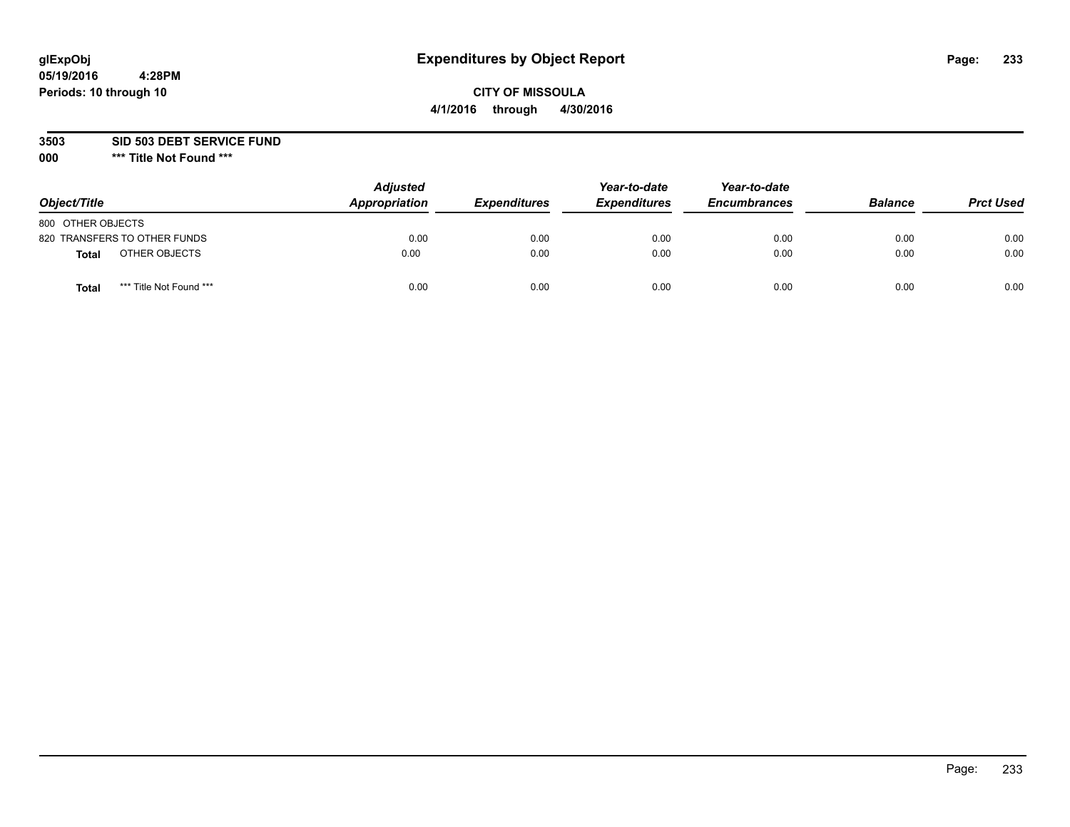# Expenditures by Object Report

glExpObj
05/19/2016 4:28PM
Periods: 10 through 10

**CITY OF MISSOULA**
**4/1/2016 through 4/30/2016**

**3503 SID 503 DEBT SERVICE FUND**
**000 *** Title Not Found *****

| Object/Title | Adjusted Appropriation | Expenditures | Year-to-date Expenditures | Year-to-date Encumbrances | Balance | Prct Used |
|---|---|---|---|---|---|---|
| 800 OTHER OBJECTS | | | | | | |
| 820 TRANSFERS TO OTHER FUNDS | 0.00 | 0.00 | 0.00 | 0.00 | 0.00 | 0.00 |
| **Total** OTHER OBJECTS | 0.00 | 0.00 | 0.00 | 0.00 | 0.00 | 0.00 |
| **Total** *** Title Not Found *** | 0.00 | 0.00 | 0.00 | 0.00 | 0.00 | 0.00 |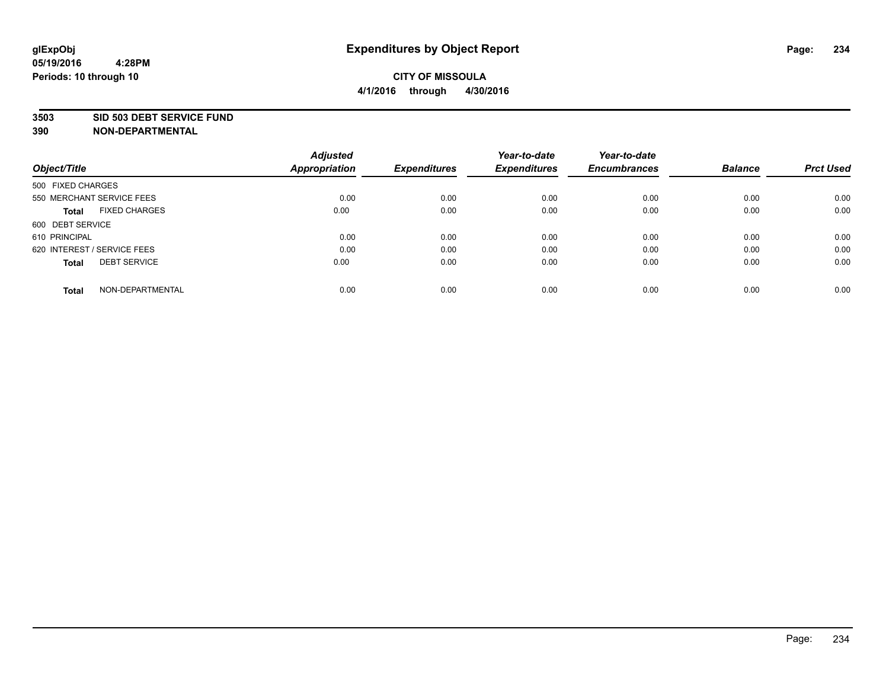# Expenditures by Object Report

glExpObj
05/19/2016 4:28PM
Periods: 10 through 10

**CITY OF MISSOULA**
**4/1/2016 through 4/30/2016**

**3503 SID 503 DEBT SERVICE FUND**
**390 NON-DEPARTMENTAL**

| Object/Title | Adjusted Appropriation | Expenditures | Year-to-date Expenditures | Year-to-date Encumbrances | Balance | Prct Used |
|---|---|---|---|---|---|---|
| 500 FIXED CHARGES | | | | | | |
| 550 MERCHANT SERVICE FEES | 0.00 | 0.00 | 0.00 | 0.00 | 0.00 | 0.00 |
| **Total** FIXED CHARGES | 0.00 | 0.00 | 0.00 | 0.00 | 0.00 | 0.00 |
| 600 DEBT SERVICE | | | | | | |
| 610 PRINCIPAL | 0.00 | 0.00 | 0.00 | 0.00 | 0.00 | 0.00 |
| 620 INTEREST / SERVICE FEES | 0.00 | 0.00 | 0.00 | 0.00 | 0.00 | 0.00 |
| **Total** DEBT SERVICE | 0.00 | 0.00 | 0.00 | 0.00 | 0.00 | 0.00 |
| **Total** NON-DEPARTMENTAL | 0.00 | 0.00 | 0.00 | 0.00 | 0.00 | 0.00 |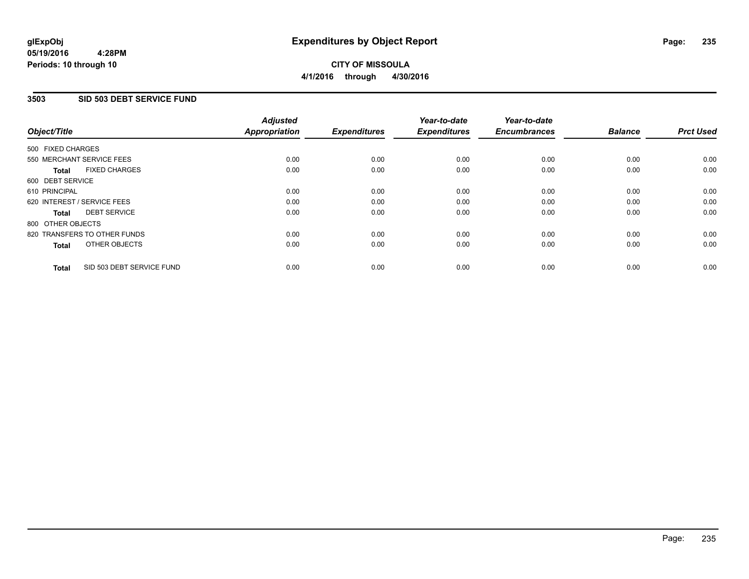**glExpObj**
**05/19/2016 4:28PM**
**Periods: 10 through 10**

# Expenditures by Object Report

**CITY OF MISSOULA**
**4/1/2016 through 4/30/2016**

## 3503 SID 503 DEBT SERVICE FUND

| Object/Title | Adjusted Appropriation | Expenditures | Year-to-date Expenditures | Year-to-date Encumbrances | Balance | Prct Used |
|---|---|---|---|---|---|---|
| 500 FIXED CHARGES | | | | | | |
| 550 MERCHANT SERVICE FEES | 0.00 | 0.00 | 0.00 | 0.00 | 0.00 | 0.00 |
| **Total** FIXED CHARGES | 0.00 | 0.00 | 0.00 | 0.00 | 0.00 | 0.00 |
| 600 DEBT SERVICE | | | | | | |
| 610 PRINCIPAL | 0.00 | 0.00 | 0.00 | 0.00 | 0.00 | 0.00 |
| 620 INTEREST / SERVICE FEES | 0.00 | 0.00 | 0.00 | 0.00 | 0.00 | 0.00 |
| **Total** DEBT SERVICE | 0.00 | 0.00 | 0.00 | 0.00 | 0.00 | 0.00 |
| 800 OTHER OBJECTS | | | | | | |
| 820 TRANSFERS TO OTHER FUNDS | 0.00 | 0.00 | 0.00 | 0.00 | 0.00 | 0.00 |
| **Total** OTHER OBJECTS | 0.00 | 0.00 | 0.00 | 0.00 | 0.00 | 0.00 |
| **Total** SID 503 DEBT SERVICE FUND | 0.00 | 0.00 | 0.00 | 0.00 | 0.00 | 0.00 |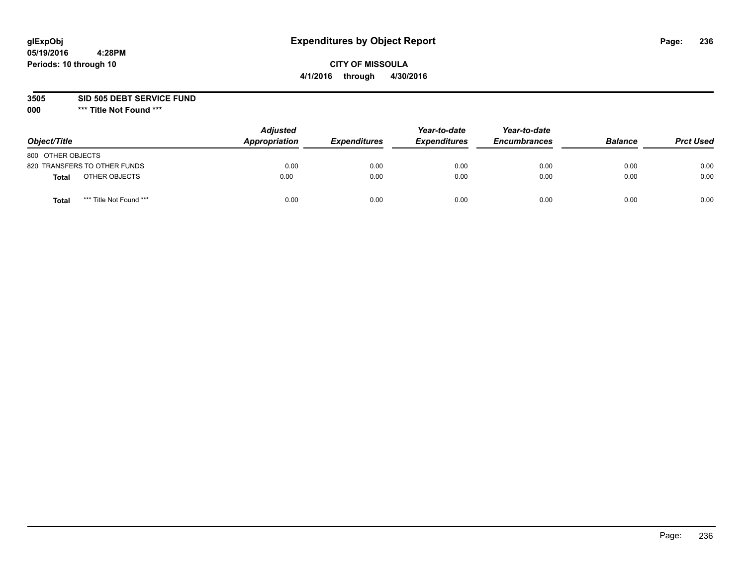**glExpObj**
**05/19/2016 4:28PM**
**Periods: 10 through 10**

# Expenditures by Object Report

**CITY OF MISSOULA**
**4/1/2016 through 4/30/2016**

**3505 SID 505 DEBT SERVICE FUND**
**000 *** Title Not Found *****

| Object/Title | Adjusted Appropriation | Expenditures | Year-to-date Expenditures | Year-to-date Encumbrances | Balance | Prct Used |
|---|---|---|---|---|---|---|
| 800 OTHER OBJECTS | | | | | | |
| 820 TRANSFERS TO OTHER FUNDS | 0.00 | 0.00 | 0.00 | 0.00 | 0.00 | 0.00 |
| **Total** OTHER OBJECTS | 0.00 | 0.00 | 0.00 | 0.00 | 0.00 | 0.00 |
| **Total** *** Title Not Found *** | 0.00 | 0.00 | 0.00 | 0.00 | 0.00 | 0.00 |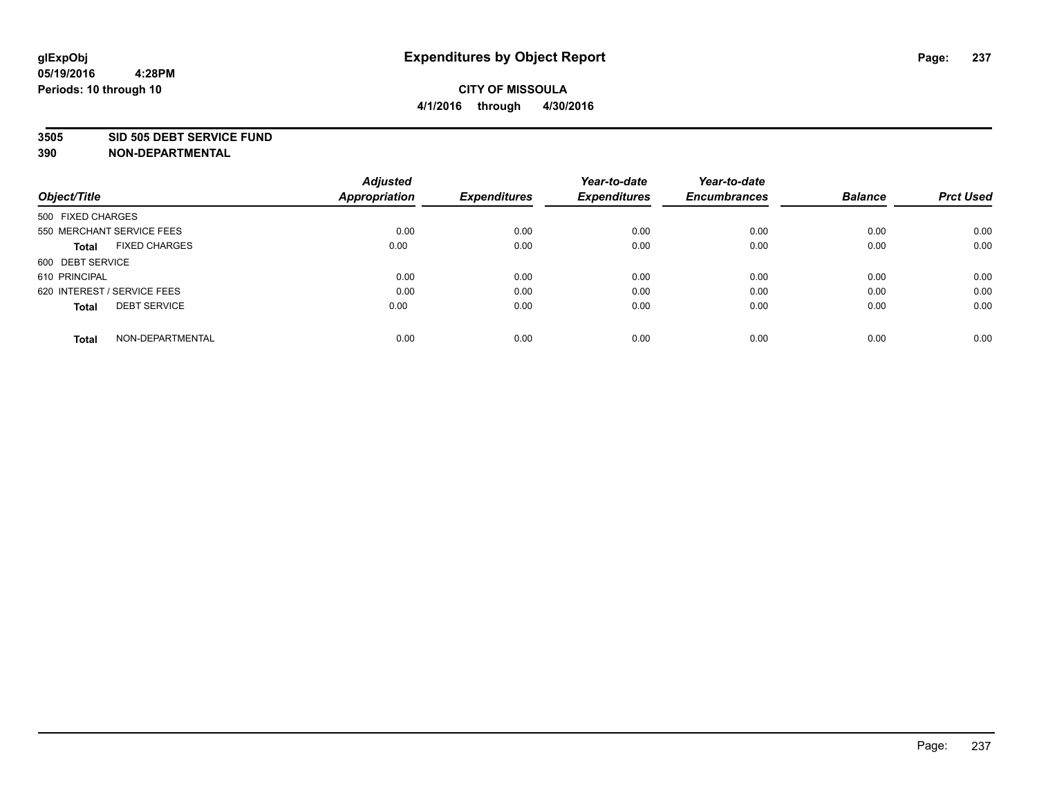glExpObj
05/19/2016 4:28PM
Periods: 10 through 10

# Expenditures by Object Report

**CITY OF MISSOULA**

**4/1/2016 through 4/30/2016**

**3505 SID 505 DEBT SERVICE FUND**
**390 NON-DEPARTMENTAL**

| Object/Title | Adjusted Appropriation | Expenditures | Year-to-date Expenditures | Year-to-date Encumbrances | Balance | Prct Used |
|---|---|---|---|---|---|---|
| 500 FIXED CHARGES | | | | | | |
| 550 MERCHANT SERVICE FEES | 0.00 | 0.00 | 0.00 | 0.00 | 0.00 | 0.00 |
| **Total** FIXED CHARGES | 0.00 | 0.00 | 0.00 | 0.00 | 0.00 | 0.00 |
| 600 DEBT SERVICE | | | | | | |
| 610 PRINCIPAL | 0.00 | 0.00 | 0.00 | 0.00 | 0.00 | 0.00 |
| 620 INTEREST / SERVICE FEES | 0.00 | 0.00 | 0.00 | 0.00 | 0.00 | 0.00 |
| **Total** DEBT SERVICE | 0.00 | 0.00 | 0.00 | 0.00 | 0.00 | 0.00 |
| **Total** NON-DEPARTMENTAL | 0.00 | 0.00 | 0.00 | 0.00 | 0.00 | 0.00 |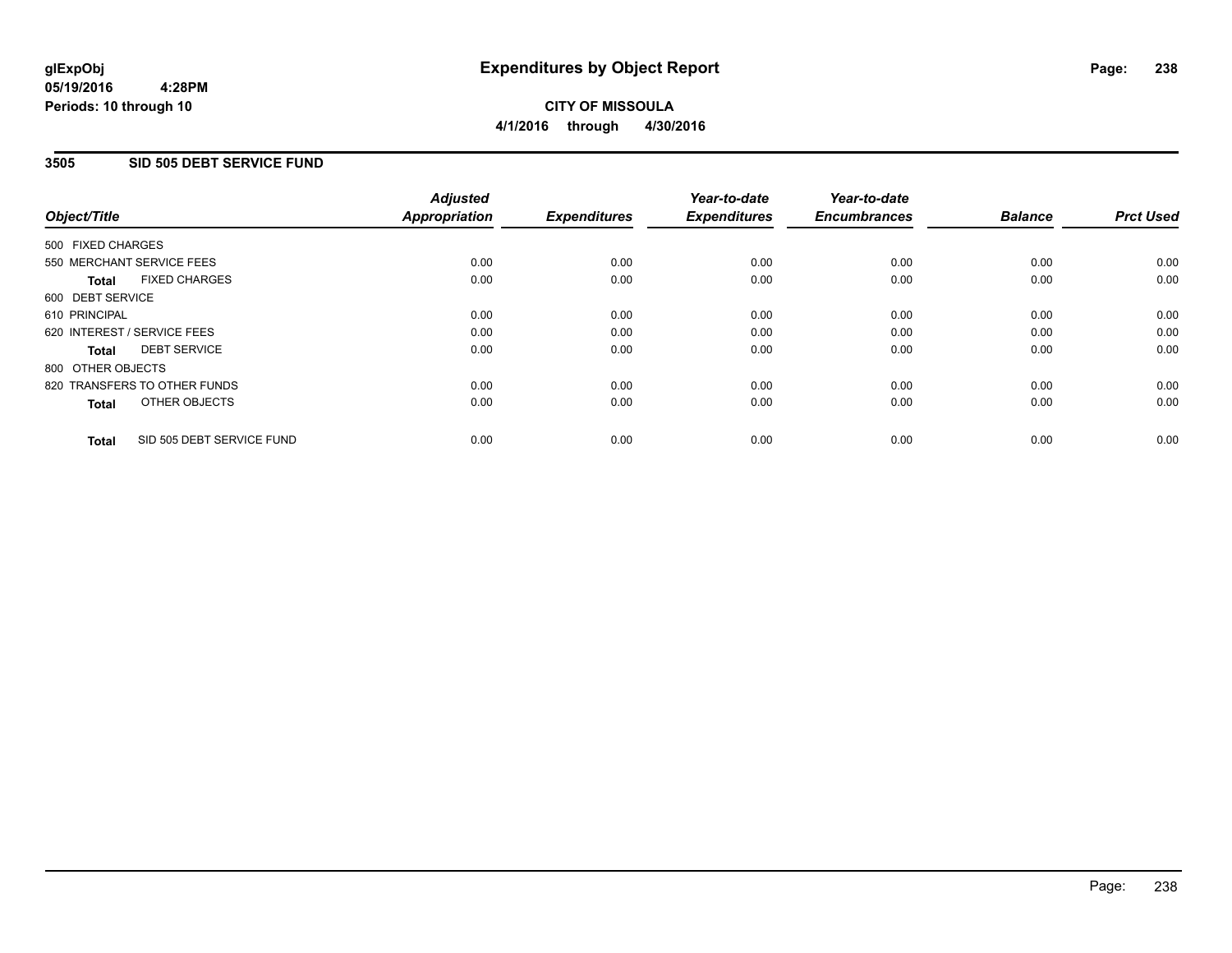# Expenditures by Object Report

glExpObj
05/19/2016 4:28PM
Periods: 10 through 10

**CITY OF MISSOULA**
**4/1/2016 through 4/30/2016**

## 3505 SID 505 DEBT SERVICE FUND

| Object/Title | Adjusted Appropriation | Expenditures | Year-to-date Expenditures | Year-to-date Encumbrances | Balance | Prct Used |
|---|---|---|---|---|---|---|
| 500 FIXED CHARGES | | | | | | |
| 550 MERCHANT SERVICE FEES | 0.00 | 0.00 | 0.00 | 0.00 | 0.00 | 0.00 |
| **Total** FIXED CHARGES | 0.00 | 0.00 | 0.00 | 0.00 | 0.00 | 0.00 |
| 600 DEBT SERVICE | | | | | | |
| 610 PRINCIPAL | 0.00 | 0.00 | 0.00 | 0.00 | 0.00 | 0.00 |
| 620 INTEREST / SERVICE FEES | 0.00 | 0.00 | 0.00 | 0.00 | 0.00 | 0.00 |
| **Total** DEBT SERVICE | 0.00 | 0.00 | 0.00 | 0.00 | 0.00 | 0.00 |
| 800 OTHER OBJECTS | | | | | | |
| 820 TRANSFERS TO OTHER FUNDS | 0.00 | 0.00 | 0.00 | 0.00 | 0.00 | 0.00 |
| **Total** OTHER OBJECTS | 0.00 | 0.00 | 0.00 | 0.00 | 0.00 | 0.00 |
| **Total** SID 505 DEBT SERVICE FUND | 0.00 | 0.00 | 0.00 | 0.00 | 0.00 | 0.00 |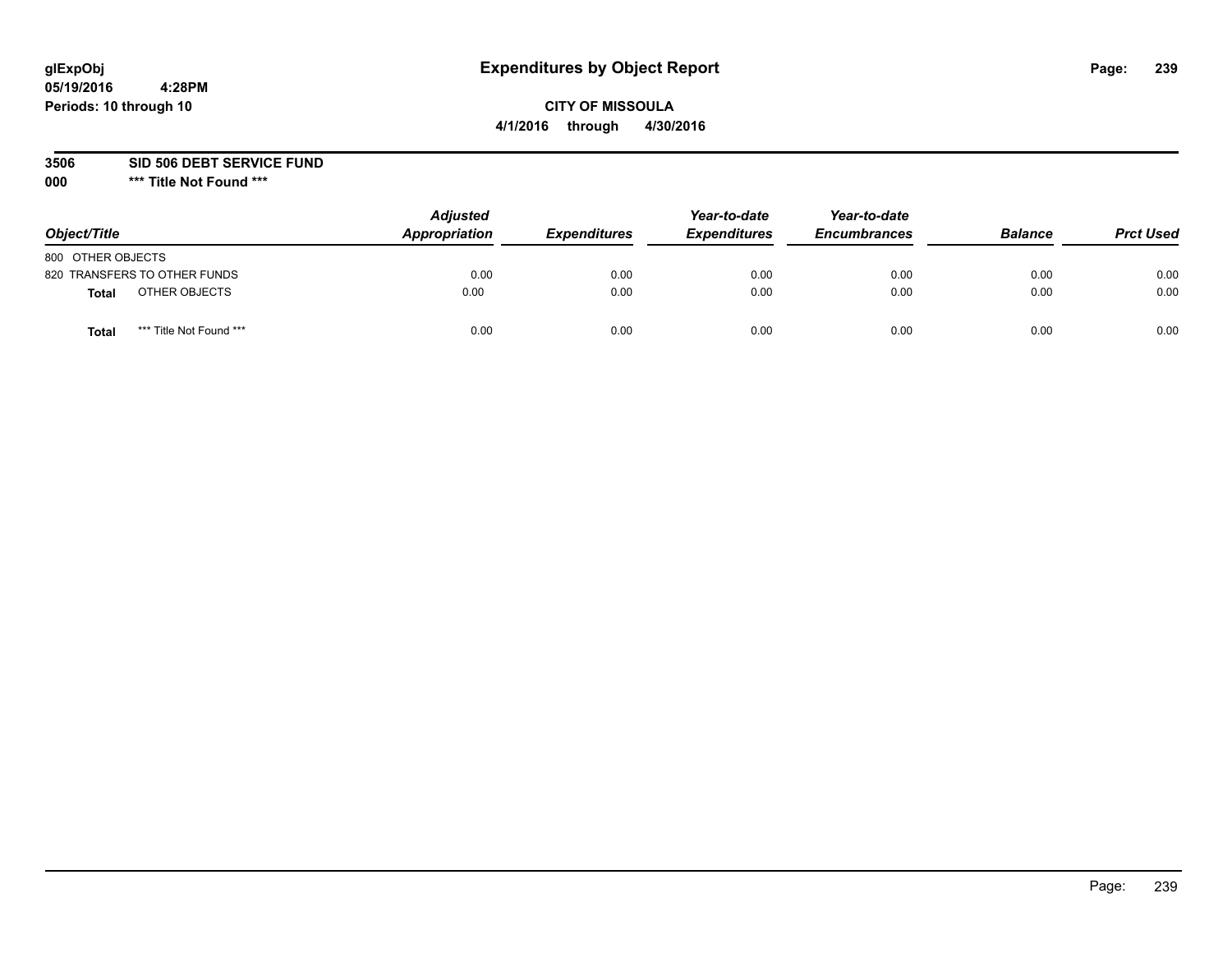# Expenditures by Object Report

glExpObj
05/19/2016 4:28PM
Periods: 10 through 10

**CITY OF MISSOULA**
**4/1/2016 through 4/30/2016**

**3506 SID 506 DEBT SERVICE FUND**
**000 \*\*\* Title Not Found \*\*\***

| Object/Title | Adjusted Appropriation | Expenditures | Year-to-date Expenditures | Year-to-date Encumbrances | Balance | Prct Used |
|---|---|---|---|---|---|---|
| 800 OTHER OBJECTS | | | | | | |
| 820 TRANSFERS TO OTHER FUNDS | 0.00 | 0.00 | 0.00 | 0.00 | 0.00 | 0.00 |
| **Total** OTHER OBJECTS | 0.00 | 0.00 | 0.00 | 0.00 | 0.00 | 0.00 |
| **Total** *** Title Not Found *** | 0.00 | 0.00 | 0.00 | 0.00 | 0.00 | 0.00 |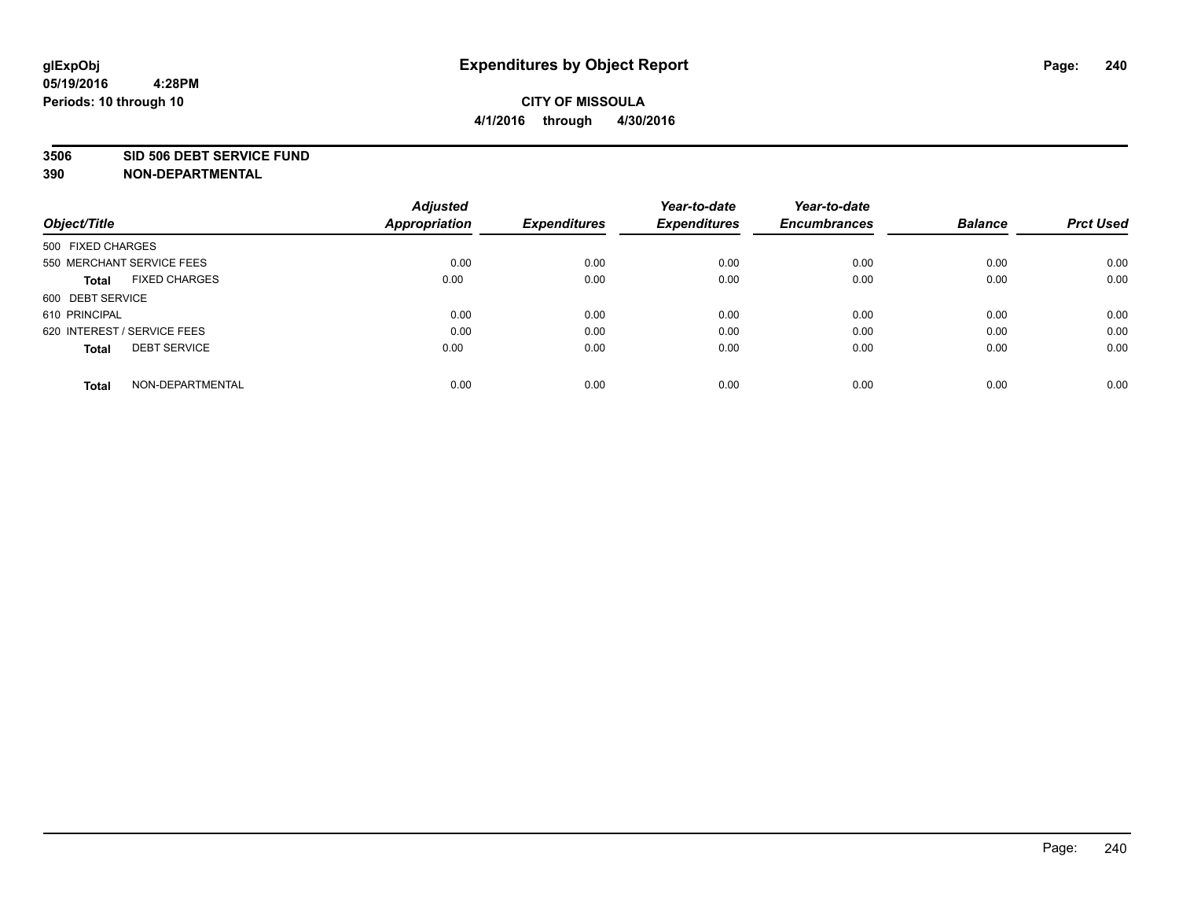**glExpObj**
**05/19/2016 4:28PM**
**Periods: 10 through 10**

# Expenditures by Object Report

**CITY OF MISSOULA**
**4/1/2016 through 4/30/2016**

**3506 SID 506 DEBT SERVICE FUND**
**390 NON-DEPARTMENTAL**

| Object/Title | Adjusted Appropriation | Expenditures | Year-to-date Expenditures | Year-to-date Encumbrances | Balance | Prct Used |
|---|---|---|---|---|---|---|
| 500 FIXED CHARGES | | | | | | |
| 550 MERCHANT SERVICE FEES | 0.00 | 0.00 | 0.00 | 0.00 | 0.00 | 0.00 |
| **Total** FIXED CHARGES | 0.00 | 0.00 | 0.00 | 0.00 | 0.00 | 0.00 |
| 600 DEBT SERVICE | | | | | | |
| 610 PRINCIPAL | 0.00 | 0.00 | 0.00 | 0.00 | 0.00 | 0.00 |
| 620 INTEREST / SERVICE FEES | 0.00 | 0.00 | 0.00 | 0.00 | 0.00 | 0.00 |
| **Total** DEBT SERVICE | 0.00 | 0.00 | 0.00 | 0.00 | 0.00 | 0.00 |
| **Total** NON-DEPARTMENTAL | 0.00 | 0.00 | 0.00 | 0.00 | 0.00 | 0.00 |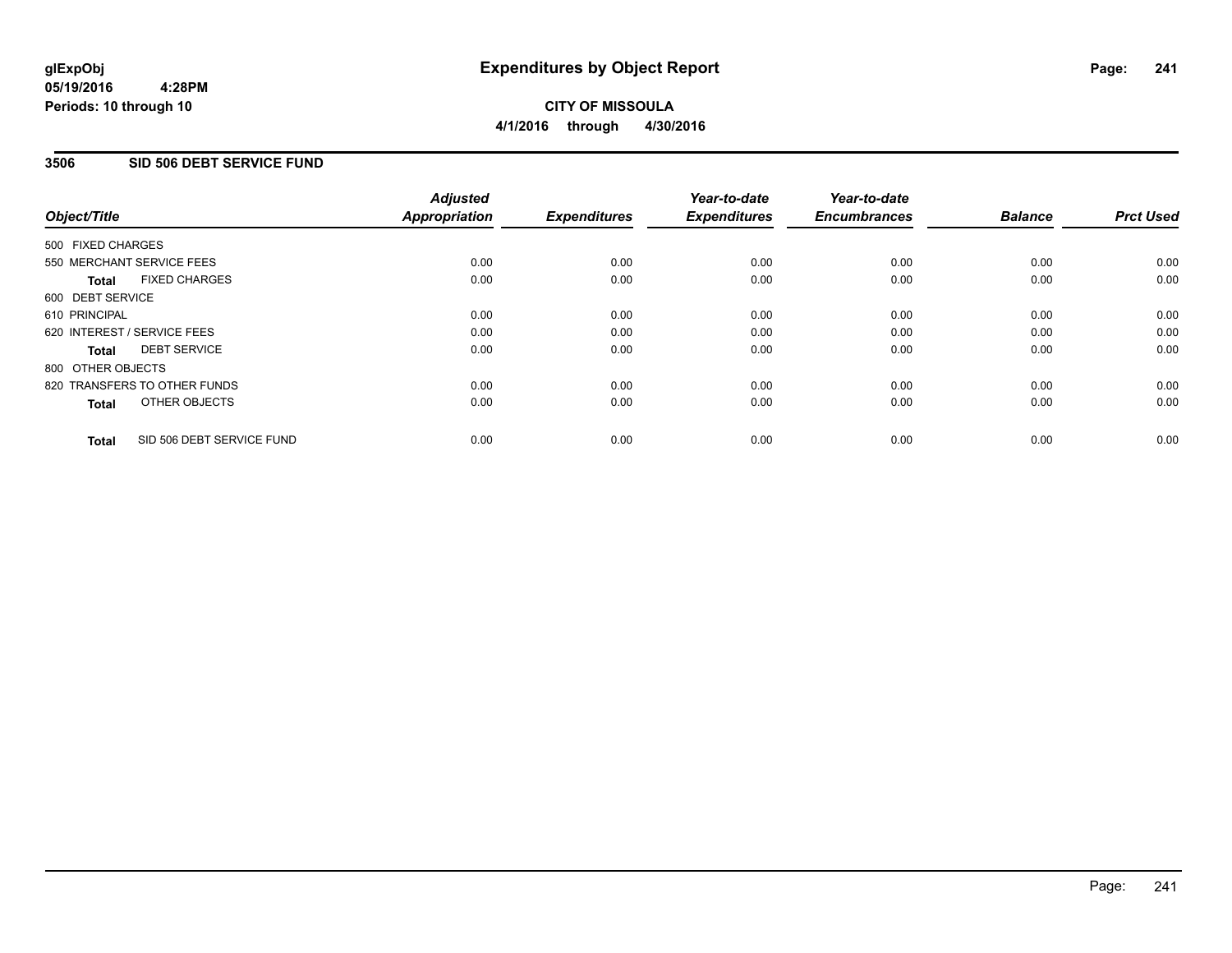**glExpObj**
**05/19/2016 4:28PM**
**Periods: 10 through 10**

# Expenditures by Object Report

**CITY OF MISSOULA**
**4/1/2016 through 4/30/2016**

## 3506 SID 506 DEBT SERVICE FUND

| Object/Title | Adjusted Appropriation | Expenditures | Year-to-date Expenditures | Year-to-date Encumbrances | Balance | Prct Used |
|---|---|---|---|---|---|---|
| 500 FIXED CHARGES | | | | | | |
| 550 MERCHANT SERVICE FEES | 0.00 | 0.00 | 0.00 | 0.00 | 0.00 | 0.00 |
| **Total** FIXED CHARGES | 0.00 | 0.00 | 0.00 | 0.00 | 0.00 | 0.00 |
| 600 DEBT SERVICE | | | | | | |
| 610 PRINCIPAL | 0.00 | 0.00 | 0.00 | 0.00 | 0.00 | 0.00 |
| 620 INTEREST / SERVICE FEES | 0.00 | 0.00 | 0.00 | 0.00 | 0.00 | 0.00 |
| **Total** DEBT SERVICE | 0.00 | 0.00 | 0.00 | 0.00 | 0.00 | 0.00 |
| 800 OTHER OBJECTS | | | | | | |
| 820 TRANSFERS TO OTHER FUNDS | 0.00 | 0.00 | 0.00 | 0.00 | 0.00 | 0.00 |
| **Total** OTHER OBJECTS | 0.00 | 0.00 | 0.00 | 0.00 | 0.00 | 0.00 |
| **Total** SID 506 DEBT SERVICE FUND | 0.00 | 0.00 | 0.00 | 0.00 | 0.00 | 0.00 |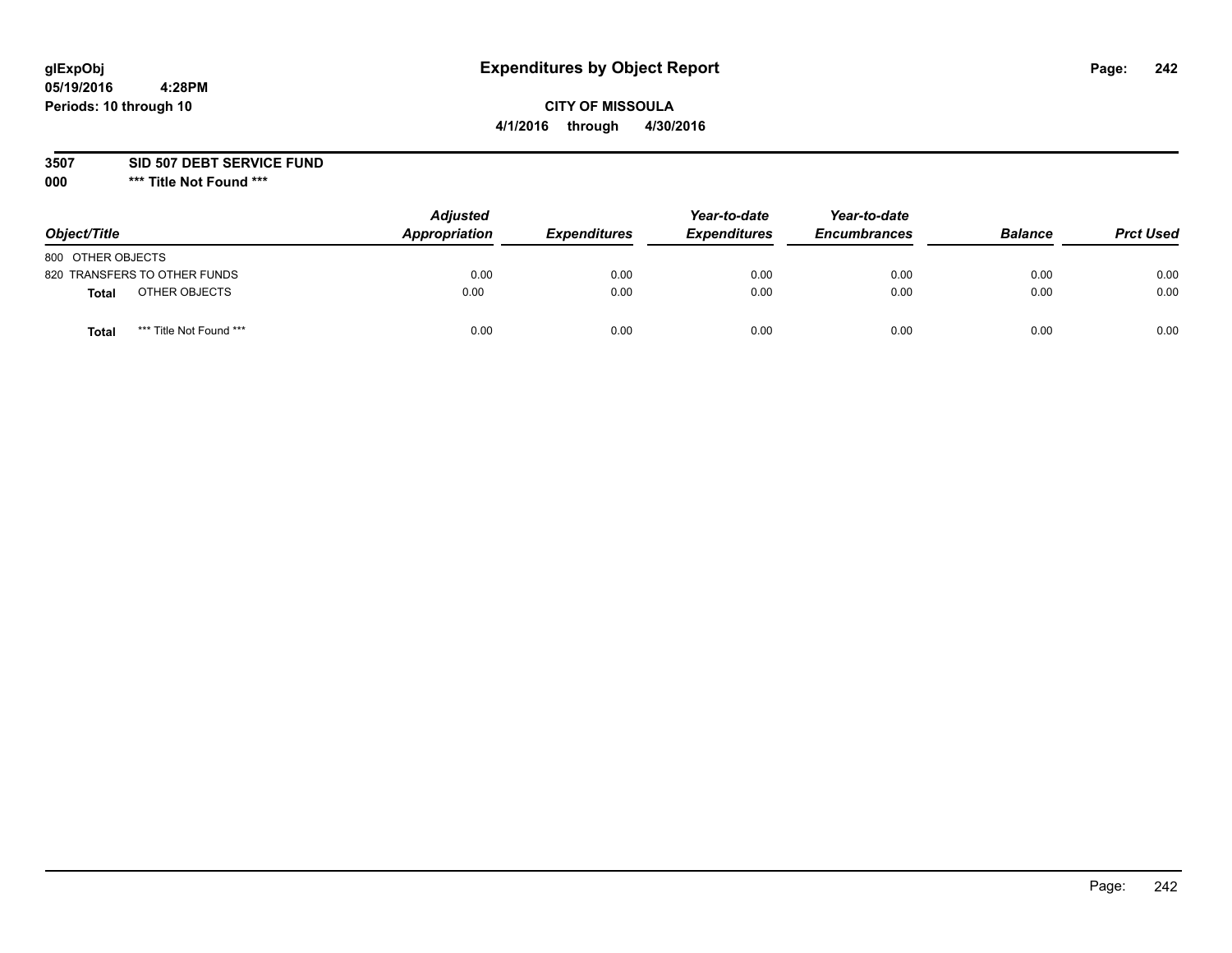glExpObj
05/19/2016 4:28PM
Periods: 10 through 10

# Expenditures by Object Report

**CITY OF MISSOULA**
**4/1/2016 through 4/30/2016**

**3507 SID 507 DEBT SERVICE FUND**
**000 *** Title Not Found *****

| Object/Title | Adjusted Appropriation | Expenditures | Year-to-date Expenditures | Year-to-date Encumbrances | Balance | Prct Used |
|---|---|---|---|---|---|---|
| 800 OTHER OBJECTS | | | | | | |
| 820 TRANSFERS TO OTHER FUNDS | 0.00 | 0.00 | 0.00 | 0.00 | 0.00 | 0.00 |
| **Total** OTHER OBJECTS | 0.00 | 0.00 | 0.00 | 0.00 | 0.00 | 0.00 |
| **Total** *** Title Not Found *** | 0.00 | 0.00 | 0.00 | 0.00 | 0.00 | 0.00 |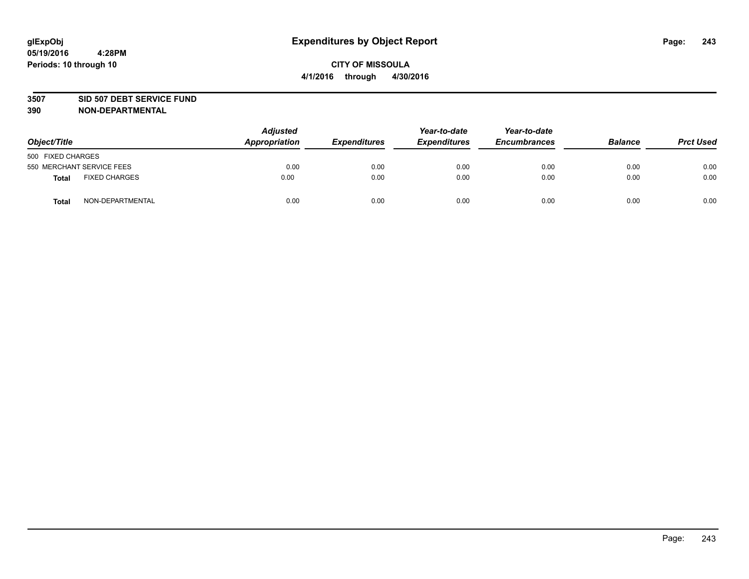# Expenditures by Object Report

glExpObj
05/19/2016 4:28PM
Periods: 10 through 10

**CITY OF MISSOULA**
**4/1/2016 through 4/30/2016**

**3507 SID 507 DEBT SERVICE FUND**
**390 NON-DEPARTMENTAL**

| Object/Title | | Adjusted Appropriation | Expenditures | Year-to-date Expenditures | Year-to-date Encumbrances | Balance | Prct Used |
|---|---|---|---|---|---|---|---|
| 500 FIXED CHARGES | | | | | | | |
| 550 MERCHANT SERVICE FEES | | 0.00 | 0.00 | 0.00 | 0.00 | 0.00 | 0.00 |
| **Total** | FIXED CHARGES | 0.00 | 0.00 | 0.00 | 0.00 | 0.00 | 0.00 |
| **Total** | NON-DEPARTMENTAL | 0.00 | 0.00 | 0.00 | 0.00 | 0.00 | 0.00 |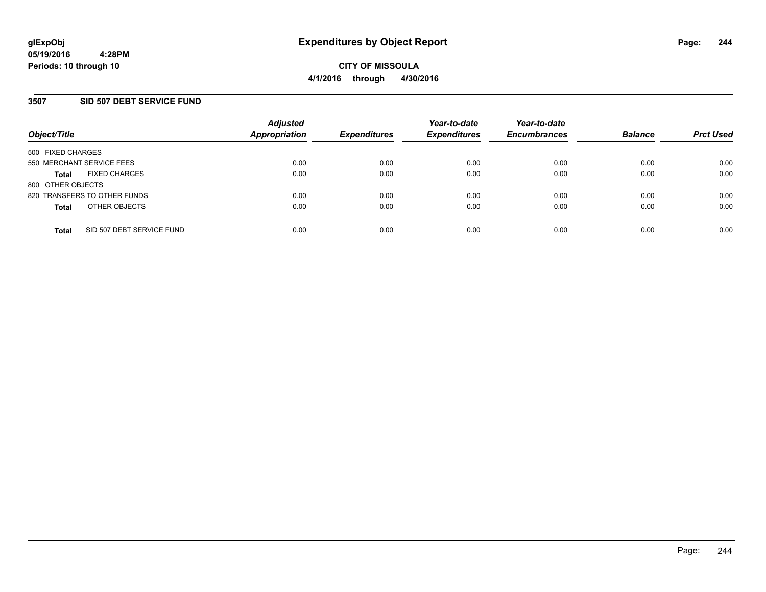# Expenditures by Object Report

glExpObj
05/19/2016 4:28PM
Periods: 10 through 10

**CITY OF MISSOULA**
**4/1/2016 through 4/30/2016**

## 3507 SID 507 DEBT SERVICE FUND

| Object/Title | Adjusted Appropriation | Expenditures | Year-to-date Expenditures | Year-to-date Encumbrances | Balance | Prct Used |
|---|---|---|---|---|---|---|
| 500 FIXED CHARGES | | | | | | |
| 550 MERCHANT SERVICE FEES | 0.00 | 0.00 | 0.00 | 0.00 | 0.00 | 0.00 |
| **Total** FIXED CHARGES | 0.00 | 0.00 | 0.00 | 0.00 | 0.00 | 0.00 |
| 800 OTHER OBJECTS | | | | | | |
| 820 TRANSFERS TO OTHER FUNDS | 0.00 | 0.00 | 0.00 | 0.00 | 0.00 | 0.00 |
| **Total** OTHER OBJECTS | 0.00 | 0.00 | 0.00 | 0.00 | 0.00 | 0.00 |
| **Total** SID 507 DEBT SERVICE FUND | 0.00 | 0.00 | 0.00 | 0.00 | 0.00 | 0.00 |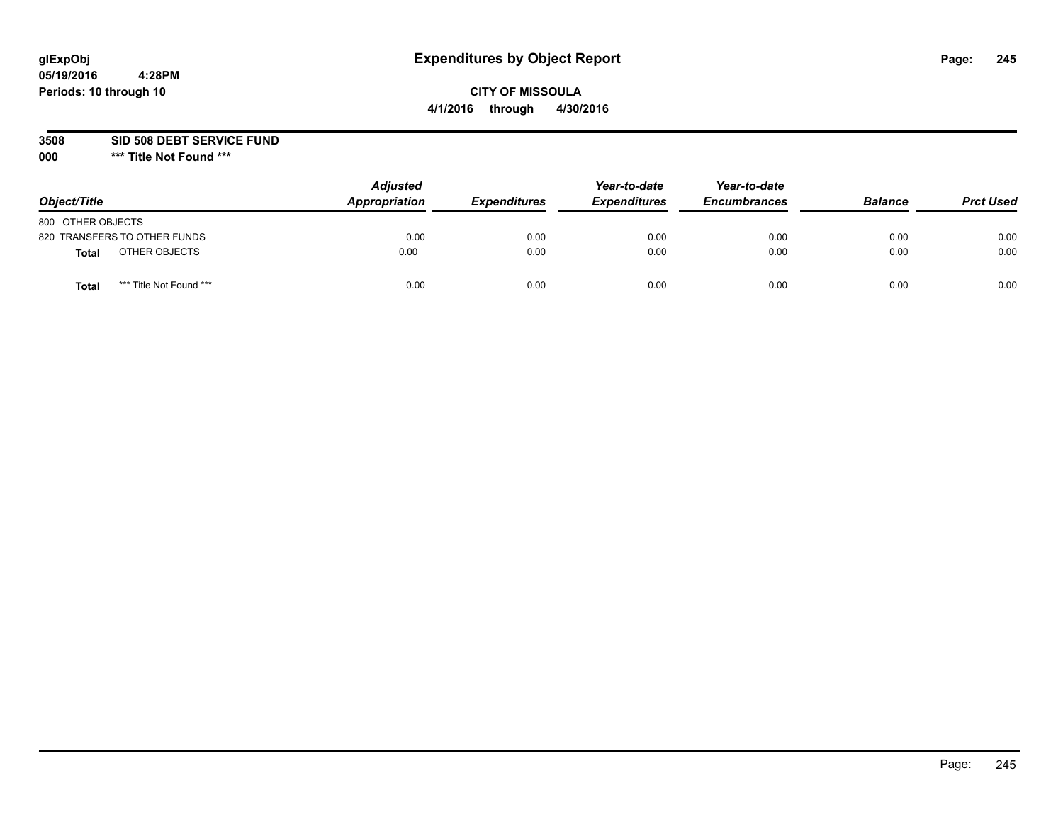# Expenditures by Object Report

glExpObj
05/19/2016 4:28PM
Periods: 10 through 10

**CITY OF MISSOULA**
**4/1/2016 through 4/30/2016**

**3508 SID 508 DEBT SERVICE FUND**
**000 *** Title Not Found *****

| Object/Title | Adjusted Appropriation | Expenditures | Year-to-date Expenditures | Year-to-date Encumbrances | Balance | Prct Used |
|---|---|---|---|---|---|---|
| 800 OTHER OBJECTS | | | | | | |
| 820 TRANSFERS TO OTHER FUNDS | 0.00 | 0.00 | 0.00 | 0.00 | 0.00 | 0.00 |
| **Total** OTHER OBJECTS | 0.00 | 0.00 | 0.00 | 0.00 | 0.00 | 0.00 |
| **Total** *** Title Not Found *** | 0.00 | 0.00 | 0.00 | 0.00 | 0.00 | 0.00 |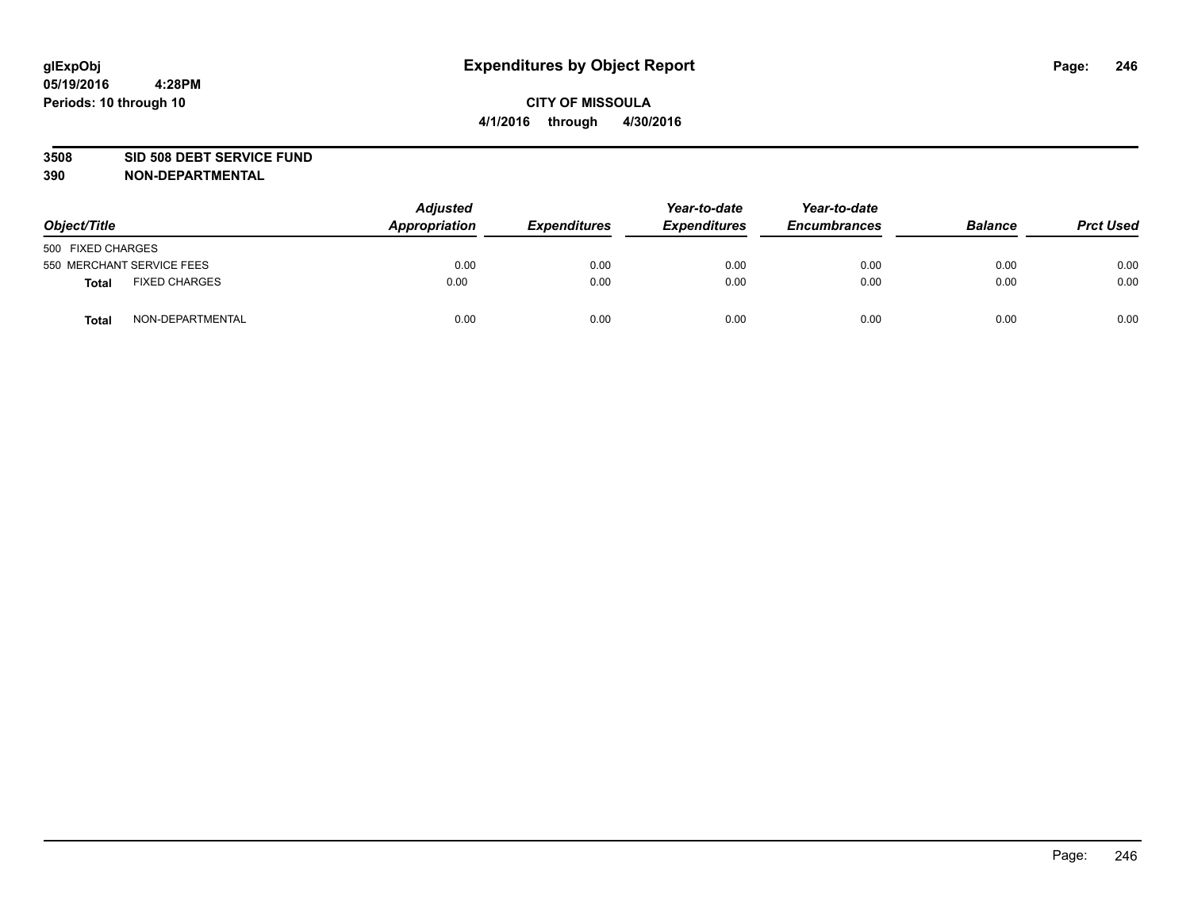**glExpObj**
**05/19/2016 4:28PM**
**Periods: 10 through 10**

# Expenditures by Object Report

**CITY OF MISSOULA**
**4/1/2016 through 4/30/2016**

**3508 SID 508 DEBT SERVICE FUND**
**390 NON-DEPARTMENTAL**

| Object/Title | | *Adjusted Appropriation* | *Expenditures* | *Year-to-date Expenditures* | *Year-to-date Encumbrances* | *Balance* | *Prct Used* |
|---|---|---|---|---|---|---|---|
| 500 FIXED CHARGES | | | | | | | |
| 550 MERCHANT SERVICE FEES | | 0.00 | 0.00 | 0.00 | 0.00 | 0.00 | 0.00 |
| **Total** | FIXED CHARGES | 0.00 | 0.00 | 0.00 | 0.00 | 0.00 | 0.00 |
| **Total** | NON-DEPARTMENTAL | 0.00 | 0.00 | 0.00 | 0.00 | 0.00 | 0.00 |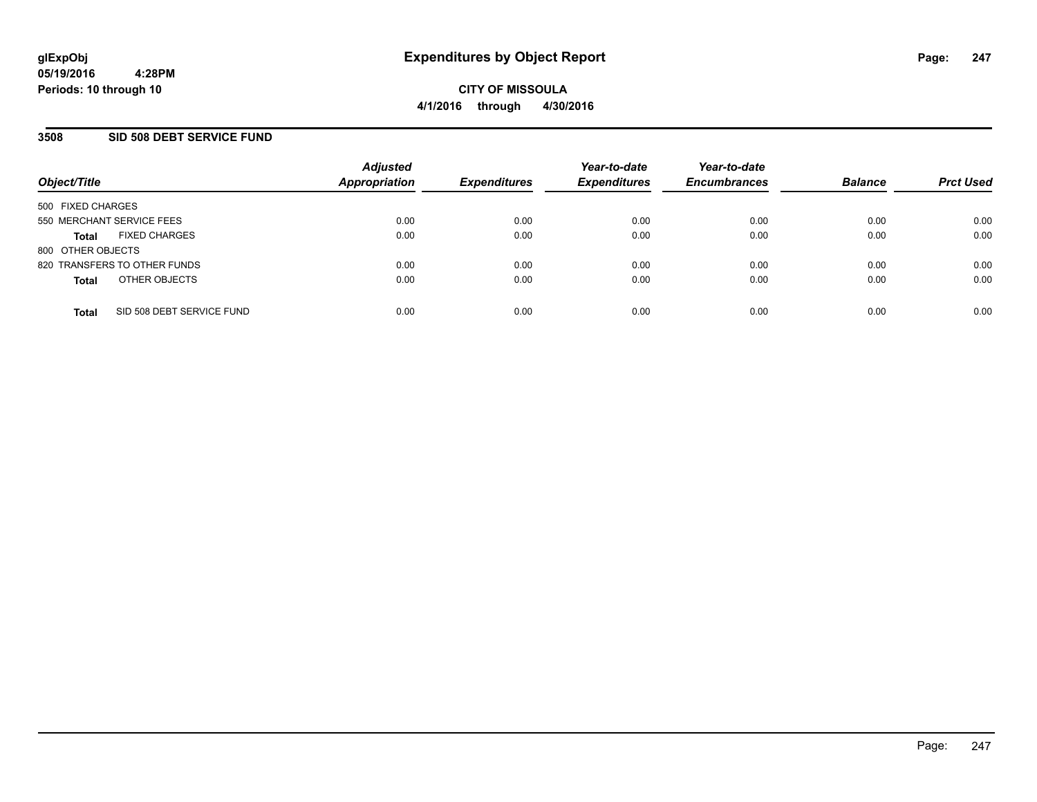glExpObj
05/19/2016 4:28PM
Periods: 10 through 10

# Expenditures by Object Report

**CITY OF MISSOULA**
**4/1/2016 through 4/30/2016**

## 3508 SID 508 DEBT SERVICE FUND

| Object/Title | Adjusted Appropriation | Expenditures | Year-to-date Expenditures | Year-to-date Encumbrances | Balance | Prct Used |
|---|---|---|---|---|---|---|
| 500 FIXED CHARGES | | | | | | |
| 550 MERCHANT SERVICE FEES | 0.00 | 0.00 | 0.00 | 0.00 | 0.00 | 0.00 |
| **Total** FIXED CHARGES | 0.00 | 0.00 | 0.00 | 0.00 | 0.00 | 0.00 |
| 800 OTHER OBJECTS | | | | | | |
| 820 TRANSFERS TO OTHER FUNDS | 0.00 | 0.00 | 0.00 | 0.00 | 0.00 | 0.00 |
| **Total** OTHER OBJECTS | 0.00 | 0.00 | 0.00 | 0.00 | 0.00 | 0.00 |
| **Total** SID 508 DEBT SERVICE FUND | 0.00 | 0.00 | 0.00 | 0.00 | 0.00 | 0.00 |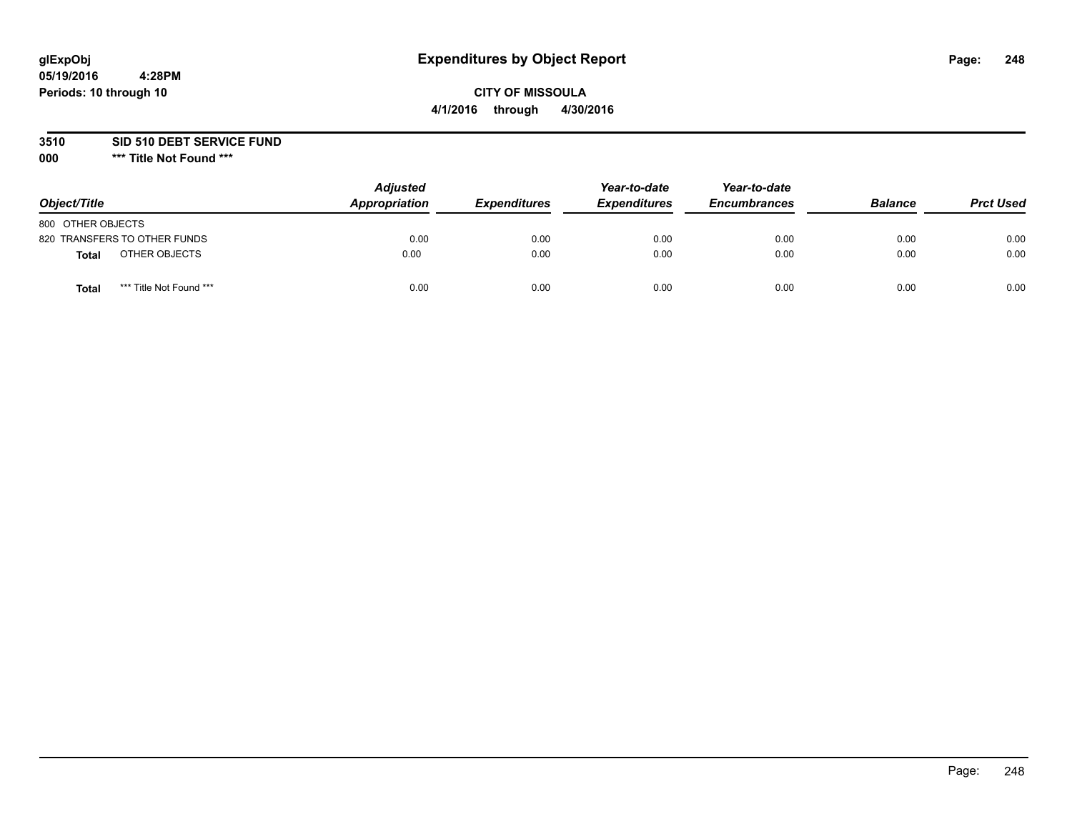# Expenditures by Object Report

**glExpObj**
**05/19/2016 4:28PM**
**Periods: 10 through 10**

**CITY OF MISSOULA**
**4/1/2016 through 4/30/2016**

**3510 SID 510 DEBT SERVICE FUND**
**000 \*\*\* Title Not Found \*\*\***

| Object/Title | Adjusted Appropriation | Expenditures | Year-to-date Expenditures | Year-to-date Encumbrances | Balance | Prct Used |
|---|---|---|---|---|---|---|
| 800 OTHER OBJECTS | | | | | | |
| 820 TRANSFERS TO OTHER FUNDS | 0.00 | 0.00 | 0.00 | 0.00 | 0.00 | 0.00 |
| **Total** OTHER OBJECTS | 0.00 | 0.00 | 0.00 | 0.00 | 0.00 | 0.00 |
| **Total** *** Title Not Found *** | 0.00 | 0.00 | 0.00 | 0.00 | 0.00 | 0.00 |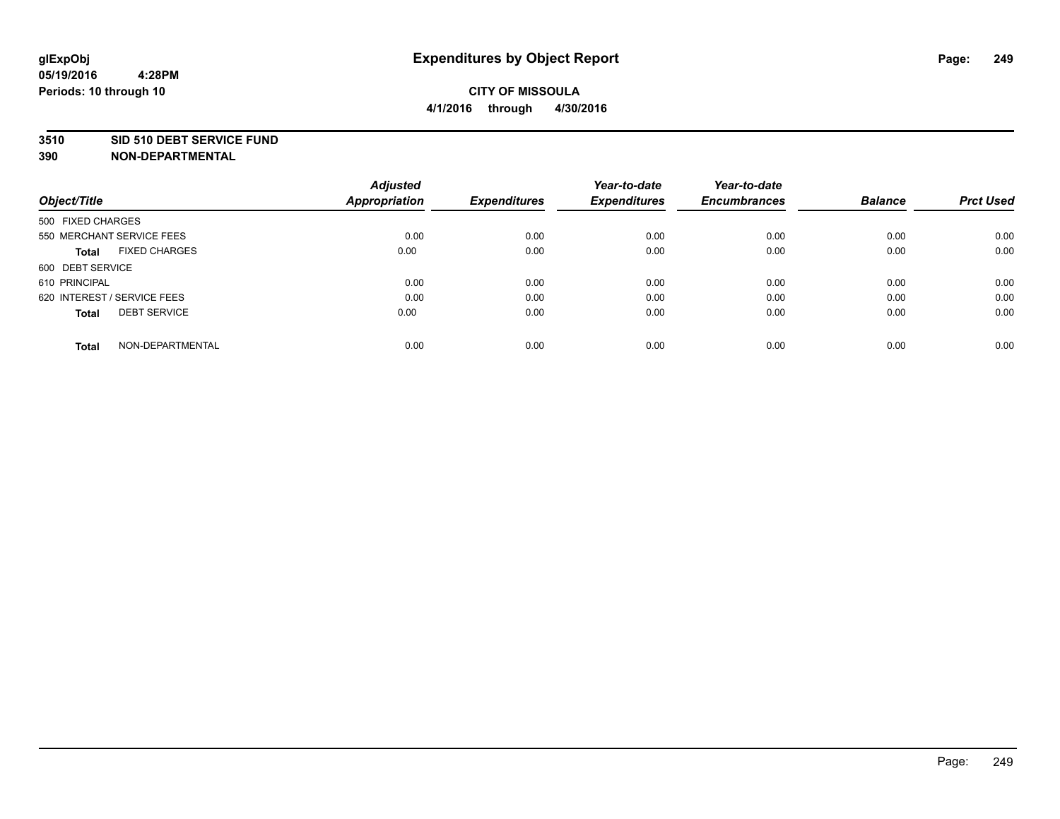# Expenditures by Object Report

glExpObj
05/19/2016 4:28PM
Periods: 10 through 10

**CITY OF MISSOULA**
**4/1/2016 through 4/30/2016**

**3510 SID 510 DEBT SERVICE FUND**
**390 NON-DEPARTMENTAL**

| Object/Title | Adjusted Appropriation | Expenditures | Year-to-date Expenditures | Year-to-date Encumbrances | Balance | Prct Used |
|---|---|---|---|---|---|---|
| 500 FIXED CHARGES | | | | | | |
| 550 MERCHANT SERVICE FEES | 0.00 | 0.00 | 0.00 | 0.00 | 0.00 | 0.00 |
| **Total** FIXED CHARGES | 0.00 | 0.00 | 0.00 | 0.00 | 0.00 | 0.00 |
| 600 DEBT SERVICE | | | | | | |
| 610 PRINCIPAL | 0.00 | 0.00 | 0.00 | 0.00 | 0.00 | 0.00 |
| 620 INTEREST / SERVICE FEES | 0.00 | 0.00 | 0.00 | 0.00 | 0.00 | 0.00 |
| **Total** DEBT SERVICE | 0.00 | 0.00 | 0.00 | 0.00 | 0.00 | 0.00 |
| **Total** NON-DEPARTMENTAL | 0.00 | 0.00 | 0.00 | 0.00 | 0.00 | 0.00 |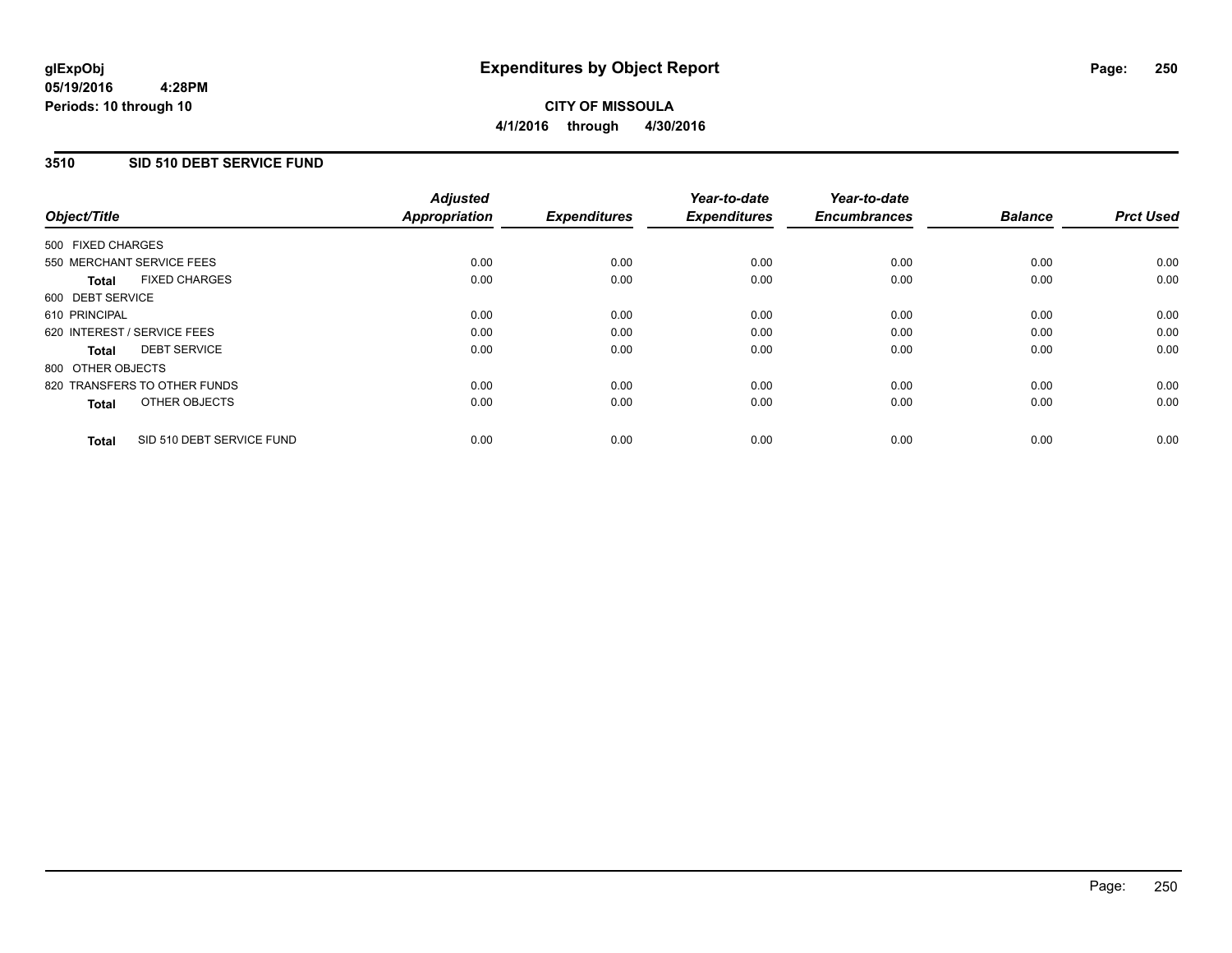**glExpObj** **Expenditures by Object Report**

**05/19/2016 4:28PM**

**Periods: 10 through 10**

**CITY OF MISSOULA**

**4/1/2016 through 4/30/2016**

## 3510 SID 510 DEBT SERVICE FUND

| Object/Title | | Adjusted Appropriation | Expenditures | Year-to-date Expenditures | Year-to-date Encumbrances | Balance | Prct Used |
|---|---|---|---|---|---|---|---|
| 500 FIXED CHARGES | | | | | | | |
| 550 MERCHANT SERVICE FEES | | 0.00 | 0.00 | 0.00 | 0.00 | 0.00 | 0.00 |
| **Total** | FIXED CHARGES | 0.00 | 0.00 | 0.00 | 0.00 | 0.00 | 0.00 |
| 600 DEBT SERVICE | | | | | | | |
| 610 PRINCIPAL | | 0.00 | 0.00 | 0.00 | 0.00 | 0.00 | 0.00 |
| 620 INTEREST / SERVICE FEES | | 0.00 | 0.00 | 0.00 | 0.00 | 0.00 | 0.00 |
| **Total** | DEBT SERVICE | 0.00 | 0.00 | 0.00 | 0.00 | 0.00 | 0.00 |
| 800 OTHER OBJECTS | | | | | | | |
| 820 TRANSFERS TO OTHER FUNDS | | 0.00 | 0.00 | 0.00 | 0.00 | 0.00 | 0.00 |
| **Total** | OTHER OBJECTS | 0.00 | 0.00 | 0.00 | 0.00 | 0.00 | 0.00 |
| **Total** | SID 510 DEBT SERVICE FUND | 0.00 | 0.00 | 0.00 | 0.00 | 0.00 | 0.00 |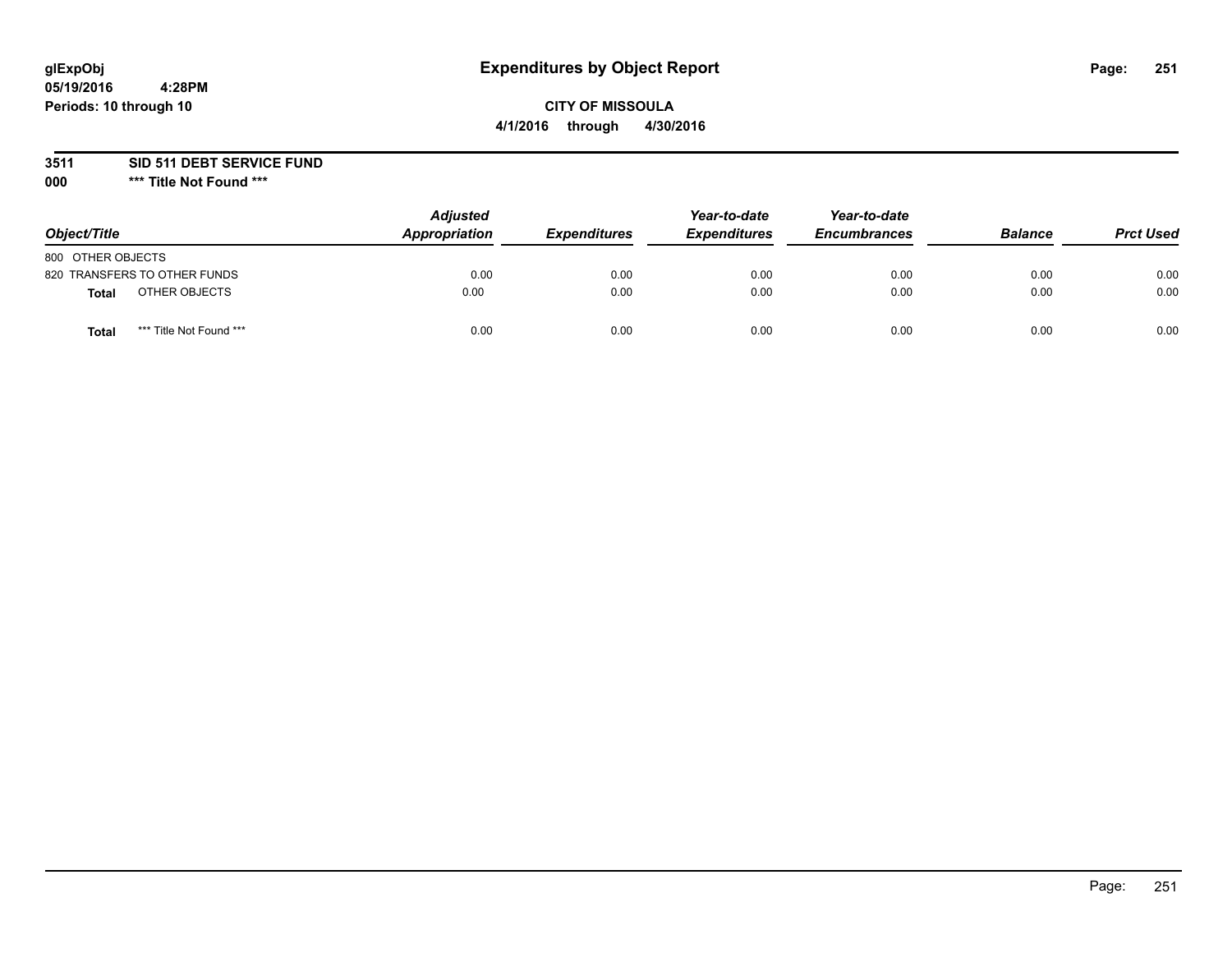# Expenditures by Object Report

glExpObj
05/19/2016 4:28PM
Periods: 10 through 10

**CITY OF MISSOULA**
**4/1/2016 through 4/30/2016**

**3511 SID 511 DEBT SERVICE FUND**
**000 *** Title Not Found *****

| Object/Title | Adjusted Appropriation | Expenditures | Year-to-date Expenditures | Year-to-date Encumbrances | Balance | Prct Used |
|---|---|---|---|---|---|---|
| 800 OTHER OBJECTS | | | | | | |
| 820 TRANSFERS TO OTHER FUNDS | 0.00 | 0.00 | 0.00 | 0.00 | 0.00 | 0.00 |
| **Total** OTHER OBJECTS | 0.00 | 0.00 | 0.00 | 0.00 | 0.00 | 0.00 |
| **Total** *** Title Not Found *** | 0.00 | 0.00 | 0.00 | 0.00 | 0.00 | 0.00 |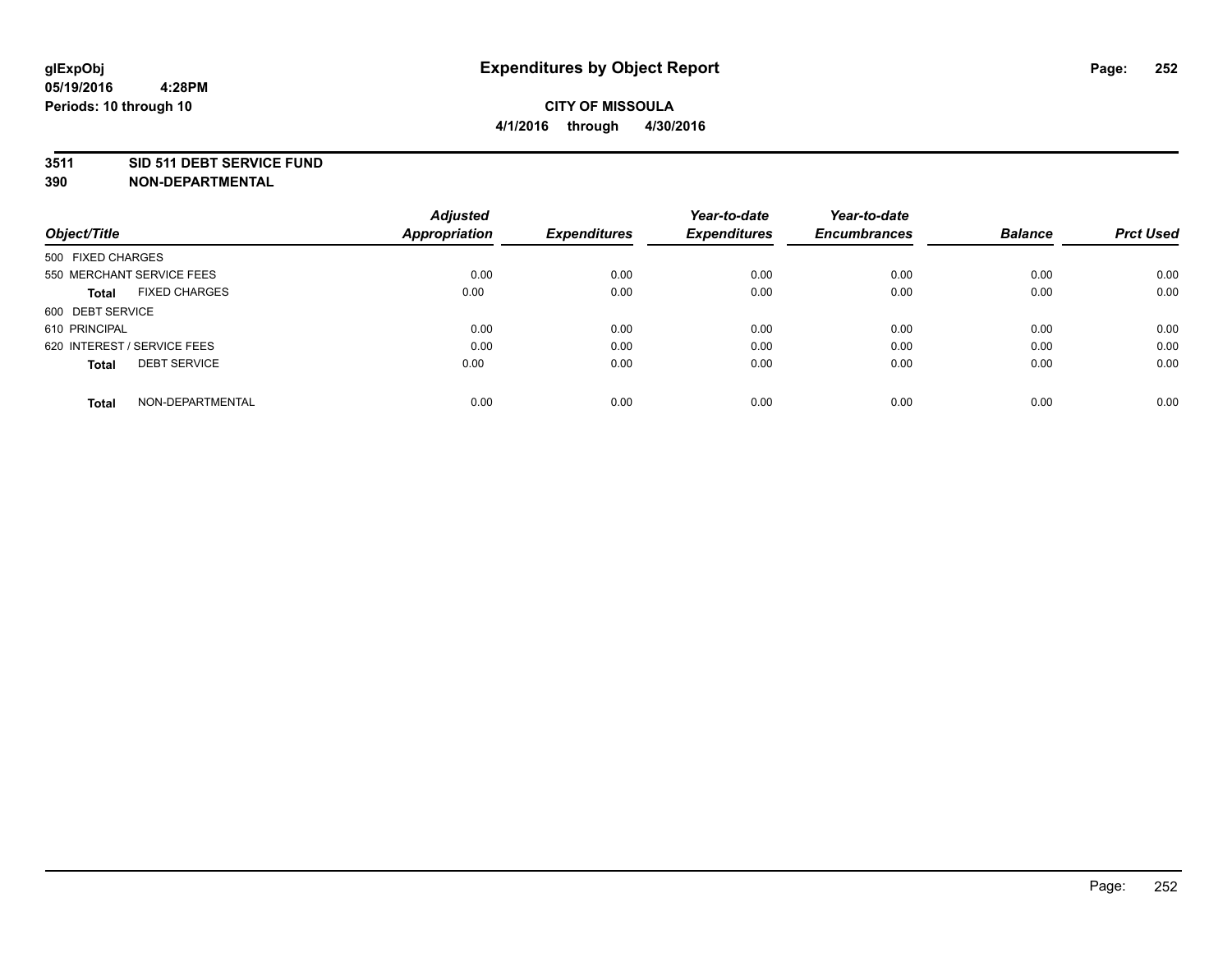# Expenditures by Object Report

glExpObj
05/19/2016 4:28PM
Periods: 10 through 10

**CITY OF MISSOULA**
**4/1/2016 through 4/30/2016**

**3511 SID 511 DEBT SERVICE FUND**
**390 NON-DEPARTMENTAL**

| Object/Title | Adjusted Appropriation | Expenditures | Year-to-date Expenditures | Year-to-date Encumbrances | Balance | Prct Used |
|---|---|---|---|---|---|---|
| 500 FIXED CHARGES | | | | | | |
| 550 MERCHANT SERVICE FEES | 0.00 | 0.00 | 0.00 | 0.00 | 0.00 | 0.00 |
| **Total** FIXED CHARGES | 0.00 | 0.00 | 0.00 | 0.00 | 0.00 | 0.00 |
| 600 DEBT SERVICE | | | | | | |
| 610 PRINCIPAL | 0.00 | 0.00 | 0.00 | 0.00 | 0.00 | 0.00 |
| 620 INTEREST / SERVICE FEES | 0.00 | 0.00 | 0.00 | 0.00 | 0.00 | 0.00 |
| **Total** DEBT SERVICE | 0.00 | 0.00 | 0.00 | 0.00 | 0.00 | 0.00 |
| **Total** NON-DEPARTMENTAL | 0.00 | 0.00 | 0.00 | 0.00 | 0.00 | 0.00 |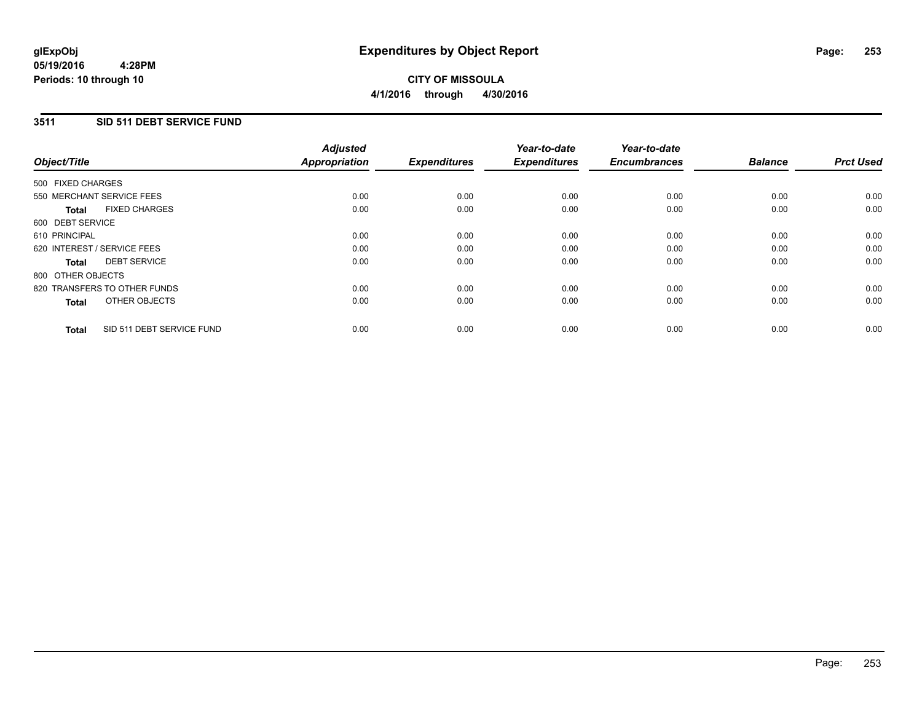# Expenditures by Object Report

**CITY OF MISSOULA**

**4/1/2016 through 4/30/2016**

glExpObj
05/19/2016 4:28PM
Periods: 10 through 10

## 3511 SID 511 DEBT SERVICE FUND

| Object/Title | Adjusted Appropriation | Expenditures | Year-to-date Expenditures | Year-to-date Encumbrances | Balance | Prct Used |
|---|---|---|---|---|---|---|
| 500 FIXED CHARGES | | | | | | |
| 550 MERCHANT SERVICE FEES | 0.00 | 0.00 | 0.00 | 0.00 | 0.00 | 0.00 |
| **Total** FIXED CHARGES | 0.00 | 0.00 | 0.00 | 0.00 | 0.00 | 0.00 |
| 600 DEBT SERVICE | | | | | | |
| 610 PRINCIPAL | 0.00 | 0.00 | 0.00 | 0.00 | 0.00 | 0.00 |
| 620 INTEREST / SERVICE FEES | 0.00 | 0.00 | 0.00 | 0.00 | 0.00 | 0.00 |
| **Total** DEBT SERVICE | 0.00 | 0.00 | 0.00 | 0.00 | 0.00 | 0.00 |
| 800 OTHER OBJECTS | | | | | | |
| 820 TRANSFERS TO OTHER FUNDS | 0.00 | 0.00 | 0.00 | 0.00 | 0.00 | 0.00 |
| **Total** OTHER OBJECTS | 0.00 | 0.00 | 0.00 | 0.00 | 0.00 | 0.00 |
| **Total** SID 511 DEBT SERVICE FUND | 0.00 | 0.00 | 0.00 | 0.00 | 0.00 | 0.00 |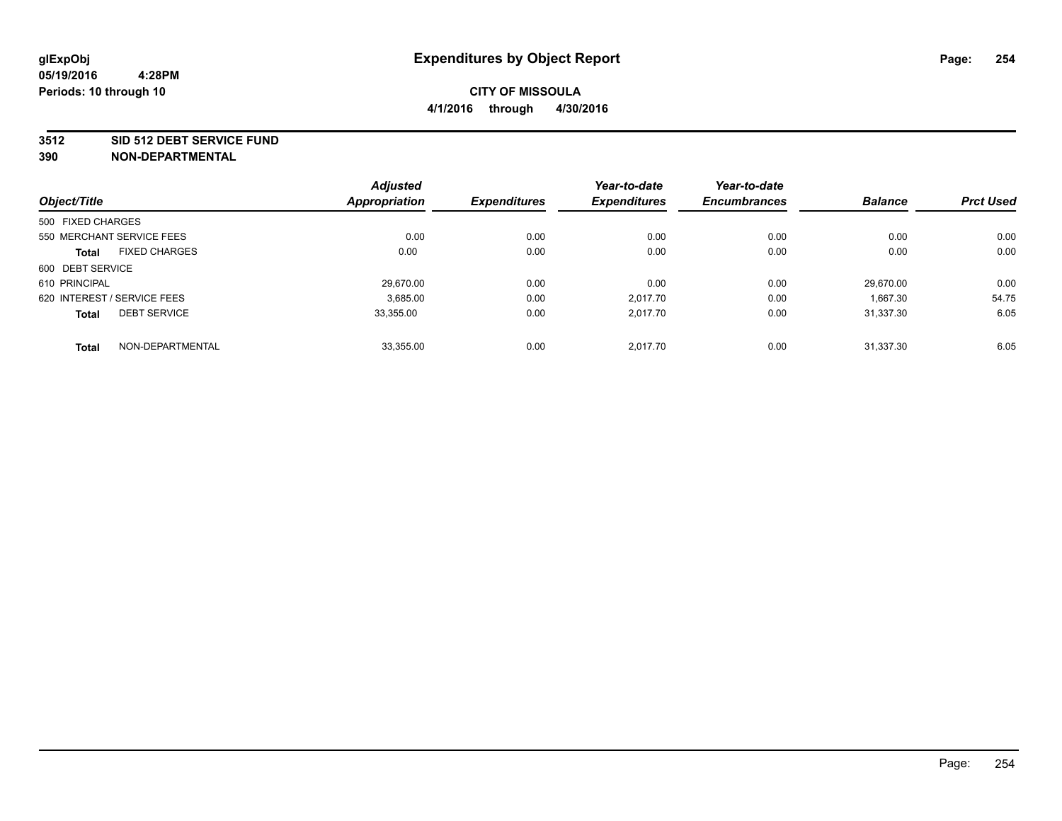glExpObj
05/19/2016 4:28PM
Periods: 10 through 10

# Expenditures by Object Report

## CITY OF MISSOULA

**4/1/2016 through 4/30/2016**

**3512 SID 512 DEBT SERVICE FUND**
**390 NON-DEPARTMENTAL**

| Object/Title | Adjusted Appropriation | Expenditures | Year-to-date Expenditures | Year-to-date Encumbrances | Balance | Prct Used |
|---|---|---|---|---|---|---|
| 500 FIXED CHARGES | | | | | | |
| 550 MERCHANT SERVICE FEES | 0.00 | 0.00 | 0.00 | 0.00 | 0.00 | 0.00 |
| **Total** FIXED CHARGES | 0.00 | 0.00 | 0.00 | 0.00 | 0.00 | 0.00 |
| 600 DEBT SERVICE | | | | | | |
| 610 PRINCIPAL | 29,670.00 | 0.00 | 0.00 | 0.00 | 29,670.00 | 0.00 |
| 620 INTEREST / SERVICE FEES | 3,685.00 | 0.00 | 2,017.70 | 0.00 | 1,667.30 | 54.75 |
| **Total** DEBT SERVICE | 33,355.00 | 0.00 | 2,017.70 | 0.00 | 31,337.30 | 6.05 |
| **Total** NON-DEPARTMENTAL | 33,355.00 | 0.00 | 2,017.70 | 0.00 | 31,337.30 | 6.05 |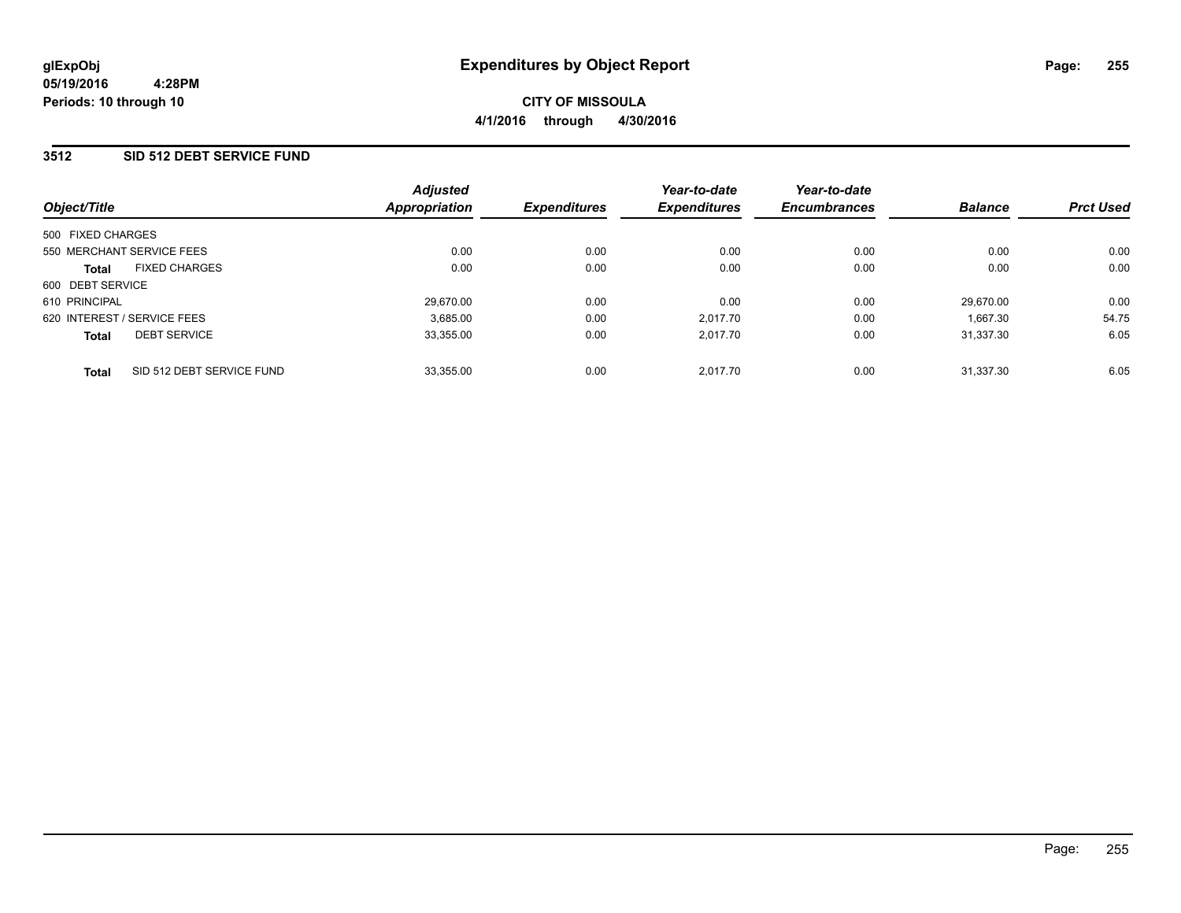# Expenditures by Object Report

glExpObj
05/19/2016 4:28PM
Periods: 10 through 10

**CITY OF MISSOULA**
**4/1/2016 through 4/30/2016**

## 3512 SID 512 DEBT SERVICE FUND

| Object/Title | Adjusted Appropriation | Expenditures | Year-to-date Expenditures | Year-to-date Encumbrances | Balance | Prct Used |
|---|---|---|---|---|---|---|
| 500 FIXED CHARGES | | | | | | |
| 550 MERCHANT SERVICE FEES | 0.00 | 0.00 | 0.00 | 0.00 | 0.00 | 0.00 |
| **Total** FIXED CHARGES | 0.00 | 0.00 | 0.00 | 0.00 | 0.00 | 0.00 |
| 600 DEBT SERVICE | | | | | | |
| 610 PRINCIPAL | 29,670.00 | 0.00 | 0.00 | 0.00 | 29,670.00 | 0.00 |
| 620 INTEREST / SERVICE FEES | 3,685.00 | 0.00 | 2,017.70 | 0.00 | 1,667.30 | 54.75 |
| **Total** DEBT SERVICE | 33,355.00 | 0.00 | 2,017.70 | 0.00 | 31,337.30 | 6.05 |
| **Total** SID 512 DEBT SERVICE FUND | 33,355.00 | 0.00 | 2,017.70 | 0.00 | 31,337.30 | 6.05 |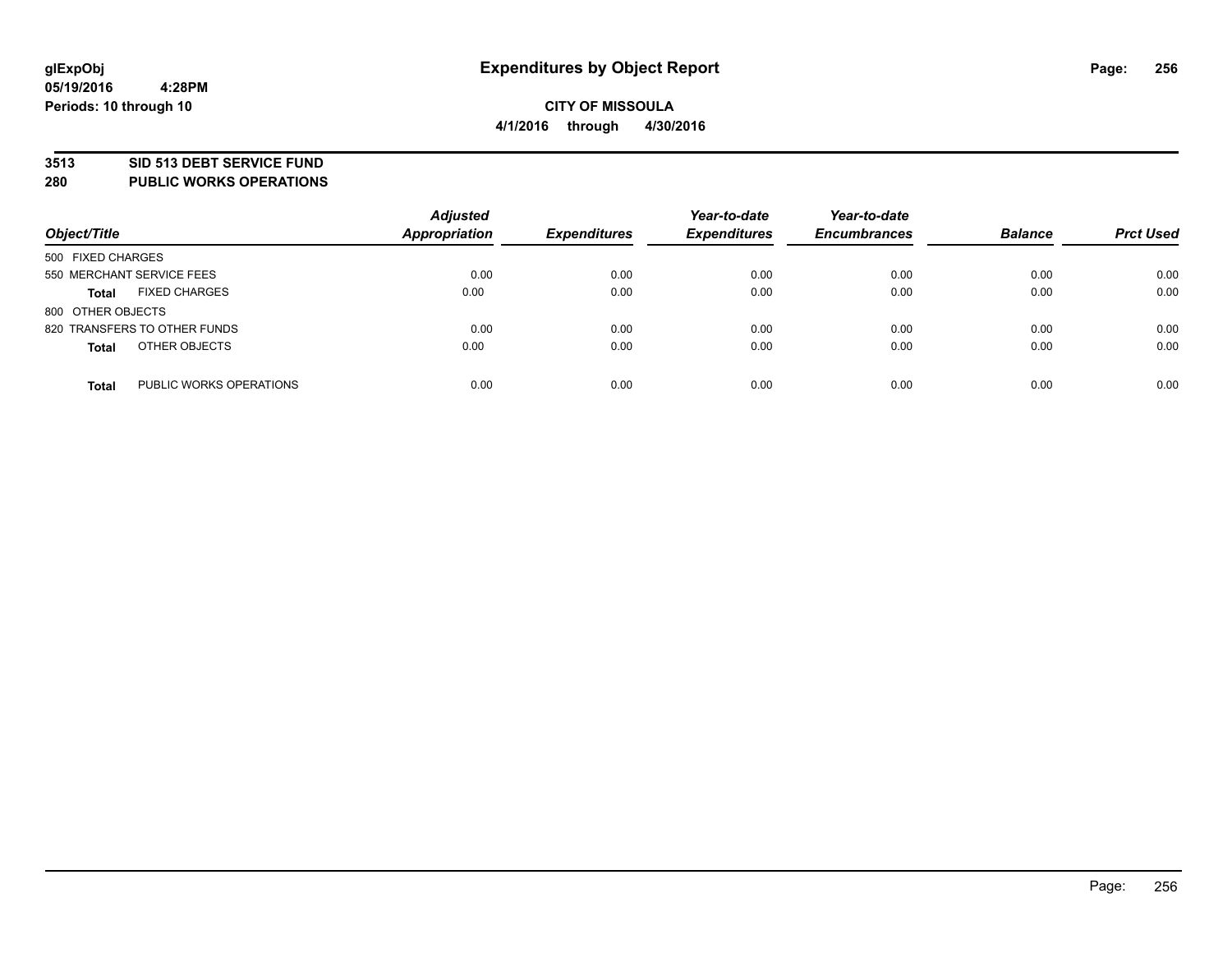**glExpObj**
**05/19/2016 4:28PM**
**Periods: 10 through 10**

# Expenditures by Object Report

**CITY OF MISSOULA**
**4/1/2016 through 4/30/2016**

## 3513 SID 513 DEBT SERVICE FUND
## 280 PUBLIC WORKS OPERATIONS

| Object/Title | Adjusted Appropriation | Expenditures | Year-to-date Expenditures | Year-to-date Encumbrances | Balance | Prct Used |
|---|---|---|---|---|---|---|
| 500 FIXED CHARGES | | | | | | |
| 550 MERCHANT SERVICE FEES | 0.00 | 0.00 | 0.00 | 0.00 | 0.00 | 0.00 |
| **Total** FIXED CHARGES | 0.00 | 0.00 | 0.00 | 0.00 | 0.00 | 0.00 |
| 800 OTHER OBJECTS | | | | | | |
| 820 TRANSFERS TO OTHER FUNDS | 0.00 | 0.00 | 0.00 | 0.00 | 0.00 | 0.00 |
| **Total** OTHER OBJECTS | 0.00 | 0.00 | 0.00 | 0.00 | 0.00 | 0.00 |
| **Total** PUBLIC WORKS OPERATIONS | 0.00 | 0.00 | 0.00 | 0.00 | 0.00 | 0.00 |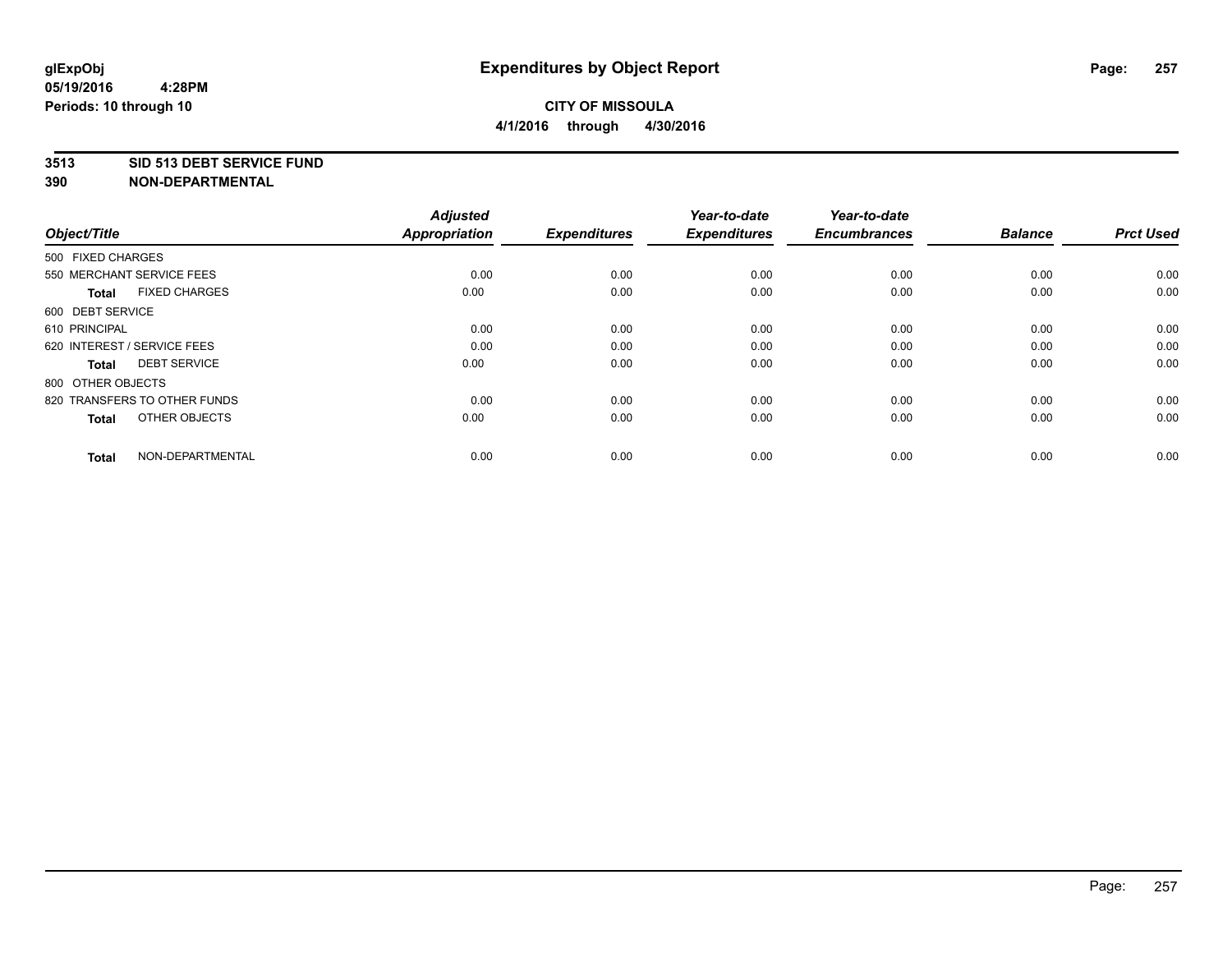glExpObj
05/19/2016 4:28PM
Periods: 10 through 10

# Expenditures by Object Report

**CITY OF MISSOULA**
**4/1/2016 through 4/30/2016**

**3513 SID 513 DEBT SERVICE FUND**
**390 NON-DEPARTMENTAL**

| Object/Title | Adjusted Appropriation | Expenditures | Year-to-date Expenditures | Year-to-date Encumbrances | Balance | Prct Used |
|---|---|---|---|---|---|---|
| 500 FIXED CHARGES | | | | | | |
| 550 MERCHANT SERVICE FEES | 0.00 | 0.00 | 0.00 | 0.00 | 0.00 | 0.00 |
| **Total** FIXED CHARGES | 0.00 | 0.00 | 0.00 | 0.00 | 0.00 | 0.00 |
| 600 DEBT SERVICE | | | | | | |
| 610 PRINCIPAL | 0.00 | 0.00 | 0.00 | 0.00 | 0.00 | 0.00 |
| 620 INTEREST / SERVICE FEES | 0.00 | 0.00 | 0.00 | 0.00 | 0.00 | 0.00 |
| **Total** DEBT SERVICE | 0.00 | 0.00 | 0.00 | 0.00 | 0.00 | 0.00 |
| 800 OTHER OBJECTS | | | | | | |
| 820 TRANSFERS TO OTHER FUNDS | 0.00 | 0.00 | 0.00 | 0.00 | 0.00 | 0.00 |
| **Total** OTHER OBJECTS | 0.00 | 0.00 | 0.00 | 0.00 | 0.00 | 0.00 |
| **Total** NON-DEPARTMENTAL | 0.00 | 0.00 | 0.00 | 0.00 | 0.00 | 0.00 |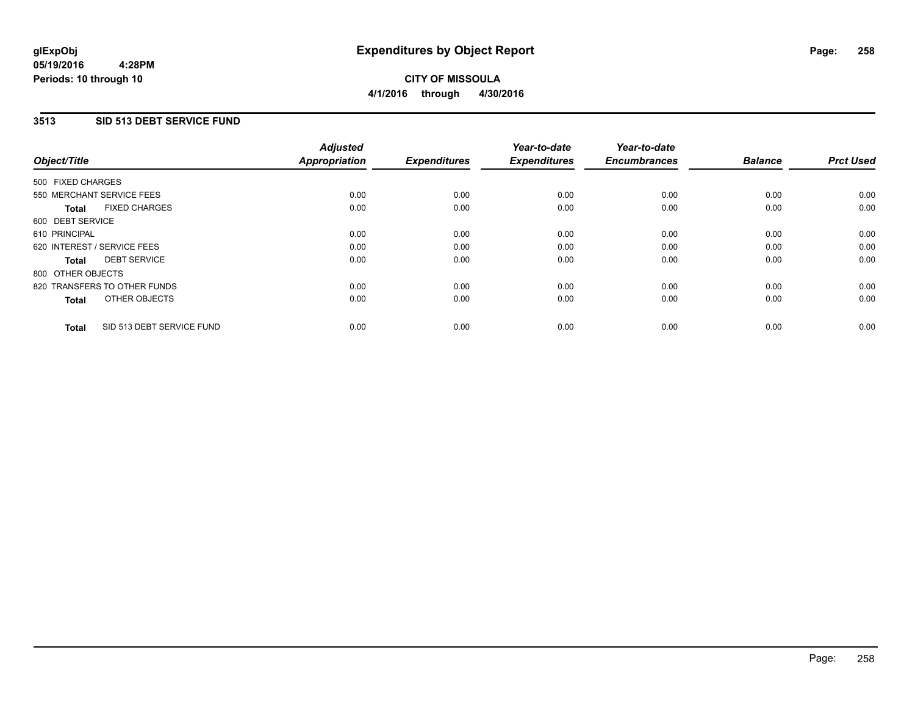**glExpObj**
**05/19/2016 4:28PM**
**Periods: 10 through 10**

# Expenditures by Object Report

**CITY OF MISSOULA**
**4/1/2016 through 4/30/2016**

## 3513 SID 513 DEBT SERVICE FUND

| Object/Title | Adjusted Appropriation | Expenditures | Year-to-date Expenditures | Year-to-date Encumbrances | Balance | Prct Used |
|---|---|---|---|---|---|---|
| 500 FIXED CHARGES | | | | | | |
| 550 MERCHANT SERVICE FEES | 0.00 | 0.00 | 0.00 | 0.00 | 0.00 | 0.00 |
| **Total** FIXED CHARGES | 0.00 | 0.00 | 0.00 | 0.00 | 0.00 | 0.00 |
| 600 DEBT SERVICE | | | | | | |
| 610 PRINCIPAL | 0.00 | 0.00 | 0.00 | 0.00 | 0.00 | 0.00 |
| 620 INTEREST / SERVICE FEES | 0.00 | 0.00 | 0.00 | 0.00 | 0.00 | 0.00 |
| **Total** DEBT SERVICE | 0.00 | 0.00 | 0.00 | 0.00 | 0.00 | 0.00 |
| 800 OTHER OBJECTS | | | | | | |
| 820 TRANSFERS TO OTHER FUNDS | 0.00 | 0.00 | 0.00 | 0.00 | 0.00 | 0.00 |
| **Total** OTHER OBJECTS | 0.00 | 0.00 | 0.00 | 0.00 | 0.00 | 0.00 |
| **Total** SID 513 DEBT SERVICE FUND | 0.00 | 0.00 | 0.00 | 0.00 | 0.00 | 0.00 |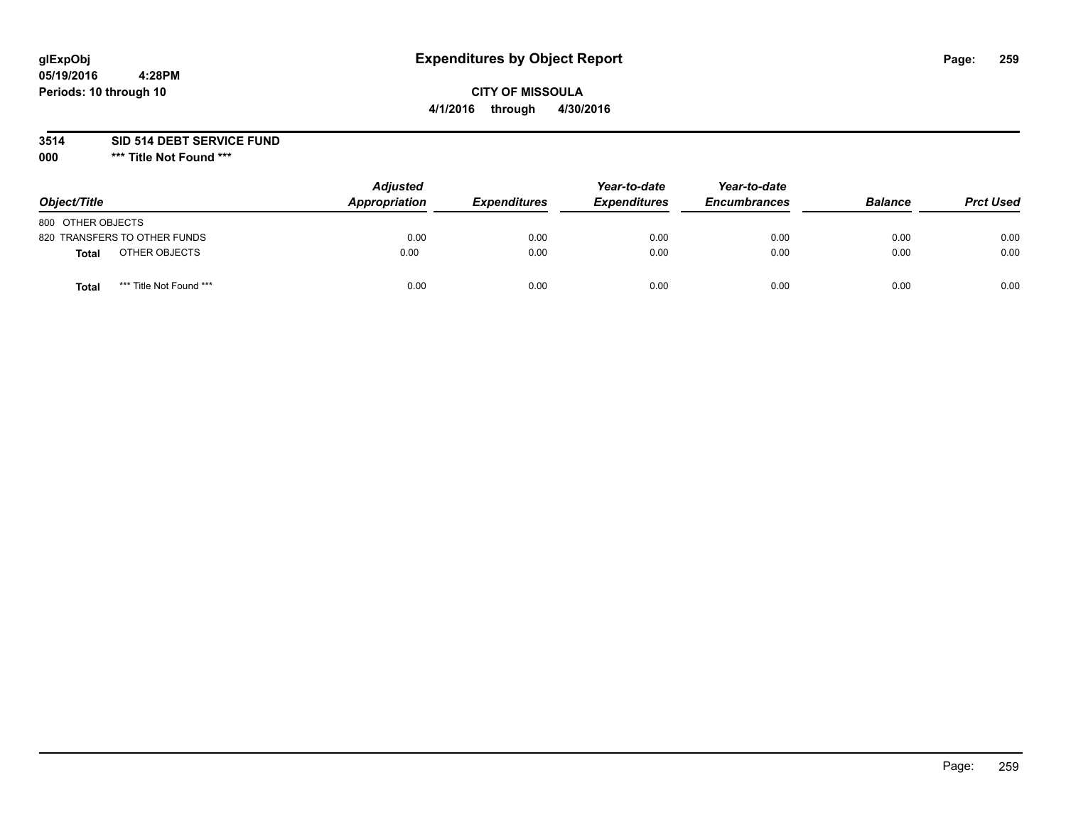**glExpObj**
**05/19/2016 4:28PM**
**Periods: 10 through 10**

# Expenditures by Object Report

**CITY OF MISSOULA**
**4/1/2016 through 4/30/2016**

**3514 SID 514 DEBT SERVICE FUND**
**000 *** Title Not Found *****

| Object/Title | Adjusted Appropriation | Expenditures | Year-to-date Expenditures | Year-to-date Encumbrances | Balance | Prct Used |
|---|---|---|---|---|---|---|
| 800 OTHER OBJECTS | | | | | | |
| 820 TRANSFERS TO OTHER FUNDS | 0.00 | 0.00 | 0.00 | 0.00 | 0.00 | 0.00 |
| **Total** OTHER OBJECTS | 0.00 | 0.00 | 0.00 | 0.00 | 0.00 | 0.00 |
| **Total** *** Title Not Found *** | 0.00 | 0.00 | 0.00 | 0.00 | 0.00 | 0.00 |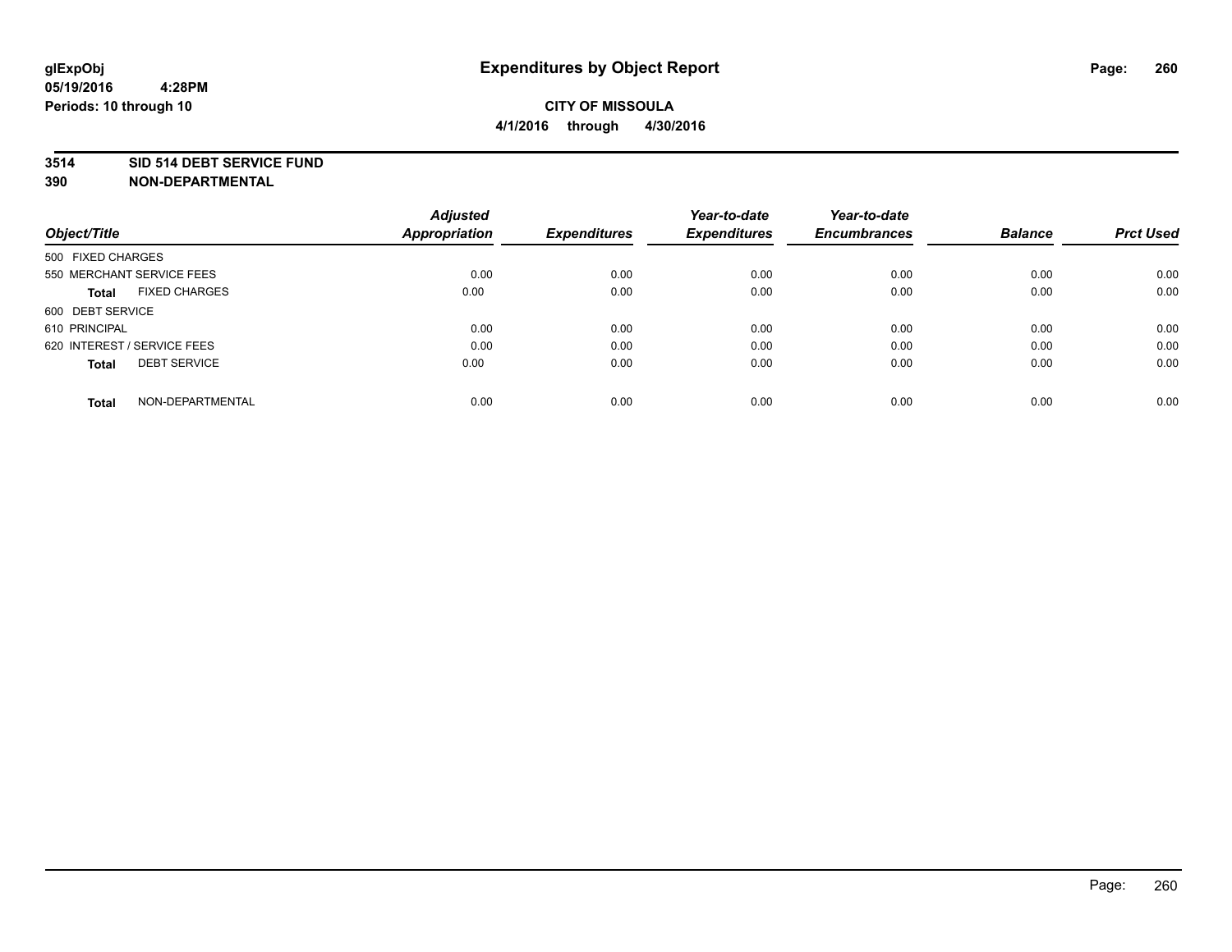glExpObj
05/19/2016 4:28PM
Periods: 10 through 10

# Expenditures by Object Report

**CITY OF MISSOULA**
**4/1/2016 through 4/30/2016**

**3514 SID 514 DEBT SERVICE FUND**
**390 NON-DEPARTMENTAL**

| Object/Title | Adjusted Appropriation | Expenditures | Year-to-date Expenditures | Year-to-date Encumbrances | Balance | Prct Used |
|---|---|---|---|---|---|---|
| 500 FIXED CHARGES | | | | | | |
| 550 MERCHANT SERVICE FEES | 0.00 | 0.00 | 0.00 | 0.00 | 0.00 | 0.00 |
| **Total** FIXED CHARGES | 0.00 | 0.00 | 0.00 | 0.00 | 0.00 | 0.00 |
| 600 DEBT SERVICE | | | | | | |
| 610 PRINCIPAL | 0.00 | 0.00 | 0.00 | 0.00 | 0.00 | 0.00 |
| 620 INTEREST / SERVICE FEES | 0.00 | 0.00 | 0.00 | 0.00 | 0.00 | 0.00 |
| **Total** DEBT SERVICE | 0.00 | 0.00 | 0.00 | 0.00 | 0.00 | 0.00 |
| **Total** NON-DEPARTMENTAL | 0.00 | 0.00 | 0.00 | 0.00 | 0.00 | 0.00 |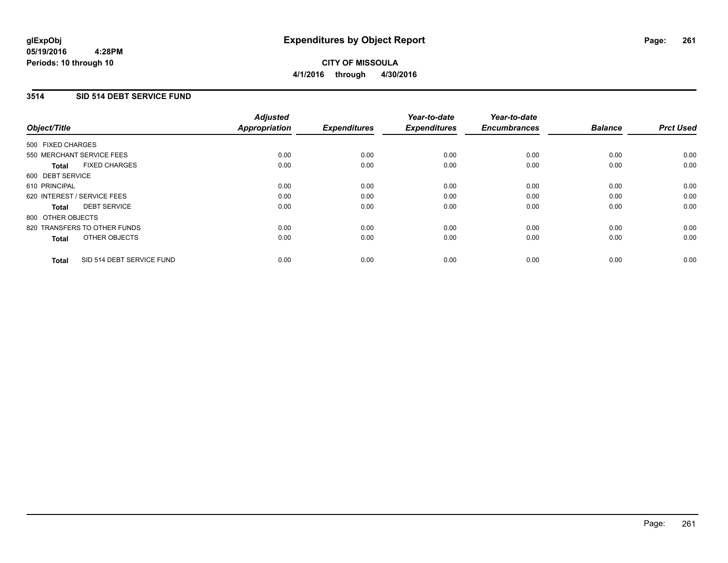# Expenditures by Object Report

**CITY OF MISSOULA**

**4/1/2016 through 4/30/2016**

glExpObj
05/19/2016 4:28PM
Periods: 10 through 10

## 3514 SID 514 DEBT SERVICE FUND

| Object/Title | Adjusted Appropriation | Expenditures | Year-to-date Expenditures | Year-to-date Encumbrances | Balance | Prct Used |
|---|---|---|---|---|---|---|
| 500 FIXED CHARGES | | | | | | |
| 550 MERCHANT SERVICE FEES | 0.00 | 0.00 | 0.00 | 0.00 | 0.00 | 0.00 |
| **Total** FIXED CHARGES | 0.00 | 0.00 | 0.00 | 0.00 | 0.00 | 0.00 |
| 600 DEBT SERVICE | | | | | | |
| 610 PRINCIPAL | 0.00 | 0.00 | 0.00 | 0.00 | 0.00 | 0.00 |
| 620 INTEREST / SERVICE FEES | 0.00 | 0.00 | 0.00 | 0.00 | 0.00 | 0.00 |
| **Total** DEBT SERVICE | 0.00 | 0.00 | 0.00 | 0.00 | 0.00 | 0.00 |
| 800 OTHER OBJECTS | | | | | | |
| 820 TRANSFERS TO OTHER FUNDS | 0.00 | 0.00 | 0.00 | 0.00 | 0.00 | 0.00 |
| **Total** OTHER OBJECTS | 0.00 | 0.00 | 0.00 | 0.00 | 0.00 | 0.00 |
| **Total** SID 514 DEBT SERVICE FUND | 0.00 | 0.00 | 0.00 | 0.00 | 0.00 | 0.00 |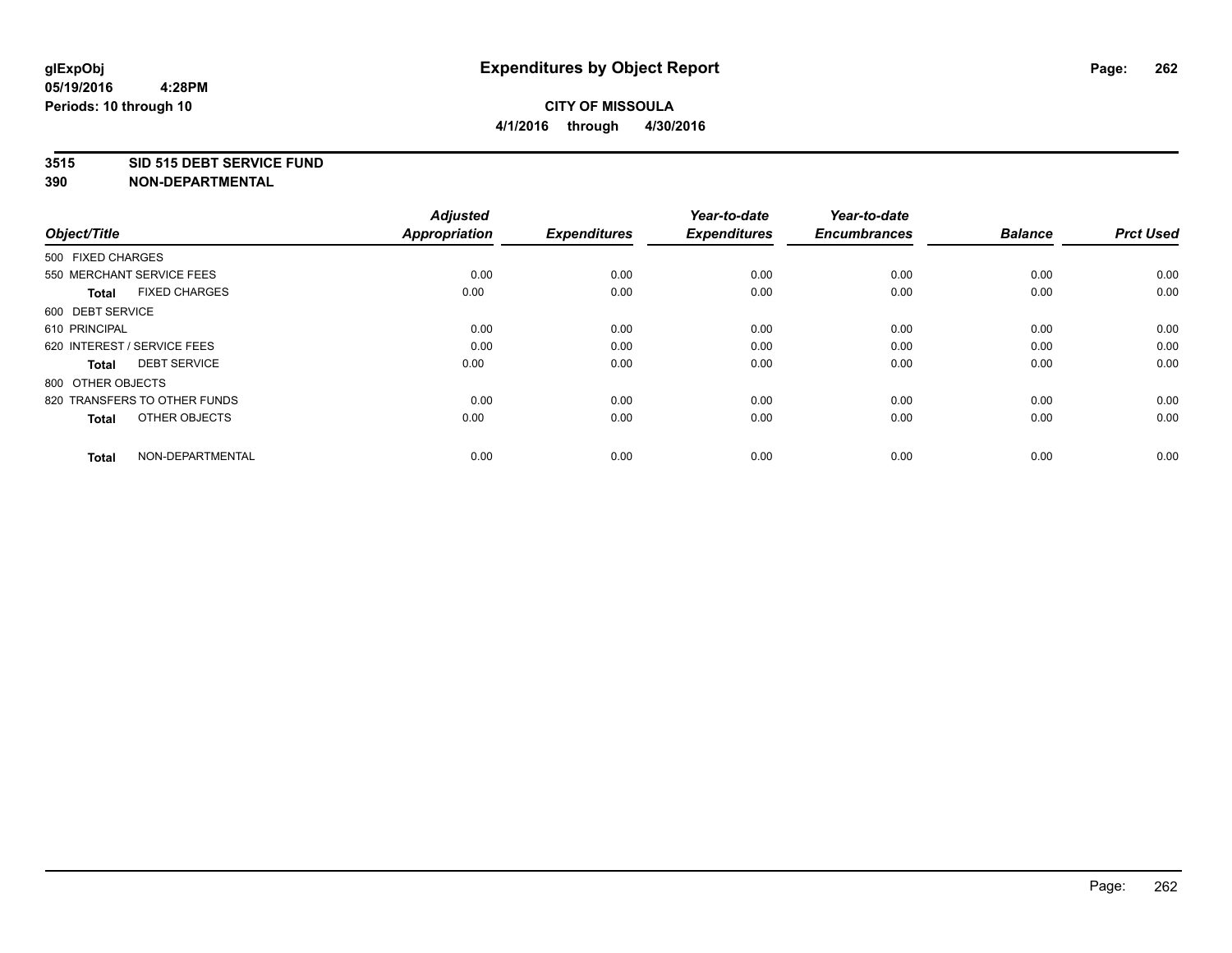**glExpObj**
**05/19/2016 4:28PM**
**Periods: 10 through 10**

# Expenditures by Object Report

**CITY OF MISSOULA**
**4/1/2016 through 4/30/2016**

**3515 SID 515 DEBT SERVICE FUND**
**390 NON-DEPARTMENTAL**

| Object/Title | Adjusted Appropriation | Expenditures | Year-to-date Expenditures | Year-to-date Encumbrances | Balance | Prct Used |
|---|---|---|---|---|---|---|
| 500 FIXED CHARGES | | | | | | |
| 550 MERCHANT SERVICE FEES | 0.00 | 0.00 | 0.00 | 0.00 | 0.00 | 0.00 |
| **Total** FIXED CHARGES | 0.00 | 0.00 | 0.00 | 0.00 | 0.00 | 0.00 |
| 600 DEBT SERVICE | | | | | | |
| 610 PRINCIPAL | 0.00 | 0.00 | 0.00 | 0.00 | 0.00 | 0.00 |
| 620 INTEREST / SERVICE FEES | 0.00 | 0.00 | 0.00 | 0.00 | 0.00 | 0.00 |
| **Total** DEBT SERVICE | 0.00 | 0.00 | 0.00 | 0.00 | 0.00 | 0.00 |
| 800 OTHER OBJECTS | | | | | | |
| 820 TRANSFERS TO OTHER FUNDS | 0.00 | 0.00 | 0.00 | 0.00 | 0.00 | 0.00 |
| **Total** OTHER OBJECTS | 0.00 | 0.00 | 0.00 | 0.00 | 0.00 | 0.00 |
| **Total** NON-DEPARTMENTAL | 0.00 | 0.00 | 0.00 | 0.00 | 0.00 | 0.00 |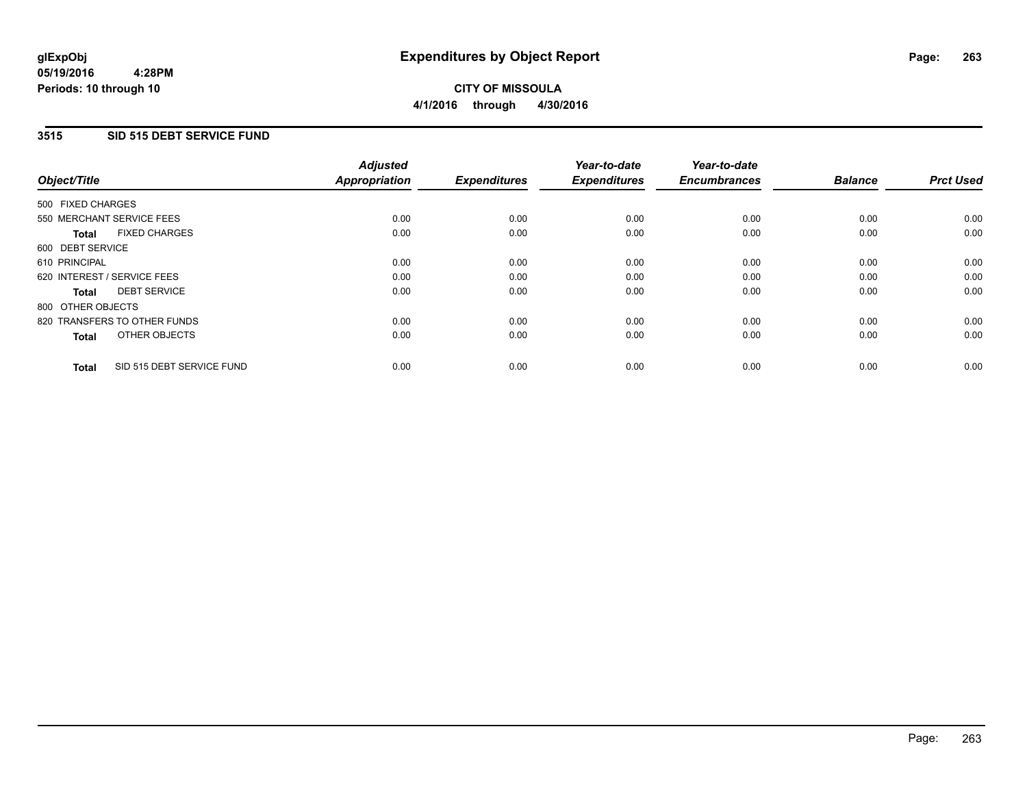**glExpObj**
**05/19/2016 4:28PM**
**Periods: 10 through 10**

# Expenditures by Object Report

**CITY OF MISSOULA**
**4/1/2016 through 4/30/2016**

## 3515 SID 515 DEBT SERVICE FUND

| Object/Title | Adjusted Appropriation | Expenditures | Year-to-date Expenditures | Year-to-date Encumbrances | Balance | Prct Used |
|---|---|---|---|---|---|---|
| 500 FIXED CHARGES | | | | | | |
| 550 MERCHANT SERVICE FEES | 0.00 | 0.00 | 0.00 | 0.00 | 0.00 | 0.00 |
| **Total** FIXED CHARGES | 0.00 | 0.00 | 0.00 | 0.00 | 0.00 | 0.00 |
| 600 DEBT SERVICE | | | | | | |
| 610 PRINCIPAL | 0.00 | 0.00 | 0.00 | 0.00 | 0.00 | 0.00 |
| 620 INTEREST / SERVICE FEES | 0.00 | 0.00 | 0.00 | 0.00 | 0.00 | 0.00 |
| **Total** DEBT SERVICE | 0.00 | 0.00 | 0.00 | 0.00 | 0.00 | 0.00 |
| 800 OTHER OBJECTS | | | | | | |
| 820 TRANSFERS TO OTHER FUNDS | 0.00 | 0.00 | 0.00 | 0.00 | 0.00 | 0.00 |
| **Total** OTHER OBJECTS | 0.00 | 0.00 | 0.00 | 0.00 | 0.00 | 0.00 |
| **Total** SID 515 DEBT SERVICE FUND | 0.00 | 0.00 | 0.00 | 0.00 | 0.00 | 0.00 |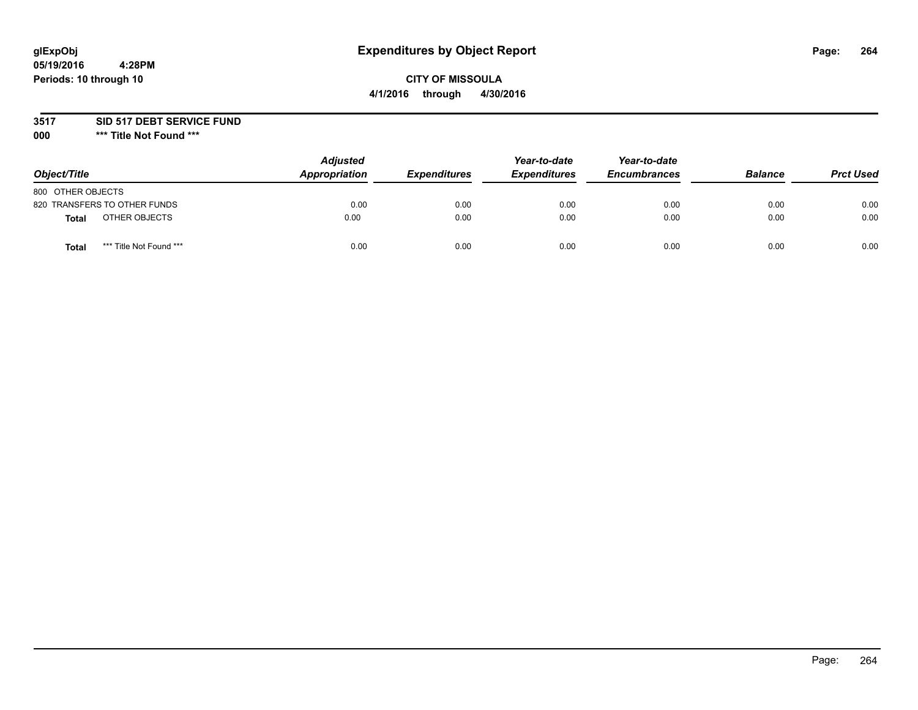# Expenditures by Object Report

glExpObj
05/19/2016 4:28PM
Periods: 10 through 10

**CITY OF MISSOULA**
**4/1/2016 through 4/30/2016**

**3517 SID 517 DEBT SERVICE FUND**
**000 *** Title Not Found *****

| Object/Title | Adjusted Appropriation | Expenditures | Year-to-date Expenditures | Year-to-date Encumbrances | Balance | Prct Used |
|---|---|---|---|---|---|---|
| 800 OTHER OBJECTS | | | | | | |
| 820 TRANSFERS TO OTHER FUNDS | 0.00 | 0.00 | 0.00 | 0.00 | 0.00 | 0.00 |
| **Total** OTHER OBJECTS | 0.00 | 0.00 | 0.00 | 0.00 | 0.00 | 0.00 |
| **Total** *** Title Not Found *** | 0.00 | 0.00 | 0.00 | 0.00 | 0.00 | 0.00 |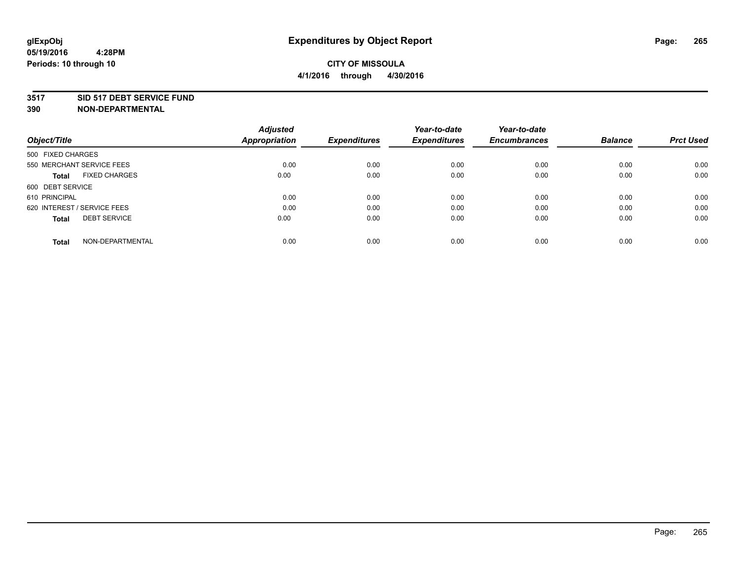# Expenditures by Object Report

glExpObj
05/19/2016 4:28PM
Periods: 10 through 10

**CITY OF MISSOULA**
**4/1/2016 through 4/30/2016**

**3517 SID 517 DEBT SERVICE FUND**
**390 NON-DEPARTMENTAL**

| Object/Title | Adjusted Appropriation | Expenditures | Year-to-date Expenditures | Year-to-date Encumbrances | Balance | Prct Used |
|---|---|---|---|---|---|---|
| 500 FIXED CHARGES | | | | | | |
| 550 MERCHANT SERVICE FEES | 0.00 | 0.00 | 0.00 | 0.00 | 0.00 | 0.00 |
| **Total** FIXED CHARGES | 0.00 | 0.00 | 0.00 | 0.00 | 0.00 | 0.00 |
| 600 DEBT SERVICE | | | | | | |
| 610 PRINCIPAL | 0.00 | 0.00 | 0.00 | 0.00 | 0.00 | 0.00 |
| 620 INTEREST / SERVICE FEES | 0.00 | 0.00 | 0.00 | 0.00 | 0.00 | 0.00 |
| **Total** DEBT SERVICE | 0.00 | 0.00 | 0.00 | 0.00 | 0.00 | 0.00 |
| **Total** NON-DEPARTMENTAL | 0.00 | 0.00 | 0.00 | 0.00 | 0.00 | 0.00 |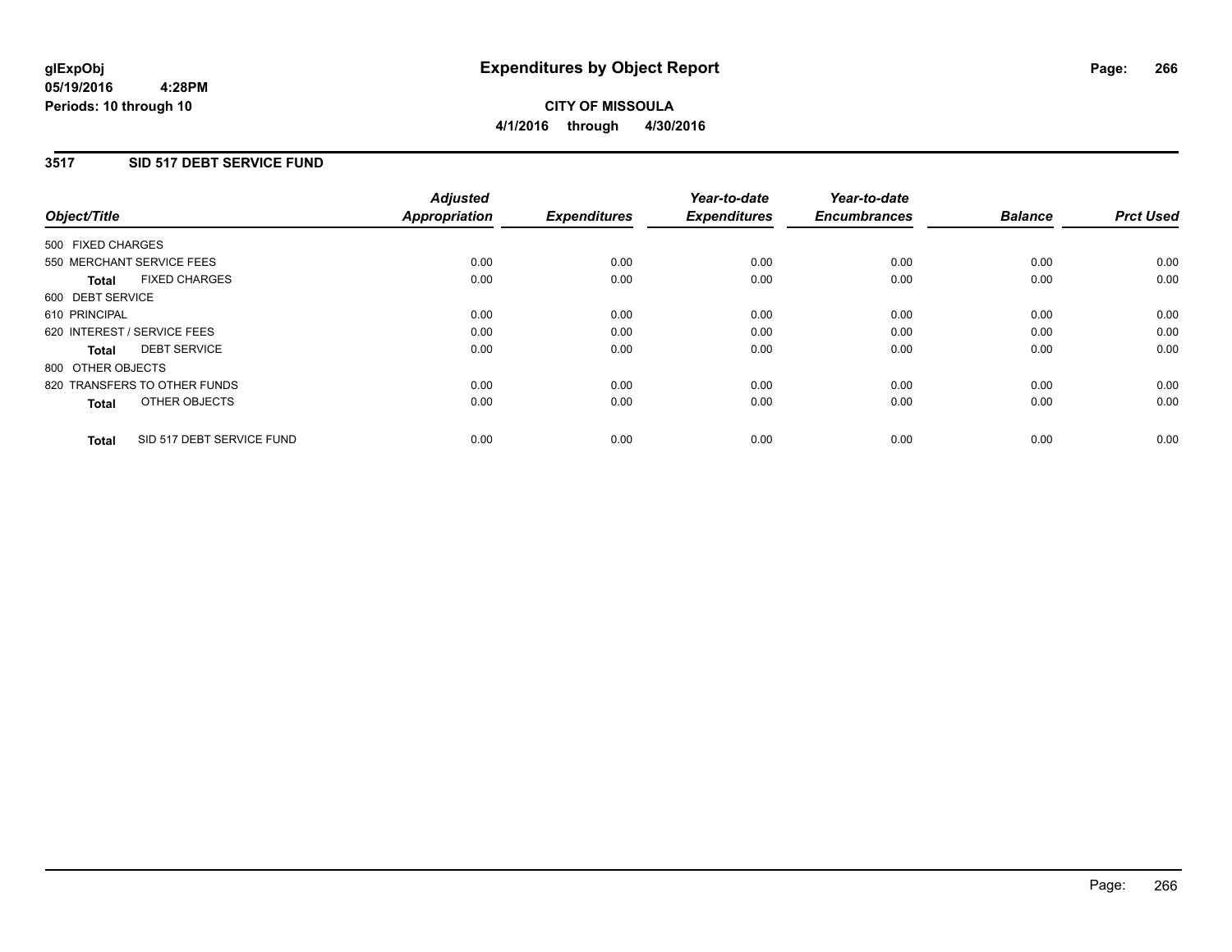# Expenditures by Object Report

glExpObj
05/19/2016 4:28PM
Periods: 10 through 10

**CITY OF MISSOULA**
**4/1/2016 through 4/30/2016**

## 3517 SID 517 DEBT SERVICE FUND

| Object/Title | Adjusted Appropriation | Expenditures | Year-to-date Expenditures | Year-to-date Encumbrances | Balance | Prct Used |
|---|---|---|---|---|---|---|
| 500 FIXED CHARGES | | | | | | |
| 550 MERCHANT SERVICE FEES | 0.00 | 0.00 | 0.00 | 0.00 | 0.00 | 0.00 |
| **Total** FIXED CHARGES | 0.00 | 0.00 | 0.00 | 0.00 | 0.00 | 0.00 |
| 600 DEBT SERVICE | | | | | | |
| 610 PRINCIPAL | 0.00 | 0.00 | 0.00 | 0.00 | 0.00 | 0.00 |
| 620 INTEREST / SERVICE FEES | 0.00 | 0.00 | 0.00 | 0.00 | 0.00 | 0.00 |
| **Total** DEBT SERVICE | 0.00 | 0.00 | 0.00 | 0.00 | 0.00 | 0.00 |
| 800 OTHER OBJECTS | | | | | | |
| 820 TRANSFERS TO OTHER FUNDS | 0.00 | 0.00 | 0.00 | 0.00 | 0.00 | 0.00 |
| **Total** OTHER OBJECTS | 0.00 | 0.00 | 0.00 | 0.00 | 0.00 | 0.00 |
| **Total** SID 517 DEBT SERVICE FUND | 0.00 | 0.00 | 0.00 | 0.00 | 0.00 | 0.00 |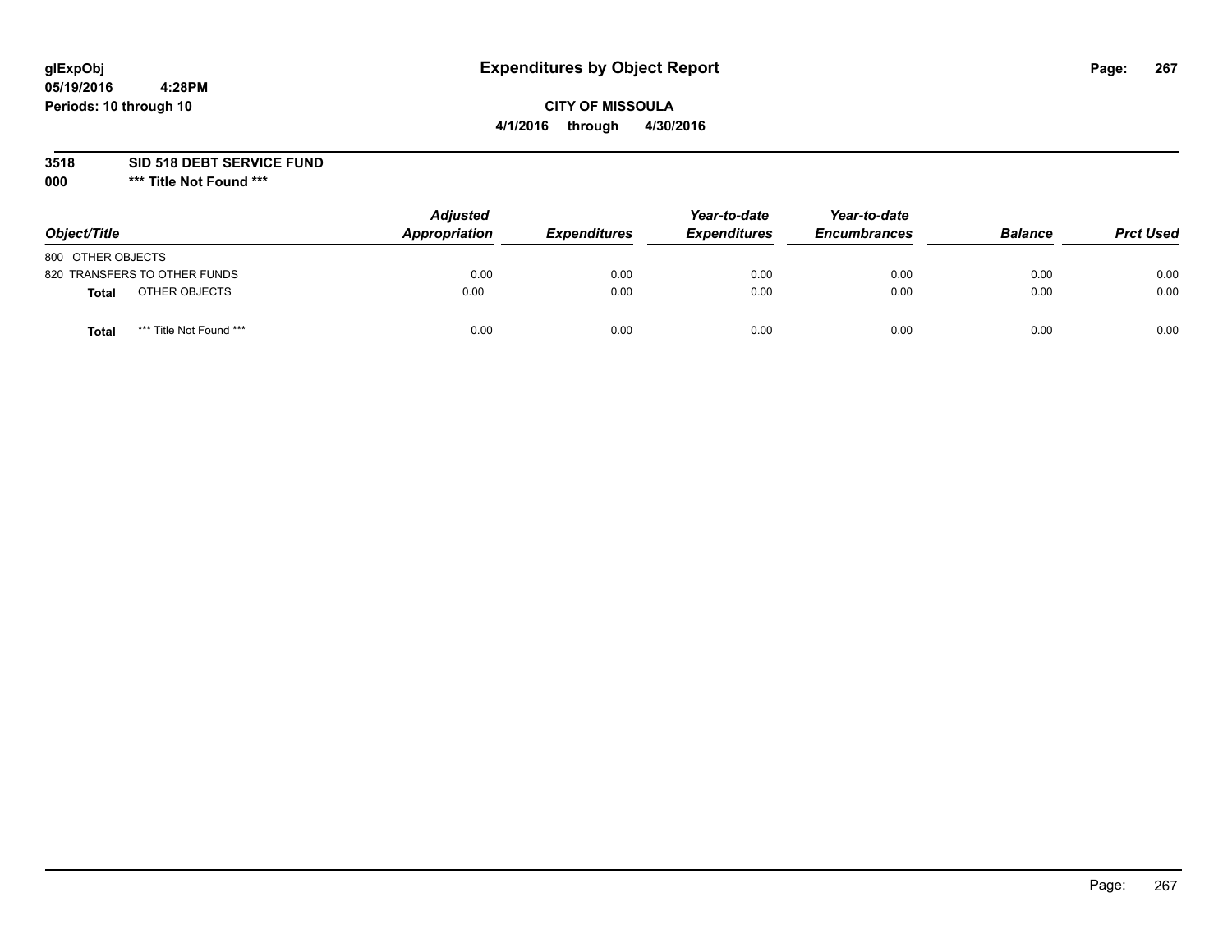# Expenditures by Object Report

**glExpObj**
**05/19/2016 4:28PM**
**Periods: 10 through 10**

**CITY OF MISSOULA**
**4/1/2016 through 4/30/2016**

**3518 SID 518 DEBT SERVICE FUND**
**000 \*\*\* Title Not Found \*\*\***

| Object/Title | Adjusted Appropriation | Expenditures | Year-to-date Expenditures | Year-to-date Encumbrances | Balance | Prct Used |
|---|---|---|---|---|---|---|
| 800 OTHER OBJECTS | | | | | | |
| 820 TRANSFERS TO OTHER FUNDS | 0.00 | 0.00 | 0.00 | 0.00 | 0.00 | 0.00 |
| **Total** OTHER OBJECTS | 0.00 | 0.00 | 0.00 | 0.00 | 0.00 | 0.00 |
| **Total** *** Title Not Found *** | 0.00 | 0.00 | 0.00 | 0.00 | 0.00 | 0.00 |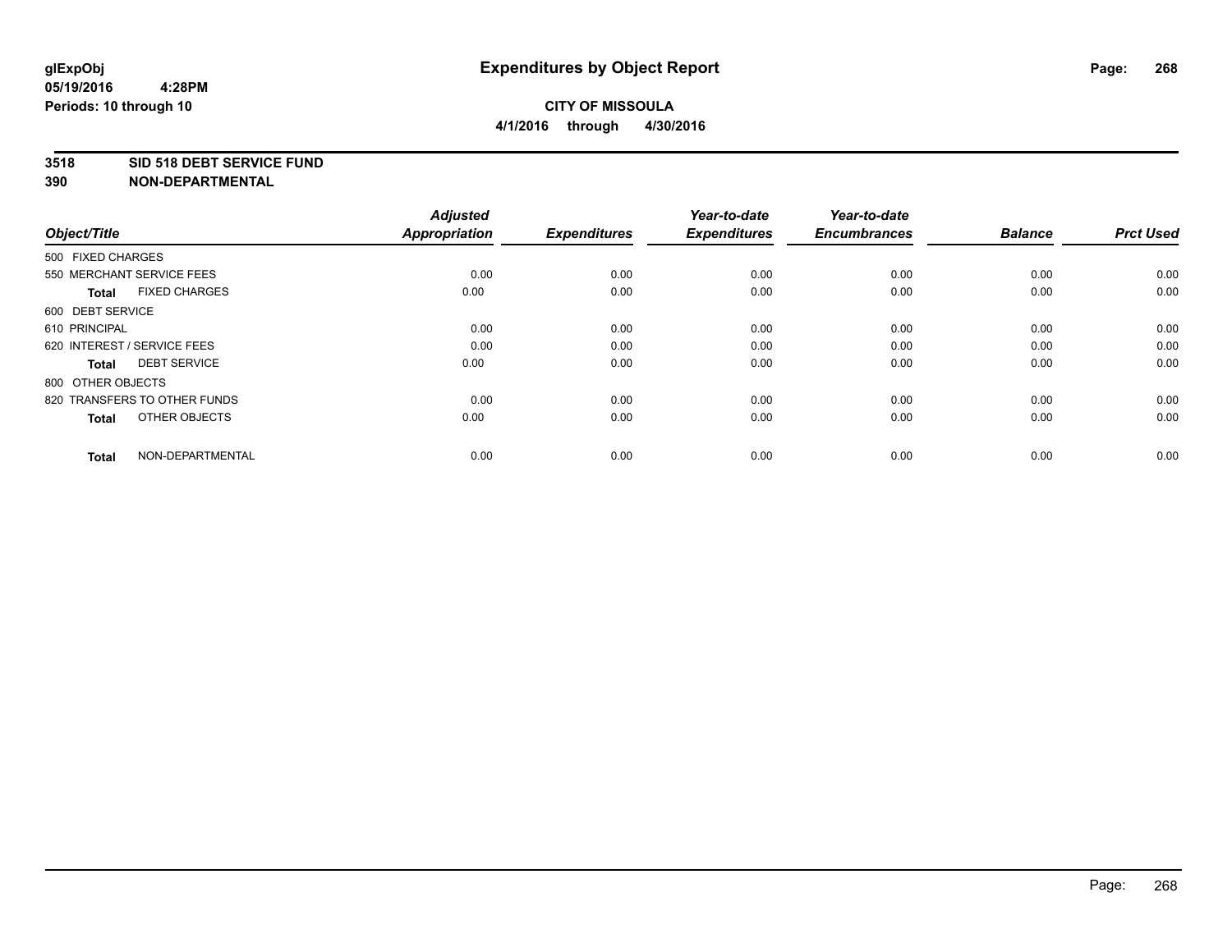# Expenditures by Object Report

glExpObj
05/19/2016 4:28PM
Periods: 10 through 10

**CITY OF MISSOULA**
**4/1/2016 through 4/30/2016**

**3518 SID 518 DEBT SERVICE FUND**
**390 NON-DEPARTMENTAL**

| Object/Title | Adjusted Appropriation | Expenditures | Year-to-date Expenditures | Year-to-date Encumbrances | Balance | Prct Used |
|---|---|---|---|---|---|---|
| 500 FIXED CHARGES | | | | | | |
| 550 MERCHANT SERVICE FEES | 0.00 | 0.00 | 0.00 | 0.00 | 0.00 | 0.00 |
| **Total** FIXED CHARGES | 0.00 | 0.00 | 0.00 | 0.00 | 0.00 | 0.00 |
| 600 DEBT SERVICE | | | | | | |
| 610 PRINCIPAL | 0.00 | 0.00 | 0.00 | 0.00 | 0.00 | 0.00 |
| 620 INTEREST / SERVICE FEES | 0.00 | 0.00 | 0.00 | 0.00 | 0.00 | 0.00 |
| **Total** DEBT SERVICE | 0.00 | 0.00 | 0.00 | 0.00 | 0.00 | 0.00 |
| 800 OTHER OBJECTS | | | | | | |
| 820 TRANSFERS TO OTHER FUNDS | 0.00 | 0.00 | 0.00 | 0.00 | 0.00 | 0.00 |
| **Total** OTHER OBJECTS | 0.00 | 0.00 | 0.00 | 0.00 | 0.00 | 0.00 |
| **Total** NON-DEPARTMENTAL | 0.00 | 0.00 | 0.00 | 0.00 | 0.00 | 0.00 |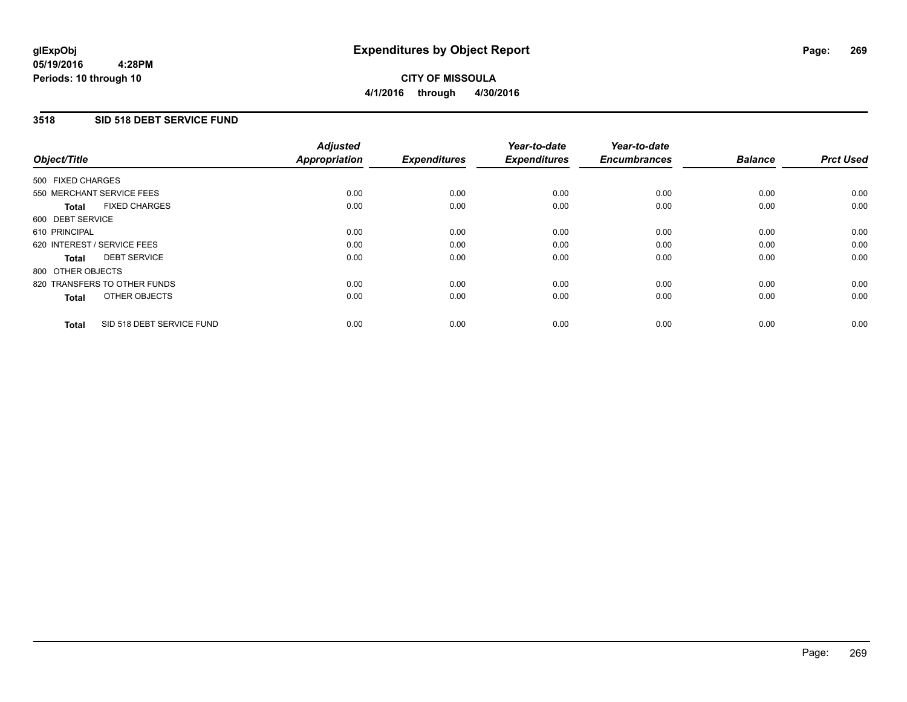# Expenditures by Object Report

glExpObj
05/19/2016 4:28PM
Periods: 10 through 10

**CITY OF MISSOULA**
**4/1/2016 through 4/30/2016**

## 3518 SID 518 DEBT SERVICE FUND

| Object/Title | Adjusted Appropriation | Expenditures | Year-to-date Expenditures | Year-to-date Encumbrances | Balance | Prct Used |
|---|---|---|---|---|---|---|
| 500 FIXED CHARGES | | | | | | |
| 550 MERCHANT SERVICE FEES | 0.00 | 0.00 | 0.00 | 0.00 | 0.00 | 0.00 |
| **Total** FIXED CHARGES | 0.00 | 0.00 | 0.00 | 0.00 | 0.00 | 0.00 |
| 600 DEBT SERVICE | | | | | | |
| 610 PRINCIPAL | 0.00 | 0.00 | 0.00 | 0.00 | 0.00 | 0.00 |
| 620 INTEREST / SERVICE FEES | 0.00 | 0.00 | 0.00 | 0.00 | 0.00 | 0.00 |
| **Total** DEBT SERVICE | 0.00 | 0.00 | 0.00 | 0.00 | 0.00 | 0.00 |
| 800 OTHER OBJECTS | | | | | | |
| 820 TRANSFERS TO OTHER FUNDS | 0.00 | 0.00 | 0.00 | 0.00 | 0.00 | 0.00 |
| **Total** OTHER OBJECTS | 0.00 | 0.00 | 0.00 | 0.00 | 0.00 | 0.00 |
| **Total** SID 518 DEBT SERVICE FUND | 0.00 | 0.00 | 0.00 | 0.00 | 0.00 | 0.00 |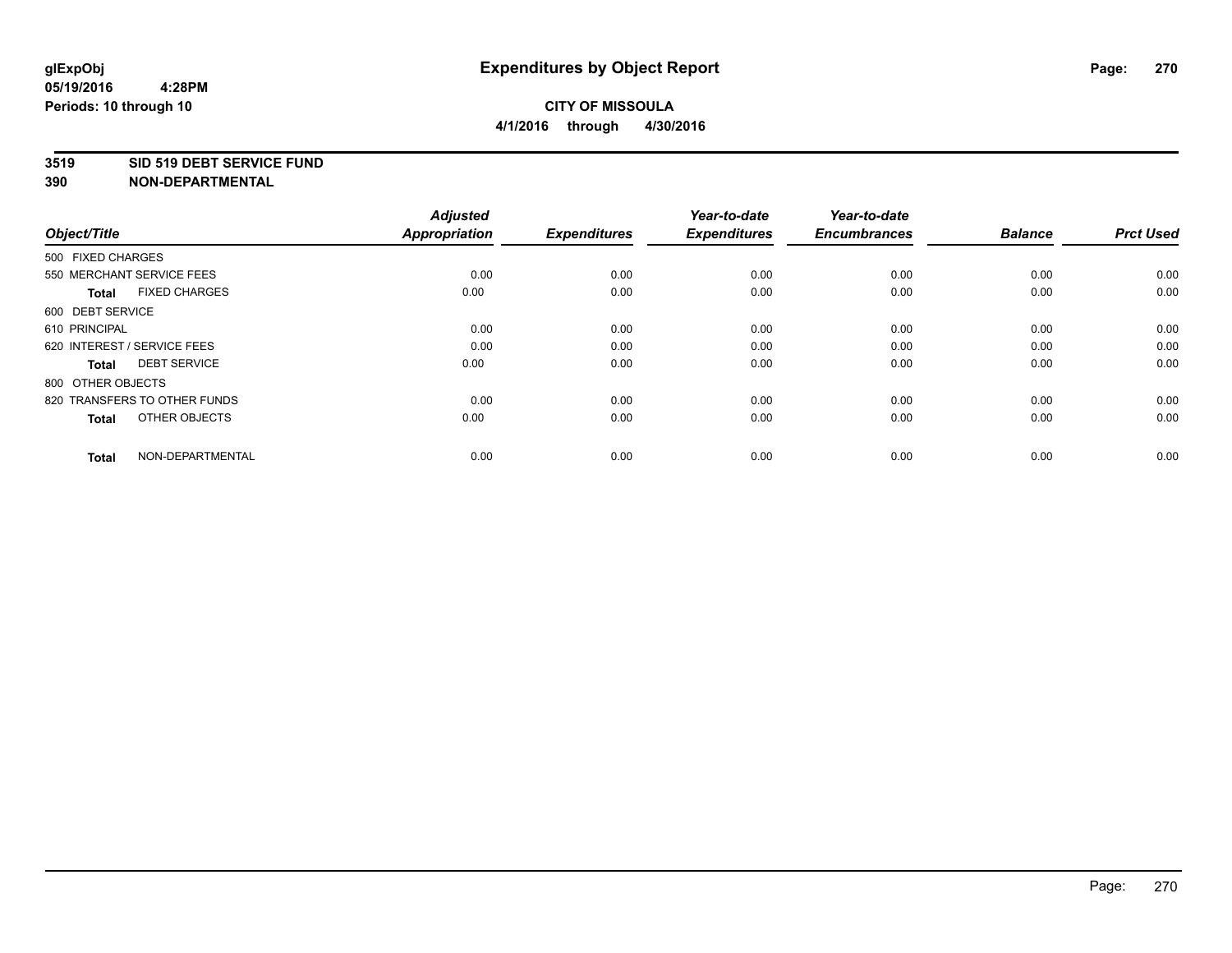# Expenditures by Object Report

glExpObj
05/19/2016 4:28PM
Periods: 10 through 10

**CITY OF MISSOULA**
**4/1/2016 through 4/30/2016**

**3519 SID 519 DEBT SERVICE FUND**
**390 NON-DEPARTMENTAL**

| Object/Title | Adjusted Appropriation | Expenditures | Year-to-date Expenditures | Year-to-date Encumbrances | Balance | Prct Used |
|---|---|---|---|---|---|---|
| 500 FIXED CHARGES | | | | | | |
| 550 MERCHANT SERVICE FEES | 0.00 | 0.00 | 0.00 | 0.00 | 0.00 | 0.00 |
| **Total** FIXED CHARGES | 0.00 | 0.00 | 0.00 | 0.00 | 0.00 | 0.00 |
| 600 DEBT SERVICE | | | | | | |
| 610 PRINCIPAL | 0.00 | 0.00 | 0.00 | 0.00 | 0.00 | 0.00 |
| 620 INTEREST / SERVICE FEES | 0.00 | 0.00 | 0.00 | 0.00 | 0.00 | 0.00 |
| **Total** DEBT SERVICE | 0.00 | 0.00 | 0.00 | 0.00 | 0.00 | 0.00 |
| 800 OTHER OBJECTS | | | | | | |
| 820 TRANSFERS TO OTHER FUNDS | 0.00 | 0.00 | 0.00 | 0.00 | 0.00 | 0.00 |
| **Total** OTHER OBJECTS | 0.00 | 0.00 | 0.00 | 0.00 | 0.00 | 0.00 |
| **Total** NON-DEPARTMENTAL | 0.00 | 0.00 | 0.00 | 0.00 | 0.00 | 0.00 |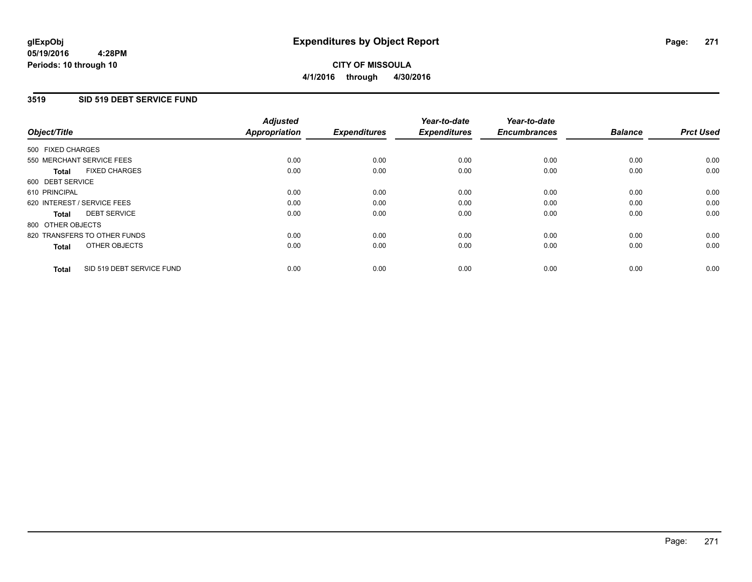**glExpObj**
**05/19/2016 4:28PM**
**Periods: 10 through 10**

# Expenditures by Object Report

**CITY OF MISSOULA**
**4/1/2016 through 4/30/2016**

## 3519 SID 519 DEBT SERVICE FUND

| Object/Title | Adjusted Appropriation | Expenditures | Year-to-date Expenditures | Year-to-date Encumbrances | Balance | Prct Used |
|---|---|---|---|---|---|---|
| 500 FIXED CHARGES | | | | | | |
| 550 MERCHANT SERVICE FEES | 0.00 | 0.00 | 0.00 | 0.00 | 0.00 | 0.00 |
| **Total** FIXED CHARGES | 0.00 | 0.00 | 0.00 | 0.00 | 0.00 | 0.00 |
| 600 DEBT SERVICE | | | | | | |
| 610 PRINCIPAL | 0.00 | 0.00 | 0.00 | 0.00 | 0.00 | 0.00 |
| 620 INTEREST / SERVICE FEES | 0.00 | 0.00 | 0.00 | 0.00 | 0.00 | 0.00 |
| **Total** DEBT SERVICE | 0.00 | 0.00 | 0.00 | 0.00 | 0.00 | 0.00 |
| 800 OTHER OBJECTS | | | | | | |
| 820 TRANSFERS TO OTHER FUNDS | 0.00 | 0.00 | 0.00 | 0.00 | 0.00 | 0.00 |
| **Total** OTHER OBJECTS | 0.00 | 0.00 | 0.00 | 0.00 | 0.00 | 0.00 |
| **Total** SID 519 DEBT SERVICE FUND | 0.00 | 0.00 | 0.00 | 0.00 | 0.00 | 0.00 |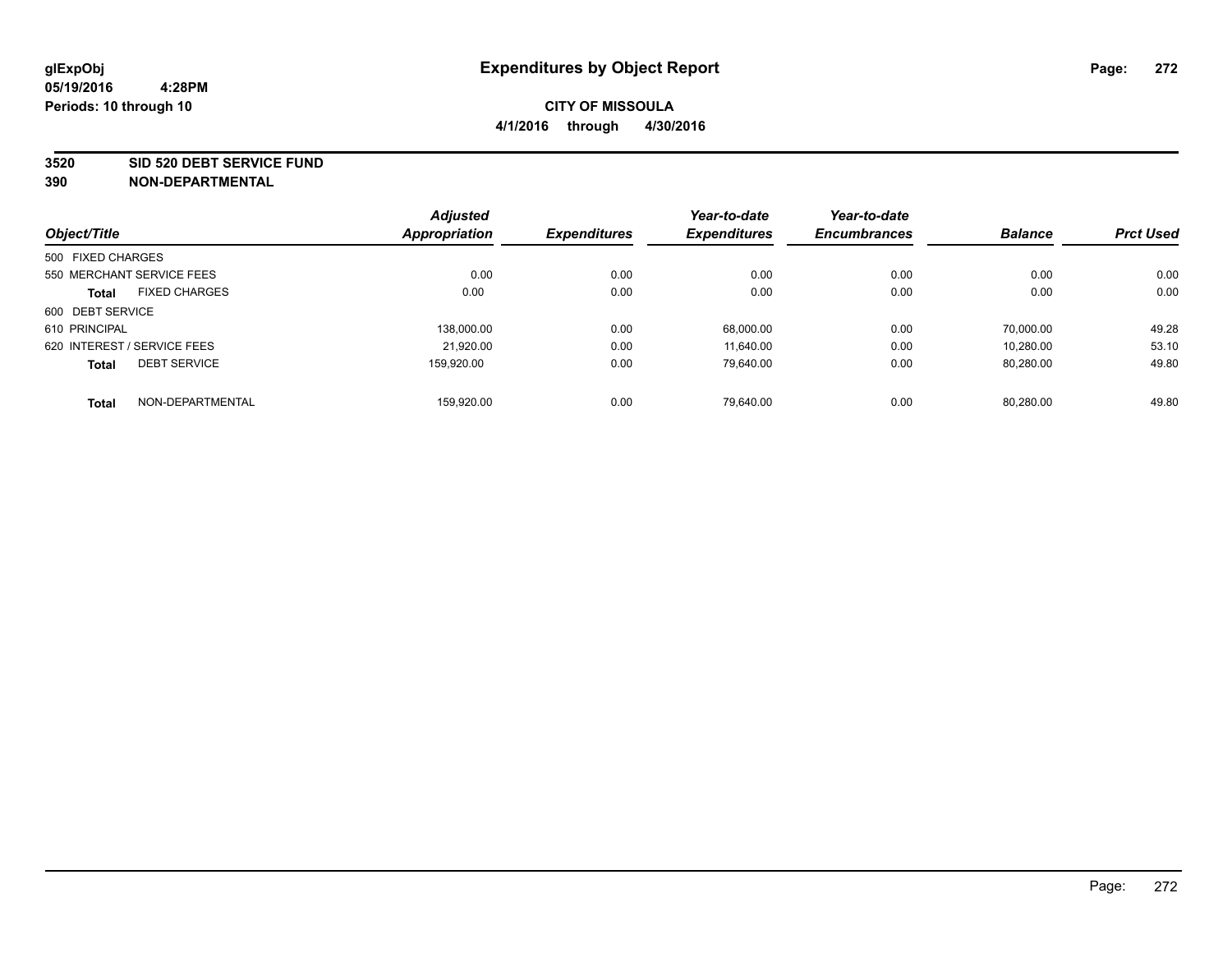glExpObj
05/19/2016 4:28PM
Periods: 10 through 10

# Expenditures by Object Report

**CITY OF MISSOULA**

**4/1/2016 through 4/30/2016**

**3520 SID 520 DEBT SERVICE FUND**
**390 NON-DEPARTMENTAL**

| Object/Title | | Adjusted Appropriation | Expenditures | Year-to-date Expenditures | Year-to-date Encumbrances | Balance | Prct Used |
|---|---|---|---|---|---|---|---|
| 500 FIXED CHARGES | | | | | | | |
| 550 MERCHANT SERVICE FEES | | 0.00 | 0.00 | 0.00 | 0.00 | 0.00 | 0.00 |
| **Total** | FIXED CHARGES | 0.00 | 0.00 | 0.00 | 0.00 | 0.00 | 0.00 |
| 600 DEBT SERVICE | | | | | | | |
| 610 PRINCIPAL | | 138,000.00 | 0.00 | 68,000.00 | 0.00 | 70,000.00 | 49.28 |
| 620 INTEREST / SERVICE FEES | | 21,920.00 | 0.00 | 11,640.00 | 0.00 | 10,280.00 | 53.10 |
| **Total** | DEBT SERVICE | 159,920.00 | 0.00 | 79,640.00 | 0.00 | 80,280.00 | 49.80 |
| **Total** | NON-DEPARTMENTAL | 159,920.00 | 0.00 | 79,640.00 | 0.00 | 80,280.00 | 49.80 |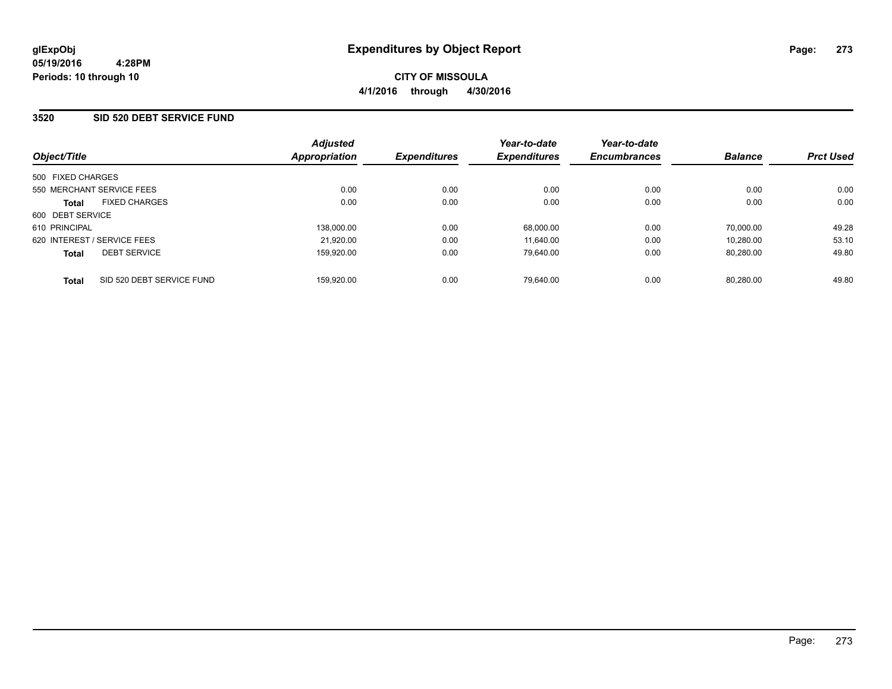# Expenditures by Object Report

glExpObj
05/19/2016 4:28PM
Periods: 10 through 10

**CITY OF MISSOULA**
**4/1/2016 through 4/30/2016**

## 3520 SID 520 DEBT SERVICE FUND

| Object/Title | Adjusted Appropriation | Expenditures | Year-to-date Expenditures | Year-to-date Encumbrances | Balance | Prct Used |
|---|---|---|---|---|---|---|
| 500 FIXED CHARGES | | | | | | |
| 550 MERCHANT SERVICE FEES | 0.00 | 0.00 | 0.00 | 0.00 | 0.00 | 0.00 |
| **Total** FIXED CHARGES | 0.00 | 0.00 | 0.00 | 0.00 | 0.00 | 0.00 |
| 600 DEBT SERVICE | | | | | | |
| 610 PRINCIPAL | 138,000.00 | 0.00 | 68,000.00 | 0.00 | 70,000.00 | 49.28 |
| 620 INTEREST / SERVICE FEES | 21,920.00 | 0.00 | 11,640.00 | 0.00 | 10,280.00 | 53.10 |
| **Total** DEBT SERVICE | 159,920.00 | 0.00 | 79,640.00 | 0.00 | 80,280.00 | 49.80 |
| **Total** SID 520 DEBT SERVICE FUND | 159,920.00 | 0.00 | 79,640.00 | 0.00 | 80,280.00 | 49.80 |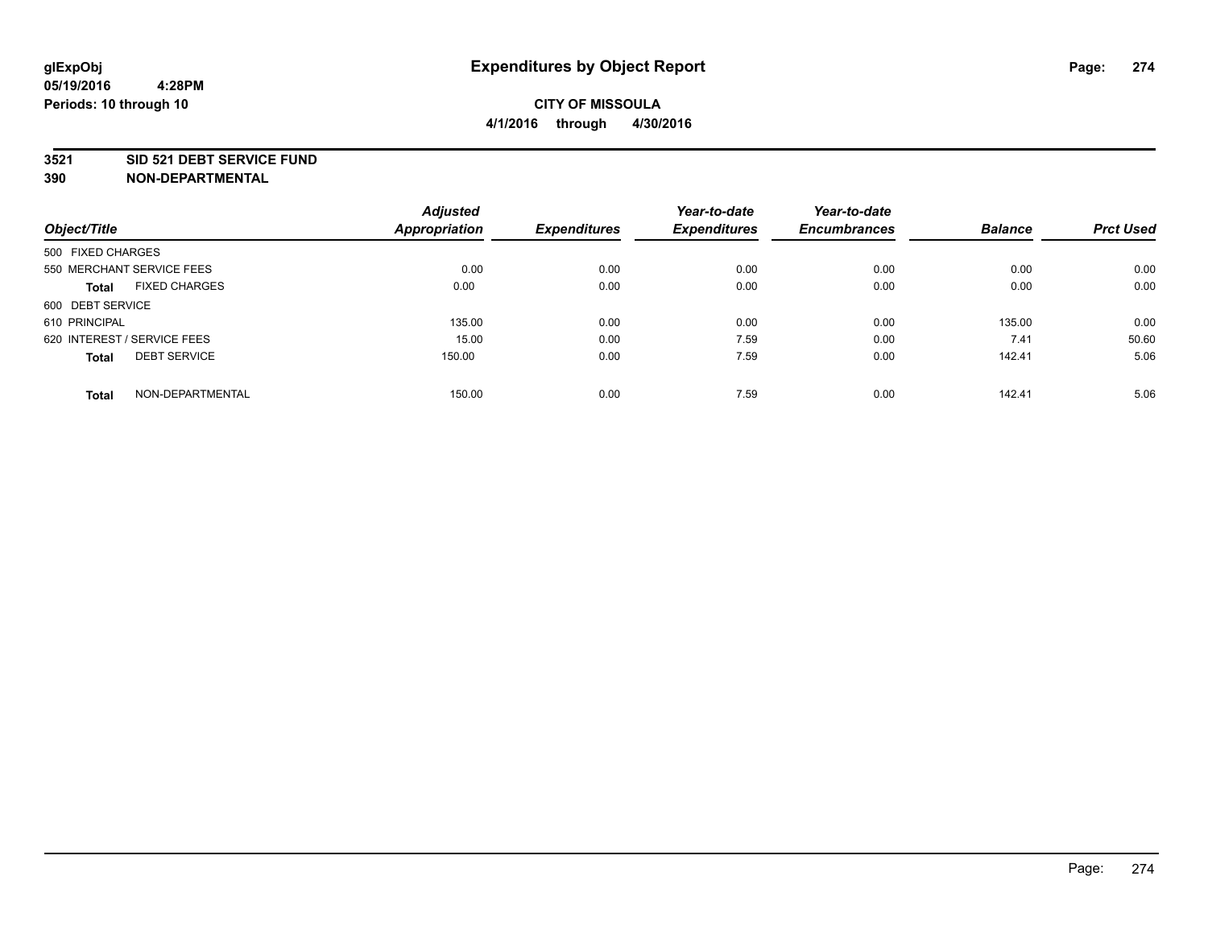# Expenditures by Object Report

glExpObj
05/19/2016 4:28PM
Periods: 10 through 10

**CITY OF MISSOULA**
**4/1/2016 through 4/30/2016**

**3521 SID 521 DEBT SERVICE FUND**
**390 NON-DEPARTMENTAL**

| Object/Title | Adjusted Appropriation | Expenditures | Year-to-date Expenditures | Year-to-date Encumbrances | Balance | Prct Used |
|---|---|---|---|---|---|---|
| 500 FIXED CHARGES | | | | | | |
| 550 MERCHANT SERVICE FEES | 0.00 | 0.00 | 0.00 | 0.00 | 0.00 | 0.00 |
| **Total** FIXED CHARGES | 0.00 | 0.00 | 0.00 | 0.00 | 0.00 | 0.00 |
| 600 DEBT SERVICE | | | | | | |
| 610 PRINCIPAL | 135.00 | 0.00 | 0.00 | 0.00 | 135.00 | 0.00 |
| 620 INTEREST / SERVICE FEES | 15.00 | 0.00 | 7.59 | 0.00 | 7.41 | 50.60 |
| **Total** DEBT SERVICE | 150.00 | 0.00 | 7.59 | 0.00 | 142.41 | 5.06 |
| **Total** NON-DEPARTMENTAL | 150.00 | 0.00 | 7.59 | 0.00 | 142.41 | 5.06 |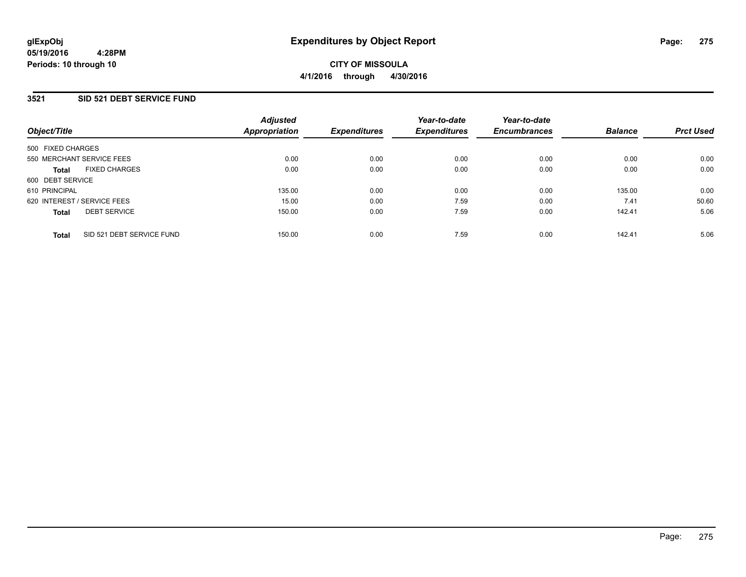glExpObj
05/19/2016 4:28PM
Periods: 10 through 10

# Expenditures by Object Report

**CITY OF MISSOULA**
**4/1/2016 through 4/30/2016**

### 3521 SID 521 DEBT SERVICE FUND

| Object/Title | Adjusted Appropriation | Expenditures | Year-to-date Expenditures | Year-to-date Encumbrances | Balance | Prct Used |
|---|---|---|---|---|---|---|
| 500 FIXED CHARGES | | | | | | |
| 550 MERCHANT SERVICE FEES | 0.00 | 0.00 | 0.00 | 0.00 | 0.00 | 0.00 |
| **Total** FIXED CHARGES | 0.00 | 0.00 | 0.00 | 0.00 | 0.00 | 0.00 |
| 600 DEBT SERVICE | | | | | | |
| 610 PRINCIPAL | 135.00 | 0.00 | 0.00 | 0.00 | 135.00 | 0.00 |
| 620 INTEREST / SERVICE FEES | 15.00 | 0.00 | 7.59 | 0.00 | 7.41 | 50.60 |
| **Total** DEBT SERVICE | 150.00 | 0.00 | 7.59 | 0.00 | 142.41 | 5.06 |
| **Total** SID 521 DEBT SERVICE FUND | 150.00 | 0.00 | 7.59 | 0.00 | 142.41 | 5.06 |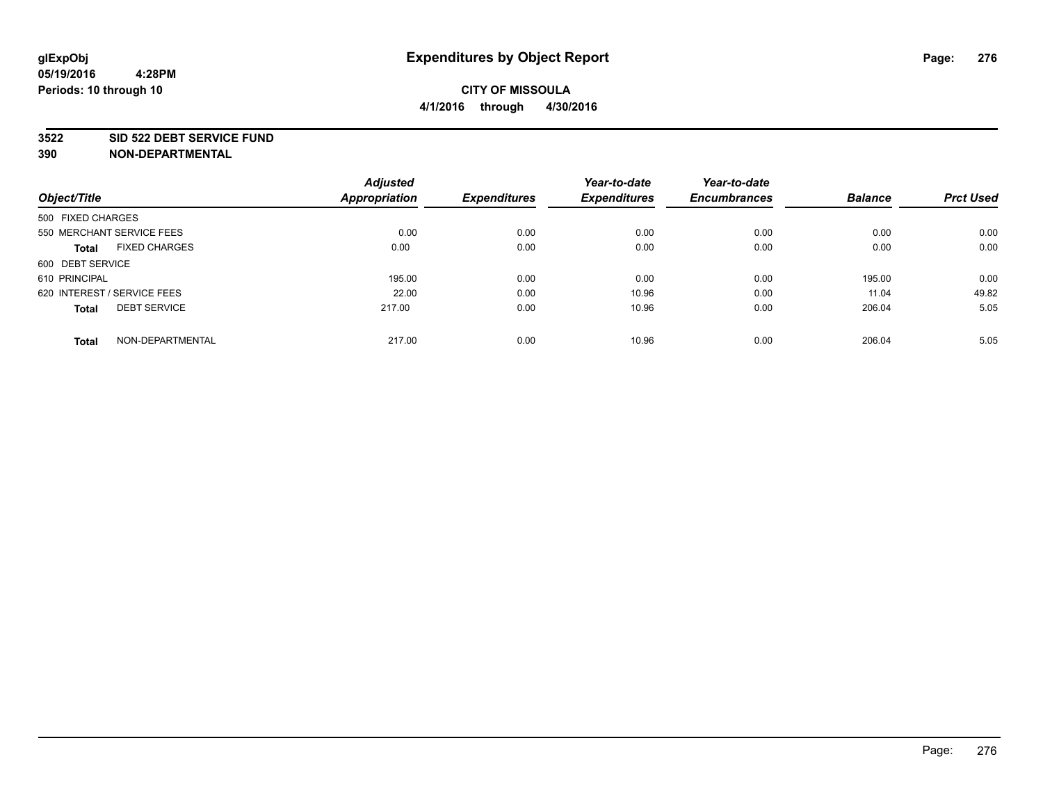glExpObj
05/19/2016 4:28PM
Periods: 10 through 10

# Expenditures by Object Report

**CITY OF MISSOULA**

**4/1/2016 through 4/30/2016**

## 3522 SID 522 DEBT SERVICE FUND
## 390 NON-DEPARTMENTAL

| Object/Title | Adjusted Appropriation | Expenditures | Year-to-date Expenditures | Year-to-date Encumbrances | Balance | Prct Used |
|---|---|---|---|---|---|---|
| 500 FIXED CHARGES | | | | | | |
| 550 MERCHANT SERVICE FEES | 0.00 | 0.00 | 0.00 | 0.00 | 0.00 | 0.00 |
| **Total** FIXED CHARGES | 0.00 | 0.00 | 0.00 | 0.00 | 0.00 | 0.00 |
| 600 DEBT SERVICE | | | | | | |
| 610 PRINCIPAL | 195.00 | 0.00 | 0.00 | 0.00 | 195.00 | 0.00 |
| 620 INTEREST / SERVICE FEES | 22.00 | 0.00 | 10.96 | 0.00 | 11.04 | 49.82 |
| **Total** DEBT SERVICE | 217.00 | 0.00 | 10.96 | 0.00 | 206.04 | 5.05 |
| **Total** NON-DEPARTMENTAL | 217.00 | 0.00 | 10.96 | 0.00 | 206.04 | 5.05 |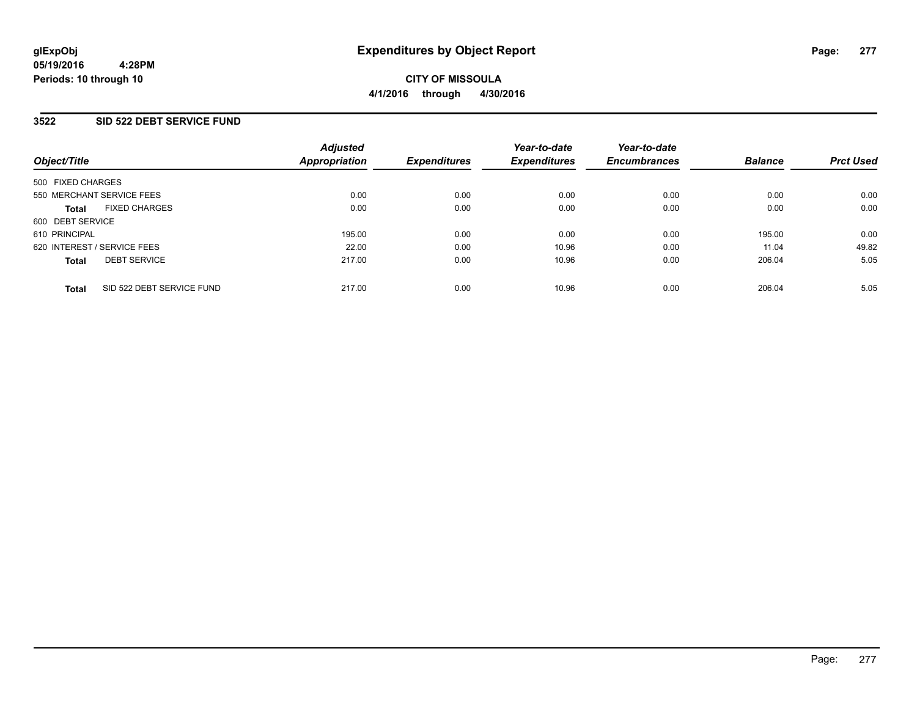**glExpObj**
**05/19/2016 4:28PM**
**Periods: 10 through 10**

# Expenditures by Object Report

**CITY OF MISSOULA**
**4/1/2016 through 4/30/2016**

## 3522 SID 522 DEBT SERVICE FUND

| Object/Title | | Adjusted Appropriation | Expenditures | Year-to-date Expenditures | Year-to-date Encumbrances | Balance | Prct Used |
|---|---|---|---|---|---|---|---|
| 500 FIXED CHARGES | | | | | | | |
| 550 MERCHANT SERVICE FEES | | 0.00 | 0.00 | 0.00 | 0.00 | 0.00 | 0.00 |
| **Total** | FIXED CHARGES | 0.00 | 0.00 | 0.00 | 0.00 | 0.00 | 0.00 |
| 600 DEBT SERVICE | | | | | | | |
| 610 PRINCIPAL | | 195.00 | 0.00 | 0.00 | 0.00 | 195.00 | 0.00 |
| 620 INTEREST / SERVICE FEES | | 22.00 | 0.00 | 10.96 | 0.00 | 11.04 | 49.82 |
| **Total** | DEBT SERVICE | 217.00 | 0.00 | 10.96 | 0.00 | 206.04 | 5.05 |
| **Total** | SID 522 DEBT SERVICE FUND | 217.00 | 0.00 | 10.96 | 0.00 | 206.04 | 5.05 |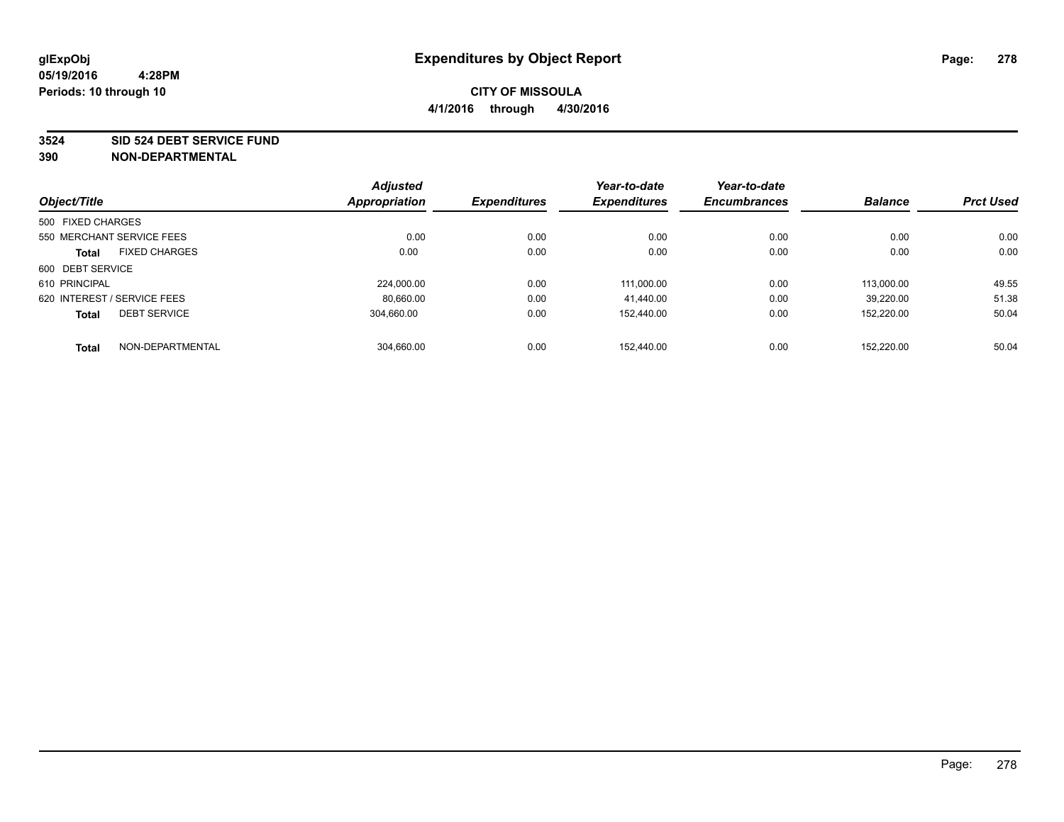glExpObj
05/19/2016 4:28PM
Periods: 10 through 10

# Expenditures by Object Report

**CITY OF MISSOULA**
**4/1/2016 through 4/30/2016**

## 3524 SID 524 DEBT SERVICE FUND
## 390 NON-DEPARTMENTAL

| Object/Title | | Adjusted Appropriation | Expenditures | Year-to-date Expenditures | Year-to-date Encumbrances | Balance | Prct Used |
|---|---|---|---|---|---|---|---|
| 500 FIXED CHARGES | | | | | | | |
| 550 MERCHANT SERVICE FEES | | 0.00 | 0.00 | 0.00 | 0.00 | 0.00 | 0.00 |
| **Total** | FIXED CHARGES | 0.00 | 0.00 | 0.00 | 0.00 | 0.00 | 0.00 |
| 600 DEBT SERVICE | | | | | | | |
| 610 PRINCIPAL | | 224,000.00 | 0.00 | 111,000.00 | 0.00 | 113,000.00 | 49.55 |
| 620 INTEREST / SERVICE FEES | | 80,660.00 | 0.00 | 41,440.00 | 0.00 | 39,220.00 | 51.38 |
| **Total** | DEBT SERVICE | 304,660.00 | 0.00 | 152,440.00 | 0.00 | 152,220.00 | 50.04 |
| **Total** | NON-DEPARTMENTAL | 304,660.00 | 0.00 | 152,440.00 | 0.00 | 152,220.00 | 50.04 |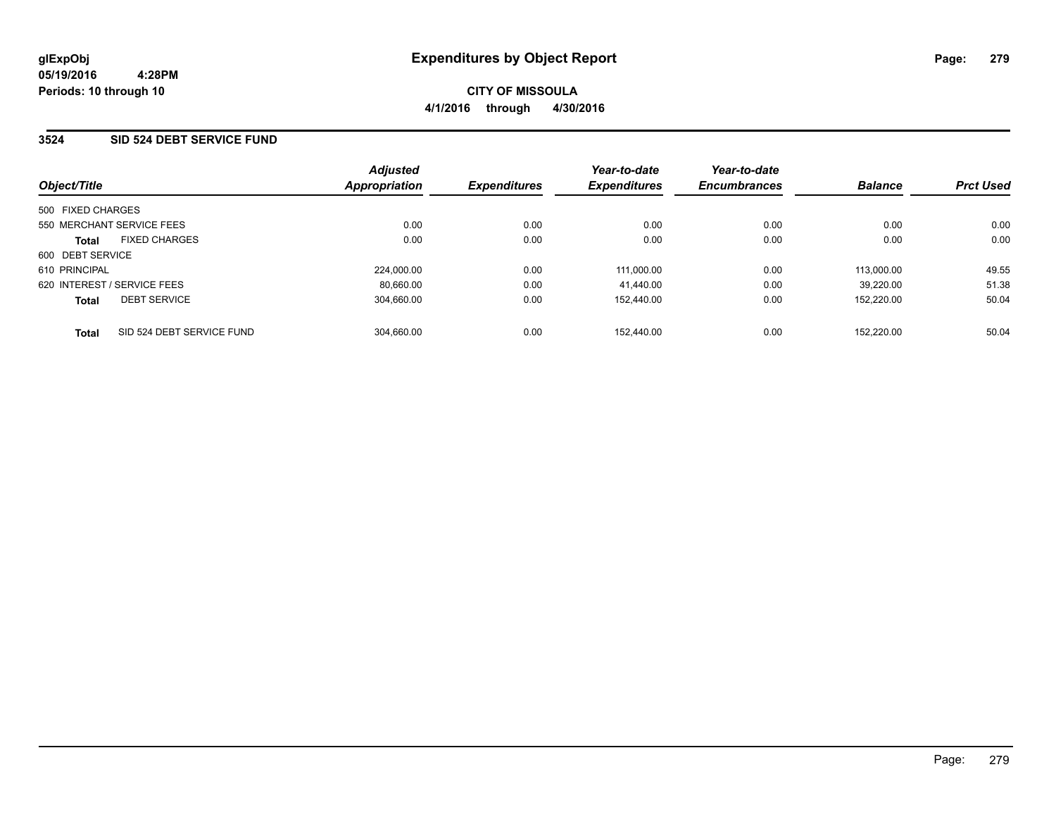**glExpObj**
**05/19/2016 4:28PM**
**Periods: 10 through 10**

# Expenditures by Object Report

**CITY OF MISSOULA**
**4/1/2016 through 4/30/2016**

## 3524 SID 524 DEBT SERVICE FUND

| Object/Title | Adjusted Appropriation | Expenditures | Year-to-date Expenditures | Year-to-date Encumbrances | Balance | Prct Used |
|---|---|---|---|---|---|---|
| 500 FIXED CHARGES | | | | | | |
| 550 MERCHANT SERVICE FEES | 0.00 | 0.00 | 0.00 | 0.00 | 0.00 | 0.00 |
| **Total** FIXED CHARGES | 0.00 | 0.00 | 0.00 | 0.00 | 0.00 | 0.00 |
| 600 DEBT SERVICE | | | | | | |
| 610 PRINCIPAL | 224,000.00 | 0.00 | 111,000.00 | 0.00 | 113,000.00 | 49.55 |
| 620 INTEREST / SERVICE FEES | 80,660.00 | 0.00 | 41,440.00 | 0.00 | 39,220.00 | 51.38 |
| **Total** DEBT SERVICE | 304,660.00 | 0.00 | 152,440.00 | 0.00 | 152,220.00 | 50.04 |
| **Total** SID 524 DEBT SERVICE FUND | 304,660.00 | 0.00 | 152,440.00 | 0.00 | 152,220.00 | 50.04 |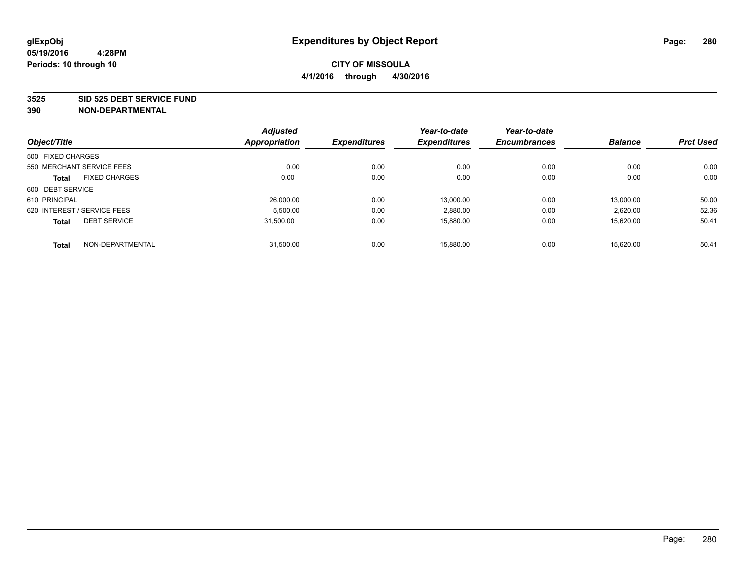# Expenditures by Object Report

glExpObj
05/19/2016 4:28PM
Periods: 10 through 10

**CITY OF MISSOULA**
**4/1/2016 through 4/30/2016**

**3525 SID 525 DEBT SERVICE FUND**
**390 NON-DEPARTMENTAL**

| Object/Title | Adjusted Appropriation | Expenditures | Year-to-date Expenditures | Year-to-date Encumbrances | Balance | Prct Used |
|---|---|---|---|---|---|---|
| 500 FIXED CHARGES | | | | | | |
| 550 MERCHANT SERVICE FEES | 0.00 | 0.00 | 0.00 | 0.00 | 0.00 | 0.00 |
| **Total** FIXED CHARGES | 0.00 | 0.00 | 0.00 | 0.00 | 0.00 | 0.00 |
| 600 DEBT SERVICE | | | | | | |
| 610 PRINCIPAL | 26,000.00 | 0.00 | 13,000.00 | 0.00 | 13,000.00 | 50.00 |
| 620 INTEREST / SERVICE FEES | 5,500.00 | 0.00 | 2,880.00 | 0.00 | 2,620.00 | 52.36 |
| **Total** DEBT SERVICE | 31,500.00 | 0.00 | 15,880.00 | 0.00 | 15,620.00 | 50.41 |
| **Total** NON-DEPARTMENTAL | 31,500.00 | 0.00 | 15,880.00 | 0.00 | 15,620.00 | 50.41 |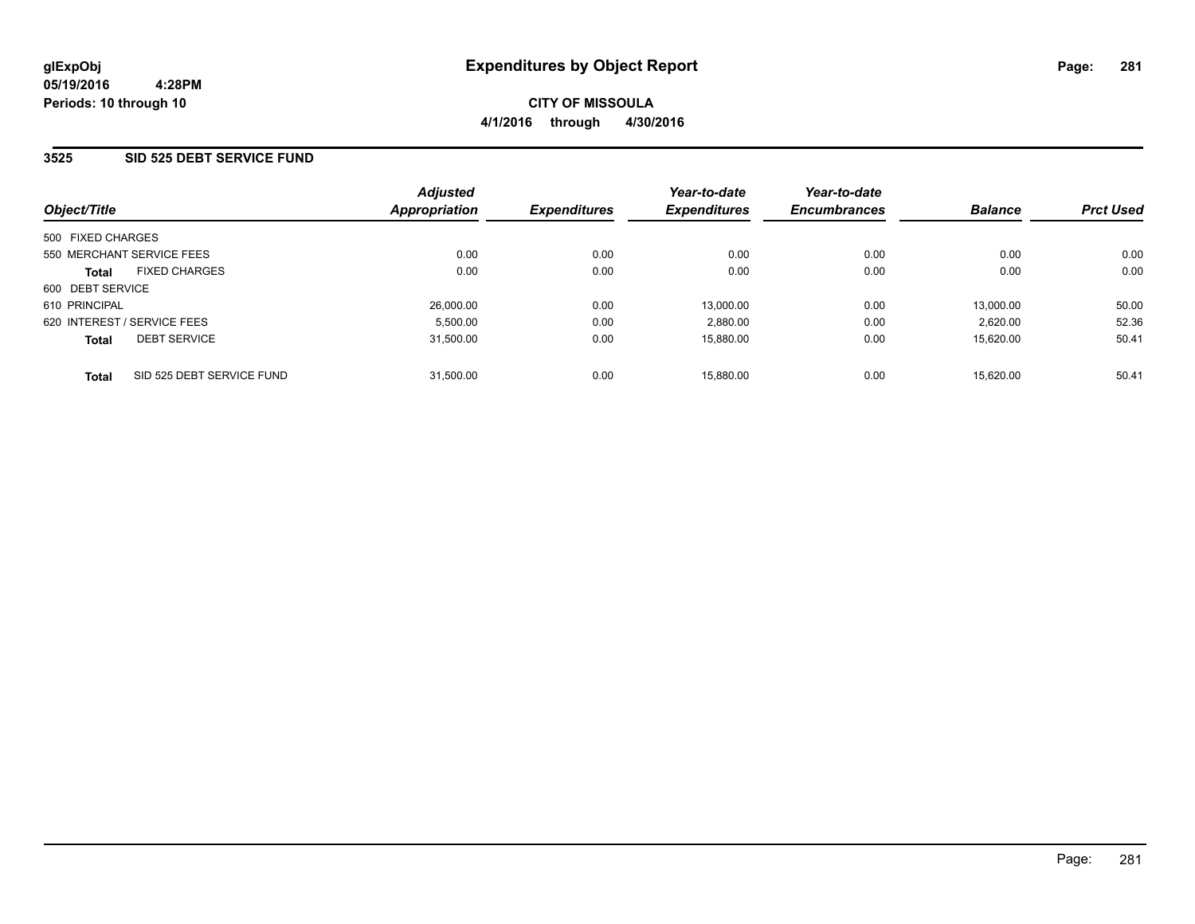**glExpObj**
**05/19/2016 4:28PM**
**Periods: 10 through 10**

# Expenditures by Object Report

**CITY OF MISSOULA**
**4/1/2016 through 4/30/2016**

## 3525 SID 525 DEBT SERVICE FUND

| Object/Title | Adjusted Appropriation | Expenditures | Year-to-date Expenditures | Year-to-date Encumbrances | Balance | Prct Used |
|---|---|---|---|---|---|---|
| 500 FIXED CHARGES | | | | | | |
| 550 MERCHANT SERVICE FEES | 0.00 | 0.00 | 0.00 | 0.00 | 0.00 | 0.00 |
| **Total** FIXED CHARGES | 0.00 | 0.00 | 0.00 | 0.00 | 0.00 | 0.00 |
| 600 DEBT SERVICE | | | | | | |
| 610 PRINCIPAL | 26,000.00 | 0.00 | 13,000.00 | 0.00 | 13,000.00 | 50.00 |
| 620 INTEREST / SERVICE FEES | 5,500.00 | 0.00 | 2,880.00 | 0.00 | 2,620.00 | 52.36 |
| **Total** DEBT SERVICE | 31,500.00 | 0.00 | 15,880.00 | 0.00 | 15,620.00 | 50.41 |
| **Total** SID 525 DEBT SERVICE FUND | 31,500.00 | 0.00 | 15,880.00 | 0.00 | 15,620.00 | 50.41 |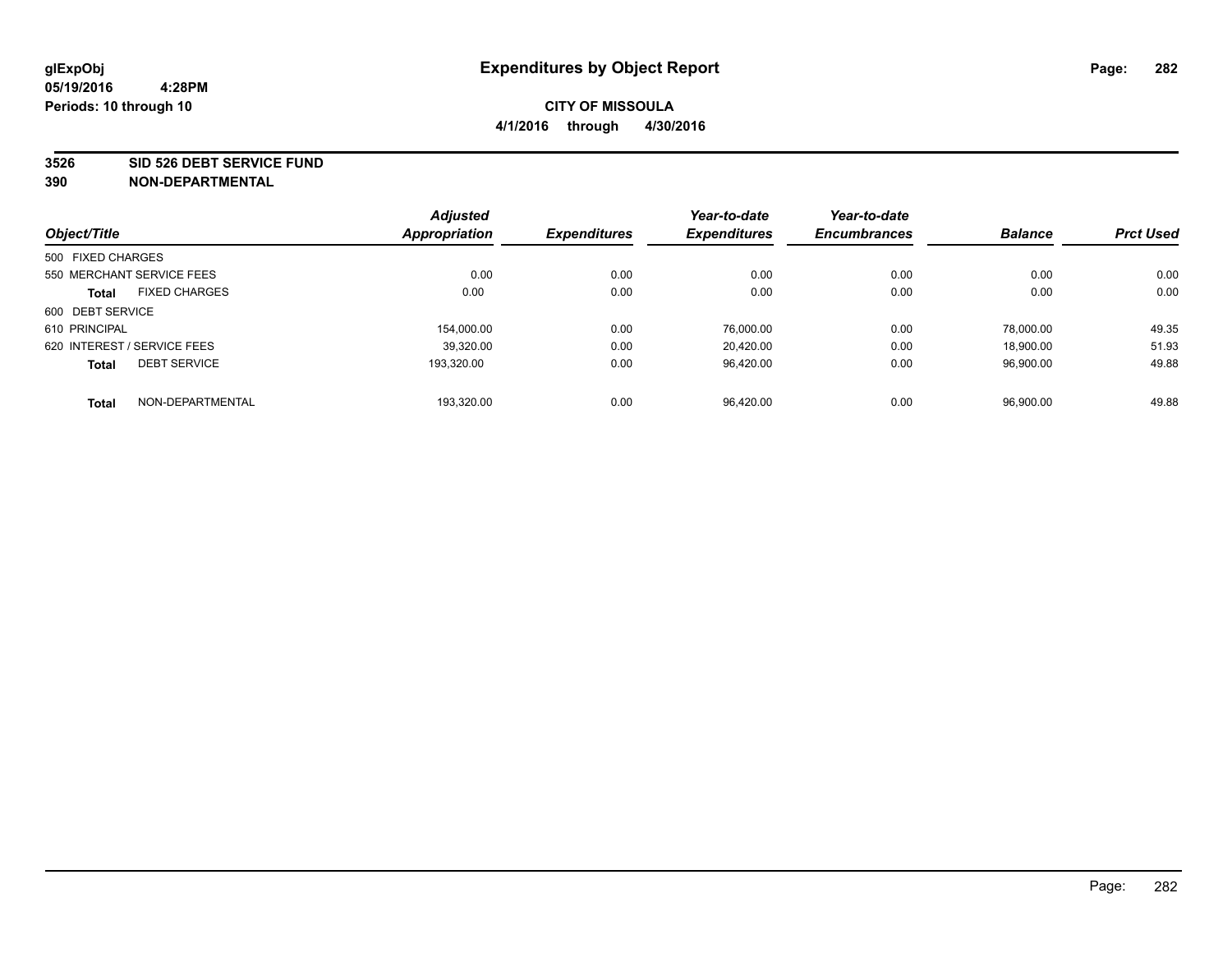# Expenditures by Object Report

glExpObj
05/19/2016 4:28PM
Periods: 10 through 10

**CITY OF MISSOULA**
**4/1/2016 through 4/30/2016**

**3526 SID 526 DEBT SERVICE FUND**
**390 NON-DEPARTMENTAL**

| Object/Title | Adjusted Appropriation | Expenditures | Year-to-date Expenditures | Year-to-date Encumbrances | Balance | Prct Used |
|---|---|---|---|---|---|---|
| 500 FIXED CHARGES | | | | | | |
| 550 MERCHANT SERVICE FEES | 0.00 | 0.00 | 0.00 | 0.00 | 0.00 | 0.00 |
| **Total** FIXED CHARGES | 0.00 | 0.00 | 0.00 | 0.00 | 0.00 | 0.00 |
| 600 DEBT SERVICE | | | | | | |
| 610 PRINCIPAL | 154,000.00 | 0.00 | 76,000.00 | 0.00 | 78,000.00 | 49.35 |
| 620 INTEREST / SERVICE FEES | 39,320.00 | 0.00 | 20,420.00 | 0.00 | 18,900.00 | 51.93 |
| **Total** DEBT SERVICE | 193,320.00 | 0.00 | 96,420.00 | 0.00 | 96,900.00 | 49.88 |
| **Total** NON-DEPARTMENTAL | 193,320.00 | 0.00 | 96,420.00 | 0.00 | 96,900.00 | 49.88 |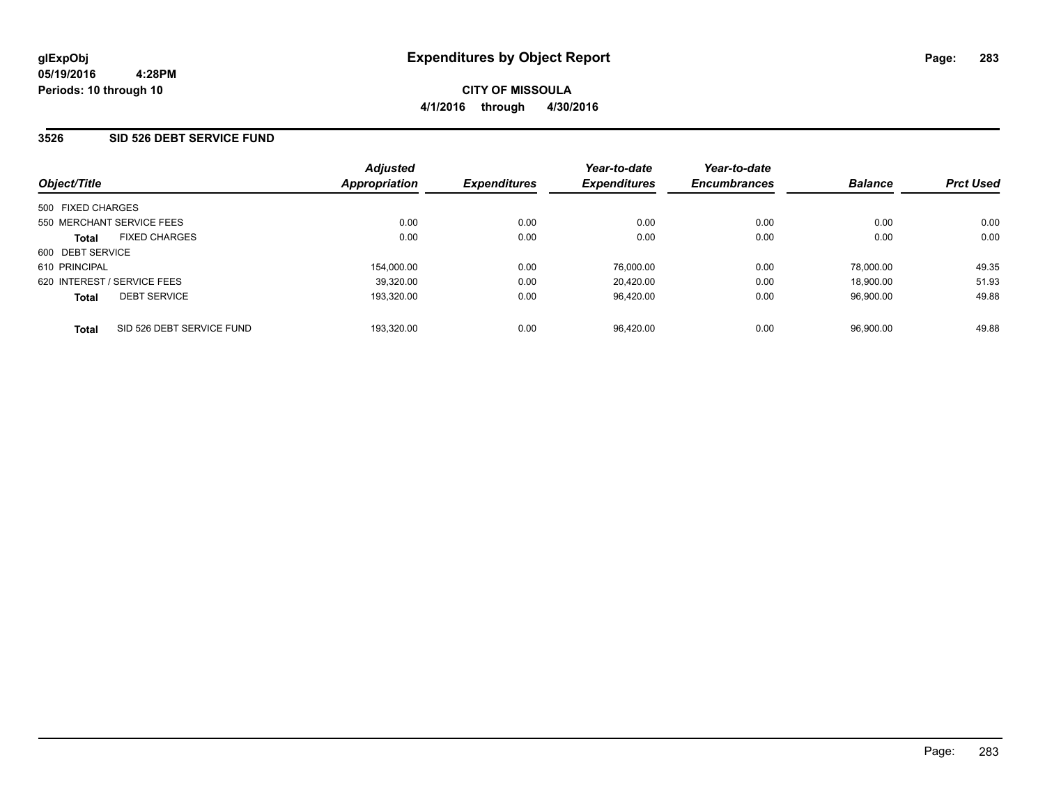**glExpObj**
**05/19/2016 4:28PM**
**Periods: 10 through 10**

# Expenditures by Object Report

**CITY OF MISSOULA**
**4/1/2016 through 4/30/2016**

## 3526 SID 526 DEBT SERVICE FUND

| Object/Title | Adjusted Appropriation | Expenditures | Year-to-date Expenditures | Year-to-date Encumbrances | Balance | Prct Used |
|---|---|---|---|---|---|---|
| 500 FIXED CHARGES | | | | | | |
| 550 MERCHANT SERVICE FEES | 0.00 | 0.00 | 0.00 | 0.00 | 0.00 | 0.00 |
| **Total** FIXED CHARGES | 0.00 | 0.00 | 0.00 | 0.00 | 0.00 | 0.00 |
| 600 DEBT SERVICE | | | | | | |
| 610 PRINCIPAL | 154,000.00 | 0.00 | 76,000.00 | 0.00 | 78,000.00 | 49.35 |
| 620 INTEREST / SERVICE FEES | 39,320.00 | 0.00 | 20,420.00 | 0.00 | 18,900.00 | 51.93 |
| **Total** DEBT SERVICE | 193,320.00 | 0.00 | 96,420.00 | 0.00 | 96,900.00 | 49.88 |
| **Total** SID 526 DEBT SERVICE FUND | 193,320.00 | 0.00 | 96,420.00 | 0.00 | 96,900.00 | 49.88 |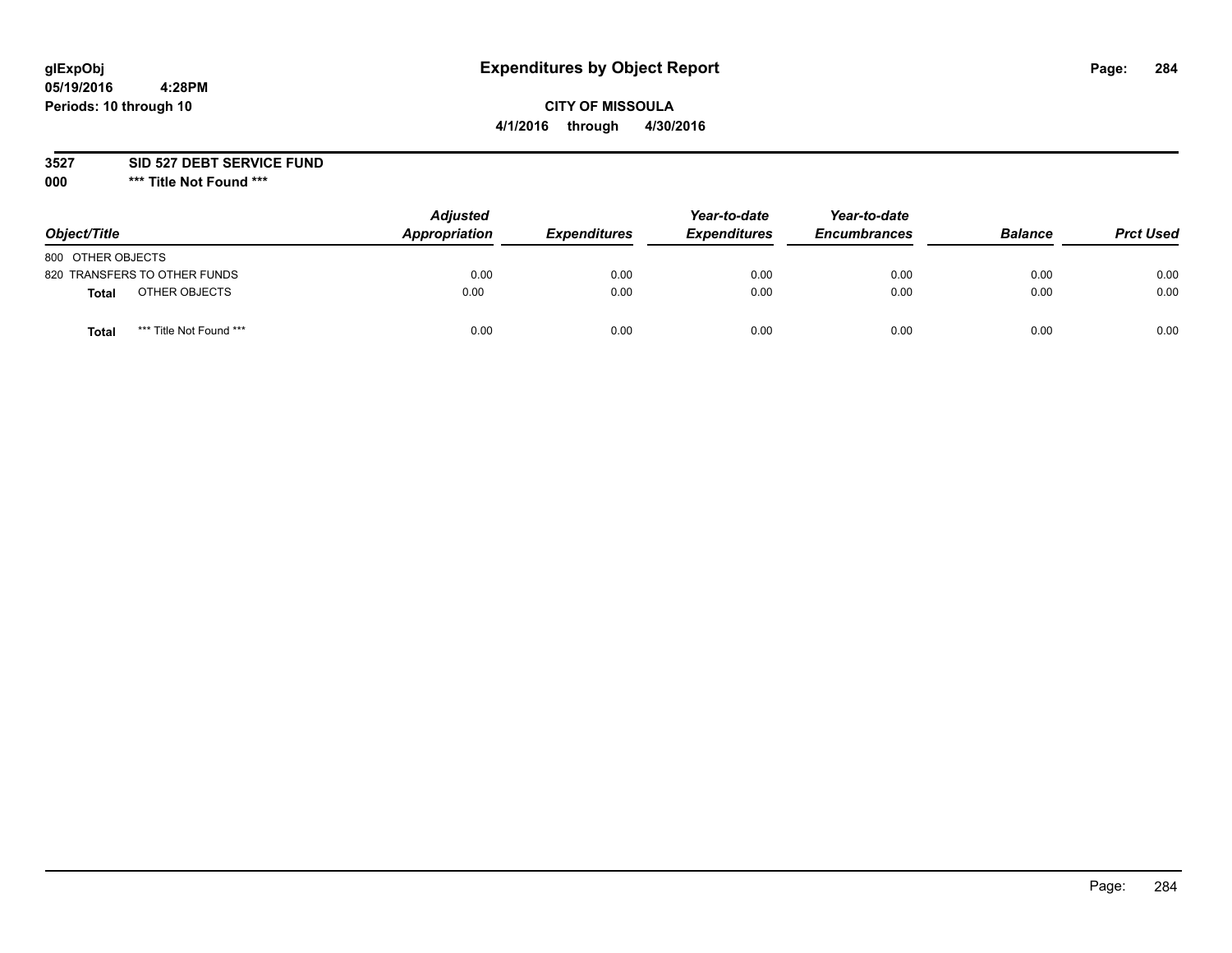# Expenditures by Object Report

glExpObj
05/19/2016 4:28PM
Periods: 10 through 10

**CITY OF MISSOULA**
**4/1/2016 through 4/30/2016**

**3527 SID 527 DEBT SERVICE FUND**
**000 *** Title Not Found *****

| Object/Title | Adjusted Appropriation | Expenditures | Year-to-date Expenditures | Year-to-date Encumbrances | Balance | Prct Used |
|---|---|---|---|---|---|---|
| 800 OTHER OBJECTS | | | | | | |
| 820 TRANSFERS TO OTHER FUNDS | 0.00 | 0.00 | 0.00 | 0.00 | 0.00 | 0.00 |
| **Total** OTHER OBJECTS | 0.00 | 0.00 | 0.00 | 0.00 | 0.00 | 0.00 |
| **Total** *** Title Not Found *** | 0.00 | 0.00 | 0.00 | 0.00 | 0.00 | 0.00 |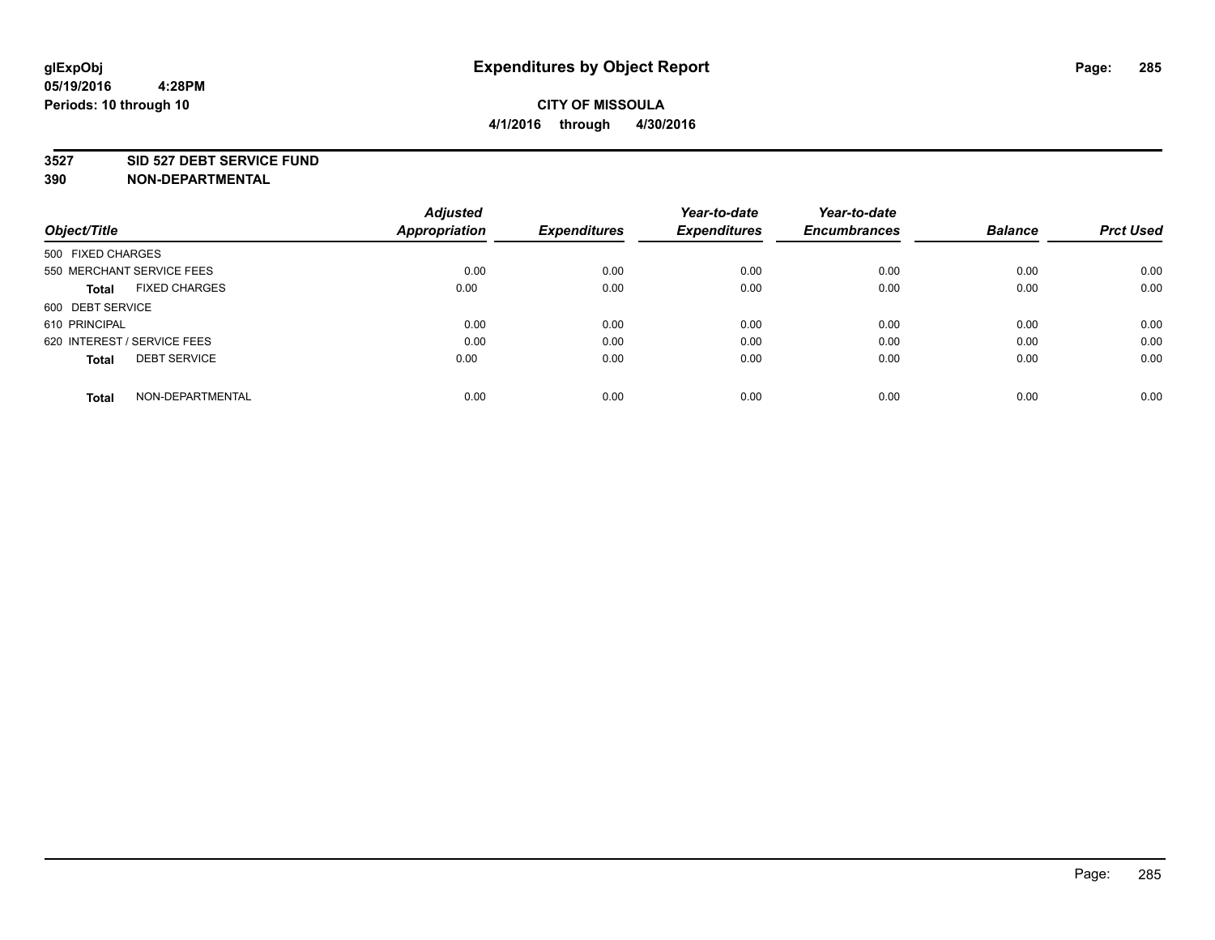**glExpObj**
**05/19/2016 4:28PM**
**Periods: 10 through 10**

# Expenditures by Object Report

**CITY OF MISSOULA**
**4/1/2016 through 4/30/2016**

**3527 SID 527 DEBT SERVICE FUND**
**390 NON-DEPARTMENTAL**

| Object/Title | Adjusted Appropriation | Expenditures | Year-to-date Expenditures | Year-to-date Encumbrances | Balance | Prct Used |
|---|---|---|---|---|---|---|
| 500 FIXED CHARGES | | | | | | |
| 550 MERCHANT SERVICE FEES | 0.00 | 0.00 | 0.00 | 0.00 | 0.00 | 0.00 |
| **Total** FIXED CHARGES | 0.00 | 0.00 | 0.00 | 0.00 | 0.00 | 0.00 |
| 600 DEBT SERVICE | | | | | | |
| 610 PRINCIPAL | 0.00 | 0.00 | 0.00 | 0.00 | 0.00 | 0.00 |
| 620 INTEREST / SERVICE FEES | 0.00 | 0.00 | 0.00 | 0.00 | 0.00 | 0.00 |
| **Total** DEBT SERVICE | 0.00 | 0.00 | 0.00 | 0.00 | 0.00 | 0.00 |
| **Total** NON-DEPARTMENTAL | 0.00 | 0.00 | 0.00 | 0.00 | 0.00 | 0.00 |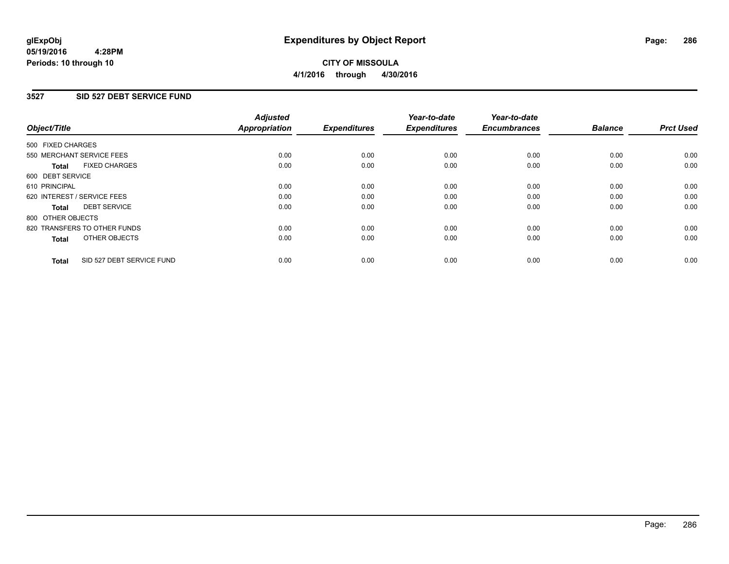**glExpObj**
**05/19/2016 4:28PM**
**Periods: 10 through 10**

# Expenditures by Object Report

**CITY OF MISSOULA**
**4/1/2016 through 4/30/2016**

## 3527 SID 527 DEBT SERVICE FUND

| Object/Title | Adjusted Appropriation | Expenditures | Year-to-date Expenditures | Year-to-date Encumbrances | Balance | Prct Used |
|---|---|---|---|---|---|---|
| 500 FIXED CHARGES | | | | | | |
| 550 MERCHANT SERVICE FEES | 0.00 | 0.00 | 0.00 | 0.00 | 0.00 | 0.00 |
| **Total** FIXED CHARGES | 0.00 | 0.00 | 0.00 | 0.00 | 0.00 | 0.00 |
| 600 DEBT SERVICE | | | | | | |
| 610 PRINCIPAL | 0.00 | 0.00 | 0.00 | 0.00 | 0.00 | 0.00 |
| 620 INTEREST / SERVICE FEES | 0.00 | 0.00 | 0.00 | 0.00 | 0.00 | 0.00 |
| **Total** DEBT SERVICE | 0.00 | 0.00 | 0.00 | 0.00 | 0.00 | 0.00 |
| 800 OTHER OBJECTS | | | | | | |
| 820 TRANSFERS TO OTHER FUNDS | 0.00 | 0.00 | 0.00 | 0.00 | 0.00 | 0.00 |
| **Total** OTHER OBJECTS | 0.00 | 0.00 | 0.00 | 0.00 | 0.00 | 0.00 |
| **Total** SID 527 DEBT SERVICE FUND | 0.00 | 0.00 | 0.00 | 0.00 | 0.00 | 0.00 |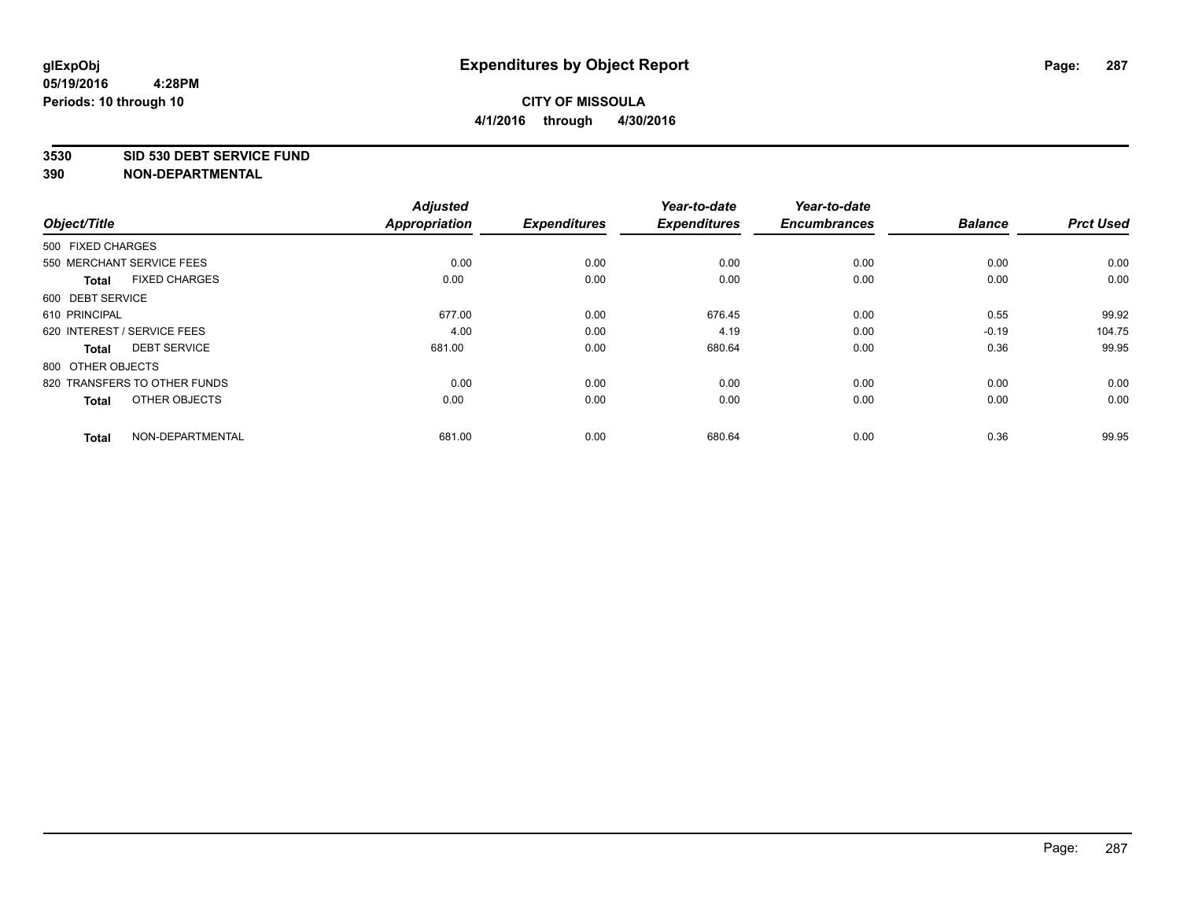glExpObj
05/19/2016 4:28PM
Periods: 10 through 10

# Expenditures by Object Report

**CITY OF MISSOULA**
**4/1/2016 through 4/30/2016**

**3530 SID 530 DEBT SERVICE FUND**
**390 NON-DEPARTMENTAL**

| Object/Title | Adjusted Appropriation | Expenditures | Year-to-date Expenditures | Year-to-date Encumbrances | Balance | Prct Used |
|---|---|---|---|---|---|---|
| 500 FIXED CHARGES | | | | | | |
| 550 MERCHANT SERVICE FEES | 0.00 | 0.00 | 0.00 | 0.00 | 0.00 | 0.00 |
| **Total** FIXED CHARGES | 0.00 | 0.00 | 0.00 | 0.00 | 0.00 | 0.00 |
| 600 DEBT SERVICE | | | | | | |
| 610 PRINCIPAL | 677.00 | 0.00 | 676.45 | 0.00 | 0.55 | 99.92 |
| 620 INTEREST / SERVICE FEES | 4.00 | 0.00 | 4.19 | 0.00 | -0.19 | 104.75 |
| **Total** DEBT SERVICE | 681.00 | 0.00 | 680.64 | 0.00 | 0.36 | 99.95 |
| 800 OTHER OBJECTS | | | | | | |
| 820 TRANSFERS TO OTHER FUNDS | 0.00 | 0.00 | 0.00 | 0.00 | 0.00 | 0.00 |
| **Total** OTHER OBJECTS | 0.00 | 0.00 | 0.00 | 0.00 | 0.00 | 0.00 |
| **Total** NON-DEPARTMENTAL | 681.00 | 0.00 | 680.64 | 0.00 | 0.36 | 99.95 |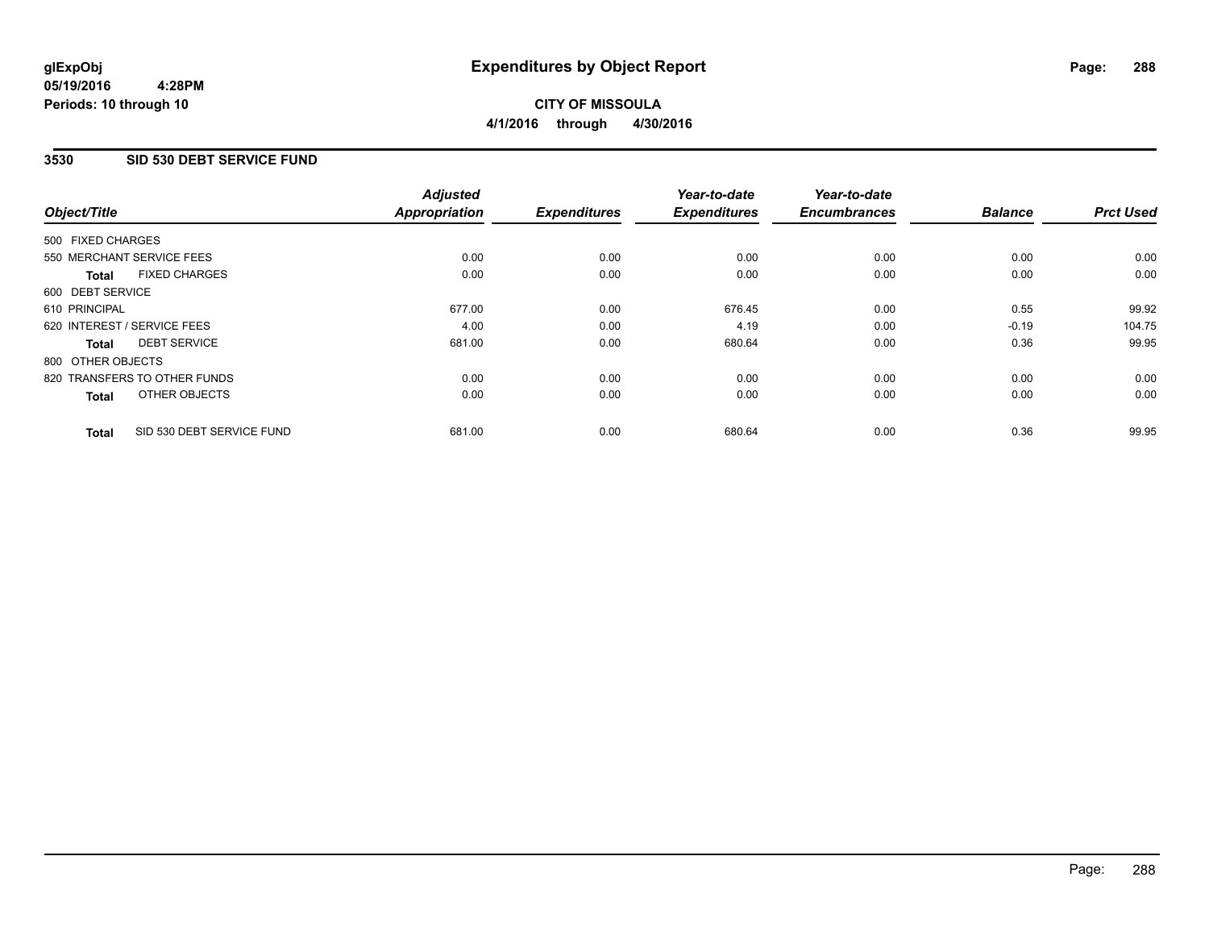**glExpObj**
**05/19/2016 4:28PM**
**Periods: 10 through 10**

# Expenditures by Object Report

**CITY OF MISSOULA**
**4/1/2016 through 4/30/2016**

## 3530 SID 530 DEBT SERVICE FUND

| Object/Title | | Adjusted Appropriation | Expenditures | Year-to-date Expenditures | Year-to-date Encumbrances | Balance | Prct Used |
|---|---|---|---|---|---|---|---|
| 500 FIXED CHARGES | | | | | | | |
| 550 MERCHANT SERVICE FEES | | 0.00 | 0.00 | 0.00 | 0.00 | 0.00 | 0.00 |
| **Total** | FIXED CHARGES | 0.00 | 0.00 | 0.00 | 0.00 | 0.00 | 0.00 |
| 600 DEBT SERVICE | | | | | | | |
| 610 PRINCIPAL | | 677.00 | 0.00 | 676.45 | 0.00 | 0.55 | 99.92 |
| 620 INTEREST / SERVICE FEES | | 4.00 | 0.00 | 4.19 | 0.00 | -0.19 | 104.75 |
| **Total** | DEBT SERVICE | 681.00 | 0.00 | 680.64 | 0.00 | 0.36 | 99.95 |
| 800 OTHER OBJECTS | | | | | | | |
| 820 TRANSFERS TO OTHER FUNDS | | 0.00 | 0.00 | 0.00 | 0.00 | 0.00 | 0.00 |
| **Total** | OTHER OBJECTS | 0.00 | 0.00 | 0.00 | 0.00 | 0.00 | 0.00 |
| **Total** | SID 530 DEBT SERVICE FUND | 681.00 | 0.00 | 680.64 | 0.00 | 0.36 | 99.95 |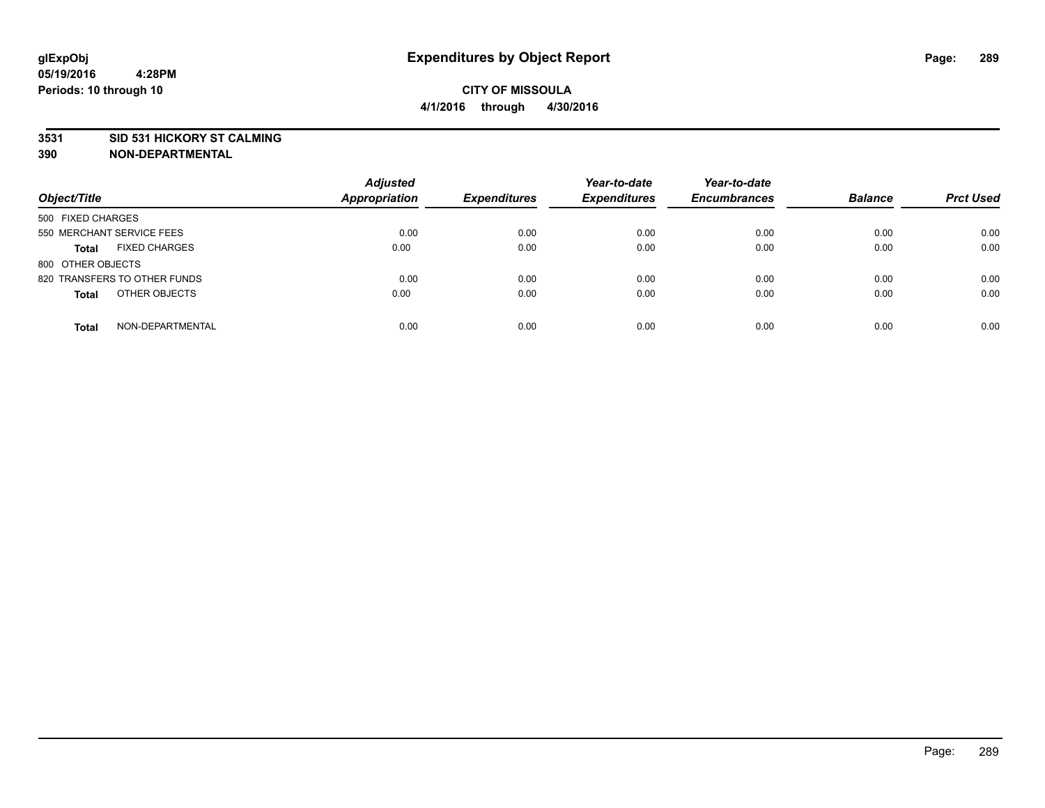# Expenditures by Object Report

glExpObj
05/19/2016 4:28PM
Periods: 10 through 10

**CITY OF MISSOULA**
**4/1/2016 through 4/30/2016**

**3531 SID 531 HICKORY ST CALMING**
**390 NON-DEPARTMENTAL**

| Object/Title | Adjusted Appropriation | Expenditures | Year-to-date Expenditures | Year-to-date Encumbrances | Balance | Prct Used |
|---|---|---|---|---|---|---|
| 500 FIXED CHARGES | | | | | | |
| 550 MERCHANT SERVICE FEES | 0.00 | 0.00 | 0.00 | 0.00 | 0.00 | 0.00 |
| **Total** FIXED CHARGES | 0.00 | 0.00 | 0.00 | 0.00 | 0.00 | 0.00 |
| 800 OTHER OBJECTS | | | | | | |
| 820 TRANSFERS TO OTHER FUNDS | 0.00 | 0.00 | 0.00 | 0.00 | 0.00 | 0.00 |
| **Total** OTHER OBJECTS | 0.00 | 0.00 | 0.00 | 0.00 | 0.00 | 0.00 |
| **Total** NON-DEPARTMENTAL | 0.00 | 0.00 | 0.00 | 0.00 | 0.00 | 0.00 |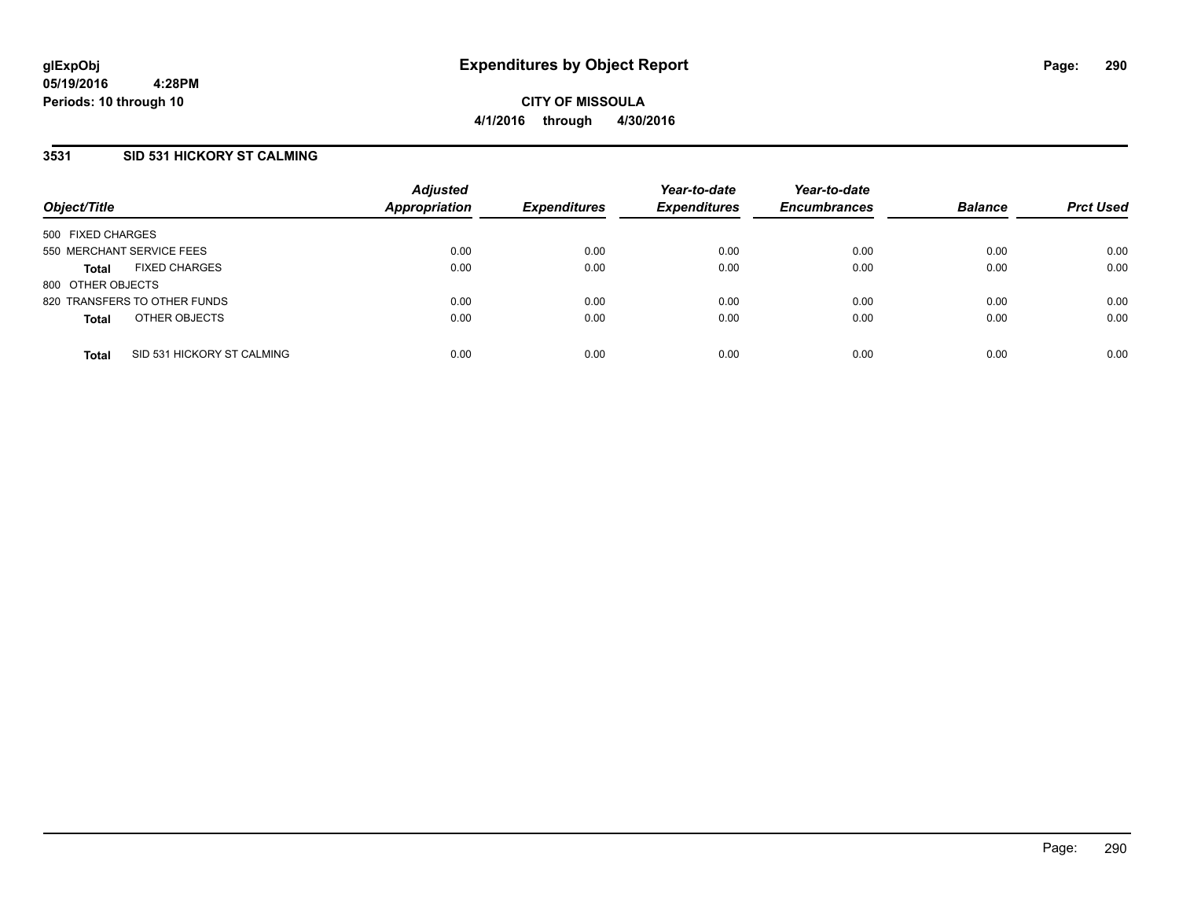# Expenditures by Object Report

**glExpObj**
**05/19/2016 4:28PM**
**Periods: 10 through 10**

**CITY OF MISSOULA**
**4/1/2016 through 4/30/2016**

## 3531 SID 531 HICKORY ST CALMING

| Object/Title | | Adjusted Appropriation | Expenditures | Year-to-date Expenditures | Year-to-date Encumbrances | Balance | Prct Used |
|---|---|---|---|---|---|---|---|
| 500 FIXED CHARGES | | | | | | | |
| 550 MERCHANT SERVICE FEES | | 0.00 | 0.00 | 0.00 | 0.00 | 0.00 | 0.00 |
| **Total** | FIXED CHARGES | 0.00 | 0.00 | 0.00 | 0.00 | 0.00 | 0.00 |
| 800 OTHER OBJECTS | | | | | | | |
| 820 TRANSFERS TO OTHER FUNDS | | 0.00 | 0.00 | 0.00 | 0.00 | 0.00 | 0.00 |
| **Total** | OTHER OBJECTS | 0.00 | 0.00 | 0.00 | 0.00 | 0.00 | 0.00 |
| **Total** | SID 531 HICKORY ST CALMING | 0.00 | 0.00 | 0.00 | 0.00 | 0.00 | 0.00 |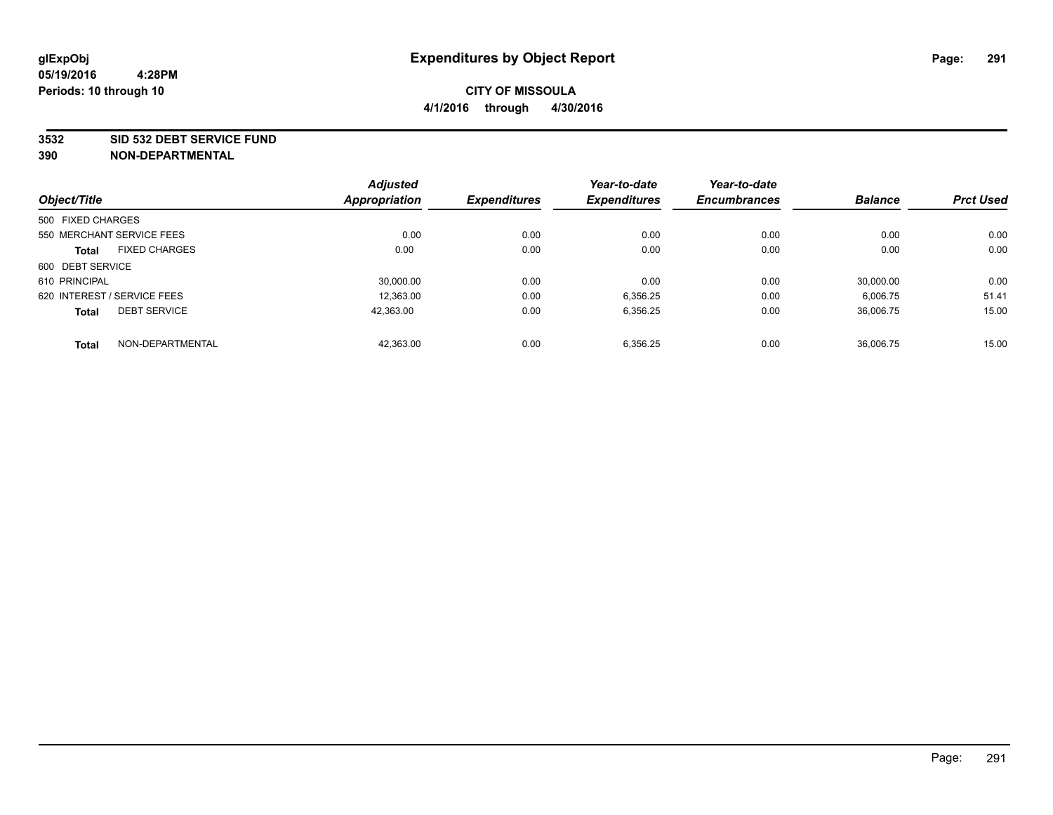glExpObj
05/19/2016 4:28PM
Periods: 10 through 10

# Expenditures by Object Report

**CITY OF MISSOULA**
**4/1/2016 through 4/30/2016**

**3532 SID 532 DEBT SERVICE FUND**
**390 NON-DEPARTMENTAL**

| Object/Title | Adjusted Appropriation | Expenditures | Year-to-date Expenditures | Year-to-date Encumbrances | Balance | Prct Used |
|---|---|---|---|---|---|---|
| 500 FIXED CHARGES | | | | | | |
| 550 MERCHANT SERVICE FEES | 0.00 | 0.00 | 0.00 | 0.00 | 0.00 | 0.00 |
| **Total** FIXED CHARGES | 0.00 | 0.00 | 0.00 | 0.00 | 0.00 | 0.00 |
| 600 DEBT SERVICE | | | | | | |
| 610 PRINCIPAL | 30,000.00 | 0.00 | 0.00 | 0.00 | 30,000.00 | 0.00 |
| 620 INTEREST / SERVICE FEES | 12,363.00 | 0.00 | 6,356.25 | 0.00 | 6,006.75 | 51.41 |
| **Total** DEBT SERVICE | 42,363.00 | 0.00 | 6,356.25 | 0.00 | 36,006.75 | 15.00 |
| **Total** NON-DEPARTMENTAL | 42,363.00 | 0.00 | 6,356.25 | 0.00 | 36,006.75 | 15.00 |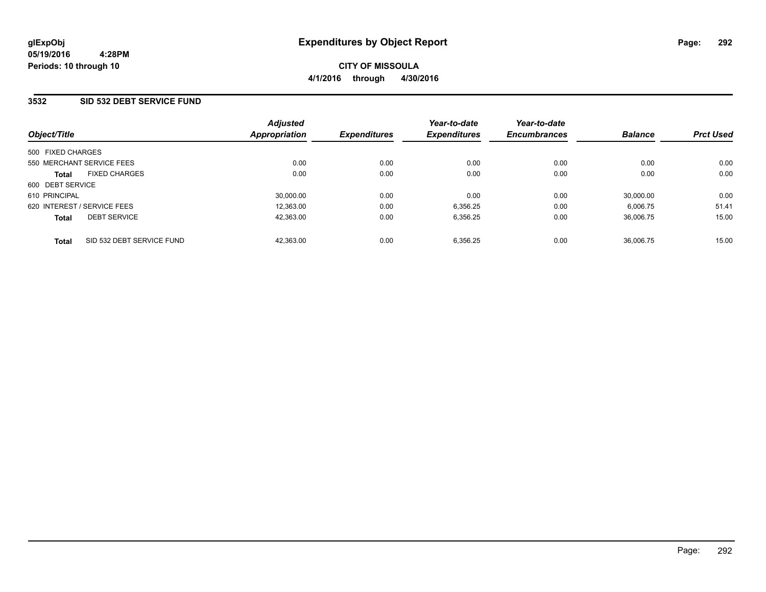**glExpObj**
**05/19/2016 4:28PM**
**Periods: 10 through 10**

# Expenditures by Object Report

**CITY OF MISSOULA**
**4/1/2016 through 4/30/2016**

## 3532 SID 532 DEBT SERVICE FUND

| Object/Title | Adjusted Appropriation | Expenditures | Year-to-date Expenditures | Year-to-date Encumbrances | Balance | Prct Used |
|---|---|---|---|---|---|---|
| 500 FIXED CHARGES | | | | | | |
| 550 MERCHANT SERVICE FEES | 0.00 | 0.00 | 0.00 | 0.00 | 0.00 | 0.00 |
| **Total** FIXED CHARGES | 0.00 | 0.00 | 0.00 | 0.00 | 0.00 | 0.00 |
| 600 DEBT SERVICE | | | | | | |
| 610 PRINCIPAL | 30,000.00 | 0.00 | 0.00 | 0.00 | 30,000.00 | 0.00 |
| 620 INTEREST / SERVICE FEES | 12,363.00 | 0.00 | 6,356.25 | 0.00 | 6,006.75 | 51.41 |
| **Total** DEBT SERVICE | 42,363.00 | 0.00 | 6,356.25 | 0.00 | 36,006.75 | 15.00 |
| **Total** SID 532 DEBT SERVICE FUND | 42,363.00 | 0.00 | 6,356.25 | 0.00 | 36,006.75 | 15.00 |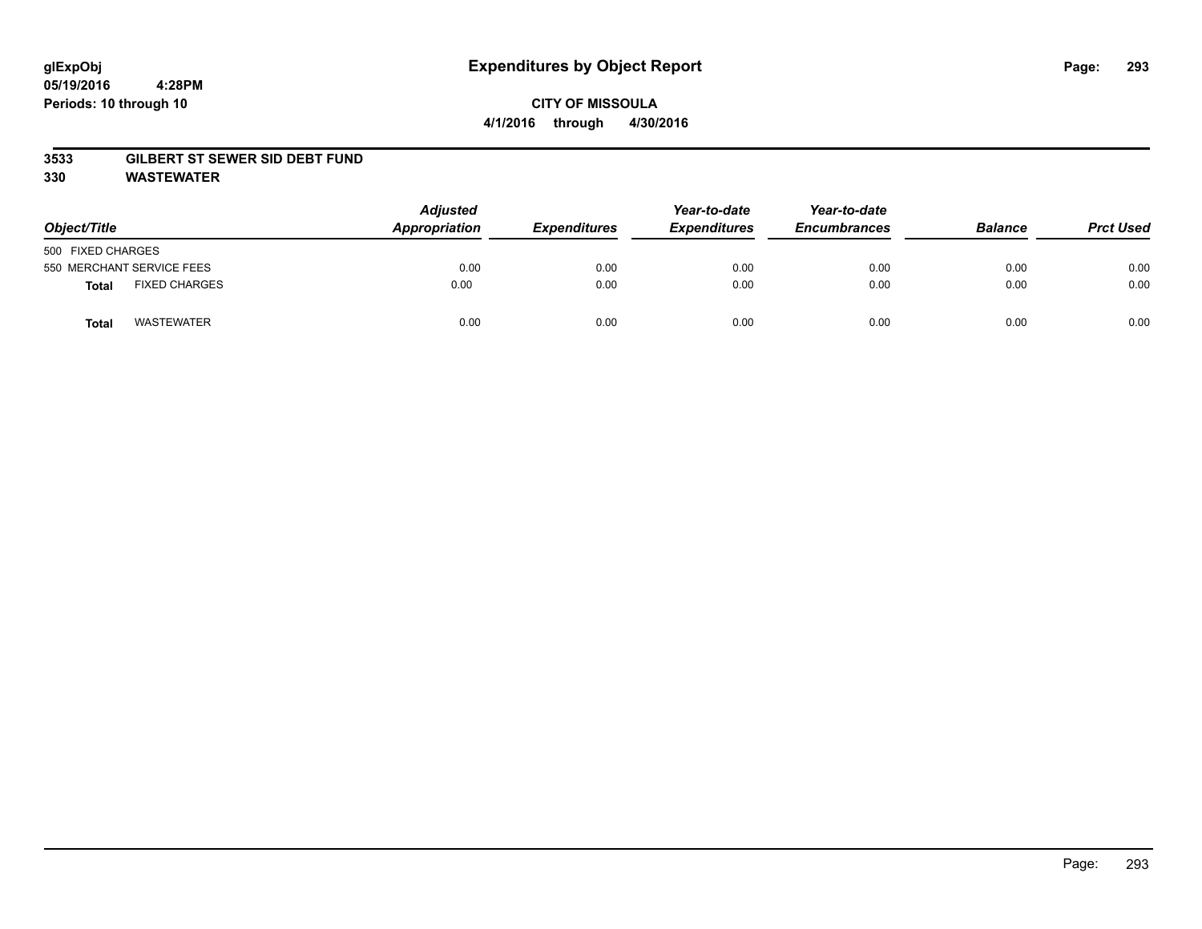# Expenditures by Object Report

glExpObj
05/19/2016 4:28PM
Periods: 10 through 10

**CITY OF MISSOULA**
**4/1/2016 through 4/30/2016**

## 3533 GILBERT ST SEWER SID DEBT FUND
## 330 WASTEWATER

| Object/Title | | Adjusted Appropriation | Expenditures | Year-to-date Expenditures | Year-to-date Encumbrances | Balance | Prct Used |
|---|---|---|---|---|---|---|---|
| 500 FIXED CHARGES | | | | | | | |
| 550 MERCHANT SERVICE FEES | | 0.00 | 0.00 | 0.00 | 0.00 | 0.00 | 0.00 |
| **Total** | FIXED CHARGES | 0.00 | 0.00 | 0.00 | 0.00 | 0.00 | 0.00 |
| **Total** | WASTEWATER | 0.00 | 0.00 | 0.00 | 0.00 | 0.00 | 0.00 |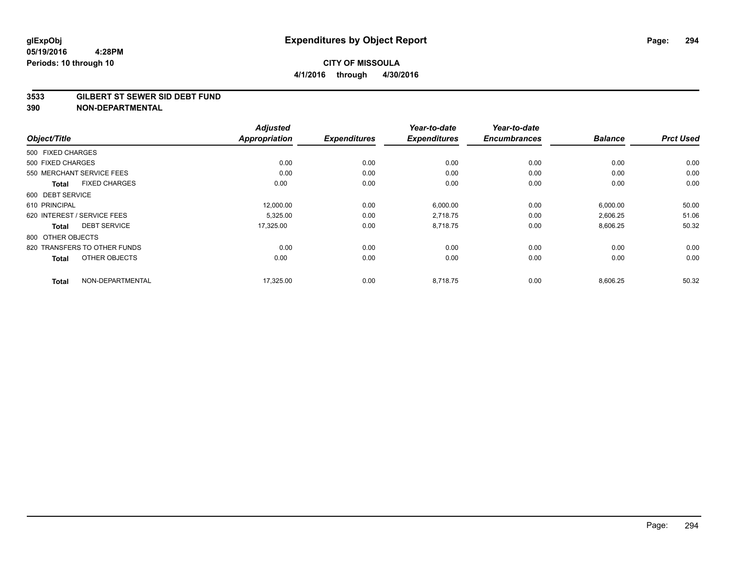**glExpObj**
**05/19/2016 4:28PM**
**Periods: 10 through 10**

# Expenditures by Object Report

**CITY OF MISSOULA**
**4/1/2016 through 4/30/2016**

## 3533 GILBERT ST SEWER SID DEBT FUND
## 390 NON-DEPARTMENTAL

| Object/Title | Adjusted Appropriation | Expenditures | Year-to-date Expenditures | Year-to-date Encumbrances | Balance | Prct Used |
|---|---|---|---|---|---|---|
| 500 FIXED CHARGES | | | | | | |
| 500 FIXED CHARGES | 0.00 | 0.00 | 0.00 | 0.00 | 0.00 | 0.00 |
| 550 MERCHANT SERVICE FEES | 0.00 | 0.00 | 0.00 | 0.00 | 0.00 | 0.00 |
| **Total** FIXED CHARGES | 0.00 | 0.00 | 0.00 | 0.00 | 0.00 | 0.00 |
| 600 DEBT SERVICE | | | | | | |
| 610 PRINCIPAL | 12,000.00 | 0.00 | 6,000.00 | 0.00 | 6,000.00 | 50.00 |
| 620 INTEREST / SERVICE FEES | 5,325.00 | 0.00 | 2,718.75 | 0.00 | 2,606.25 | 51.06 |
| **Total** DEBT SERVICE | 17,325.00 | 0.00 | 8,718.75 | 0.00 | 8,606.25 | 50.32 |
| 800 OTHER OBJECTS | | | | | | |
| 820 TRANSFERS TO OTHER FUNDS | 0.00 | 0.00 | 0.00 | 0.00 | 0.00 | 0.00 |
| **Total** OTHER OBJECTS | 0.00 | 0.00 | 0.00 | 0.00 | 0.00 | 0.00 |
| **Total** NON-DEPARTMENTAL | 17,325.00 | 0.00 | 8,718.75 | 0.00 | 8,606.25 | 50.32 |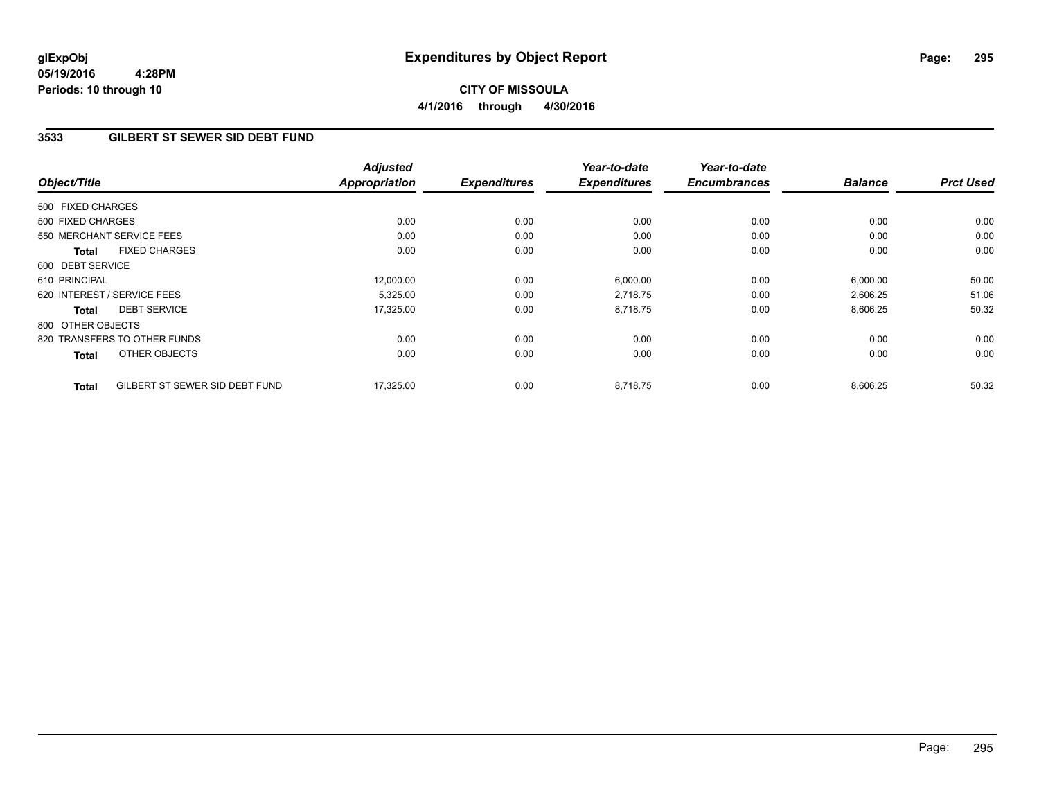glExpObj
05/19/2016 4:28PM
Periods: 10 through 10

# Expenditures by Object Report

**CITY OF MISSOULA**
**4/1/2016 through 4/30/2016**

## 3533 GILBERT ST SEWER SID DEBT FUND

| Object/Title | Adjusted Appropriation | Expenditures | Year-to-date Expenditures | Year-to-date Encumbrances | Balance | Prct Used |
|---|---|---|---|---|---|---|
| 500 FIXED CHARGES | | | | | | |
| 500 FIXED CHARGES | 0.00 | 0.00 | 0.00 | 0.00 | 0.00 | 0.00 |
| 550 MERCHANT SERVICE FEES | 0.00 | 0.00 | 0.00 | 0.00 | 0.00 | 0.00 |
| **Total** FIXED CHARGES | 0.00 | 0.00 | 0.00 | 0.00 | 0.00 | 0.00 |
| 600 DEBT SERVICE | | | | | | |
| 610 PRINCIPAL | 12,000.00 | 0.00 | 6,000.00 | 0.00 | 6,000.00 | 50.00 |
| 620 INTEREST / SERVICE FEES | 5,325.00 | 0.00 | 2,718.75 | 0.00 | 2,606.25 | 51.06 |
| **Total** DEBT SERVICE | 17,325.00 | 0.00 | 8,718.75 | 0.00 | 8,606.25 | 50.32 |
| 800 OTHER OBJECTS | | | | | | |
| 820 TRANSFERS TO OTHER FUNDS | 0.00 | 0.00 | 0.00 | 0.00 | 0.00 | 0.00 |
| **Total** OTHER OBJECTS | 0.00 | 0.00 | 0.00 | 0.00 | 0.00 | 0.00 |
| **Total** GILBERT ST SEWER SID DEBT FUND | 17,325.00 | 0.00 | 8,718.75 | 0.00 | 8,606.25 | 50.32 |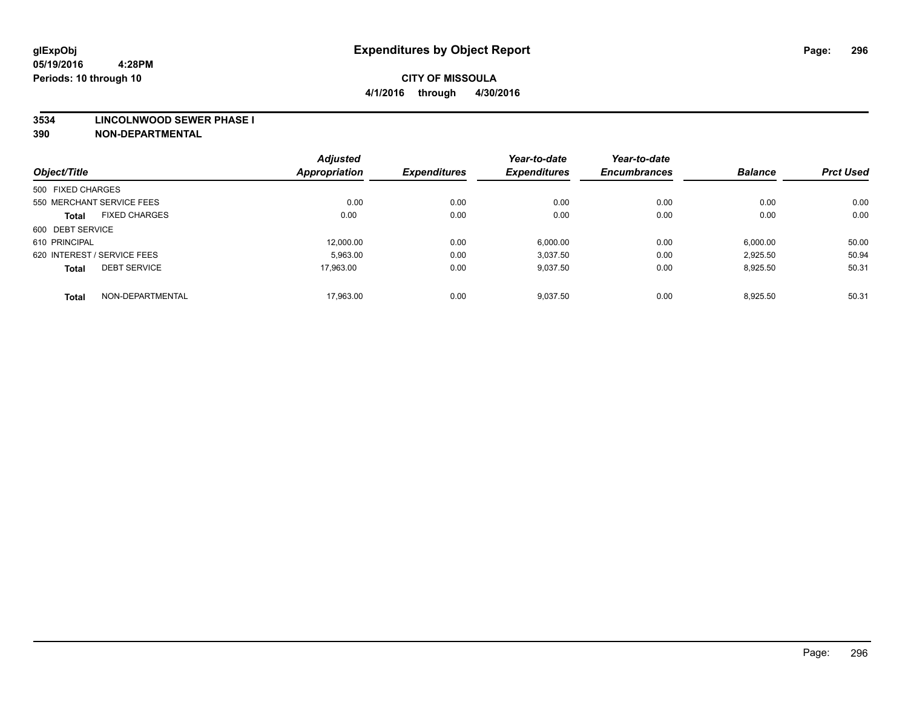# Expenditures by Object Report

glExpObj
05/19/2016 4:28PM
Periods: 10 through 10

**CITY OF MISSOULA**
**4/1/2016 through 4/30/2016**

**3534 LINCOLNWOOD SEWER PHASE I**
**390 NON-DEPARTMENTAL**

| Object/Title | Adjusted Appropriation | Expenditures | Year-to-date Expenditures | Year-to-date Encumbrances | Balance | Prct Used |
|---|---|---|---|---|---|---|
| 500 FIXED CHARGES | | | | | | |
| 550 MERCHANT SERVICE FEES | 0.00 | 0.00 | 0.00 | 0.00 | 0.00 | 0.00 |
| **Total** FIXED CHARGES | 0.00 | 0.00 | 0.00 | 0.00 | 0.00 | 0.00 |
| 600 DEBT SERVICE | | | | | | |
| 610 PRINCIPAL | 12,000.00 | 0.00 | 6,000.00 | 0.00 | 6,000.00 | 50.00 |
| 620 INTEREST / SERVICE FEES | 5,963.00 | 0.00 | 3,037.50 | 0.00 | 2,925.50 | 50.94 |
| **Total** DEBT SERVICE | 17,963.00 | 0.00 | 9,037.50 | 0.00 | 8,925.50 | 50.31 |
| **Total** NON-DEPARTMENTAL | 17,963.00 | 0.00 | 9,037.50 | 0.00 | 8,925.50 | 50.31 |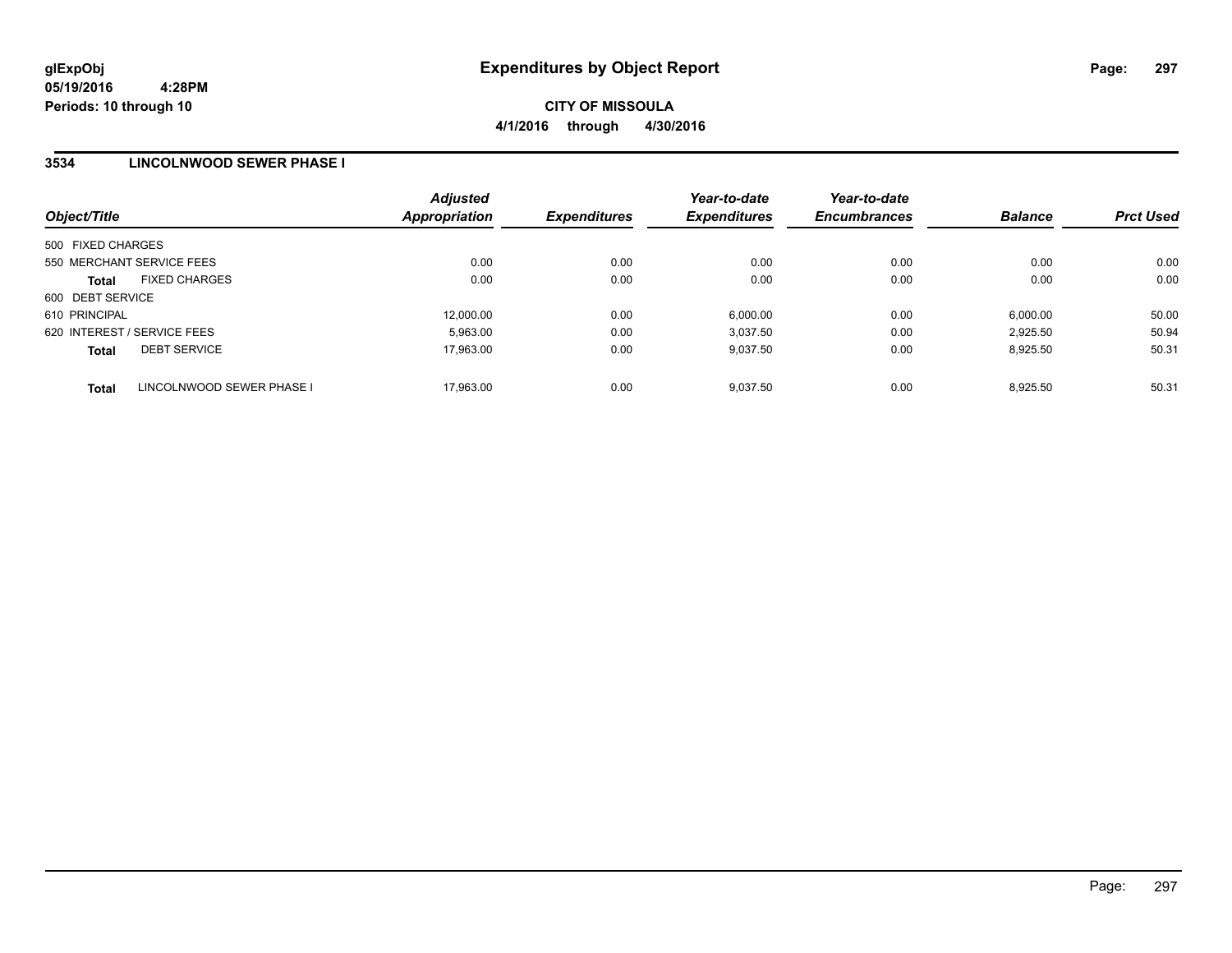glExpObj
05/19/2016 4:28PM
Periods: 10 through 10

# Expenditures by Object Report

**CITY OF MISSOULA**
**4/1/2016 through 4/30/2016**

## 3534 LINCOLNWOOD SEWER PHASE I

| Object/Title | Adjusted Appropriation | Expenditures | Year-to-date Expenditures | Year-to-date Encumbrances | Balance | Prct Used |
|---|---|---|---|---|---|---|
| 500 FIXED CHARGES | | | | | | |
| 550 MERCHANT SERVICE FEES | 0.00 | 0.00 | 0.00 | 0.00 | 0.00 | 0.00 |
| **Total** FIXED CHARGES | 0.00 | 0.00 | 0.00 | 0.00 | 0.00 | 0.00 |
| 600 DEBT SERVICE | | | | | | |
| 610 PRINCIPAL | 12,000.00 | 0.00 | 6,000.00 | 0.00 | 6,000.00 | 50.00 |
| 620 INTEREST / SERVICE FEES | 5,963.00 | 0.00 | 3,037.50 | 0.00 | 2,925.50 | 50.94 |
| **Total** DEBT SERVICE | 17,963.00 | 0.00 | 9,037.50 | 0.00 | 8,925.50 | 50.31 |
| **Total** LINCOLNWOOD SEWER PHASE I | 17,963.00 | 0.00 | 9,037.50 | 0.00 | 8,925.50 | 50.31 |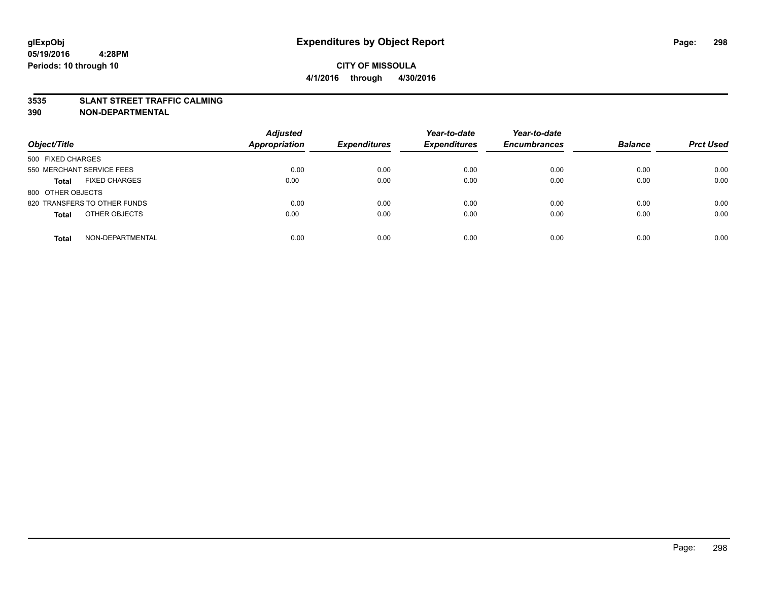# Expenditures by Object Report

glExpObj
05/19/2016 4:28PM
Periods: 10 through 10

**CITY OF MISSOULA**

**4/1/2016 through 4/30/2016**

**3535 SLANT STREET TRAFFIC CALMING**
**390 NON-DEPARTMENTAL**

| Object/Title | Adjusted Appropriation | Expenditures | Year-to-date Expenditures | Year-to-date Encumbrances | Balance | Prct Used |
|---|---|---|---|---|---|---|
| 500 FIXED CHARGES | | | | | | |
| 550 MERCHANT SERVICE FEES | 0.00 | 0.00 | 0.00 | 0.00 | 0.00 | 0.00 |
| **Total** FIXED CHARGES | 0.00 | 0.00 | 0.00 | 0.00 | 0.00 | 0.00 |
| 800 OTHER OBJECTS | | | | | | |
| 820 TRANSFERS TO OTHER FUNDS | 0.00 | 0.00 | 0.00 | 0.00 | 0.00 | 0.00 |
| **Total** OTHER OBJECTS | 0.00 | 0.00 | 0.00 | 0.00 | 0.00 | 0.00 |
| **Total** NON-DEPARTMENTAL | 0.00 | 0.00 | 0.00 | 0.00 | 0.00 | 0.00 |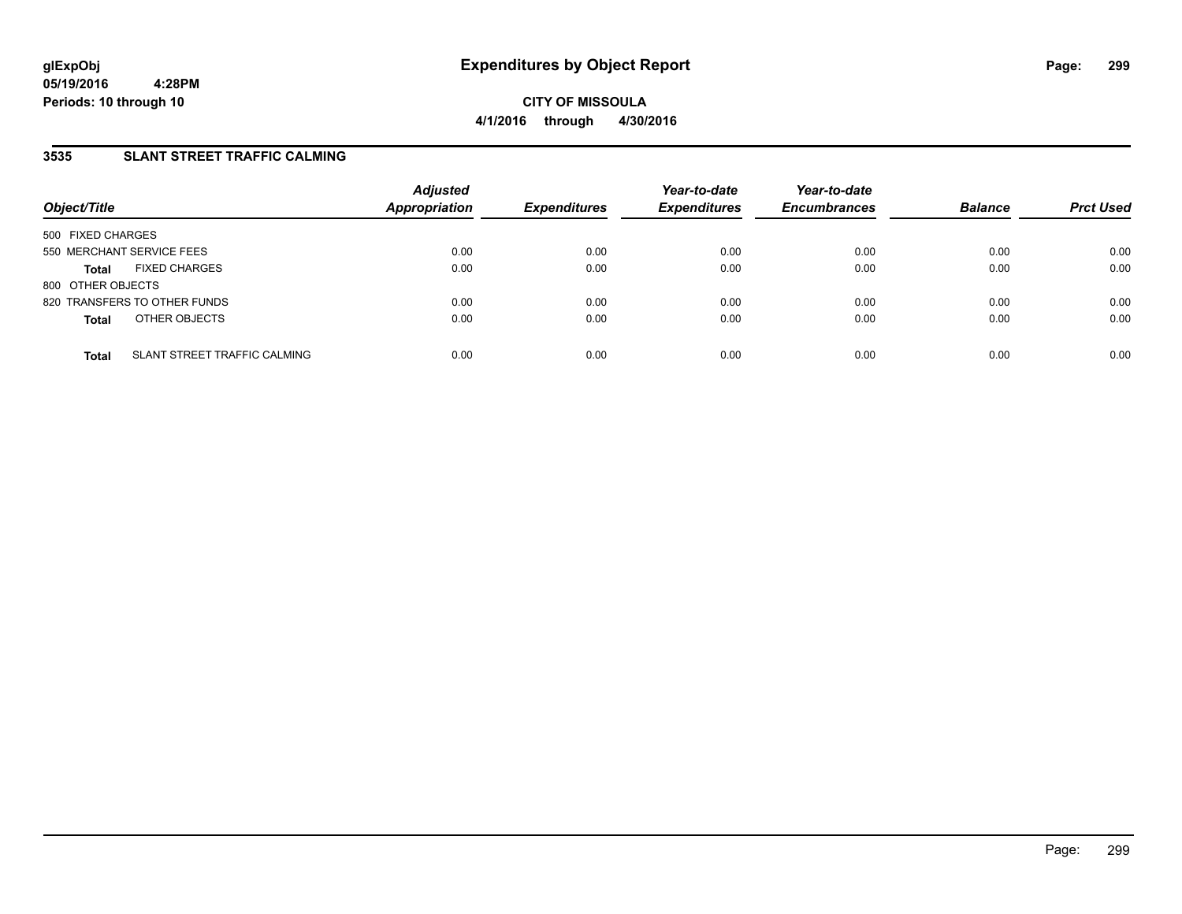# Expenditures by Object Report

glExpObj
05/19/2016 4:28PM
Periods: 10 through 10

**CITY OF MISSOULA**
**4/1/2016 through 4/30/2016**

### 3535 SLANT STREET TRAFFIC CALMING

| Object/Title | Adjusted Appropriation | Expenditures | Year-to-date Expenditures | Year-to-date Encumbrances | Balance | Prct Used |
|---|---|---|---|---|---|---|
| 500 FIXED CHARGES | | | | | | |
| 550 MERCHANT SERVICE FEES | 0.00 | 0.00 | 0.00 | 0.00 | 0.00 | 0.00 |
| **Total** FIXED CHARGES | 0.00 | 0.00 | 0.00 | 0.00 | 0.00 | 0.00 |
| 800 OTHER OBJECTS | | | | | | |
| 820 TRANSFERS TO OTHER FUNDS | 0.00 | 0.00 | 0.00 | 0.00 | 0.00 | 0.00 |
| **Total** OTHER OBJECTS | 0.00 | 0.00 | 0.00 | 0.00 | 0.00 | 0.00 |
| **Total** SLANT STREET TRAFFIC CALMING | 0.00 | 0.00 | 0.00 | 0.00 | 0.00 | 0.00 |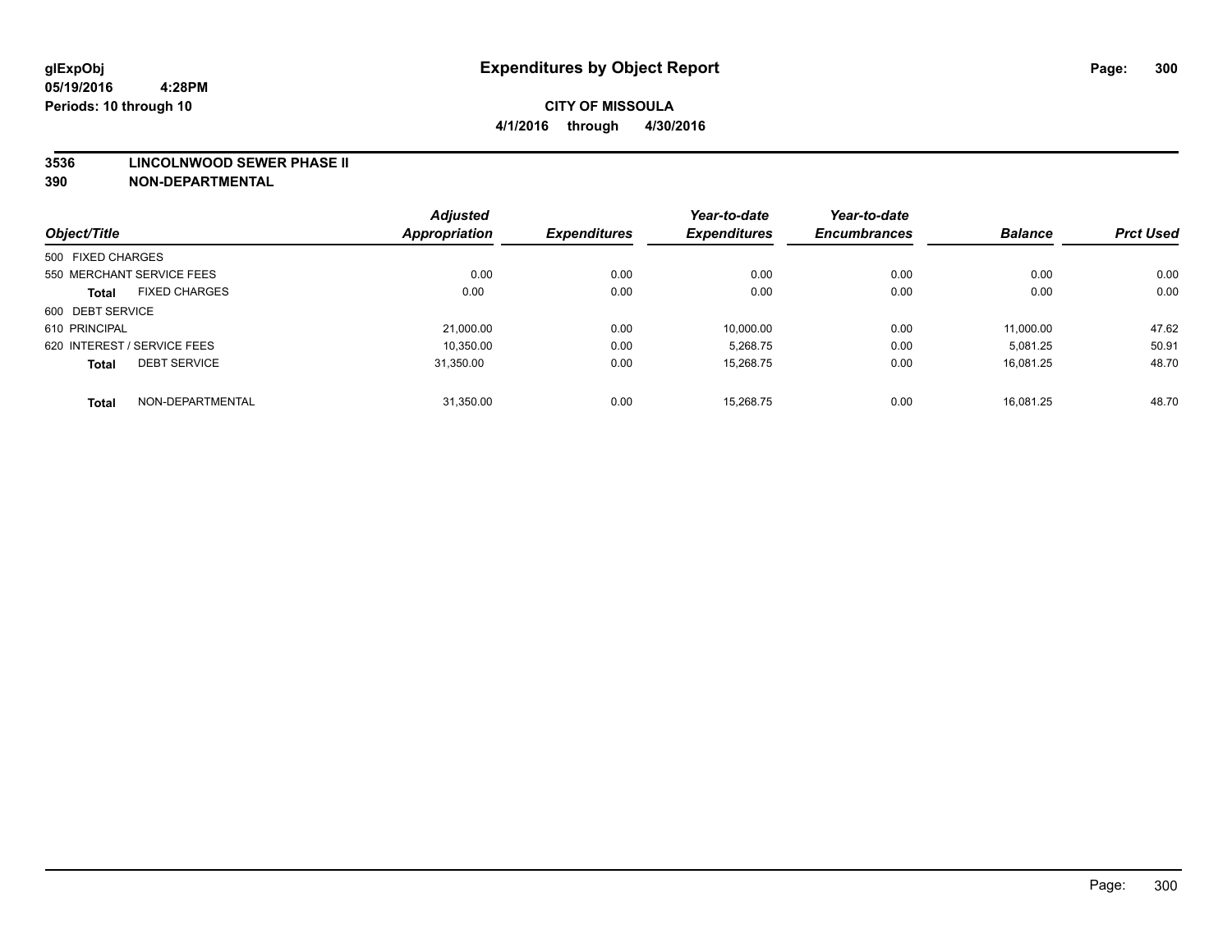glExpObj
05/19/2016 4:28PM
Periods: 10 through 10

# Expenditures by Object Report

**CITY OF MISSOULA**
**4/1/2016 through 4/30/2016**

**3536 LINCOLNWOOD SEWER PHASE II**
**390 NON-DEPARTMENTAL**

| Object/Title | | Adjusted Appropriation | Expenditures | Year-to-date Expenditures | Year-to-date Encumbrances | Balance | Prct Used |
|---|---|---|---|---|---|---|---|
| 500 FIXED CHARGES | | | | | | | |
| 550 MERCHANT SERVICE FEES | | 0.00 | 0.00 | 0.00 | 0.00 | 0.00 | 0.00 |
| **Total** | FIXED CHARGES | 0.00 | 0.00 | 0.00 | 0.00 | 0.00 | 0.00 |
| 600 DEBT SERVICE | | | | | | | |
| 610 PRINCIPAL | | 21,000.00 | 0.00 | 10,000.00 | 0.00 | 11,000.00 | 47.62 |
| 620 INTEREST / SERVICE FEES | | 10,350.00 | 0.00 | 5,268.75 | 0.00 | 5,081.25 | 50.91 |
| **Total** | DEBT SERVICE | 31,350.00 | 0.00 | 15,268.75 | 0.00 | 16,081.25 | 48.70 |
| **Total** | NON-DEPARTMENTAL | 31,350.00 | 0.00 | 15,268.75 | 0.00 | 16,081.25 | 48.70 |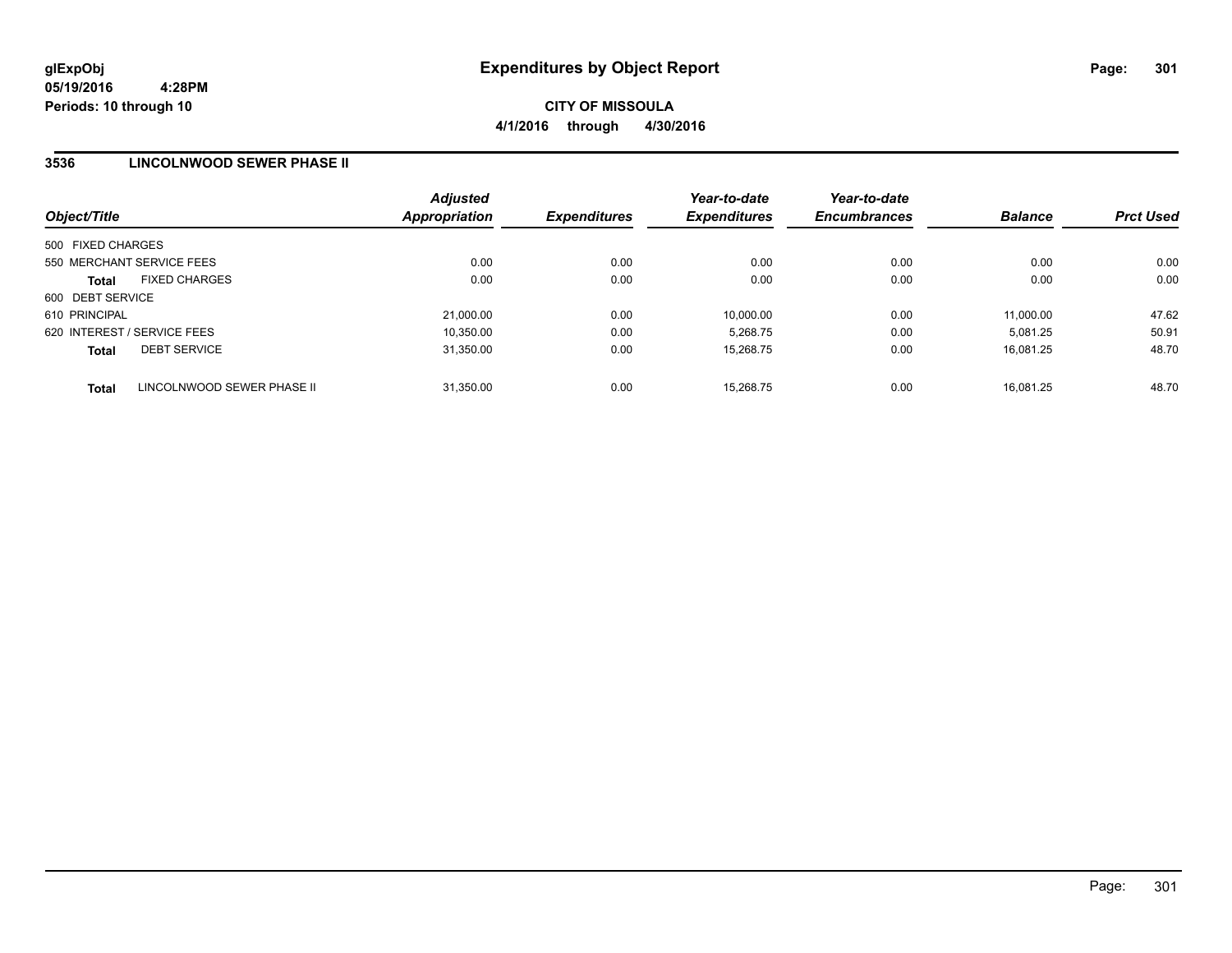# Expenditures by Object Report

glExpObj
05/19/2016 4:28PM
Periods: 10 through 10

**CITY OF MISSOULA**
**4/1/2016 through 4/30/2016**

## 3536 LINCOLNWOOD SEWER PHASE II

| Object/Title | Adjusted Appropriation | Expenditures | Year-to-date Expenditures | Year-to-date Encumbrances | Balance | Prct Used |
|---|---|---|---|---|---|---|
| 500 FIXED CHARGES | | | | | | |
| 550 MERCHANT SERVICE FEES | 0.00 | 0.00 | 0.00 | 0.00 | 0.00 | 0.00 |
| **Total** FIXED CHARGES | 0.00 | 0.00 | 0.00 | 0.00 | 0.00 | 0.00 |
| 600 DEBT SERVICE | | | | | | |
| 610 PRINCIPAL | 21,000.00 | 0.00 | 10,000.00 | 0.00 | 11,000.00 | 47.62 |
| 620 INTEREST / SERVICE FEES | 10,350.00 | 0.00 | 5,268.75 | 0.00 | 5,081.25 | 50.91 |
| **Total** DEBT SERVICE | 31,350.00 | 0.00 | 15,268.75 | 0.00 | 16,081.25 | 48.70 |
| **Total** LINCOLNWOOD SEWER PHASE II | 31,350.00 | 0.00 | 15,268.75 | 0.00 | 16,081.25 | 48.70 |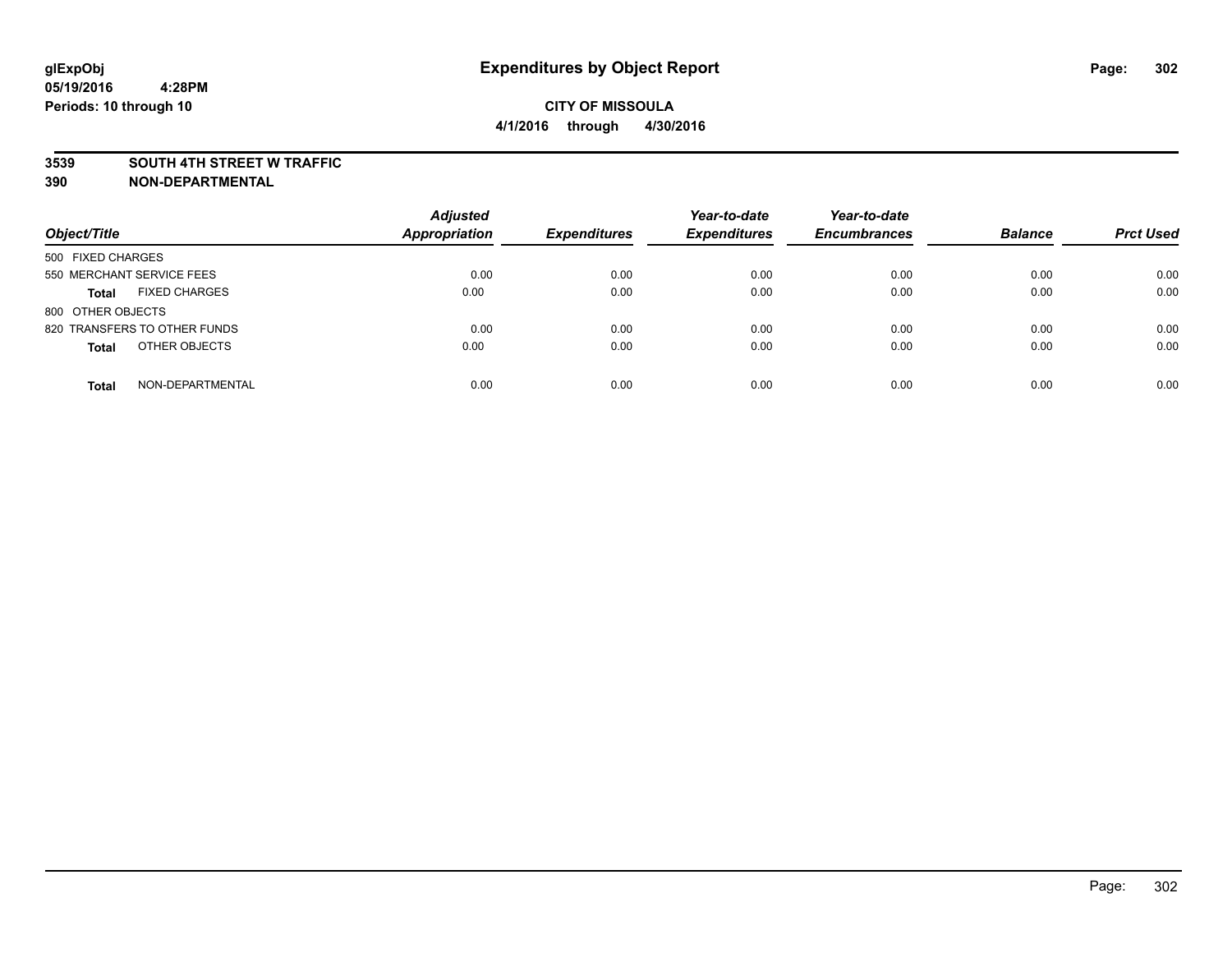# Expenditures by Object Report

glExpObj
05/19/2016 4:28PM
Periods: 10 through 10

**CITY OF MISSOULA**
**4/1/2016 through 4/30/2016**

**3539 SOUTH 4TH STREET W TRAFFIC**
**390 NON-DEPARTMENTAL**

| Object/Title | Adjusted Appropriation | Expenditures | Year-to-date Expenditures | Year-to-date Encumbrances | Balance | Prct Used |
|---|---|---|---|---|---|---|
| 500 FIXED CHARGES | | | | | | |
| 550 MERCHANT SERVICE FEES | 0.00 | 0.00 | 0.00 | 0.00 | 0.00 | 0.00 |
| **Total** FIXED CHARGES | 0.00 | 0.00 | 0.00 | 0.00 | 0.00 | 0.00 |
| 800 OTHER OBJECTS | | | | | | |
| 820 TRANSFERS TO OTHER FUNDS | 0.00 | 0.00 | 0.00 | 0.00 | 0.00 | 0.00 |
| **Total** OTHER OBJECTS | 0.00 | 0.00 | 0.00 | 0.00 | 0.00 | 0.00 |
| **Total** NON-DEPARTMENTAL | 0.00 | 0.00 | 0.00 | 0.00 | 0.00 | 0.00 |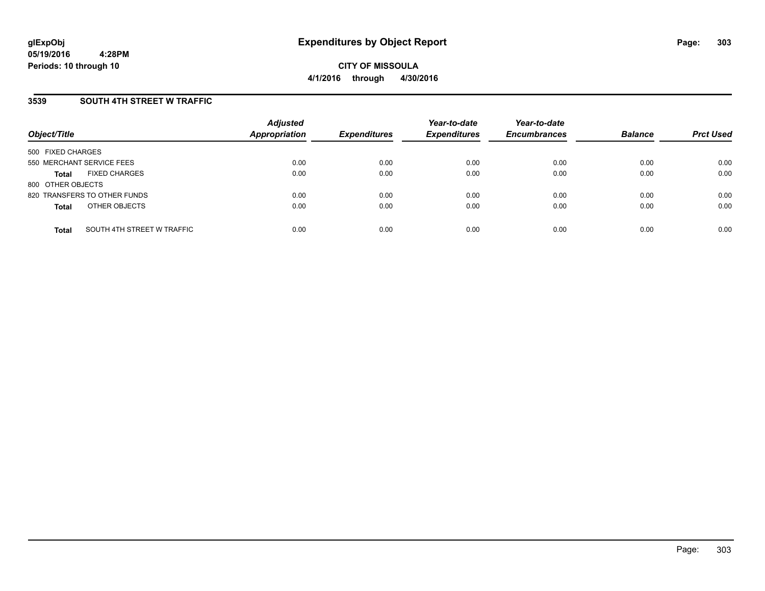# Expenditures by Object Report

glExpObj
05/19/2016 4:28PM
Periods: 10 through 10

**CITY OF MISSOULA**
**4/1/2016 through 4/30/2016**

## 3539 SOUTH 4TH STREET W TRAFFIC

| Object/Title | | Adjusted Appropriation | Expenditures | Year-to-date Expenditures | Year-to-date Encumbrances | Balance | Prct Used |
|---|---|---|---|---|---|---|---|
| 500 FIXED CHARGES | | | | | | | |
| 550 MERCHANT SERVICE FEES | | 0.00 | 0.00 | 0.00 | 0.00 | 0.00 | 0.00 |
| **Total** | FIXED CHARGES | 0.00 | 0.00 | 0.00 | 0.00 | 0.00 | 0.00 |
| 800 OTHER OBJECTS | | | | | | | |
| 820 TRANSFERS TO OTHER FUNDS | | 0.00 | 0.00 | 0.00 | 0.00 | 0.00 | 0.00 |
| **Total** | OTHER OBJECTS | 0.00 | 0.00 | 0.00 | 0.00 | 0.00 | 0.00 |
| **Total** | SOUTH 4TH STREET W TRAFFIC | 0.00 | 0.00 | 0.00 | 0.00 | 0.00 | 0.00 |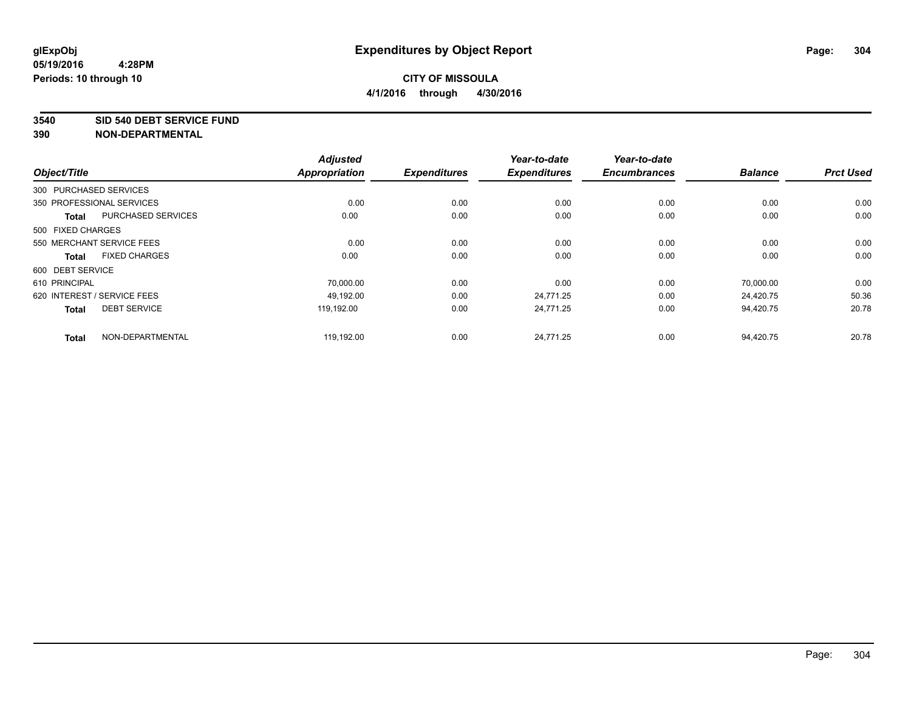**glExpObj**
**05/19/2016 4:28PM**
**Periods: 10 through 10**

# Expenditures by Object Report

**CITY OF MISSOULA**
**4/1/2016 through 4/30/2016**

**3540 SID 540 DEBT SERVICE FUND**
**390 NON-DEPARTMENTAL**

| Object/Title | | Adjusted Appropriation | Expenditures | Year-to-date Expenditures | Year-to-date Encumbrances | Balance | Prct Used |
|---|---|---|---|---|---|---|---|
| 300 PURCHASED SERVICES | | | | | | | |
| 350 PROFESSIONAL SERVICES | | 0.00 | 0.00 | 0.00 | 0.00 | 0.00 | 0.00 |
| **Total** | PURCHASED SERVICES | 0.00 | 0.00 | 0.00 | 0.00 | 0.00 | 0.00 |
| 500 FIXED CHARGES | | | | | | | |
| 550 MERCHANT SERVICE FEES | | 0.00 | 0.00 | 0.00 | 0.00 | 0.00 | 0.00 |
| **Total** | FIXED CHARGES | 0.00 | 0.00 | 0.00 | 0.00 | 0.00 | 0.00 |
| 600 DEBT SERVICE | | | | | | | |
| 610 PRINCIPAL | | 70,000.00 | 0.00 | 0.00 | 0.00 | 70,000.00 | 0.00 |
| 620 INTEREST / SERVICE FEES | | 49,192.00 | 0.00 | 24,771.25 | 0.00 | 24,420.75 | 50.36 |
| **Total** | DEBT SERVICE | 119,192.00 | 0.00 | 24,771.25 | 0.00 | 94,420.75 | 20.78 |
| **Total** | NON-DEPARTMENTAL | 119,192.00 | 0.00 | 24,771.25 | 0.00 | 94,420.75 | 20.78 |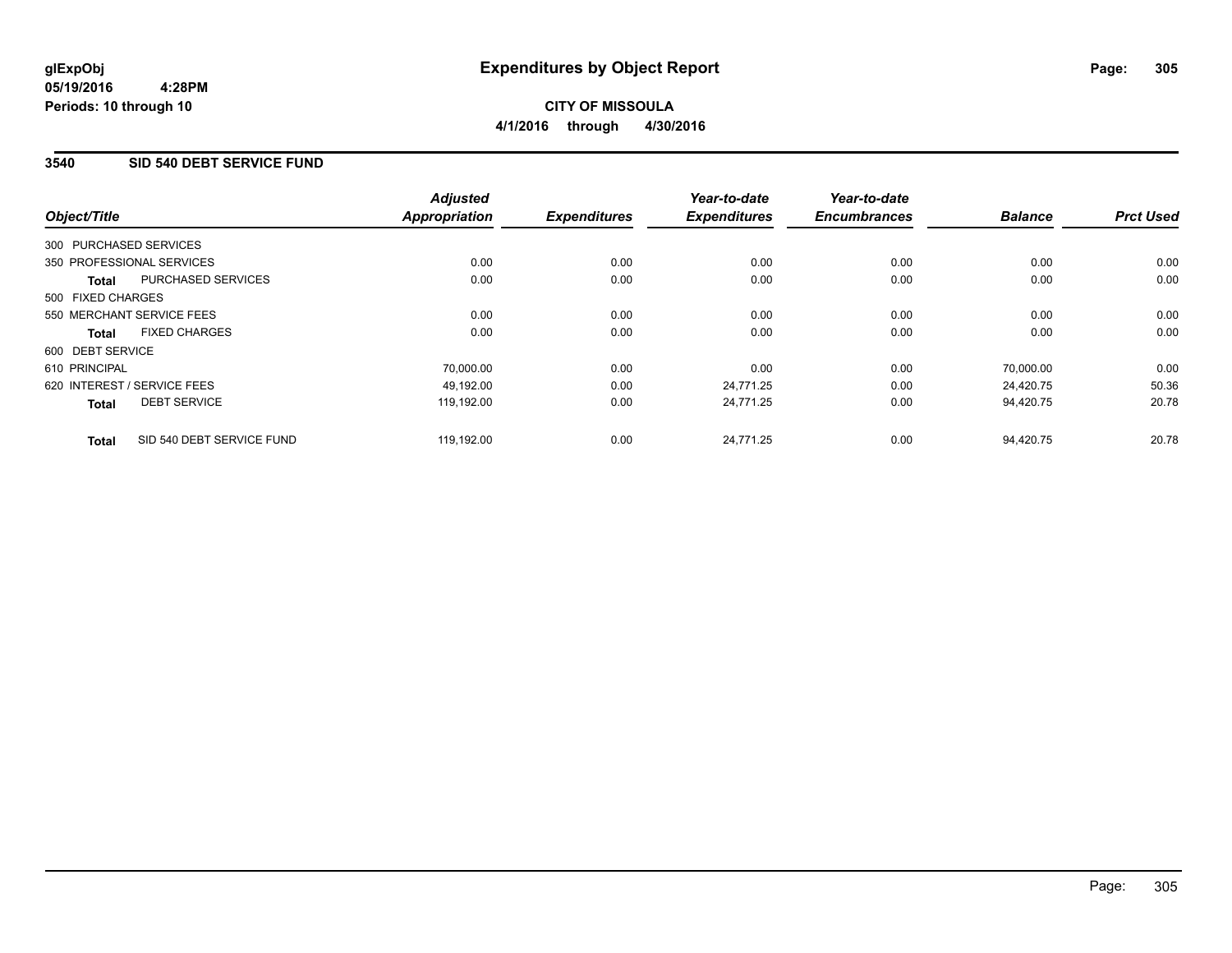**glExpObj**
**05/19/2016 4:28PM**
**Periods: 10 through 10**

# Expenditures by Object Report

**CITY OF MISSOULA**
**4/1/2016 through 4/30/2016**

## 3540 SID 540 DEBT SERVICE FUND

| Object/Title | | Adjusted Appropriation | Expenditures | Year-to-date Expenditures | Year-to-date Encumbrances | Balance | Prct Used |
|---|---|---|---|---|---|---|---|
| 300 PURCHASED SERVICES | | | | | | | |
| 350 PROFESSIONAL SERVICES | | 0.00 | 0.00 | 0.00 | 0.00 | 0.00 | 0.00 |
| **Total** | PURCHASED SERVICES | 0.00 | 0.00 | 0.00 | 0.00 | 0.00 | 0.00 |
| 500 FIXED CHARGES | | | | | | | |
| 550 MERCHANT SERVICE FEES | | 0.00 | 0.00 | 0.00 | 0.00 | 0.00 | 0.00 |
| **Total** | FIXED CHARGES | 0.00 | 0.00 | 0.00 | 0.00 | 0.00 | 0.00 |
| 600 DEBT SERVICE | | | | | | | |
| 610 PRINCIPAL | | 70,000.00 | 0.00 | 0.00 | 0.00 | 70,000.00 | 0.00 |
| 620 INTEREST / SERVICE FEES | | 49,192.00 | 0.00 | 24,771.25 | 0.00 | 24,420.75 | 50.36 |
| **Total** | DEBT SERVICE | 119,192.00 | 0.00 | 24,771.25 | 0.00 | 94,420.75 | 20.78 |
| **Total** | SID 540 DEBT SERVICE FUND | 119,192.00 | 0.00 | 24,771.25 | 0.00 | 94,420.75 | 20.78 |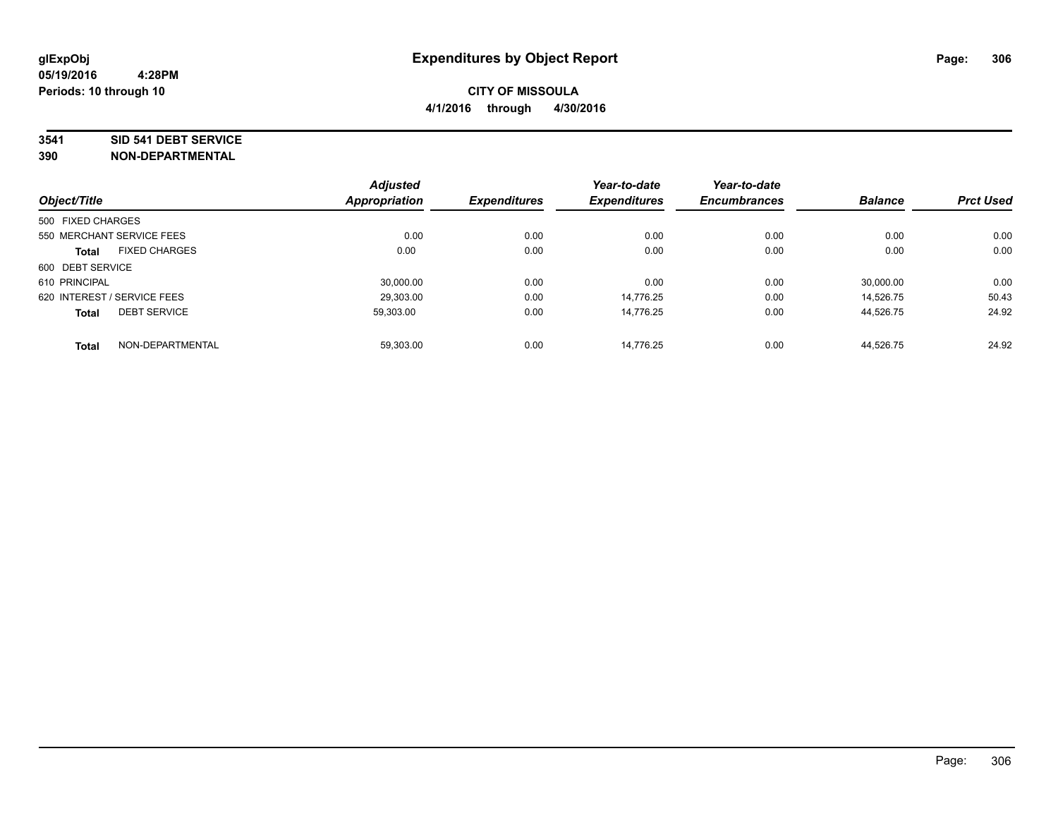# Expenditures by Object Report

glExpObj
05/19/2016 4:28PM
Periods: 10 through 10

**CITY OF MISSOULA**
**4/1/2016 through 4/30/2016**

**3541 SID 541 DEBT SERVICE**
**390 NON-DEPARTMENTAL**

| Object/Title | Adjusted Appropriation | Expenditures | Year-to-date Expenditures | Year-to-date Encumbrances | Balance | Prct Used |
|---|---|---|---|---|---|---|
| 500 FIXED CHARGES | | | | | | |
| 550 MERCHANT SERVICE FEES | 0.00 | 0.00 | 0.00 | 0.00 | 0.00 | 0.00 |
| **Total** FIXED CHARGES | 0.00 | 0.00 | 0.00 | 0.00 | 0.00 | 0.00 |
| 600 DEBT SERVICE | | | | | | |
| 610 PRINCIPAL | 30,000.00 | 0.00 | 0.00 | 0.00 | 30,000.00 | 0.00 |
| 620 INTEREST / SERVICE FEES | 29,303.00 | 0.00 | 14,776.25 | 0.00 | 14,526.75 | 50.43 |
| **Total** DEBT SERVICE | 59,303.00 | 0.00 | 14,776.25 | 0.00 | 44,526.75 | 24.92 |
| **Total** NON-DEPARTMENTAL | 59,303.00 | 0.00 | 14,776.25 | 0.00 | 44,526.75 | 24.92 |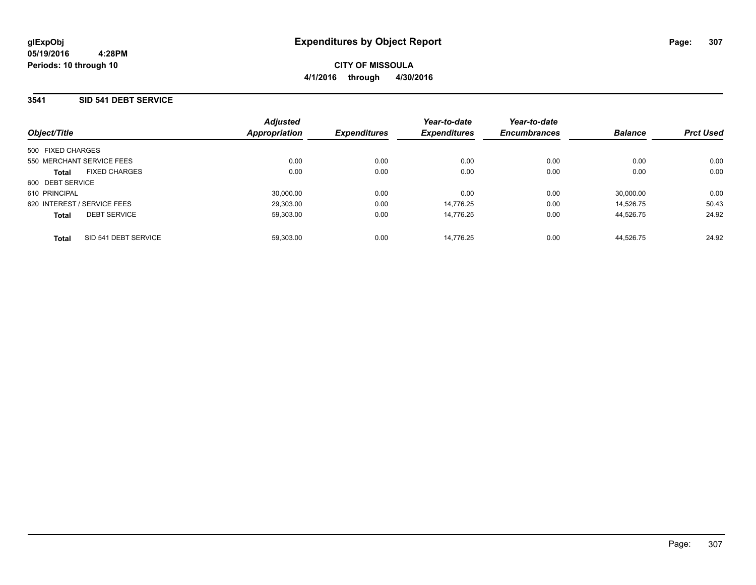# Expenditures by Object Report

glExpObj
05/19/2016 4:28PM
Periods: 10 through 10

**CITY OF MISSOULA**
**4/1/2016 through 4/30/2016**

## 3541 SID 541 DEBT SERVICE

| Object/Title | Adjusted Appropriation | Expenditures | Year-to-date Expenditures | Year-to-date Encumbrances | Balance | Prct Used |
|---|---|---|---|---|---|---|
| 500 FIXED CHARGES | | | | | | |
| 550 MERCHANT SERVICE FEES | 0.00 | 0.00 | 0.00 | 0.00 | 0.00 | 0.00 |
| **Total** FIXED CHARGES | 0.00 | 0.00 | 0.00 | 0.00 | 0.00 | 0.00 |
| 600 DEBT SERVICE | | | | | | |
| 610 PRINCIPAL | 30,000.00 | 0.00 | 0.00 | 0.00 | 30,000.00 | 0.00 |
| 620 INTEREST / SERVICE FEES | 29,303.00 | 0.00 | 14,776.25 | 0.00 | 14,526.75 | 50.43 |
| **Total** DEBT SERVICE | 59,303.00 | 0.00 | 14,776.25 | 0.00 | 44,526.75 | 24.92 |
| **Total** SID 541 DEBT SERVICE | 59,303.00 | 0.00 | 14,776.25 | 0.00 | 44,526.75 | 24.92 |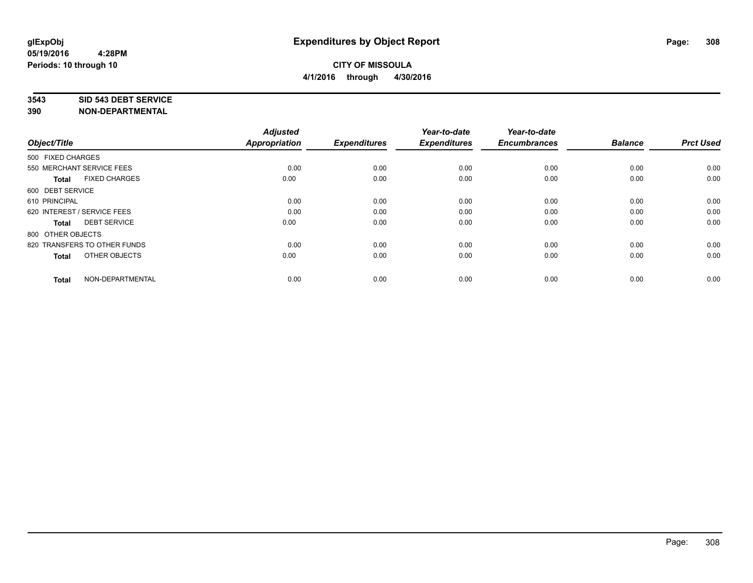**glExpObj**
**05/19/2016 4:28PM**
**Periods: 10 through 10**

# Expenditures by Object Report

**CITY OF MISSOULA**
**4/1/2016 through 4/30/2016**

**3543 SID 543 DEBT SERVICE**
**390 NON-DEPARTMENTAL**

| Object/Title | Adjusted Appropriation | Expenditures | Year-to-date Expenditures | Year-to-date Encumbrances | Balance | Prct Used |
|---|---|---|---|---|---|---|
| 500 FIXED CHARGES | | | | | | |
| 550 MERCHANT SERVICE FEES | 0.00 | 0.00 | 0.00 | 0.00 | 0.00 | 0.00 |
| **Total** FIXED CHARGES | 0.00 | 0.00 | 0.00 | 0.00 | 0.00 | 0.00 |
| 600 DEBT SERVICE | | | | | | |
| 610 PRINCIPAL | 0.00 | 0.00 | 0.00 | 0.00 | 0.00 | 0.00 |
| 620 INTEREST / SERVICE FEES | 0.00 | 0.00 | 0.00 | 0.00 | 0.00 | 0.00 |
| **Total** DEBT SERVICE | 0.00 | 0.00 | 0.00 | 0.00 | 0.00 | 0.00 |
| 800 OTHER OBJECTS | | | | | | |
| 820 TRANSFERS TO OTHER FUNDS | 0.00 | 0.00 | 0.00 | 0.00 | 0.00 | 0.00 |
| **Total** OTHER OBJECTS | 0.00 | 0.00 | 0.00 | 0.00 | 0.00 | 0.00 |
| **Total** NON-DEPARTMENTAL | 0.00 | 0.00 | 0.00 | 0.00 | 0.00 | 0.00 |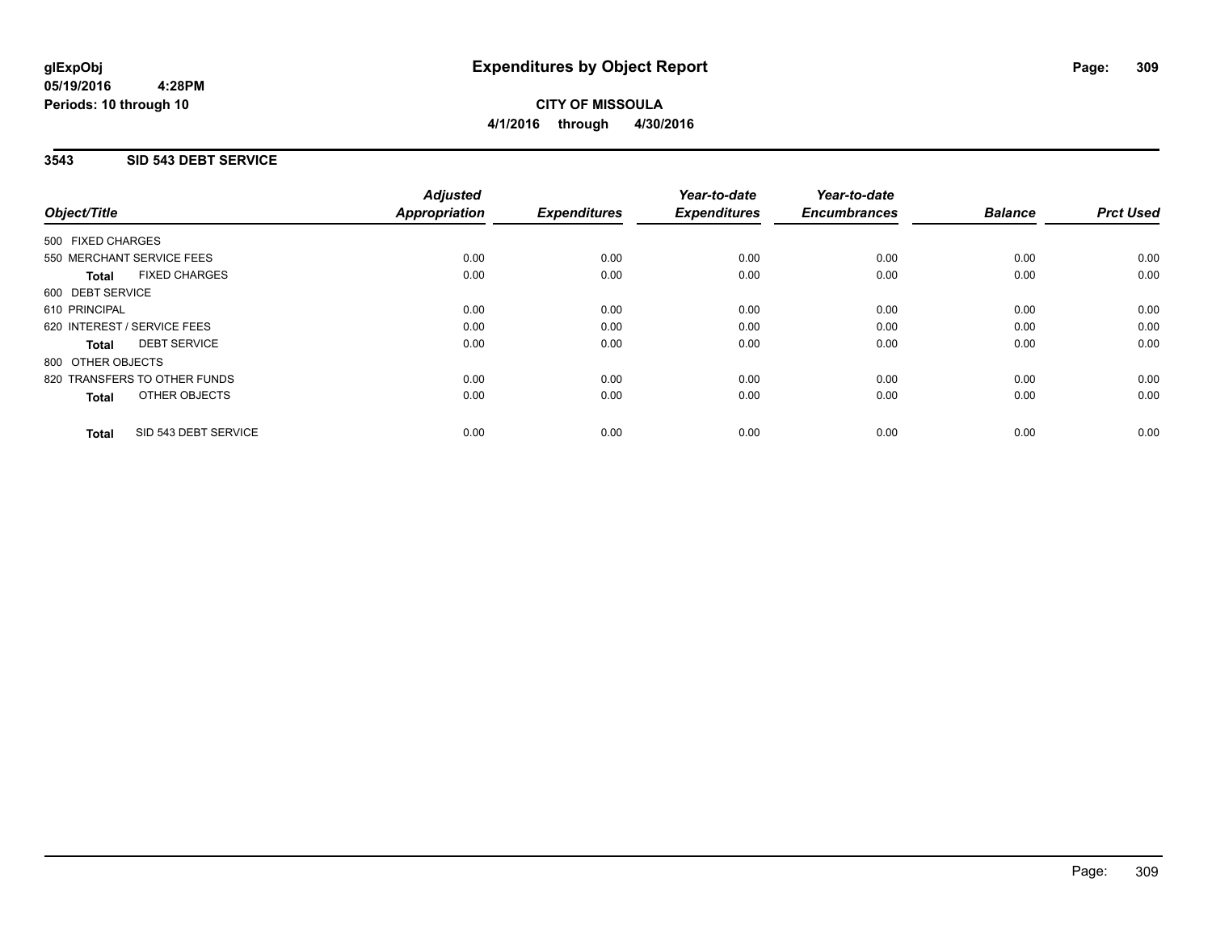**glExpObj**
**05/19/2016 4:28PM**
**Periods: 10 through 10**

# Expenditures by Object Report

**CITY OF MISSOULA**
**4/1/2016 through 4/30/2016**

## 3543 SID 543 DEBT SERVICE

| Object/Title | Adjusted Appropriation | Expenditures | Year-to-date Expenditures | Year-to-date Encumbrances | Balance | Prct Used |
|---|---|---|---|---|---|---|
| 500 FIXED CHARGES | | | | | | |
| 550 MERCHANT SERVICE FEES | 0.00 | 0.00 | 0.00 | 0.00 | 0.00 | 0.00 |
| **Total** FIXED CHARGES | 0.00 | 0.00 | 0.00 | 0.00 | 0.00 | 0.00 |
| 600 DEBT SERVICE | | | | | | |
| 610 PRINCIPAL | 0.00 | 0.00 | 0.00 | 0.00 | 0.00 | 0.00 |
| 620 INTEREST / SERVICE FEES | 0.00 | 0.00 | 0.00 | 0.00 | 0.00 | 0.00 |
| **Total** DEBT SERVICE | 0.00 | 0.00 | 0.00 | 0.00 | 0.00 | 0.00 |
| 800 OTHER OBJECTS | | | | | | |
| 820 TRANSFERS TO OTHER FUNDS | 0.00 | 0.00 | 0.00 | 0.00 | 0.00 | 0.00 |
| **Total** OTHER OBJECTS | 0.00 | 0.00 | 0.00 | 0.00 | 0.00 | 0.00 |
| **Total** SID 543 DEBT SERVICE | 0.00 | 0.00 | 0.00 | 0.00 | 0.00 | 0.00 |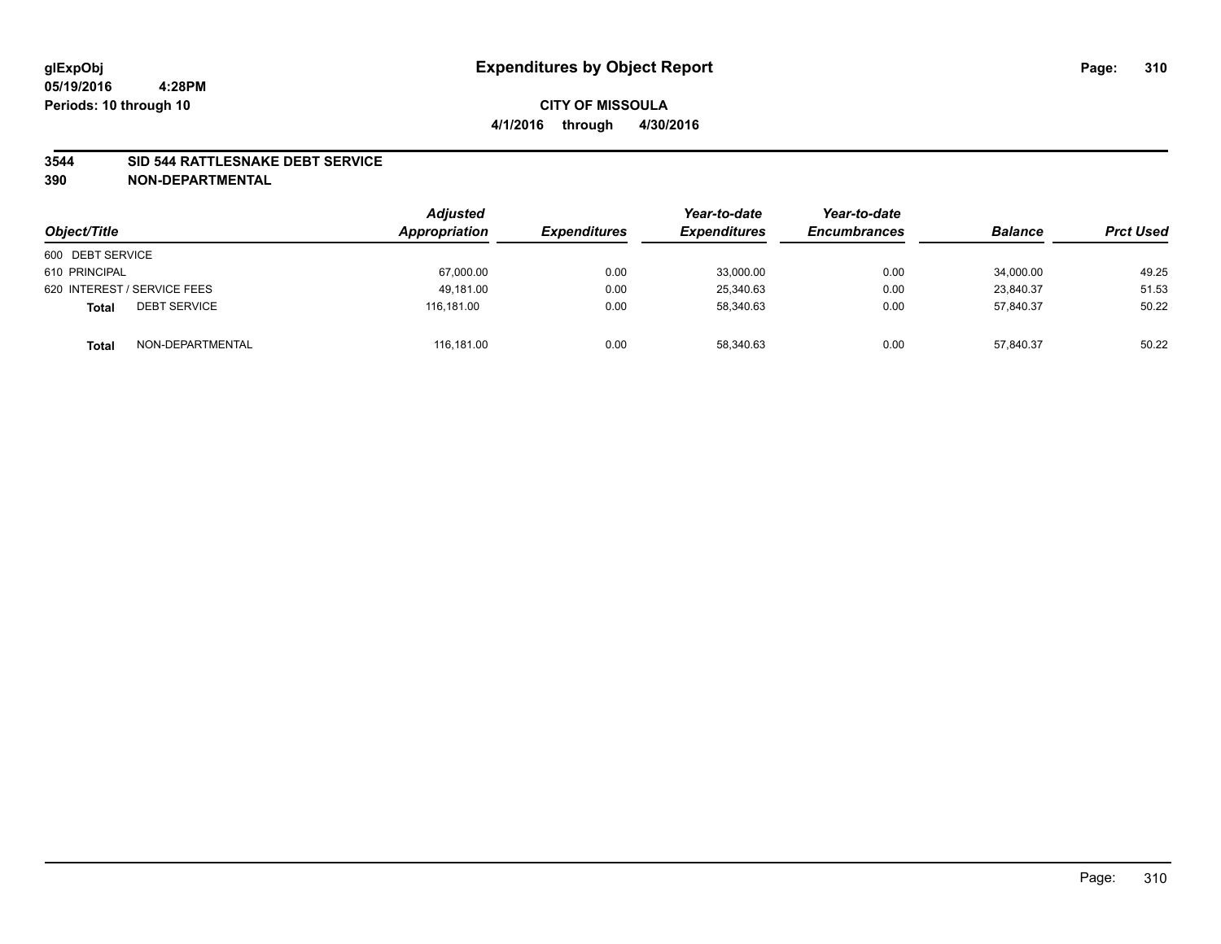# Expenditures by Object Report

glExpObj
05/19/2016 4:28PM
Periods: 10 through 10

**CITY OF MISSOULA**
**4/1/2016 through 4/30/2016**

## 3544 SID 544 RATTLESNAKE DEBT SERVICE
## 390 NON-DEPARTMENTAL

| Object/Title | Adjusted Appropriation | Expenditures | Year-to-date Expenditures | Year-to-date Encumbrances | Balance | Prct Used |
|---|---|---|---|---|---|---|
| 600 DEBT SERVICE | | | | | | |
| 610 PRINCIPAL | 67,000.00 | 0.00 | 33,000.00 | 0.00 | 34,000.00 | 49.25 |
| 620 INTEREST / SERVICE FEES | 49,181.00 | 0.00 | 25,340.63 | 0.00 | 23,840.37 | 51.53 |
| **Total** DEBT SERVICE | 116,181.00 | 0.00 | 58,340.63 | 0.00 | 57,840.37 | 50.22 |
| **Total** NON-DEPARTMENTAL | 116,181.00 | 0.00 | 58,340.63 | 0.00 | 57,840.37 | 50.22 |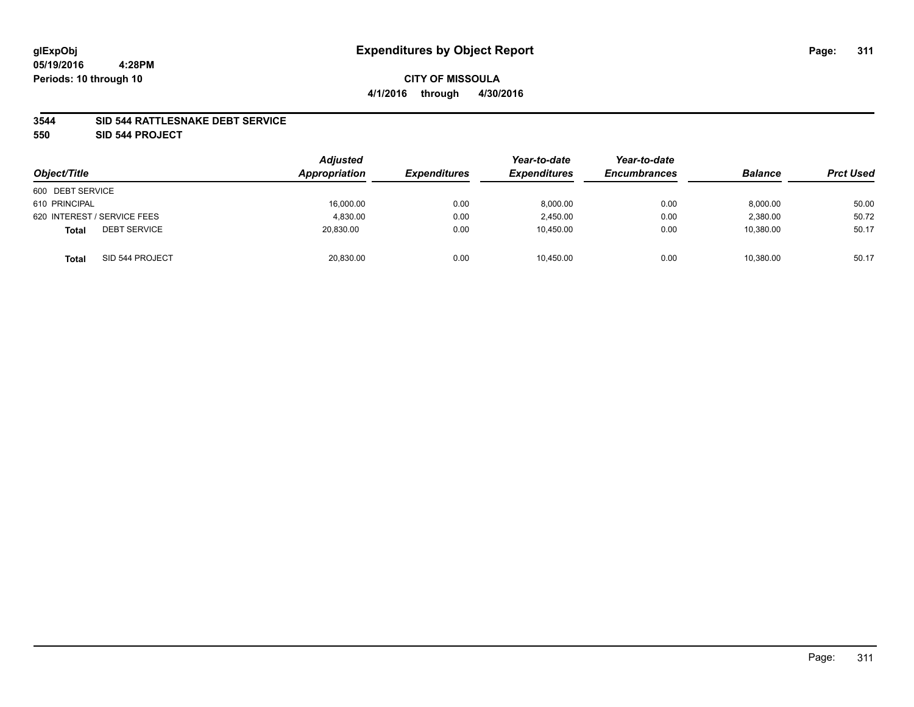# Expenditures by Object Report

glExpObj
05/19/2016 4:28PM
Periods: 10 through 10

**CITY OF MISSOULA**
**4/1/2016 through 4/30/2016**

**3544 SID 544 RATTLESNAKE DEBT SERVICE**
**550 SID 544 PROJECT**

| Object/Title | Adjusted Appropriation | Expenditures | Year-to-date Expenditures | Year-to-date Encumbrances | Balance | Prct Used |
|---|---|---|---|---|---|---|
| 600 DEBT SERVICE | | | | | | |
| 610 PRINCIPAL | 16,000.00 | 0.00 | 8,000.00 | 0.00 | 8,000.00 | 50.00 |
| 620 INTEREST / SERVICE FEES | 4,830.00 | 0.00 | 2,450.00 | 0.00 | 2,380.00 | 50.72 |
| **Total** DEBT SERVICE | 20,830.00 | 0.00 | 10,450.00 | 0.00 | 10,380.00 | 50.17 |
| **Total** SID 544 PROJECT | 20,830.00 | 0.00 | 10,450.00 | 0.00 | 10,380.00 | 50.17 |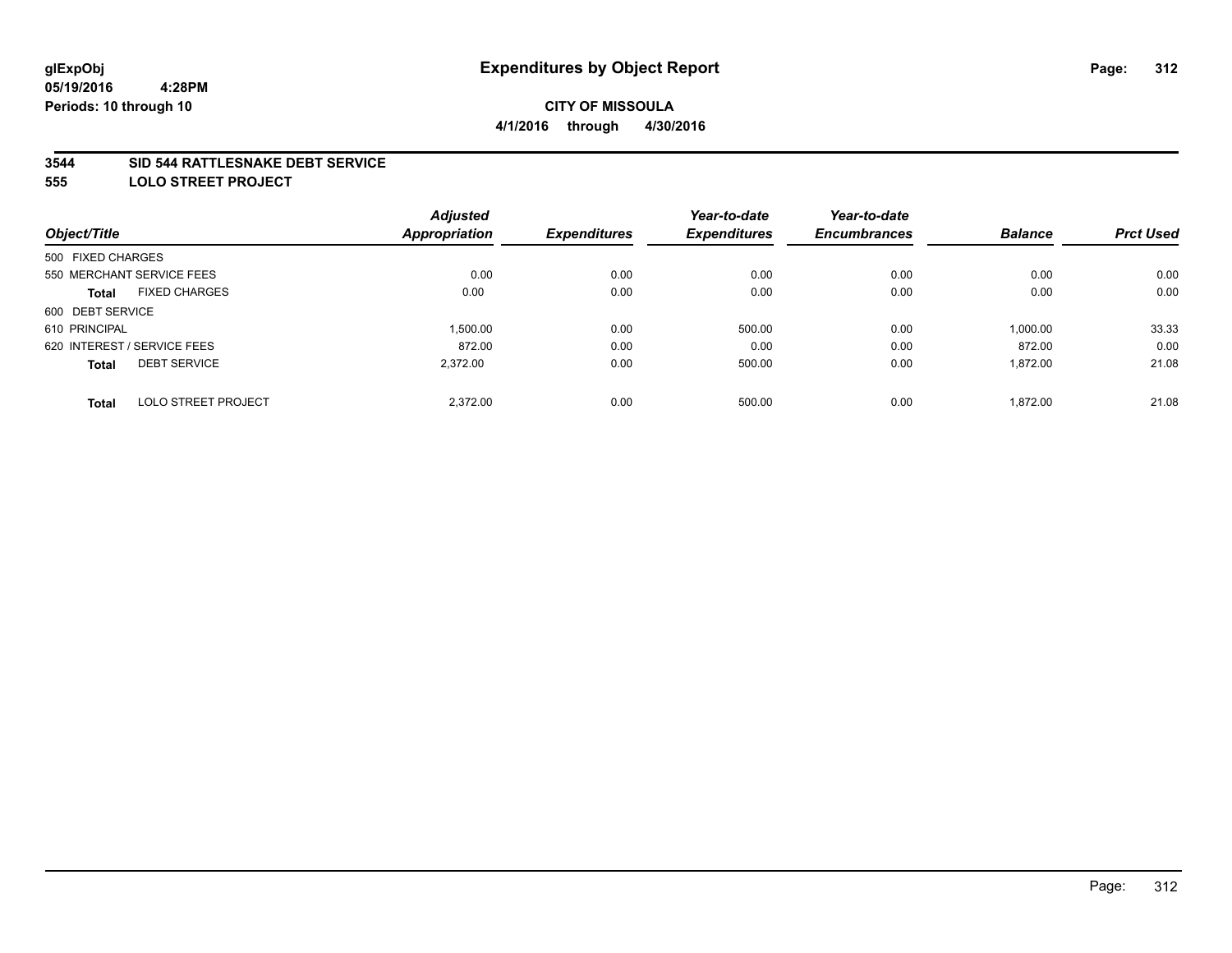# Expenditures by Object Report

glExpObj
05/19/2016 4:28PM
Periods: 10 through 10

**CITY OF MISSOULA**
**4/1/2016 through 4/30/2016**

## 3544 SID 544 RATTLESNAKE DEBT SERVICE
## 555 LOLO STREET PROJECT

| Object/Title | Adjusted Appropriation | Expenditures | Year-to-date Expenditures | Year-to-date Encumbrances | Balance | Prct Used |
|---|---|---|---|---|---|---|
| 500 FIXED CHARGES | | | | | | |
| 550 MERCHANT SERVICE FEES | 0.00 | 0.00 | 0.00 | 0.00 | 0.00 | 0.00 |
| **Total** FIXED CHARGES | 0.00 | 0.00 | 0.00 | 0.00 | 0.00 | 0.00 |
| 600 DEBT SERVICE | | | | | | |
| 610 PRINCIPAL | 1,500.00 | 0.00 | 500.00 | 0.00 | 1,000.00 | 33.33 |
| 620 INTEREST / SERVICE FEES | 872.00 | 0.00 | 0.00 | 0.00 | 872.00 | 0.00 |
| **Total** DEBT SERVICE | 2,372.00 | 0.00 | 500.00 | 0.00 | 1,872.00 | 21.08 |
| **Total** LOLO STREET PROJECT | 2,372.00 | 0.00 | 500.00 | 0.00 | 1,872.00 | 21.08 |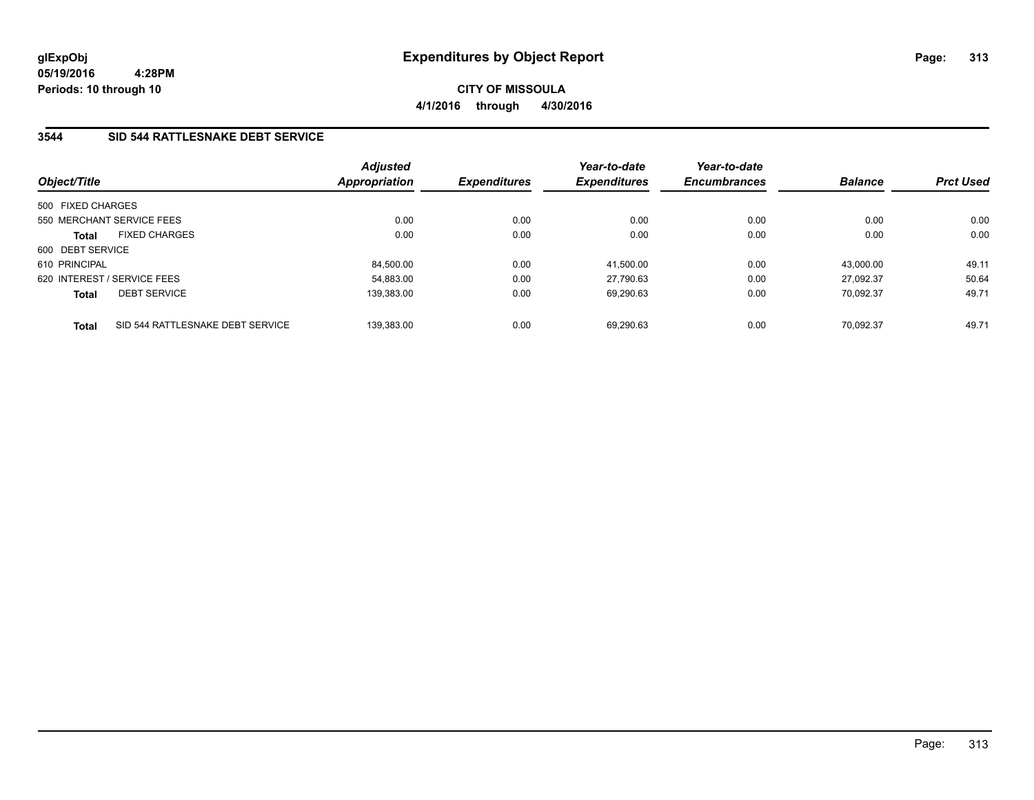glExpObj
05/19/2016 4:28PM
Periods: 10 through 10

# Expenditures by Object Report

**CITY OF MISSOULA**
**4/1/2016 through 4/30/2016**

## 3544 SID 544 RATTLESNAKE DEBT SERVICE

| Object/Title | Adjusted Appropriation | Expenditures | Year-to-date Expenditures | Year-to-date Encumbrances | Balance | Prct Used |
|---|---|---|---|---|---|---|
| 500 FIXED CHARGES | | | | | | |
| 550 MERCHANT SERVICE FEES | 0.00 | 0.00 | 0.00 | 0.00 | 0.00 | 0.00 |
| **Total** FIXED CHARGES | 0.00 | 0.00 | 0.00 | 0.00 | 0.00 | 0.00 |
| 600 DEBT SERVICE | | | | | | |
| 610 PRINCIPAL | 84,500.00 | 0.00 | 41,500.00 | 0.00 | 43,000.00 | 49.11 |
| 620 INTEREST / SERVICE FEES | 54,883.00 | 0.00 | 27,790.63 | 0.00 | 27,092.37 | 50.64 |
| **Total** DEBT SERVICE | 139,383.00 | 0.00 | 69,290.63 | 0.00 | 70,092.37 | 49.71 |
| **Total** SID 544 RATTLESNAKE DEBT SERVICE | 139,383.00 | 0.00 | 69,290.63 | 0.00 | 70,092.37 | 49.71 |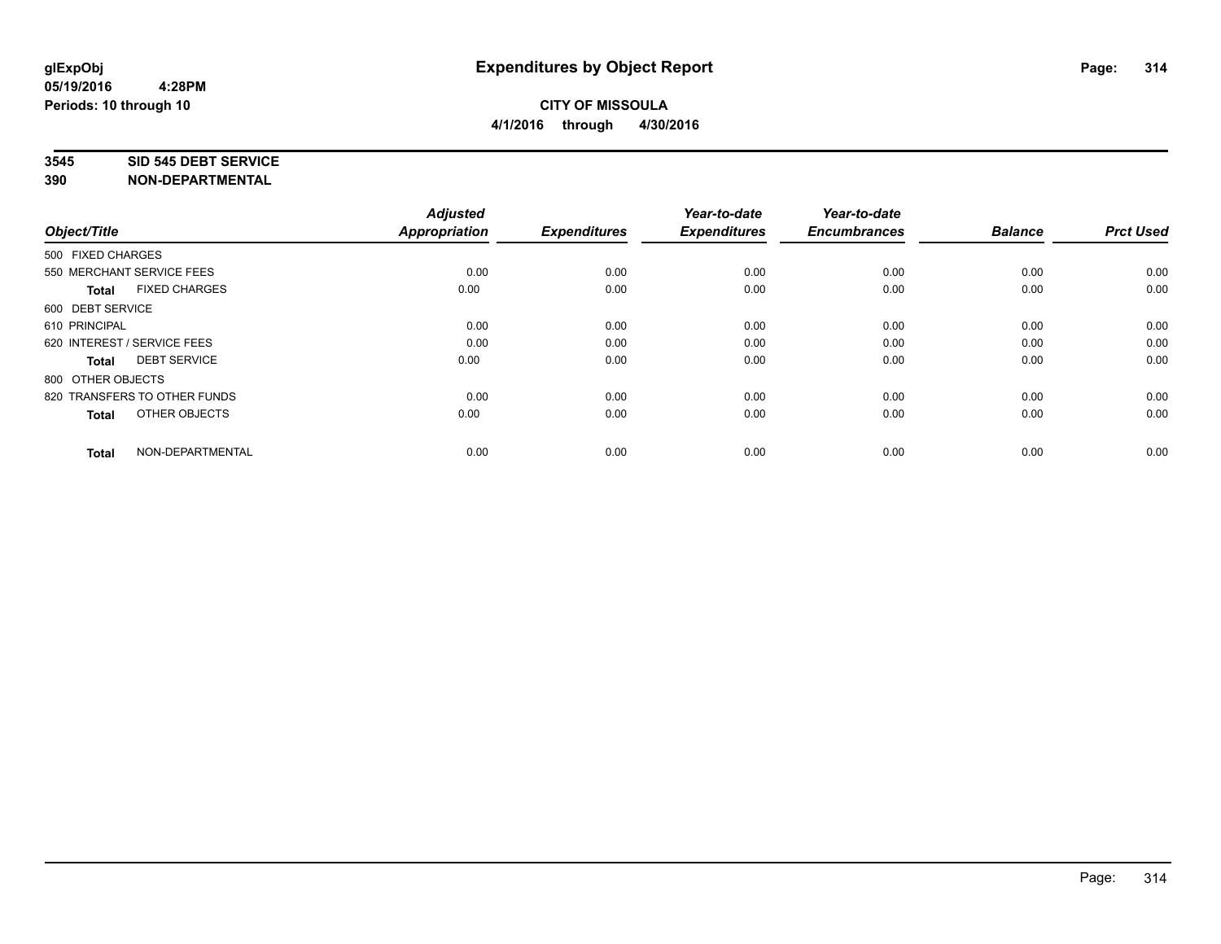**glExpObj** **Expenditures by Object Report**

**05/19/2016 4:28PM**

**Periods: 10 through 10**

**CITY OF MISSOULA**

**4/1/2016 through 4/30/2016**

**3545 SID 545 DEBT SERVICE**

**390 NON-DEPARTMENTAL**

| Object/Title | Adjusted Appropriation | Expenditures | Year-to-date Expenditures | Year-to-date Encumbrances | Balance | Prct Used |
|---|---|---|---|---|---|---|
| 500 FIXED CHARGES | | | | | | |
| 550 MERCHANT SERVICE FEES | 0.00 | 0.00 | 0.00 | 0.00 | 0.00 | 0.00 |
| **Total** FIXED CHARGES | 0.00 | 0.00 | 0.00 | 0.00 | 0.00 | 0.00 |
| 600 DEBT SERVICE | | | | | | |
| 610 PRINCIPAL | 0.00 | 0.00 | 0.00 | 0.00 | 0.00 | 0.00 |
| 620 INTEREST / SERVICE FEES | 0.00 | 0.00 | 0.00 | 0.00 | 0.00 | 0.00 |
| **Total** DEBT SERVICE | 0.00 | 0.00 | 0.00 | 0.00 | 0.00 | 0.00 |
| 800 OTHER OBJECTS | | | | | | |
| 820 TRANSFERS TO OTHER FUNDS | 0.00 | 0.00 | 0.00 | 0.00 | 0.00 | 0.00 |
| **Total** OTHER OBJECTS | 0.00 | 0.00 | 0.00 | 0.00 | 0.00 | 0.00 |
| **Total** NON-DEPARTMENTAL | 0.00 | 0.00 | 0.00 | 0.00 | 0.00 | 0.00 |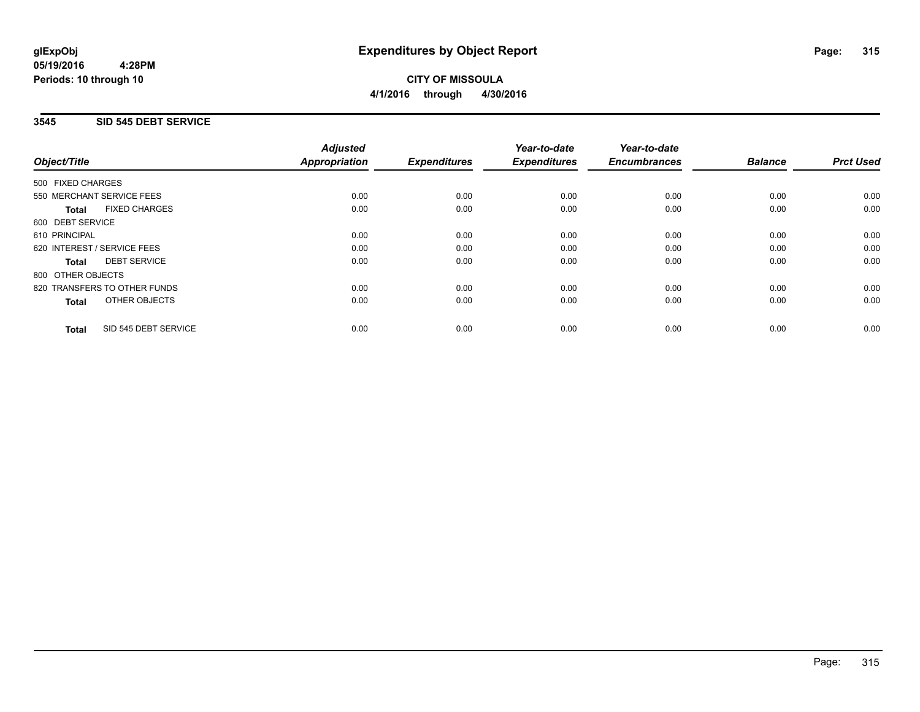# Expenditures by Object Report

**glExpObj**
**05/19/2016 4:28PM**
**Periods: 10 through 10**

**CITY OF MISSOULA**
**4/1/2016 through 4/30/2016**

## 3545 SID 545 DEBT SERVICE

| Object/Title | Adjusted Appropriation | Expenditures | Year-to-date Expenditures | Year-to-date Encumbrances | Balance | Prct Used |
|---|---|---|---|---|---|---|
| 500 FIXED CHARGES | | | | | | |
| 550 MERCHANT SERVICE FEES | 0.00 | 0.00 | 0.00 | 0.00 | 0.00 | 0.00 |
| **Total** FIXED CHARGES | 0.00 | 0.00 | 0.00 | 0.00 | 0.00 | 0.00 |
| 600 DEBT SERVICE | | | | | | |
| 610 PRINCIPAL | 0.00 | 0.00 | 0.00 | 0.00 | 0.00 | 0.00 |
| 620 INTEREST / SERVICE FEES | 0.00 | 0.00 | 0.00 | 0.00 | 0.00 | 0.00 |
| **Total** DEBT SERVICE | 0.00 | 0.00 | 0.00 | 0.00 | 0.00 | 0.00 |
| 800 OTHER OBJECTS | | | | | | |
| 820 TRANSFERS TO OTHER FUNDS | 0.00 | 0.00 | 0.00 | 0.00 | 0.00 | 0.00 |
| **Total** OTHER OBJECTS | 0.00 | 0.00 | 0.00 | 0.00 | 0.00 | 0.00 |
| **Total** SID 545 DEBT SERVICE | 0.00 | 0.00 | 0.00 | 0.00 | 0.00 | 0.00 |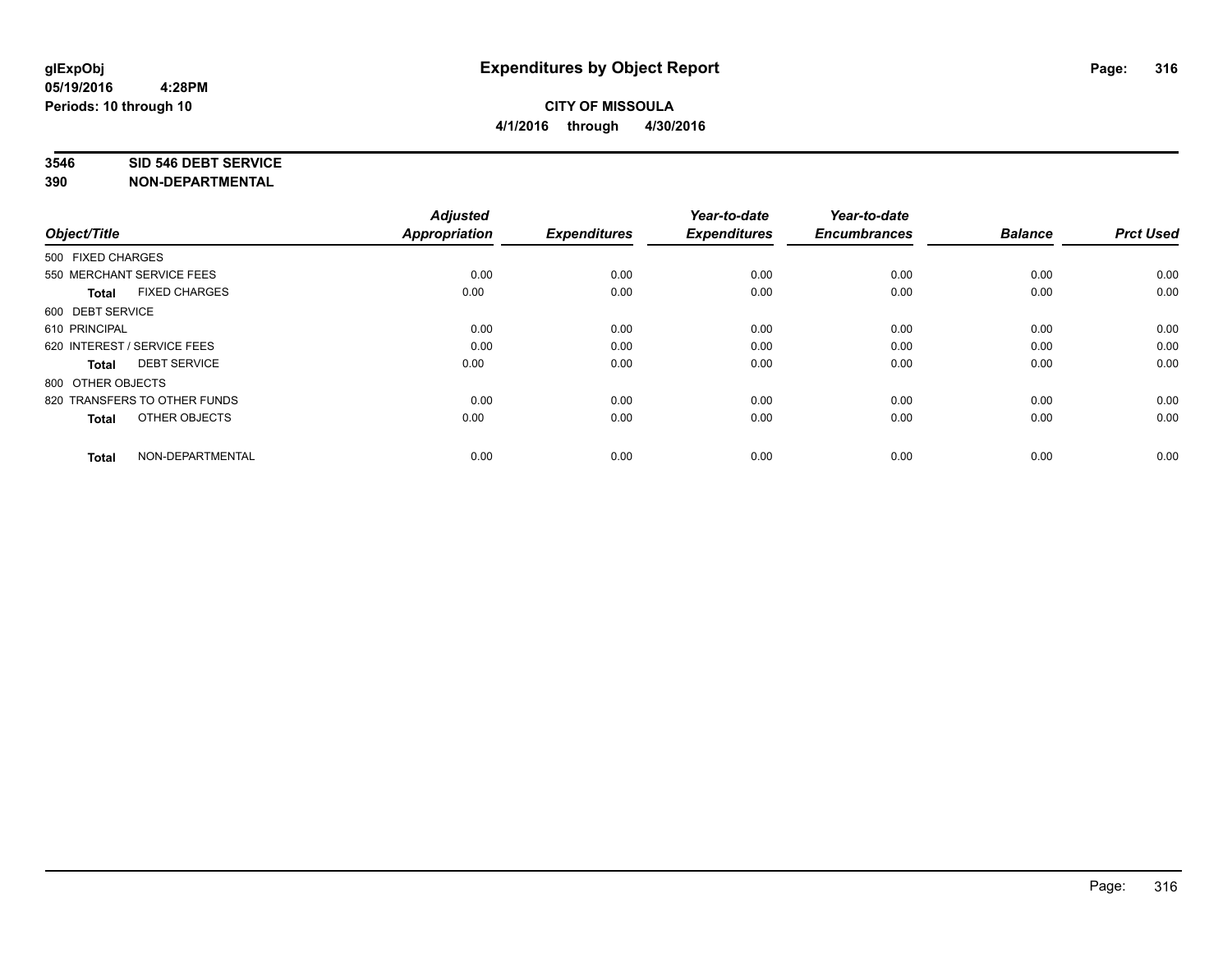# Expenditures by Object Report

glExpObj
05/19/2016 4:28PM
Periods: 10 through 10

**CITY OF MISSOULA**
**4/1/2016 through 4/30/2016**

**3546 SID 546 DEBT SERVICE**
**390 NON-DEPARTMENTAL**

| Object/Title | Adjusted Appropriation | Expenditures | Year-to-date Expenditures | Year-to-date Encumbrances | Balance | Prct Used |
|---|---|---|---|---|---|---|
| 500 FIXED CHARGES | | | | | | |
| 550 MERCHANT SERVICE FEES | 0.00 | 0.00 | 0.00 | 0.00 | 0.00 | 0.00 |
| **Total** FIXED CHARGES | 0.00 | 0.00 | 0.00 | 0.00 | 0.00 | 0.00 |
| 600 DEBT SERVICE | | | | | | |
| 610 PRINCIPAL | 0.00 | 0.00 | 0.00 | 0.00 | 0.00 | 0.00 |
| 620 INTEREST / SERVICE FEES | 0.00 | 0.00 | 0.00 | 0.00 | 0.00 | 0.00 |
| **Total** DEBT SERVICE | 0.00 | 0.00 | 0.00 | 0.00 | 0.00 | 0.00 |
| 800 OTHER OBJECTS | | | | | | |
| 820 TRANSFERS TO OTHER FUNDS | 0.00 | 0.00 | 0.00 | 0.00 | 0.00 | 0.00 |
| **Total** OTHER OBJECTS | 0.00 | 0.00 | 0.00 | 0.00 | 0.00 | 0.00 |
| **Total** NON-DEPARTMENTAL | 0.00 | 0.00 | 0.00 | 0.00 | 0.00 | 0.00 |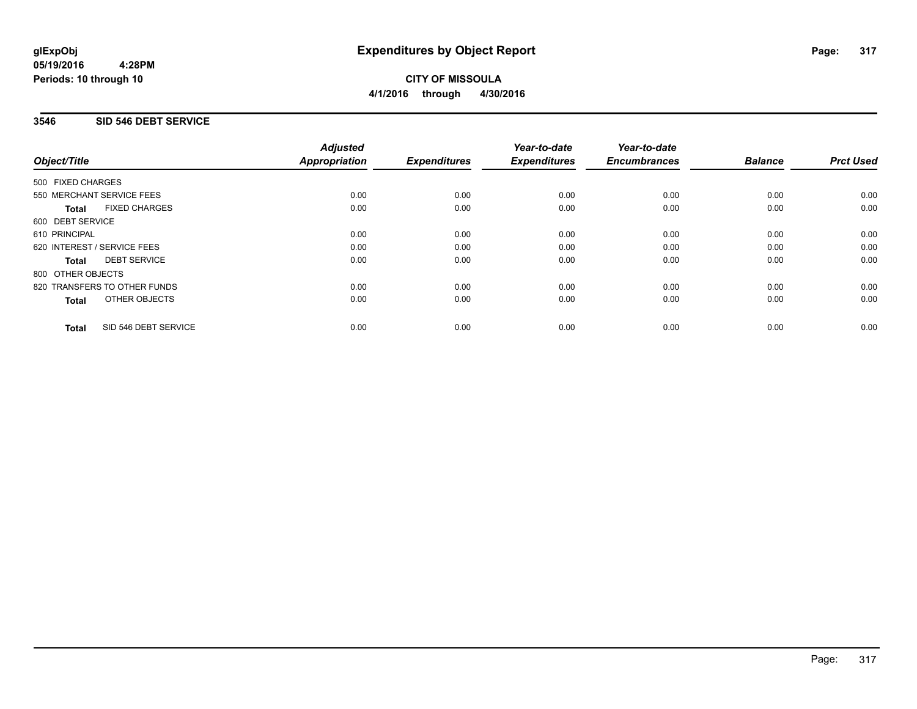# Expenditures by Object Report

glExpObj
05/19/2016 4:28PM
Periods: 10 through 10

**CITY OF MISSOULA**
**4/1/2016 through 4/30/2016**

## 3546 SID 546 DEBT SERVICE

| Object/Title | Adjusted Appropriation | Expenditures | Year-to-date Expenditures | Year-to-date Encumbrances | Balance | Prct Used |
|---|---|---|---|---|---|---|
| 500 FIXED CHARGES | | | | | | |
| 550 MERCHANT SERVICE FEES | 0.00 | 0.00 | 0.00 | 0.00 | 0.00 | 0.00 |
| **Total** FIXED CHARGES | 0.00 | 0.00 | 0.00 | 0.00 | 0.00 | 0.00 |
| 600 DEBT SERVICE | | | | | | |
| 610 PRINCIPAL | 0.00 | 0.00 | 0.00 | 0.00 | 0.00 | 0.00 |
| 620 INTEREST / SERVICE FEES | 0.00 | 0.00 | 0.00 | 0.00 | 0.00 | 0.00 |
| **Total** DEBT SERVICE | 0.00 | 0.00 | 0.00 | 0.00 | 0.00 | 0.00 |
| 800 OTHER OBJECTS | | | | | | |
| 820 TRANSFERS TO OTHER FUNDS | 0.00 | 0.00 | 0.00 | 0.00 | 0.00 | 0.00 |
| **Total** OTHER OBJECTS | 0.00 | 0.00 | 0.00 | 0.00 | 0.00 | 0.00 |
| **Total** SID 546 DEBT SERVICE | 0.00 | 0.00 | 0.00 | 0.00 | 0.00 | 0.00 |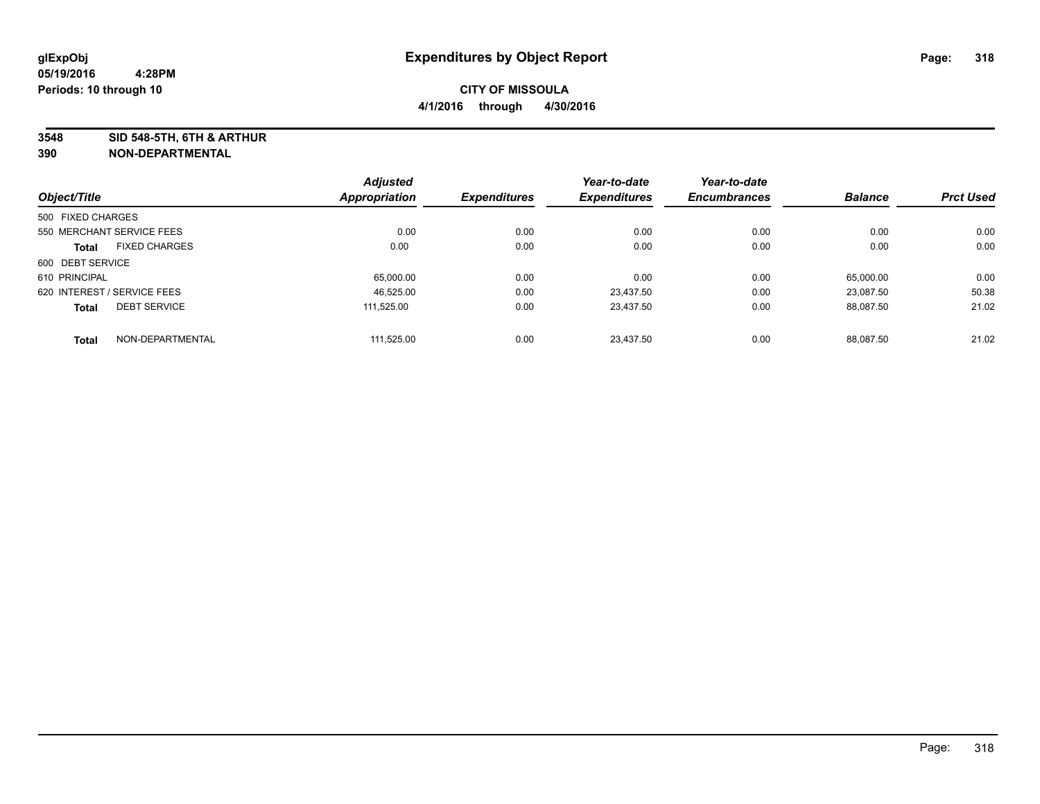glExpObj
05/19/2016 4:28PM
Periods: 10 through 10

# Expenditures by Object Report

**CITY OF MISSOULA**
**4/1/2016 through 4/30/2016**

**3548 SID 548-5TH, 6TH & ARTHUR**
**390 NON-DEPARTMENTAL**

| Object/Title | | Adjusted Appropriation | Expenditures | Year-to-date Expenditures | Year-to-date Encumbrances | Balance | Prct Used |
|---|---|---|---|---|---|---|---|
| 500 FIXED CHARGES | | | | | | | |
| 550 MERCHANT SERVICE FEES | | 0.00 | 0.00 | 0.00 | 0.00 | 0.00 | 0.00 |
| **Total** | FIXED CHARGES | 0.00 | 0.00 | 0.00 | 0.00 | 0.00 | 0.00 |
| 600 DEBT SERVICE | | | | | | | |
| 610 PRINCIPAL | | 65,000.00 | 0.00 | 0.00 | 0.00 | 65,000.00 | 0.00 |
| 620 INTEREST / SERVICE FEES | | 46,525.00 | 0.00 | 23,437.50 | 0.00 | 23,087.50 | 50.38 |
| **Total** | DEBT SERVICE | 111,525.00 | 0.00 | 23,437.50 | 0.00 | 88,087.50 | 21.02 |
| **Total** | NON-DEPARTMENTAL | 111,525.00 | 0.00 | 23,437.50 | 0.00 | 88,087.50 | 21.02 |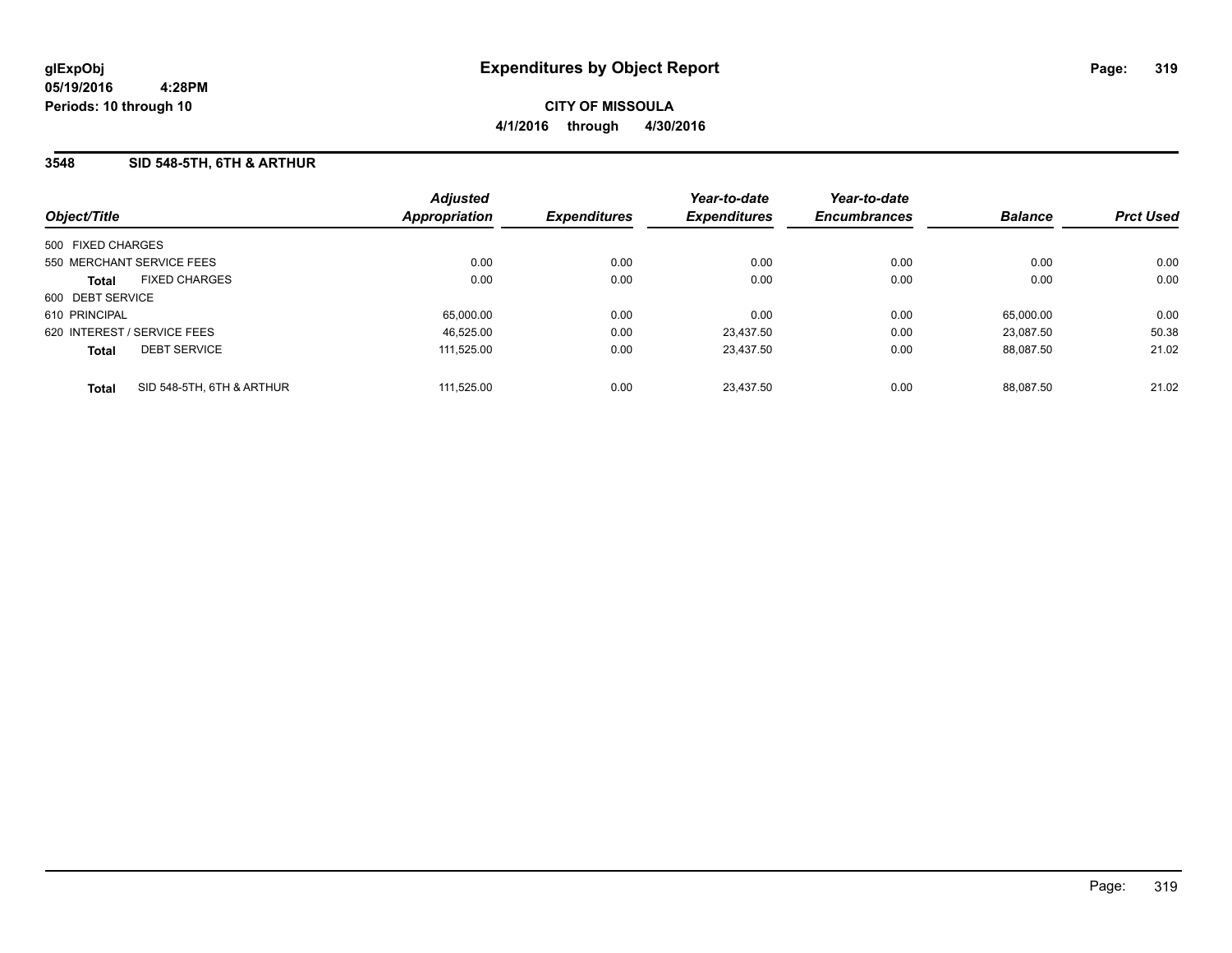# Expenditures by Object Report

glExpObj
05/19/2016 4:28PM
Periods: 10 through 10

**CITY OF MISSOULA**
**4/1/2016 through 4/30/2016**

## 3548 SID 548-5TH, 6TH & ARTHUR

| Object/Title | Adjusted Appropriation | Expenditures | Year-to-date Expenditures | Year-to-date Encumbrances | Balance | Prct Used |
|---|---|---|---|---|---|---|
| 500 FIXED CHARGES | | | | | | |
| 550 MERCHANT SERVICE FEES | 0.00 | 0.00 | 0.00 | 0.00 | 0.00 | 0.00 |
| **Total** FIXED CHARGES | 0.00 | 0.00 | 0.00 | 0.00 | 0.00 | 0.00 |
| 600 DEBT SERVICE | | | | | | |
| 610 PRINCIPAL | 65,000.00 | 0.00 | 0.00 | 0.00 | 65,000.00 | 0.00 |
| 620 INTEREST / SERVICE FEES | 46,525.00 | 0.00 | 23,437.50 | 0.00 | 23,087.50 | 50.38 |
| **Total** DEBT SERVICE | 111,525.00 | 0.00 | 23,437.50 | 0.00 | 88,087.50 | 21.02 |
| **Total** SID 548-5TH, 6TH & ARTHUR | 111,525.00 | 0.00 | 23,437.50 | 0.00 | 88,087.50 | 21.02 |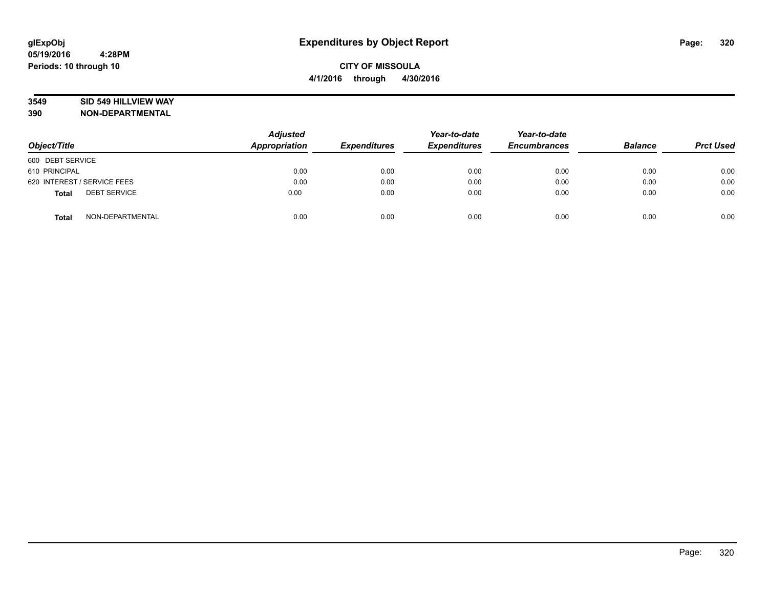# Expenditures by Object Report

glExpObj
05/19/2016 4:28PM
Periods: 10 through 10

**CITY OF MISSOULA**
**4/1/2016 through 4/30/2016**

**3549 SID 549 HILLVIEW WAY**
**390 NON-DEPARTMENTAL**

| Object/Title | | Adjusted Appropriation | Expenditures | Year-to-date Expenditures | Year-to-date Encumbrances | Balance | Prct Used |
|---|---|---|---|---|---|---|---|
| 600 DEBT SERVICE | | | | | | | |
| 610 PRINCIPAL | | 0.00 | 0.00 | 0.00 | 0.00 | 0.00 | 0.00 |
| 620 INTEREST / SERVICE FEES | | 0.00 | 0.00 | 0.00 | 0.00 | 0.00 | 0.00 |
| **Total** | DEBT SERVICE | 0.00 | 0.00 | 0.00 | 0.00 | 0.00 | 0.00 |
| **Total** | NON-DEPARTMENTAL | 0.00 | 0.00 | 0.00 | 0.00 | 0.00 | 0.00 |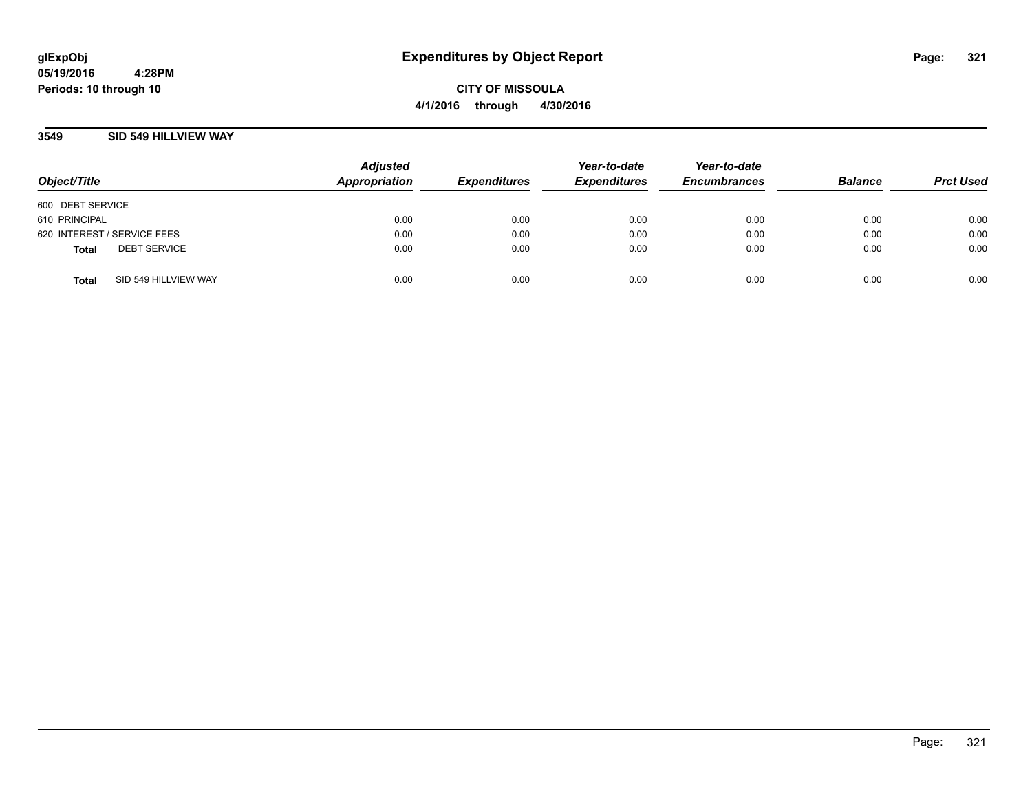# Expenditures by Object Report

glExpObj
05/19/2016 4:28PM
Periods: 10 through 10

**CITY OF MISSOULA**
**4/1/2016 through 4/30/2016**

## 3549 SID 549 HILLVIEW WAY

| Object/Title | Adjusted Appropriation | Expenditures | Year-to-date Expenditures | Year-to-date Encumbrances | Balance | Prct Used |
|---|---|---|---|---|---|---|
| 600 DEBT SERVICE | | | | | | |
| 610 PRINCIPAL | 0.00 | 0.00 | 0.00 | 0.00 | 0.00 | 0.00 |
| 620 INTEREST / SERVICE FEES | 0.00 | 0.00 | 0.00 | 0.00 | 0.00 | 0.00 |
| **Total** DEBT SERVICE | 0.00 | 0.00 | 0.00 | 0.00 | 0.00 | 0.00 |
| **Total** SID 549 HILLVIEW WAY | 0.00 | 0.00 | 0.00 | 0.00 | 0.00 | 0.00 |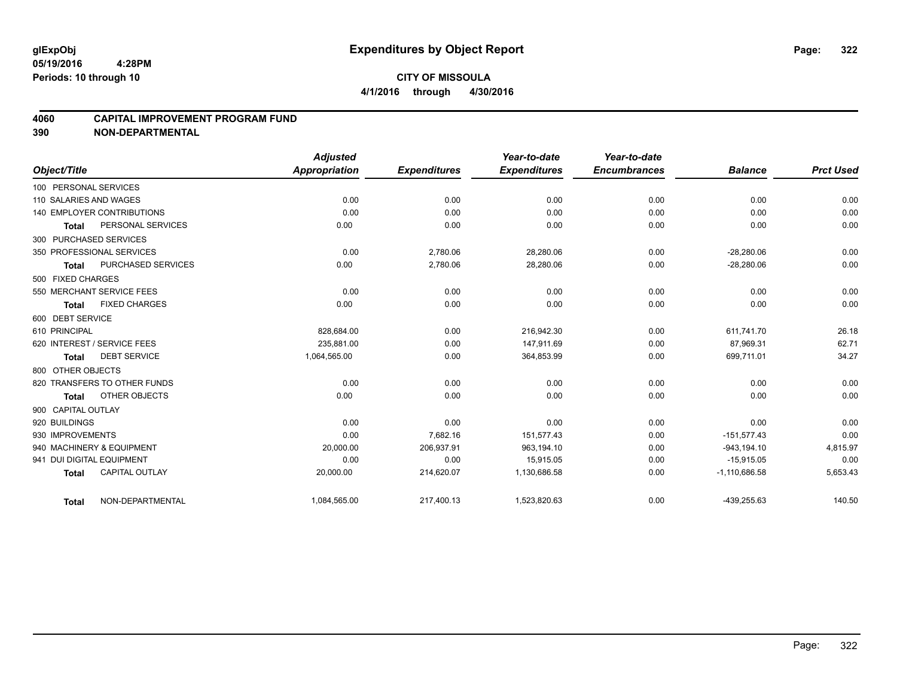**glExpObj**
**05/19/2016 4:28PM**
**Periods: 10 through 10**

# Expenditures by Object Report

**CITY OF MISSOULA**
**4/1/2016 through 4/30/2016**

## 4060 CAPITAL IMPROVEMENT PROGRAM FUND
## 390 NON-DEPARTMENTAL

| Object/Title | | Adjusted Appropriation | Expenditures | Year-to-date Expenditures | Year-to-date Encumbrances | Balance | Prct Used |
|---|---|---|---|---|---|---|---|
| 100 PERSONAL SERVICES | | | | | | | |
| 110 SALARIES AND WAGES | | 0.00 | 0.00 | 0.00 | 0.00 | 0.00 | 0.00 |
| 140 EMPLOYER CONTRIBUTIONS | | 0.00 | 0.00 | 0.00 | 0.00 | 0.00 | 0.00 |
| **Total** | PERSONAL SERVICES | 0.00 | 0.00 | 0.00 | 0.00 | 0.00 | 0.00 |
| 300 PURCHASED SERVICES | | | | | | | |
| 350 PROFESSIONAL SERVICES | | 0.00 | 2,780.06 | 28,280.06 | 0.00 | -28,280.06 | 0.00 |
| **Total** | PURCHASED SERVICES | 0.00 | 2,780.06 | 28,280.06 | 0.00 | -28,280.06 | 0.00 |
| 500 FIXED CHARGES | | | | | | | |
| 550 MERCHANT SERVICE FEES | | 0.00 | 0.00 | 0.00 | 0.00 | 0.00 | 0.00 |
| **Total** | FIXED CHARGES | 0.00 | 0.00 | 0.00 | 0.00 | 0.00 | 0.00 |
| 600 DEBT SERVICE | | | | | | | |
| 610 PRINCIPAL | | 828,684.00 | 0.00 | 216,942.30 | 0.00 | 611,741.70 | 26.18 |
| 620 INTEREST / SERVICE FEES | | 235,881.00 | 0.00 | 147,911.69 | 0.00 | 87,969.31 | 62.71 |
| **Total** | DEBT SERVICE | 1,064,565.00 | 0.00 | 364,853.99 | 0.00 | 699,711.01 | 34.27 |
| 800 OTHER OBJECTS | | | | | | | |
| 820 TRANSFERS TO OTHER FUNDS | | 0.00 | 0.00 | 0.00 | 0.00 | 0.00 | 0.00 |
| **Total** | OTHER OBJECTS | 0.00 | 0.00 | 0.00 | 0.00 | 0.00 | 0.00 |
| 900 CAPITAL OUTLAY | | | | | | | |
| 920 BUILDINGS | | 0.00 | 0.00 | 0.00 | 0.00 | 0.00 | 0.00 |
| 930 IMPROVEMENTS | | 0.00 | 7,682.16 | 151,577.43 | 0.00 | -151,577.43 | 0.00 |
| 940 MACHINERY & EQUIPMENT | | 20,000.00 | 206,937.91 | 963,194.10 | 0.00 | -943,194.10 | 4,815.97 |
| 941 DUI DIGITAL EQUIPMENT | | 0.00 | 0.00 | 15,915.05 | 0.00 | -15,915.05 | 0.00 |
| **Total** | CAPITAL OUTLAY | 20,000.00 | 214,620.07 | 1,130,686.58 | 0.00 | -1,110,686.58 | 5,653.43 |
| **Total** | NON-DEPARTMENTAL | 1,084,565.00 | 217,400.13 | 1,523,820.63 | 0.00 | -439,255.63 | 140.50 |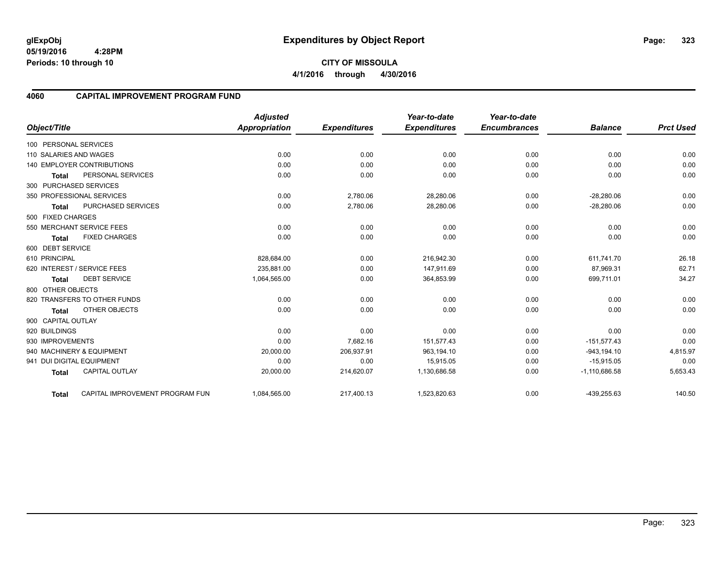**glExpObj**
**05/19/2016 4:28PM**
**Periods: 10 through 10**

# Expenditures by Object Report

**CITY OF MISSOULA**
**4/1/2016 through 4/30/2016**

## 4060 CAPITAL IMPROVEMENT PROGRAM FUND

| Object/Title | Adjusted Appropriation | Expenditures | Year-to-date Expenditures | Year-to-date Encumbrances | Balance | Prct Used |
|---|---|---|---|---|---|---|
| 100 PERSONAL SERVICES | | | | | | |
| 110 SALARIES AND WAGES | 0.00 | 0.00 | 0.00 | 0.00 | 0.00 | 0.00 |
| 140 EMPLOYER CONTRIBUTIONS | 0.00 | 0.00 | 0.00 | 0.00 | 0.00 | 0.00 |
| **Total** PERSONAL SERVICES | 0.00 | 0.00 | 0.00 | 0.00 | 0.00 | 0.00 |
| 300 PURCHASED SERVICES | | | | | | |
| 350 PROFESSIONAL SERVICES | 0.00 | 2,780.06 | 28,280.06 | 0.00 | -28,280.06 | 0.00 |
| **Total** PURCHASED SERVICES | 0.00 | 2,780.06 | 28,280.06 | 0.00 | -28,280.06 | 0.00 |
| 500 FIXED CHARGES | | | | | | |
| 550 MERCHANT SERVICE FEES | 0.00 | 0.00 | 0.00 | 0.00 | 0.00 | 0.00 |
| **Total** FIXED CHARGES | 0.00 | 0.00 | 0.00 | 0.00 | 0.00 | 0.00 |
| 600 DEBT SERVICE | | | | | | |
| 610 PRINCIPAL | 828,684.00 | 0.00 | 216,942.30 | 0.00 | 611,741.70 | 26.18 |
| 620 INTEREST / SERVICE FEES | 235,881.00 | 0.00 | 147,911.69 | 0.00 | 87,969.31 | 62.71 |
| **Total** DEBT SERVICE | 1,064,565.00 | 0.00 | 364,853.99 | 0.00 | 699,711.01 | 34.27 |
| 800 OTHER OBJECTS | | | | | | |
| 820 TRANSFERS TO OTHER FUNDS | 0.00 | 0.00 | 0.00 | 0.00 | 0.00 | 0.00 |
| **Total** OTHER OBJECTS | 0.00 | 0.00 | 0.00 | 0.00 | 0.00 | 0.00 |
| 900 CAPITAL OUTLAY | | | | | | |
| 920 BUILDINGS | 0.00 | 0.00 | 0.00 | 0.00 | 0.00 | 0.00 |
| 930 IMPROVEMENTS | 0.00 | 7,682.16 | 151,577.43 | 0.00 | -151,577.43 | 0.00 |
| 940 MACHINERY & EQUIPMENT | 20,000.00 | 206,937.91 | 963,194.10 | 0.00 | -943,194.10 | 4,815.97 |
| 941 DUI DIGITAL EQUIPMENT | 0.00 | 0.00 | 15,915.05 | 0.00 | -15,915.05 | 0.00 |
| **Total** CAPITAL OUTLAY | 20,000.00 | 214,620.07 | 1,130,686.58 | 0.00 | -1,110,686.58 | 5,653.43 |
| **Total** CAPITAL IMPROVEMENT PROGRAM FUN | 1,084,565.00 | 217,400.13 | 1,523,820.63 | 0.00 | -439,255.63 | 140.50 |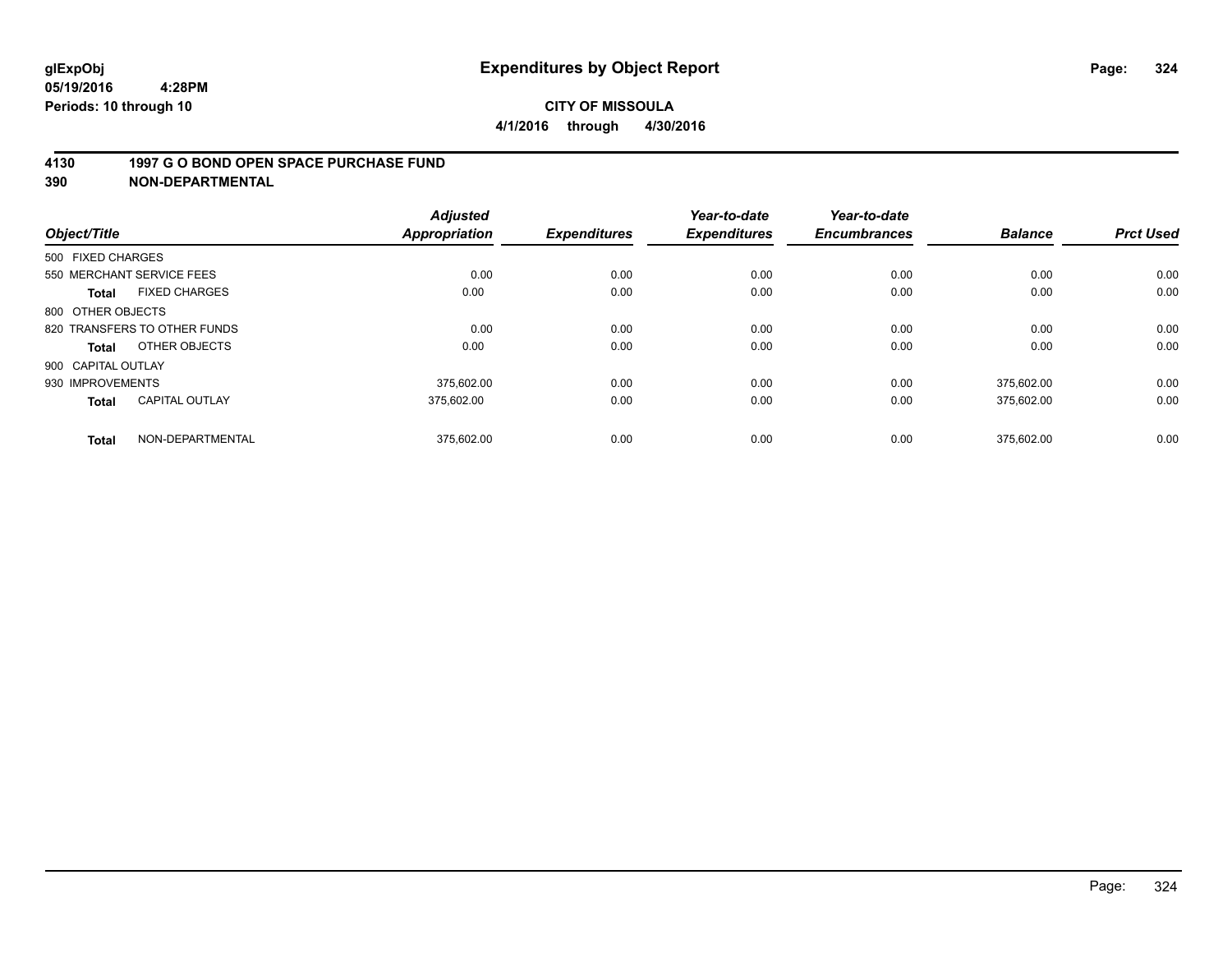# Expenditures by Object Report

glExpObj
05/19/2016 4:28PM
Periods: 10 through 10

**CITY OF MISSOULA**
**4/1/2016 through 4/30/2016**

## 4130 1997 G O BOND OPEN SPACE PURCHASE FUND
## 390 NON-DEPARTMENTAL

| Object/Title | | Adjusted Appropriation | Expenditures | Year-to-date Expenditures | Year-to-date Encumbrances | Balance | Prct Used |
|---|---|---|---|---|---|---|---|
| 500 FIXED CHARGES | | | | | | | |
| 550 MERCHANT SERVICE FEES | | 0.00 | 0.00 | 0.00 | 0.00 | 0.00 | 0.00 |
| **Total** | FIXED CHARGES | 0.00 | 0.00 | 0.00 | 0.00 | 0.00 | 0.00 |
| 800 OTHER OBJECTS | | | | | | | |
| 820 TRANSFERS TO OTHER FUNDS | | 0.00 | 0.00 | 0.00 | 0.00 | 0.00 | 0.00 |
| **Total** | OTHER OBJECTS | 0.00 | 0.00 | 0.00 | 0.00 | 0.00 | 0.00 |
| 900 CAPITAL OUTLAY | | | | | | | |
| 930 IMPROVEMENTS | | 375,602.00 | 0.00 | 0.00 | 0.00 | 375,602.00 | 0.00 |
| **Total** | CAPITAL OUTLAY | 375,602.00 | 0.00 | 0.00 | 0.00 | 375,602.00 | 0.00 |
| **Total** | NON-DEPARTMENTAL | 375,602.00 | 0.00 | 0.00 | 0.00 | 375,602.00 | 0.00 |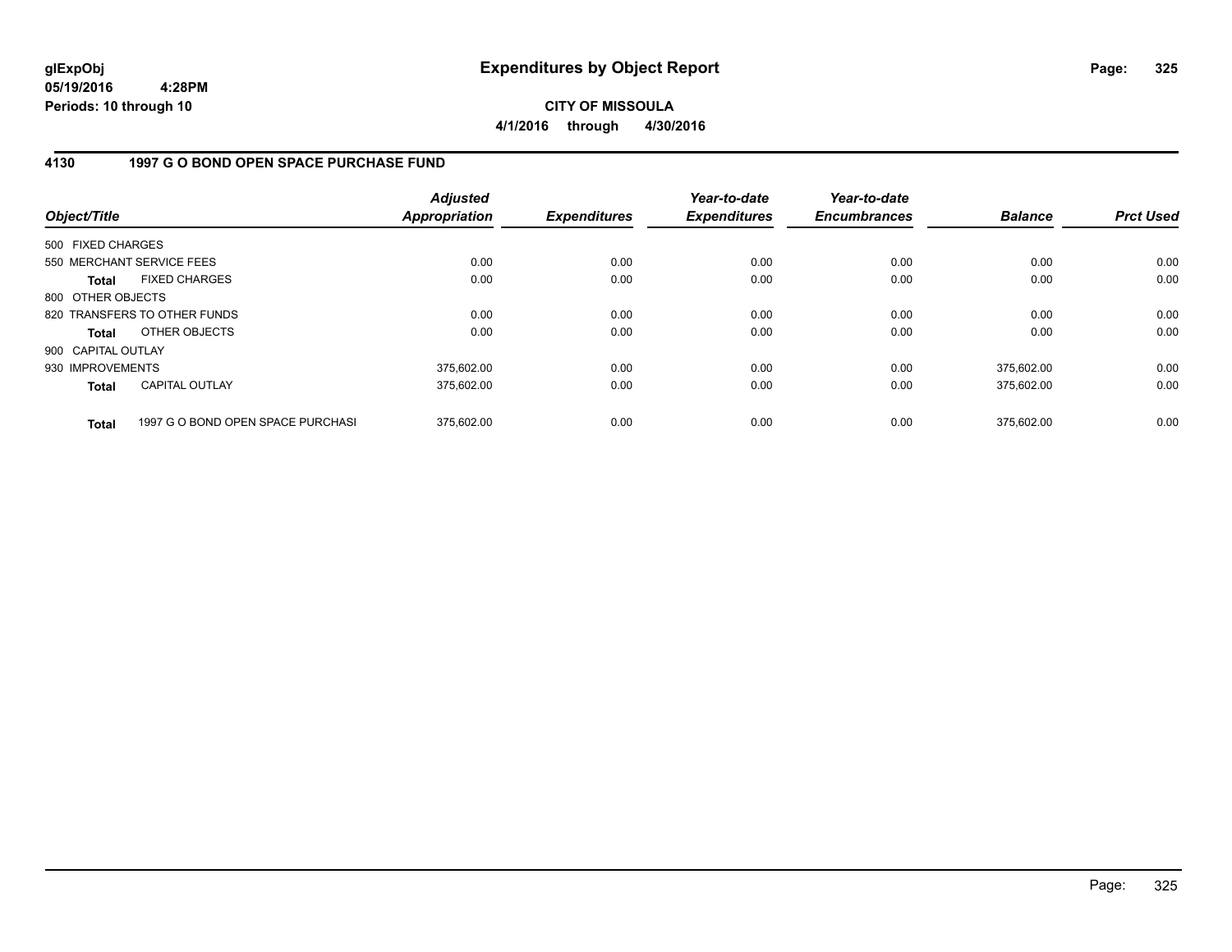**glExpObj**
**05/19/2016 4:28PM**
**Periods: 10 through 10**

# Expenditures by Object Report

**CITY OF MISSOULA**
**4/1/2016 through 4/30/2016**

## 4130 1997 G O BOND OPEN SPACE PURCHASE FUND

| Object/Title | | Adjusted Appropriation | Expenditures | Year-to-date Expenditures | Year-to-date Encumbrances | Balance | Prct Used |
|---|---|---|---|---|---|---|---|
| 500 FIXED CHARGES | | | | | | | |
| 550 MERCHANT SERVICE FEES | | 0.00 | 0.00 | 0.00 | 0.00 | 0.00 | 0.00 |
| **Total** | FIXED CHARGES | 0.00 | 0.00 | 0.00 | 0.00 | 0.00 | 0.00 |
| 800 OTHER OBJECTS | | | | | | | |
| 820 TRANSFERS TO OTHER FUNDS | | 0.00 | 0.00 | 0.00 | 0.00 | 0.00 | 0.00 |
| **Total** | OTHER OBJECTS | 0.00 | 0.00 | 0.00 | 0.00 | 0.00 | 0.00 |
| 900 CAPITAL OUTLAY | | | | | | | |
| 930 IMPROVEMENTS | | 375,602.00 | 0.00 | 0.00 | 0.00 | 375,602.00 | 0.00 |
| **Total** | CAPITAL OUTLAY | 375,602.00 | 0.00 | 0.00 | 0.00 | 375,602.00 | 0.00 |
| **Total** | 1997 G O BOND OPEN SPACE PURCHASI | 375,602.00 | 0.00 | 0.00 | 0.00 | 375,602.00 | 0.00 |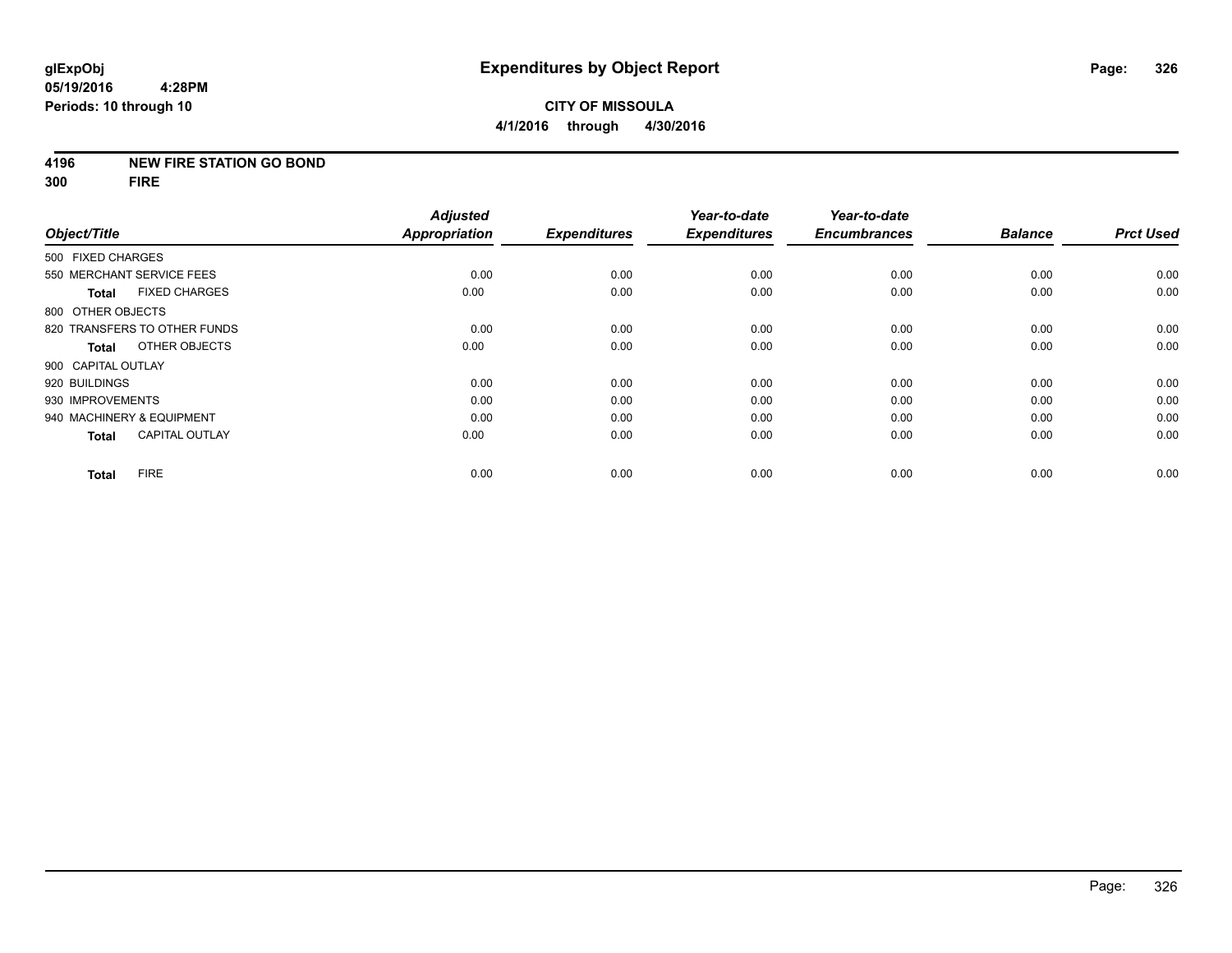# Expenditures by Object Report

**glExpObj**
**05/19/2016 4:28PM**
**Periods: 10 through 10**

**CITY OF MISSOULA**
**4/1/2016 through 4/30/2016**

**4196 NEW FIRE STATION GO BOND**
**300 FIRE**

| Object/Title | Adjusted Appropriation | Expenditures | Year-to-date Expenditures | Year-to-date Encumbrances | Balance | Prct Used |
|---|---|---|---|---|---|---|
| 500 FIXED CHARGES | | | | | | |
| 550 MERCHANT SERVICE FEES | 0.00 | 0.00 | 0.00 | 0.00 | 0.00 | 0.00 |
| **Total** FIXED CHARGES | 0.00 | 0.00 | 0.00 | 0.00 | 0.00 | 0.00 |
| 800 OTHER OBJECTS | | | | | | |
| 820 TRANSFERS TO OTHER FUNDS | 0.00 | 0.00 | 0.00 | 0.00 | 0.00 | 0.00 |
| **Total** OTHER OBJECTS | 0.00 | 0.00 | 0.00 | 0.00 | 0.00 | 0.00 |
| 900 CAPITAL OUTLAY | | | | | | |
| 920 BUILDINGS | 0.00 | 0.00 | 0.00 | 0.00 | 0.00 | 0.00 |
| 930 IMPROVEMENTS | 0.00 | 0.00 | 0.00 | 0.00 | 0.00 | 0.00 |
| 940 MACHINERY & EQUIPMENT | 0.00 | 0.00 | 0.00 | 0.00 | 0.00 | 0.00 |
| **Total** CAPITAL OUTLAY | 0.00 | 0.00 | 0.00 | 0.00 | 0.00 | 0.00 |
| **Total** FIRE | 0.00 | 0.00 | 0.00 | 0.00 | 0.00 | 0.00 |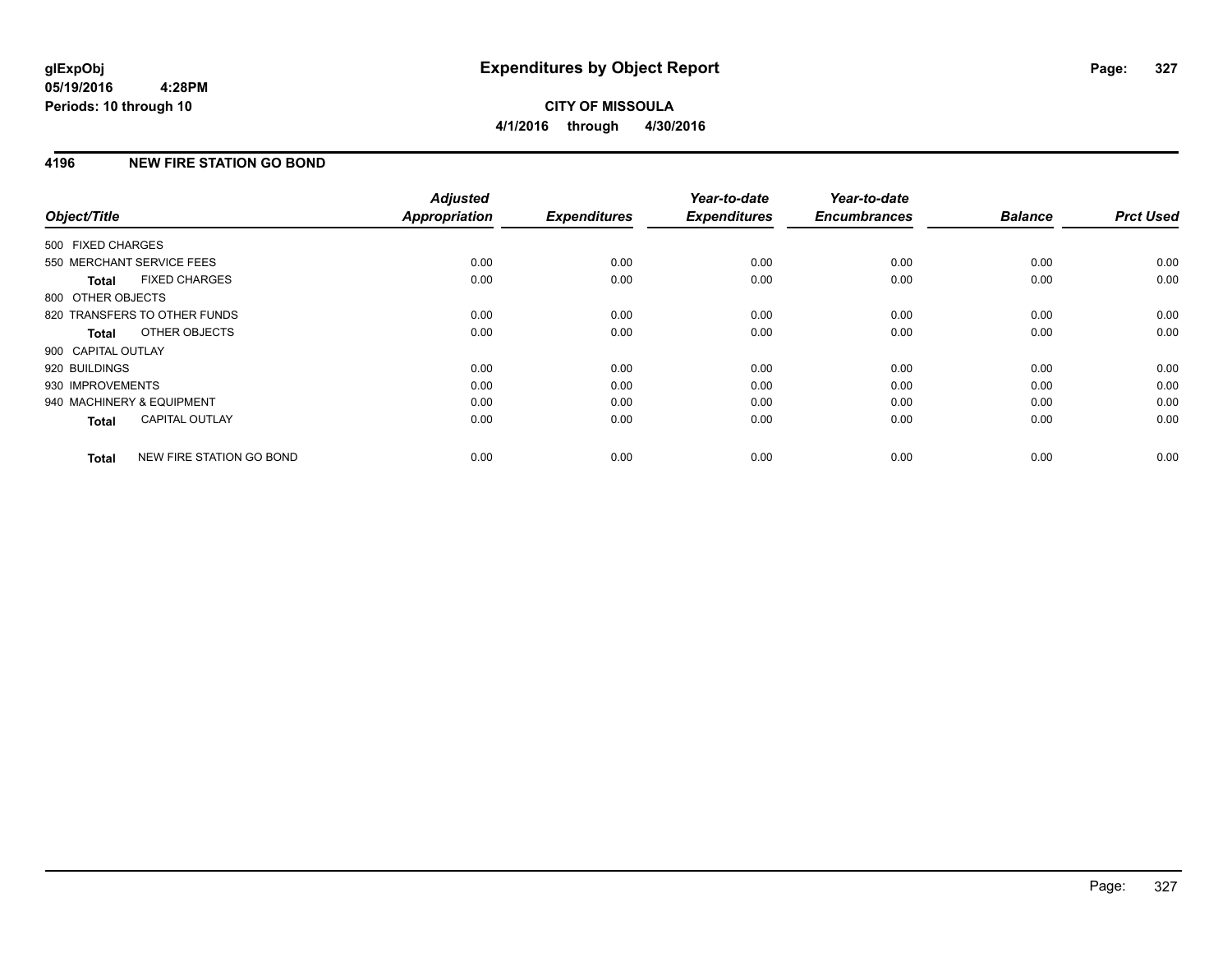**glExpObj**
**05/19/2016 4:28PM**
**Periods: 10 through 10**

# Expenditures by Object Report

**CITY OF MISSOULA**
**4/1/2016 through 4/30/2016**

## 4196 NEW FIRE STATION GO BOND

| Object/Title | Adjusted Appropriation | Expenditures | Year-to-date Expenditures | Year-to-date Encumbrances | Balance | Prct Used |
|---|---|---|---|---|---|---|
| 500 FIXED CHARGES | | | | | | |
| 550 MERCHANT SERVICE FEES | 0.00 | 0.00 | 0.00 | 0.00 | 0.00 | 0.00 |
| **Total** FIXED CHARGES | 0.00 | 0.00 | 0.00 | 0.00 | 0.00 | 0.00 |
| 800 OTHER OBJECTS | | | | | | |
| 820 TRANSFERS TO OTHER FUNDS | 0.00 | 0.00 | 0.00 | 0.00 | 0.00 | 0.00 |
| **Total** OTHER OBJECTS | 0.00 | 0.00 | 0.00 | 0.00 | 0.00 | 0.00 |
| 900 CAPITAL OUTLAY | | | | | | |
| 920 BUILDINGS | 0.00 | 0.00 | 0.00 | 0.00 | 0.00 | 0.00 |
| 930 IMPROVEMENTS | 0.00 | 0.00 | 0.00 | 0.00 | 0.00 | 0.00 |
| 940 MACHINERY & EQUIPMENT | 0.00 | 0.00 | 0.00 | 0.00 | 0.00 | 0.00 |
| **Total** CAPITAL OUTLAY | 0.00 | 0.00 | 0.00 | 0.00 | 0.00 | 0.00 |
| **Total** NEW FIRE STATION GO BOND | 0.00 | 0.00 | 0.00 | 0.00 | 0.00 | 0.00 |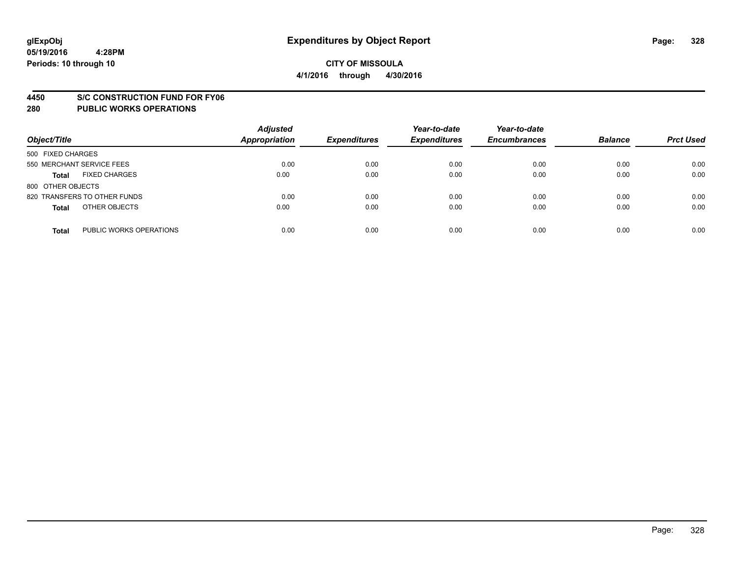# Expenditures by Object Report

**CITY OF MISSOULA**

**4/1/2016 through 4/30/2016**

glExpObj
05/19/2016 4:28PM
Periods: 10 through 10

**4450 S/C CONSTRUCTION FUND FOR FY06**

**280 PUBLIC WORKS OPERATIONS**

| Object/Title | Adjusted Appropriation | Expenditures | Year-to-date Expenditures | Year-to-date Encumbrances | Balance | Prct Used |
|---|---|---|---|---|---|---|
| 500 FIXED CHARGES | | | | | | |
| 550 MERCHANT SERVICE FEES | 0.00 | 0.00 | 0.00 | 0.00 | 0.00 | 0.00 |
| **Total** FIXED CHARGES | 0.00 | 0.00 | 0.00 | 0.00 | 0.00 | 0.00 |
| 800 OTHER OBJECTS | | | | | | |
| 820 TRANSFERS TO OTHER FUNDS | 0.00 | 0.00 | 0.00 | 0.00 | 0.00 | 0.00 |
| **Total** OTHER OBJECTS | 0.00 | 0.00 | 0.00 | 0.00 | 0.00 | 0.00 |
| **Total** PUBLIC WORKS OPERATIONS | 0.00 | 0.00 | 0.00 | 0.00 | 0.00 | 0.00 |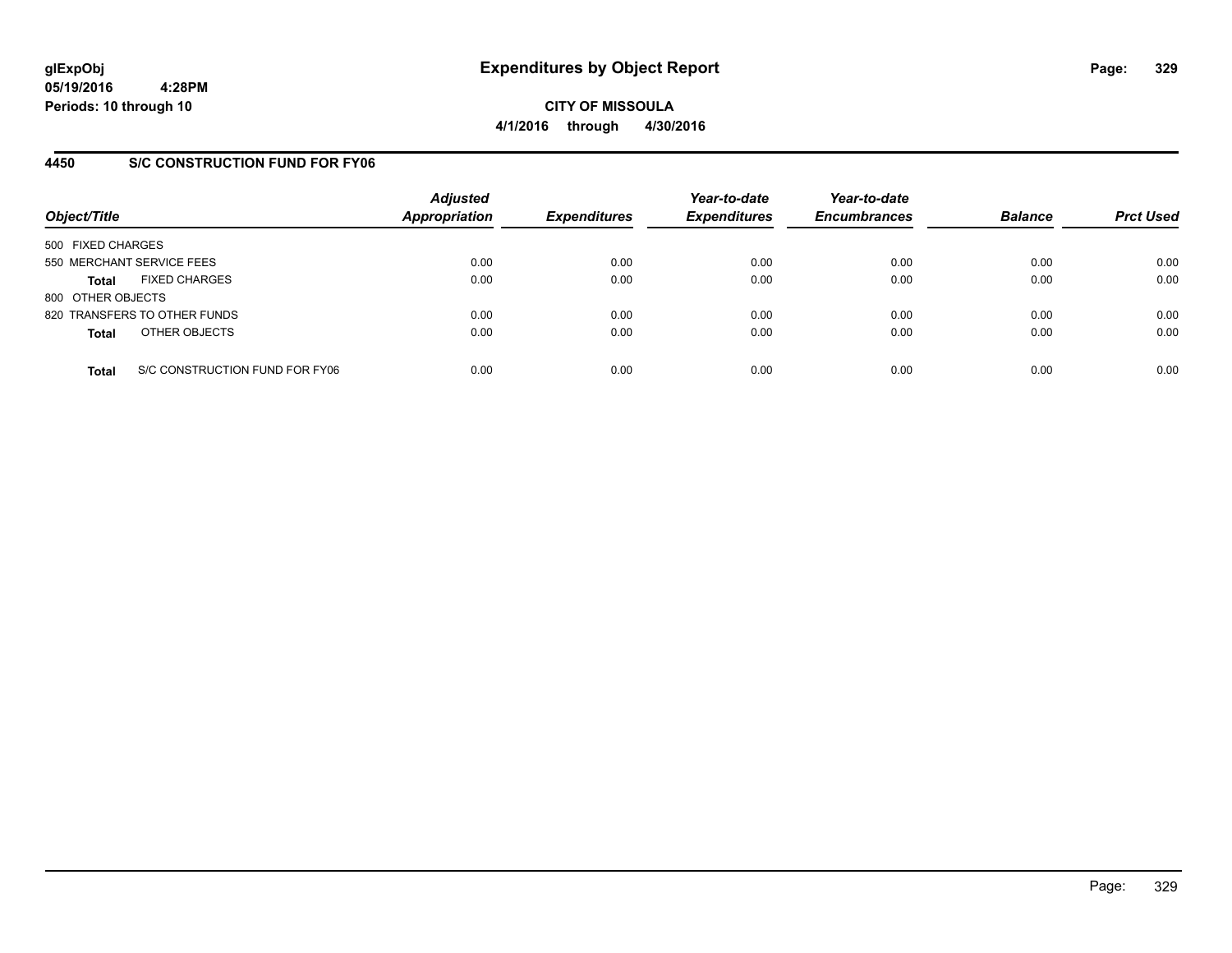# Expenditures by Object Report

glExpObj
05/19/2016 4:28PM
Periods: 10 through 10

**CITY OF MISSOULA**
**4/1/2016 through 4/30/2016**

## 4450 S/C CONSTRUCTION FUND FOR FY06

| Object/Title | Adjusted Appropriation | Expenditures | Year-to-date Expenditures | Year-to-date Encumbrances | Balance | Prct Used |
|---|---|---|---|---|---|---|
| 500 FIXED CHARGES | | | | | | |
| 550 MERCHANT SERVICE FEES | 0.00 | 0.00 | 0.00 | 0.00 | 0.00 | 0.00 |
| **Total** FIXED CHARGES | 0.00 | 0.00 | 0.00 | 0.00 | 0.00 | 0.00 |
| 800 OTHER OBJECTS | | | | | | |
| 820 TRANSFERS TO OTHER FUNDS | 0.00 | 0.00 | 0.00 | 0.00 | 0.00 | 0.00 |
| **Total** OTHER OBJECTS | 0.00 | 0.00 | 0.00 | 0.00 | 0.00 | 0.00 |
| **Total** S/C CONSTRUCTION FUND FOR FY06 | 0.00 | 0.00 | 0.00 | 0.00 | 0.00 | 0.00 |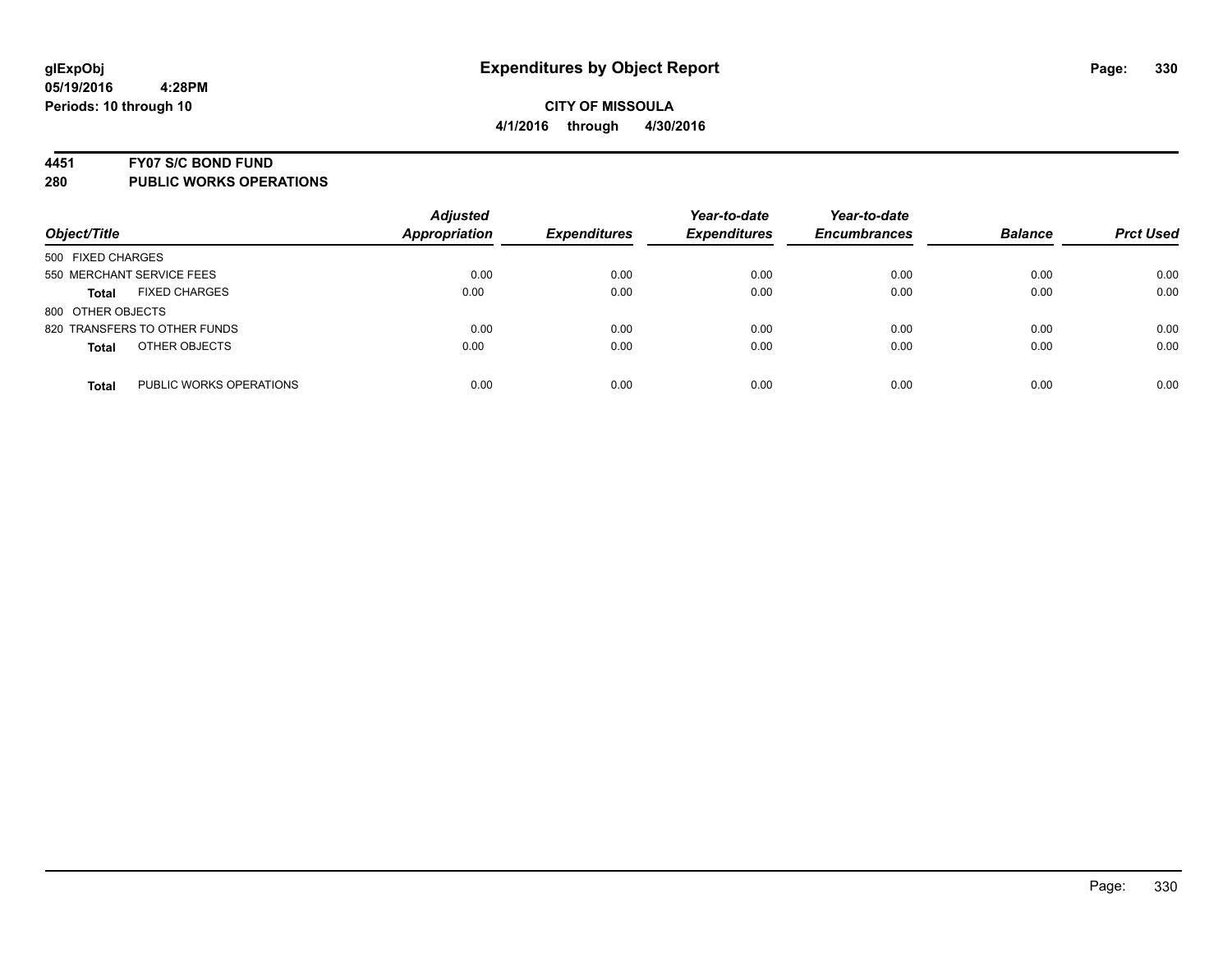**glExpObj**
**05/19/2016 4:28PM**
**Periods: 10 through 10**

# Expenditures by Object Report

**CITY OF MISSOULA**
**4/1/2016 through 4/30/2016**

## 4451 FY07 S/C BOND FUND
## 280 PUBLIC WORKS OPERATIONS

| Object/Title | | Adjusted Appropriation | Expenditures | Year-to-date Expenditures | Year-to-date Encumbrances | Balance | Prct Used |
|---|---|---|---|---|---|---|---|
| 500 FIXED CHARGES | | | | | | | |
| 550 MERCHANT SERVICE FEES | | 0.00 | 0.00 | 0.00 | 0.00 | 0.00 | 0.00 |
| **Total** | FIXED CHARGES | 0.00 | 0.00 | 0.00 | 0.00 | 0.00 | 0.00 |
| 800 OTHER OBJECTS | | | | | | | |
| 820 TRANSFERS TO OTHER FUNDS | | 0.00 | 0.00 | 0.00 | 0.00 | 0.00 | 0.00 |
| **Total** | OTHER OBJECTS | 0.00 | 0.00 | 0.00 | 0.00 | 0.00 | 0.00 |
| **Total** | PUBLIC WORKS OPERATIONS | 0.00 | 0.00 | 0.00 | 0.00 | 0.00 | 0.00 |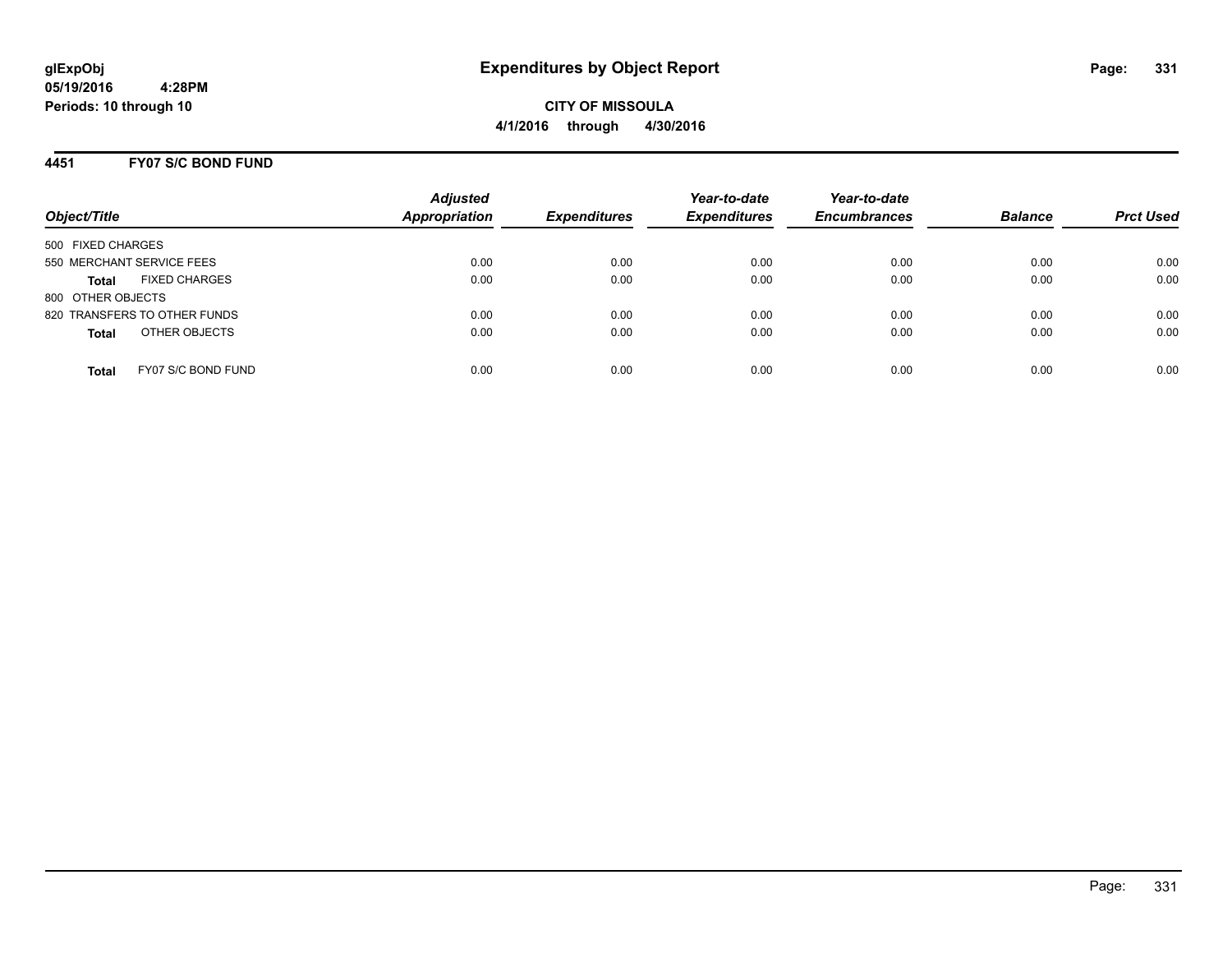**glExpObj**
**05/19/2016 4:28PM**
**Periods: 10 through 10**

# Expenditures by Object Report

**CITY OF MISSOULA**
**4/1/2016 through 4/30/2016**

## 4451 FY07 S/C BOND FUND

| Object/Title | Adjusted Appropriation | Expenditures | Year-to-date Expenditures | Year-to-date Encumbrances | Balance | Prct Used |
|---|---|---|---|---|---|---|
| 500 FIXED CHARGES | | | | | | |
| 550 MERCHANT SERVICE FEES | 0.00 | 0.00 | 0.00 | 0.00 | 0.00 | 0.00 |
| **Total** FIXED CHARGES | 0.00 | 0.00 | 0.00 | 0.00 | 0.00 | 0.00 |
| 800 OTHER OBJECTS | | | | | | |
| 820 TRANSFERS TO OTHER FUNDS | 0.00 | 0.00 | 0.00 | 0.00 | 0.00 | 0.00 |
| **Total** OTHER OBJECTS | 0.00 | 0.00 | 0.00 | 0.00 | 0.00 | 0.00 |
| **Total** FY07 S/C BOND FUND | 0.00 | 0.00 | 0.00 | 0.00 | 0.00 | 0.00 |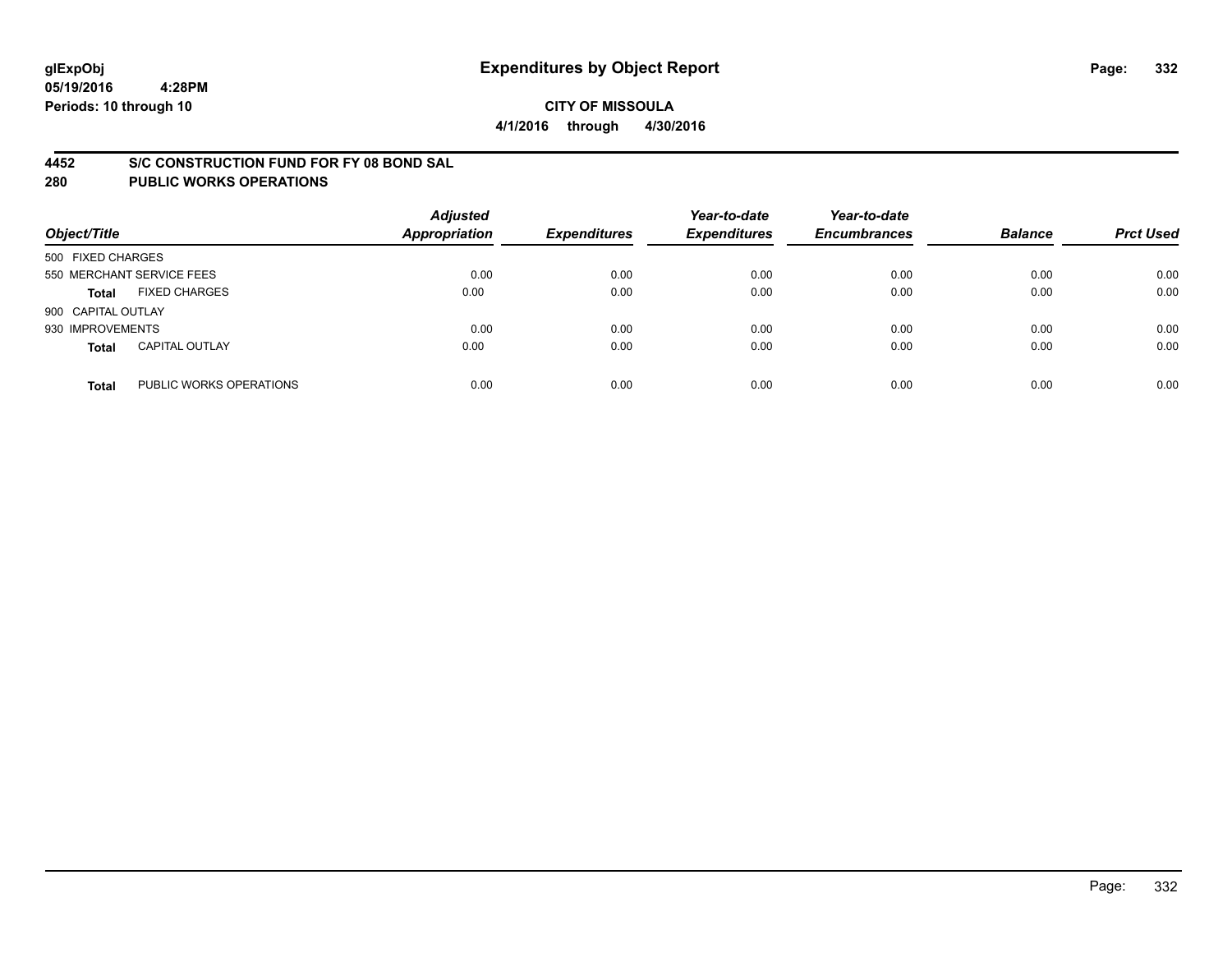**glExpObj**
**05/19/2016 4:28PM**
**Periods: 10 through 10**

# Expenditures by Object Report

**CITY OF MISSOULA**
**4/1/2016 through 4/30/2016**

## 4452 S/C CONSTRUCTION FUND FOR FY 08 BOND SAL
## 280 PUBLIC WORKS OPERATIONS

| Object/Title | | Adjusted Appropriation | Expenditures | Year-to-date Expenditures | Year-to-date Encumbrances | Balance | Prct Used |
|---|---|---|---|---|---|---|---|
| 500 FIXED CHARGES | | | | | | | |
| 550 MERCHANT SERVICE FEES | | 0.00 | 0.00 | 0.00 | 0.00 | 0.00 | 0.00 |
| **Total** | FIXED CHARGES | 0.00 | 0.00 | 0.00 | 0.00 | 0.00 | 0.00 |
| 900 CAPITAL OUTLAY | | | | | | | |
| 930 IMPROVEMENTS | | 0.00 | 0.00 | 0.00 | 0.00 | 0.00 | 0.00 |
| **Total** | CAPITAL OUTLAY | 0.00 | 0.00 | 0.00 | 0.00 | 0.00 | 0.00 |
| **Total** | PUBLIC WORKS OPERATIONS | 0.00 | 0.00 | 0.00 | 0.00 | 0.00 | 0.00 |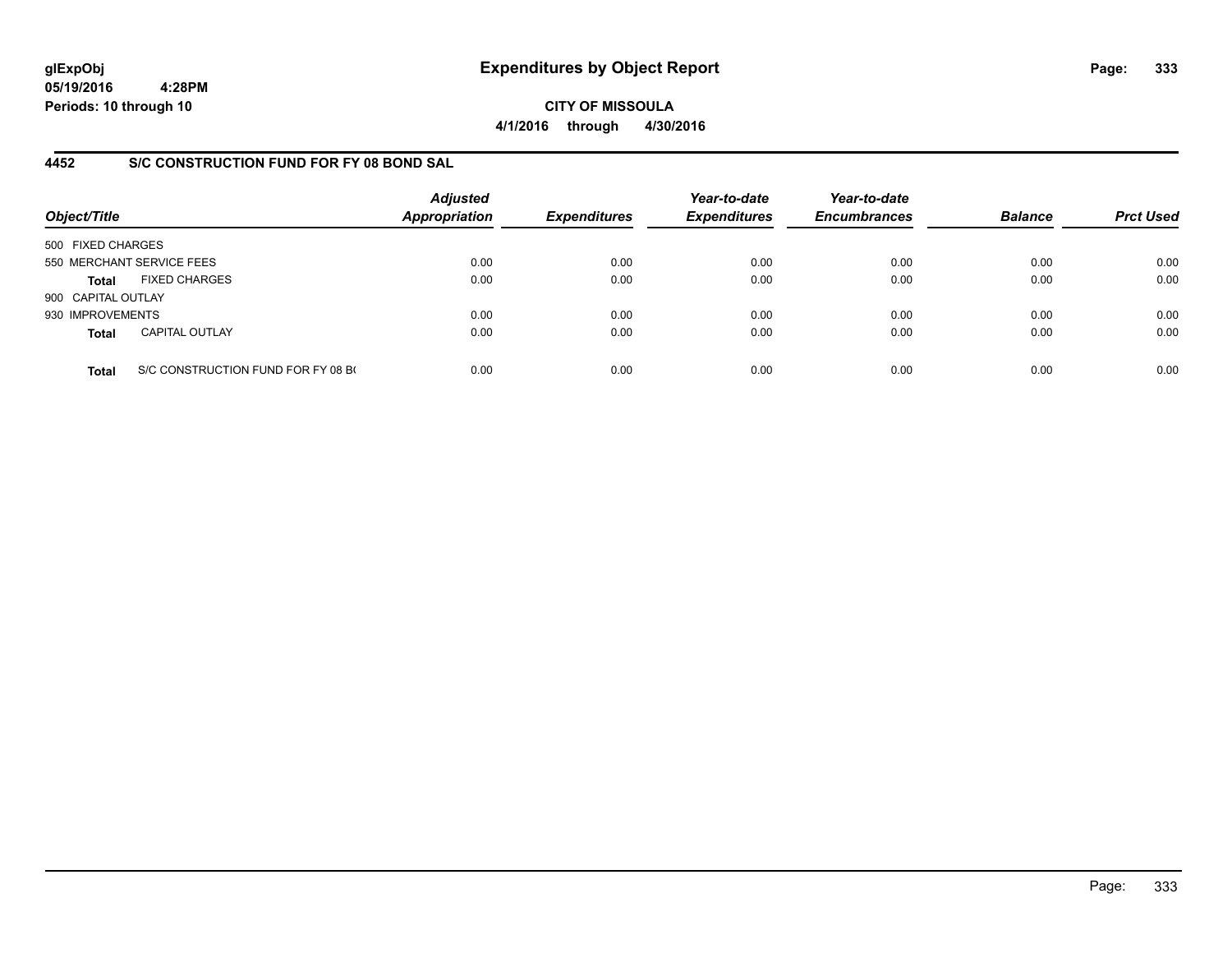glExpObj
05/19/2016 4:28PM
Periods: 10 through 10

# Expenditures by Object Report

**CITY OF MISSOULA**
**4/1/2016 through 4/30/2016**

## 4452 S/C CONSTRUCTION FUND FOR FY 08 BOND SAL

| Object/Title | | Adjusted Appropriation | Expenditures | Year-to-date Expenditures | Year-to-date Encumbrances | Balance | Prct Used |
|---|---|---|---|---|---|---|---|
| 500 FIXED CHARGES | | | | | | | |
| 550 MERCHANT SERVICE FEES | | 0.00 | 0.00 | 0.00 | 0.00 | 0.00 | 0.00 |
| **Total** | FIXED CHARGES | 0.00 | 0.00 | 0.00 | 0.00 | 0.00 | 0.00 |
| 900 CAPITAL OUTLAY | | | | | | | |
| 930 IMPROVEMENTS | | 0.00 | 0.00 | 0.00 | 0.00 | 0.00 | 0.00 |
| **Total** | CAPITAL OUTLAY | 0.00 | 0.00 | 0.00 | 0.00 | 0.00 | 0.00 |
| **Total** | S/C CONSTRUCTION FUND FOR FY 08 B( | 0.00 | 0.00 | 0.00 | 0.00 | 0.00 | 0.00 |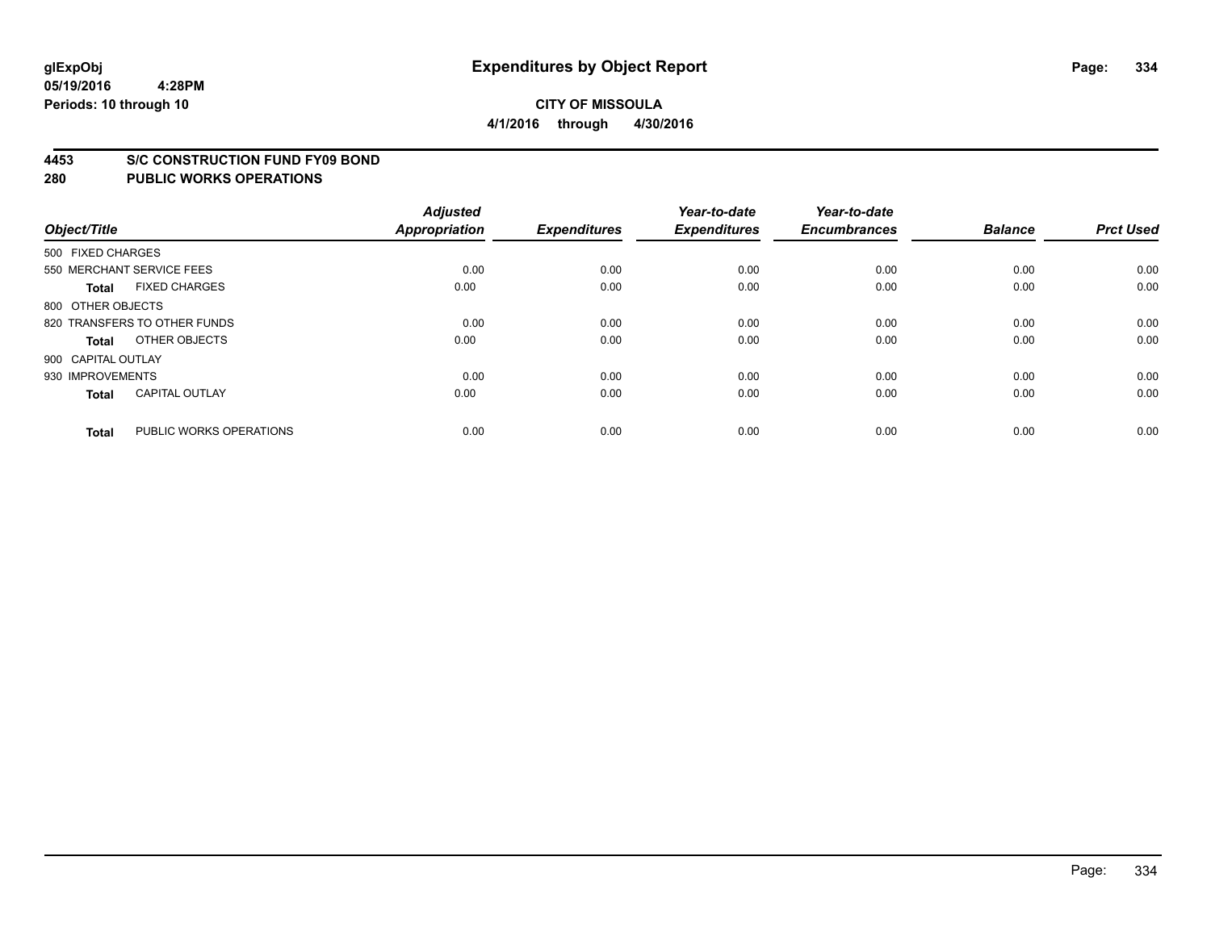glExpObj
05/19/2016 4:28PM
Periods: 10 through 10

# Expenditures by Object Report

**CITY OF MISSOULA**
**4/1/2016 through 4/30/2016**

## 4453 S/C CONSTRUCTION FUND FY09 BOND
## 280 PUBLIC WORKS OPERATIONS

| Object/Title | Adjusted Appropriation | Expenditures | Year-to-date Expenditures | Year-to-date Encumbrances | Balance | Prct Used |
|---|---|---|---|---|---|---|
| 500 FIXED CHARGES | | | | | | |
| 550 MERCHANT SERVICE FEES | 0.00 | 0.00 | 0.00 | 0.00 | 0.00 | 0.00 |
| **Total** FIXED CHARGES | 0.00 | 0.00 | 0.00 | 0.00 | 0.00 | 0.00 |
| 800 OTHER OBJECTS | | | | | | |
| 820 TRANSFERS TO OTHER FUNDS | 0.00 | 0.00 | 0.00 | 0.00 | 0.00 | 0.00 |
| **Total** OTHER OBJECTS | 0.00 | 0.00 | 0.00 | 0.00 | 0.00 | 0.00 |
| 900 CAPITAL OUTLAY | | | | | | |
| 930 IMPROVEMENTS | 0.00 | 0.00 | 0.00 | 0.00 | 0.00 | 0.00 |
| **Total** CAPITAL OUTLAY | 0.00 | 0.00 | 0.00 | 0.00 | 0.00 | 0.00 |
| **Total** PUBLIC WORKS OPERATIONS | 0.00 | 0.00 | 0.00 | 0.00 | 0.00 | 0.00 |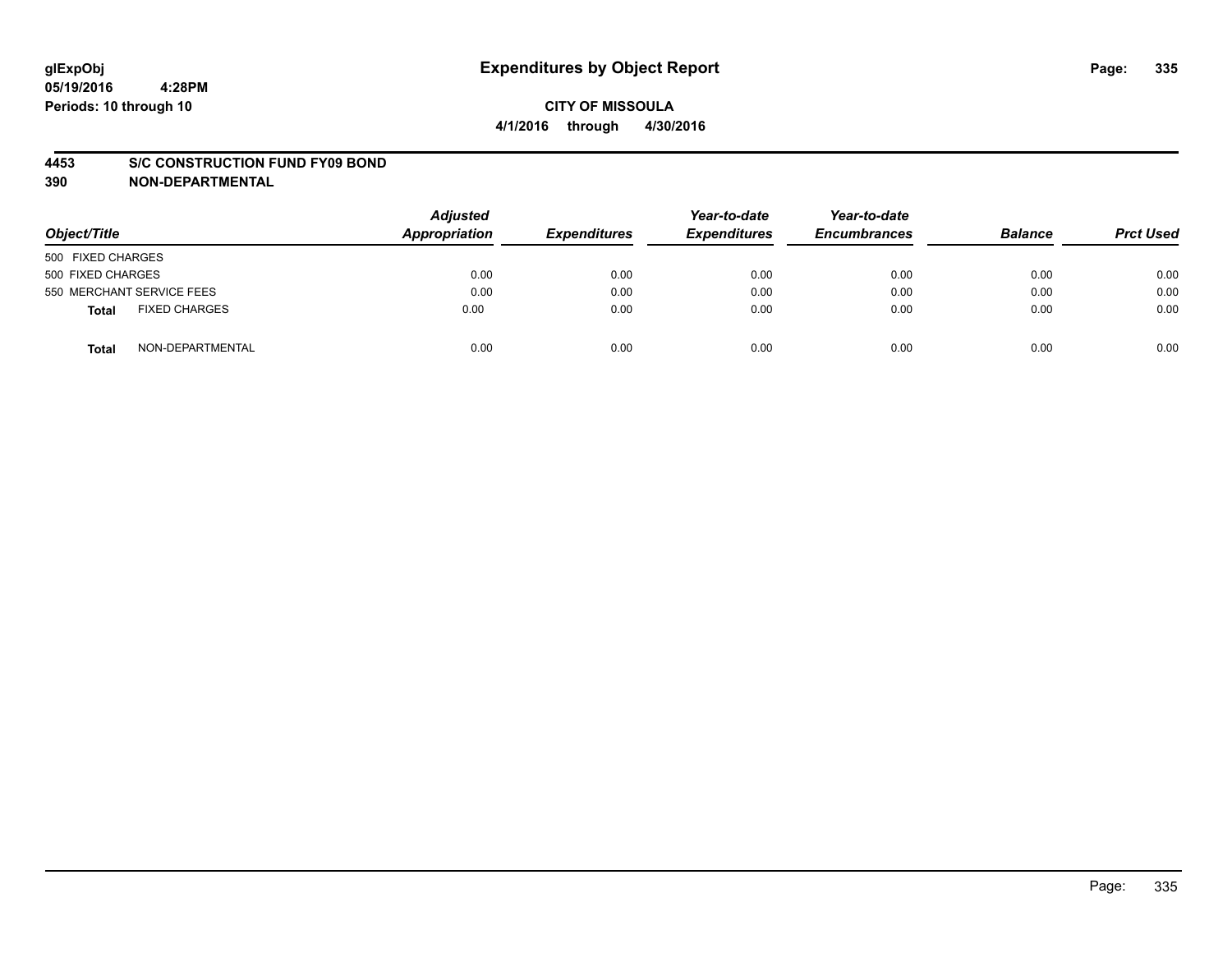glExpObj
05/19/2016 4:28PM
Periods: 10 through 10

# Expenditures by Object Report

**CITY OF MISSOULA**
**4/1/2016 through 4/30/2016**

**4453 S/C CONSTRUCTION FUND FY09 BOND**
**390 NON-DEPARTMENTAL**

| Object/Title | | Adjusted Appropriation | Expenditures | Year-to-date Expenditures | Year-to-date Encumbrances | Balance | Prct Used |
|---|---|---|---|---|---|---|---|
| 500 FIXED CHARGES | | | | | | | |
| 500 FIXED CHARGES | | 0.00 | 0.00 | 0.00 | 0.00 | 0.00 | 0.00 |
| 550 MERCHANT SERVICE FEES | | 0.00 | 0.00 | 0.00 | 0.00 | 0.00 | 0.00 |
| **Total** | FIXED CHARGES | 0.00 | 0.00 | 0.00 | 0.00 | 0.00 | 0.00 |
| **Total** | NON-DEPARTMENTAL | 0.00 | 0.00 | 0.00 | 0.00 | 0.00 | 0.00 |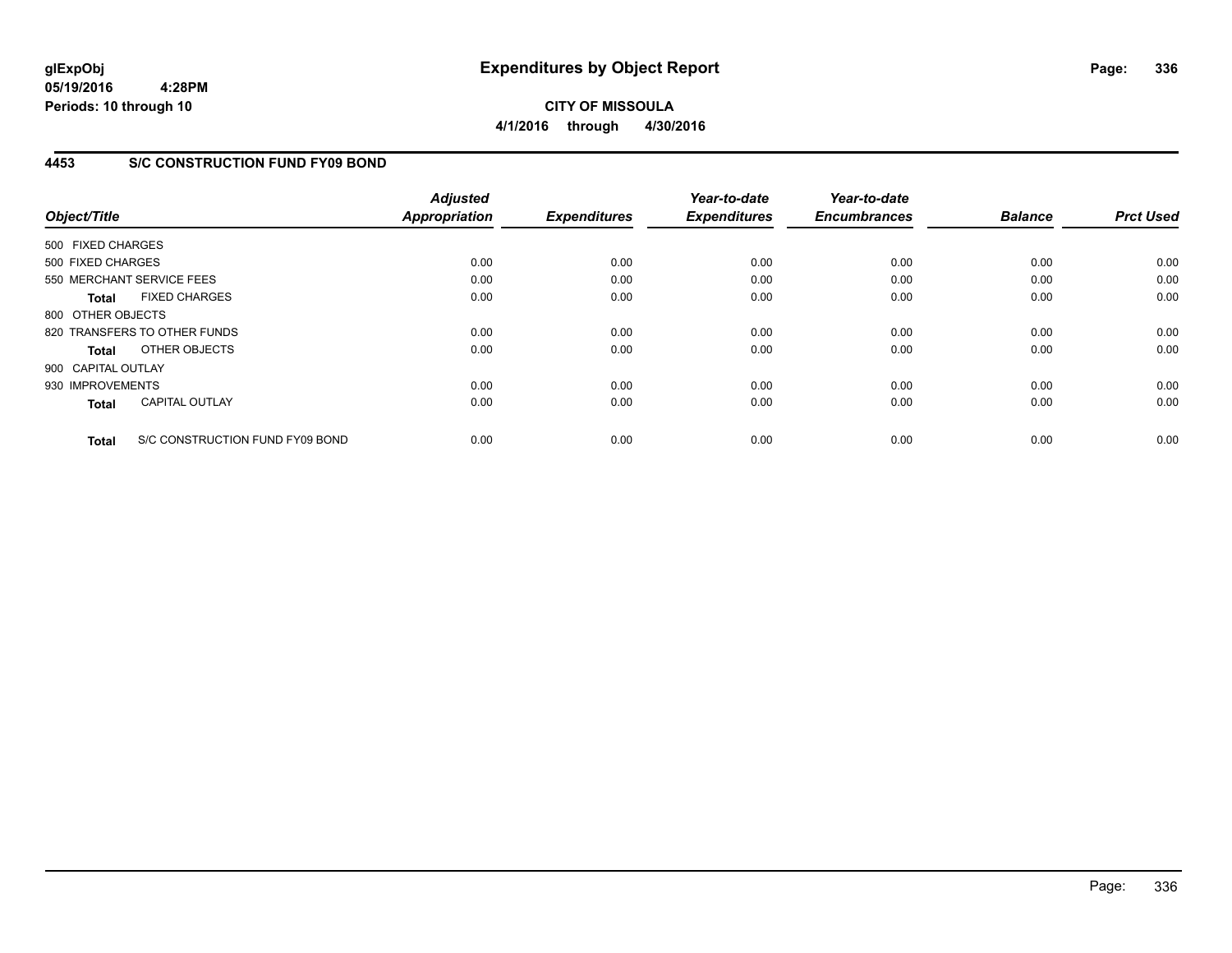# Expenditures by Object Report

glExpObj
05/19/2016 4:28PM
Periods: 10 through 10

CITY OF MISSOULA
4/1/2016 through 4/30/2016

## 4453 S/C CONSTRUCTION FUND FY09 BOND

| Object/Title | Adjusted Appropriation | Expenditures | Year-to-date Expenditures | Year-to-date Encumbrances | Balance | Prct Used |
|---|---|---|---|---|---|---|
| 500 FIXED CHARGES | | | | | | |
| 500 FIXED CHARGES | 0.00 | 0.00 | 0.00 | 0.00 | 0.00 | 0.00 |
| 550 MERCHANT SERVICE FEES | 0.00 | 0.00 | 0.00 | 0.00 | 0.00 | 0.00 |
| **Total** FIXED CHARGES | 0.00 | 0.00 | 0.00 | 0.00 | 0.00 | 0.00 |
| 800 OTHER OBJECTS | | | | | | |
| 820 TRANSFERS TO OTHER FUNDS | 0.00 | 0.00 | 0.00 | 0.00 | 0.00 | 0.00 |
| **Total** OTHER OBJECTS | 0.00 | 0.00 | 0.00 | 0.00 | 0.00 | 0.00 |
| 900 CAPITAL OUTLAY | | | | | | |
| 930 IMPROVEMENTS | 0.00 | 0.00 | 0.00 | 0.00 | 0.00 | 0.00 |
| **Total** CAPITAL OUTLAY | 0.00 | 0.00 | 0.00 | 0.00 | 0.00 | 0.00 |
| **Total** S/C CONSTRUCTION FUND FY09 BOND | 0.00 | 0.00 | 0.00 | 0.00 | 0.00 | 0.00 |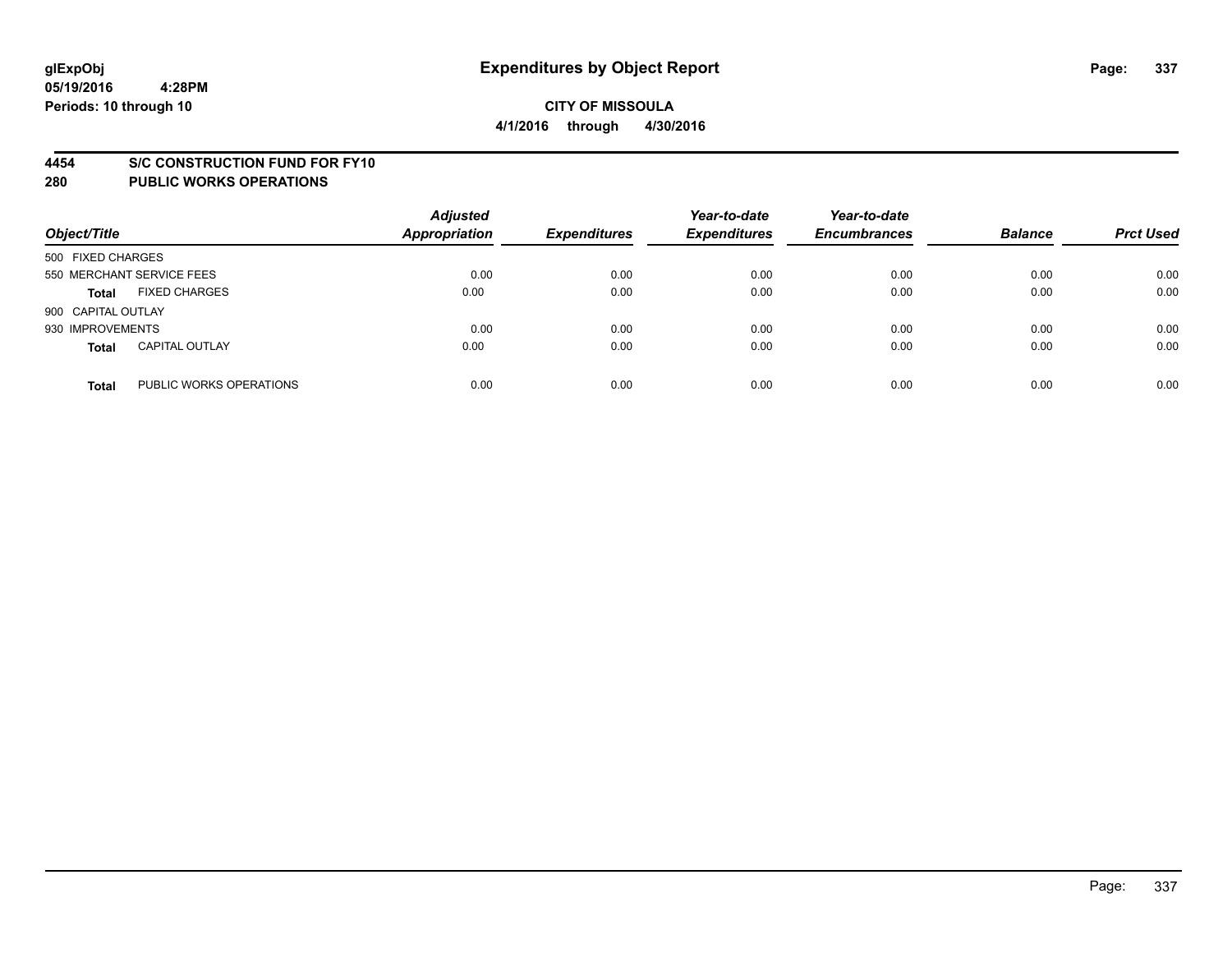# Expenditures by Object Report

glExpObj
05/19/2016 4:28PM
Periods: 10 through 10

**CITY OF MISSOULA**
**4/1/2016 through 4/30/2016**

## 4454 S/C CONSTRUCTION FUND FOR FY10
## 280 PUBLIC WORKS OPERATIONS

| Object/Title | | Adjusted Appropriation | Expenditures | Year-to-date Expenditures | Year-to-date Encumbrances | Balance | Prct Used |
|---|---|---|---|---|---|---|---|
| 500 FIXED CHARGES | | | | | | | |
| 550 MERCHANT SERVICE FEES | | 0.00 | 0.00 | 0.00 | 0.00 | 0.00 | 0.00 |
| **Total** | FIXED CHARGES | 0.00 | 0.00 | 0.00 | 0.00 | 0.00 | 0.00 |
| 900 CAPITAL OUTLAY | | | | | | | |
| 930 IMPROVEMENTS | | 0.00 | 0.00 | 0.00 | 0.00 | 0.00 | 0.00 |
| **Total** | CAPITAL OUTLAY | 0.00 | 0.00 | 0.00 | 0.00 | 0.00 | 0.00 |
| **Total** | PUBLIC WORKS OPERATIONS | 0.00 | 0.00 | 0.00 | 0.00 | 0.00 | 0.00 |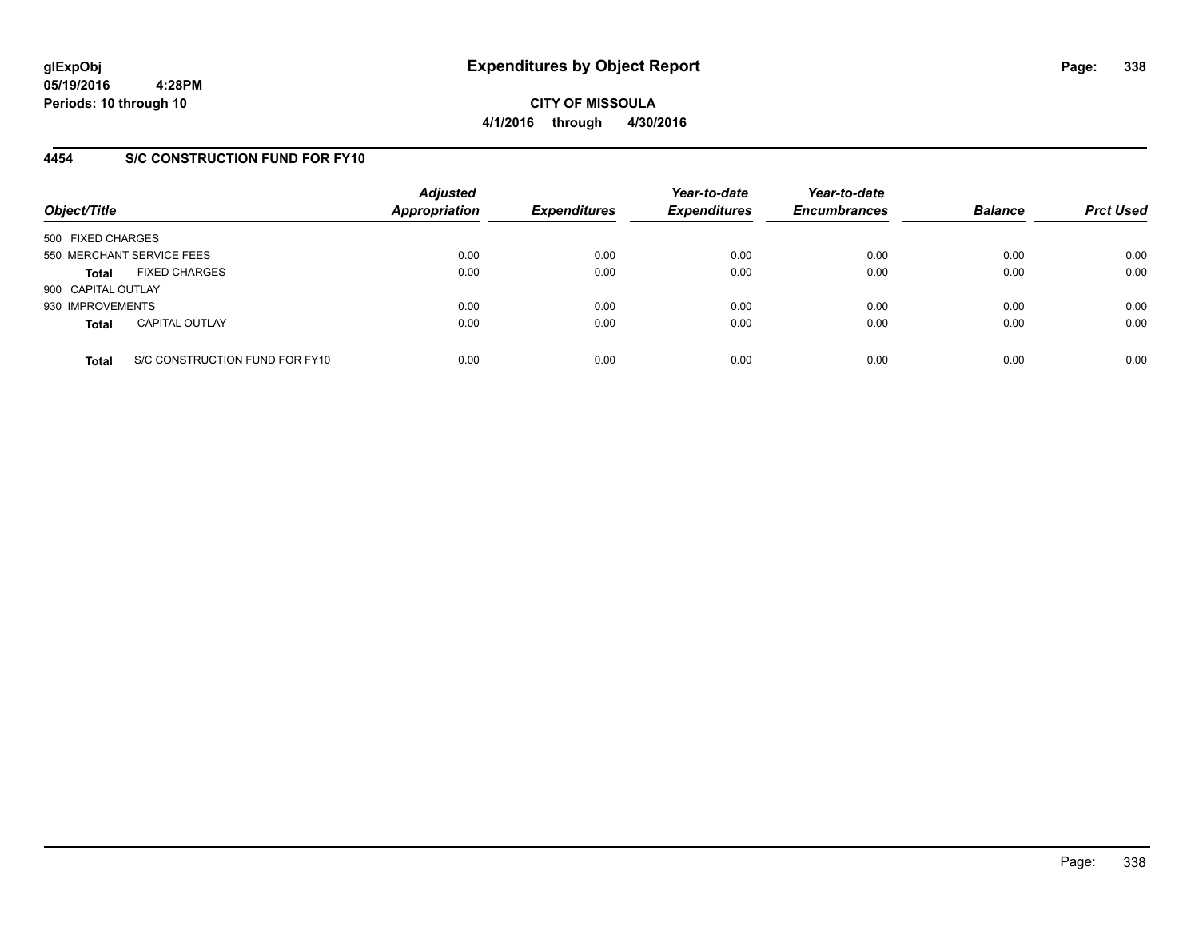# Expenditures by Object Report

glExpObj
05/19/2016 4:28PM
Periods: 10 through 10

**CITY OF MISSOULA**
**4/1/2016 through 4/30/2016**

## 4454 S/C CONSTRUCTION FUND FOR FY10

| Object/Title | Adjusted Appropriation | Expenditures | Year-to-date Expenditures | Year-to-date Encumbrances | Balance | Prct Used |
|---|---|---|---|---|---|---|
| 500 FIXED CHARGES | | | | | | |
| 550 MERCHANT SERVICE FEES | 0.00 | 0.00 | 0.00 | 0.00 | 0.00 | 0.00 |
| **Total** FIXED CHARGES | 0.00 | 0.00 | 0.00 | 0.00 | 0.00 | 0.00 |
| 900 CAPITAL OUTLAY | | | | | | |
| 930 IMPROVEMENTS | 0.00 | 0.00 | 0.00 | 0.00 | 0.00 | 0.00 |
| **Total** CAPITAL OUTLAY | 0.00 | 0.00 | 0.00 | 0.00 | 0.00 | 0.00 |
| **Total** S/C CONSTRUCTION FUND FOR FY10 | 0.00 | 0.00 | 0.00 | 0.00 | 0.00 | 0.00 |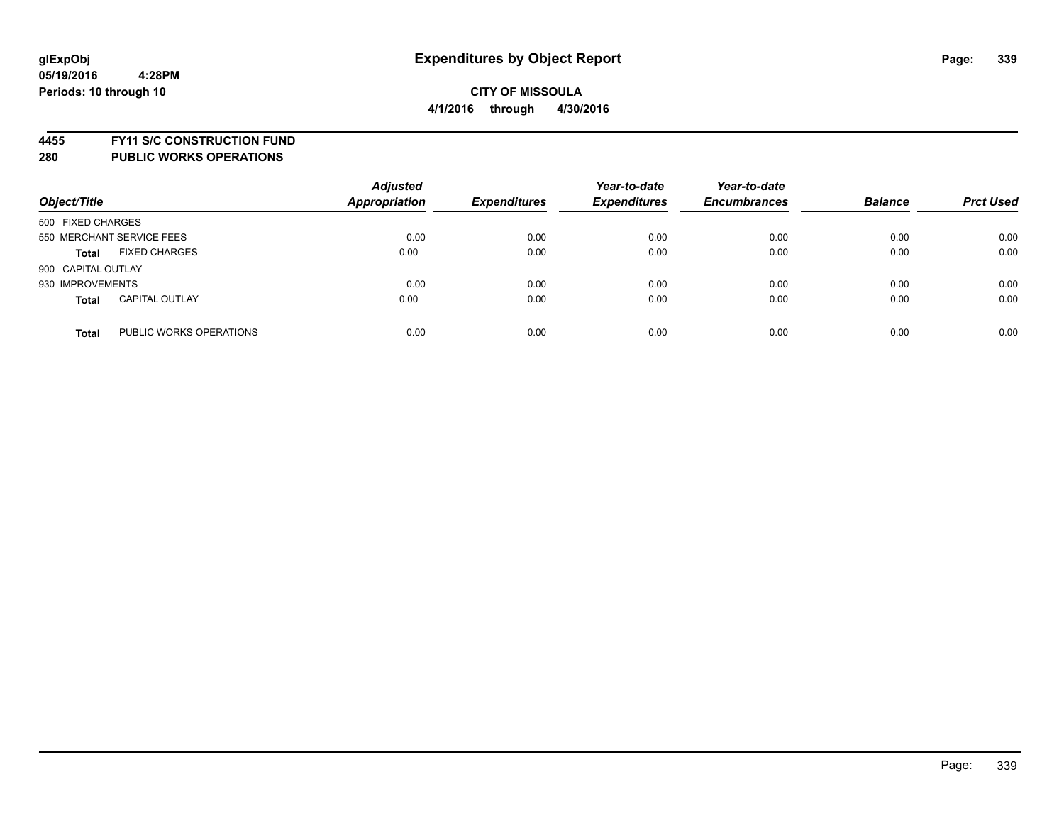# Expenditures by Object Report

glExpObj
05/19/2016 4:28PM
Periods: 10 through 10

**CITY OF MISSOULA**
**4/1/2016 through 4/30/2016**

## 4455 FY11 S/C CONSTRUCTION FUND
## 280 PUBLIC WORKS OPERATIONS

| Object/Title | | Adjusted Appropriation | Expenditures | Year-to-date Expenditures | Year-to-date Encumbrances | Balance | Prct Used |
|---|---|---|---|---|---|---|---|
| 500 FIXED CHARGES | | | | | | | |
| 550 MERCHANT SERVICE FEES | | 0.00 | 0.00 | 0.00 | 0.00 | 0.00 | 0.00 |
| **Total** | FIXED CHARGES | 0.00 | 0.00 | 0.00 | 0.00 | 0.00 | 0.00 |
| 900 CAPITAL OUTLAY | | | | | | | |
| 930 IMPROVEMENTS | | 0.00 | 0.00 | 0.00 | 0.00 | 0.00 | 0.00 |
| **Total** | CAPITAL OUTLAY | 0.00 | 0.00 | 0.00 | 0.00 | 0.00 | 0.00 |
| **Total** | PUBLIC WORKS OPERATIONS | 0.00 | 0.00 | 0.00 | 0.00 | 0.00 | 0.00 |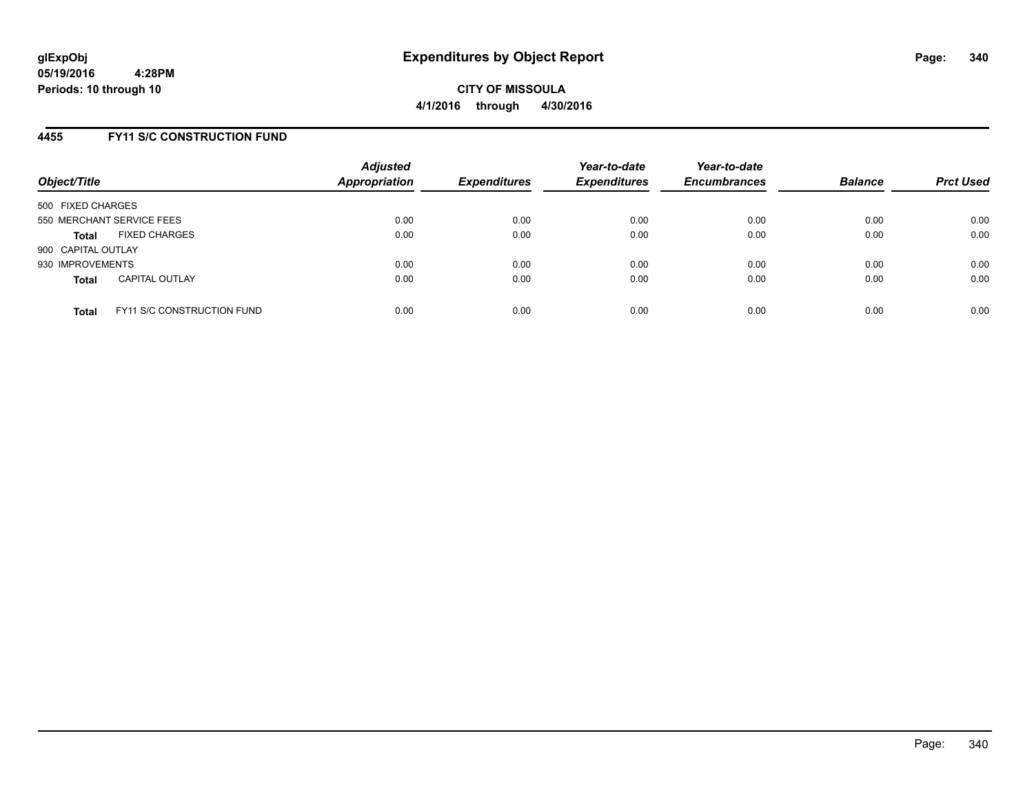glExpObj
05/19/2016 4:28PM
Periods: 10 through 10

# Expenditures by Object Report

**CITY OF MISSOULA**
**4/1/2016 through 4/30/2016**

## 4455 FY11 S/C CONSTRUCTION FUND

| Object/Title | | Adjusted Appropriation | Expenditures | Year-to-date Expenditures | Year-to-date Encumbrances | Balance | Prct Used |
|---|---|---|---|---|---|---|---|
| 500 FIXED CHARGES | | | | | | | |
| 550 MERCHANT SERVICE FEES | | 0.00 | 0.00 | 0.00 | 0.00 | 0.00 | 0.00 |
| **Total** | FIXED CHARGES | 0.00 | 0.00 | 0.00 | 0.00 | 0.00 | 0.00 |
| 900 CAPITAL OUTLAY | | | | | | | |
| 930 IMPROVEMENTS | | 0.00 | 0.00 | 0.00 | 0.00 | 0.00 | 0.00 |
| **Total** | CAPITAL OUTLAY | 0.00 | 0.00 | 0.00 | 0.00 | 0.00 | 0.00 |
| **Total** | FY11 S/C CONSTRUCTION FUND | 0.00 | 0.00 | 0.00 | 0.00 | 0.00 | 0.00 |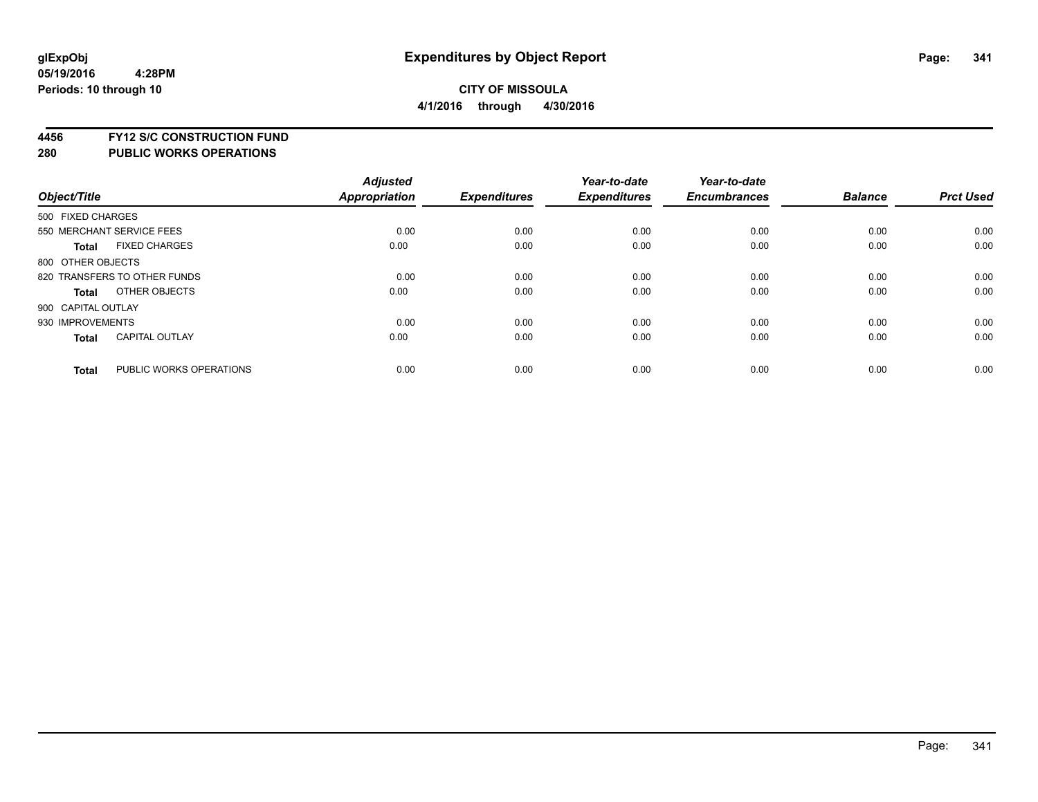# Expenditures by Object Report

glExpObj
05/19/2016 4:28PM
Periods: 10 through 10

**CITY OF MISSOULA**
**4/1/2016 through 4/30/2016**

**4456 FY12 S/C CONSTRUCTION FUND**
**280 PUBLIC WORKS OPERATIONS**

| Object/Title | Adjusted Appropriation | Expenditures | Year-to-date Expenditures | Year-to-date Encumbrances | Balance | Prct Used |
|---|---|---|---|---|---|---|
| 500 FIXED CHARGES | | | | | | |
| 550 MERCHANT SERVICE FEES | 0.00 | 0.00 | 0.00 | 0.00 | 0.00 | 0.00 |
| **Total** FIXED CHARGES | 0.00 | 0.00 | 0.00 | 0.00 | 0.00 | 0.00 |
| 800 OTHER OBJECTS | | | | | | |
| 820 TRANSFERS TO OTHER FUNDS | 0.00 | 0.00 | 0.00 | 0.00 | 0.00 | 0.00 |
| **Total** OTHER OBJECTS | 0.00 | 0.00 | 0.00 | 0.00 | 0.00 | 0.00 |
| 900 CAPITAL OUTLAY | | | | | | |
| 930 IMPROVEMENTS | 0.00 | 0.00 | 0.00 | 0.00 | 0.00 | 0.00 |
| **Total** CAPITAL OUTLAY | 0.00 | 0.00 | 0.00 | 0.00 | 0.00 | 0.00 |
| **Total** PUBLIC WORKS OPERATIONS | 0.00 | 0.00 | 0.00 | 0.00 | 0.00 | 0.00 |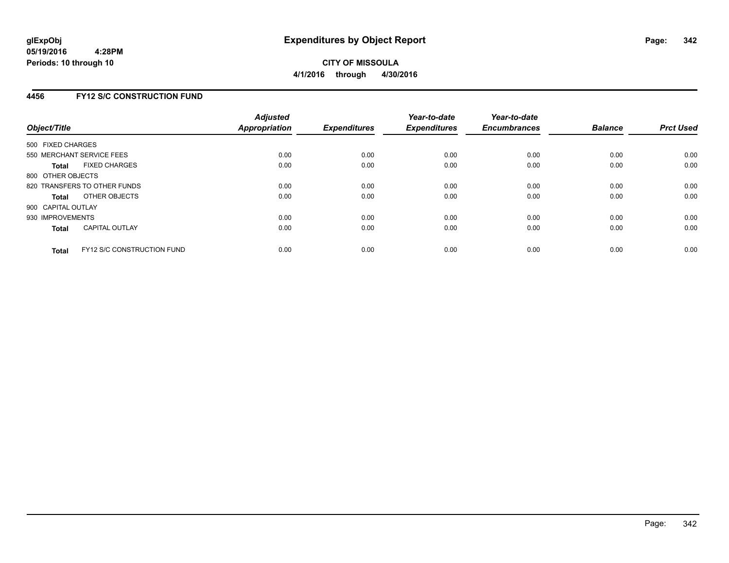# Expenditures by Object Report

**glExpObj**
**05/19/2016 4:28PM**
**Periods: 10 through 10**

**CITY OF MISSOULA**
**4/1/2016 through 4/30/2016**

## 4456 FY12 S/C CONSTRUCTION FUND

| Object/Title | | Adjusted Appropriation | Expenditures | Year-to-date Expenditures | Year-to-date Encumbrances | Balance | Prct Used |
|---|---|---|---|---|---|---|---|
| 500 FIXED CHARGES | | | | | | | |
| 550 MERCHANT SERVICE FEES | | 0.00 | 0.00 | 0.00 | 0.00 | 0.00 | 0.00 |
| **Total** | FIXED CHARGES | 0.00 | 0.00 | 0.00 | 0.00 | 0.00 | 0.00 |
| 800 OTHER OBJECTS | | | | | | | |
| 820 TRANSFERS TO OTHER FUNDS | | 0.00 | 0.00 | 0.00 | 0.00 | 0.00 | 0.00 |
| **Total** | OTHER OBJECTS | 0.00 | 0.00 | 0.00 | 0.00 | 0.00 | 0.00 |
| 900 CAPITAL OUTLAY | | | | | | | |
| 930 IMPROVEMENTS | | 0.00 | 0.00 | 0.00 | 0.00 | 0.00 | 0.00 |
| **Total** | CAPITAL OUTLAY | 0.00 | 0.00 | 0.00 | 0.00 | 0.00 | 0.00 |
| **Total** | FY12 S/C CONSTRUCTION FUND | 0.00 | 0.00 | 0.00 | 0.00 | 0.00 | 0.00 |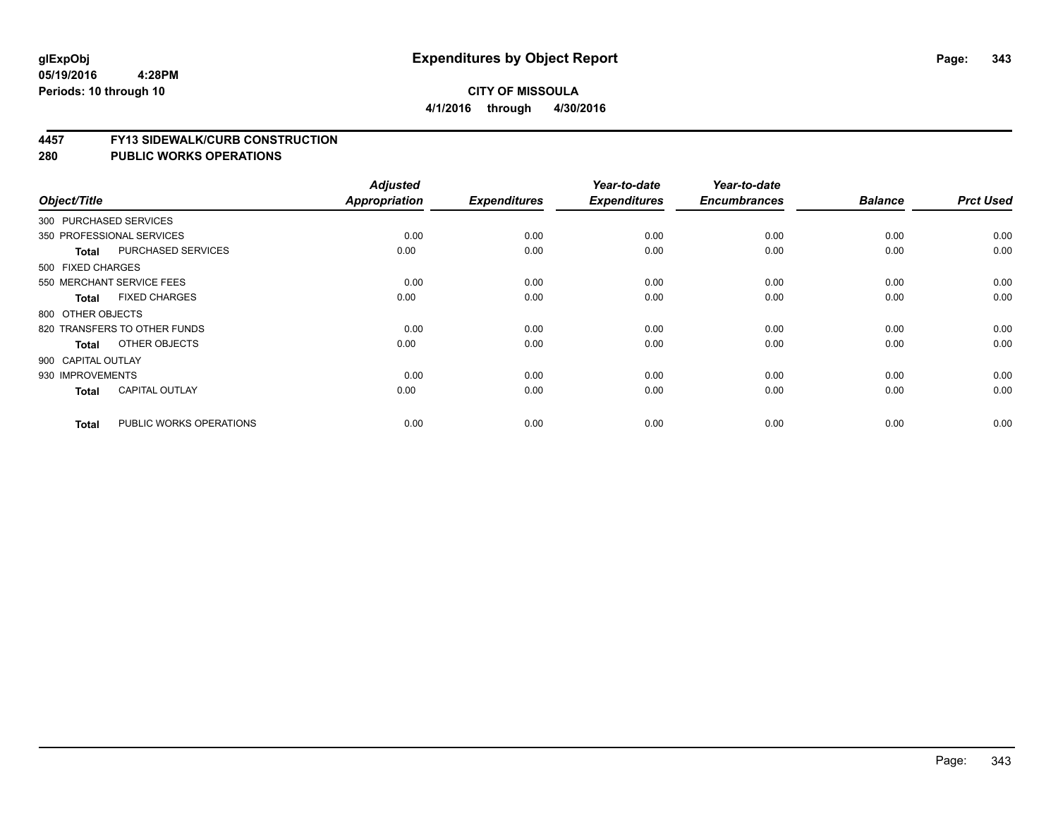**glExpObj**
**05/19/2016 4:28PM**
**Periods: 10 through 10**

# Expenditures by Object Report

**CITY OF MISSOULA**
**4/1/2016 through 4/30/2016**

## 4457 FY13 SIDEWALK/CURB CONSTRUCTION
## 280 PUBLIC WORKS OPERATIONS

| Object/Title | | Adjusted Appropriation | Expenditures | Year-to-date Expenditures | Year-to-date Encumbrances | Balance | Prct Used |
|---|---|---|---|---|---|---|---|
| 300 PURCHASED SERVICES | | | | | | | |
| 350 PROFESSIONAL SERVICES | | 0.00 | 0.00 | 0.00 | 0.00 | 0.00 | 0.00 |
| **Total** | PURCHASED SERVICES | 0.00 | 0.00 | 0.00 | 0.00 | 0.00 | 0.00 |
| 500 FIXED CHARGES | | | | | | | |
| 550 MERCHANT SERVICE FEES | | 0.00 | 0.00 | 0.00 | 0.00 | 0.00 | 0.00 |
| **Total** | FIXED CHARGES | 0.00 | 0.00 | 0.00 | 0.00 | 0.00 | 0.00 |
| 800 OTHER OBJECTS | | | | | | | |
| 820 TRANSFERS TO OTHER FUNDS | | 0.00 | 0.00 | 0.00 | 0.00 | 0.00 | 0.00 |
| **Total** | OTHER OBJECTS | 0.00 | 0.00 | 0.00 | 0.00 | 0.00 | 0.00 |
| 900 CAPITAL OUTLAY | | | | | | | |
| 930 IMPROVEMENTS | | 0.00 | 0.00 | 0.00 | 0.00 | 0.00 | 0.00 |
| **Total** | CAPITAL OUTLAY | 0.00 | 0.00 | 0.00 | 0.00 | 0.00 | 0.00 |
| **Total** | PUBLIC WORKS OPERATIONS | 0.00 | 0.00 | 0.00 | 0.00 | 0.00 | 0.00 |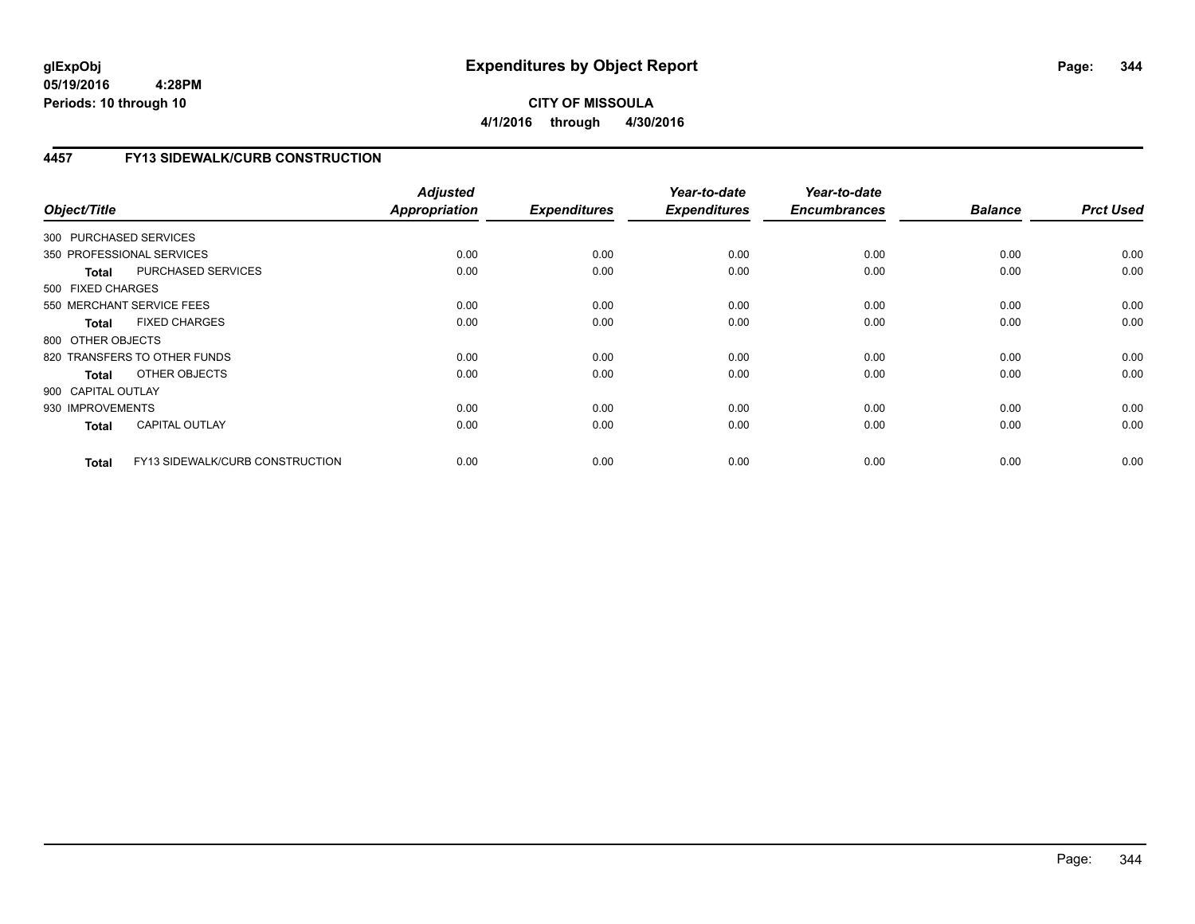# Expenditures by Object Report

glExpObj
05/19/2016 4:28PM
Periods: 10 through 10

**CITY OF MISSOULA**
**4/1/2016 through 4/30/2016**

## 4457 FY13 SIDEWALK/CURB CONSTRUCTION

| Object/Title | | Adjusted Appropriation | Expenditures | Year-to-date Expenditures | Year-to-date Encumbrances | Balance | Prct Used |
|---|---|---|---|---|---|---|---|
| 300 PURCHASED SERVICES | | | | | | | |
| 350 PROFESSIONAL SERVICES | | 0.00 | 0.00 | 0.00 | 0.00 | 0.00 | 0.00 |
| **Total** | PURCHASED SERVICES | 0.00 | 0.00 | 0.00 | 0.00 | 0.00 | 0.00 |
| 500 FIXED CHARGES | | | | | | | |
| 550 MERCHANT SERVICE FEES | | 0.00 | 0.00 | 0.00 | 0.00 | 0.00 | 0.00 |
| **Total** | FIXED CHARGES | 0.00 | 0.00 | 0.00 | 0.00 | 0.00 | 0.00 |
| 800 OTHER OBJECTS | | | | | | | |
| 820 TRANSFERS TO OTHER FUNDS | | 0.00 | 0.00 | 0.00 | 0.00 | 0.00 | 0.00 |
| **Total** | OTHER OBJECTS | 0.00 | 0.00 | 0.00 | 0.00 | 0.00 | 0.00 |
| 900 CAPITAL OUTLAY | | | | | | | |
| 930 IMPROVEMENTS | | 0.00 | 0.00 | 0.00 | 0.00 | 0.00 | 0.00 |
| **Total** | CAPITAL OUTLAY | 0.00 | 0.00 | 0.00 | 0.00 | 0.00 | 0.00 |
| **Total** | FY13 SIDEWALK/CURB CONSTRUCTION | 0.00 | 0.00 | 0.00 | 0.00 | 0.00 | 0.00 |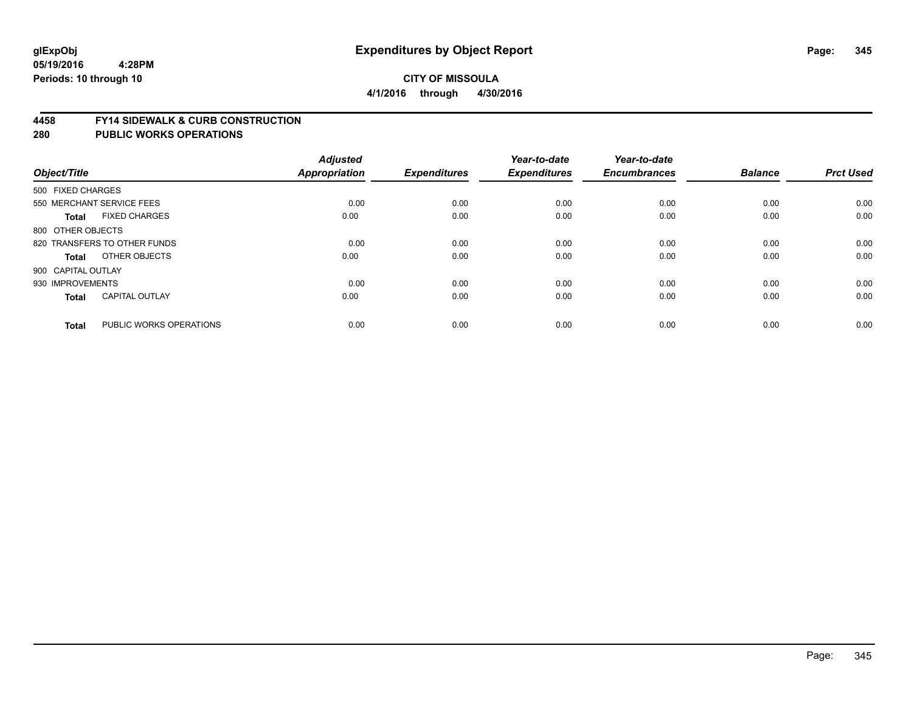**glExpObj**
**05/19/2016 4:28PM**
**Periods: 10 through 10**

# Expenditures by Object Report

**CITY OF MISSOULA**
**4/1/2016 through 4/30/2016**

## 4458 FY14 SIDEWALK & CURB CONSTRUCTION
## 280 PUBLIC WORKS OPERATIONS

| Object/Title | Adjusted Appropriation | Expenditures | Year-to-date Expenditures | Year-to-date Encumbrances | Balance | Prct Used |
|---|---|---|---|---|---|---|
| 500 FIXED CHARGES | | | | | | |
| 550 MERCHANT SERVICE FEES | 0.00 | 0.00 | 0.00 | 0.00 | 0.00 | 0.00 |
| **Total** FIXED CHARGES | 0.00 | 0.00 | 0.00 | 0.00 | 0.00 | 0.00 |
| 800 OTHER OBJECTS | | | | | | |
| 820 TRANSFERS TO OTHER FUNDS | 0.00 | 0.00 | 0.00 | 0.00 | 0.00 | 0.00 |
| **Total** OTHER OBJECTS | 0.00 | 0.00 | 0.00 | 0.00 | 0.00 | 0.00 |
| 900 CAPITAL OUTLAY | | | | | | |
| 930 IMPROVEMENTS | 0.00 | 0.00 | 0.00 | 0.00 | 0.00 | 0.00 |
| **Total** CAPITAL OUTLAY | 0.00 | 0.00 | 0.00 | 0.00 | 0.00 | 0.00 |
| **Total** PUBLIC WORKS OPERATIONS | 0.00 | 0.00 | 0.00 | 0.00 | 0.00 | 0.00 |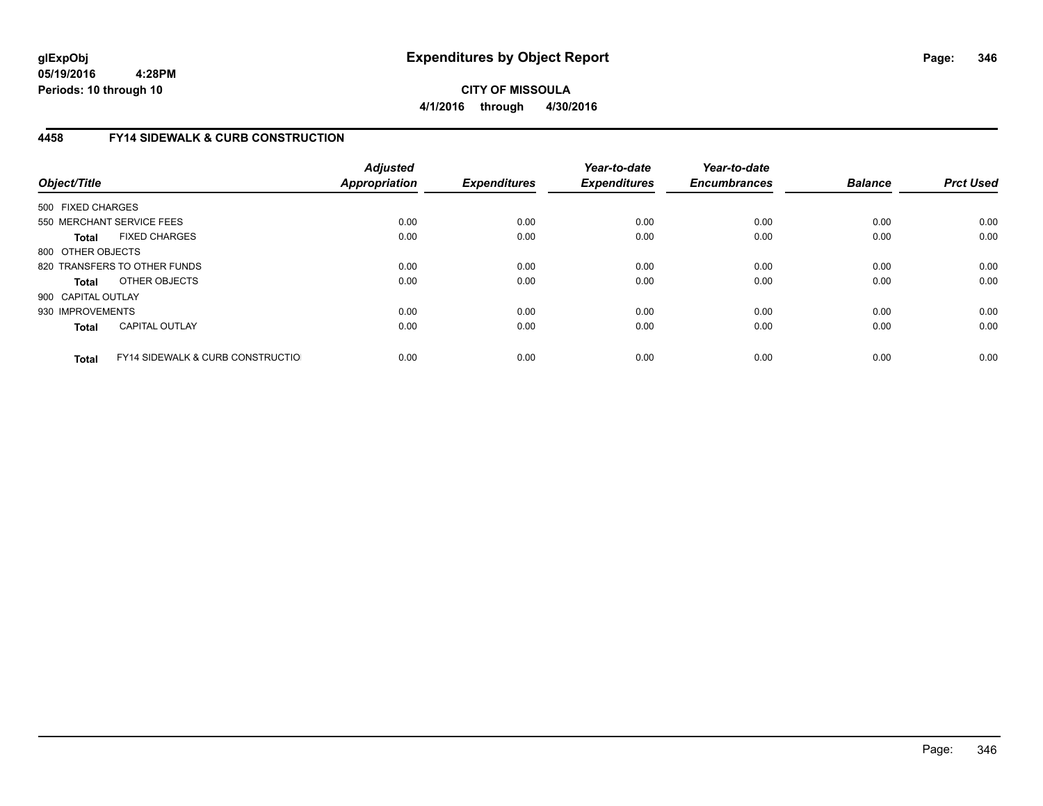**glExpObj**
**05/19/2016 4:28PM**
**Periods: 10 through 10**

# Expenditures by Object Report

**CITY OF MISSOULA**
**4/1/2016 through 4/30/2016**

## 4458 FY14 SIDEWALK & CURB CONSTRUCTION

| Object/Title | Adjusted Appropriation | Expenditures | Year-to-date Expenditures | Year-to-date Encumbrances | Balance | Prct Used |
|---|---|---|---|---|---|---|
| 500 FIXED CHARGES | | | | | | |
| 550 MERCHANT SERVICE FEES | 0.00 | 0.00 | 0.00 | 0.00 | 0.00 | 0.00 |
| **Total** FIXED CHARGES | 0.00 | 0.00 | 0.00 | 0.00 | 0.00 | 0.00 |
| 800 OTHER OBJECTS | | | | | | |
| 820 TRANSFERS TO OTHER FUNDS | 0.00 | 0.00 | 0.00 | 0.00 | 0.00 | 0.00 |
| **Total** OTHER OBJECTS | 0.00 | 0.00 | 0.00 | 0.00 | 0.00 | 0.00 |
| 900 CAPITAL OUTLAY | | | | | | |
| 930 IMPROVEMENTS | 0.00 | 0.00 | 0.00 | 0.00 | 0.00 | 0.00 |
| **Total** CAPITAL OUTLAY | 0.00 | 0.00 | 0.00 | 0.00 | 0.00 | 0.00 |
| **Total** FY14 SIDEWALK & CURB CONSTRUCTIO | 0.00 | 0.00 | 0.00 | 0.00 | 0.00 | 0.00 |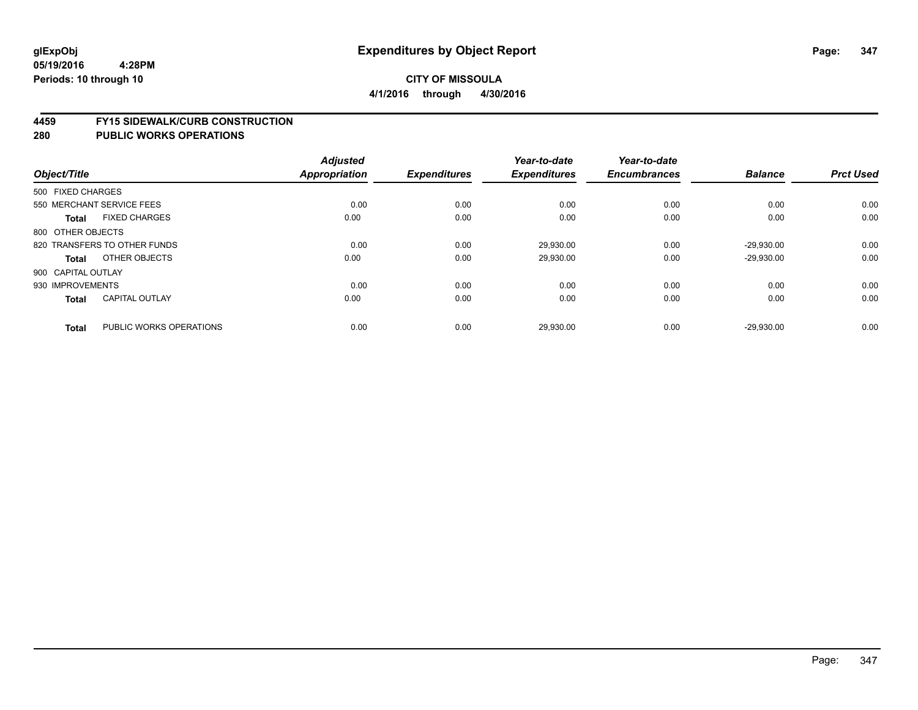**glExpObj**
**05/19/2016 4:28PM**
**Periods: 10 through 10**

# Expenditures by Object Report

**CITY OF MISSOULA**
**4/1/2016 through 4/30/2016**

## 4459 FY15 SIDEWALK/CURB CONSTRUCTION
## 280 PUBLIC WORKS OPERATIONS

| Object/Title | | Adjusted Appropriation | Expenditures | Year-to-date Expenditures | Year-to-date Encumbrances | Balance | Prct Used |
|---|---|---|---|---|---|---|---|
| 500 FIXED CHARGES | | | | | | | |
| 550 MERCHANT SERVICE FEES | | 0.00 | 0.00 | 0.00 | 0.00 | 0.00 | 0.00 |
| **Total** | FIXED CHARGES | 0.00 | 0.00 | 0.00 | 0.00 | 0.00 | 0.00 |
| 800 OTHER OBJECTS | | | | | | | |
| 820 TRANSFERS TO OTHER FUNDS | | 0.00 | 0.00 | 29,930.00 | 0.00 | -29,930.00 | 0.00 |
| **Total** | OTHER OBJECTS | 0.00 | 0.00 | 29,930.00 | 0.00 | -29,930.00 | 0.00 |
| 900 CAPITAL OUTLAY | | | | | | | |
| 930 IMPROVEMENTS | | 0.00 | 0.00 | 0.00 | 0.00 | 0.00 | 0.00 |
| **Total** | CAPITAL OUTLAY | 0.00 | 0.00 | 0.00 | 0.00 | 0.00 | 0.00 |
| **Total** | PUBLIC WORKS OPERATIONS | 0.00 | 0.00 | 29,930.00 | 0.00 | -29,930.00 | 0.00 |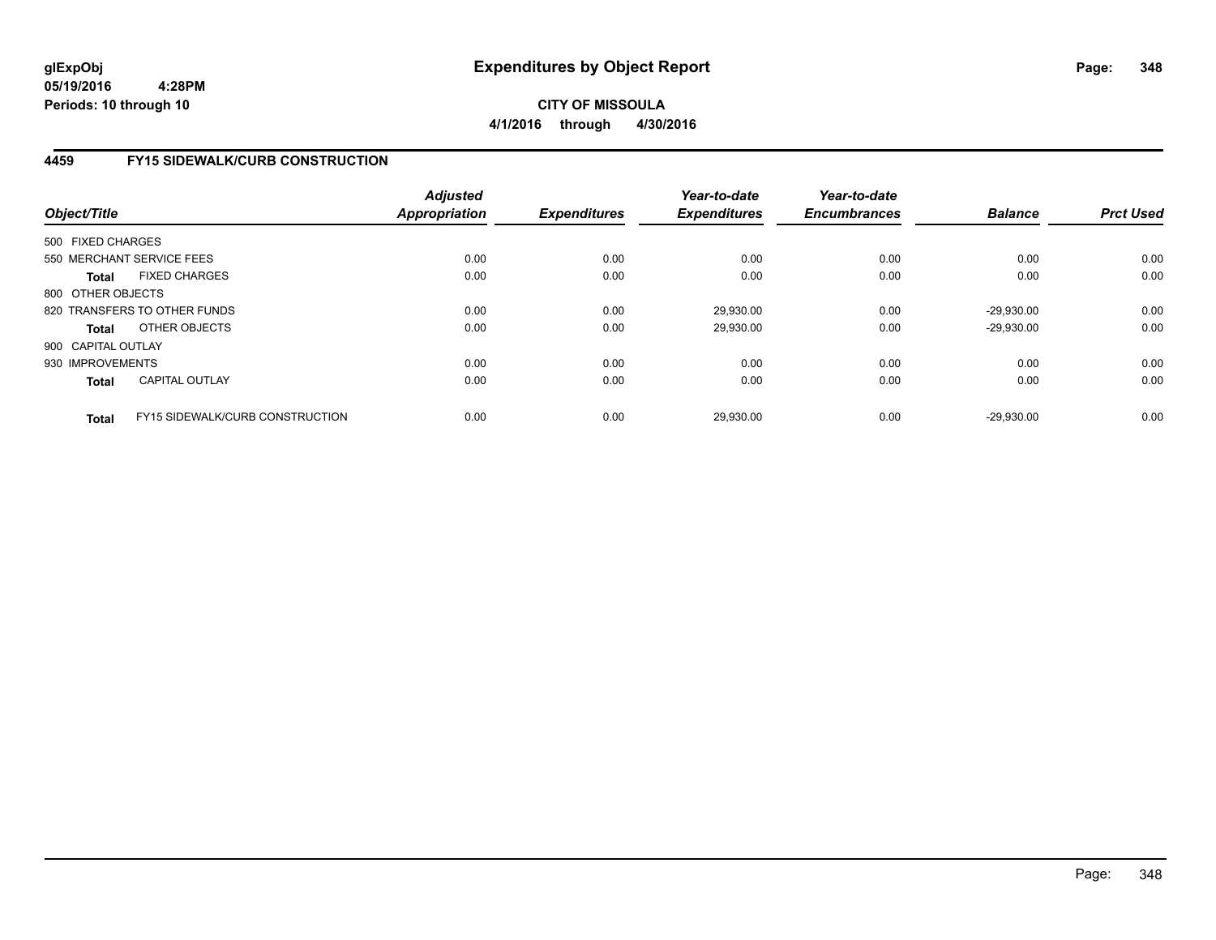**glExpObj**
**05/19/2016 4:28PM**
**Periods: 10 through 10**

# Expenditures by Object Report

**CITY OF MISSOULA**
**4/1/2016 through 4/30/2016**

## 4459 FY15 SIDEWALK/CURB CONSTRUCTION

| Object/Title | | Adjusted Appropriation | Expenditures | Year-to-date Expenditures | Year-to-date Encumbrances | Balance | Prct Used |
|---|---|---|---|---|---|---|---|
| 500 FIXED CHARGES | | | | | | | |
| 550 MERCHANT SERVICE FEES | | 0.00 | 0.00 | 0.00 | 0.00 | 0.00 | 0.00 |
| **Total** | FIXED CHARGES | 0.00 | 0.00 | 0.00 | 0.00 | 0.00 | 0.00 |
| 800 OTHER OBJECTS | | | | | | | |
| 820 TRANSFERS TO OTHER FUNDS | | 0.00 | 0.00 | 29,930.00 | 0.00 | -29,930.00 | 0.00 |
| **Total** | OTHER OBJECTS | 0.00 | 0.00 | 29,930.00 | 0.00 | -29,930.00 | 0.00 |
| 900 CAPITAL OUTLAY | | | | | | | |
| 930 IMPROVEMENTS | | 0.00 | 0.00 | 0.00 | 0.00 | 0.00 | 0.00 |
| **Total** | CAPITAL OUTLAY | 0.00 | 0.00 | 0.00 | 0.00 | 0.00 | 0.00 |
| **Total** | FY15 SIDEWALK/CURB CONSTRUCTION | 0.00 | 0.00 | 29,930.00 | 0.00 | -29,930.00 | 0.00 |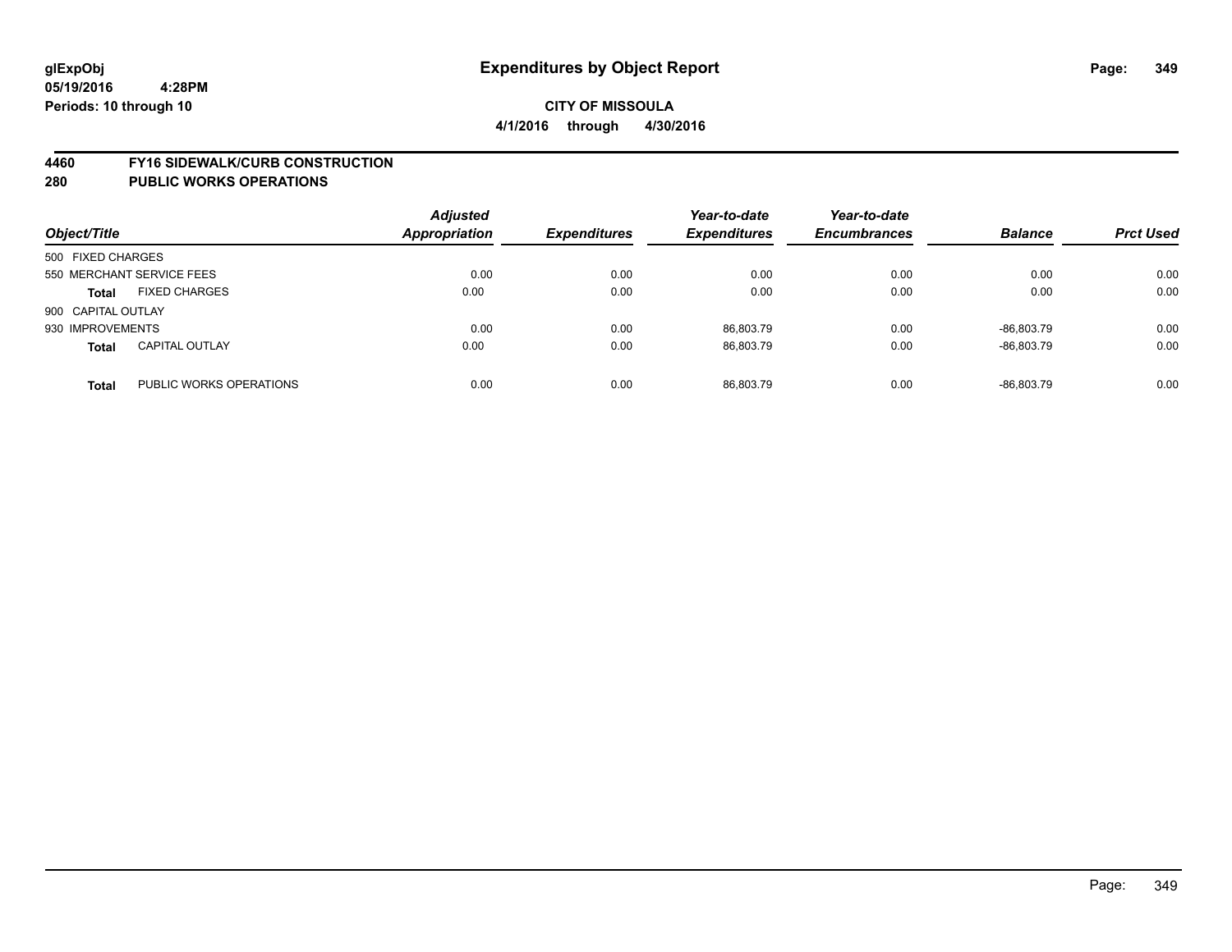# Expenditures by Object Report

glExpObj
05/19/2016 4:28PM
Periods: 10 through 10

**CITY OF MISSOULA**
**4/1/2016 through 4/30/2016**

## 4460 FY16 SIDEWALK/CURB CONSTRUCTION
## 280 PUBLIC WORKS OPERATIONS

| Object/Title | Adjusted Appropriation | Expenditures | Year-to-date Expenditures | Year-to-date Encumbrances | Balance | Prct Used |
|---|---|---|---|---|---|---|
| 500 FIXED CHARGES | | | | | | |
| 550 MERCHANT SERVICE FEES | 0.00 | 0.00 | 0.00 | 0.00 | 0.00 | 0.00 |
| **Total** FIXED CHARGES | 0.00 | 0.00 | 0.00 | 0.00 | 0.00 | 0.00 |
| 900 CAPITAL OUTLAY | | | | | | |
| 930 IMPROVEMENTS | 0.00 | 0.00 | 86,803.79 | 0.00 | -86,803.79 | 0.00 |
| **Total** CAPITAL OUTLAY | 0.00 | 0.00 | 86,803.79 | 0.00 | -86,803.79 | 0.00 |
| **Total** PUBLIC WORKS OPERATIONS | 0.00 | 0.00 | 86,803.79 | 0.00 | -86,803.79 | 0.00 |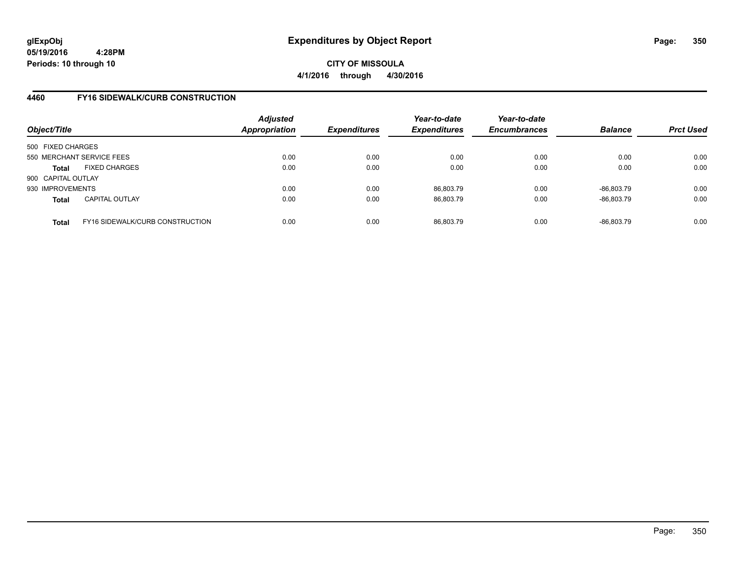**glExpObj**
**05/19/2016 4:28PM**
**Periods: 10 through 10**

# Expenditures by Object Report

**CITY OF MISSOULA**
**4/1/2016 through 4/30/2016**

## 4460 FY16 SIDEWALK/CURB CONSTRUCTION

| Object/Title | | *Adjusted Appropriation* | *Expenditures* | *Year-to-date Expenditures* | *Year-to-date Encumbrances* | *Balance* | *Prct Used* |
|---|---|---|---|---|---|---|---|
| 500 FIXED CHARGES | | | | | | | |
| 550 MERCHANT SERVICE FEES | | 0.00 | 0.00 | 0.00 | 0.00 | 0.00 | 0.00 |
| **Total** | FIXED CHARGES | 0.00 | 0.00 | 0.00 | 0.00 | 0.00 | 0.00 |
| 900 CAPITAL OUTLAY | | | | | | | |
| 930 IMPROVEMENTS | | 0.00 | 0.00 | 86,803.79 | 0.00 | -86,803.79 | 0.00 |
| **Total** | CAPITAL OUTLAY | 0.00 | 0.00 | 86,803.79 | 0.00 | -86,803.79 | 0.00 |
| **Total** | FY16 SIDEWALK/CURB CONSTRUCTION | 0.00 | 0.00 | 86,803.79 | 0.00 | -86,803.79 | 0.00 |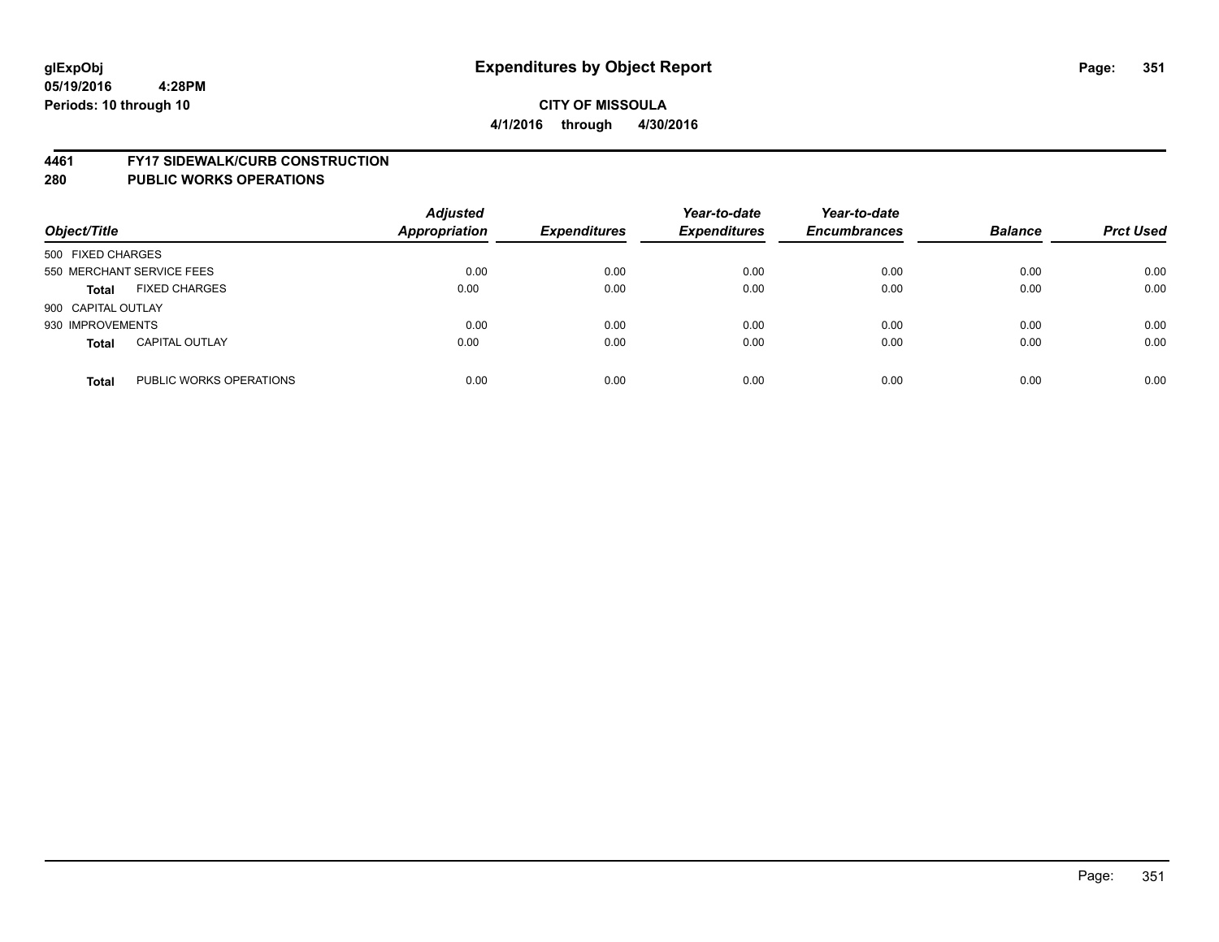**glExpObj**
**05/19/2016 4:28PM**
**Periods: 10 through 10**

# Expenditures by Object Report

**CITY OF MISSOULA**
**4/1/2016 through 4/30/2016**

## 4461 FY17 SIDEWALK/CURB CONSTRUCTION
## 280 PUBLIC WORKS OPERATIONS

| Object/Title | | Adjusted Appropriation | Expenditures | Year-to-date Expenditures | Year-to-date Encumbrances | Balance | Prct Used |
|---|---|---|---|---|---|---|---|
| 500 FIXED CHARGES | | | | | | | |
| 550 MERCHANT SERVICE FEES | | 0.00 | 0.00 | 0.00 | 0.00 | 0.00 | 0.00 |
| **Total** | FIXED CHARGES | 0.00 | 0.00 | 0.00 | 0.00 | 0.00 | 0.00 |
| 900 CAPITAL OUTLAY | | | | | | | |
| 930 IMPROVEMENTS | | 0.00 | 0.00 | 0.00 | 0.00 | 0.00 | 0.00 |
| **Total** | CAPITAL OUTLAY | 0.00 | 0.00 | 0.00 | 0.00 | 0.00 | 0.00 |
| **Total** | PUBLIC WORKS OPERATIONS | 0.00 | 0.00 | 0.00 | 0.00 | 0.00 | 0.00 |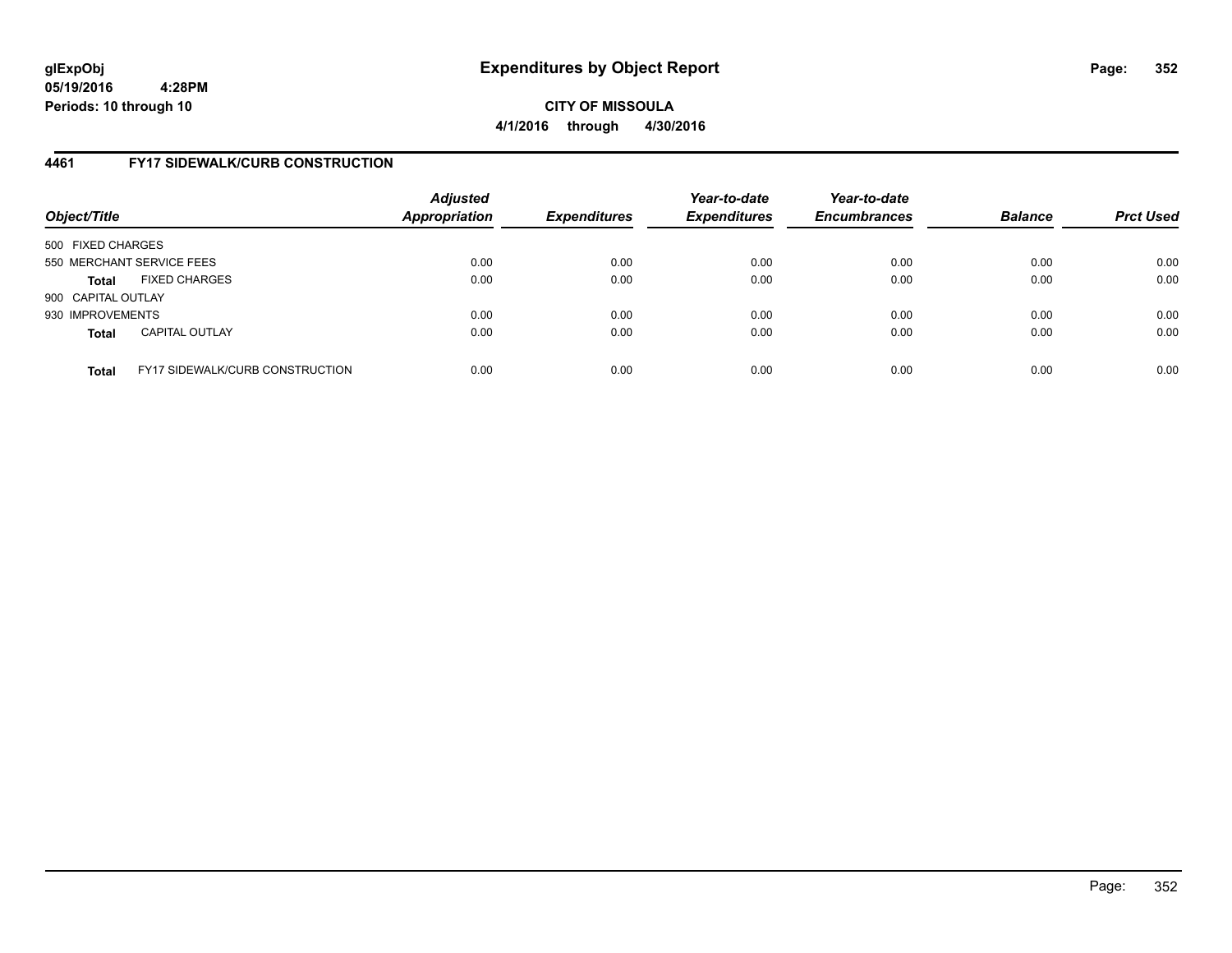**glExpObj**
**05/19/2016 4:28PM**
**Periods: 10 through 10**

# Expenditures by Object Report

**CITY OF MISSOULA**
**4/1/2016 through 4/30/2016**

## 4461 FY17 SIDEWALK/CURB CONSTRUCTION

| Object/Title | | Adjusted Appropriation | Expenditures | Year-to-date Expenditures | Year-to-date Encumbrances | Balance | Prct Used |
|---|---|---|---|---|---|---|---|
| 500 FIXED CHARGES | | | | | | | |
| 550 MERCHANT SERVICE FEES | | 0.00 | 0.00 | 0.00 | 0.00 | 0.00 | 0.00 |
| **Total** | FIXED CHARGES | 0.00 | 0.00 | 0.00 | 0.00 | 0.00 | 0.00 |
| 900 CAPITAL OUTLAY | | | | | | | |
| 930 IMPROVEMENTS | | 0.00 | 0.00 | 0.00 | 0.00 | 0.00 | 0.00 |
| **Total** | CAPITAL OUTLAY | 0.00 | 0.00 | 0.00 | 0.00 | 0.00 | 0.00 |
| **Total** | FY17 SIDEWALK/CURB CONSTRUCTION | 0.00 | 0.00 | 0.00 | 0.00 | 0.00 | 0.00 |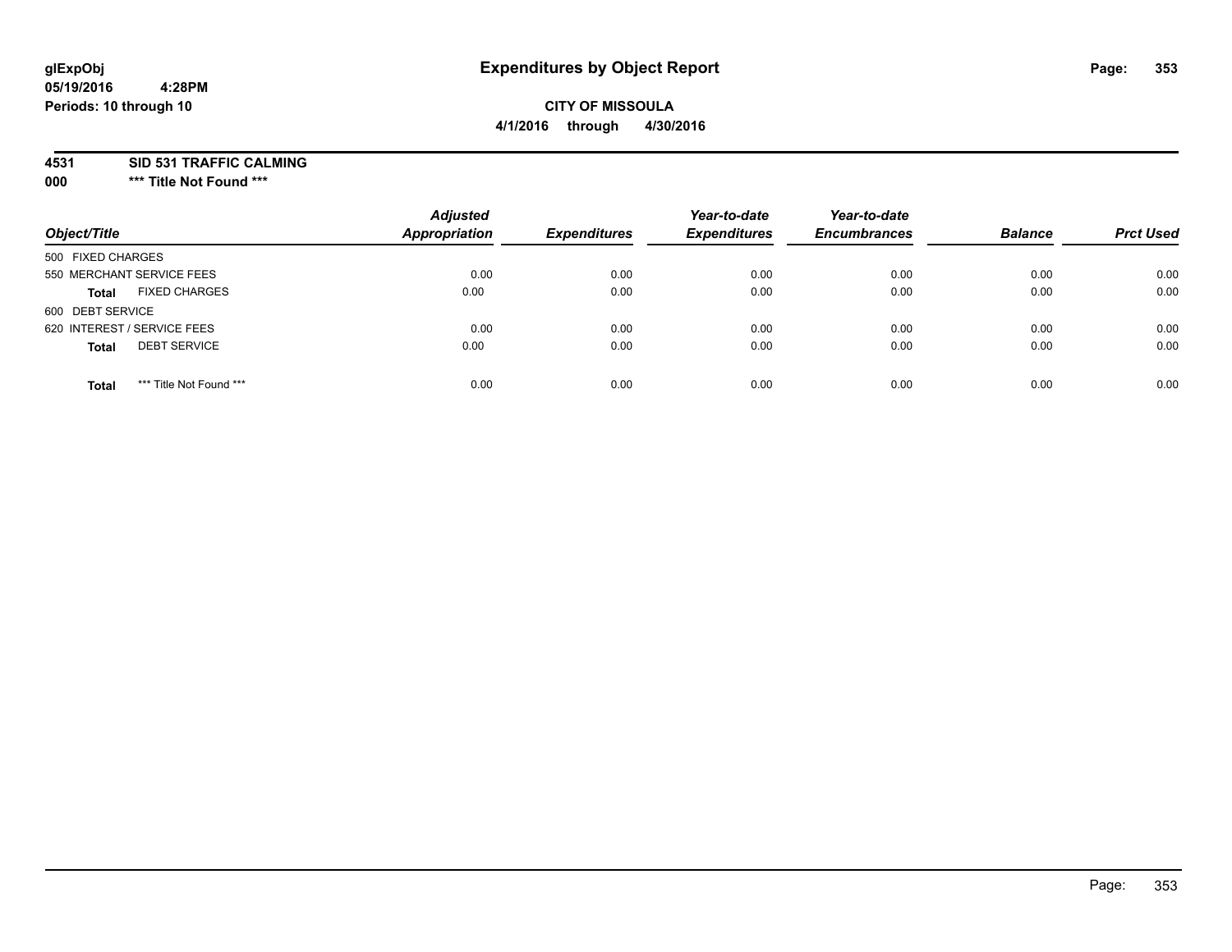# Expenditures by Object Report

glExpObj
05/19/2016 4:28PM
Periods: 10 through 10

**CITY OF MISSOULA**
**4/1/2016 through 4/30/2016**

**4531 SID 531 TRAFFIC CALMING**
**000 *** Title Not Found *****

| Object/Title | Adjusted Appropriation | Expenditures | Year-to-date Expenditures | Year-to-date Encumbrances | Balance | Prct Used |
|---|---|---|---|---|---|---|
| 500 FIXED CHARGES | | | | | | |
| 550 MERCHANT SERVICE FEES | 0.00 | 0.00 | 0.00 | 0.00 | 0.00 | 0.00 |
| **Total** FIXED CHARGES | 0.00 | 0.00 | 0.00 | 0.00 | 0.00 | 0.00 |
| 600 DEBT SERVICE | | | | | | |
| 620 INTEREST / SERVICE FEES | 0.00 | 0.00 | 0.00 | 0.00 | 0.00 | 0.00 |
| **Total** DEBT SERVICE | 0.00 | 0.00 | 0.00 | 0.00 | 0.00 | 0.00 |
| **Total** *** Title Not Found *** | 0.00 | 0.00 | 0.00 | 0.00 | 0.00 | 0.00 |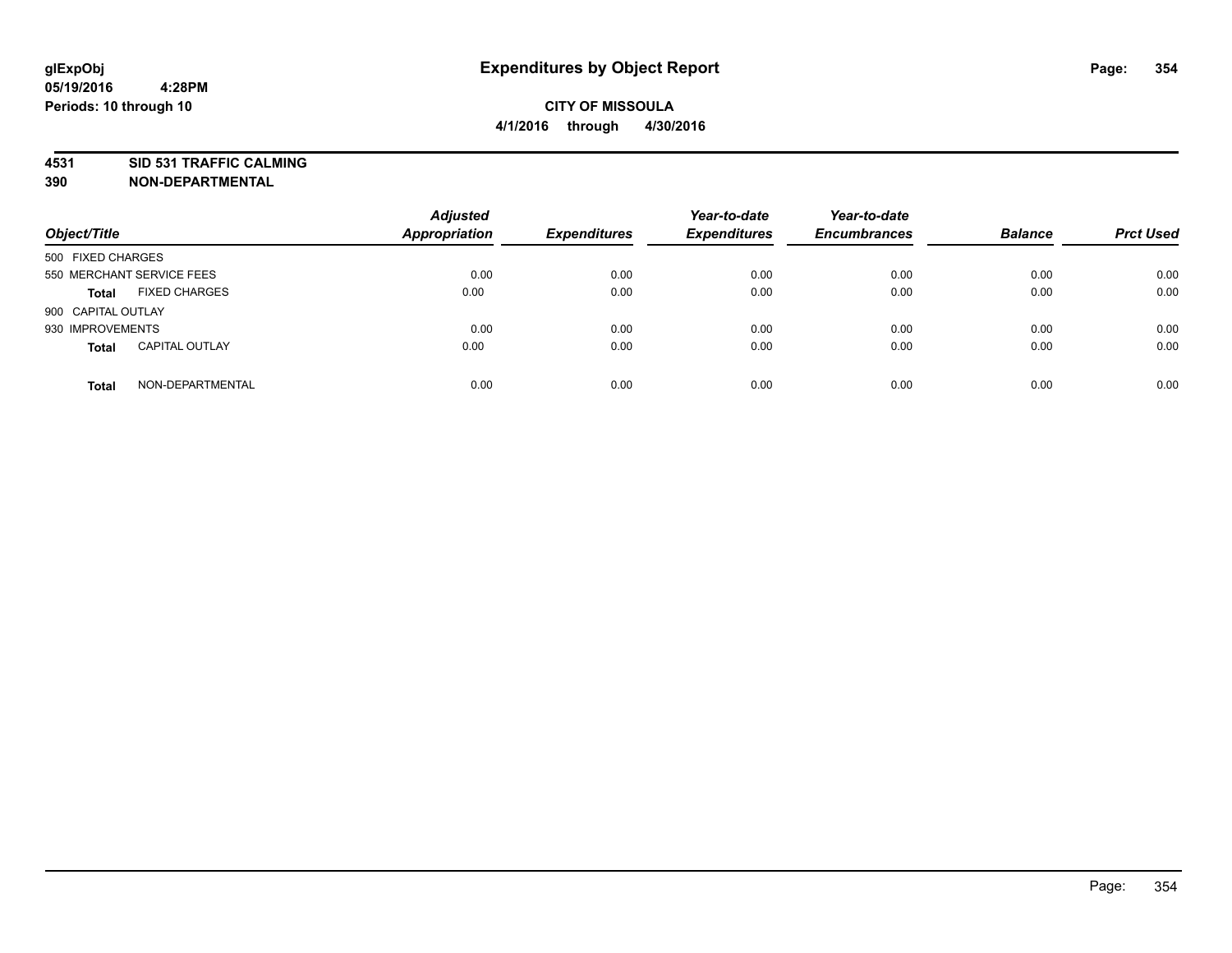**glExpObj**
**05/19/2016 4:28PM**
**Periods: 10 through 10**

# Expenditures by Object Report

**CITY OF MISSOULA**
**4/1/2016 through 4/30/2016**

**4531 SID 531 TRAFFIC CALMING**
**390 NON-DEPARTMENTAL**

| Object/Title | Adjusted Appropriation | Expenditures | Year-to-date Expenditures | Year-to-date Encumbrances | Balance | Prct Used |
|---|---|---|---|---|---|---|
| 500 FIXED CHARGES | | | | | | |
| 550 MERCHANT SERVICE FEES | 0.00 | 0.00 | 0.00 | 0.00 | 0.00 | 0.00 |
| **Total** FIXED CHARGES | 0.00 | 0.00 | 0.00 | 0.00 | 0.00 | 0.00 |
| 900 CAPITAL OUTLAY | | | | | | |
| 930 IMPROVEMENTS | 0.00 | 0.00 | 0.00 | 0.00 | 0.00 | 0.00 |
| **Total** CAPITAL OUTLAY | 0.00 | 0.00 | 0.00 | 0.00 | 0.00 | 0.00 |
| **Total** NON-DEPARTMENTAL | 0.00 | 0.00 | 0.00 | 0.00 | 0.00 | 0.00 |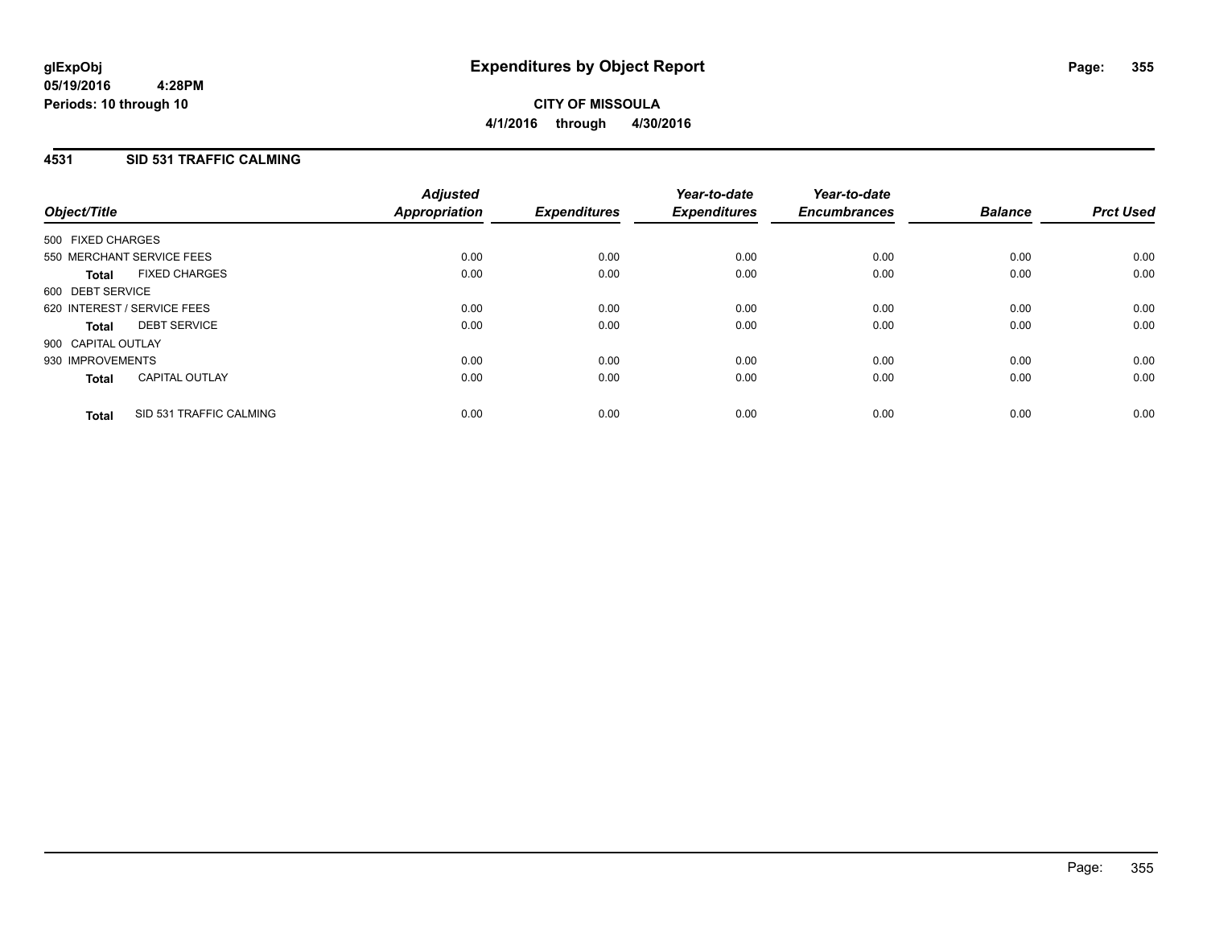# Expenditures by Object Report

glExpObj
05/19/2016 4:28PM
Periods: 10 through 10

**CITY OF MISSOULA**
**4/1/2016 through 4/30/2016**

## 4531 SID 531 TRAFFIC CALMING

| Object/Title | Adjusted Appropriation | Expenditures | Year-to-date Expenditures | Year-to-date Encumbrances | Balance | Prct Used |
|---|---|---|---|---|---|---|
| 500 FIXED CHARGES | | | | | | |
| 550 MERCHANT SERVICE FEES | 0.00 | 0.00 | 0.00 | 0.00 | 0.00 | 0.00 |
| **Total** FIXED CHARGES | 0.00 | 0.00 | 0.00 | 0.00 | 0.00 | 0.00 |
| 600 DEBT SERVICE | | | | | | |
| 620 INTEREST / SERVICE FEES | 0.00 | 0.00 | 0.00 | 0.00 | 0.00 | 0.00 |
| **Total** DEBT SERVICE | 0.00 | 0.00 | 0.00 | 0.00 | 0.00 | 0.00 |
| 900 CAPITAL OUTLAY | | | | | | |
| 930 IMPROVEMENTS | 0.00 | 0.00 | 0.00 | 0.00 | 0.00 | 0.00 |
| **Total** CAPITAL OUTLAY | 0.00 | 0.00 | 0.00 | 0.00 | 0.00 | 0.00 |
| **Total** SID 531 TRAFFIC CALMING | 0.00 | 0.00 | 0.00 | 0.00 | 0.00 | 0.00 |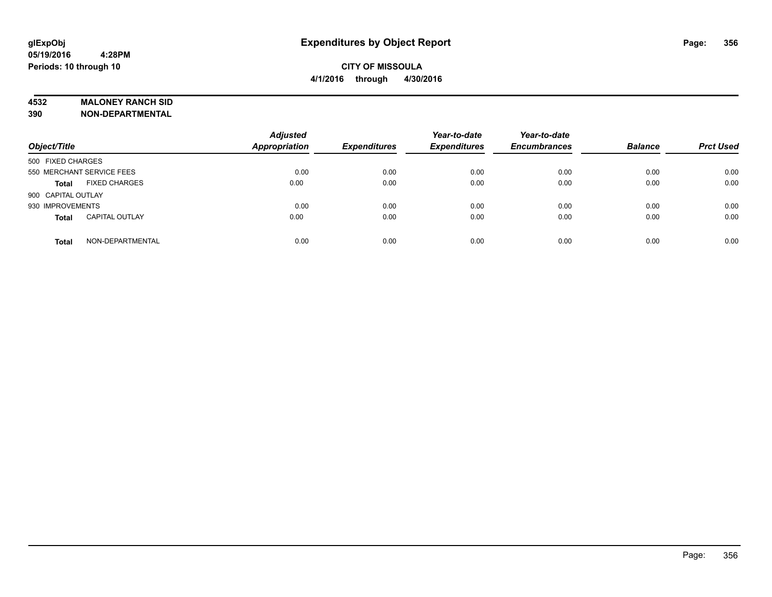glExpObj
05/19/2016 4:28PM
Periods: 10 through 10

# Expenditures by Object Report

**CITY OF MISSOULA**
**4/1/2016 through 4/30/2016**

**4532 MALONEY RANCH SID**
**390 NON-DEPARTMENTAL**

| Object/Title | Adjusted Appropriation | Expenditures | Year-to-date Expenditures | Year-to-date Encumbrances | Balance | Prct Used |
|---|---|---|---|---|---|---|
| 500 FIXED CHARGES | | | | | | |
| 550 MERCHANT SERVICE FEES | 0.00 | 0.00 | 0.00 | 0.00 | 0.00 | 0.00 |
| **Total** FIXED CHARGES | 0.00 | 0.00 | 0.00 | 0.00 | 0.00 | 0.00 |
| 900 CAPITAL OUTLAY | | | | | | |
| 930 IMPROVEMENTS | 0.00 | 0.00 | 0.00 | 0.00 | 0.00 | 0.00 |
| **Total** CAPITAL OUTLAY | 0.00 | 0.00 | 0.00 | 0.00 | 0.00 | 0.00 |
| **Total** NON-DEPARTMENTAL | 0.00 | 0.00 | 0.00 | 0.00 | 0.00 | 0.00 |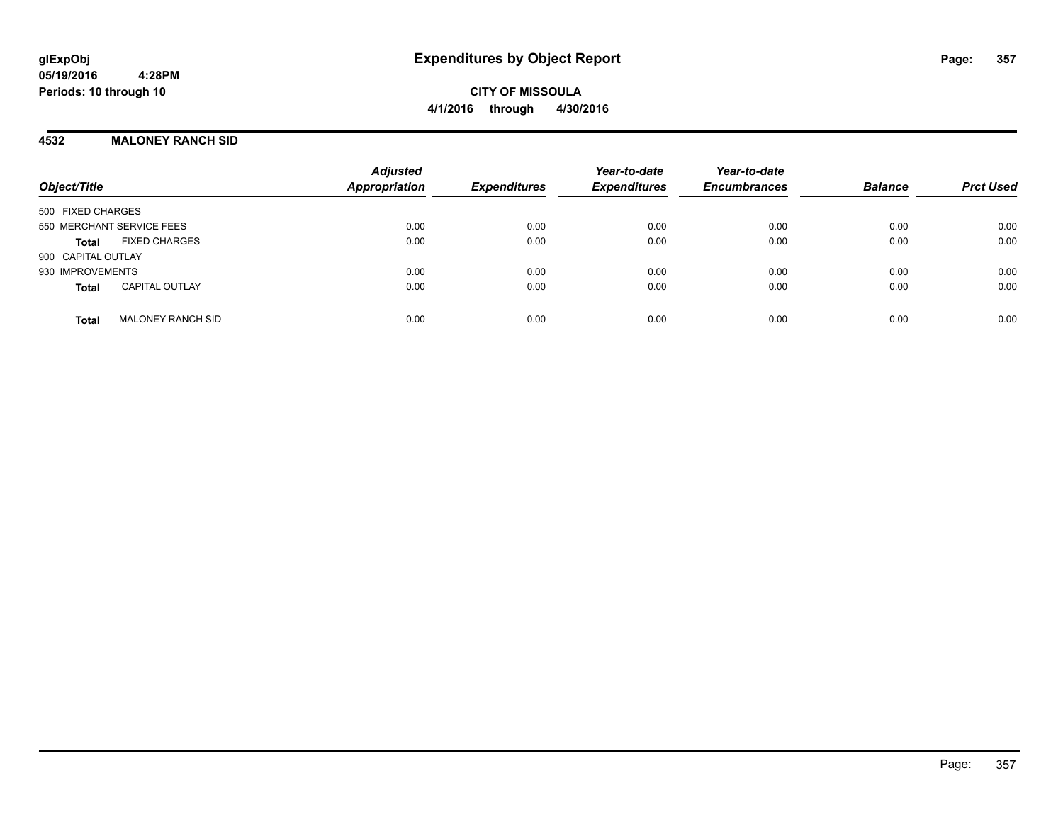**glExpObj**
**05/19/2016 4:28PM**
**Periods: 10 through 10**

# Expenditures by Object Report

**CITY OF MISSOULA**
**4/1/2016 through 4/30/2016**

## 4532 MALONEY RANCH SID

| Object/Title | | Adjusted Appropriation | Expenditures | Year-to-date Expenditures | Year-to-date Encumbrances | Balance | Prct Used |
|---|---|---|---|---|---|---|---|
| 500 FIXED CHARGES | | | | | | | |
| 550 MERCHANT SERVICE FEES | | 0.00 | 0.00 | 0.00 | 0.00 | 0.00 | 0.00 |
| **Total** | FIXED CHARGES | 0.00 | 0.00 | 0.00 | 0.00 | 0.00 | 0.00 |
| 900 CAPITAL OUTLAY | | | | | | | |
| 930 IMPROVEMENTS | | 0.00 | 0.00 | 0.00 | 0.00 | 0.00 | 0.00 |
| **Total** | CAPITAL OUTLAY | 0.00 | 0.00 | 0.00 | 0.00 | 0.00 | 0.00 |
| **Total** | MALONEY RANCH SID | 0.00 | 0.00 | 0.00 | 0.00 | 0.00 | 0.00 |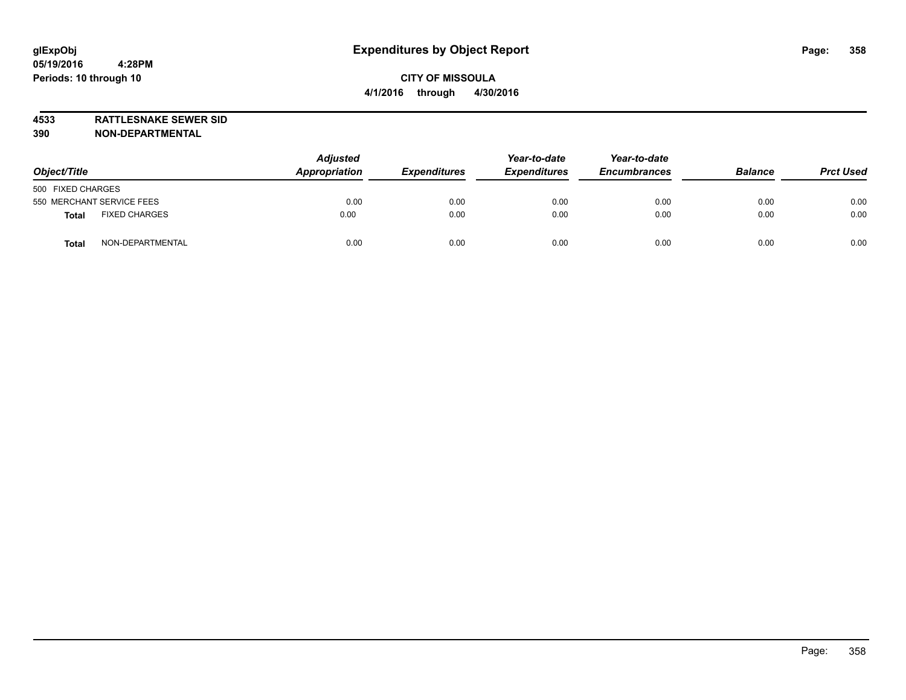**glExpObj**
**05/19/2016 4:28PM**
**Periods: 10 through 10**

# Expenditures by Object Report

**CITY OF MISSOULA**
**4/1/2016 through 4/30/2016**

**4533 RATTLESNAKE SEWER SID**
**390 NON-DEPARTMENTAL**

| Object/Title | | *Adjusted Appropriation* | *Expenditures* | *Year-to-date Expenditures* | *Year-to-date Encumbrances* | *Balance* | *Prct Used* |
|---|---|---|---|---|---|---|---|
| 500 FIXED CHARGES | | | | | | | |
| 550 MERCHANT SERVICE FEES | | 0.00 | 0.00 | 0.00 | 0.00 | 0.00 | 0.00 |
| **Total** | FIXED CHARGES | 0.00 | 0.00 | 0.00 | 0.00 | 0.00 | 0.00 |
| **Total** | NON-DEPARTMENTAL | 0.00 | 0.00 | 0.00 | 0.00 | 0.00 | 0.00 |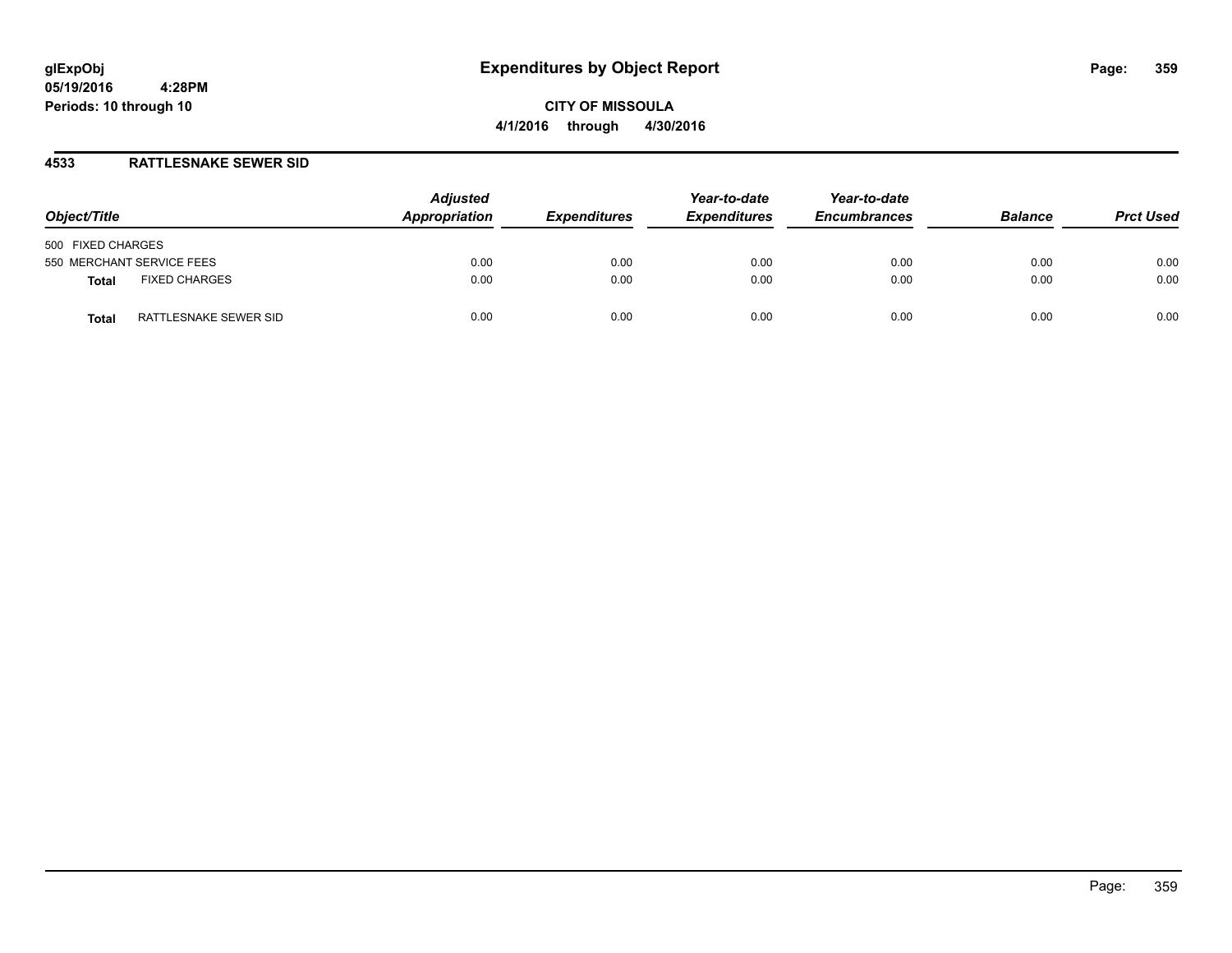# Expenditures by Object Report

glExpObj
05/19/2016 4:28PM
Periods: 10 through 10

**CITY OF MISSOULA**
**4/1/2016 through 4/30/2016**

## 4533 RATTLESNAKE SEWER SID

| Object/Title | | Adjusted Appropriation | Expenditures | Year-to-date Expenditures | Year-to-date Encumbrances | Balance | Prct Used |
|---|---|---|---|---|---|---|---|
| 500 FIXED CHARGES | | | | | | | |
| 550 MERCHANT SERVICE FEES | | 0.00 | 0.00 | 0.00 | 0.00 | 0.00 | 0.00 |
| **Total** | FIXED CHARGES | 0.00 | 0.00 | 0.00 | 0.00 | 0.00 | 0.00 |
| **Total** | RATTLESNAKE SEWER SID | 0.00 | 0.00 | 0.00 | 0.00 | 0.00 | 0.00 |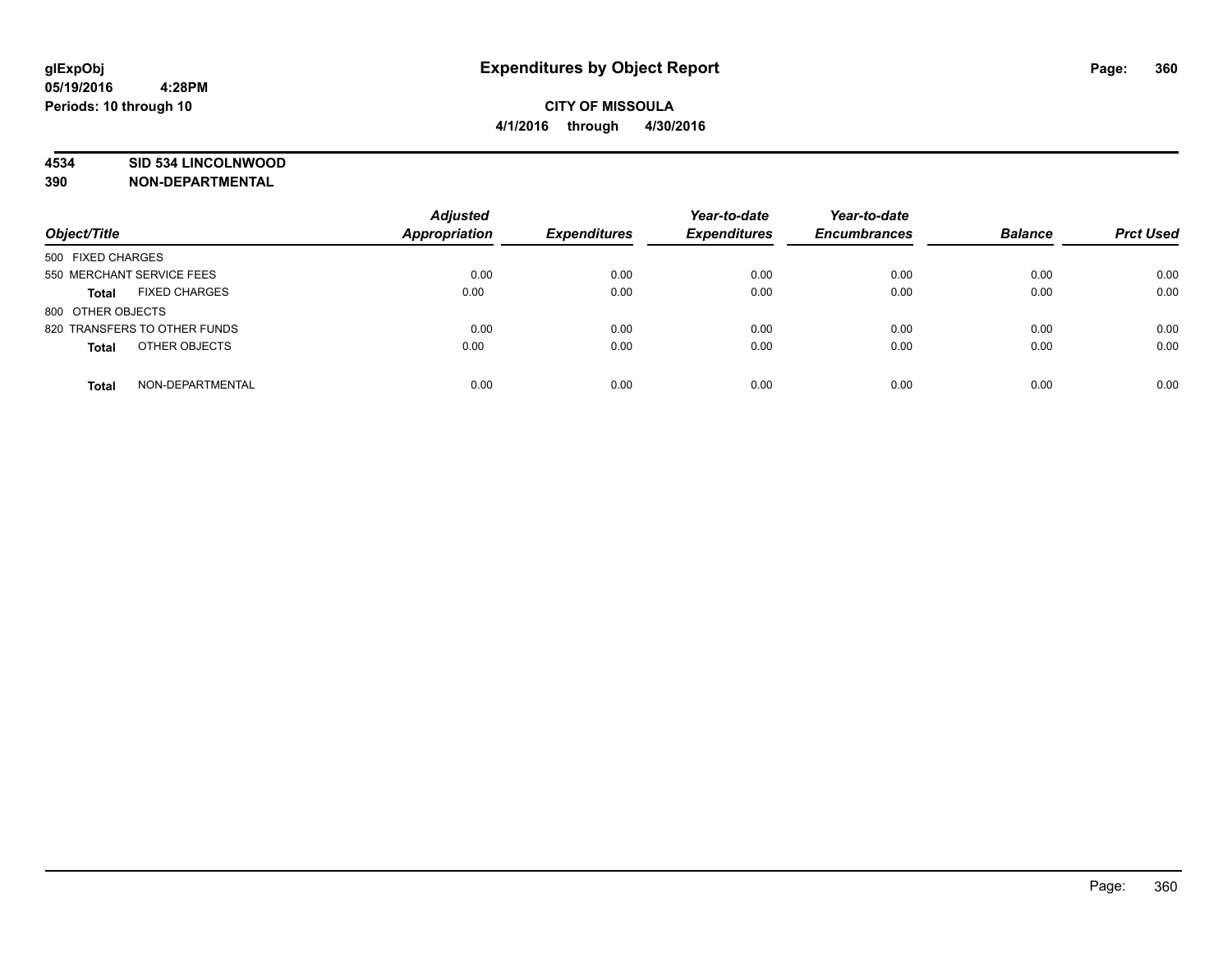**4534 SID 534 LINCOLNWOOD**
**390 NON-DEPARTMENTAL**

| Object/Title | Adjusted Appropriation | Expenditures | Year-to-date Expenditures | Year-to-date Encumbrances | Balance | Prct Used |
|---|---|---|---|---|---|---|
| 500 FIXED CHARGES | | | | | | |
| 550 MERCHANT SERVICE FEES | 0.00 | 0.00 | 0.00 | 0.00 | 0.00 | 0.00 |
| **Total** FIXED CHARGES | 0.00 | 0.00 | 0.00 | 0.00 | 0.00 | 0.00 |
| 800 OTHER OBJECTS | | | | | | |
| 820 TRANSFERS TO OTHER FUNDS | 0.00 | 0.00 | 0.00 | 0.00 | 0.00 | 0.00 |
| **Total** OTHER OBJECTS | 0.00 | 0.00 | 0.00 | 0.00 | 0.00 | 0.00 |
| **Total** NON-DEPARTMENTAL | 0.00 | 0.00 | 0.00 | 0.00 | 0.00 | 0.00 |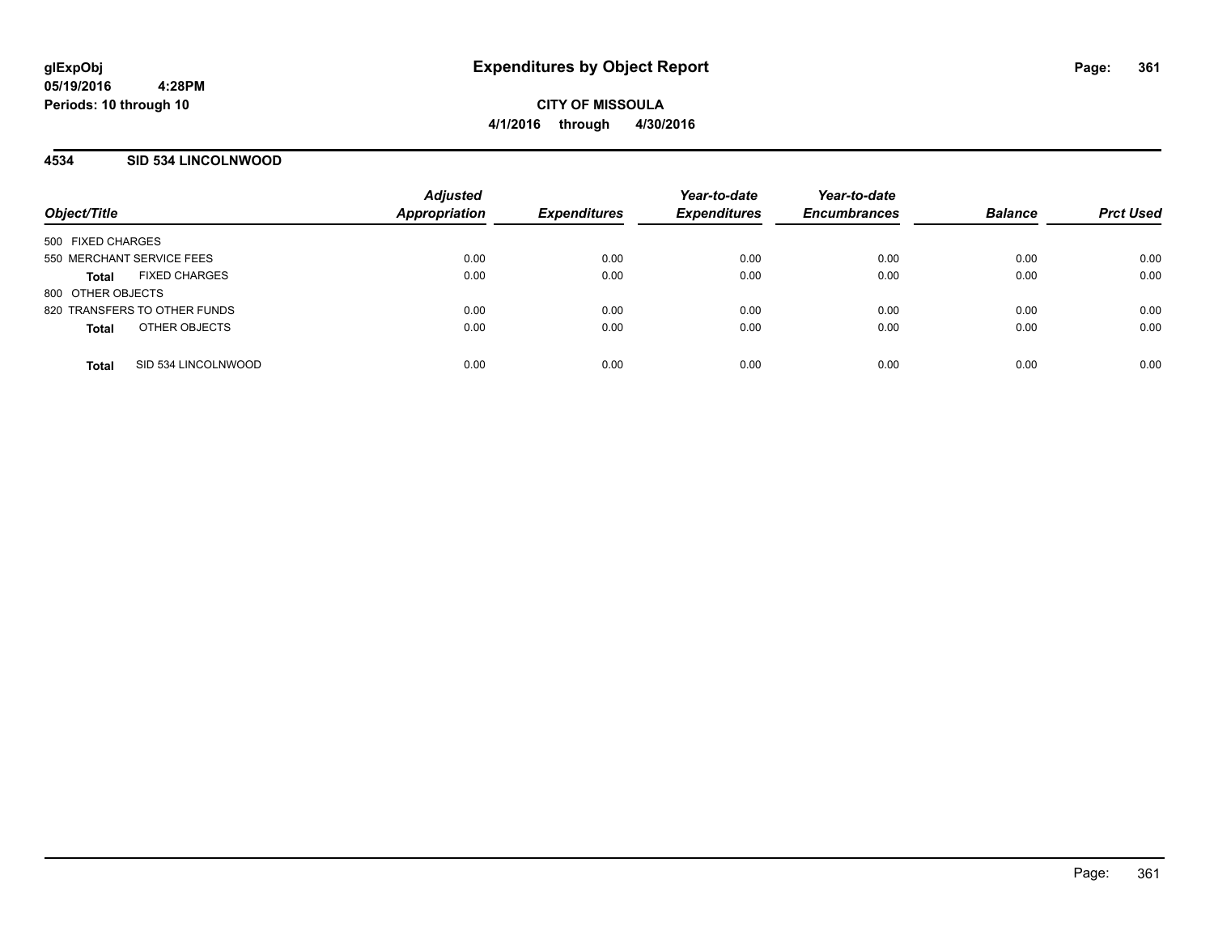**glExpObj**
**05/19/2016 4:28PM**
**Periods: 10 through 10**

# Expenditures by Object Report

**CITY OF MISSOULA**
**4/1/2016 through 4/30/2016**

## 4534 SID 534 LINCOLNWOOD

| Object/Title | Adjusted Appropriation | Expenditures | Year-to-date Expenditures | Year-to-date Encumbrances | Balance | Prct Used |
|---|---|---|---|---|---|---|
| 500 FIXED CHARGES | | | | | | |
| 550 MERCHANT SERVICE FEES | 0.00 | 0.00 | 0.00 | 0.00 | 0.00 | 0.00 |
| **Total** FIXED CHARGES | 0.00 | 0.00 | 0.00 | 0.00 | 0.00 | 0.00 |
| 800 OTHER OBJECTS | | | | | | |
| 820 TRANSFERS TO OTHER FUNDS | 0.00 | 0.00 | 0.00 | 0.00 | 0.00 | 0.00 |
| **Total** OTHER OBJECTS | 0.00 | 0.00 | 0.00 | 0.00 | 0.00 | 0.00 |
| **Total** SID 534 LINCOLNWOOD | 0.00 | 0.00 | 0.00 | 0.00 | 0.00 | 0.00 |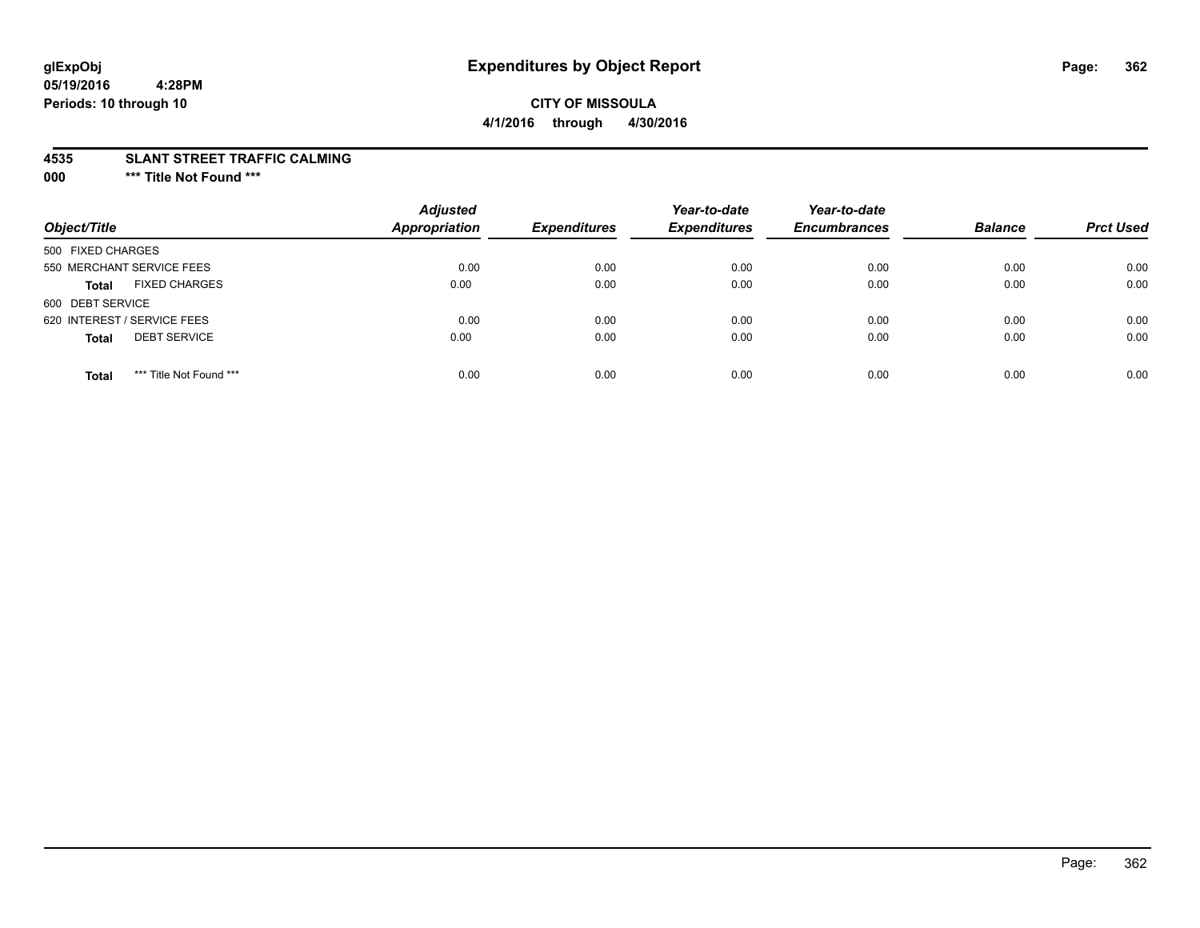# Expenditures by Object Report

glExpObj
05/19/2016 4:28PM
Periods: 10 through 10

**CITY OF MISSOULA**
**4/1/2016 through 4/30/2016**

**4535 SLANT STREET TRAFFIC CALMING**
**000 \*\*\* Title Not Found \*\*\***

| Object/Title | Adjusted Appropriation | Expenditures | Year-to-date Expenditures | Year-to-date Encumbrances | Balance | Prct Used |
|---|---|---|---|---|---|---|
| 500 FIXED CHARGES | | | | | | |
| 550 MERCHANT SERVICE FEES | 0.00 | 0.00 | 0.00 | 0.00 | 0.00 | 0.00 |
| **Total** FIXED CHARGES | 0.00 | 0.00 | 0.00 | 0.00 | 0.00 | 0.00 |
| 600 DEBT SERVICE | | | | | | |
| 620 INTEREST / SERVICE FEES | 0.00 | 0.00 | 0.00 | 0.00 | 0.00 | 0.00 |
| **Total** DEBT SERVICE | 0.00 | 0.00 | 0.00 | 0.00 | 0.00 | 0.00 |
| **Total** *** Title Not Found *** | 0.00 | 0.00 | 0.00 | 0.00 | 0.00 | 0.00 |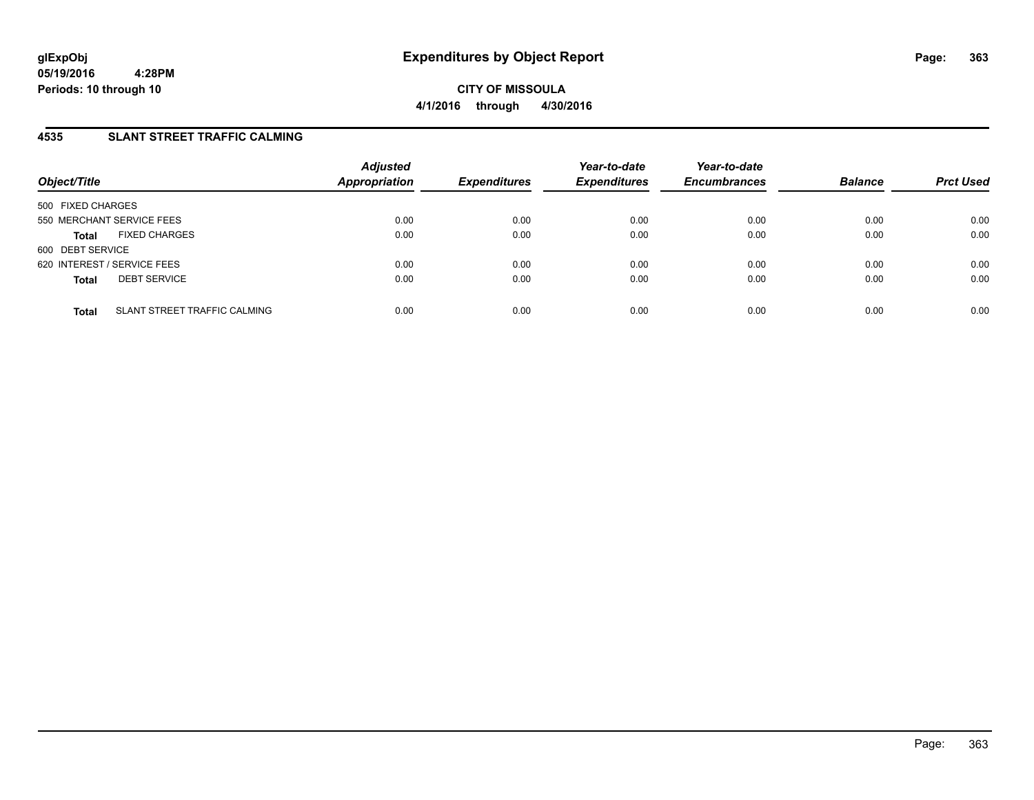# Expenditures by Object Report

glExpObj
05/19/2016 4:28PM
Periods: 10 through 10

**CITY OF MISSOULA**
**4/1/2016 through 4/30/2016**

## 4535 SLANT STREET TRAFFIC CALMING

| Object/Title | Adjusted Appropriation | Expenditures | Year-to-date Expenditures | Year-to-date Encumbrances | Balance | Prct Used |
|---|---|---|---|---|---|---|
| 500 FIXED CHARGES | | | | | | |
| 550 MERCHANT SERVICE FEES | 0.00 | 0.00 | 0.00 | 0.00 | 0.00 | 0.00 |
| **Total** FIXED CHARGES | 0.00 | 0.00 | 0.00 | 0.00 | 0.00 | 0.00 |
| 600 DEBT SERVICE | | | | | | |
| 620 INTEREST / SERVICE FEES | 0.00 | 0.00 | 0.00 | 0.00 | 0.00 | 0.00 |
| **Total** DEBT SERVICE | 0.00 | 0.00 | 0.00 | 0.00 | 0.00 | 0.00 |
| **Total** SLANT STREET TRAFFIC CALMING | 0.00 | 0.00 | 0.00 | 0.00 | 0.00 | 0.00 |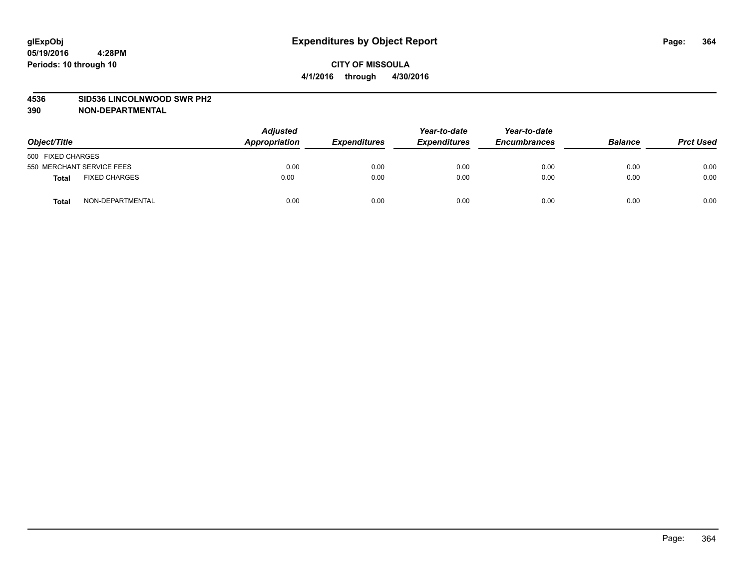**glExpObj**
**05/19/2016 4:28PM**
**Periods: 10 through 10**

# Expenditures by Object Report

**CITY OF MISSOULA**
**4/1/2016 through 4/30/2016**

**4536 SID536 LINCOLNWOOD SWR PH2**
**390 NON-DEPARTMENTAL**

| Object/Title | Adjusted Appropriation | Expenditures | Year-to-date Expenditures | Year-to-date Encumbrances | Balance | Prct Used |
|---|---|---|---|---|---|---|
| 500 FIXED CHARGES | | | | | | |
| 550 MERCHANT SERVICE FEES | 0.00 | 0.00 | 0.00 | 0.00 | 0.00 | 0.00 |
| **Total** FIXED CHARGES | 0.00 | 0.00 | 0.00 | 0.00 | 0.00 | 0.00 |
| **Total** NON-DEPARTMENTAL | 0.00 | 0.00 | 0.00 | 0.00 | 0.00 | 0.00 |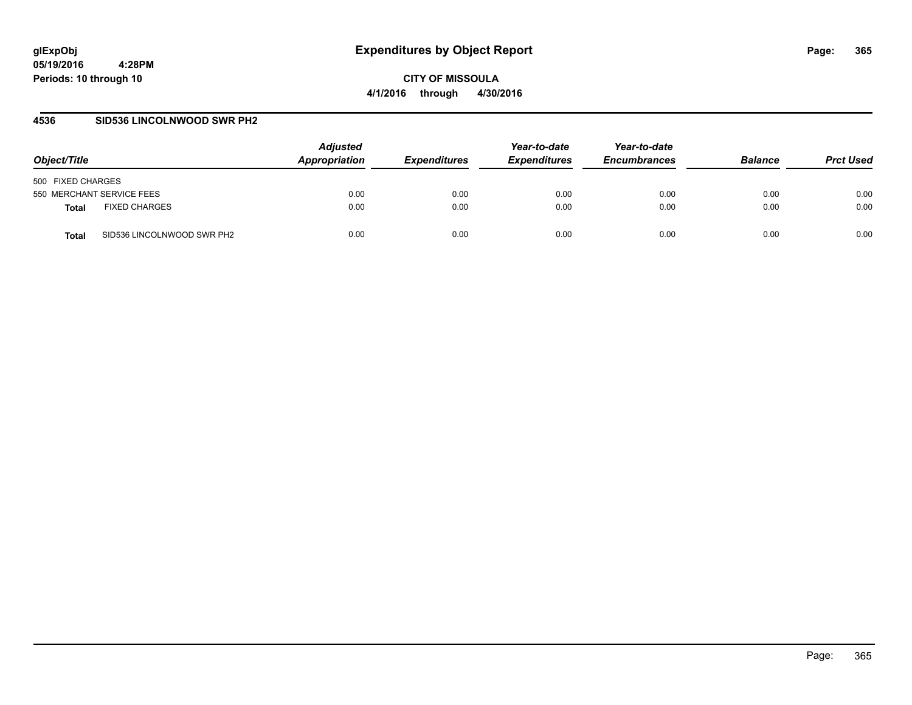# Expenditures by Object Report

glExpObj
05/19/2016 4:28PM
Periods: 10 through 10

**CITY OF MISSOULA**
**4/1/2016 through 4/30/2016**

## 4536 SID536 LINCOLNWOOD SWR PH2

| Object/Title | | Adjusted Appropriation | Expenditures | Year-to-date Expenditures | Year-to-date Encumbrances | Balance | Prct Used |
|---|---|---|---|---|---|---|---|
| 500 FIXED CHARGES | | | | | | | |
| 550 MERCHANT SERVICE FEES | | 0.00 | 0.00 | 0.00 | 0.00 | 0.00 | 0.00 |
| **Total** | FIXED CHARGES | 0.00 | 0.00 | 0.00 | 0.00 | 0.00 | 0.00 |
| **Total** | SID536 LINCOLNWOOD SWR PH2 | 0.00 | 0.00 | 0.00 | 0.00 | 0.00 | 0.00 |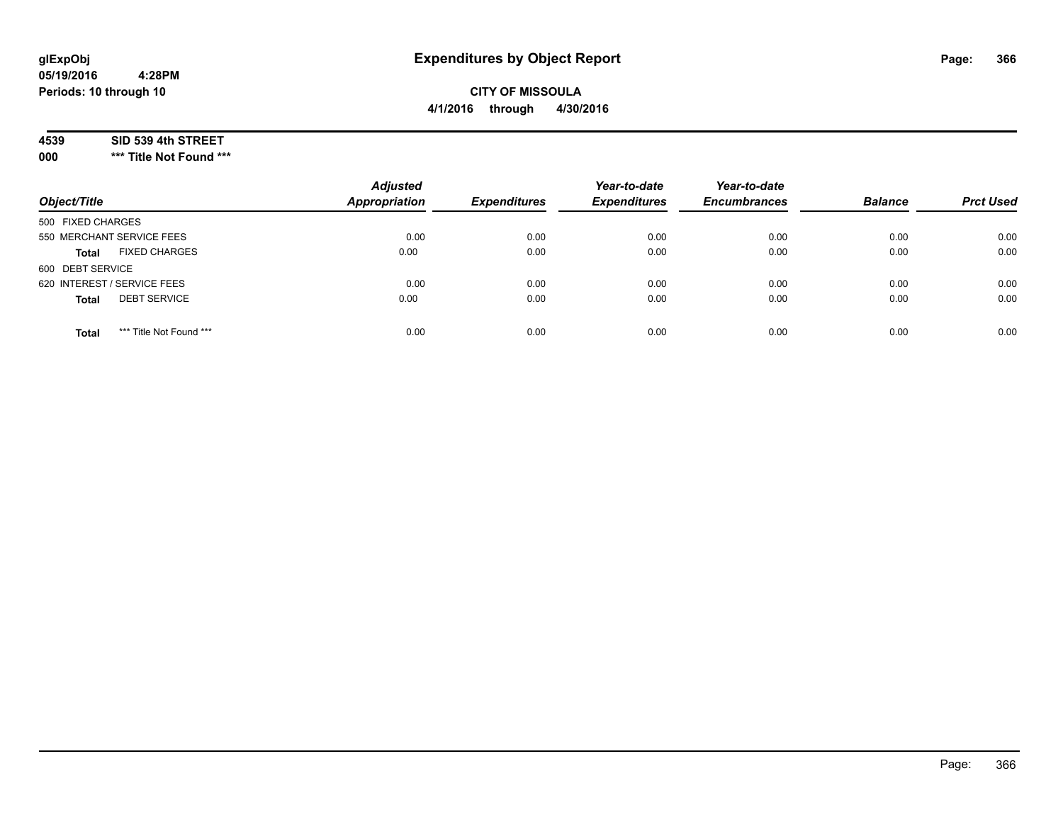# Expenditures by Object Report

glExpObj
05/19/2016 4:28PM
Periods: 10 through 10

**CITY OF MISSOULA**
**4/1/2016 through 4/30/2016**

**4539 SID 539 4th STREET**
**000 \*\*\* Title Not Found \*\*\***

| Object/Title | Adjusted Appropriation | Expenditures | Year-to-date Expenditures | Year-to-date Encumbrances | Balance | Prct Used |
|---|---|---|---|---|---|---|
| 500 FIXED CHARGES | | | | | | |
| 550 MERCHANT SERVICE FEES | 0.00 | 0.00 | 0.00 | 0.00 | 0.00 | 0.00 |
| **Total** FIXED CHARGES | 0.00 | 0.00 | 0.00 | 0.00 | 0.00 | 0.00 |
| 600 DEBT SERVICE | | | | | | |
| 620 INTEREST / SERVICE FEES | 0.00 | 0.00 | 0.00 | 0.00 | 0.00 | 0.00 |
| **Total** DEBT SERVICE | 0.00 | 0.00 | 0.00 | 0.00 | 0.00 | 0.00 |
| **Total** *** Title Not Found *** | 0.00 | 0.00 | 0.00 | 0.00 | 0.00 | 0.00 |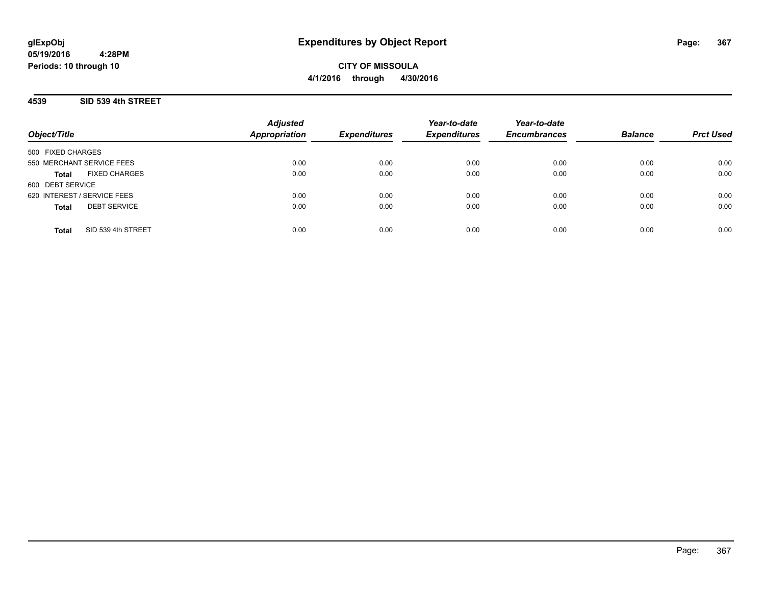# Expenditures by Object Report

glExpObj
05/19/2016 4:28PM
Periods: 10 through 10

**CITY OF MISSOULA**
**4/1/2016 through 4/30/2016**

## 4539 SID 539 4th STREET

| Object/Title | | Adjusted Appropriation | Expenditures | Year-to-date Expenditures | Year-to-date Encumbrances | Balance | Prct Used |
|---|---|---|---|---|---|---|---|
| 500 FIXED CHARGES | | | | | | | |
| 550 MERCHANT SERVICE FEES | | 0.00 | 0.00 | 0.00 | 0.00 | 0.00 | 0.00 |
| **Total** | FIXED CHARGES | 0.00 | 0.00 | 0.00 | 0.00 | 0.00 | 0.00 |
| 600 DEBT SERVICE | | | | | | | |
| 620 INTEREST / SERVICE FEES | | 0.00 | 0.00 | 0.00 | 0.00 | 0.00 | 0.00 |
| **Total** | DEBT SERVICE | 0.00 | 0.00 | 0.00 | 0.00 | 0.00 | 0.00 |
| **Total** | SID 539 4th STREET | 0.00 | 0.00 | 0.00 | 0.00 | 0.00 | 0.00 |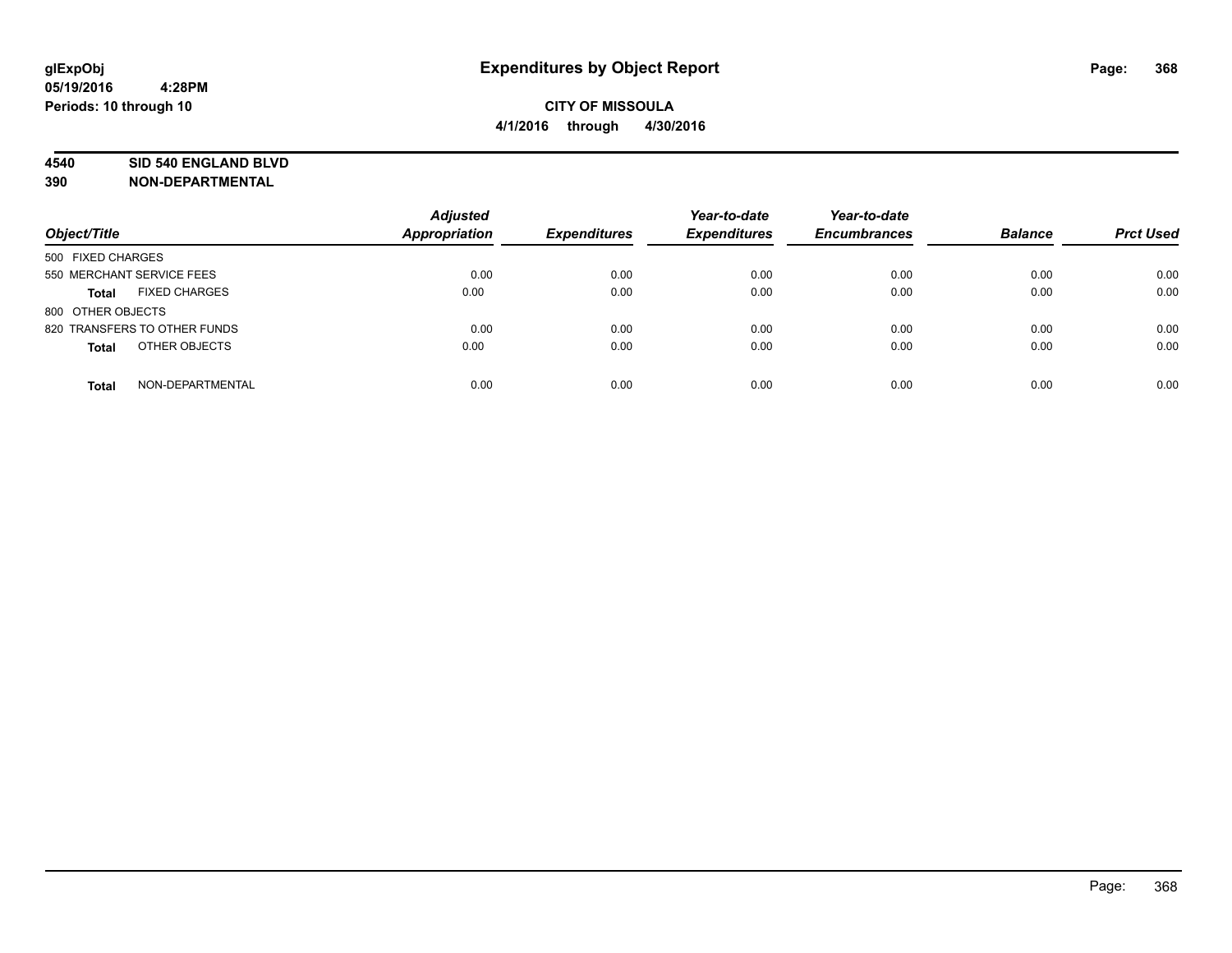**glExpObj**
**05/19/2016 4:28PM**
**Periods: 10 through 10**

# Expenditures by Object Report

**CITY OF MISSOULA**
**4/1/2016 through 4/30/2016**

**4540 SID 540 ENGLAND BLVD**
**390 NON-DEPARTMENTAL**

| Object/Title | Adjusted Appropriation | Expenditures | Year-to-date Expenditures | Year-to-date Encumbrances | Balance | Prct Used |
|---|---|---|---|---|---|---|
| 500 FIXED CHARGES | | | | | | |
| 550 MERCHANT SERVICE FEES | 0.00 | 0.00 | 0.00 | 0.00 | 0.00 | 0.00 |
| **Total** FIXED CHARGES | 0.00 | 0.00 | 0.00 | 0.00 | 0.00 | 0.00 |
| 800 OTHER OBJECTS | | | | | | |
| 820 TRANSFERS TO OTHER FUNDS | 0.00 | 0.00 | 0.00 | 0.00 | 0.00 | 0.00 |
| **Total** OTHER OBJECTS | 0.00 | 0.00 | 0.00 | 0.00 | 0.00 | 0.00 |
| **Total** NON-DEPARTMENTAL | 0.00 | 0.00 | 0.00 | 0.00 | 0.00 | 0.00 |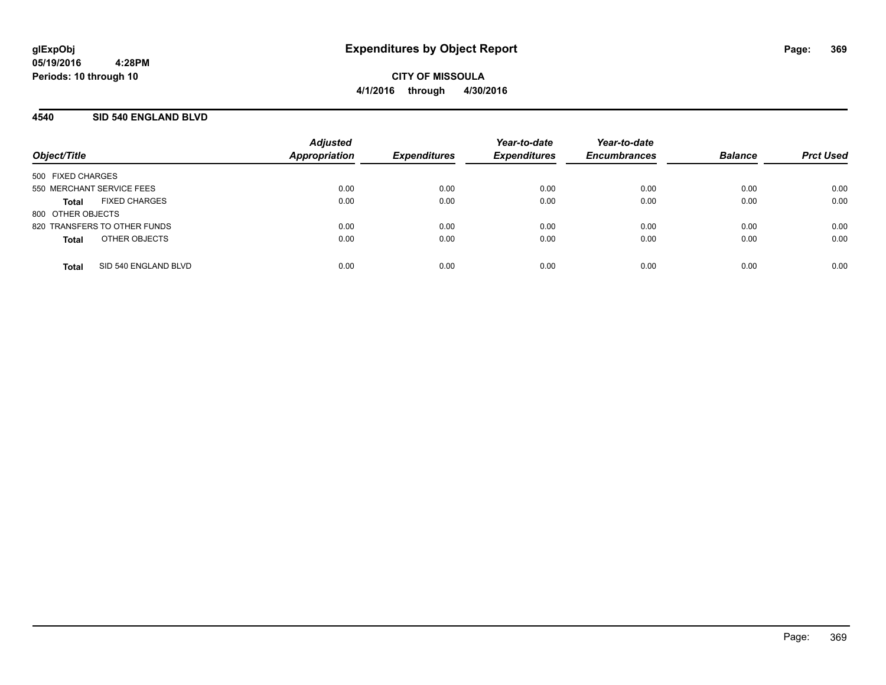# Expenditures by Object Report

glExpObj
05/19/2016 4:28PM
Periods: 10 through 10

**CITY OF MISSOULA**
**4/1/2016 through 4/30/2016**

## 4540 SID 540 ENGLAND BLVD

| Object/Title | Adjusted Appropriation | Expenditures | Year-to-date Expenditures | Year-to-date Encumbrances | Balance | Prct Used |
|---|---|---|---|---|---|---|
| 500 FIXED CHARGES | | | | | | |
| 550 MERCHANT SERVICE FEES | 0.00 | 0.00 | 0.00 | 0.00 | 0.00 | 0.00 |
| **Total** FIXED CHARGES | 0.00 | 0.00 | 0.00 | 0.00 | 0.00 | 0.00 |
| 800 OTHER OBJECTS | | | | | | |
| 820 TRANSFERS TO OTHER FUNDS | 0.00 | 0.00 | 0.00 | 0.00 | 0.00 | 0.00 |
| **Total** OTHER OBJECTS | 0.00 | 0.00 | 0.00 | 0.00 | 0.00 | 0.00 |
| **Total** SID 540 ENGLAND BLVD | 0.00 | 0.00 | 0.00 | 0.00 | 0.00 | 0.00 |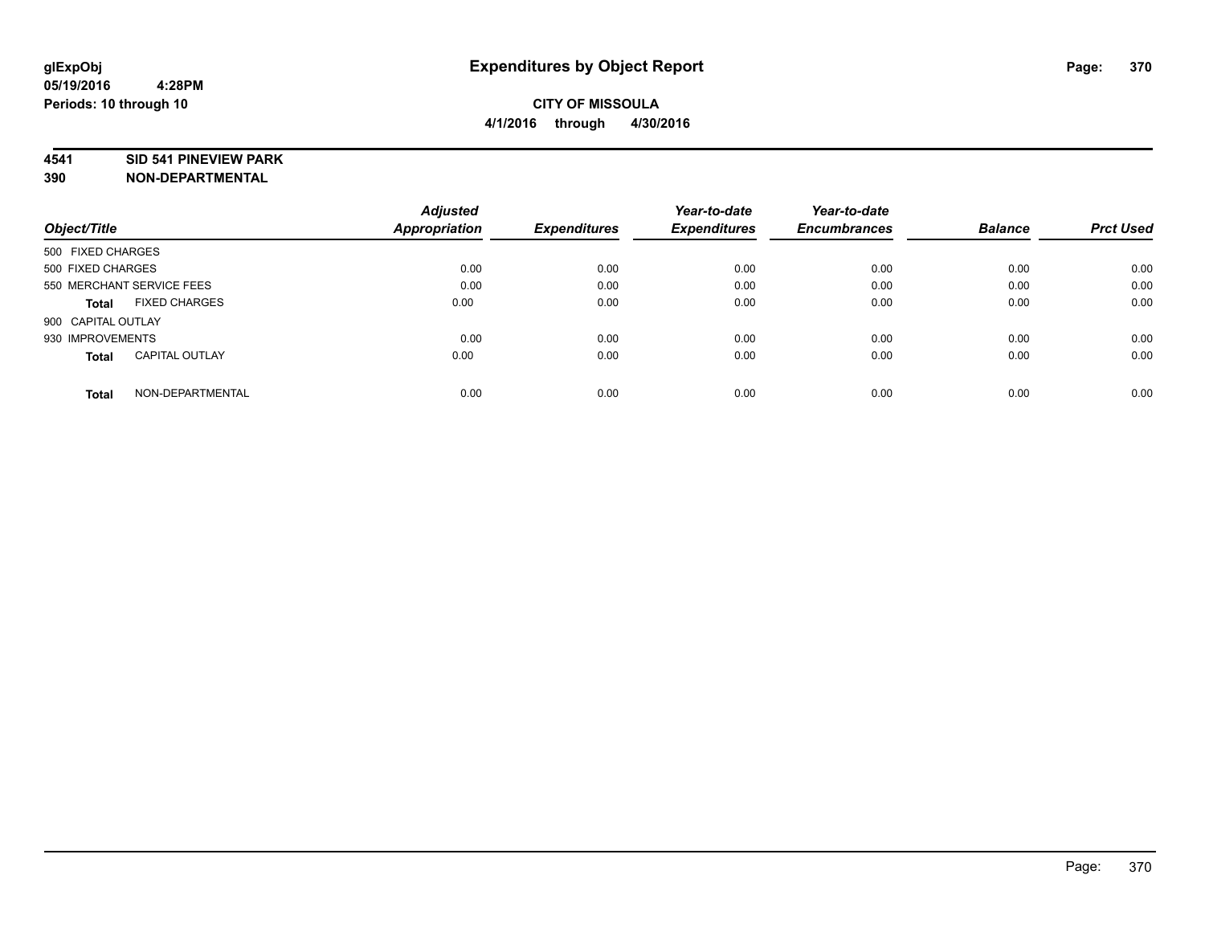**glExpObj** **Expenditures by Object Report**
**05/19/2016 4:28PM**
**Periods: 10 through 10**

**CITY OF MISSOULA**
**4/1/2016 through 4/30/2016**

**4541 SID 541 PINEVIEW PARK**
**390 NON-DEPARTMENTAL**

| Object/Title | Adjusted Appropriation | Expenditures | Year-to-date Expenditures | Year-to-date Encumbrances | Balance | Prct Used |
|---|---|---|---|---|---|---|
| 500 FIXED CHARGES | | | | | | |
| 500 FIXED CHARGES | 0.00 | 0.00 | 0.00 | 0.00 | 0.00 | 0.00 |
| 550 MERCHANT SERVICE FEES | 0.00 | 0.00 | 0.00 | 0.00 | 0.00 | 0.00 |
| **Total** FIXED CHARGES | 0.00 | 0.00 | 0.00 | 0.00 | 0.00 | 0.00 |
| 900 CAPITAL OUTLAY | | | | | | |
| 930 IMPROVEMENTS | 0.00 | 0.00 | 0.00 | 0.00 | 0.00 | 0.00 |
| **Total** CAPITAL OUTLAY | 0.00 | 0.00 | 0.00 | 0.00 | 0.00 | 0.00 |
| **Total** NON-DEPARTMENTAL | 0.00 | 0.00 | 0.00 | 0.00 | 0.00 | 0.00 |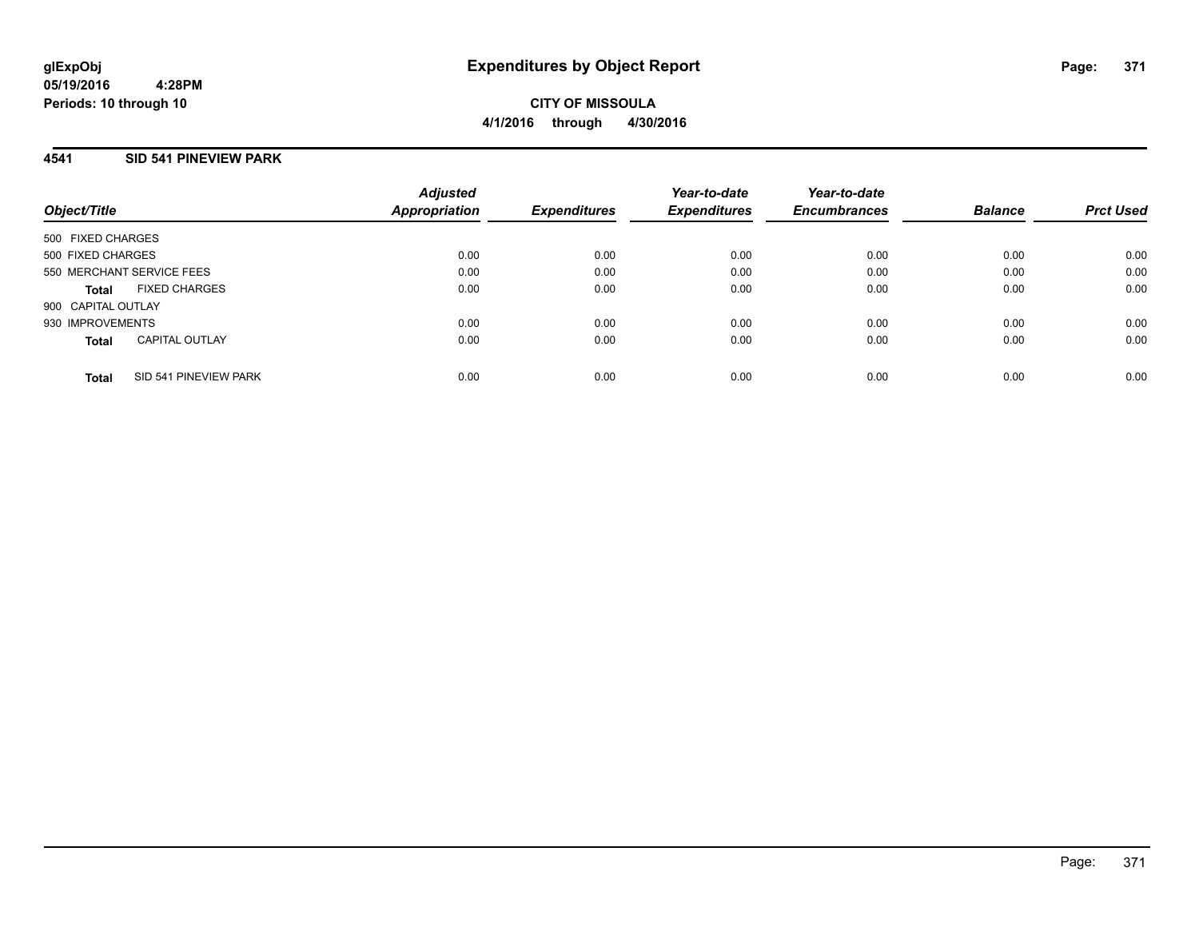**glExpObj**
**05/19/2016 4:28PM**
**Periods: 10 through 10**

# Expenditures by Object Report

**CITY OF MISSOULA**
**4/1/2016 through 4/30/2016**

## 4541 SID 541 PINEVIEW PARK

| Object/Title | | Adjusted Appropriation | Expenditures | Year-to-date Expenditures | Year-to-date Encumbrances | Balance | Prct Used |
|---|---|---|---|---|---|---|---|
| 500 FIXED CHARGES | | | | | | | |
| 500 FIXED CHARGES | | 0.00 | 0.00 | 0.00 | 0.00 | 0.00 | 0.00 |
| 550 MERCHANT SERVICE FEES | | 0.00 | 0.00 | 0.00 | 0.00 | 0.00 | 0.00 |
| **Total** | FIXED CHARGES | 0.00 | 0.00 | 0.00 | 0.00 | 0.00 | 0.00 |
| 900 CAPITAL OUTLAY | | | | | | | |
| 930 IMPROVEMENTS | | 0.00 | 0.00 | 0.00 | 0.00 | 0.00 | 0.00 |
| **Total** | CAPITAL OUTLAY | 0.00 | 0.00 | 0.00 | 0.00 | 0.00 | 0.00 |
| **Total** | SID 541 PINEVIEW PARK | 0.00 | 0.00 | 0.00 | 0.00 | 0.00 | 0.00 |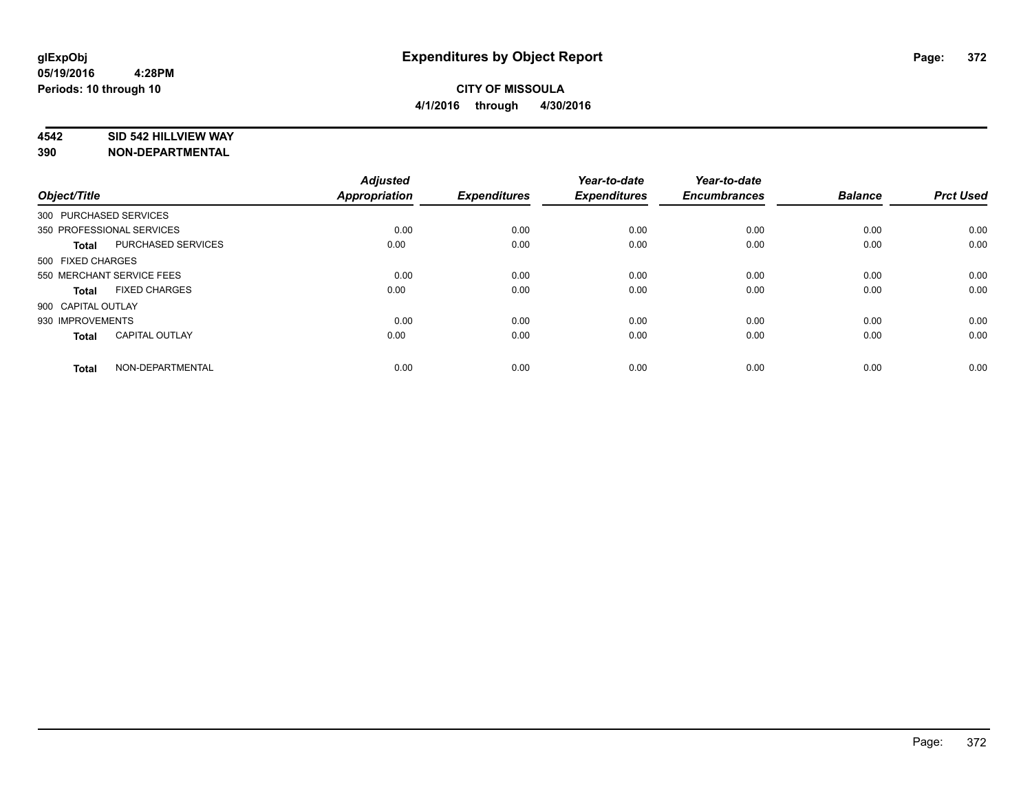# Expenditures by Object Report

glExpObj
05/19/2016 4:28PM
Periods: 10 through 10

**CITY OF MISSOULA**
**4/1/2016 through 4/30/2016**

**4542 SID 542 HILLVIEW WAY**
**390 NON-DEPARTMENTAL**

| Object/Title | Adjusted Appropriation | Expenditures | Year-to-date Expenditures | Year-to-date Encumbrances | Balance | Prct Used |
|---|---|---|---|---|---|---|
| 300 PURCHASED SERVICES | | | | | | |
| 350 PROFESSIONAL SERVICES | 0.00 | 0.00 | 0.00 | 0.00 | 0.00 | 0.00 |
| **Total** PURCHASED SERVICES | 0.00 | 0.00 | 0.00 | 0.00 | 0.00 | 0.00 |
| 500 FIXED CHARGES | | | | | | |
| 550 MERCHANT SERVICE FEES | 0.00 | 0.00 | 0.00 | 0.00 | 0.00 | 0.00 |
| **Total** FIXED CHARGES | 0.00 | 0.00 | 0.00 | 0.00 | 0.00 | 0.00 |
| 900 CAPITAL OUTLAY | | | | | | |
| 930 IMPROVEMENTS | 0.00 | 0.00 | 0.00 | 0.00 | 0.00 | 0.00 |
| **Total** CAPITAL OUTLAY | 0.00 | 0.00 | 0.00 | 0.00 | 0.00 | 0.00 |
| **Total** NON-DEPARTMENTAL | 0.00 | 0.00 | 0.00 | 0.00 | 0.00 | 0.00 |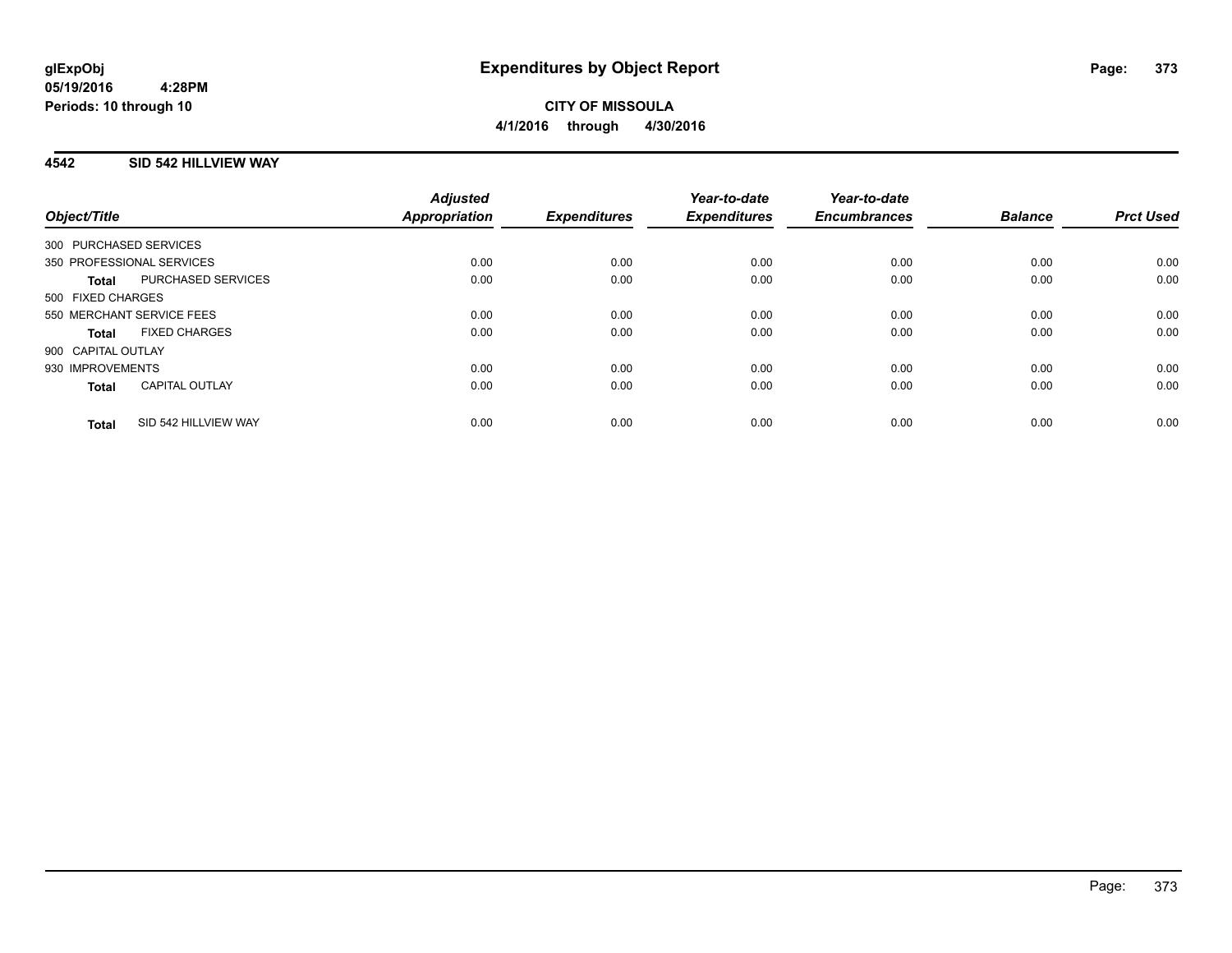**glExpObj**
**05/19/2016 4:28PM**
**Periods: 10 through 10**

# Expenditures by Object Report

**CITY OF MISSOULA**
**4/1/2016 through 4/30/2016**

## 4542 SID 542 HILLVIEW WAY

| Object/Title | *Adjusted Appropriation* | *Expenditures* | *Year-to-date Expenditures* | *Year-to-date Encumbrances* | *Balance* | *Prct Used* |
|---|---|---|---|---|---|---|
| 300 PURCHASED SERVICES | | | | | | |
| 350 PROFESSIONAL SERVICES | 0.00 | 0.00 | 0.00 | 0.00 | 0.00 | 0.00 |
| **Total** PURCHASED SERVICES | 0.00 | 0.00 | 0.00 | 0.00 | 0.00 | 0.00 |
| 500 FIXED CHARGES | | | | | | |
| 550 MERCHANT SERVICE FEES | 0.00 | 0.00 | 0.00 | 0.00 | 0.00 | 0.00 |
| **Total** FIXED CHARGES | 0.00 | 0.00 | 0.00 | 0.00 | 0.00 | 0.00 |
| 900 CAPITAL OUTLAY | | | | | | |
| 930 IMPROVEMENTS | 0.00 | 0.00 | 0.00 | 0.00 | 0.00 | 0.00 |
| **Total** CAPITAL OUTLAY | 0.00 | 0.00 | 0.00 | 0.00 | 0.00 | 0.00 |
| **Total** SID 542 HILLVIEW WAY | 0.00 | 0.00 | 0.00 | 0.00 | 0.00 | 0.00 |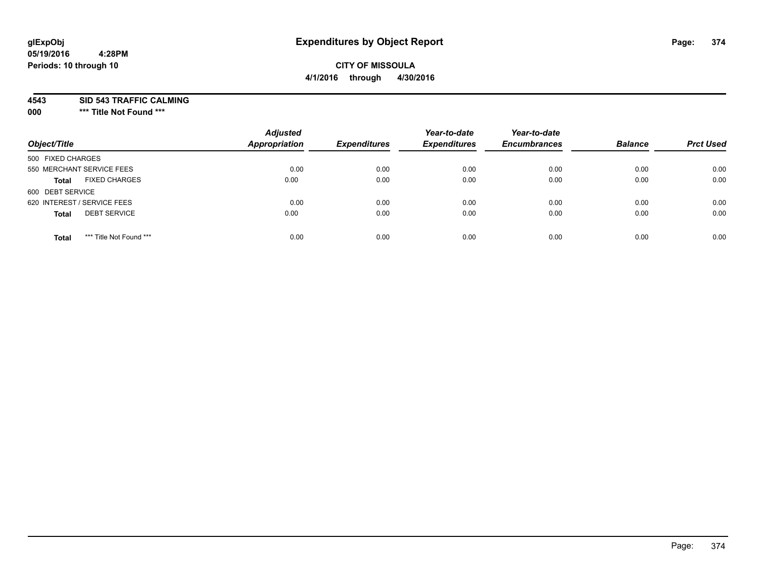# Expenditures by Object Report

glExpObj
05/19/2016 4:28PM
Periods: 10 through 10

**CITY OF MISSOULA**
**4/1/2016 through 4/30/2016**

**4543 SID 543 TRAFFIC CALMING**
**000 *** Title Not Found *****

| Object/Title | | Adjusted Appropriation | Expenditures | Year-to-date Expenditures | Year-to-date Encumbrances | Balance | Prct Used |
|---|---|---|---|---|---|---|---|
| 500 FIXED CHARGES | | | | | | | |
| 550 MERCHANT SERVICE FEES | | 0.00 | 0.00 | 0.00 | 0.00 | 0.00 | 0.00 |
| **Total** | FIXED CHARGES | 0.00 | 0.00 | 0.00 | 0.00 | 0.00 | 0.00 |
| 600 DEBT SERVICE | | | | | | | |
| 620 INTEREST / SERVICE FEES | | 0.00 | 0.00 | 0.00 | 0.00 | 0.00 | 0.00 |
| **Total** | DEBT SERVICE | 0.00 | 0.00 | 0.00 | 0.00 | 0.00 | 0.00 |
| **Total** | *** Title Not Found *** | 0.00 | 0.00 | 0.00 | 0.00 | 0.00 | 0.00 |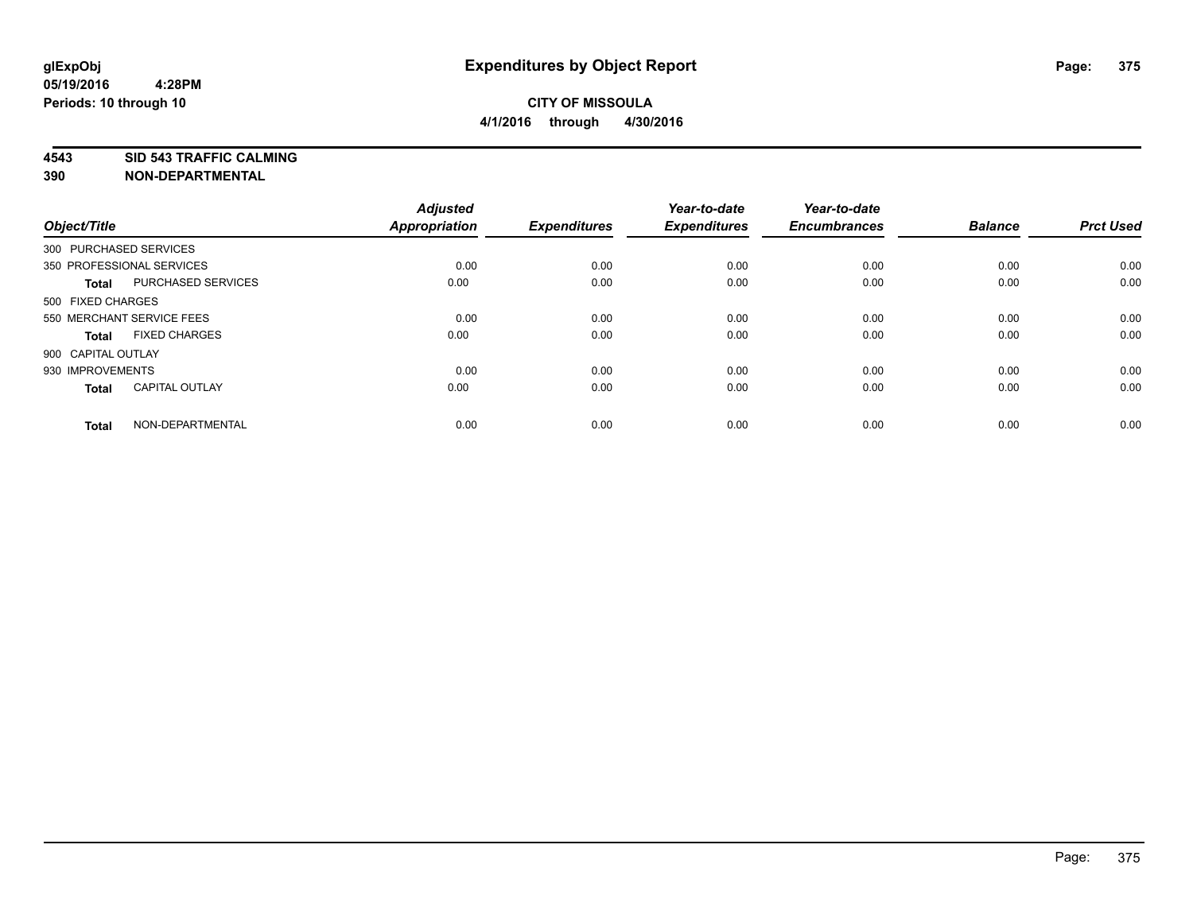**glExpObj** **Expenditures by Object Report**
**05/19/2016 4:28PM**
**Periods: 10 through 10**

**CITY OF MISSOULA**
**4/1/2016 through 4/30/2016**

## 4543 SID 543 TRAFFIC CALMING
## 390 NON-DEPARTMENTAL

| Object/Title | | Adjusted Appropriation | Expenditures | Year-to-date Expenditures | Year-to-date Encumbrances | Balance | Prct Used |
|---|---|---|---|---|---|---|---|
| 300 PURCHASED SERVICES | | | | | | | |
| 350 PROFESSIONAL SERVICES | | 0.00 | 0.00 | 0.00 | 0.00 | 0.00 | 0.00 |
| **Total** | PURCHASED SERVICES | 0.00 | 0.00 | 0.00 | 0.00 | 0.00 | 0.00 |
| 500 FIXED CHARGES | | | | | | | |
| 550 MERCHANT SERVICE FEES | | 0.00 | 0.00 | 0.00 | 0.00 | 0.00 | 0.00 |
| **Total** | FIXED CHARGES | 0.00 | 0.00 | 0.00 | 0.00 | 0.00 | 0.00 |
| 900 CAPITAL OUTLAY | | | | | | | |
| 930 IMPROVEMENTS | | 0.00 | 0.00 | 0.00 | 0.00 | 0.00 | 0.00 |
| **Total** | CAPITAL OUTLAY | 0.00 | 0.00 | 0.00 | 0.00 | 0.00 | 0.00 |
| **Total** | NON-DEPARTMENTAL | 0.00 | 0.00 | 0.00 | 0.00 | 0.00 | 0.00 |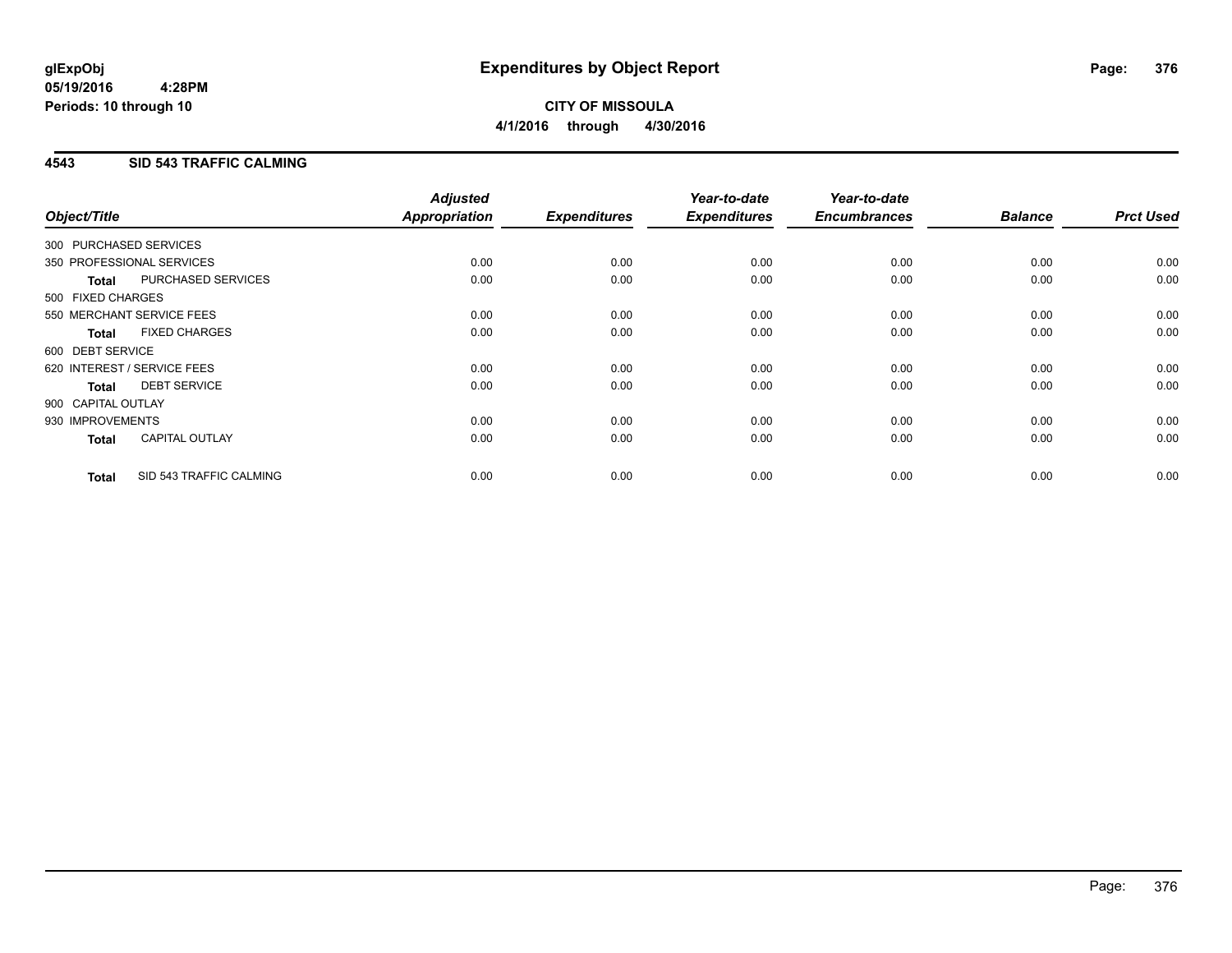**glExpObj**
**05/19/2016 4:28PM**
**Periods: 10 through 10**

# Expenditures by Object Report

**CITY OF MISSOULA**
**4/1/2016 through 4/30/2016**

## 4543 SID 543 TRAFFIC CALMING

| Object/Title | | Adjusted Appropriation | Expenditures | Year-to-date Expenditures | Year-to-date Encumbrances | Balance | Prct Used |
|---|---|---|---|---|---|---|---|
| 300 PURCHASED SERVICES | | | | | | | |
| 350 PROFESSIONAL SERVICES | | 0.00 | 0.00 | 0.00 | 0.00 | 0.00 | 0.00 |
| **Total** | PURCHASED SERVICES | 0.00 | 0.00 | 0.00 | 0.00 | 0.00 | 0.00 |
| 500 FIXED CHARGES | | | | | | | |
| 550 MERCHANT SERVICE FEES | | 0.00 | 0.00 | 0.00 | 0.00 | 0.00 | 0.00 |
| **Total** | FIXED CHARGES | 0.00 | 0.00 | 0.00 | 0.00 | 0.00 | 0.00 |
| 600 DEBT SERVICE | | | | | | | |
| 620 INTEREST / SERVICE FEES | | 0.00 | 0.00 | 0.00 | 0.00 | 0.00 | 0.00 |
| **Total** | DEBT SERVICE | 0.00 | 0.00 | 0.00 | 0.00 | 0.00 | 0.00 |
| 900 CAPITAL OUTLAY | | | | | | | |
| 930 IMPROVEMENTS | | 0.00 | 0.00 | 0.00 | 0.00 | 0.00 | 0.00 |
| **Total** | CAPITAL OUTLAY | 0.00 | 0.00 | 0.00 | 0.00 | 0.00 | 0.00 |
| **Total** | SID 543 TRAFFIC CALMING | 0.00 | 0.00 | 0.00 | 0.00 | 0.00 | 0.00 |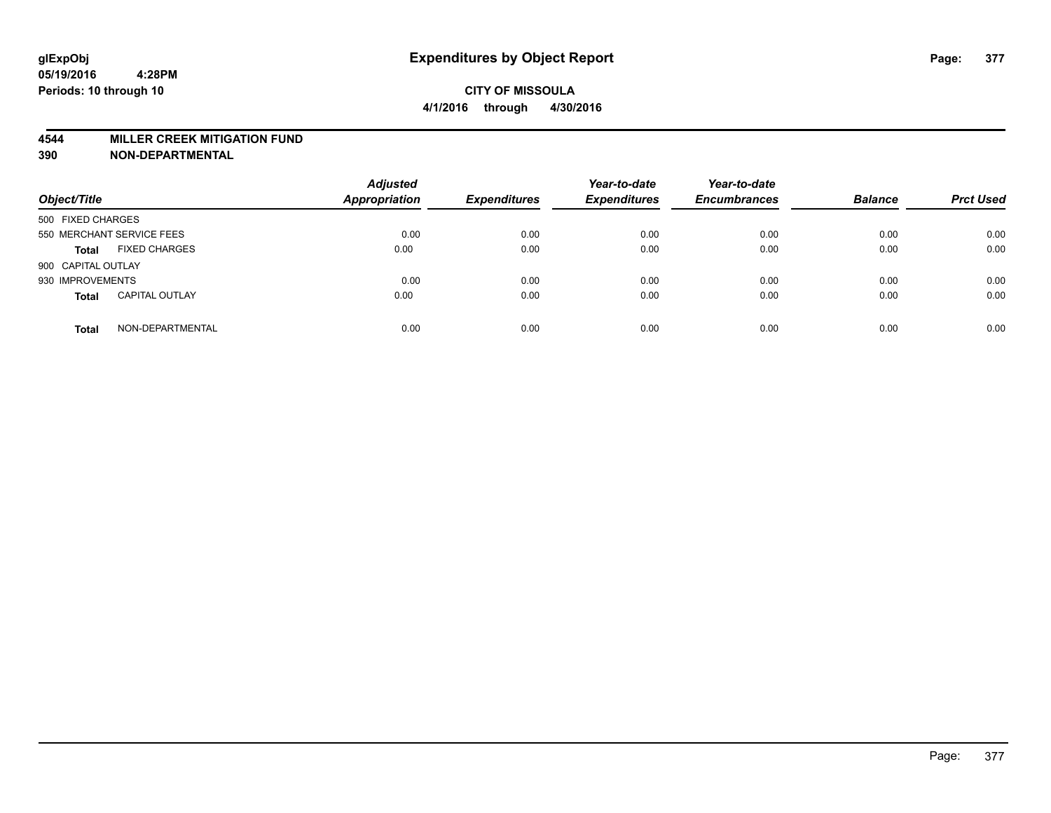glExpObj
05/19/2016 4:28PM
Periods: 10 through 10

# Expenditures by Object Report

**CITY OF MISSOULA**

**4/1/2016 through 4/30/2016**

**4544 MILLER CREEK MITIGATION FUND**
**390 NON-DEPARTMENTAL**

| Object/Title | | Adjusted Appropriation | Expenditures | Year-to-date Expenditures | Year-to-date Encumbrances | Balance | Prct Used |
|---|---|---|---|---|---|---|---|
| 500 FIXED CHARGES | | | | | | | |
| 550 MERCHANT SERVICE FEES | | 0.00 | 0.00 | 0.00 | 0.00 | 0.00 | 0.00 |
| **Total** | FIXED CHARGES | 0.00 | 0.00 | 0.00 | 0.00 | 0.00 | 0.00 |
| 900 CAPITAL OUTLAY | | | | | | | |
| 930 IMPROVEMENTS | | 0.00 | 0.00 | 0.00 | 0.00 | 0.00 | 0.00 |
| **Total** | CAPITAL OUTLAY | 0.00 | 0.00 | 0.00 | 0.00 | 0.00 | 0.00 |
| **Total** | NON-DEPARTMENTAL | 0.00 | 0.00 | 0.00 | 0.00 | 0.00 | 0.00 |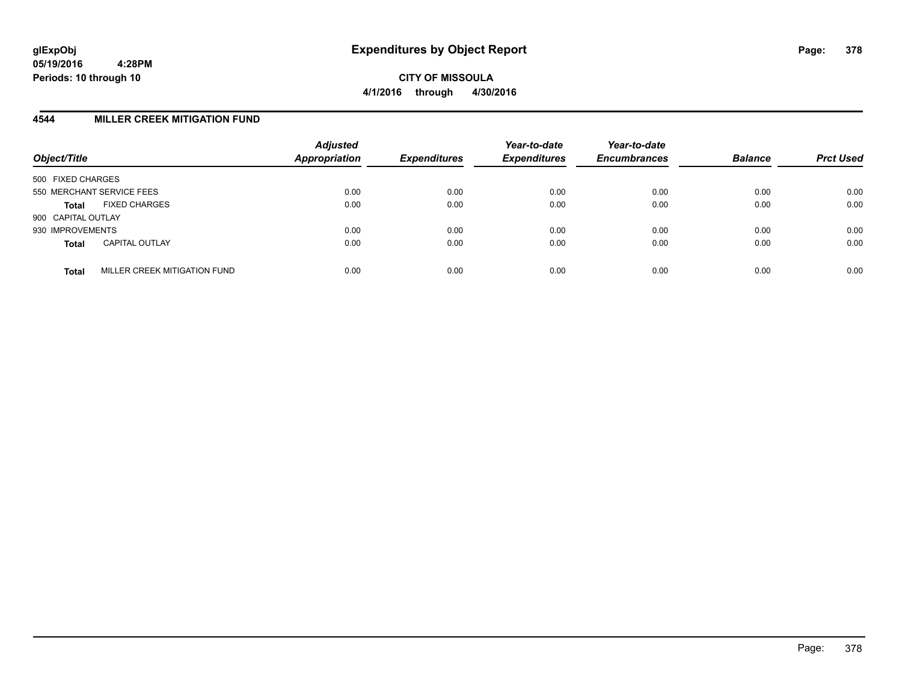# Expenditures by Object Report

glExpObj
05/19/2016 4:28PM
Periods: 10 through 10

**CITY OF MISSOULA**
**4/1/2016 through 4/30/2016**

## 4544 MILLER CREEK MITIGATION FUND

| Object/Title | | Adjusted Appropriation | Expenditures | Year-to-date Expenditures | Year-to-date Encumbrances | Balance | Prct Used |
|---|---|---|---|---|---|---|---|
| 500 FIXED CHARGES | | | | | | | |
| 550 MERCHANT SERVICE FEES | | 0.00 | 0.00 | 0.00 | 0.00 | 0.00 | 0.00 |
| **Total** | FIXED CHARGES | 0.00 | 0.00 | 0.00 | 0.00 | 0.00 | 0.00 |
| 900 CAPITAL OUTLAY | | | | | | | |
| 930 IMPROVEMENTS | | 0.00 | 0.00 | 0.00 | 0.00 | 0.00 | 0.00 |
| **Total** | CAPITAL OUTLAY | 0.00 | 0.00 | 0.00 | 0.00 | 0.00 | 0.00 |
| **Total** | MILLER CREEK MITIGATION FUND | 0.00 | 0.00 | 0.00 | 0.00 | 0.00 | 0.00 |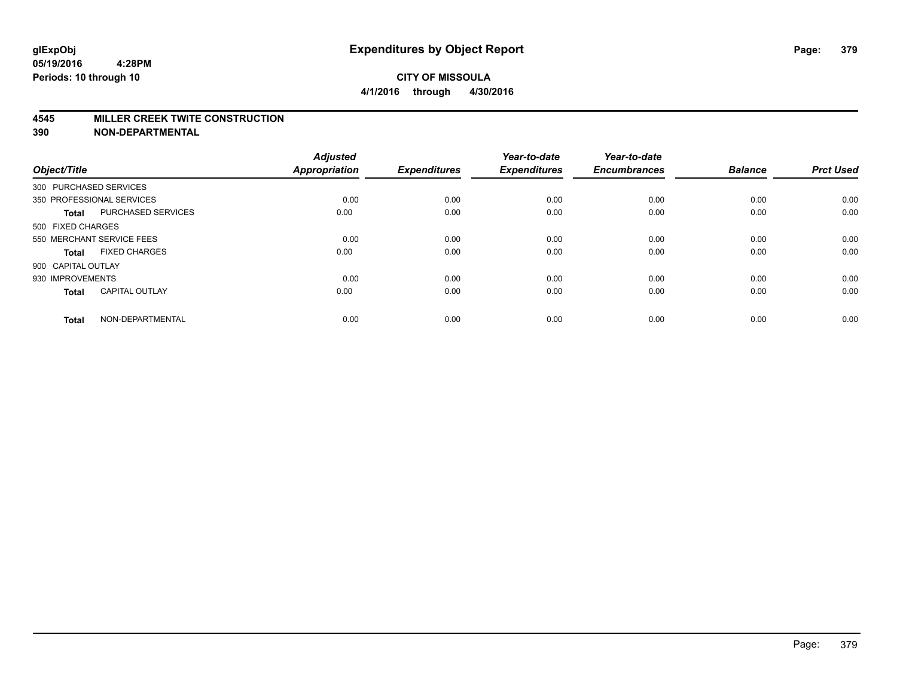**glExpObj**
**05/19/2016 4:28PM**
**Periods: 10 through 10**

# Expenditures by Object Report

**CITY OF MISSOULA**
**4/1/2016 through 4/30/2016**

## 4545 MILLER CREEK TWITE CONSTRUCTION
## 390 NON-DEPARTMENTAL

| Object/Title | | Adjusted Appropriation | Expenditures | Year-to-date Expenditures | Year-to-date Encumbrances | Balance | Prct Used |
|---|---|---|---|---|---|---|---|
| 300 PURCHASED SERVICES | | | | | | | |
| 350 PROFESSIONAL SERVICES | | 0.00 | 0.00 | 0.00 | 0.00 | 0.00 | 0.00 |
| **Total** | PURCHASED SERVICES | 0.00 | 0.00 | 0.00 | 0.00 | 0.00 | 0.00 |
| 500 FIXED CHARGES | | | | | | | |
| 550 MERCHANT SERVICE FEES | | 0.00 | 0.00 | 0.00 | 0.00 | 0.00 | 0.00 |
| **Total** | FIXED CHARGES | 0.00 | 0.00 | 0.00 | 0.00 | 0.00 | 0.00 |
| 900 CAPITAL OUTLAY | | | | | | | |
| 930 IMPROVEMENTS | | 0.00 | 0.00 | 0.00 | 0.00 | 0.00 | 0.00 |
| **Total** | CAPITAL OUTLAY | 0.00 | 0.00 | 0.00 | 0.00 | 0.00 | 0.00 |
| **Total** | NON-DEPARTMENTAL | 0.00 | 0.00 | 0.00 | 0.00 | 0.00 | 0.00 |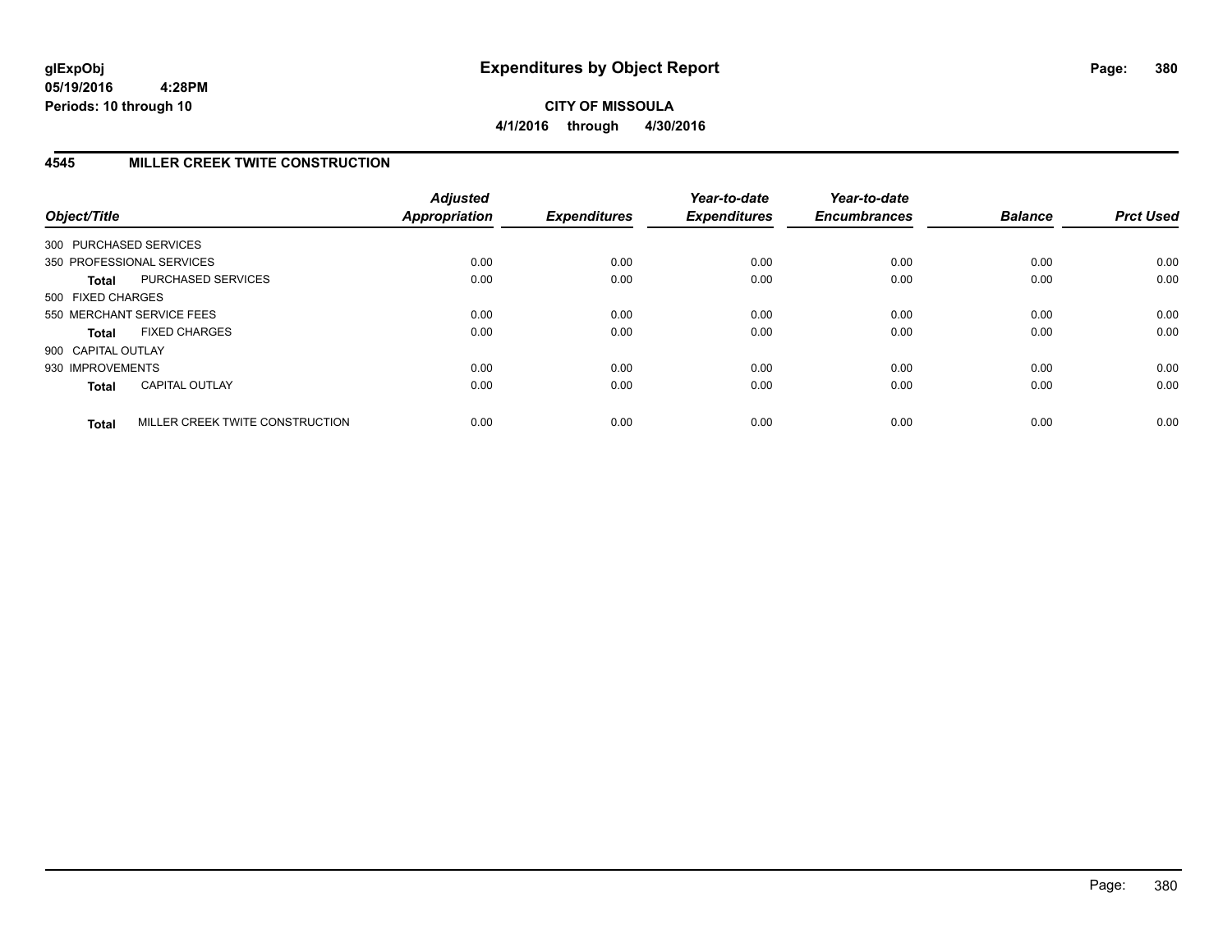glExpObj
05/19/2016 4:28PM
Periods: 10 through 10

# Expenditures by Object Report

**CITY OF MISSOULA**
**4/1/2016 through 4/30/2016**

## 4545 MILLER CREEK TWITE CONSTRUCTION

| Object/Title | Adjusted Appropriation | Expenditures | Year-to-date Expenditures | Year-to-date Encumbrances | Balance | Prct Used |
|---|---|---|---|---|---|---|
| 300 PURCHASED SERVICES | | | | | | |
| 350 PROFESSIONAL SERVICES | 0.00 | 0.00 | 0.00 | 0.00 | 0.00 | 0.00 |
| **Total** PURCHASED SERVICES | 0.00 | 0.00 | 0.00 | 0.00 | 0.00 | 0.00 |
| 500 FIXED CHARGES | | | | | | |
| 550 MERCHANT SERVICE FEES | 0.00 | 0.00 | 0.00 | 0.00 | 0.00 | 0.00 |
| **Total** FIXED CHARGES | 0.00 | 0.00 | 0.00 | 0.00 | 0.00 | 0.00 |
| 900 CAPITAL OUTLAY | | | | | | |
| 930 IMPROVEMENTS | 0.00 | 0.00 | 0.00 | 0.00 | 0.00 | 0.00 |
| **Total** CAPITAL OUTLAY | 0.00 | 0.00 | 0.00 | 0.00 | 0.00 | 0.00 |
| **Total** MILLER CREEK TWITE CONSTRUCTION | 0.00 | 0.00 | 0.00 | 0.00 | 0.00 | 0.00 |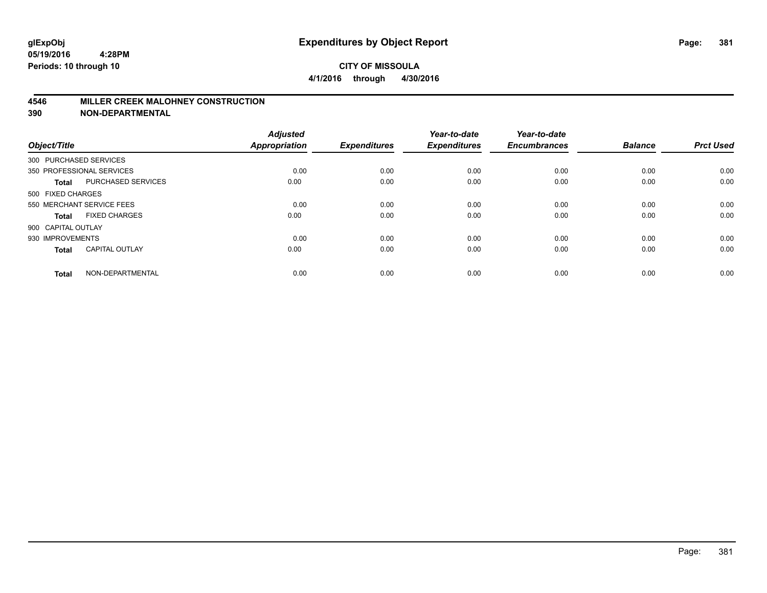# Expenditures by Object Report

glExpObj
05/19/2016 4:28PM
Periods: 10 through 10

**CITY OF MISSOULA**
**4/1/2016 through 4/30/2016**

## 4546 MILLER CREEK MALOHNEY CONSTRUCTION
## 390 NON-DEPARTMENTAL

| Object/Title | | Adjusted Appropriation | Expenditures | Year-to-date Expenditures | Year-to-date Encumbrances | Balance | Prct Used |
|---|---|---|---|---|---|---|---|
| 300 PURCHASED SERVICES | | | | | | | |
| 350 PROFESSIONAL SERVICES | | 0.00 | 0.00 | 0.00 | 0.00 | 0.00 | 0.00 |
| **Total** | PURCHASED SERVICES | 0.00 | 0.00 | 0.00 | 0.00 | 0.00 | 0.00 |
| 500 FIXED CHARGES | | | | | | | |
| 550 MERCHANT SERVICE FEES | | 0.00 | 0.00 | 0.00 | 0.00 | 0.00 | 0.00 |
| **Total** | FIXED CHARGES | 0.00 | 0.00 | 0.00 | 0.00 | 0.00 | 0.00 |
| 900 CAPITAL OUTLAY | | | | | | | |
| 930 IMPROVEMENTS | | 0.00 | 0.00 | 0.00 | 0.00 | 0.00 | 0.00 |
| **Total** | CAPITAL OUTLAY | 0.00 | 0.00 | 0.00 | 0.00 | 0.00 | 0.00 |
| **Total** | NON-DEPARTMENTAL | 0.00 | 0.00 | 0.00 | 0.00 | 0.00 | 0.00 |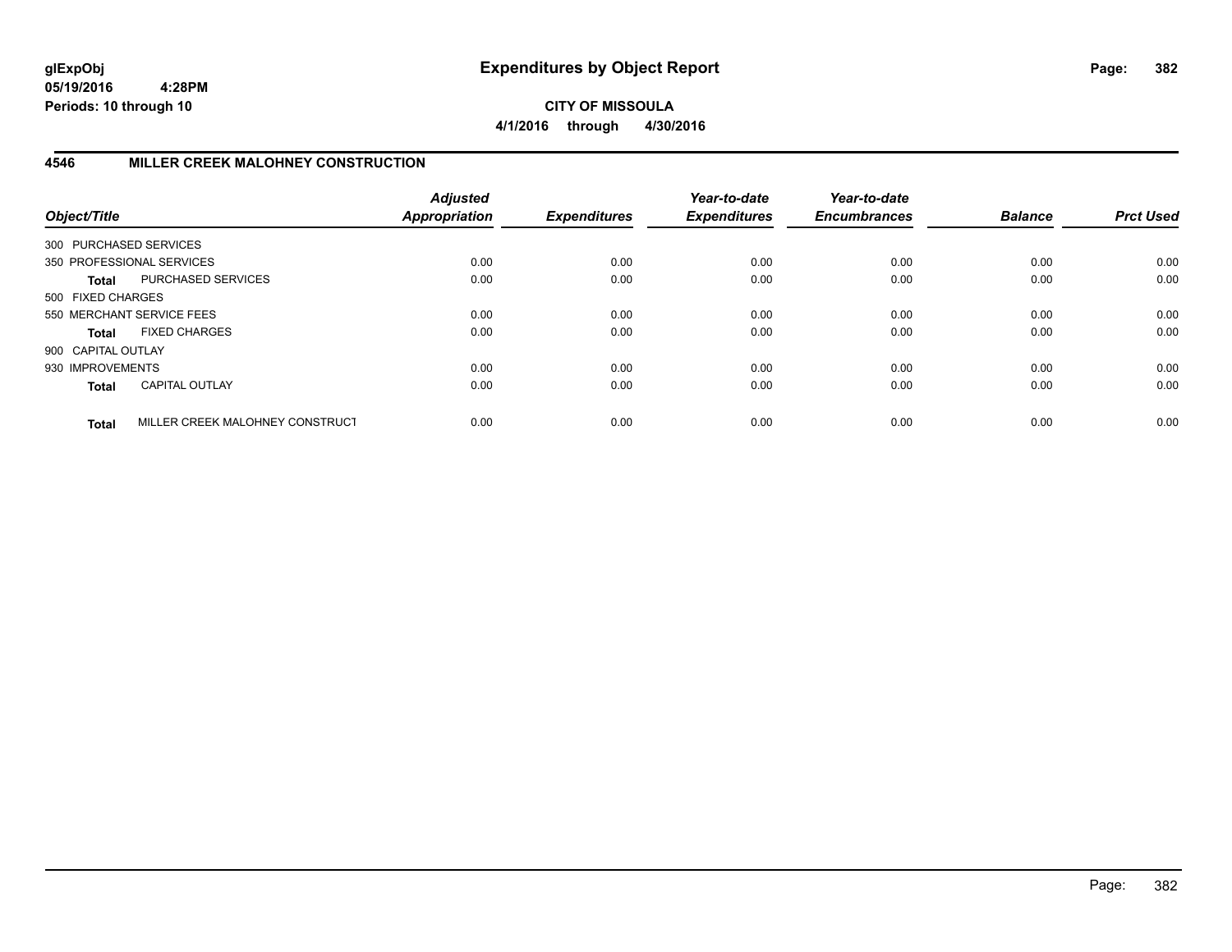**glExpObj**
**05/19/2016 4:28PM**
**Periods: 10 through 10**

# Expenditures by Object Report

**CITY OF MISSOULA**
**4/1/2016 through 4/30/2016**

## 4546 MILLER CREEK MALOHNEY CONSTRUCTION

| Object/Title | Adjusted Appropriation | Expenditures | Year-to-date Expenditures | Year-to-date Encumbrances | Balance | Prct Used |
|---|---|---|---|---|---|---|
| 300 PURCHASED SERVICES | | | | | | |
| 350 PROFESSIONAL SERVICES | 0.00 | 0.00 | 0.00 | 0.00 | 0.00 | 0.00 |
| **Total** PURCHASED SERVICES | 0.00 | 0.00 | 0.00 | 0.00 | 0.00 | 0.00 |
| 500 FIXED CHARGES | | | | | | |
| 550 MERCHANT SERVICE FEES | 0.00 | 0.00 | 0.00 | 0.00 | 0.00 | 0.00 |
| **Total** FIXED CHARGES | 0.00 | 0.00 | 0.00 | 0.00 | 0.00 | 0.00 |
| 900 CAPITAL OUTLAY | | | | | | |
| 930 IMPROVEMENTS | 0.00 | 0.00 | 0.00 | 0.00 | 0.00 | 0.00 |
| **Total** CAPITAL OUTLAY | 0.00 | 0.00 | 0.00 | 0.00 | 0.00 | 0.00 |
| **Total** MILLER CREEK MALOHNEY CONSTRUCT | 0.00 | 0.00 | 0.00 | 0.00 | 0.00 | 0.00 |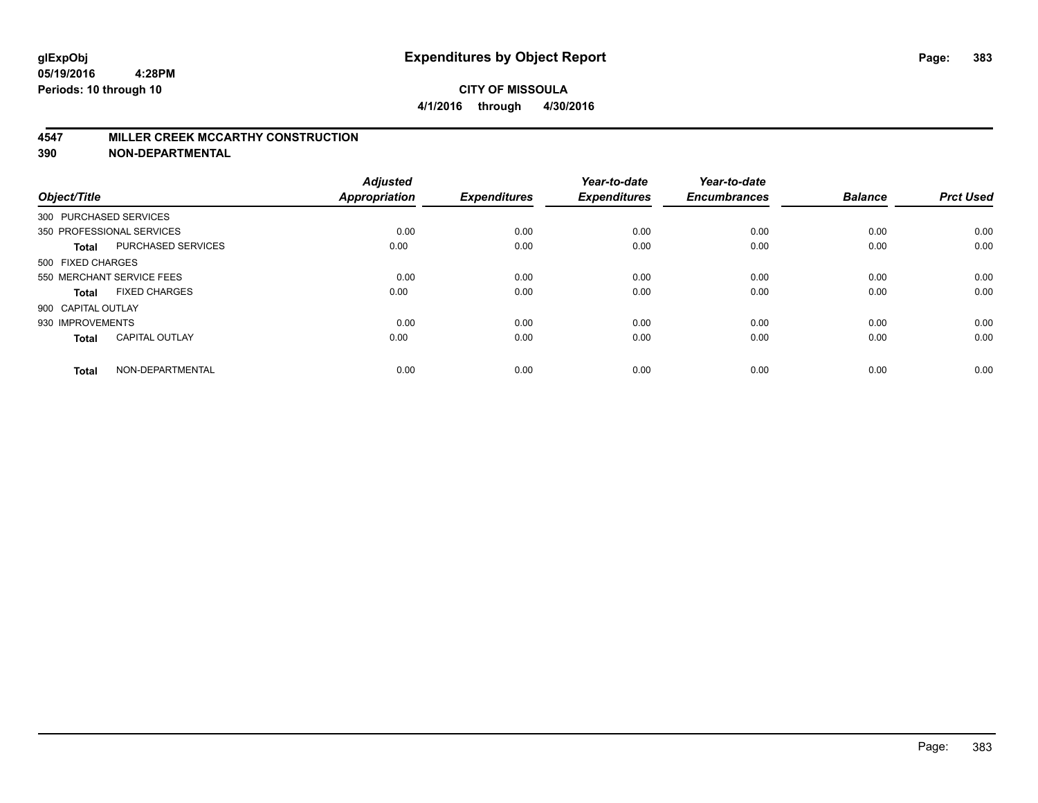# Expenditures by Object Report

**glExpObj**
**05/19/2016 4:28PM**
**Periods: 10 through 10**

**CITY OF MISSOULA**
**4/1/2016 through 4/30/2016**

## 4547 MILLER CREEK MCCARTHY CONSTRUCTION
## 390 NON-DEPARTMENTAL

| Object/Title | | Adjusted Appropriation | Expenditures | Year-to-date Expenditures | Year-to-date Encumbrances | Balance | Prct Used |
|---|---|---|---|---|---|---|---|
| 300 PURCHASED SERVICES | | | | | | | |
| 350 PROFESSIONAL SERVICES | | 0.00 | 0.00 | 0.00 | 0.00 | 0.00 | 0.00 |
| **Total** | PURCHASED SERVICES | 0.00 | 0.00 | 0.00 | 0.00 | 0.00 | 0.00 |
| 500 FIXED CHARGES | | | | | | | |
| 550 MERCHANT SERVICE FEES | | 0.00 | 0.00 | 0.00 | 0.00 | 0.00 | 0.00 |
| **Total** | FIXED CHARGES | 0.00 | 0.00 | 0.00 | 0.00 | 0.00 | 0.00 |
| 900 CAPITAL OUTLAY | | | | | | | |
| 930 IMPROVEMENTS | | 0.00 | 0.00 | 0.00 | 0.00 | 0.00 | 0.00 |
| **Total** | CAPITAL OUTLAY | 0.00 | 0.00 | 0.00 | 0.00 | 0.00 | 0.00 |
| **Total** | NON-DEPARTMENTAL | 0.00 | 0.00 | 0.00 | 0.00 | 0.00 | 0.00 |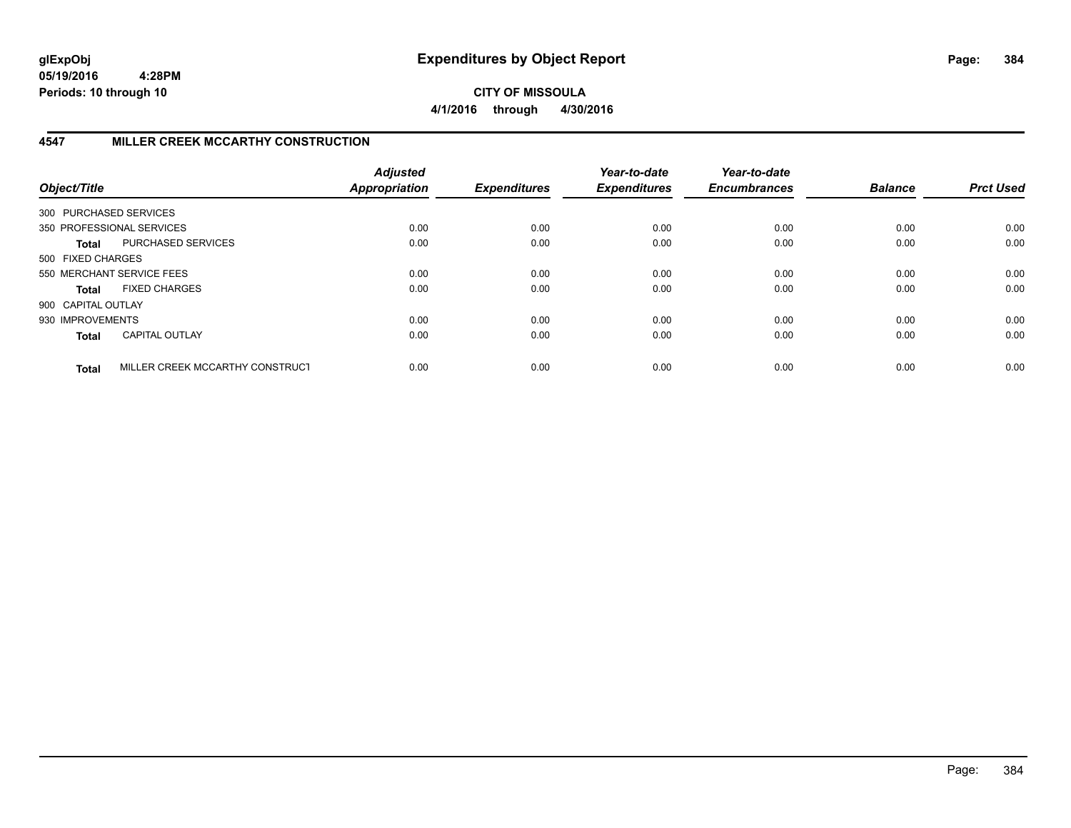**CITY OF MISSOULA**

**4/1/2016 through 4/30/2016**

## 4547 MILLER CREEK MCCARTHY CONSTRUCTION

| Object/Title | | Adjusted Appropriation | Expenditures | Year-to-date Expenditures | Year-to-date Encumbrances | Balance | Prct Used |
|---|---|---|---|---|---|---|---|
| 300 PURCHASED SERVICES | | | | | | | |
| 350 PROFESSIONAL SERVICES | | 0.00 | 0.00 | 0.00 | 0.00 | 0.00 | 0.00 |
| **Total** | PURCHASED SERVICES | 0.00 | 0.00 | 0.00 | 0.00 | 0.00 | 0.00 |
| 500 FIXED CHARGES | | | | | | | |
| 550 MERCHANT SERVICE FEES | | 0.00 | 0.00 | 0.00 | 0.00 | 0.00 | 0.00 |
| **Total** | FIXED CHARGES | 0.00 | 0.00 | 0.00 | 0.00 | 0.00 | 0.00 |
| 900 CAPITAL OUTLAY | | | | | | | |
| 930 IMPROVEMENTS | | 0.00 | 0.00 | 0.00 | 0.00 | 0.00 | 0.00 |
| **Total** | CAPITAL OUTLAY | 0.00 | 0.00 | 0.00 | 0.00 | 0.00 | 0.00 |
| **Total** | MILLER CREEK MCCARTHY CONSTRUCT | 0.00 | 0.00 | 0.00 | 0.00 | 0.00 | 0.00 |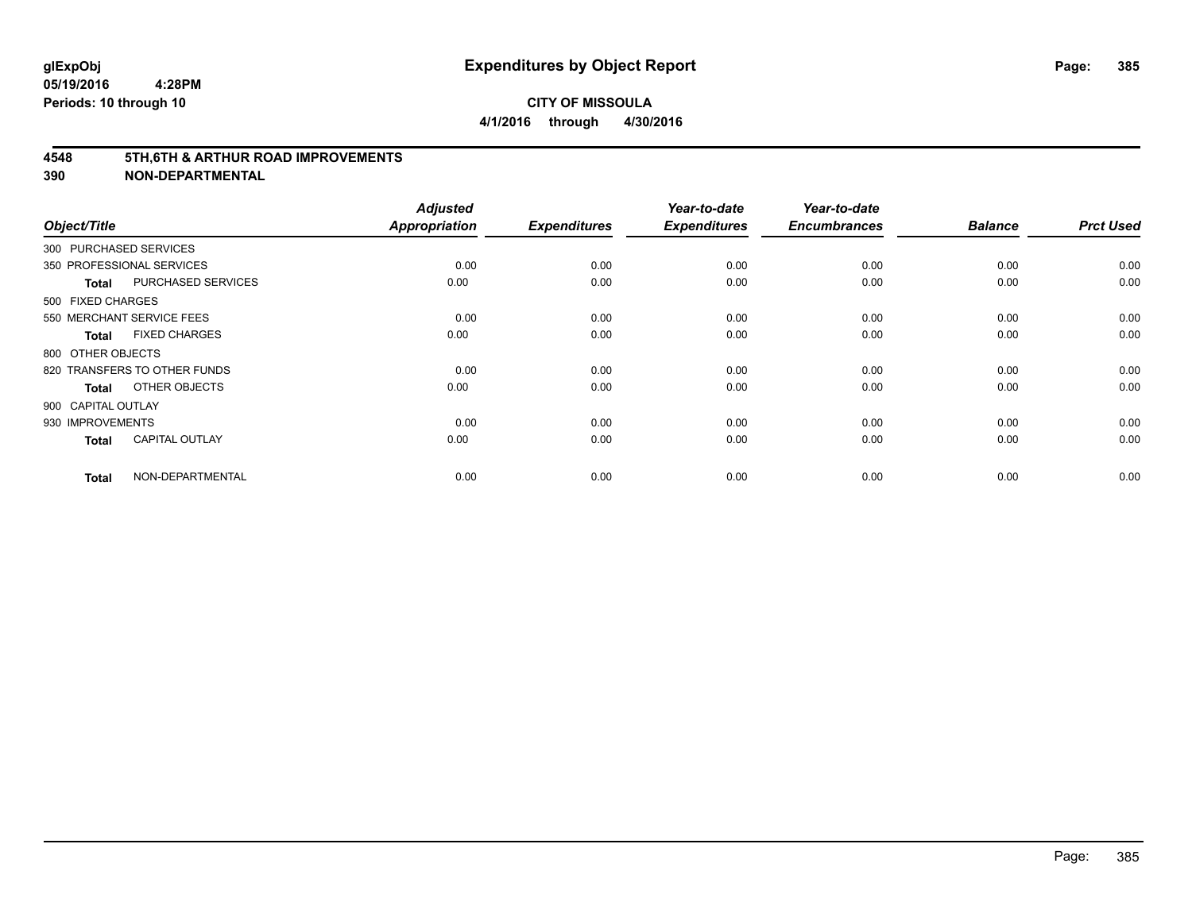# Expenditures by Object Report

glExpObj
05/19/2016 4:28PM
Periods: 10 through 10

**CITY OF MISSOULA**
**4/1/2016 through 4/30/2016**

## 4548 5TH,6TH & ARTHUR ROAD IMPROVEMENTS
## 390 NON-DEPARTMENTAL

| Object/Title | | Adjusted Appropriation | Expenditures | Year-to-date Expenditures | Year-to-date Encumbrances | Balance | Prct Used |
|---|---|---|---|---|---|---|---|
| 300 PURCHASED SERVICES | | | | | | | |
| 350 PROFESSIONAL SERVICES | | 0.00 | 0.00 | 0.00 | 0.00 | 0.00 | 0.00 |
| **Total** | PURCHASED SERVICES | 0.00 | 0.00 | 0.00 | 0.00 | 0.00 | 0.00 |
| 500 FIXED CHARGES | | | | | | | |
| 550 MERCHANT SERVICE FEES | | 0.00 | 0.00 | 0.00 | 0.00 | 0.00 | 0.00 |
| **Total** | FIXED CHARGES | 0.00 | 0.00 | 0.00 | 0.00 | 0.00 | 0.00 |
| 800 OTHER OBJECTS | | | | | | | |
| 820 TRANSFERS TO OTHER FUNDS | | 0.00 | 0.00 | 0.00 | 0.00 | 0.00 | 0.00 |
| **Total** | OTHER OBJECTS | 0.00 | 0.00 | 0.00 | 0.00 | 0.00 | 0.00 |
| 900 CAPITAL OUTLAY | | | | | | | |
| 930 IMPROVEMENTS | | 0.00 | 0.00 | 0.00 | 0.00 | 0.00 | 0.00 |
| **Total** | CAPITAL OUTLAY | 0.00 | 0.00 | 0.00 | 0.00 | 0.00 | 0.00 |
| **Total** | NON-DEPARTMENTAL | 0.00 | 0.00 | 0.00 | 0.00 | 0.00 | 0.00 |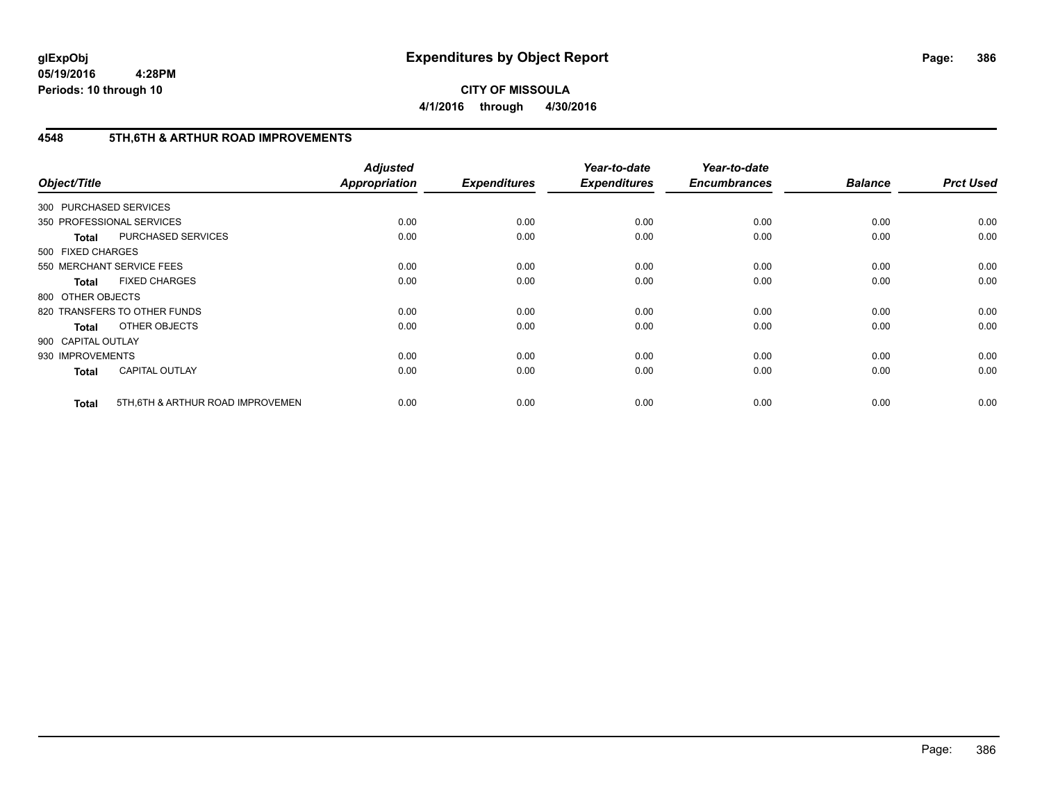**glExpObj** **Expenditures by Object Report**

**05/19/2016 4:28PM**

**Periods: 10 through 10**

**CITY OF MISSOULA**

**4/1/2016 through 4/30/2016**

## 4548 5TH,6TH & ARTHUR ROAD IMPROVEMENTS

| Object/Title | | *Adjusted Appropriation* | *Expenditures* | *Year-to-date Expenditures* | *Year-to-date Encumbrances* | *Balance* | *Prct Used* |
|---|---|---|---|---|---|---|---|
| 300 PURCHASED SERVICES | | | | | | | |
| 350 PROFESSIONAL SERVICES | | 0.00 | 0.00 | 0.00 | 0.00 | 0.00 | 0.00 |
| **Total** | PURCHASED SERVICES | 0.00 | 0.00 | 0.00 | 0.00 | 0.00 | 0.00 |
| 500 FIXED CHARGES | | | | | | | |
| 550 MERCHANT SERVICE FEES | | 0.00 | 0.00 | 0.00 | 0.00 | 0.00 | 0.00 |
| **Total** | FIXED CHARGES | 0.00 | 0.00 | 0.00 | 0.00 | 0.00 | 0.00 |
| 800 OTHER OBJECTS | | | | | | | |
| 820 TRANSFERS TO OTHER FUNDS | | 0.00 | 0.00 | 0.00 | 0.00 | 0.00 | 0.00 |
| **Total** | OTHER OBJECTS | 0.00 | 0.00 | 0.00 | 0.00 | 0.00 | 0.00 |
| 900 CAPITAL OUTLAY | | | | | | | |
| 930 IMPROVEMENTS | | 0.00 | 0.00 | 0.00 | 0.00 | 0.00 | 0.00 |
| **Total** | CAPITAL OUTLAY | 0.00 | 0.00 | 0.00 | 0.00 | 0.00 | 0.00 |
| **Total** | 5TH,6TH & ARTHUR ROAD IMPROVEMEN | 0.00 | 0.00 | 0.00 | 0.00 | 0.00 | 0.00 |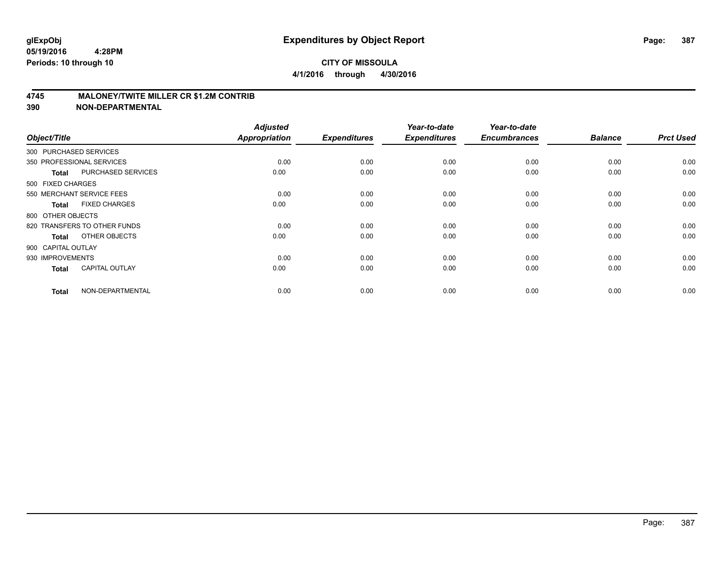# Expenditures by Object Report

glExpObj
05/19/2016 4:28PM
Periods: 10 through 10

**CITY OF MISSOULA**
**4/1/2016 through 4/30/2016**

## 4745 MALONEY/TWITE MILLER CR $1.2M CONTRIB
## 390 NON-DEPARTMENTAL

| Object/Title | Adjusted Appropriation | Expenditures | Year-to-date Expenditures | Year-to-date Encumbrances | Balance | Prct Used |
|---|---|---|---|---|---|---|
| 300 PURCHASED SERVICES | | | | | | |
| 350 PROFESSIONAL SERVICES | 0.00 | 0.00 | 0.00 | 0.00 | 0.00 | 0.00 |
| **Total** PURCHASED SERVICES | 0.00 | 0.00 | 0.00 | 0.00 | 0.00 | 0.00 |
| 500 FIXED CHARGES | | | | | | |
| 550 MERCHANT SERVICE FEES | 0.00 | 0.00 | 0.00 | 0.00 | 0.00 | 0.00 |
| **Total** FIXED CHARGES | 0.00 | 0.00 | 0.00 | 0.00 | 0.00 | 0.00 |
| 800 OTHER OBJECTS | | | | | | |
| 820 TRANSFERS TO OTHER FUNDS | 0.00 | 0.00 | 0.00 | 0.00 | 0.00 | 0.00 |
| **Total** OTHER OBJECTS | 0.00 | 0.00 | 0.00 | 0.00 | 0.00 | 0.00 |
| 900 CAPITAL OUTLAY | | | | | | |
| 930 IMPROVEMENTS | 0.00 | 0.00 | 0.00 | 0.00 | 0.00 | 0.00 |
| **Total** CAPITAL OUTLAY | 0.00 | 0.00 | 0.00 | 0.00 | 0.00 | 0.00 |
| **Total** NON-DEPARTMENTAL | 0.00 | 0.00 | 0.00 | 0.00 | 0.00 | 0.00 |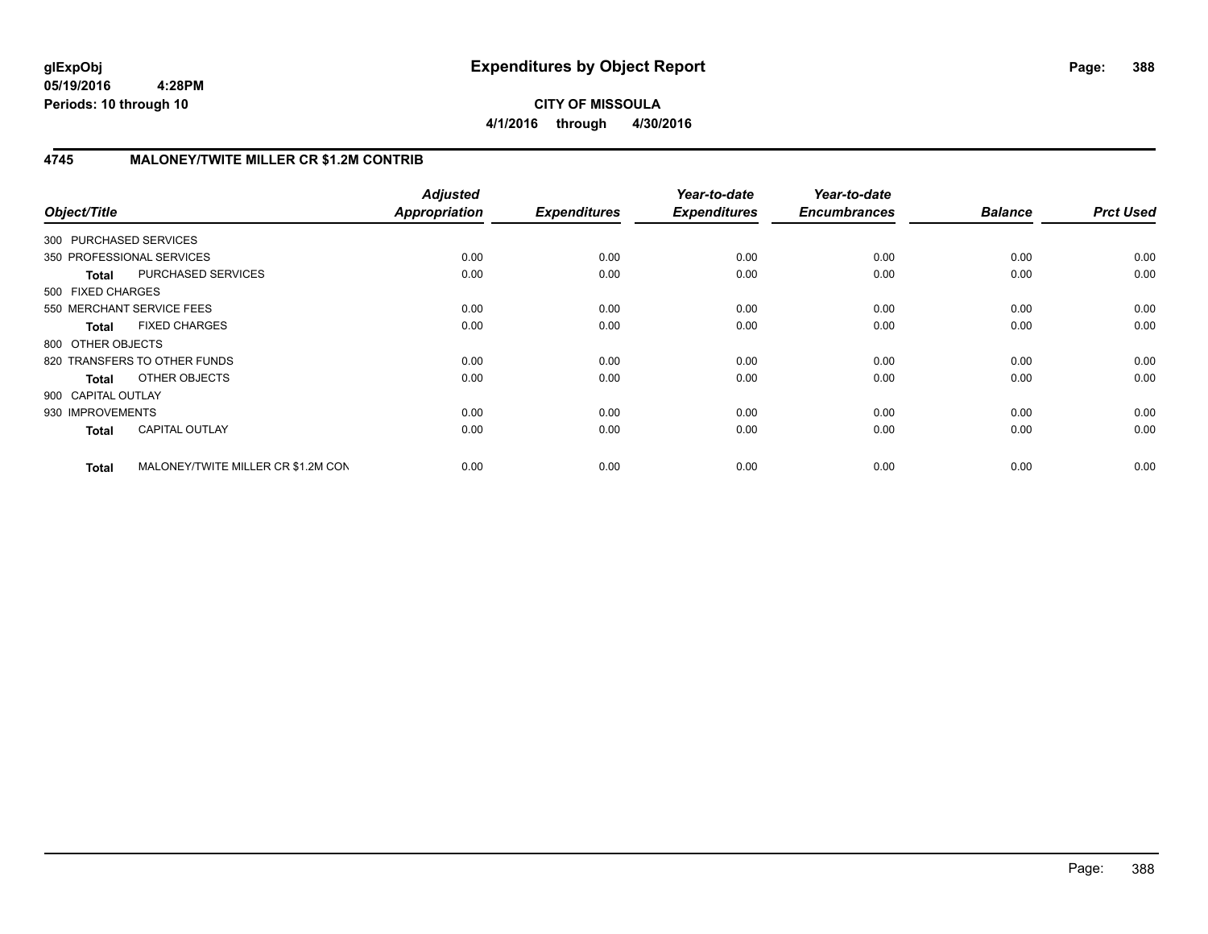**glExpObj**
**05/19/2016 4:28PM**
**Periods: 10 through 10**

# Expenditures by Object Report

**CITY OF MISSOULA**
**4/1/2016 through 4/30/2016**

## 4745 MALONEY/TWITE MILLER CR $1.2M CONTRIB

| Object/Title | | Adjusted Appropriation | Expenditures | Year-to-date Expenditures | Year-to-date Encumbrances | Balance | Prct Used |
|---|---|---|---|---|---|---|---|
| 300 PURCHASED SERVICES | | | | | | | |
| 350 PROFESSIONAL SERVICES | | 0.00 | 0.00 | 0.00 | 0.00 | 0.00 | 0.00 |
| **Total** | PURCHASED SERVICES | 0.00 | 0.00 | 0.00 | 0.00 | 0.00 | 0.00 |
| 500 FIXED CHARGES | | | | | | | |
| 550 MERCHANT SERVICE FEES | | 0.00 | 0.00 | 0.00 | 0.00 | 0.00 | 0.00 |
| **Total** | FIXED CHARGES | 0.00 | 0.00 | 0.00 | 0.00 | 0.00 | 0.00 |
| 800 OTHER OBJECTS | | | | | | | |
| 820 TRANSFERS TO OTHER FUNDS | | 0.00 | 0.00 | 0.00 | 0.00 | 0.00 | 0.00 |
| **Total** | OTHER OBJECTS | 0.00 | 0.00 | 0.00 | 0.00 | 0.00 | 0.00 |
| 900 CAPITAL OUTLAY | | | | | | | |
| 930 IMPROVEMENTS | | 0.00 | 0.00 | 0.00 | 0.00 | 0.00 | 0.00 |
| **Total** | CAPITAL OUTLAY | 0.00 | 0.00 | 0.00 | 0.00 | 0.00 | 0.00 |
| **Total** | MALONEY/TWITE MILLER CR $1.2M CON | 0.00 | 0.00 | 0.00 | 0.00 | 0.00 | 0.00 |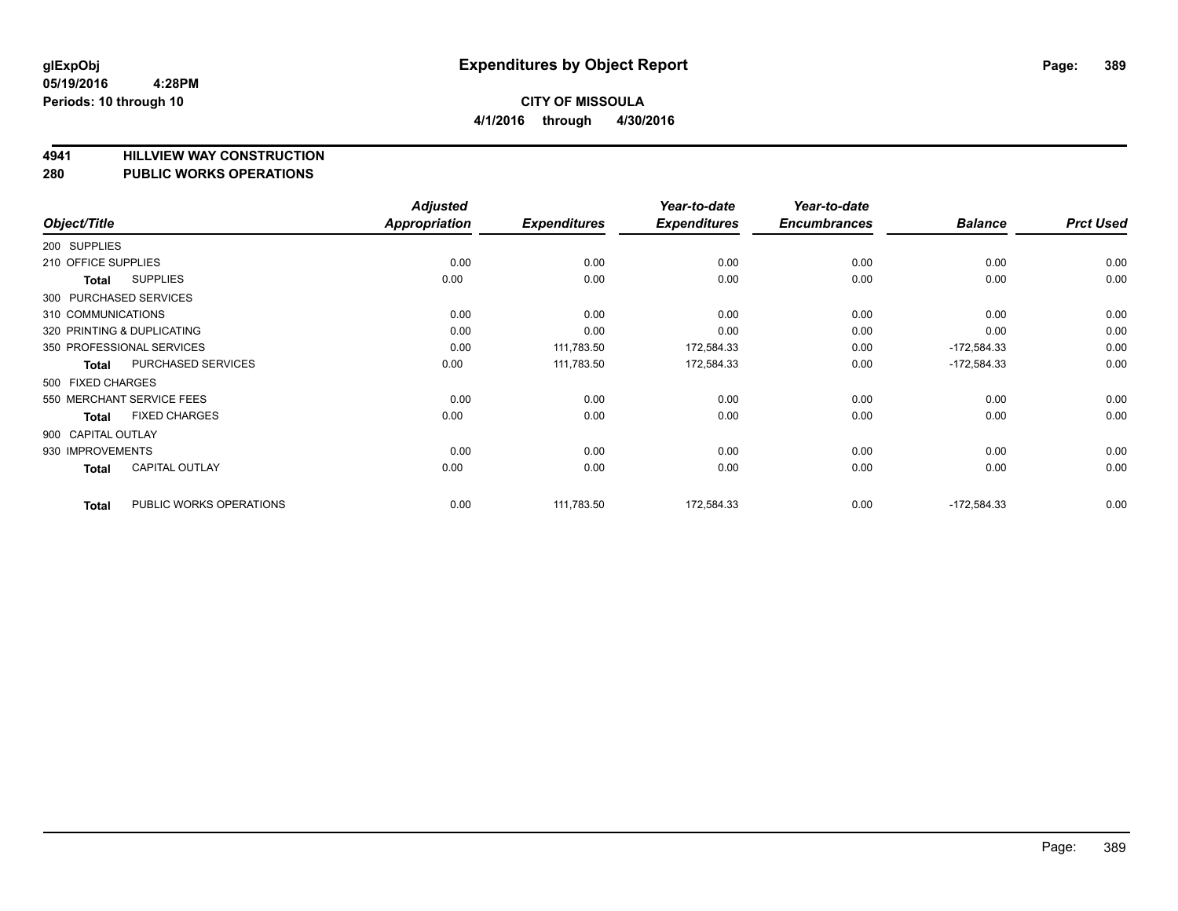**glExpObj**
**05/19/2016 4:28PM**
**Periods: 10 through 10**

# Expenditures by Object Report

**CITY OF MISSOULA**
**4/1/2016 through 4/30/2016**

## 4941 HILLVIEW WAY CONSTRUCTION
## 280 PUBLIC WORKS OPERATIONS

| Object/Title | | Adjusted Appropriation | Expenditures | Year-to-date Expenditures | Year-to-date Encumbrances | Balance | Prct Used |
|---|---|---|---|---|---|---|---|
| 200 SUPPLIES | | | | | | | |
| 210 OFFICE SUPPLIES | | 0.00 | 0.00 | 0.00 | 0.00 | 0.00 | 0.00 |
| **Total** | SUPPLIES | 0.00 | 0.00 | 0.00 | 0.00 | 0.00 | 0.00 |
| 300 PURCHASED SERVICES | | | | | | | |
| 310 COMMUNICATIONS | | 0.00 | 0.00 | 0.00 | 0.00 | 0.00 | 0.00 |
| 320 PRINTING & DUPLICATING | | 0.00 | 0.00 | 0.00 | 0.00 | 0.00 | 0.00 |
| 350 PROFESSIONAL SERVICES | | 0.00 | 111,783.50 | 172,584.33 | 0.00 | -172,584.33 | 0.00 |
| **Total** | PURCHASED SERVICES | 0.00 | 111,783.50 | 172,584.33 | 0.00 | -172,584.33 | 0.00 |
| 500 FIXED CHARGES | | | | | | | |
| 550 MERCHANT SERVICE FEES | | 0.00 | 0.00 | 0.00 | 0.00 | 0.00 | 0.00 |
| **Total** | FIXED CHARGES | 0.00 | 0.00 | 0.00 | 0.00 | 0.00 | 0.00 |
| 900 CAPITAL OUTLAY | | | | | | | |
| 930 IMPROVEMENTS | | 0.00 | 0.00 | 0.00 | 0.00 | 0.00 | 0.00 |
| **Total** | CAPITAL OUTLAY | 0.00 | 0.00 | 0.00 | 0.00 | 0.00 | 0.00 |
| **Total** | PUBLIC WORKS OPERATIONS | 0.00 | 111,783.50 | 172,584.33 | 0.00 | -172,584.33 | 0.00 |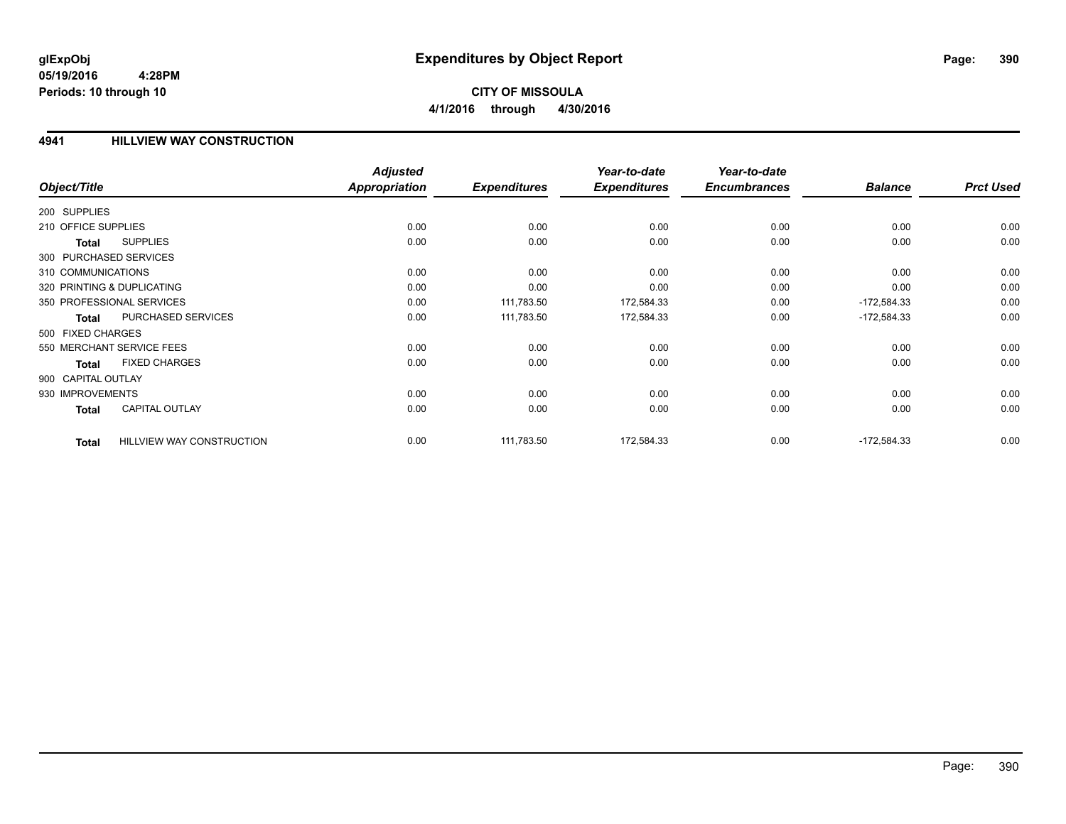glExpObj
05/19/2016 4:28PM
Periods: 10 through 10

# Expenditures by Object Report

**CITY OF MISSOULA**
**4/1/2016 through 4/30/2016**

## 4941 HILLVIEW WAY CONSTRUCTION

| Object/Title | | Adjusted Appropriation | Expenditures | Year-to-date Expenditures | Year-to-date Encumbrances | Balance | Prct Used |
|---|---|---|---|---|---|---|---|
| 200 SUPPLIES | | | | | | | |
| 210 OFFICE SUPPLIES | | 0.00 | 0.00 | 0.00 | 0.00 | 0.00 | 0.00 |
| Total | SUPPLIES | 0.00 | 0.00 | 0.00 | 0.00 | 0.00 | 0.00 |
| 300 PURCHASED SERVICES | | | | | | | |
| 310 COMMUNICATIONS | | 0.00 | 0.00 | 0.00 | 0.00 | 0.00 | 0.00 |
| 320 PRINTING & DUPLICATING | | 0.00 | 0.00 | 0.00 | 0.00 | 0.00 | 0.00 |
| 350 PROFESSIONAL SERVICES | | 0.00 | 111,783.50 | 172,584.33 | 0.00 | -172,584.33 | 0.00 |
| Total | PURCHASED SERVICES | 0.00 | 111,783.50 | 172,584.33 | 0.00 | -172,584.33 | 0.00 |
| 500 FIXED CHARGES | | | | | | | |
| 550 MERCHANT SERVICE FEES | | 0.00 | 0.00 | 0.00 | 0.00 | 0.00 | 0.00 |
| Total | FIXED CHARGES | 0.00 | 0.00 | 0.00 | 0.00 | 0.00 | 0.00 |
| 900 CAPITAL OUTLAY | | | | | | | |
| 930 IMPROVEMENTS | | 0.00 | 0.00 | 0.00 | 0.00 | 0.00 | 0.00 |
| Total | CAPITAL OUTLAY | 0.00 | 0.00 | 0.00 | 0.00 | 0.00 | 0.00 |
| Total | HILLVIEW WAY CONSTRUCTION | 0.00 | 111,783.50 | 172,584.33 | 0.00 | -172,584.33 | 0.00 |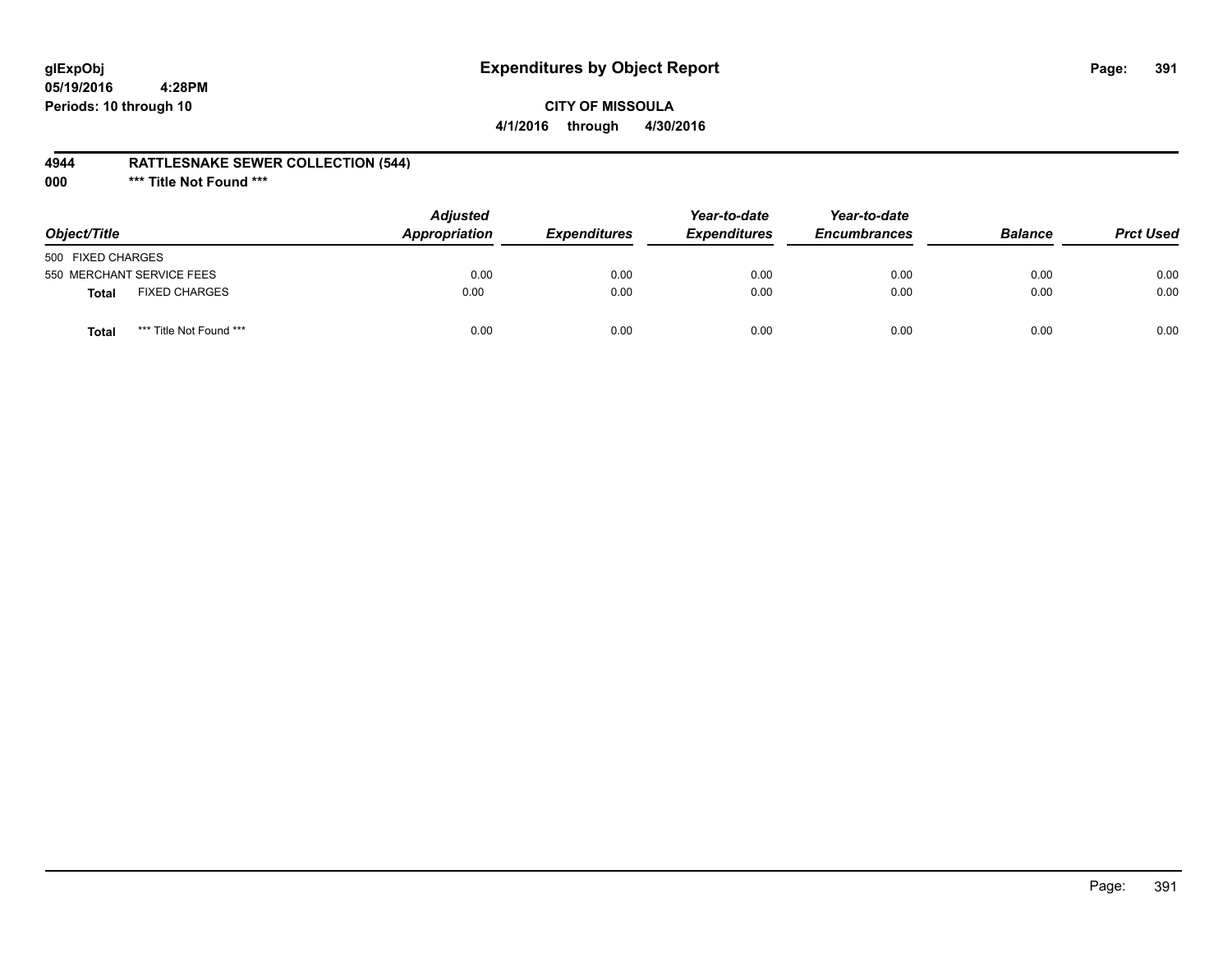# Expenditures by Object Report

glExpObj
05/19/2016 4:28PM
Periods: 10 through 10

**CITY OF MISSOULA**
**4/1/2016 through 4/30/2016**

**4944 RATTLESNAKE SEWER COLLECTION (544)**
**000 *** Title Not Found *****

| Object/Title | Adjusted Appropriation | Expenditures | Year-to-date Expenditures | Year-to-date Encumbrances | Balance | Prct Used |
|---|---|---|---|---|---|---|
| 500 FIXED CHARGES | | | | | | |
| 550 MERCHANT SERVICE FEES | 0.00 | 0.00 | 0.00 | 0.00 | 0.00 | 0.00 |
| **Total** FIXED CHARGES | 0.00 | 0.00 | 0.00 | 0.00 | 0.00 | 0.00 |
| **Total** *** Title Not Found *** | 0.00 | 0.00 | 0.00 | 0.00 | 0.00 | 0.00 |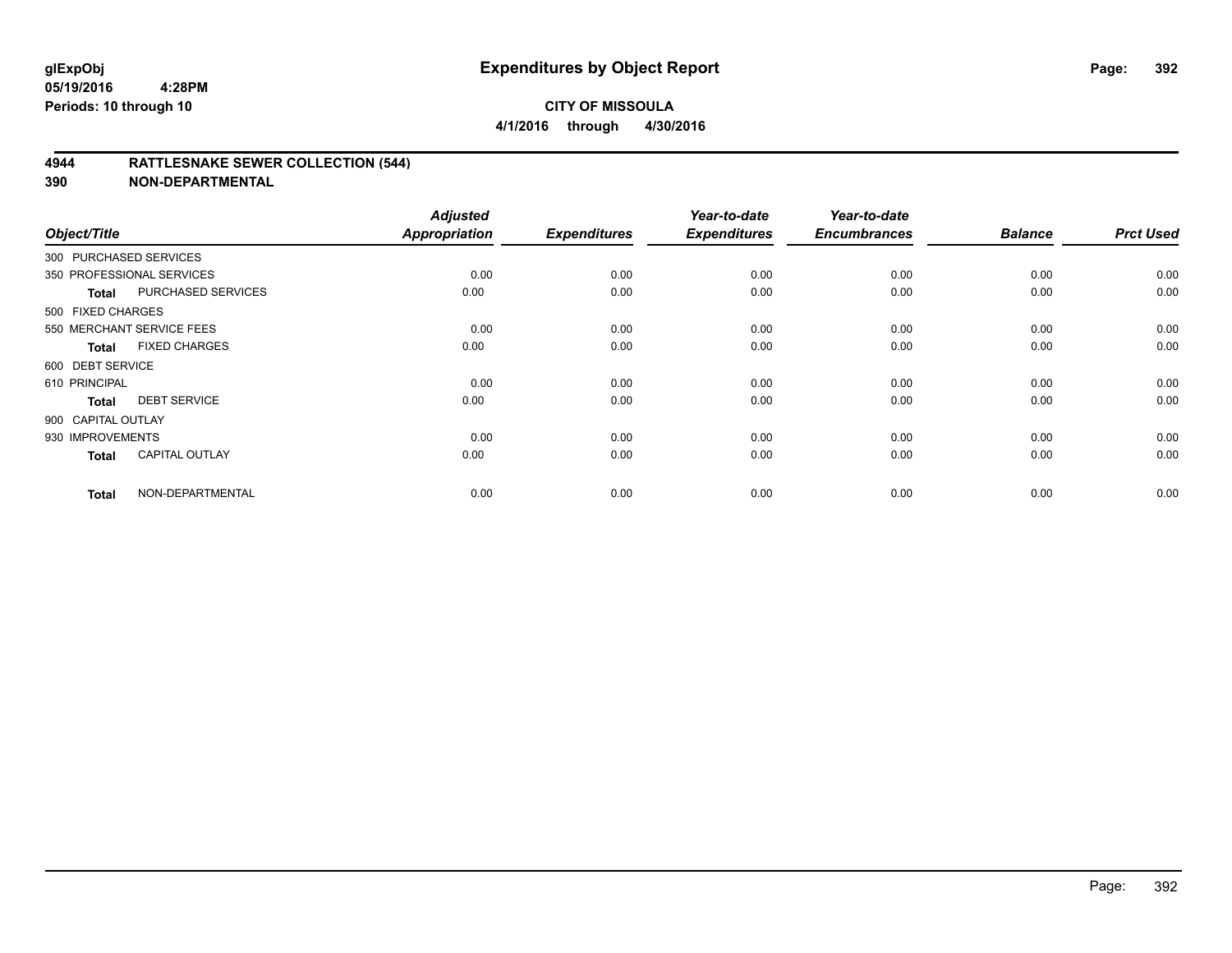# Expenditures by Object Report

glExpObj
05/19/2016 4:28PM
Periods: 10 through 10

**CITY OF MISSOULA**
**4/1/2016 through 4/30/2016**

## 4944 RATTLESNAKE SEWER COLLECTION (544)
## 390 NON-DEPARTMENTAL

| Object/Title | | Adjusted Appropriation | Expenditures | Year-to-date Expenditures | Year-to-date Encumbrances | Balance | Prct Used |
|---|---|---|---|---|---|---|---|
| 300 PURCHASED SERVICES | | | | | | | |
| 350 PROFESSIONAL SERVICES | | 0.00 | 0.00 | 0.00 | 0.00 | 0.00 | 0.00 |
| **Total** | PURCHASED SERVICES | 0.00 | 0.00 | 0.00 | 0.00 | 0.00 | 0.00 |
| 500 FIXED CHARGES | | | | | | | |
| 550 MERCHANT SERVICE FEES | | 0.00 | 0.00 | 0.00 | 0.00 | 0.00 | 0.00 |
| **Total** | FIXED CHARGES | 0.00 | 0.00 | 0.00 | 0.00 | 0.00 | 0.00 |
| 600 DEBT SERVICE | | | | | | | |
| 610 PRINCIPAL | | 0.00 | 0.00 | 0.00 | 0.00 | 0.00 | 0.00 |
| **Total** | DEBT SERVICE | 0.00 | 0.00 | 0.00 | 0.00 | 0.00 | 0.00 |
| 900 CAPITAL OUTLAY | | | | | | | |
| 930 IMPROVEMENTS | | 0.00 | 0.00 | 0.00 | 0.00 | 0.00 | 0.00 |
| **Total** | CAPITAL OUTLAY | 0.00 | 0.00 | 0.00 | 0.00 | 0.00 | 0.00 |
| **Total** | NON-DEPARTMENTAL | 0.00 | 0.00 | 0.00 | 0.00 | 0.00 | 0.00 |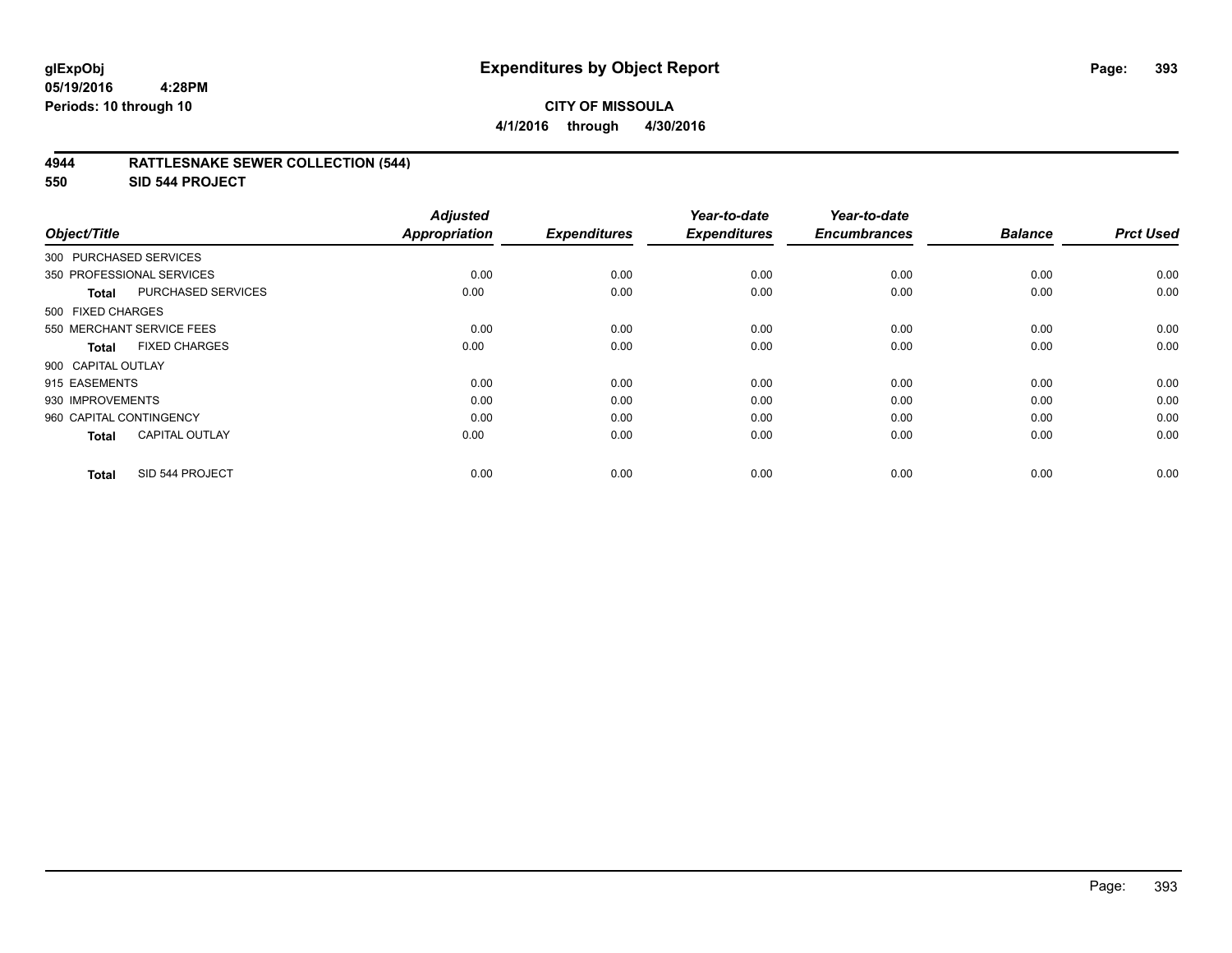**glExpObj**
**05/19/2016 4:28PM**
**Periods: 10 through 10**

# Expenditures by Object Report

**CITY OF MISSOULA**
**4/1/2016 through 4/30/2016**

## 4944 RATTLESNAKE SEWER COLLECTION (544)
## 550 SID 544 PROJECT

| Object/Title | | Adjusted Appropriation | Expenditures | Year-to-date Expenditures | Year-to-date Encumbrances | Balance | Prct Used |
|---|---|---|---|---|---|---|---|
| 300 PURCHASED SERVICES | | | | | | | |
| 350 PROFESSIONAL SERVICES | | 0.00 | 0.00 | 0.00 | 0.00 | 0.00 | 0.00 |
| **Total** | PURCHASED SERVICES | 0.00 | 0.00 | 0.00 | 0.00 | 0.00 | 0.00 |
| 500 FIXED CHARGES | | | | | | | |
| 550 MERCHANT SERVICE FEES | | 0.00 | 0.00 | 0.00 | 0.00 | 0.00 | 0.00 |
| **Total** | FIXED CHARGES | 0.00 | 0.00 | 0.00 | 0.00 | 0.00 | 0.00 |
| 900 CAPITAL OUTLAY | | | | | | | |
| 915 EASEMENTS | | 0.00 | 0.00 | 0.00 | 0.00 | 0.00 | 0.00 |
| 930 IMPROVEMENTS | | 0.00 | 0.00 | 0.00 | 0.00 | 0.00 | 0.00 |
| 960 CAPITAL CONTINGENCY | | 0.00 | 0.00 | 0.00 | 0.00 | 0.00 | 0.00 |
| **Total** | CAPITAL OUTLAY | 0.00 | 0.00 | 0.00 | 0.00 | 0.00 | 0.00 |
| **Total** | SID 544 PROJECT | 0.00 | 0.00 | 0.00 | 0.00 | 0.00 | 0.00 |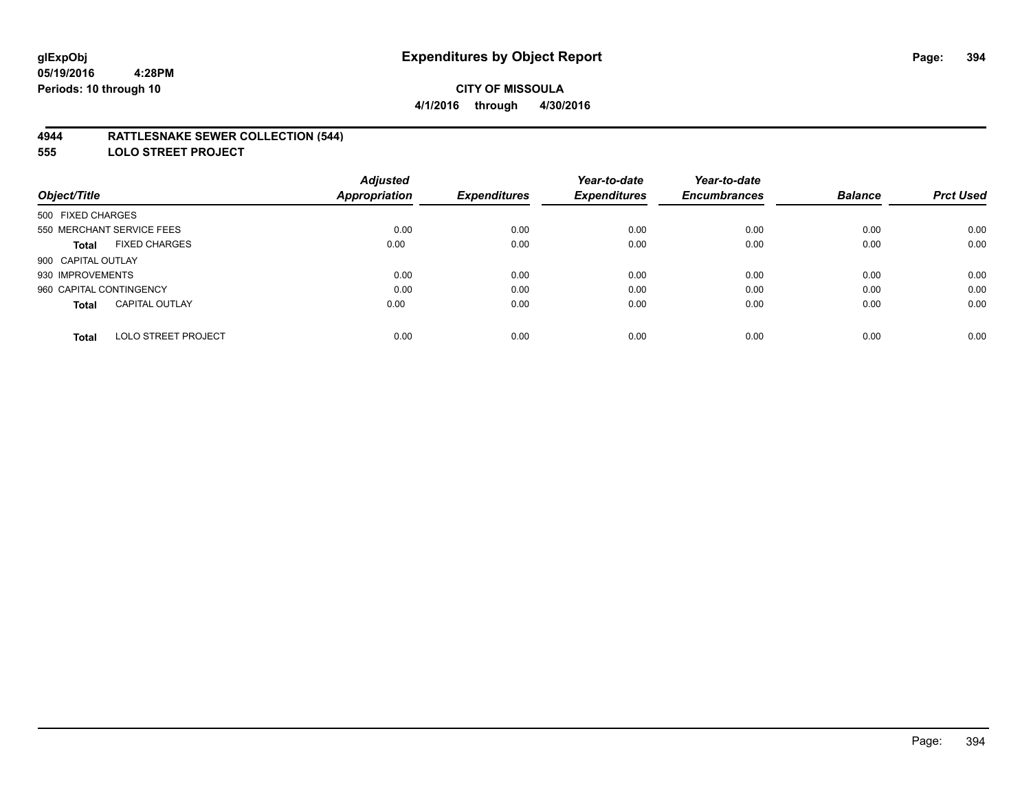# Expenditures by Object Report

glExpObj
05/19/2016 4:28PM
Periods: 10 through 10

**CITY OF MISSOULA**
**4/1/2016 through 4/30/2016**

## 4944 RATTLESNAKE SEWER COLLECTION (544)
## 555 LOLO STREET PROJECT

| Object/Title | Adjusted Appropriation | Expenditures | Year-to-date Expenditures | Year-to-date Encumbrances | Balance | Prct Used |
|---|---|---|---|---|---|---|
| 500 FIXED CHARGES | | | | | | |
| 550 MERCHANT SERVICE FEES | 0.00 | 0.00 | 0.00 | 0.00 | 0.00 | 0.00 |
| **Total** FIXED CHARGES | 0.00 | 0.00 | 0.00 | 0.00 | 0.00 | 0.00 |
| 900 CAPITAL OUTLAY | | | | | | |
| 930 IMPROVEMENTS | 0.00 | 0.00 | 0.00 | 0.00 | 0.00 | 0.00 |
| 960 CAPITAL CONTINGENCY | 0.00 | 0.00 | 0.00 | 0.00 | 0.00 | 0.00 |
| **Total** CAPITAL OUTLAY | 0.00 | 0.00 | 0.00 | 0.00 | 0.00 | 0.00 |
| **Total** LOLO STREET PROJECT | 0.00 | 0.00 | 0.00 | 0.00 | 0.00 | 0.00 |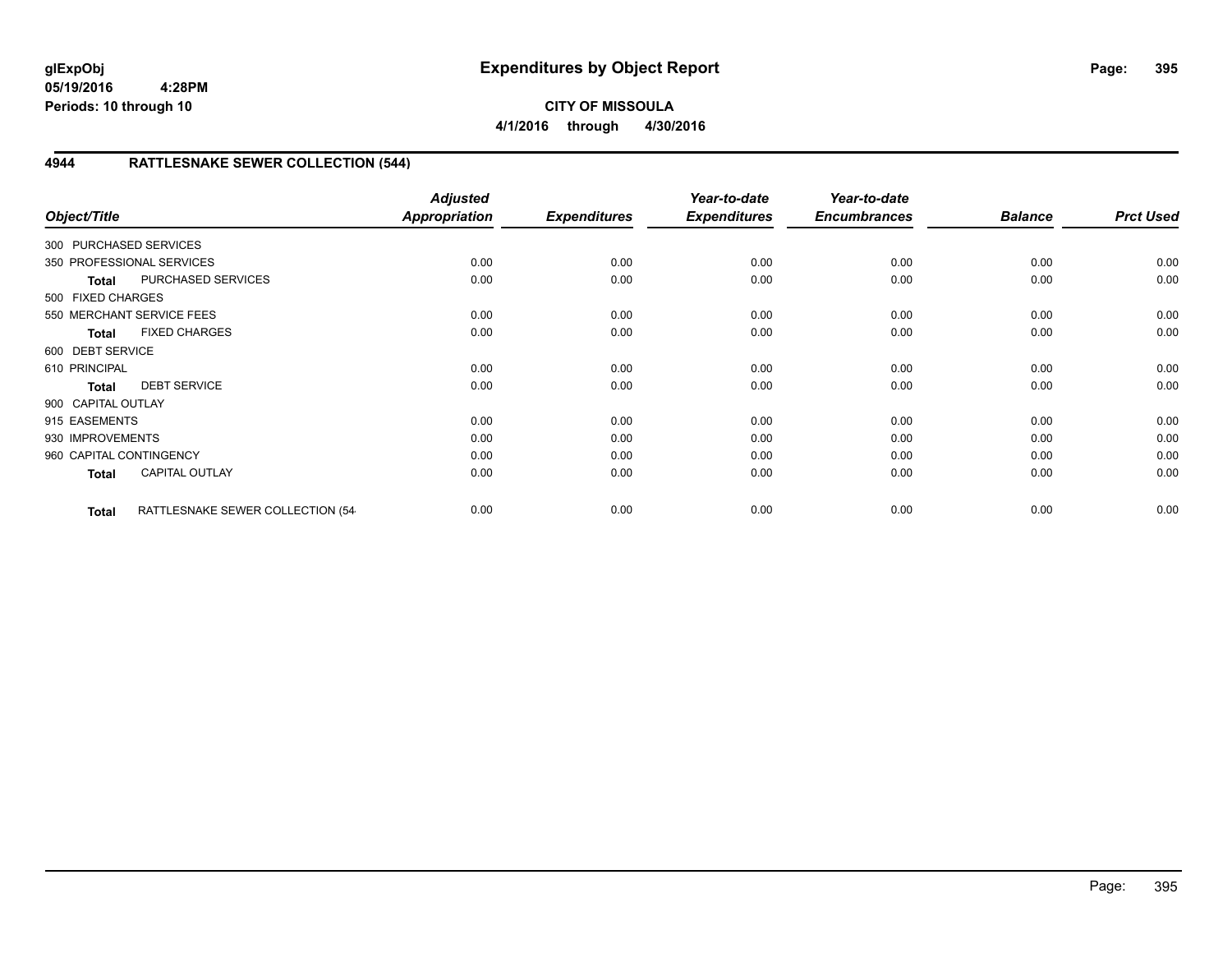# Expenditures by Object Report

glExpObj
05/19/2016 4:28PM
Periods: 10 through 10

**CITY OF MISSOULA**
**4/1/2016 through 4/30/2016**

## 4944 RATTLESNAKE SEWER COLLECTION (544)

| Object/Title | | Adjusted Appropriation | Expenditures | Year-to-date Expenditures | Year-to-date Encumbrances | Balance | Prct Used |
|---|---|---|---|---|---|---|---|
| 300 PURCHASED SERVICES | | | | | | | |
| 350 PROFESSIONAL SERVICES | | 0.00 | 0.00 | 0.00 | 0.00 | 0.00 | 0.00 |
| **Total** | PURCHASED SERVICES | 0.00 | 0.00 | 0.00 | 0.00 | 0.00 | 0.00 |
| 500 FIXED CHARGES | | | | | | | |
| 550 MERCHANT SERVICE FEES | | 0.00 | 0.00 | 0.00 | 0.00 | 0.00 | 0.00 |
| **Total** | FIXED CHARGES | 0.00 | 0.00 | 0.00 | 0.00 | 0.00 | 0.00 |
| 600 DEBT SERVICE | | | | | | | |
| 610 PRINCIPAL | | 0.00 | 0.00 | 0.00 | 0.00 | 0.00 | 0.00 |
| **Total** | DEBT SERVICE | 0.00 | 0.00 | 0.00 | 0.00 | 0.00 | 0.00 |
| 900 CAPITAL OUTLAY | | | | | | | |
| 915 EASEMENTS | | 0.00 | 0.00 | 0.00 | 0.00 | 0.00 | 0.00 |
| 930 IMPROVEMENTS | | 0.00 | 0.00 | 0.00 | 0.00 | 0.00 | 0.00 |
| 960 CAPITAL CONTINGENCY | | 0.00 | 0.00 | 0.00 | 0.00 | 0.00 | 0.00 |
| **Total** | CAPITAL OUTLAY | 0.00 | 0.00 | 0.00 | 0.00 | 0.00 | 0.00 |
| **Total** | RATTLESNAKE SEWER COLLECTION (54 | 0.00 | 0.00 | 0.00 | 0.00 | 0.00 | 0.00 |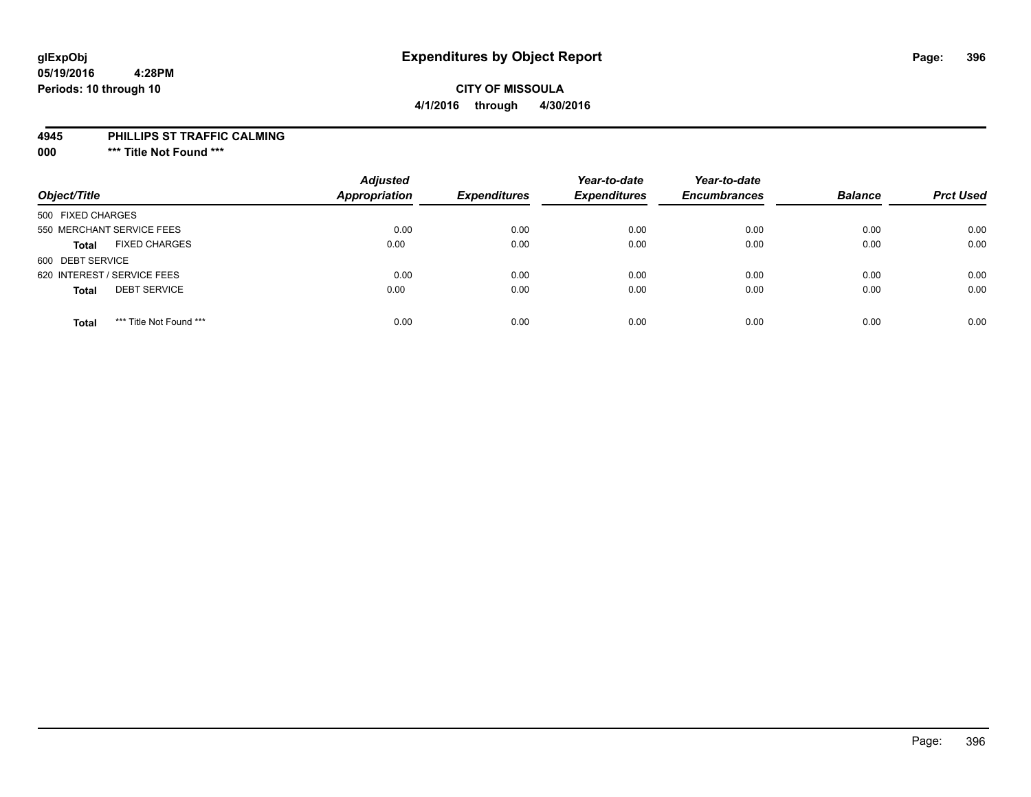glExpObj
05/19/2016 4:28PM
Periods: 10 through 10

# Expenditures by Object Report

**CITY OF MISSOULA**
**4/1/2016 through 4/30/2016**

**4945 PHILLIPS ST TRAFFIC CALMING**
**000 *** Title Not Found *****

| Object/Title | | Adjusted Appropriation | Expenditures | Year-to-date Expenditures | Year-to-date Encumbrances | Balance | Prct Used |
|---|---|---|---|---|---|---|---|
| 500 FIXED CHARGES | | | | | | | |
| 550 MERCHANT SERVICE FEES | | 0.00 | 0.00 | 0.00 | 0.00 | 0.00 | 0.00 |
| **Total** | FIXED CHARGES | 0.00 | 0.00 | 0.00 | 0.00 | 0.00 | 0.00 |
| 600 DEBT SERVICE | | | | | | | |
| 620 INTEREST / SERVICE FEES | | 0.00 | 0.00 | 0.00 | 0.00 | 0.00 | 0.00 |
| **Total** | DEBT SERVICE | 0.00 | 0.00 | 0.00 | 0.00 | 0.00 | 0.00 |
| **Total** | *** Title Not Found *** | 0.00 | 0.00 | 0.00 | 0.00 | 0.00 | 0.00 |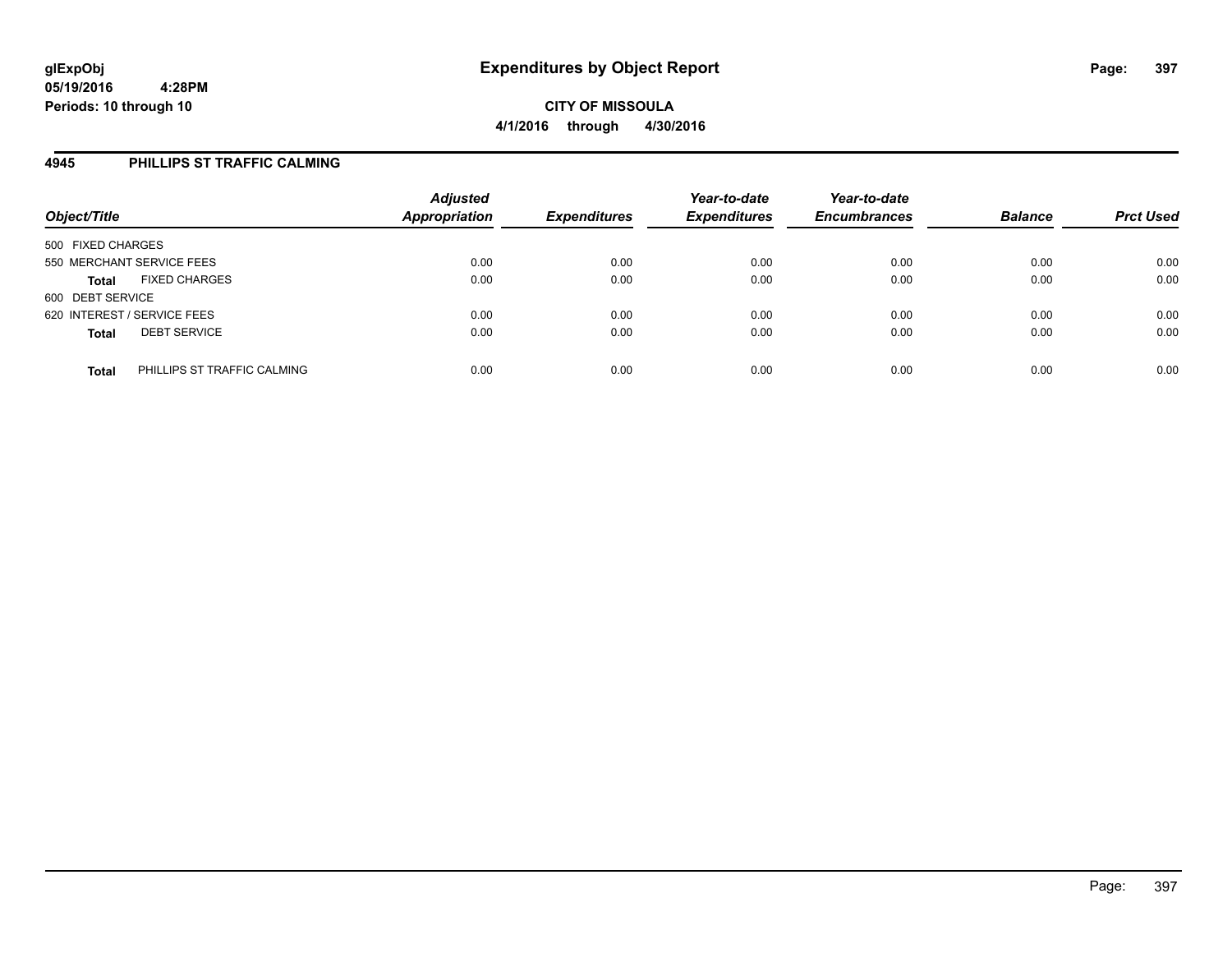**Expenditures by Object Report**

**CITY OF MISSOULA**

**4/1/2016 through 4/30/2016**

glExpObj
05/19/2016 4:28PM
Periods: 10 through 10

## 4945 PHILLIPS ST TRAFFIC CALMING

| Object/Title | | Adjusted Appropriation | Expenditures | Year-to-date Expenditures | Year-to-date Encumbrances | Balance | Prct Used |
|---|---|---|---|---|---|---|---|
| 500 FIXED CHARGES | | | | | | | |
| 550 MERCHANT SERVICE FEES | | 0.00 | 0.00 | 0.00 | 0.00 | 0.00 | 0.00 |
| **Total** | FIXED CHARGES | 0.00 | 0.00 | 0.00 | 0.00 | 0.00 | 0.00 |
| 600 DEBT SERVICE | | | | | | | |
| 620 INTEREST / SERVICE FEES | | 0.00 | 0.00 | 0.00 | 0.00 | 0.00 | 0.00 |
| **Total** | DEBT SERVICE | 0.00 | 0.00 | 0.00 | 0.00 | 0.00 | 0.00 |
| **Total** | PHILLIPS ST TRAFFIC CALMING | 0.00 | 0.00 | 0.00 | 0.00 | 0.00 | 0.00 |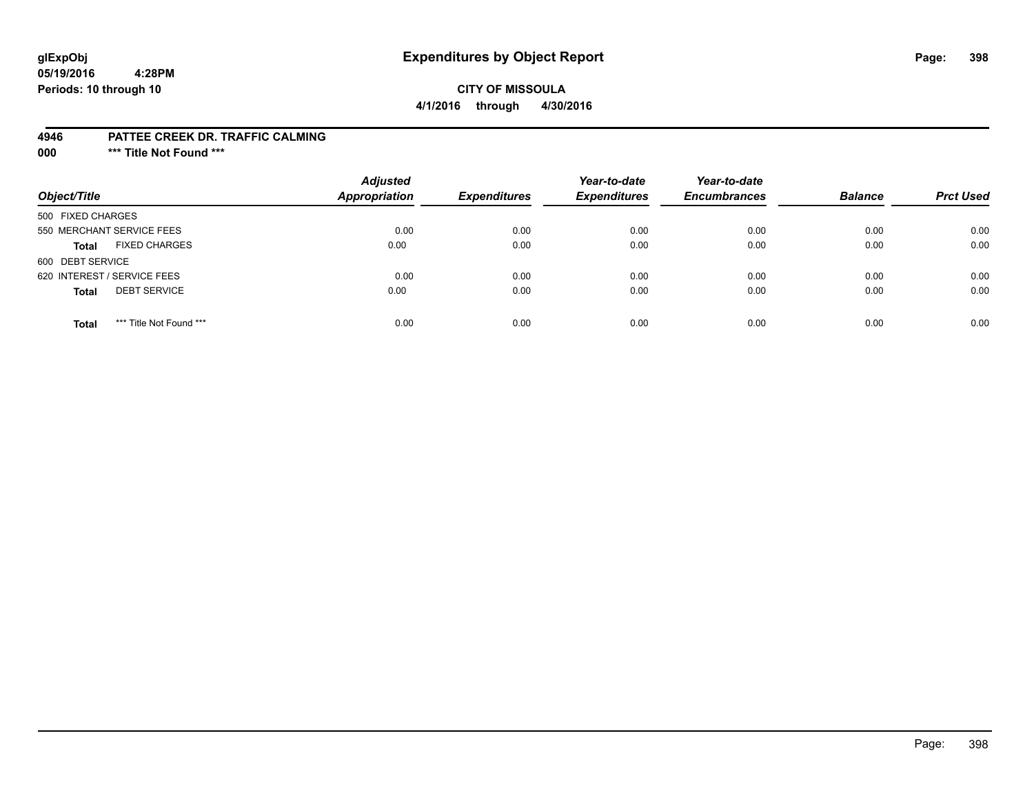**glExpObj**
**05/19/2016 4:28PM**
**Periods: 10 through 10**

# Expenditures by Object Report

**CITY OF MISSOULA**
**4/1/2016 through 4/30/2016**

**4946 PATTEE CREEK DR. TRAFFIC CALMING**
**000 *** Title Not Found *****

| Object/Title | Adjusted Appropriation | Expenditures | Year-to-date Expenditures | Year-to-date Encumbrances | Balance | Prct Used |
|---|---|---|---|---|---|---|
| 500 FIXED CHARGES | | | | | | |
| 550 MERCHANT SERVICE FEES | 0.00 | 0.00 | 0.00 | 0.00 | 0.00 | 0.00 |
| **Total** FIXED CHARGES | 0.00 | 0.00 | 0.00 | 0.00 | 0.00 | 0.00 |
| 600 DEBT SERVICE | | | | | | |
| 620 INTEREST / SERVICE FEES | 0.00 | 0.00 | 0.00 | 0.00 | 0.00 | 0.00 |
| **Total** DEBT SERVICE | 0.00 | 0.00 | 0.00 | 0.00 | 0.00 | 0.00 |
| **Total** *** Title Not Found *** | 0.00 | 0.00 | 0.00 | 0.00 | 0.00 | 0.00 |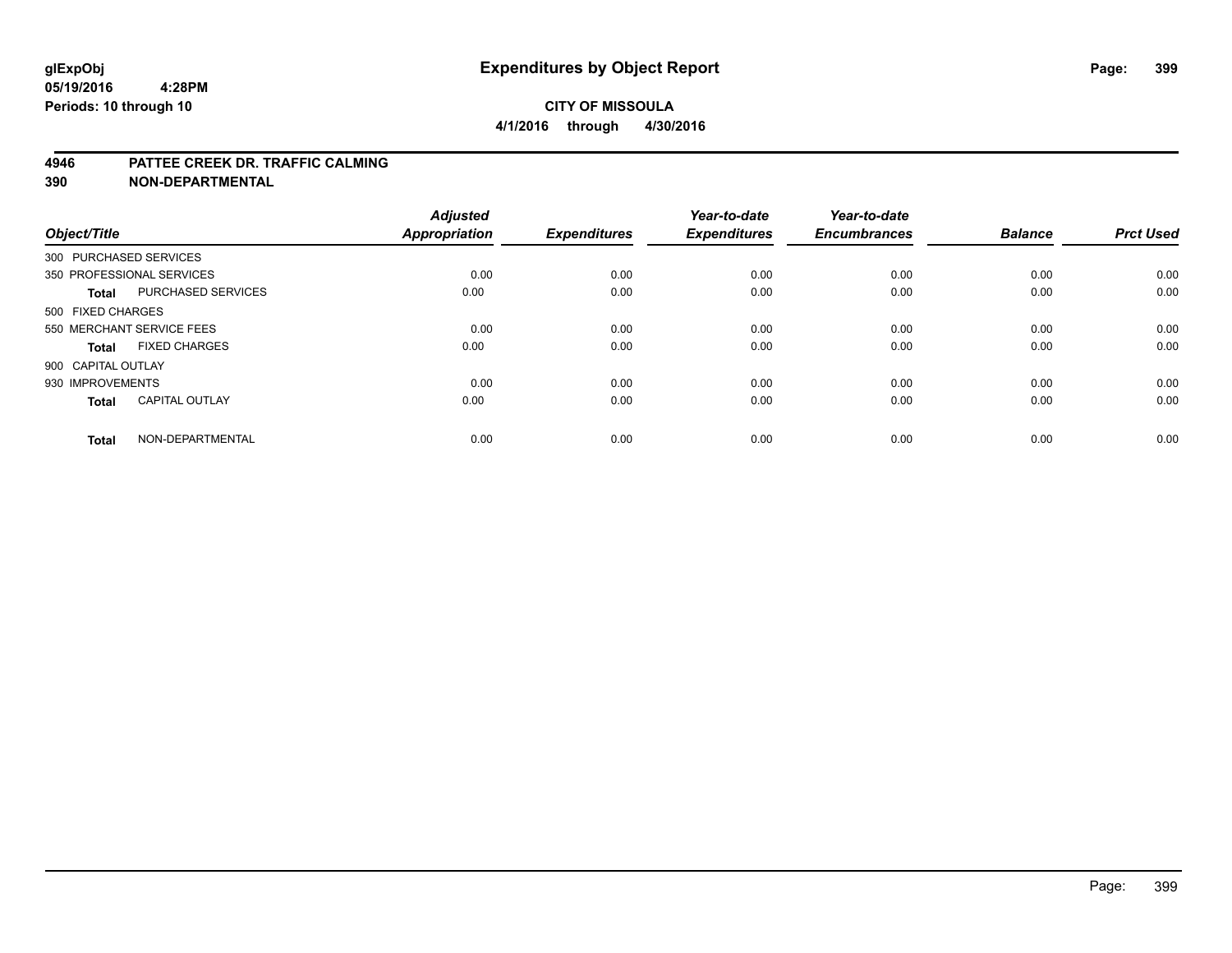# Expenditures by Object Report

glExpObj
05/19/2016 4:28PM
Periods: 10 through 10

**CITY OF MISSOULA**
**4/1/2016 through 4/30/2016**

## 4946 PATTEE CREEK DR. TRAFFIC CALMING
## 390 NON-DEPARTMENTAL

| Object/Title | | Adjusted Appropriation | Expenditures | Year-to-date Expenditures | Year-to-date Encumbrances | Balance | Prct Used |
|---|---|---|---|---|---|---|---|
| 300 PURCHASED SERVICES | | | | | | | |
| 350 PROFESSIONAL SERVICES | | 0.00 | 0.00 | 0.00 | 0.00 | 0.00 | 0.00 |
| **Total** | PURCHASED SERVICES | 0.00 | 0.00 | 0.00 | 0.00 | 0.00 | 0.00 |
| 500 FIXED CHARGES | | | | | | | |
| 550 MERCHANT SERVICE FEES | | 0.00 | 0.00 | 0.00 | 0.00 | 0.00 | 0.00 |
| **Total** | FIXED CHARGES | 0.00 | 0.00 | 0.00 | 0.00 | 0.00 | 0.00 |
| 900 CAPITAL OUTLAY | | | | | | | |
| 930 IMPROVEMENTS | | 0.00 | 0.00 | 0.00 | 0.00 | 0.00 | 0.00 |
| **Total** | CAPITAL OUTLAY | 0.00 | 0.00 | 0.00 | 0.00 | 0.00 | 0.00 |
| **Total** | NON-DEPARTMENTAL | 0.00 | 0.00 | 0.00 | 0.00 | 0.00 | 0.00 |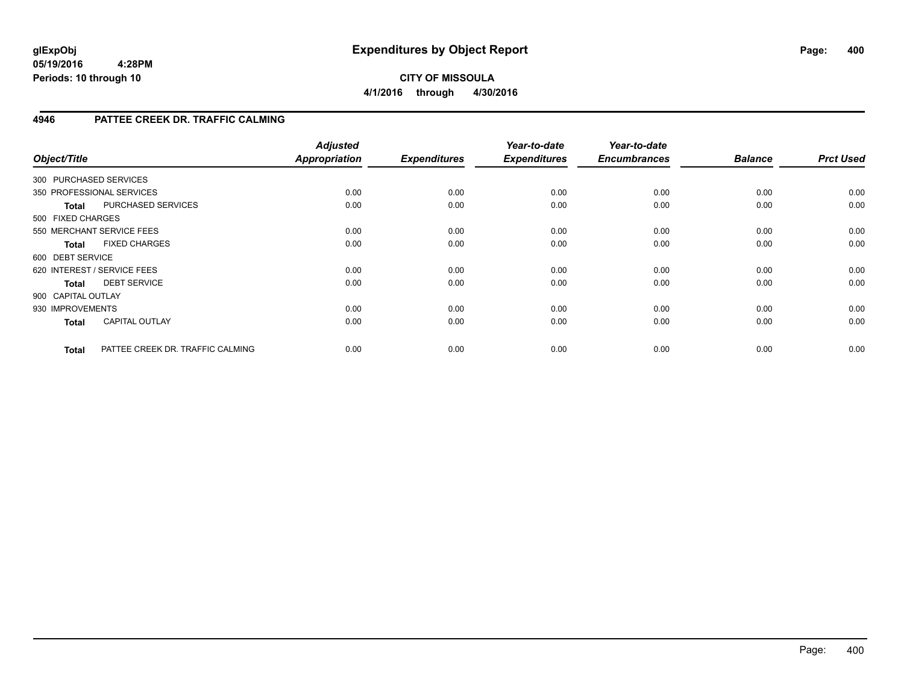**glExpObj**
**05/19/2016 4:28PM**
**Periods: 10 through 10**

# Expenditures by Object Report

**CITY OF MISSOULA**
**4/1/2016 through 4/30/2016**

## 4946 PATTEE CREEK DR. TRAFFIC CALMING

| Object/Title | | Adjusted Appropriation | Expenditures | Year-to-date Expenditures | Year-to-date Encumbrances | Balance | Prct Used |
|---|---|---|---|---|---|---|---|
| 300 PURCHASED SERVICES | | | | | | | |
| 350 PROFESSIONAL SERVICES | | 0.00 | 0.00 | 0.00 | 0.00 | 0.00 | 0.00 |
| **Total** | PURCHASED SERVICES | 0.00 | 0.00 | 0.00 | 0.00 | 0.00 | 0.00 |
| 500 FIXED CHARGES | | | | | | | |
| 550 MERCHANT SERVICE FEES | | 0.00 | 0.00 | 0.00 | 0.00 | 0.00 | 0.00 |
| **Total** | FIXED CHARGES | 0.00 | 0.00 | 0.00 | 0.00 | 0.00 | 0.00 |
| 600 DEBT SERVICE | | | | | | | |
| 620 INTEREST / SERVICE FEES | | 0.00 | 0.00 | 0.00 | 0.00 | 0.00 | 0.00 |
| **Total** | DEBT SERVICE | 0.00 | 0.00 | 0.00 | 0.00 | 0.00 | 0.00 |
| 900 CAPITAL OUTLAY | | | | | | | |
| 930 IMPROVEMENTS | | 0.00 | 0.00 | 0.00 | 0.00 | 0.00 | 0.00 |
| **Total** | CAPITAL OUTLAY | 0.00 | 0.00 | 0.00 | 0.00 | 0.00 | 0.00 |
| **Total** | PATTEE CREEK DR. TRAFFIC CALMING | 0.00 | 0.00 | 0.00 | 0.00 | 0.00 | 0.00 |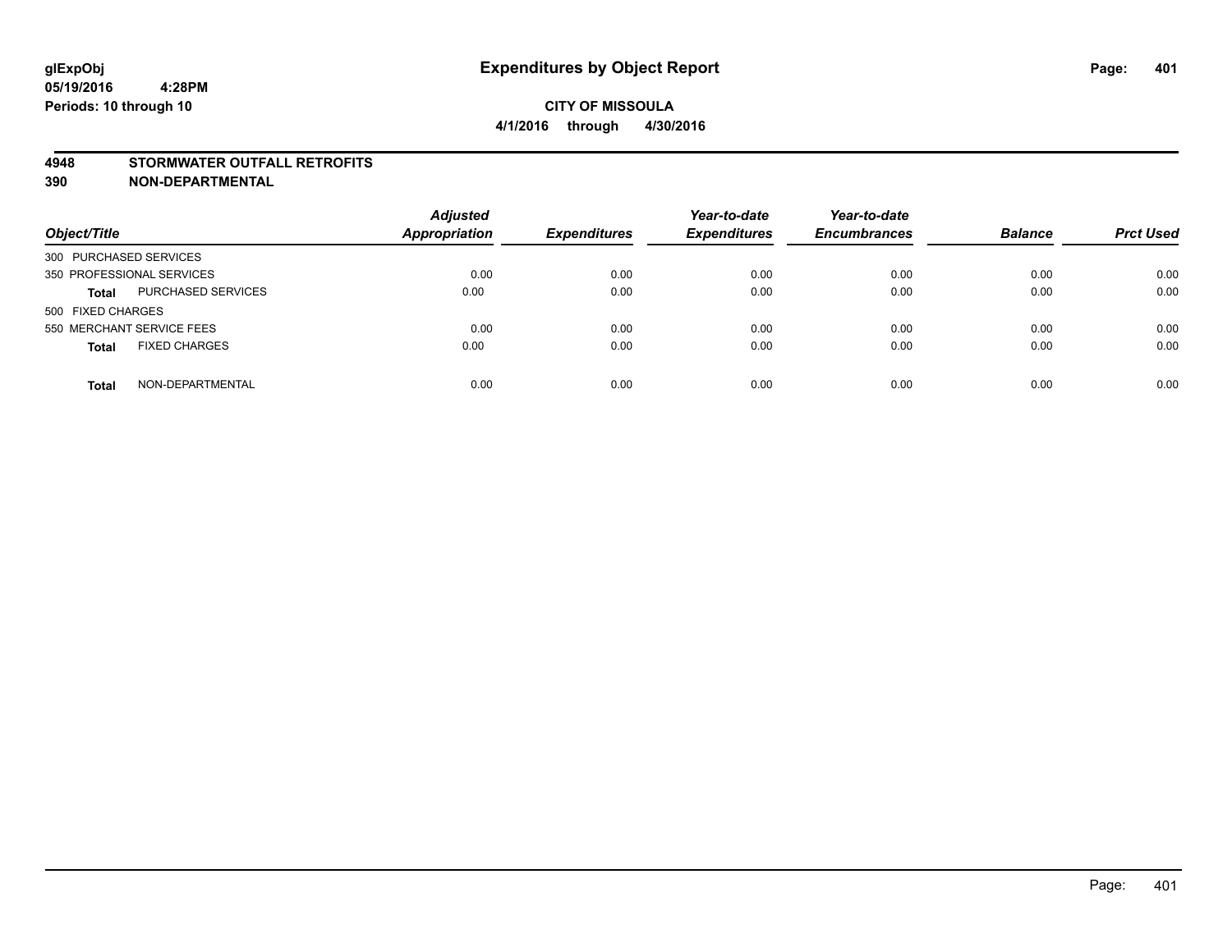**glExpObj**
**05/19/2016 4:28PM**
**Periods: 10 through 10**

# Expenditures by Object Report

**CITY OF MISSOULA**
**4/1/2016 through 4/30/2016**

## 4948 STORMWATER OUTFALL RETROFITS
## 390 NON-DEPARTMENTAL

| Object/Title | | Adjusted Appropriation | Expenditures | Year-to-date Expenditures | Year-to-date Encumbrances | Balance | Prct Used |
|---|---|---|---|---|---|---|---|
| 300 PURCHASED SERVICES | | | | | | | |
| 350 PROFESSIONAL SERVICES | | 0.00 | 0.00 | 0.00 | 0.00 | 0.00 | 0.00 |
| **Total** | PURCHASED SERVICES | 0.00 | 0.00 | 0.00 | 0.00 | 0.00 | 0.00 |
| 500 FIXED CHARGES | | | | | | | |
| 550 MERCHANT SERVICE FEES | | 0.00 | 0.00 | 0.00 | 0.00 | 0.00 | 0.00 |
| **Total** | FIXED CHARGES | 0.00 | 0.00 | 0.00 | 0.00 | 0.00 | 0.00 |
| **Total** | NON-DEPARTMENTAL | 0.00 | 0.00 | 0.00 | 0.00 | 0.00 | 0.00 |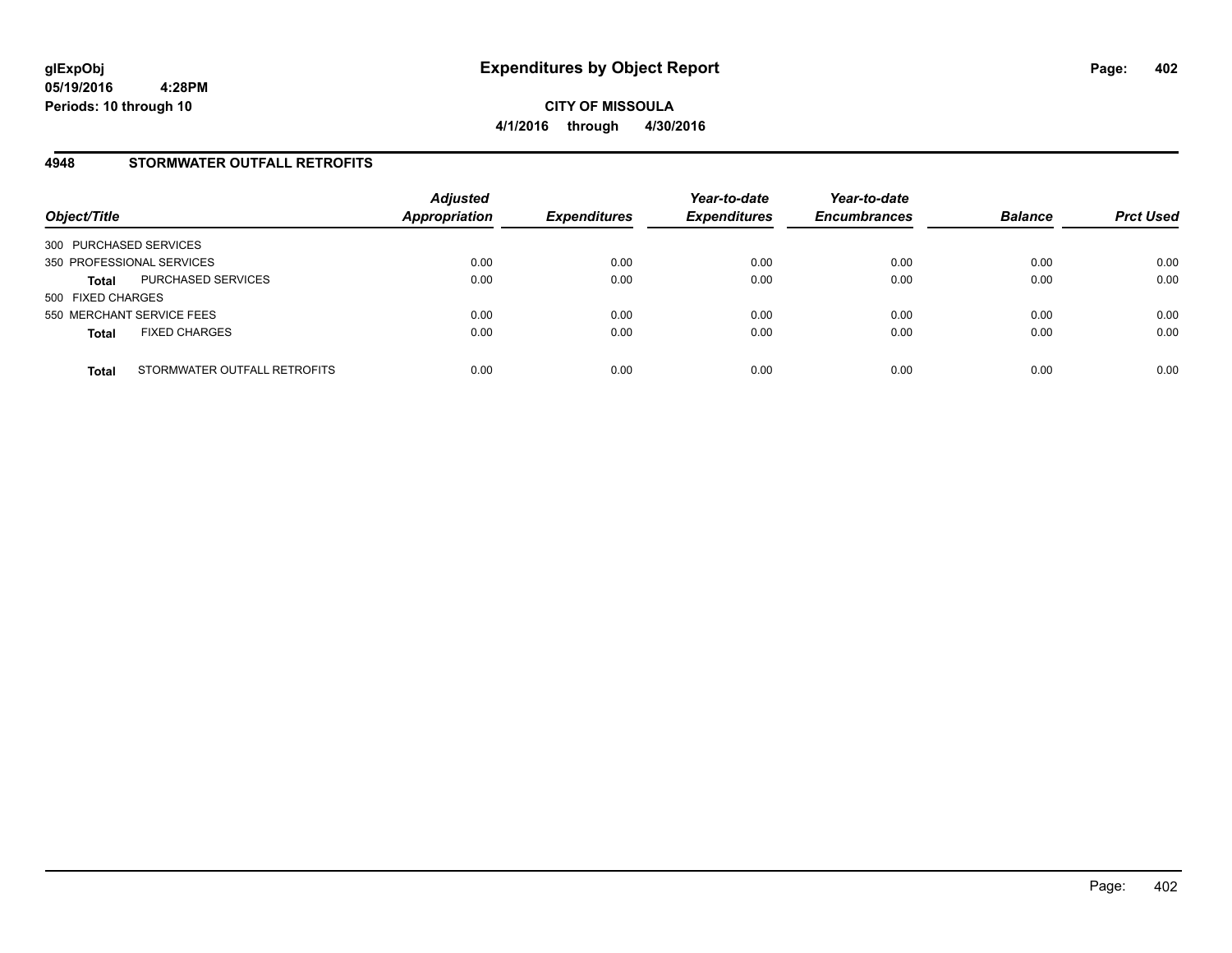# Expenditures by Object Report

glExpObj
05/19/2016 4:28PM
Periods: 10 through 10

**CITY OF MISSOULA**
**4/1/2016 through 4/30/2016**

## 4948 STORMWATER OUTFALL RETROFITS

| Object/Title | | Adjusted Appropriation | Expenditures | Year-to-date Expenditures | Year-to-date Encumbrances | Balance | Prct Used |
|---|---|---|---|---|---|---|---|
| 300 PURCHASED SERVICES | | | | | | | |
| 350 PROFESSIONAL SERVICES | | 0.00 | 0.00 | 0.00 | 0.00 | 0.00 | 0.00 |
| **Total** | PURCHASED SERVICES | 0.00 | 0.00 | 0.00 | 0.00 | 0.00 | 0.00 |
| 500 FIXED CHARGES | | | | | | | |
| 550 MERCHANT SERVICE FEES | | 0.00 | 0.00 | 0.00 | 0.00 | 0.00 | 0.00 |
| **Total** | FIXED CHARGES | 0.00 | 0.00 | 0.00 | 0.00 | 0.00 | 0.00 |
| **Total** | STORMWATER OUTFALL RETROFITS | 0.00 | 0.00 | 0.00 | 0.00 | 0.00 | 0.00 |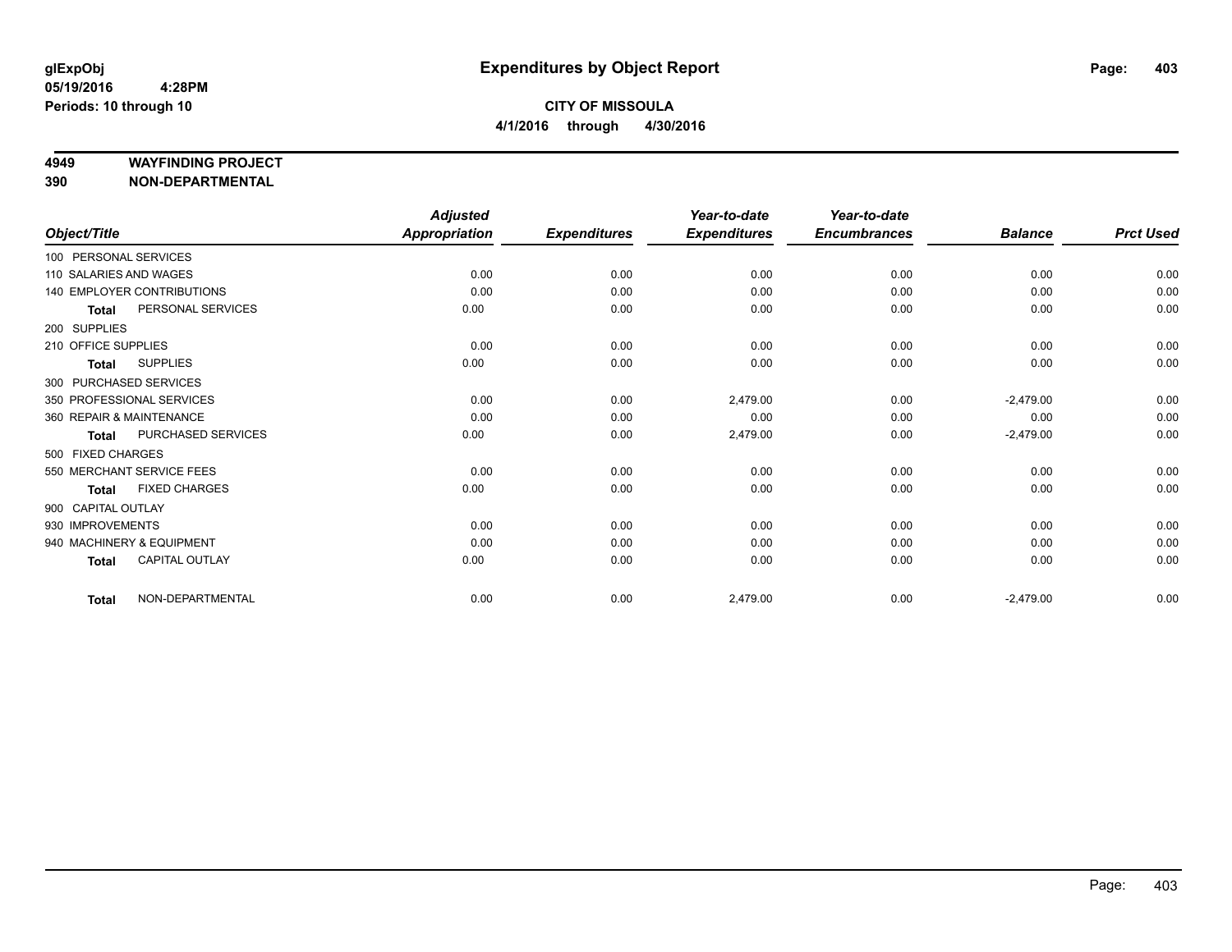# Expenditures by Object Report

glExpObj
05/19/2016 4:28PM
Periods: 10 through 10

**CITY OF MISSOULA**
**4/1/2016 through 4/30/2016**

**4949 WAYFINDING PROJECT**
**390 NON-DEPARTMENTAL**

| Object/Title | Adjusted Appropriation | Expenditures | Year-to-date Expenditures | Year-to-date Encumbrances | Balance | Prct Used |
|---|---|---|---|---|---|---|
| 100 PERSONAL SERVICES | | | | | | |
| 110 SALARIES AND WAGES | 0.00 | 0.00 | 0.00 | 0.00 | 0.00 | 0.00 |
| 140 EMPLOYER CONTRIBUTIONS | 0.00 | 0.00 | 0.00 | 0.00 | 0.00 | 0.00 |
| **Total** PERSONAL SERVICES | 0.00 | 0.00 | 0.00 | 0.00 | 0.00 | 0.00 |
| 200 SUPPLIES | | | | | | |
| 210 OFFICE SUPPLIES | 0.00 | 0.00 | 0.00 | 0.00 | 0.00 | 0.00 |
| **Total** SUPPLIES | 0.00 | 0.00 | 0.00 | 0.00 | 0.00 | 0.00 |
| 300 PURCHASED SERVICES | | | | | | |
| 350 PROFESSIONAL SERVICES | 0.00 | 0.00 | 2,479.00 | 0.00 | -2,479.00 | 0.00 |
| 360 REPAIR & MAINTENANCE | 0.00 | 0.00 | 0.00 | 0.00 | 0.00 | 0.00 |
| **Total** PURCHASED SERVICES | 0.00 | 0.00 | 2,479.00 | 0.00 | -2,479.00 | 0.00 |
| 500 FIXED CHARGES | | | | | | |
| 550 MERCHANT SERVICE FEES | 0.00 | 0.00 | 0.00 | 0.00 | 0.00 | 0.00 |
| **Total** FIXED CHARGES | 0.00 | 0.00 | 0.00 | 0.00 | 0.00 | 0.00 |
| 900 CAPITAL OUTLAY | | | | | | |
| 930 IMPROVEMENTS | 0.00 | 0.00 | 0.00 | 0.00 | 0.00 | 0.00 |
| 940 MACHINERY & EQUIPMENT | 0.00 | 0.00 | 0.00 | 0.00 | 0.00 | 0.00 |
| **Total** CAPITAL OUTLAY | 0.00 | 0.00 | 0.00 | 0.00 | 0.00 | 0.00 |
| **Total** NON-DEPARTMENTAL | 0.00 | 0.00 | 2,479.00 | 0.00 | -2,479.00 | 0.00 |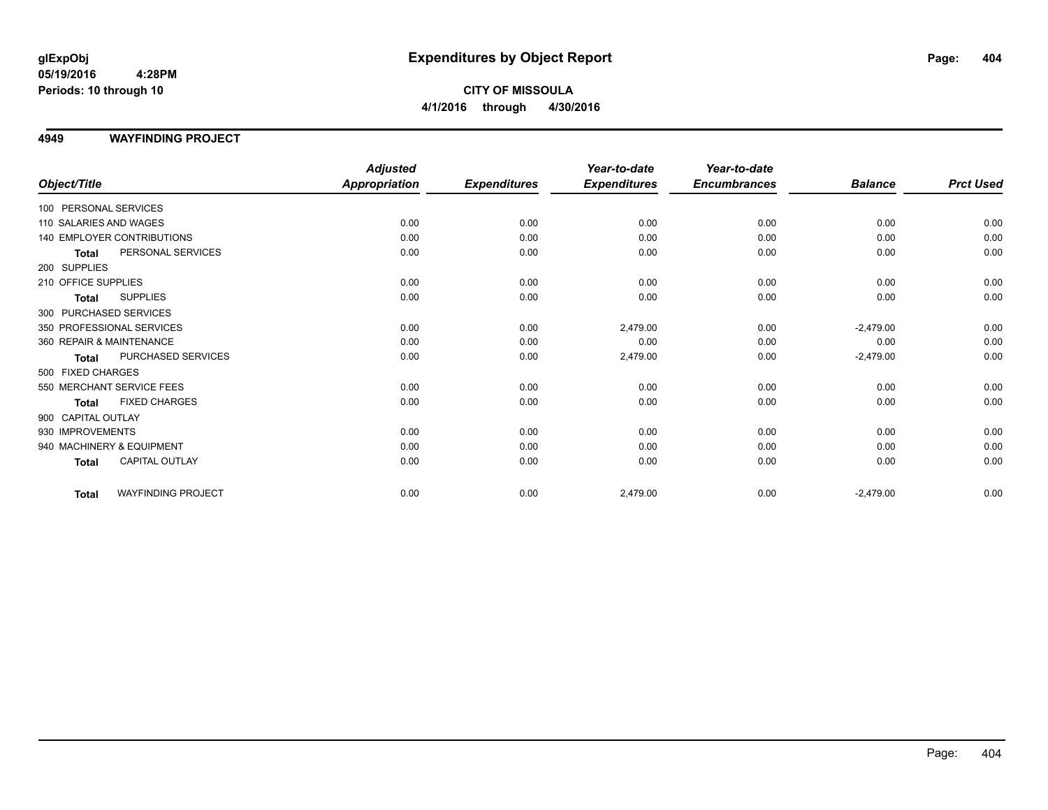# Expenditures by Object Report

glExpObj
05/19/2016 4:28PM
Periods: 10 through 10

**CITY OF MISSOULA**
**4/1/2016 through 4/30/2016**

## 4949 WAYFINDING PROJECT

| Object/Title | | Adjusted Appropriation | Expenditures | Year-to-date Expenditures | Year-to-date Encumbrances | Balance | Prct Used |
|---|---|---|---|---|---|---|---|
| 100 PERSONAL SERVICES | | | | | | | |
| 110 SALARIES AND WAGES | | 0.00 | 0.00 | 0.00 | 0.00 | 0.00 | 0.00 |
| 140 EMPLOYER CONTRIBUTIONS | | 0.00 | 0.00 | 0.00 | 0.00 | 0.00 | 0.00 |
| **Total** | PERSONAL SERVICES | 0.00 | 0.00 | 0.00 | 0.00 | 0.00 | 0.00 |
| 200 SUPPLIES | | | | | | | |
| 210 OFFICE SUPPLIES | | 0.00 | 0.00 | 0.00 | 0.00 | 0.00 | 0.00 |
| **Total** | SUPPLIES | 0.00 | 0.00 | 0.00 | 0.00 | 0.00 | 0.00 |
| 300 PURCHASED SERVICES | | | | | | | |
| 350 PROFESSIONAL SERVICES | | 0.00 | 0.00 | 2,479.00 | 0.00 | -2,479.00 | 0.00 |
| 360 REPAIR & MAINTENANCE | | 0.00 | 0.00 | 0.00 | 0.00 | 0.00 | 0.00 |
| **Total** | PURCHASED SERVICES | 0.00 | 0.00 | 2,479.00 | 0.00 | -2,479.00 | 0.00 |
| 500 FIXED CHARGES | | | | | | | |
| 550 MERCHANT SERVICE FEES | | 0.00 | 0.00 | 0.00 | 0.00 | 0.00 | 0.00 |
| **Total** | FIXED CHARGES | 0.00 | 0.00 | 0.00 | 0.00 | 0.00 | 0.00 |
| 900 CAPITAL OUTLAY | | | | | | | |
| 930 IMPROVEMENTS | | 0.00 | 0.00 | 0.00 | 0.00 | 0.00 | 0.00 |
| 940 MACHINERY & EQUIPMENT | | 0.00 | 0.00 | 0.00 | 0.00 | 0.00 | 0.00 |
| **Total** | CAPITAL OUTLAY | 0.00 | 0.00 | 0.00 | 0.00 | 0.00 | 0.00 |
| **Total** | WAYFINDING PROJECT | 0.00 | 0.00 | 2,479.00 | 0.00 | -2,479.00 | 0.00 |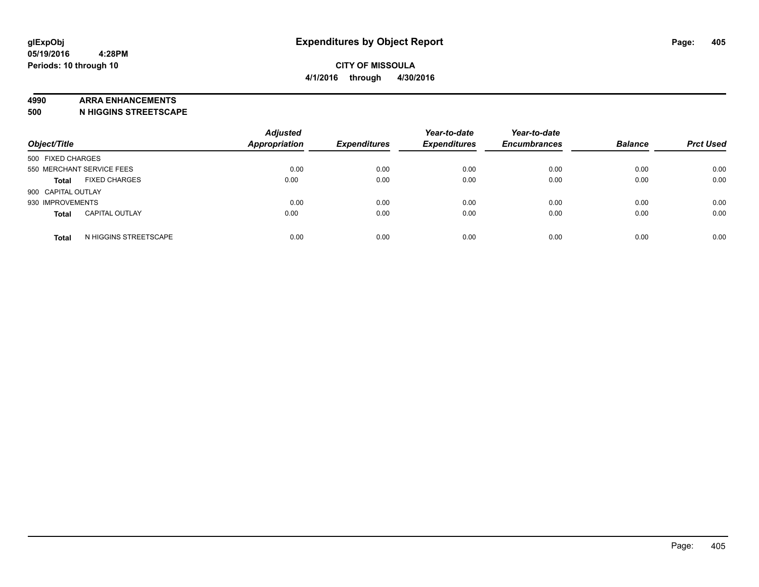glExpObj
05/19/2016 4:28PM
Periods: 10 through 10

# Expenditures by Object Report

**CITY OF MISSOULA**
**4/1/2016 through 4/30/2016**

**4990 ARRA ENHANCEMENTS**
**500 N HIGGINS STREETSCAPE**

| Object/Title | Adjusted Appropriation | Expenditures | Year-to-date Expenditures | Year-to-date Encumbrances | Balance | Prct Used |
|---|---|---|---|---|---|---|
| 500 FIXED CHARGES | | | | | | |
| 550 MERCHANT SERVICE FEES | 0.00 | 0.00 | 0.00 | 0.00 | 0.00 | 0.00 |
| **Total** FIXED CHARGES | 0.00 | 0.00 | 0.00 | 0.00 | 0.00 | 0.00 |
| 900 CAPITAL OUTLAY | | | | | | |
| 930 IMPROVEMENTS | 0.00 | 0.00 | 0.00 | 0.00 | 0.00 | 0.00 |
| **Total** CAPITAL OUTLAY | 0.00 | 0.00 | 0.00 | 0.00 | 0.00 | 0.00 |
| **Total** N HIGGINS STREETSCAPE | 0.00 | 0.00 | 0.00 | 0.00 | 0.00 | 0.00 |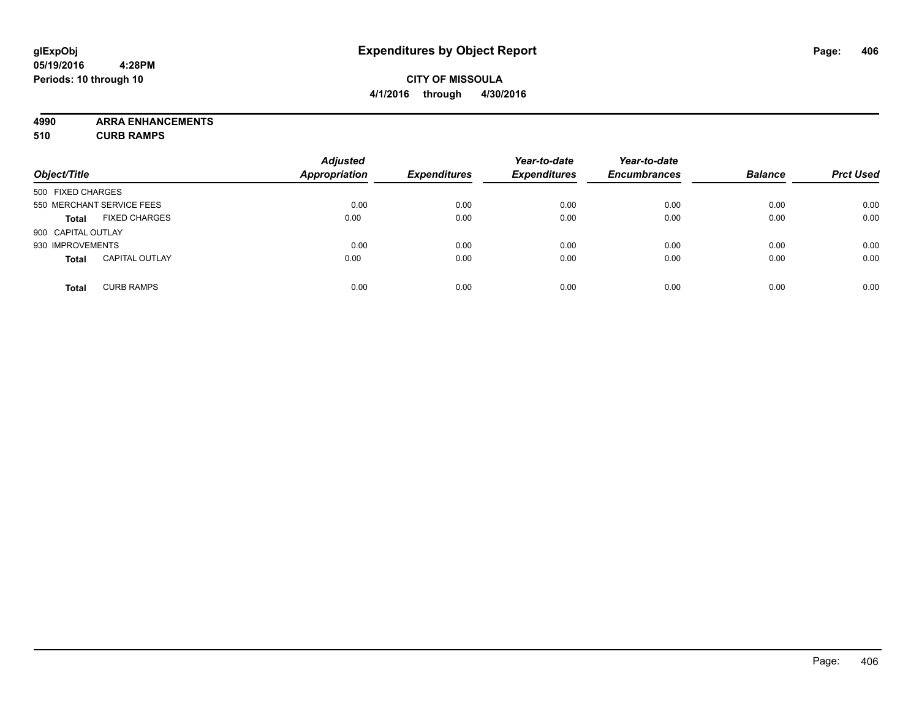**glExpObj**
**05/19/2016 4:28PM**
**Periods: 10 through 10**

# Expenditures by Object Report

**CITY OF MISSOULA**
**4/1/2016 through 4/30/2016**

**4990 ARRA ENHANCEMENTS**
**510 CURB RAMPS**

| Object/Title | Adjusted Appropriation | Expenditures | Year-to-date Expenditures | Year-to-date Encumbrances | Balance | Prct Used |
|---|---|---|---|---|---|---|
| 500 FIXED CHARGES | | | | | | |
| 550 MERCHANT SERVICE FEES | 0.00 | 0.00 | 0.00 | 0.00 | 0.00 | 0.00 |
| **Total** FIXED CHARGES | 0.00 | 0.00 | 0.00 | 0.00 | 0.00 | 0.00 |
| 900 CAPITAL OUTLAY | | | | | | |
| 930 IMPROVEMENTS | 0.00 | 0.00 | 0.00 | 0.00 | 0.00 | 0.00 |
| **Total** CAPITAL OUTLAY | 0.00 | 0.00 | 0.00 | 0.00 | 0.00 | 0.00 |
| **Total** CURB RAMPS | 0.00 | 0.00 | 0.00 | 0.00 | 0.00 | 0.00 |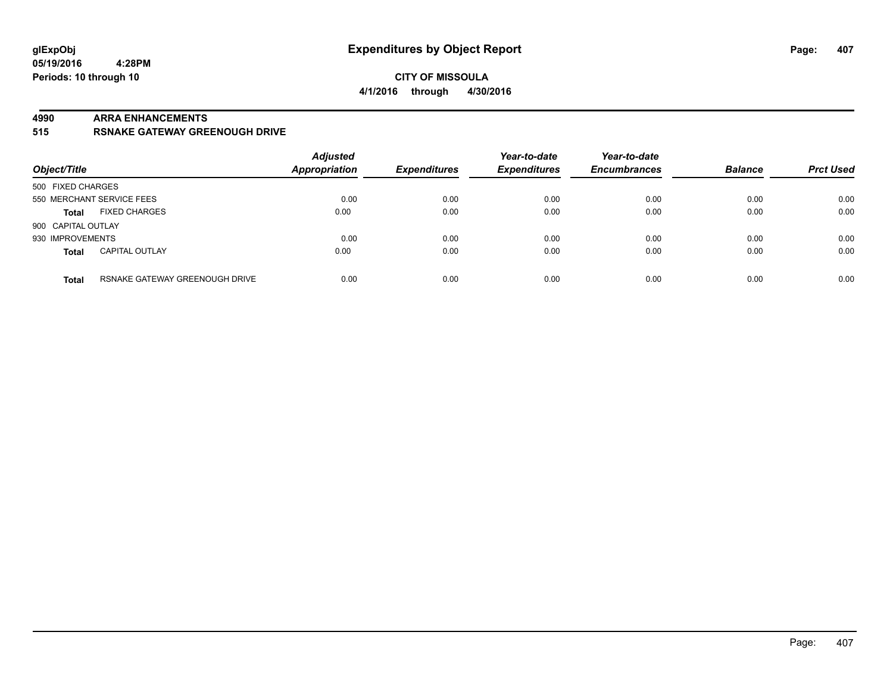# Expenditures by Object Report

glExpObj
05/19/2016 4:28PM
Periods: 10 through 10

**CITY OF MISSOULA**
**4/1/2016 through 4/30/2016**

**4990 ARRA ENHANCEMENTS**
**515 RSNAKE GATEWAY GREENOUGH DRIVE**

| Object/Title | | Adjusted Appropriation | Expenditures | Year-to-date Expenditures | Year-to-date Encumbrances | Balance | Prct Used |
|---|---|---|---|---|---|---|---|
| 500 FIXED CHARGES | | | | | | | |
| 550 MERCHANT SERVICE FEES | | 0.00 | 0.00 | 0.00 | 0.00 | 0.00 | 0.00 |
| **Total** | FIXED CHARGES | 0.00 | 0.00 | 0.00 | 0.00 | 0.00 | 0.00 |
| 900 CAPITAL OUTLAY | | | | | | | |
| 930 IMPROVEMENTS | | 0.00 | 0.00 | 0.00 | 0.00 | 0.00 | 0.00 |
| **Total** | CAPITAL OUTLAY | 0.00 | 0.00 | 0.00 | 0.00 | 0.00 | 0.00 |
| **Total** | RSNAKE GATEWAY GREENOUGH DRIVE | 0.00 | 0.00 | 0.00 | 0.00 | 0.00 | 0.00 |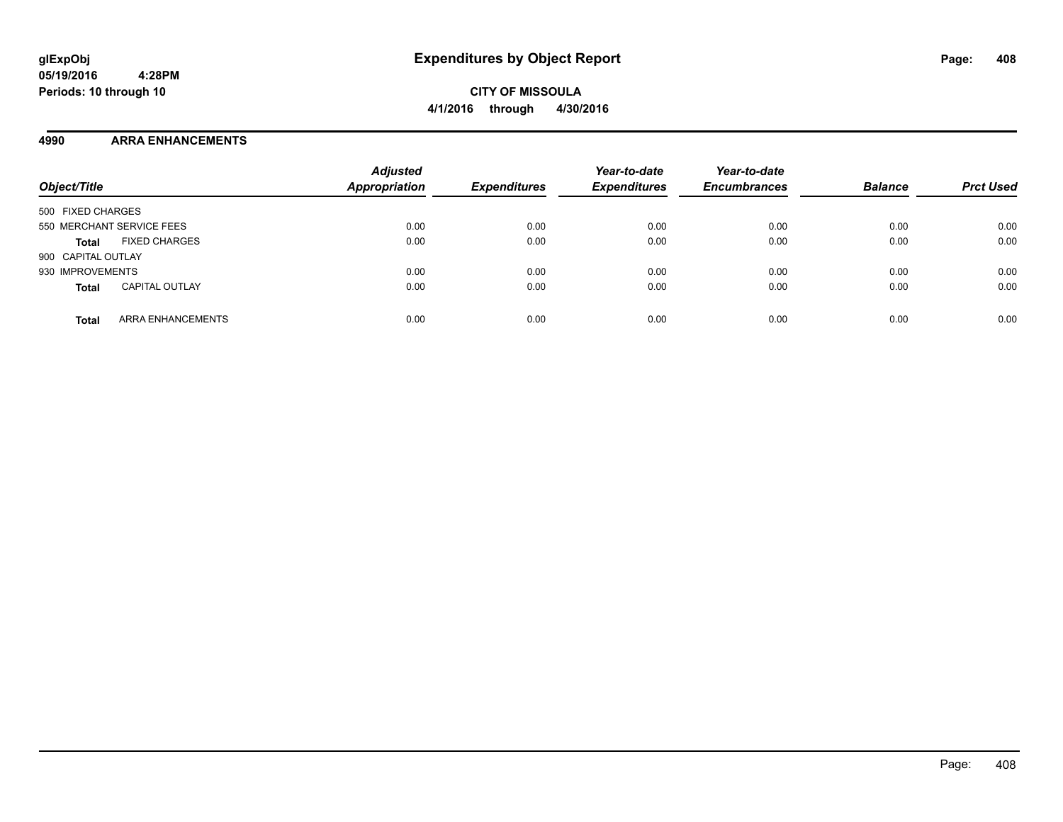**glExpObj**
**05/19/2016 4:28PM**
**Periods: 10 through 10**

# Expenditures by Object Report

**CITY OF MISSOULA**
**4/1/2016 through 4/30/2016**

## 4990 ARRA ENHANCEMENTS

| Object/Title | Adjusted Appropriation | Expenditures | Year-to-date Expenditures | Year-to-date Encumbrances | Balance | Prct Used |
|---|---|---|---|---|---|---|
| 500 FIXED CHARGES | | | | | | |
| 550 MERCHANT SERVICE FEES | 0.00 | 0.00 | 0.00 | 0.00 | 0.00 | 0.00 |
| **Total** FIXED CHARGES | 0.00 | 0.00 | 0.00 | 0.00 | 0.00 | 0.00 |
| 900 CAPITAL OUTLAY | | | | | | |
| 930 IMPROVEMENTS | 0.00 | 0.00 | 0.00 | 0.00 | 0.00 | 0.00 |
| **Total** CAPITAL OUTLAY | 0.00 | 0.00 | 0.00 | 0.00 | 0.00 | 0.00 |
| **Total** ARRA ENHANCEMENTS | 0.00 | 0.00 | 0.00 | 0.00 | 0.00 | 0.00 |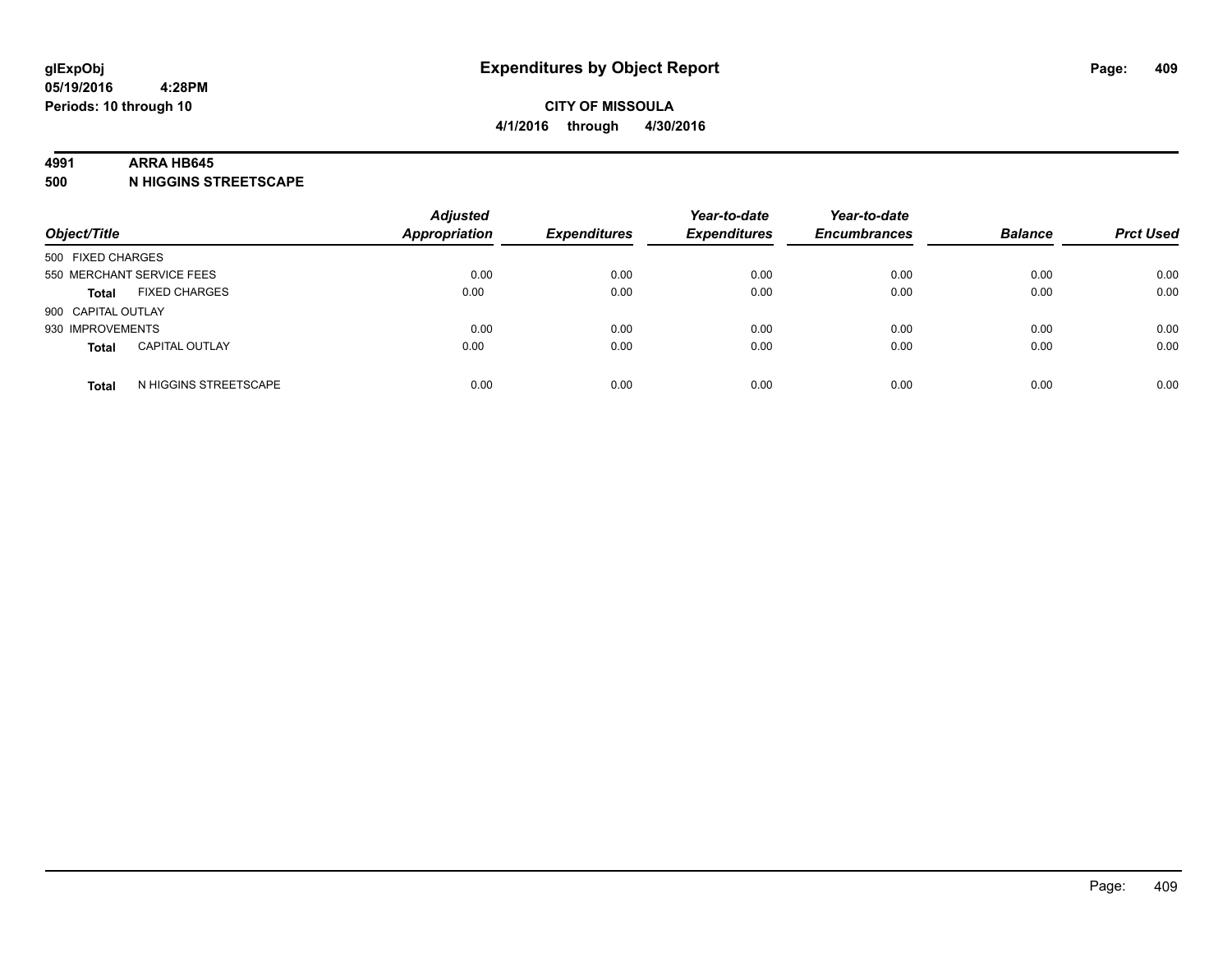**glExpObj**
**05/19/2016 4:28PM**
**Periods: 10 through 10**

# Expenditures by Object Report

**CITY OF MISSOULA**
**4/1/2016 through 4/30/2016**

**4991 ARRA HB645**
**500 N HIGGINS STREETSCAPE**

| Object/Title | Adjusted Appropriation | Expenditures | Year-to-date Expenditures | Year-to-date Encumbrances | Balance | Prct Used |
|---|---|---|---|---|---|---|
| 500 FIXED CHARGES | | | | | | |
| 550 MERCHANT SERVICE FEES | 0.00 | 0.00 | 0.00 | 0.00 | 0.00 | 0.00 |
| **Total** FIXED CHARGES | 0.00 | 0.00 | 0.00 | 0.00 | 0.00 | 0.00 |
| 900 CAPITAL OUTLAY | | | | | | |
| 930 IMPROVEMENTS | 0.00 | 0.00 | 0.00 | 0.00 | 0.00 | 0.00 |
| **Total** CAPITAL OUTLAY | 0.00 | 0.00 | 0.00 | 0.00 | 0.00 | 0.00 |
| **Total** N HIGGINS STREETSCAPE | 0.00 | 0.00 | 0.00 | 0.00 | 0.00 | 0.00 |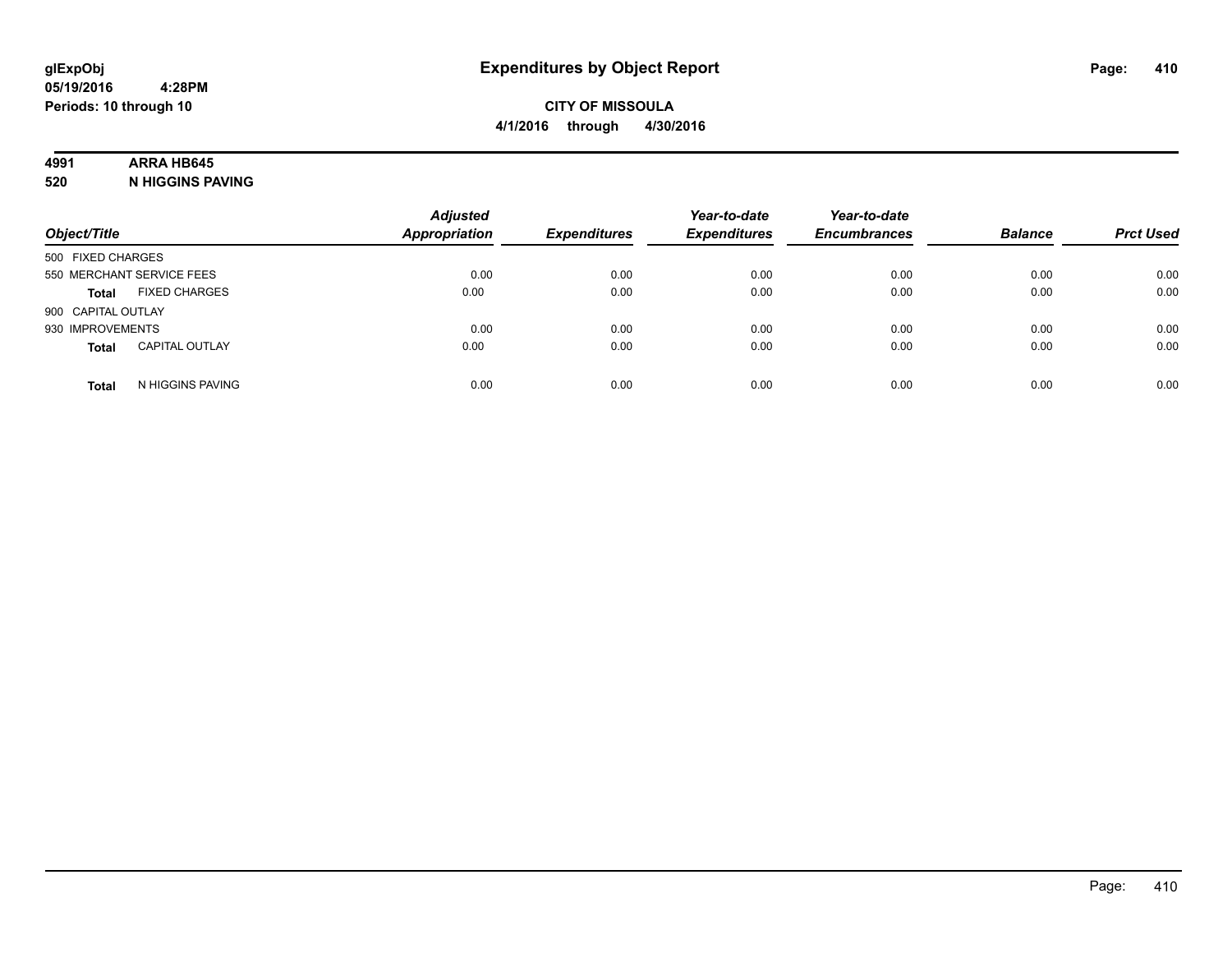glExpObj
05/19/2016 4:28PM
Periods: 10 through 10

# Expenditures by Object Report

**CITY OF MISSOULA**
**4/1/2016 through 4/30/2016**

**4991 ARRA HB645**
**520 N HIGGINS PAVING**

| Object/Title | Adjusted Appropriation | Expenditures | Year-to-date Expenditures | Year-to-date Encumbrances | Balance | Prct Used |
|---|---|---|---|---|---|---|
| 500 FIXED CHARGES | | | | | | |
| 550 MERCHANT SERVICE FEES | 0.00 | 0.00 | 0.00 | 0.00 | 0.00 | 0.00 |
| **Total** FIXED CHARGES | 0.00 | 0.00 | 0.00 | 0.00 | 0.00 | 0.00 |
| 900 CAPITAL OUTLAY | | | | | | |
| 930 IMPROVEMENTS | 0.00 | 0.00 | 0.00 | 0.00 | 0.00 | 0.00 |
| **Total** CAPITAL OUTLAY | 0.00 | 0.00 | 0.00 | 0.00 | 0.00 | 0.00 |
| **Total** N HIGGINS PAVING | 0.00 | 0.00 | 0.00 | 0.00 | 0.00 | 0.00 |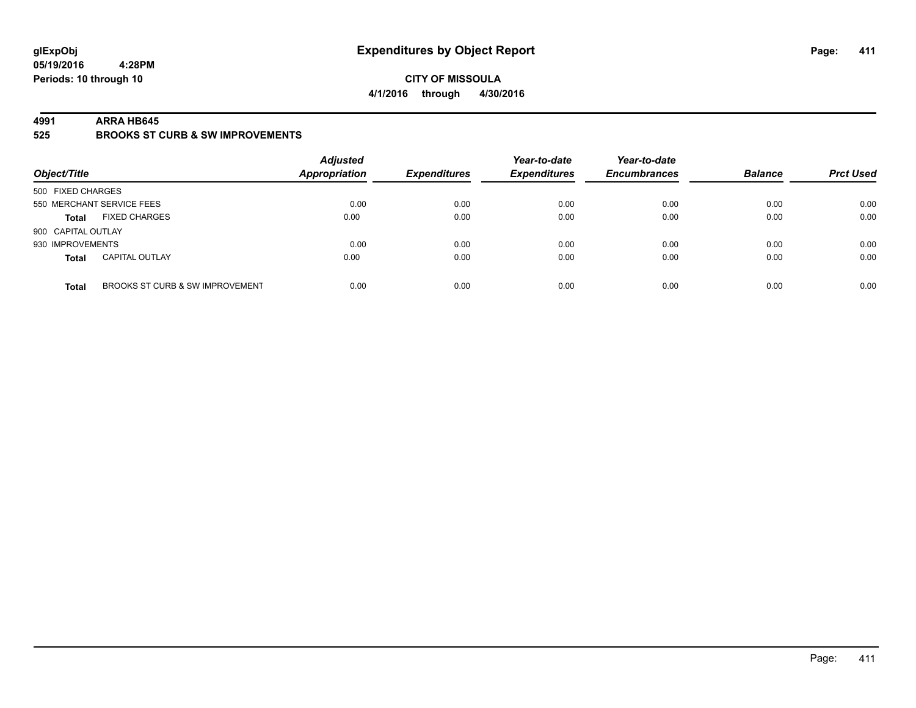**glExpObj**
**05/19/2016 4:28PM**
**Periods: 10 through 10**

# Expenditures by Object Report

**CITY OF MISSOULA**
**4/1/2016 through 4/30/2016**

**4991 ARRA HB645**
**525 BROOKS ST CURB & SW IMPROVEMENTS**

| Object/Title | | Adjusted Appropriation | Expenditures | Year-to-date Expenditures | Year-to-date Encumbrances | Balance | Prct Used |
|---|---|---|---|---|---|---|---|
| 500 FIXED CHARGES | | | | | | | |
| 550 MERCHANT SERVICE FEES | | 0.00 | 0.00 | 0.00 | 0.00 | 0.00 | 0.00 |
| **Total** | FIXED CHARGES | 0.00 | 0.00 | 0.00 | 0.00 | 0.00 | 0.00 |
| 900 CAPITAL OUTLAY | | | | | | | |
| 930 IMPROVEMENTS | | 0.00 | 0.00 | 0.00 | 0.00 | 0.00 | 0.00 |
| **Total** | CAPITAL OUTLAY | 0.00 | 0.00 | 0.00 | 0.00 | 0.00 | 0.00 |
| **Total** | BROOKS ST CURB & SW IMPROVEMENT | 0.00 | 0.00 | 0.00 | 0.00 | 0.00 | 0.00 |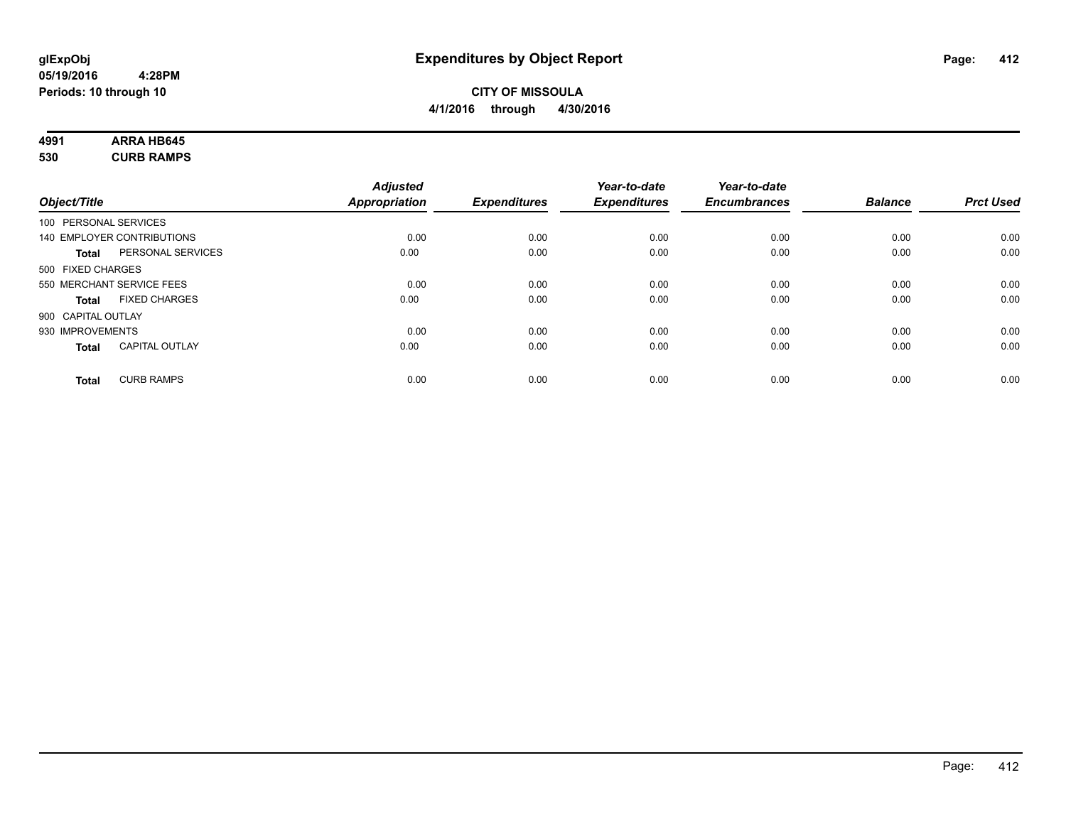**glExpObj** **Expenditures by Object Report**

**05/19/2016 4:28PM**

**Periods: 10 through 10**

**CITY OF MISSOULA**

**4/1/2016 through 4/30/2016**

**4991 ARRA HB645**

**530 CURB RAMPS**

| Object/Title | Adjusted Appropriation | Expenditures | Year-to-date Expenditures | Year-to-date Encumbrances | Balance | Prct Used |
|---|---|---|---|---|---|---|
| 100 PERSONAL SERVICES | | | | | | |
| 140 EMPLOYER CONTRIBUTIONS | 0.00 | 0.00 | 0.00 | 0.00 | 0.00 | 0.00 |
| **Total** PERSONAL SERVICES | 0.00 | 0.00 | 0.00 | 0.00 | 0.00 | 0.00 |
| 500 FIXED CHARGES | | | | | | |
| 550 MERCHANT SERVICE FEES | 0.00 | 0.00 | 0.00 | 0.00 | 0.00 | 0.00 |
| **Total** FIXED CHARGES | 0.00 | 0.00 | 0.00 | 0.00 | 0.00 | 0.00 |
| 900 CAPITAL OUTLAY | | | | | | |
| 930 IMPROVEMENTS | 0.00 | 0.00 | 0.00 | 0.00 | 0.00 | 0.00 |
| **Total** CAPITAL OUTLAY | 0.00 | 0.00 | 0.00 | 0.00 | 0.00 | 0.00 |
| **Total** CURB RAMPS | 0.00 | 0.00 | 0.00 | 0.00 | 0.00 | 0.00 |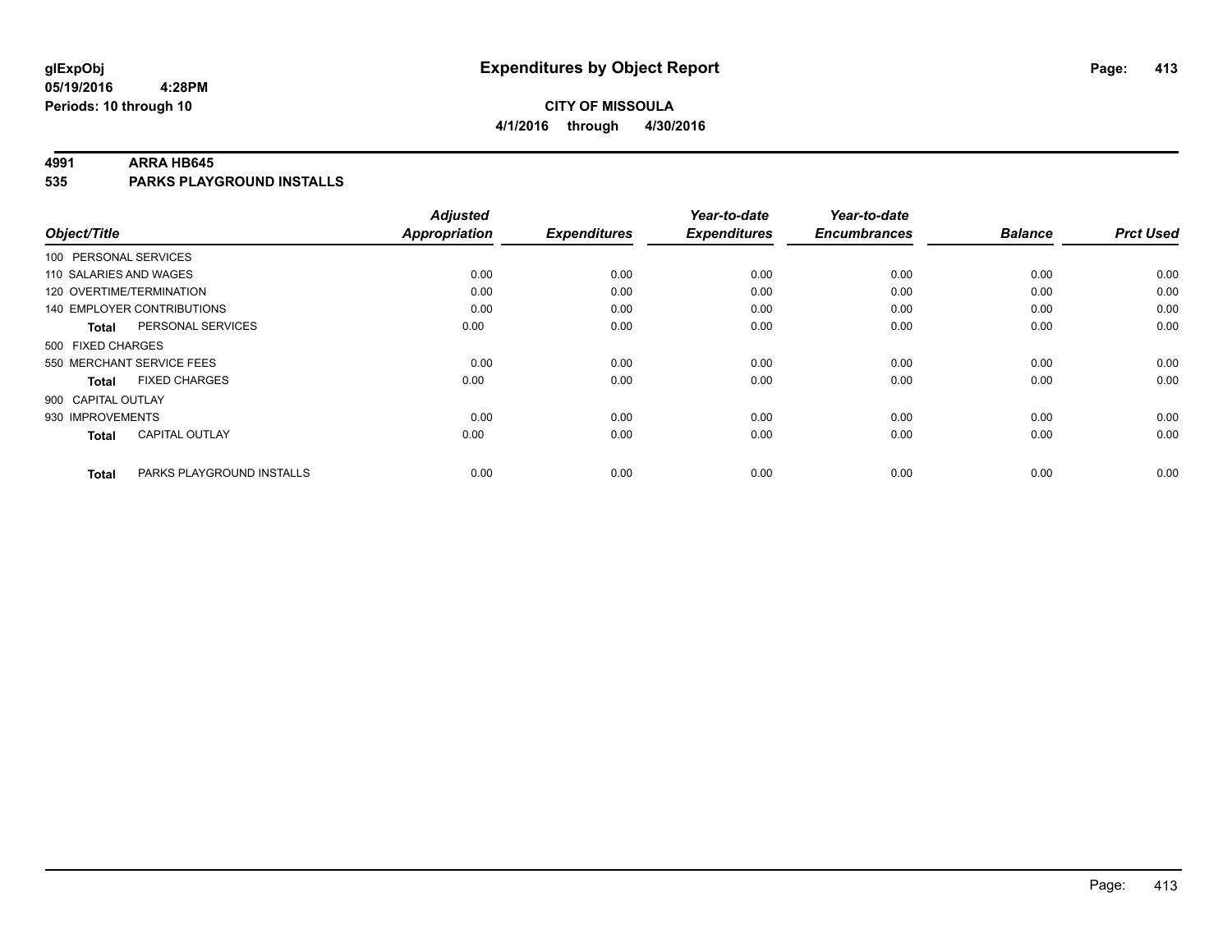# Expenditures by Object Report

glExpObj
05/19/2016 4:28PM
Periods: 10 through 10

**CITY OF MISSOULA**
**4/1/2016 through 4/30/2016**

## 4991 ARRA HB645
## 535 PARKS PLAYGROUND INSTALLS

| Object/Title | Adjusted Appropriation | Expenditures | Year-to-date Expenditures | Year-to-date Encumbrances | Balance | Prct Used |
|---|---|---|---|---|---|---|
| 100 PERSONAL SERVICES | | | | | | |
| 110 SALARIES AND WAGES | 0.00 | 0.00 | 0.00 | 0.00 | 0.00 | 0.00 |
| 120 OVERTIME/TERMINATION | 0.00 | 0.00 | 0.00 | 0.00 | 0.00 | 0.00 |
| 140 EMPLOYER CONTRIBUTIONS | 0.00 | 0.00 | 0.00 | 0.00 | 0.00 | 0.00 |
| **Total** PERSONAL SERVICES | 0.00 | 0.00 | 0.00 | 0.00 | 0.00 | 0.00 |
| 500 FIXED CHARGES | | | | | | |
| 550 MERCHANT SERVICE FEES | 0.00 | 0.00 | 0.00 | 0.00 | 0.00 | 0.00 |
| **Total** FIXED CHARGES | 0.00 | 0.00 | 0.00 | 0.00 | 0.00 | 0.00 |
| 900 CAPITAL OUTLAY | | | | | | |
| 930 IMPROVEMENTS | 0.00 | 0.00 | 0.00 | 0.00 | 0.00 | 0.00 |
| **Total** CAPITAL OUTLAY | 0.00 | 0.00 | 0.00 | 0.00 | 0.00 | 0.00 |
| **Total** PARKS PLAYGROUND INSTALLS | 0.00 | 0.00 | 0.00 | 0.00 | 0.00 | 0.00 |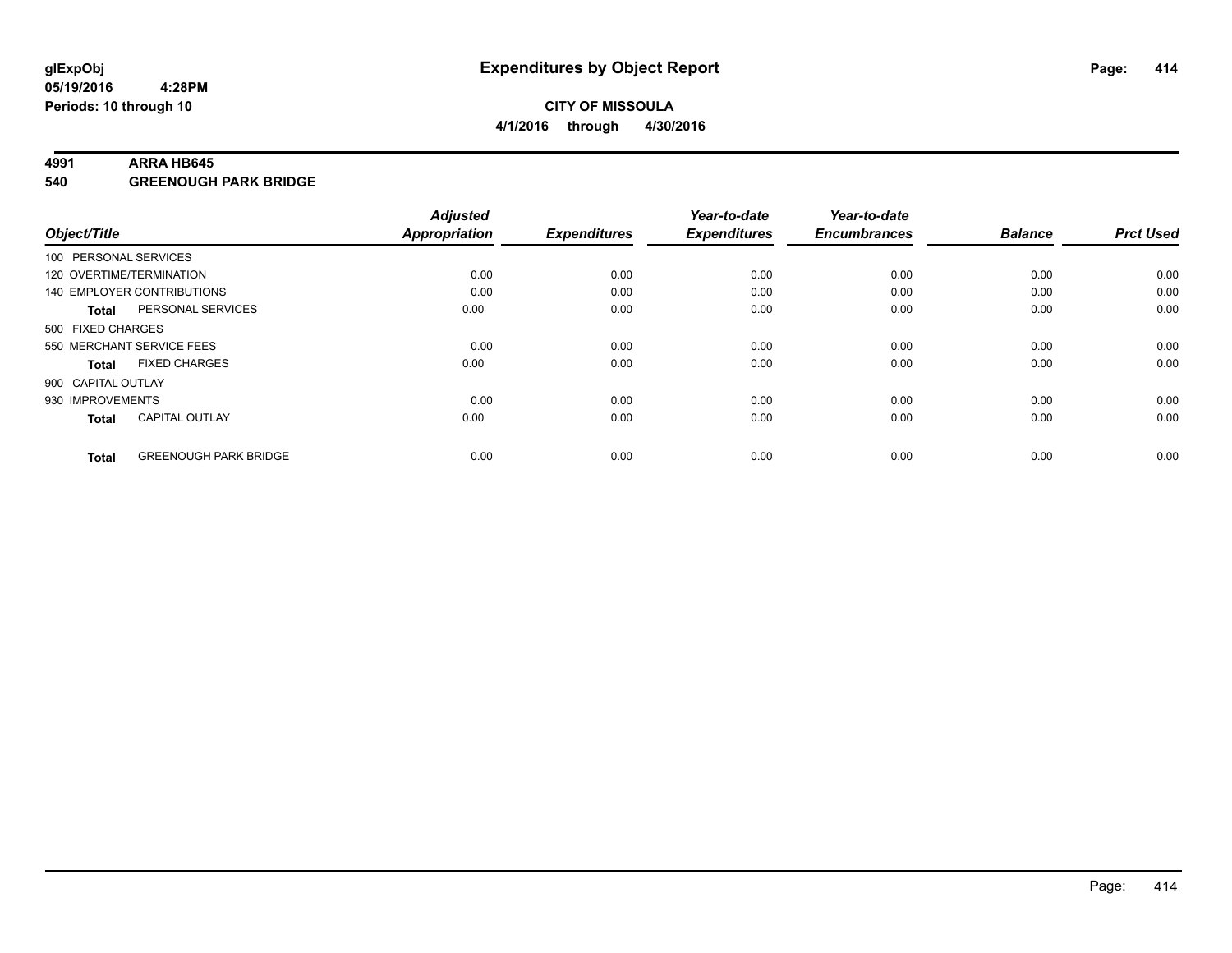# Expenditures by Object Report

glExpObj
05/19/2016 4:28PM
Periods: 10 through 10

**CITY OF MISSOULA**
**4/1/2016 through 4/30/2016**

**4991 ARRA HB645**
**540 GREENOUGH PARK BRIDGE**

| Object/Title | Adjusted Appropriation | Expenditures | Year-to-date Expenditures | Year-to-date Encumbrances | Balance | Prct Used |
|---|---|---|---|---|---|---|
| 100 PERSONAL SERVICES | | | | | | |
| 120 OVERTIME/TERMINATION | 0.00 | 0.00 | 0.00 | 0.00 | 0.00 | 0.00 |
| 140 EMPLOYER CONTRIBUTIONS | 0.00 | 0.00 | 0.00 | 0.00 | 0.00 | 0.00 |
| **Total** PERSONAL SERVICES | 0.00 | 0.00 | 0.00 | 0.00 | 0.00 | 0.00 |
| 500 FIXED CHARGES | | | | | | |
| 550 MERCHANT SERVICE FEES | 0.00 | 0.00 | 0.00 | 0.00 | 0.00 | 0.00 |
| **Total** FIXED CHARGES | 0.00 | 0.00 | 0.00 | 0.00 | 0.00 | 0.00 |
| 900 CAPITAL OUTLAY | | | | | | |
| 930 IMPROVEMENTS | 0.00 | 0.00 | 0.00 | 0.00 | 0.00 | 0.00 |
| **Total** CAPITAL OUTLAY | 0.00 | 0.00 | 0.00 | 0.00 | 0.00 | 0.00 |
| **Total** GREENOUGH PARK BRIDGE | 0.00 | 0.00 | 0.00 | 0.00 | 0.00 | 0.00 |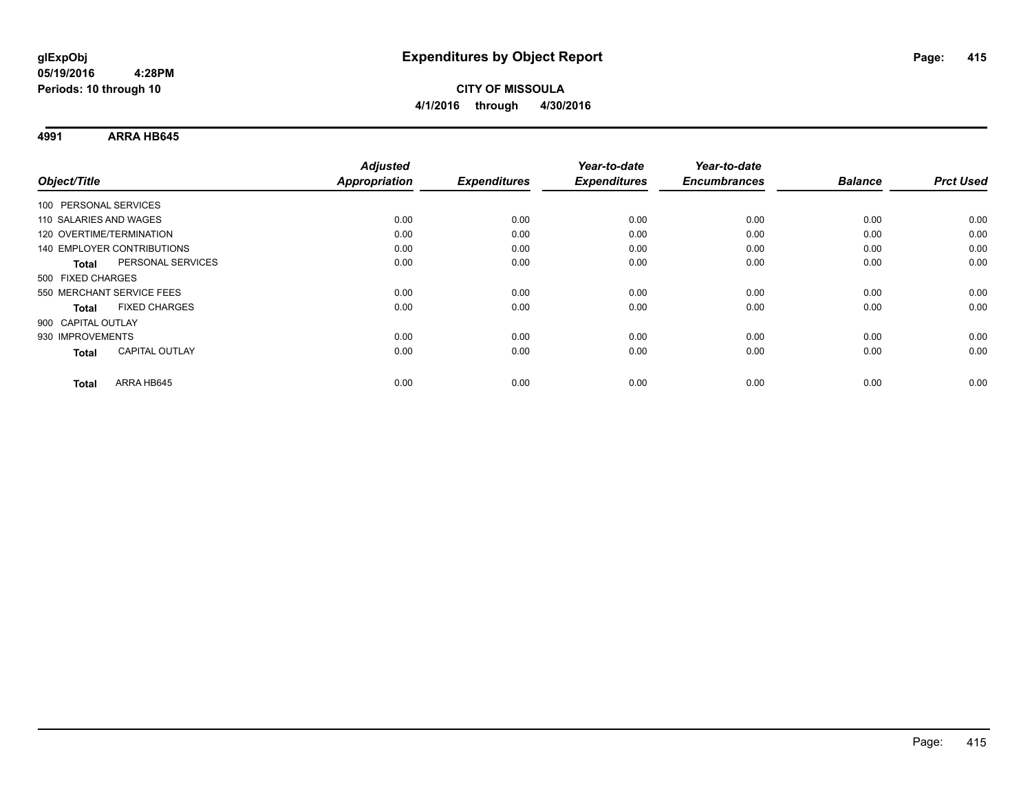**glExpObj**
**05/19/2016 4:28PM**
**Periods: 10 through 10**

# Expenditures by Object Report

**CITY OF MISSOULA**
**4/1/2016 through 4/30/2016**

## 4991 ARRA HB645

| Object/Title | Adjusted Appropriation | Expenditures | Year-to-date Expenditures | Year-to-date Encumbrances | Balance | Prct Used |
|---|---|---|---|---|---|---|
| 100 PERSONAL SERVICES | | | | | | |
| 110 SALARIES AND WAGES | 0.00 | 0.00 | 0.00 | 0.00 | 0.00 | 0.00 |
| 120 OVERTIME/TERMINATION | 0.00 | 0.00 | 0.00 | 0.00 | 0.00 | 0.00 |
| 140 EMPLOYER CONTRIBUTIONS | 0.00 | 0.00 | 0.00 | 0.00 | 0.00 | 0.00 |
| **Total** PERSONAL SERVICES | 0.00 | 0.00 | 0.00 | 0.00 | 0.00 | 0.00 |
| 500 FIXED CHARGES | | | | | | |
| 550 MERCHANT SERVICE FEES | 0.00 | 0.00 | 0.00 | 0.00 | 0.00 | 0.00 |
| **Total** FIXED CHARGES | 0.00 | 0.00 | 0.00 | 0.00 | 0.00 | 0.00 |
| 900 CAPITAL OUTLAY | | | | | | |
| 930 IMPROVEMENTS | 0.00 | 0.00 | 0.00 | 0.00 | 0.00 | 0.00 |
| **Total** CAPITAL OUTLAY | 0.00 | 0.00 | 0.00 | 0.00 | 0.00 | 0.00 |
| **Total** ARRA HB645 | 0.00 | 0.00 | 0.00 | 0.00 | 0.00 | 0.00 |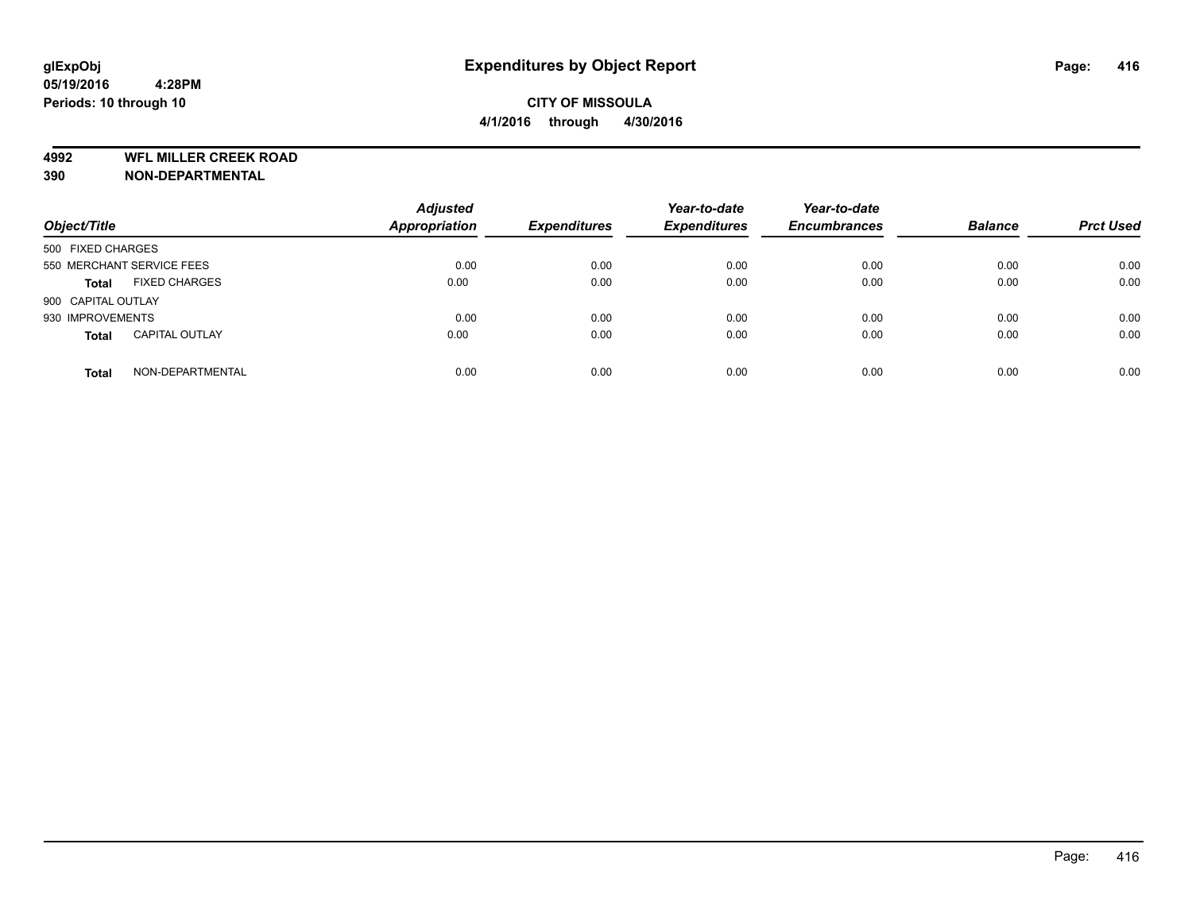# Expenditures by Object Report

glExpObj
05/19/2016 4:28PM
Periods: 10 through 10

**CITY OF MISSOULA**
**4/1/2016 through 4/30/2016**

**4992 WFL MILLER CREEK ROAD**
**390 NON-DEPARTMENTAL**

| Object/Title | Adjusted Appropriation | Expenditures | Year-to-date Expenditures | Year-to-date Encumbrances | Balance | Prct Used |
|---|---|---|---|---|---|---|
| 500 FIXED CHARGES | | | | | | |
| 550 MERCHANT SERVICE FEES | 0.00 | 0.00 | 0.00 | 0.00 | 0.00 | 0.00 |
| **Total** FIXED CHARGES | 0.00 | 0.00 | 0.00 | 0.00 | 0.00 | 0.00 |
| 900 CAPITAL OUTLAY | | | | | | |
| 930 IMPROVEMENTS | 0.00 | 0.00 | 0.00 | 0.00 | 0.00 | 0.00 |
| **Total** CAPITAL OUTLAY | 0.00 | 0.00 | 0.00 | 0.00 | 0.00 | 0.00 |
| **Total** NON-DEPARTMENTAL | 0.00 | 0.00 | 0.00 | 0.00 | 0.00 | 0.00 |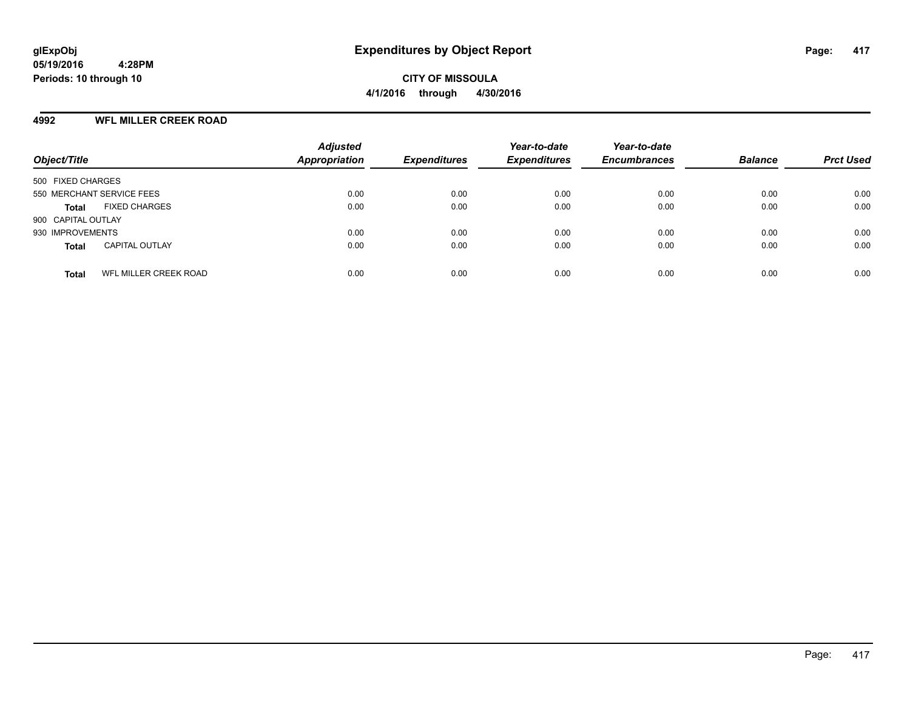# Expenditures by Object Report

glExpObj
05/19/2016 4:28PM
Periods: 10 through 10

**CITY OF MISSOULA**
**4/1/2016 through 4/30/2016**

## 4992 WFL MILLER CREEK ROAD

| Object/Title | Adjusted Appropriation | Expenditures | Year-to-date Expenditures | Year-to-date Encumbrances | Balance | Prct Used |
|---|---|---|---|---|---|---|
| 500 FIXED CHARGES | | | | | | |
| 550 MERCHANT SERVICE FEES | 0.00 | 0.00 | 0.00 | 0.00 | 0.00 | 0.00 |
| **Total** FIXED CHARGES | 0.00 | 0.00 | 0.00 | 0.00 | 0.00 | 0.00 |
| 900 CAPITAL OUTLAY | | | | | | |
| 930 IMPROVEMENTS | 0.00 | 0.00 | 0.00 | 0.00 | 0.00 | 0.00 |
| **Total** CAPITAL OUTLAY | 0.00 | 0.00 | 0.00 | 0.00 | 0.00 | 0.00 |
| **Total** WFL MILLER CREEK ROAD | 0.00 | 0.00 | 0.00 | 0.00 | 0.00 | 0.00 |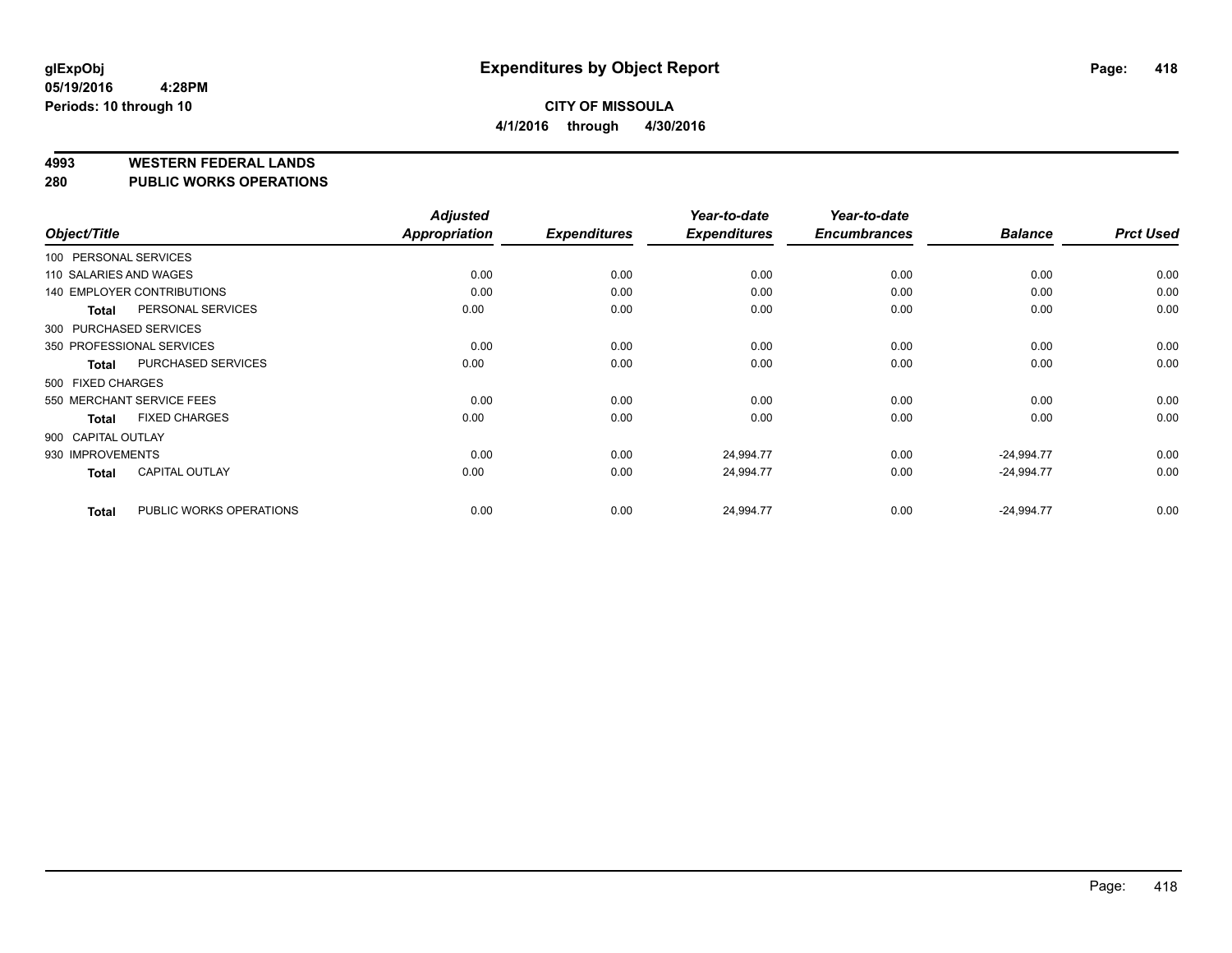# Expenditures by Object Report

glExpObj
05/19/2016 4:28PM
Periods: 10 through 10

**CITY OF MISSOULA**
**4/1/2016 through 4/30/2016**

## 4993 WESTERN FEDERAL LANDS
## 280 PUBLIC WORKS OPERATIONS

| Object/Title | | Adjusted Appropriation | Expenditures | Year-to-date Expenditures | Year-to-date Encumbrances | Balance | Prct Used |
|---|---|---|---|---|---|---|---|
| 100 PERSONAL SERVICES | | | | | | | |
| 110 SALARIES AND WAGES | | 0.00 | 0.00 | 0.00 | 0.00 | 0.00 | 0.00 |
| 140 EMPLOYER CONTRIBUTIONS | | 0.00 | 0.00 | 0.00 | 0.00 | 0.00 | 0.00 |
| Total | PERSONAL SERVICES | 0.00 | 0.00 | 0.00 | 0.00 | 0.00 | 0.00 |
| 300 PURCHASED SERVICES | | | | | | | |
| 350 PROFESSIONAL SERVICES | | 0.00 | 0.00 | 0.00 | 0.00 | 0.00 | 0.00 |
| Total | PURCHASED SERVICES | 0.00 | 0.00 | 0.00 | 0.00 | 0.00 | 0.00 |
| 500 FIXED CHARGES | | | | | | | |
| 550 MERCHANT SERVICE FEES | | 0.00 | 0.00 | 0.00 | 0.00 | 0.00 | 0.00 |
| Total | FIXED CHARGES | 0.00 | 0.00 | 0.00 | 0.00 | 0.00 | 0.00 |
| 900 CAPITAL OUTLAY | | | | | | | |
| 930 IMPROVEMENTS | | 0.00 | 0.00 | 24,994.77 | 0.00 | -24,994.77 | 0.00 |
| Total | CAPITAL OUTLAY | 0.00 | 0.00 | 24,994.77 | 0.00 | -24,994.77 | 0.00 |
| Total | PUBLIC WORKS OPERATIONS | 0.00 | 0.00 | 24,994.77 | 0.00 | -24,994.77 | 0.00 |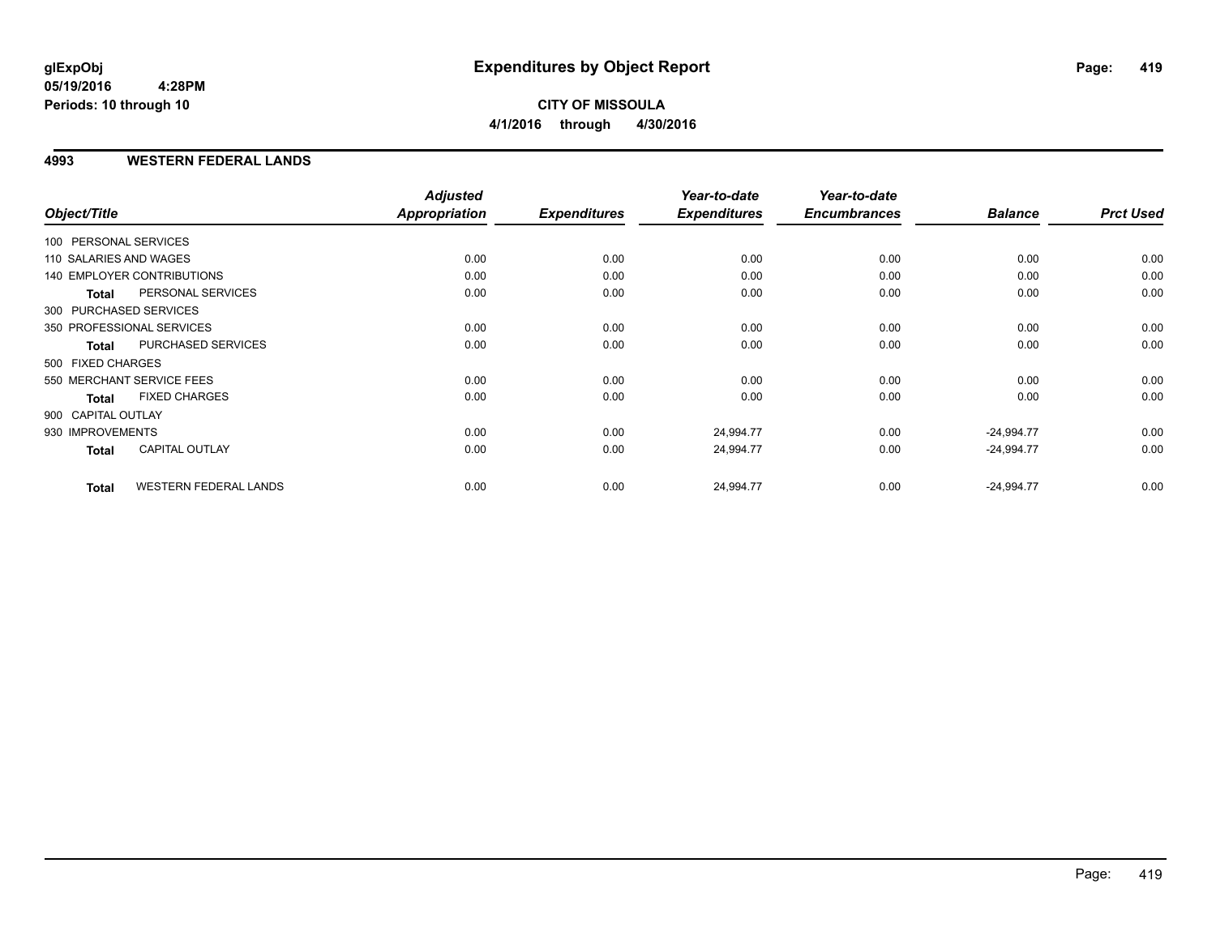**glExpObj**
**05/19/2016 4:28PM**
**Periods: 10 through 10**

# Expenditures by Object Report

**CITY OF MISSOULA**
**4/1/2016 through 4/30/2016**

## 4993 WESTERN FEDERAL LANDS

| Object/Title | Adjusted Appropriation | Expenditures | Year-to-date Expenditures | Year-to-date Encumbrances | Balance | Prct Used |
|---|---|---|---|---|---|---|
| 100 PERSONAL SERVICES | | | | | | |
| 110 SALARIES AND WAGES | 0.00 | 0.00 | 0.00 | 0.00 | 0.00 | 0.00 |
| 140 EMPLOYER CONTRIBUTIONS | 0.00 | 0.00 | 0.00 | 0.00 | 0.00 | 0.00 |
| **Total** PERSONAL SERVICES | 0.00 | 0.00 | 0.00 | 0.00 | 0.00 | 0.00 |
| 300 PURCHASED SERVICES | | | | | | |
| 350 PROFESSIONAL SERVICES | 0.00 | 0.00 | 0.00 | 0.00 | 0.00 | 0.00 |
| **Total** PURCHASED SERVICES | 0.00 | 0.00 | 0.00 | 0.00 | 0.00 | 0.00 |
| 500 FIXED CHARGES | | | | | | |
| 550 MERCHANT SERVICE FEES | 0.00 | 0.00 | 0.00 | 0.00 | 0.00 | 0.00 |
| **Total** FIXED CHARGES | 0.00 | 0.00 | 0.00 | 0.00 | 0.00 | 0.00 |
| 900 CAPITAL OUTLAY | | | | | | |
| 930 IMPROVEMENTS | 0.00 | 0.00 | 24,994.77 | 0.00 | -24,994.77 | 0.00 |
| **Total** CAPITAL OUTLAY | 0.00 | 0.00 | 24,994.77 | 0.00 | -24,994.77 | 0.00 |
| **Total** WESTERN FEDERAL LANDS | 0.00 | 0.00 | 24,994.77 | 0.00 | -24,994.77 | 0.00 |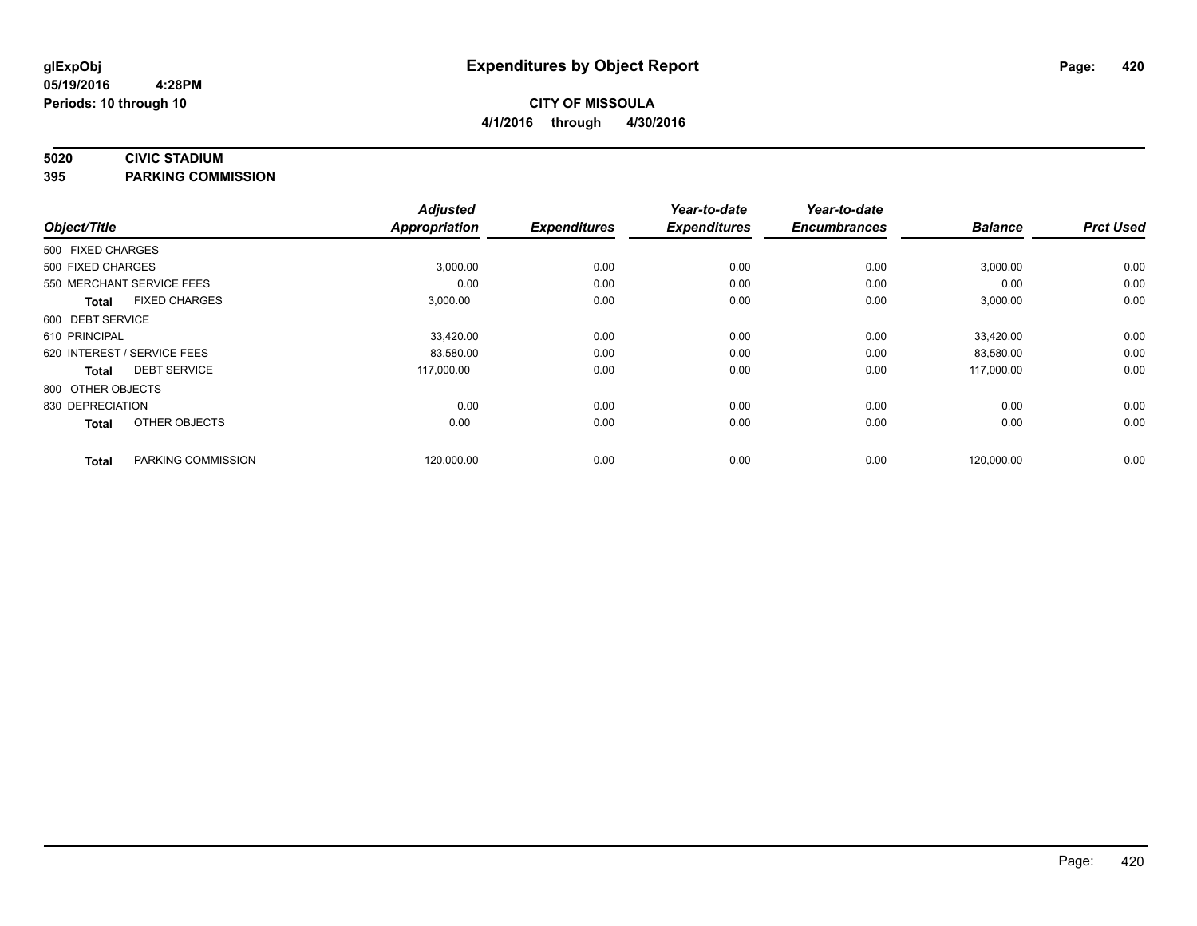**glExpObj**
**05/19/2016 4:28PM**
**Periods: 10 through 10**

# Expenditures by Object Report

**CITY OF MISSOULA**
**4/1/2016 through 4/30/2016**

**5020 CIVIC STADIUM**
**395 PARKING COMMISSION**

| Object/Title | | Adjusted Appropriation | Expenditures | Year-to-date Expenditures | Year-to-date Encumbrances | Balance | Prct Used |
|---|---|---|---|---|---|---|---|
| 500 FIXED CHARGES | | | | | | | |
| 500 FIXED CHARGES | | 3,000.00 | 0.00 | 0.00 | 0.00 | 3,000.00 | 0.00 |
| 550 MERCHANT SERVICE FEES | | 0.00 | 0.00 | 0.00 | 0.00 | 0.00 | 0.00 |
| **Total** | FIXED CHARGES | 3,000.00 | 0.00 | 0.00 | 0.00 | 3,000.00 | 0.00 |
| 600 DEBT SERVICE | | | | | | | |
| 610 PRINCIPAL | | 33,420.00 | 0.00 | 0.00 | 0.00 | 33,420.00 | 0.00 |
| 620 INTEREST / SERVICE FEES | | 83,580.00 | 0.00 | 0.00 | 0.00 | 83,580.00 | 0.00 |
| **Total** | DEBT SERVICE | 117,000.00 | 0.00 | 0.00 | 0.00 | 117,000.00 | 0.00 |
| 800 OTHER OBJECTS | | | | | | | |
| 830 DEPRECIATION | | 0.00 | 0.00 | 0.00 | 0.00 | 0.00 | 0.00 |
| **Total** | OTHER OBJECTS | 0.00 | 0.00 | 0.00 | 0.00 | 0.00 | 0.00 |
| **Total** | PARKING COMMISSION | 120,000.00 | 0.00 | 0.00 | 0.00 | 120,000.00 | 0.00 |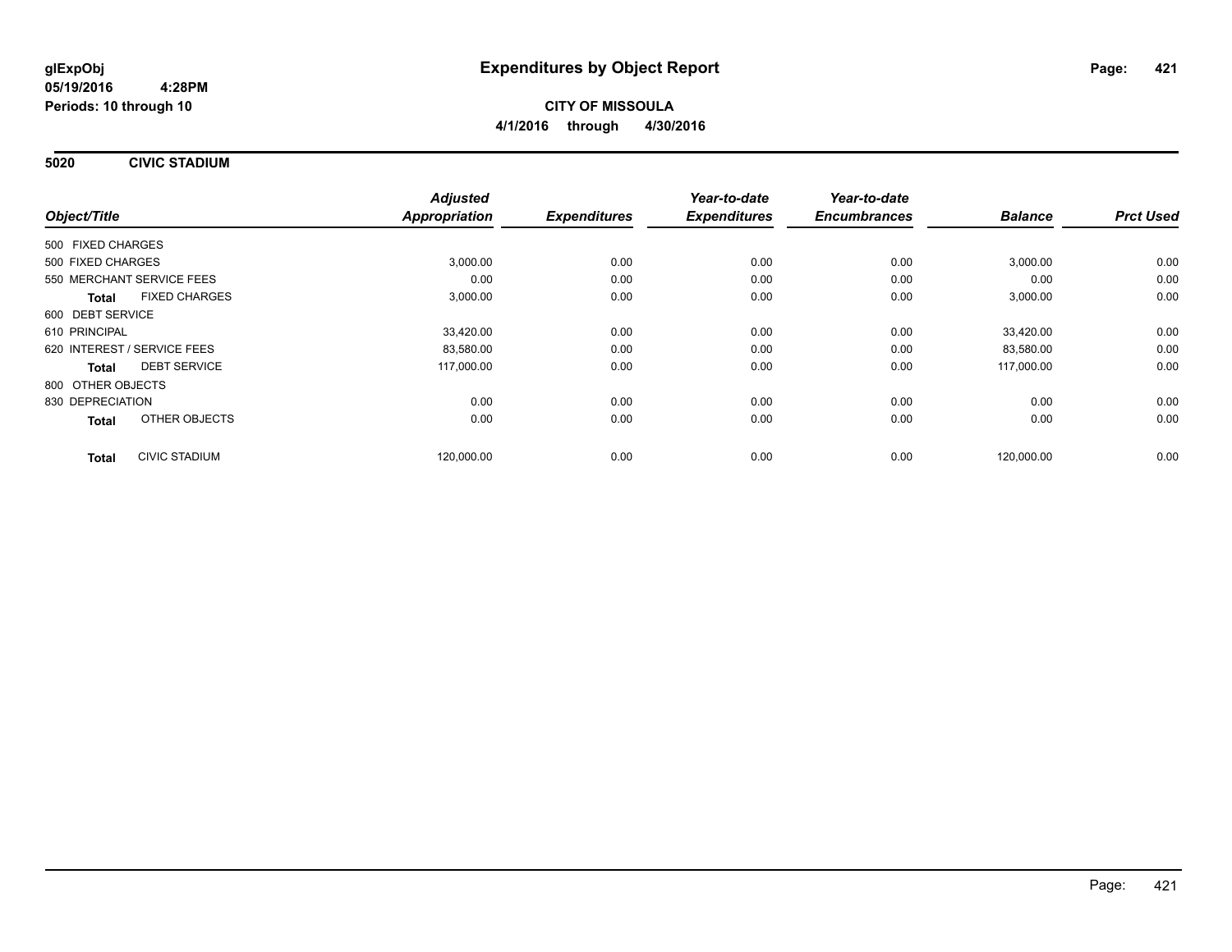**glExpObj**
**05/19/2016 4:28PM**
**Periods: 10 through 10**

# Expenditures by Object Report

**CITY OF MISSOULA**
**4/1/2016 through 4/30/2016**

## 5020 CIVIC STADIUM

| Object/Title | | Adjusted Appropriation | Expenditures | Year-to-date Expenditures | Year-to-date Encumbrances | Balance | Prct Used |
|---|---|---|---|---|---|---|---|
| 500 FIXED CHARGES | | | | | | | |
| 500 FIXED CHARGES | | 3,000.00 | 0.00 | 0.00 | 0.00 | 3,000.00 | 0.00 |
| 550 MERCHANT SERVICE FEES | | 0.00 | 0.00 | 0.00 | 0.00 | 0.00 | 0.00 |
| **Total** | FIXED CHARGES | 3,000.00 | 0.00 | 0.00 | 0.00 | 3,000.00 | 0.00 |
| 600 DEBT SERVICE | | | | | | | |
| 610 PRINCIPAL | | 33,420.00 | 0.00 | 0.00 | 0.00 | 33,420.00 | 0.00 |
| 620 INTEREST / SERVICE FEES | | 83,580.00 | 0.00 | 0.00 | 0.00 | 83,580.00 | 0.00 |
| **Total** | DEBT SERVICE | 117,000.00 | 0.00 | 0.00 | 0.00 | 117,000.00 | 0.00 |
| 800 OTHER OBJECTS | | | | | | | |
| 830 DEPRECIATION | | 0.00 | 0.00 | 0.00 | 0.00 | 0.00 | 0.00 |
| **Total** | OTHER OBJECTS | 0.00 | 0.00 | 0.00 | 0.00 | 0.00 | 0.00 |
| **Total** | CIVIC STADIUM | 120,000.00 | 0.00 | 0.00 | 0.00 | 120,000.00 | 0.00 |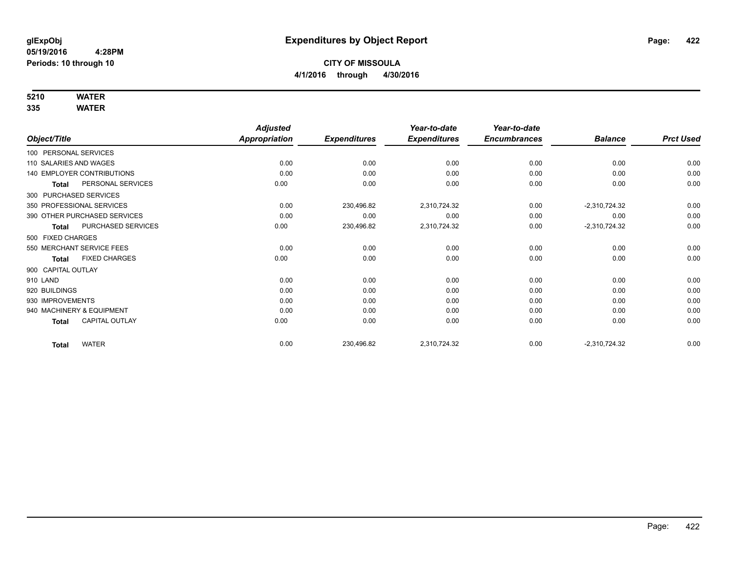**glExpObj**
**05/19/2016 4:28PM**
**Periods: 10 through 10**

# Expenditures by Object Report

**CITY OF MISSOULA**
**4/1/2016 through 4/30/2016**

**5210 WATER**
**335 WATER**

| Object/Title | Adjusted Appropriation | Expenditures | Year-to-date Expenditures | Year-to-date Encumbrances | Balance | Prct Used |
|---|---|---|---|---|---|---|
| 100 PERSONAL SERVICES | | | | | | |
| 110 SALARIES AND WAGES | 0.00 | 0.00 | 0.00 | 0.00 | 0.00 | 0.00 |
| 140 EMPLOYER CONTRIBUTIONS | 0.00 | 0.00 | 0.00 | 0.00 | 0.00 | 0.00 |
| **Total** PERSONAL SERVICES | 0.00 | 0.00 | 0.00 | 0.00 | 0.00 | 0.00 |
| 300 PURCHASED SERVICES | | | | | | |
| 350 PROFESSIONAL SERVICES | 0.00 | 230,496.82 | 2,310,724.32 | 0.00 | -2,310,724.32 | 0.00 |
| 390 OTHER PURCHASED SERVICES | 0.00 | 0.00 | 0.00 | 0.00 | 0.00 | 0.00 |
| **Total** PURCHASED SERVICES | 0.00 | 230,496.82 | 2,310,724.32 | 0.00 | -2,310,724.32 | 0.00 |
| 500 FIXED CHARGES | | | | | | |
| 550 MERCHANT SERVICE FEES | 0.00 | 0.00 | 0.00 | 0.00 | 0.00 | 0.00 |
| **Total** FIXED CHARGES | 0.00 | 0.00 | 0.00 | 0.00 | 0.00 | 0.00 |
| 900 CAPITAL OUTLAY | | | | | | |
| 910 LAND | 0.00 | 0.00 | 0.00 | 0.00 | 0.00 | 0.00 |
| 920 BUILDINGS | 0.00 | 0.00 | 0.00 | 0.00 | 0.00 | 0.00 |
| 930 IMPROVEMENTS | 0.00 | 0.00 | 0.00 | 0.00 | 0.00 | 0.00 |
| 940 MACHINERY & EQUIPMENT | 0.00 | 0.00 | 0.00 | 0.00 | 0.00 | 0.00 |
| **Total** CAPITAL OUTLAY | 0.00 | 0.00 | 0.00 | 0.00 | 0.00 | 0.00 |
| **Total** WATER | 0.00 | 230,496.82 | 2,310,724.32 | 0.00 | -2,310,724.32 | 0.00 |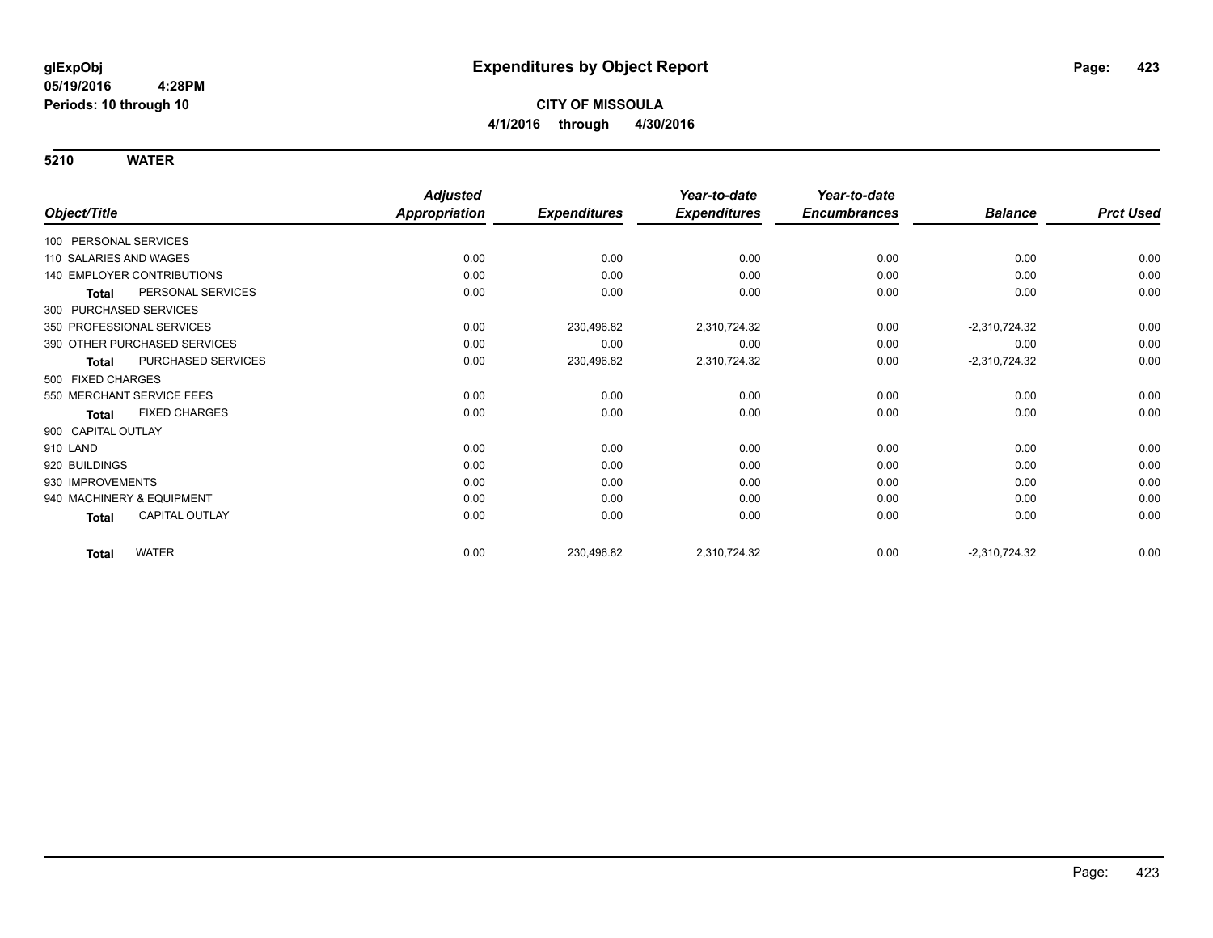**glExpObj**
**05/19/2016 4:28PM**
**Periods: 10 through 10**

# Expenditures by Object Report

**CITY OF MISSOULA**
**4/1/2016 through 4/30/2016**

## 5210 WATER

| Object/Title | Adjusted Appropriation | Expenditures | Year-to-date Expenditures | Year-to-date Encumbrances | Balance | Prct Used |
|---|---|---|---|---|---|---|
| 100 PERSONAL SERVICES | | | | | | |
| 110 SALARIES AND WAGES | 0.00 | 0.00 | 0.00 | 0.00 | 0.00 | 0.00 |
| 140 EMPLOYER CONTRIBUTIONS | 0.00 | 0.00 | 0.00 | 0.00 | 0.00 | 0.00 |
| **Total** PERSONAL SERVICES | 0.00 | 0.00 | 0.00 | 0.00 | 0.00 | 0.00 |
| 300 PURCHASED SERVICES | | | | | | |
| 350 PROFESSIONAL SERVICES | 0.00 | 230,496.82 | 2,310,724.32 | 0.00 | -2,310,724.32 | 0.00 |
| 390 OTHER PURCHASED SERVICES | 0.00 | 0.00 | 0.00 | 0.00 | 0.00 | 0.00 |
| **Total** PURCHASED SERVICES | 0.00 | 230,496.82 | 2,310,724.32 | 0.00 | -2,310,724.32 | 0.00 |
| 500 FIXED CHARGES | | | | | | |
| 550 MERCHANT SERVICE FEES | 0.00 | 0.00 | 0.00 | 0.00 | 0.00 | 0.00 |
| **Total** FIXED CHARGES | 0.00 | 0.00 | 0.00 | 0.00 | 0.00 | 0.00 |
| 900 CAPITAL OUTLAY | | | | | | |
| 910 LAND | 0.00 | 0.00 | 0.00 | 0.00 | 0.00 | 0.00 |
| 920 BUILDINGS | 0.00 | 0.00 | 0.00 | 0.00 | 0.00 | 0.00 |
| 930 IMPROVEMENTS | 0.00 | 0.00 | 0.00 | 0.00 | 0.00 | 0.00 |
| 940 MACHINERY & EQUIPMENT | 0.00 | 0.00 | 0.00 | 0.00 | 0.00 | 0.00 |
| **Total** CAPITAL OUTLAY | 0.00 | 0.00 | 0.00 | 0.00 | 0.00 | 0.00 |
| **Total** WATER | 0.00 | 230,496.82 | 2,310,724.32 | 0.00 | -2,310,724.32 | 0.00 |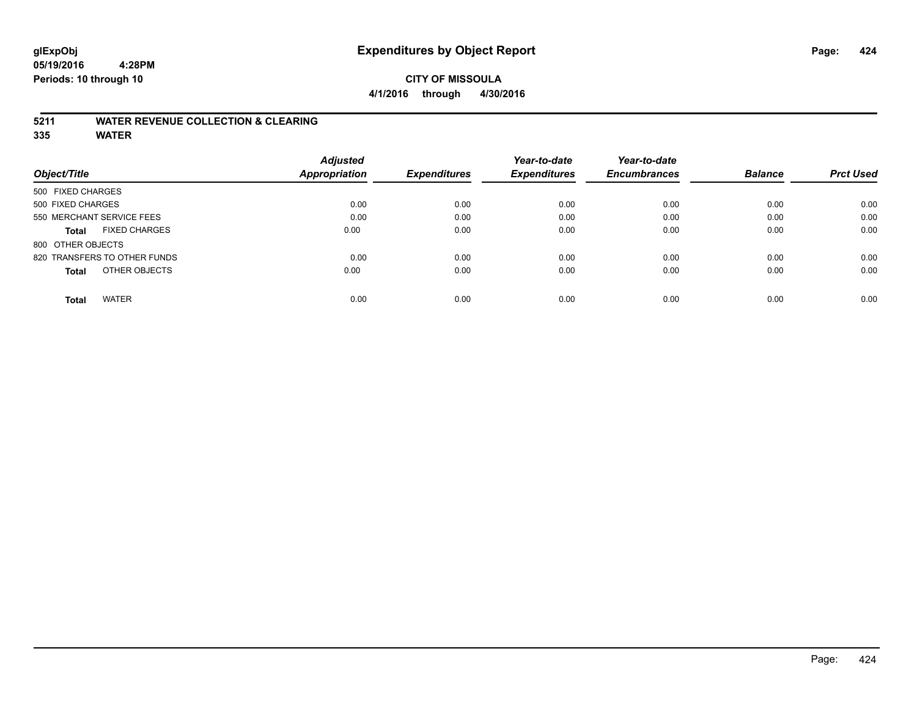# Expenditures by Object Report

glExpObj
05/19/2016 4:28PM
Periods: 10 through 10

**CITY OF MISSOULA**
**4/1/2016 through 4/30/2016**

## 5211 WATER REVENUE COLLECTION & CLEARING
## 335 WATER

| Object/Title | Adjusted Appropriation | Expenditures | Year-to-date Expenditures | Year-to-date Encumbrances | Balance | Prct Used |
|---|---|---|---|---|---|---|
| 500 FIXED CHARGES | | | | | | |
| 500 FIXED CHARGES | 0.00 | 0.00 | 0.00 | 0.00 | 0.00 | 0.00 |
| 550 MERCHANT SERVICE FEES | 0.00 | 0.00 | 0.00 | 0.00 | 0.00 | 0.00 |
| **Total** FIXED CHARGES | 0.00 | 0.00 | 0.00 | 0.00 | 0.00 | 0.00 |
| 800 OTHER OBJECTS | | | | | | |
| 820 TRANSFERS TO OTHER FUNDS | 0.00 | 0.00 | 0.00 | 0.00 | 0.00 | 0.00 |
| **Total** OTHER OBJECTS | 0.00 | 0.00 | 0.00 | 0.00 | 0.00 | 0.00 |
| **Total** WATER | 0.00 | 0.00 | 0.00 | 0.00 | 0.00 | 0.00 |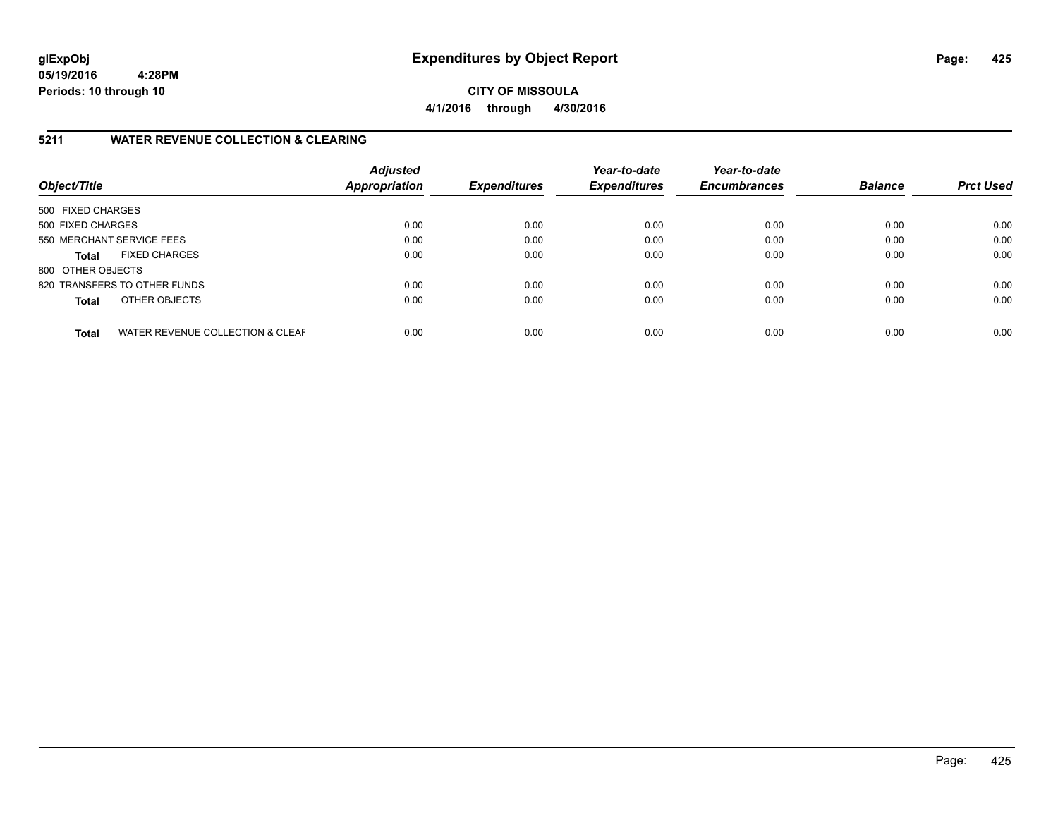**glExpObj** **Expenditures by Object Report**

**05/19/2016 4:28PM**

**Periods: 10 through 10**

**CITY OF MISSOULA**

**4/1/2016 through 4/30/2016**

## 5211 WATER REVENUE COLLECTION & CLEARING

| Object/Title | Adjusted Appropriation | Expenditures | Year-to-date Expenditures | Year-to-date Encumbrances | Balance | Prct Used |
|---|---|---|---|---|---|---|
| 500 FIXED CHARGES | | | | | | |
| 500 FIXED CHARGES | 0.00 | 0.00 | 0.00 | 0.00 | 0.00 | 0.00 |
| 550 MERCHANT SERVICE FEES | 0.00 | 0.00 | 0.00 | 0.00 | 0.00 | 0.00 |
| **Total** FIXED CHARGES | 0.00 | 0.00 | 0.00 | 0.00 | 0.00 | 0.00 |
| 800 OTHER OBJECTS | | | | | | |
| 820 TRANSFERS TO OTHER FUNDS | 0.00 | 0.00 | 0.00 | 0.00 | 0.00 | 0.00 |
| **Total** OTHER OBJECTS | 0.00 | 0.00 | 0.00 | 0.00 | 0.00 | 0.00 |
| **Total** WATER REVENUE COLLECTION & CLEAF | 0.00 | 0.00 | 0.00 | 0.00 | 0.00 | 0.00 |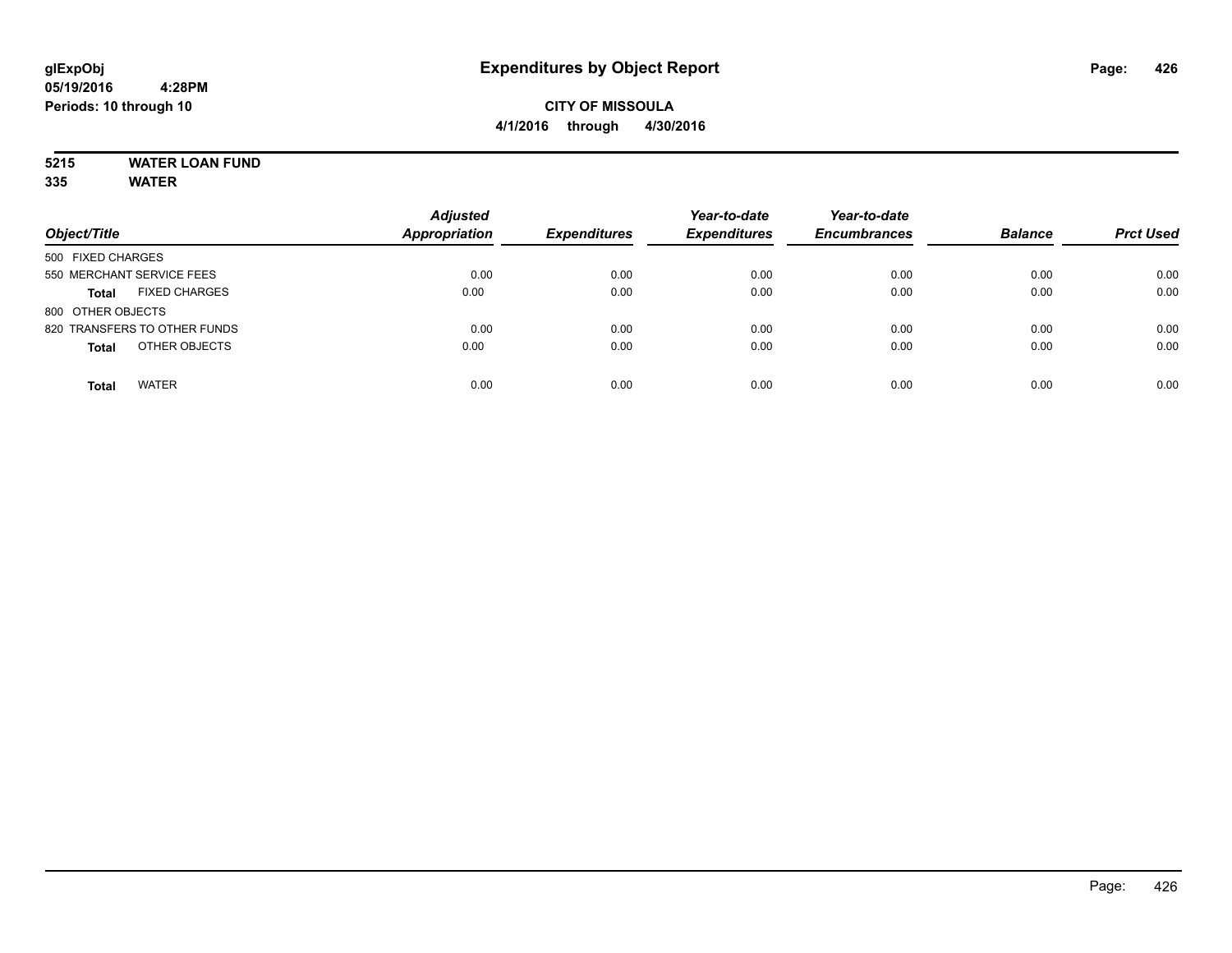# Expenditures by Object Report

glExpObj
05/19/2016 4:28PM
Periods: 10 through 10

**CITY OF MISSOULA**
**4/1/2016 through 4/30/2016**

**5215 WATER LOAN FUND**
**335 WATER**

| Object/Title | Adjusted Appropriation | Expenditures | Year-to-date Expenditures | Year-to-date Encumbrances | Balance | Prct Used |
|---|---|---|---|---|---|---|
| 500 FIXED CHARGES | | | | | | |
| 550 MERCHANT SERVICE FEES | 0.00 | 0.00 | 0.00 | 0.00 | 0.00 | 0.00 |
| **Total** FIXED CHARGES | 0.00 | 0.00 | 0.00 | 0.00 | 0.00 | 0.00 |
| 800 OTHER OBJECTS | | | | | | |
| 820 TRANSFERS TO OTHER FUNDS | 0.00 | 0.00 | 0.00 | 0.00 | 0.00 | 0.00 |
| **Total** OTHER OBJECTS | 0.00 | 0.00 | 0.00 | 0.00 | 0.00 | 0.00 |
| **Total** WATER | 0.00 | 0.00 | 0.00 | 0.00 | 0.00 | 0.00 |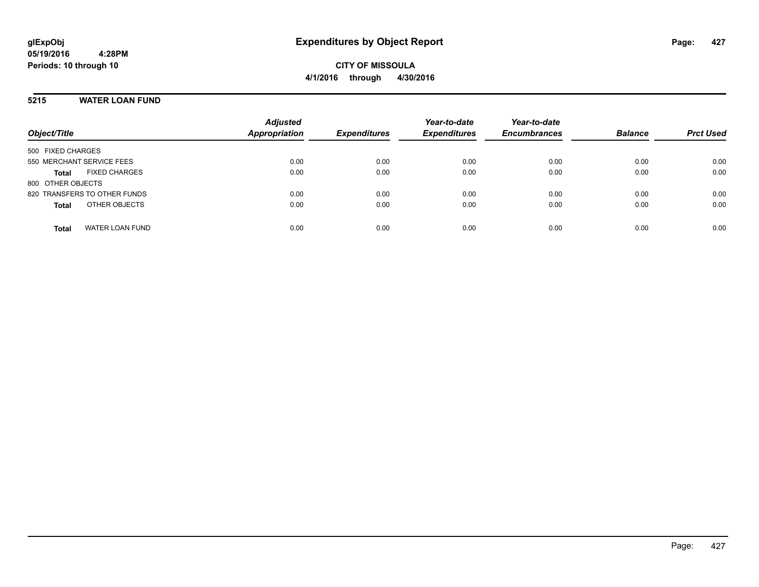# Expenditures by Object Report

glExpObj
05/19/2016 4:28PM
Periods: 10 through 10

**CITY OF MISSOULA**
**4/1/2016 through 4/30/2016**

## 5215 WATER LOAN FUND

| Object/Title | Adjusted Appropriation | Expenditures | Year-to-date Expenditures | Year-to-date Encumbrances | Balance | Prct Used |
|---|---|---|---|---|---|---|
| 500 FIXED CHARGES | | | | | | |
| 550 MERCHANT SERVICE FEES | 0.00 | 0.00 | 0.00 | 0.00 | 0.00 | 0.00 |
| **Total** FIXED CHARGES | 0.00 | 0.00 | 0.00 | 0.00 | 0.00 | 0.00 |
| 800 OTHER OBJECTS | | | | | | |
| 820 TRANSFERS TO OTHER FUNDS | 0.00 | 0.00 | 0.00 | 0.00 | 0.00 | 0.00 |
| **Total** OTHER OBJECTS | 0.00 | 0.00 | 0.00 | 0.00 | 0.00 | 0.00 |
| **Total** WATER LOAN FUND | 0.00 | 0.00 | 0.00 | 0.00 | 0.00 | 0.00 |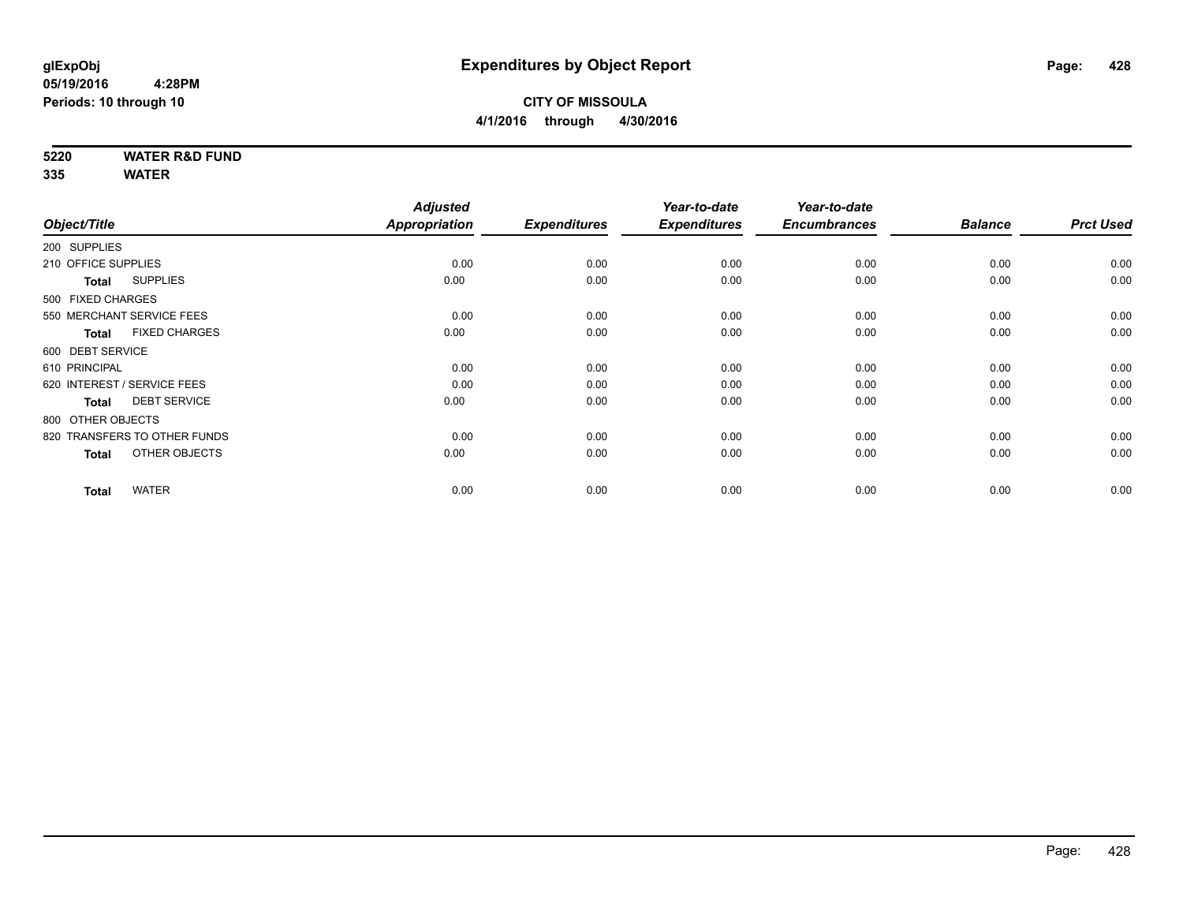glExpObj
05/19/2016 4:28PM
Periods: 10 through 10

# Expenditures by Object Report

## CITY OF MISSOULA

4/1/2016 through 4/30/2016

**5220 WATER R&D FUND**
**335 WATER**

| Object/Title | Adjusted Appropriation | Expenditures | Year-to-date Expenditures | Year-to-date Encumbrances | Balance | Prct Used |
|---|---|---|---|---|---|---|
| 200 SUPPLIES | | | | | | |
| 210 OFFICE SUPPLIES | 0.00 | 0.00 | 0.00 | 0.00 | 0.00 | 0.00 |
| **Total** SUPPLIES | 0.00 | 0.00 | 0.00 | 0.00 | 0.00 | 0.00 |
| 500 FIXED CHARGES | | | | | | |
| 550 MERCHANT SERVICE FEES | 0.00 | 0.00 | 0.00 | 0.00 | 0.00 | 0.00 |
| **Total** FIXED CHARGES | 0.00 | 0.00 | 0.00 | 0.00 | 0.00 | 0.00 |
| 600 DEBT SERVICE | | | | | | |
| 610 PRINCIPAL | 0.00 | 0.00 | 0.00 | 0.00 | 0.00 | 0.00 |
| 620 INTEREST / SERVICE FEES | 0.00 | 0.00 | 0.00 | 0.00 | 0.00 | 0.00 |
| **Total** DEBT SERVICE | 0.00 | 0.00 | 0.00 | 0.00 | 0.00 | 0.00 |
| 800 OTHER OBJECTS | | | | | | |
| 820 TRANSFERS TO OTHER FUNDS | 0.00 | 0.00 | 0.00 | 0.00 | 0.00 | 0.00 |
| **Total** OTHER OBJECTS | 0.00 | 0.00 | 0.00 | 0.00 | 0.00 | 0.00 |
| **Total** WATER | 0.00 | 0.00 | 0.00 | 0.00 | 0.00 | 0.00 |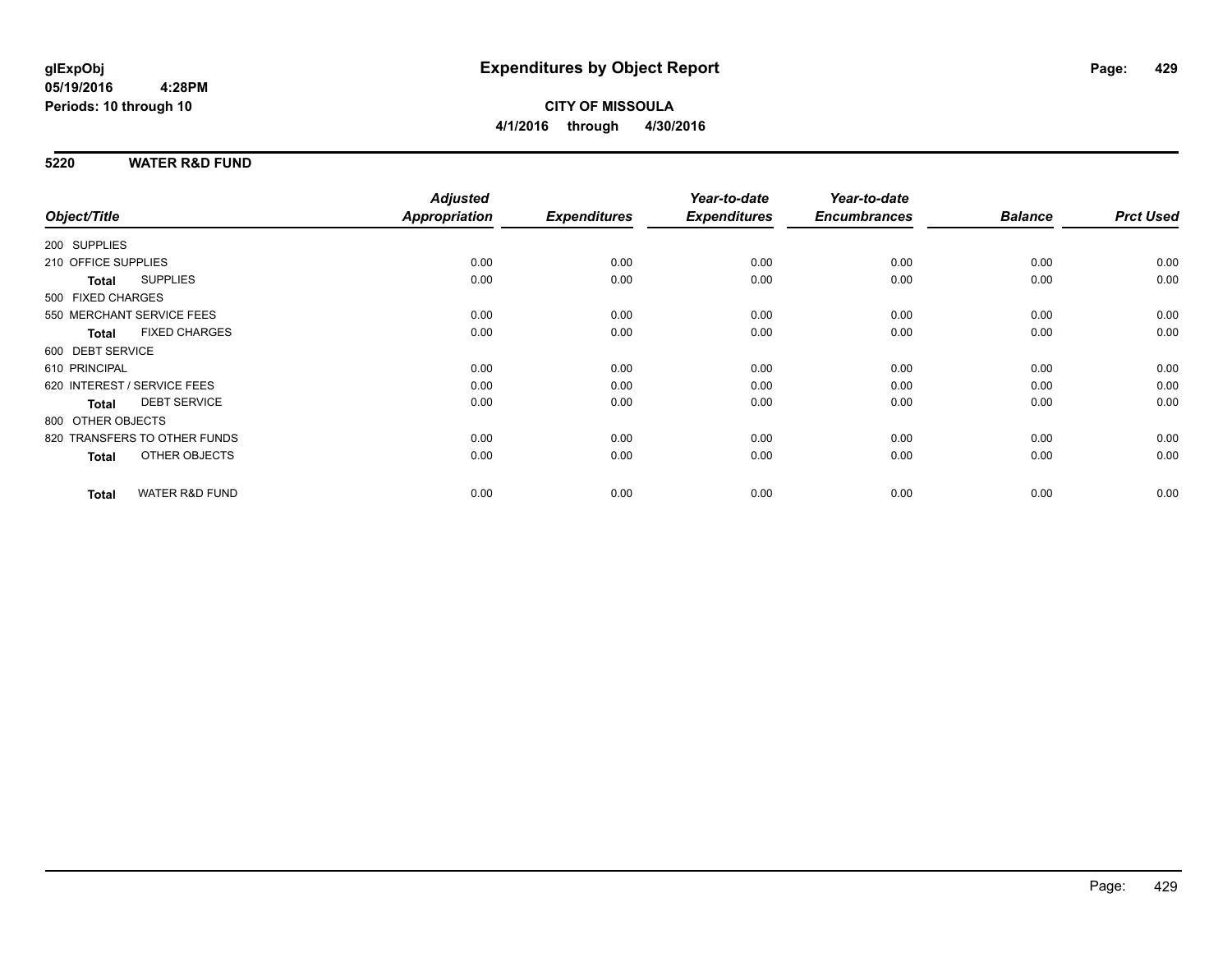# Expenditures by Object Report

glExpObj
05/19/2016 4:28PM
Periods: 10 through 10

**CITY OF MISSOULA**
**4/1/2016 through 4/30/2016**

## 5220 WATER R&D FUND

| Object/Title | Adjusted Appropriation | Expenditures | Year-to-date Expenditures | Year-to-date Encumbrances | Balance | Prct Used |
|---|---|---|---|---|---|---|
| 200 SUPPLIES | | | | | | |
| 210 OFFICE SUPPLIES | 0.00 | 0.00 | 0.00 | 0.00 | 0.00 | 0.00 |
| **Total** SUPPLIES | 0.00 | 0.00 | 0.00 | 0.00 | 0.00 | 0.00 |
| 500 FIXED CHARGES | | | | | | |
| 550 MERCHANT SERVICE FEES | 0.00 | 0.00 | 0.00 | 0.00 | 0.00 | 0.00 |
| **Total** FIXED CHARGES | 0.00 | 0.00 | 0.00 | 0.00 | 0.00 | 0.00 |
| 600 DEBT SERVICE | | | | | | |
| 610 PRINCIPAL | 0.00 | 0.00 | 0.00 | 0.00 | 0.00 | 0.00 |
| 620 INTEREST / SERVICE FEES | 0.00 | 0.00 | 0.00 | 0.00 | 0.00 | 0.00 |
| **Total** DEBT SERVICE | 0.00 | 0.00 | 0.00 | 0.00 | 0.00 | 0.00 |
| 800 OTHER OBJECTS | | | | | | |
| 820 TRANSFERS TO OTHER FUNDS | 0.00 | 0.00 | 0.00 | 0.00 | 0.00 | 0.00 |
| **Total** OTHER OBJECTS | 0.00 | 0.00 | 0.00 | 0.00 | 0.00 | 0.00 |
| **Total** WATER R&D FUND | 0.00 | 0.00 | 0.00 | 0.00 | 0.00 | 0.00 |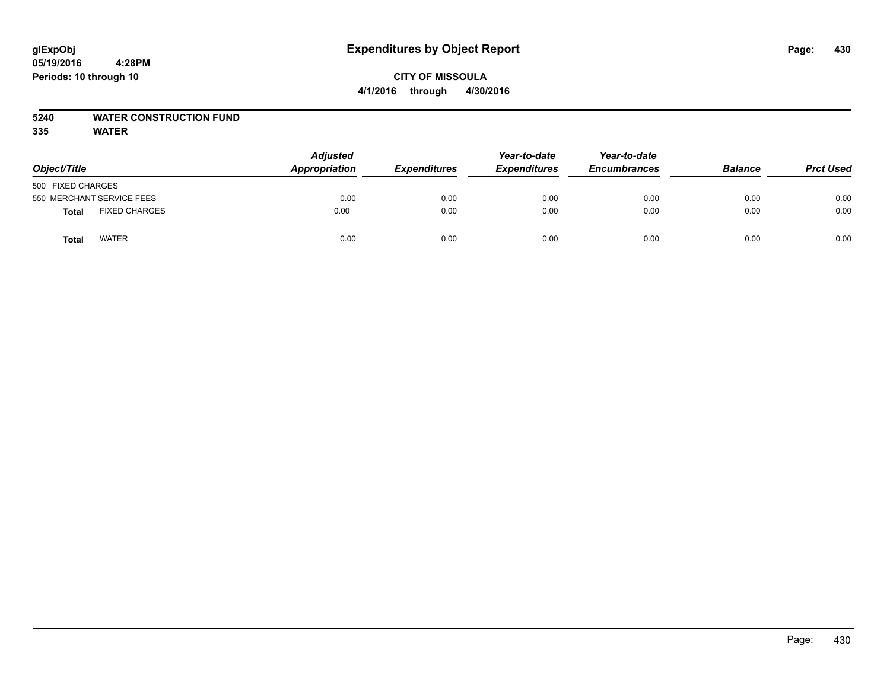# Expenditures by Object Report

glExpObj
05/19/2016 4:28PM
Periods: 10 through 10

**CITY OF MISSOULA**
**4/1/2016 through 4/30/2016**

**5240 WATER CONSTRUCTION FUND**
**335 WATER**

| Object/Title | | Adjusted Appropriation | Expenditures | Year-to-date Expenditures | Year-to-date Encumbrances | Balance | Prct Used |
|---|---|---|---|---|---|---|---|
| 500 FIXED CHARGES | | | | | | | |
| 550 MERCHANT SERVICE FEES | | 0.00 | 0.00 | 0.00 | 0.00 | 0.00 | 0.00 |
| **Total** | FIXED CHARGES | 0.00 | 0.00 | 0.00 | 0.00 | 0.00 | 0.00 |
| **Total** | WATER | 0.00 | 0.00 | 0.00 | 0.00 | 0.00 | 0.00 |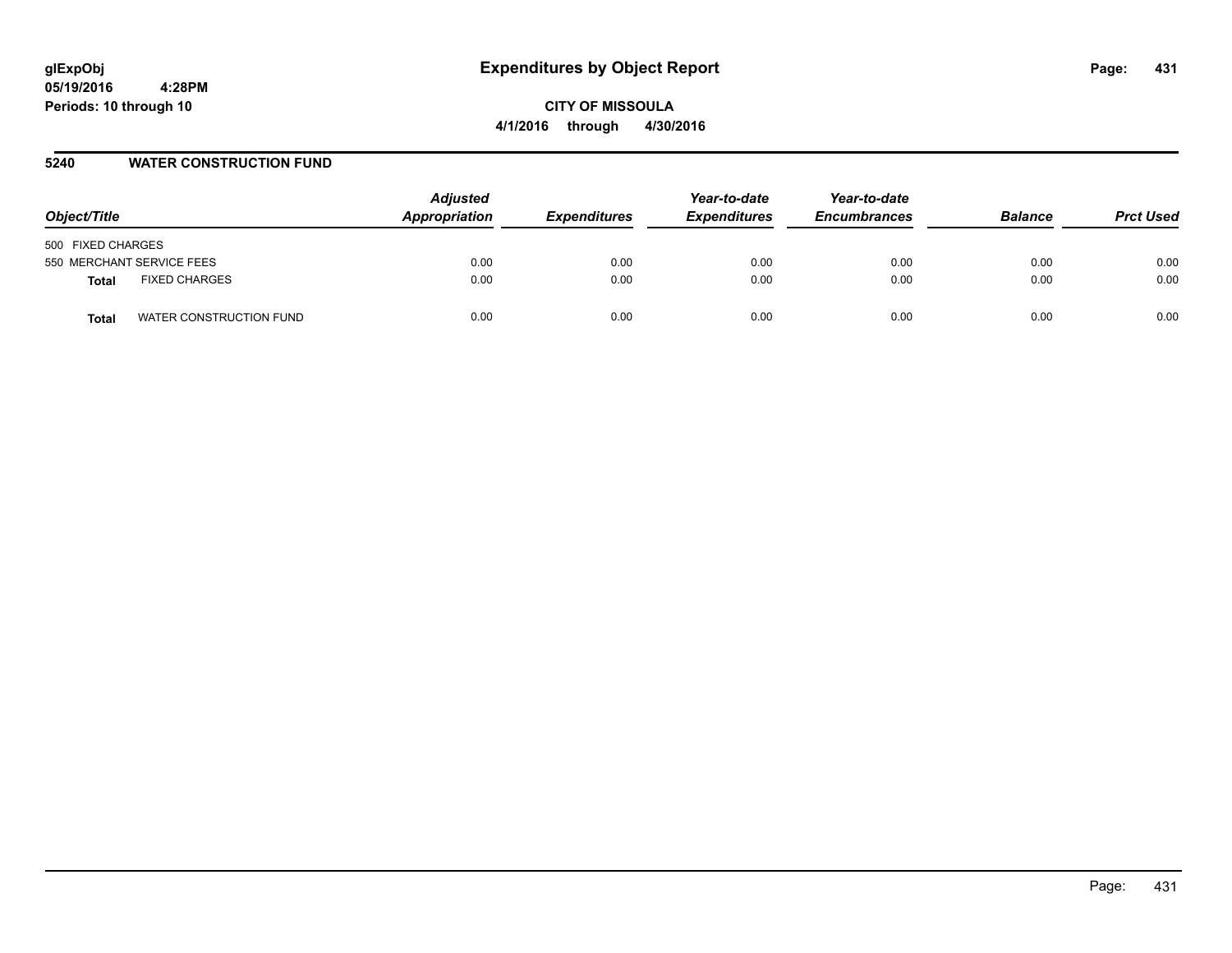# Expenditures by Object Report

glExpObj
05/19/2016 4:28PM
Periods: 10 through 10

**CITY OF MISSOULA**
**4/1/2016 through 4/30/2016**

## 5240 WATER CONSTRUCTION FUND

| Object/Title | | Adjusted Appropriation | Expenditures | Year-to-date Expenditures | Year-to-date Encumbrances | Balance | Prct Used |
|---|---|---|---|---|---|---|---|
| 500 FIXED CHARGES | | | | | | | |
| 550 MERCHANT SERVICE FEES | | 0.00 | 0.00 | 0.00 | 0.00 | 0.00 | 0.00 |
| **Total** | FIXED CHARGES | 0.00 | 0.00 | 0.00 | 0.00 | 0.00 | 0.00 |
| **Total** | WATER CONSTRUCTION FUND | 0.00 | 0.00 | 0.00 | 0.00 | 0.00 | 0.00 |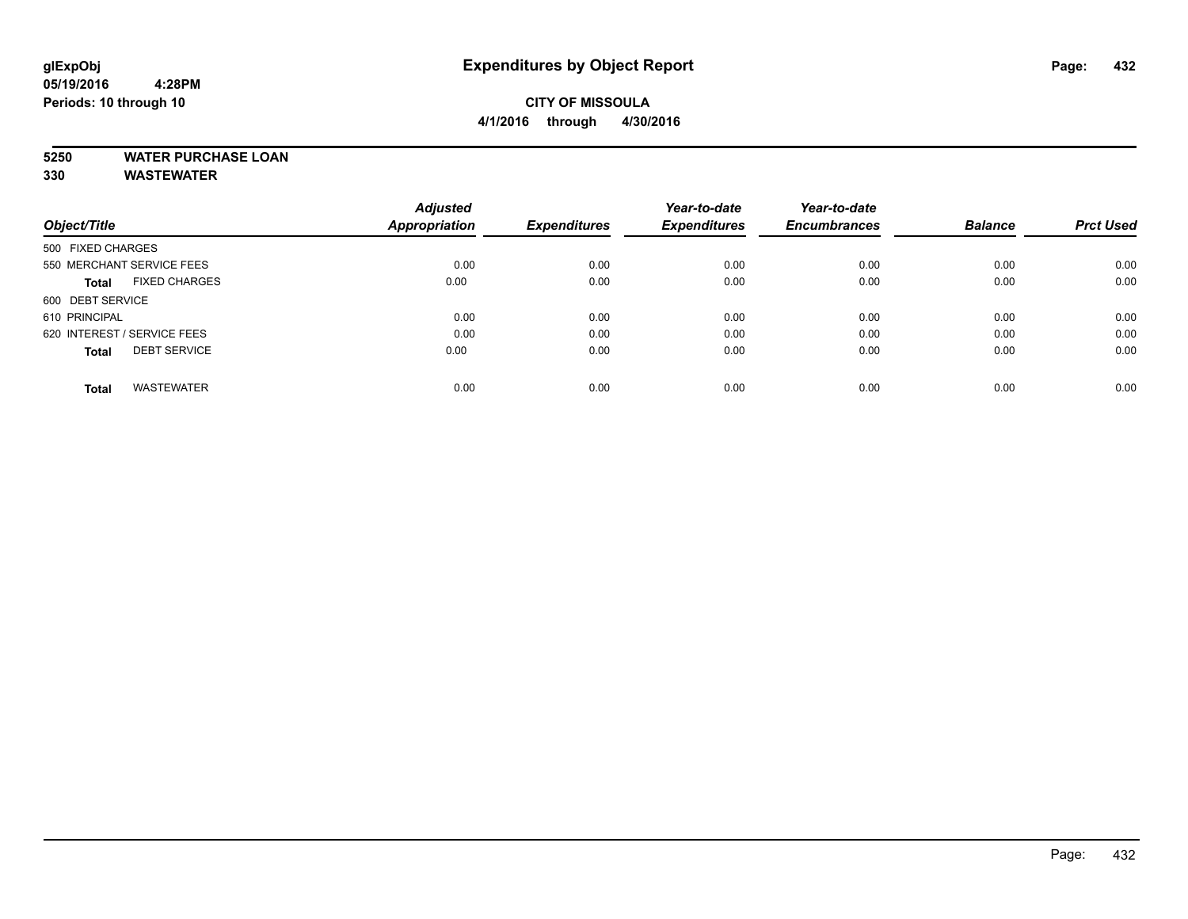glExpObj
05/19/2016 4:28PM
Periods: 10 through 10

# Expenditures by Object Report

**CITY OF MISSOULA**
**4/1/2016 through 4/30/2016**

**5250 WATER PURCHASE LOAN**
**330 WASTEWATER**

| Object/Title | Adjusted Appropriation | Expenditures | Year-to-date Expenditures | Year-to-date Encumbrances | Balance | Prct Used |
|---|---|---|---|---|---|---|
| 500 FIXED CHARGES | | | | | | |
| 550 MERCHANT SERVICE FEES | 0.00 | 0.00 | 0.00 | 0.00 | 0.00 | 0.00 |
| **Total** FIXED CHARGES | 0.00 | 0.00 | 0.00 | 0.00 | 0.00 | 0.00 |
| 600 DEBT SERVICE | | | | | | |
| 610 PRINCIPAL | 0.00 | 0.00 | 0.00 | 0.00 | 0.00 | 0.00 |
| 620 INTEREST / SERVICE FEES | 0.00 | 0.00 | 0.00 | 0.00 | 0.00 | 0.00 |
| **Total** DEBT SERVICE | 0.00 | 0.00 | 0.00 | 0.00 | 0.00 | 0.00 |
| **Total** WASTEWATER | 0.00 | 0.00 | 0.00 | 0.00 | 0.00 | 0.00 |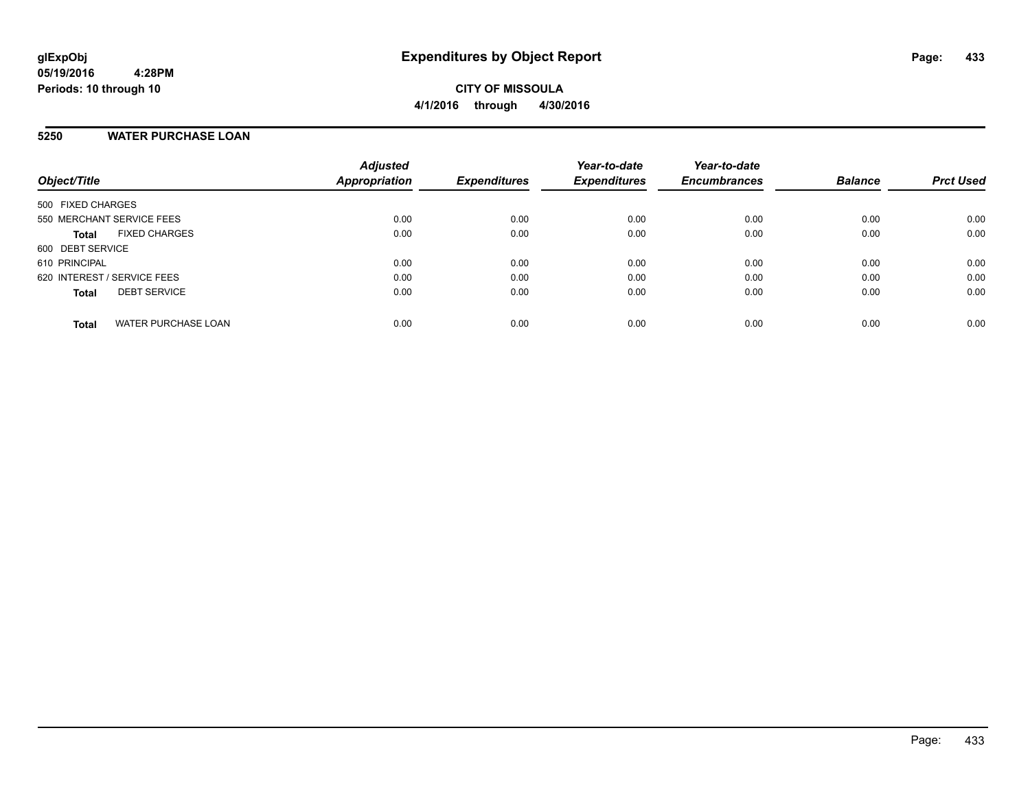**glExpObj**
**05/19/2016 4:28PM**
**Periods: 10 through 10**

# Expenditures by Object Report

**CITY OF MISSOULA**
**4/1/2016 through 4/30/2016**

## 5250 WATER PURCHASE LOAN

| Object/Title | Adjusted Appropriation | Expenditures | Year-to-date Expenditures | Year-to-date Encumbrances | Balance | Prct Used |
|---|---|---|---|---|---|---|
| 500 FIXED CHARGES | | | | | | |
| 550 MERCHANT SERVICE FEES | 0.00 | 0.00 | 0.00 | 0.00 | 0.00 | 0.00 |
| **Total** FIXED CHARGES | 0.00 | 0.00 | 0.00 | 0.00 | 0.00 | 0.00 |
| 600 DEBT SERVICE | | | | | | |
| 610 PRINCIPAL | 0.00 | 0.00 | 0.00 | 0.00 | 0.00 | 0.00 |
| 620 INTEREST / SERVICE FEES | 0.00 | 0.00 | 0.00 | 0.00 | 0.00 | 0.00 |
| **Total** DEBT SERVICE | 0.00 | 0.00 | 0.00 | 0.00 | 0.00 | 0.00 |
| **Total** WATER PURCHASE LOAN | 0.00 | 0.00 | 0.00 | 0.00 | 0.00 | 0.00 |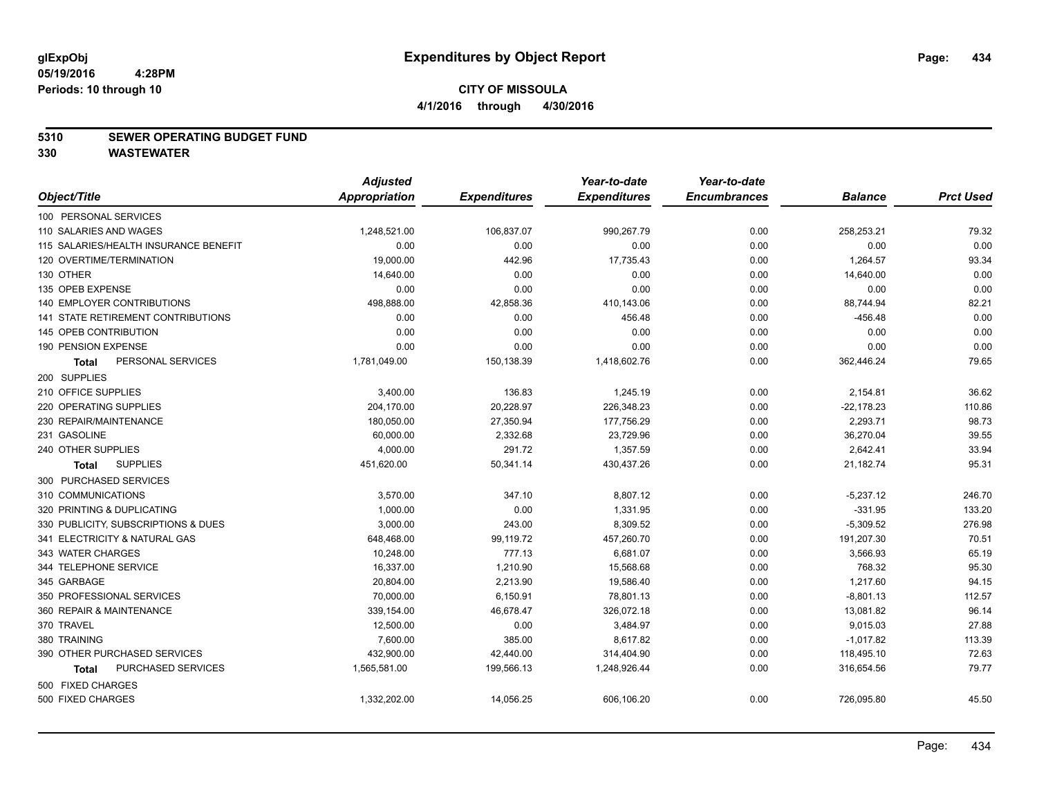glExpObj
05/19/2016 4:28PM
Periods: 10 through 10

# Expenditures by Object Report

**CITY OF MISSOULA**
**4/1/2016 through 4/30/2016**

**5310 SEWER OPERATING BUDGET FUND**
**330 WASTEWATER**

| Object/Title | Adjusted Appropriation | Expenditures | Year-to-date Expenditures | Year-to-date Encumbrances | Balance | Prct Used |
|---|---|---|---|---|---|---|
| 100 PERSONAL SERVICES | | | | | | |
| 110 SALARIES AND WAGES | 1,248,521.00 | 106,837.07 | 990,267.79 | 0.00 | 258,253.21 | 79.32 |
| 115 SALARIES/HEALTH INSURANCE BENEFIT | 0.00 | 0.00 | 0.00 | 0.00 | 0.00 | 0.00 |
| 120 OVERTIME/TERMINATION | 19,000.00 | 442.96 | 17,735.43 | 0.00 | 1,264.57 | 93.34 |
| 130 OTHER | 14,640.00 | 0.00 | 0.00 | 0.00 | 14,640.00 | 0.00 |
| 135 OPEB EXPENSE | 0.00 | 0.00 | 0.00 | 0.00 | 0.00 | 0.00 |
| 140 EMPLOYER CONTRIBUTIONS | 498,888.00 | 42,858.36 | 410,143.06 | 0.00 | 88,744.94 | 82.21 |
| 141 STATE RETIREMENT CONTRIBUTIONS | 0.00 | 0.00 | 456.48 | 0.00 | -456.48 | 0.00 |
| 145 OPEB CONTRIBUTION | 0.00 | 0.00 | 0.00 | 0.00 | 0.00 | 0.00 |
| 190 PENSION EXPENSE | 0.00 | 0.00 | 0.00 | 0.00 | 0.00 | 0.00 |
| **Total** PERSONAL SERVICES | 1,781,049.00 | 150,138.39 | 1,418,602.76 | 0.00 | 362,446.24 | 79.65 |
| 200 SUPPLIES | | | | | | |
| 210 OFFICE SUPPLIES | 3,400.00 | 136.83 | 1,245.19 | 0.00 | 2,154.81 | 36.62 |
| 220 OPERATING SUPPLIES | 204,170.00 | 20,228.97 | 226,348.23 | 0.00 | -22,178.23 | 110.86 |
| 230 REPAIR/MAINTENANCE | 180,050.00 | 27,350.94 | 177,756.29 | 0.00 | 2,293.71 | 98.73 |
| 231 GASOLINE | 60,000.00 | 2,332.68 | 23,729.96 | 0.00 | 36,270.04 | 39.55 |
| 240 OTHER SUPPLIES | 4,000.00 | 291.72 | 1,357.59 | 0.00 | 2,642.41 | 33.94 |
| **Total** SUPPLIES | 451,620.00 | 50,341.14 | 430,437.26 | 0.00 | 21,182.74 | 95.31 |
| 300 PURCHASED SERVICES | | | | | | |
| 310 COMMUNICATIONS | 3,570.00 | 347.10 | 8,807.12 | 0.00 | -5,237.12 | 246.70 |
| 320 PRINTING & DUPLICATING | 1,000.00 | 0.00 | 1,331.95 | 0.00 | -331.95 | 133.20 |
| 330 PUBLICITY, SUBSCRIPTIONS & DUES | 3,000.00 | 243.00 | 8,309.52 | 0.00 | -5,309.52 | 276.98 |
| 341 ELECTRICITY & NATURAL GAS | 648,468.00 | 99,119.72 | 457,260.70 | 0.00 | 191,207.30 | 70.51 |
| 343 WATER CHARGES | 10,248.00 | 777.13 | 6,681.07 | 0.00 | 3,566.93 | 65.19 |
| 344 TELEPHONE SERVICE | 16,337.00 | 1,210.90 | 15,568.68 | 0.00 | 768.32 | 95.30 |
| 345 GARBAGE | 20,804.00 | 2,213.90 | 19,586.40 | 0.00 | 1,217.60 | 94.15 |
| 350 PROFESSIONAL SERVICES | 70,000.00 | 6,150.91 | 78,801.13 | 0.00 | -8,801.13 | 112.57 |
| 360 REPAIR & MAINTENANCE | 339,154.00 | 46,678.47 | 326,072.18 | 0.00 | 13,081.82 | 96.14 |
| 370 TRAVEL | 12,500.00 | 0.00 | 3,484.97 | 0.00 | 9,015.03 | 27.88 |
| 380 TRAINING | 7,600.00 | 385.00 | 8,617.82 | 0.00 | -1,017.82 | 113.39 |
| 390 OTHER PURCHASED SERVICES | 432,900.00 | 42,440.00 | 314,404.90 | 0.00 | 118,495.10 | 72.63 |
| **Total** PURCHASED SERVICES | 1,565,581.00 | 199,566.13 | 1,248,926.44 | 0.00 | 316,654.56 | 79.77 |
| 500 FIXED CHARGES | | | | | | |
| 500 FIXED CHARGES | 1,332,202.00 | 14,056.25 | 606,106.20 | 0.00 | 726,095.80 | 45.50 |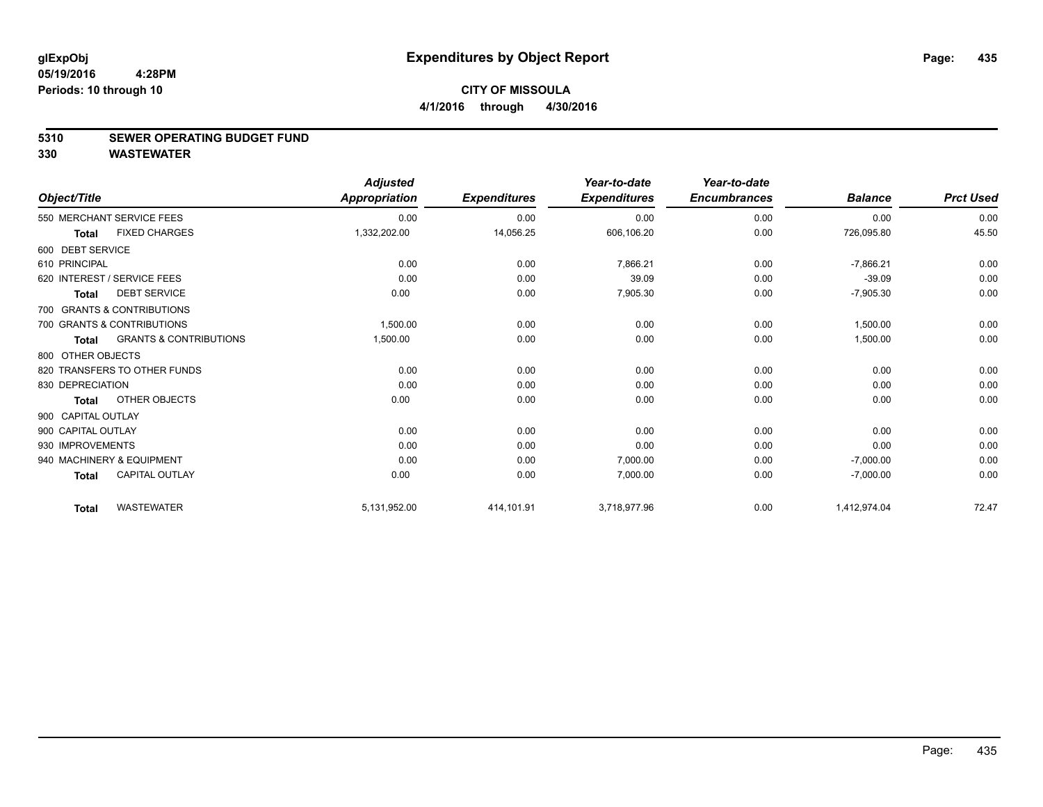# Expenditures by Object Report

glExpObj
05/19/2016 4:28PM
Periods: 10 through 10

**CITY OF MISSOULA**
**4/1/2016 through 4/30/2016**

## 5310 SEWER OPERATING BUDGET FUND
## 330 WASTEWATER

| Object/Title | Adjusted Appropriation | Expenditures | Year-to-date Expenditures | Year-to-date Encumbrances | Balance | Prct Used |
|---|---|---|---|---|---|---|
| 550 MERCHANT SERVICE FEES | 0.00 | 0.00 | 0.00 | 0.00 | 0.00 | 0.00 |
| **Total** FIXED CHARGES | 1,332,202.00 | 14,056.25 | 606,106.20 | 0.00 | 726,095.80 | 45.50 |
| 600 DEBT SERVICE | | | | | | |
| 610 PRINCIPAL | 0.00 | 0.00 | 7,866.21 | 0.00 | -7,866.21 | 0.00 |
| 620 INTEREST / SERVICE FEES | 0.00 | 0.00 | 39.09 | 0.00 | -39.09 | 0.00 |
| **Total** DEBT SERVICE | 0.00 | 0.00 | 7,905.30 | 0.00 | -7,905.30 | 0.00 |
| 700 GRANTS & CONTRIBUTIONS | | | | | | |
| 700 GRANTS & CONTRIBUTIONS | 1,500.00 | 0.00 | 0.00 | 0.00 | 1,500.00 | 0.00 |
| **Total** GRANTS & CONTRIBUTIONS | 1,500.00 | 0.00 | 0.00 | 0.00 | 1,500.00 | 0.00 |
| 800 OTHER OBJECTS | | | | | | |
| 820 TRANSFERS TO OTHER FUNDS | 0.00 | 0.00 | 0.00 | 0.00 | 0.00 | 0.00 |
| 830 DEPRECIATION | 0.00 | 0.00 | 0.00 | 0.00 | 0.00 | 0.00 |
| **Total** OTHER OBJECTS | 0.00 | 0.00 | 0.00 | 0.00 | 0.00 | 0.00 |
| 900 CAPITAL OUTLAY | | | | | | |
| 900 CAPITAL OUTLAY | 0.00 | 0.00 | 0.00 | 0.00 | 0.00 | 0.00 |
| 930 IMPROVEMENTS | 0.00 | 0.00 | 0.00 | 0.00 | 0.00 | 0.00 |
| 940 MACHINERY & EQUIPMENT | 0.00 | 0.00 | 7,000.00 | 0.00 | -7,000.00 | 0.00 |
| **Total** CAPITAL OUTLAY | 0.00 | 0.00 | 7,000.00 | 0.00 | -7,000.00 | 0.00 |
| **Total** WASTEWATER | 5,131,952.00 | 414,101.91 | 3,718,977.96 | 0.00 | 1,412,974.04 | 72.47 |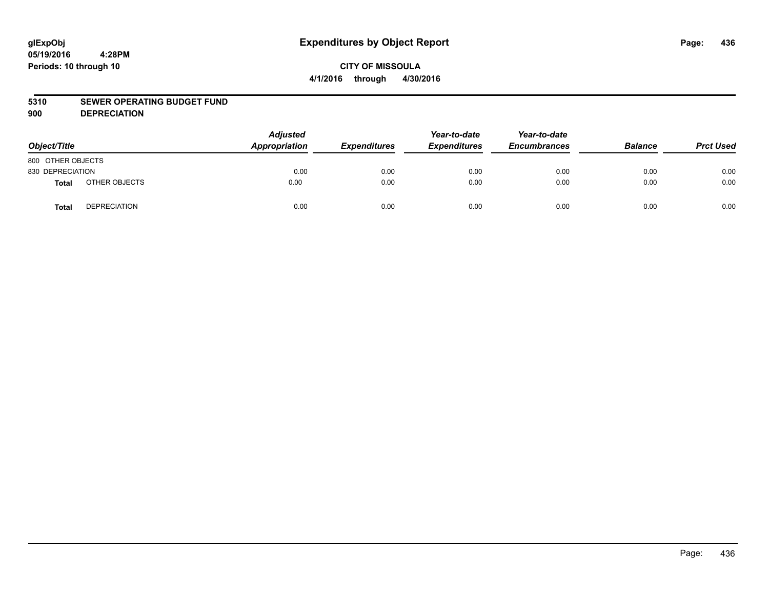# Expenditures by Object Report

glExpObj
05/19/2016 4:28PM
Periods: 10 through 10

**CITY OF MISSOULA**
**4/1/2016 through 4/30/2016**

**5310 SEWER OPERATING BUDGET FUND**
**900 DEPRECIATION**

| Object/Title | | Adjusted Appropriation | Expenditures | Year-to-date Expenditures | Year-to-date Encumbrances | Balance | Prct Used |
|---|---|---|---|---|---|---|---|
| 800 OTHER OBJECTS | | | | | | | |
| 830 DEPRECIATION | | 0.00 | 0.00 | 0.00 | 0.00 | 0.00 | 0.00 |
| **Total** | OTHER OBJECTS | 0.00 | 0.00 | 0.00 | 0.00 | 0.00 | 0.00 |
| **Total** | DEPRECIATION | 0.00 | 0.00 | 0.00 | 0.00 | 0.00 | 0.00 |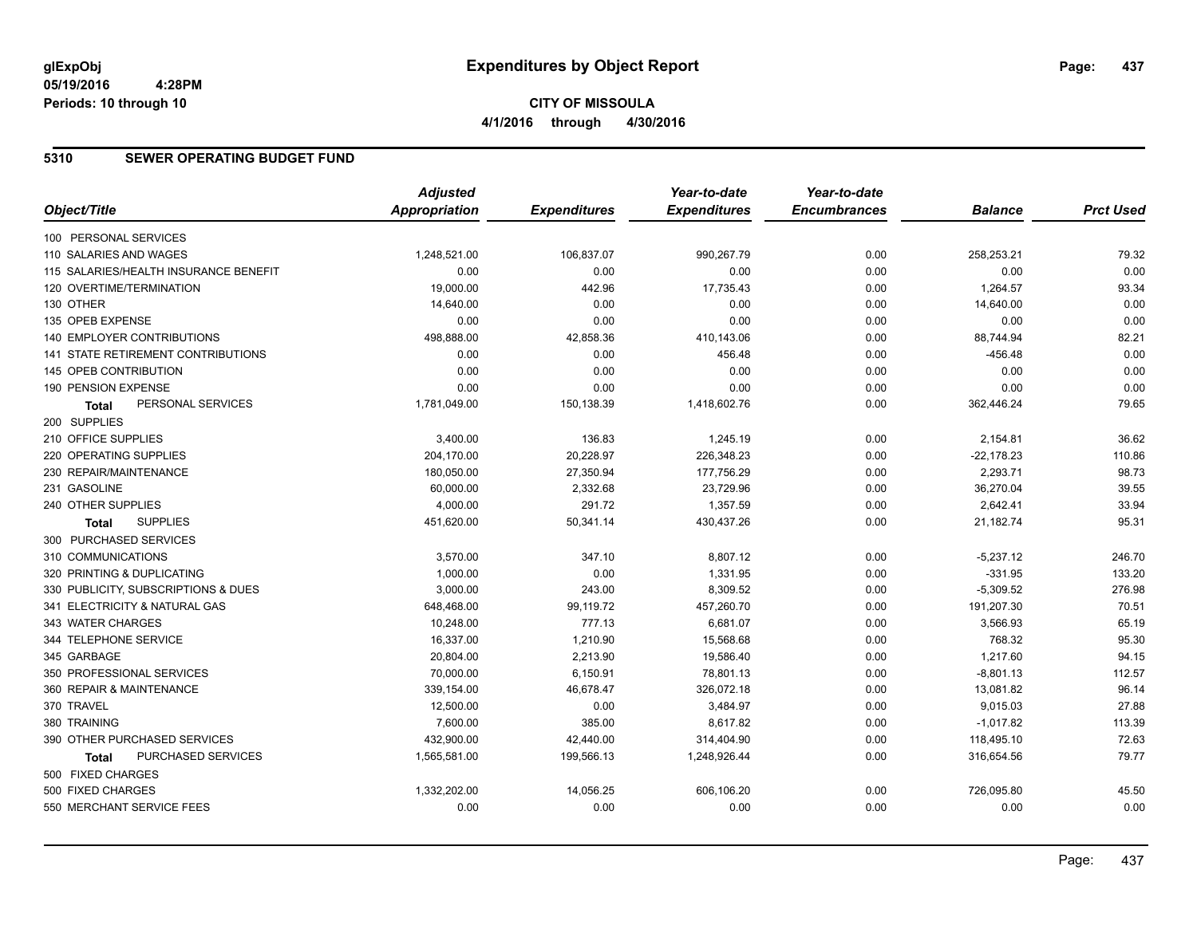# Expenditures by Object Report

glExpObj
05/19/2016 4:28PM
Periods: 10 through 10

**CITY OF MISSOULA**
**4/1/2016 through 4/30/2016**

## 5310 SEWER OPERATING BUDGET FUND

| Object/Title | Adjusted Appropriation | Expenditures | Year-to-date Expenditures | Year-to-date Encumbrances | Balance | Prct Used |
|---|---|---|---|---|---|---|
| 100 PERSONAL SERVICES | | | | | | |
| 110 SALARIES AND WAGES | 1,248,521.00 | 106,837.07 | 990,267.79 | 0.00 | 258,253.21 | 79.32 |
| 115 SALARIES/HEALTH INSURANCE BENEFIT | 0.00 | 0.00 | 0.00 | 0.00 | 0.00 | 0.00 |
| 120 OVERTIME/TERMINATION | 19,000.00 | 442.96 | 17,735.43 | 0.00 | 1,264.57 | 93.34 |
| 130 OTHER | 14,640.00 | 0.00 | 0.00 | 0.00 | 14,640.00 | 0.00 |
| 135 OPEB EXPENSE | 0.00 | 0.00 | 0.00 | 0.00 | 0.00 | 0.00 |
| 140 EMPLOYER CONTRIBUTIONS | 498,888.00 | 42,858.36 | 410,143.06 | 0.00 | 88,744.94 | 82.21 |
| 141 STATE RETIREMENT CONTRIBUTIONS | 0.00 | 0.00 | 456.48 | 0.00 | -456.48 | 0.00 |
| 145 OPEB CONTRIBUTION | 0.00 | 0.00 | 0.00 | 0.00 | 0.00 | 0.00 |
| 190 PENSION EXPENSE | 0.00 | 0.00 | 0.00 | 0.00 | 0.00 | 0.00 |
| **Total** PERSONAL SERVICES | 1,781,049.00 | 150,138.39 | 1,418,602.76 | 0.00 | 362,446.24 | 79.65 |
| 200 SUPPLIES | | | | | | |
| 210 OFFICE SUPPLIES | 3,400.00 | 136.83 | 1,245.19 | 0.00 | 2,154.81 | 36.62 |
| 220 OPERATING SUPPLIES | 204,170.00 | 20,228.97 | 226,348.23 | 0.00 | -22,178.23 | 110.86 |
| 230 REPAIR/MAINTENANCE | 180,050.00 | 27,350.94 | 177,756.29 | 0.00 | 2,293.71 | 98.73 |
| 231 GASOLINE | 60,000.00 | 2,332.68 | 23,729.96 | 0.00 | 36,270.04 | 39.55 |
| 240 OTHER SUPPLIES | 4,000.00 | 291.72 | 1,357.59 | 0.00 | 2,642.41 | 33.94 |
| **Total** SUPPLIES | 451,620.00 | 50,341.14 | 430,437.26 | 0.00 | 21,182.74 | 95.31 |
| 300 PURCHASED SERVICES | | | | | | |
| 310 COMMUNICATIONS | 3,570.00 | 347.10 | 8,807.12 | 0.00 | -5,237.12 | 246.70 |
| 320 PRINTING & DUPLICATING | 1,000.00 | 0.00 | 1,331.95 | 0.00 | -331.95 | 133.20 |
| 330 PUBLICITY, SUBSCRIPTIONS & DUES | 3,000.00 | 243.00 | 8,309.52 | 0.00 | -5,309.52 | 276.98 |
| 341 ELECTRICITY & NATURAL GAS | 648,468.00 | 99,119.72 | 457,260.70 | 0.00 | 191,207.30 | 70.51 |
| 343 WATER CHARGES | 10,248.00 | 777.13 | 6,681.07 | 0.00 | 3,566.93 | 65.19 |
| 344 TELEPHONE SERVICE | 16,337.00 | 1,210.90 | 15,568.68 | 0.00 | 768.32 | 95.30 |
| 345 GARBAGE | 20,804.00 | 2,213.90 | 19,586.40 | 0.00 | 1,217.60 | 94.15 |
| 350 PROFESSIONAL SERVICES | 70,000.00 | 6,150.91 | 78,801.13 | 0.00 | -8,801.13 | 112.57 |
| 360 REPAIR & MAINTENANCE | 339,154.00 | 46,678.47 | 326,072.18 | 0.00 | 13,081.82 | 96.14 |
| 370 TRAVEL | 12,500.00 | 0.00 | 3,484.97 | 0.00 | 9,015.03 | 27.88 |
| 380 TRAINING | 7,600.00 | 385.00 | 8,617.82 | 0.00 | -1,017.82 | 113.39 |
| 390 OTHER PURCHASED SERVICES | 432,900.00 | 42,440.00 | 314,404.90 | 0.00 | 118,495.10 | 72.63 |
| **Total** PURCHASED SERVICES | 1,565,581.00 | 199,566.13 | 1,248,926.44 | 0.00 | 316,654.56 | 79.77 |
| 500 FIXED CHARGES | | | | | | |
| 500 FIXED CHARGES | 1,332,202.00 | 14,056.25 | 606,106.20 | 0.00 | 726,095.80 | 45.50 |
| 550 MERCHANT SERVICE FEES | 0.00 | 0.00 | 0.00 | 0.00 | 0.00 | 0.00 |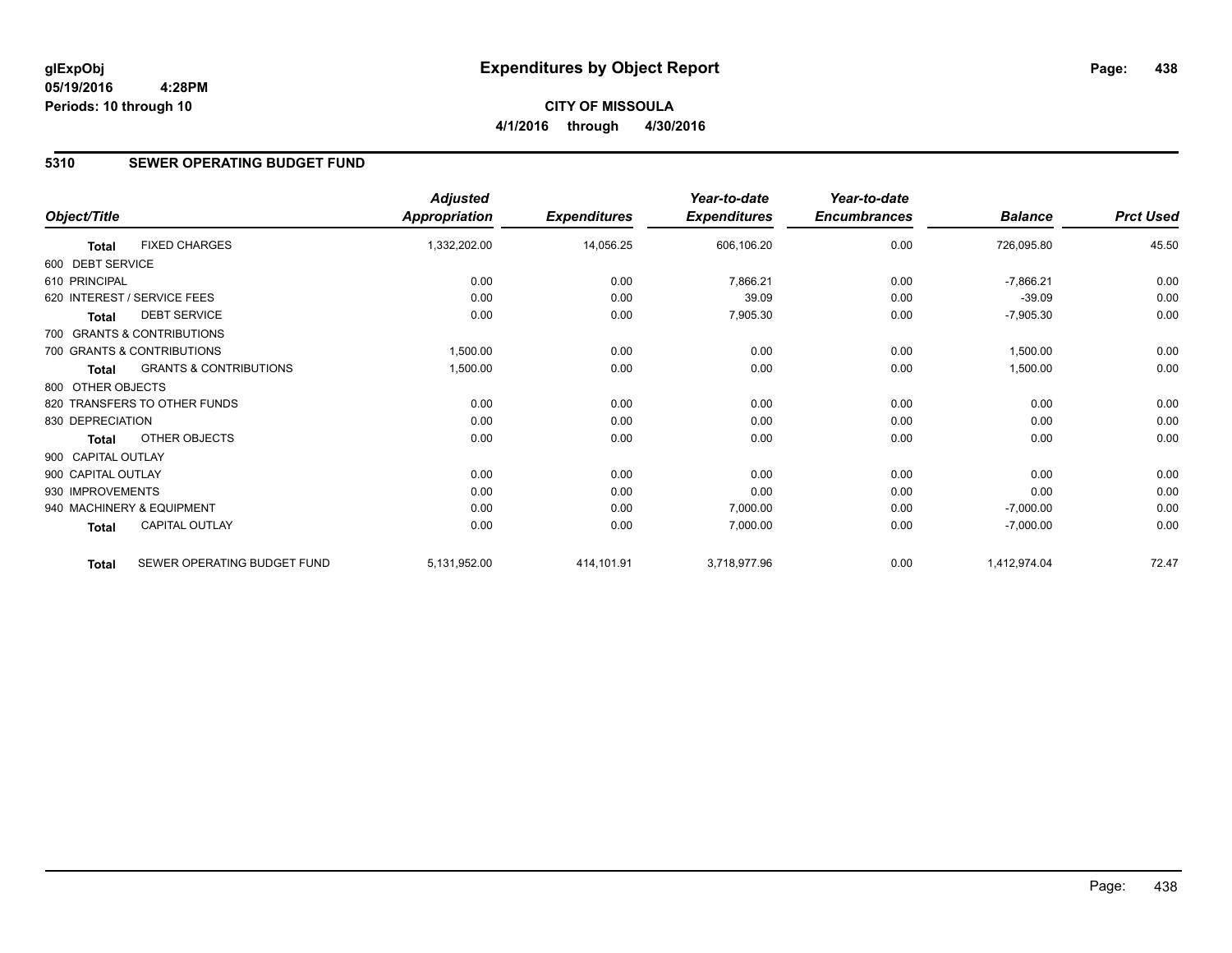**glExpObj**
**05/19/2016 4:28PM**
**Periods: 10 through 10**

# Expenditures by Object Report

**CITY OF MISSOULA**
**4/1/2016 through 4/30/2016**

## 5310 SEWER OPERATING BUDGET FUND

| Object/Title | | Adjusted Appropriation | Expenditures | Year-to-date Expenditures | Year-to-date Encumbrances | Balance | Prct Used |
|---|---|---|---|---|---|---|---|
| **Total** | FIXED CHARGES | 1,332,202.00 | 14,056.25 | 606,106.20 | 0.00 | 726,095.80 | 45.50 |
| 600 DEBT SERVICE | | | | | | | |
| 610 PRINCIPAL | | 0.00 | 0.00 | 7,866.21 | 0.00 | -7,866.21 | 0.00 |
| 620 INTEREST / SERVICE FEES | | 0.00 | 0.00 | 39.09 | 0.00 | -39.09 | 0.00 |
| **Total** | DEBT SERVICE | 0.00 | 0.00 | 7,905.30 | 0.00 | -7,905.30 | 0.00 |
| 700 GRANTS & CONTRIBUTIONS | | | | | | | |
| 700 GRANTS & CONTRIBUTIONS | | 1,500.00 | 0.00 | 0.00 | 0.00 | 1,500.00 | 0.00 |
| **Total** | GRANTS & CONTRIBUTIONS | 1,500.00 | 0.00 | 0.00 | 0.00 | 1,500.00 | 0.00 |
| 800 OTHER OBJECTS | | | | | | | |
| 820 TRANSFERS TO OTHER FUNDS | | 0.00 | 0.00 | 0.00 | 0.00 | 0.00 | 0.00 |
| 830 DEPRECIATION | | 0.00 | 0.00 | 0.00 | 0.00 | 0.00 | 0.00 |
| **Total** | OTHER OBJECTS | 0.00 | 0.00 | 0.00 | 0.00 | 0.00 | 0.00 |
| 900 CAPITAL OUTLAY | | | | | | | |
| 900 CAPITAL OUTLAY | | 0.00 | 0.00 | 0.00 | 0.00 | 0.00 | 0.00 |
| 930 IMPROVEMENTS | | 0.00 | 0.00 | 0.00 | 0.00 | 0.00 | 0.00 |
| 940 MACHINERY & EQUIPMENT | | 0.00 | 0.00 | 7,000.00 | 0.00 | -7,000.00 | 0.00 |
| **Total** | CAPITAL OUTLAY | 0.00 | 0.00 | 7,000.00 | 0.00 | -7,000.00 | 0.00 |
| **Total** | SEWER OPERATING BUDGET FUND | 5,131,952.00 | 414,101.91 | 3,718,977.96 | 0.00 | 1,412,974.04 | 72.47 |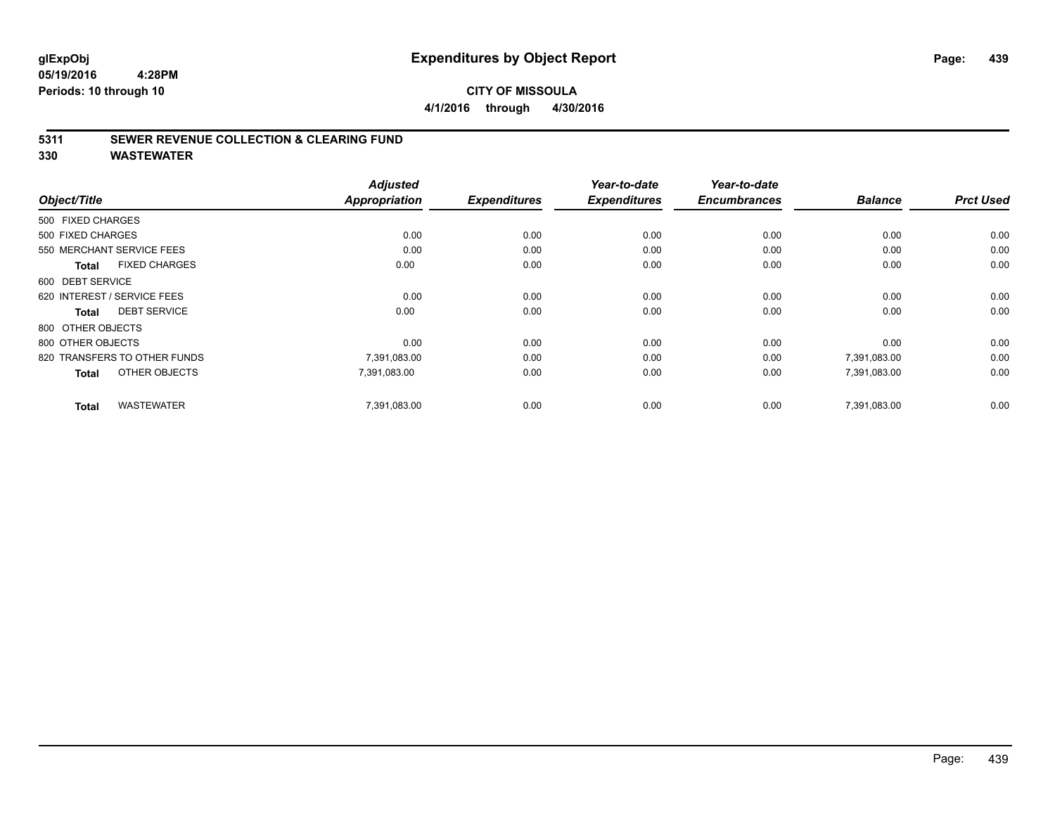# Expenditures by Object Report

glExpObj
05/19/2016 4:28PM
Periods: 10 through 10

**CITY OF MISSOULA**
**4/1/2016 through 4/30/2016**

## 5311 SEWER REVENUE COLLECTION & CLEARING FUND
## 330 WASTEWATER

| Object/Title | Adjusted Appropriation | Expenditures | Year-to-date Expenditures | Year-to-date Encumbrances | Balance | Prct Used |
|---|---|---|---|---|---|---|
| 500 FIXED CHARGES | | | | | | |
| 500 FIXED CHARGES | 0.00 | 0.00 | 0.00 | 0.00 | 0.00 | 0.00 |
| 550 MERCHANT SERVICE FEES | 0.00 | 0.00 | 0.00 | 0.00 | 0.00 | 0.00 |
| **Total** FIXED CHARGES | 0.00 | 0.00 | 0.00 | 0.00 | 0.00 | 0.00 |
| 600 DEBT SERVICE | | | | | | |
| 620 INTEREST / SERVICE FEES | 0.00 | 0.00 | 0.00 | 0.00 | 0.00 | 0.00 |
| **Total** DEBT SERVICE | 0.00 | 0.00 | 0.00 | 0.00 | 0.00 | 0.00 |
| 800 OTHER OBJECTS | | | | | | |
| 800 OTHER OBJECTS | 0.00 | 0.00 | 0.00 | 0.00 | 0.00 | 0.00 |
| 820 TRANSFERS TO OTHER FUNDS | 7,391,083.00 | 0.00 | 0.00 | 0.00 | 7,391,083.00 | 0.00 |
| **Total** OTHER OBJECTS | 7,391,083.00 | 0.00 | 0.00 | 0.00 | 7,391,083.00 | 0.00 |
| **Total** WASTEWATER | 7,391,083.00 | 0.00 | 0.00 | 0.00 | 7,391,083.00 | 0.00 |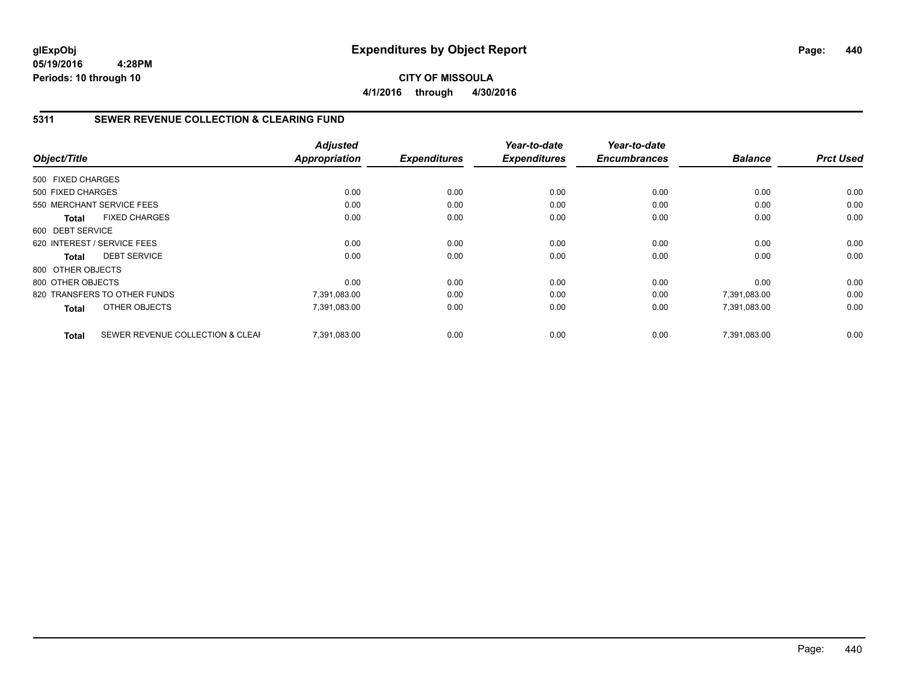# Expenditures by Object Report

glExpObj
05/19/2016 4:28PM
Periods: 10 through 10

**CITY OF MISSOULA**
**4/1/2016 through 4/30/2016**

## 5311 SEWER REVENUE COLLECTION & CLEARING FUND

| Object/Title | | Adjusted Appropriation | Expenditures | Year-to-date Expenditures | Year-to-date Encumbrances | Balance | Prct Used |
|---|---|---|---|---|---|---|---|
| 500 FIXED CHARGES | | | | | | | |
| 500 FIXED CHARGES | | 0.00 | 0.00 | 0.00 | 0.00 | 0.00 | 0.00 |
| 550 MERCHANT SERVICE FEES | | 0.00 | 0.00 | 0.00 | 0.00 | 0.00 | 0.00 |
| **Total** | FIXED CHARGES | 0.00 | 0.00 | 0.00 | 0.00 | 0.00 | 0.00 |
| 600 DEBT SERVICE | | | | | | | |
| 620 INTEREST / SERVICE FEES | | 0.00 | 0.00 | 0.00 | 0.00 | 0.00 | 0.00 |
| **Total** | DEBT SERVICE | 0.00 | 0.00 | 0.00 | 0.00 | 0.00 | 0.00 |
| 800 OTHER OBJECTS | | | | | | | |
| 800 OTHER OBJECTS | | 0.00 | 0.00 | 0.00 | 0.00 | 0.00 | 0.00 |
| 820 TRANSFERS TO OTHER FUNDS | | 7,391,083.00 | 0.00 | 0.00 | 0.00 | 7,391,083.00 | 0.00 |
| **Total** | OTHER OBJECTS | 7,391,083.00 | 0.00 | 0.00 | 0.00 | 7,391,083.00 | 0.00 |
| **Total** | SEWER REVENUE COLLECTION & CLEAI | 7,391,083.00 | 0.00 | 0.00 | 0.00 | 7,391,083.00 | 0.00 |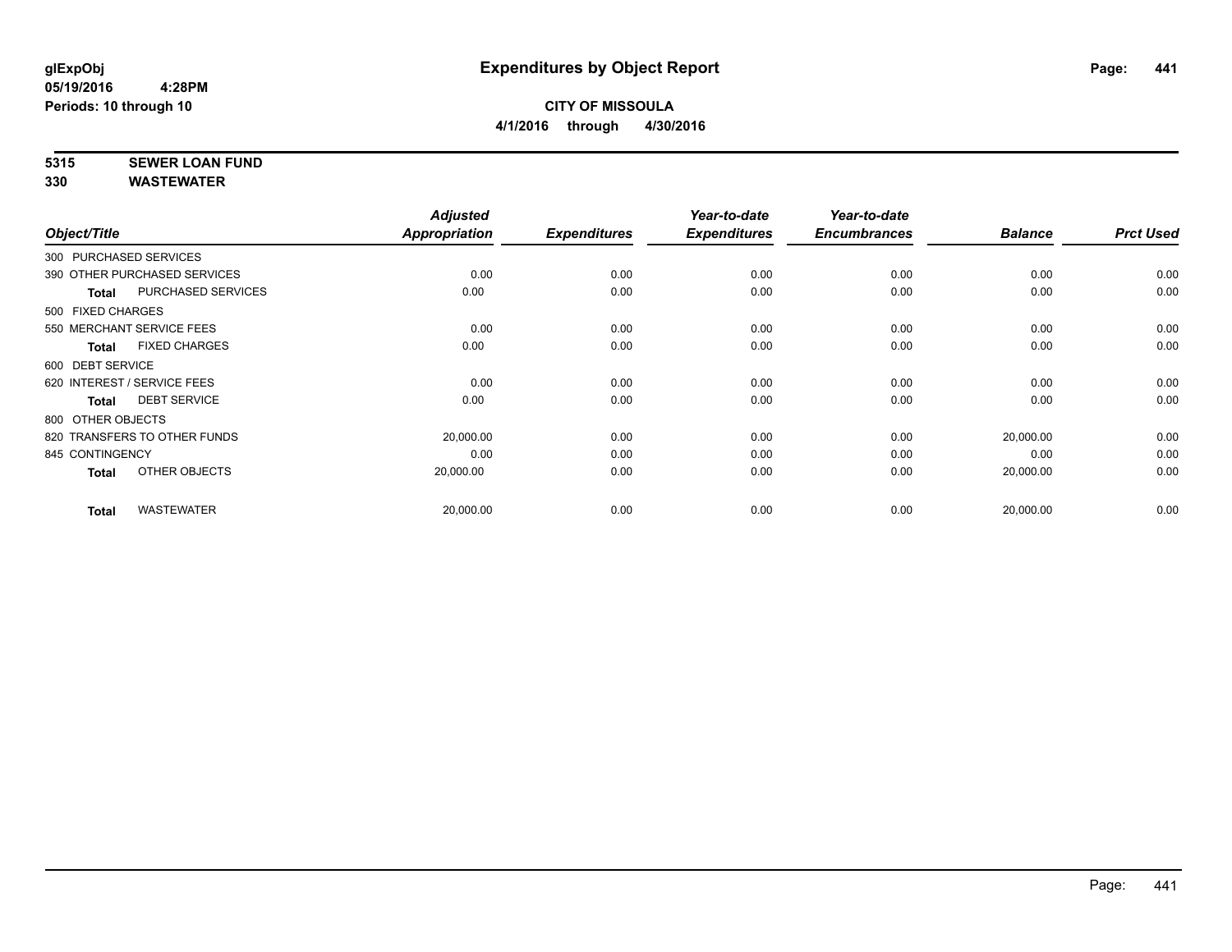# Expenditures by Object Report

glExpObj
05/19/2016 4:28PM
Periods: 10 through 10

**CITY OF MISSOULA**
**4/1/2016 through 4/30/2016**

**5315 SEWER LOAN FUND**
**330 WASTEWATER**

| Object/Title | Adjusted Appropriation | Expenditures | Year-to-date Expenditures | Year-to-date Encumbrances | Balance | Prct Used |
|---|---|---|---|---|---|---|
| 300 PURCHASED SERVICES | | | | | | |
| 390 OTHER PURCHASED SERVICES | 0.00 | 0.00 | 0.00 | 0.00 | 0.00 | 0.00 |
| **Total** PURCHASED SERVICES | 0.00 | 0.00 | 0.00 | 0.00 | 0.00 | 0.00 |
| 500 FIXED CHARGES | | | | | | |
| 550 MERCHANT SERVICE FEES | 0.00 | 0.00 | 0.00 | 0.00 | 0.00 | 0.00 |
| **Total** FIXED CHARGES | 0.00 | 0.00 | 0.00 | 0.00 | 0.00 | 0.00 |
| 600 DEBT SERVICE | | | | | | |
| 620 INTEREST / SERVICE FEES | 0.00 | 0.00 | 0.00 | 0.00 | 0.00 | 0.00 |
| **Total** DEBT SERVICE | 0.00 | 0.00 | 0.00 | 0.00 | 0.00 | 0.00 |
| 800 OTHER OBJECTS | | | | | | |
| 820 TRANSFERS TO OTHER FUNDS | 20,000.00 | 0.00 | 0.00 | 0.00 | 20,000.00 | 0.00 |
| 845 CONTINGENCY | 0.00 | 0.00 | 0.00 | 0.00 | 0.00 | 0.00 |
| **Total** OTHER OBJECTS | 20,000.00 | 0.00 | 0.00 | 0.00 | 20,000.00 | 0.00 |
| **Total** WASTEWATER | 20,000.00 | 0.00 | 0.00 | 0.00 | 20,000.00 | 0.00 |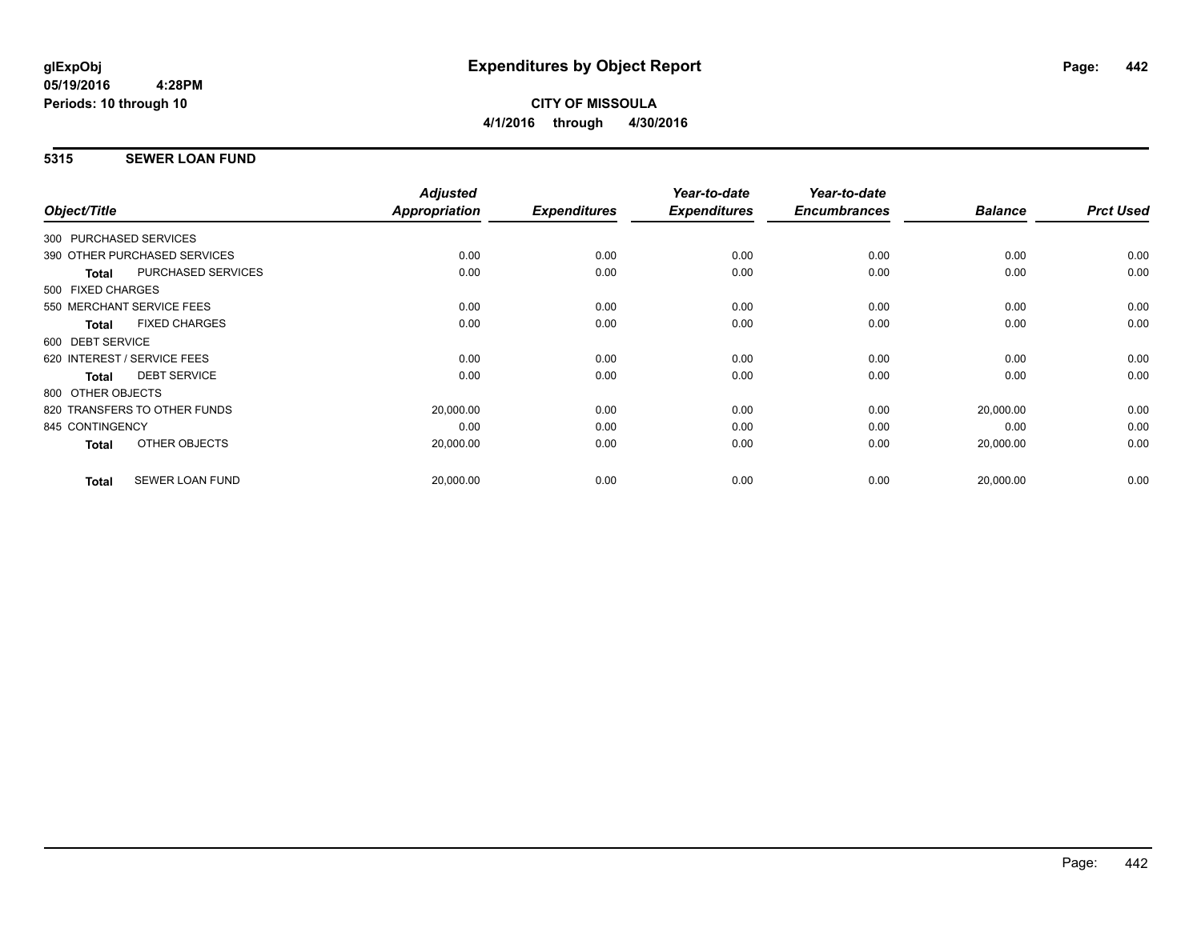# Expenditures by Object Report

glExpObj
05/19/2016 4:28PM
Periods: 10 through 10

**CITY OF MISSOULA**
**4/1/2016 through 4/30/2016**

## 5315 SEWER LOAN FUND

| Object/Title | | Adjusted Appropriation | Expenditures | Year-to-date Expenditures | Year-to-date Encumbrances | Balance | Prct Used |
|---|---|---|---|---|---|---|---|
| 300 PURCHASED SERVICES | | | | | | | |
| 390 OTHER PURCHASED SERVICES | | 0.00 | 0.00 | 0.00 | 0.00 | 0.00 | 0.00 |
| **Total** | PURCHASED SERVICES | 0.00 | 0.00 | 0.00 | 0.00 | 0.00 | 0.00 |
| 500 FIXED CHARGES | | | | | | | |
| 550 MERCHANT SERVICE FEES | | 0.00 | 0.00 | 0.00 | 0.00 | 0.00 | 0.00 |
| **Total** | FIXED CHARGES | 0.00 | 0.00 | 0.00 | 0.00 | 0.00 | 0.00 |
| 600 DEBT SERVICE | | | | | | | |
| 620 INTEREST / SERVICE FEES | | 0.00 | 0.00 | 0.00 | 0.00 | 0.00 | 0.00 |
| **Total** | DEBT SERVICE | 0.00 | 0.00 | 0.00 | 0.00 | 0.00 | 0.00 |
| 800 OTHER OBJECTS | | | | | | | |
| 820 TRANSFERS TO OTHER FUNDS | | 20,000.00 | 0.00 | 0.00 | 0.00 | 20,000.00 | 0.00 |
| 845 CONTINGENCY | | 0.00 | 0.00 | 0.00 | 0.00 | 0.00 | 0.00 |
| **Total** | OTHER OBJECTS | 20,000.00 | 0.00 | 0.00 | 0.00 | 20,000.00 | 0.00 |
| **Total** | SEWER LOAN FUND | 20,000.00 | 0.00 | 0.00 | 0.00 | 20,000.00 | 0.00 |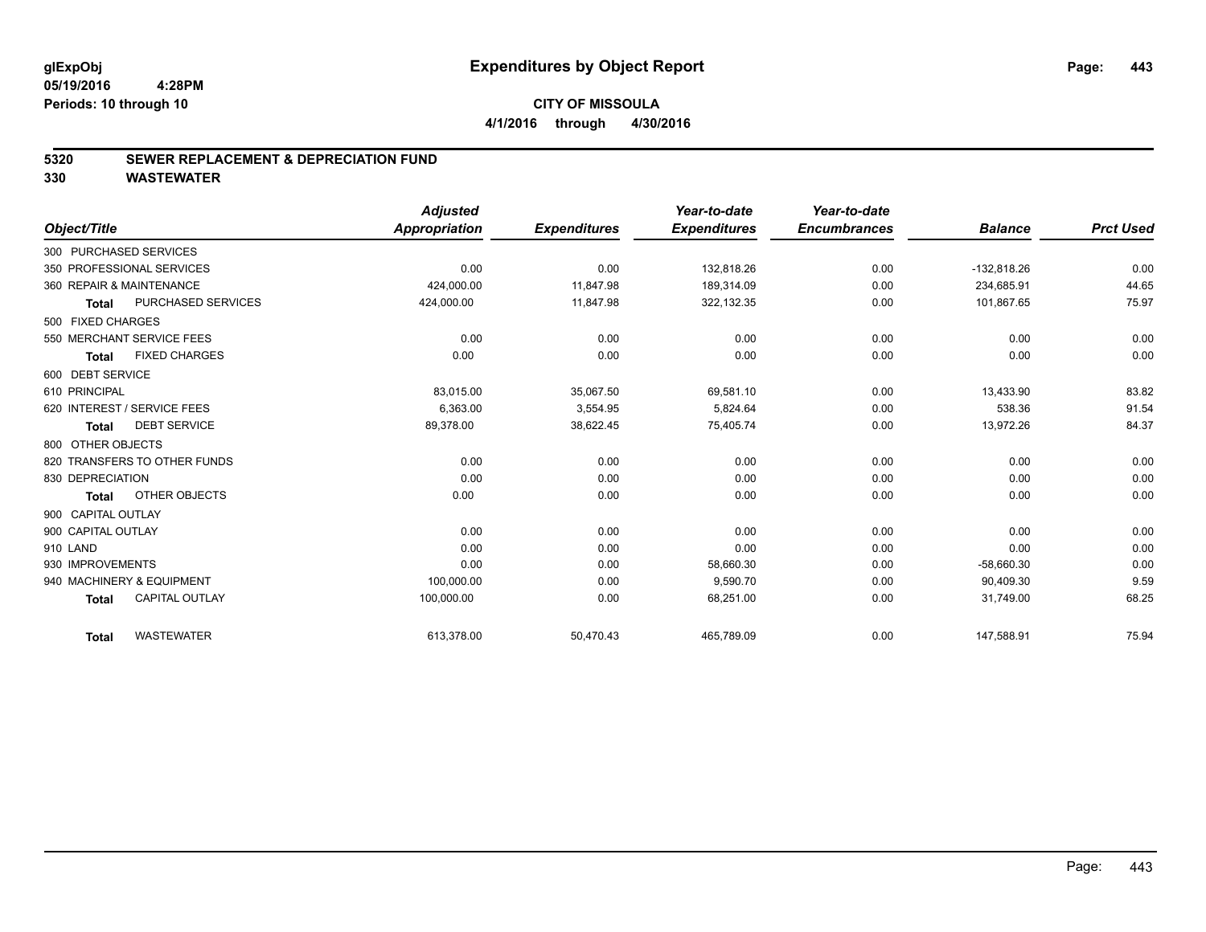**glExpObj**
**05/19/2016 4:28PM**
**Periods: 10 through 10**

# Expenditures by Object Report

**CITY OF MISSOULA**
**4/1/2016 through 4/30/2016**

## 5320 SEWER REPLACEMENT & DEPRECIATION FUND
## 330 WASTEWATER

| Object/Title | Adjusted Appropriation | Expenditures | Year-to-date Expenditures | Year-to-date Encumbrances | Balance | Prct Used |
|---|---|---|---|---|---|---|
| 300 PURCHASED SERVICES | | | | | | |
| 350 PROFESSIONAL SERVICES | 0.00 | 0.00 | 132,818.26 | 0.00 | -132,818.26 | 0.00 |
| 360 REPAIR & MAINTENANCE | 424,000.00 | 11,847.98 | 189,314.09 | 0.00 | 234,685.91 | 44.65 |
| **Total** PURCHASED SERVICES | 424,000.00 | 11,847.98 | 322,132.35 | 0.00 | 101,867.65 | 75.97 |
| 500 FIXED CHARGES | | | | | | |
| 550 MERCHANT SERVICE FEES | 0.00 | 0.00 | 0.00 | 0.00 | 0.00 | 0.00 |
| **Total** FIXED CHARGES | 0.00 | 0.00 | 0.00 | 0.00 | 0.00 | 0.00 |
| 600 DEBT SERVICE | | | | | | |
| 610 PRINCIPAL | 83,015.00 | 35,067.50 | 69,581.10 | 0.00 | 13,433.90 | 83.82 |
| 620 INTEREST / SERVICE FEES | 6,363.00 | 3,554.95 | 5,824.64 | 0.00 | 538.36 | 91.54 |
| **Total** DEBT SERVICE | 89,378.00 | 38,622.45 | 75,405.74 | 0.00 | 13,972.26 | 84.37 |
| 800 OTHER OBJECTS | | | | | | |
| 820 TRANSFERS TO OTHER FUNDS | 0.00 | 0.00 | 0.00 | 0.00 | 0.00 | 0.00 |
| 830 DEPRECIATION | 0.00 | 0.00 | 0.00 | 0.00 | 0.00 | 0.00 |
| **Total** OTHER OBJECTS | 0.00 | 0.00 | 0.00 | 0.00 | 0.00 | 0.00 |
| 900 CAPITAL OUTLAY | | | | | | |
| 900 CAPITAL OUTLAY | 0.00 | 0.00 | 0.00 | 0.00 | 0.00 | 0.00 |
| 910 LAND | 0.00 | 0.00 | 0.00 | 0.00 | 0.00 | 0.00 |
| 930 IMPROVEMENTS | 0.00 | 0.00 | 58,660.30 | 0.00 | -58,660.30 | 0.00 |
| 940 MACHINERY & EQUIPMENT | 100,000.00 | 0.00 | 9,590.70 | 0.00 | 90,409.30 | 9.59 |
| **Total** CAPITAL OUTLAY | 100,000.00 | 0.00 | 68,251.00 | 0.00 | 31,749.00 | 68.25 |
| **Total** WASTEWATER | 613,378.00 | 50,470.43 | 465,789.09 | 0.00 | 147,588.91 | 75.94 |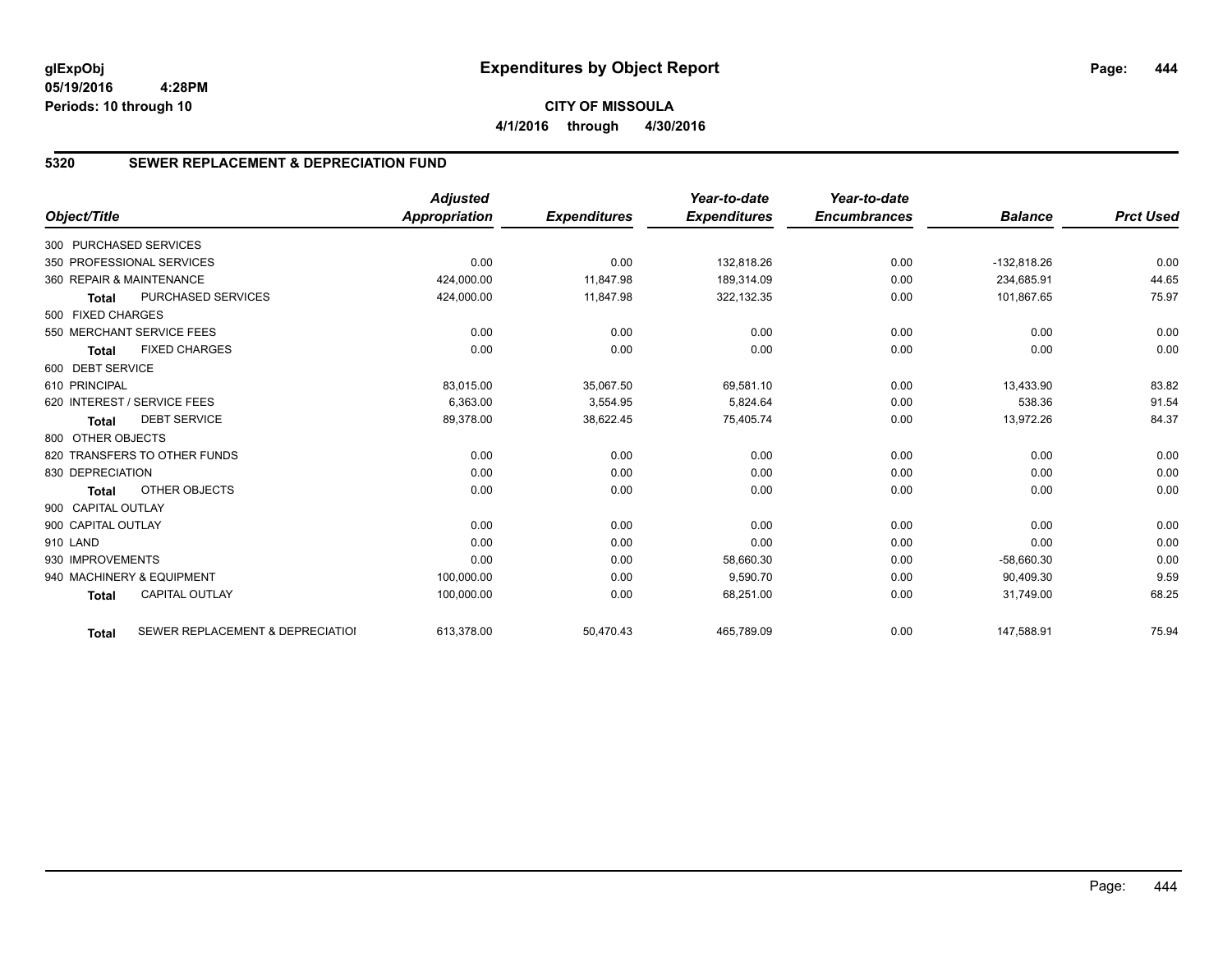# Expenditures by Object Report

glExpObj
05/19/2016 4:28PM
Periods: 10 through 10

**CITY OF MISSOULA**
**4/1/2016 through 4/30/2016**

## 5320 SEWER REPLACEMENT & DEPRECIATION FUND

| Object/Title | | Adjusted Appropriation | Expenditures | Year-to-date Expenditures | Year-to-date Encumbrances | Balance | Prct Used |
|---|---|---|---|---|---|---|---|
| 300 PURCHASED SERVICES | | | | | | | |
| 350 PROFESSIONAL SERVICES | | 0.00 | 0.00 | 132,818.26 | 0.00 | -132,818.26 | 0.00 |
| 360 REPAIR & MAINTENANCE | | 424,000.00 | 11,847.98 | 189,314.09 | 0.00 | 234,685.91 | 44.65 |
| Total | PURCHASED SERVICES | 424,000.00 | 11,847.98 | 322,132.35 | 0.00 | 101,867.65 | 75.97 |
| 500 FIXED CHARGES | | | | | | | |
| 550 MERCHANT SERVICE FEES | | 0.00 | 0.00 | 0.00 | 0.00 | 0.00 | 0.00 |
| Total | FIXED CHARGES | 0.00 | 0.00 | 0.00 | 0.00 | 0.00 | 0.00 |
| 600 DEBT SERVICE | | | | | | | |
| 610 PRINCIPAL | | 83,015.00 | 35,067.50 | 69,581.10 | 0.00 | 13,433.90 | 83.82 |
| 620 INTEREST / SERVICE FEES | | 6,363.00 | 3,554.95 | 5,824.64 | 0.00 | 538.36 | 91.54 |
| Total | DEBT SERVICE | 89,378.00 | 38,622.45 | 75,405.74 | 0.00 | 13,972.26 | 84.37 |
| 800 OTHER OBJECTS | | | | | | | |
| 820 TRANSFERS TO OTHER FUNDS | | 0.00 | 0.00 | 0.00 | 0.00 | 0.00 | 0.00 |
| 830 DEPRECIATION | | 0.00 | 0.00 | 0.00 | 0.00 | 0.00 | 0.00 |
| Total | OTHER OBJECTS | 0.00 | 0.00 | 0.00 | 0.00 | 0.00 | 0.00 |
| 900 CAPITAL OUTLAY | | | | | | | |
| 900 CAPITAL OUTLAY | | 0.00 | 0.00 | 0.00 | 0.00 | 0.00 | 0.00 |
| 910 LAND | | 0.00 | 0.00 | 0.00 | 0.00 | 0.00 | 0.00 |
| 930 IMPROVEMENTS | | 0.00 | 0.00 | 58,660.30 | 0.00 | -58,660.30 | 0.00 |
| 940 MACHINERY & EQUIPMENT | | 100,000.00 | 0.00 | 9,590.70 | 0.00 | 90,409.30 | 9.59 |
| Total | CAPITAL OUTLAY | 100,000.00 | 0.00 | 68,251.00 | 0.00 | 31,749.00 | 68.25 |
| Total | SEWER REPLACEMENT & DEPRECIATIOI | 613,378.00 | 50,470.43 | 465,789.09 | 0.00 | 147,588.91 | 75.94 |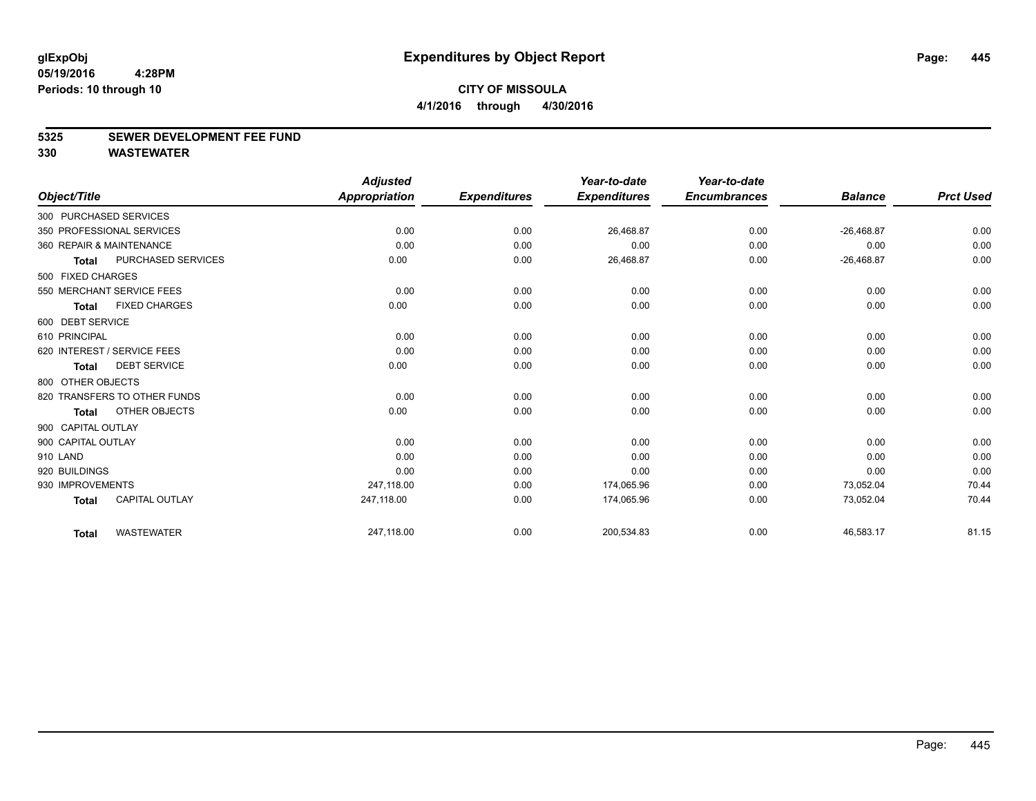glExpObj
05/19/2016 4:28PM
Periods: 10 through 10

# Expenditures by Object Report

**CITY OF MISSOULA**
**4/1/2016 through 4/30/2016**

## 5325 SEWER DEVELOPMENT FEE FUND
## 330 WASTEWATER

| Object/Title | Adjusted Appropriation | Expenditures | Year-to-date Expenditures | Year-to-date Encumbrances | Balance | Prct Used |
|---|---|---|---|---|---|---|
| 300 PURCHASED SERVICES | | | | | | |
| 350 PROFESSIONAL SERVICES | 0.00 | 0.00 | 26,468.87 | 0.00 | -26,468.87 | 0.00 |
| 360 REPAIR & MAINTENANCE | 0.00 | 0.00 | 0.00 | 0.00 | 0.00 | 0.00 |
| **Total** PURCHASED SERVICES | 0.00 | 0.00 | 26,468.87 | 0.00 | -26,468.87 | 0.00 |
| 500 FIXED CHARGES | | | | | | |
| 550 MERCHANT SERVICE FEES | 0.00 | 0.00 | 0.00 | 0.00 | 0.00 | 0.00 |
| **Total** FIXED CHARGES | 0.00 | 0.00 | 0.00 | 0.00 | 0.00 | 0.00 |
| 600 DEBT SERVICE | | | | | | |
| 610 PRINCIPAL | 0.00 | 0.00 | 0.00 | 0.00 | 0.00 | 0.00 |
| 620 INTEREST / SERVICE FEES | 0.00 | 0.00 | 0.00 | 0.00 | 0.00 | 0.00 |
| **Total** DEBT SERVICE | 0.00 | 0.00 | 0.00 | 0.00 | 0.00 | 0.00 |
| 800 OTHER OBJECTS | | | | | | |
| 820 TRANSFERS TO OTHER FUNDS | 0.00 | 0.00 | 0.00 | 0.00 | 0.00 | 0.00 |
| **Total** OTHER OBJECTS | 0.00 | 0.00 | 0.00 | 0.00 | 0.00 | 0.00 |
| 900 CAPITAL OUTLAY | | | | | | |
| 900 CAPITAL OUTLAY | 0.00 | 0.00 | 0.00 | 0.00 | 0.00 | 0.00 |
| 910 LAND | 0.00 | 0.00 | 0.00 | 0.00 | 0.00 | 0.00 |
| 920 BUILDINGS | 0.00 | 0.00 | 0.00 | 0.00 | 0.00 | 0.00 |
| 930 IMPROVEMENTS | 247,118.00 | 0.00 | 174,065.96 | 0.00 | 73,052.04 | 70.44 |
| **Total** CAPITAL OUTLAY | 247,118.00 | 0.00 | 174,065.96 | 0.00 | 73,052.04 | 70.44 |
| **Total** WASTEWATER | 247,118.00 | 0.00 | 200,534.83 | 0.00 | 46,583.17 | 81.15 |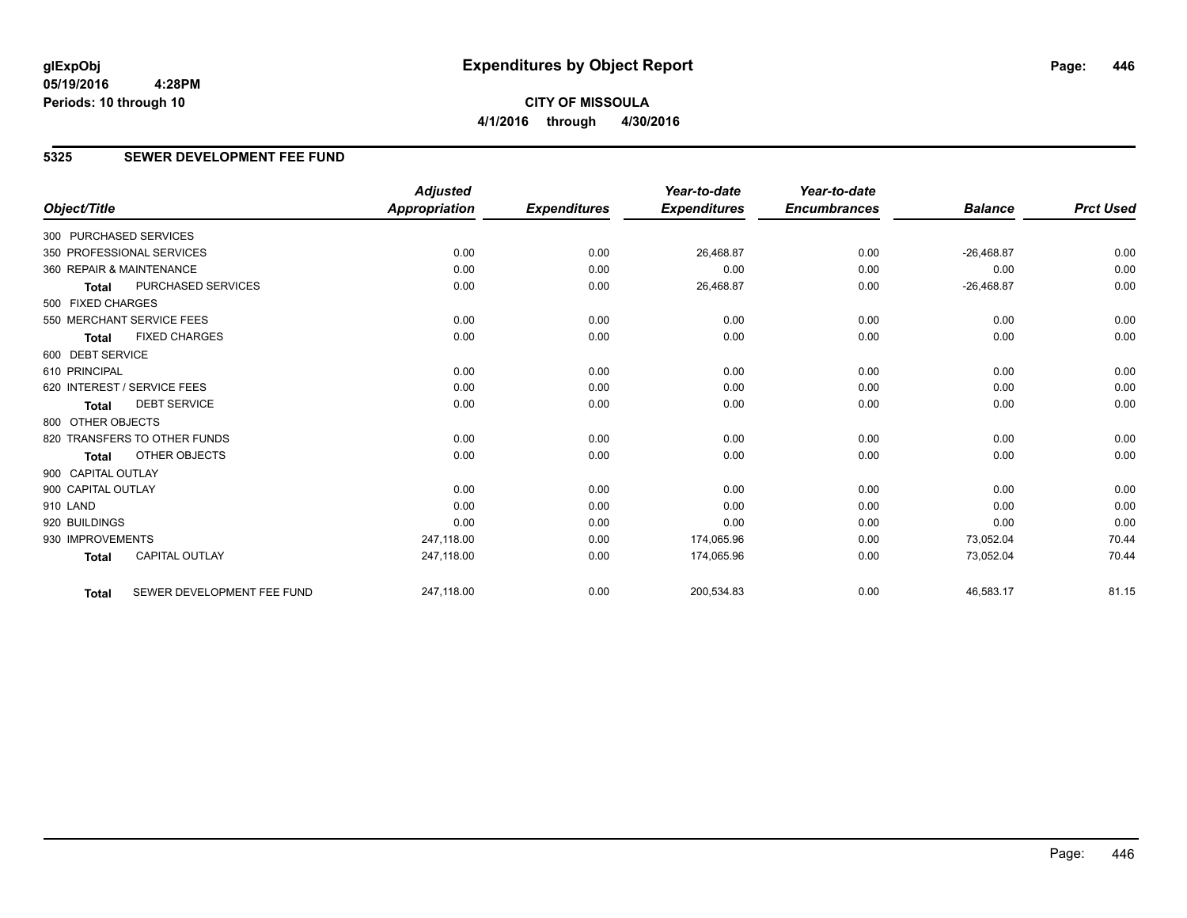**glExpObj**
**05/19/2016 4:28PM**
**Periods: 10 through 10**

# Expenditures by Object Report

**CITY OF MISSOULA**
**4/1/2016 through 4/30/2016**

## 5325 SEWER DEVELOPMENT FEE FUND

| Object/Title | | Adjusted Appropriation | Expenditures | Year-to-date Expenditures | Year-to-date Encumbrances | Balance | Prct Used |
|---|---|---|---|---|---|---|---|
| 300 PURCHASED SERVICES | | | | | | | |
| 350 PROFESSIONAL SERVICES | | 0.00 | 0.00 | 26,468.87 | 0.00 | -26,468.87 | 0.00 |
| 360 REPAIR & MAINTENANCE | | 0.00 | 0.00 | 0.00 | 0.00 | 0.00 | 0.00 |
| **Total** | PURCHASED SERVICES | 0.00 | 0.00 | 26,468.87 | 0.00 | -26,468.87 | 0.00 |
| 500 FIXED CHARGES | | | | | | | |
| 550 MERCHANT SERVICE FEES | | 0.00 | 0.00 | 0.00 | 0.00 | 0.00 | 0.00 |
| **Total** | FIXED CHARGES | 0.00 | 0.00 | 0.00 | 0.00 | 0.00 | 0.00 |
| 600 DEBT SERVICE | | | | | | | |
| 610 PRINCIPAL | | 0.00 | 0.00 | 0.00 | 0.00 | 0.00 | 0.00 |
| 620 INTEREST / SERVICE FEES | | 0.00 | 0.00 | 0.00 | 0.00 | 0.00 | 0.00 |
| **Total** | DEBT SERVICE | 0.00 | 0.00 | 0.00 | 0.00 | 0.00 | 0.00 |
| 800 OTHER OBJECTS | | | | | | | |
| 820 TRANSFERS TO OTHER FUNDS | | 0.00 | 0.00 | 0.00 | 0.00 | 0.00 | 0.00 |
| **Total** | OTHER OBJECTS | 0.00 | 0.00 | 0.00 | 0.00 | 0.00 | 0.00 |
| 900 CAPITAL OUTLAY | | | | | | | |
| 900 CAPITAL OUTLAY | | 0.00 | 0.00 | 0.00 | 0.00 | 0.00 | 0.00 |
| 910 LAND | | 0.00 | 0.00 | 0.00 | 0.00 | 0.00 | 0.00 |
| 920 BUILDINGS | | 0.00 | 0.00 | 0.00 | 0.00 | 0.00 | 0.00 |
| 930 IMPROVEMENTS | | 247,118.00 | 0.00 | 174,065.96 | 0.00 | 73,052.04 | 70.44 |
| **Total** | CAPITAL OUTLAY | 247,118.00 | 0.00 | 174,065.96 | 0.00 | 73,052.04 | 70.44 |
| **Total** | SEWER DEVELOPMENT FEE FUND | 247,118.00 | 0.00 | 200,534.83 | 0.00 | 46,583.17 | 81.15 |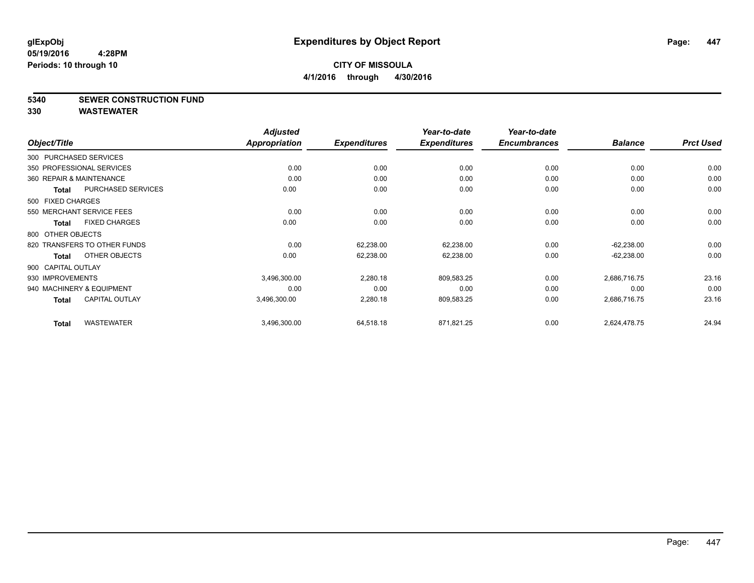# Expenditures by Object Report

glExpObj
05/19/2016 4:28PM
Periods: 10 through 10

**CITY OF MISSOULA**
**4/1/2016 through 4/30/2016**

## 5340 SEWER CONSTRUCTION FUND
## 330 WASTEWATER

| Object/Title | Adjusted Appropriation | Expenditures | Year-to-date Expenditures | Year-to-date Encumbrances | Balance | Prct Used |
|---|---|---|---|---|---|---|
| 300 PURCHASED SERVICES | | | | | | |
| 350 PROFESSIONAL SERVICES | 0.00 | 0.00 | 0.00 | 0.00 | 0.00 | 0.00 |
| 360 REPAIR & MAINTENANCE | 0.00 | 0.00 | 0.00 | 0.00 | 0.00 | 0.00 |
| **Total** PURCHASED SERVICES | 0.00 | 0.00 | 0.00 | 0.00 | 0.00 | 0.00 |
| 500 FIXED CHARGES | | | | | | |
| 550 MERCHANT SERVICE FEES | 0.00 | 0.00 | 0.00 | 0.00 | 0.00 | 0.00 |
| **Total** FIXED CHARGES | 0.00 | 0.00 | 0.00 | 0.00 | 0.00 | 0.00 |
| 800 OTHER OBJECTS | | | | | | |
| 820 TRANSFERS TO OTHER FUNDS | 0.00 | 62,238.00 | 62,238.00 | 0.00 | -62,238.00 | 0.00 |
| **Total** OTHER OBJECTS | 0.00 | 62,238.00 | 62,238.00 | 0.00 | -62,238.00 | 0.00 |
| 900 CAPITAL OUTLAY | | | | | | |
| 930 IMPROVEMENTS | 3,496,300.00 | 2,280.18 | 809,583.25 | 0.00 | 2,686,716.75 | 23.16 |
| 940 MACHINERY & EQUIPMENT | 0.00 | 0.00 | 0.00 | 0.00 | 0.00 | 0.00 |
| **Total** CAPITAL OUTLAY | 3,496,300.00 | 2,280.18 | 809,583.25 | 0.00 | 2,686,716.75 | 23.16 |
| **Total** WASTEWATER | 3,496,300.00 | 64,518.18 | 871,821.25 | 0.00 | 2,624,478.75 | 24.94 |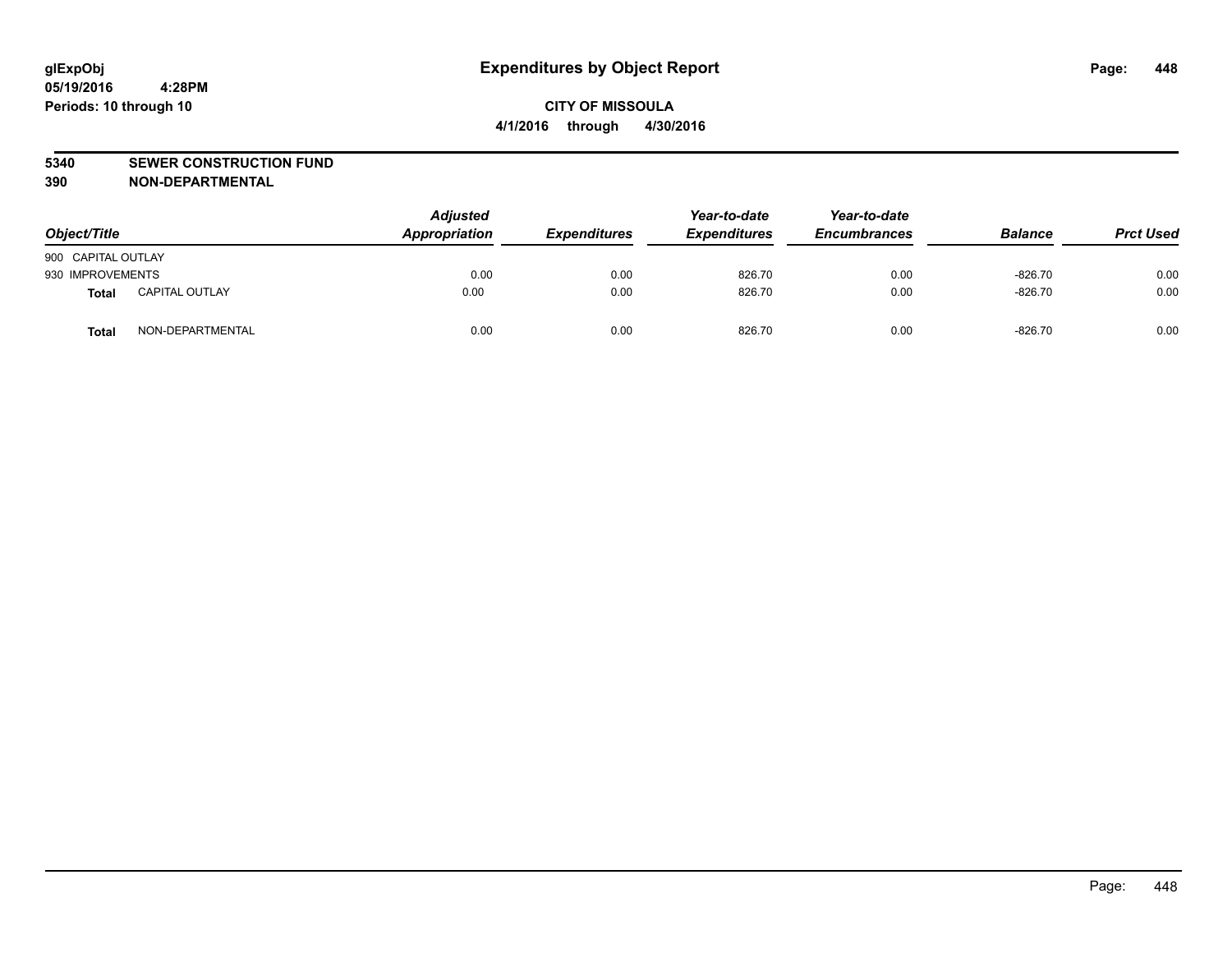glExpObj
05/19/2016 4:28PM
Periods: 10 through 10

# Expenditures by Object Report

**CITY OF MISSOULA**
**4/1/2016 through 4/30/2016**

**5340 SEWER CONSTRUCTION FUND**
**390 NON-DEPARTMENTAL**

| Object/Title | | Adjusted Appropriation | Expenditures | Year-to-date Expenditures | Year-to-date Encumbrances | Balance | Prct Used |
|---|---|---|---|---|---|---|---|
| 900 CAPITAL OUTLAY | | | | | | | |
| 930 IMPROVEMENTS | | 0.00 | 0.00 | 826.70 | 0.00 | -826.70 | 0.00 |
| **Total** | CAPITAL OUTLAY | 0.00 | 0.00 | 826.70 | 0.00 | -826.70 | 0.00 |
| **Total** | NON-DEPARTMENTAL | 0.00 | 0.00 | 826.70 | 0.00 | -826.70 | 0.00 |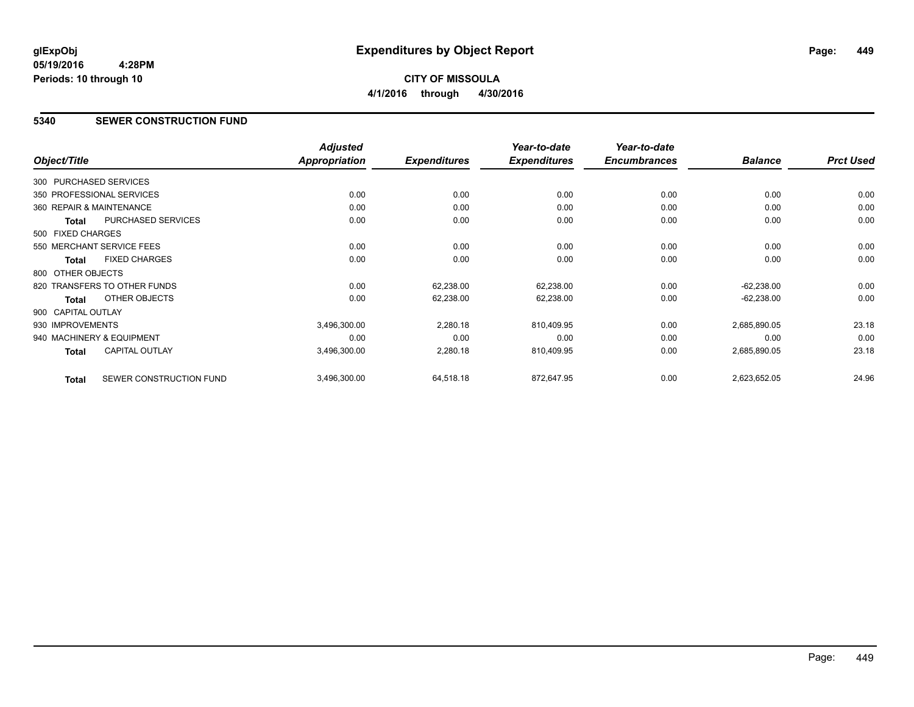glExpObj
05/19/2016 4:28PM
Periods: 10 through 10

# Expenditures by Object Report

**CITY OF MISSOULA**
**4/1/2016 through 4/30/2016**

## 5340 SEWER CONSTRUCTION FUND

| Object/Title | | Adjusted Appropriation | Expenditures | Year-to-date Expenditures | Year-to-date Encumbrances | Balance | Prct Used |
|---|---|---|---|---|---|---|---|
| 300 PURCHASED SERVICES | | | | | | | |
| 350 PROFESSIONAL SERVICES | | 0.00 | 0.00 | 0.00 | 0.00 | 0.00 | 0.00 |
| 360 REPAIR & MAINTENANCE | | 0.00 | 0.00 | 0.00 | 0.00 | 0.00 | 0.00 |
| **Total** | PURCHASED SERVICES | 0.00 | 0.00 | 0.00 | 0.00 | 0.00 | 0.00 |
| 500 FIXED CHARGES | | | | | | | |
| 550 MERCHANT SERVICE FEES | | 0.00 | 0.00 | 0.00 | 0.00 | 0.00 | 0.00 |
| **Total** | FIXED CHARGES | 0.00 | 0.00 | 0.00 | 0.00 | 0.00 | 0.00 |
| 800 OTHER OBJECTS | | | | | | | |
| 820 TRANSFERS TO OTHER FUNDS | | 0.00 | 62,238.00 | 62,238.00 | 0.00 | -62,238.00 | 0.00 |
| **Total** | OTHER OBJECTS | 0.00 | 62,238.00 | 62,238.00 | 0.00 | -62,238.00 | 0.00 |
| 900 CAPITAL OUTLAY | | | | | | | |
| 930 IMPROVEMENTS | | 3,496,300.00 | 2,280.18 | 810,409.95 | 0.00 | 2,685,890.05 | 23.18 |
| 940 MACHINERY & EQUIPMENT | | 0.00 | 0.00 | 0.00 | 0.00 | 0.00 | 0.00 |
| **Total** | CAPITAL OUTLAY | 3,496,300.00 | 2,280.18 | 810,409.95 | 0.00 | 2,685,890.05 | 23.18 |
| **Total** | SEWER CONSTRUCTION FUND | 3,496,300.00 | 64,518.18 | 872,647.95 | 0.00 | 2,623,652.05 | 24.96 |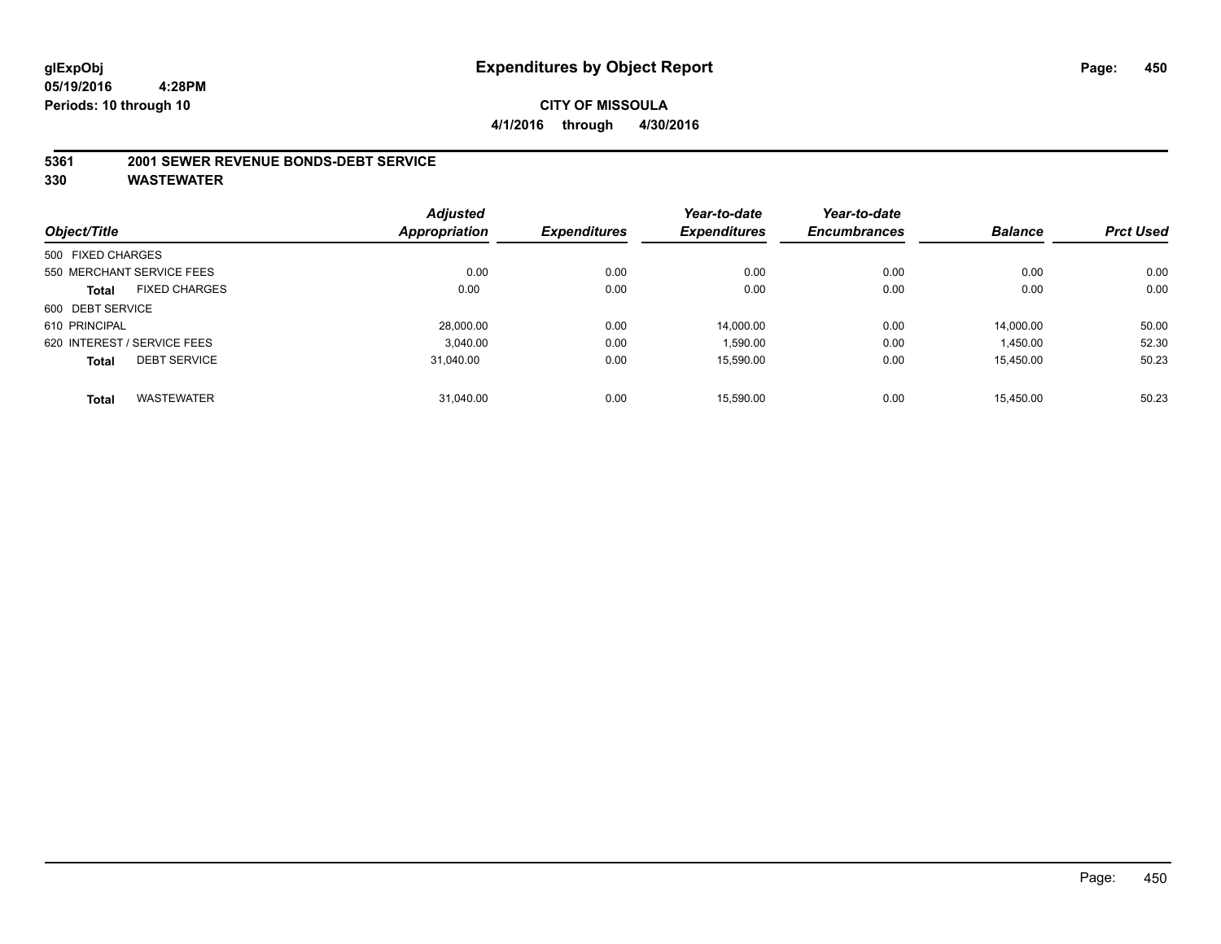# Expenditures by Object Report

glExpObj
05/19/2016 4:28PM
Periods: 10 through 10

**CITY OF MISSOULA**
**4/1/2016 through 4/30/2016**

**5361 2001 SEWER REVENUE BONDS-DEBT SERVICE**
**330 WASTEWATER**

| Object/Title | Adjusted Appropriation | Expenditures | Year-to-date Expenditures | Year-to-date Encumbrances | Balance | Prct Used |
|---|---|---|---|---|---|---|
| 500 FIXED CHARGES | | | | | | |
| 550 MERCHANT SERVICE FEES | 0.00 | 0.00 | 0.00 | 0.00 | 0.00 | 0.00 |
| **Total** FIXED CHARGES | 0.00 | 0.00 | 0.00 | 0.00 | 0.00 | 0.00 |
| 600 DEBT SERVICE | | | | | | |
| 610 PRINCIPAL | 28,000.00 | 0.00 | 14,000.00 | 0.00 | 14,000.00 | 50.00 |
| 620 INTEREST / SERVICE FEES | 3,040.00 | 0.00 | 1,590.00 | 0.00 | 1,450.00 | 52.30 |
| **Total** DEBT SERVICE | 31,040.00 | 0.00 | 15,590.00 | 0.00 | 15,450.00 | 50.23 |
| **Total** WASTEWATER | 31,040.00 | 0.00 | 15,590.00 | 0.00 | 15,450.00 | 50.23 |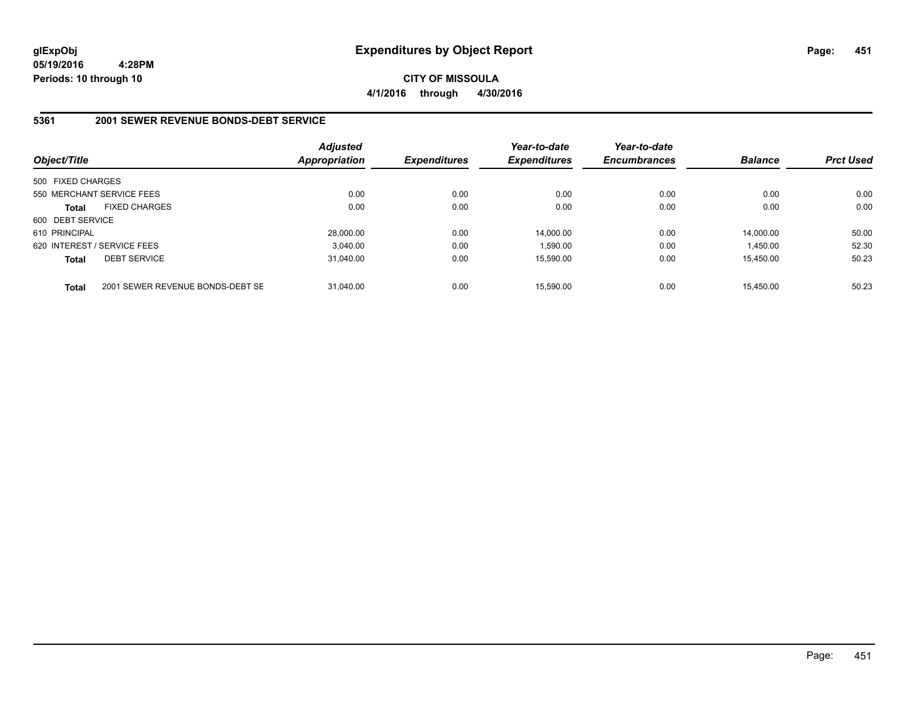# Expenditures by Object Report

glExpObj
05/19/2016 4:28PM
Periods: 10 through 10

**CITY OF MISSOULA**
**4/1/2016 through 4/30/2016**

## 5361 2001 SEWER REVENUE BONDS-DEBT SERVICE

| Object/Title | Adjusted Appropriation | Expenditures | Year-to-date Expenditures | Year-to-date Encumbrances | Balance | Prct Used |
|---|---|---|---|---|---|---|
| 500 FIXED CHARGES | | | | | | |
| 550 MERCHANT SERVICE FEES | 0.00 | 0.00 | 0.00 | 0.00 | 0.00 | 0.00 |
| **Total** FIXED CHARGES | 0.00 | 0.00 | 0.00 | 0.00 | 0.00 | 0.00 |
| 600 DEBT SERVICE | | | | | | |
| 610 PRINCIPAL | 28,000.00 | 0.00 | 14,000.00 | 0.00 | 14,000.00 | 50.00 |
| 620 INTEREST / SERVICE FEES | 3,040.00 | 0.00 | 1,590.00 | 0.00 | 1,450.00 | 52.30 |
| **Total** DEBT SERVICE | 31,040.00 | 0.00 | 15,590.00 | 0.00 | 15,450.00 | 50.23 |
| **Total** 2001 SEWER REVENUE BONDS-DEBT SE | 31,040.00 | 0.00 | 15,590.00 | 0.00 | 15,450.00 | 50.23 |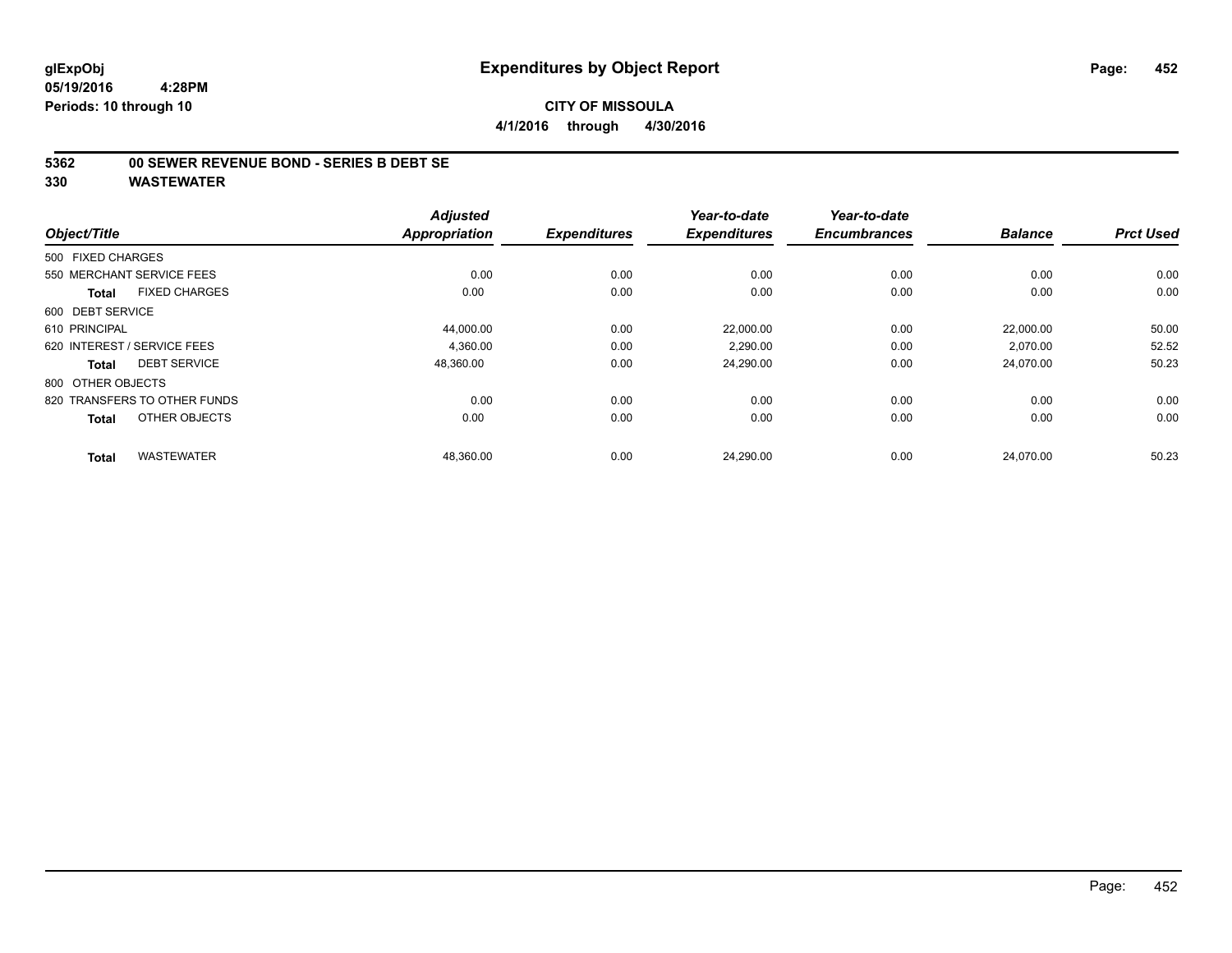glExpObj
05/19/2016 4:28PM
Periods: 10 through 10

# Expenditures by Object Report

**CITY OF MISSOULA**
**4/1/2016 through 4/30/2016**

**5362 00 SEWER REVENUE BOND - SERIES B DEBT SE**
**330 WASTEWATER**

| Object/Title | Adjusted Appropriation | Expenditures | Year-to-date Expenditures | Year-to-date Encumbrances | Balance | Prct Used |
|---|---|---|---|---|---|---|
| 500 FIXED CHARGES | | | | | | |
| 550 MERCHANT SERVICE FEES | 0.00 | 0.00 | 0.00 | 0.00 | 0.00 | 0.00 |
| **Total** FIXED CHARGES | 0.00 | 0.00 | 0.00 | 0.00 | 0.00 | 0.00 |
| 600 DEBT SERVICE | | | | | | |
| 610 PRINCIPAL | 44,000.00 | 0.00 | 22,000.00 | 0.00 | 22,000.00 | 50.00 |
| 620 INTEREST / SERVICE FEES | 4,360.00 | 0.00 | 2,290.00 | 0.00 | 2,070.00 | 52.52 |
| **Total** DEBT SERVICE | 48,360.00 | 0.00 | 24,290.00 | 0.00 | 24,070.00 | 50.23 |
| 800 OTHER OBJECTS | | | | | | |
| 820 TRANSFERS TO OTHER FUNDS | 0.00 | 0.00 | 0.00 | 0.00 | 0.00 | 0.00 |
| **Total** OTHER OBJECTS | 0.00 | 0.00 | 0.00 | 0.00 | 0.00 | 0.00 |
| **Total** WASTEWATER | 48,360.00 | 0.00 | 24,290.00 | 0.00 | 24,070.00 | 50.23 |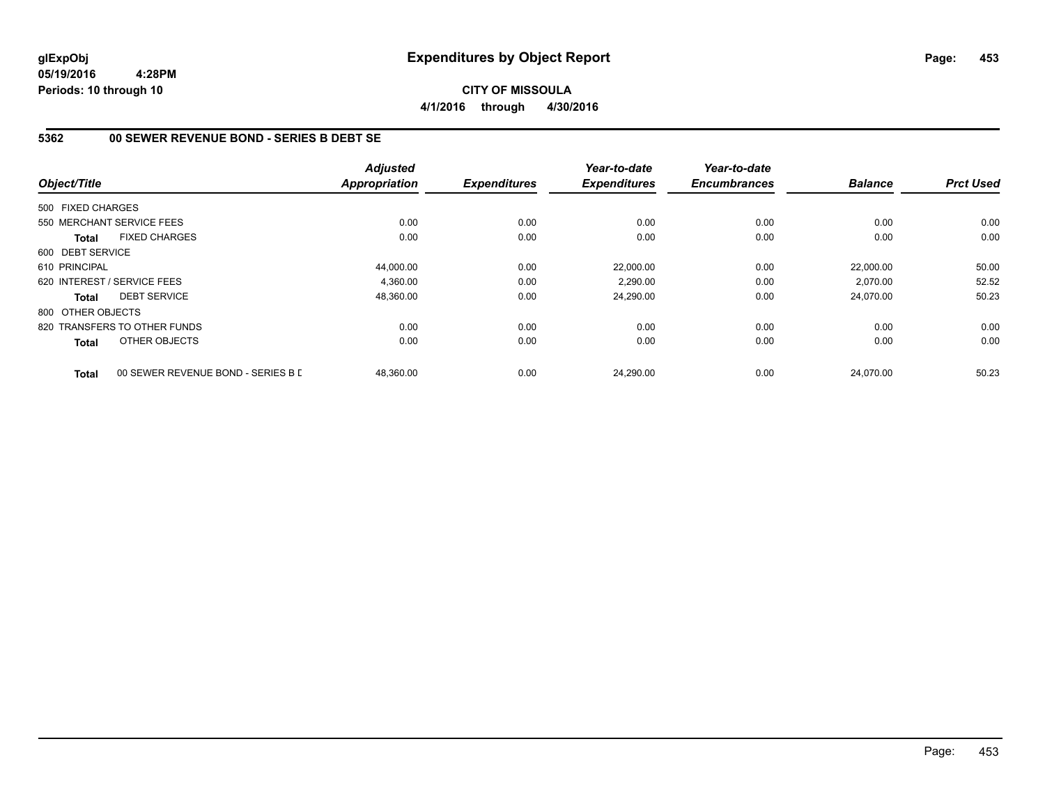**glExpObj**
**05/19/2016 4:28PM**
**Periods: 10 through 10**

# Expenditures by Object Report

**CITY OF MISSOULA**
**4/1/2016 through 4/30/2016**

## 5362 00 SEWER REVENUE BOND - SERIES B DEBT SE

| Object/Title | | Adjusted Appropriation | Expenditures | Year-to-date Expenditures | Year-to-date Encumbrances | Balance | Prct Used |
|---|---|---|---|---|---|---|---|
| 500 FIXED CHARGES | | | | | | | |
| 550 MERCHANT SERVICE FEES | | 0.00 | 0.00 | 0.00 | 0.00 | 0.00 | 0.00 |
| **Total** | FIXED CHARGES | 0.00 | 0.00 | 0.00 | 0.00 | 0.00 | 0.00 |
| 600 DEBT SERVICE | | | | | | | |
| 610 PRINCIPAL | | 44,000.00 | 0.00 | 22,000.00 | 0.00 | 22,000.00 | 50.00 |
| 620 INTEREST / SERVICE FEES | | 4,360.00 | 0.00 | 2,290.00 | 0.00 | 2,070.00 | 52.52 |
| **Total** | DEBT SERVICE | 48,360.00 | 0.00 | 24,290.00 | 0.00 | 24,070.00 | 50.23 |
| 800 OTHER OBJECTS | | | | | | | |
| 820 TRANSFERS TO OTHER FUNDS | | 0.00 | 0.00 | 0.00 | 0.00 | 0.00 | 0.00 |
| **Total** | OTHER OBJECTS | 0.00 | 0.00 | 0.00 | 0.00 | 0.00 | 0.00 |
| **Total** | 00 SEWER REVENUE BOND - SERIES B D | 48,360.00 | 0.00 | 24,290.00 | 0.00 | 24,070.00 | 50.23 |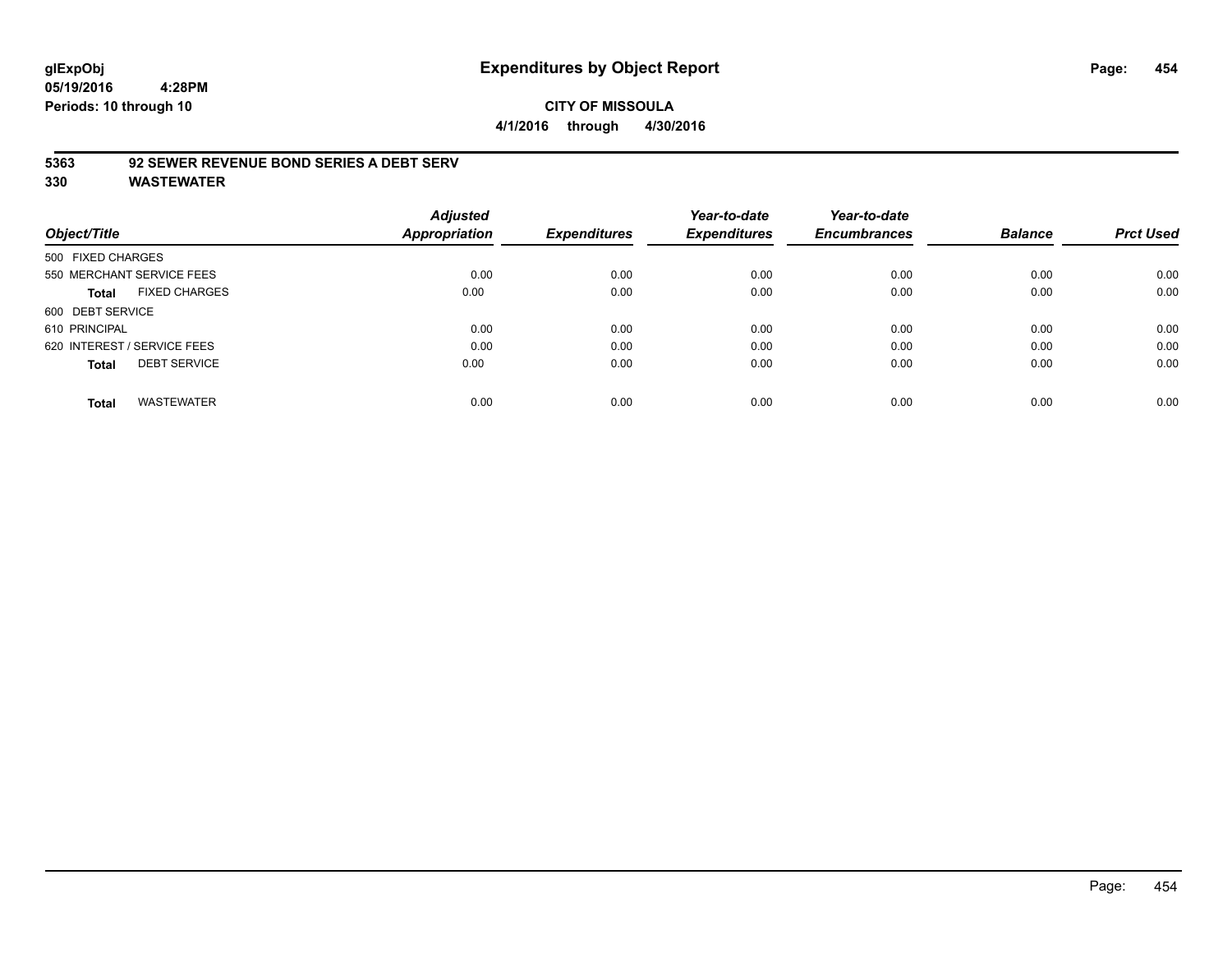# Expenditures by Object Report

glExpObj
05/19/2016 4:28PM
Periods: 10 through 10

**CITY OF MISSOULA**
**4/1/2016 through 4/30/2016**

## 5363 92 SEWER REVENUE BOND SERIES A DEBT SERV
## 330 WASTEWATER

| Object/Title | Adjusted Appropriation | Expenditures | Year-to-date Expenditures | Year-to-date Encumbrances | Balance | Prct Used |
|---|---|---|---|---|---|---|
| 500 FIXED CHARGES | | | | | | |
| 550 MERCHANT SERVICE FEES | 0.00 | 0.00 | 0.00 | 0.00 | 0.00 | 0.00 |
| **Total** FIXED CHARGES | 0.00 | 0.00 | 0.00 | 0.00 | 0.00 | 0.00 |
| 600 DEBT SERVICE | | | | | | |
| 610 PRINCIPAL | 0.00 | 0.00 | 0.00 | 0.00 | 0.00 | 0.00 |
| 620 INTEREST / SERVICE FEES | 0.00 | 0.00 | 0.00 | 0.00 | 0.00 | 0.00 |
| **Total** DEBT SERVICE | 0.00 | 0.00 | 0.00 | 0.00 | 0.00 | 0.00 |
| **Total** WASTEWATER | 0.00 | 0.00 | 0.00 | 0.00 | 0.00 | 0.00 |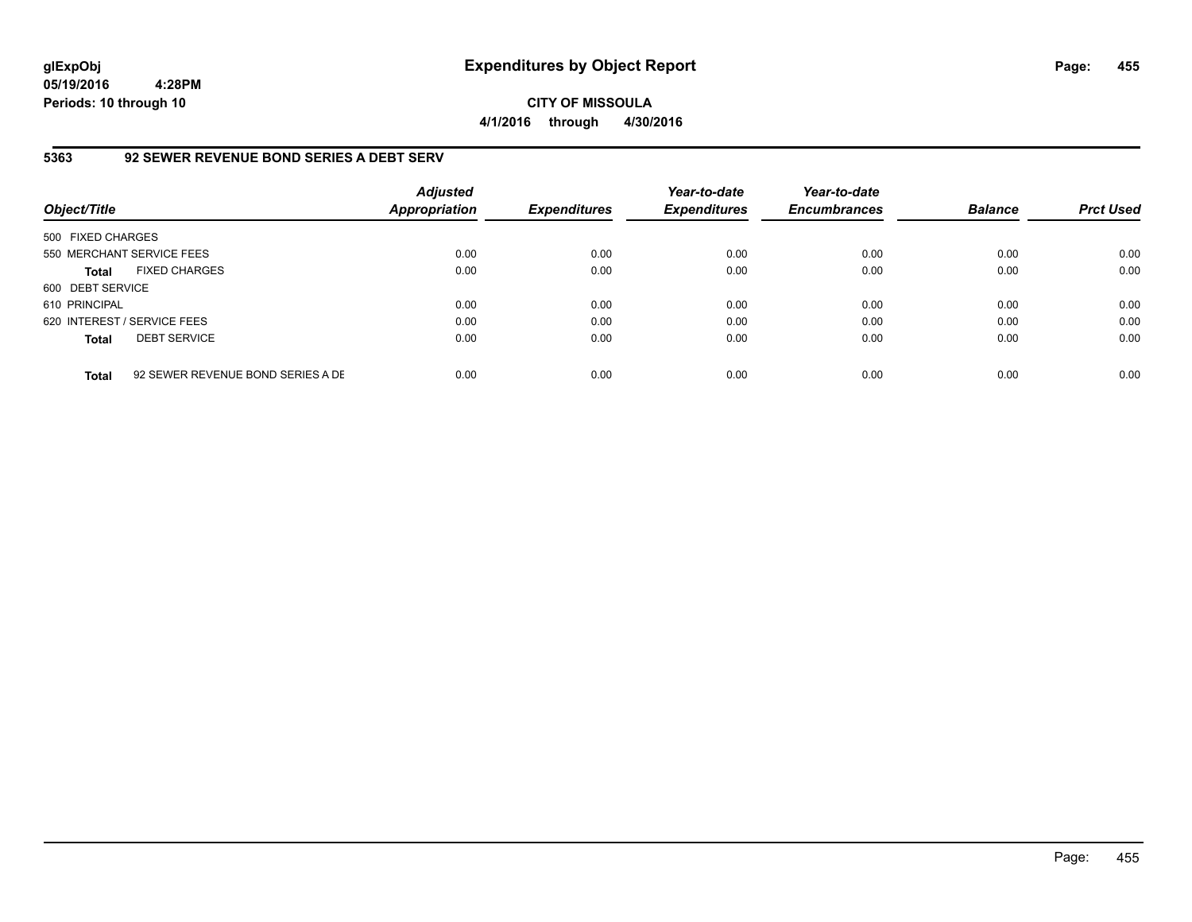# Expenditures by Object Report

glExpObj
05/19/2016 4:28PM
Periods: 10 through 10

**CITY OF MISSOULA**
**4/1/2016 through 4/30/2016**

## 5363 92 SEWER REVENUE BOND SERIES A DEBT SERV

| Object/Title | Adjusted Appropriation | Expenditures | Year-to-date Expenditures | Year-to-date Encumbrances | Balance | Prct Used |
|---|---|---|---|---|---|---|
| 500 FIXED CHARGES | | | | | | |
| 550 MERCHANT SERVICE FEES | 0.00 | 0.00 | 0.00 | 0.00 | 0.00 | 0.00 |
| **Total** FIXED CHARGES | 0.00 | 0.00 | 0.00 | 0.00 | 0.00 | 0.00 |
| 600 DEBT SERVICE | | | | | | |
| 610 PRINCIPAL | 0.00 | 0.00 | 0.00 | 0.00 | 0.00 | 0.00 |
| 620 INTEREST / SERVICE FEES | 0.00 | 0.00 | 0.00 | 0.00 | 0.00 | 0.00 |
| **Total** DEBT SERVICE | 0.00 | 0.00 | 0.00 | 0.00 | 0.00 | 0.00 |
| **Total** 92 SEWER REVENUE BOND SERIES A DE | 0.00 | 0.00 | 0.00 | 0.00 | 0.00 | 0.00 |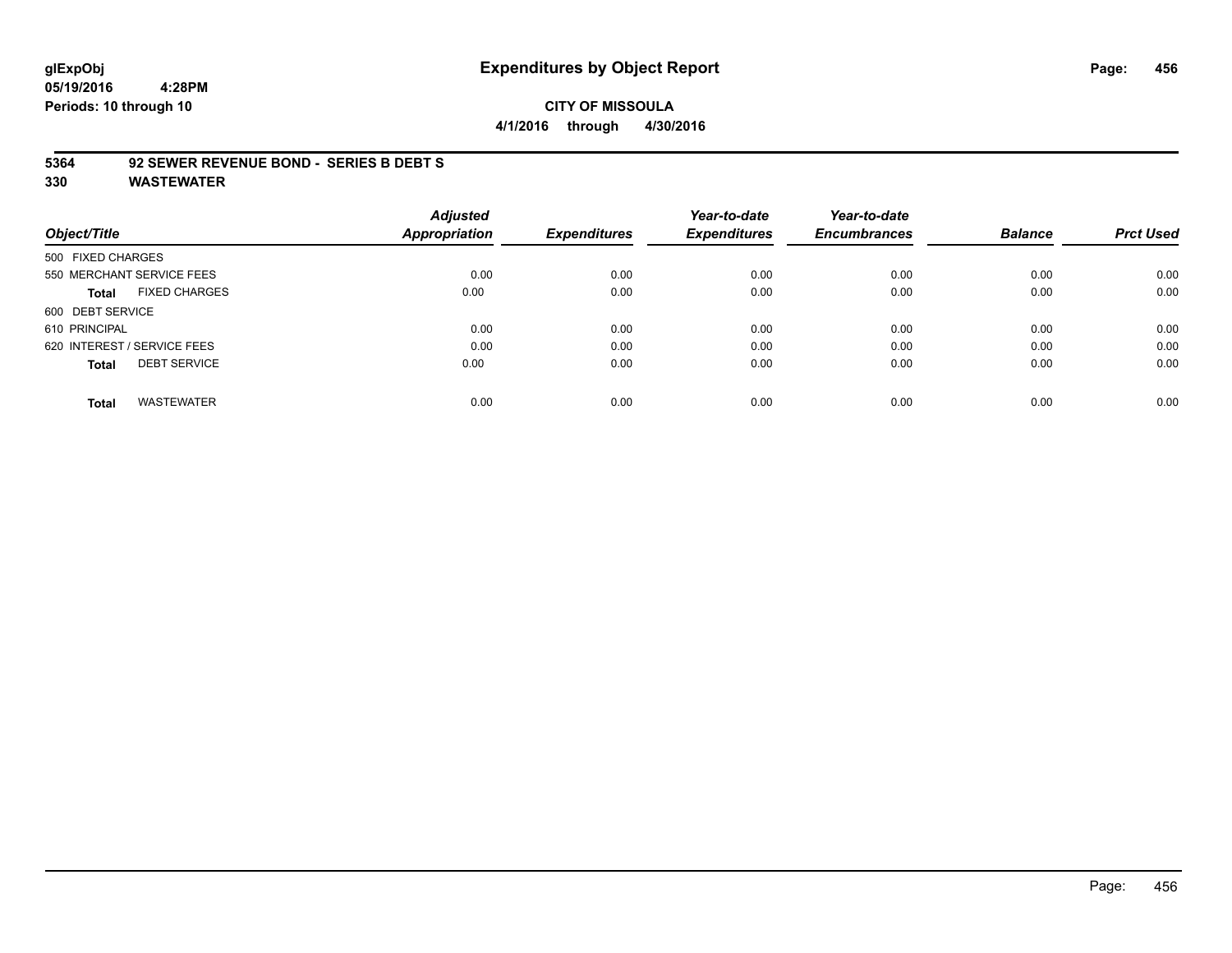# Expenditures by Object Report

**glExpObj**
**05/19/2016 4:28PM**
**Periods: 10 through 10**

**CITY OF MISSOULA**
**4/1/2016 through 4/30/2016**

**5364 92 SEWER REVENUE BOND - SERIES B DEBT S**
**330 WASTEWATER**

| Object/Title | Adjusted Appropriation | Expenditures | Year-to-date Expenditures | Year-to-date Encumbrances | Balance | Prct Used |
|---|---|---|---|---|---|---|
| 500 FIXED CHARGES | | | | | | |
| 550 MERCHANT SERVICE FEES | 0.00 | 0.00 | 0.00 | 0.00 | 0.00 | 0.00 |
| **Total** FIXED CHARGES | 0.00 | 0.00 | 0.00 | 0.00 | 0.00 | 0.00 |
| 600 DEBT SERVICE | | | | | | |
| 610 PRINCIPAL | 0.00 | 0.00 | 0.00 | 0.00 | 0.00 | 0.00 |
| 620 INTEREST / SERVICE FEES | 0.00 | 0.00 | 0.00 | 0.00 | 0.00 | 0.00 |
| **Total** DEBT SERVICE | 0.00 | 0.00 | 0.00 | 0.00 | 0.00 | 0.00 |
| **Total** WASTEWATER | 0.00 | 0.00 | 0.00 | 0.00 | 0.00 | 0.00 |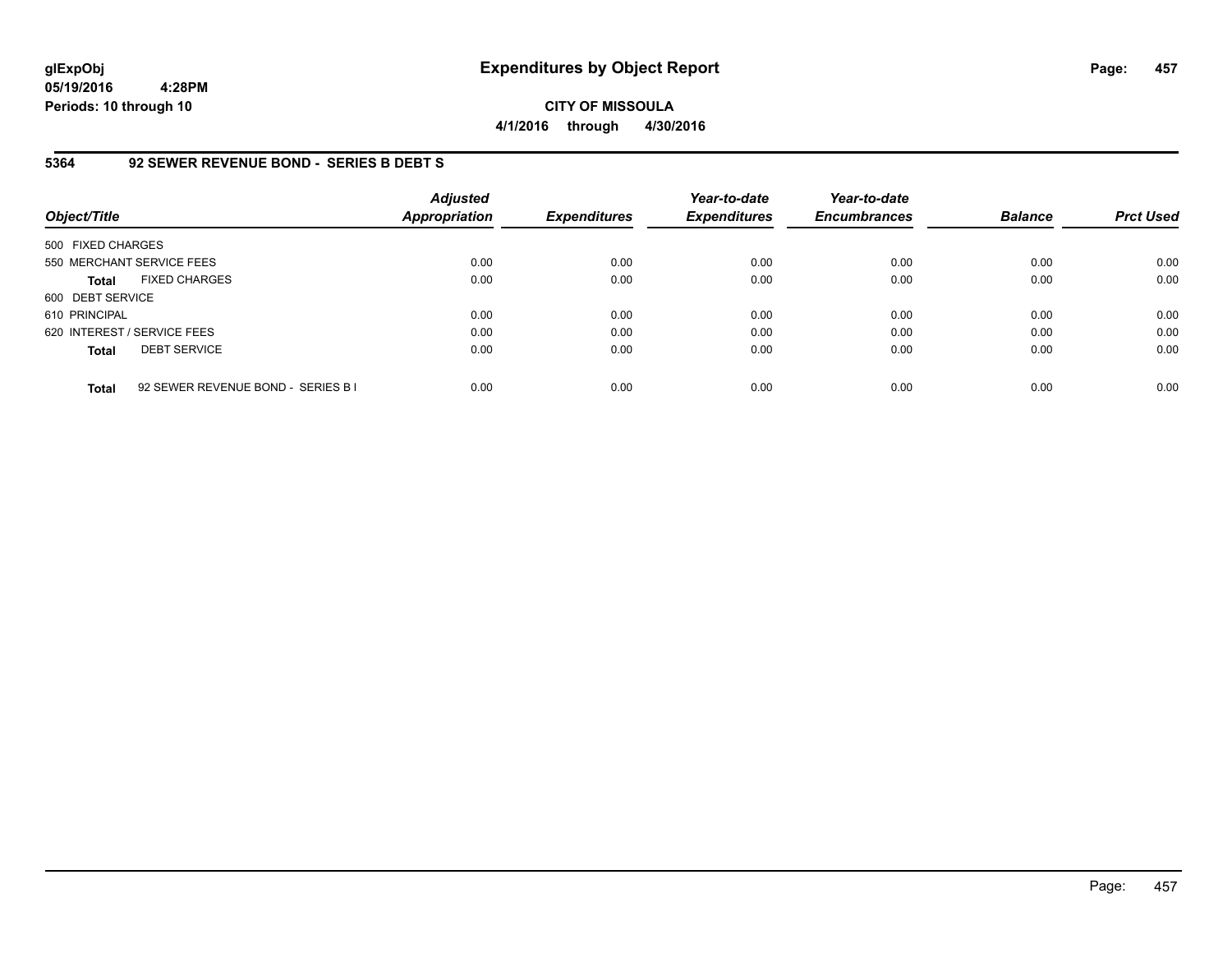**glExpObj**
**05/19/2016 4:28PM**
**Periods: 10 through 10**

# Expenditures by Object Report

**CITY OF MISSOULA**
**4/1/2016 through 4/30/2016**

## 5364 92 SEWER REVENUE BOND - SERIES B DEBT S

| Object/Title | Adjusted Appropriation | Expenditures | Year-to-date Expenditures | Year-to-date Encumbrances | Balance | Prct Used |
|---|---|---|---|---|---|---|
| 500 FIXED CHARGES | | | | | | |
| 550 MERCHANT SERVICE FEES | 0.00 | 0.00 | 0.00 | 0.00 | 0.00 | 0.00 |
| **Total** FIXED CHARGES | 0.00 | 0.00 | 0.00 | 0.00 | 0.00 | 0.00 |
| 600 DEBT SERVICE | | | | | | |
| 610 PRINCIPAL | 0.00 | 0.00 | 0.00 | 0.00 | 0.00 | 0.00 |
| 620 INTEREST / SERVICE FEES | 0.00 | 0.00 | 0.00 | 0.00 | 0.00 | 0.00 |
| **Total** DEBT SERVICE | 0.00 | 0.00 | 0.00 | 0.00 | 0.00 | 0.00 |
| **Total** 92 SEWER REVENUE BOND - SERIES B I | 0.00 | 0.00 | 0.00 | 0.00 | 0.00 | 0.00 |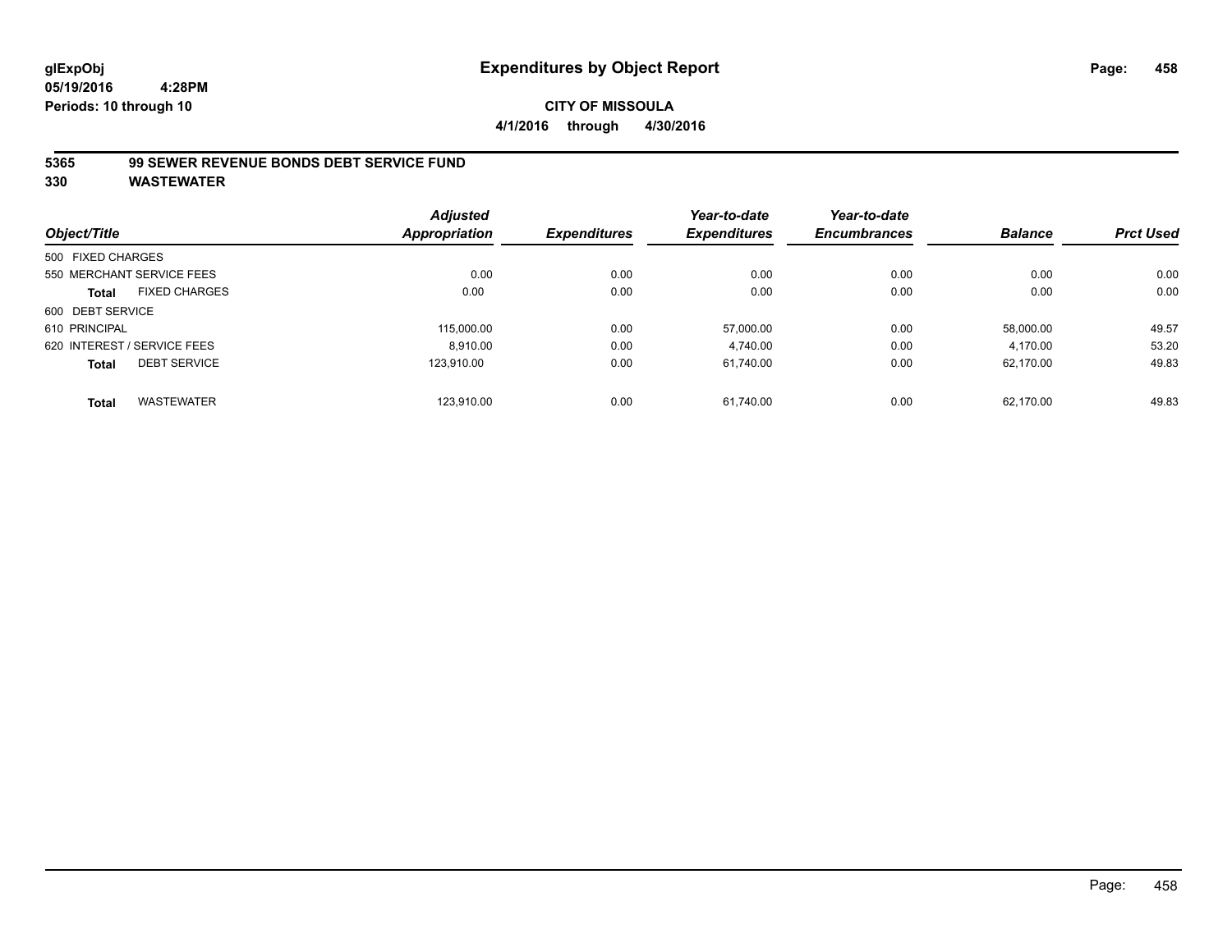# Expenditures by Object Report

glExpObj
05/19/2016 4:28PM
Periods: 10 through 10

**CITY OF MISSOULA**
**4/1/2016 through 4/30/2016**

## 5365 99 SEWER REVENUE BONDS DEBT SERVICE FUND
## 330 WASTEWATER

| Object/Title | Adjusted Appropriation | Expenditures | Year-to-date Expenditures | Year-to-date Encumbrances | Balance | Prct Used |
|---|---|---|---|---|---|---|
| 500 FIXED CHARGES | | | | | | |
| 550 MERCHANT SERVICE FEES | 0.00 | 0.00 | 0.00 | 0.00 | 0.00 | 0.00 |
| **Total** FIXED CHARGES | 0.00 | 0.00 | 0.00 | 0.00 | 0.00 | 0.00 |
| 600 DEBT SERVICE | | | | | | |
| 610 PRINCIPAL | 115,000.00 | 0.00 | 57,000.00 | 0.00 | 58,000.00 | 49.57 |
| 620 INTEREST / SERVICE FEES | 8,910.00 | 0.00 | 4,740.00 | 0.00 | 4,170.00 | 53.20 |
| **Total** DEBT SERVICE | 123,910.00 | 0.00 | 61,740.00 | 0.00 | 62,170.00 | 49.83 |
| **Total** WASTEWATER | 123,910.00 | 0.00 | 61,740.00 | 0.00 | 62,170.00 | 49.83 |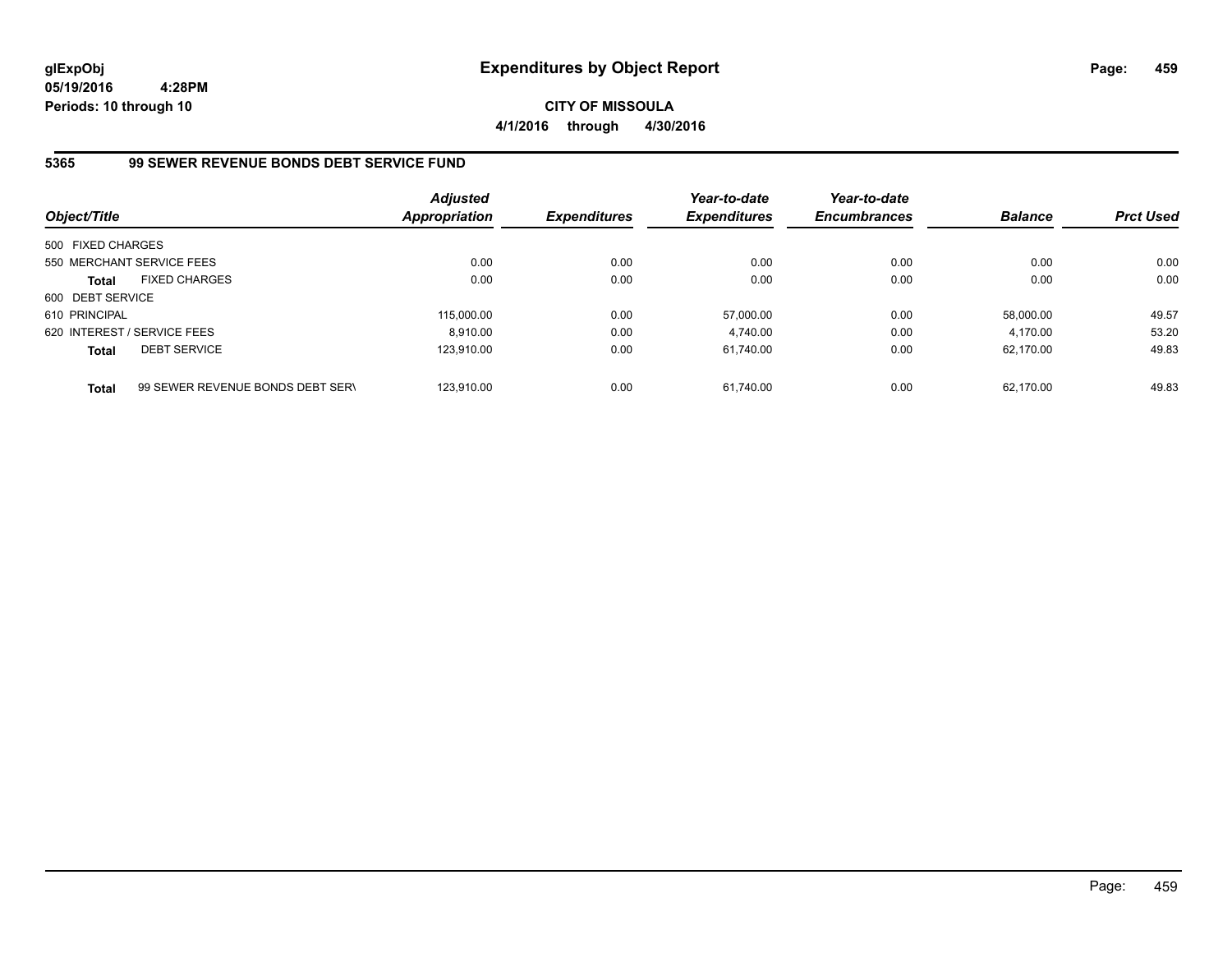**glExpObj**
**05/19/2016 4:28PM**
**Periods: 10 through 10**

# Expenditures by Object Report

**CITY OF MISSOULA**
**4/1/2016 through 4/30/2016**

## 5365 99 SEWER REVENUE BONDS DEBT SERVICE FUND

| Object/Title | Adjusted Appropriation | Expenditures | Year-to-date Expenditures | Year-to-date Encumbrances | Balance | Prct Used |
|---|---|---|---|---|---|---|
| 500 FIXED CHARGES | | | | | | |
| 550 MERCHANT SERVICE FEES | 0.00 | 0.00 | 0.00 | 0.00 | 0.00 | 0.00 |
| **Total** FIXED CHARGES | 0.00 | 0.00 | 0.00 | 0.00 | 0.00 | 0.00 |
| 600 DEBT SERVICE | | | | | | |
| 610 PRINCIPAL | 115,000.00 | 0.00 | 57,000.00 | 0.00 | 58,000.00 | 49.57 |
| 620 INTEREST / SERVICE FEES | 8,910.00 | 0.00 | 4,740.00 | 0.00 | 4,170.00 | 53.20 |
| **Total** DEBT SERVICE | 123,910.00 | 0.00 | 61,740.00 | 0.00 | 62,170.00 | 49.83 |
| **Total** 99 SEWER REVENUE BONDS DEBT SERV | 123,910.00 | 0.00 | 61,740.00 | 0.00 | 62,170.00 | 49.83 |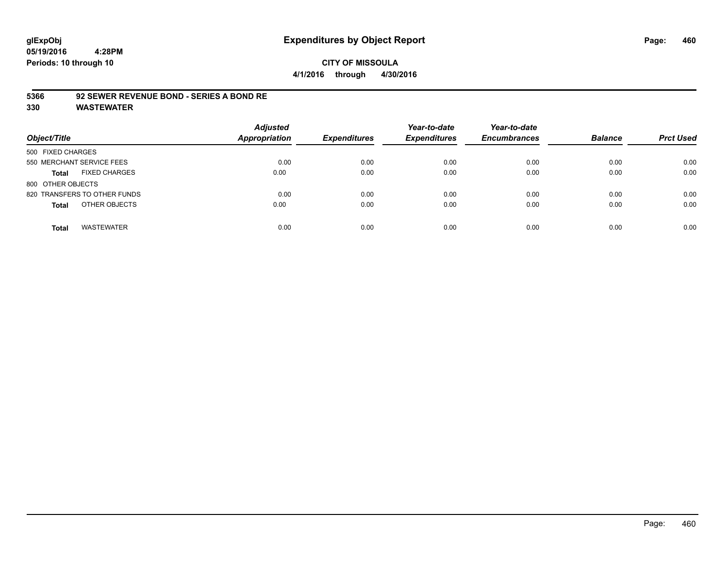# Expenditures by Object Report

glExpObj
05/19/2016 4:28PM
Periods: 10 through 10

**CITY OF MISSOULA**
**4/1/2016 through 4/30/2016**

## 5366 92 SEWER REVENUE BOND - SERIES A BOND RE
## 330 WASTEWATER

| Object/Title | Adjusted Appropriation | Expenditures | Year-to-date Expenditures | Year-to-date Encumbrances | Balance | Prct Used |
|---|---|---|---|---|---|---|
| 500 FIXED CHARGES | | | | | | |
| 550 MERCHANT SERVICE FEES | 0.00 | 0.00 | 0.00 | 0.00 | 0.00 | 0.00 |
| **Total** FIXED CHARGES | 0.00 | 0.00 | 0.00 | 0.00 | 0.00 | 0.00 |
| 800 OTHER OBJECTS | | | | | | |
| 820 TRANSFERS TO OTHER FUNDS | 0.00 | 0.00 | 0.00 | 0.00 | 0.00 | 0.00 |
| **Total** OTHER OBJECTS | 0.00 | 0.00 | 0.00 | 0.00 | 0.00 | 0.00 |
| **Total** WASTEWATER | 0.00 | 0.00 | 0.00 | 0.00 | 0.00 | 0.00 |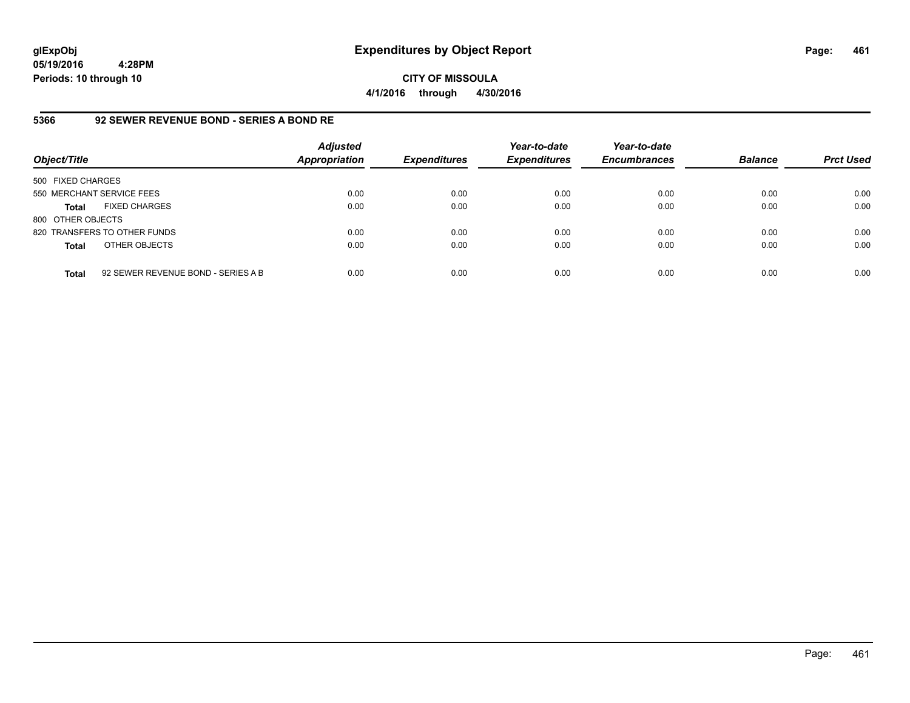# Expenditures by Object Report

glExpObj
05/19/2016 4:28PM
Periods: 10 through 10

**CITY OF MISSOULA**
**4/1/2016 through 4/30/2016**

## 5366 92 SEWER REVENUE BOND - SERIES A BOND RE

| Object/Title | | Adjusted Appropriation | Expenditures | Year-to-date Expenditures | Year-to-date Encumbrances | Balance | Prct Used |
|---|---|---|---|---|---|---|---|
| 500 FIXED CHARGES | | | | | | | |
| 550 MERCHANT SERVICE FEES | | 0.00 | 0.00 | 0.00 | 0.00 | 0.00 | 0.00 |
| **Total** | FIXED CHARGES | 0.00 | 0.00 | 0.00 | 0.00 | 0.00 | 0.00 |
| 800 OTHER OBJECTS | | | | | | | |
| 820 TRANSFERS TO OTHER FUNDS | | 0.00 | 0.00 | 0.00 | 0.00 | 0.00 | 0.00 |
| **Total** | OTHER OBJECTS | 0.00 | 0.00 | 0.00 | 0.00 | 0.00 | 0.00 |
| **Total** | 92 SEWER REVENUE BOND - SERIES A B | 0.00 | 0.00 | 0.00 | 0.00 | 0.00 | 0.00 |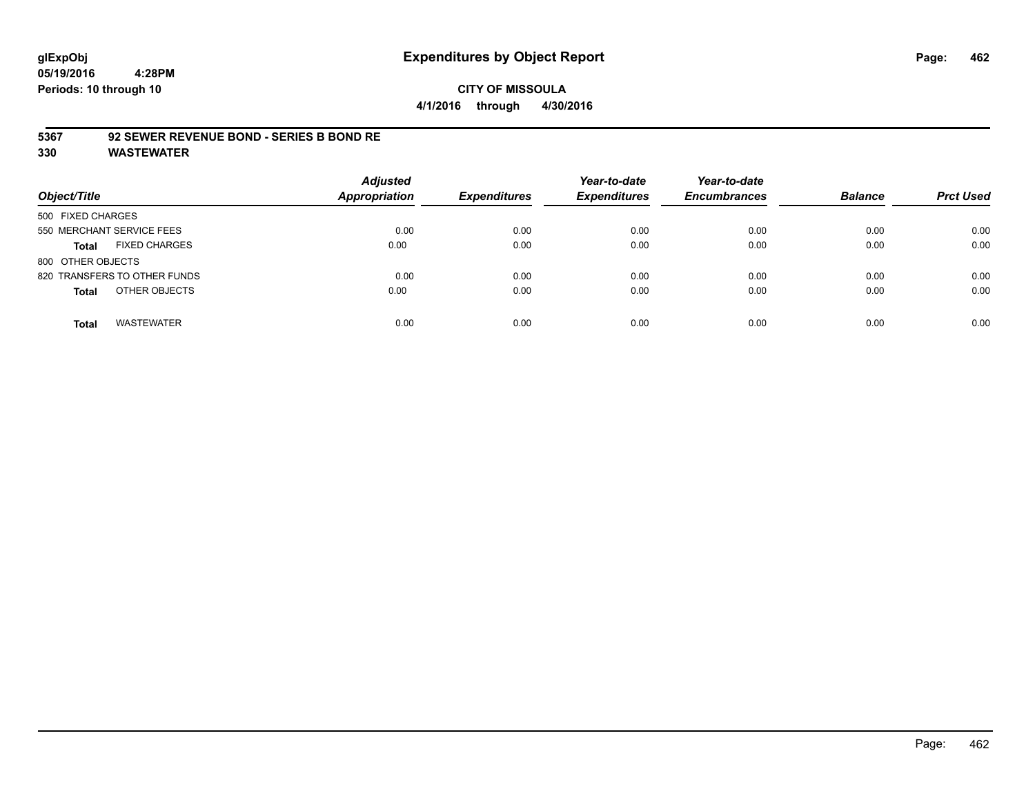**glExpObj**
**05/19/2016 4:28PM**
**Periods: 10 through 10**

# Expenditures by Object Report

**CITY OF MISSOULA**
**4/1/2016 through 4/30/2016**

## 5367 92 SEWER REVENUE BOND - SERIES B BOND RE
## 330 WASTEWATER

| Object/Title | Adjusted Appropriation | Expenditures | Year-to-date Expenditures | Year-to-date Encumbrances | Balance | Prct Used |
|---|---|---|---|---|---|---|
| 500 FIXED CHARGES | | | | | | |
| 550 MERCHANT SERVICE FEES | 0.00 | 0.00 | 0.00 | 0.00 | 0.00 | 0.00 |
| **Total** FIXED CHARGES | 0.00 | 0.00 | 0.00 | 0.00 | 0.00 | 0.00 |
| 800 OTHER OBJECTS | | | | | | |
| 820 TRANSFERS TO OTHER FUNDS | 0.00 | 0.00 | 0.00 | 0.00 | 0.00 | 0.00 |
| **Total** OTHER OBJECTS | 0.00 | 0.00 | 0.00 | 0.00 | 0.00 | 0.00 |
| **Total** WASTEWATER | 0.00 | 0.00 | 0.00 | 0.00 | 0.00 | 0.00 |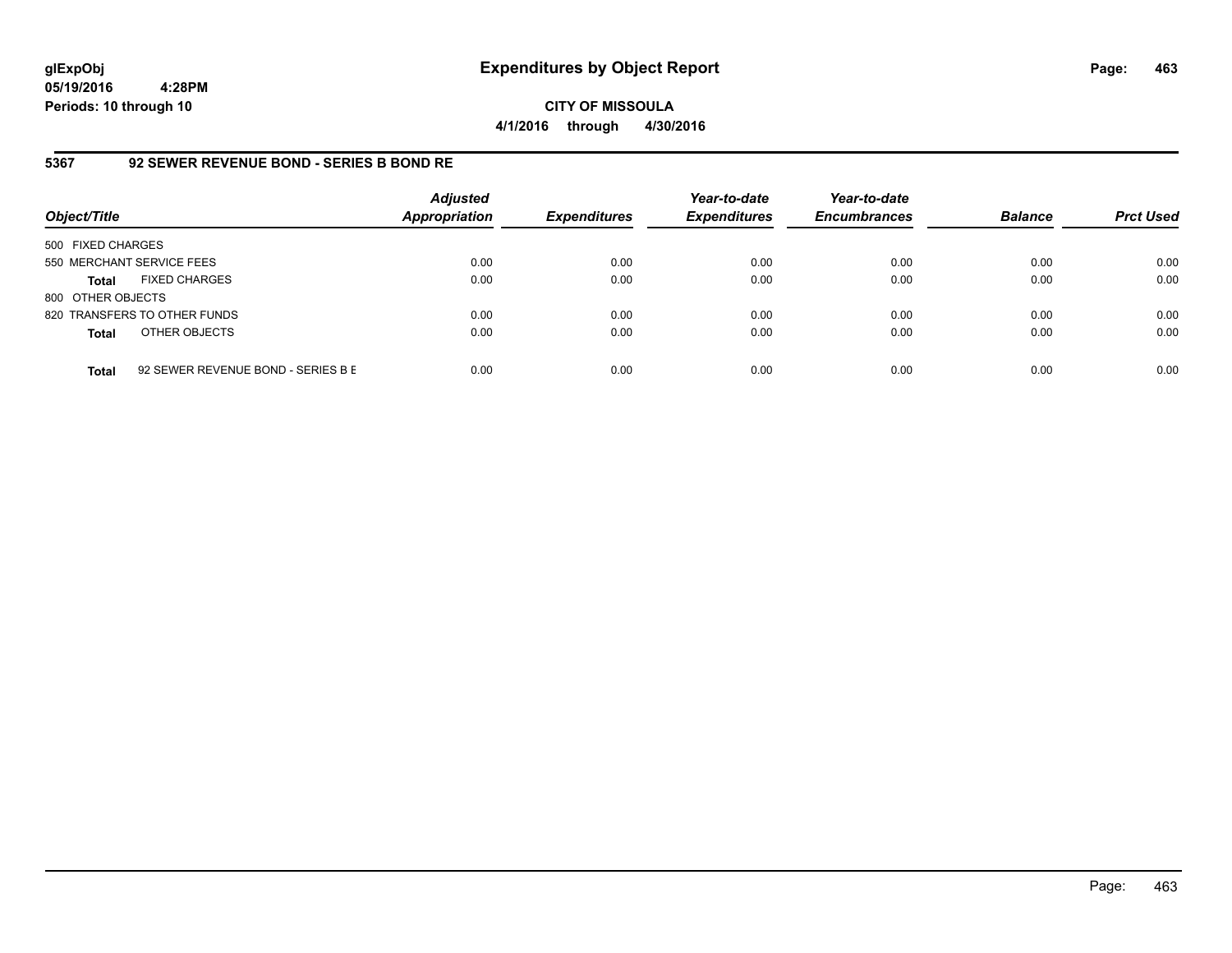# Expenditures by Object Report

glExpObj
05/19/2016 4:28PM
Periods: 10 through 10

**CITY OF MISSOULA**
**4/1/2016 through 4/30/2016**

## 5367 92 SEWER REVENUE BOND - SERIES B BOND RE

| Object/Title | Adjusted Appropriation | Expenditures | Year-to-date Expenditures | Year-to-date Encumbrances | Balance | Prct Used |
|---|---|---|---|---|---|---|
| 500 FIXED CHARGES | | | | | | |
| 550 MERCHANT SERVICE FEES | 0.00 | 0.00 | 0.00 | 0.00 | 0.00 | 0.00 |
| **Total** FIXED CHARGES | 0.00 | 0.00 | 0.00 | 0.00 | 0.00 | 0.00 |
| 800 OTHER OBJECTS | | | | | | |
| 820 TRANSFERS TO OTHER FUNDS | 0.00 | 0.00 | 0.00 | 0.00 | 0.00 | 0.00 |
| **Total** OTHER OBJECTS | 0.00 | 0.00 | 0.00 | 0.00 | 0.00 | 0.00 |
| **Total** 92 SEWER REVENUE BOND - SERIES B E | 0.00 | 0.00 | 0.00 | 0.00 | 0.00 | 0.00 |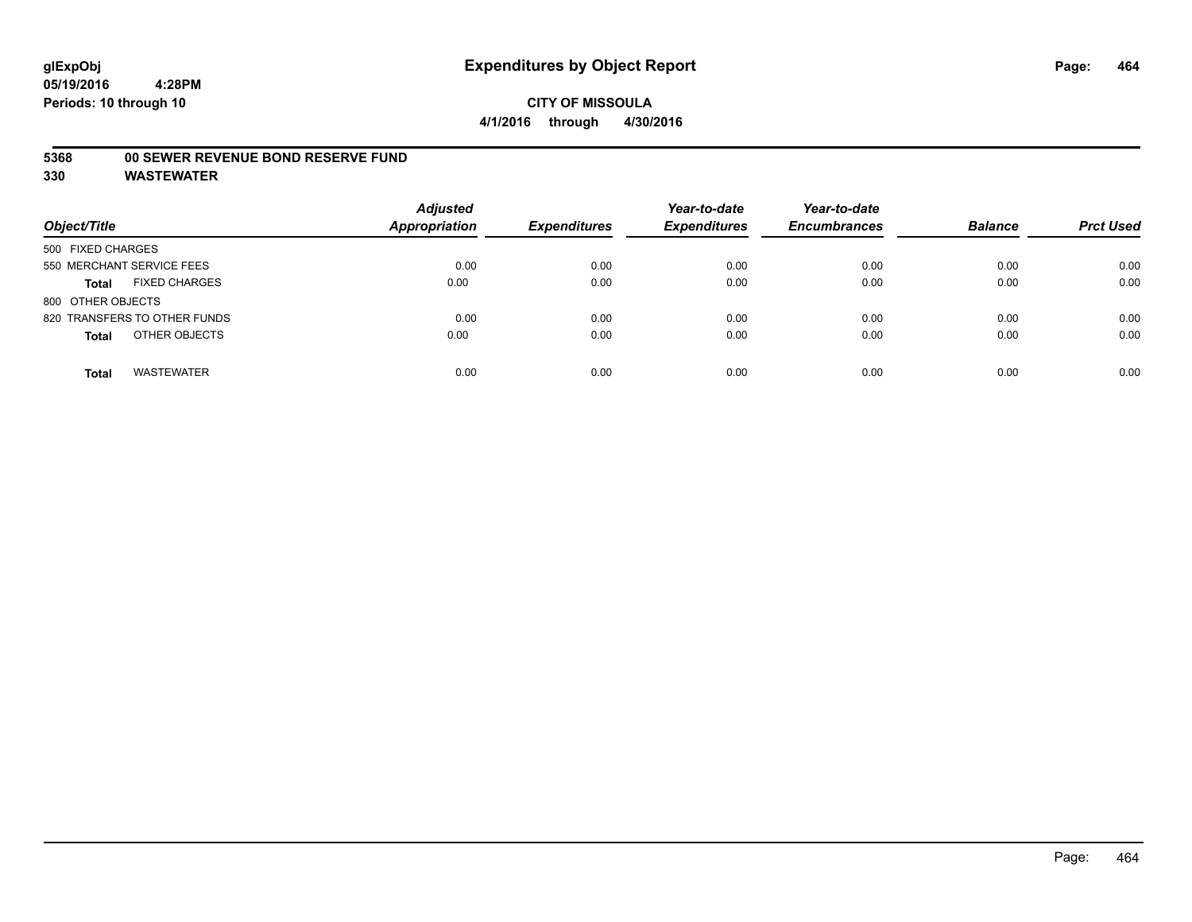# Expenditures by Object Report

glExpObj
05/19/2016 4:28PM
Periods: 10 through 10

**CITY OF MISSOULA**
**4/1/2016 through 4/30/2016**

**5368 00 SEWER REVENUE BOND RESERVE FUND**
**330 WASTEWATER**

| Object/Title | Adjusted Appropriation | Expenditures | Year-to-date Expenditures | Year-to-date Encumbrances | Balance | Prct Used |
|---|---|---|---|---|---|---|
| 500 FIXED CHARGES | | | | | | |
| 550 MERCHANT SERVICE FEES | 0.00 | 0.00 | 0.00 | 0.00 | 0.00 | 0.00 |
| **Total** FIXED CHARGES | 0.00 | 0.00 | 0.00 | 0.00 | 0.00 | 0.00 |
| 800 OTHER OBJECTS | | | | | | |
| 820 TRANSFERS TO OTHER FUNDS | 0.00 | 0.00 | 0.00 | 0.00 | 0.00 | 0.00 |
| **Total** OTHER OBJECTS | 0.00 | 0.00 | 0.00 | 0.00 | 0.00 | 0.00 |
| **Total** WASTEWATER | 0.00 | 0.00 | 0.00 | 0.00 | 0.00 | 0.00 |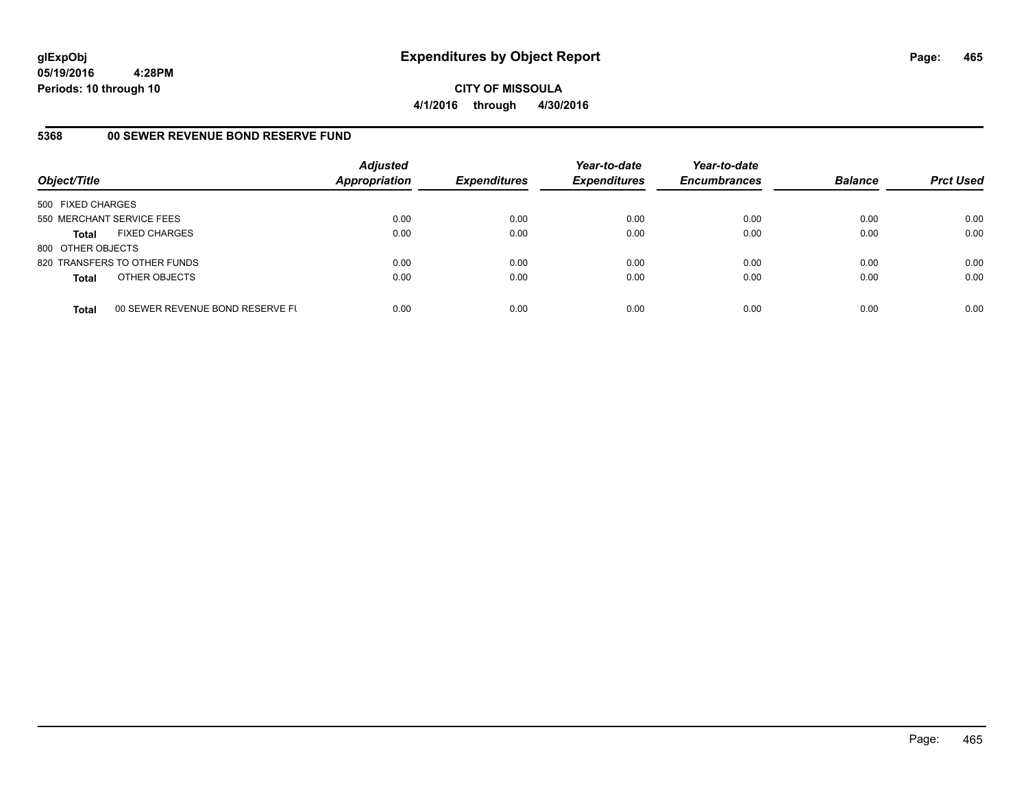**glExpObj**
**05/19/2016 4:28PM**
**Periods: 10 through 10**

# Expenditures by Object Report

**CITY OF MISSOULA**
**4/1/2016 through 4/30/2016**

## 5368 00 SEWER REVENUE BOND RESERVE FUND

| Object/Title | | *Adjusted Appropriation* | *Expenditures* | *Year-to-date Expenditures* | *Year-to-date Encumbrances* | *Balance* | *Prct Used* |
|---|---|---|---|---|---|---|---|
| 500 FIXED CHARGES | | | | | | | |
| 550 MERCHANT SERVICE FEES | | 0.00 | 0.00 | 0.00 | 0.00 | 0.00 | 0.00 |
| **Total** | FIXED CHARGES | 0.00 | 0.00 | 0.00 | 0.00 | 0.00 | 0.00 |
| 800 OTHER OBJECTS | | | | | | | |
| 820 TRANSFERS TO OTHER FUNDS | | 0.00 | 0.00 | 0.00 | 0.00 | 0.00 | 0.00 |
| **Total** | OTHER OBJECTS | 0.00 | 0.00 | 0.00 | 0.00 | 0.00 | 0.00 |
| **Total** | 00 SEWER REVENUE BOND RESERVE FU | 0.00 | 0.00 | 0.00 | 0.00 | 0.00 | 0.00 |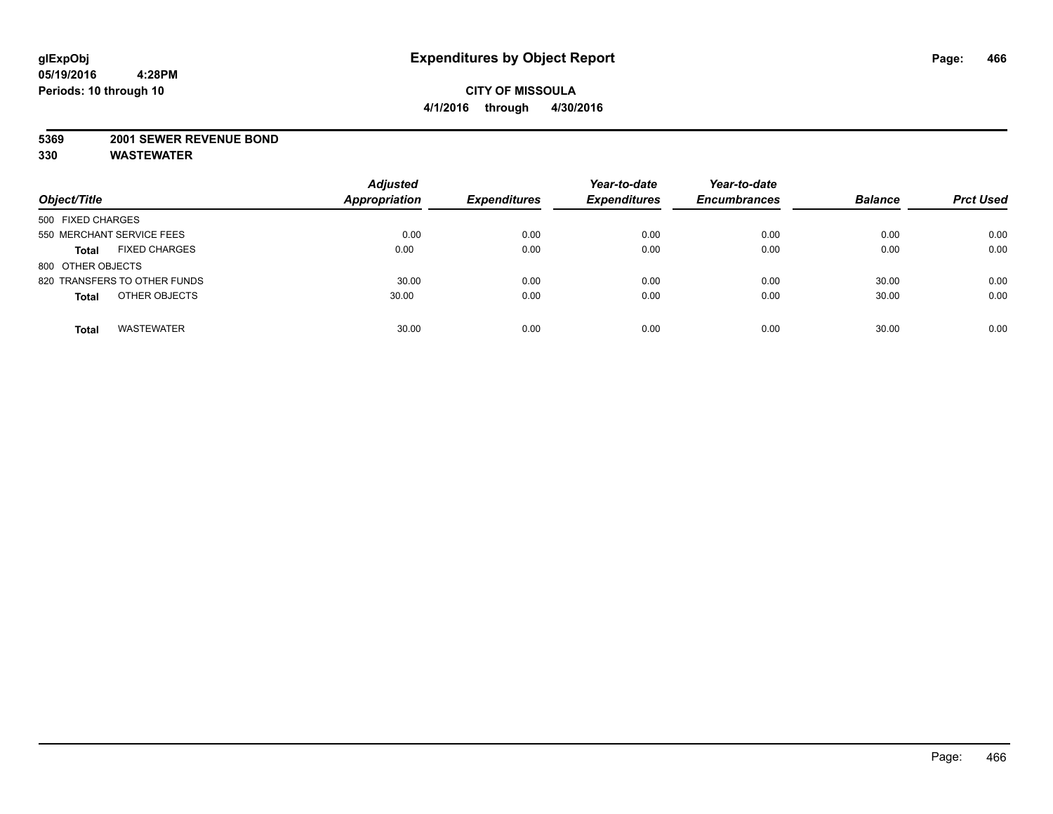glExpObj
05/19/2016 4:28PM
Periods: 10 through 10

# Expenditures by Object Report

**CITY OF MISSOULA**
**4/1/2016 through 4/30/2016**

**5369 2001 SEWER REVENUE BOND**
**330 WASTEWATER**

| Object/Title | Adjusted Appropriation | Expenditures | Year-to-date Expenditures | Year-to-date Encumbrances | Balance | Prct Used |
|---|---|---|---|---|---|---|
| 500 FIXED CHARGES | | | | | | |
| 550 MERCHANT SERVICE FEES | 0.00 | 0.00 | 0.00 | 0.00 | 0.00 | 0.00 |
| **Total** FIXED CHARGES | 0.00 | 0.00 | 0.00 | 0.00 | 0.00 | 0.00 |
| 800 OTHER OBJECTS | | | | | | |
| 820 TRANSFERS TO OTHER FUNDS | 30.00 | 0.00 | 0.00 | 0.00 | 30.00 | 0.00 |
| **Total** OTHER OBJECTS | 30.00 | 0.00 | 0.00 | 0.00 | 30.00 | 0.00 |
| **Total** WASTEWATER | 30.00 | 0.00 | 0.00 | 0.00 | 30.00 | 0.00 |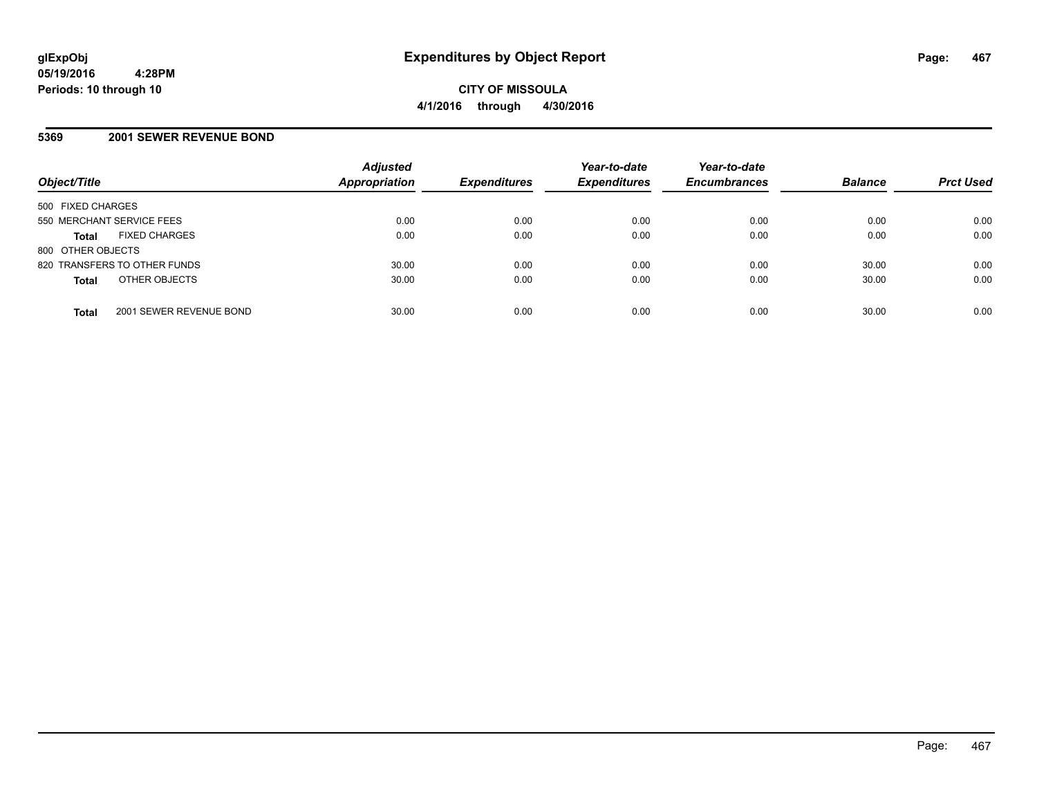# Expenditures by Object Report

glExpObj
05/19/2016 4:28PM
Periods: 10 through 10

**CITY OF MISSOULA**
**4/1/2016 through 4/30/2016**

## 5369 2001 SEWER REVENUE BOND

| Object/Title | | Adjusted Appropriation | Expenditures | Year-to-date Expenditures | Year-to-date Encumbrances | Balance | Prct Used |
|---|---|---|---|---|---|---|---|
| 500 FIXED CHARGES | | | | | | | |
| 550 MERCHANT SERVICE FEES | | 0.00 | 0.00 | 0.00 | 0.00 | 0.00 | 0.00 |
| **Total** | FIXED CHARGES | 0.00 | 0.00 | 0.00 | 0.00 | 0.00 | 0.00 |
| 800 OTHER OBJECTS | | | | | | | |
| 820 TRANSFERS TO OTHER FUNDS | | 30.00 | 0.00 | 0.00 | 0.00 | 30.00 | 0.00 |
| **Total** | OTHER OBJECTS | 30.00 | 0.00 | 0.00 | 0.00 | 30.00 | 0.00 |
| **Total** | 2001 SEWER REVENUE BOND | 30.00 | 0.00 | 0.00 | 0.00 | 30.00 | 0.00 |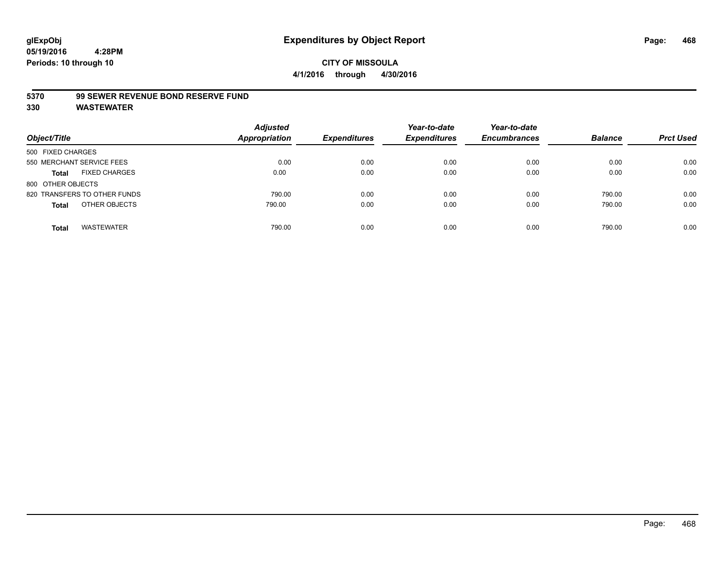glExpObj
05/19/2016 4:28PM
Periods: 10 through 10

# Expenditures by Object Report

**CITY OF MISSOULA**

**4/1/2016 through 4/30/2016**

**5370 99 SEWER REVENUE BOND RESERVE FUND**

**330 WASTEWATER**

| Object/Title | Adjusted Appropriation | Expenditures | Year-to-date Expenditures | Year-to-date Encumbrances | Balance | Prct Used |
|---|---|---|---|---|---|---|
| 500 FIXED CHARGES | | | | | | |
| 550 MERCHANT SERVICE FEES | 0.00 | 0.00 | 0.00 | 0.00 | 0.00 | 0.00 |
| **Total** FIXED CHARGES | 0.00 | 0.00 | 0.00 | 0.00 | 0.00 | 0.00 |
| 800 OTHER OBJECTS | | | | | | |
| 820 TRANSFERS TO OTHER FUNDS | 790.00 | 0.00 | 0.00 | 0.00 | 790.00 | 0.00 |
| **Total** OTHER OBJECTS | 790.00 | 0.00 | 0.00 | 0.00 | 790.00 | 0.00 |
| **Total** WASTEWATER | 790.00 | 0.00 | 0.00 | 0.00 | 790.00 | 0.00 |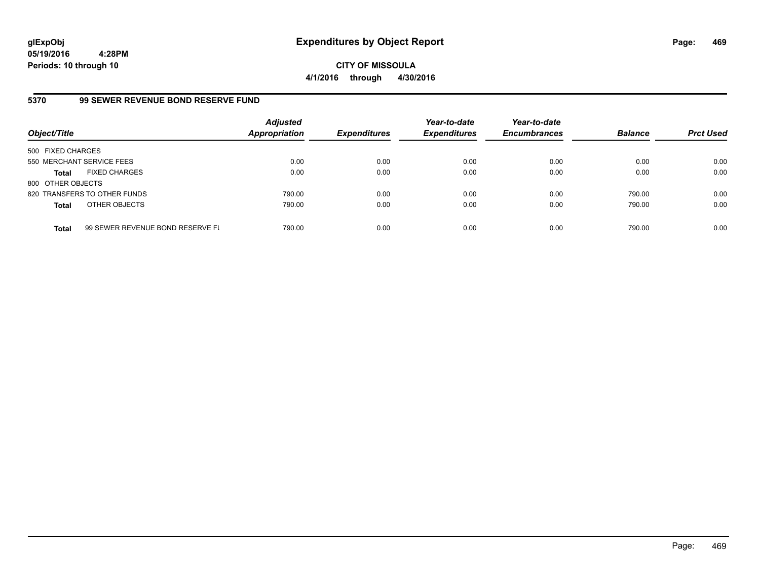**glExpObj**
**05/19/2016 4:28PM**
**Periods: 10 through 10**

# Expenditures by Object Report

**CITY OF MISSOULA**
**4/1/2016 through 4/30/2016**

## 5370 99 SEWER REVENUE BOND RESERVE FUND

| Object/Title | | Adjusted Appropriation | Expenditures | Year-to-date Expenditures | Year-to-date Encumbrances | Balance | Prct Used |
|---|---|---|---|---|---|---|---|
| 500 FIXED CHARGES | | | | | | | |
| 550 MERCHANT SERVICE FEES | | 0.00 | 0.00 | 0.00 | 0.00 | 0.00 | 0.00 |
| **Total** | FIXED CHARGES | 0.00 | 0.00 | 0.00 | 0.00 | 0.00 | 0.00 |
| 800 OTHER OBJECTS | | | | | | | |
| 820 TRANSFERS TO OTHER FUNDS | | 790.00 | 0.00 | 0.00 | 0.00 | 790.00 | 0.00 |
| **Total** | OTHER OBJECTS | 790.00 | 0.00 | 0.00 | 0.00 | 790.00 | 0.00 |
| **Total** | 99 SEWER REVENUE BOND RESERVE FU | 790.00 | 0.00 | 0.00 | 0.00 | 790.00 | 0.00 |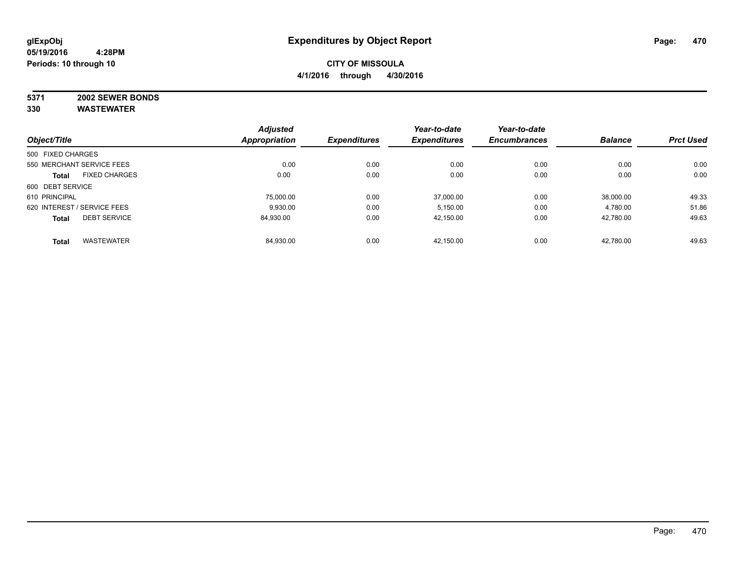**glExpObj**
**05/19/2016 4:28PM**
**Periods: 10 through 10**

# Expenditures by Object Report

**CITY OF MISSOULA**
**4/1/2016 through 4/30/2016**

**5371 2002 SEWER BONDS**
**330 WASTEWATER**

| Object/Title | Adjusted Appropriation | Expenditures | Year-to-date Expenditures | Year-to-date Encumbrances | Balance | Prct Used |
|---|---|---|---|---|---|---|
| 500 FIXED CHARGES | | | | | | |
| 550 MERCHANT SERVICE FEES | 0.00 | 0.00 | 0.00 | 0.00 | 0.00 | 0.00 |
| **Total** FIXED CHARGES | 0.00 | 0.00 | 0.00 | 0.00 | 0.00 | 0.00 |
| 600 DEBT SERVICE | | | | | | |
| 610 PRINCIPAL | 75,000.00 | 0.00 | 37,000.00 | 0.00 | 38,000.00 | 49.33 |
| 620 INTEREST / SERVICE FEES | 9,930.00 | 0.00 | 5,150.00 | 0.00 | 4,780.00 | 51.86 |
| **Total** DEBT SERVICE | 84,930.00 | 0.00 | 42,150.00 | 0.00 | 42,780.00 | 49.63 |
| **Total** WASTEWATER | 84,930.00 | 0.00 | 42,150.00 | 0.00 | 42,780.00 | 49.63 |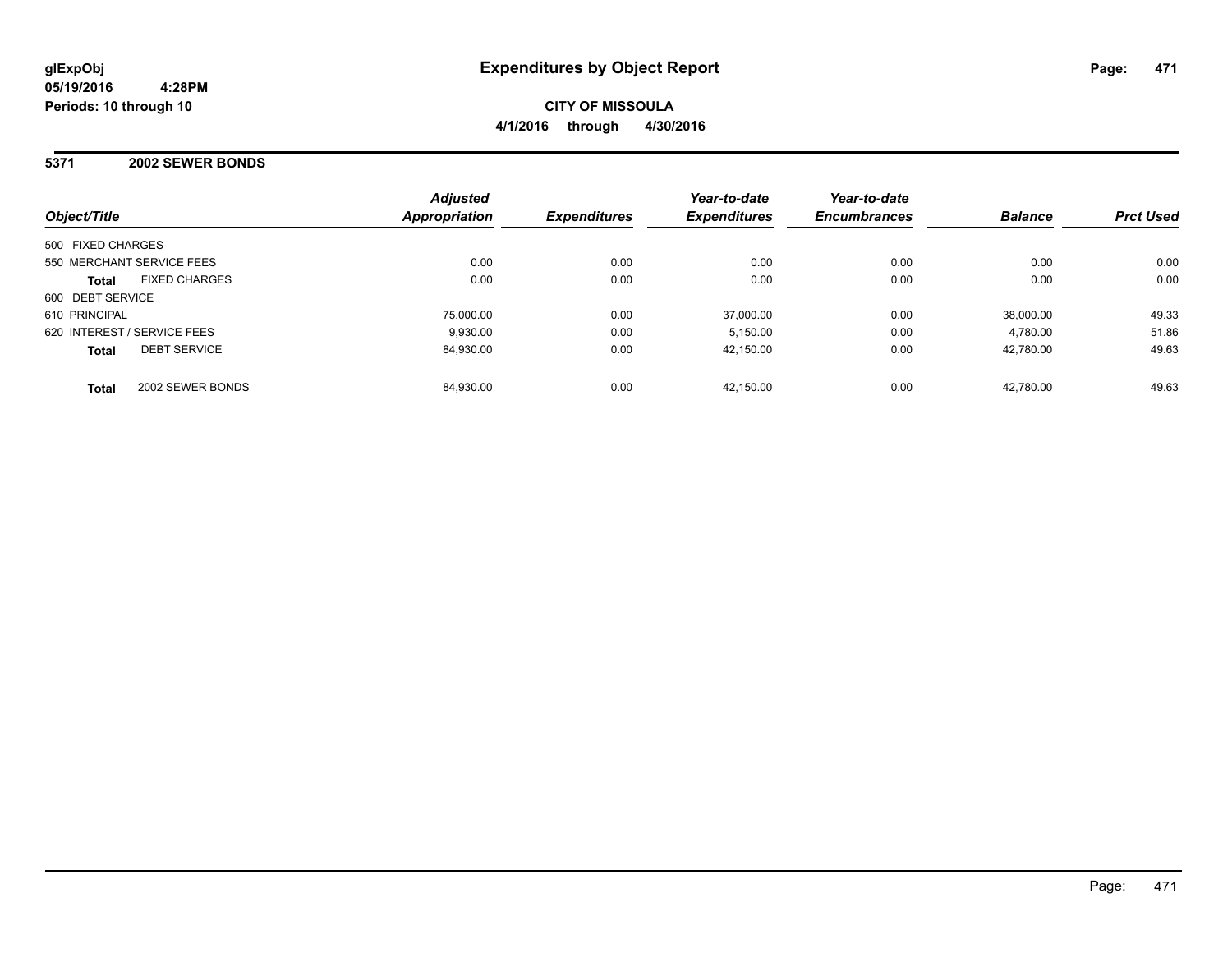**glExpObj**
**05/19/2016 4:28PM**
**Periods: 10 through 10**

# Expenditures by Object Report

**CITY OF MISSOULA**
**4/1/2016 through 4/30/2016**

## 5371 2002 SEWER BONDS

| Object/Title | | Adjusted Appropriation | Expenditures | Year-to-date Expenditures | Year-to-date Encumbrances | Balance | Prct Used |
|---|---|---|---|---|---|---|---|
| 500 FIXED CHARGES | | | | | | | |
| 550 MERCHANT SERVICE FEES | | 0.00 | 0.00 | 0.00 | 0.00 | 0.00 | 0.00 |
| **Total** | FIXED CHARGES | 0.00 | 0.00 | 0.00 | 0.00 | 0.00 | 0.00 |
| 600 DEBT SERVICE | | | | | | | |
| 610 PRINCIPAL | | 75,000.00 | 0.00 | 37,000.00 | 0.00 | 38,000.00 | 49.33 |
| 620 INTEREST / SERVICE FEES | | 9,930.00 | 0.00 | 5,150.00 | 0.00 | 4,780.00 | 51.86 |
| **Total** | DEBT SERVICE | 84,930.00 | 0.00 | 42,150.00 | 0.00 | 42,780.00 | 49.63 |
| **Total** | 2002 SEWER BONDS | 84,930.00 | 0.00 | 42,150.00 | 0.00 | 42,780.00 | 49.63 |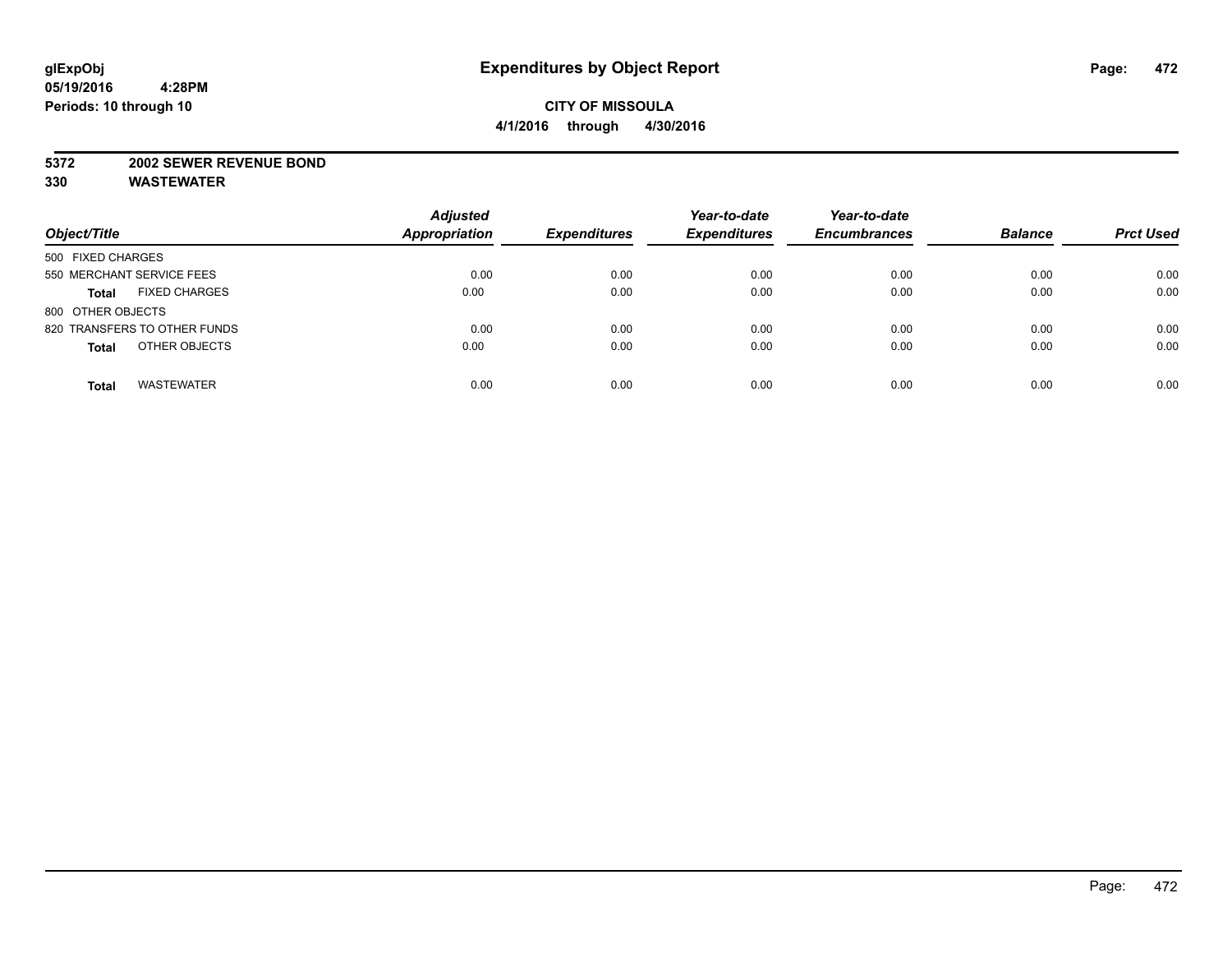**glExpObj**
**05/19/2016 4:28PM**
**Periods: 10 through 10**

# Expenditures by Object Report

**CITY OF MISSOULA**
**4/1/2016 through 4/30/2016**

**5372 2002 SEWER REVENUE BOND**
**330 WASTEWATER**

| Object/Title | | Adjusted Appropriation | Expenditures | Year-to-date Expenditures | Year-to-date Encumbrances | Balance | Prct Used |
|---|---|---|---|---|---|---|---|
| 500 FIXED CHARGES | | | | | | | |
| 550 MERCHANT SERVICE FEES | | 0.00 | 0.00 | 0.00 | 0.00 | 0.00 | 0.00 |
| **Total** | FIXED CHARGES | 0.00 | 0.00 | 0.00 | 0.00 | 0.00 | 0.00 |
| 800 OTHER OBJECTS | | | | | | | |
| 820 TRANSFERS TO OTHER FUNDS | | 0.00 | 0.00 | 0.00 | 0.00 | 0.00 | 0.00 |
| **Total** | OTHER OBJECTS | 0.00 | 0.00 | 0.00 | 0.00 | 0.00 | 0.00 |
| **Total** | WASTEWATER | 0.00 | 0.00 | 0.00 | 0.00 | 0.00 | 0.00 |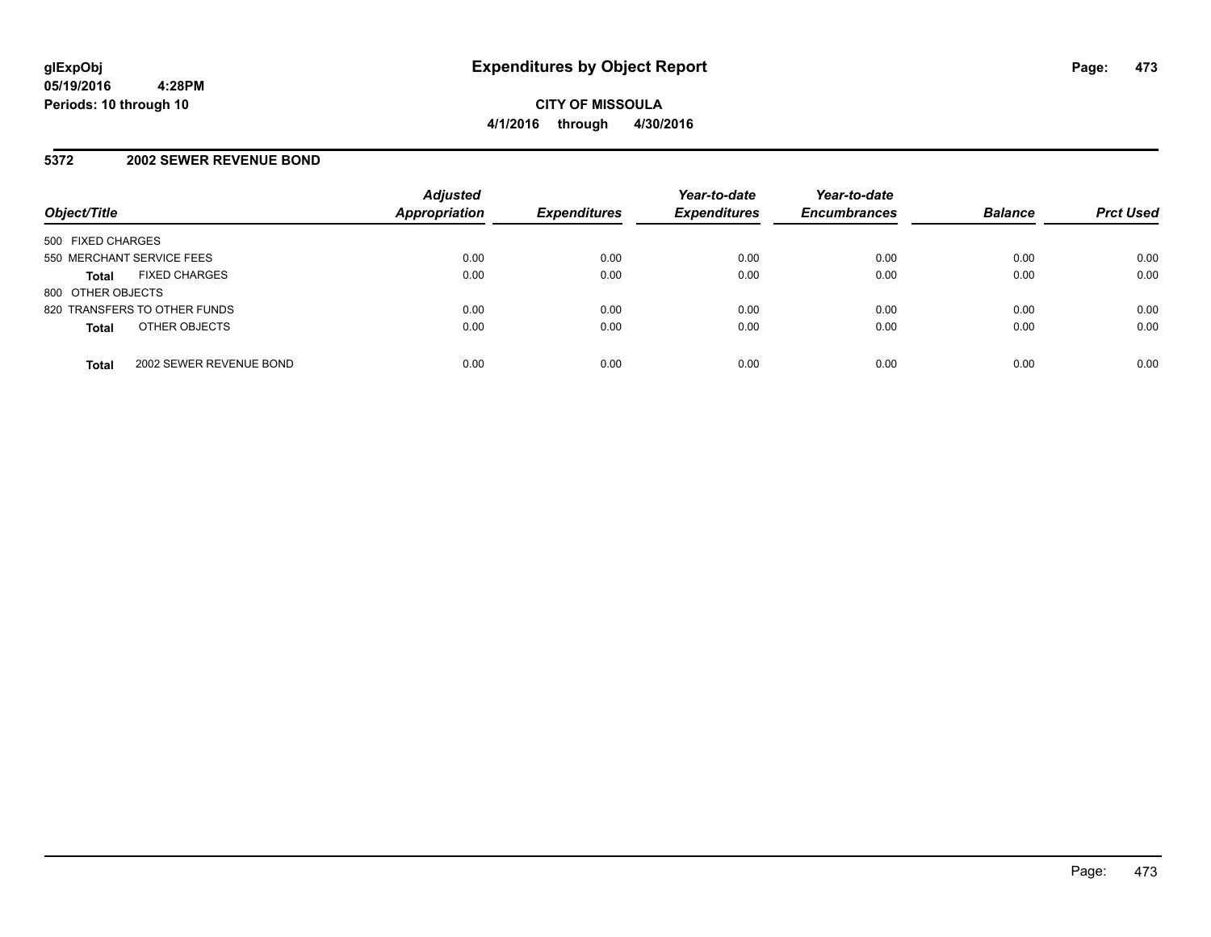**glExpObj**
**05/19/2016 4:28PM**
**Periods: 10 through 10**

# Expenditures by Object Report

**CITY OF MISSOULA**
**4/1/2016 through 4/30/2016**

## 5372 2002 SEWER REVENUE BOND

| Object/Title | Adjusted Appropriation | Expenditures | Year-to-date Expenditures | Year-to-date Encumbrances | Balance | Prct Used |
|---|---|---|---|---|---|---|
| 500 FIXED CHARGES | | | | | | |
| 550 MERCHANT SERVICE FEES | 0.00 | 0.00 | 0.00 | 0.00 | 0.00 | 0.00 |
| **Total** FIXED CHARGES | 0.00 | 0.00 | 0.00 | 0.00 | 0.00 | 0.00 |
| 800 OTHER OBJECTS | | | | | | |
| 820 TRANSFERS TO OTHER FUNDS | 0.00 | 0.00 | 0.00 | 0.00 | 0.00 | 0.00 |
| **Total** OTHER OBJECTS | 0.00 | 0.00 | 0.00 | 0.00 | 0.00 | 0.00 |
| **Total** 2002 SEWER REVENUE BOND | 0.00 | 0.00 | 0.00 | 0.00 | 0.00 | 0.00 |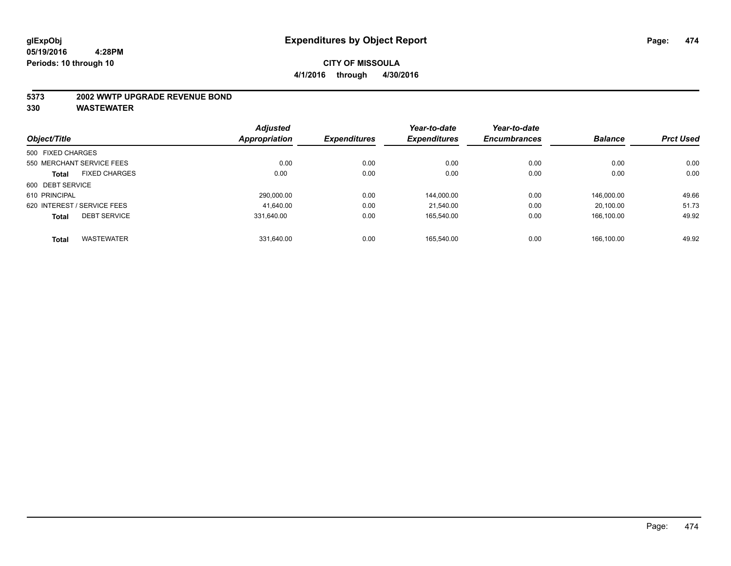**glExpObj**
**05/19/2016 4:28PM**
**Periods: 10 through 10**

# Expenditures by Object Report

**CITY OF MISSOULA**
**4/1/2016 through 4/30/2016**

**5373 2002 WWTP UPGRADE REVENUE BOND**
**330 WASTEWATER**

| Object/Title | Adjusted Appropriation | Expenditures | Year-to-date Expenditures | Year-to-date Encumbrances | Balance | Prct Used |
|---|---|---|---|---|---|---|
| 500 FIXED CHARGES | | | | | | |
| 550 MERCHANT SERVICE FEES | 0.00 | 0.00 | 0.00 | 0.00 | 0.00 | 0.00 |
| **Total** FIXED CHARGES | 0.00 | 0.00 | 0.00 | 0.00 | 0.00 | 0.00 |
| 600 DEBT SERVICE | | | | | | |
| 610 PRINCIPAL | 290,000.00 | 0.00 | 144,000.00 | 0.00 | 146,000.00 | 49.66 |
| 620 INTEREST / SERVICE FEES | 41,640.00 | 0.00 | 21,540.00 | 0.00 | 20,100.00 | 51.73 |
| **Total** DEBT SERVICE | 331,640.00 | 0.00 | 165,540.00 | 0.00 | 166,100.00 | 49.92 |
| **Total** WASTEWATER | 331,640.00 | 0.00 | 165,540.00 | 0.00 | 166,100.00 | 49.92 |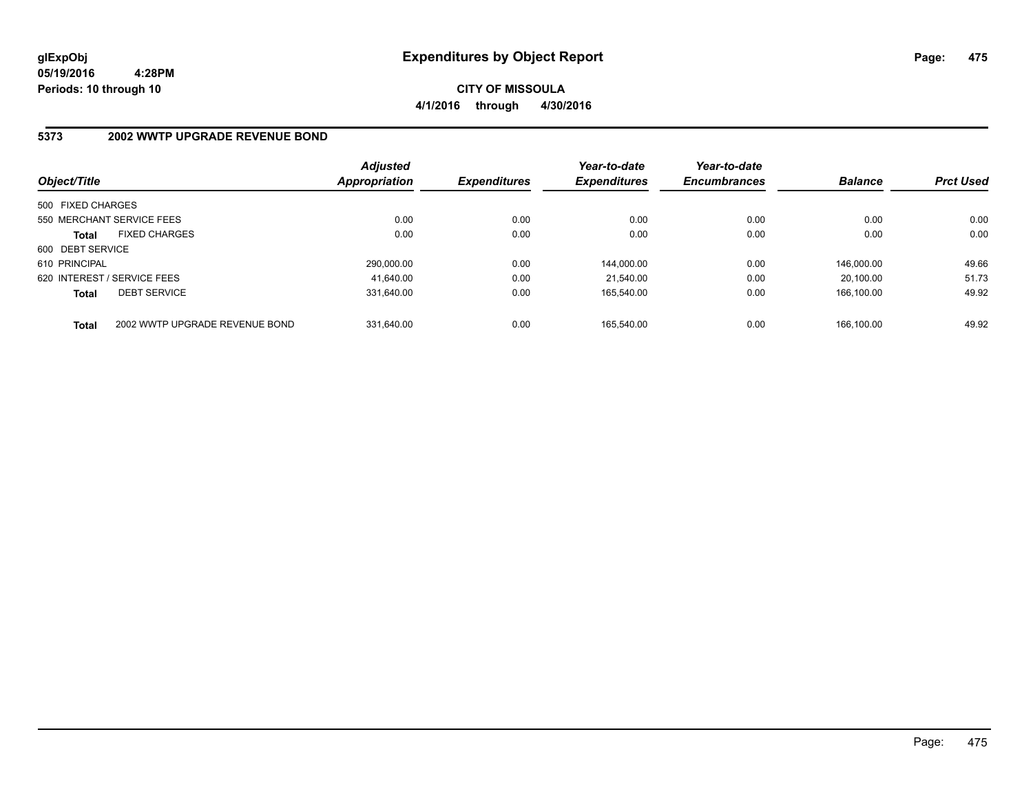# Expenditures by Object Report

glExpObj
05/19/2016 4:28PM
Periods: 10 through 10

**CITY OF MISSOULA**

**4/1/2016 through 4/30/2016**

## 5373 2002 WWTP UPGRADE REVENUE BOND

| Object/Title | | Adjusted Appropriation | Expenditures | Year-to-date Expenditures | Year-to-date Encumbrances | Balance | Prct Used |
|---|---|---|---|---|---|---|---|
| 500 FIXED CHARGES | | | | | | | |
| 550 MERCHANT SERVICE FEES | | 0.00 | 0.00 | 0.00 | 0.00 | 0.00 | 0.00 |
| **Total** | FIXED CHARGES | 0.00 | 0.00 | 0.00 | 0.00 | 0.00 | 0.00 |
| 600 DEBT SERVICE | | | | | | | |
| 610 PRINCIPAL | | 290,000.00 | 0.00 | 144,000.00 | 0.00 | 146,000.00 | 49.66 |
| 620 INTEREST / SERVICE FEES | | 41,640.00 | 0.00 | 21,540.00 | 0.00 | 20,100.00 | 51.73 |
| **Total** | DEBT SERVICE | 331,640.00 | 0.00 | 165,540.00 | 0.00 | 166,100.00 | 49.92 |
| **Total** | 2002 WWTP UPGRADE REVENUE BOND | 331,640.00 | 0.00 | 165,540.00 | 0.00 | 166,100.00 | 49.92 |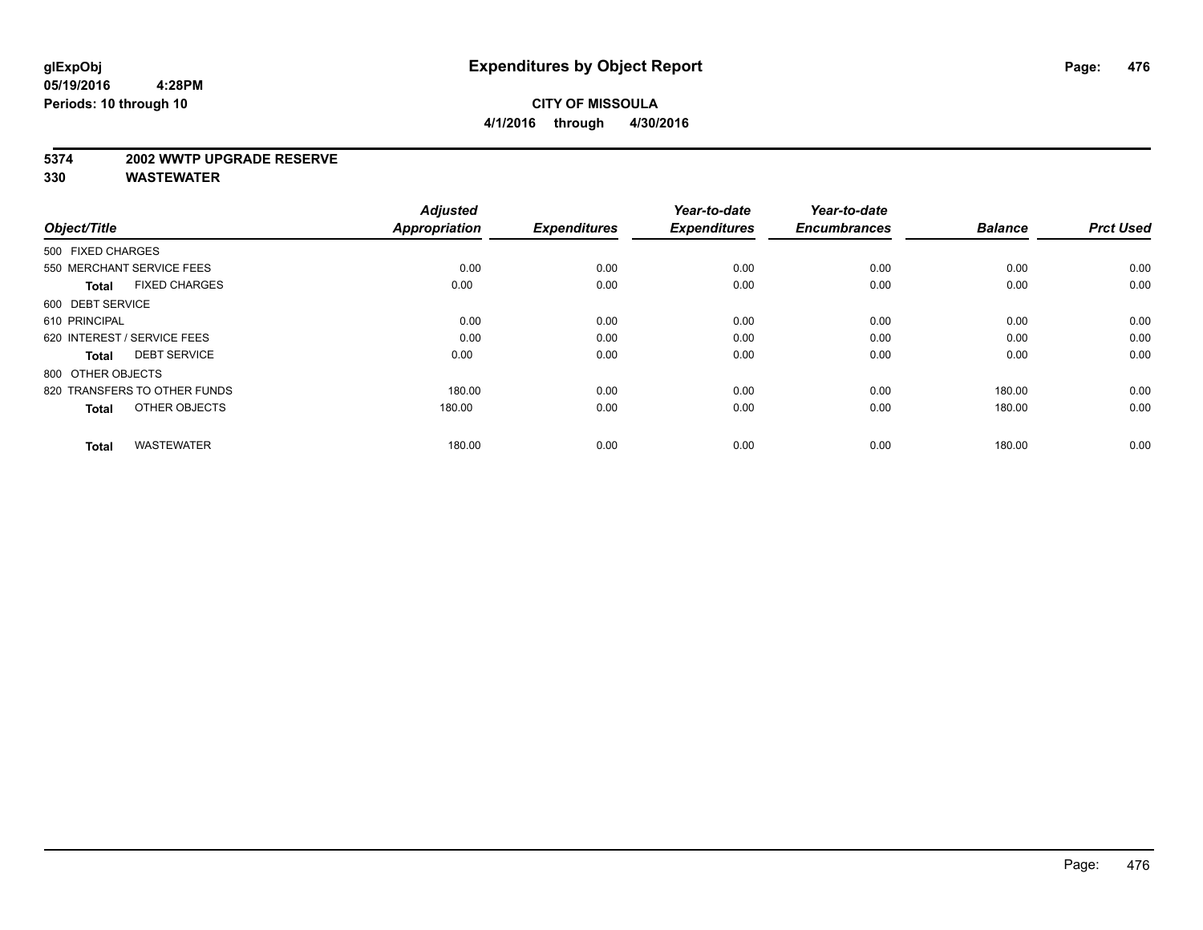**glExpObj**
**05/19/2016 4:28PM**
**Periods: 10 through 10**

# Expenditures by Object Report

**CITY OF MISSOULA**
**4/1/2016 through 4/30/2016**

## 5374 2002 WWTP UPGRADE RESERVE
## 330 WASTEWATER

| Object/Title | Adjusted Appropriation | Expenditures | Year-to-date Expenditures | Year-to-date Encumbrances | Balance | Prct Used |
|---|---|---|---|---|---|---|
| 500 FIXED CHARGES | | | | | | |
| 550 MERCHANT SERVICE FEES | 0.00 | 0.00 | 0.00 | 0.00 | 0.00 | 0.00 |
| **Total** FIXED CHARGES | 0.00 | 0.00 | 0.00 | 0.00 | 0.00 | 0.00 |
| 600 DEBT SERVICE | | | | | | |
| 610 PRINCIPAL | 0.00 | 0.00 | 0.00 | 0.00 | 0.00 | 0.00 |
| 620 INTEREST / SERVICE FEES | 0.00 | 0.00 | 0.00 | 0.00 | 0.00 | 0.00 |
| **Total** DEBT SERVICE | 0.00 | 0.00 | 0.00 | 0.00 | 0.00 | 0.00 |
| 800 OTHER OBJECTS | | | | | | |
| 820 TRANSFERS TO OTHER FUNDS | 180.00 | 0.00 | 0.00 | 0.00 | 180.00 | 0.00 |
| **Total** OTHER OBJECTS | 180.00 | 0.00 | 0.00 | 0.00 | 180.00 | 0.00 |
| **Total** WASTEWATER | 180.00 | 0.00 | 0.00 | 0.00 | 180.00 | 0.00 |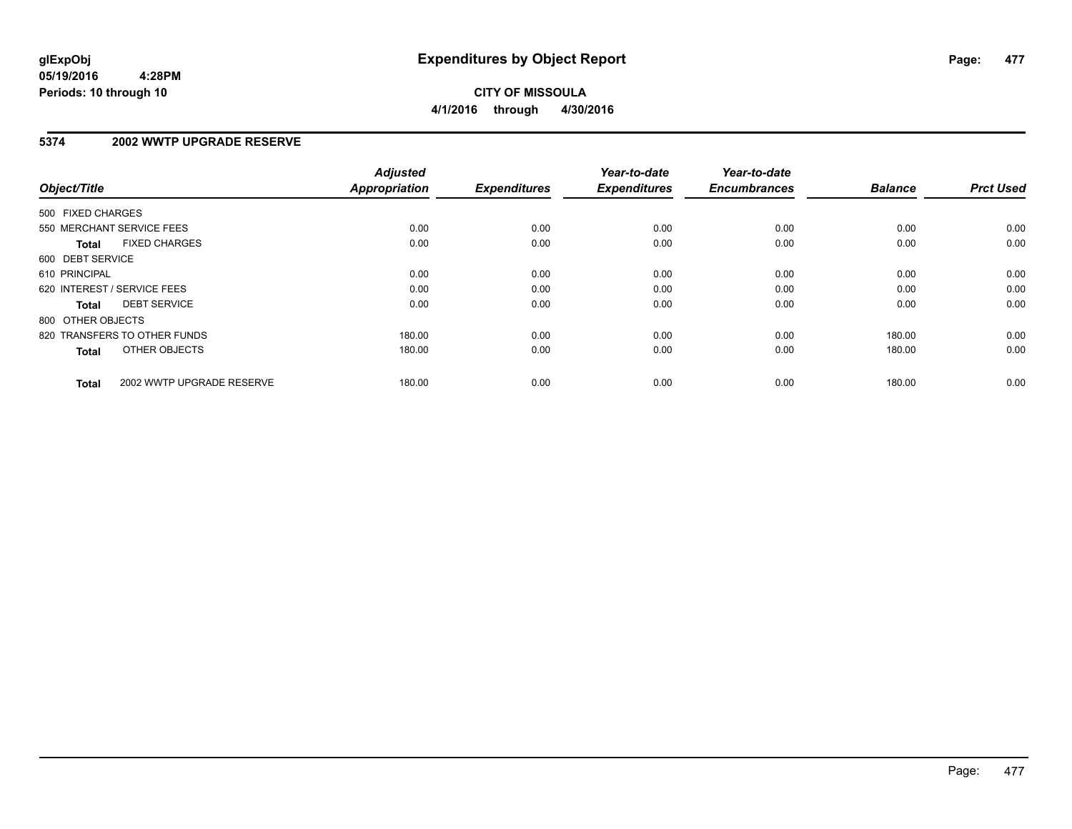# Expenditures by Object Report

**glExpObj**
**05/19/2016 4:28PM**
**Periods: 10 through 10**

**CITY OF MISSOULA**
**4/1/2016 through 4/30/2016**

## 5374 2002 WWTP UPGRADE RESERVE

| Object/Title | Adjusted Appropriation | Expenditures | Year-to-date Expenditures | Year-to-date Encumbrances | Balance | Prct Used |
|---|---|---|---|---|---|---|
| 500 FIXED CHARGES | | | | | | |
| 550 MERCHANT SERVICE FEES | 0.00 | 0.00 | 0.00 | 0.00 | 0.00 | 0.00 |
| **Total** FIXED CHARGES | 0.00 | 0.00 | 0.00 | 0.00 | 0.00 | 0.00 |
| 600 DEBT SERVICE | | | | | | |
| 610 PRINCIPAL | 0.00 | 0.00 | 0.00 | 0.00 | 0.00 | 0.00 |
| 620 INTEREST / SERVICE FEES | 0.00 | 0.00 | 0.00 | 0.00 | 0.00 | 0.00 |
| **Total** DEBT SERVICE | 0.00 | 0.00 | 0.00 | 0.00 | 0.00 | 0.00 |
| 800 OTHER OBJECTS | | | | | | |
| 820 TRANSFERS TO OTHER FUNDS | 180.00 | 0.00 | 0.00 | 0.00 | 180.00 | 0.00 |
| **Total** OTHER OBJECTS | 180.00 | 0.00 | 0.00 | 0.00 | 180.00 | 0.00 |
| **Total** 2002 WWTP UPGRADE RESERVE | 180.00 | 0.00 | 0.00 | 0.00 | 180.00 | 0.00 |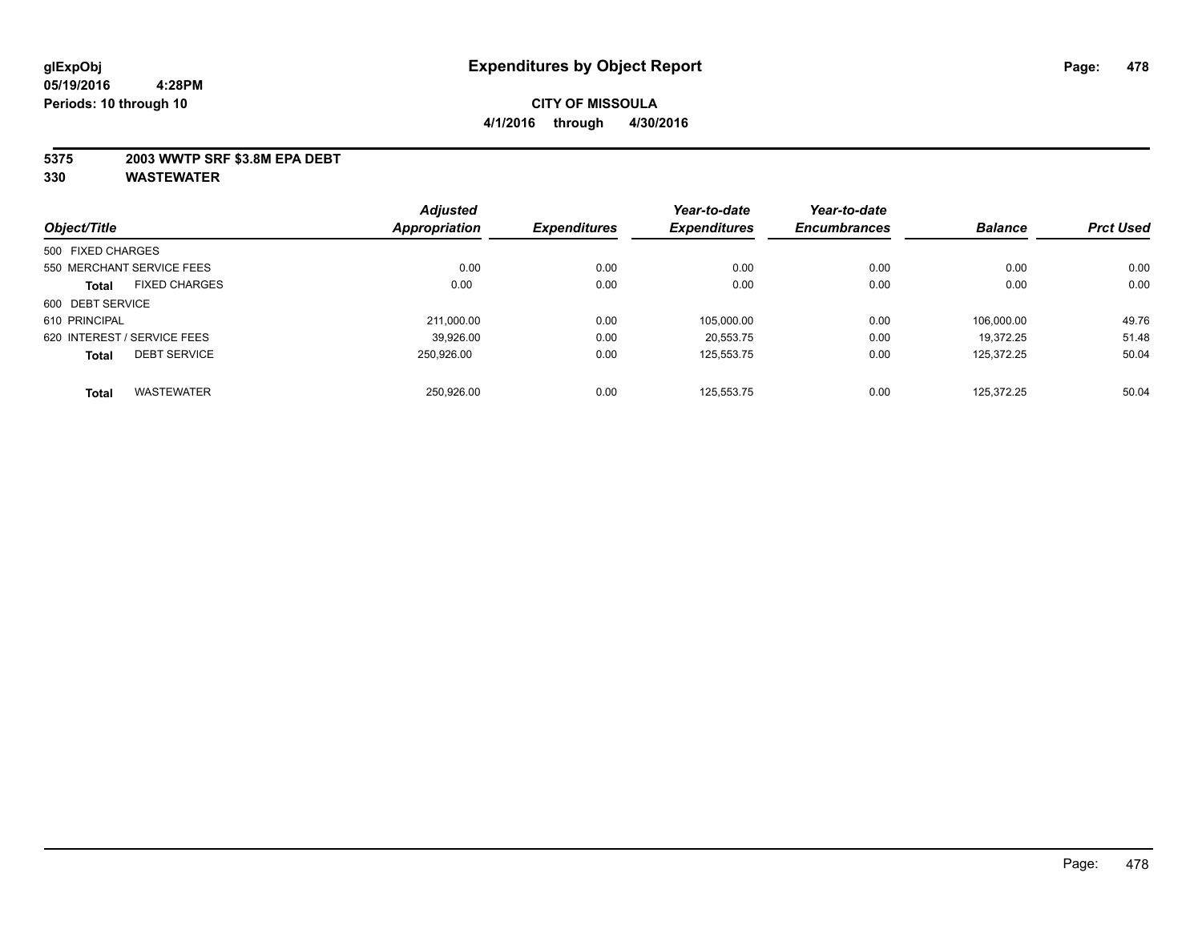**glExpObj**
**05/19/2016 4:28PM**
**Periods: 10 through 10**

# Expenditures by Object Report

**CITY OF MISSOULA**
**4/1/2016 through 4/30/2016**

**5375 2003 WWTP SRF $3.8M EPA DEBT**
**330 WASTEWATER**

| Object/Title | Adjusted Appropriation | Expenditures | Year-to-date Expenditures | Year-to-date Encumbrances | Balance | Prct Used |
|---|---|---|---|---|---|---|
| 500 FIXED CHARGES | | | | | | |
| 550 MERCHANT SERVICE FEES | 0.00 | 0.00 | 0.00 | 0.00 | 0.00 | 0.00 |
| **Total** FIXED CHARGES | 0.00 | 0.00 | 0.00 | 0.00 | 0.00 | 0.00 |
| 600 DEBT SERVICE | | | | | | |
| 610 PRINCIPAL | 211,000.00 | 0.00 | 105,000.00 | 0.00 | 106,000.00 | 49.76 |
| 620 INTEREST / SERVICE FEES | 39,926.00 | 0.00 | 20,553.75 | 0.00 | 19,372.25 | 51.48 |
| **Total** DEBT SERVICE | 250,926.00 | 0.00 | 125,553.75 | 0.00 | 125,372.25 | 50.04 |
| **Total** WASTEWATER | 250,926.00 | 0.00 | 125,553.75 | 0.00 | 125,372.25 | 50.04 |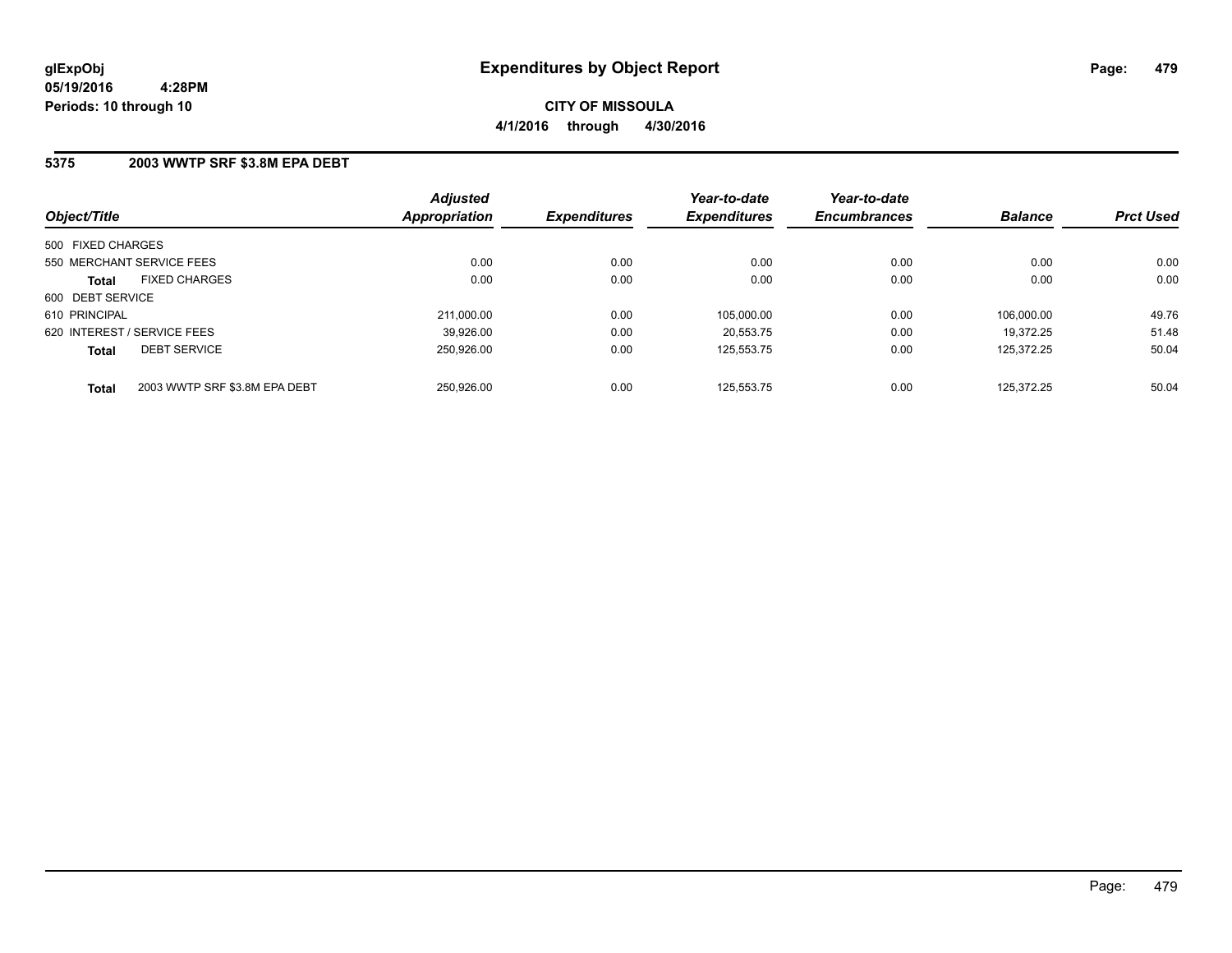# Expenditures by Object Report

glExpObj
05/19/2016 4:28PM
Periods: 10 through 10

**CITY OF MISSOULA**
**4/1/2016 through 4/30/2016**

## 5375 2003 WWTP SRF $3.8M EPA DEBT

| Object/Title | | Adjusted Appropriation | Expenditures | Year-to-date Expenditures | Year-to-date Encumbrances | Balance | Prct Used |
|---|---|---|---|---|---|---|---|
| 500 FIXED CHARGES | | | | | | | |
| 550 MERCHANT SERVICE FEES | | 0.00 | 0.00 | 0.00 | 0.00 | 0.00 | 0.00 |
| **Total** | FIXED CHARGES | 0.00 | 0.00 | 0.00 | 0.00 | 0.00 | 0.00 |
| 600 DEBT SERVICE | | | | | | | |
| 610 PRINCIPAL | | 211,000.00 | 0.00 | 105,000.00 | 0.00 | 106,000.00 | 49.76 |
| 620 INTEREST / SERVICE FEES | | 39,926.00 | 0.00 | 20,553.75 | 0.00 | 19,372.25 | 51.48 |
| **Total** | DEBT SERVICE | 250,926.00 | 0.00 | 125,553.75 | 0.00 | 125,372.25 | 50.04 |
| **Total** | 2003 WWTP SRF $3.8M EPA DEBT | 250,926.00 | 0.00 | 125,553.75 | 0.00 | 125,372.25 | 50.04 |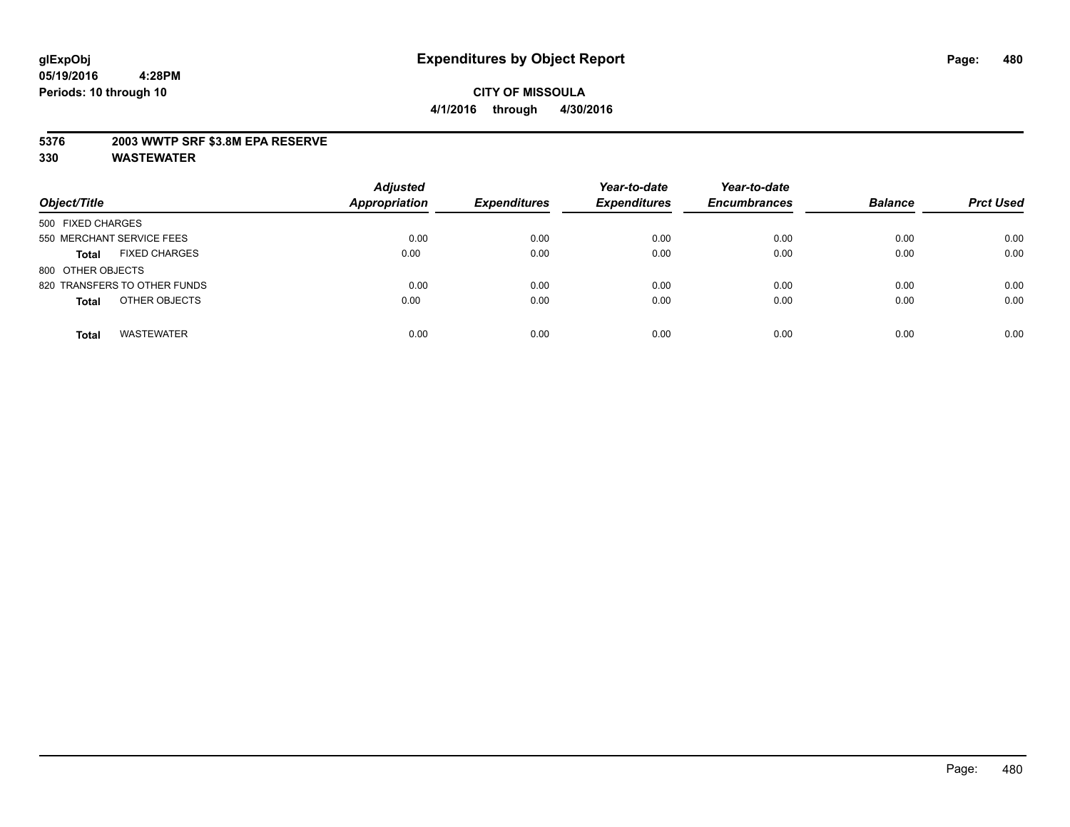# Expenditures by Object Report

glExpObj
05/19/2016 4:28PM
Periods: 10 through 10

**CITY OF MISSOULA**
**4/1/2016 through 4/30/2016**

**5376 2003 WWTP SRF $3.8M EPA RESERVE**
**330 WASTEWATER**

| Object/Title | Adjusted Appropriation | Expenditures | Year-to-date Expenditures | Year-to-date Encumbrances | Balance | Prct Used |
|---|---|---|---|---|---|---|
| 500 FIXED CHARGES | | | | | | |
| 550 MERCHANT SERVICE FEES | 0.00 | 0.00 | 0.00 | 0.00 | 0.00 | 0.00 |
| **Total** FIXED CHARGES | 0.00 | 0.00 | 0.00 | 0.00 | 0.00 | 0.00 |
| 800 OTHER OBJECTS | | | | | | |
| 820 TRANSFERS TO OTHER FUNDS | 0.00 | 0.00 | 0.00 | 0.00 | 0.00 | 0.00 |
| **Total** OTHER OBJECTS | 0.00 | 0.00 | 0.00 | 0.00 | 0.00 | 0.00 |
| **Total** WASTEWATER | 0.00 | 0.00 | 0.00 | 0.00 | 0.00 | 0.00 |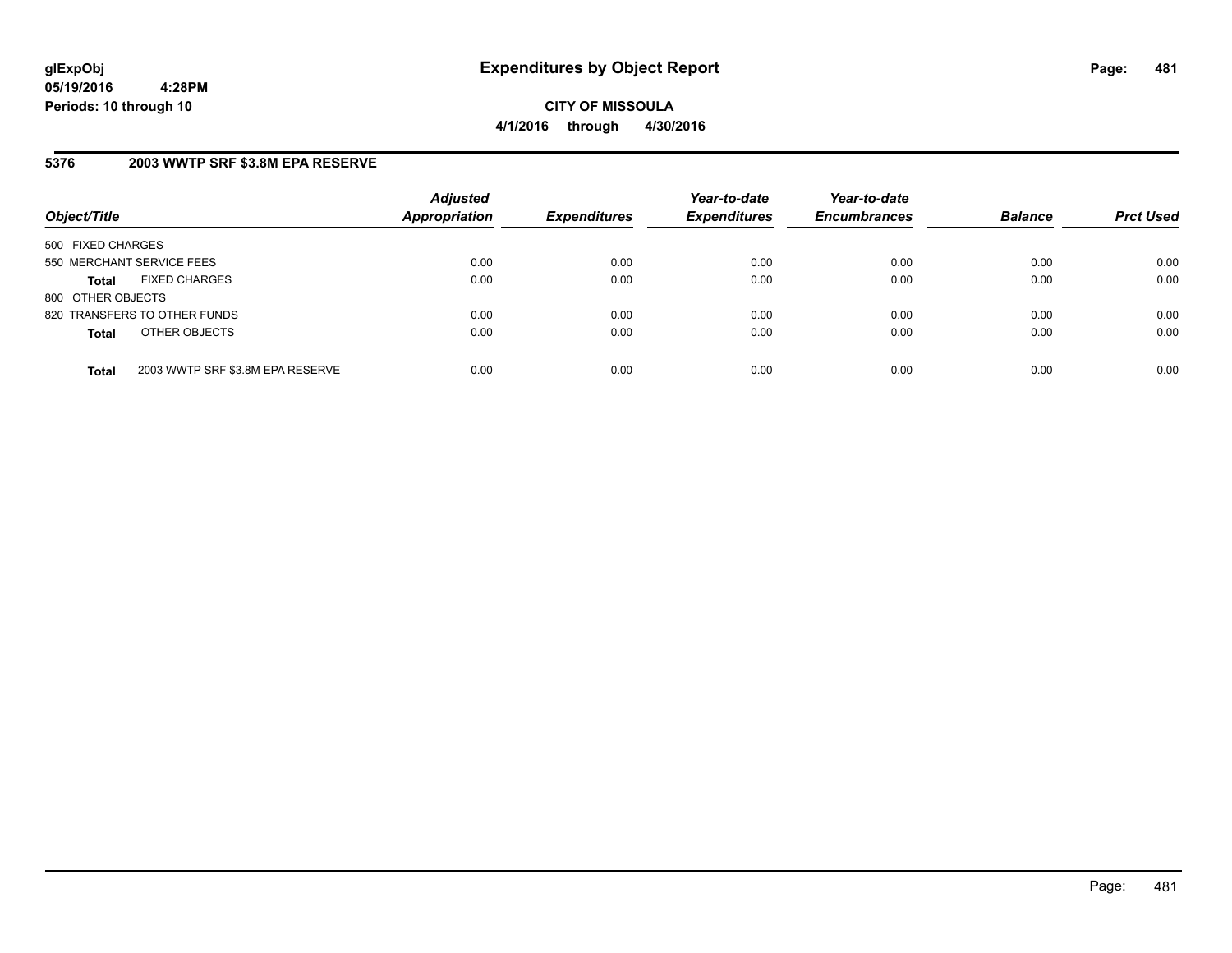**glExpObj**
**05/19/2016 4:28PM**
**Periods: 10 through 10**

# Expenditures by Object Report

**CITY OF MISSOULA**
**4/1/2016 through 4/30/2016**

## 5376 2003 WWTP SRF $3.8M EPA RESERVE

| Object/Title | Adjusted Appropriation | Expenditures | Year-to-date Expenditures | Year-to-date Encumbrances | Balance | Prct Used |
|---|---|---|---|---|---|---|
| 500 FIXED CHARGES | | | | | | |
| 550 MERCHANT SERVICE FEES | 0.00 | 0.00 | 0.00 | 0.00 | 0.00 | 0.00 |
| **Total** FIXED CHARGES | 0.00 | 0.00 | 0.00 | 0.00 | 0.00 | 0.00 |
| 800 OTHER OBJECTS | | | | | | |
| 820 TRANSFERS TO OTHER FUNDS | 0.00 | 0.00 | 0.00 | 0.00 | 0.00 | 0.00 |
| **Total** OTHER OBJECTS | 0.00 | 0.00 | 0.00 | 0.00 | 0.00 | 0.00 |
| **Total** 2003 WWTP SRF $3.8M EPA RESERVE | 0.00 | 0.00 | 0.00 | 0.00 | 0.00 | 0.00 |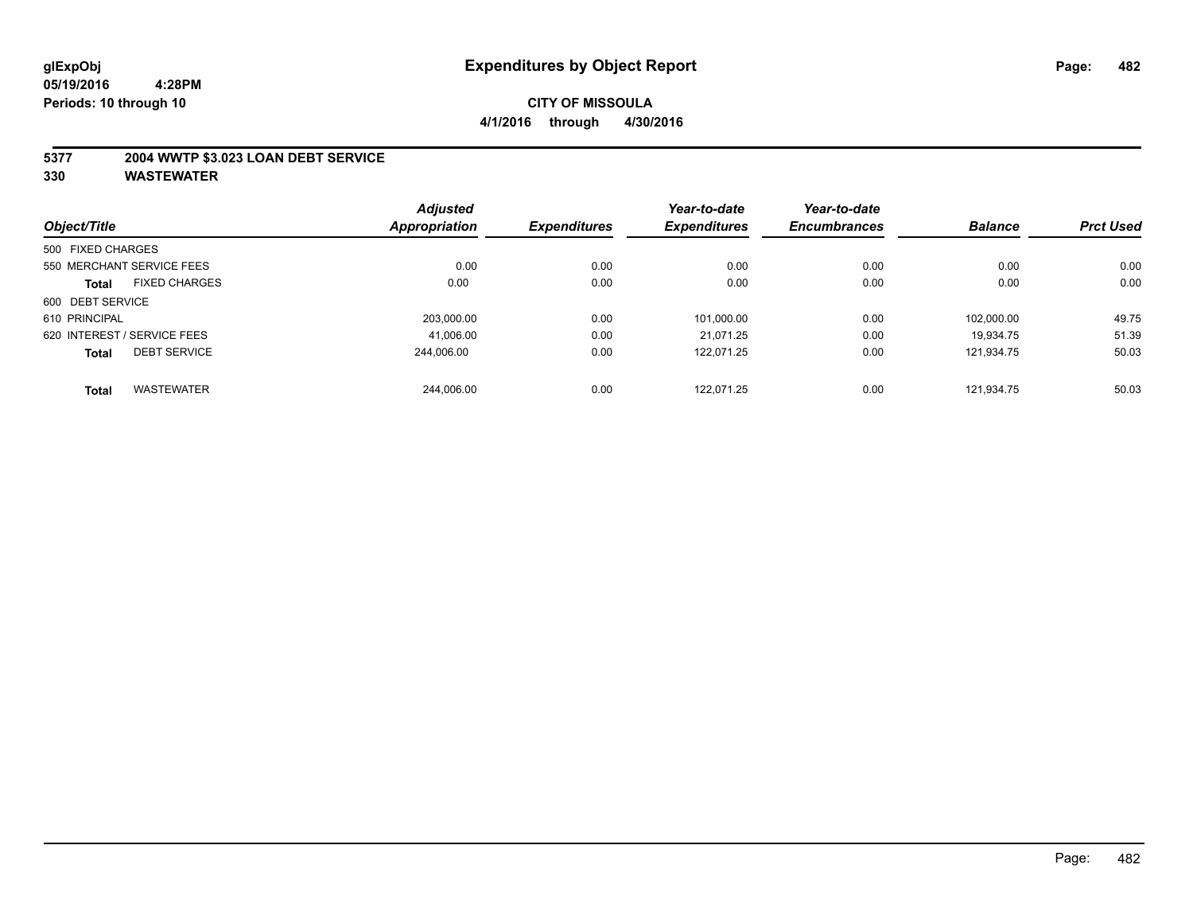**glExpObj**
**05/19/2016 4:28PM**
**Periods: 10 through 10**

# Expenditures by Object Report

**CITY OF MISSOULA**
**4/1/2016 through 4/30/2016**

## 5377 2004 WWTP $3.023 LOAN DEBT SERVICE
## 330 WASTEWATER

| Object/Title | Adjusted Appropriation | Expenditures | Year-to-date Expenditures | Year-to-date Encumbrances | Balance | Prct Used |
|---|---|---|---|---|---|---|
| 500 FIXED CHARGES | | | | | | |
| 550 MERCHANT SERVICE FEES | 0.00 | 0.00 | 0.00 | 0.00 | 0.00 | 0.00 |
| **Total** FIXED CHARGES | 0.00 | 0.00 | 0.00 | 0.00 | 0.00 | 0.00 |
| 600 DEBT SERVICE | | | | | | |
| 610 PRINCIPAL | 203,000.00 | 0.00 | 101,000.00 | 0.00 | 102,000.00 | 49.75 |
| 620 INTEREST / SERVICE FEES | 41,006.00 | 0.00 | 21,071.25 | 0.00 | 19,934.75 | 51.39 |
| **Total** DEBT SERVICE | 244,006.00 | 0.00 | 122,071.25 | 0.00 | 121,934.75 | 50.03 |
| **Total** WASTEWATER | 244,006.00 | 0.00 | 122,071.25 | 0.00 | 121,934.75 | 50.03 |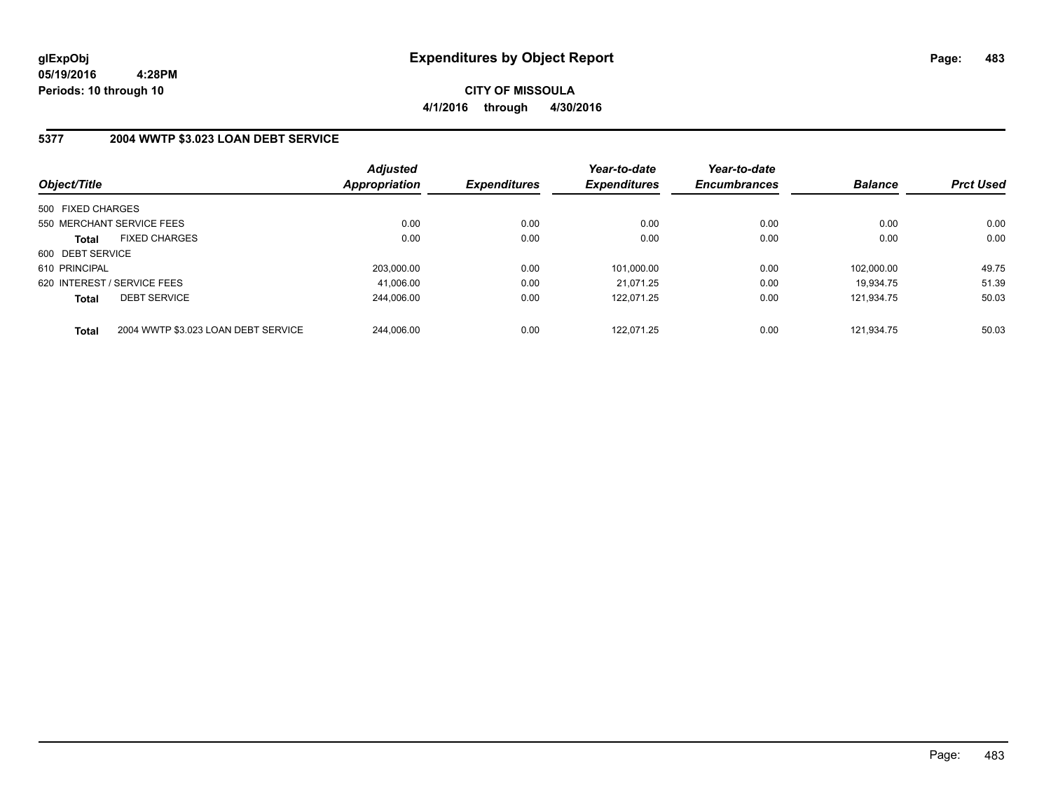# Expenditures by Object Report

glExpObj
05/19/2016 4:28PM
Periods: 10 through 10

**CITY OF MISSOULA**
**4/1/2016 through 4/30/2016**

## 5377 2004 WWTP $3.023 LOAN DEBT SERVICE

| Object/Title | | Adjusted Appropriation | Expenditures | Year-to-date Expenditures | Year-to-date Encumbrances | Balance | Prct Used |
|---|---|---|---|---|---|---|---|
| 500 FIXED CHARGES | | | | | | | |
| 550 MERCHANT SERVICE FEES | | 0.00 | 0.00 | 0.00 | 0.00 | 0.00 | 0.00 |
| **Total** | FIXED CHARGES | 0.00 | 0.00 | 0.00 | 0.00 | 0.00 | 0.00 |
| 600 DEBT SERVICE | | | | | | | |
| 610 PRINCIPAL | | 203,000.00 | 0.00 | 101,000.00 | 0.00 | 102,000.00 | 49.75 |
| 620 INTEREST / SERVICE FEES | | 41,006.00 | 0.00 | 21,071.25 | 0.00 | 19,934.75 | 51.39 |
| **Total** | DEBT SERVICE | 244,006.00 | 0.00 | 122,071.25 | 0.00 | 121,934.75 | 50.03 |
| **Total** | 2004 WWTP $3.023 LOAN DEBT SERVICE | 244,006.00 | 0.00 | 122,071.25 | 0.00 | 121,934.75 | 50.03 |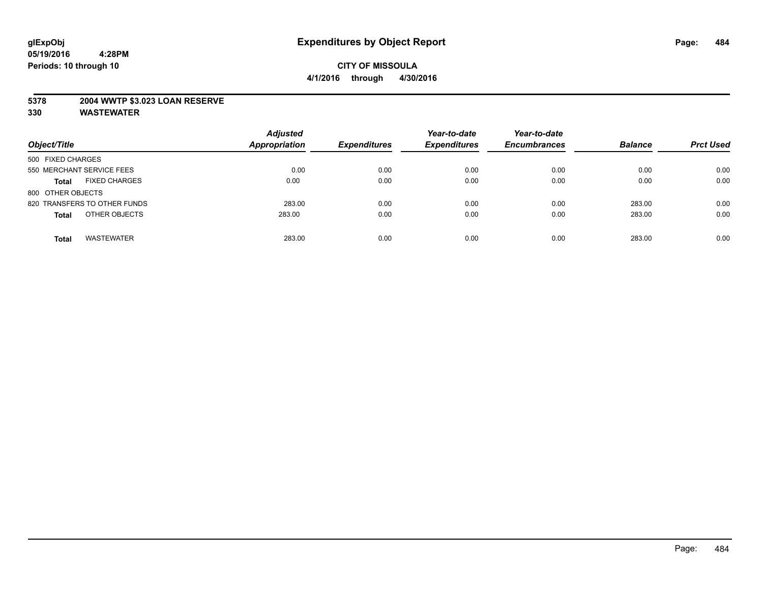glExpObj
05/19/2016 4:28PM
Periods: 10 through 10

# Expenditures by Object Report

**CITY OF MISSOULA**
**4/1/2016 through 4/30/2016**

**5378 2004 WWTP $3.023 LOAN RESERVE**
**330 WASTEWATER**

| Object/Title | Adjusted Appropriation | Expenditures | Year-to-date Expenditures | Year-to-date Encumbrances | Balance | Prct Used |
|---|---|---|---|---|---|---|
| 500 FIXED CHARGES | | | | | | |
| 550 MERCHANT SERVICE FEES | 0.00 | 0.00 | 0.00 | 0.00 | 0.00 | 0.00 |
| **Total** FIXED CHARGES | 0.00 | 0.00 | 0.00 | 0.00 | 0.00 | 0.00 |
| 800 OTHER OBJECTS | | | | | | |
| 820 TRANSFERS TO OTHER FUNDS | 283.00 | 0.00 | 0.00 | 0.00 | 283.00 | 0.00 |
| **Total** OTHER OBJECTS | 283.00 | 0.00 | 0.00 | 0.00 | 283.00 | 0.00 |
| **Total** WASTEWATER | 283.00 | 0.00 | 0.00 | 0.00 | 283.00 | 0.00 |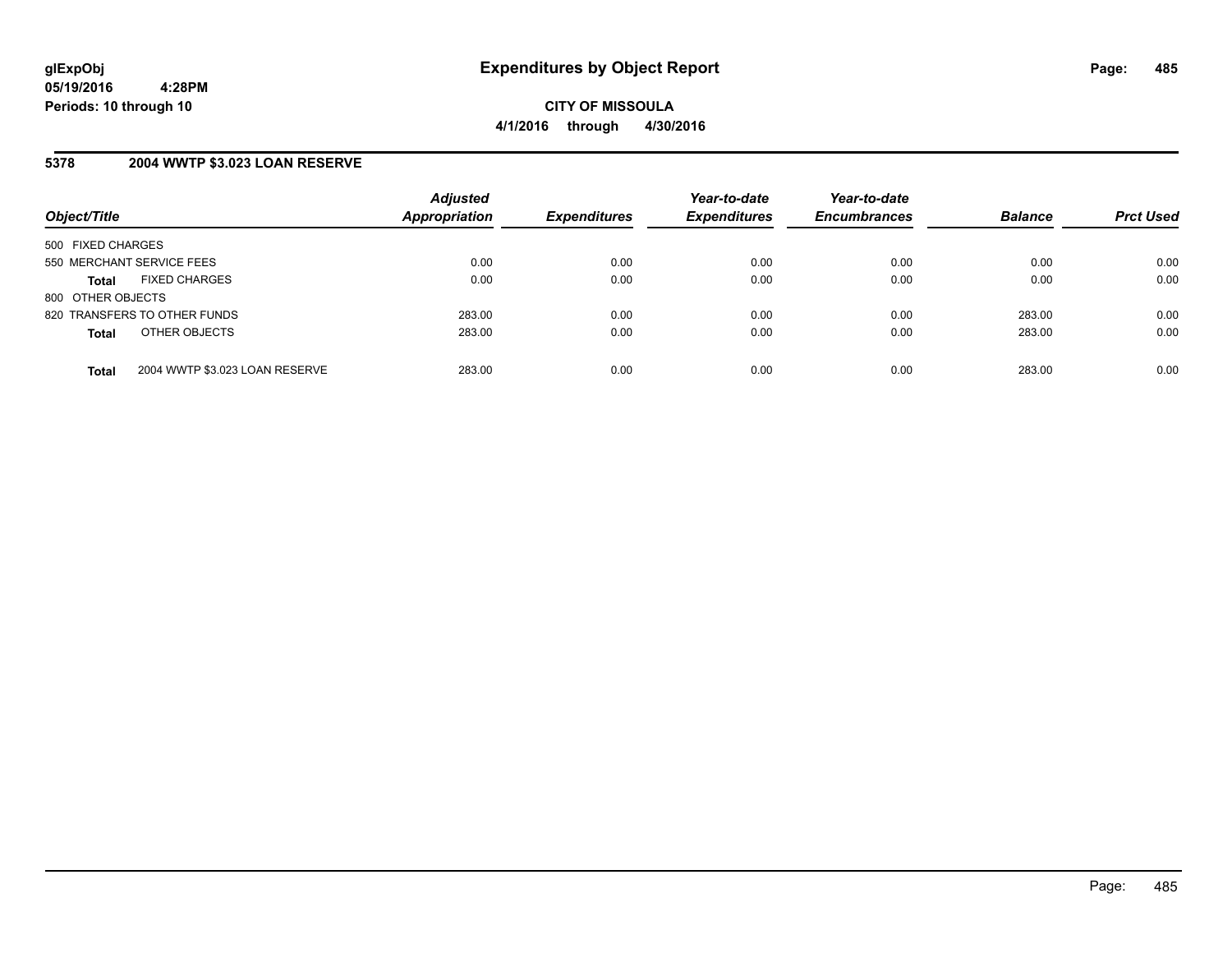# Expenditures by Object Report

glExpObj
05/19/2016 4:28PM
Periods: 10 through 10

**CITY OF MISSOULA**
**4/1/2016 through 4/30/2016**

## 5378 2004 WWTP $3.023 LOAN RESERVE

| Object/Title | Adjusted Appropriation | Expenditures | Year-to-date Expenditures | Year-to-date Encumbrances | Balance | Prct Used |
|---|---|---|---|---|---|---|
| 500 FIXED CHARGES | | | | | | |
| 550 MERCHANT SERVICE FEES | 0.00 | 0.00 | 0.00 | 0.00 | 0.00 | 0.00 |
| **Total** FIXED CHARGES | 0.00 | 0.00 | 0.00 | 0.00 | 0.00 | 0.00 |
| 800 OTHER OBJECTS | | | | | | |
| 820 TRANSFERS TO OTHER FUNDS | 283.00 | 0.00 | 0.00 | 0.00 | 283.00 | 0.00 |
| **Total** OTHER OBJECTS | 283.00 | 0.00 | 0.00 | 0.00 | 283.00 | 0.00 |
| **Total** 2004 WWTP $3.023 LOAN RESERVE | 283.00 | 0.00 | 0.00 | 0.00 | 283.00 | 0.00 |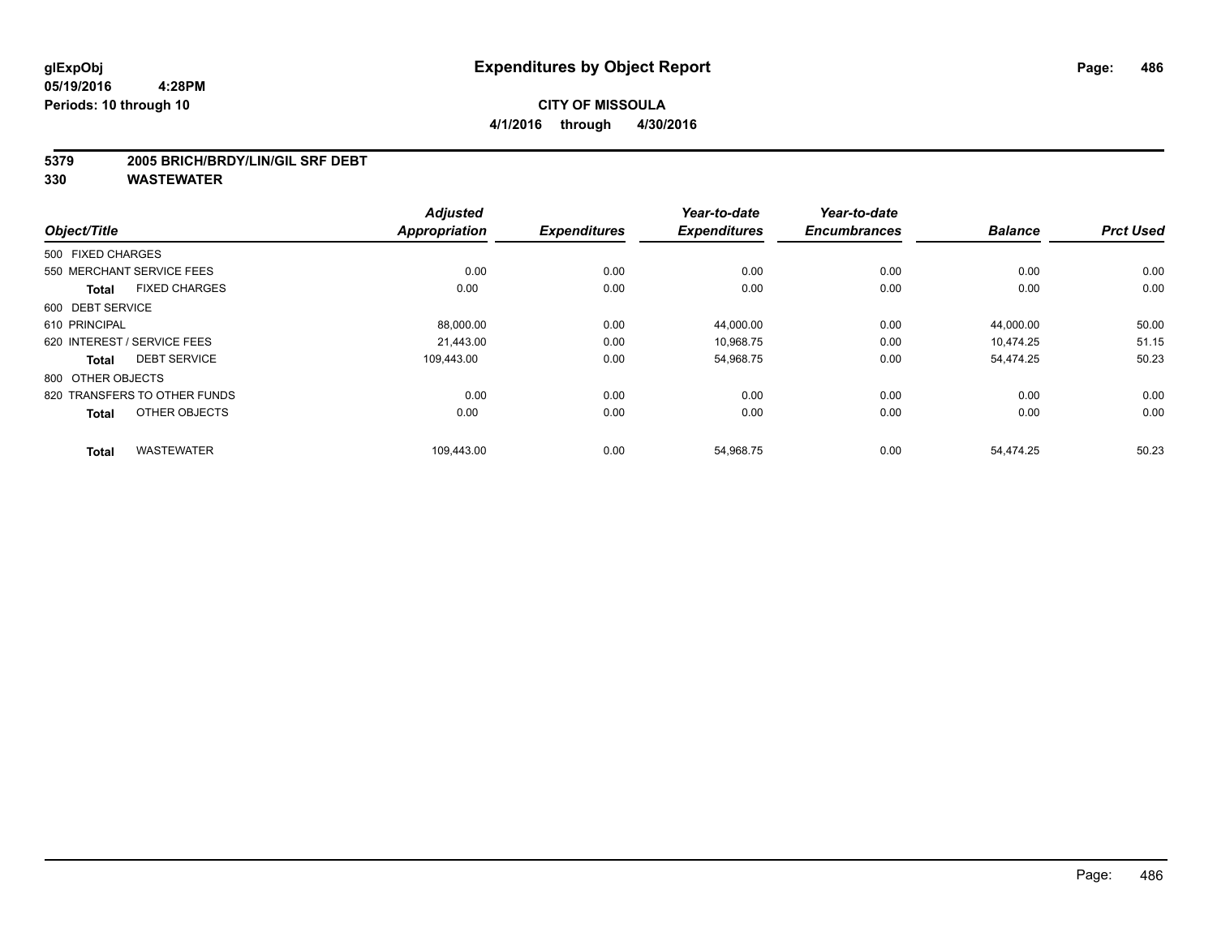**glExpObj**
**05/19/2016 4:28PM**
**Periods: 10 through 10**

# Expenditures by Object Report

**CITY OF MISSOULA**
**4/1/2016 through 4/30/2016**

**5379 2005 BRICH/BRDY/LIN/GIL SRF DEBT**
**330 WASTEWATER**

| Object/Title | Adjusted Appropriation | Expenditures | Year-to-date Expenditures | Year-to-date Encumbrances | Balance | Prct Used |
|---|---|---|---|---|---|---|
| 500 FIXED CHARGES | | | | | | |
| 550 MERCHANT SERVICE FEES | 0.00 | 0.00 | 0.00 | 0.00 | 0.00 | 0.00 |
| **Total** FIXED CHARGES | 0.00 | 0.00 | 0.00 | 0.00 | 0.00 | 0.00 |
| 600 DEBT SERVICE | | | | | | |
| 610 PRINCIPAL | 88,000.00 | 0.00 | 44,000.00 | 0.00 | 44,000.00 | 50.00 |
| 620 INTEREST / SERVICE FEES | 21,443.00 | 0.00 | 10,968.75 | 0.00 | 10,474.25 | 51.15 |
| **Total** DEBT SERVICE | 109,443.00 | 0.00 | 54,968.75 | 0.00 | 54,474.25 | 50.23 |
| 800 OTHER OBJECTS | | | | | | |
| 820 TRANSFERS TO OTHER FUNDS | 0.00 | 0.00 | 0.00 | 0.00 | 0.00 | 0.00 |
| **Total** OTHER OBJECTS | 0.00 | 0.00 | 0.00 | 0.00 | 0.00 | 0.00 |
| **Total** WASTEWATER | 109,443.00 | 0.00 | 54,968.75 | 0.00 | 54,474.25 | 50.23 |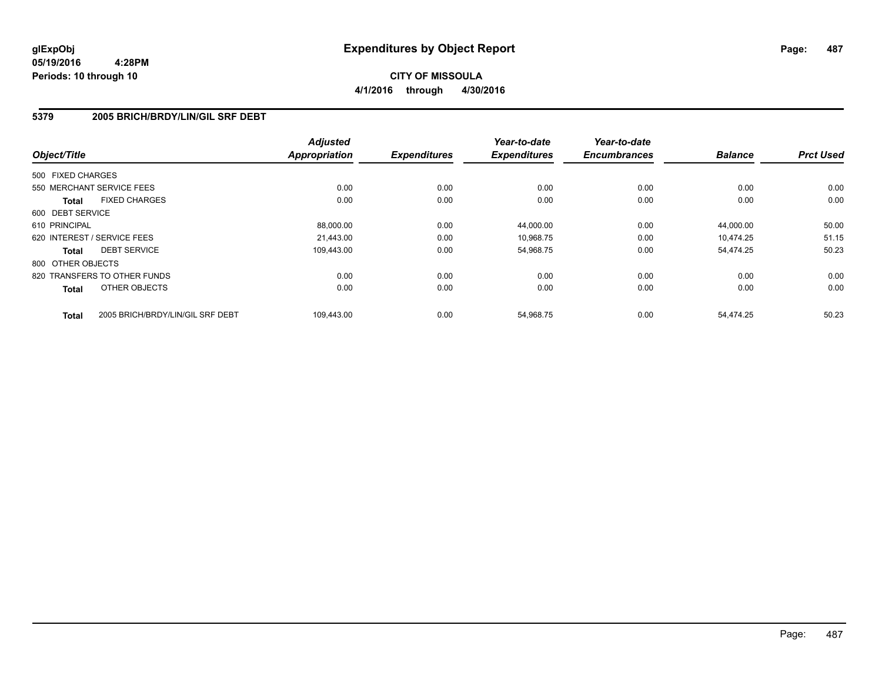**glExpObj**
**05/19/2016 4:28PM**
**Periods: 10 through 10**

# Expenditures by Object Report

**CITY OF MISSOULA**
**4/1/2016 through 4/30/2016**

## 5379 2005 BRICH/BRDY/LIN/GIL SRF DEBT

| Object/Title | Adjusted Appropriation | Expenditures | Year-to-date Expenditures | Year-to-date Encumbrances | Balance | Prct Used |
|---|---|---|---|---|---|---|
| 500 FIXED CHARGES | | | | | | |
| 550 MERCHANT SERVICE FEES | 0.00 | 0.00 | 0.00 | 0.00 | 0.00 | 0.00 |
| **Total** FIXED CHARGES | 0.00 | 0.00 | 0.00 | 0.00 | 0.00 | 0.00 |
| 600 DEBT SERVICE | | | | | | |
| 610 PRINCIPAL | 88,000.00 | 0.00 | 44,000.00 | 0.00 | 44,000.00 | 50.00 |
| 620 INTEREST / SERVICE FEES | 21,443.00 | 0.00 | 10,968.75 | 0.00 | 10,474.25 | 51.15 |
| **Total** DEBT SERVICE | 109,443.00 | 0.00 | 54,968.75 | 0.00 | 54,474.25 | 50.23 |
| 800 OTHER OBJECTS | | | | | | |
| 820 TRANSFERS TO OTHER FUNDS | 0.00 | 0.00 | 0.00 | 0.00 | 0.00 | 0.00 |
| **Total** OTHER OBJECTS | 0.00 | 0.00 | 0.00 | 0.00 | 0.00 | 0.00 |
| **Total** 2005 BRICH/BRDY/LIN/GIL SRF DEBT | 109,443.00 | 0.00 | 54,968.75 | 0.00 | 54,474.25 | 50.23 |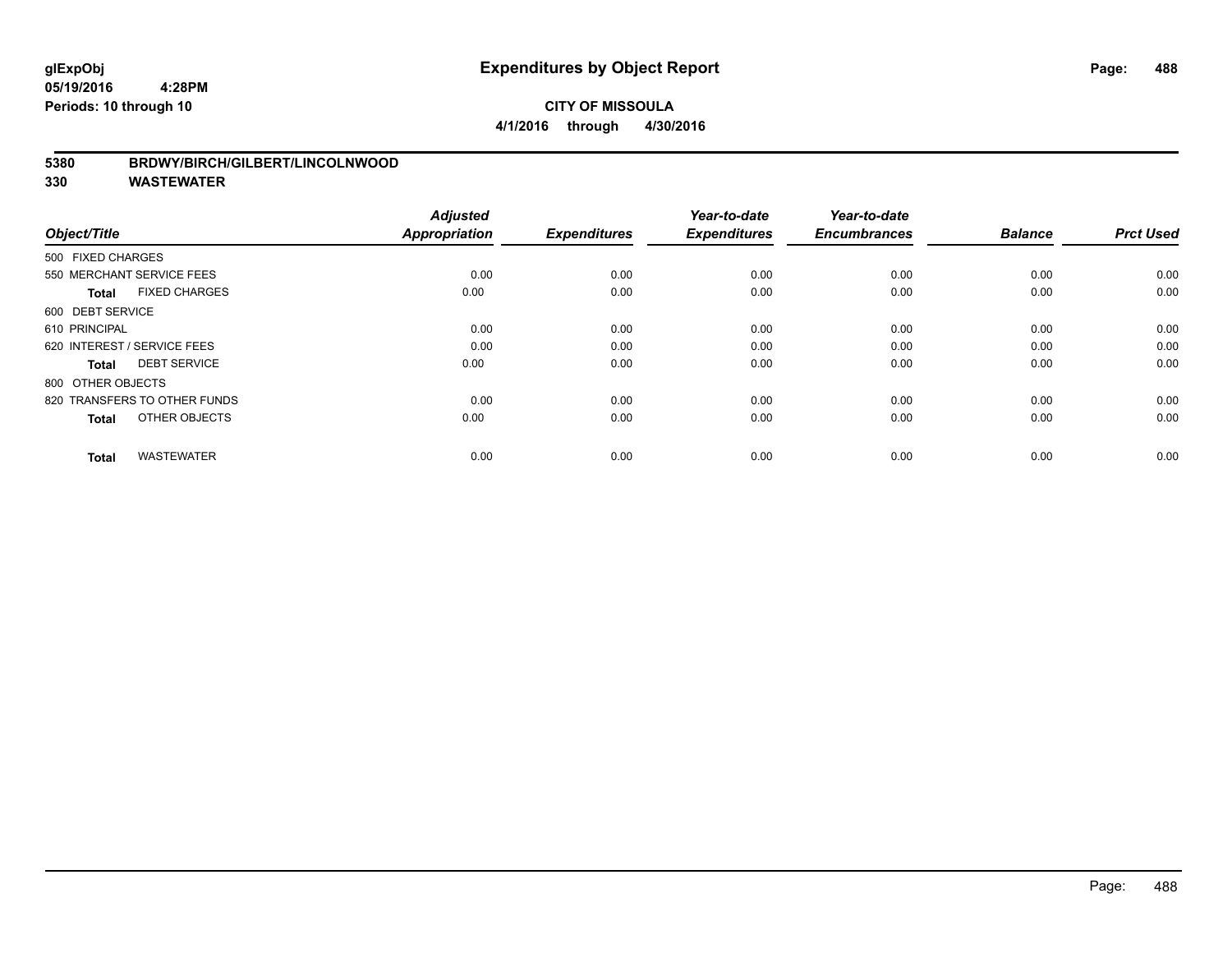# Expenditures by Object Report

**glExpObj**
**05/19/2016 4:28PM**
**Periods: 10 through 10**

**CITY OF MISSOULA**
**4/1/2016 through 4/30/2016**

**5380 BRDWY/BIRCH/GILBERT/LINCOLNWOOD**
**330 WASTEWATER**

| Object/Title | Adjusted Appropriation | Expenditures | Year-to-date Expenditures | Year-to-date Encumbrances | Balance | Prct Used |
|---|---|---|---|---|---|---|
| 500 FIXED CHARGES | | | | | | |
| 550 MERCHANT SERVICE FEES | 0.00 | 0.00 | 0.00 | 0.00 | 0.00 | 0.00 |
| **Total** FIXED CHARGES | 0.00 | 0.00 | 0.00 | 0.00 | 0.00 | 0.00 |
| 600 DEBT SERVICE | | | | | | |
| 610 PRINCIPAL | 0.00 | 0.00 | 0.00 | 0.00 | 0.00 | 0.00 |
| 620 INTEREST / SERVICE FEES | 0.00 | 0.00 | 0.00 | 0.00 | 0.00 | 0.00 |
| **Total** DEBT SERVICE | 0.00 | 0.00 | 0.00 | 0.00 | 0.00 | 0.00 |
| 800 OTHER OBJECTS | | | | | | |
| 820 TRANSFERS TO OTHER FUNDS | 0.00 | 0.00 | 0.00 | 0.00 | 0.00 | 0.00 |
| **Total** OTHER OBJECTS | 0.00 | 0.00 | 0.00 | 0.00 | 0.00 | 0.00 |
| **Total** WASTEWATER | 0.00 | 0.00 | 0.00 | 0.00 | 0.00 | 0.00 |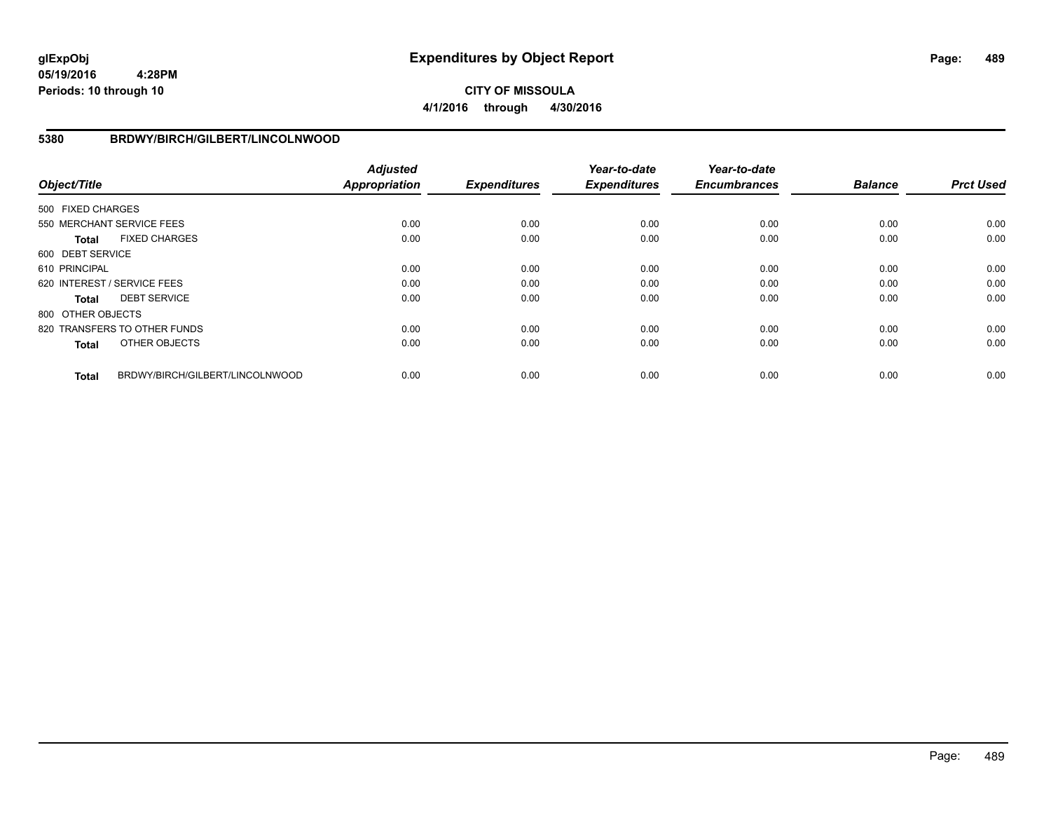# Expenditures by Object Report

glExpObj
05/19/2016 4:28PM
Periods: 10 through 10

**CITY OF MISSOULA**
**4/1/2016 through 4/30/2016**

## 5380 BRDWY/BIRCH/GILBERT/LINCOLNWOOD

| Object/Title | | Adjusted Appropriation | Expenditures | Year-to-date Expenditures | Year-to-date Encumbrances | Balance | Prct Used |
|---|---|---|---|---|---|---|---|
| 500 FIXED CHARGES | | | | | | | |
| 550 MERCHANT SERVICE FEES | | 0.00 | 0.00 | 0.00 | 0.00 | 0.00 | 0.00 |
| **Total** | FIXED CHARGES | 0.00 | 0.00 | 0.00 | 0.00 | 0.00 | 0.00 |
| 600 DEBT SERVICE | | | | | | | |
| 610 PRINCIPAL | | 0.00 | 0.00 | 0.00 | 0.00 | 0.00 | 0.00 |
| 620 INTEREST / SERVICE FEES | | 0.00 | 0.00 | 0.00 | 0.00 | 0.00 | 0.00 |
| **Total** | DEBT SERVICE | 0.00 | 0.00 | 0.00 | 0.00 | 0.00 | 0.00 |
| 800 OTHER OBJECTS | | | | | | | |
| 820 TRANSFERS TO OTHER FUNDS | | 0.00 | 0.00 | 0.00 | 0.00 | 0.00 | 0.00 |
| **Total** | OTHER OBJECTS | 0.00 | 0.00 | 0.00 | 0.00 | 0.00 | 0.00 |
| **Total** | BRDWY/BIRCH/GILBERT/LINCOLNWOOD | 0.00 | 0.00 | 0.00 | 0.00 | 0.00 | 0.00 |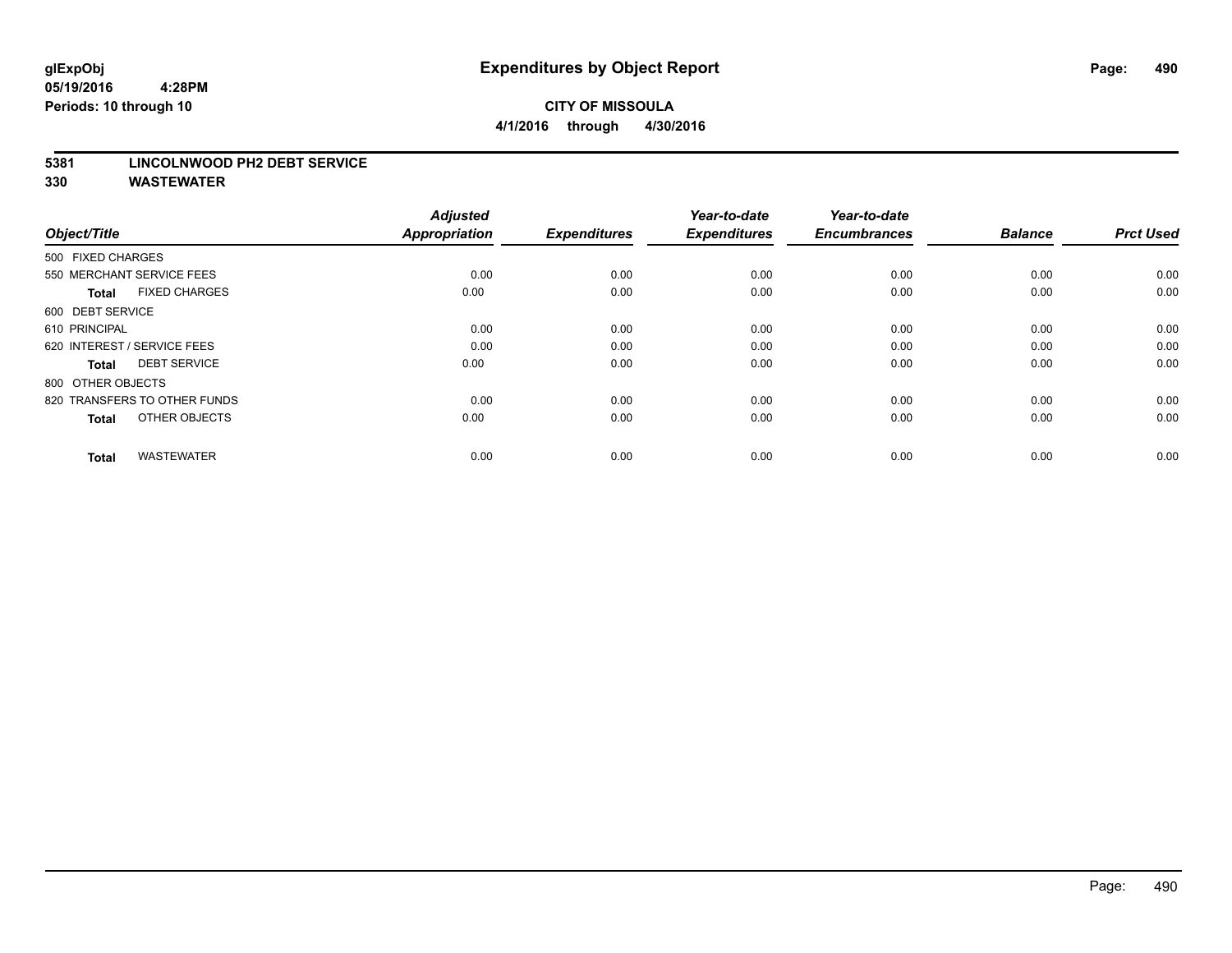# Expenditures by Object Report

glExpObj
05/19/2016 4:28PM
Periods: 10 through 10

**CITY OF MISSOULA**
**4/1/2016 through 4/30/2016**

**5381 LINCOLNWOOD PH2 DEBT SERVICE**
**330 WASTEWATER**

| Object/Title | Adjusted Appropriation | Expenditures | Year-to-date Expenditures | Year-to-date Encumbrances | Balance | Prct Used |
|---|---|---|---|---|---|---|
| 500 FIXED CHARGES | | | | | | |
| 550 MERCHANT SERVICE FEES | 0.00 | 0.00 | 0.00 | 0.00 | 0.00 | 0.00 |
| **Total** FIXED CHARGES | 0.00 | 0.00 | 0.00 | 0.00 | 0.00 | 0.00 |
| 600 DEBT SERVICE | | | | | | |
| 610 PRINCIPAL | 0.00 | 0.00 | 0.00 | 0.00 | 0.00 | 0.00 |
| 620 INTEREST / SERVICE FEES | 0.00 | 0.00 | 0.00 | 0.00 | 0.00 | 0.00 |
| **Total** DEBT SERVICE | 0.00 | 0.00 | 0.00 | 0.00 | 0.00 | 0.00 |
| 800 OTHER OBJECTS | | | | | | |
| 820 TRANSFERS TO OTHER FUNDS | 0.00 | 0.00 | 0.00 | 0.00 | 0.00 | 0.00 |
| **Total** OTHER OBJECTS | 0.00 | 0.00 | 0.00 | 0.00 | 0.00 | 0.00 |
| **Total** WASTEWATER | 0.00 | 0.00 | 0.00 | 0.00 | 0.00 | 0.00 |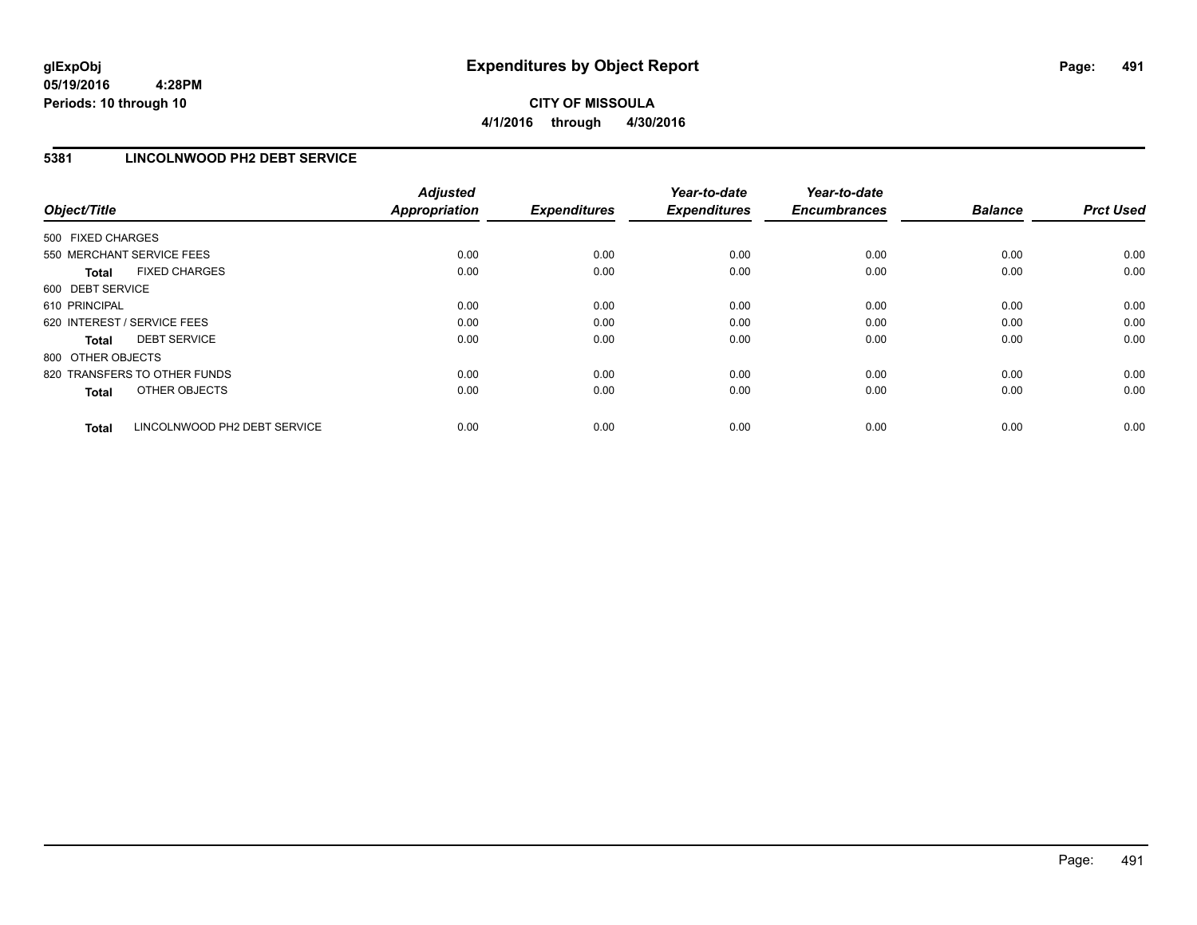# Expenditures by Object Report

glExpObj
05/19/2016 4:28PM
Periods: 10 through 10

**CITY OF MISSOULA**
**4/1/2016 through 4/30/2016**

## 5381 LINCOLNWOOD PH2 DEBT SERVICE

| Object/Title | Adjusted Appropriation | Expenditures | Year-to-date Expenditures | Year-to-date Encumbrances | Balance | Prct Used |
|---|---|---|---|---|---|---|
| 500 FIXED CHARGES | | | | | | |
| 550 MERCHANT SERVICE FEES | 0.00 | 0.00 | 0.00 | 0.00 | 0.00 | 0.00 |
| **Total** FIXED CHARGES | 0.00 | 0.00 | 0.00 | 0.00 | 0.00 | 0.00 |
| 600 DEBT SERVICE | | | | | | |
| 610 PRINCIPAL | 0.00 | 0.00 | 0.00 | 0.00 | 0.00 | 0.00 |
| 620 INTEREST / SERVICE FEES | 0.00 | 0.00 | 0.00 | 0.00 | 0.00 | 0.00 |
| **Total** DEBT SERVICE | 0.00 | 0.00 | 0.00 | 0.00 | 0.00 | 0.00 |
| 800 OTHER OBJECTS | | | | | | |
| 820 TRANSFERS TO OTHER FUNDS | 0.00 | 0.00 | 0.00 | 0.00 | 0.00 | 0.00 |
| **Total** OTHER OBJECTS | 0.00 | 0.00 | 0.00 | 0.00 | 0.00 | 0.00 |
| **Total** LINCOLNWOOD PH2 DEBT SERVICE | 0.00 | 0.00 | 0.00 | 0.00 | 0.00 | 0.00 |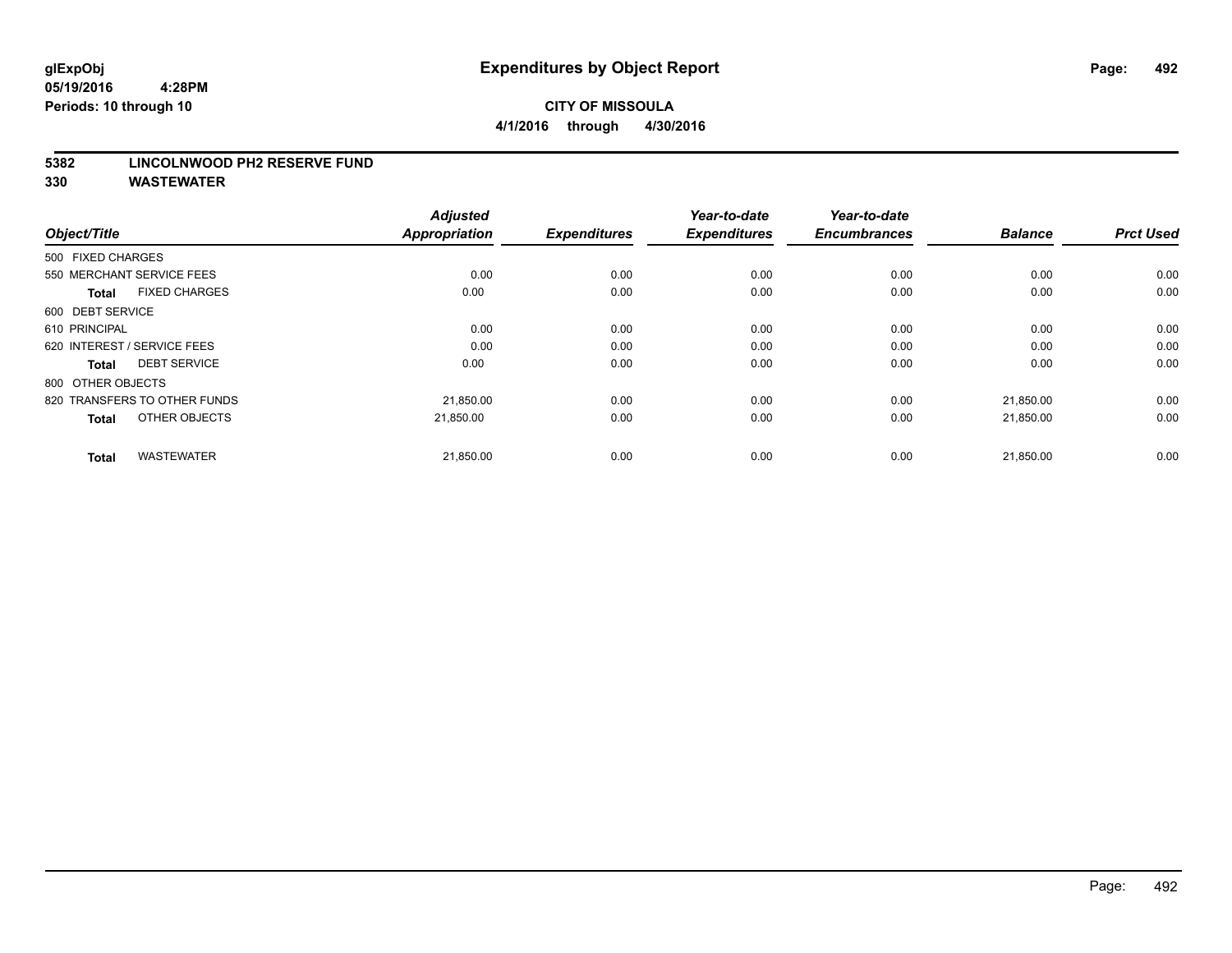# Expenditures by Object Report

glExpObj
05/19/2016 4:28PM
Periods: 10 through 10

**CITY OF MISSOULA**
**4/1/2016 through 4/30/2016**

**5382 LINCOLNWOOD PH2 RESERVE FUND**
**330 WASTEWATER**

| Object/Title | Adjusted Appropriation | Expenditures | Year-to-date Expenditures | Year-to-date Encumbrances | Balance | Prct Used |
|---|---|---|---|---|---|---|
| 500 FIXED CHARGES | | | | | | |
| 550 MERCHANT SERVICE FEES | 0.00 | 0.00 | 0.00 | 0.00 | 0.00 | 0.00 |
| **Total** FIXED CHARGES | 0.00 | 0.00 | 0.00 | 0.00 | 0.00 | 0.00 |
| 600 DEBT SERVICE | | | | | | |
| 610 PRINCIPAL | 0.00 | 0.00 | 0.00 | 0.00 | 0.00 | 0.00 |
| 620 INTEREST / SERVICE FEES | 0.00 | 0.00 | 0.00 | 0.00 | 0.00 | 0.00 |
| **Total** DEBT SERVICE | 0.00 | 0.00 | 0.00 | 0.00 | 0.00 | 0.00 |
| 800 OTHER OBJECTS | | | | | | |
| 820 TRANSFERS TO OTHER FUNDS | 21,850.00 | 0.00 | 0.00 | 0.00 | 21,850.00 | 0.00 |
| **Total** OTHER OBJECTS | 21,850.00 | 0.00 | 0.00 | 0.00 | 21,850.00 | 0.00 |
| **Total** WASTEWATER | 21,850.00 | 0.00 | 0.00 | 0.00 | 21,850.00 | 0.00 |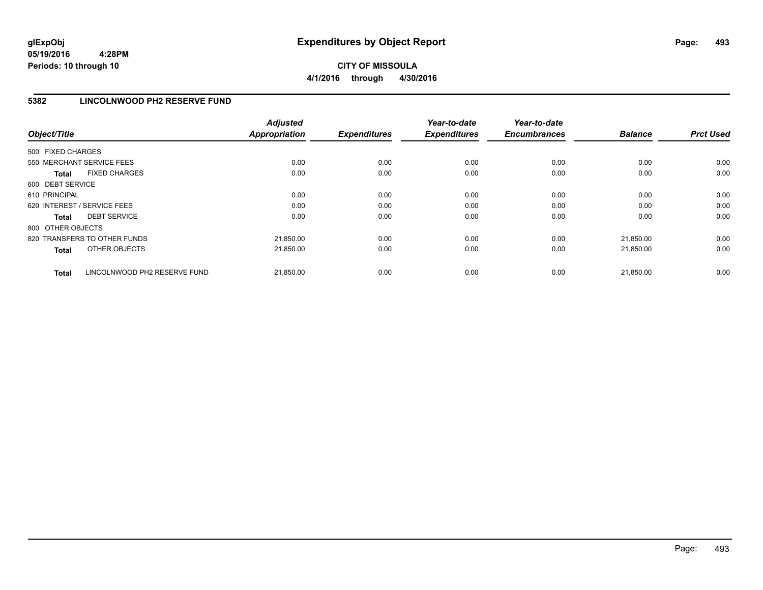**glExpObj** **Expenditures by Object Report**
**05/19/2016 4:28PM**
**Periods: 10 through 10**

**CITY OF MISSOULA**
**4/1/2016 through 4/30/2016**

## 5382 LINCOLNWOOD PH2 RESERVE FUND

| Object/Title | Adjusted Appropriation | Expenditures | Year-to-date Expenditures | Year-to-date Encumbrances | Balance | Prct Used |
|---|---|---|---|---|---|---|
| 500 FIXED CHARGES | | | | | | |
| 550 MERCHANT SERVICE FEES | 0.00 | 0.00 | 0.00 | 0.00 | 0.00 | 0.00 |
| **Total** FIXED CHARGES | 0.00 | 0.00 | 0.00 | 0.00 | 0.00 | 0.00 |
| 600 DEBT SERVICE | | | | | | |
| 610 PRINCIPAL | 0.00 | 0.00 | 0.00 | 0.00 | 0.00 | 0.00 |
| 620 INTEREST / SERVICE FEES | 0.00 | 0.00 | 0.00 | 0.00 | 0.00 | 0.00 |
| **Total** DEBT SERVICE | 0.00 | 0.00 | 0.00 | 0.00 | 0.00 | 0.00 |
| 800 OTHER OBJECTS | | | | | | |
| 820 TRANSFERS TO OTHER FUNDS | 21,850.00 | 0.00 | 0.00 | 0.00 | 21,850.00 | 0.00 |
| **Total** OTHER OBJECTS | 21,850.00 | 0.00 | 0.00 | 0.00 | 21,850.00 | 0.00 |
| **Total** LINCOLNWOOD PH2 RESERVE FUND | 21,850.00 | 0.00 | 0.00 | 0.00 | 21,850.00 | 0.00 |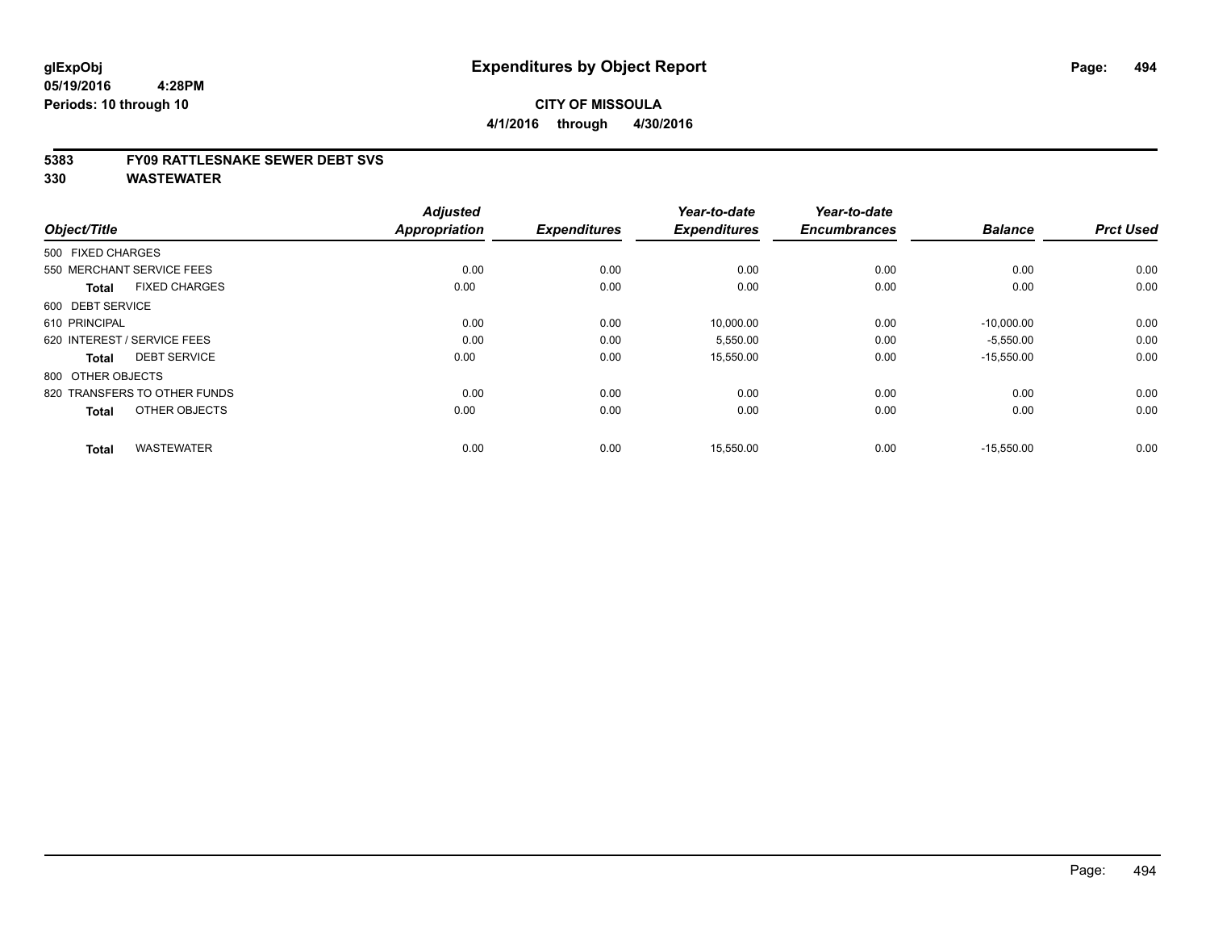**glExpObj**
**05/19/2016 4:28PM**
**Periods: 10 through 10**

# Expenditures by Object Report

**CITY OF MISSOULA**
**4/1/2016 through 4/30/2016**

**5383 FY09 RATTLESNAKE SEWER DEBT SVS**
**330 WASTEWATER**

| Object/Title | Adjusted Appropriation | Expenditures | Year-to-date Expenditures | Year-to-date Encumbrances | Balance | Prct Used |
|---|---|---|---|---|---|---|
| 500 FIXED CHARGES | | | | | | |
| 550 MERCHANT SERVICE FEES | 0.00 | 0.00 | 0.00 | 0.00 | 0.00 | 0.00 |
| **Total** FIXED CHARGES | 0.00 | 0.00 | 0.00 | 0.00 | 0.00 | 0.00 |
| 600 DEBT SERVICE | | | | | | |
| 610 PRINCIPAL | 0.00 | 0.00 | 10,000.00 | 0.00 | -10,000.00 | 0.00 |
| 620 INTEREST / SERVICE FEES | 0.00 | 0.00 | 5,550.00 | 0.00 | -5,550.00 | 0.00 |
| **Total** DEBT SERVICE | 0.00 | 0.00 | 15,550.00 | 0.00 | -15,550.00 | 0.00 |
| 800 OTHER OBJECTS | | | | | | |
| 820 TRANSFERS TO OTHER FUNDS | 0.00 | 0.00 | 0.00 | 0.00 | 0.00 | 0.00 |
| **Total** OTHER OBJECTS | 0.00 | 0.00 | 0.00 | 0.00 | 0.00 | 0.00 |
| **Total** WASTEWATER | 0.00 | 0.00 | 15,550.00 | 0.00 | -15,550.00 | 0.00 |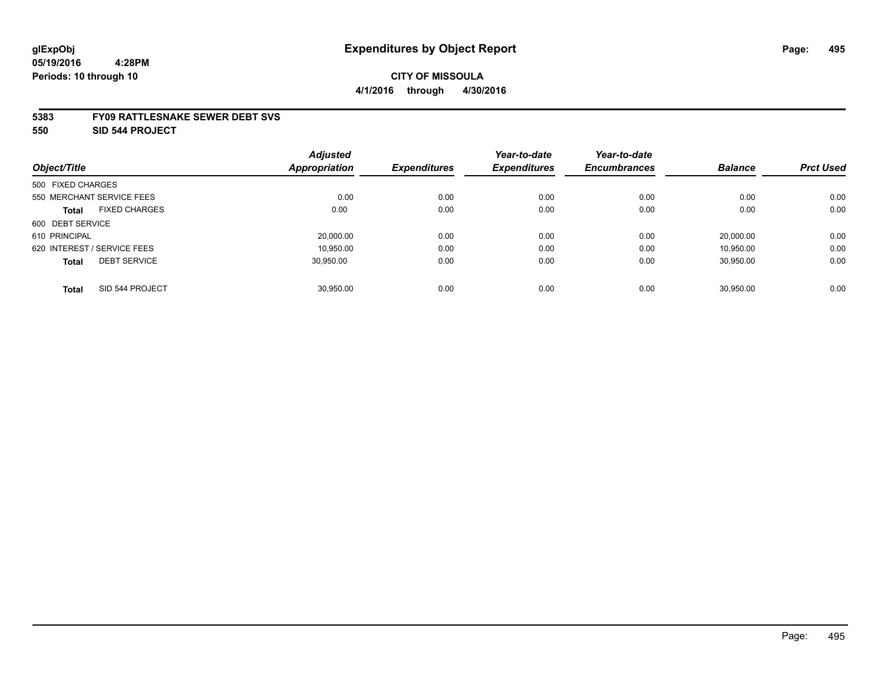**glExpObj**
**05/19/2016 4:28PM**
**Periods: 10 through 10**

# Expenditures by Object Report

**CITY OF MISSOULA**
**4/1/2016 through 4/30/2016**

**5383 FY09 RATTLESNAKE SEWER DEBT SVS**
**550 SID 544 PROJECT**

| Object/Title | | Adjusted Appropriation | Expenditures | Year-to-date Expenditures | Year-to-date Encumbrances | Balance | Prct Used |
|---|---|---|---|---|---|---|---|
| 500 FIXED CHARGES | | | | | | | |
| 550 MERCHANT SERVICE FEES | | 0.00 | 0.00 | 0.00 | 0.00 | 0.00 | 0.00 |
| **Total** | FIXED CHARGES | 0.00 | 0.00 | 0.00 | 0.00 | 0.00 | 0.00 |
| 600 DEBT SERVICE | | | | | | | |
| 610 PRINCIPAL | | 20,000.00 | 0.00 | 0.00 | 0.00 | 20,000.00 | 0.00 |
| 620 INTEREST / SERVICE FEES | | 10,950.00 | 0.00 | 0.00 | 0.00 | 10,950.00 | 0.00 |
| **Total** | DEBT SERVICE | 30,950.00 | 0.00 | 0.00 | 0.00 | 30,950.00 | 0.00 |
| **Total** | SID 544 PROJECT | 30,950.00 | 0.00 | 0.00 | 0.00 | 30,950.00 | 0.00 |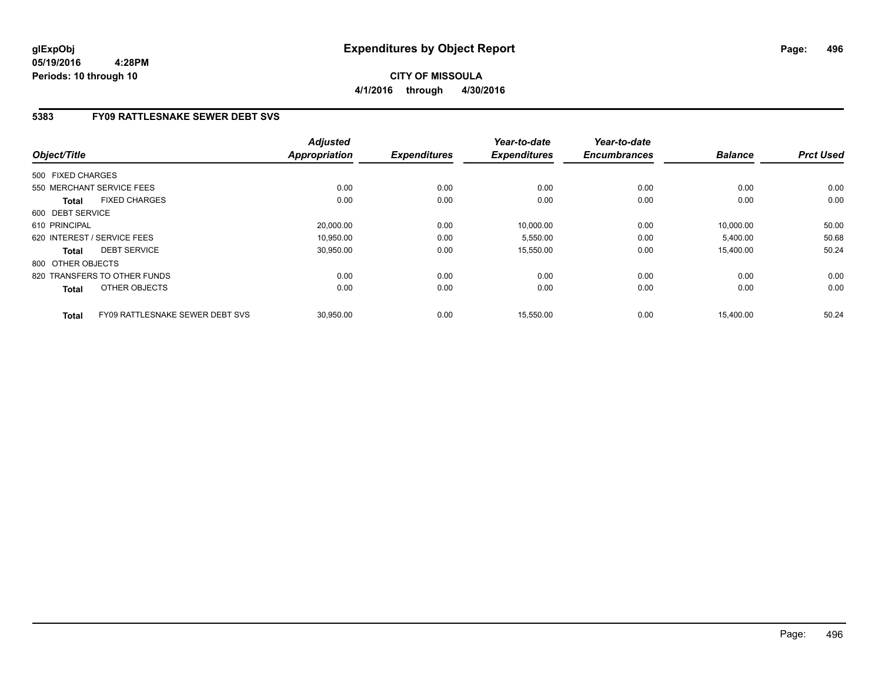**glExpObj**
**05/19/2016 4:28PM**
**Periods: 10 through 10**

# Expenditures by Object Report

**CITY OF MISSOULA**
**4/1/2016 through 4/30/2016**

## 5383 FY09 RATTLESNAKE SEWER DEBT SVS

| Object/Title | Adjusted Appropriation | Expenditures | Year-to-date Expenditures | Year-to-date Encumbrances | Balance | Prct Used |
|---|---|---|---|---|---|---|
| 500 FIXED CHARGES | | | | | | |
| 550 MERCHANT SERVICE FEES | 0.00 | 0.00 | 0.00 | 0.00 | 0.00 | 0.00 |
| **Total** FIXED CHARGES | 0.00 | 0.00 | 0.00 | 0.00 | 0.00 | 0.00 |
| 600 DEBT SERVICE | | | | | | |
| 610 PRINCIPAL | 20,000.00 | 0.00 | 10,000.00 | 0.00 | 10,000.00 | 50.00 |
| 620 INTEREST / SERVICE FEES | 10,950.00 | 0.00 | 5,550.00 | 0.00 | 5,400.00 | 50.68 |
| **Total** DEBT SERVICE | 30,950.00 | 0.00 | 15,550.00 | 0.00 | 15,400.00 | 50.24 |
| 800 OTHER OBJECTS | | | | | | |
| 820 TRANSFERS TO OTHER FUNDS | 0.00 | 0.00 | 0.00 | 0.00 | 0.00 | 0.00 |
| **Total** OTHER OBJECTS | 0.00 | 0.00 | 0.00 | 0.00 | 0.00 | 0.00 |
| **Total** FY09 RATTLESNAKE SEWER DEBT SVS | 30,950.00 | 0.00 | 15,550.00 | 0.00 | 15,400.00 | 50.24 |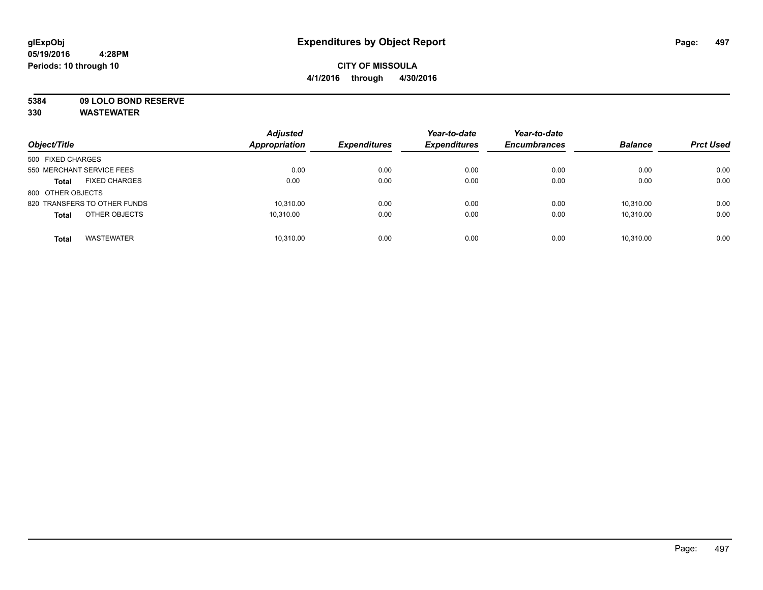# Expenditures by Object Report

**glExpObj**
**05/19/2016 4:28PM**
**Periods: 10 through 10**

**CITY OF MISSOULA**
**4/1/2016 through 4/30/2016**

**5384 09 LOLO BOND RESERVE**
**330 WASTEWATER**

| Object/Title | Adjusted Appropriation | Expenditures | Year-to-date Expenditures | Year-to-date Encumbrances | Balance | Prct Used |
|---|---|---|---|---|---|---|
| 500 FIXED CHARGES | | | | | | |
| 550 MERCHANT SERVICE FEES | 0.00 | 0.00 | 0.00 | 0.00 | 0.00 | 0.00 |
| **Total** FIXED CHARGES | 0.00 | 0.00 | 0.00 | 0.00 | 0.00 | 0.00 |
| 800 OTHER OBJECTS | | | | | | |
| 820 TRANSFERS TO OTHER FUNDS | 10,310.00 | 0.00 | 0.00 | 0.00 | 10,310.00 | 0.00 |
| **Total** OTHER OBJECTS | 10,310.00 | 0.00 | 0.00 | 0.00 | 10,310.00 | 0.00 |
| **Total** WASTEWATER | 10,310.00 | 0.00 | 0.00 | 0.00 | 10,310.00 | 0.00 |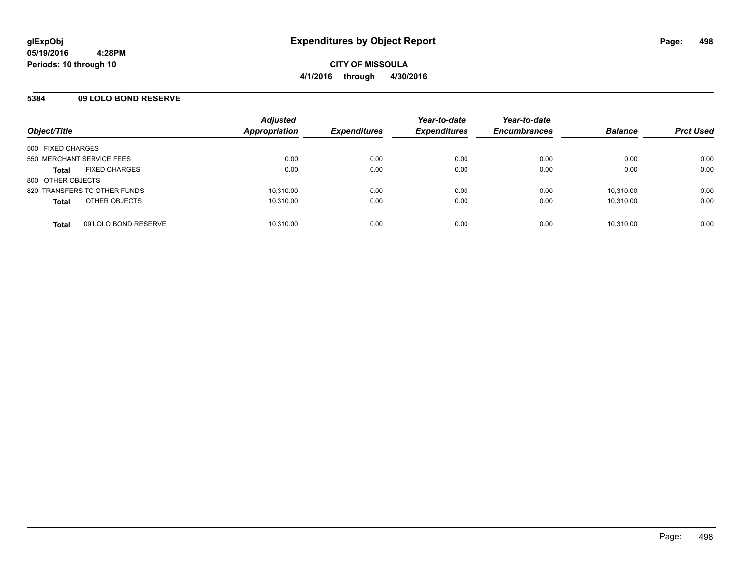**glExpObj**
**05/19/2016 4:28PM**
**Periods: 10 through 10**

# Expenditures by Object Report

**CITY OF MISSOULA**
**4/1/2016 through 4/30/2016**

## 5384 09 LOLO BOND RESERVE

| Object/Title | | Adjusted Appropriation | Expenditures | Year-to-date Expenditures | Year-to-date Encumbrances | Balance | Prct Used |
|---|---|---|---|---|---|---|---|
| 500 FIXED CHARGES | | | | | | | |
| 550 MERCHANT SERVICE FEES | | 0.00 | 0.00 | 0.00 | 0.00 | 0.00 | 0.00 |
| **Total** | FIXED CHARGES | 0.00 | 0.00 | 0.00 | 0.00 | 0.00 | 0.00 |
| 800 OTHER OBJECTS | | | | | | | |
| 820 TRANSFERS TO OTHER FUNDS | | 10,310.00 | 0.00 | 0.00 | 0.00 | 10,310.00 | 0.00 |
| **Total** | OTHER OBJECTS | 10,310.00 | 0.00 | 0.00 | 0.00 | 10,310.00 | 0.00 |
| **Total** | 09 LOLO BOND RESERVE | 10,310.00 | 0.00 | 0.00 | 0.00 | 10,310.00 | 0.00 |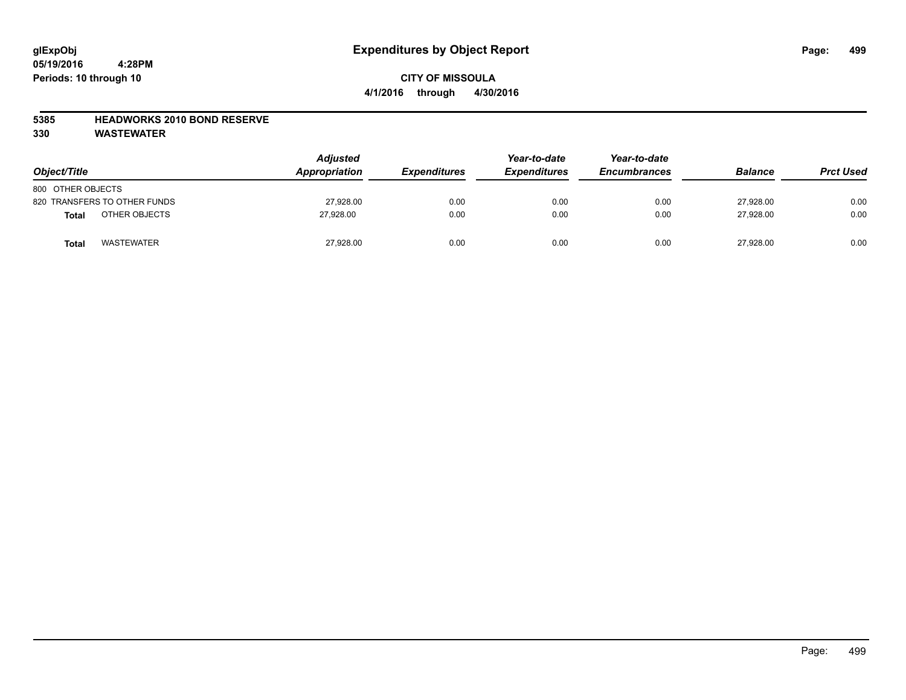glExpObj
05/19/2016 4:28PM
Periods: 10 through 10

# Expenditures by Object Report

**CITY OF MISSOULA**

**4/1/2016 through 4/30/2016**

**5385 HEADWORKS 2010 BOND RESERVE**

**330 WASTEWATER**

| Object/Title | | Adjusted Appropriation | Expenditures | Year-to-date Expenditures | Year-to-date Encumbrances | Balance | Prct Used |
|---|---|---|---|---|---|---|---|
| 800 OTHER OBJECTS | | | | | | | |
| 820 TRANSFERS TO OTHER FUNDS | | 27,928.00 | 0.00 | 0.00 | 0.00 | 27,928.00 | 0.00 |
| **Total** | OTHER OBJECTS | 27,928.00 | 0.00 | 0.00 | 0.00 | 27,928.00 | 0.00 |
| **Total** | WASTEWATER | 27,928.00 | 0.00 | 0.00 | 0.00 | 27,928.00 | 0.00 |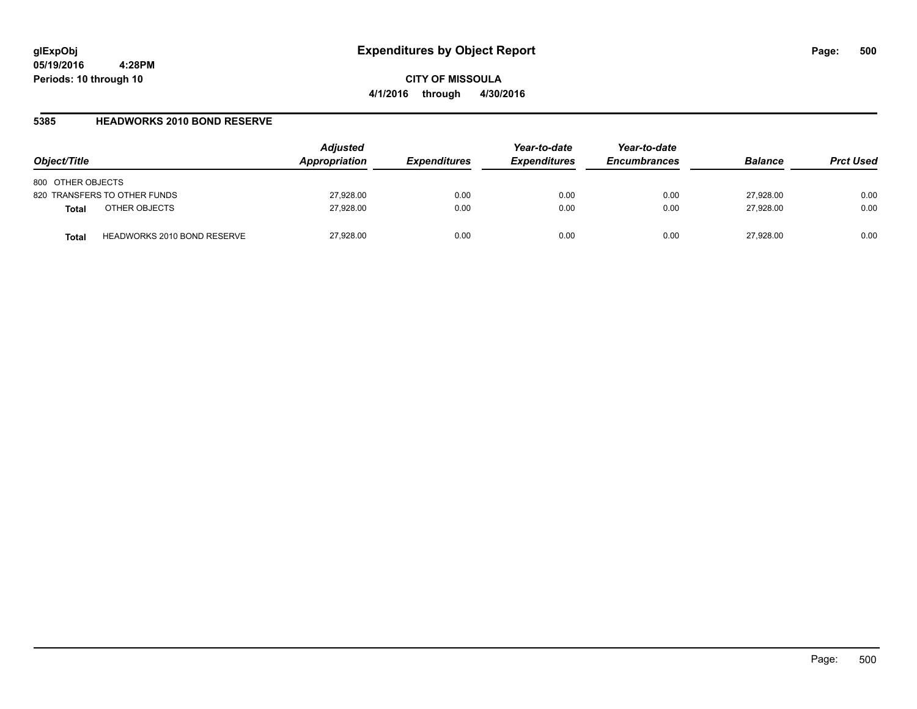# Expenditures by Object Report

**glExpObj**
**05/19/2016 4:28PM**
**Periods: 10 through 10**

**CITY OF MISSOULA**
**4/1/2016 through 4/30/2016**

## 5385 HEADWORKS 2010 BOND RESERVE

| Object/Title | | Adjusted Appropriation | Expenditures | Year-to-date Expenditures | Year-to-date Encumbrances | Balance | Prct Used |
|---|---|---|---|---|---|---|---|
| 800 OTHER OBJECTS | | | | | | | |
| 820 TRANSFERS TO OTHER FUNDS | | 27,928.00 | 0.00 | 0.00 | 0.00 | 27,928.00 | 0.00 |
| **Total** | OTHER OBJECTS | 27,928.00 | 0.00 | 0.00 | 0.00 | 27,928.00 | 0.00 |
| **Total** | HEADWORKS 2010 BOND RESERVE | 27,928.00 | 0.00 | 0.00 | 0.00 | 27,928.00 | 0.00 |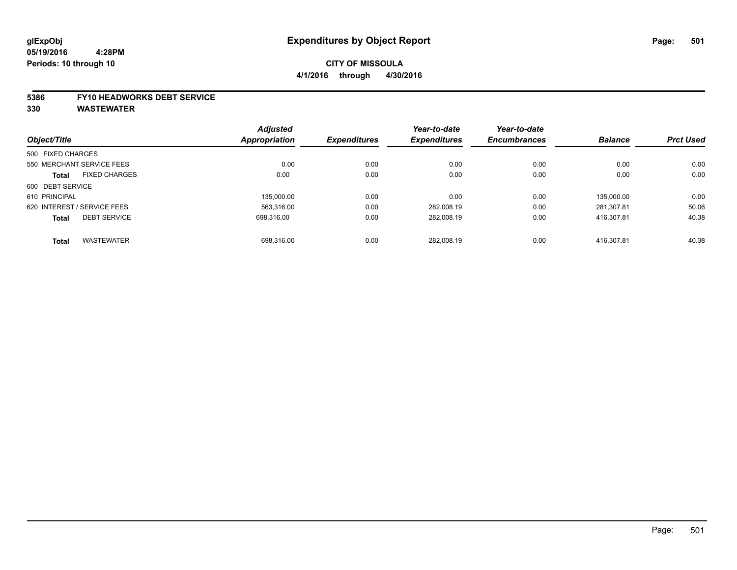glExpObj
05/19/2016 4:28PM
Periods: 10 through 10

# Expenditures by Object Report

**CITY OF MISSOULA**
**4/1/2016 through 4/30/2016**

**5386 FY10 HEADWORKS DEBT SERVICE**
**330 WASTEWATER**

| Object/Title | Adjusted Appropriation | Expenditures | Year-to-date Expenditures | Year-to-date Encumbrances | Balance | Prct Used |
|---|---|---|---|---|---|---|
| 500 FIXED CHARGES | | | | | | |
| 550 MERCHANT SERVICE FEES | 0.00 | 0.00 | 0.00 | 0.00 | 0.00 | 0.00 |
| **Total** FIXED CHARGES | 0.00 | 0.00 | 0.00 | 0.00 | 0.00 | 0.00 |
| 600 DEBT SERVICE | | | | | | |
| 610 PRINCIPAL | 135,000.00 | 0.00 | 0.00 | 0.00 | 135,000.00 | 0.00 |
| 620 INTEREST / SERVICE FEES | 563,316.00 | 0.00 | 282,008.19 | 0.00 | 281,307.81 | 50.06 |
| **Total** DEBT SERVICE | 698,316.00 | 0.00 | 282,008.19 | 0.00 | 416,307.81 | 40.38 |
| **Total** WASTEWATER | 698,316.00 | 0.00 | 282,008.19 | 0.00 | 416,307.81 | 40.38 |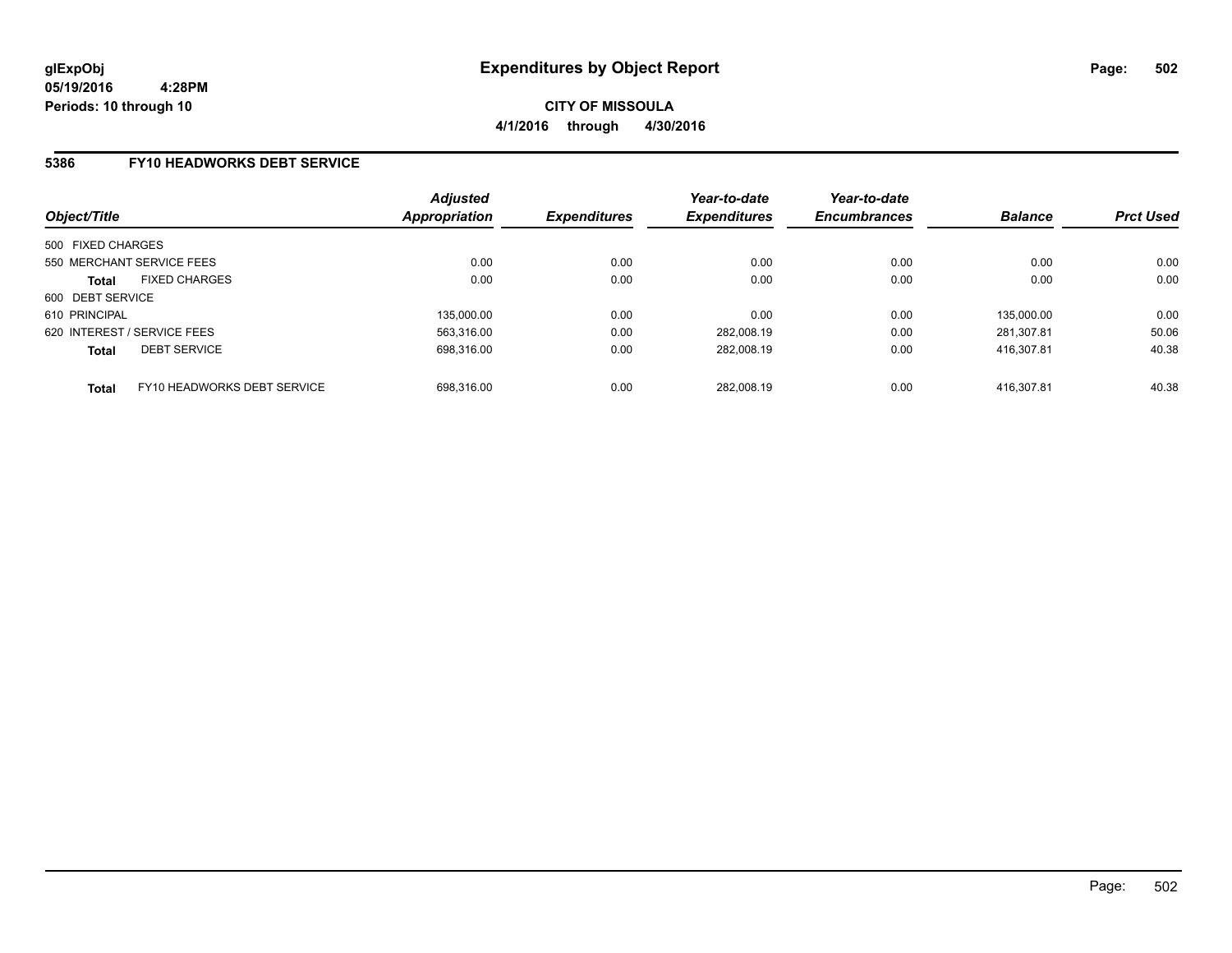**glExpObj**
**05/19/2016 4:28PM**
**Periods: 10 through 10**

# Expenditures by Object Report

**CITY OF MISSOULA**
**4/1/2016 through 4/30/2016**

## 5386 FY10 HEADWORKS DEBT SERVICE

| Object/Title | Adjusted Appropriation | Expenditures | Year-to-date Expenditures | Year-to-date Encumbrances | Balance | Prct Used |
|---|---|---|---|---|---|---|
| 500 FIXED CHARGES | | | | | | |
| 550 MERCHANT SERVICE FEES | 0.00 | 0.00 | 0.00 | 0.00 | 0.00 | 0.00 |
| **Total** FIXED CHARGES | 0.00 | 0.00 | 0.00 | 0.00 | 0.00 | 0.00 |
| 600 DEBT SERVICE | | | | | | |
| 610 PRINCIPAL | 135,000.00 | 0.00 | 0.00 | 0.00 | 135,000.00 | 0.00 |
| 620 INTEREST / SERVICE FEES | 563,316.00 | 0.00 | 282,008.19 | 0.00 | 281,307.81 | 50.06 |
| **Total** DEBT SERVICE | 698,316.00 | 0.00 | 282,008.19 | 0.00 | 416,307.81 | 40.38 |
| **Total** FY10 HEADWORKS DEBT SERVICE | 698,316.00 | 0.00 | 282,008.19 | 0.00 | 416,307.81 | 40.38 |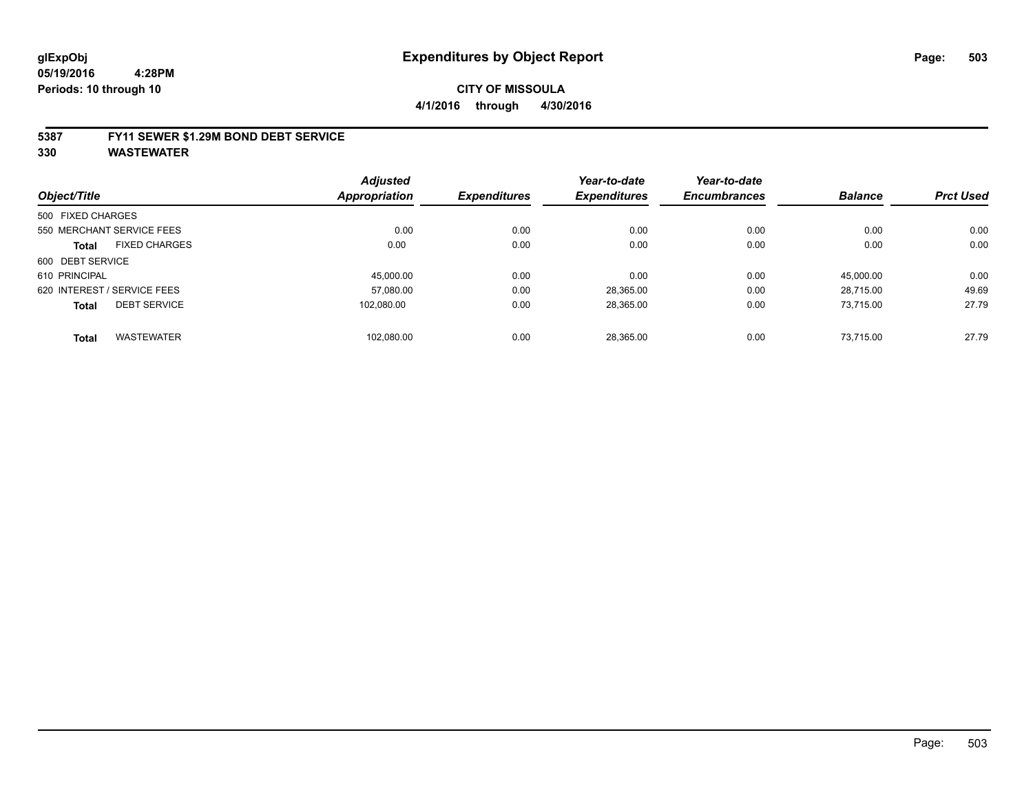glExpObj
05/19/2016 4:28PM
Periods: 10 through 10

# Expenditures by Object Report

**CITY OF MISSOULA**
**4/1/2016 through 4/30/2016**

**5387 FY11 SEWER $1.29M BOND DEBT SERVICE**
**330 WASTEWATER**

| Object/Title | Adjusted Appropriation | Expenditures | Year-to-date Expenditures | Year-to-date Encumbrances | Balance | Prct Used |
|---|---|---|---|---|---|---|
| 500 FIXED CHARGES | | | | | | |
| 550 MERCHANT SERVICE FEES | 0.00 | 0.00 | 0.00 | 0.00 | 0.00 | 0.00 |
| **Total** FIXED CHARGES | 0.00 | 0.00 | 0.00 | 0.00 | 0.00 | 0.00 |
| 600 DEBT SERVICE | | | | | | |
| 610 PRINCIPAL | 45,000.00 | 0.00 | 0.00 | 0.00 | 45,000.00 | 0.00 |
| 620 INTEREST / SERVICE FEES | 57,080.00 | 0.00 | 28,365.00 | 0.00 | 28,715.00 | 49.69 |
| **Total** DEBT SERVICE | 102,080.00 | 0.00 | 28,365.00 | 0.00 | 73,715.00 | 27.79 |
| **Total** WASTEWATER | 102,080.00 | 0.00 | 28,365.00 | 0.00 | 73,715.00 | 27.79 |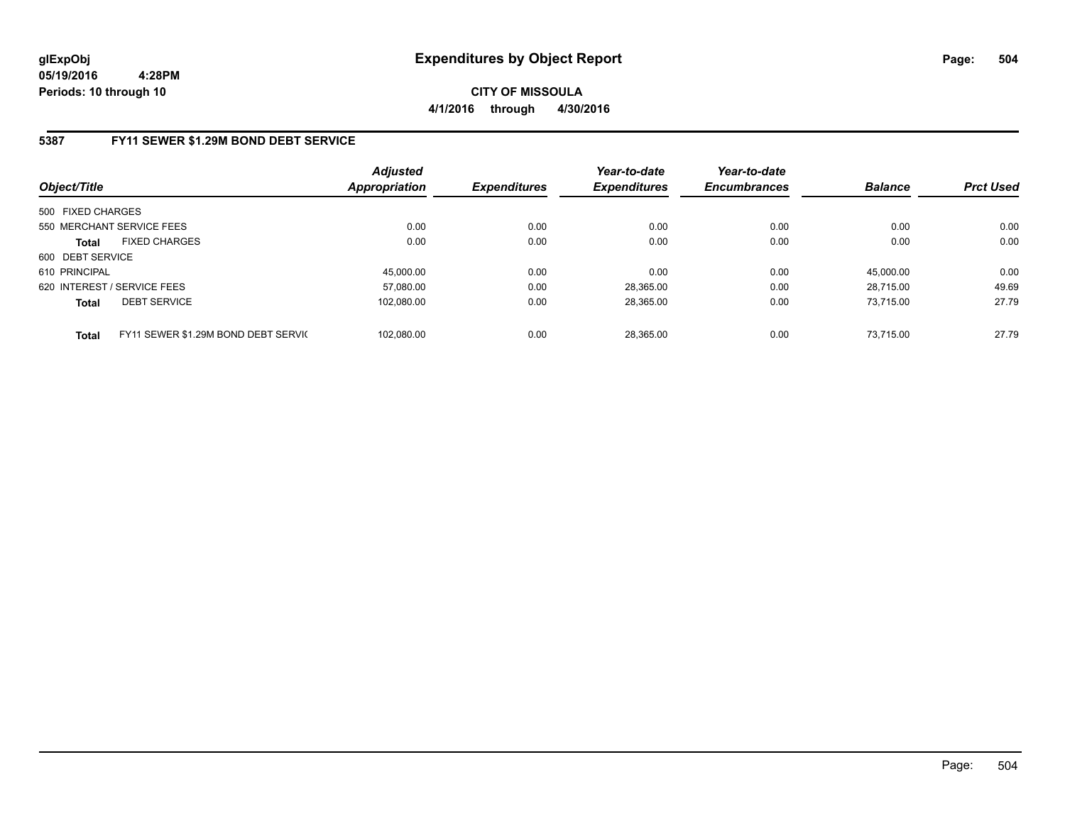# Expenditures by Object Report

glExpObj
05/19/2016 4:28PM
Periods: 10 through 10

**CITY OF MISSOULA**
**4/1/2016 through 4/30/2016**

## 5387 FY11 SEWER $1.29M BOND DEBT SERVICE

| Object/Title | | Adjusted Appropriation | Expenditures | Year-to-date Expenditures | Year-to-date Encumbrances | Balance | Prct Used |
|---|---|---|---|---|---|---|---|
| 500 FIXED CHARGES | | | | | | | |
| 550 MERCHANT SERVICE FEES | | 0.00 | 0.00 | 0.00 | 0.00 | 0.00 | 0.00 |
| **Total** | FIXED CHARGES | 0.00 | 0.00 | 0.00 | 0.00 | 0.00 | 0.00 |
| 600 DEBT SERVICE | | | | | | | |
| 610 PRINCIPAL | | 45,000.00 | 0.00 | 0.00 | 0.00 | 45,000.00 | 0.00 |
| 620 INTEREST / SERVICE FEES | | 57,080.00 | 0.00 | 28,365.00 | 0.00 | 28,715.00 | 49.69 |
| **Total** | DEBT SERVICE | 102,080.00 | 0.00 | 28,365.00 | 0.00 | 73,715.00 | 27.79 |
| **Total** | FY11 SEWER $1.29M BOND DEBT SERVIC | 102,080.00 | 0.00 | 28,365.00 | 0.00 | 73,715.00 | 27.79 |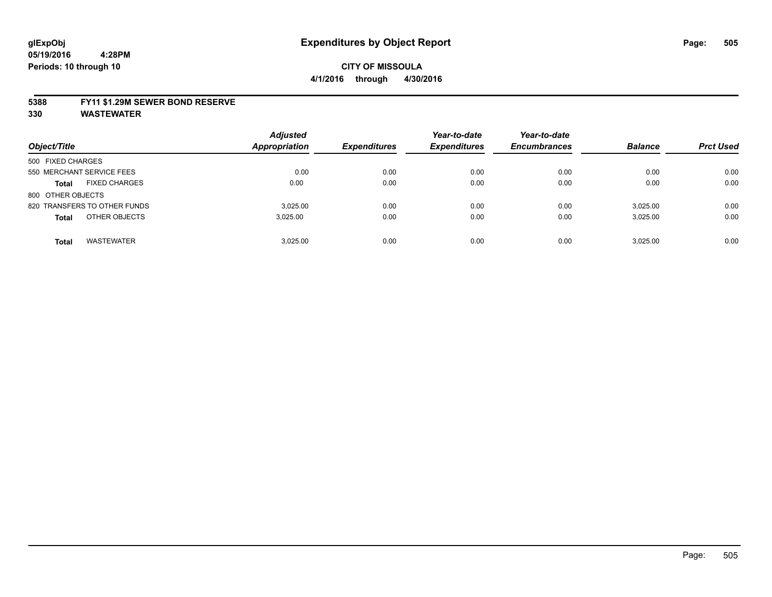# Expenditures by Object Report

glExpObj
05/19/2016 4:28PM
Periods: 10 through 10

**CITY OF MISSOULA**
**4/1/2016 through 4/30/2016**

## 5388 FY11 $1.29M SEWER BOND RESERVE
## 330 WASTEWATER

| Object/Title | Adjusted Appropriation | Expenditures | Year-to-date Expenditures | Year-to-date Encumbrances | Balance | Prct Used |
|---|---|---|---|---|---|---|
| 500 FIXED CHARGES | | | | | | |
| 550 MERCHANT SERVICE FEES | 0.00 | 0.00 | 0.00 | 0.00 | 0.00 | 0.00 |
| **Total** FIXED CHARGES | 0.00 | 0.00 | 0.00 | 0.00 | 0.00 | 0.00 |
| 800 OTHER OBJECTS | | | | | | |
| 820 TRANSFERS TO OTHER FUNDS | 3,025.00 | 0.00 | 0.00 | 0.00 | 3,025.00 | 0.00 |
| **Total** OTHER OBJECTS | 3,025.00 | 0.00 | 0.00 | 0.00 | 3,025.00 | 0.00 |
| **Total** WASTEWATER | 3,025.00 | 0.00 | 0.00 | 0.00 | 3,025.00 | 0.00 |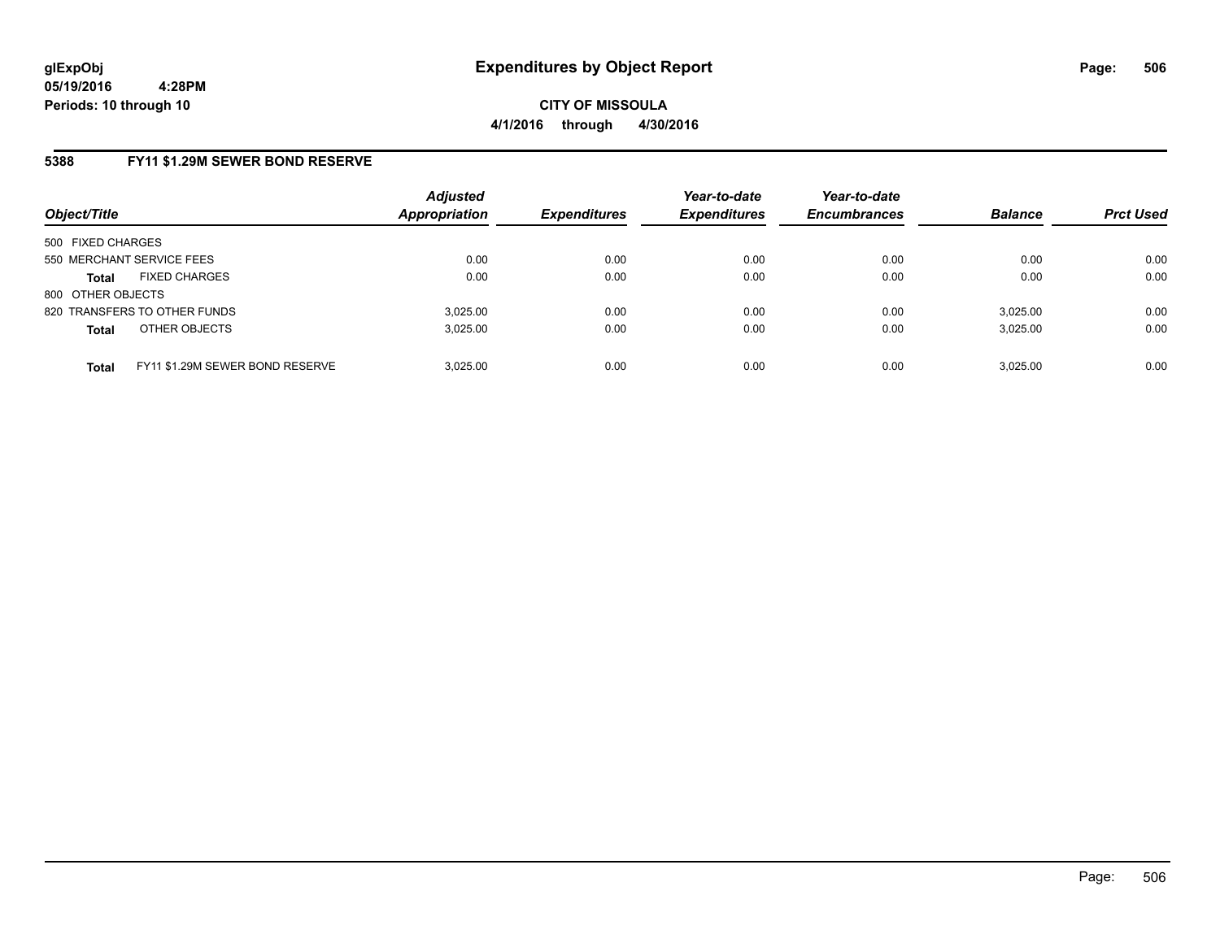# Expenditures by Object Report

glExpObj
05/19/2016 4:28PM
Periods: 10 through 10

**CITY OF MISSOULA**
**4/1/2016 through 4/30/2016**

## 5388 FY11 $1.29M SEWER BOND RESERVE

| Object/Title | Adjusted Appropriation | Expenditures | Year-to-date Expenditures | Year-to-date Encumbrances | Balance | Prct Used |
|---|---|---|---|---|---|---|
| 500 FIXED CHARGES | | | | | | |
| 550 MERCHANT SERVICE FEES | 0.00 | 0.00 | 0.00 | 0.00 | 0.00 | 0.00 |
| **Total** FIXED CHARGES | 0.00 | 0.00 | 0.00 | 0.00 | 0.00 | 0.00 |
| 800 OTHER OBJECTS | | | | | | |
| 820 TRANSFERS TO OTHER FUNDS | 3,025.00 | 0.00 | 0.00 | 0.00 | 3,025.00 | 0.00 |
| **Total** OTHER OBJECTS | 3,025.00 | 0.00 | 0.00 | 0.00 | 3,025.00 | 0.00 |
| **Total** FY11 $1.29M SEWER BOND RESERVE | 3,025.00 | 0.00 | 0.00 | 0.00 | 3,025.00 | 0.00 |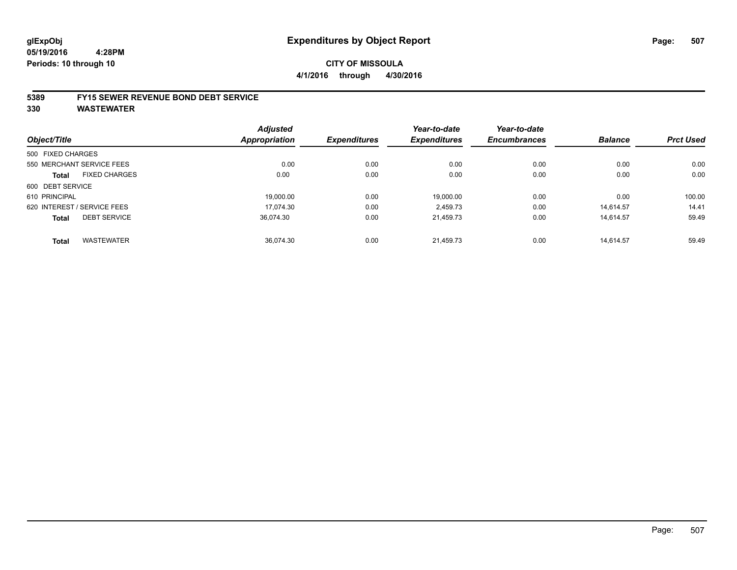glExpObj
05/19/2016 4:28PM
Periods: 10 through 10

# Expenditures by Object Report

**CITY OF MISSOULA**
**4/1/2016 through 4/30/2016**

**5389 FY15 SEWER REVENUE BOND DEBT SERVICE**
**330 WASTEWATER**

| Object/Title | | Adjusted Appropriation | Expenditures | Year-to-date Expenditures | Year-to-date Encumbrances | Balance | Prct Used |
|---|---|---|---|---|---|---|---|
| 500 FIXED CHARGES | | | | | | | |
| 550 MERCHANT SERVICE FEES | | 0.00 | 0.00 | 0.00 | 0.00 | 0.00 | 0.00 |
| **Total** | FIXED CHARGES | 0.00 | 0.00 | 0.00 | 0.00 | 0.00 | 0.00 |
| 600 DEBT SERVICE | | | | | | | |
| 610 PRINCIPAL | | 19,000.00 | 0.00 | 19,000.00 | 0.00 | 0.00 | 100.00 |
| 620 INTEREST / SERVICE FEES | | 17,074.30 | 0.00 | 2,459.73 | 0.00 | 14,614.57 | 14.41 |
| **Total** | DEBT SERVICE | 36,074.30 | 0.00 | 21,459.73 | 0.00 | 14,614.57 | 59.49 |
| **Total** | WASTEWATER | 36,074.30 | 0.00 | 21,459.73 | 0.00 | 14,614.57 | 59.49 |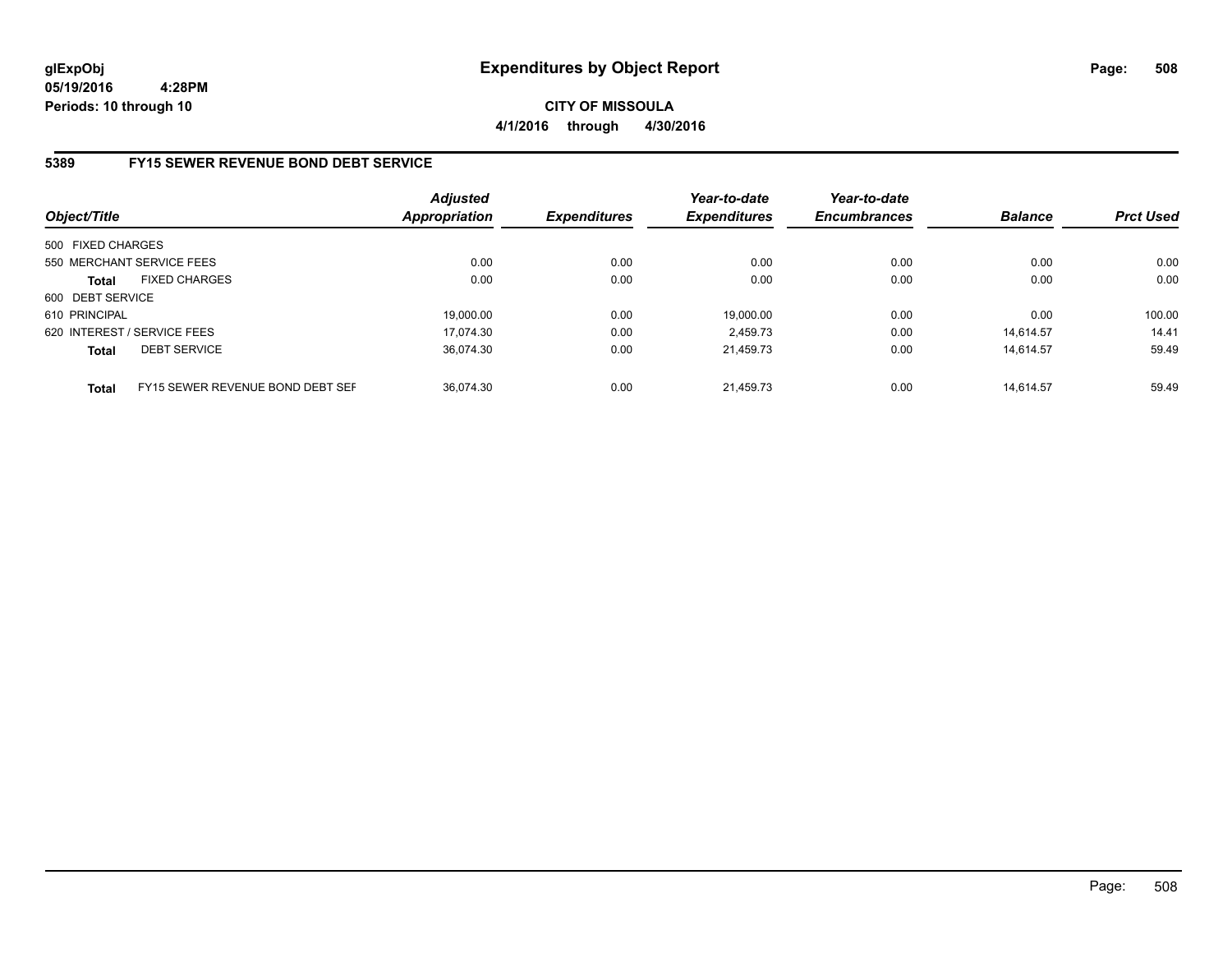glExpObj
05/19/2016 4:28PM
Periods: 10 through 10

# Expenditures by Object Report

**CITY OF MISSOULA**
**4/1/2016 through 4/30/2016**

## 5389 FY15 SEWER REVENUE BOND DEBT SERVICE

| Object/Title | | *Adjusted Appropriation* | *Expenditures* | *Year-to-date Expenditures* | *Year-to-date Encumbrances* | *Balance* | *Prct Used* |
|---|---|---|---|---|---|---|---|
| 500 FIXED CHARGES | | | | | | | |
| 550 MERCHANT SERVICE FEES | | 0.00 | 0.00 | 0.00 | 0.00 | 0.00 | 0.00 |
| **Total** | FIXED CHARGES | 0.00 | 0.00 | 0.00 | 0.00 | 0.00 | 0.00 |
| 600 DEBT SERVICE | | | | | | | |
| 610 PRINCIPAL | | 19,000.00 | 0.00 | 19,000.00 | 0.00 | 0.00 | 100.00 |
| 620 INTEREST / SERVICE FEES | | 17,074.30 | 0.00 | 2,459.73 | 0.00 | 14,614.57 | 14.41 |
| **Total** | DEBT SERVICE | 36,074.30 | 0.00 | 21,459.73 | 0.00 | 14,614.57 | 59.49 |
| **Total** | FY15 SEWER REVENUE BOND DEBT SEF | 36,074.30 | 0.00 | 21,459.73 | 0.00 | 14,614.57 | 59.49 |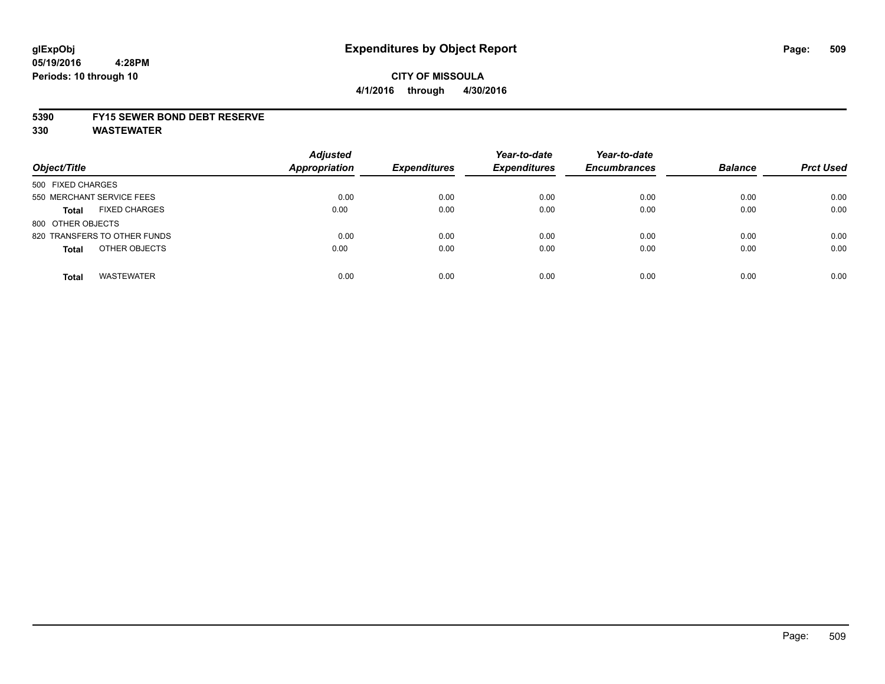**glExpObj**
**05/19/2016 4:28PM**
**Periods: 10 through 10**

# Expenditures by Object Report

**CITY OF MISSOULA**
**4/1/2016 through 4/30/2016**

## 5390 FY15 SEWER BOND DEBT RESERVE
## 330 WASTEWATER

| Object/Title | Adjusted Appropriation | Expenditures | Year-to-date Expenditures | Year-to-date Encumbrances | Balance | Prct Used |
|---|---|---|---|---|---|---|
| 500 FIXED CHARGES | | | | | | |
| 550 MERCHANT SERVICE FEES | 0.00 | 0.00 | 0.00 | 0.00 | 0.00 | 0.00 |
| **Total** FIXED CHARGES | 0.00 | 0.00 | 0.00 | 0.00 | 0.00 | 0.00 |
| 800 OTHER OBJECTS | | | | | | |
| 820 TRANSFERS TO OTHER FUNDS | 0.00 | 0.00 | 0.00 | 0.00 | 0.00 | 0.00 |
| **Total** OTHER OBJECTS | 0.00 | 0.00 | 0.00 | 0.00 | 0.00 | 0.00 |
| **Total** WASTEWATER | 0.00 | 0.00 | 0.00 | 0.00 | 0.00 | 0.00 |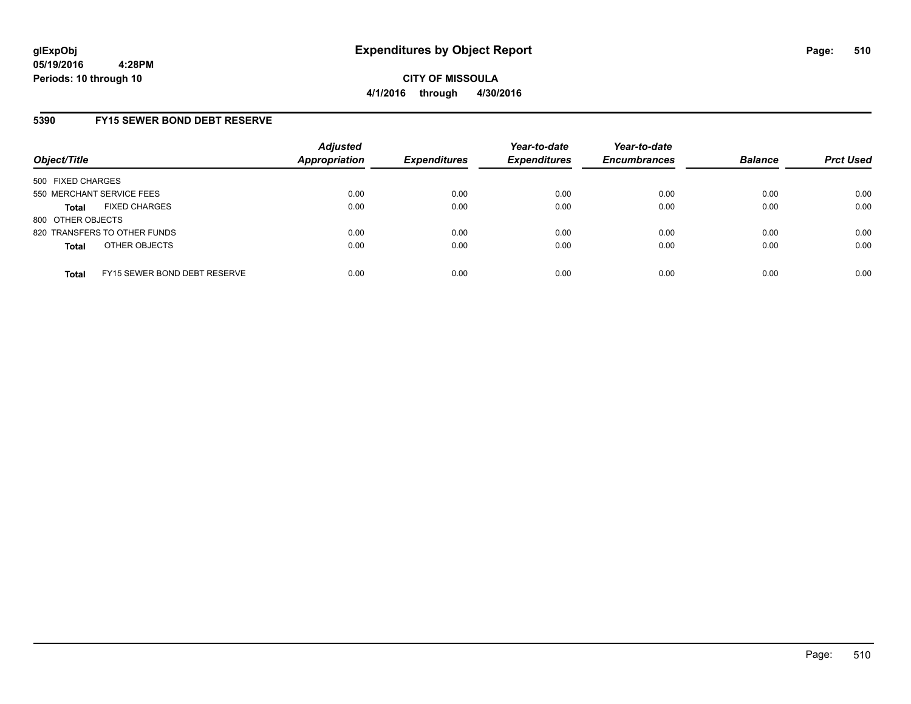glExpObj
05/19/2016 4:28PM
Periods: 10 through 10

# Expenditures by Object Report

**CITY OF MISSOULA**
**4/1/2016 through 4/30/2016**

## 5390 FY15 SEWER BOND DEBT RESERVE

| Object/Title | Adjusted Appropriation | Expenditures | Year-to-date Expenditures | Year-to-date Encumbrances | Balance | Prct Used |
|---|---|---|---|---|---|---|
| 500 FIXED CHARGES | | | | | | |
| 550 MERCHANT SERVICE FEES | 0.00 | 0.00 | 0.00 | 0.00 | 0.00 | 0.00 |
| **Total** FIXED CHARGES | 0.00 | 0.00 | 0.00 | 0.00 | 0.00 | 0.00 |
| 800 OTHER OBJECTS | | | | | | |
| 820 TRANSFERS TO OTHER FUNDS | 0.00 | 0.00 | 0.00 | 0.00 | 0.00 | 0.00 |
| **Total** OTHER OBJECTS | 0.00 | 0.00 | 0.00 | 0.00 | 0.00 | 0.00 |
| **Total** FY15 SEWER BOND DEBT RESERVE | 0.00 | 0.00 | 0.00 | 0.00 | 0.00 | 0.00 |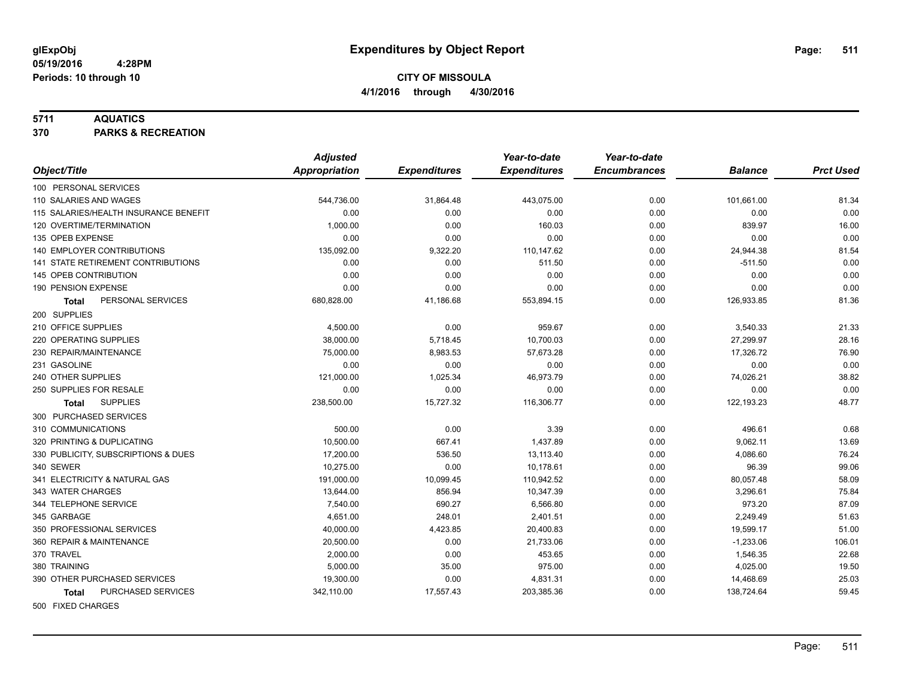**glExpObj** 
**05/19/2016 4:28PM**
**Periods: 10 through 10**

# Expenditures by Object Report

**CITY OF MISSOULA**
**4/1/2016 through 4/30/2016**

**5711 AQUATICS**
**370 PARKS & RECREATION**

| Object/Title | Adjusted Appropriation | Expenditures | Year-to-date Expenditures | Year-to-date Encumbrances | Balance | Prct Used |
|---|---|---|---|---|---|---|
| 100 PERSONAL SERVICES | | | | | | |
| 110 SALARIES AND WAGES | 544,736.00 | 31,864.48 | 443,075.00 | 0.00 | 101,661.00 | 81.34 |
| 115 SALARIES/HEALTH INSURANCE BENEFIT | 0.00 | 0.00 | 0.00 | 0.00 | 0.00 | 0.00 |
| 120 OVERTIME/TERMINATION | 1,000.00 | 0.00 | 160.03 | 0.00 | 839.97 | 16.00 |
| 135 OPEB EXPENSE | 0.00 | 0.00 | 0.00 | 0.00 | 0.00 | 0.00 |
| 140 EMPLOYER CONTRIBUTIONS | 135,092.00 | 9,322.20 | 110,147.62 | 0.00 | 24,944.38 | 81.54 |
| 141 STATE RETIREMENT CONTRIBUTIONS | 0.00 | 0.00 | 511.50 | 0.00 | -511.50 | 0.00 |
| 145 OPEB CONTRIBUTION | 0.00 | 0.00 | 0.00 | 0.00 | 0.00 | 0.00 |
| 190 PENSION EXPENSE | 0.00 | 0.00 | 0.00 | 0.00 | 0.00 | 0.00 |
| **Total** PERSONAL SERVICES | 680,828.00 | 41,186.68 | 553,894.15 | 0.00 | 126,933.85 | 81.36 |
| 200 SUPPLIES | | | | | | |
| 210 OFFICE SUPPLIES | 4,500.00 | 0.00 | 959.67 | 0.00 | 3,540.33 | 21.33 |
| 220 OPERATING SUPPLIES | 38,000.00 | 5,718.45 | 10,700.03 | 0.00 | 27,299.97 | 28.16 |
| 230 REPAIR/MAINTENANCE | 75,000.00 | 8,983.53 | 57,673.28 | 0.00 | 17,326.72 | 76.90 |
| 231 GASOLINE | 0.00 | 0.00 | 0.00 | 0.00 | 0.00 | 0.00 |
| 240 OTHER SUPPLIES | 121,000.00 | 1,025.34 | 46,973.79 | 0.00 | 74,026.21 | 38.82 |
| 250 SUPPLIES FOR RESALE | 0.00 | 0.00 | 0.00 | 0.00 | 0.00 | 0.00 |
| **Total** SUPPLIES | 238,500.00 | 15,727.32 | 116,306.77 | 0.00 | 122,193.23 | 48.77 |
| 300 PURCHASED SERVICES | | | | | | |
| 310 COMMUNICATIONS | 500.00 | 0.00 | 3.39 | 0.00 | 496.61 | 0.68 |
| 320 PRINTING & DUPLICATING | 10,500.00 | 667.41 | 1,437.89 | 0.00 | 9,062.11 | 13.69 |
| 330 PUBLICITY, SUBSCRIPTIONS & DUES | 17,200.00 | 536.50 | 13,113.40 | 0.00 | 4,086.60 | 76.24 |
| 340 SEWER | 10,275.00 | 0.00 | 10,178.61 | 0.00 | 96.39 | 99.06 |
| 341 ELECTRICITY & NATURAL GAS | 191,000.00 | 10,099.45 | 110,942.52 | 0.00 | 80,057.48 | 58.09 |
| 343 WATER CHARGES | 13,644.00 | 856.94 | 10,347.39 | 0.00 | 3,296.61 | 75.84 |
| 344 TELEPHONE SERVICE | 7,540.00 | 690.27 | 6,566.80 | 0.00 | 973.20 | 87.09 |
| 345 GARBAGE | 4,651.00 | 248.01 | 2,401.51 | 0.00 | 2,249.49 | 51.63 |
| 350 PROFESSIONAL SERVICES | 40,000.00 | 4,423.85 | 20,400.83 | 0.00 | 19,599.17 | 51.00 |
| 360 REPAIR & MAINTENANCE | 20,500.00 | 0.00 | 21,733.06 | 0.00 | -1,233.06 | 106.01 |
| 370 TRAVEL | 2,000.00 | 0.00 | 453.65 | 0.00 | 1,546.35 | 22.68 |
| 380 TRAINING | 5,000.00 | 35.00 | 975.00 | 0.00 | 4,025.00 | 19.50 |
| 390 OTHER PURCHASED SERVICES | 19,300.00 | 0.00 | 4,831.31 | 0.00 | 14,468.69 | 25.03 |
| **Total** PURCHASED SERVICES | 342,110.00 | 17,557.43 | 203,385.36 | 0.00 | 138,724.64 | 59.45 |
| 500 FIXED CHARGES | | | | | | |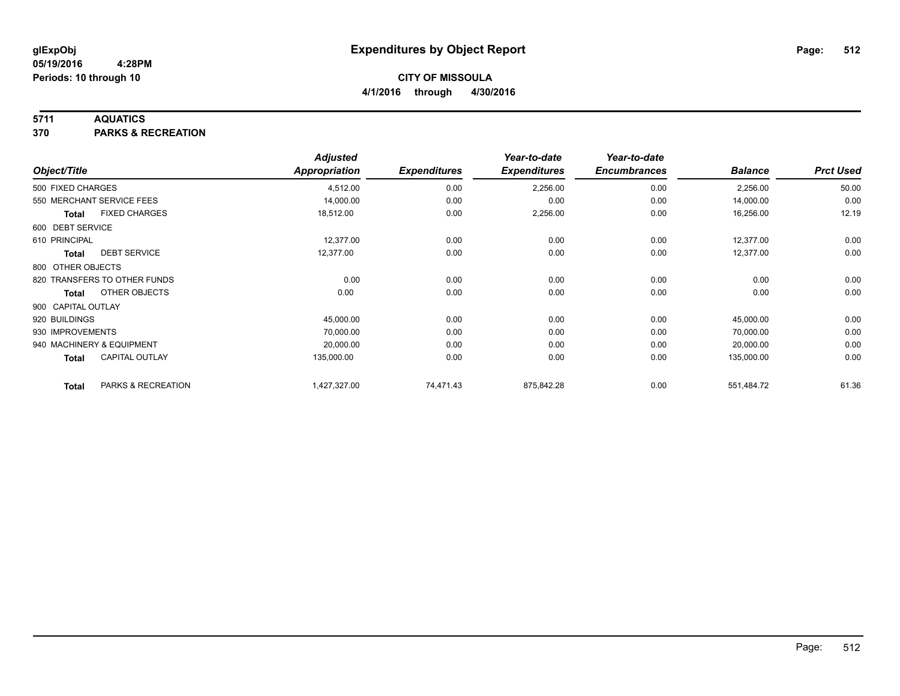# Expenditures by Object Report

glExpObj
05/19/2016 4:28PM
Periods: 10 through 10

**CITY OF MISSOULA**
**4/1/2016 through 4/30/2016**

## 5711 AQUATICS
## 370 PARKS & RECREATION

| Object/Title | Adjusted Appropriation | Expenditures | Year-to-date Expenditures | Year-to-date Encumbrances | Balance | Prct Used |
|---|---|---|---|---|---|---|
| 500 FIXED CHARGES | 4,512.00 | 0.00 | 2,256.00 | 0.00 | 2,256.00 | 50.00 |
| 550 MERCHANT SERVICE FEES | 14,000.00 | 0.00 | 0.00 | 0.00 | 14,000.00 | 0.00 |
| **Total** FIXED CHARGES | 18,512.00 | 0.00 | 2,256.00 | 0.00 | 16,256.00 | 12.19 |
| 600 DEBT SERVICE | | | | | | |
| 610 PRINCIPAL | 12,377.00 | 0.00 | 0.00 | 0.00 | 12,377.00 | 0.00 |
| **Total** DEBT SERVICE | 12,377.00 | 0.00 | 0.00 | 0.00 | 12,377.00 | 0.00 |
| 800 OTHER OBJECTS | | | | | | |
| 820 TRANSFERS TO OTHER FUNDS | 0.00 | 0.00 | 0.00 | 0.00 | 0.00 | 0.00 |
| **Total** OTHER OBJECTS | 0.00 | 0.00 | 0.00 | 0.00 | 0.00 | 0.00 |
| 900 CAPITAL OUTLAY | | | | | | |
| 920 BUILDINGS | 45,000.00 | 0.00 | 0.00 | 0.00 | 45,000.00 | 0.00 |
| 930 IMPROVEMENTS | 70,000.00 | 0.00 | 0.00 | 0.00 | 70,000.00 | 0.00 |
| 940 MACHINERY & EQUIPMENT | 20,000.00 | 0.00 | 0.00 | 0.00 | 20,000.00 | 0.00 |
| **Total** CAPITAL OUTLAY | 135,000.00 | 0.00 | 0.00 | 0.00 | 135,000.00 | 0.00 |
| **Total** PARKS & RECREATION | 1,427,327.00 | 74,471.43 | 875,842.28 | 0.00 | 551,484.72 | 61.36 |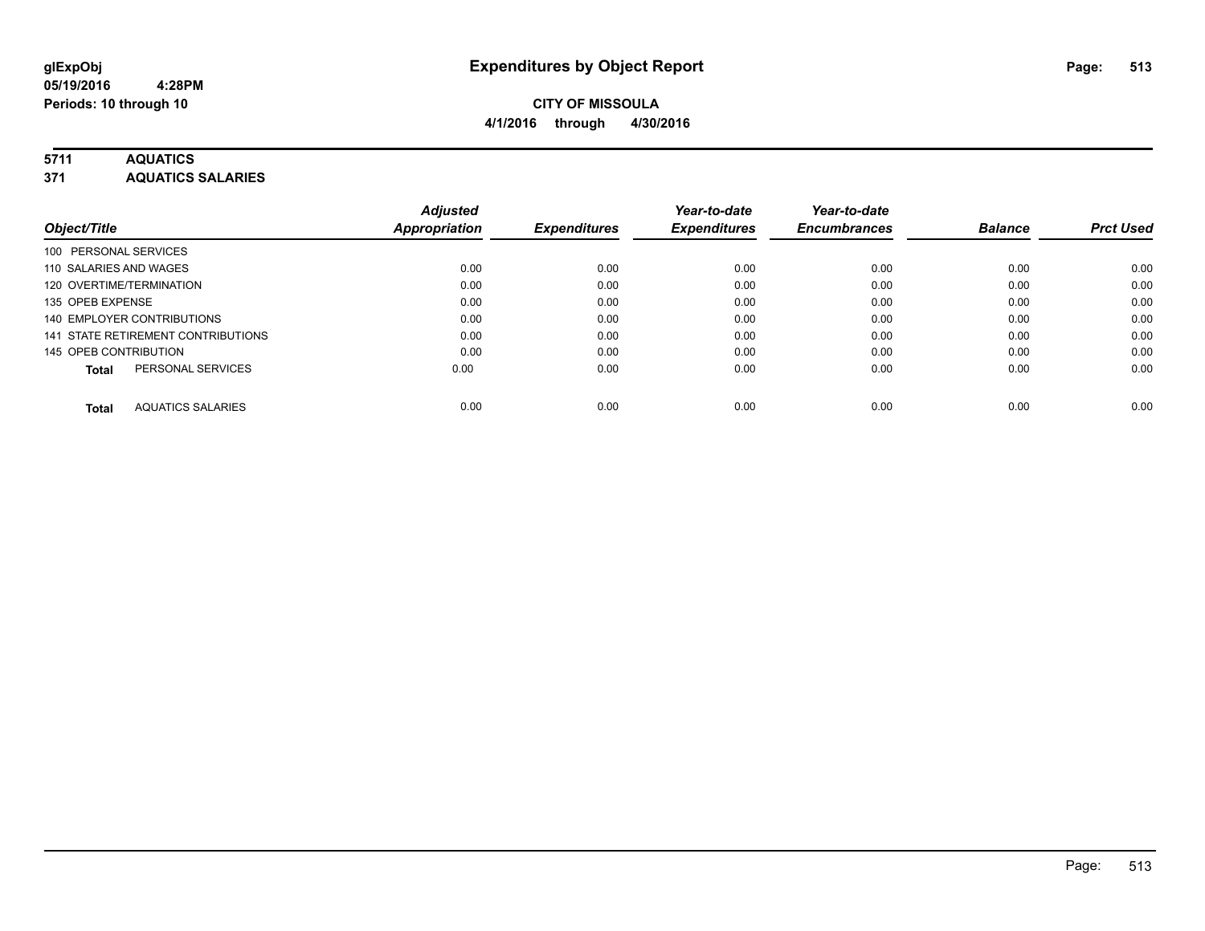glExpObj
05/19/2016 4:28PM
Periods: 10 through 10

# Expenditures by Object Report

**CITY OF MISSOULA**
**4/1/2016 through 4/30/2016**

**5711 AQUATICS**
**371 AQUATICS SALARIES**

| Object/Title | Adjusted Appropriation | Expenditures | Year-to-date Expenditures | Year-to-date Encumbrances | Balance | Prct Used |
|---|---|---|---|---|---|---|
| 100 PERSONAL SERVICES | | | | | | |
| 110 SALARIES AND WAGES | 0.00 | 0.00 | 0.00 | 0.00 | 0.00 | 0.00 |
| 120 OVERTIME/TERMINATION | 0.00 | 0.00 | 0.00 | 0.00 | 0.00 | 0.00 |
| 135 OPEB EXPENSE | 0.00 | 0.00 | 0.00 | 0.00 | 0.00 | 0.00 |
| 140 EMPLOYER CONTRIBUTIONS | 0.00 | 0.00 | 0.00 | 0.00 | 0.00 | 0.00 |
| 141 STATE RETIREMENT CONTRIBUTIONS | 0.00 | 0.00 | 0.00 | 0.00 | 0.00 | 0.00 |
| 145 OPEB CONTRIBUTION | 0.00 | 0.00 | 0.00 | 0.00 | 0.00 | 0.00 |
| **Total** PERSONAL SERVICES | 0.00 | 0.00 | 0.00 | 0.00 | 0.00 | 0.00 |
| **Total** AQUATICS SALARIES | 0.00 | 0.00 | 0.00 | 0.00 | 0.00 | 0.00 |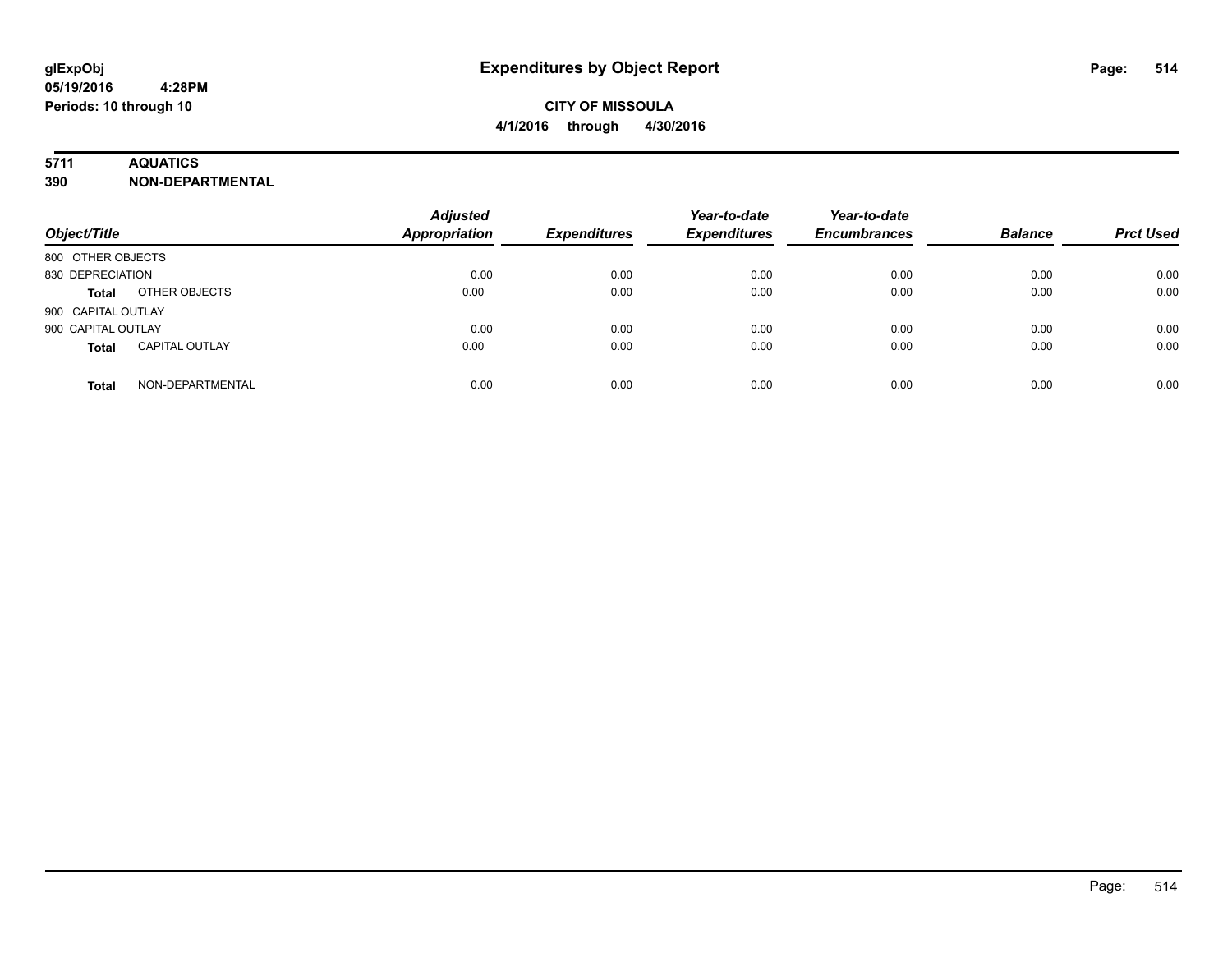# Expenditures by Object Report

glExpObj
05/19/2016 4:28PM
Periods: 10 through 10

**CITY OF MISSOULA**
**4/1/2016 through 4/30/2016**

**5711 AQUATICS**
**390 NON-DEPARTMENTAL**

| Object/Title | | Adjusted Appropriation | Expenditures | Year-to-date Expenditures | Year-to-date Encumbrances | Balance | Prct Used |
|---|---|---|---|---|---|---|---|
| 800 OTHER OBJECTS | | | | | | | |
| 830 DEPRECIATION | | 0.00 | 0.00 | 0.00 | 0.00 | 0.00 | 0.00 |
| **Total** | OTHER OBJECTS | 0.00 | 0.00 | 0.00 | 0.00 | 0.00 | 0.00 |
| 900 CAPITAL OUTLAY | | | | | | | |
| 900 CAPITAL OUTLAY | | 0.00 | 0.00 | 0.00 | 0.00 | 0.00 | 0.00 |
| **Total** | CAPITAL OUTLAY | 0.00 | 0.00 | 0.00 | 0.00 | 0.00 | 0.00 |
| **Total** | NON-DEPARTMENTAL | 0.00 | 0.00 | 0.00 | 0.00 | 0.00 | 0.00 |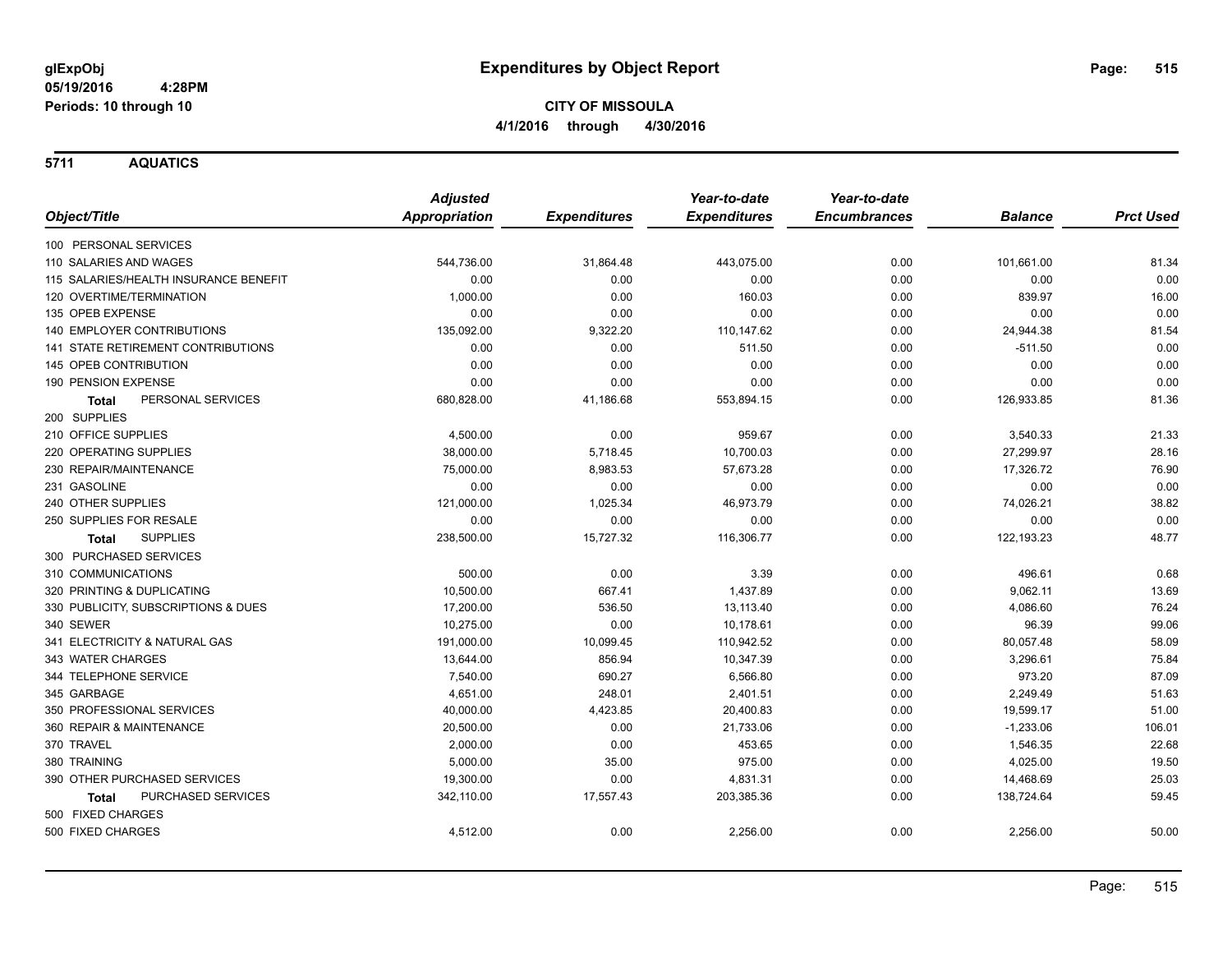**glExpObj**
**05/19/2016 4:28PM**
**Periods: 10 through 10**

# Expenditures by Object Report

**CITY OF MISSOULA**
**4/1/2016 through 4/30/2016**

## 5711 AQUATICS

| Object/Title | Adjusted Appropriation | Expenditures | Year-to-date Expenditures | Year-to-date Encumbrances | Balance | Prct Used |
|---|---|---|---|---|---|---|
| 100 PERSONAL SERVICES | | | | | | |
| 110 SALARIES AND WAGES | 544,736.00 | 31,864.48 | 443,075.00 | 0.00 | 101,661.00 | 81.34 |
| 115 SALARIES/HEALTH INSURANCE BENEFIT | 0.00 | 0.00 | 0.00 | 0.00 | 0.00 | 0.00 |
| 120 OVERTIME/TERMINATION | 1,000.00 | 0.00 | 160.03 | 0.00 | 839.97 | 16.00 |
| 135 OPEB EXPENSE | 0.00 | 0.00 | 0.00 | 0.00 | 0.00 | 0.00 |
| 140 EMPLOYER CONTRIBUTIONS | 135,092.00 | 9,322.20 | 110,147.62 | 0.00 | 24,944.38 | 81.54 |
| 141 STATE RETIREMENT CONTRIBUTIONS | 0.00 | 0.00 | 511.50 | 0.00 | -511.50 | 0.00 |
| 145 OPEB CONTRIBUTION | 0.00 | 0.00 | 0.00 | 0.00 | 0.00 | 0.00 |
| 190 PENSION EXPENSE | 0.00 | 0.00 | 0.00 | 0.00 | 0.00 | 0.00 |
| **Total** PERSONAL SERVICES | 680,828.00 | 41,186.68 | 553,894.15 | 0.00 | 126,933.85 | 81.36 |
| 200 SUPPLIES | | | | | | |
| 210 OFFICE SUPPLIES | 4,500.00 | 0.00 | 959.67 | 0.00 | 3,540.33 | 21.33 |
| 220 OPERATING SUPPLIES | 38,000.00 | 5,718.45 | 10,700.03 | 0.00 | 27,299.97 | 28.16 |
| 230 REPAIR/MAINTENANCE | 75,000.00 | 8,983.53 | 57,673.28 | 0.00 | 17,326.72 | 76.90 |
| 231 GASOLINE | 0.00 | 0.00 | 0.00 | 0.00 | 0.00 | 0.00 |
| 240 OTHER SUPPLIES | 121,000.00 | 1,025.34 | 46,973.79 | 0.00 | 74,026.21 | 38.82 |
| 250 SUPPLIES FOR RESALE | 0.00 | 0.00 | 0.00 | 0.00 | 0.00 | 0.00 |
| **Total** SUPPLIES | 238,500.00 | 15,727.32 | 116,306.77 | 0.00 | 122,193.23 | 48.77 |
| 300 PURCHASED SERVICES | | | | | | |
| 310 COMMUNICATIONS | 500.00 | 0.00 | 3.39 | 0.00 | 496.61 | 0.68 |
| 320 PRINTING & DUPLICATING | 10,500.00 | 667.41 | 1,437.89 | 0.00 | 9,062.11 | 13.69 |
| 330 PUBLICITY, SUBSCRIPTIONS & DUES | 17,200.00 | 536.50 | 13,113.40 | 0.00 | 4,086.60 | 76.24 |
| 340 SEWER | 10,275.00 | 0.00 | 10,178.61 | 0.00 | 96.39 | 99.06 |
| 341 ELECTRICITY & NATURAL GAS | 191,000.00 | 10,099.45 | 110,942.52 | 0.00 | 80,057.48 | 58.09 |
| 343 WATER CHARGES | 13,644.00 | 856.94 | 10,347.39 | 0.00 | 3,296.61 | 75.84 |
| 344 TELEPHONE SERVICE | 7,540.00 | 690.27 | 6,566.80 | 0.00 | 973.20 | 87.09 |
| 345 GARBAGE | 4,651.00 | 248.01 | 2,401.51 | 0.00 | 2,249.49 | 51.63 |
| 350 PROFESSIONAL SERVICES | 40,000.00 | 4,423.85 | 20,400.83 | 0.00 | 19,599.17 | 51.00 |
| 360 REPAIR & MAINTENANCE | 20,500.00 | 0.00 | 21,733.06 | 0.00 | -1,233.06 | 106.01 |
| 370 TRAVEL | 2,000.00 | 0.00 | 453.65 | 0.00 | 1,546.35 | 22.68 |
| 380 TRAINING | 5,000.00 | 35.00 | 975.00 | 0.00 | 4,025.00 | 19.50 |
| 390 OTHER PURCHASED SERVICES | 19,300.00 | 0.00 | 4,831.31 | 0.00 | 14,468.69 | 25.03 |
| **Total** PURCHASED SERVICES | 342,110.00 | 17,557.43 | 203,385.36 | 0.00 | 138,724.64 | 59.45 |
| 500 FIXED CHARGES | | | | | | |
| 500 FIXED CHARGES | 4,512.00 | 0.00 | 2,256.00 | 0.00 | 2,256.00 | 50.00 |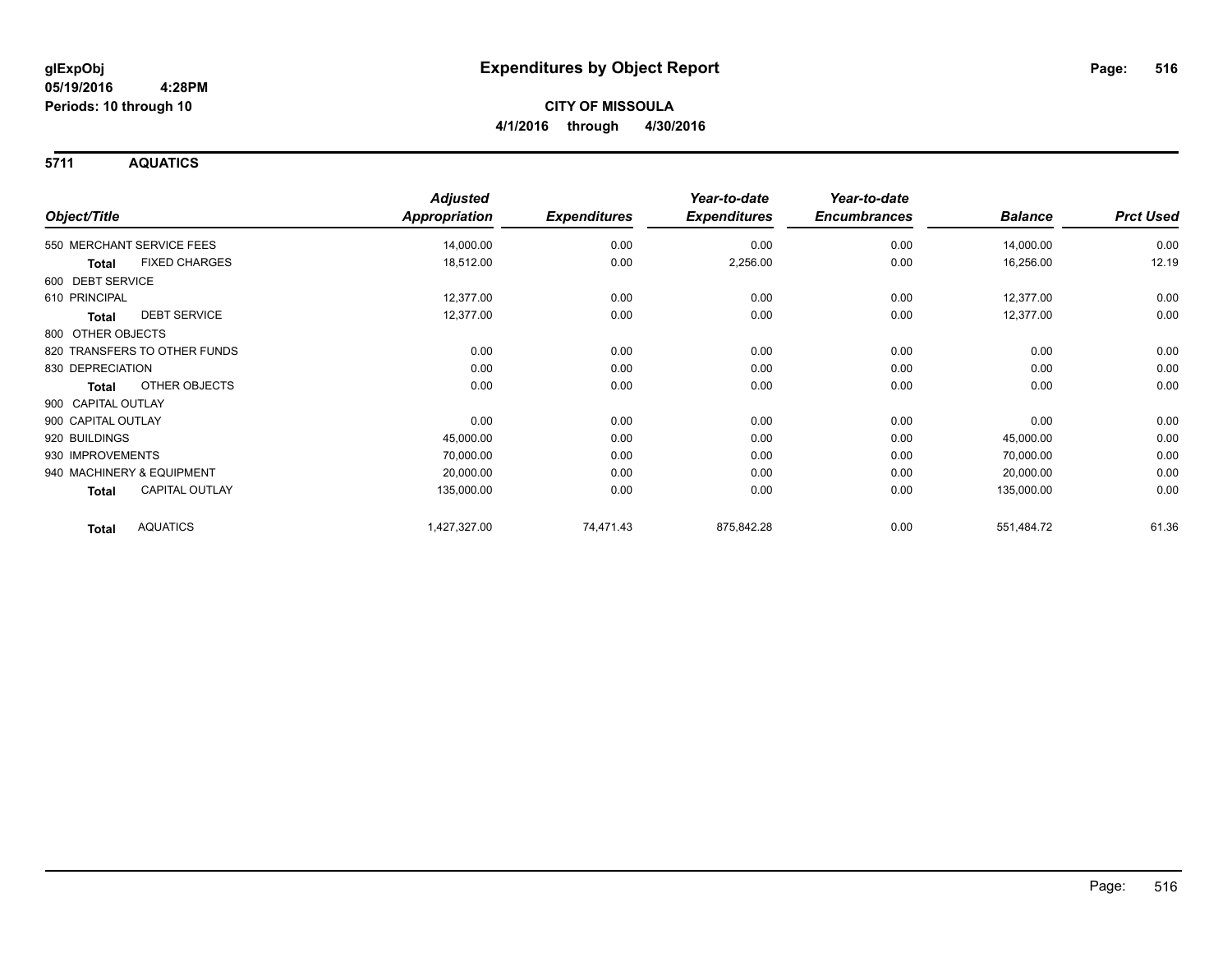**glExpObj** **Expenditures by Object Report**
**05/19/2016 4:28PM**
**Periods: 10 through 10**

**CITY OF MISSOULA**
**4/1/2016 through 4/30/2016**

## 5711 AQUATICS

| Object/Title | | Adjusted Appropriation | Expenditures | Year-to-date Expenditures | Year-to-date Encumbrances | Balance | Prct Used |
|---|---|---|---|---|---|---|---|
| 550 MERCHANT SERVICE FEES | | 14,000.00 | 0.00 | 0.00 | 0.00 | 14,000.00 | 0.00 |
| **Total** | FIXED CHARGES | 18,512.00 | 0.00 | 2,256.00 | 0.00 | 16,256.00 | 12.19 |
| 600 DEBT SERVICE | | | | | | | |
| 610 PRINCIPAL | | 12,377.00 | 0.00 | 0.00 | 0.00 | 12,377.00 | 0.00 |
| **Total** | DEBT SERVICE | 12,377.00 | 0.00 | 0.00 | 0.00 | 12,377.00 | 0.00 |
| 800 OTHER OBJECTS | | | | | | | |
| 820 TRANSFERS TO OTHER FUNDS | | 0.00 | 0.00 | 0.00 | 0.00 | 0.00 | 0.00 |
| 830 DEPRECIATION | | 0.00 | 0.00 | 0.00 | 0.00 | 0.00 | 0.00 |
| **Total** | OTHER OBJECTS | 0.00 | 0.00 | 0.00 | 0.00 | 0.00 | 0.00 |
| 900 CAPITAL OUTLAY | | | | | | | |
| 900 CAPITAL OUTLAY | | 0.00 | 0.00 | 0.00 | 0.00 | 0.00 | 0.00 |
| 920 BUILDINGS | | 45,000.00 | 0.00 | 0.00 | 0.00 | 45,000.00 | 0.00 |
| 930 IMPROVEMENTS | | 70,000.00 | 0.00 | 0.00 | 0.00 | 70,000.00 | 0.00 |
| 940 MACHINERY & EQUIPMENT | | 20,000.00 | 0.00 | 0.00 | 0.00 | 20,000.00 | 0.00 |
| **Total** | CAPITAL OUTLAY | 135,000.00 | 0.00 | 0.00 | 0.00 | 135,000.00 | 0.00 |
| **Total** | AQUATICS | 1,427,327.00 | 74,471.43 | 875,842.28 | 0.00 | 551,484.72 | 61.36 |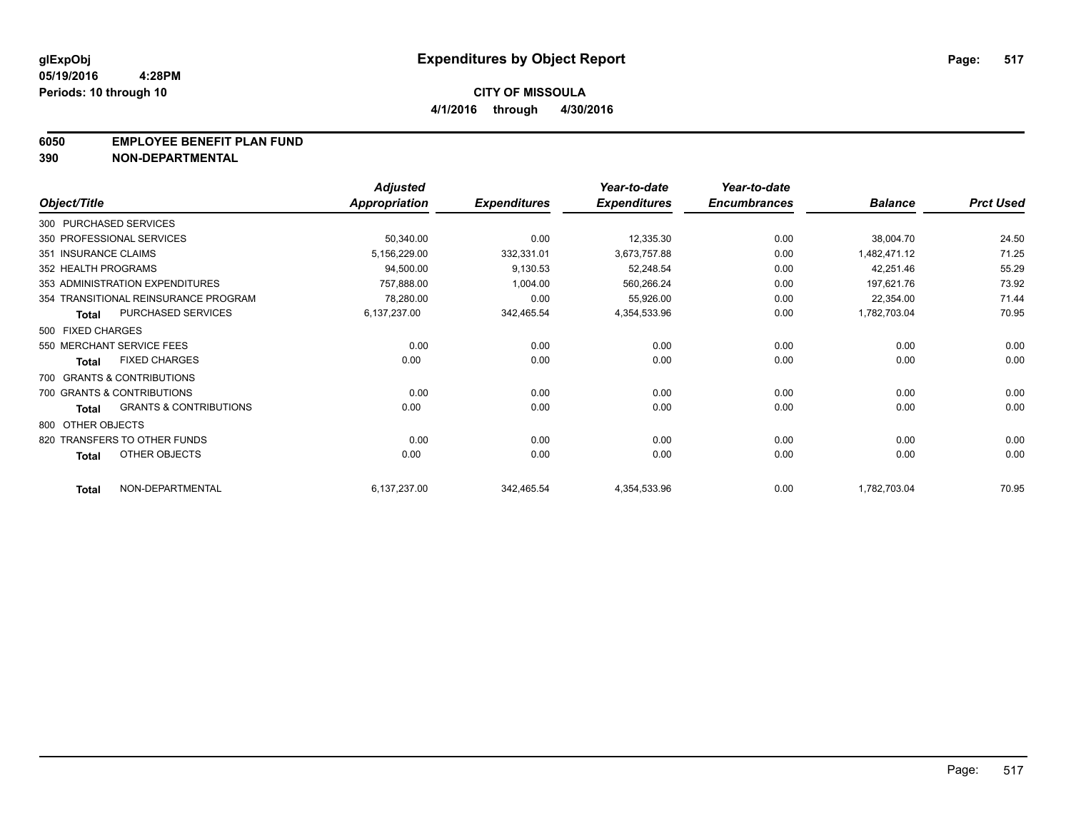**glExpObj**
**05/19/2016 4:28PM**
**Periods: 10 through 10**

# Expenditures by Object Report

**CITY OF MISSOULA**
**4/1/2016 through 4/30/2016**

## 6050 EMPLOYEE BENEFIT PLAN FUND
## 390 NON-DEPARTMENTAL

| Object/Title | Adjusted Appropriation | Expenditures | Year-to-date Expenditures | Year-to-date Encumbrances | Balance | Prct Used |
|---|---|---|---|---|---|---|
| 300 PURCHASED SERVICES | | | | | | |
| 350 PROFESSIONAL SERVICES | 50,340.00 | 0.00 | 12,335.30 | 0.00 | 38,004.70 | 24.50 |
| 351 INSURANCE CLAIMS | 5,156,229.00 | 332,331.01 | 3,673,757.88 | 0.00 | 1,482,471.12 | 71.25 |
| 352 HEALTH PROGRAMS | 94,500.00 | 9,130.53 | 52,248.54 | 0.00 | 42,251.46 | 55.29 |
| 353 ADMINISTRATION EXPENDITURES | 757,888.00 | 1,004.00 | 560,266.24 | 0.00 | 197,621.76 | 73.92 |
| 354 TRANSITIONAL REINSURANCE PROGRAM | 78,280.00 | 0.00 | 55,926.00 | 0.00 | 22,354.00 | 71.44 |
| **Total** PURCHASED SERVICES | 6,137,237.00 | 342,465.54 | 4,354,533.96 | 0.00 | 1,782,703.04 | 70.95 |
| 500 FIXED CHARGES | | | | | | |
| 550 MERCHANT SERVICE FEES | 0.00 | 0.00 | 0.00 | 0.00 | 0.00 | 0.00 |
| **Total** FIXED CHARGES | 0.00 | 0.00 | 0.00 | 0.00 | 0.00 | 0.00 |
| 700 GRANTS & CONTRIBUTIONS | | | | | | |
| 700 GRANTS & CONTRIBUTIONS | 0.00 | 0.00 | 0.00 | 0.00 | 0.00 | 0.00 |
| **Total** GRANTS & CONTRIBUTIONS | 0.00 | 0.00 | 0.00 | 0.00 | 0.00 | 0.00 |
| 800 OTHER OBJECTS | | | | | | |
| 820 TRANSFERS TO OTHER FUNDS | 0.00 | 0.00 | 0.00 | 0.00 | 0.00 | 0.00 |
| **Total** OTHER OBJECTS | 0.00 | 0.00 | 0.00 | 0.00 | 0.00 | 0.00 |
| **Total** NON-DEPARTMENTAL | 6,137,237.00 | 342,465.54 | 4,354,533.96 | 0.00 | 1,782,703.04 | 70.95 |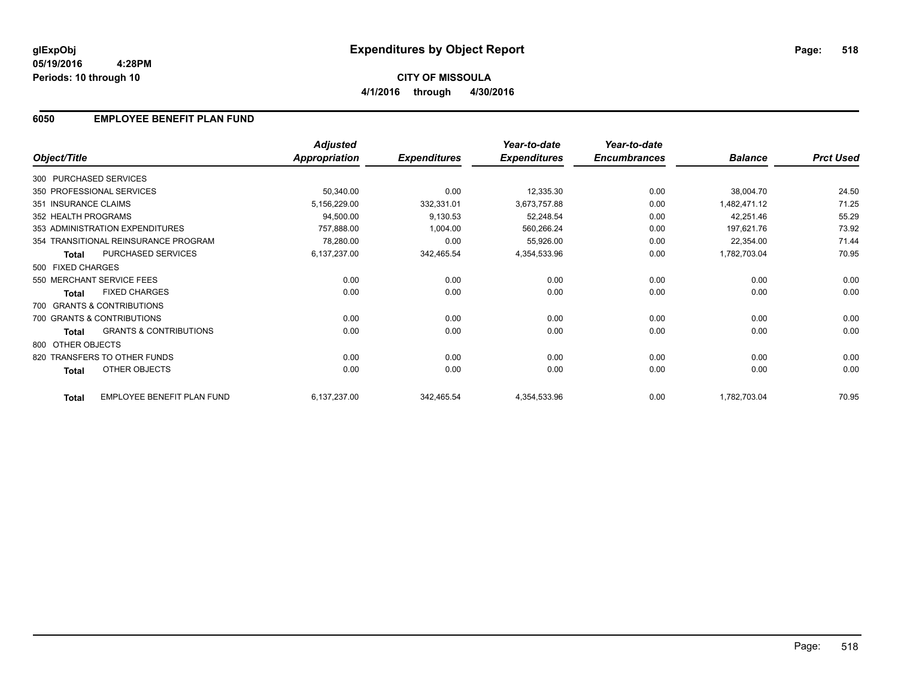# Expenditures by Object Report

**glExpObj**
**05/19/2016 4:28PM**
**Periods: 10 through 10**

**CITY OF MISSOULA**
**4/1/2016 through 4/30/2016**

## 6050 EMPLOYEE BENEFIT PLAN FUND

| Object/Title | | Adjusted Appropriation | Expenditures | Year-to-date Expenditures | Year-to-date Encumbrances | Balance | Prct Used |
|---|---|---|---|---|---|---|---|
| 300 PURCHASED SERVICES | | | | | | | |
| 350 PROFESSIONAL SERVICES | | 50,340.00 | 0.00 | 12,335.30 | 0.00 | 38,004.70 | 24.50 |
| 351 INSURANCE CLAIMS | | 5,156,229.00 | 332,331.01 | 3,673,757.88 | 0.00 | 1,482,471.12 | 71.25 |
| 352 HEALTH PROGRAMS | | 94,500.00 | 9,130.53 | 52,248.54 | 0.00 | 42,251.46 | 55.29 |
| 353 ADMINISTRATION EXPENDITURES | | 757,888.00 | 1,004.00 | 560,266.24 | 0.00 | 197,621.76 | 73.92 |
| 354 TRANSITIONAL REINSURANCE PROGRAM | | 78,280.00 | 0.00 | 55,926.00 | 0.00 | 22,354.00 | 71.44 |
| **Total** | PURCHASED SERVICES | 6,137,237.00 | 342,465.54 | 4,354,533.96 | 0.00 | 1,782,703.04 | 70.95 |
| 500 FIXED CHARGES | | | | | | | |
| 550 MERCHANT SERVICE FEES | | 0.00 | 0.00 | 0.00 | 0.00 | 0.00 | 0.00 |
| **Total** | FIXED CHARGES | 0.00 | 0.00 | 0.00 | 0.00 | 0.00 | 0.00 |
| 700 GRANTS & CONTRIBUTIONS | | | | | | | |
| 700 GRANTS & CONTRIBUTIONS | | 0.00 | 0.00 | 0.00 | 0.00 | 0.00 | 0.00 |
| **Total** | GRANTS & CONTRIBUTIONS | 0.00 | 0.00 | 0.00 | 0.00 | 0.00 | 0.00 |
| 800 OTHER OBJECTS | | | | | | | |
| 820 TRANSFERS TO OTHER FUNDS | | 0.00 | 0.00 | 0.00 | 0.00 | 0.00 | 0.00 |
| **Total** | OTHER OBJECTS | 0.00 | 0.00 | 0.00 | 0.00 | 0.00 | 0.00 |
| **Total** | EMPLOYEE BENEFIT PLAN FUND | 6,137,237.00 | 342,465.54 | 4,354,533.96 | 0.00 | 1,782,703.04 | 70.95 |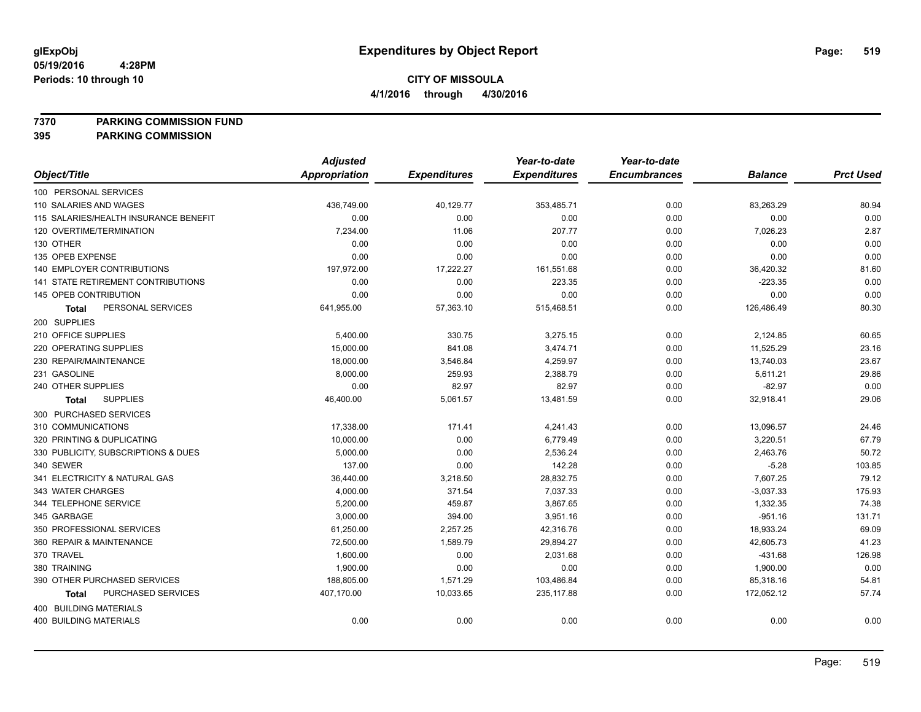**glExpObj**
**05/19/2016 4:28PM**
**Periods: 10 through 10**

# Expenditures by Object Report

**CITY OF MISSOULA**
**4/1/2016 through 4/30/2016**

**7370 PARKING COMMISSION FUND**
**395 PARKING COMMISSION**

| Object/Title | Adjusted Appropriation | Expenditures | Year-to-date Expenditures | Year-to-date Encumbrances | Balance | Prct Used |
|---|---|---|---|---|---|---|
| 100 PERSONAL SERVICES | | | | | | |
| 110 SALARIES AND WAGES | 436,749.00 | 40,129.77 | 353,485.71 | 0.00 | 83,263.29 | 80.94 |
| 115 SALARIES/HEALTH INSURANCE BENEFIT | 0.00 | 0.00 | 0.00 | 0.00 | 0.00 | 0.00 |
| 120 OVERTIME/TERMINATION | 7,234.00 | 11.06 | 207.77 | 0.00 | 7,026.23 | 2.87 |
| 130 OTHER | 0.00 | 0.00 | 0.00 | 0.00 | 0.00 | 0.00 |
| 135 OPEB EXPENSE | 0.00 | 0.00 | 0.00 | 0.00 | 0.00 | 0.00 |
| 140 EMPLOYER CONTRIBUTIONS | 197,972.00 | 17,222.27 | 161,551.68 | 0.00 | 36,420.32 | 81.60 |
| 141 STATE RETIREMENT CONTRIBUTIONS | 0.00 | 0.00 | 223.35 | 0.00 | -223.35 | 0.00 |
| 145 OPEB CONTRIBUTION | 0.00 | 0.00 | 0.00 | 0.00 | 0.00 | 0.00 |
| **Total** PERSONAL SERVICES | 641,955.00 | 57,363.10 | 515,468.51 | 0.00 | 126,486.49 | 80.30 |
| 200 SUPPLIES | | | | | | |
| 210 OFFICE SUPPLIES | 5,400.00 | 330.75 | 3,275.15 | 0.00 | 2,124.85 | 60.65 |
| 220 OPERATING SUPPLIES | 15,000.00 | 841.08 | 3,474.71 | 0.00 | 11,525.29 | 23.16 |
| 230 REPAIR/MAINTENANCE | 18,000.00 | 3,546.84 | 4,259.97 | 0.00 | 13,740.03 | 23.67 |
| 231 GASOLINE | 8,000.00 | 259.93 | 2,388.79 | 0.00 | 5,611.21 | 29.86 |
| 240 OTHER SUPPLIES | 0.00 | 82.97 | 82.97 | 0.00 | -82.97 | 0.00 |
| **Total** SUPPLIES | 46,400.00 | 5,061.57 | 13,481.59 | 0.00 | 32,918.41 | 29.06 |
| 300 PURCHASED SERVICES | | | | | | |
| 310 COMMUNICATIONS | 17,338.00 | 171.41 | 4,241.43 | 0.00 | 13,096.57 | 24.46 |
| 320 PRINTING & DUPLICATING | 10,000.00 | 0.00 | 6,779.49 | 0.00 | 3,220.51 | 67.79 |
| 330 PUBLICITY, SUBSCRIPTIONS & DUES | 5,000.00 | 0.00 | 2,536.24 | 0.00 | 2,463.76 | 50.72 |
| 340 SEWER | 137.00 | 0.00 | 142.28 | 0.00 | -5.28 | 103.85 |
| 341 ELECTRICITY & NATURAL GAS | 36,440.00 | 3,218.50 | 28,832.75 | 0.00 | 7,607.25 | 79.12 |
| 343 WATER CHARGES | 4,000.00 | 371.54 | 7,037.33 | 0.00 | -3,037.33 | 175.93 |
| 344 TELEPHONE SERVICE | 5,200.00 | 459.87 | 3,867.65 | 0.00 | 1,332.35 | 74.38 |
| 345 GARBAGE | 3,000.00 | 394.00 | 3,951.16 | 0.00 | -951.16 | 131.71 |
| 350 PROFESSIONAL SERVICES | 61,250.00 | 2,257.25 | 42,316.76 | 0.00 | 18,933.24 | 69.09 |
| 360 REPAIR & MAINTENANCE | 72,500.00 | 1,589.79 | 29,894.27 | 0.00 | 42,605.73 | 41.23 |
| 370 TRAVEL | 1,600.00 | 0.00 | 2,031.68 | 0.00 | -431.68 | 126.98 |
| 380 TRAINING | 1,900.00 | 0.00 | 0.00 | 0.00 | 1,900.00 | 0.00 |
| 390 OTHER PURCHASED SERVICES | 188,805.00 | 1,571.29 | 103,486.84 | 0.00 | 85,318.16 | 54.81 |
| **Total** PURCHASED SERVICES | 407,170.00 | 10,033.65 | 235,117.88 | 0.00 | 172,052.12 | 57.74 |
| 400 BUILDING MATERIALS | | | | | | |
| 400 BUILDING MATERIALS | 0.00 | 0.00 | 0.00 | 0.00 | 0.00 | 0.00 |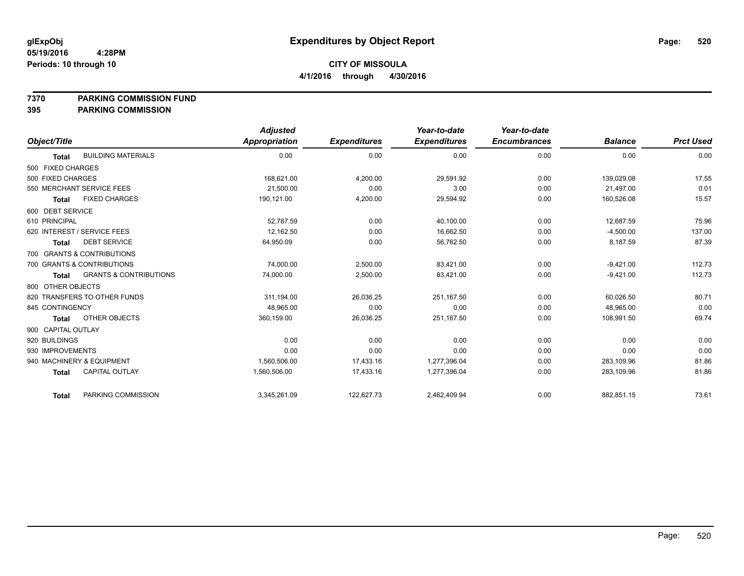**glExpObj**
**05/19/2016 4:28PM**
**Periods: 10 through 10**

# Expenditures by Object Report

**CITY OF MISSOULA**
**4/1/2016 through 4/30/2016**

**7370 PARKING COMMISSION FUND**
**395 PARKING COMMISSION**

| Object/Title | Adjusted Appropriation | Expenditures | Year-to-date Expenditures | Year-to-date Encumbrances | Balance | Prct Used |
|---|---|---|---|---|---|---|
| **Total** BUILDING MATERIALS | 0.00 | 0.00 | 0.00 | 0.00 | 0.00 | 0.00 |
| 500 FIXED CHARGES | | | | | | |
| 500 FIXED CHARGES | 168,621.00 | 4,200.00 | 29,591.92 | 0.00 | 139,029.08 | 17.55 |
| 550 MERCHANT SERVICE FEES | 21,500.00 | 0.00 | 3.00 | 0.00 | 21,497.00 | 0.01 |
| **Total** FIXED CHARGES | 190,121.00 | 4,200.00 | 29,594.92 | 0.00 | 160,526.08 | 15.57 |
| 600 DEBT SERVICE | | | | | | |
| 610 PRINCIPAL | 52,787.59 | 0.00 | 40,100.00 | 0.00 | 12,687.59 | 75.96 |
| 620 INTEREST / SERVICE FEES | 12,162.50 | 0.00 | 16,662.50 | 0.00 | -4,500.00 | 137.00 |
| **Total** DEBT SERVICE | 64,950.09 | 0.00 | 56,762.50 | 0.00 | 8,187.59 | 87.39 |
| 700 GRANTS & CONTRIBUTIONS | | | | | | |
| 700 GRANTS & CONTRIBUTIONS | 74,000.00 | 2,500.00 | 83,421.00 | 0.00 | -9,421.00 | 112.73 |
| **Total** GRANTS & CONTRIBUTIONS | 74,000.00 | 2,500.00 | 83,421.00 | 0.00 | -9,421.00 | 112.73 |
| 800 OTHER OBJECTS | | | | | | |
| 820 TRANSFERS TO OTHER FUNDS | 311,194.00 | 26,036.25 | 251,167.50 | 0.00 | 60,026.50 | 80.71 |
| 845 CONTINGENCY | 48,965.00 | 0.00 | 0.00 | 0.00 | 48,965.00 | 0.00 |
| **Total** OTHER OBJECTS | 360,159.00 | 26,036.25 | 251,167.50 | 0.00 | 108,991.50 | 69.74 |
| 900 CAPITAL OUTLAY | | | | | | |
| 920 BUILDINGS | 0.00 | 0.00 | 0.00 | 0.00 | 0.00 | 0.00 |
| 930 IMPROVEMENTS | 0.00 | 0.00 | 0.00 | 0.00 | 0.00 | 0.00 |
| 940 MACHINERY & EQUIPMENT | 1,560,506.00 | 17,433.16 | 1,277,396.04 | 0.00 | 283,109.96 | 81.86 |
| **Total** CAPITAL OUTLAY | 1,560,506.00 | 17,433.16 | 1,277,396.04 | 0.00 | 283,109.96 | 81.86 |
| **Total** PARKING COMMISSION | 3,345,261.09 | 122,627.73 | 2,462,409.94 | 0.00 | 882,851.15 | 73.61 |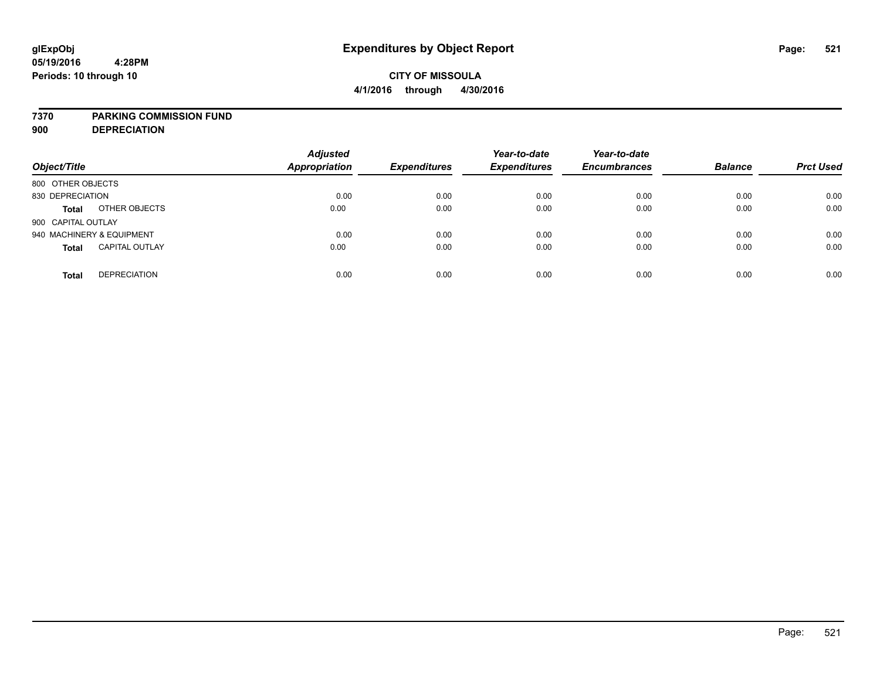glExpObj
05/19/2016 4:28PM
Periods: 10 through 10

# Expenditures by Object Report

**CITY OF MISSOULA**
**4/1/2016 through 4/30/2016**

**7370 PARKING COMMISSION FUND**
**900 DEPRECIATION**

| Object/Title | | Adjusted Appropriation | Expenditures | Year-to-date Expenditures | Year-to-date Encumbrances | Balance | Prct Used |
|---|---|---|---|---|---|---|---|
| 800 OTHER OBJECTS | | | | | | | |
| 830 DEPRECIATION | | 0.00 | 0.00 | 0.00 | 0.00 | 0.00 | 0.00 |
| **Total** | OTHER OBJECTS | 0.00 | 0.00 | 0.00 | 0.00 | 0.00 | 0.00 |
| 900 CAPITAL OUTLAY | | | | | | | |
| 940 MACHINERY & EQUIPMENT | | 0.00 | 0.00 | 0.00 | 0.00 | 0.00 | 0.00 |
| **Total** | CAPITAL OUTLAY | 0.00 | 0.00 | 0.00 | 0.00 | 0.00 | 0.00 |
| **Total** | DEPRECIATION | 0.00 | 0.00 | 0.00 | 0.00 | 0.00 | 0.00 |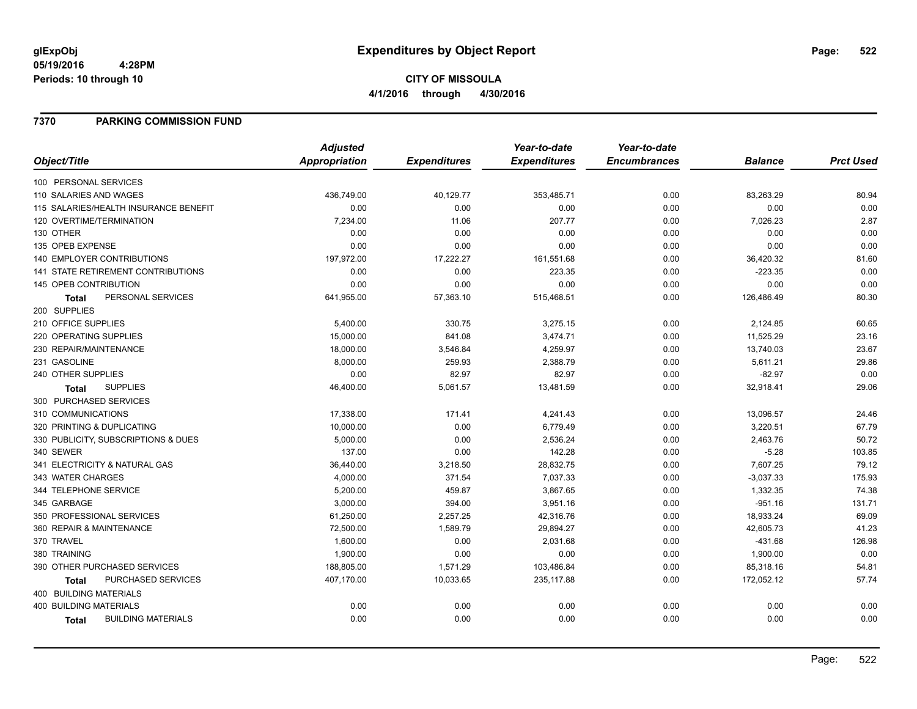**glExpObj**
**05/19/2016 4:28PM**
**Periods: 10 through 10**

# Expenditures by Object Report

**CITY OF MISSOULA**
**4/1/2016 through 4/30/2016**

## 7370 PARKING COMMISSION FUND

| Object/Title | Adjusted Appropriation | Expenditures | Year-to-date Expenditures | Year-to-date Encumbrances | Balance | Prct Used |
|---|---|---|---|---|---|---|
| 100 PERSONAL SERVICES | | | | | | |
| 110 SALARIES AND WAGES | 436,749.00 | 40,129.77 | 353,485.71 | 0.00 | 83,263.29 | 80.94 |
| 115 SALARIES/HEALTH INSURANCE BENEFIT | 0.00 | 0.00 | 0.00 | 0.00 | 0.00 | 0.00 |
| 120 OVERTIME/TERMINATION | 7,234.00 | 11.06 | 207.77 | 0.00 | 7,026.23 | 2.87 |
| 130 OTHER | 0.00 | 0.00 | 0.00 | 0.00 | 0.00 | 0.00 |
| 135 OPEB EXPENSE | 0.00 | 0.00 | 0.00 | 0.00 | 0.00 | 0.00 |
| 140 EMPLOYER CONTRIBUTIONS | 197,972.00 | 17,222.27 | 161,551.68 | 0.00 | 36,420.32 | 81.60 |
| 141 STATE RETIREMENT CONTRIBUTIONS | 0.00 | 0.00 | 223.35 | 0.00 | -223.35 | 0.00 |
| 145 OPEB CONTRIBUTION | 0.00 | 0.00 | 0.00 | 0.00 | 0.00 | 0.00 |
| **Total** PERSONAL SERVICES | 641,955.00 | 57,363.10 | 515,468.51 | 0.00 | 126,486.49 | 80.30 |
| 200 SUPPLIES | | | | | | |
| 210 OFFICE SUPPLIES | 5,400.00 | 330.75 | 3,275.15 | 0.00 | 2,124.85 | 60.65 |
| 220 OPERATING SUPPLIES | 15,000.00 | 841.08 | 3,474.71 | 0.00 | 11,525.29 | 23.16 |
| 230 REPAIR/MAINTENANCE | 18,000.00 | 3,546.84 | 4,259.97 | 0.00 | 13,740.03 | 23.67 |
| 231 GASOLINE | 8,000.00 | 259.93 | 2,388.79 | 0.00 | 5,611.21 | 29.86 |
| 240 OTHER SUPPLIES | 0.00 | 82.97 | 82.97 | 0.00 | -82.97 | 0.00 |
| **Total** SUPPLIES | 46,400.00 | 5,061.57 | 13,481.59 | 0.00 | 32,918.41 | 29.06 |
| 300 PURCHASED SERVICES | | | | | | |
| 310 COMMUNICATIONS | 17,338.00 | 171.41 | 4,241.43 | 0.00 | 13,096.57 | 24.46 |
| 320 PRINTING & DUPLICATING | 10,000.00 | 0.00 | 6,779.49 | 0.00 | 3,220.51 | 67.79 |
| 330 PUBLICITY, SUBSCRIPTIONS & DUES | 5,000.00 | 0.00 | 2,536.24 | 0.00 | 2,463.76 | 50.72 |
| 340 SEWER | 137.00 | 0.00 | 142.28 | 0.00 | -5.28 | 103.85 |
| 341 ELECTRICITY & NATURAL GAS | 36,440.00 | 3,218.50 | 28,832.75 | 0.00 | 7,607.25 | 79.12 |
| 343 WATER CHARGES | 4,000.00 | 371.54 | 7,037.33 | 0.00 | -3,037.33 | 175.93 |
| 344 TELEPHONE SERVICE | 5,200.00 | 459.87 | 3,867.65 | 0.00 | 1,332.35 | 74.38 |
| 345 GARBAGE | 3,000.00 | 394.00 | 3,951.16 | 0.00 | -951.16 | 131.71 |
| 350 PROFESSIONAL SERVICES | 61,250.00 | 2,257.25 | 42,316.76 | 0.00 | 18,933.24 | 69.09 |
| 360 REPAIR & MAINTENANCE | 72,500.00 | 1,589.79 | 29,894.27 | 0.00 | 42,605.73 | 41.23 |
| 370 TRAVEL | 1,600.00 | 0.00 | 2,031.68 | 0.00 | -431.68 | 126.98 |
| 380 TRAINING | 1,900.00 | 0.00 | 0.00 | 0.00 | 1,900.00 | 0.00 |
| 390 OTHER PURCHASED SERVICES | 188,805.00 | 1,571.29 | 103,486.84 | 0.00 | 85,318.16 | 54.81 |
| **Total** PURCHASED SERVICES | 407,170.00 | 10,033.65 | 235,117.88 | 0.00 | 172,052.12 | 57.74 |
| 400 BUILDING MATERIALS | | | | | | |
| 400 BUILDING MATERIALS | 0.00 | 0.00 | 0.00 | 0.00 | 0.00 | 0.00 |
| **Total** BUILDING MATERIALS | 0.00 | 0.00 | 0.00 | 0.00 | 0.00 | 0.00 |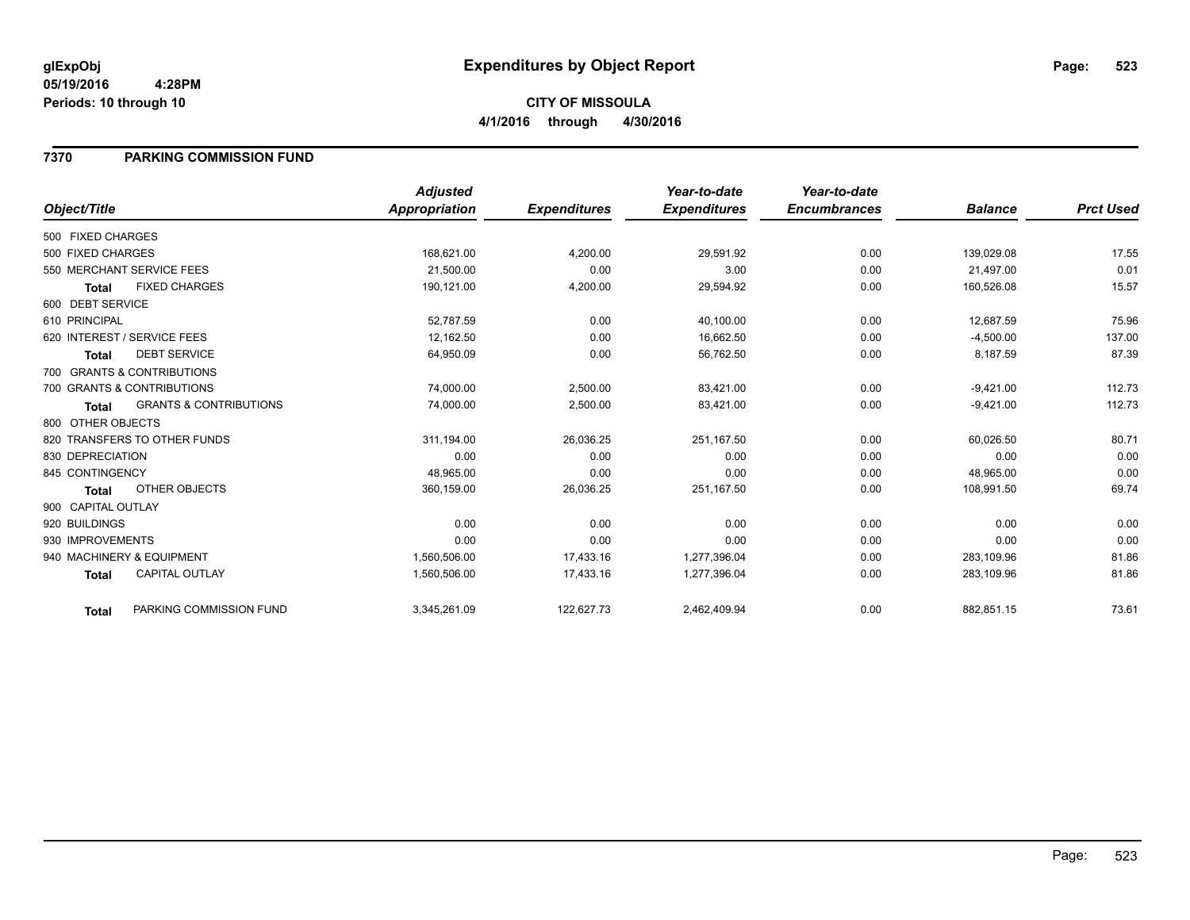glExpObj
05/19/2016 4:28PM
Periods: 10 through 10

# Expenditures by Object Report

**CITY OF MISSOULA**
**4/1/2016 through 4/30/2016**

## 7370 PARKING COMMISSION FUND

| Object/Title | Adjusted Appropriation | Expenditures | Year-to-date Expenditures | Year-to-date Encumbrances | Balance | Prct Used |
|---|---|---|---|---|---|---|
| 500 FIXED CHARGES | | | | | | |
| 500 FIXED CHARGES | 168,621.00 | 4,200.00 | 29,591.92 | 0.00 | 139,029.08 | 17.55 |
| 550 MERCHANT SERVICE FEES | 21,500.00 | 0.00 | 3.00 | 0.00 | 21,497.00 | 0.01 |
| **Total** FIXED CHARGES | 190,121.00 | 4,200.00 | 29,594.92 | 0.00 | 160,526.08 | 15.57 |
| 600 DEBT SERVICE | | | | | | |
| 610 PRINCIPAL | 52,787.59 | 0.00 | 40,100.00 | 0.00 | 12,687.59 | 75.96 |
| 620 INTEREST / SERVICE FEES | 12,162.50 | 0.00 | 16,662.50 | 0.00 | -4,500.00 | 137.00 |
| **Total** DEBT SERVICE | 64,950.09 | 0.00 | 56,762.50 | 0.00 | 8,187.59 | 87.39 |
| 700 GRANTS & CONTRIBUTIONS | | | | | | |
| 700 GRANTS & CONTRIBUTIONS | 74,000.00 | 2,500.00 | 83,421.00 | 0.00 | -9,421.00 | 112.73 |
| **Total** GRANTS & CONTRIBUTIONS | 74,000.00 | 2,500.00 | 83,421.00 | 0.00 | -9,421.00 | 112.73 |
| 800 OTHER OBJECTS | | | | | | |
| 820 TRANSFERS TO OTHER FUNDS | 311,194.00 | 26,036.25 | 251,167.50 | 0.00 | 60,026.50 | 80.71 |
| 830 DEPRECIATION | 0.00 | 0.00 | 0.00 | 0.00 | 0.00 | 0.00 |
| 845 CONTINGENCY | 48,965.00 | 0.00 | 0.00 | 0.00 | 48,965.00 | 0.00 |
| **Total** OTHER OBJECTS | 360,159.00 | 26,036.25 | 251,167.50 | 0.00 | 108,991.50 | 69.74 |
| 900 CAPITAL OUTLAY | | | | | | |
| 920 BUILDINGS | 0.00 | 0.00 | 0.00 | 0.00 | 0.00 | 0.00 |
| 930 IMPROVEMENTS | 0.00 | 0.00 | 0.00 | 0.00 | 0.00 | 0.00 |
| 940 MACHINERY & EQUIPMENT | 1,560,506.00 | 17,433.16 | 1,277,396.04 | 0.00 | 283,109.96 | 81.86 |
| **Total** CAPITAL OUTLAY | 1,560,506.00 | 17,433.16 | 1,277,396.04 | 0.00 | 283,109.96 | 81.86 |
| **Total** PARKING COMMISSION FUND | 3,345,261.09 | 122,627.73 | 2,462,409.94 | 0.00 | 882,851.15 | 73.61 |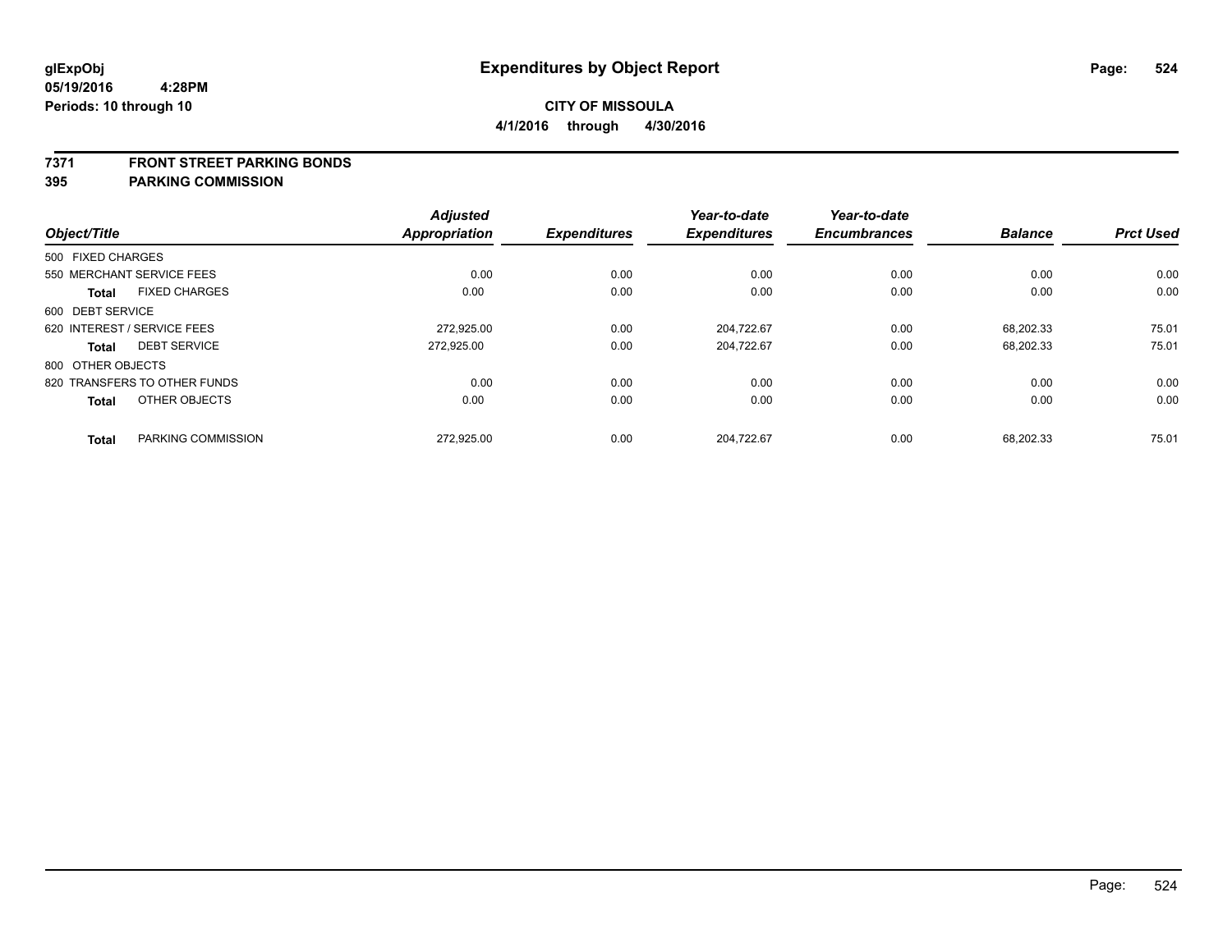# Expenditures by Object Report

glExpObj
05/19/2016 4:28PM
Periods: 10 through 10

**CITY OF MISSOULA**
**4/1/2016 through 4/30/2016**

## 7371 FRONT STREET PARKING BONDS
## 395 PARKING COMMISSION

| Object/Title | | Adjusted Appropriation | Expenditures | Year-to-date Expenditures | Year-to-date Encumbrances | Balance | Prct Used |
|---|---|---|---|---|---|---|---|
| 500 FIXED CHARGES | | | | | | | |
| 550 MERCHANT SERVICE FEES | | 0.00 | 0.00 | 0.00 | 0.00 | 0.00 | 0.00 |
| **Total** | FIXED CHARGES | 0.00 | 0.00 | 0.00 | 0.00 | 0.00 | 0.00 |
| 600 DEBT SERVICE | | | | | | | |
| 620 INTEREST / SERVICE FEES | | 272,925.00 | 0.00 | 204,722.67 | 0.00 | 68,202.33 | 75.01 |
| **Total** | DEBT SERVICE | 272,925.00 | 0.00 | 204,722.67 | 0.00 | 68,202.33 | 75.01 |
| 800 OTHER OBJECTS | | | | | | | |
| 820 TRANSFERS TO OTHER FUNDS | | 0.00 | 0.00 | 0.00 | 0.00 | 0.00 | 0.00 |
| **Total** | OTHER OBJECTS | 0.00 | 0.00 | 0.00 | 0.00 | 0.00 | 0.00 |
| **Total** | PARKING COMMISSION | 272,925.00 | 0.00 | 204,722.67 | 0.00 | 68,202.33 | 75.01 |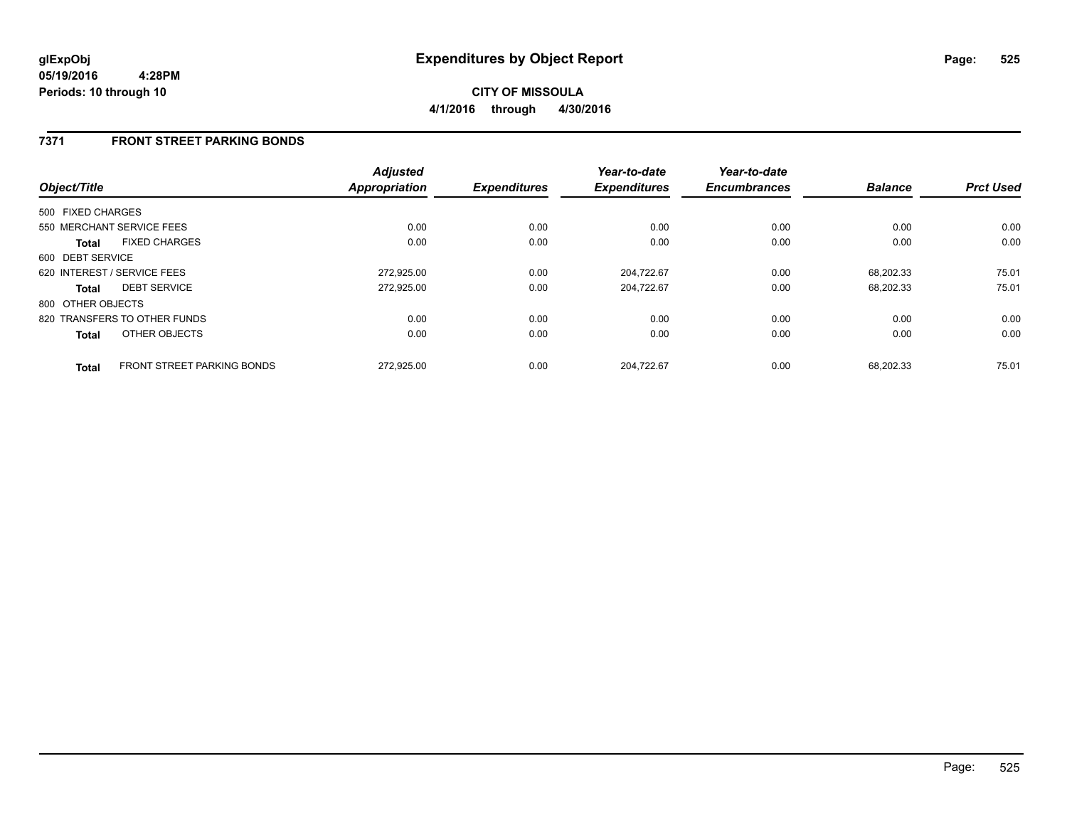**glExpObj**
**05/19/2016 4:28PM**
**Periods: 10 through 10**

# Expenditures by Object Report

**CITY OF MISSOULA**
**4/1/2016 through 4/30/2016**

## 7371 FRONT STREET PARKING BONDS

| Object/Title | Adjusted Appropriation | Expenditures | Year-to-date Expenditures | Year-to-date Encumbrances | Balance | Prct Used |
|---|---|---|---|---|---|---|
| 500 FIXED CHARGES | | | | | | |
| 550 MERCHANT SERVICE FEES | 0.00 | 0.00 | 0.00 | 0.00 | 0.00 | 0.00 |
| **Total** FIXED CHARGES | 0.00 | 0.00 | 0.00 | 0.00 | 0.00 | 0.00 |
| 600 DEBT SERVICE | | | | | | |
| 620 INTEREST / SERVICE FEES | 272,925.00 | 0.00 | 204,722.67 | 0.00 | 68,202.33 | 75.01 |
| **Total** DEBT SERVICE | 272,925.00 | 0.00 | 204,722.67 | 0.00 | 68,202.33 | 75.01 |
| 800 OTHER OBJECTS | | | | | | |
| 820 TRANSFERS TO OTHER FUNDS | 0.00 | 0.00 | 0.00 | 0.00 | 0.00 | 0.00 |
| **Total** OTHER OBJECTS | 0.00 | 0.00 | 0.00 | 0.00 | 0.00 | 0.00 |
| **Total** FRONT STREET PARKING BONDS | 272,925.00 | 0.00 | 204,722.67 | 0.00 | 68,202.33 | 75.01 |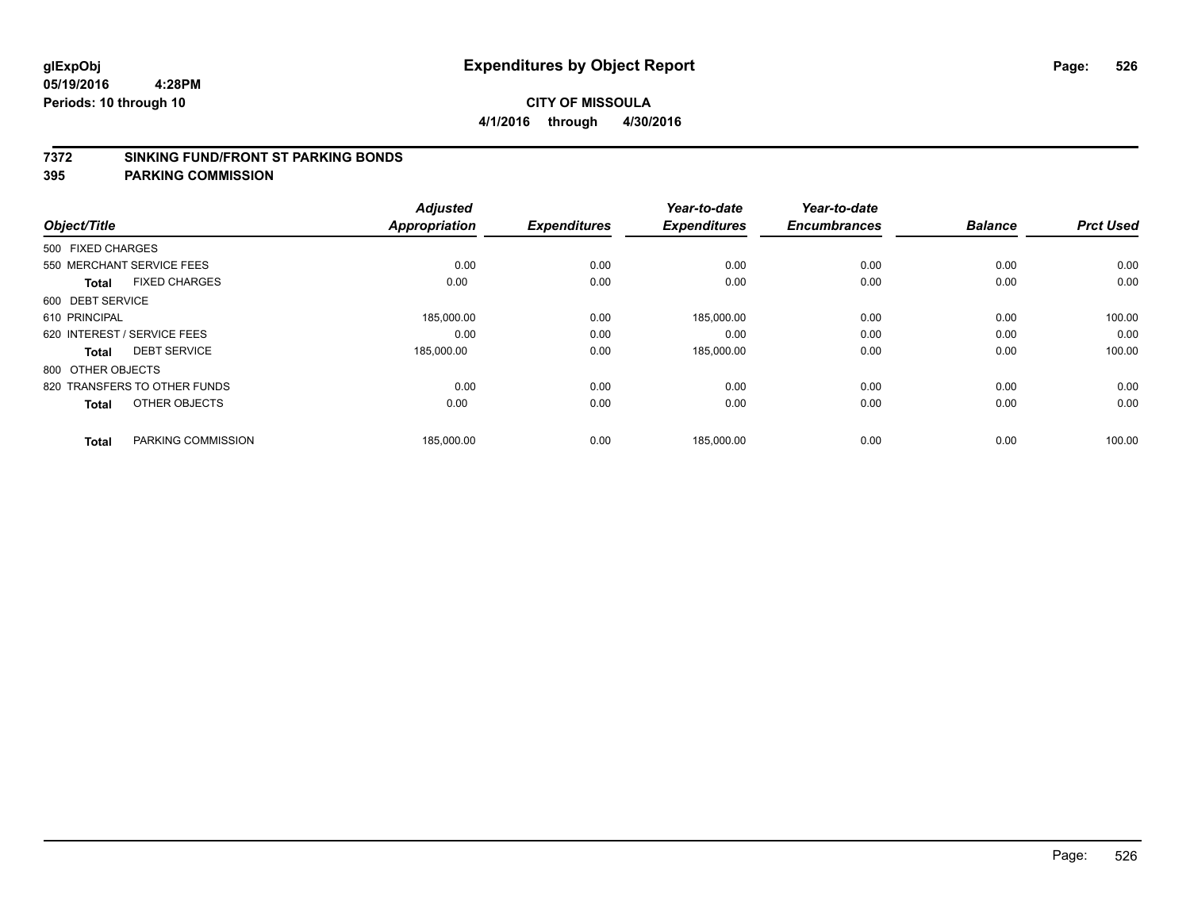**glExpObj** **Expenditures by Object Report**

**05/19/2016 4:28PM**

**Periods: 10 through 10**

**CITY OF MISSOULA**

**4/1/2016 through 4/30/2016**

## 7372 SINKING FUND/FRONT ST PARKING BONDS
## 395 PARKING COMMISSION

| Object/Title | Adjusted Appropriation | Expenditures | Year-to-date Expenditures | Year-to-date Encumbrances | Balance | Prct Used |
|---|---|---|---|---|---|---|
| 500 FIXED CHARGES | | | | | | |
| 550 MERCHANT SERVICE FEES | 0.00 | 0.00 | 0.00 | 0.00 | 0.00 | 0.00 |
| **Total** FIXED CHARGES | 0.00 | 0.00 | 0.00 | 0.00 | 0.00 | 0.00 |
| 600 DEBT SERVICE | | | | | | |
| 610 PRINCIPAL | 185,000.00 | 0.00 | 185,000.00 | 0.00 | 0.00 | 100.00 |
| 620 INTEREST / SERVICE FEES | 0.00 | 0.00 | 0.00 | 0.00 | 0.00 | 0.00 |
| **Total** DEBT SERVICE | 185,000.00 | 0.00 | 185,000.00 | 0.00 | 0.00 | 100.00 |
| 800 OTHER OBJECTS | | | | | | |
| 820 TRANSFERS TO OTHER FUNDS | 0.00 | 0.00 | 0.00 | 0.00 | 0.00 | 0.00 |
| **Total** OTHER OBJECTS | 0.00 | 0.00 | 0.00 | 0.00 | 0.00 | 0.00 |
| **Total** PARKING COMMISSION | 185,000.00 | 0.00 | 185,000.00 | 0.00 | 0.00 | 100.00 |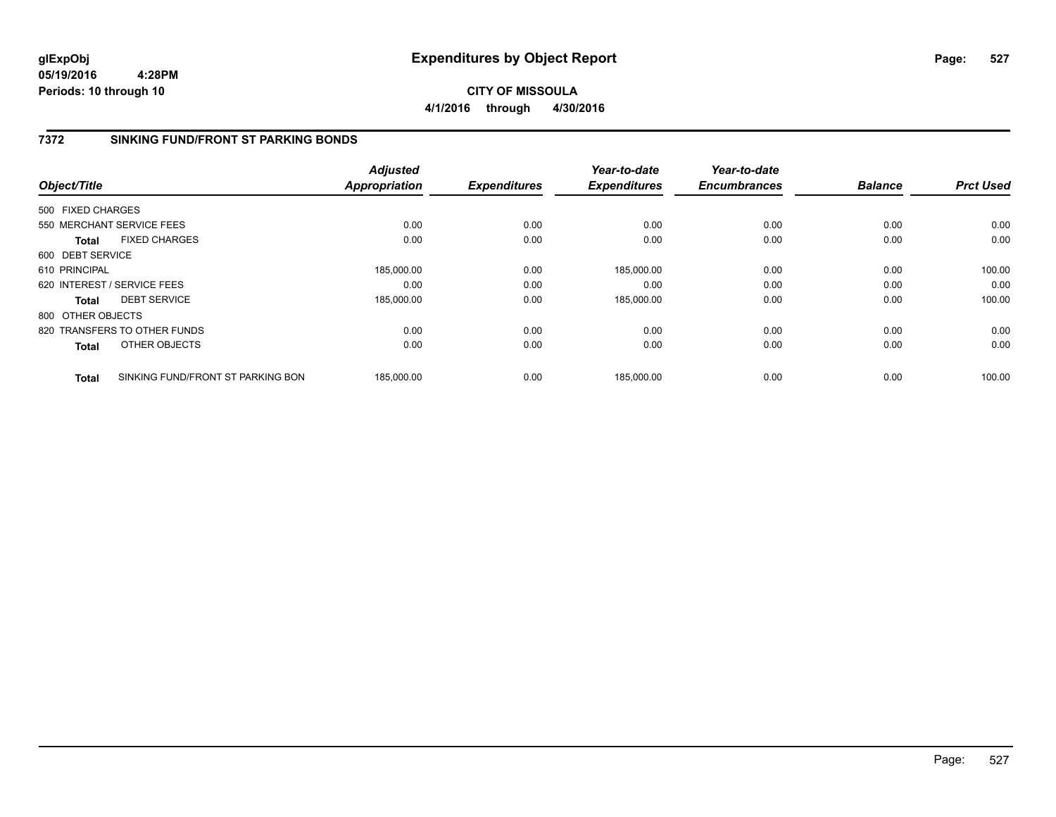# Expenditures by Object Report

glExpObj
05/19/2016 4:28PM
Periods: 10 through 10

**CITY OF MISSOULA**
**4/1/2016 through 4/30/2016**

## 7372 SINKING FUND/FRONT ST PARKING BONDS

| Object/Title | Adjusted Appropriation | Expenditures | Year-to-date Expenditures | Year-to-date Encumbrances | Balance | Prct Used |
|---|---|---|---|---|---|---|
| 500 FIXED CHARGES | | | | | | |
| 550 MERCHANT SERVICE FEES | 0.00 | 0.00 | 0.00 | 0.00 | 0.00 | 0.00 |
| **Total** FIXED CHARGES | 0.00 | 0.00 | 0.00 | 0.00 | 0.00 | 0.00 |
| 600 DEBT SERVICE | | | | | | |
| 610 PRINCIPAL | 185,000.00 | 0.00 | 185,000.00 | 0.00 | 0.00 | 100.00 |
| 620 INTEREST / SERVICE FEES | 0.00 | 0.00 | 0.00 | 0.00 | 0.00 | 0.00 |
| **Total** DEBT SERVICE | 185,000.00 | 0.00 | 185,000.00 | 0.00 | 0.00 | 100.00 |
| 800 OTHER OBJECTS | | | | | | |
| 820 TRANSFERS TO OTHER FUNDS | 0.00 | 0.00 | 0.00 | 0.00 | 0.00 | 0.00 |
| **Total** OTHER OBJECTS | 0.00 | 0.00 | 0.00 | 0.00 | 0.00 | 0.00 |
| **Total** SINKING FUND/FRONT ST PARKING BON | 185,000.00 | 0.00 | 185,000.00 | 0.00 | 0.00 | 100.00 |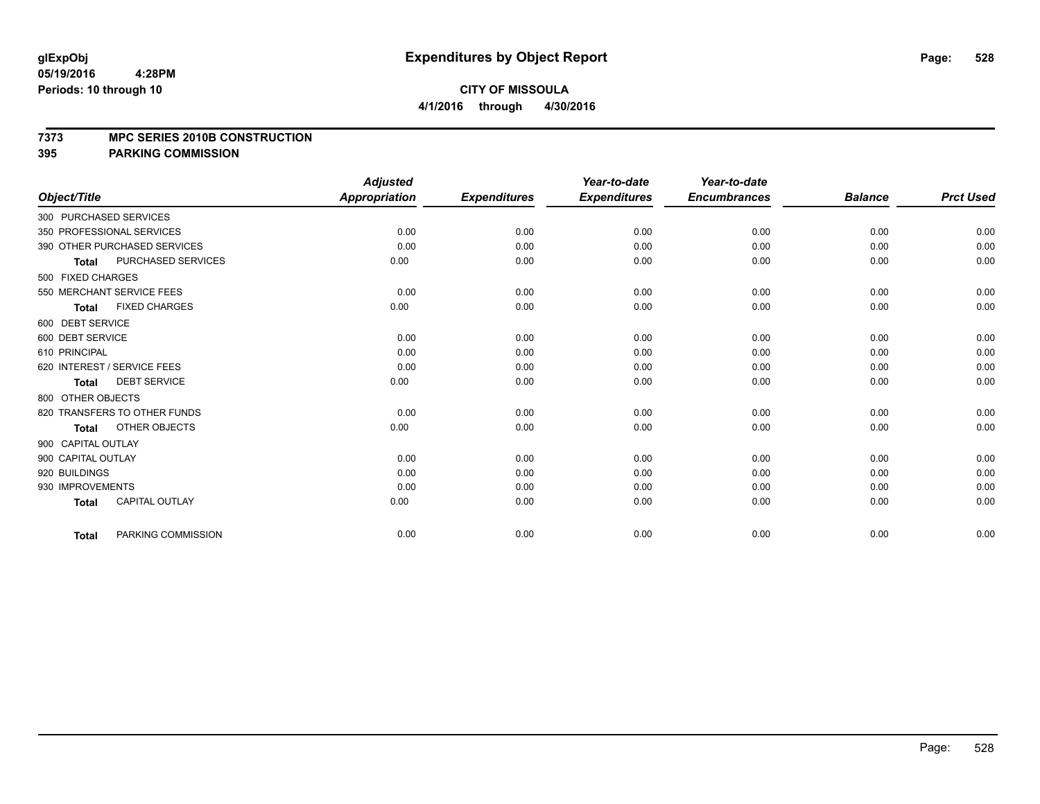glExpObj
05/19/2016 4:28PM
Periods: 10 through 10

# Expenditures by Object Report

**CITY OF MISSOULA**
**4/1/2016 through 4/30/2016**

## 7373 MPC SERIES 2010B CONSTRUCTION
## 395 PARKING COMMISSION

| Object/Title | | Adjusted Appropriation | Expenditures | Year-to-date Expenditures | Year-to-date Encumbrances | Balance | Prct Used |
|---|---|---|---|---|---|---|---|
| 300 PURCHASED SERVICES | | | | | | | |
| 350 PROFESSIONAL SERVICES | | 0.00 | 0.00 | 0.00 | 0.00 | 0.00 | 0.00 |
| 390 OTHER PURCHASED SERVICES | | 0.00 | 0.00 | 0.00 | 0.00 | 0.00 | 0.00 |
| **Total** | PURCHASED SERVICES | 0.00 | 0.00 | 0.00 | 0.00 | 0.00 | 0.00 |
| 500 FIXED CHARGES | | | | | | | |
| 550 MERCHANT SERVICE FEES | | 0.00 | 0.00 | 0.00 | 0.00 | 0.00 | 0.00 |
| **Total** | FIXED CHARGES | 0.00 | 0.00 | 0.00 | 0.00 | 0.00 | 0.00 |
| 600 DEBT SERVICE | | | | | | | |
| 600 DEBT SERVICE | | 0.00 | 0.00 | 0.00 | 0.00 | 0.00 | 0.00 |
| 610 PRINCIPAL | | 0.00 | 0.00 | 0.00 | 0.00 | 0.00 | 0.00 |
| 620 INTEREST / SERVICE FEES | | 0.00 | 0.00 | 0.00 | 0.00 | 0.00 | 0.00 |
| **Total** | DEBT SERVICE | 0.00 | 0.00 | 0.00 | 0.00 | 0.00 | 0.00 |
| 800 OTHER OBJECTS | | | | | | | |
| 820 TRANSFERS TO OTHER FUNDS | | 0.00 | 0.00 | 0.00 | 0.00 | 0.00 | 0.00 |
| **Total** | OTHER OBJECTS | 0.00 | 0.00 | 0.00 | 0.00 | 0.00 | 0.00 |
| 900 CAPITAL OUTLAY | | | | | | | |
| 900 CAPITAL OUTLAY | | 0.00 | 0.00 | 0.00 | 0.00 | 0.00 | 0.00 |
| 920 BUILDINGS | | 0.00 | 0.00 | 0.00 | 0.00 | 0.00 | 0.00 |
| 930 IMPROVEMENTS | | 0.00 | 0.00 | 0.00 | 0.00 | 0.00 | 0.00 |
| **Total** | CAPITAL OUTLAY | 0.00 | 0.00 | 0.00 | 0.00 | 0.00 | 0.00 |
| **Total** | PARKING COMMISSION | 0.00 | 0.00 | 0.00 | 0.00 | 0.00 | 0.00 |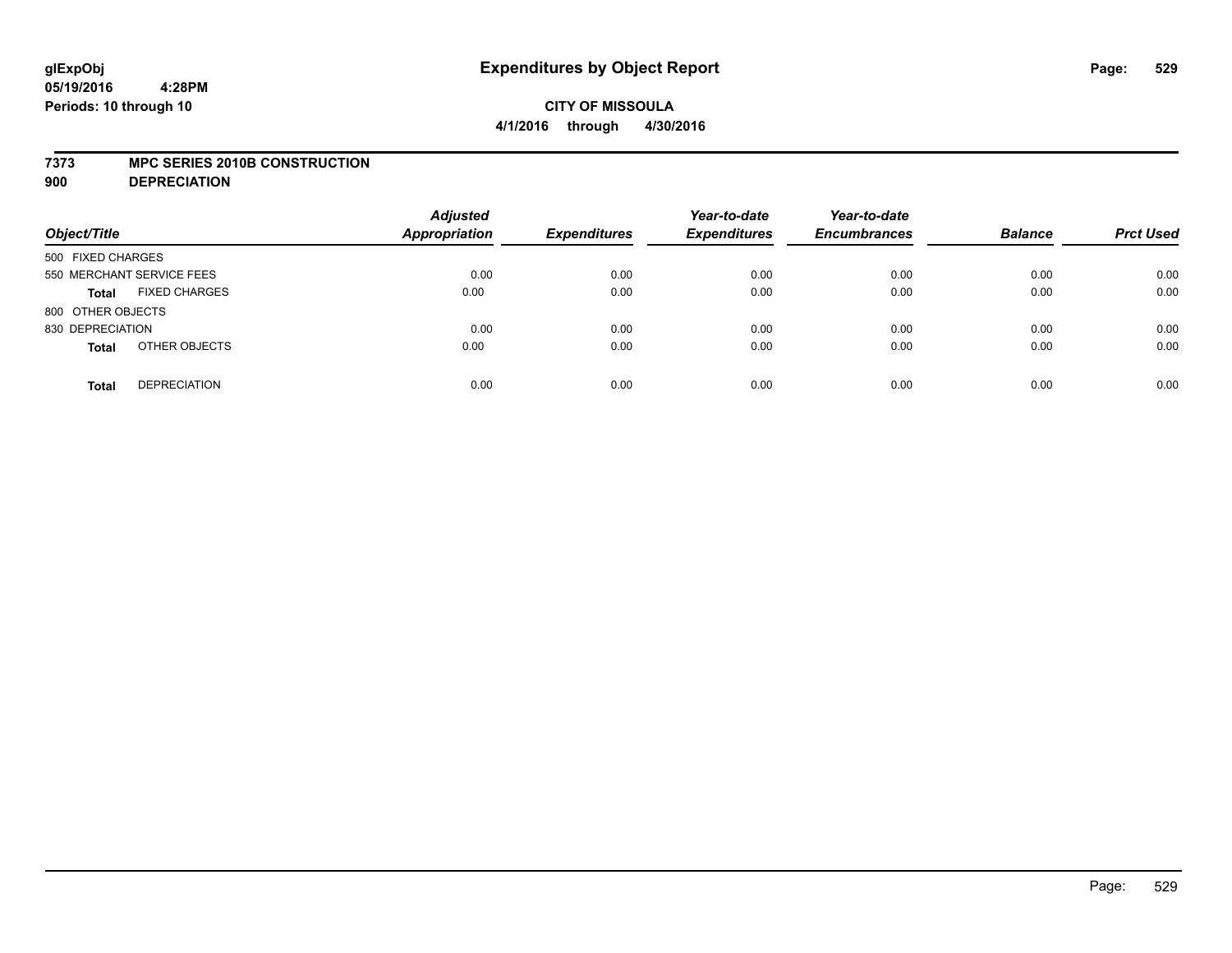# Expenditures by Object Report

glExpObj
05/19/2016 4:28PM
Periods: 10 through 10

**CITY OF MISSOULA**
**4/1/2016 through 4/30/2016**

**7373 MPC SERIES 2010B CONSTRUCTION**
**900 DEPRECIATION**

| Object/Title | Adjusted Appropriation | Expenditures | Year-to-date Expenditures | Year-to-date Encumbrances | Balance | Prct Used |
|---|---|---|---|---|---|---|
| 500 FIXED CHARGES | | | | | | |
| 550 MERCHANT SERVICE FEES | 0.00 | 0.00 | 0.00 | 0.00 | 0.00 | 0.00 |
| **Total** FIXED CHARGES | 0.00 | 0.00 | 0.00 | 0.00 | 0.00 | 0.00 |
| 800 OTHER OBJECTS | | | | | | |
| 830 DEPRECIATION | 0.00 | 0.00 | 0.00 | 0.00 | 0.00 | 0.00 |
| **Total** OTHER OBJECTS | 0.00 | 0.00 | 0.00 | 0.00 | 0.00 | 0.00 |
| **Total** DEPRECIATION | 0.00 | 0.00 | 0.00 | 0.00 | 0.00 | 0.00 |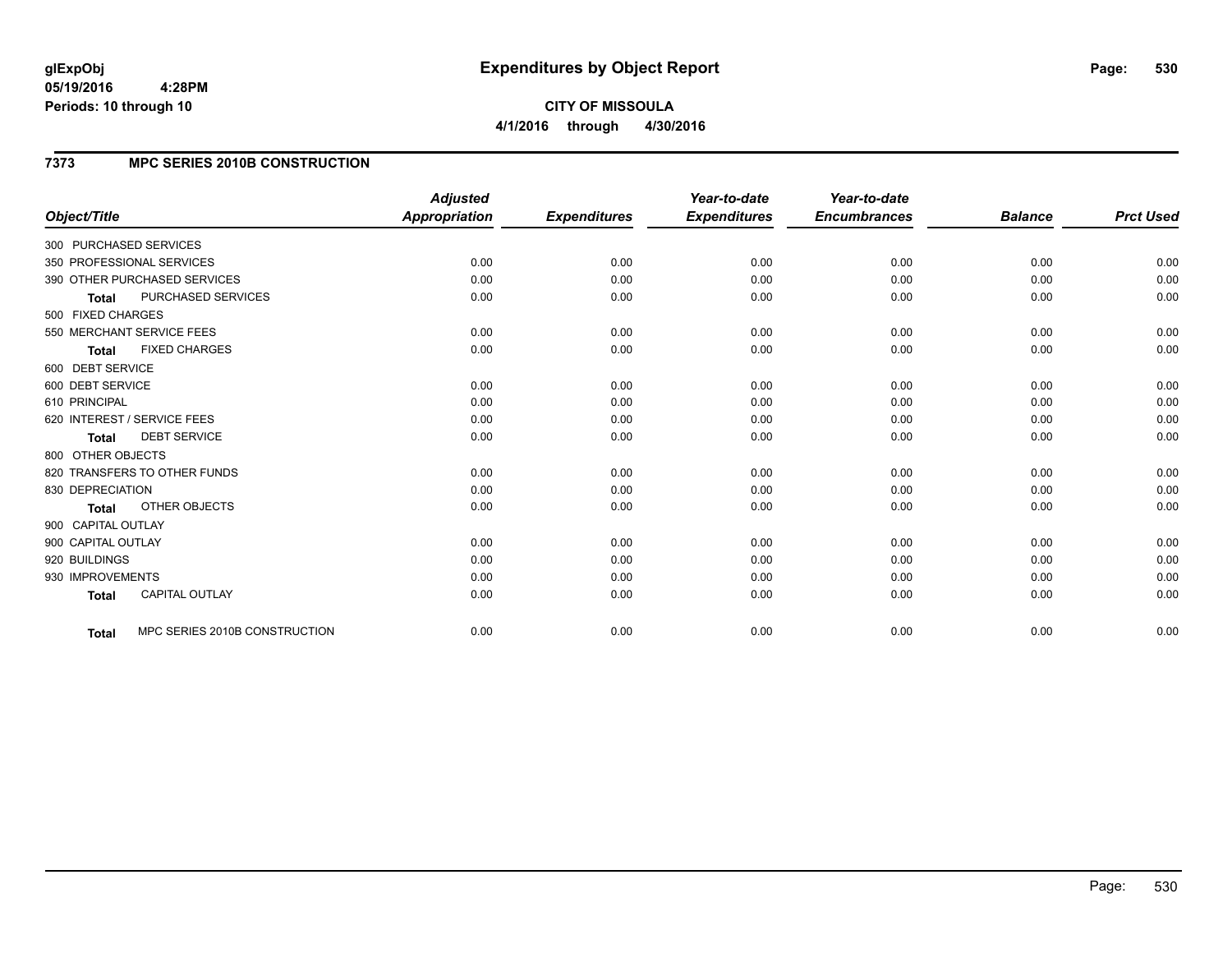# Expenditures by Object Report

**glExpObj**
**05/19/2016 4:28PM**
**Periods: 10 through 10**

**CITY OF MISSOULA**
**4/1/2016 through 4/30/2016**

## 7373 MPC SERIES 2010B CONSTRUCTION

| Object/Title | Adjusted Appropriation | Expenditures | Year-to-date Expenditures | Year-to-date Encumbrances | Balance | Prct Used |
|---|---|---|---|---|---|---|
| 300 PURCHASED SERVICES | | | | | | |
| 350 PROFESSIONAL SERVICES | 0.00 | 0.00 | 0.00 | 0.00 | 0.00 | 0.00 |
| 390 OTHER PURCHASED SERVICES | 0.00 | 0.00 | 0.00 | 0.00 | 0.00 | 0.00 |
| **Total** PURCHASED SERVICES | 0.00 | 0.00 | 0.00 | 0.00 | 0.00 | 0.00 |
| 500 FIXED CHARGES | | | | | | |
| 550 MERCHANT SERVICE FEES | 0.00 | 0.00 | 0.00 | 0.00 | 0.00 | 0.00 |
| **Total** FIXED CHARGES | 0.00 | 0.00 | 0.00 | 0.00 | 0.00 | 0.00 |
| 600 DEBT SERVICE | | | | | | |
| 600 DEBT SERVICE | 0.00 | 0.00 | 0.00 | 0.00 | 0.00 | 0.00 |
| 610 PRINCIPAL | 0.00 | 0.00 | 0.00 | 0.00 | 0.00 | 0.00 |
| 620 INTEREST / SERVICE FEES | 0.00 | 0.00 | 0.00 | 0.00 | 0.00 | 0.00 |
| **Total** DEBT SERVICE | 0.00 | 0.00 | 0.00 | 0.00 | 0.00 | 0.00 |
| 800 OTHER OBJECTS | | | | | | |
| 820 TRANSFERS TO OTHER FUNDS | 0.00 | 0.00 | 0.00 | 0.00 | 0.00 | 0.00 |
| 830 DEPRECIATION | 0.00 | 0.00 | 0.00 | 0.00 | 0.00 | 0.00 |
| **Total** OTHER OBJECTS | 0.00 | 0.00 | 0.00 | 0.00 | 0.00 | 0.00 |
| 900 CAPITAL OUTLAY | | | | | | |
| 900 CAPITAL OUTLAY | 0.00 | 0.00 | 0.00 | 0.00 | 0.00 | 0.00 |
| 920 BUILDINGS | 0.00 | 0.00 | 0.00 | 0.00 | 0.00 | 0.00 |
| 930 IMPROVEMENTS | 0.00 | 0.00 | 0.00 | 0.00 | 0.00 | 0.00 |
| **Total** CAPITAL OUTLAY | 0.00 | 0.00 | 0.00 | 0.00 | 0.00 | 0.00 |
| **Total** MPC SERIES 2010B CONSTRUCTION | 0.00 | 0.00 | 0.00 | 0.00 | 0.00 | 0.00 |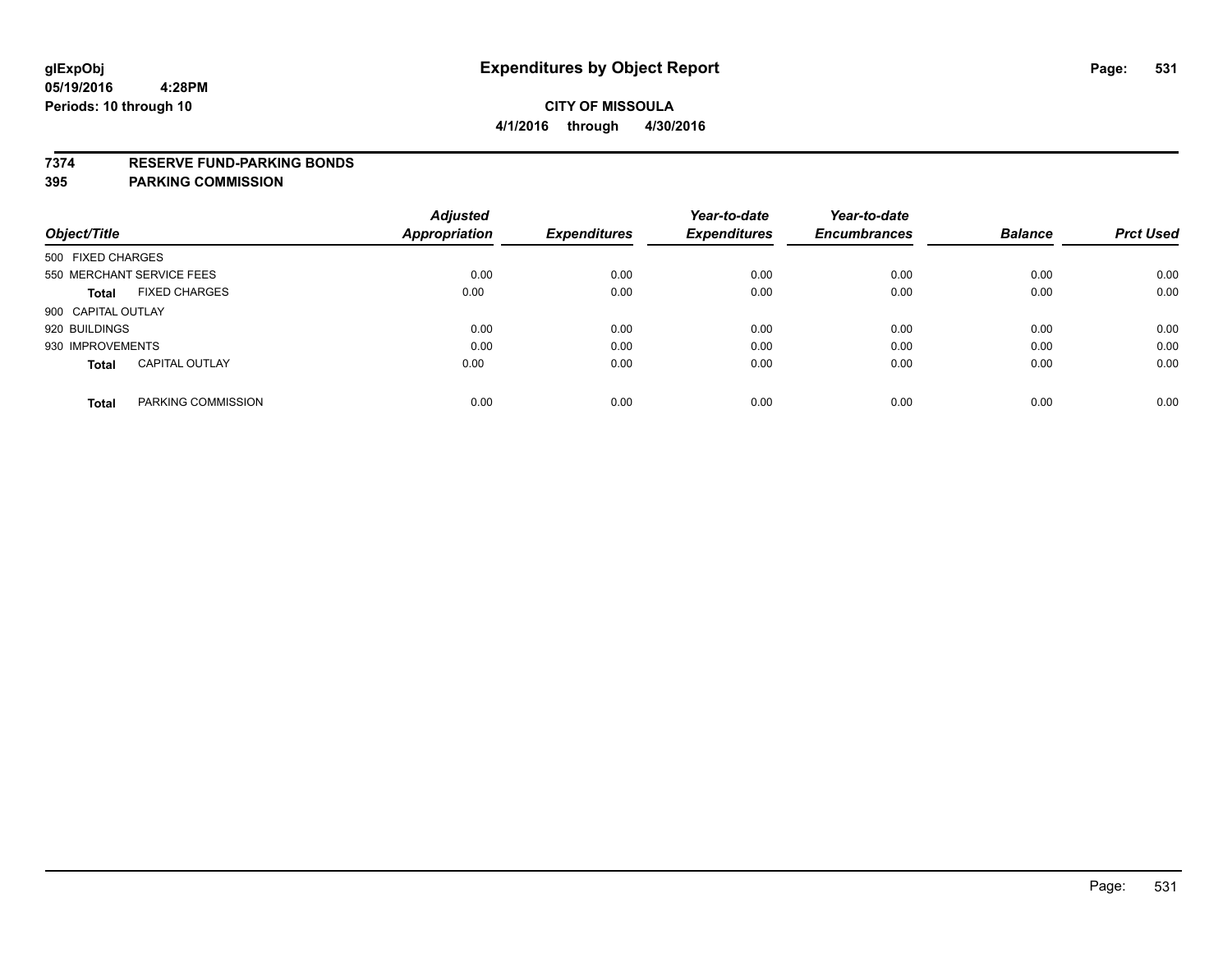glExpObj
05/19/2016 4:28PM
Periods: 10 through 10

# Expenditures by Object Report

**CITY OF MISSOULA**
**4/1/2016 through 4/30/2016**

**7374 RESERVE FUND-PARKING BONDS**
**395 PARKING COMMISSION**

| Object/Title | Adjusted Appropriation | Expenditures | Year-to-date Expenditures | Year-to-date Encumbrances | Balance | Prct Used |
|---|---|---|---|---|---|---|
| 500 FIXED CHARGES | | | | | | |
| 550 MERCHANT SERVICE FEES | 0.00 | 0.00 | 0.00 | 0.00 | 0.00 | 0.00 |
| **Total** FIXED CHARGES | 0.00 | 0.00 | 0.00 | 0.00 | 0.00 | 0.00 |
| 900 CAPITAL OUTLAY | | | | | | |
| 920 BUILDINGS | 0.00 | 0.00 | 0.00 | 0.00 | 0.00 | 0.00 |
| 930 IMPROVEMENTS | 0.00 | 0.00 | 0.00 | 0.00 | 0.00 | 0.00 |
| **Total** CAPITAL OUTLAY | 0.00 | 0.00 | 0.00 | 0.00 | 0.00 | 0.00 |
| **Total** PARKING COMMISSION | 0.00 | 0.00 | 0.00 | 0.00 | 0.00 | 0.00 |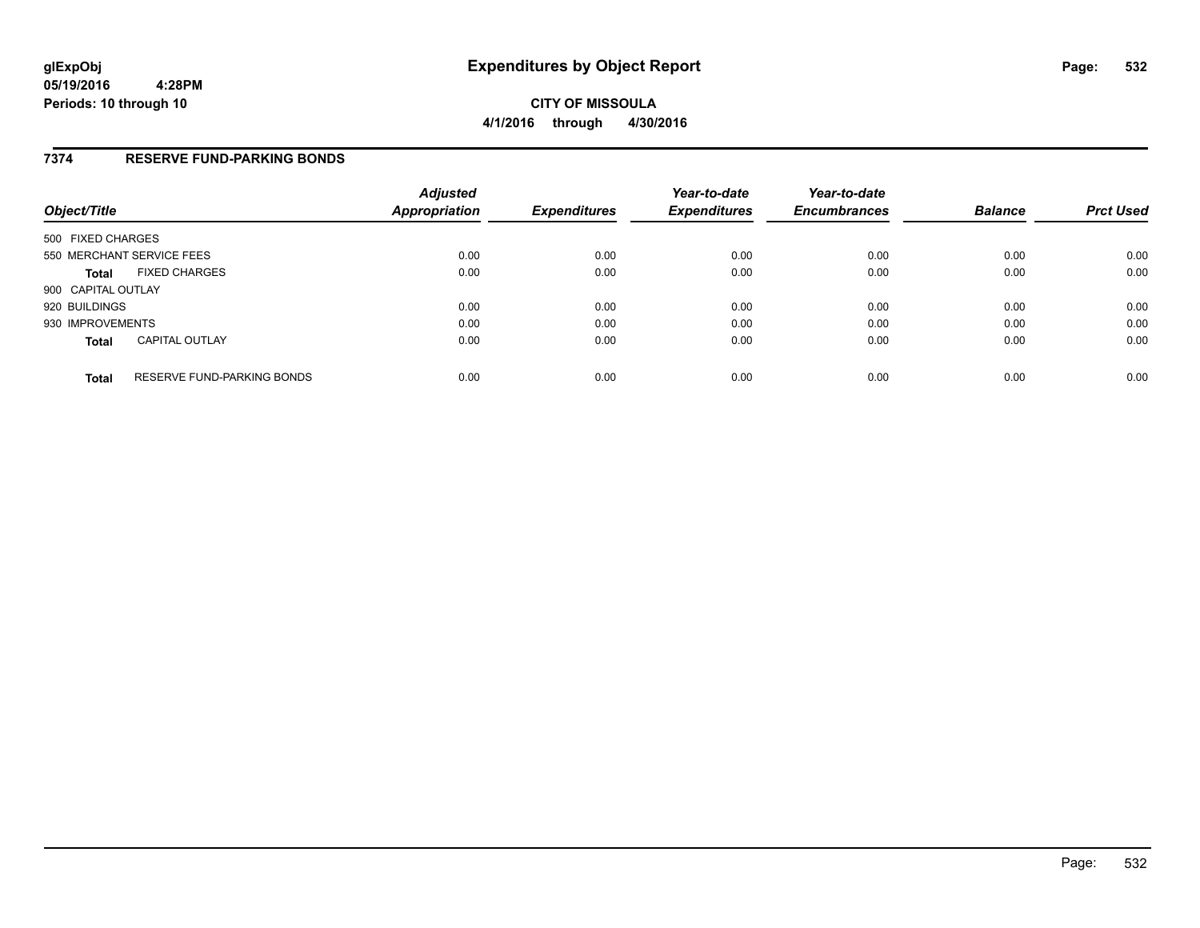# Expenditures by Object Report

glExpObj
05/19/2016 4:28PM
Periods: 10 through 10

**CITY OF MISSOULA**
**4/1/2016 through 4/30/2016**

## 7374 RESERVE FUND-PARKING BONDS

| Object/Title | Adjusted Appropriation | Expenditures | Year-to-date Expenditures | Year-to-date Encumbrances | Balance | Prct Used |
|---|---|---|---|---|---|---|
| 500 FIXED CHARGES | | | | | | |
| 550 MERCHANT SERVICE FEES | 0.00 | 0.00 | 0.00 | 0.00 | 0.00 | 0.00 |
| **Total** FIXED CHARGES | 0.00 | 0.00 | 0.00 | 0.00 | 0.00 | 0.00 |
| 900 CAPITAL OUTLAY | | | | | | |
| 920 BUILDINGS | 0.00 | 0.00 | 0.00 | 0.00 | 0.00 | 0.00 |
| 930 IMPROVEMENTS | 0.00 | 0.00 | 0.00 | 0.00 | 0.00 | 0.00 |
| **Total** CAPITAL OUTLAY | 0.00 | 0.00 | 0.00 | 0.00 | 0.00 | 0.00 |
| **Total** RESERVE FUND-PARKING BONDS | 0.00 | 0.00 | 0.00 | 0.00 | 0.00 | 0.00 |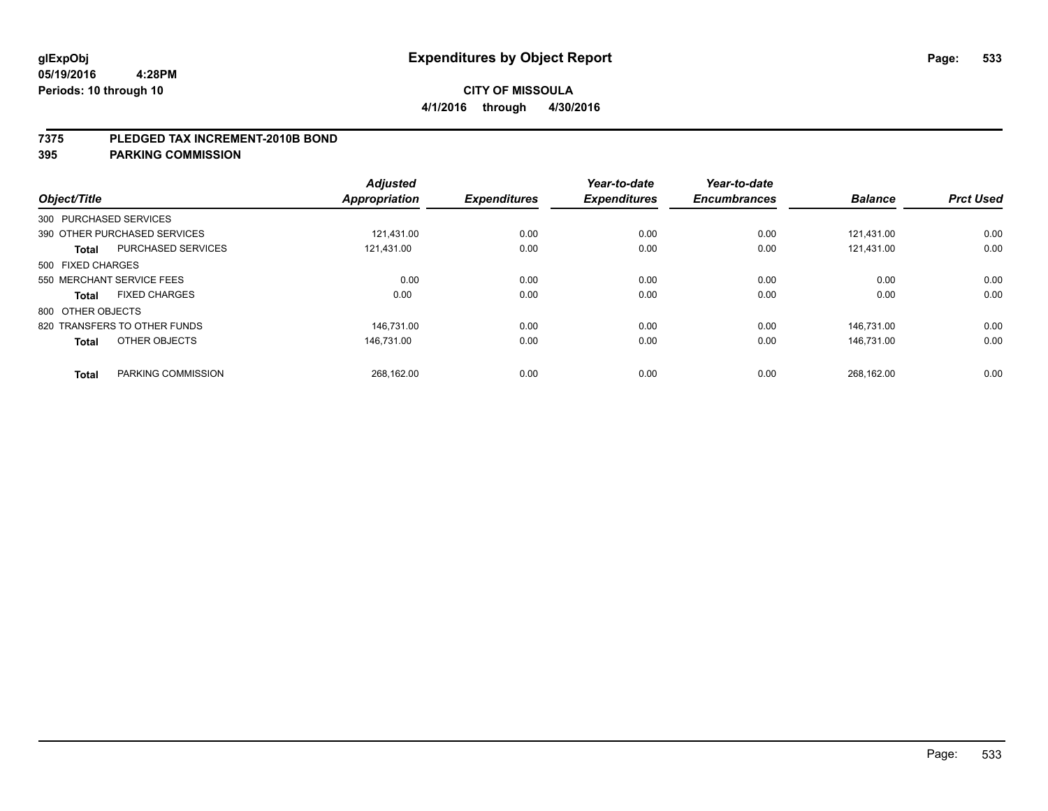**glExpObj** **Expenditures by Object Report**

**05/19/2016 4:28PM**

**Periods: 10 through 10**

**CITY OF MISSOULA**

**4/1/2016 through 4/30/2016**

## 7375 PLEDGED TAX INCREMENT-2010B BOND
## 395 PARKING COMMISSION

| Object/Title | | Adjusted Appropriation | Expenditures | Year-to-date Expenditures | Year-to-date Encumbrances | Balance | Prct Used |
|---|---|---|---|---|---|---|---|
| 300 PURCHASED SERVICES | | | | | | | |
| 390 OTHER PURCHASED SERVICES | | 121,431.00 | 0.00 | 0.00 | 0.00 | 121,431.00 | 0.00 |
| **Total** | PURCHASED SERVICES | 121,431.00 | 0.00 | 0.00 | 0.00 | 121,431.00 | 0.00 |
| 500 FIXED CHARGES | | | | | | | |
| 550 MERCHANT SERVICE FEES | | 0.00 | 0.00 | 0.00 | 0.00 | 0.00 | 0.00 |
| **Total** | FIXED CHARGES | 0.00 | 0.00 | 0.00 | 0.00 | 0.00 | 0.00 |
| 800 OTHER OBJECTS | | | | | | | |
| 820 TRANSFERS TO OTHER FUNDS | | 146,731.00 | 0.00 | 0.00 | 0.00 | 146,731.00 | 0.00 |
| **Total** | OTHER OBJECTS | 146,731.00 | 0.00 | 0.00 | 0.00 | 146,731.00 | 0.00 |
| **Total** | PARKING COMMISSION | 268,162.00 | 0.00 | 0.00 | 0.00 | 268,162.00 | 0.00 |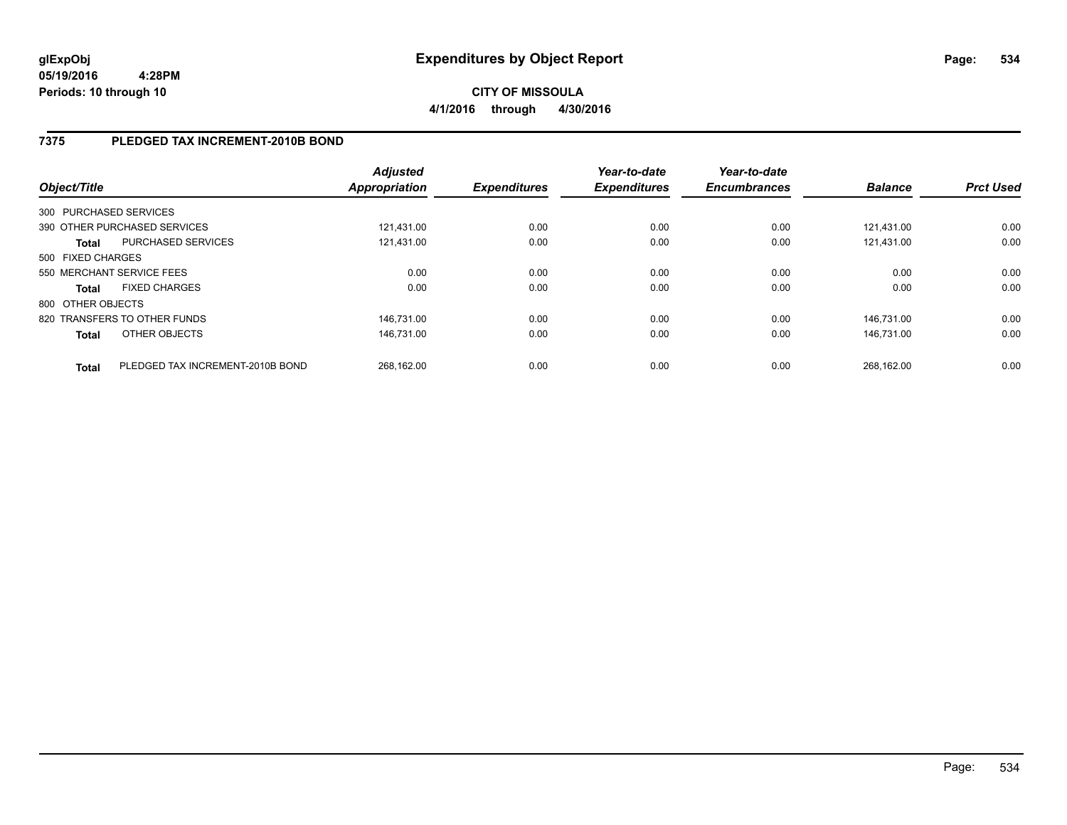**glExpObj**
**05/19/2016 4:28PM**
**Periods: 10 through 10**

# Expenditures by Object Report

**CITY OF MISSOULA**
**4/1/2016 through 4/30/2016**

## 7375 PLEDGED TAX INCREMENT-2010B BOND

| Object/Title | Adjusted Appropriation | Expenditures | Year-to-date Expenditures | Year-to-date Encumbrances | Balance | Prct Used |
|---|---|---|---|---|---|---|
| 300 PURCHASED SERVICES | | | | | | |
| 390 OTHER PURCHASED SERVICES | 121,431.00 | 0.00 | 0.00 | 0.00 | 121,431.00 | 0.00 |
| **Total** PURCHASED SERVICES | 121,431.00 | 0.00 | 0.00 | 0.00 | 121,431.00 | 0.00 |
| 500 FIXED CHARGES | | | | | | |
| 550 MERCHANT SERVICE FEES | 0.00 | 0.00 | 0.00 | 0.00 | 0.00 | 0.00 |
| **Total** FIXED CHARGES | 0.00 | 0.00 | 0.00 | 0.00 | 0.00 | 0.00 |
| 800 OTHER OBJECTS | | | | | | |
| 820 TRANSFERS TO OTHER FUNDS | 146,731.00 | 0.00 | 0.00 | 0.00 | 146,731.00 | 0.00 |
| **Total** OTHER OBJECTS | 146,731.00 | 0.00 | 0.00 | 0.00 | 146,731.00 | 0.00 |
| **Total** PLEDGED TAX INCREMENT-2010B BOND | 268,162.00 | 0.00 | 0.00 | 0.00 | 268,162.00 | 0.00 |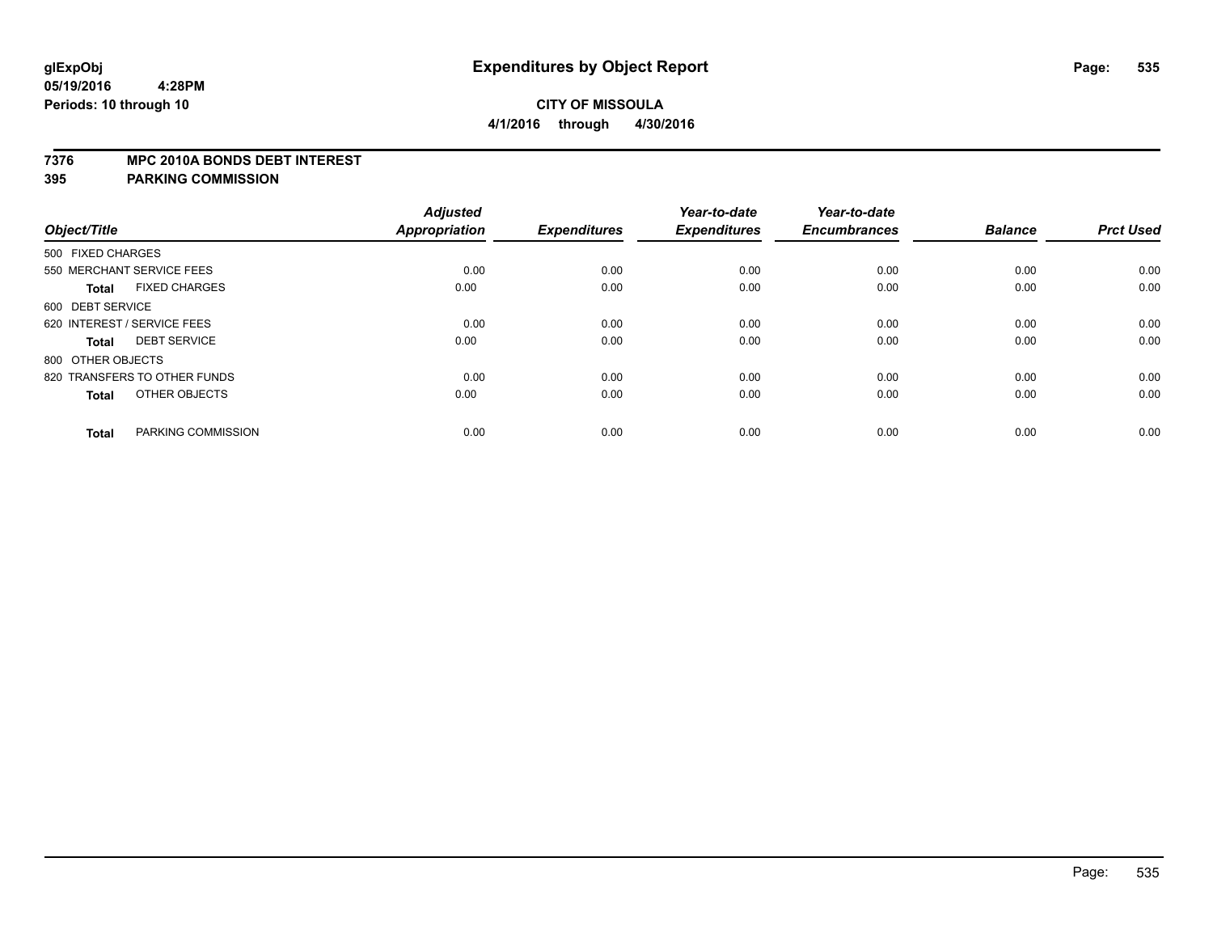glExpObj
05/19/2016 4:28PM
Periods: 10 through 10

# Expenditures by Object Report

**CITY OF MISSOULA**
**4/1/2016 through 4/30/2016**

**7376 MPC 2010A BONDS DEBT INTEREST**
**395 PARKING COMMISSION**

| Object/Title | Adjusted Appropriation | Expenditures | Year-to-date Expenditures | Year-to-date Encumbrances | Balance | Prct Used |
|---|---|---|---|---|---|---|
| 500 FIXED CHARGES | | | | | | |
| 550 MERCHANT SERVICE FEES | 0.00 | 0.00 | 0.00 | 0.00 | 0.00 | 0.00 |
| **Total** FIXED CHARGES | 0.00 | 0.00 | 0.00 | 0.00 | 0.00 | 0.00 |
| 600 DEBT SERVICE | | | | | | |
| 620 INTEREST / SERVICE FEES | 0.00 | 0.00 | 0.00 | 0.00 | 0.00 | 0.00 |
| **Total** DEBT SERVICE | 0.00 | 0.00 | 0.00 | 0.00 | 0.00 | 0.00 |
| 800 OTHER OBJECTS | | | | | | |
| 820 TRANSFERS TO OTHER FUNDS | 0.00 | 0.00 | 0.00 | 0.00 | 0.00 | 0.00 |
| **Total** OTHER OBJECTS | 0.00 | 0.00 | 0.00 | 0.00 | 0.00 | 0.00 |
| **Total** PARKING COMMISSION | 0.00 | 0.00 | 0.00 | 0.00 | 0.00 | 0.00 |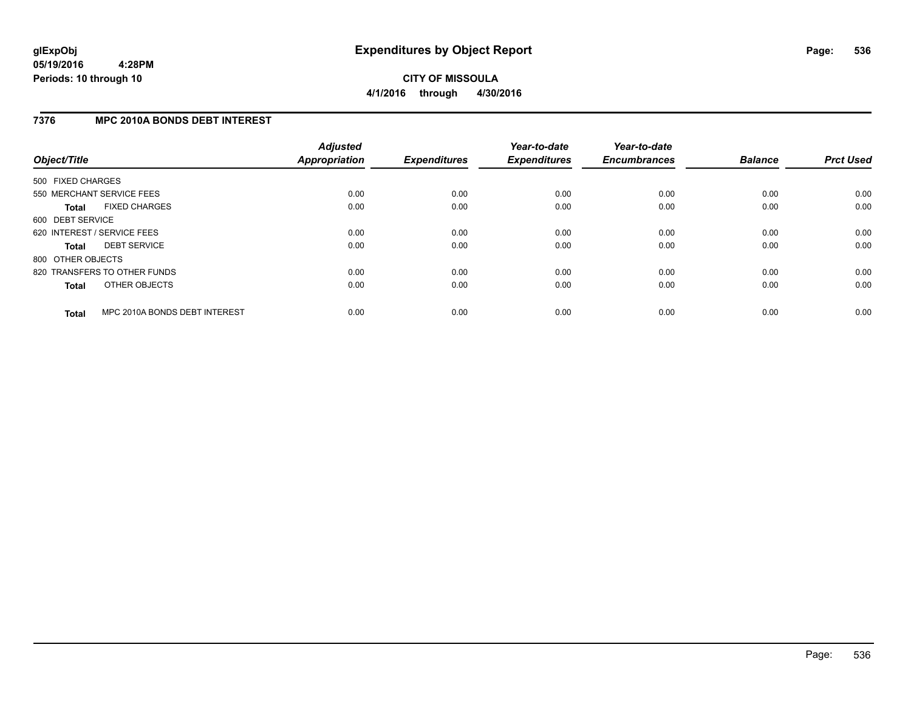**glExpObj**
**05/19/2016 4:28PM**
**Periods: 10 through 10**

# Expenditures by Object Report

**CITY OF MISSOULA**
**4/1/2016 through 4/30/2016**

## 7376 MPC 2010A BONDS DEBT INTEREST

| Object/Title | *Adjusted Appropriation* | *Expenditures* | *Year-to-date Expenditures* | *Year-to-date Encumbrances* | *Balance* | *Prct Used* |
|---|---|---|---|---|---|---|
| 500 FIXED CHARGES | | | | | | |
| 550 MERCHANT SERVICE FEES | 0.00 | 0.00 | 0.00 | 0.00 | 0.00 | 0.00 |
| **Total** FIXED CHARGES | 0.00 | 0.00 | 0.00 | 0.00 | 0.00 | 0.00 |
| 600 DEBT SERVICE | | | | | | |
| 620 INTEREST / SERVICE FEES | 0.00 | 0.00 | 0.00 | 0.00 | 0.00 | 0.00 |
| **Total** DEBT SERVICE | 0.00 | 0.00 | 0.00 | 0.00 | 0.00 | 0.00 |
| 800 OTHER OBJECTS | | | | | | |
| 820 TRANSFERS TO OTHER FUNDS | 0.00 | 0.00 | 0.00 | 0.00 | 0.00 | 0.00 |
| **Total** OTHER OBJECTS | 0.00 | 0.00 | 0.00 | 0.00 | 0.00 | 0.00 |
| **Total** MPC 2010A BONDS DEBT INTEREST | 0.00 | 0.00 | 0.00 | 0.00 | 0.00 | 0.00 |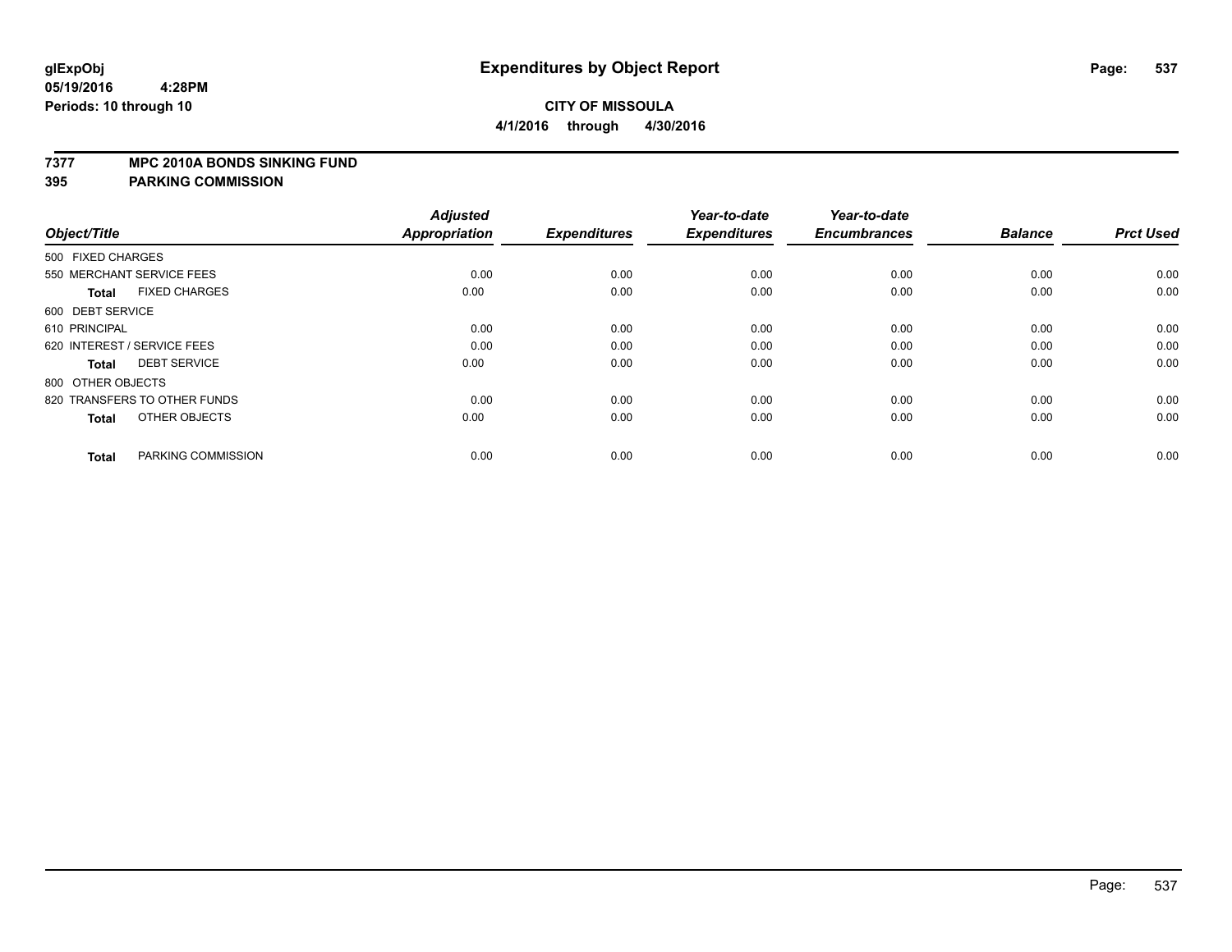**glExpObj**
**05/19/2016 4:28PM**
**Periods: 10 through 10**

# Expenditures by Object Report

**CITY OF MISSOULA**
**4/1/2016 through 4/30/2016**

## 7377 MPC 2010A BONDS SINKING FUND
## 395 PARKING COMMISSION

| Object/Title | Adjusted Appropriation | Expenditures | Year-to-date Expenditures | Year-to-date Encumbrances | Balance | Prct Used |
|---|---|---|---|---|---|---|
| 500 FIXED CHARGES | | | | | | |
| 550 MERCHANT SERVICE FEES | 0.00 | 0.00 | 0.00 | 0.00 | 0.00 | 0.00 |
| **Total** FIXED CHARGES | 0.00 | 0.00 | 0.00 | 0.00 | 0.00 | 0.00 |
| 600 DEBT SERVICE | | | | | | |
| 610 PRINCIPAL | 0.00 | 0.00 | 0.00 | 0.00 | 0.00 | 0.00 |
| 620 INTEREST / SERVICE FEES | 0.00 | 0.00 | 0.00 | 0.00 | 0.00 | 0.00 |
| **Total** DEBT SERVICE | 0.00 | 0.00 | 0.00 | 0.00 | 0.00 | 0.00 |
| 800 OTHER OBJECTS | | | | | | |
| 820 TRANSFERS TO OTHER FUNDS | 0.00 | 0.00 | 0.00 | 0.00 | 0.00 | 0.00 |
| **Total** OTHER OBJECTS | 0.00 | 0.00 | 0.00 | 0.00 | 0.00 | 0.00 |
| **Total** PARKING COMMISSION | 0.00 | 0.00 | 0.00 | 0.00 | 0.00 | 0.00 |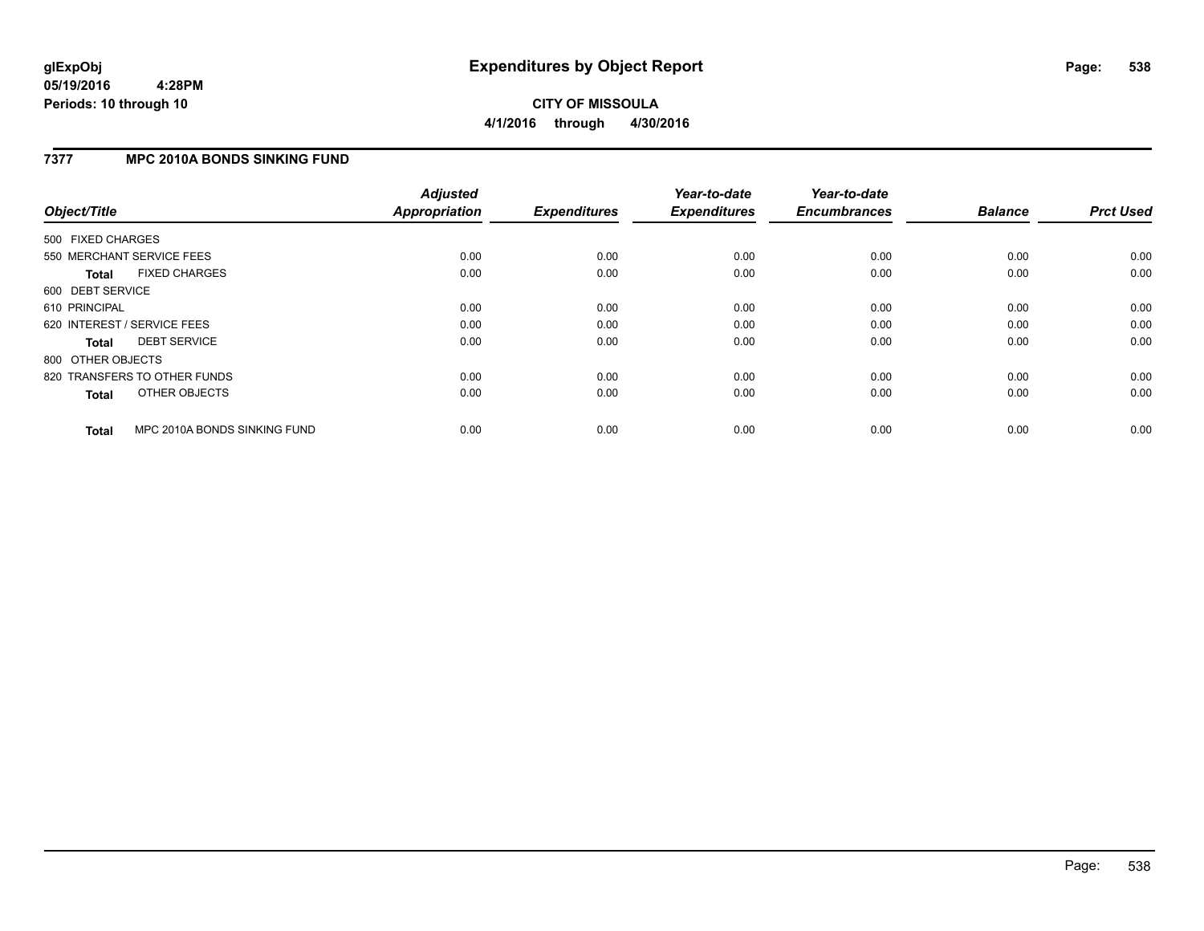# Expenditures by Object Report

glExpObj
05/19/2016 4:28PM
Periods: 10 through 10

**CITY OF MISSOULA**
**4/1/2016 through 4/30/2016**

## 7377 MPC 2010A BONDS SINKING FUND

| Object/Title | Adjusted Appropriation | Expenditures | Year-to-date Expenditures | Year-to-date Encumbrances | Balance | Prct Used |
|---|---|---|---|---|---|---|
| 500 FIXED CHARGES | | | | | | |
| 550 MERCHANT SERVICE FEES | 0.00 | 0.00 | 0.00 | 0.00 | 0.00 | 0.00 |
| **Total** FIXED CHARGES | 0.00 | 0.00 | 0.00 | 0.00 | 0.00 | 0.00 |
| 600 DEBT SERVICE | | | | | | |
| 610 PRINCIPAL | 0.00 | 0.00 | 0.00 | 0.00 | 0.00 | 0.00 |
| 620 INTEREST / SERVICE FEES | 0.00 | 0.00 | 0.00 | 0.00 | 0.00 | 0.00 |
| **Total** DEBT SERVICE | 0.00 | 0.00 | 0.00 | 0.00 | 0.00 | 0.00 |
| 800 OTHER OBJECTS | | | | | | |
| 820 TRANSFERS TO OTHER FUNDS | 0.00 | 0.00 | 0.00 | 0.00 | 0.00 | 0.00 |
| **Total** OTHER OBJECTS | 0.00 | 0.00 | 0.00 | 0.00 | 0.00 | 0.00 |
| **Total** MPC 2010A BONDS SINKING FUND | 0.00 | 0.00 | 0.00 | 0.00 | 0.00 | 0.00 |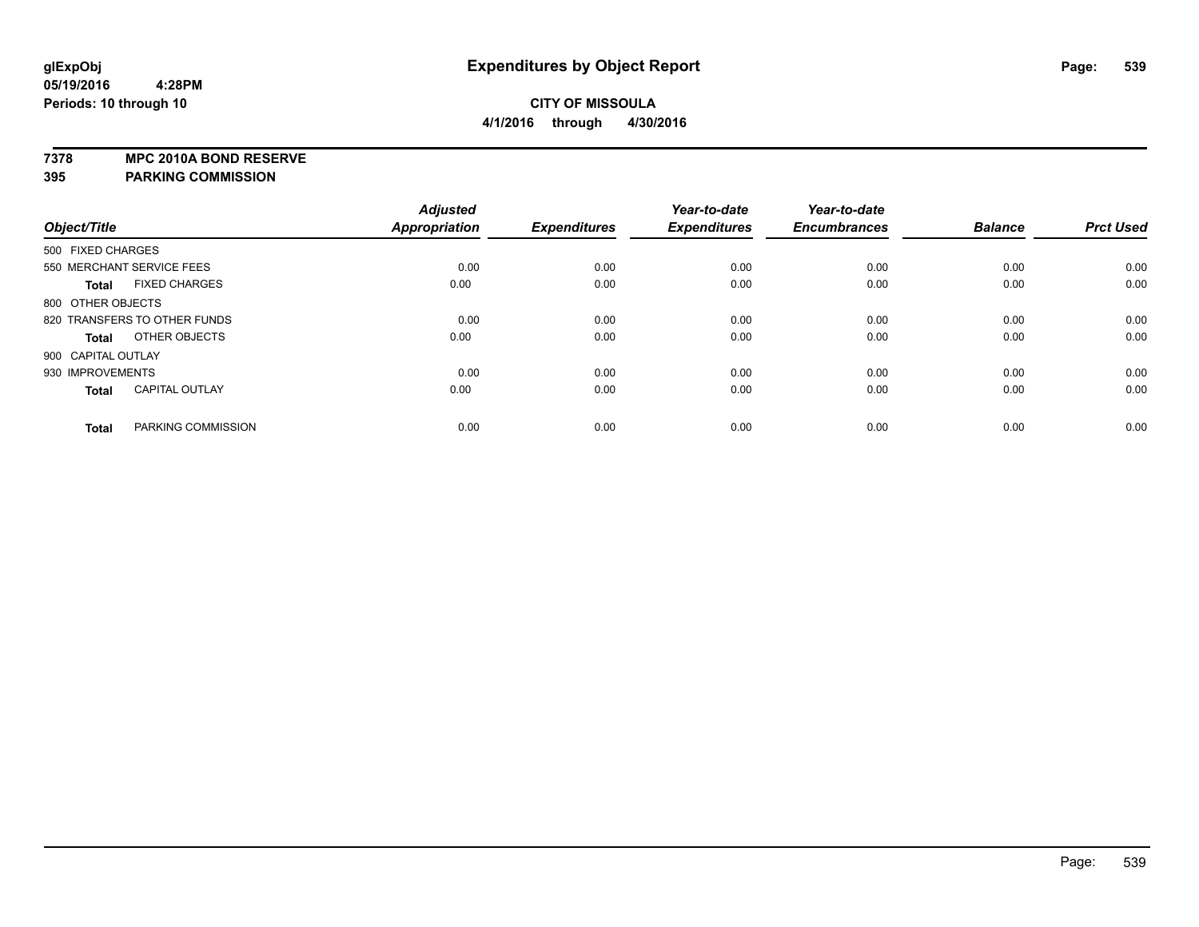# Expenditures by Object Report

**CITY OF MISSOULA**

**4/1/2016 through 4/30/2016**

glExpObj
05/19/2016 4:28PM
Periods: 10 through 10

## 7378 MPC 2010A BOND RESERVE
## 395 PARKING COMMISSION

| Object/Title | | Adjusted Appropriation | Expenditures | Year-to-date Expenditures | Year-to-date Encumbrances | Balance | Prct Used |
|---|---|---|---|---|---|---|---|
| 500 FIXED CHARGES | | | | | | | |
| 550 MERCHANT SERVICE FEES | | 0.00 | 0.00 | 0.00 | 0.00 | 0.00 | 0.00 |
| **Total** | FIXED CHARGES | 0.00 | 0.00 | 0.00 | 0.00 | 0.00 | 0.00 |
| 800 OTHER OBJECTS | | | | | | | |
| 820 TRANSFERS TO OTHER FUNDS | | 0.00 | 0.00 | 0.00 | 0.00 | 0.00 | 0.00 |
| **Total** | OTHER OBJECTS | 0.00 | 0.00 | 0.00 | 0.00 | 0.00 | 0.00 |
| 900 CAPITAL OUTLAY | | | | | | | |
| 930 IMPROVEMENTS | | 0.00 | 0.00 | 0.00 | 0.00 | 0.00 | 0.00 |
| **Total** | CAPITAL OUTLAY | 0.00 | 0.00 | 0.00 | 0.00 | 0.00 | 0.00 |
| **Total** | PARKING COMMISSION | 0.00 | 0.00 | 0.00 | 0.00 | 0.00 | 0.00 |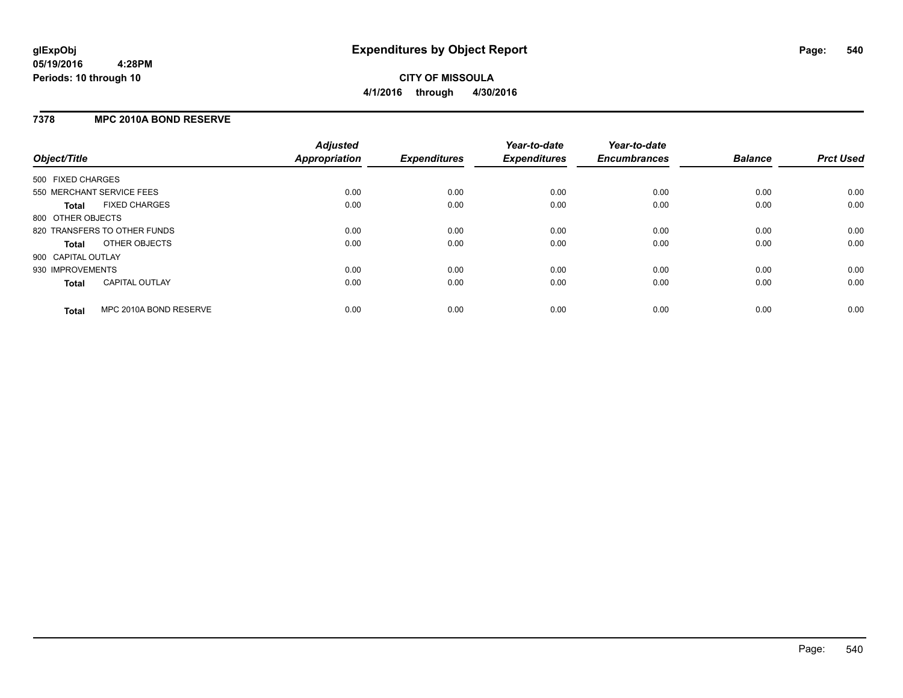# Expenditures by Object Report

glExpObj
05/19/2016 4:28PM
Periods: 10 through 10

**CITY OF MISSOULA**
**4/1/2016 through 4/30/2016**

## 7378 MPC 2010A BOND RESERVE

| Object/Title | Adjusted Appropriation | Expenditures | Year-to-date Expenditures | Year-to-date Encumbrances | Balance | Prct Used |
|---|---|---|---|---|---|---|
| 500 FIXED CHARGES | | | | | | |
| 550 MERCHANT SERVICE FEES | 0.00 | 0.00 | 0.00 | 0.00 | 0.00 | 0.00 |
| **Total** FIXED CHARGES | 0.00 | 0.00 | 0.00 | 0.00 | 0.00 | 0.00 |
| 800 OTHER OBJECTS | | | | | | |
| 820 TRANSFERS TO OTHER FUNDS | 0.00 | 0.00 | 0.00 | 0.00 | 0.00 | 0.00 |
| **Total** OTHER OBJECTS | 0.00 | 0.00 | 0.00 | 0.00 | 0.00 | 0.00 |
| 900 CAPITAL OUTLAY | | | | | | |
| 930 IMPROVEMENTS | 0.00 | 0.00 | 0.00 | 0.00 | 0.00 | 0.00 |
| **Total** CAPITAL OUTLAY | 0.00 | 0.00 | 0.00 | 0.00 | 0.00 | 0.00 |
| **Total** MPC 2010A BOND RESERVE | 0.00 | 0.00 | 0.00 | 0.00 | 0.00 | 0.00 |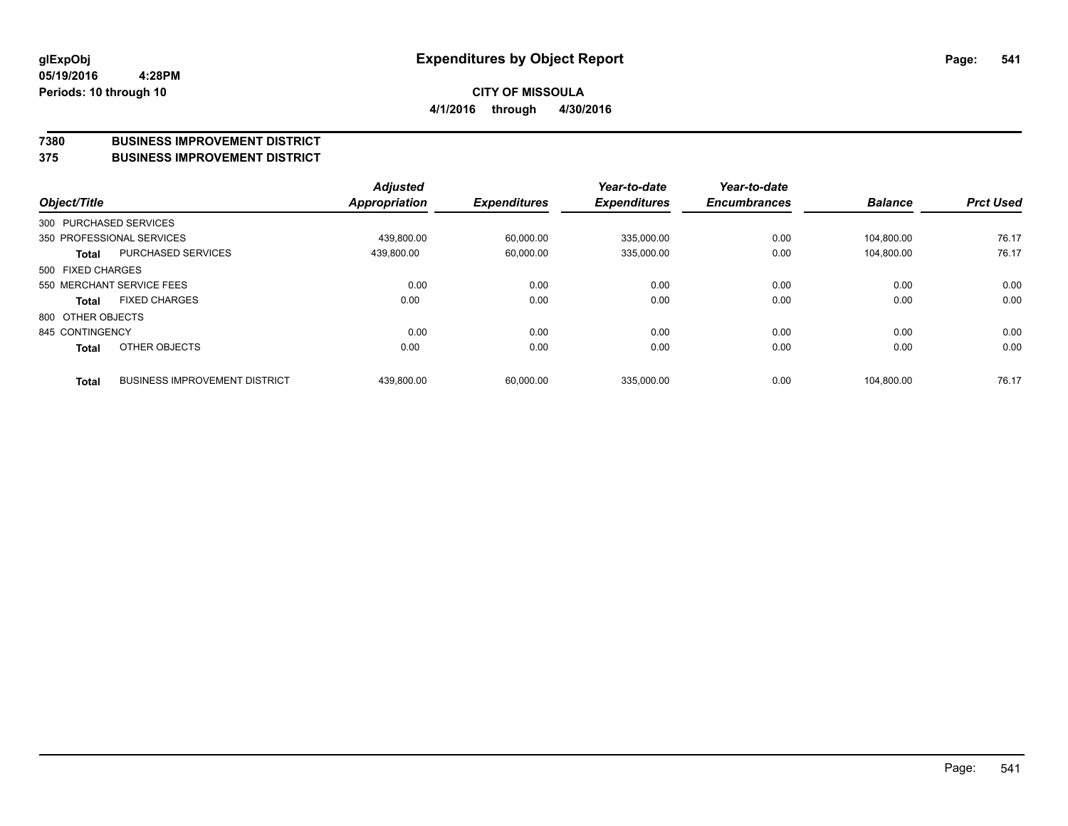# Expenditures by Object Report

glExpObj
05/19/2016 4:28PM
Periods: 10 through 10

**CITY OF MISSOULA**
**4/1/2016 through 4/30/2016**

## 7380 BUSINESS IMPROVEMENT DISTRICT
## 375 BUSINESS IMPROVEMENT DISTRICT

| Object/Title | | Adjusted Appropriation | Expenditures | Year-to-date Expenditures | Year-to-date Encumbrances | Balance | Prct Used |
|---|---|---|---|---|---|---|---|
| 300 PURCHASED SERVICES | | | | | | | |
| 350 PROFESSIONAL SERVICES | | 439,800.00 | 60,000.00 | 335,000.00 | 0.00 | 104,800.00 | 76.17 |
| **Total** | PURCHASED SERVICES | 439,800.00 | 60,000.00 | 335,000.00 | 0.00 | 104,800.00 | 76.17 |
| 500 FIXED CHARGES | | | | | | | |
| 550 MERCHANT SERVICE FEES | | 0.00 | 0.00 | 0.00 | 0.00 | 0.00 | 0.00 |
| **Total** | FIXED CHARGES | 0.00 | 0.00 | 0.00 | 0.00 | 0.00 | 0.00 |
| 800 OTHER OBJECTS | | | | | | | |
| 845 CONTINGENCY | | 0.00 | 0.00 | 0.00 | 0.00 | 0.00 | 0.00 |
| **Total** | OTHER OBJECTS | 0.00 | 0.00 | 0.00 | 0.00 | 0.00 | 0.00 |
| **Total** | BUSINESS IMPROVEMENT DISTRICT | 439,800.00 | 60,000.00 | 335,000.00 | 0.00 | 104,800.00 | 76.17 |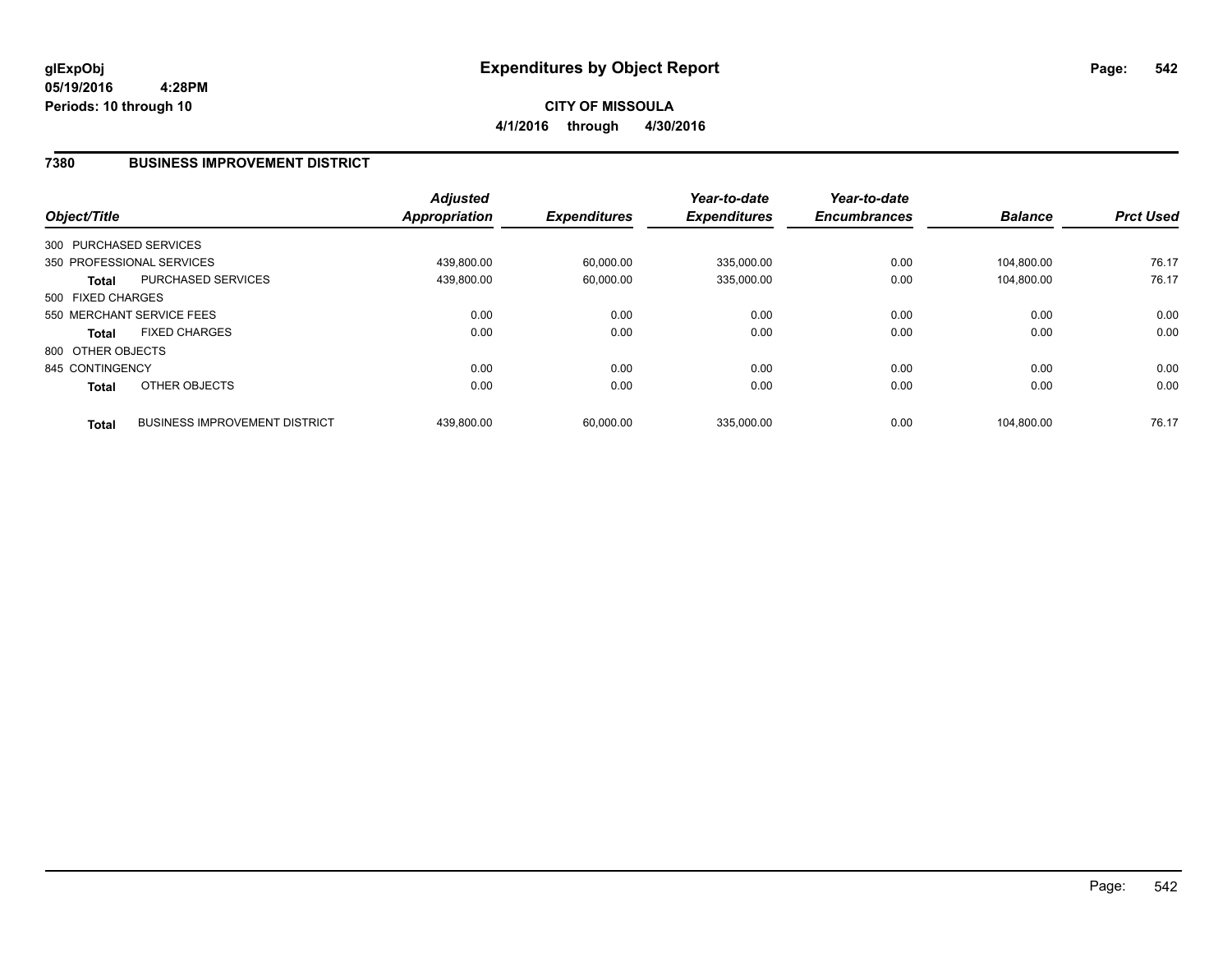**glExpObj**
**05/19/2016 4:28PM**
**Periods: 10 through 10**

# Expenditures by Object Report

**CITY OF MISSOULA**
**4/1/2016 through 4/30/2016**

## 7380 BUSINESS IMPROVEMENT DISTRICT

| Object/Title | | *Adjusted Appropriation* | *Expenditures* | *Year-to-date Expenditures* | *Year-to-date Encumbrances* | *Balance* | *Prct Used* |
|---|---|---|---|---|---|---|---|
| 300 PURCHASED SERVICES | | | | | | | |
| 350 PROFESSIONAL SERVICES | | 439,800.00 | 60,000.00 | 335,000.00 | 0.00 | 104,800.00 | 76.17 |
| **Total** | PURCHASED SERVICES | 439,800.00 | 60,000.00 | 335,000.00 | 0.00 | 104,800.00 | 76.17 |
| 500 FIXED CHARGES | | | | | | | |
| 550 MERCHANT SERVICE FEES | | 0.00 | 0.00 | 0.00 | 0.00 | 0.00 | 0.00 |
| **Total** | FIXED CHARGES | 0.00 | 0.00 | 0.00 | 0.00 | 0.00 | 0.00 |
| 800 OTHER OBJECTS | | | | | | | |
| 845 CONTINGENCY | | 0.00 | 0.00 | 0.00 | 0.00 | 0.00 | 0.00 |
| **Total** | OTHER OBJECTS | 0.00 | 0.00 | 0.00 | 0.00 | 0.00 | 0.00 |
| **Total** | BUSINESS IMPROVEMENT DISTRICT | 439,800.00 | 60,000.00 | 335,000.00 | 0.00 | 104,800.00 | 76.17 |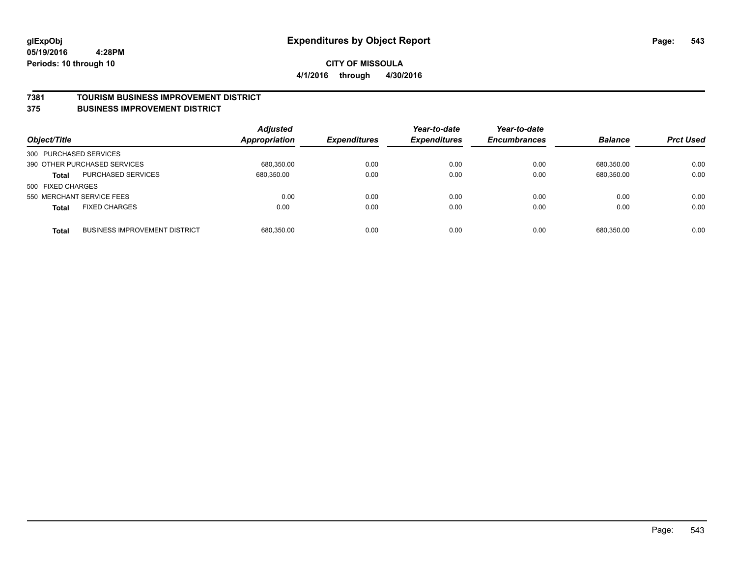**glExpObj**
**05/19/2016 4:28PM**
**Periods: 10 through 10**

# Expenditures by Object Report

**CITY OF MISSOULA**
**4/1/2016 through 4/30/2016**

## 7381 TOURISM BUSINESS IMPROVEMENT DISTRICT
## 375 BUSINESS IMPROVEMENT DISTRICT

| Object/Title | | Adjusted Appropriation | Expenditures | Year-to-date Expenditures | Year-to-date Encumbrances | Balance | Prct Used |
|---|---|---|---|---|---|---|---|
| 300 PURCHASED SERVICES | | | | | | | |
| 390 OTHER PURCHASED SERVICES | | 680,350.00 | 0.00 | 0.00 | 0.00 | 680,350.00 | 0.00 |
| **Total** | PURCHASED SERVICES | 680,350.00 | 0.00 | 0.00 | 0.00 | 680,350.00 | 0.00 |
| 500 FIXED CHARGES | | | | | | | |
| 550 MERCHANT SERVICE FEES | | 0.00 | 0.00 | 0.00 | 0.00 | 0.00 | 0.00 |
| **Total** | FIXED CHARGES | 0.00 | 0.00 | 0.00 | 0.00 | 0.00 | 0.00 |
| **Total** | BUSINESS IMPROVEMENT DISTRICT | 680,350.00 | 0.00 | 0.00 | 0.00 | 680,350.00 | 0.00 |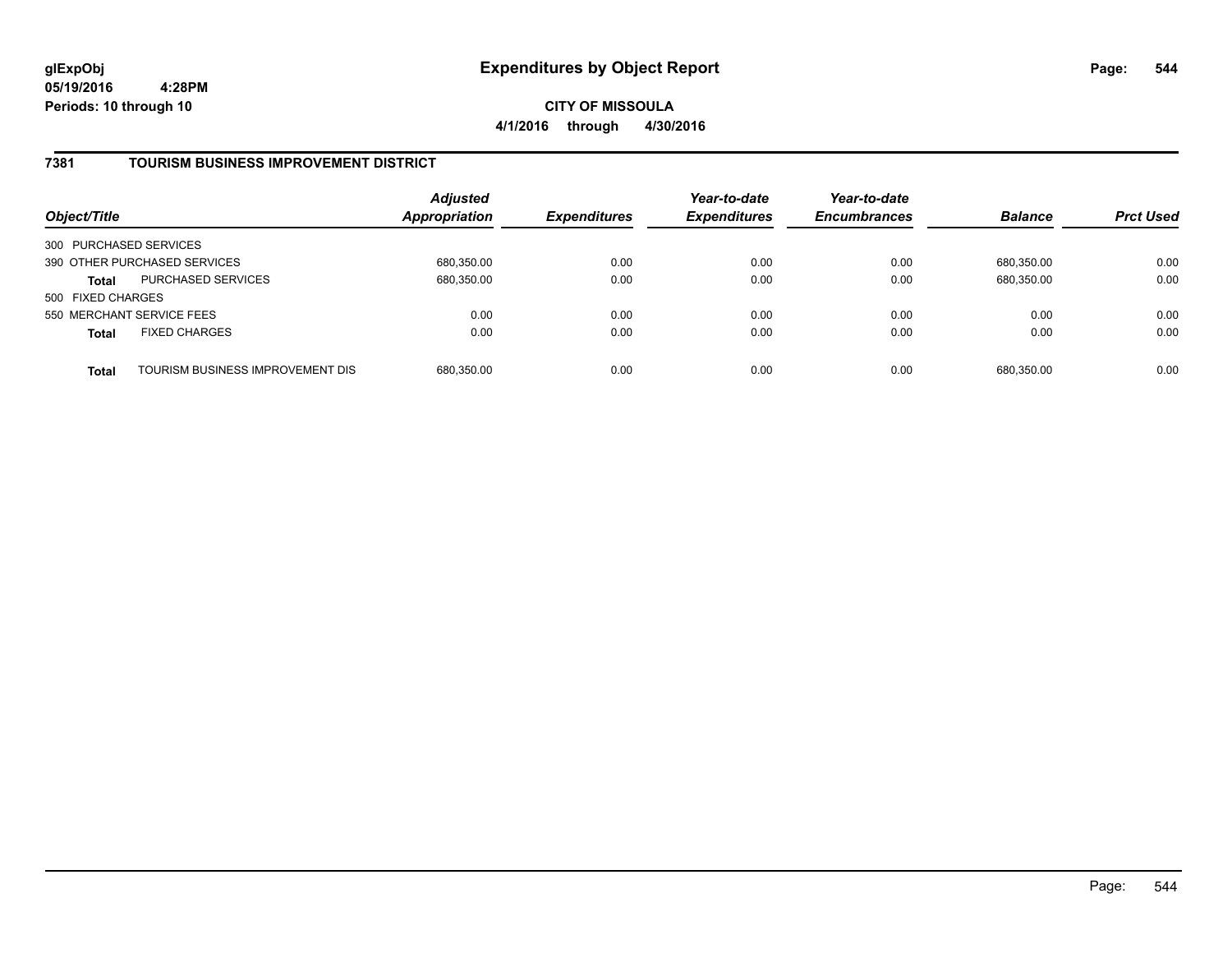# Expenditures by Object Report

glExpObj
05/19/2016 4:28PM
Periods: 10 through 10

**CITY OF MISSOULA**
**4/1/2016 through 4/30/2016**

## 7381 TOURISM BUSINESS IMPROVEMENT DISTRICT

| Object/Title | | Adjusted Appropriation | Expenditures | Year-to-date Expenditures | Year-to-date Encumbrances | Balance | Prct Used |
|---|---|---|---|---|---|---|---|
| 300 PURCHASED SERVICES | | | | | | | |
| 390 OTHER PURCHASED SERVICES | | 680,350.00 | 0.00 | 0.00 | 0.00 | 680,350.00 | 0.00 |
| **Total** | PURCHASED SERVICES | 680,350.00 | 0.00 | 0.00 | 0.00 | 680,350.00 | 0.00 |
| 500 FIXED CHARGES | | | | | | | |
| 550 MERCHANT SERVICE FEES | | 0.00 | 0.00 | 0.00 | 0.00 | 0.00 | 0.00 |
| **Total** | FIXED CHARGES | 0.00 | 0.00 | 0.00 | 0.00 | 0.00 | 0.00 |
| **Total** | TOURISM BUSINESS IMPROVEMENT DIS | 680,350.00 | 0.00 | 0.00 | 0.00 | 680,350.00 | 0.00 |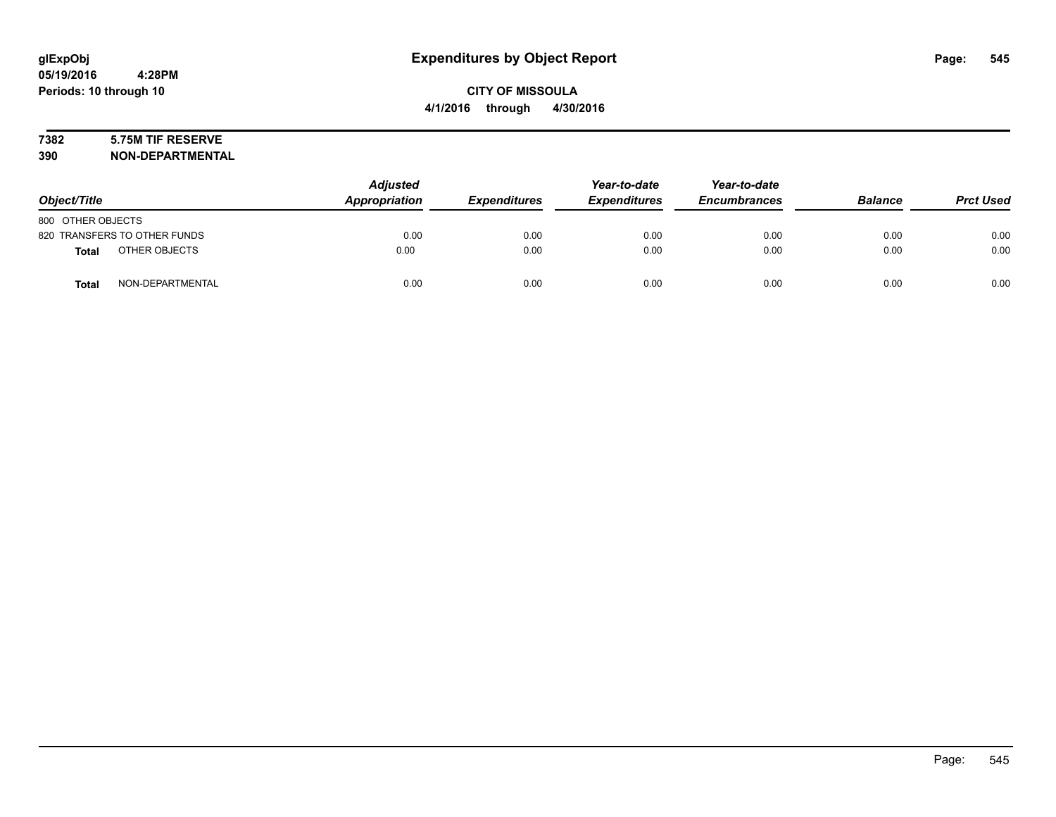# Expenditures by Object Report

**glExpObj**
**05/19/2016 4:28PM**
**Periods: 10 through 10**

**CITY OF MISSOULA**
**4/1/2016 through 4/30/2016**

**7382 5.75M TIF RESERVE**
**390 NON-DEPARTMENTAL**

| Object/Title | Adjusted Appropriation | Expenditures | Year-to-date Expenditures | Year-to-date Encumbrances | Balance | Prct Used |
|---|---|---|---|---|---|---|
| 800 OTHER OBJECTS | | | | | | |
| 820 TRANSFERS TO OTHER FUNDS | 0.00 | 0.00 | 0.00 | 0.00 | 0.00 | 0.00 |
| **Total** OTHER OBJECTS | 0.00 | 0.00 | 0.00 | 0.00 | 0.00 | 0.00 |
| **Total** NON-DEPARTMENTAL | 0.00 | 0.00 | 0.00 | 0.00 | 0.00 | 0.00 |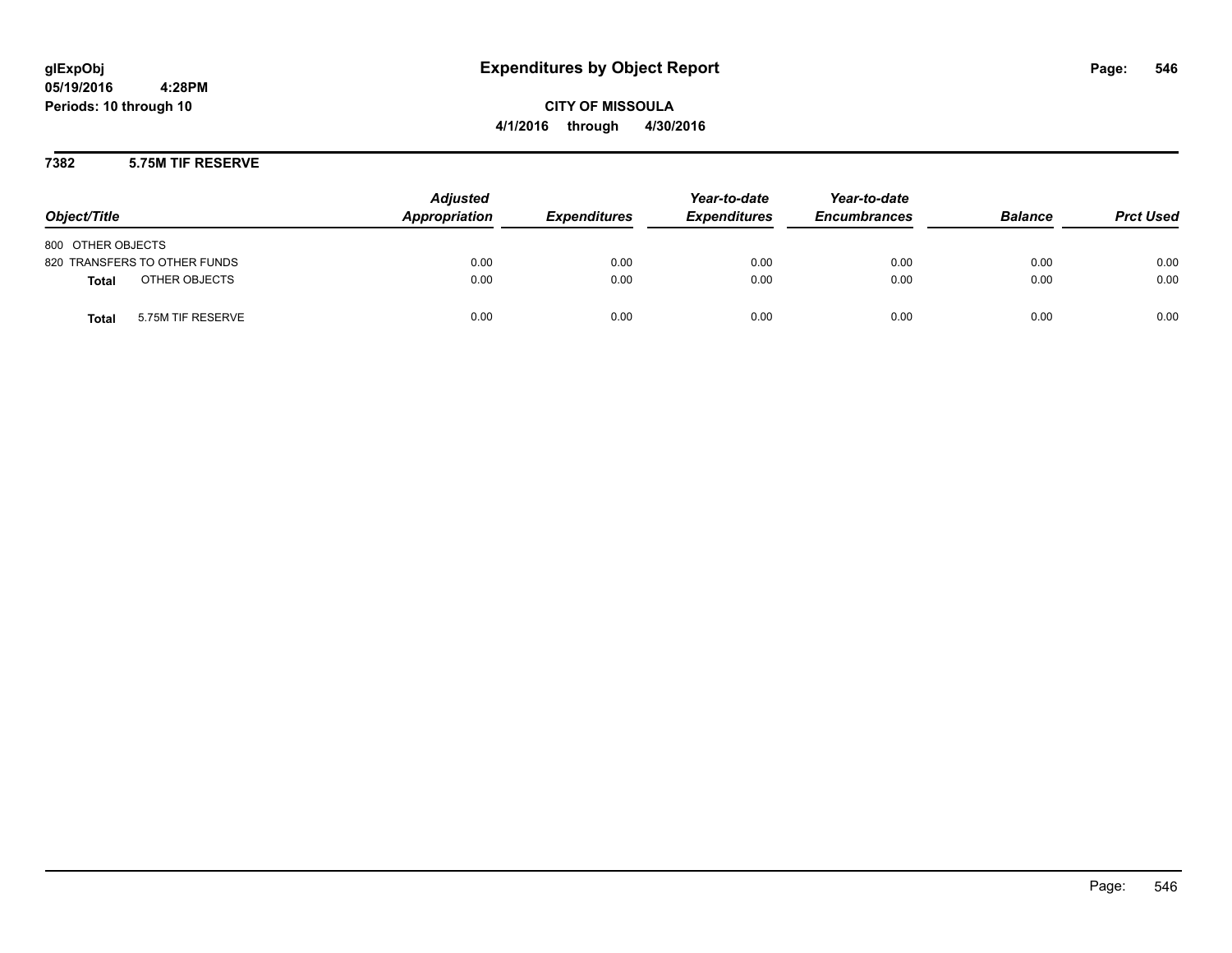**glExpObj**
**05/19/2016 4:28PM**
**Periods: 10 through 10**

# Expenditures by Object Report

**CITY OF MISSOULA**
**4/1/2016 through 4/30/2016**

## 7382 5.75M TIF RESERVE

| Object/Title | Adjusted Appropriation | Expenditures | Year-to-date Expenditures | Year-to-date Encumbrances | Balance | Prct Used |
|---|---|---|---|---|---|---|
| 800 OTHER OBJECTS | | | | | | |
| 820 TRANSFERS TO OTHER FUNDS | 0.00 | 0.00 | 0.00 | 0.00 | 0.00 | 0.00 |
| **Total** OTHER OBJECTS | 0.00 | 0.00 | 0.00 | 0.00 | 0.00 | 0.00 |
| **Total** 5.75M TIF RESERVE | 0.00 | 0.00 | 0.00 | 0.00 | 0.00 | 0.00 |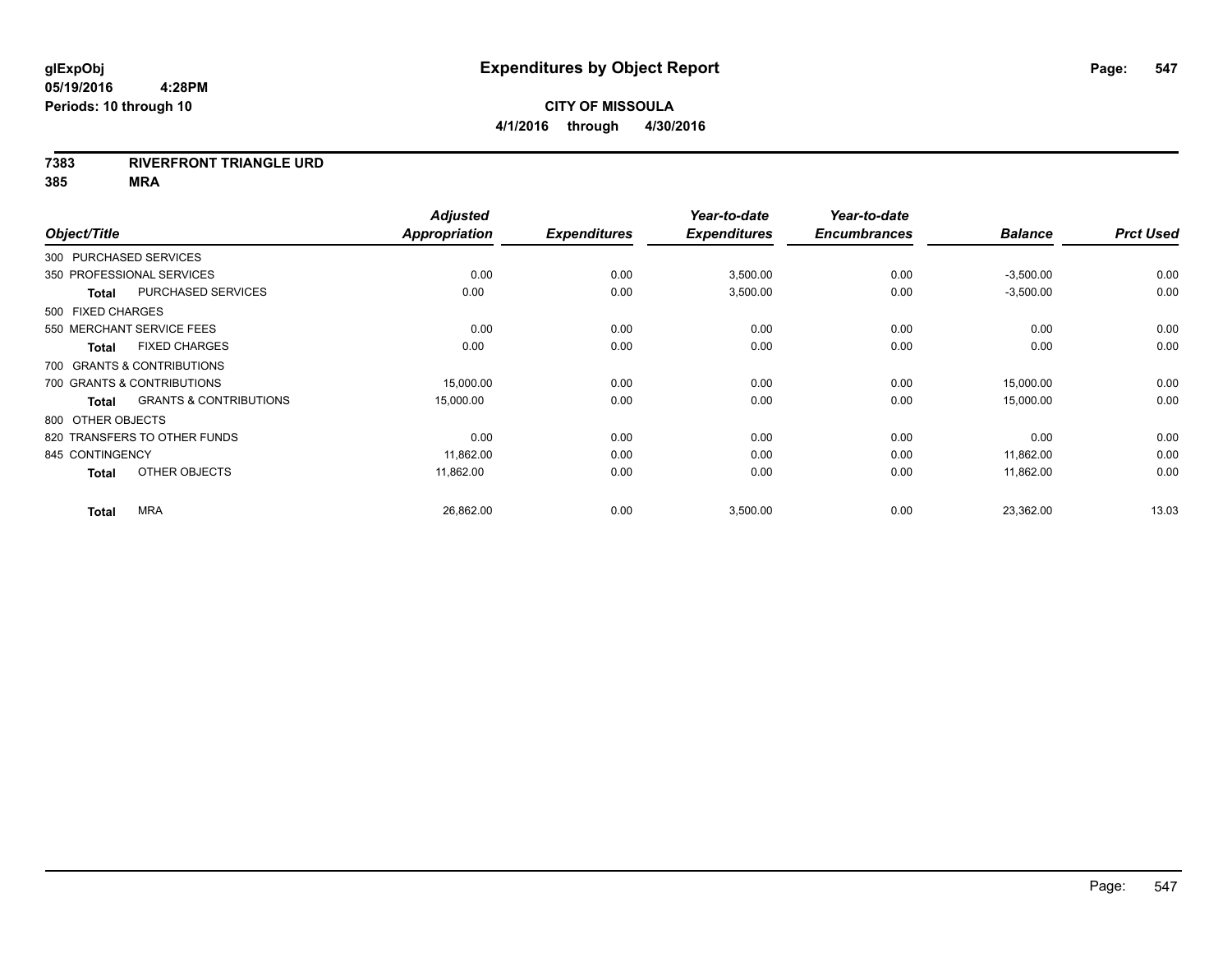# Expenditures by Object Report

glExpObj
05/19/2016 4:28PM
Periods: 10 through 10

**CITY OF MISSOULA**
**4/1/2016 through 4/30/2016**

**7383 RIVERFRONT TRIANGLE URD**
**385 MRA**

| Object/Title | Adjusted Appropriation | Expenditures | Year-to-date Expenditures | Year-to-date Encumbrances | Balance | Prct Used |
|---|---|---|---|---|---|---|
| 300 PURCHASED SERVICES | | | | | | |
| 350 PROFESSIONAL SERVICES | 0.00 | 0.00 | 3,500.00 | 0.00 | -3,500.00 | 0.00 |
| **Total** PURCHASED SERVICES | 0.00 | 0.00 | 3,500.00 | 0.00 | -3,500.00 | 0.00 |
| 500 FIXED CHARGES | | | | | | |
| 550 MERCHANT SERVICE FEES | 0.00 | 0.00 | 0.00 | 0.00 | 0.00 | 0.00 |
| **Total** FIXED CHARGES | 0.00 | 0.00 | 0.00 | 0.00 | 0.00 | 0.00 |
| 700 GRANTS & CONTRIBUTIONS | | | | | | |
| 700 GRANTS & CONTRIBUTIONS | 15,000.00 | 0.00 | 0.00 | 0.00 | 15,000.00 | 0.00 |
| **Total** GRANTS & CONTRIBUTIONS | 15,000.00 | 0.00 | 0.00 | 0.00 | 15,000.00 | 0.00 |
| 800 OTHER OBJECTS | | | | | | |
| 820 TRANSFERS TO OTHER FUNDS | 0.00 | 0.00 | 0.00 | 0.00 | 0.00 | 0.00 |
| 845 CONTINGENCY | 11,862.00 | 0.00 | 0.00 | 0.00 | 11,862.00 | 0.00 |
| **Total** OTHER OBJECTS | 11,862.00 | 0.00 | 0.00 | 0.00 | 11,862.00 | 0.00 |
| **Total** MRA | 26,862.00 | 0.00 | 3,500.00 | 0.00 | 23,362.00 | 13.03 |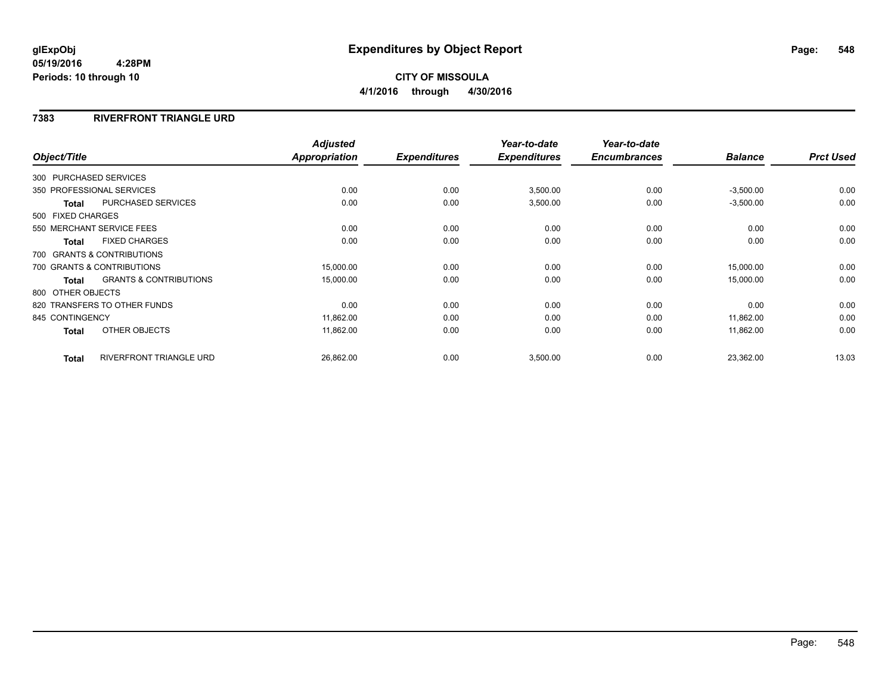**glExpObj**
**05/19/2016 4:28PM**
**Periods: 10 through 10**

# Expenditures by Object Report

**CITY OF MISSOULA**
**4/1/2016 through 4/30/2016**

## 7383 RIVERFRONT TRIANGLE URD

| Object/Title | | Adjusted Appropriation | Expenditures | Year-to-date Expenditures | Year-to-date Encumbrances | Balance | Prct Used |
|---|---|---|---|---|---|---|---|
| 300 PURCHASED SERVICES | | | | | | | |
| 350 PROFESSIONAL SERVICES | | 0.00 | 0.00 | 3,500.00 | 0.00 | -3,500.00 | 0.00 |
| **Total** | PURCHASED SERVICES | 0.00 | 0.00 | 3,500.00 | 0.00 | -3,500.00 | 0.00 |
| 500 FIXED CHARGES | | | | | | | |
| 550 MERCHANT SERVICE FEES | | 0.00 | 0.00 | 0.00 | 0.00 | 0.00 | 0.00 |
| **Total** | FIXED CHARGES | 0.00 | 0.00 | 0.00 | 0.00 | 0.00 | 0.00 |
| 700 GRANTS & CONTRIBUTIONS | | | | | | | |
| 700 GRANTS & CONTRIBUTIONS | | 15,000.00 | 0.00 | 0.00 | 0.00 | 15,000.00 | 0.00 |
| **Total** | GRANTS & CONTRIBUTIONS | 15,000.00 | 0.00 | 0.00 | 0.00 | 15,000.00 | 0.00 |
| 800 OTHER OBJECTS | | | | | | | |
| 820 TRANSFERS TO OTHER FUNDS | | 0.00 | 0.00 | 0.00 | 0.00 | 0.00 | 0.00 |
| 845 CONTINGENCY | | 11,862.00 | 0.00 | 0.00 | 0.00 | 11,862.00 | 0.00 |
| **Total** | OTHER OBJECTS | 11,862.00 | 0.00 | 0.00 | 0.00 | 11,862.00 | 0.00 |
| **Total** | RIVERFRONT TRIANGLE URD | 26,862.00 | 0.00 | 3,500.00 | 0.00 | 23,362.00 | 13.03 |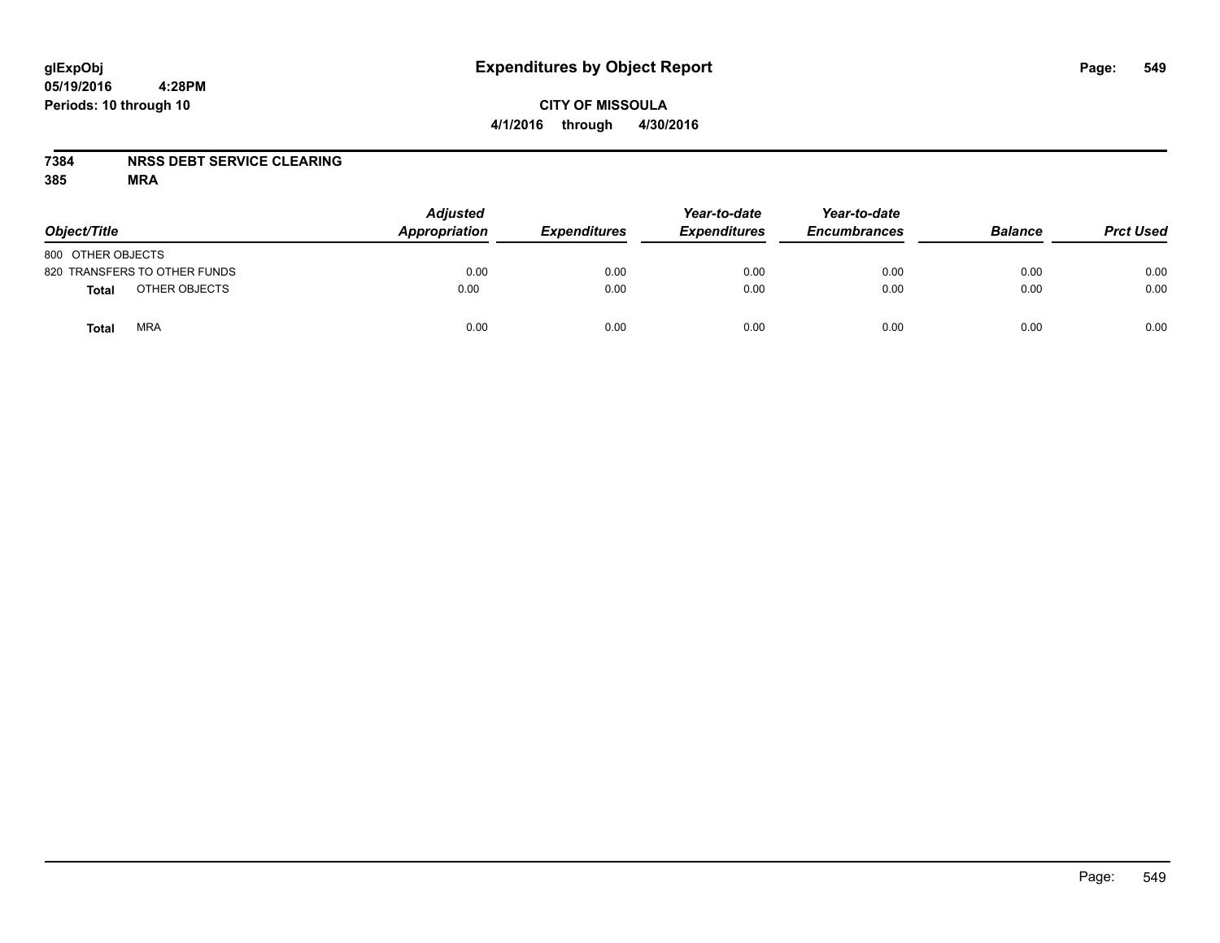glExpObj
05/19/2016 4:28PM
Periods: 10 through 10

# Expenditures by Object Report

**CITY OF MISSOULA**
**4/1/2016 through 4/30/2016**

**7384 NRSS DEBT SERVICE CLEARING**
**385 MRA**

| Object/Title | Adjusted Appropriation | Expenditures | Year-to-date Expenditures | Year-to-date Encumbrances | Balance | Prct Used |
|---|---|---|---|---|---|---|
| 800 OTHER OBJECTS | | | | | | |
| 820 TRANSFERS TO OTHER FUNDS | 0.00 | 0.00 | 0.00 | 0.00 | 0.00 | 0.00 |
| **Total** OTHER OBJECTS | 0.00 | 0.00 | 0.00 | 0.00 | 0.00 | 0.00 |
| **Total** MRA | 0.00 | 0.00 | 0.00 | 0.00 | 0.00 | 0.00 |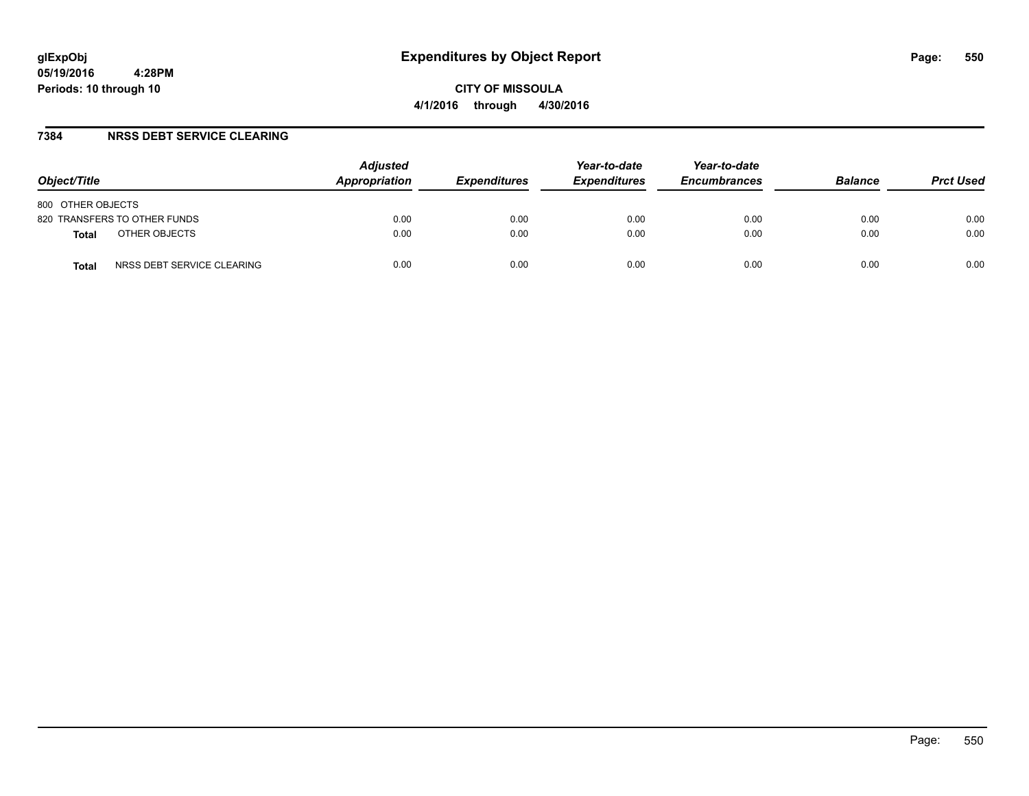# Expenditures by Object Report

**CITY OF MISSOULA**

**4/1/2016 through 4/30/2016**

glExpObj
05/19/2016 4:28PM
Periods: 10 through 10

## 7384 NRSS DEBT SERVICE CLEARING

| Object/Title | | Adjusted Appropriation | Expenditures | Year-to-date Expenditures | Year-to-date Encumbrances | Balance | Prct Used |
|---|---|---|---|---|---|---|---|
| 800 OTHER OBJECTS | | | | | | | |
| 820 TRANSFERS TO OTHER FUNDS | | 0.00 | 0.00 | 0.00 | 0.00 | 0.00 | 0.00 |
| **Total** | OTHER OBJECTS | 0.00 | 0.00 | 0.00 | 0.00 | 0.00 | 0.00 |
| **Total** | NRSS DEBT SERVICE CLEARING | 0.00 | 0.00 | 0.00 | 0.00 | 0.00 | 0.00 |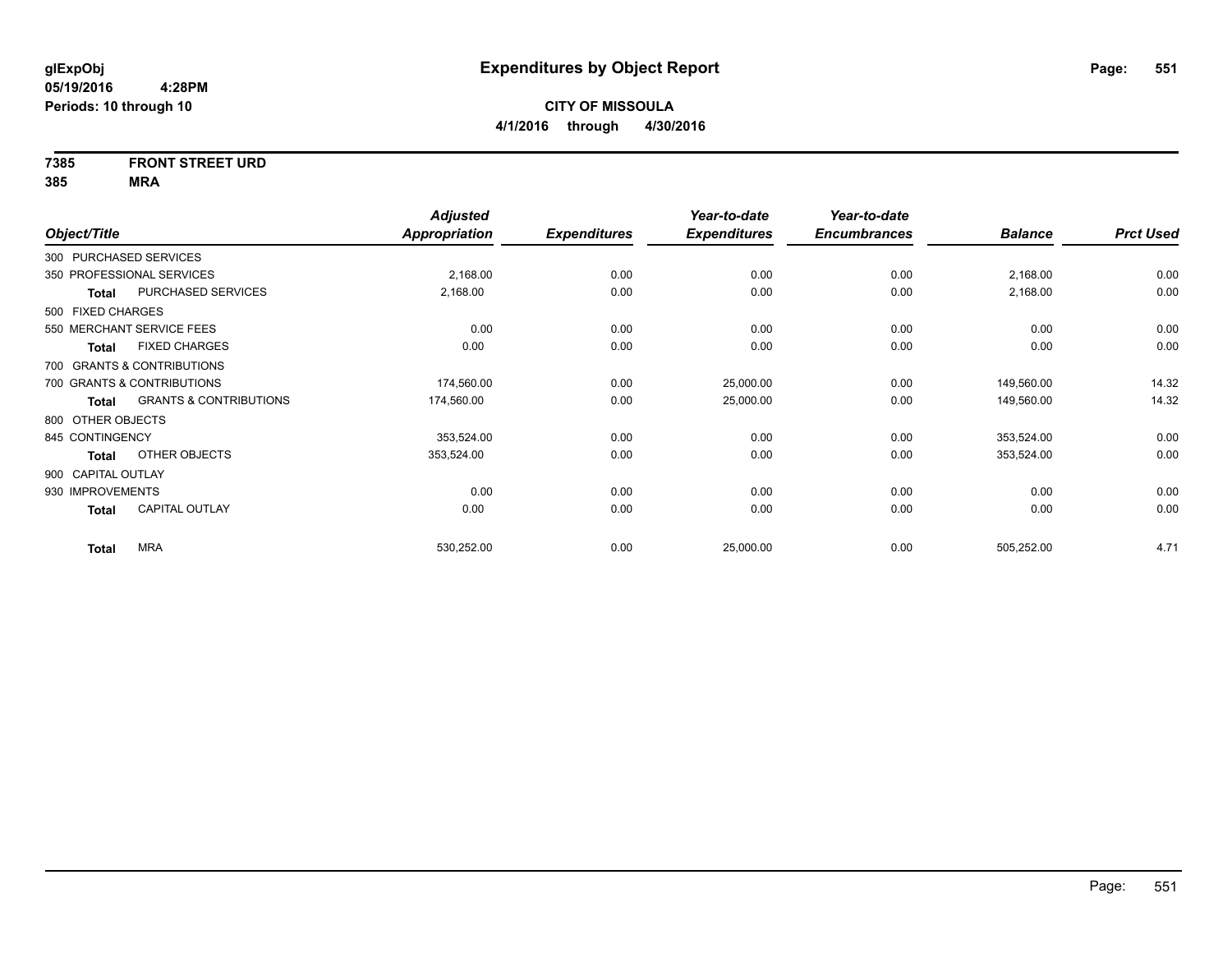**glExpObj**
**05/19/2016 4:28PM**
**Periods: 10 through 10**

# Expenditures by Object Report

**CITY OF MISSOULA**
**4/1/2016 through 4/30/2016**

**7385 FRONT STREET URD**
**385 MRA**

| Object/Title | | Adjusted Appropriation | Expenditures | Year-to-date Expenditures | Year-to-date Encumbrances | Balance | Prct Used |
|---|---|---|---|---|---|---|---|
| 300 PURCHASED SERVICES | | | | | | | |
| 350 PROFESSIONAL SERVICES | | 2,168.00 | 0.00 | 0.00 | 0.00 | 2,168.00 | 0.00 |
| **Total** | PURCHASED SERVICES | 2,168.00 | 0.00 | 0.00 | 0.00 | 2,168.00 | 0.00 |
| 500 FIXED CHARGES | | | | | | | |
| 550 MERCHANT SERVICE FEES | | 0.00 | 0.00 | 0.00 | 0.00 | 0.00 | 0.00 |
| **Total** | FIXED CHARGES | 0.00 | 0.00 | 0.00 | 0.00 | 0.00 | 0.00 |
| 700 GRANTS & CONTRIBUTIONS | | | | | | | |
| 700 GRANTS & CONTRIBUTIONS | | 174,560.00 | 0.00 | 25,000.00 | 0.00 | 149,560.00 | 14.32 |
| **Total** | GRANTS & CONTRIBUTIONS | 174,560.00 | 0.00 | 25,000.00 | 0.00 | 149,560.00 | 14.32 |
| 800 OTHER OBJECTS | | | | | | | |
| 845 CONTINGENCY | | 353,524.00 | 0.00 | 0.00 | 0.00 | 353,524.00 | 0.00 |
| **Total** | OTHER OBJECTS | 353,524.00 | 0.00 | 0.00 | 0.00 | 353,524.00 | 0.00 |
| 900 CAPITAL OUTLAY | | | | | | | |
| 930 IMPROVEMENTS | | 0.00 | 0.00 | 0.00 | 0.00 | 0.00 | 0.00 |
| **Total** | CAPITAL OUTLAY | 0.00 | 0.00 | 0.00 | 0.00 | 0.00 | 0.00 |
| **Total** | MRA | 530,252.00 | 0.00 | 25,000.00 | 0.00 | 505,252.00 | 4.71 |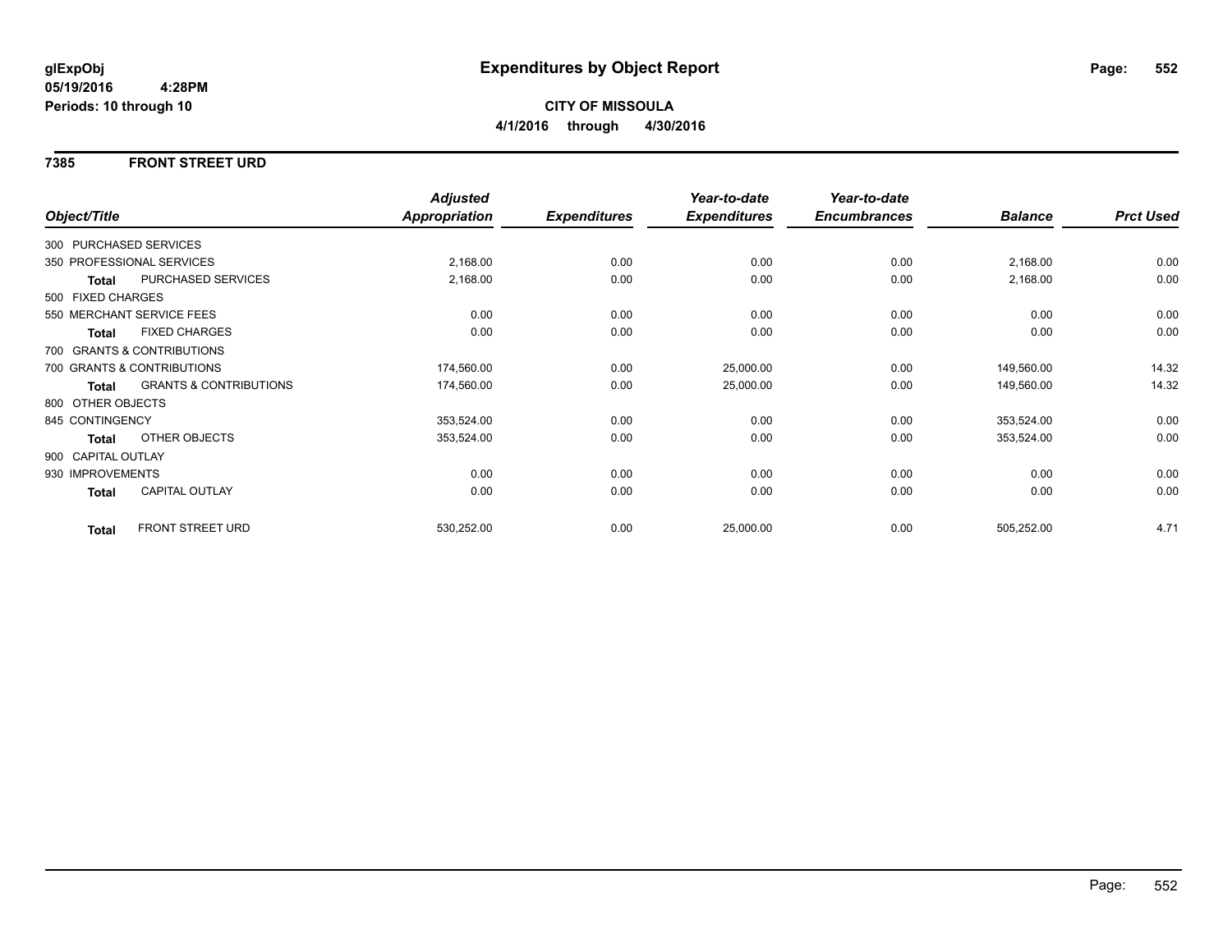**glExpObj** 
**05/19/2016 4:28PM** 
**Periods: 10 through 10**

# Expenditures by Object Report

**CITY OF MISSOULA** 
**4/1/2016 through 4/30/2016**

## 7385 FRONT STREET URD

| Object/Title | | *Adjusted Appropriation* | *Expenditures* | *Year-to-date Expenditures* | *Year-to-date Encumbrances* | *Balance* | *Prct Used* |
|---|---|---|---|---|---|---|---|
| 300 PURCHASED SERVICES | | | | | | | |
| 350 PROFESSIONAL SERVICES | | 2,168.00 | 0.00 | 0.00 | 0.00 | 2,168.00 | 0.00 |
| **Total** | PURCHASED SERVICES | 2,168.00 | 0.00 | 0.00 | 0.00 | 2,168.00 | 0.00 |
| 500 FIXED CHARGES | | | | | | | |
| 550 MERCHANT SERVICE FEES | | 0.00 | 0.00 | 0.00 | 0.00 | 0.00 | 0.00 |
| **Total** | FIXED CHARGES | 0.00 | 0.00 | 0.00 | 0.00 | 0.00 | 0.00 |
| 700 GRANTS & CONTRIBUTIONS | | | | | | | |
| 700 GRANTS & CONTRIBUTIONS | | 174,560.00 | 0.00 | 25,000.00 | 0.00 | 149,560.00 | 14.32 |
| **Total** | GRANTS & CONTRIBUTIONS | 174,560.00 | 0.00 | 25,000.00 | 0.00 | 149,560.00 | 14.32 |
| 800 OTHER OBJECTS | | | | | | | |
| 845 CONTINGENCY | | 353,524.00 | 0.00 | 0.00 | 0.00 | 353,524.00 | 0.00 |
| **Total** | OTHER OBJECTS | 353,524.00 | 0.00 | 0.00 | 0.00 | 353,524.00 | 0.00 |
| 900 CAPITAL OUTLAY | | | | | | | |
| 930 IMPROVEMENTS | | 0.00 | 0.00 | 0.00 | 0.00 | 0.00 | 0.00 |
| **Total** | CAPITAL OUTLAY | 0.00 | 0.00 | 0.00 | 0.00 | 0.00 | 0.00 |
| **Total** | FRONT STREET URD | 530,252.00 | 0.00 | 25,000.00 | 0.00 | 505,252.00 | 4.71 |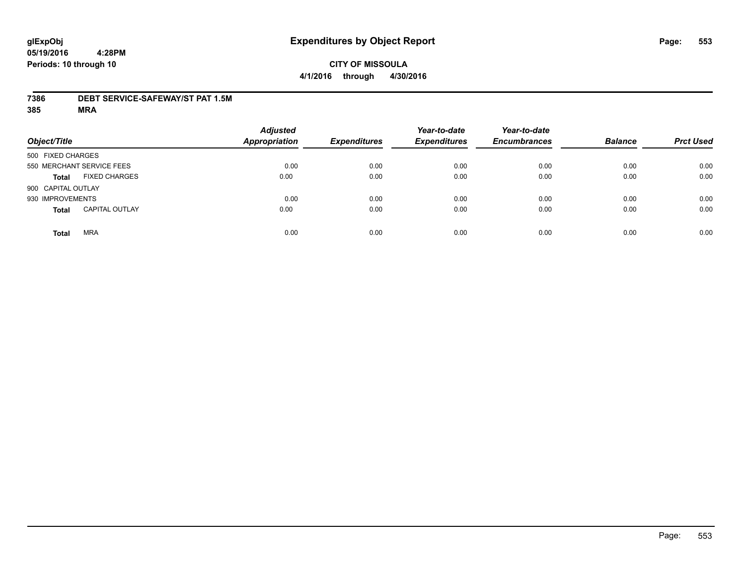# Expenditures by Object Report

glExpObj
05/19/2016 4:28PM
Periods: 10 through 10

**CITY OF MISSOULA**
**4/1/2016 through 4/30/2016**

**7386 DEBT SERVICE-SAFEWAY/ST PAT 1.5M**
**385 MRA**

| Object/Title | | Adjusted Appropriation | Expenditures | Year-to-date Expenditures | Year-to-date Encumbrances | Balance | Prct Used |
|---|---|---|---|---|---|---|---|
| 500 FIXED CHARGES | | | | | | | |
| 550 MERCHANT SERVICE FEES | | 0.00 | 0.00 | 0.00 | 0.00 | 0.00 | 0.00 |
| **Total** | FIXED CHARGES | 0.00 | 0.00 | 0.00 | 0.00 | 0.00 | 0.00 |
| 900 CAPITAL OUTLAY | | | | | | | |
| 930 IMPROVEMENTS | | 0.00 | 0.00 | 0.00 | 0.00 | 0.00 | 0.00 |
| **Total** | CAPITAL OUTLAY | 0.00 | 0.00 | 0.00 | 0.00 | 0.00 | 0.00 |
| **Total** | MRA | 0.00 | 0.00 | 0.00 | 0.00 | 0.00 | 0.00 |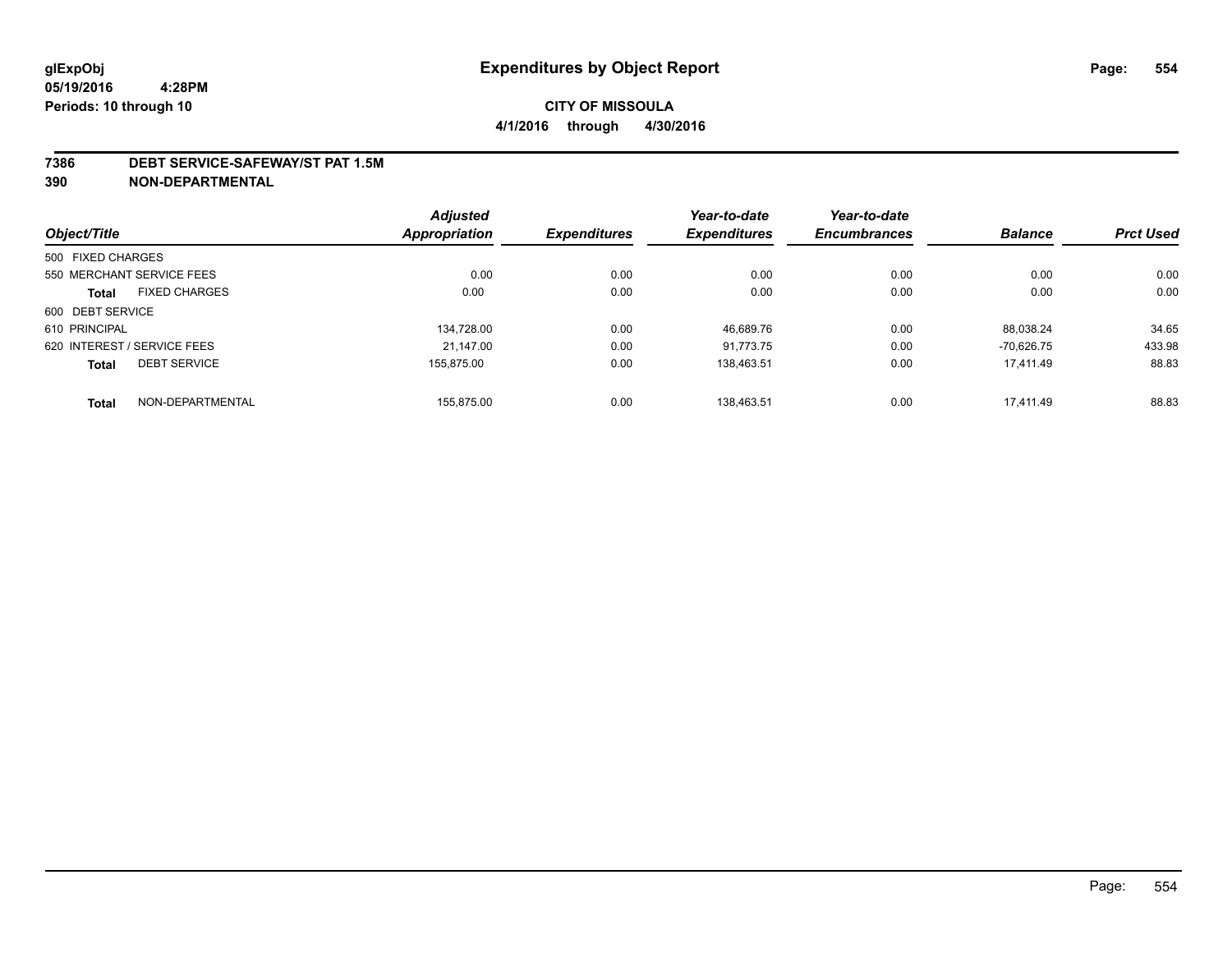# Expenditures by Object Report

glExpObj
05/19/2016 4:28PM
Periods: 10 through 10

**CITY OF MISSOULA**
**4/1/2016 through 4/30/2016**

## 7386 DEBT SERVICE-SAFEWAY/ST PAT 1.5M
## 390 NON-DEPARTMENTAL

| Object/Title | | Adjusted Appropriation | Expenditures | Year-to-date Expenditures | Year-to-date Encumbrances | Balance | Prct Used |
|---|---|---|---|---|---|---|---|
| 500 FIXED CHARGES | | | | | | | |
| 550 MERCHANT SERVICE FEES | | 0.00 | 0.00 | 0.00 | 0.00 | 0.00 | 0.00 |
| **Total** | FIXED CHARGES | 0.00 | 0.00 | 0.00 | 0.00 | 0.00 | 0.00 |
| 600 DEBT SERVICE | | | | | | | |
| 610 PRINCIPAL | | 134,728.00 | 0.00 | 46,689.76 | 0.00 | 88,038.24 | 34.65 |
| 620 INTEREST / SERVICE FEES | | 21,147.00 | 0.00 | 91,773.75 | 0.00 | -70,626.75 | 433.98 |
| **Total** | DEBT SERVICE | 155,875.00 | 0.00 | 138,463.51 | 0.00 | 17,411.49 | 88.83 |
| **Total** | NON-DEPARTMENTAL | 155,875.00 | 0.00 | 138,463.51 | 0.00 | 17,411.49 | 88.83 |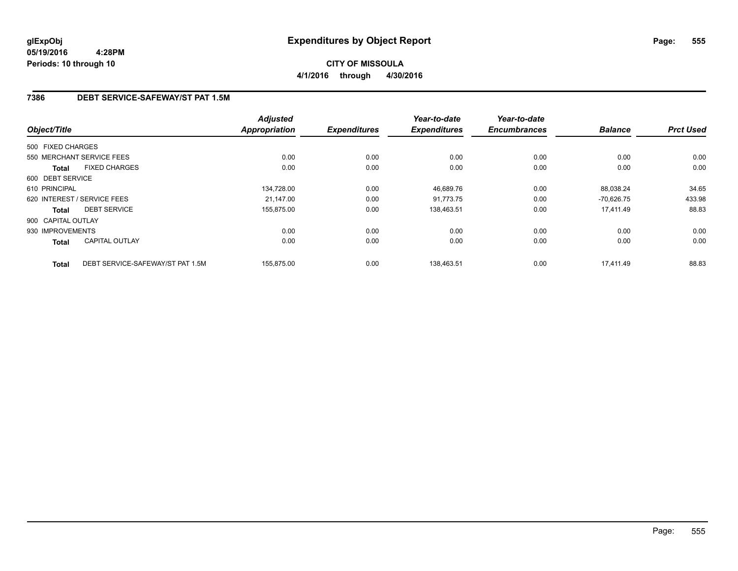**glExpObj**
**05/19/2016 4:28PM**
**Periods: 10 through 10**

# Expenditures by Object Report

**CITY OF MISSOULA**
**4/1/2016 through 4/30/2016**

## 7386 DEBT SERVICE-SAFEWAY/ST PAT 1.5M

| Object/Title | | *Adjusted Appropriation* | *Expenditures* | *Year-to-date Expenditures* | *Year-to-date Encumbrances* | *Balance* | *Prct Used* |
|---|---|---|---|---|---|---|---|
| 500 FIXED CHARGES | | | | | | | |
| 550 MERCHANT SERVICE FEES | | 0.00 | 0.00 | 0.00 | 0.00 | 0.00 | 0.00 |
| **Total** | FIXED CHARGES | 0.00 | 0.00 | 0.00 | 0.00 | 0.00 | 0.00 |
| 600 DEBT SERVICE | | | | | | | |
| 610 PRINCIPAL | | 134,728.00 | 0.00 | 46,689.76 | 0.00 | 88,038.24 | 34.65 |
| 620 INTEREST / SERVICE FEES | | 21,147.00 | 0.00 | 91,773.75 | 0.00 | -70,626.75 | 433.98 |
| **Total** | DEBT SERVICE | 155,875.00 | 0.00 | 138,463.51 | 0.00 | 17,411.49 | 88.83 |
| 900 CAPITAL OUTLAY | | | | | | | |
| 930 IMPROVEMENTS | | 0.00 | 0.00 | 0.00 | 0.00 | 0.00 | 0.00 |
| **Total** | CAPITAL OUTLAY | 0.00 | 0.00 | 0.00 | 0.00 | 0.00 | 0.00 |
| **Total** | DEBT SERVICE-SAFEWAY/ST PAT 1.5M | 155,875.00 | 0.00 | 138,463.51 | 0.00 | 17,411.49 | 88.83 |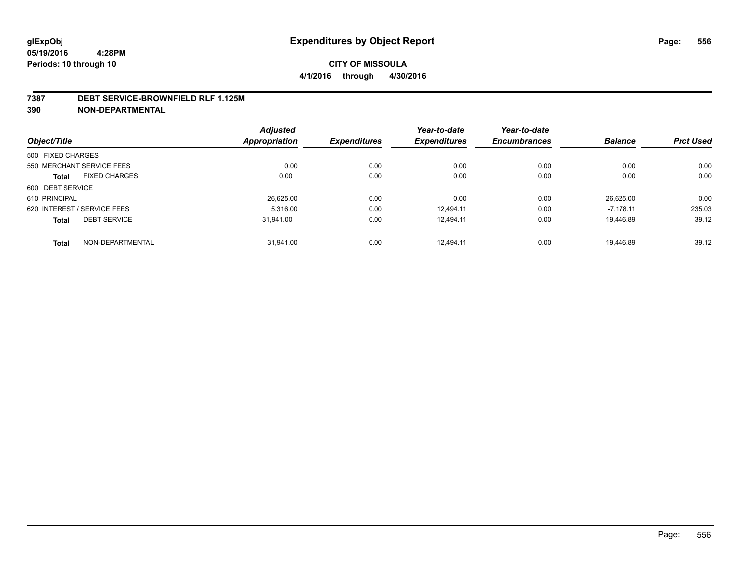glExpObj
05/19/2016 4:28PM
Periods: 10 through 10

# Expenditures by Object Report

**CITY OF MISSOULA**

**4/1/2016 through 4/30/2016**

## 7387 DEBT SERVICE-BROWNFIELD RLF 1.125M
## 390 NON-DEPARTMENTAL

| Object/Title | | Adjusted Appropriation | Expenditures | Year-to-date Expenditures | Year-to-date Encumbrances | Balance | Prct Used |
|---|---|---|---|---|---|---|---|
| 500 FIXED CHARGES | | | | | | | |
| 550 MERCHANT SERVICE FEES | | 0.00 | 0.00 | 0.00 | 0.00 | 0.00 | 0.00 |
| **Total** | FIXED CHARGES | 0.00 | 0.00 | 0.00 | 0.00 | 0.00 | 0.00 |
| 600 DEBT SERVICE | | | | | | | |
| 610 PRINCIPAL | | 26,625.00 | 0.00 | 0.00 | 0.00 | 26,625.00 | 0.00 |
| 620 INTEREST / SERVICE FEES | | 5,316.00 | 0.00 | 12,494.11 | 0.00 | -7,178.11 | 235.03 |
| **Total** | DEBT SERVICE | 31,941.00 | 0.00 | 12,494.11 | 0.00 | 19,446.89 | 39.12 |
| **Total** | NON-DEPARTMENTAL | 31,941.00 | 0.00 | 12,494.11 | 0.00 | 19,446.89 | 39.12 |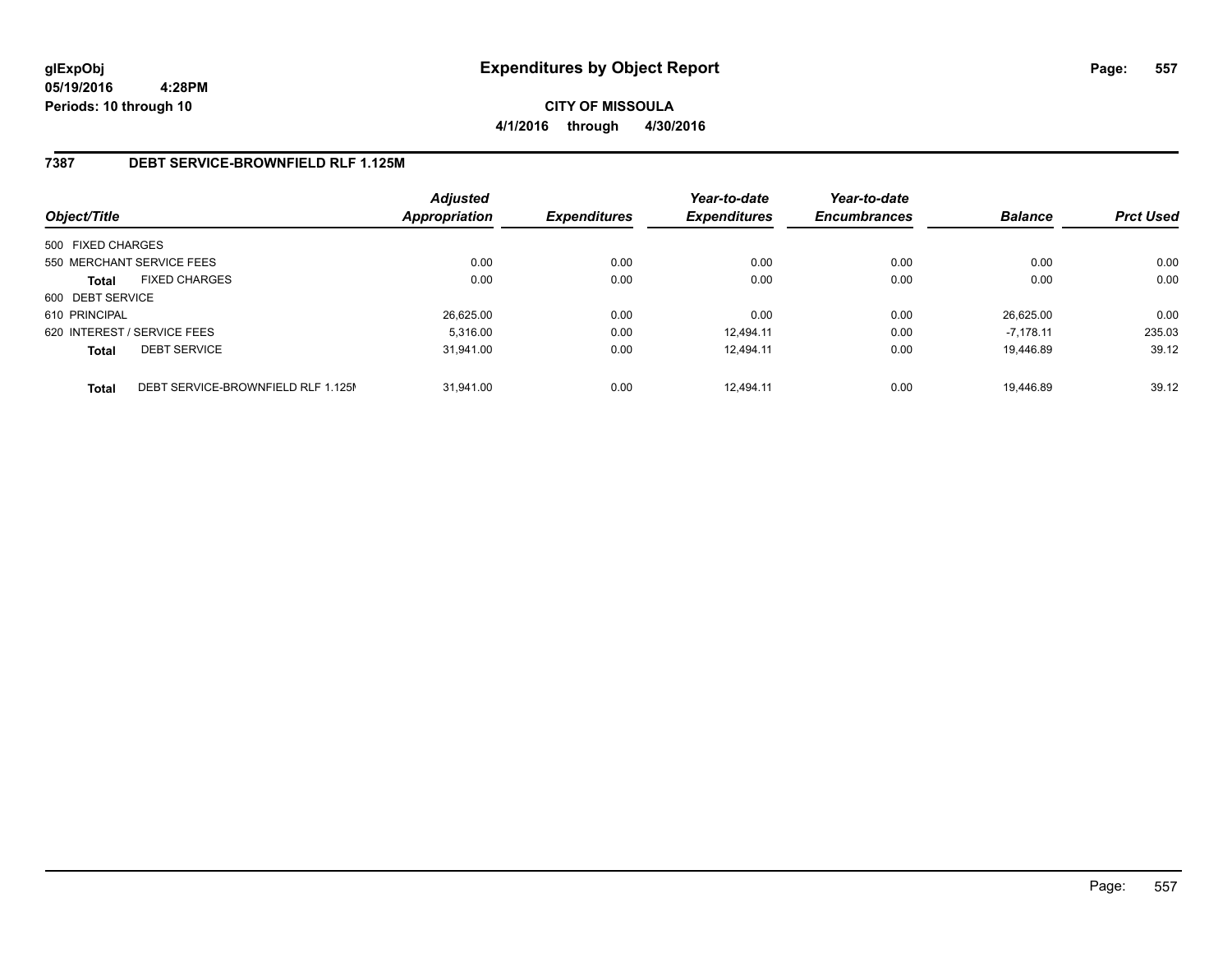# Expenditures by Object Report

glExpObj
05/19/2016 4:28PM
Periods: 10 through 10

**CITY OF MISSOULA**

**4/1/2016 through 4/30/2016**

## 7387 DEBT SERVICE-BROWNFIELD RLF 1.125M

| Object/Title | Adjusted Appropriation | Expenditures | Year-to-date Expenditures | Year-to-date Encumbrances | Balance | Prct Used |
|---|---|---|---|---|---|---|
| 500 FIXED CHARGES | | | | | | |
| 550 MERCHANT SERVICE FEES | 0.00 | 0.00 | 0.00 | 0.00 | 0.00 | 0.00 |
| **Total** FIXED CHARGES | 0.00 | 0.00 | 0.00 | 0.00 | 0.00 | 0.00 |
| 600 DEBT SERVICE | | | | | | |
| 610 PRINCIPAL | 26,625.00 | 0.00 | 0.00 | 0.00 | 26,625.00 | 0.00 |
| 620 INTEREST / SERVICE FEES | 5,316.00 | 0.00 | 12,494.11 | 0.00 | -7,178.11 | 235.03 |
| **Total** DEBT SERVICE | 31,941.00 | 0.00 | 12,494.11 | 0.00 | 19,446.89 | 39.12 |
| **Total** DEBT SERVICE-BROWNFIELD RLF 1.125M | 31,941.00 | 0.00 | 12,494.11 | 0.00 | 19,446.89 | 39.12 |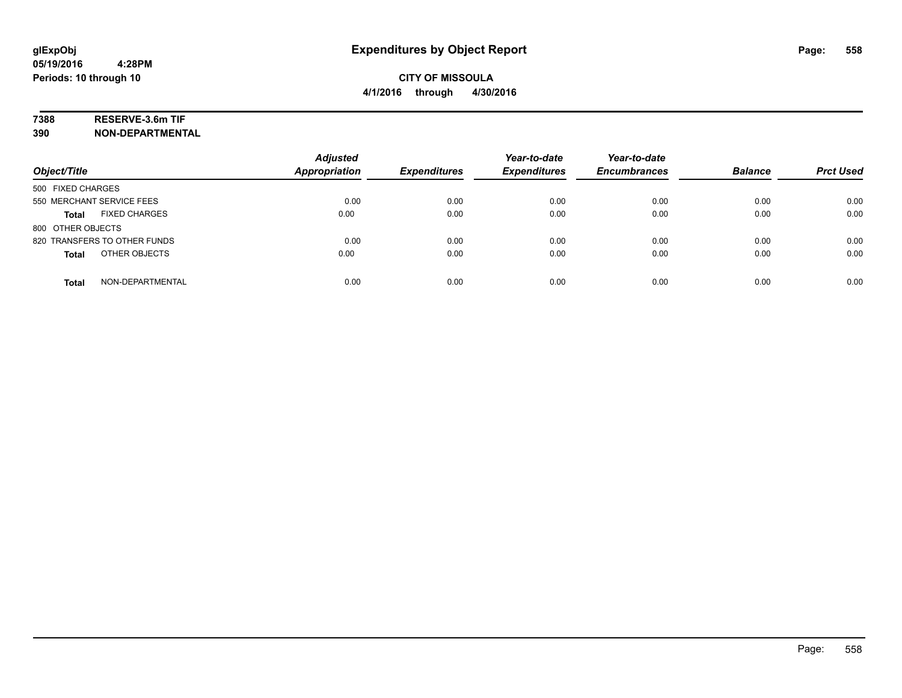# Expenditures by Object Report

glExpObj
05/19/2016 4:28PM
Periods: 10 through 10

**CITY OF MISSOULA**
**4/1/2016 through 4/30/2016**

**7388 RESERVE-3.6m TIF**
**390 NON-DEPARTMENTAL**

| Object/Title | Adjusted Appropriation | Expenditures | Year-to-date Expenditures | Year-to-date Encumbrances | Balance | Prct Used |
|---|---|---|---|---|---|---|
| 500 FIXED CHARGES | | | | | | |
| 550 MERCHANT SERVICE FEES | 0.00 | 0.00 | 0.00 | 0.00 | 0.00 | 0.00 |
| **Total** FIXED CHARGES | 0.00 | 0.00 | 0.00 | 0.00 | 0.00 | 0.00 |
| 800 OTHER OBJECTS | | | | | | |
| 820 TRANSFERS TO OTHER FUNDS | 0.00 | 0.00 | 0.00 | 0.00 | 0.00 | 0.00 |
| **Total** OTHER OBJECTS | 0.00 | 0.00 | 0.00 | 0.00 | 0.00 | 0.00 |
| **Total** NON-DEPARTMENTAL | 0.00 | 0.00 | 0.00 | 0.00 | 0.00 | 0.00 |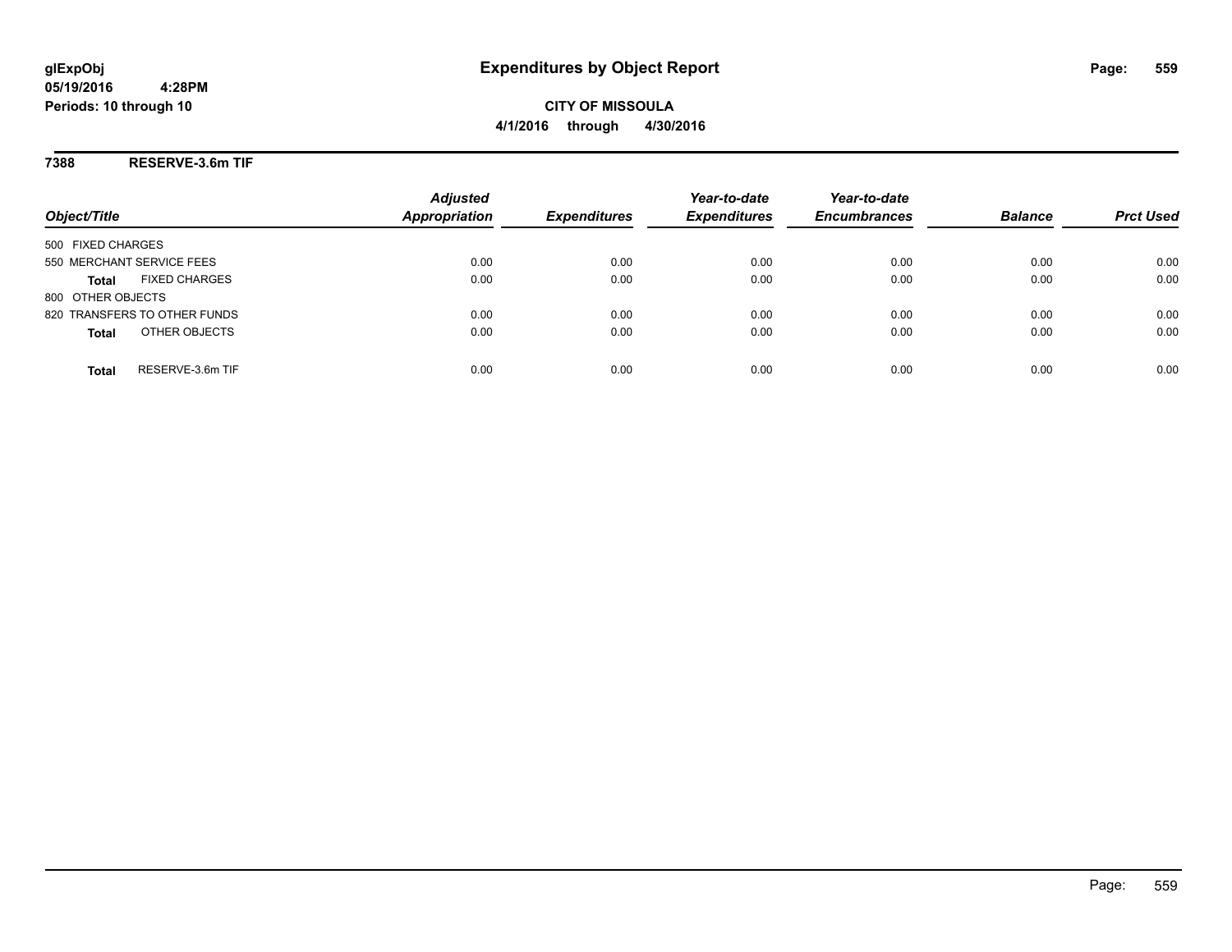# Expenditures by Object Report

glExpObj
05/19/2016 4:28PM
Periods: 10 through 10

**CITY OF MISSOULA**
**4/1/2016 through 4/30/2016**

## 7388 RESERVE-3.6m TIF

| Object/Title | Adjusted Appropriation | Expenditures | Year-to-date Expenditures | Year-to-date Encumbrances | Balance | Prct Used |
|---|---|---|---|---|---|---|
| 500 FIXED CHARGES | | | | | | |
| 550 MERCHANT SERVICE FEES | 0.00 | 0.00 | 0.00 | 0.00 | 0.00 | 0.00 |
| **Total** FIXED CHARGES | 0.00 | 0.00 | 0.00 | 0.00 | 0.00 | 0.00 |
| 800 OTHER OBJECTS | | | | | | |
| 820 TRANSFERS TO OTHER FUNDS | 0.00 | 0.00 | 0.00 | 0.00 | 0.00 | 0.00 |
| **Total** OTHER OBJECTS | 0.00 | 0.00 | 0.00 | 0.00 | 0.00 | 0.00 |
| **Total** RESERVE-3.6m TIF | 0.00 | 0.00 | 0.00 | 0.00 | 0.00 | 0.00 |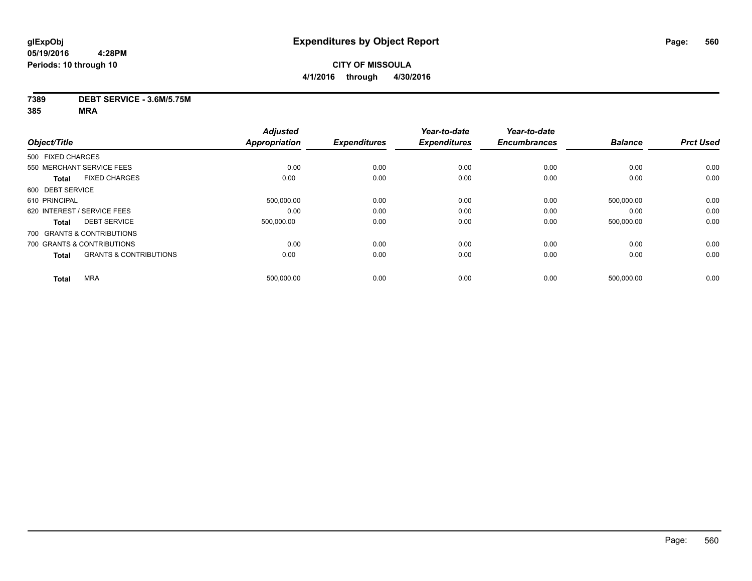# Expenditures by Object Report

glExpObj
05/19/2016 4:28PM
Periods: 10 through 10

**CITY OF MISSOULA**
**4/1/2016 through 4/30/2016**

**7389 DEBT SERVICE - 3.6M/5.75M**
**385 MRA**

| Object/Title | | Adjusted Appropriation | Expenditures | Year-to-date Expenditures | Year-to-date Encumbrances | Balance | Prct Used |
|---|---|---|---|---|---|---|---|
| 500 FIXED CHARGES | | | | | | | |
| 550 MERCHANT SERVICE FEES | | 0.00 | 0.00 | 0.00 | 0.00 | 0.00 | 0.00 |
| **Total** | FIXED CHARGES | 0.00 | 0.00 | 0.00 | 0.00 | 0.00 | 0.00 |
| 600 DEBT SERVICE | | | | | | | |
| 610 PRINCIPAL | | 500,000.00 | 0.00 | 0.00 | 0.00 | 500,000.00 | 0.00 |
| 620 INTEREST / SERVICE FEES | | 0.00 | 0.00 | 0.00 | 0.00 | 0.00 | 0.00 |
| **Total** | DEBT SERVICE | 500,000.00 | 0.00 | 0.00 | 0.00 | 500,000.00 | 0.00 |
| 700 GRANTS & CONTRIBUTIONS | | | | | | | |
| 700 GRANTS & CONTRIBUTIONS | | 0.00 | 0.00 | 0.00 | 0.00 | 0.00 | 0.00 |
| **Total** | GRANTS & CONTRIBUTIONS | 0.00 | 0.00 | 0.00 | 0.00 | 0.00 | 0.00 |
| **Total** | MRA | 500,000.00 | 0.00 | 0.00 | 0.00 | 500,000.00 | 0.00 |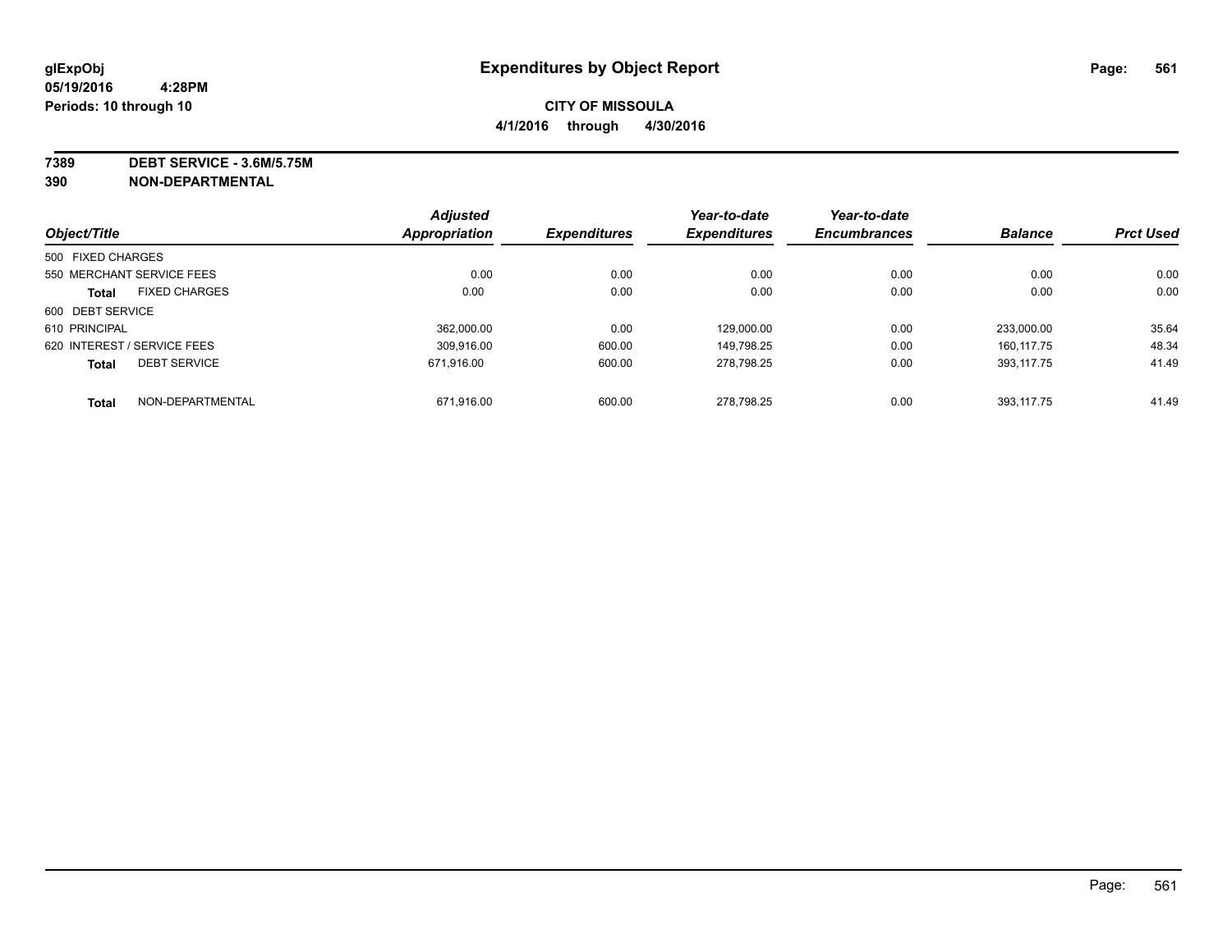# Expenditures by Object Report

glExpObj
05/19/2016 4:28PM
Periods: 10 through 10

**CITY OF MISSOULA**
**4/1/2016 through 4/30/2016**

**7389 DEBT SERVICE - 3.6M/5.75M**
**390 NON-DEPARTMENTAL**

| Object/Title | Adjusted Appropriation | Expenditures | Year-to-date Expenditures | Year-to-date Encumbrances | Balance | Prct Used |
|---|---|---|---|---|---|---|
| 500 FIXED CHARGES | | | | | | |
| 550 MERCHANT SERVICE FEES | 0.00 | 0.00 | 0.00 | 0.00 | 0.00 | 0.00 |
| **Total** FIXED CHARGES | 0.00 | 0.00 | 0.00 | 0.00 | 0.00 | 0.00 |
| 600 DEBT SERVICE | | | | | | |
| 610 PRINCIPAL | 362,000.00 | 0.00 | 129,000.00 | 0.00 | 233,000.00 | 35.64 |
| 620 INTEREST / SERVICE FEES | 309,916.00 | 600.00 | 149,798.25 | 0.00 | 160,117.75 | 48.34 |
| **Total** DEBT SERVICE | 671,916.00 | 600.00 | 278,798.25 | 0.00 | 393,117.75 | 41.49 |
| **Total** NON-DEPARTMENTAL | 671,916.00 | 600.00 | 278,798.25 | 0.00 | 393,117.75 | 41.49 |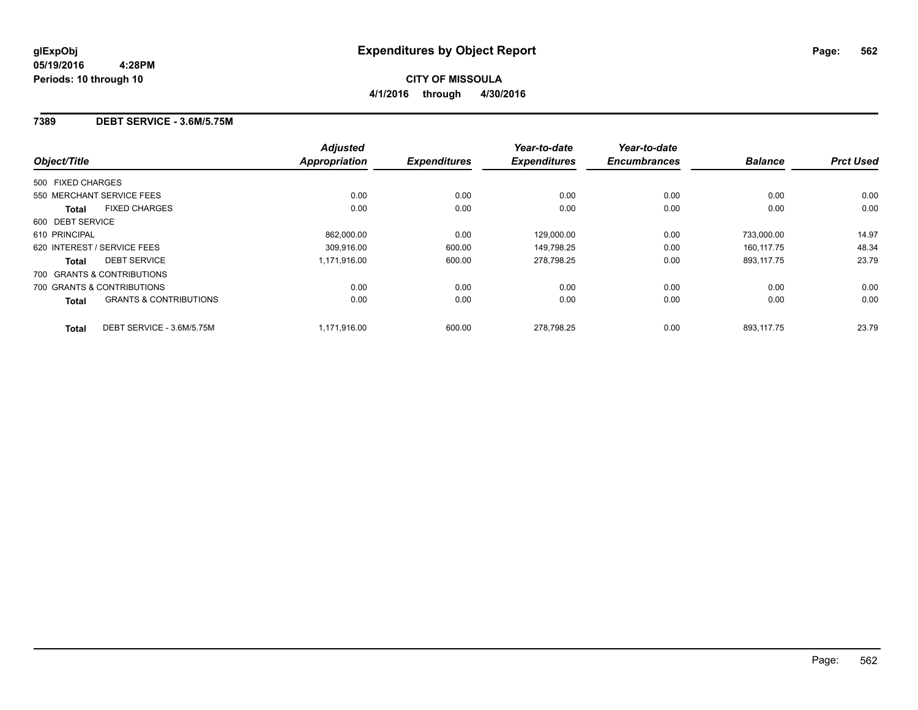**glExpObj**
**05/19/2016 4:28PM**
**Periods: 10 through 10**

# Expenditures by Object Report

**CITY OF MISSOULA**
**4/1/2016 through 4/30/2016**

## 7389 DEBT SERVICE - 3.6M/5.75M

| Object/Title | | Adjusted Appropriation | Expenditures | Year-to-date Expenditures | Year-to-date Encumbrances | Balance | Prct Used |
|---|---|---|---|---|---|---|---|
| 500 FIXED CHARGES | | | | | | | |
| 550 MERCHANT SERVICE FEES | | 0.00 | 0.00 | 0.00 | 0.00 | 0.00 | 0.00 |
| **Total** | FIXED CHARGES | 0.00 | 0.00 | 0.00 | 0.00 | 0.00 | 0.00 |
| 600 DEBT SERVICE | | | | | | | |
| 610 PRINCIPAL | | 862,000.00 | 0.00 | 129,000.00 | 0.00 | 733,000.00 | 14.97 |
| 620 INTEREST / SERVICE FEES | | 309,916.00 | 600.00 | 149,798.25 | 0.00 | 160,117.75 | 48.34 |
| **Total** | DEBT SERVICE | 1,171,916.00 | 600.00 | 278,798.25 | 0.00 | 893,117.75 | 23.79 |
| 700 GRANTS & CONTRIBUTIONS | | | | | | | |
| 700 GRANTS & CONTRIBUTIONS | | 0.00 | 0.00 | 0.00 | 0.00 | 0.00 | 0.00 |
| **Total** | GRANTS & CONTRIBUTIONS | 0.00 | 0.00 | 0.00 | 0.00 | 0.00 | 0.00 |
| **Total** | DEBT SERVICE - 3.6M/5.75M | 1,171,916.00 | 600.00 | 278,798.25 | 0.00 | 893,117.75 | 23.79 |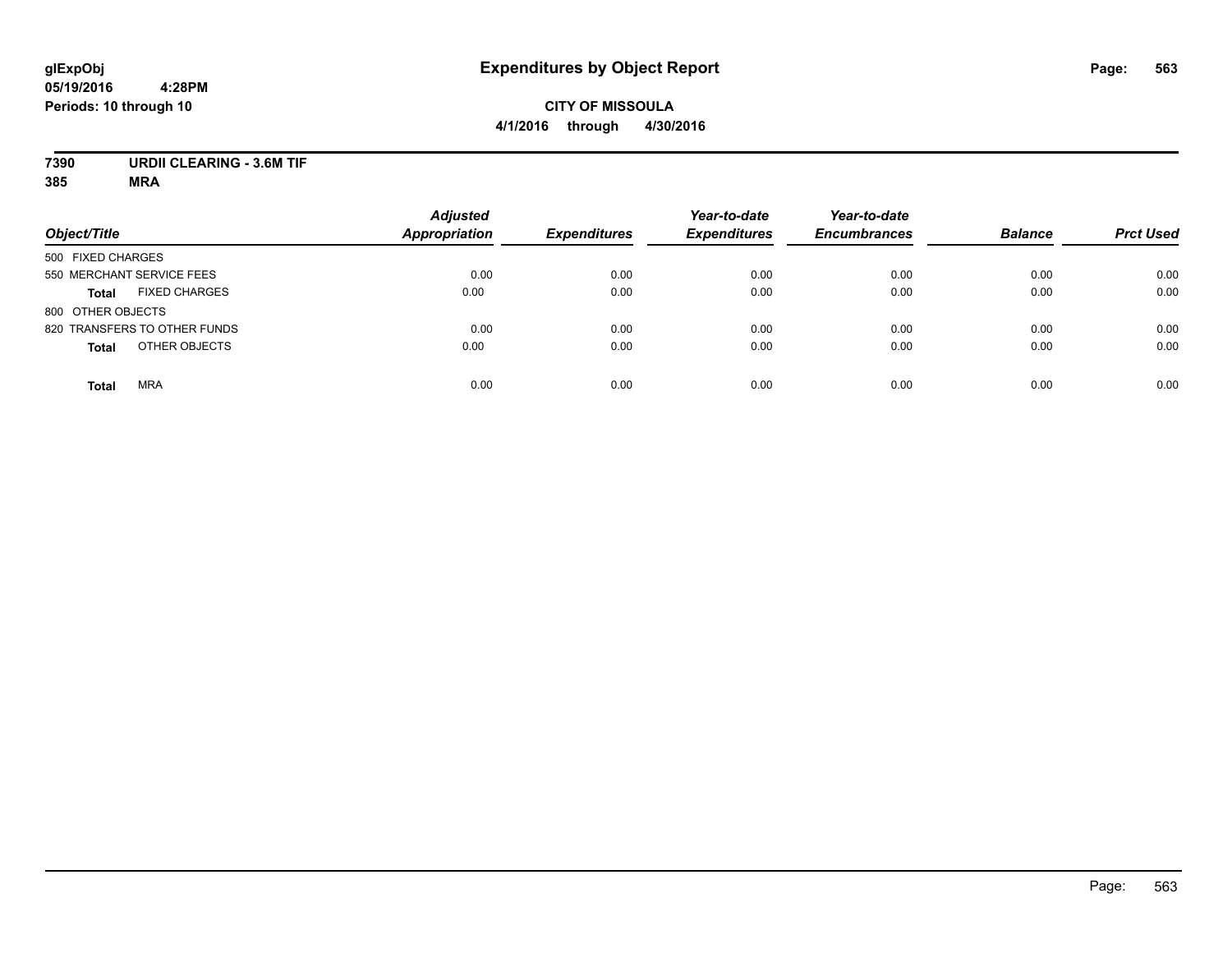**glExpObj**
**05/19/2016 4:28PM**
**Periods: 10 through 10**

# Expenditures by Object Report

**CITY OF MISSOULA**
**4/1/2016 through 4/30/2016**

**7390 URDII CLEARING - 3.6M TIF**
**385 MRA**

| Object/Title | Adjusted Appropriation | Expenditures | Year-to-date Expenditures | Year-to-date Encumbrances | Balance | Prct Used |
|---|---|---|---|---|---|---|
| 500 FIXED CHARGES | | | | | | |
| 550 MERCHANT SERVICE FEES | 0.00 | 0.00 | 0.00 | 0.00 | 0.00 | 0.00 |
| **Total** FIXED CHARGES | 0.00 | 0.00 | 0.00 | 0.00 | 0.00 | 0.00 |
| 800 OTHER OBJECTS | | | | | | |
| 820 TRANSFERS TO OTHER FUNDS | 0.00 | 0.00 | 0.00 | 0.00 | 0.00 | 0.00 |
| **Total** OTHER OBJECTS | 0.00 | 0.00 | 0.00 | 0.00 | 0.00 | 0.00 |
| **Total** MRA | 0.00 | 0.00 | 0.00 | 0.00 | 0.00 | 0.00 |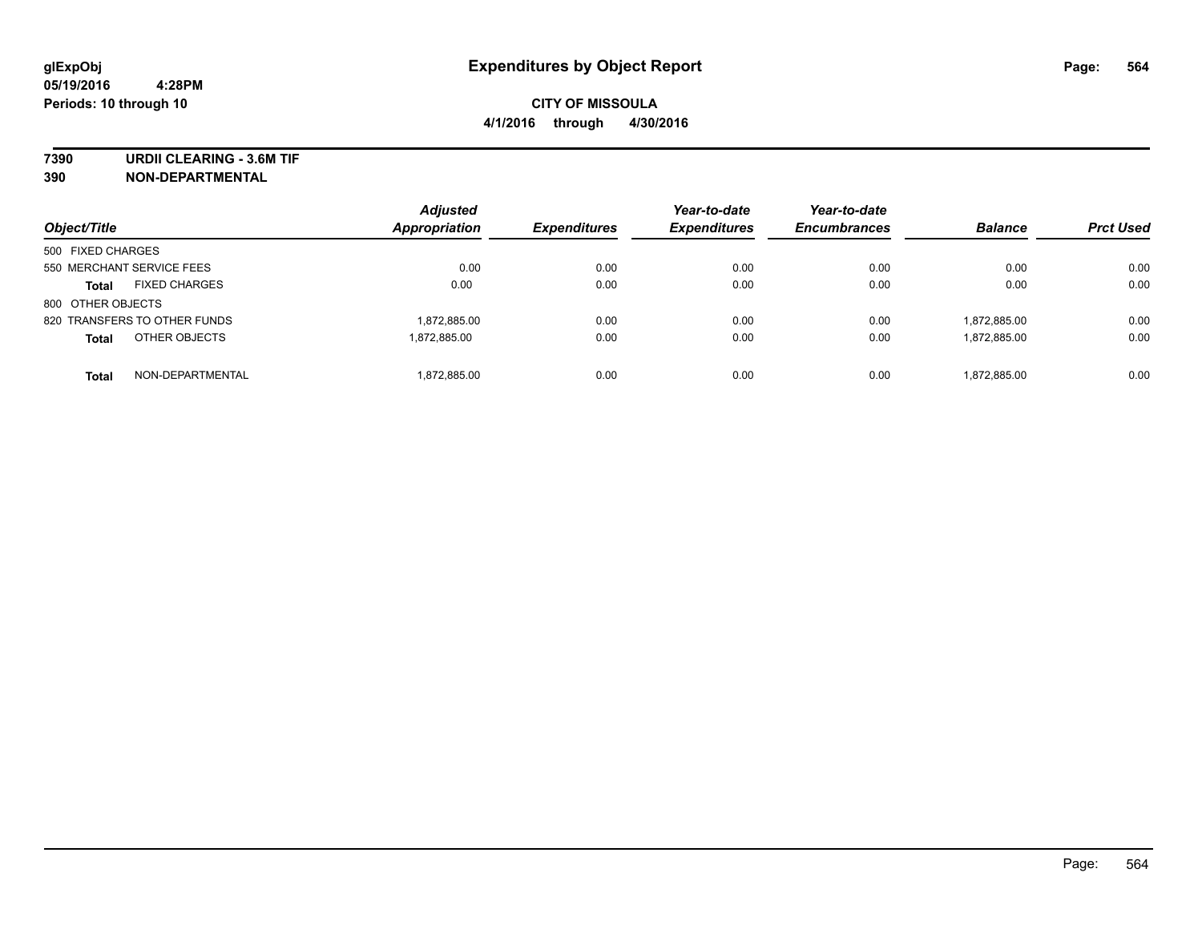# Expenditures by Object Report

glExpObj
05/19/2016 4:28PM
Periods: 10 through 10

**CITY OF MISSOULA**
**4/1/2016 through 4/30/2016**

**7390 URDII CLEARING - 3.6M TIF**
**390 NON-DEPARTMENTAL**

| Object/Title | Adjusted Appropriation | Expenditures | Year-to-date Expenditures | Year-to-date Encumbrances | Balance | Prct Used |
|---|---|---|---|---|---|---|
| 500 FIXED CHARGES | | | | | | |
| 550 MERCHANT SERVICE FEES | 0.00 | 0.00 | 0.00 | 0.00 | 0.00 | 0.00 |
| **Total** FIXED CHARGES | 0.00 | 0.00 | 0.00 | 0.00 | 0.00 | 0.00 |
| 800 OTHER OBJECTS | | | | | | |
| 820 TRANSFERS TO OTHER FUNDS | 1,872,885.00 | 0.00 | 0.00 | 0.00 | 1,872,885.00 | 0.00 |
| **Total** OTHER OBJECTS | 1,872,885.00 | 0.00 | 0.00 | 0.00 | 1,872,885.00 | 0.00 |
| **Total** NON-DEPARTMENTAL | 1,872,885.00 | 0.00 | 0.00 | 0.00 | 1,872,885.00 | 0.00 |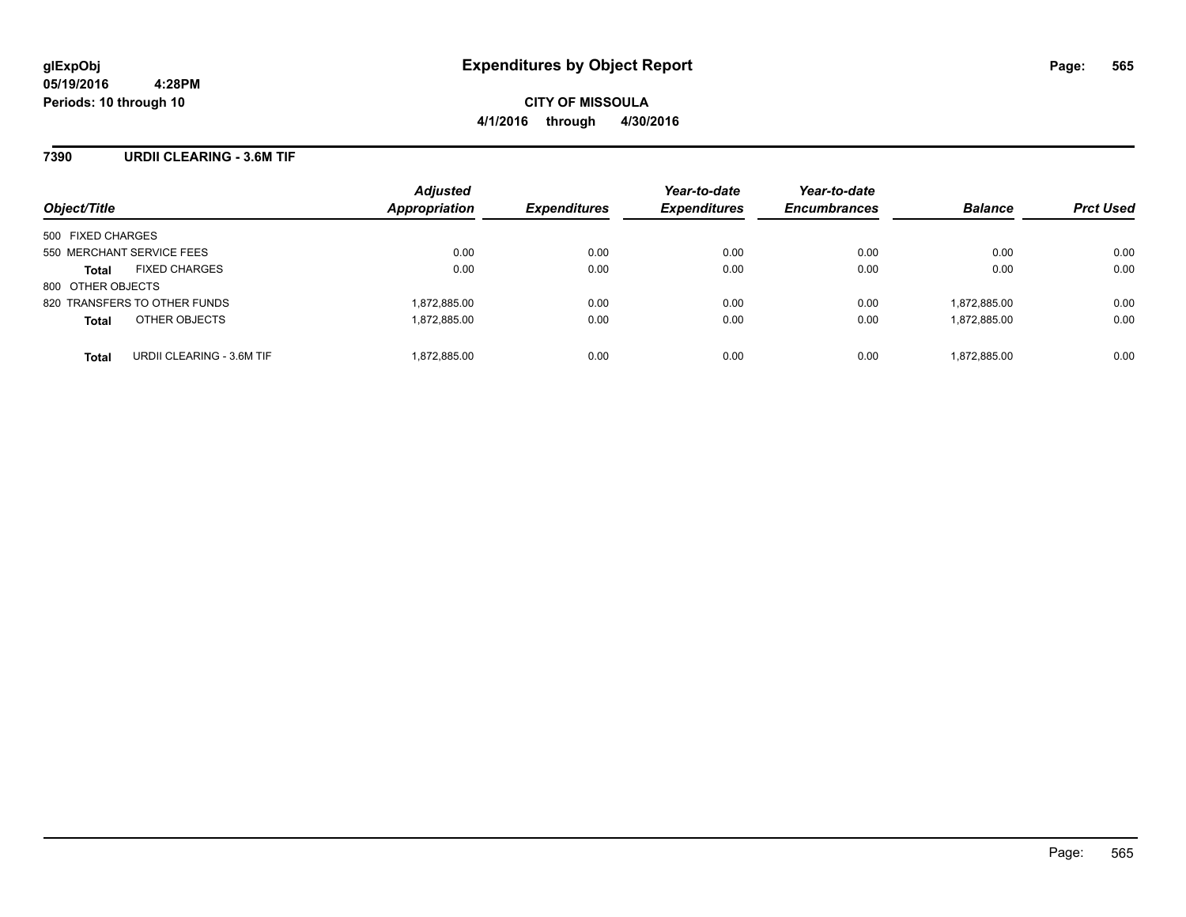# Expenditures by Object Report

glExpObj
05/19/2016 4:28PM
Periods: 10 through 10

**CITY OF MISSOULA**
**4/1/2016 through 4/30/2016**

## 7390 URDII CLEARING - 3.6M TIF

| Object/Title | Adjusted Appropriation | Expenditures | Year-to-date Expenditures | Year-to-date Encumbrances | Balance | Prct Used |
|---|---|---|---|---|---|---|
| 500 FIXED CHARGES | | | | | | |
| 550 MERCHANT SERVICE FEES | 0.00 | 0.00 | 0.00 | 0.00 | 0.00 | 0.00 |
| **Total** FIXED CHARGES | 0.00 | 0.00 | 0.00 | 0.00 | 0.00 | 0.00 |
| 800 OTHER OBJECTS | | | | | | |
| 820 TRANSFERS TO OTHER FUNDS | 1,872,885.00 | 0.00 | 0.00 | 0.00 | 1,872,885.00 | 0.00 |
| **Total** OTHER OBJECTS | 1,872,885.00 | 0.00 | 0.00 | 0.00 | 1,872,885.00 | 0.00 |
| **Total** URDII CLEARING - 3.6M TIF | 1,872,885.00 | 0.00 | 0.00 | 0.00 | 1,872,885.00 | 0.00 |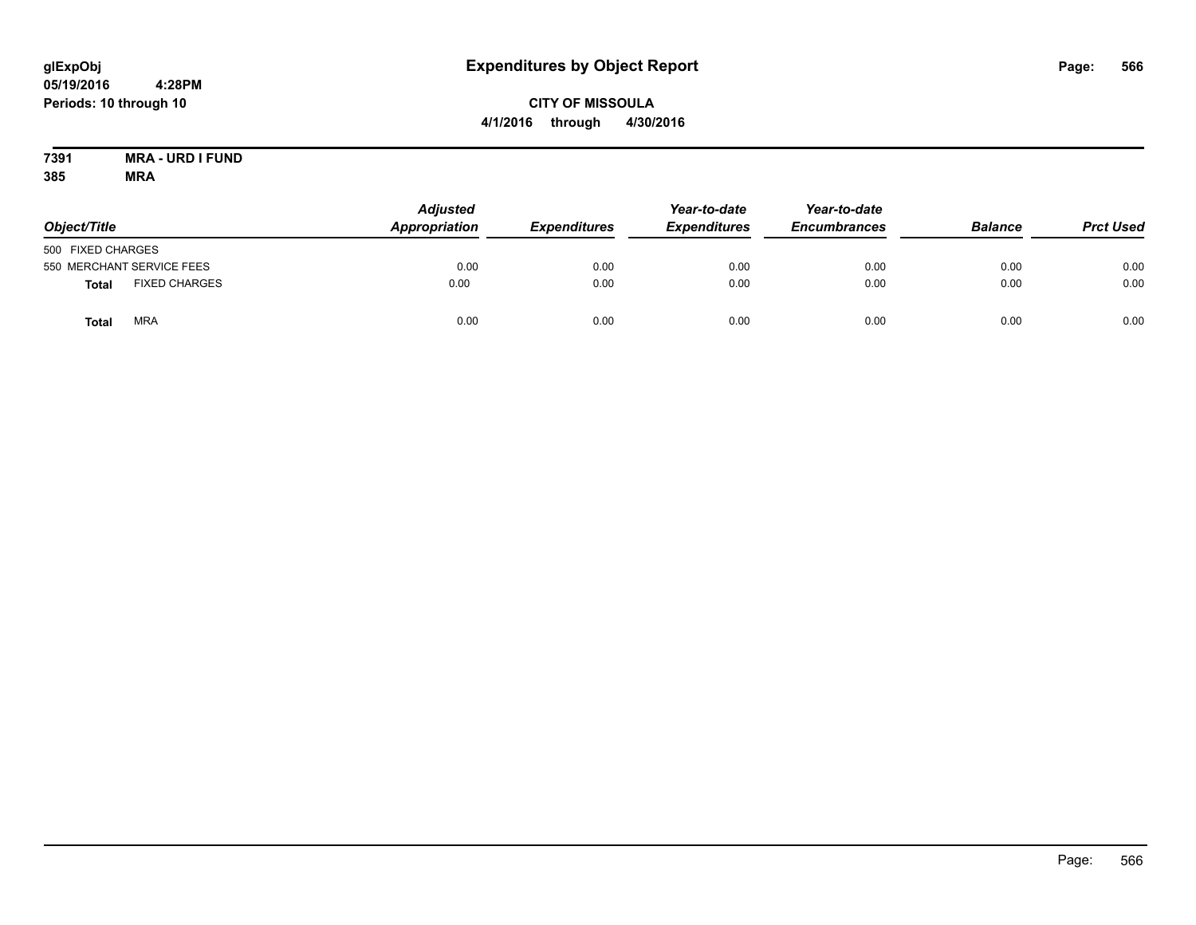# Expenditures by Object Report

glExpObj
05/19/2016 4:28PM
Periods: 10 through 10

**CITY OF MISSOULA**
**4/1/2016 through 4/30/2016**

**7391 MRA - URD I FUND**
**385 MRA**

| Object/Title | Adjusted Appropriation | Expenditures | Year-to-date Expenditures | Year-to-date Encumbrances | Balance | Prct Used |
|---|---|---|---|---|---|---|
| 500 FIXED CHARGES | | | | | | |
| 550 MERCHANT SERVICE FEES | 0.00 | 0.00 | 0.00 | 0.00 | 0.00 | 0.00 |
| **Total** FIXED CHARGES | 0.00 | 0.00 | 0.00 | 0.00 | 0.00 | 0.00 |
| **Total** MRA | 0.00 | 0.00 | 0.00 | 0.00 | 0.00 | 0.00 |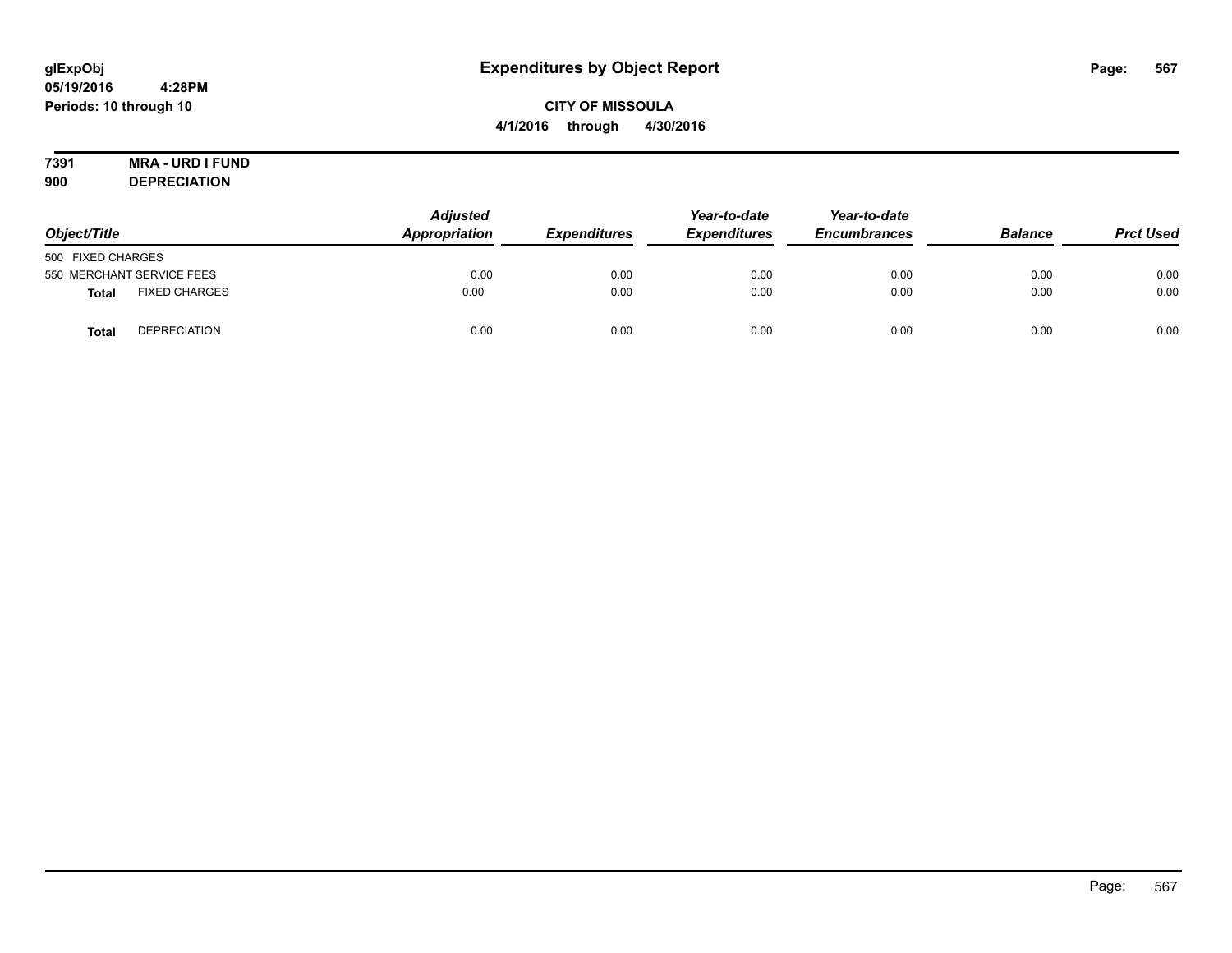glExpObj
05/19/2016 4:28PM
Periods: 10 through 10

# Expenditures by Object Report

**CITY OF MISSOULA**
**4/1/2016 through 4/30/2016**

**7391 MRA - URD I FUND**
**900 DEPRECIATION**

| Object/Title | Adjusted Appropriation | Expenditures | Year-to-date Expenditures | Year-to-date Encumbrances | Balance | Prct Used |
|---|---|---|---|---|---|---|
| 500 FIXED CHARGES | | | | | | |
| 550 MERCHANT SERVICE FEES | 0.00 | 0.00 | 0.00 | 0.00 | 0.00 | 0.00 |
| **Total** FIXED CHARGES | 0.00 | 0.00 | 0.00 | 0.00 | 0.00 | 0.00 |
| **Total** DEPRECIATION | 0.00 | 0.00 | 0.00 | 0.00 | 0.00 | 0.00 |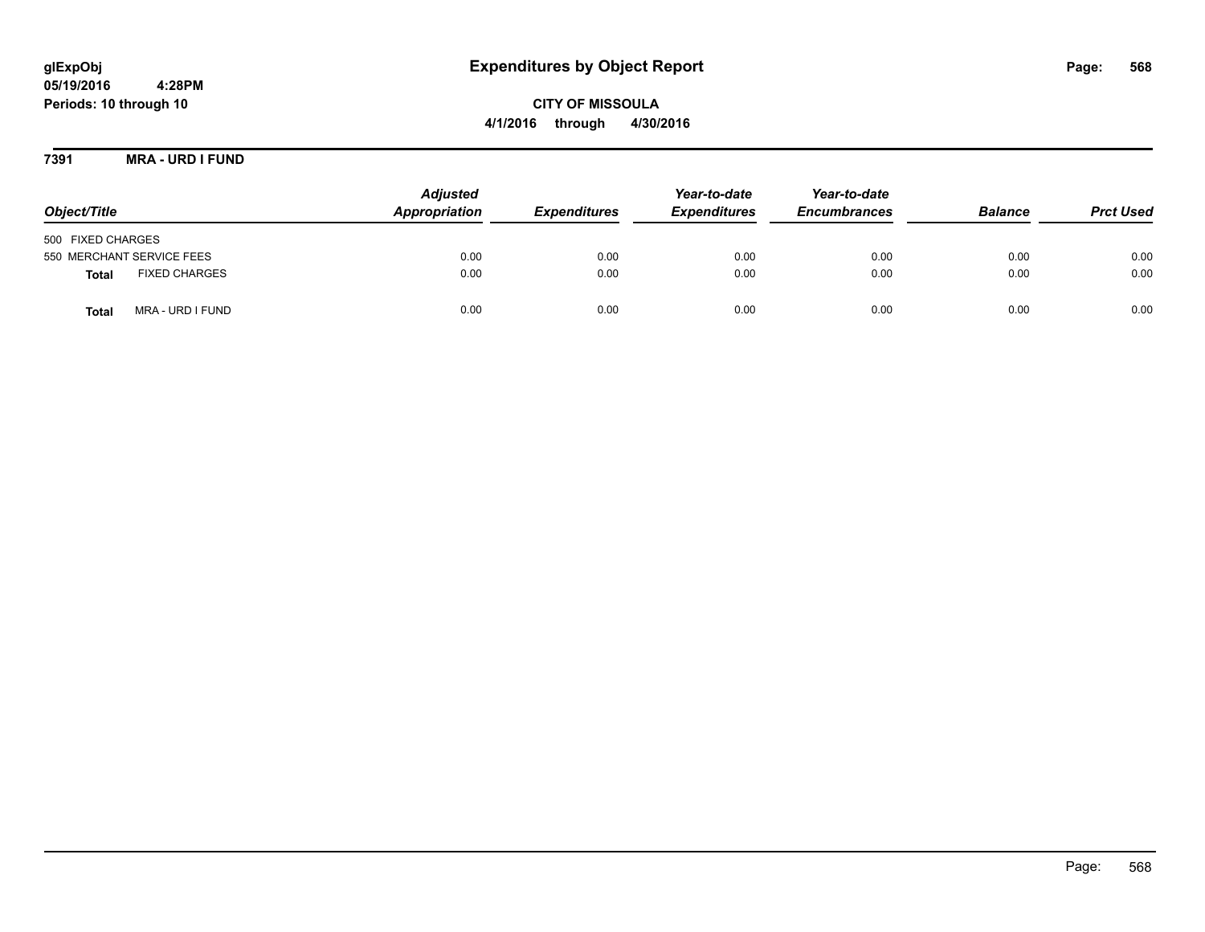# Expenditures by Object Report

**glExpObj**
**05/19/2016 4:28PM**
**Periods: 10 through 10**

**CITY OF MISSOULA**
**4/1/2016 through 4/30/2016**

**7391 MRA - URD I FUND**

| Object/Title | Adjusted Appropriation | Expenditures | Year-to-date Expenditures | Year-to-date Encumbrances | Balance | Prct Used |
|---|---|---|---|---|---|---|
| 500 FIXED CHARGES | | | | | | |
| 550 MERCHANT SERVICE FEES | 0.00 | 0.00 | 0.00 | 0.00 | 0.00 | 0.00 |
| **Total** FIXED CHARGES | 0.00 | 0.00 | 0.00 | 0.00 | 0.00 | 0.00 |
| **Total** MRA - URD I FUND | 0.00 | 0.00 | 0.00 | 0.00 | 0.00 | 0.00 |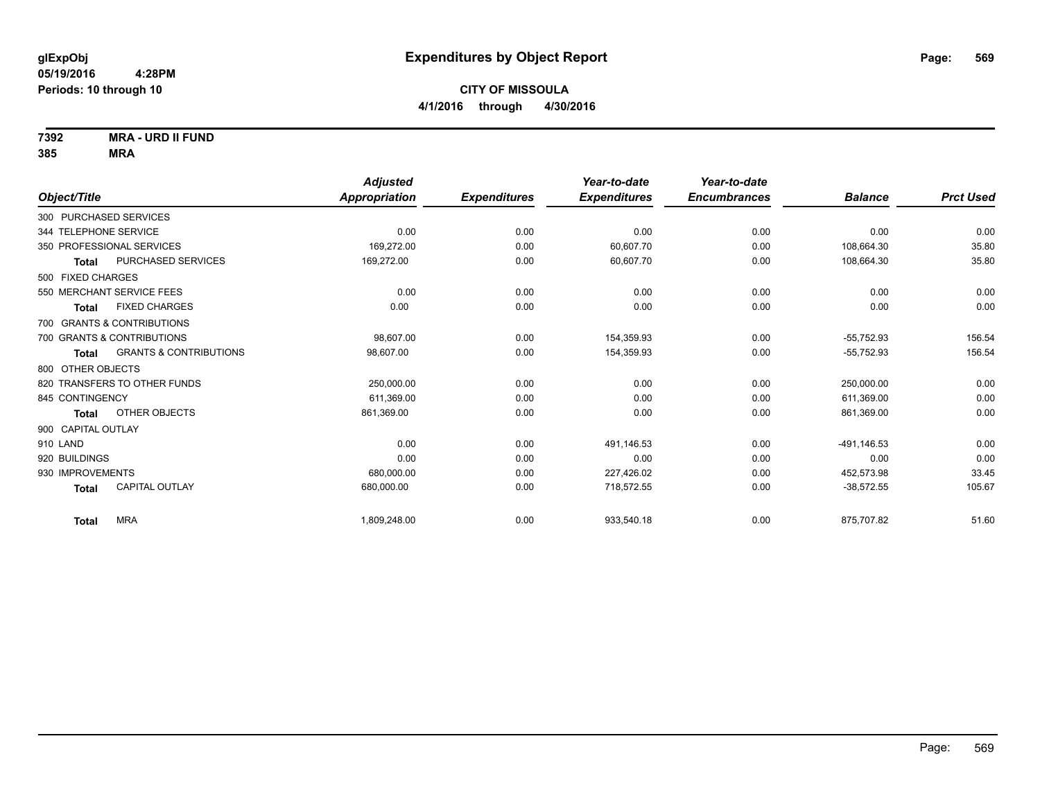glExpObj
05/19/2016 4:28PM
Periods: 10 through 10

# Expenditures by Object Report

**CITY OF MISSOULA**
**4/1/2016 through 4/30/2016**

**7392 MRA - URD II FUND**
**385 MRA**

| Object/Title | Adjusted Appropriation | Expenditures | Year-to-date Expenditures | Year-to-date Encumbrances | Balance | Prct Used |
|---|---|---|---|---|---|---|
| 300 PURCHASED SERVICES | | | | | | |
| 344 TELEPHONE SERVICE | 0.00 | 0.00 | 0.00 | 0.00 | 0.00 | 0.00 |
| 350 PROFESSIONAL SERVICES | 169,272.00 | 0.00 | 60,607.70 | 0.00 | 108,664.30 | 35.80 |
| **Total** PURCHASED SERVICES | 169,272.00 | 0.00 | 60,607.70 | 0.00 | 108,664.30 | 35.80 |
| 500 FIXED CHARGES | | | | | | |
| 550 MERCHANT SERVICE FEES | 0.00 | 0.00 | 0.00 | 0.00 | 0.00 | 0.00 |
| **Total** FIXED CHARGES | 0.00 | 0.00 | 0.00 | 0.00 | 0.00 | 0.00 |
| 700 GRANTS & CONTRIBUTIONS | | | | | | |
| 700 GRANTS & CONTRIBUTIONS | 98,607.00 | 0.00 | 154,359.93 | 0.00 | -55,752.93 | 156.54 |
| **Total** GRANTS & CONTRIBUTIONS | 98,607.00 | 0.00 | 154,359.93 | 0.00 | -55,752.93 | 156.54 |
| 800 OTHER OBJECTS | | | | | | |
| 820 TRANSFERS TO OTHER FUNDS | 250,000.00 | 0.00 | 0.00 | 0.00 | 250,000.00 | 0.00 |
| 845 CONTINGENCY | 611,369.00 | 0.00 | 0.00 | 0.00 | 611,369.00 | 0.00 |
| **Total** OTHER OBJECTS | 861,369.00 | 0.00 | 0.00 | 0.00 | 861,369.00 | 0.00 |
| 900 CAPITAL OUTLAY | | | | | | |
| 910 LAND | 0.00 | 0.00 | 491,146.53 | 0.00 | -491,146.53 | 0.00 |
| 920 BUILDINGS | 0.00 | 0.00 | 0.00 | 0.00 | 0.00 | 0.00 |
| 930 IMPROVEMENTS | 680,000.00 | 0.00 | 227,426.02 | 0.00 | 452,573.98 | 33.45 |
| **Total** CAPITAL OUTLAY | 680,000.00 | 0.00 | 718,572.55 | 0.00 | -38,572.55 | 105.67 |
| **Total** MRA | 1,809,248.00 | 0.00 | 933,540.18 | 0.00 | 875,707.82 | 51.60 |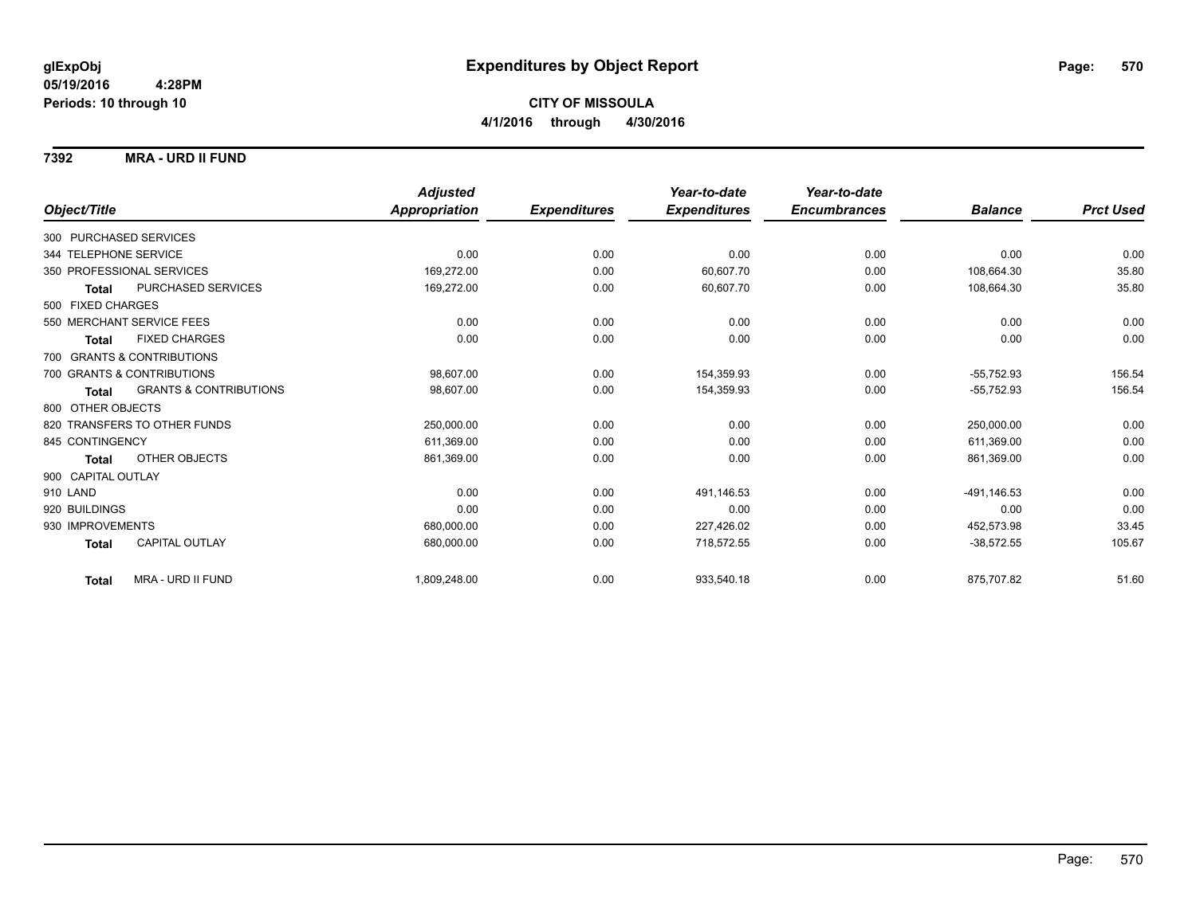# Expenditures by Object Report

glExpObj
05/19/2016 4:28PM
Periods: 10 through 10

**CITY OF MISSOULA**
**4/1/2016 through 4/30/2016**

**7392 MRA - URD II FUND**

| Object/Title | Adjusted Appropriation | Expenditures | Year-to-date Expenditures | Year-to-date Encumbrances | Balance | Prct Used |
|---|---|---|---|---|---|---|
| 300 PURCHASED SERVICES | | | | | | |
| 344 TELEPHONE SERVICE | 0.00 | 0.00 | 0.00 | 0.00 | 0.00 | 0.00 |
| 350 PROFESSIONAL SERVICES | 169,272.00 | 0.00 | 60,607.70 | 0.00 | 108,664.30 | 35.80 |
| **Total** PURCHASED SERVICES | 169,272.00 | 0.00 | 60,607.70 | 0.00 | 108,664.30 | 35.80 |
| 500 FIXED CHARGES | | | | | | |
| 550 MERCHANT SERVICE FEES | 0.00 | 0.00 | 0.00 | 0.00 | 0.00 | 0.00 |
| **Total** FIXED CHARGES | 0.00 | 0.00 | 0.00 | 0.00 | 0.00 | 0.00 |
| 700 GRANTS & CONTRIBUTIONS | | | | | | |
| 700 GRANTS & CONTRIBUTIONS | 98,607.00 | 0.00 | 154,359.93 | 0.00 | -55,752.93 | 156.54 |
| **Total** GRANTS & CONTRIBUTIONS | 98,607.00 | 0.00 | 154,359.93 | 0.00 | -55,752.93 | 156.54 |
| 800 OTHER OBJECTS | | | | | | |
| 820 TRANSFERS TO OTHER FUNDS | 250,000.00 | 0.00 | 0.00 | 0.00 | 250,000.00 | 0.00 |
| 845 CONTINGENCY | 611,369.00 | 0.00 | 0.00 | 0.00 | 611,369.00 | 0.00 |
| **Total** OTHER OBJECTS | 861,369.00 | 0.00 | 0.00 | 0.00 | 861,369.00 | 0.00 |
| 900 CAPITAL OUTLAY | | | | | | |
| 910 LAND | 0.00 | 0.00 | 491,146.53 | 0.00 | -491,146.53 | 0.00 |
| 920 BUILDINGS | 0.00 | 0.00 | 0.00 | 0.00 | 0.00 | 0.00 |
| 930 IMPROVEMENTS | 680,000.00 | 0.00 | 227,426.02 | 0.00 | 452,573.98 | 33.45 |
| **Total** CAPITAL OUTLAY | 680,000.00 | 0.00 | 718,572.55 | 0.00 | -38,572.55 | 105.67 |
| **Total** MRA - URD II FUND | 1,809,248.00 | 0.00 | 933,540.18 | 0.00 | 875,707.82 | 51.60 |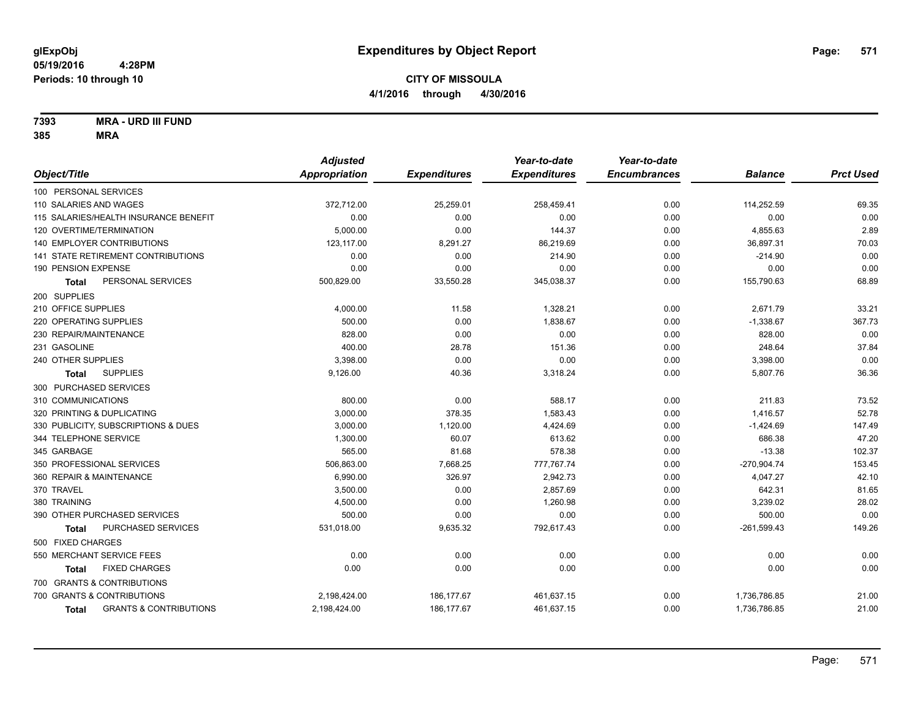**glExpObj**
**05/19/2016 4:28PM**
**Periods: 10 through 10**

# Expenditures by Object Report

**CITY OF MISSOULA**
**4/1/2016 through 4/30/2016**

**7393 MRA - URD III FUND**
**385 MRA**

| Object/Title | Adjusted Appropriation | Expenditures | Year-to-date Expenditures | Year-to-date Encumbrances | Balance | Prct Used |
|---|---|---|---|---|---|---|
| 100 PERSONAL SERVICES | | | | | | |
| 110 SALARIES AND WAGES | 372,712.00 | 25,259.01 | 258,459.41 | 0.00 | 114,252.59 | 69.35 |
| 115 SALARIES/HEALTH INSURANCE BENEFIT | 0.00 | 0.00 | 0.00 | 0.00 | 0.00 | 0.00 |
| 120 OVERTIME/TERMINATION | 5,000.00 | 0.00 | 144.37 | 0.00 | 4,855.63 | 2.89 |
| 140 EMPLOYER CONTRIBUTIONS | 123,117.00 | 8,291.27 | 86,219.69 | 0.00 | 36,897.31 | 70.03 |
| 141 STATE RETIREMENT CONTRIBUTIONS | 0.00 | 0.00 | 214.90 | 0.00 | -214.90 | 0.00 |
| 190 PENSION EXPENSE | 0.00 | 0.00 | 0.00 | 0.00 | 0.00 | 0.00 |
| **Total** PERSONAL SERVICES | 500,829.00 | 33,550.28 | 345,038.37 | 0.00 | 155,790.63 | 68.89 |
| 200 SUPPLIES | | | | | | |
| 210 OFFICE SUPPLIES | 4,000.00 | 11.58 | 1,328.21 | 0.00 | 2,671.79 | 33.21 |
| 220 OPERATING SUPPLIES | 500.00 | 0.00 | 1,838.67 | 0.00 | -1,338.67 | 367.73 |
| 230 REPAIR/MAINTENANCE | 828.00 | 0.00 | 0.00 | 0.00 | 828.00 | 0.00 |
| 231 GASOLINE | 400.00 | 28.78 | 151.36 | 0.00 | 248.64 | 37.84 |
| 240 OTHER SUPPLIES | 3,398.00 | 0.00 | 0.00 | 0.00 | 3,398.00 | 0.00 |
| **Total** SUPPLIES | 9,126.00 | 40.36 | 3,318.24 | 0.00 | 5,807.76 | 36.36 |
| 300 PURCHASED SERVICES | | | | | | |
| 310 COMMUNICATIONS | 800.00 | 0.00 | 588.17 | 0.00 | 211.83 | 73.52 |
| 320 PRINTING & DUPLICATING | 3,000.00 | 378.35 | 1,583.43 | 0.00 | 1,416.57 | 52.78 |
| 330 PUBLICITY, SUBSCRIPTIONS & DUES | 3,000.00 | 1,120.00 | 4,424.69 | 0.00 | -1,424.69 | 147.49 |
| 344 TELEPHONE SERVICE | 1,300.00 | 60.07 | 613.62 | 0.00 | 686.38 | 47.20 |
| 345 GARBAGE | 565.00 | 81.68 | 578.38 | 0.00 | -13.38 | 102.37 |
| 350 PROFESSIONAL SERVICES | 506,863.00 | 7,668.25 | 777,767.74 | 0.00 | -270,904.74 | 153.45 |
| 360 REPAIR & MAINTENANCE | 6,990.00 | 326.97 | 2,942.73 | 0.00 | 4,047.27 | 42.10 |
| 370 TRAVEL | 3,500.00 | 0.00 | 2,857.69 | 0.00 | 642.31 | 81.65 |
| 380 TRAINING | 4,500.00 | 0.00 | 1,260.98 | 0.00 | 3,239.02 | 28.02 |
| 390 OTHER PURCHASED SERVICES | 500.00 | 0.00 | 0.00 | 0.00 | 500.00 | 0.00 |
| **Total** PURCHASED SERVICES | 531,018.00 | 9,635.32 | 792,617.43 | 0.00 | -261,599.43 | 149.26 |
| 500 FIXED CHARGES | | | | | | |
| 550 MERCHANT SERVICE FEES | 0.00 | 0.00 | 0.00 | 0.00 | 0.00 | 0.00 |
| **Total** FIXED CHARGES | 0.00 | 0.00 | 0.00 | 0.00 | 0.00 | 0.00 |
| 700 GRANTS & CONTRIBUTIONS | | | | | | |
| 700 GRANTS & CONTRIBUTIONS | 2,198,424.00 | 186,177.67 | 461,637.15 | 0.00 | 1,736,786.85 | 21.00 |
| **Total** GRANTS & CONTRIBUTIONS | 2,198,424.00 | 186,177.67 | 461,637.15 | 0.00 | 1,736,786.85 | 21.00 |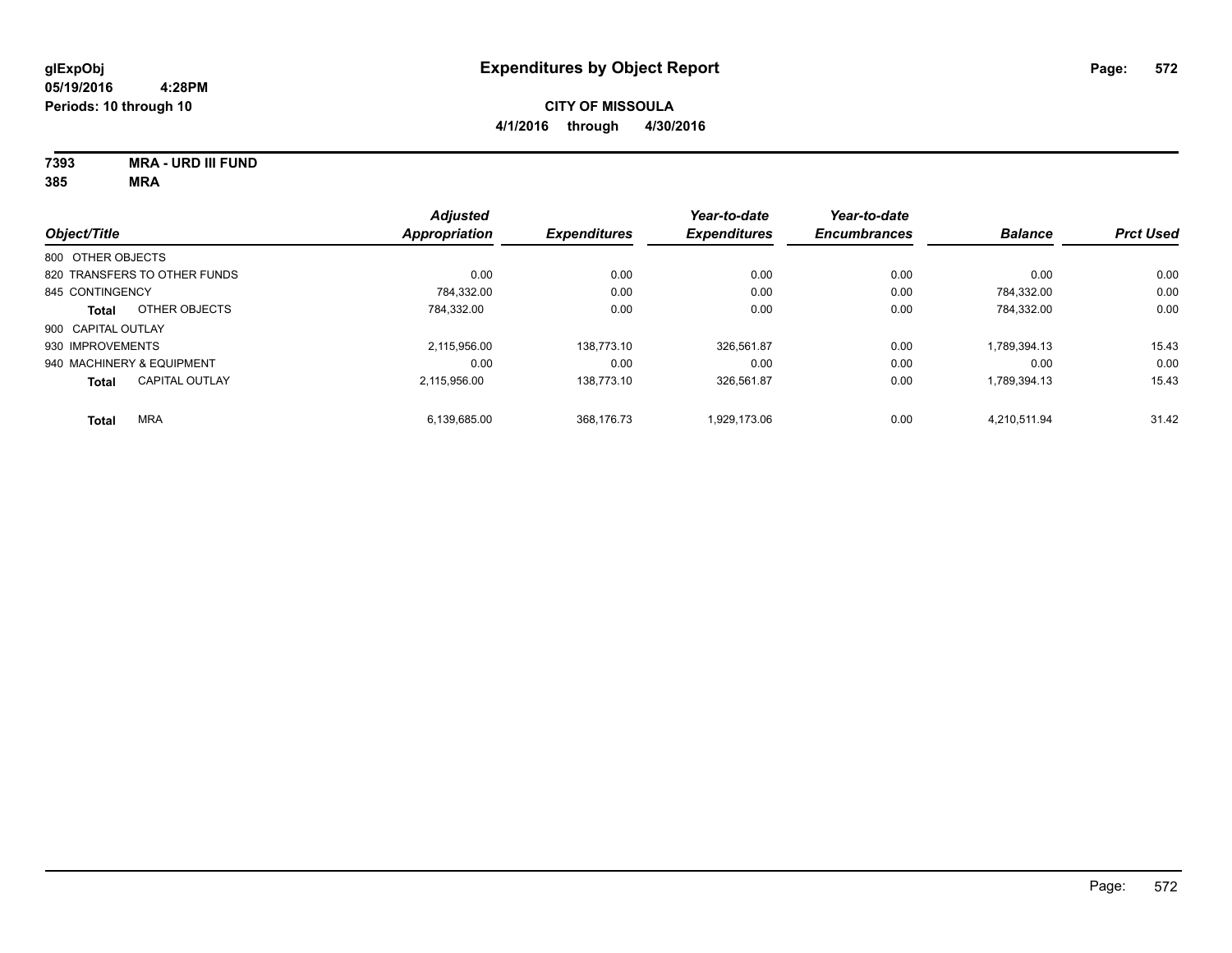**glExpObj**
**05/19/2016 4:28PM**
**Periods: 10 through 10**

# Expenditures by Object Report

**CITY OF MISSOULA**
**4/1/2016 through 4/30/2016**

**7393 MRA - URD III FUND**
**385 MRA**

| Object/Title | | Adjusted Appropriation | Expenditures | Year-to-date Expenditures | Year-to-date Encumbrances | Balance | Prct Used |
|---|---|---|---|---|---|---|---|
| 800 OTHER OBJECTS | | | | | | | |
| 820 TRANSFERS TO OTHER FUNDS | | 0.00 | 0.00 | 0.00 | 0.00 | 0.00 | 0.00 |
| 845 CONTINGENCY | | 784,332.00 | 0.00 | 0.00 | 0.00 | 784,332.00 | 0.00 |
| **Total** | OTHER OBJECTS | 784,332.00 | 0.00 | 0.00 | 0.00 | 784,332.00 | 0.00 |
| 900 CAPITAL OUTLAY | | | | | | | |
| 930 IMPROVEMENTS | | 2,115,956.00 | 138,773.10 | 326,561.87 | 0.00 | 1,789,394.13 | 15.43 |
| 940 MACHINERY & EQUIPMENT | | 0.00 | 0.00 | 0.00 | 0.00 | 0.00 | 0.00 |
| **Total** | CAPITAL OUTLAY | 2,115,956.00 | 138,773.10 | 326,561.87 | 0.00 | 1,789,394.13 | 15.43 |
| **Total** | MRA | 6,139,685.00 | 368,176.73 | 1,929,173.06 | 0.00 | 4,210,511.94 | 31.42 |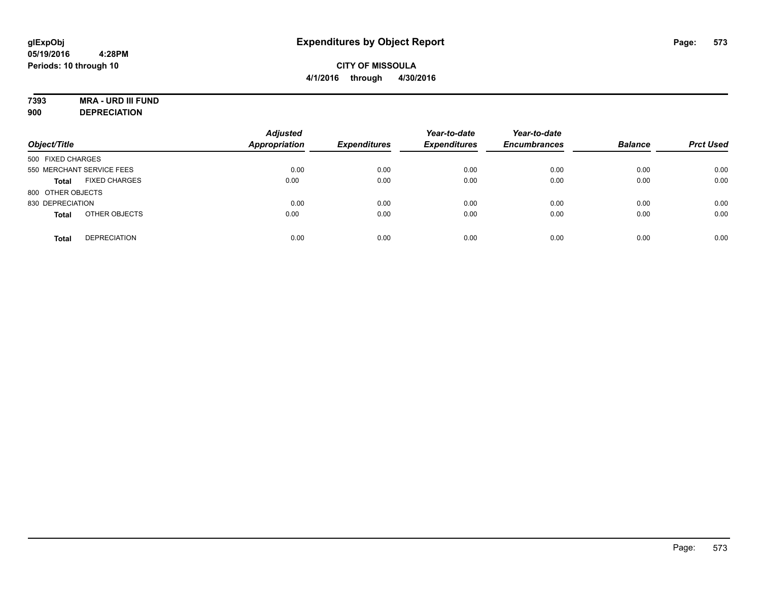# Expenditures by Object Report

**glExpObj**
**05/19/2016 4:28PM**
**Periods: 10 through 10**

**CITY OF MISSOULA**
**4/1/2016 through 4/30/2016**

**7393 MRA - URD III FUND**
**900 DEPRECIATION**

| Object/Title | | Adjusted Appropriation | Expenditures | Year-to-date Expenditures | Year-to-date Encumbrances | Balance | Prct Used |
|---|---|---|---|---|---|---|---|
| 500 FIXED CHARGES | | | | | | | |
| 550 MERCHANT SERVICE FEES | | 0.00 | 0.00 | 0.00 | 0.00 | 0.00 | 0.00 |
| **Total** | FIXED CHARGES | 0.00 | 0.00 | 0.00 | 0.00 | 0.00 | 0.00 |
| 800 OTHER OBJECTS | | | | | | | |
| 830 DEPRECIATION | | 0.00 | 0.00 | 0.00 | 0.00 | 0.00 | 0.00 |
| **Total** | OTHER OBJECTS | 0.00 | 0.00 | 0.00 | 0.00 | 0.00 | 0.00 |
| **Total** | DEPRECIATION | 0.00 | 0.00 | 0.00 | 0.00 | 0.00 | 0.00 |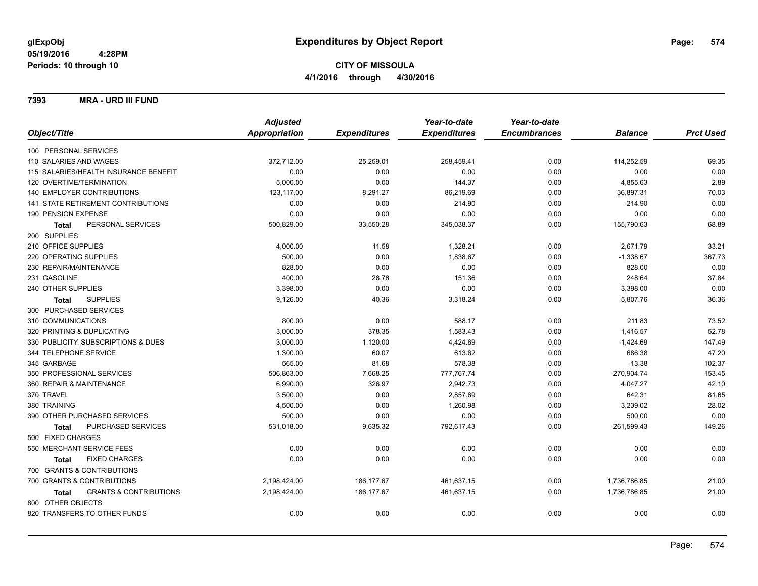**glExpObj**
**05/19/2016 4:28PM**
**Periods: 10 through 10**

# Expenditures by Object Report

**CITY OF MISSOULA**
**4/1/2016 through 4/30/2016**

## 7393 MRA - URD III FUND

| Object/Title | Adjusted Appropriation | Expenditures | Year-to-date Expenditures | Year-to-date Encumbrances | Balance | Prct Used |
|---|---|---|---|---|---|---|
| 100 PERSONAL SERVICES | | | | | | |
| 110 SALARIES AND WAGES | 372,712.00 | 25,259.01 | 258,459.41 | 0.00 | 114,252.59 | 69.35 |
| 115 SALARIES/HEALTH INSURANCE BENEFIT | 0.00 | 0.00 | 0.00 | 0.00 | 0.00 | 0.00 |
| 120 OVERTIME/TERMINATION | 5,000.00 | 0.00 | 144.37 | 0.00 | 4,855.63 | 2.89 |
| 140 EMPLOYER CONTRIBUTIONS | 123,117.00 | 8,291.27 | 86,219.69 | 0.00 | 36,897.31 | 70.03 |
| 141 STATE RETIREMENT CONTRIBUTIONS | 0.00 | 0.00 | 214.90 | 0.00 | -214.90 | 0.00 |
| 190 PENSION EXPENSE | 0.00 | 0.00 | 0.00 | 0.00 | 0.00 | 0.00 |
| **Total** PERSONAL SERVICES | 500,829.00 | 33,550.28 | 345,038.37 | 0.00 | 155,790.63 | 68.89 |
| 200 SUPPLIES | | | | | | |
| 210 OFFICE SUPPLIES | 4,000.00 | 11.58 | 1,328.21 | 0.00 | 2,671.79 | 33.21 |
| 220 OPERATING SUPPLIES | 500.00 | 0.00 | 1,838.67 | 0.00 | -1,338.67 | 367.73 |
| 230 REPAIR/MAINTENANCE | 828.00 | 0.00 | 0.00 | 0.00 | 828.00 | 0.00 |
| 231 GASOLINE | 400.00 | 28.78 | 151.36 | 0.00 | 248.64 | 37.84 |
| 240 OTHER SUPPLIES | 3,398.00 | 0.00 | 0.00 | 0.00 | 3,398.00 | 0.00 |
| **Total** SUPPLIES | 9,126.00 | 40.36 | 3,318.24 | 0.00 | 5,807.76 | 36.36 |
| 300 PURCHASED SERVICES | | | | | | |
| 310 COMMUNICATIONS | 800.00 | 0.00 | 588.17 | 0.00 | 211.83 | 73.52 |
| 320 PRINTING & DUPLICATING | 3,000.00 | 378.35 | 1,583.43 | 0.00 | 1,416.57 | 52.78 |
| 330 PUBLICITY, SUBSCRIPTIONS & DUES | 3,000.00 | 1,120.00 | 4,424.69 | 0.00 | -1,424.69 | 147.49 |
| 344 TELEPHONE SERVICE | 1,300.00 | 60.07 | 613.62 | 0.00 | 686.38 | 47.20 |
| 345 GARBAGE | 565.00 | 81.68 | 578.38 | 0.00 | -13.38 | 102.37 |
| 350 PROFESSIONAL SERVICES | 506,863.00 | 7,668.25 | 777,767.74 | 0.00 | -270,904.74 | 153.45 |
| 360 REPAIR & MAINTENANCE | 6,990.00 | 326.97 | 2,942.73 | 0.00 | 4,047.27 | 42.10 |
| 370 TRAVEL | 3,500.00 | 0.00 | 2,857.69 | 0.00 | 642.31 | 81.65 |
| 380 TRAINING | 4,500.00 | 0.00 | 1,260.98 | 0.00 | 3,239.02 | 28.02 |
| 390 OTHER PURCHASED SERVICES | 500.00 | 0.00 | 0.00 | 0.00 | 500.00 | 0.00 |
| **Total** PURCHASED SERVICES | 531,018.00 | 9,635.32 | 792,617.43 | 0.00 | -261,599.43 | 149.26 |
| 500 FIXED CHARGES | | | | | | |
| 550 MERCHANT SERVICE FEES | 0.00 | 0.00 | 0.00 | 0.00 | 0.00 | 0.00 |
| **Total** FIXED CHARGES | 0.00 | 0.00 | 0.00 | 0.00 | 0.00 | 0.00 |
| 700 GRANTS & CONTRIBUTIONS | | | | | | |
| 700 GRANTS & CONTRIBUTIONS | 2,198,424.00 | 186,177.67 | 461,637.15 | 0.00 | 1,736,786.85 | 21.00 |
| **Total** GRANTS & CONTRIBUTIONS | 2,198,424.00 | 186,177.67 | 461,637.15 | 0.00 | 1,736,786.85 | 21.00 |
| 800 OTHER OBJECTS | | | | | | |
| 820 TRANSFERS TO OTHER FUNDS | 0.00 | 0.00 | 0.00 | 0.00 | 0.00 | 0.00 |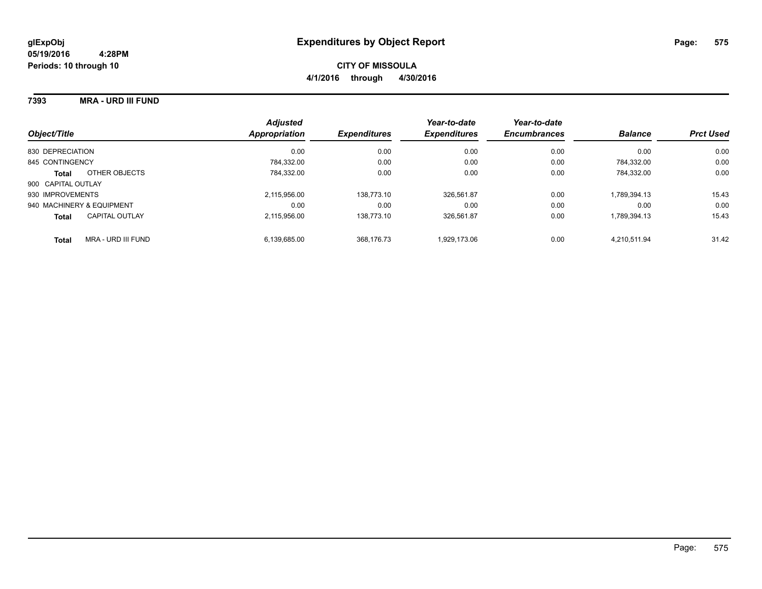**glExpObj** **Expenditures by Object Report**
**05/19/2016 4:28PM**
**Periods: 10 through 10**

**CITY OF MISSOULA**
**4/1/2016 through 4/30/2016**

**7393 MRA - URD III FUND**

| Object/Title | | Adjusted Appropriation | Expenditures | Year-to-date Expenditures | Year-to-date Encumbrances | Balance | Prct Used |
|---|---|---|---|---|---|---|---|
| 830 DEPRECIATION | | 0.00 | 0.00 | 0.00 | 0.00 | 0.00 | 0.00 |
| 845 CONTINGENCY | | 784,332.00 | 0.00 | 0.00 | 0.00 | 784,332.00 | 0.00 |
| **Total** | OTHER OBJECTS | 784,332.00 | 0.00 | 0.00 | 0.00 | 784,332.00 | 0.00 |
| 900 CAPITAL OUTLAY | | | | | | | |
| 930 IMPROVEMENTS | | 2,115,956.00 | 138,773.10 | 326,561.87 | 0.00 | 1,789,394.13 | 15.43 |
| 940 MACHINERY & EQUIPMENT | | 0.00 | 0.00 | 0.00 | 0.00 | 0.00 | 0.00 |
| **Total** | CAPITAL OUTLAY | 2,115,956.00 | 138,773.10 | 326,561.87 | 0.00 | 1,789,394.13 | 15.43 |
| **Total** | MRA - URD III FUND | 6,139,685.00 | 368,176.73 | 1,929,173.06 | 0.00 | 4,210,511.94 | 31.42 |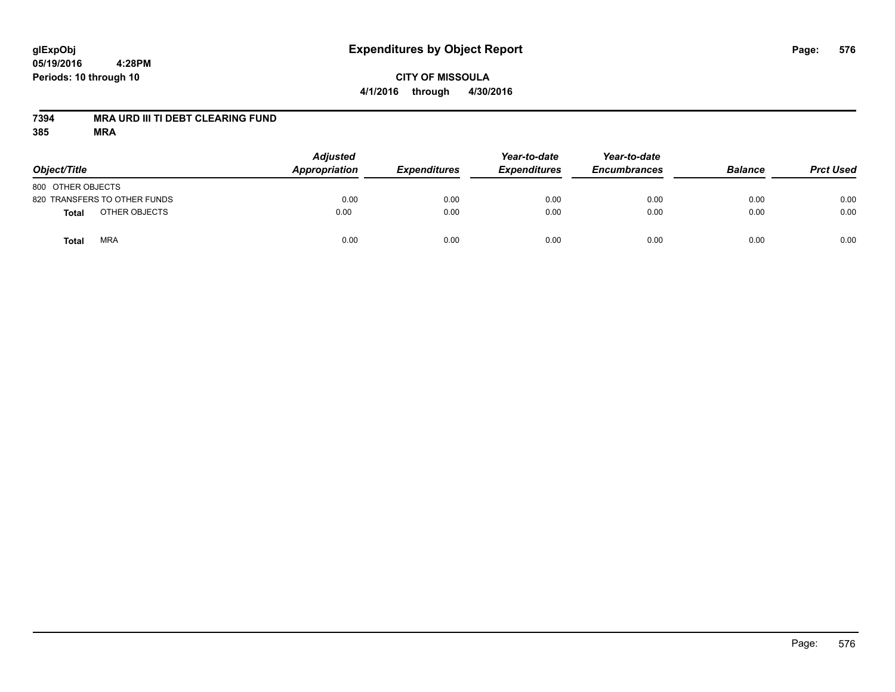glExpObj
05/19/2016 4:28PM
Periods: 10 through 10

# Expenditures by Object Report

**CITY OF MISSOULA**
**4/1/2016 through 4/30/2016**

**7394 MRA URD III TI DEBT CLEARING FUND**
**385 MRA**

| Object/Title | Adjusted Appropriation | Expenditures | Year-to-date Expenditures | Year-to-date Encumbrances | Balance | Prct Used |
|---|---|---|---|---|---|---|
| 800 OTHER OBJECTS | | | | | | |
| 820 TRANSFERS TO OTHER FUNDS | 0.00 | 0.00 | 0.00 | 0.00 | 0.00 | 0.00 |
| **Total** OTHER OBJECTS | 0.00 | 0.00 | 0.00 | 0.00 | 0.00 | 0.00 |
| **Total** MRA | 0.00 | 0.00 | 0.00 | 0.00 | 0.00 | 0.00 |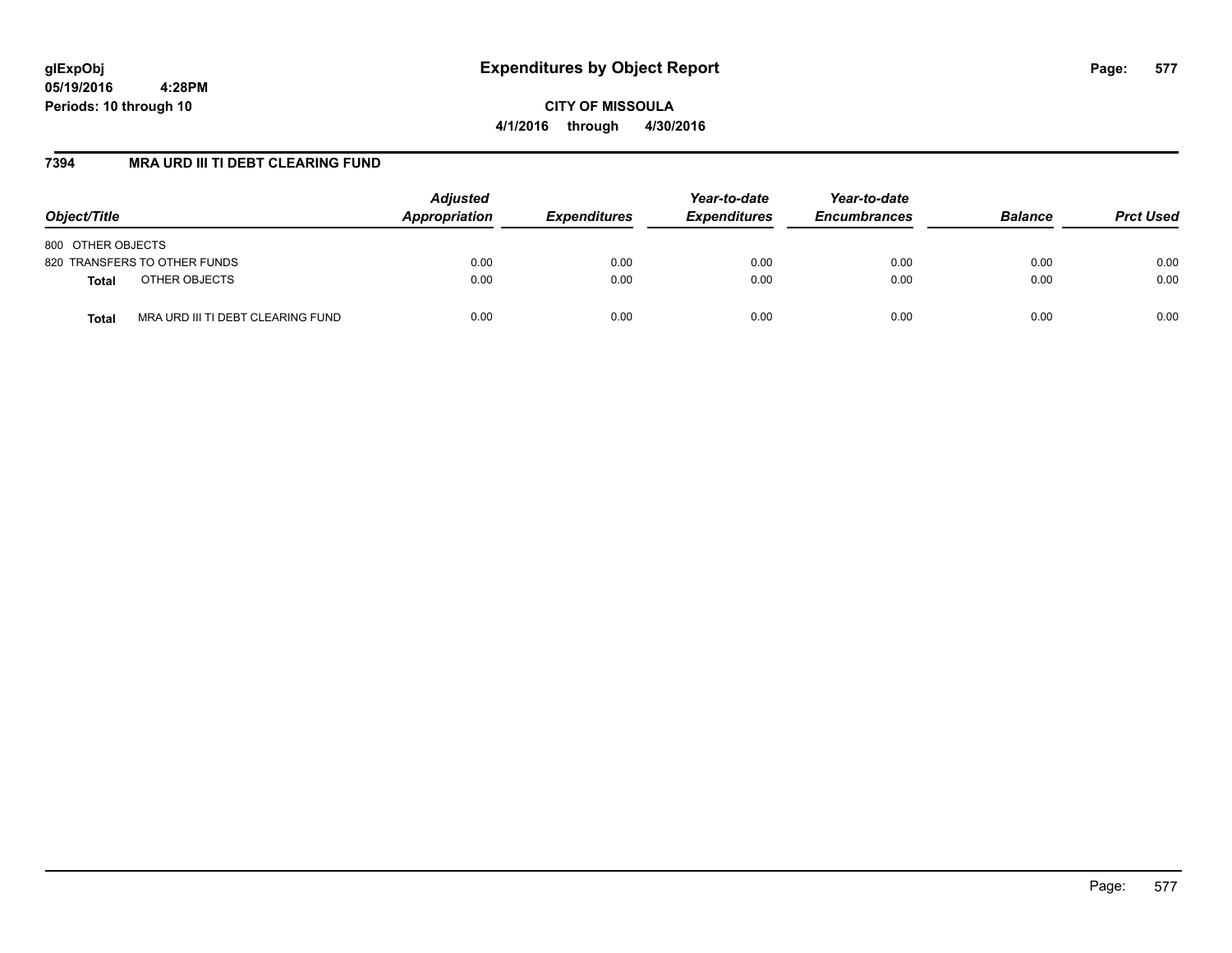**glExpObj**
**05/19/2016 4:28PM**
**Periods: 10 through 10**

# Expenditures by Object Report

**CITY OF MISSOULA**
**4/1/2016 through 4/30/2016**

## 7394 MRA URD III TI DEBT CLEARING FUND

| Object/Title | Adjusted Appropriation | Expenditures | Year-to-date Expenditures | Year-to-date Encumbrances | Balance | Prct Used |
|---|---|---|---|---|---|---|
| 800 OTHER OBJECTS | | | | | | |
| 820 TRANSFERS TO OTHER FUNDS | 0.00 | 0.00 | 0.00 | 0.00 | 0.00 | 0.00 |
| **Total** OTHER OBJECTS | 0.00 | 0.00 | 0.00 | 0.00 | 0.00 | 0.00 |
| **Total** MRA URD III TI DEBT CLEARING FUND | 0.00 | 0.00 | 0.00 | 0.00 | 0.00 | 0.00 |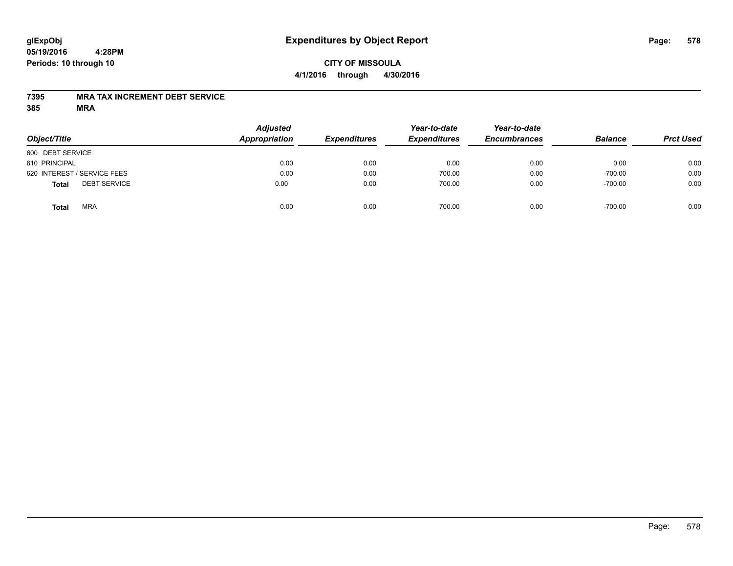# Expenditures by Object Report

glExpObj
05/19/2016 4:28PM
Periods: 10 through 10

**CITY OF MISSOULA**
**4/1/2016 through 4/30/2016**

**7395 MRA TAX INCREMENT DEBT SERVICE**
**385 MRA**

| Object/Title | Adjusted Appropriation | Expenditures | Year-to-date Expenditures | Year-to-date Encumbrances | Balance | Prct Used |
|---|---|---|---|---|---|---|
| 600 DEBT SERVICE | | | | | | |
| 610 PRINCIPAL | 0.00 | 0.00 | 0.00 | 0.00 | 0.00 | 0.00 |
| 620 INTEREST / SERVICE FEES | 0.00 | 0.00 | 700.00 | 0.00 | -700.00 | 0.00 |
| **Total** DEBT SERVICE | 0.00 | 0.00 | 700.00 | 0.00 | -700.00 | 0.00 |
| **Total** MRA | 0.00 | 0.00 | 700.00 | 0.00 | -700.00 | 0.00 |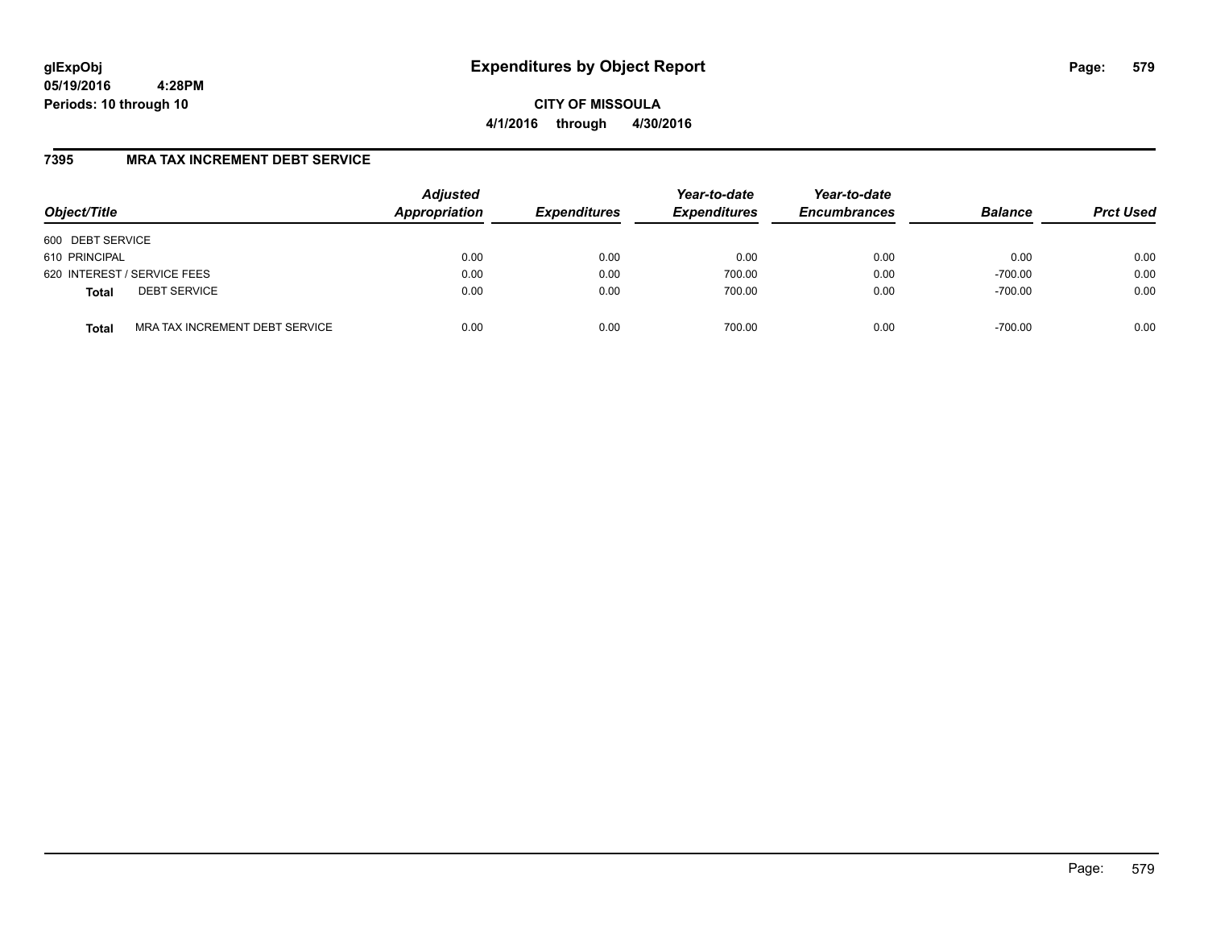glExpObj
05/19/2016 4:28PM
Periods: 10 through 10

# Expenditures by Object Report

**CITY OF MISSOULA**

**4/1/2016 through 4/30/2016**

## 7395 MRA TAX INCREMENT DEBT SERVICE

| Object/Title | | Adjusted Appropriation | Expenditures | Year-to-date Expenditures | Year-to-date Encumbrances | Balance | Prct Used |
|---|---|---|---|---|---|---|---|
| 600 DEBT SERVICE | | | | | | | |
| 610 PRINCIPAL | | 0.00 | 0.00 | 0.00 | 0.00 | 0.00 | 0.00 |
| 620 INTEREST / SERVICE FEES | | 0.00 | 0.00 | 700.00 | 0.00 | -700.00 | 0.00 |
| **Total** | DEBT SERVICE | 0.00 | 0.00 | 700.00 | 0.00 | -700.00 | 0.00 |
| **Total** | MRA TAX INCREMENT DEBT SERVICE | 0.00 | 0.00 | 700.00 | 0.00 | -700.00 | 0.00 |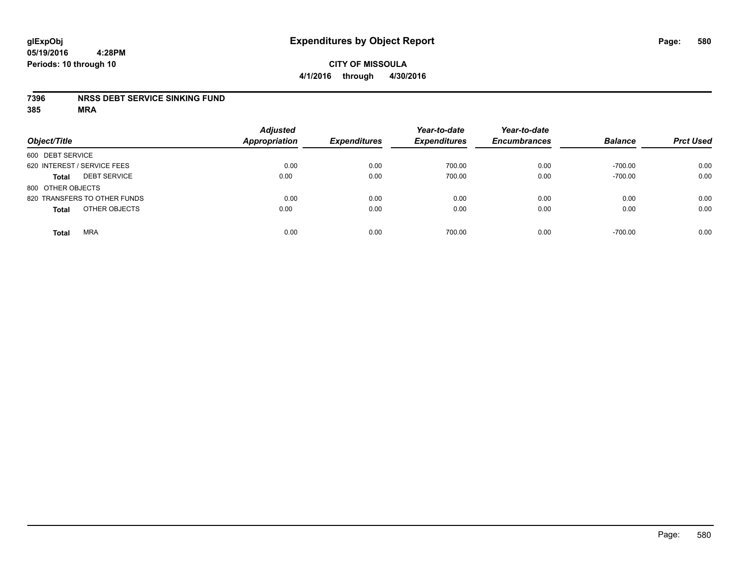glExpObj
05/19/2016 4:28PM
Periods: 10 through 10

# Expenditures by Object Report

**CITY OF MISSOULA**

**4/1/2016 through 4/30/2016**

**7396 NRSS DEBT SERVICE SINKING FUND**

**385 MRA**

| Object/Title | Adjusted Appropriation | Expenditures | Year-to-date Expenditures | Year-to-date Encumbrances | Balance | Prct Used |
|---|---|---|---|---|---|---|
| 600 DEBT SERVICE | | | | | | |
| 620 INTEREST / SERVICE FEES | 0.00 | 0.00 | 700.00 | 0.00 | -700.00 | 0.00 |
| **Total** DEBT SERVICE | 0.00 | 0.00 | 700.00 | 0.00 | -700.00 | 0.00 |
| 800 OTHER OBJECTS | | | | | | |
| 820 TRANSFERS TO OTHER FUNDS | 0.00 | 0.00 | 0.00 | 0.00 | 0.00 | 0.00 |
| **Total** OTHER OBJECTS | 0.00 | 0.00 | 0.00 | 0.00 | 0.00 | 0.00 |
| **Total** MRA | 0.00 | 0.00 | 700.00 | 0.00 | -700.00 | 0.00 |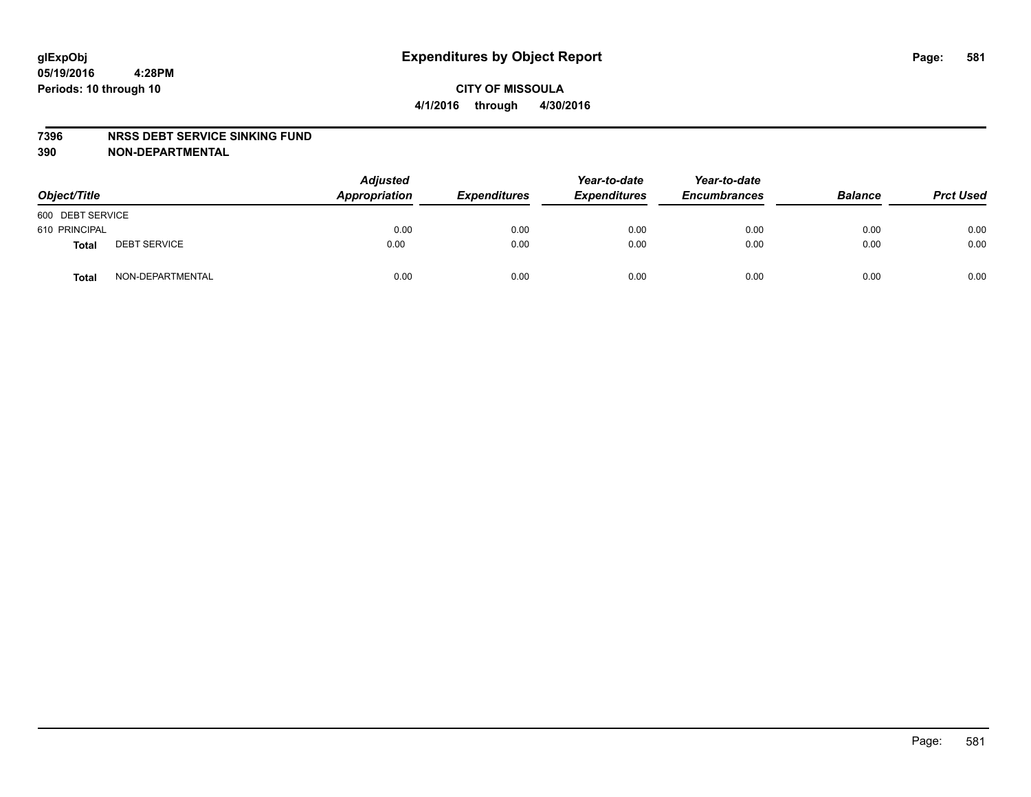**glExpObj**
**05/19/2016 4:28PM**
**Periods: 10 through 10**

# Expenditures by Object Report

**CITY OF MISSOULA**
**4/1/2016 through 4/30/2016**

**7396 NRSS DEBT SERVICE SINKING FUND**
**390 NON-DEPARTMENTAL**

| Object/Title | | Adjusted Appropriation | Expenditures | Year-to-date Expenditures | Year-to-date Encumbrances | Balance | Prct Used |
|---|---|---|---|---|---|---|---|
| 600 DEBT SERVICE | | | | | | | |
| 610 PRINCIPAL | | 0.00 | 0.00 | 0.00 | 0.00 | 0.00 | 0.00 |
| **Total** | DEBT SERVICE | 0.00 | 0.00 | 0.00 | 0.00 | 0.00 | 0.00 |
| **Total** | NON-DEPARTMENTAL | 0.00 | 0.00 | 0.00 | 0.00 | 0.00 | 0.00 |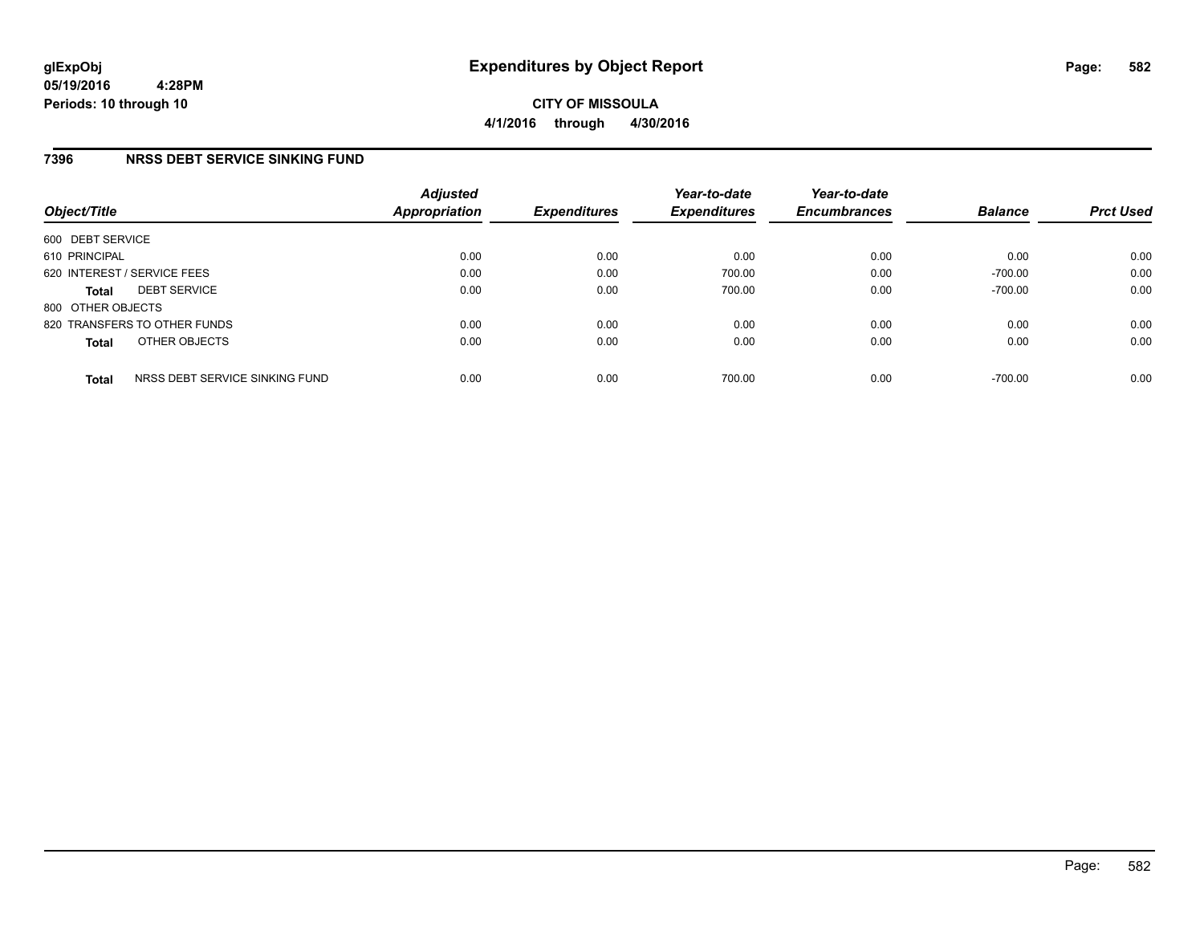# Expenditures by Object Report

glExpObj
05/19/2016 4:28PM
Periods: 10 through 10

**CITY OF MISSOULA**
**4/1/2016 through 4/30/2016**

## 7396 NRSS DEBT SERVICE SINKING FUND

| Object/Title | | Adjusted Appropriation | Expenditures | Year-to-date Expenditures | Year-to-date Encumbrances | Balance | Prct Used |
|---|---|---|---|---|---|---|---|
| 600 DEBT SERVICE | | | | | | | |
| 610 PRINCIPAL | | 0.00 | 0.00 | 0.00 | 0.00 | 0.00 | 0.00 |
| 620 INTEREST / SERVICE FEES | | 0.00 | 0.00 | 700.00 | 0.00 | -700.00 | 0.00 |
| **Total** | DEBT SERVICE | 0.00 | 0.00 | 700.00 | 0.00 | -700.00 | 0.00 |
| 800 OTHER OBJECTS | | | | | | | |
| 820 TRANSFERS TO OTHER FUNDS | | 0.00 | 0.00 | 0.00 | 0.00 | 0.00 | 0.00 |
| **Total** | OTHER OBJECTS | 0.00 | 0.00 | 0.00 | 0.00 | 0.00 | 0.00 |
| **Total** | NRSS DEBT SERVICE SINKING FUND | 0.00 | 0.00 | 700.00 | 0.00 | -700.00 | 0.00 |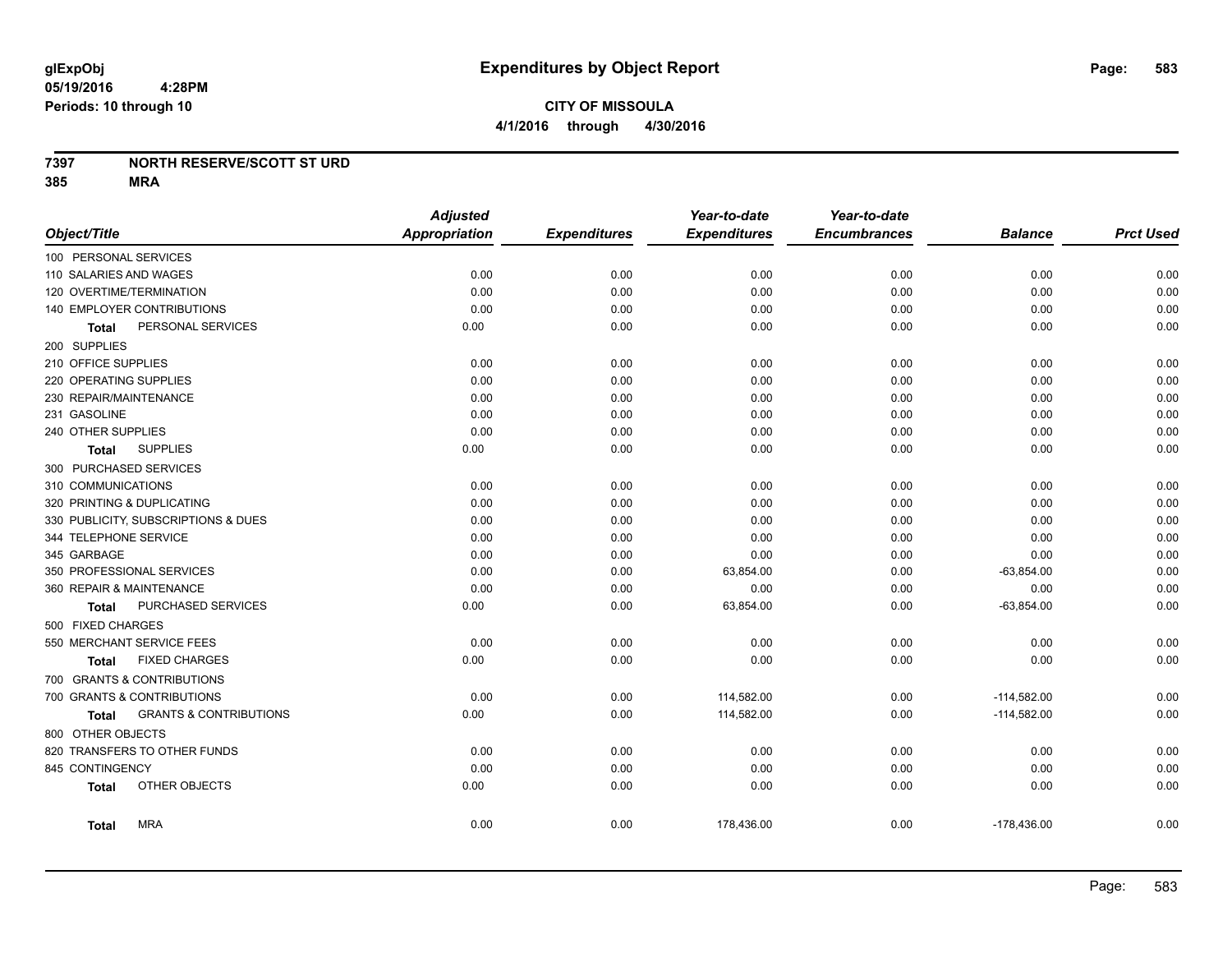# Expenditures by Object Report

glExpObj
05/19/2016 4:28PM
Periods: 10 through 10

**CITY OF MISSOULA**
**4/1/2016 through 4/30/2016**

**7397 NORTH RESERVE/SCOTT ST URD**
**385 MRA**

| Object/Title | Adjusted Appropriation | Expenditures | Year-to-date Expenditures | Year-to-date Encumbrances | Balance | Prct Used |
|---|---|---|---|---|---|---|
| 100 PERSONAL SERVICES | | | | | | |
| 110 SALARIES AND WAGES | 0.00 | 0.00 | 0.00 | 0.00 | 0.00 | 0.00 |
| 120 OVERTIME/TERMINATION | 0.00 | 0.00 | 0.00 | 0.00 | 0.00 | 0.00 |
| 140 EMPLOYER CONTRIBUTIONS | 0.00 | 0.00 | 0.00 | 0.00 | 0.00 | 0.00 |
| **Total** PERSONAL SERVICES | 0.00 | 0.00 | 0.00 | 0.00 | 0.00 | 0.00 |
| 200 SUPPLIES | | | | | | |
| 210 OFFICE SUPPLIES | 0.00 | 0.00 | 0.00 | 0.00 | 0.00 | 0.00 |
| 220 OPERATING SUPPLIES | 0.00 | 0.00 | 0.00 | 0.00 | 0.00 | 0.00 |
| 230 REPAIR/MAINTENANCE | 0.00 | 0.00 | 0.00 | 0.00 | 0.00 | 0.00 |
| 231 GASOLINE | 0.00 | 0.00 | 0.00 | 0.00 | 0.00 | 0.00 |
| 240 OTHER SUPPLIES | 0.00 | 0.00 | 0.00 | 0.00 | 0.00 | 0.00 |
| **Total** SUPPLIES | 0.00 | 0.00 | 0.00 | 0.00 | 0.00 | 0.00 |
| 300 PURCHASED SERVICES | | | | | | |
| 310 COMMUNICATIONS | 0.00 | 0.00 | 0.00 | 0.00 | 0.00 | 0.00 |
| 320 PRINTING & DUPLICATING | 0.00 | 0.00 | 0.00 | 0.00 | 0.00 | 0.00 |
| 330 PUBLICITY, SUBSCRIPTIONS & DUES | 0.00 | 0.00 | 0.00 | 0.00 | 0.00 | 0.00 |
| 344 TELEPHONE SERVICE | 0.00 | 0.00 | 0.00 | 0.00 | 0.00 | 0.00 |
| 345 GARBAGE | 0.00 | 0.00 | 0.00 | 0.00 | 0.00 | 0.00 |
| 350 PROFESSIONAL SERVICES | 0.00 | 0.00 | 63,854.00 | 0.00 | -63,854.00 | 0.00 |
| 360 REPAIR & MAINTENANCE | 0.00 | 0.00 | 0.00 | 0.00 | 0.00 | 0.00 |
| **Total** PURCHASED SERVICES | 0.00 | 0.00 | 63,854.00 | 0.00 | -63,854.00 | 0.00 |
| 500 FIXED CHARGES | | | | | | |
| 550 MERCHANT SERVICE FEES | 0.00 | 0.00 | 0.00 | 0.00 | 0.00 | 0.00 |
| **Total** FIXED CHARGES | 0.00 | 0.00 | 0.00 | 0.00 | 0.00 | 0.00 |
| 700 GRANTS & CONTRIBUTIONS | | | | | | |
| 700 GRANTS & CONTRIBUTIONS | 0.00 | 0.00 | 114,582.00 | 0.00 | -114,582.00 | 0.00 |
| **Total** GRANTS & CONTRIBUTIONS | 0.00 | 0.00 | 114,582.00 | 0.00 | -114,582.00 | 0.00 |
| 800 OTHER OBJECTS | | | | | | |
| 820 TRANSFERS TO OTHER FUNDS | 0.00 | 0.00 | 0.00 | 0.00 | 0.00 | 0.00 |
| 845 CONTINGENCY | 0.00 | 0.00 | 0.00 | 0.00 | 0.00 | 0.00 |
| **Total** OTHER OBJECTS | 0.00 | 0.00 | 0.00 | 0.00 | 0.00 | 0.00 |
| **Total** MRA | 0.00 | 0.00 | 178,436.00 | 0.00 | -178,436.00 | 0.00 |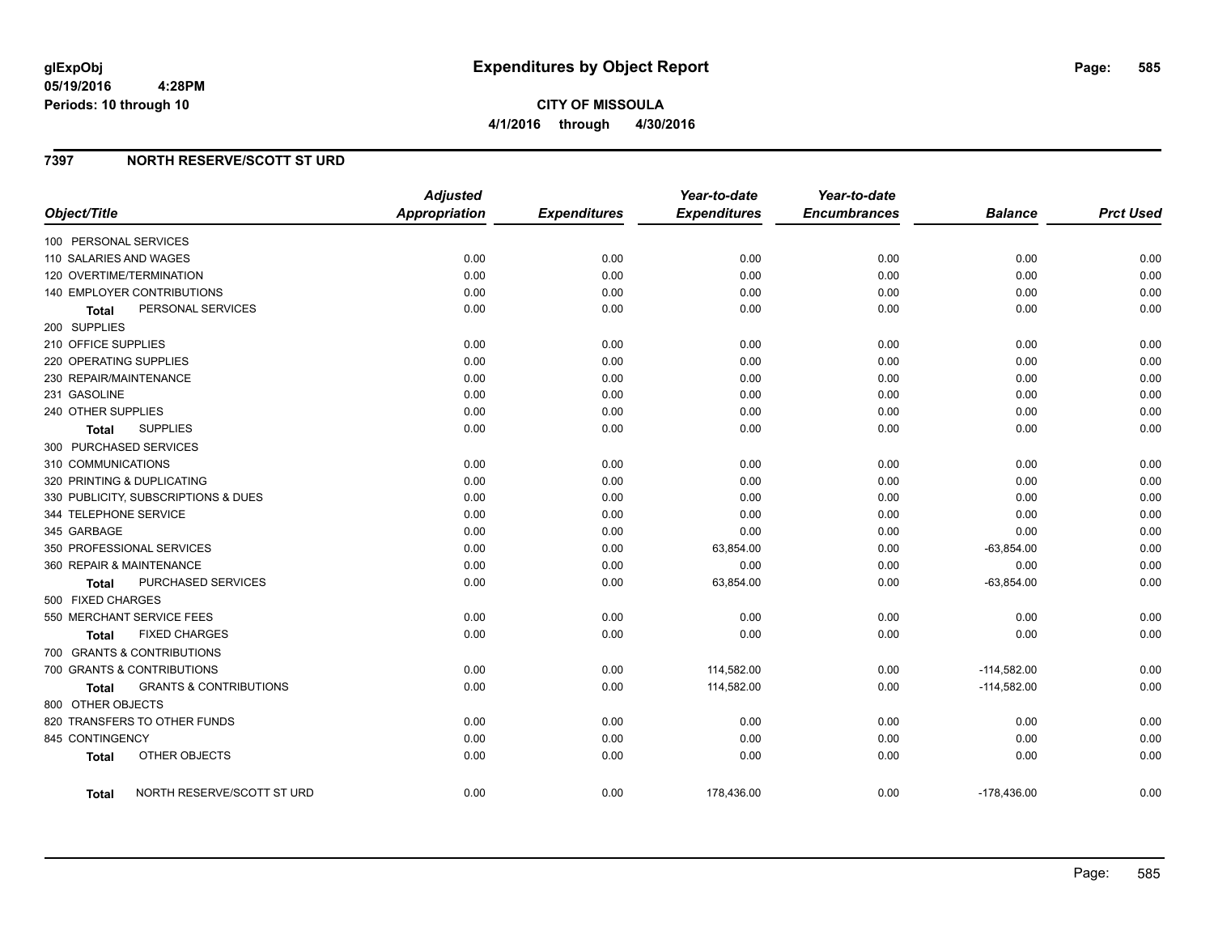**glExpObj**
**05/19/2016 4:28PM**
**Periods: 10 through 10**

# Expenditures by Object Report

**CITY OF MISSOULA**
**4/1/2016 through 4/30/2016**

## 7397 NORTH RESERVE/SCOTT ST URD

| Object/Title | Adjusted Appropriation | Expenditures | Year-to-date Expenditures | Year-to-date Encumbrances | Balance | Prct Used |
|---|---|---|---|---|---|---|
| 100 PERSONAL SERVICES | | | | | | |
| 110 SALARIES AND WAGES | 0.00 | 0.00 | 0.00 | 0.00 | 0.00 | 0.00 |
| 120 OVERTIME/TERMINATION | 0.00 | 0.00 | 0.00 | 0.00 | 0.00 | 0.00 |
| 140 EMPLOYER CONTRIBUTIONS | 0.00 | 0.00 | 0.00 | 0.00 | 0.00 | 0.00 |
| **Total** PERSONAL SERVICES | 0.00 | 0.00 | 0.00 | 0.00 | 0.00 | 0.00 |
| 200 SUPPLIES | | | | | | |
| 210 OFFICE SUPPLIES | 0.00 | 0.00 | 0.00 | 0.00 | 0.00 | 0.00 |
| 220 OPERATING SUPPLIES | 0.00 | 0.00 | 0.00 | 0.00 | 0.00 | 0.00 |
| 230 REPAIR/MAINTENANCE | 0.00 | 0.00 | 0.00 | 0.00 | 0.00 | 0.00 |
| 231 GASOLINE | 0.00 | 0.00 | 0.00 | 0.00 | 0.00 | 0.00 |
| 240 OTHER SUPPLIES | 0.00 | 0.00 | 0.00 | 0.00 | 0.00 | 0.00 |
| **Total** SUPPLIES | 0.00 | 0.00 | 0.00 | 0.00 | 0.00 | 0.00 |
| 300 PURCHASED SERVICES | | | | | | |
| 310 COMMUNICATIONS | 0.00 | 0.00 | 0.00 | 0.00 | 0.00 | 0.00 |
| 320 PRINTING & DUPLICATING | 0.00 | 0.00 | 0.00 | 0.00 | 0.00 | 0.00 |
| 330 PUBLICITY, SUBSCRIPTIONS & DUES | 0.00 | 0.00 | 0.00 | 0.00 | 0.00 | 0.00 |
| 344 TELEPHONE SERVICE | 0.00 | 0.00 | 0.00 | 0.00 | 0.00 | 0.00 |
| 345 GARBAGE | 0.00 | 0.00 | 0.00 | 0.00 | 0.00 | 0.00 |
| 350 PROFESSIONAL SERVICES | 0.00 | 0.00 | 63,854.00 | 0.00 | -63,854.00 | 0.00 |
| 360 REPAIR & MAINTENANCE | 0.00 | 0.00 | 0.00 | 0.00 | 0.00 | 0.00 |
| **Total** PURCHASED SERVICES | 0.00 | 0.00 | 63,854.00 | 0.00 | -63,854.00 | 0.00 |
| 500 FIXED CHARGES | | | | | | |
| 550 MERCHANT SERVICE FEES | 0.00 | 0.00 | 0.00 | 0.00 | 0.00 | 0.00 |
| **Total** FIXED CHARGES | 0.00 | 0.00 | 0.00 | 0.00 | 0.00 | 0.00 |
| 700 GRANTS & CONTRIBUTIONS | | | | | | |
| 700 GRANTS & CONTRIBUTIONS | 0.00 | 0.00 | 114,582.00 | 0.00 | -114,582.00 | 0.00 |
| **Total** GRANTS & CONTRIBUTIONS | 0.00 | 0.00 | 114,582.00 | 0.00 | -114,582.00 | 0.00 |
| 800 OTHER OBJECTS | | | | | | |
| 820 TRANSFERS TO OTHER FUNDS | 0.00 | 0.00 | 0.00 | 0.00 | 0.00 | 0.00 |
| 845 CONTINGENCY | 0.00 | 0.00 | 0.00 | 0.00 | 0.00 | 0.00 |
| **Total** OTHER OBJECTS | 0.00 | 0.00 | 0.00 | 0.00 | 0.00 | 0.00 |
| **Total** NORTH RESERVE/SCOTT ST URD | 0.00 | 0.00 | 178,436.00 | 0.00 | -178,436.00 | 0.00 |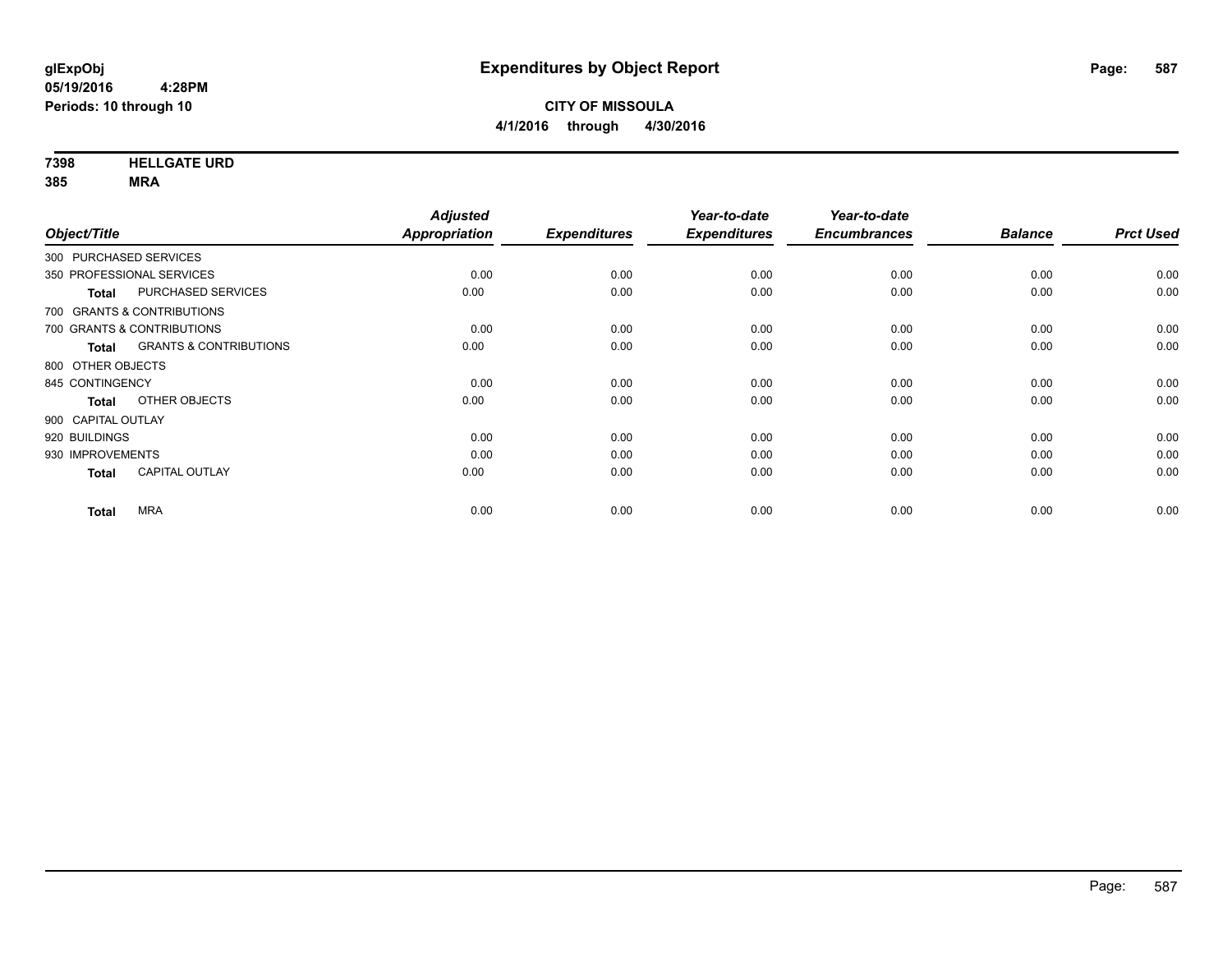**glExpObj**
**05/19/2016 4:28PM**
**Periods: 10 through 10**

# Expenditures by Object Report

**CITY OF MISSOULA**
**4/1/2016 through 4/30/2016**

**7398 HELLGATE URD**
**385 MRA**

| Object/Title | | Adjusted Appropriation | Expenditures | Year-to-date Expenditures | Year-to-date Encumbrances | Balance | Prct Used |
|---|---|---|---|---|---|---|---|
| 300 PURCHASED SERVICES | | | | | | | |
| 350 PROFESSIONAL SERVICES | | 0.00 | 0.00 | 0.00 | 0.00 | 0.00 | 0.00 |
| **Total** | PURCHASED SERVICES | 0.00 | 0.00 | 0.00 | 0.00 | 0.00 | 0.00 |
| 700 GRANTS & CONTRIBUTIONS | | | | | | | |
| 700 GRANTS & CONTRIBUTIONS | | 0.00 | 0.00 | 0.00 | 0.00 | 0.00 | 0.00 |
| **Total** | GRANTS & CONTRIBUTIONS | 0.00 | 0.00 | 0.00 | 0.00 | 0.00 | 0.00 |
| 800 OTHER OBJECTS | | | | | | | |
| 845 CONTINGENCY | | 0.00 | 0.00 | 0.00 | 0.00 | 0.00 | 0.00 |
| **Total** | OTHER OBJECTS | 0.00 | 0.00 | 0.00 | 0.00 | 0.00 | 0.00 |
| 900 CAPITAL OUTLAY | | | | | | | |
| 920 BUILDINGS | | 0.00 | 0.00 | 0.00 | 0.00 | 0.00 | 0.00 |
| 930 IMPROVEMENTS | | 0.00 | 0.00 | 0.00 | 0.00 | 0.00 | 0.00 |
| **Total** | CAPITAL OUTLAY | 0.00 | 0.00 | 0.00 | 0.00 | 0.00 | 0.00 |
| **Total** | MRA | 0.00 | 0.00 | 0.00 | 0.00 | 0.00 | 0.00 |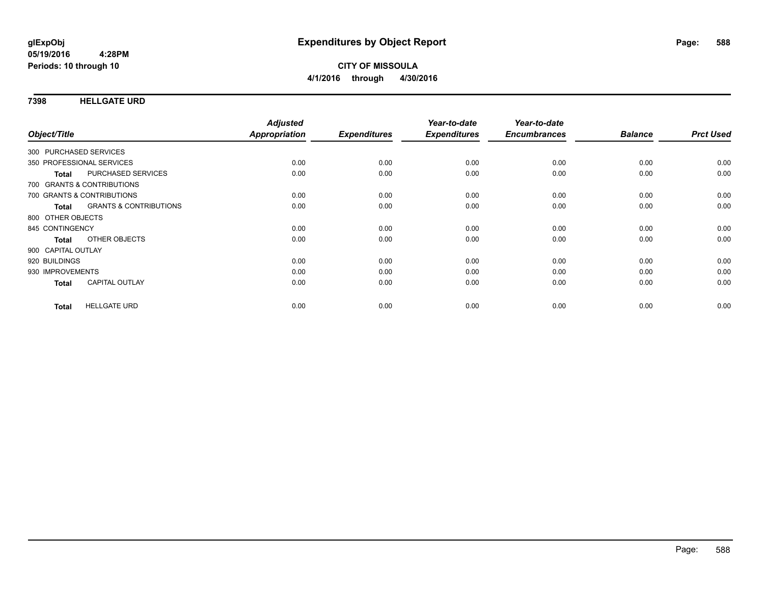glExpObj
05/19/2016 4:28PM
Periods: 10 through 10

# Expenditures by Object Report

**CITY OF MISSOULA**
**4/1/2016 through 4/30/2016**

## 7398 HELLGATE URD

| Object/Title | | Adjusted Appropriation | Expenditures | Year-to-date Expenditures | Year-to-date Encumbrances | Balance | Prct Used |
|---|---|---|---|---|---|---|---|
| 300 PURCHASED SERVICES | | | | | | | |
| 350 PROFESSIONAL SERVICES | | 0.00 | 0.00 | 0.00 | 0.00 | 0.00 | 0.00 |
| **Total** | PURCHASED SERVICES | 0.00 | 0.00 | 0.00 | 0.00 | 0.00 | 0.00 |
| 700 GRANTS & CONTRIBUTIONS | | | | | | | |
| 700 GRANTS & CONTRIBUTIONS | | 0.00 | 0.00 | 0.00 | 0.00 | 0.00 | 0.00 |
| **Total** | GRANTS & CONTRIBUTIONS | 0.00 | 0.00 | 0.00 | 0.00 | 0.00 | 0.00 |
| 800 OTHER OBJECTS | | | | | | | |
| 845 CONTINGENCY | | 0.00 | 0.00 | 0.00 | 0.00 | 0.00 | 0.00 |
| **Total** | OTHER OBJECTS | 0.00 | 0.00 | 0.00 | 0.00 | 0.00 | 0.00 |
| 900 CAPITAL OUTLAY | | | | | | | |
| 920 BUILDINGS | | 0.00 | 0.00 | 0.00 | 0.00 | 0.00 | 0.00 |
| 930 IMPROVEMENTS | | 0.00 | 0.00 | 0.00 | 0.00 | 0.00 | 0.00 |
| **Total** | CAPITAL OUTLAY | 0.00 | 0.00 | 0.00 | 0.00 | 0.00 | 0.00 |
| **Total** | HELLGATE URD | 0.00 | 0.00 | 0.00 | 0.00 | 0.00 | 0.00 |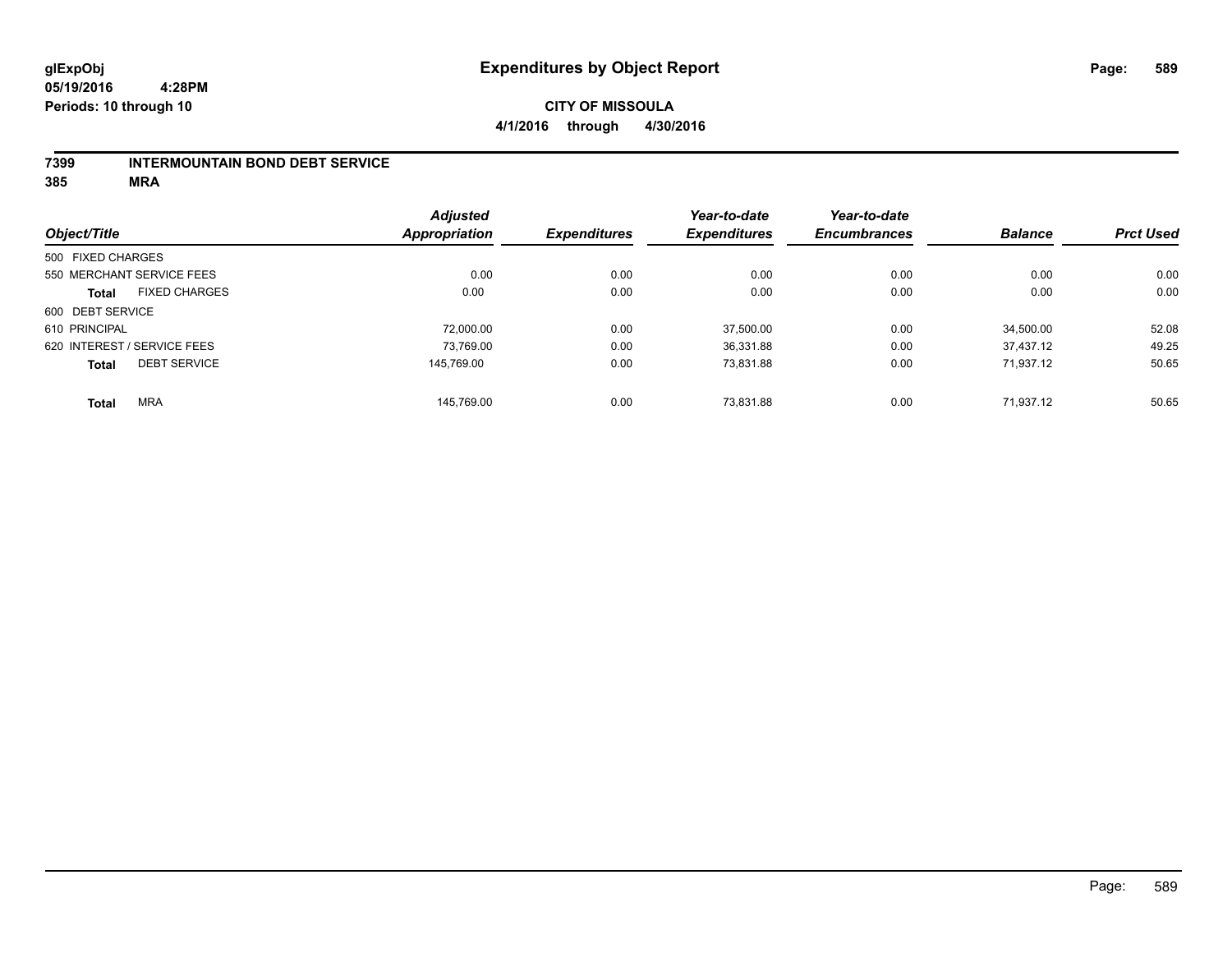# Expenditures by Object Report

glExpObj
05/19/2016 4:28PM
Periods: 10 through 10

**CITY OF MISSOULA**
**4/1/2016 through 4/30/2016**

**7399 INTERMOUNTAIN BOND DEBT SERVICE**
**385 MRA**

| Object/Title | Adjusted Appropriation | Expenditures | Year-to-date Expenditures | Year-to-date Encumbrances | Balance | Prct Used |
|---|---|---|---|---|---|---|
| 500 FIXED CHARGES | | | | | | |
| 550 MERCHANT SERVICE FEES | 0.00 | 0.00 | 0.00 | 0.00 | 0.00 | 0.00 |
| **Total** FIXED CHARGES | 0.00 | 0.00 | 0.00 | 0.00 | 0.00 | 0.00 |
| 600 DEBT SERVICE | | | | | | |
| 610 PRINCIPAL | 72,000.00 | 0.00 | 37,500.00 | 0.00 | 34,500.00 | 52.08 |
| 620 INTEREST / SERVICE FEES | 73,769.00 | 0.00 | 36,331.88 | 0.00 | 37,437.12 | 49.25 |
| **Total** DEBT SERVICE | 145,769.00 | 0.00 | 73,831.88 | 0.00 | 71,937.12 | 50.65 |
| **Total** MRA | 145,769.00 | 0.00 | 73,831.88 | 0.00 | 71,937.12 | 50.65 |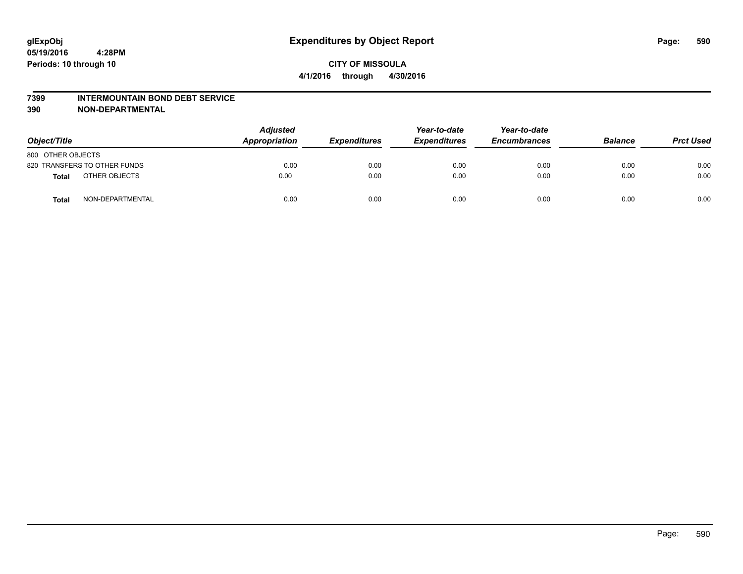**glExpObj** **Expenditures by Object Report**

**05/19/2016 4:28PM**

**Periods: 10 through 10**

**CITY OF MISSOULA**

**4/1/2016 through 4/30/2016**

**7399 INTERMOUNTAIN BOND DEBT SERVICE**

**390 NON-DEPARTMENTAL**

| Object/Title | | Adjusted Appropriation | Expenditures | Year-to-date Expenditures | Year-to-date Encumbrances | Balance | Prct Used |
|---|---|---|---|---|---|---|---|
| 800 OTHER OBJECTS | | | | | | | |
| 820 TRANSFERS TO OTHER FUNDS | | 0.00 | 0.00 | 0.00 | 0.00 | 0.00 | 0.00 |
| **Total** | OTHER OBJECTS | 0.00 | 0.00 | 0.00 | 0.00 | 0.00 | 0.00 |
| **Total** | NON-DEPARTMENTAL | 0.00 | 0.00 | 0.00 | 0.00 | 0.00 | 0.00 |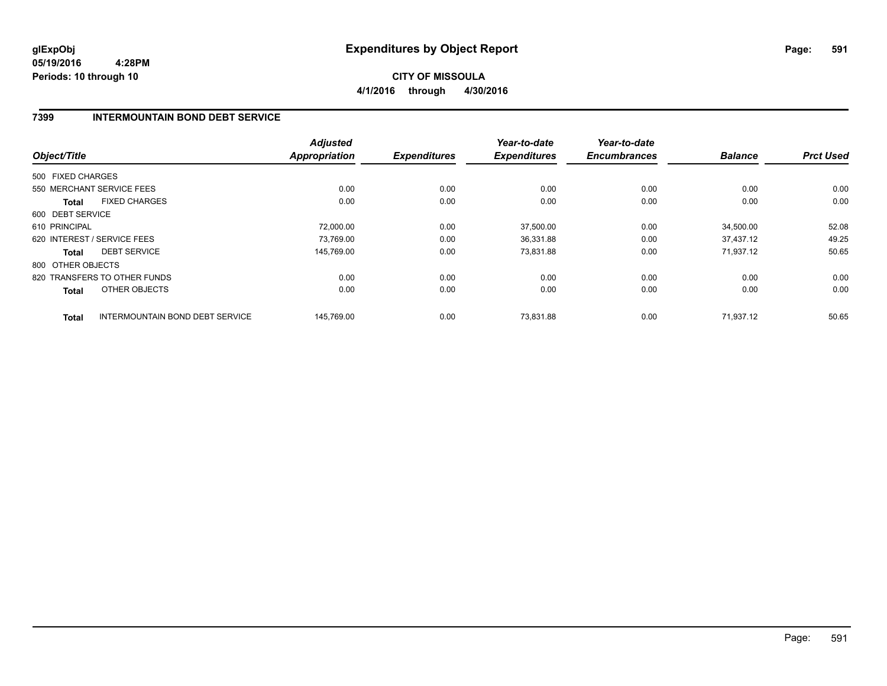# Expenditures by Object Report

glExpObj
05/19/2016 4:28PM
Periods: 10 through 10

**CITY OF MISSOULA**
**4/1/2016 through 4/30/2016**

## 7399 INTERMOUNTAIN BOND DEBT SERVICE

| Object/Title | | Adjusted Appropriation | Expenditures | Year-to-date Expenditures | Year-to-date Encumbrances | Balance | Prct Used |
|---|---|---|---|---|---|---|---|
| 500 FIXED CHARGES | | | | | | | |
| 550 MERCHANT SERVICE FEES | | 0.00 | 0.00 | 0.00 | 0.00 | 0.00 | 0.00 |
| **Total** | FIXED CHARGES | 0.00 | 0.00 | 0.00 | 0.00 | 0.00 | 0.00 |
| 600 DEBT SERVICE | | | | | | | |
| 610 PRINCIPAL | | 72,000.00 | 0.00 | 37,500.00 | 0.00 | 34,500.00 | 52.08 |
| 620 INTEREST / SERVICE FEES | | 73,769.00 | 0.00 | 36,331.88 | 0.00 | 37,437.12 | 49.25 |
| **Total** | DEBT SERVICE | 145,769.00 | 0.00 | 73,831.88 | 0.00 | 71,937.12 | 50.65 |
| 800 OTHER OBJECTS | | | | | | | |
| 820 TRANSFERS TO OTHER FUNDS | | 0.00 | 0.00 | 0.00 | 0.00 | 0.00 | 0.00 |
| **Total** | OTHER OBJECTS | 0.00 | 0.00 | 0.00 | 0.00 | 0.00 | 0.00 |
| **Total** | INTERMOUNTAIN BOND DEBT SERVICE | 145,769.00 | 0.00 | 73,831.88 | 0.00 | 71,937.12 | 50.65 |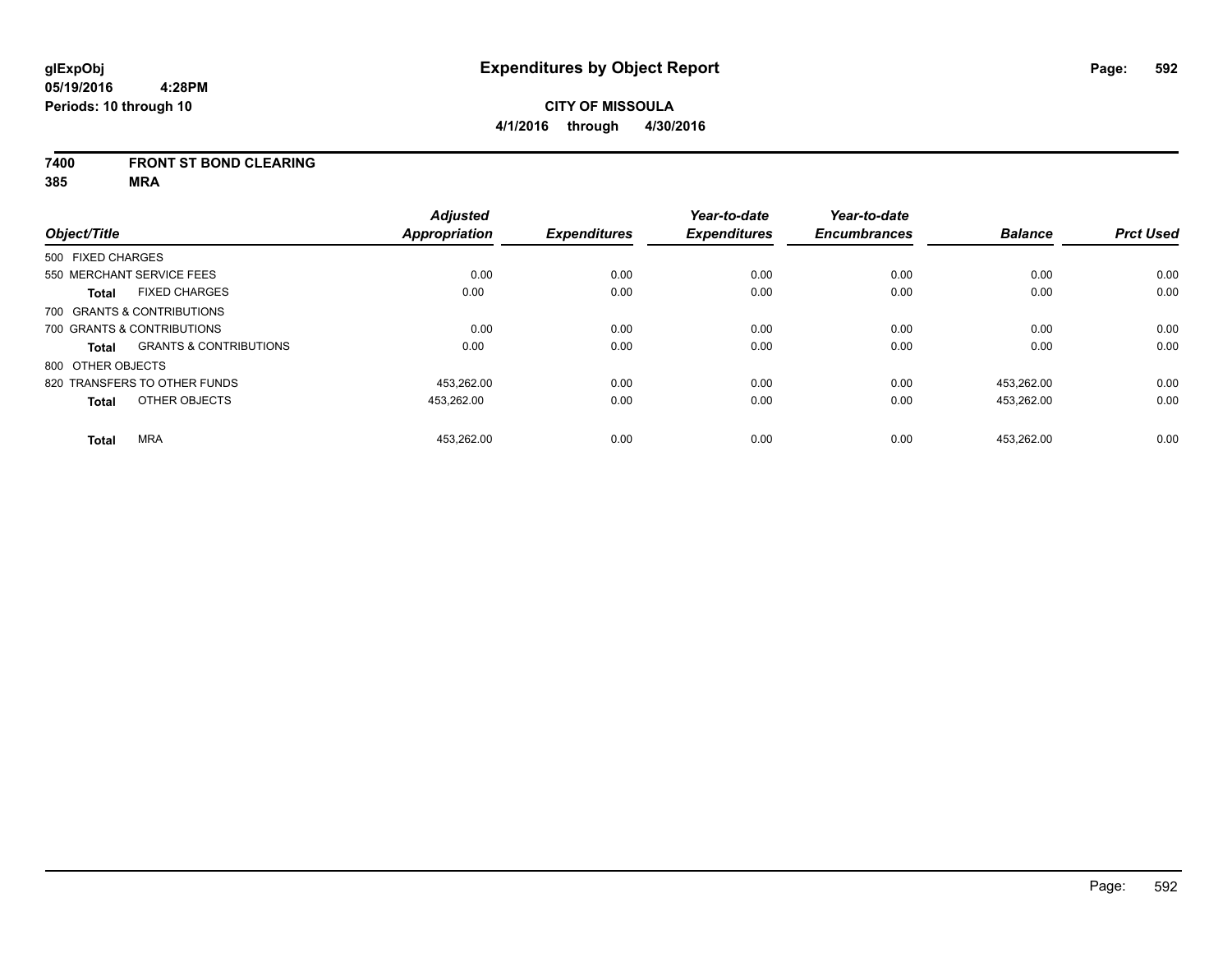# Expenditures by Object Report

glExpObj
05/19/2016 4:28PM
Periods: 10 through 10

**CITY OF MISSOULA**
**4/1/2016 through 4/30/2016**

**7400 FRONT ST BOND CLEARING**
**385 MRA**

| Object/Title | | Adjusted Appropriation | Expenditures | Year-to-date Expenditures | Year-to-date Encumbrances | Balance | Prct Used |
|---|---|---|---|---|---|---|---|
| 500 FIXED CHARGES | | | | | | | |
| 550 MERCHANT SERVICE FEES | | 0.00 | 0.00 | 0.00 | 0.00 | 0.00 | 0.00 |
| **Total** | FIXED CHARGES | 0.00 | 0.00 | 0.00 | 0.00 | 0.00 | 0.00 |
| 700 GRANTS & CONTRIBUTIONS | | | | | | | |
| 700 GRANTS & CONTRIBUTIONS | | 0.00 | 0.00 | 0.00 | 0.00 | 0.00 | 0.00 |
| **Total** | GRANTS & CONTRIBUTIONS | 0.00 | 0.00 | 0.00 | 0.00 | 0.00 | 0.00 |
| 800 OTHER OBJECTS | | | | | | | |
| 820 TRANSFERS TO OTHER FUNDS | | 453,262.00 | 0.00 | 0.00 | 0.00 | 453,262.00 | 0.00 |
| **Total** | OTHER OBJECTS | 453,262.00 | 0.00 | 0.00 | 0.00 | 453,262.00 | 0.00 |
| **Total** | MRA | 453,262.00 | 0.00 | 0.00 | 0.00 | 453,262.00 | 0.00 |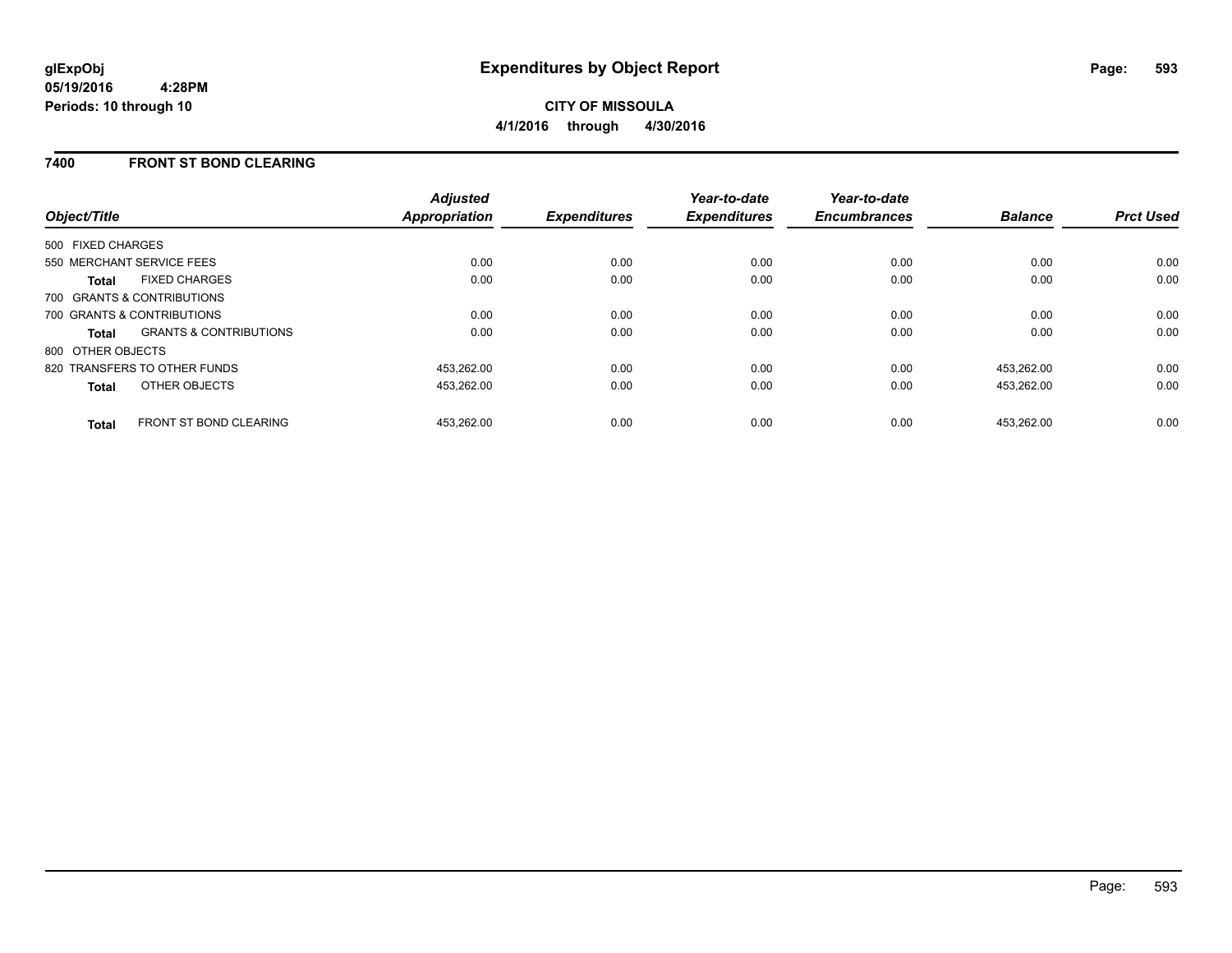**glExpObj** **Expenditures by Object Report**
**05/19/2016 4:28PM**
**Periods: 10 through 10**

**CITY OF MISSOULA**
**4/1/2016 through 4/30/2016**

## 7400 FRONT ST BOND CLEARING

| Object/Title | | Adjusted Appropriation | Expenditures | Year-to-date Expenditures | Year-to-date Encumbrances | Balance | Prct Used |
|---|---|---|---|---|---|---|---|
| 500 FIXED CHARGES | | | | | | | |
| 550 MERCHANT SERVICE FEES | | 0.00 | 0.00 | 0.00 | 0.00 | 0.00 | 0.00 |
| **Total** | FIXED CHARGES | 0.00 | 0.00 | 0.00 | 0.00 | 0.00 | 0.00 |
| 700 GRANTS & CONTRIBUTIONS | | | | | | | |
| 700 GRANTS & CONTRIBUTIONS | | 0.00 | 0.00 | 0.00 | 0.00 | 0.00 | 0.00 |
| **Total** | GRANTS & CONTRIBUTIONS | 0.00 | 0.00 | 0.00 | 0.00 | 0.00 | 0.00 |
| 800 OTHER OBJECTS | | | | | | | |
| 820 TRANSFERS TO OTHER FUNDS | | 453,262.00 | 0.00 | 0.00 | 0.00 | 453,262.00 | 0.00 |
| **Total** | OTHER OBJECTS | 453,262.00 | 0.00 | 0.00 | 0.00 | 453,262.00 | 0.00 |
| **Total** | FRONT ST BOND CLEARING | 453,262.00 | 0.00 | 0.00 | 0.00 | 453,262.00 | 0.00 |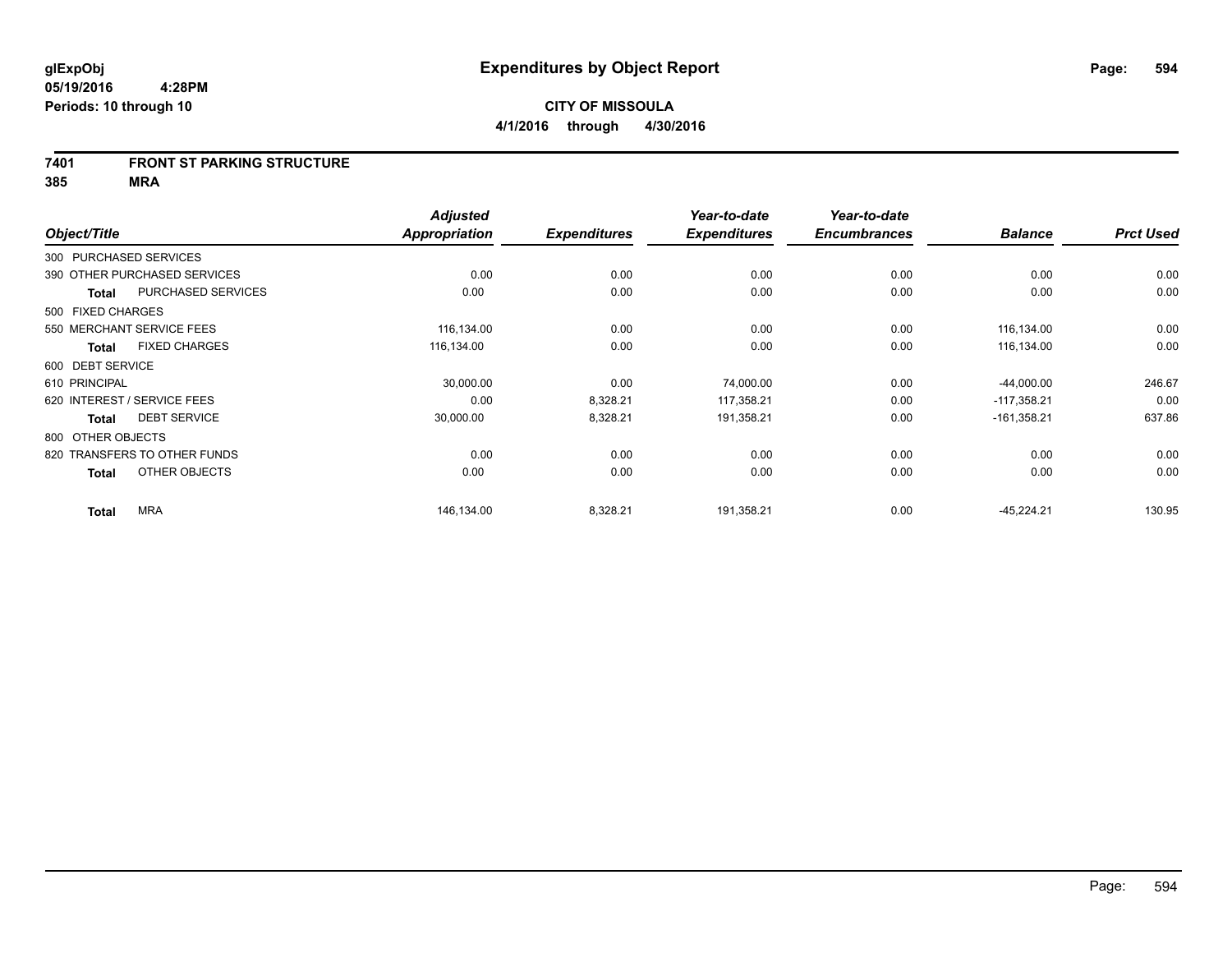# Expenditures by Object Report

glExpObj
05/19/2016 4:28PM
Periods: 10 through 10

**CITY OF MISSOULA**
**4/1/2016 through 4/30/2016**

## 7401 FRONT ST PARKING STRUCTURE
## 385 MRA

| Object/Title | | Adjusted Appropriation | Expenditures | Year-to-date Expenditures | Year-to-date Encumbrances | Balance | Prct Used |
|---|---|---|---|---|---|---|---|
| 300 PURCHASED SERVICES | | | | | | | |
| 390 OTHER PURCHASED SERVICES | | 0.00 | 0.00 | 0.00 | 0.00 | 0.00 | 0.00 |
| Total | PURCHASED SERVICES | 0.00 | 0.00 | 0.00 | 0.00 | 0.00 | 0.00 |
| 500 FIXED CHARGES | | | | | | | |
| 550 MERCHANT SERVICE FEES | | 116,134.00 | 0.00 | 0.00 | 0.00 | 116,134.00 | 0.00 |
| Total | FIXED CHARGES | 116,134.00 | 0.00 | 0.00 | 0.00 | 116,134.00 | 0.00 |
| 600 DEBT SERVICE | | | | | | | |
| 610 PRINCIPAL | | 30,000.00 | 0.00 | 74,000.00 | 0.00 | -44,000.00 | 246.67 |
| 620 INTEREST / SERVICE FEES | | 0.00 | 8,328.21 | 117,358.21 | 0.00 | -117,358.21 | 0.00 |
| Total | DEBT SERVICE | 30,000.00 | 8,328.21 | 191,358.21 | 0.00 | -161,358.21 | 637.86 |
| 800 OTHER OBJECTS | | | | | | | |
| 820 TRANSFERS TO OTHER FUNDS | | 0.00 | 0.00 | 0.00 | 0.00 | 0.00 | 0.00 |
| Total | OTHER OBJECTS | 0.00 | 0.00 | 0.00 | 0.00 | 0.00 | 0.00 |
| Total | MRA | 146,134.00 | 8,328.21 | 191,358.21 | 0.00 | -45,224.21 | 130.95 |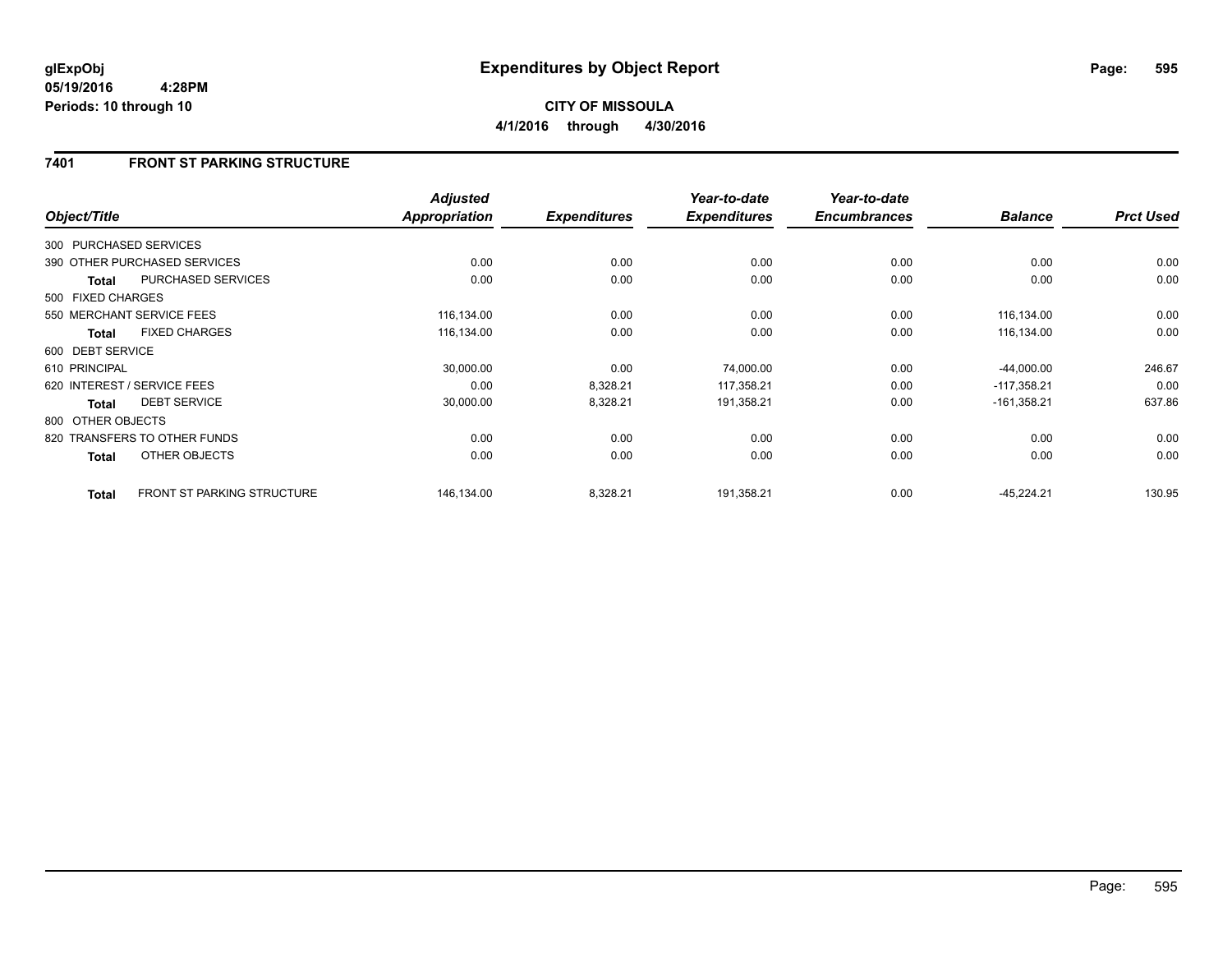# Expenditures by Object Report

glExpObj
05/19/2016 4:28PM
Periods: 10 through 10

**CITY OF MISSOULA**
**4/1/2016 through 4/30/2016**

## 7401 FRONT ST PARKING STRUCTURE

| Object/Title | Adjusted Appropriation | Expenditures | Year-to-date Expenditures | Year-to-date Encumbrances | Balance | Prct Used |
|---|---|---|---|---|---|---|
| 300 PURCHASED SERVICES | | | | | | |
| 390 OTHER PURCHASED SERVICES | 0.00 | 0.00 | 0.00 | 0.00 | 0.00 | 0.00 |
| **Total** PURCHASED SERVICES | 0.00 | 0.00 | 0.00 | 0.00 | 0.00 | 0.00 |
| 500 FIXED CHARGES | | | | | | |
| 550 MERCHANT SERVICE FEES | 116,134.00 | 0.00 | 0.00 | 0.00 | 116,134.00 | 0.00 |
| **Total** FIXED CHARGES | 116,134.00 | 0.00 | 0.00 | 0.00 | 116,134.00 | 0.00 |
| 600 DEBT SERVICE | | | | | | |
| 610 PRINCIPAL | 30,000.00 | 0.00 | 74,000.00 | 0.00 | -44,000.00 | 246.67 |
| 620 INTEREST / SERVICE FEES | 0.00 | 8,328.21 | 117,358.21 | 0.00 | -117,358.21 | 0.00 |
| **Total** DEBT SERVICE | 30,000.00 | 8,328.21 | 191,358.21 | 0.00 | -161,358.21 | 637.86 |
| 800 OTHER OBJECTS | | | | | | |
| 820 TRANSFERS TO OTHER FUNDS | 0.00 | 0.00 | 0.00 | 0.00 | 0.00 | 0.00 |
| **Total** OTHER OBJECTS | 0.00 | 0.00 | 0.00 | 0.00 | 0.00 | 0.00 |
| **Total** FRONT ST PARKING STRUCTURE | 146,134.00 | 8,328.21 | 191,358.21 | 0.00 | -45,224.21 | 130.95 |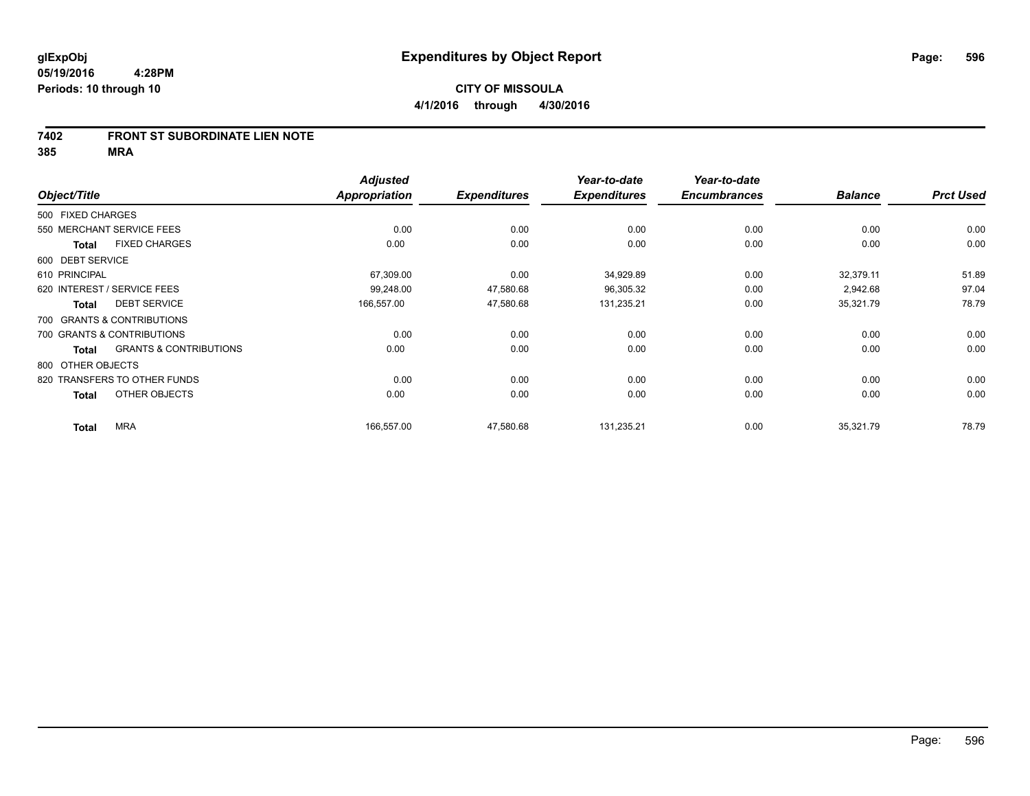glExpObj
05/19/2016 4:28PM
Periods: 10 through 10

# Expenditures by Object Report

**CITY OF MISSOULA**
**4/1/2016 through 4/30/2016**

## 7402 FRONT ST SUBORDINATE LIEN NOTE
## 385 MRA

| Object/Title | | Adjusted Appropriation | Expenditures | Year-to-date Expenditures | Year-to-date Encumbrances | Balance | Prct Used |
|---|---|---|---|---|---|---|---|
| 500 FIXED CHARGES | | | | | | | |
| 550 MERCHANT SERVICE FEES | | 0.00 | 0.00 | 0.00 | 0.00 | 0.00 | 0.00 |
| Total | FIXED CHARGES | 0.00 | 0.00 | 0.00 | 0.00 | 0.00 | 0.00 |
| 600 DEBT SERVICE | | | | | | | |
| 610 PRINCIPAL | | 67,309.00 | 0.00 | 34,929.89 | 0.00 | 32,379.11 | 51.89 |
| 620 INTEREST / SERVICE FEES | | 99,248.00 | 47,580.68 | 96,305.32 | 0.00 | 2,942.68 | 97.04 |
| Total | DEBT SERVICE | 166,557.00 | 47,580.68 | 131,235.21 | 0.00 | 35,321.79 | 78.79 |
| 700 GRANTS & CONTRIBUTIONS | | | | | | | |
| 700 GRANTS & CONTRIBUTIONS | | 0.00 | 0.00 | 0.00 | 0.00 | 0.00 | 0.00 |
| Total | GRANTS & CONTRIBUTIONS | 0.00 | 0.00 | 0.00 | 0.00 | 0.00 | 0.00 |
| 800 OTHER OBJECTS | | | | | | | |
| 820 TRANSFERS TO OTHER FUNDS | | 0.00 | 0.00 | 0.00 | 0.00 | 0.00 | 0.00 |
| Total | OTHER OBJECTS | 0.00 | 0.00 | 0.00 | 0.00 | 0.00 | 0.00 |
| Total | MRA | 166,557.00 | 47,580.68 | 131,235.21 | 0.00 | 35,321.79 | 78.79 |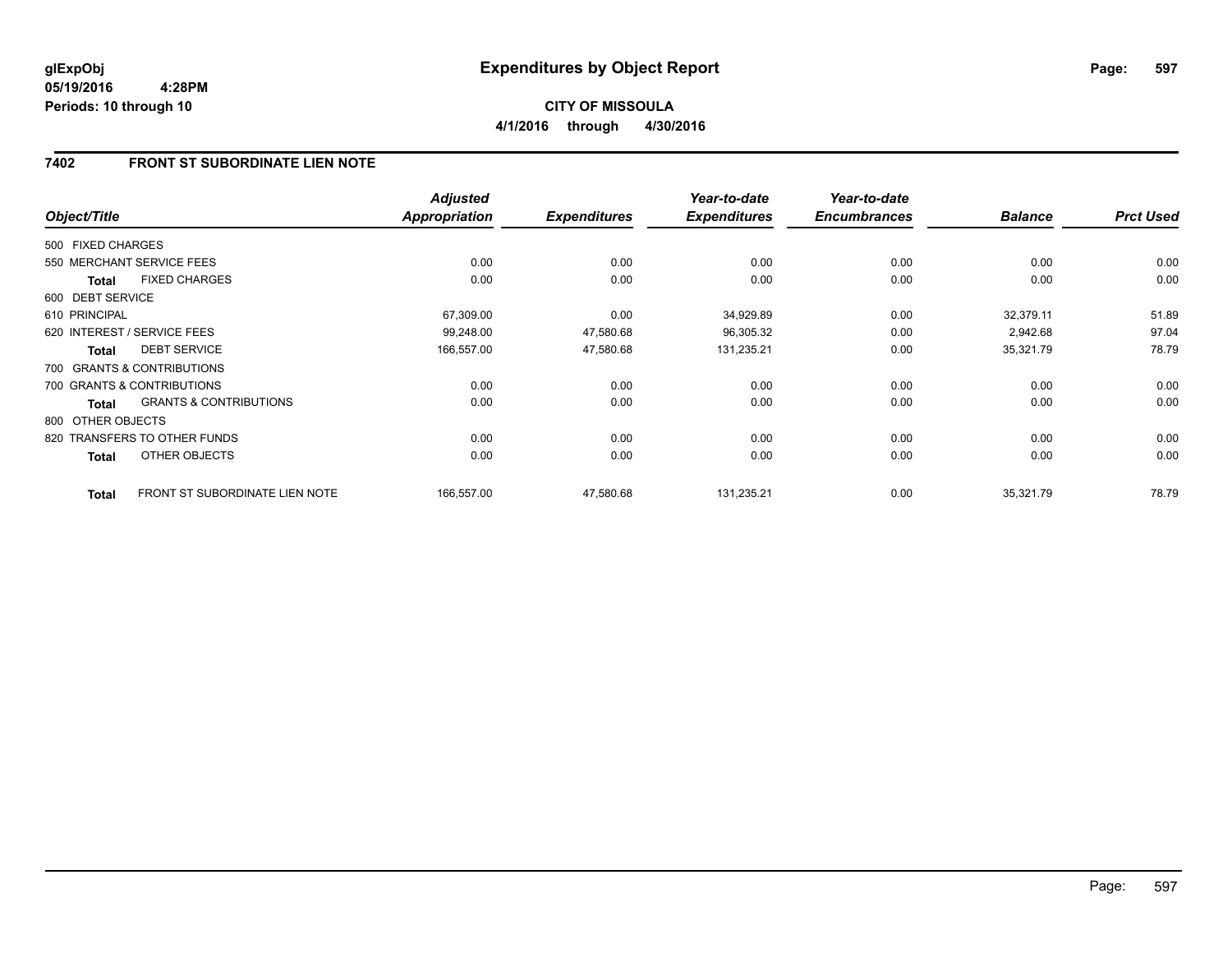**glExpObj**
**05/19/2016 4:28PM**
**Periods: 10 through 10**

# Expenditures by Object Report

**CITY OF MISSOULA**
**4/1/2016 through 4/30/2016**

## 7402 FRONT ST SUBORDINATE LIEN NOTE

| Object/Title | Adjusted Appropriation | Expenditures | Year-to-date Expenditures | Year-to-date Encumbrances | Balance | Prct Used |
|---|---|---|---|---|---|---|
| 500 FIXED CHARGES | | | | | | |
| 550 MERCHANT SERVICE FEES | 0.00 | 0.00 | 0.00 | 0.00 | 0.00 | 0.00 |
| **Total** FIXED CHARGES | 0.00 | 0.00 | 0.00 | 0.00 | 0.00 | 0.00 |
| 600 DEBT SERVICE | | | | | | |
| 610 PRINCIPAL | 67,309.00 | 0.00 | 34,929.89 | 0.00 | 32,379.11 | 51.89 |
| 620 INTEREST / SERVICE FEES | 99,248.00 | 47,580.68 | 96,305.32 | 0.00 | 2,942.68 | 97.04 |
| **Total** DEBT SERVICE | 166,557.00 | 47,580.68 | 131,235.21 | 0.00 | 35,321.79 | 78.79 |
| 700 GRANTS & CONTRIBUTIONS | | | | | | |
| 700 GRANTS & CONTRIBUTIONS | 0.00 | 0.00 | 0.00 | 0.00 | 0.00 | 0.00 |
| **Total** GRANTS & CONTRIBUTIONS | 0.00 | 0.00 | 0.00 | 0.00 | 0.00 | 0.00 |
| 800 OTHER OBJECTS | | | | | | |
| 820 TRANSFERS TO OTHER FUNDS | 0.00 | 0.00 | 0.00 | 0.00 | 0.00 | 0.00 |
| **Total** OTHER OBJECTS | 0.00 | 0.00 | 0.00 | 0.00 | 0.00 | 0.00 |
| **Total** FRONT ST SUBORDINATE LIEN NOTE | 166,557.00 | 47,580.68 | 131,235.21 | 0.00 | 35,321.79 | 78.79 |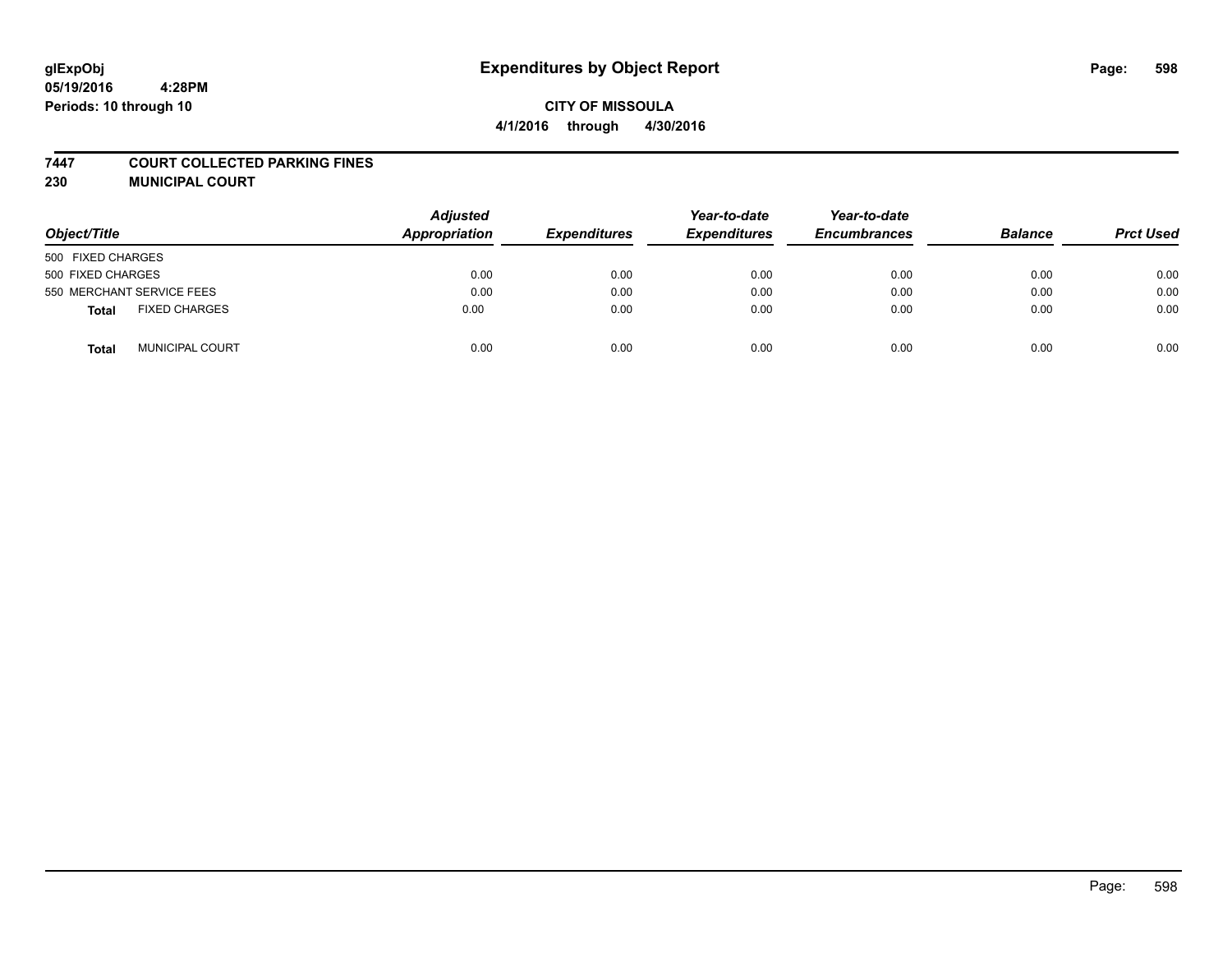# Expenditures by Object Report

glExpObj
05/19/2016 4:28PM
Periods: 10 through 10

**CITY OF MISSOULA**
**4/1/2016 through 4/30/2016**

**7447 COURT COLLECTED PARKING FINES**
**230 MUNICIPAL COURT**

| Object/Title | | Adjusted Appropriation | Expenditures | Year-to-date Expenditures | Year-to-date Encumbrances | Balance | Prct Used |
|---|---|---|---|---|---|---|---|
| 500 FIXED CHARGES | | | | | | | |
| 500 FIXED CHARGES | | 0.00 | 0.00 | 0.00 | 0.00 | 0.00 | 0.00 |
| 550 MERCHANT SERVICE FEES | | 0.00 | 0.00 | 0.00 | 0.00 | 0.00 | 0.00 |
| **Total** | FIXED CHARGES | 0.00 | 0.00 | 0.00 | 0.00 | 0.00 | 0.00 |
| **Total** | MUNICIPAL COURT | 0.00 | 0.00 | 0.00 | 0.00 | 0.00 | 0.00 |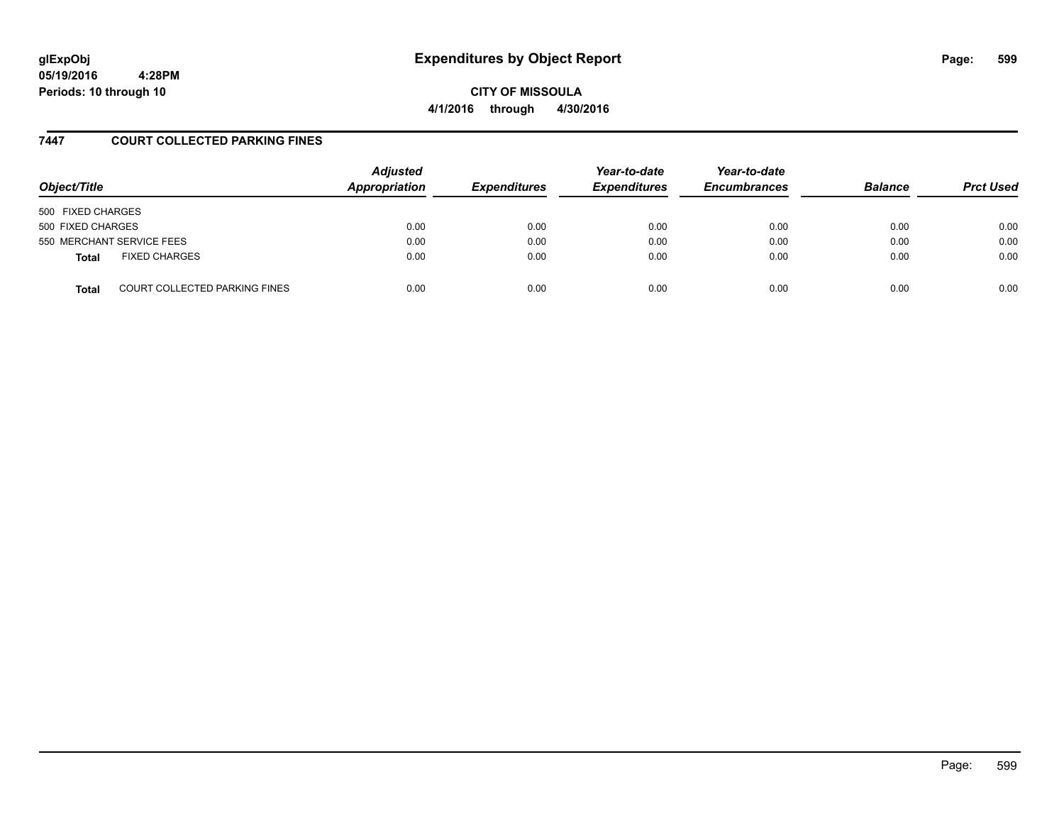glExpObj
05/19/2016 4:28PM
Periods: 10 through 10

# Expenditures by Object Report

**CITY OF MISSOULA**

**4/1/2016 through 4/30/2016**

## 7447 COURT COLLECTED PARKING FINES

| Object/Title | | Adjusted Appropriation | Expenditures | Year-to-date Expenditures | Year-to-date Encumbrances | Balance | Prct Used |
|---|---|---|---|---|---|---|---|
| 500 FIXED CHARGES | | | | | | | |
| 500 FIXED CHARGES | | 0.00 | 0.00 | 0.00 | 0.00 | 0.00 | 0.00 |
| 550 MERCHANT SERVICE FEES | | 0.00 | 0.00 | 0.00 | 0.00 | 0.00 | 0.00 |
| **Total** | FIXED CHARGES | 0.00 | 0.00 | 0.00 | 0.00 | 0.00 | 0.00 |
| **Total** | COURT COLLECTED PARKING FINES | 0.00 | 0.00 | 0.00 | 0.00 | 0.00 | 0.00 |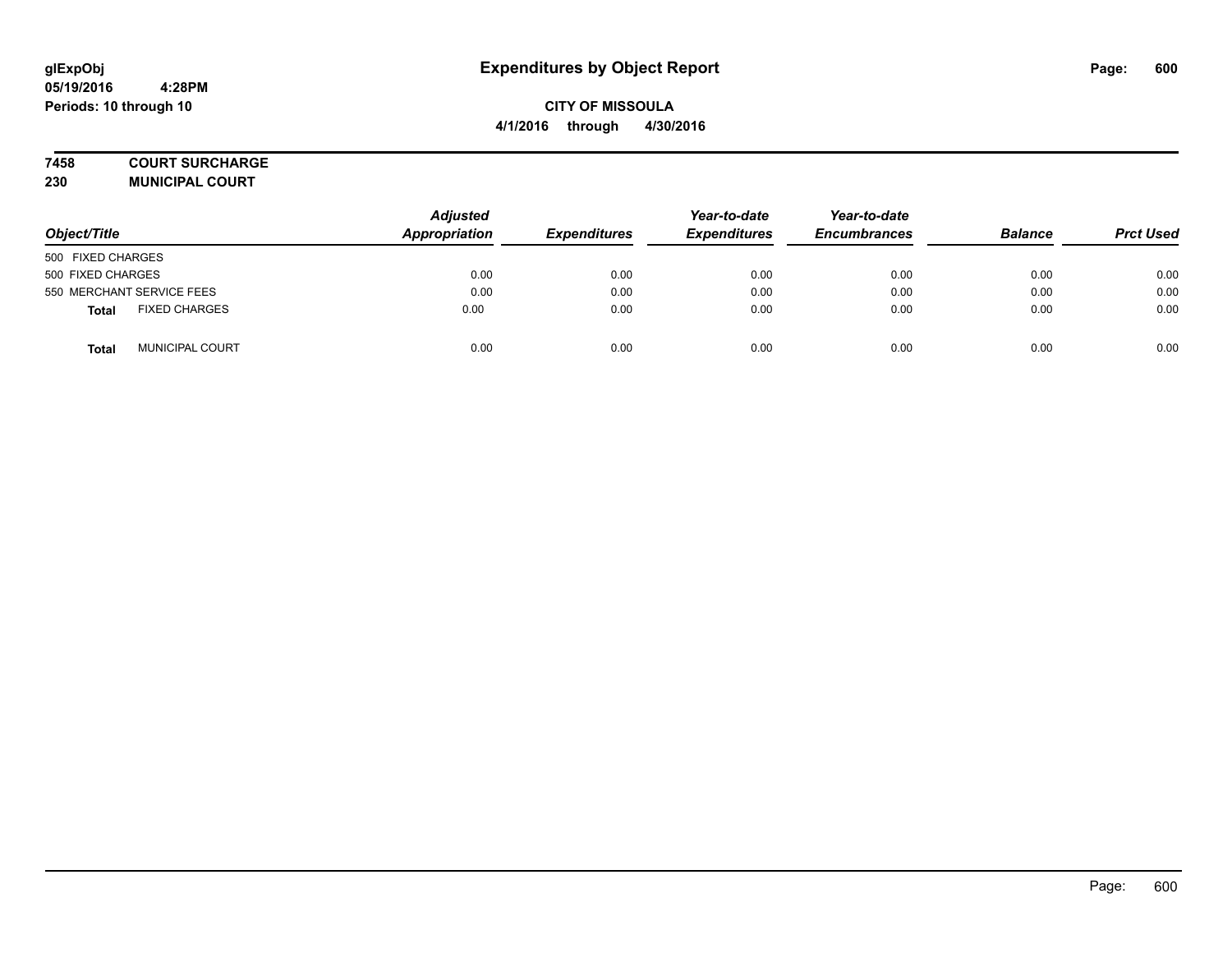# Expenditures by Object Report

**glExpObj**
**05/19/2016 4:28PM**
**Periods: 10 through 10**

**CITY OF MISSOULA**
**4/1/2016 through 4/30/2016**

**7458 COURT SURCHARGE**
**230 MUNICIPAL COURT**

| Object/Title | Adjusted Appropriation | Expenditures | Year-to-date Expenditures | Year-to-date Encumbrances | Balance | Prct Used |
|---|---|---|---|---|---|---|
| 500 FIXED CHARGES | | | | | | |
| 500 FIXED CHARGES | 0.00 | 0.00 | 0.00 | 0.00 | 0.00 | 0.00 |
| 550 MERCHANT SERVICE FEES | 0.00 | 0.00 | 0.00 | 0.00 | 0.00 | 0.00 |
| **Total** FIXED CHARGES | 0.00 | 0.00 | 0.00 | 0.00 | 0.00 | 0.00 |
| **Total** MUNICIPAL COURT | 0.00 | 0.00 | 0.00 | 0.00 | 0.00 | 0.00 |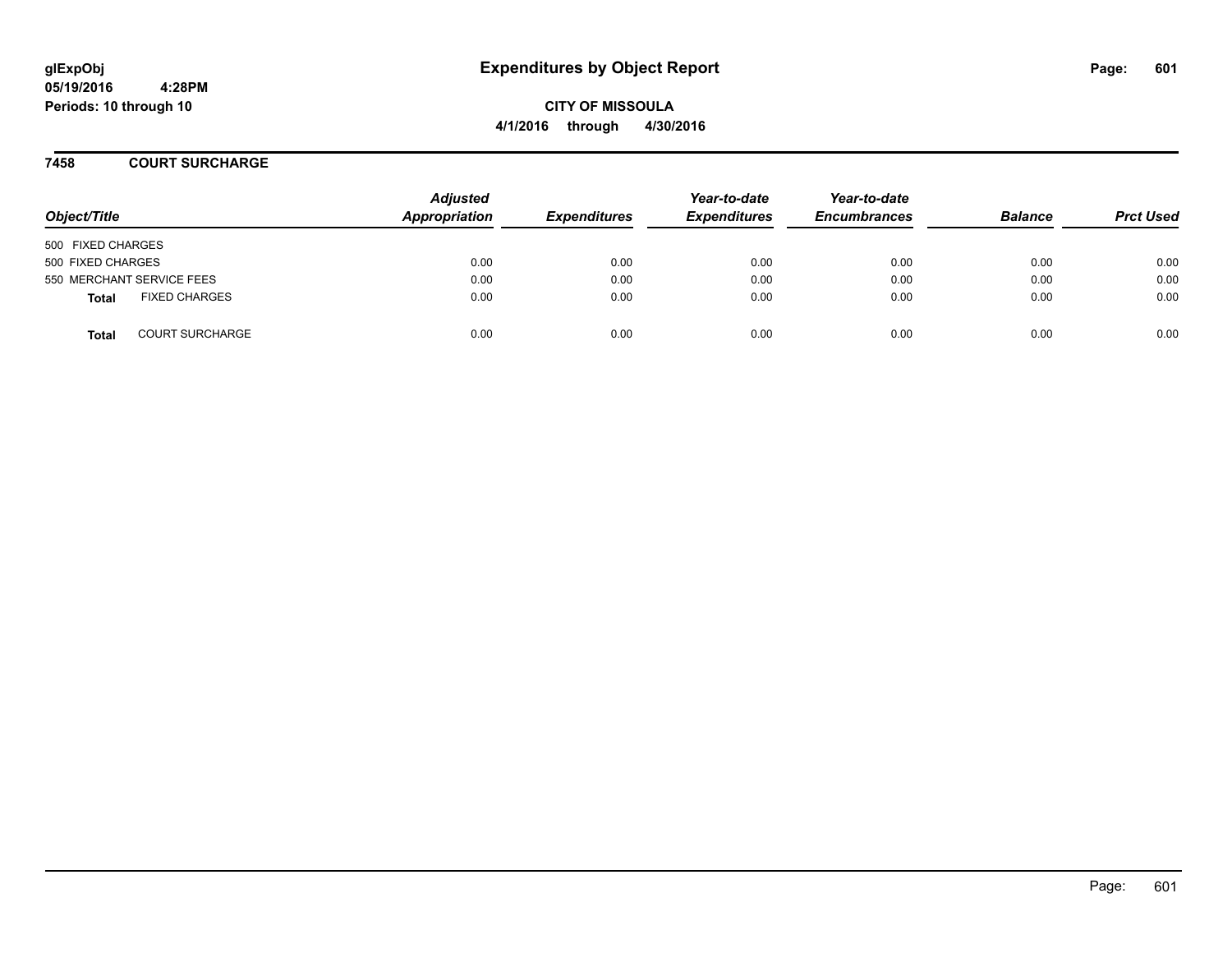glExpObj
05/19/2016 4:28PM
Periods: 10 through 10

# Expenditures by Object Report

**CITY OF MISSOULA**

**4/1/2016 through 4/30/2016**

## 7458 COURT SURCHARGE

| Object/Title | Adjusted Appropriation | Expenditures | Year-to-date Expenditures | Year-to-date Encumbrances | Balance | Prct Used |
|---|---|---|---|---|---|---|
| 500 FIXED CHARGES | | | | | | |
| 500 FIXED CHARGES | 0.00 | 0.00 | 0.00 | 0.00 | 0.00 | 0.00 |
| 550 MERCHANT SERVICE FEES | 0.00 | 0.00 | 0.00 | 0.00 | 0.00 | 0.00 |
| **Total** FIXED CHARGES | 0.00 | 0.00 | 0.00 | 0.00 | 0.00 | 0.00 |
| **Total** COURT SURCHARGE | 0.00 | 0.00 | 0.00 | 0.00 | 0.00 | 0.00 |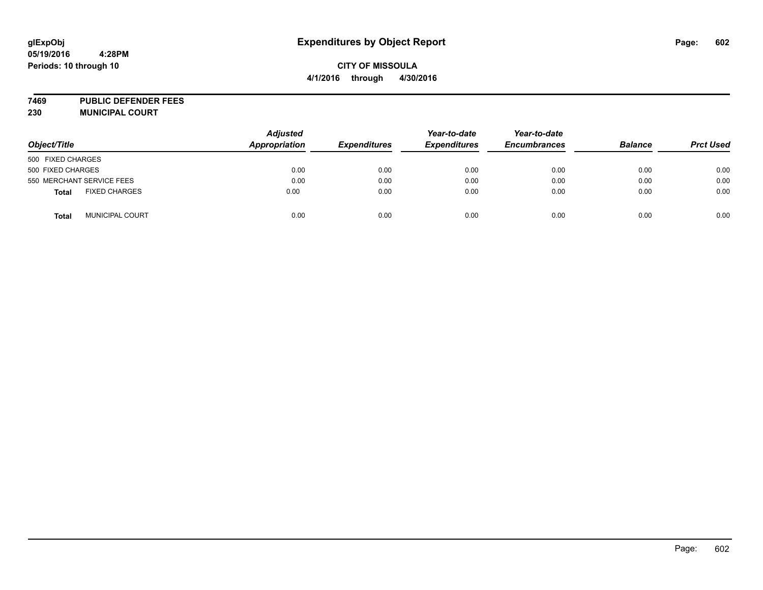# Expenditures by Object Report

**glExpObj**
**05/19/2016 4:28PM**
**Periods: 10 through 10**

**CITY OF MISSOULA**
**4/1/2016 through 4/30/2016**

**7469 PUBLIC DEFENDER FEES**
**230 MUNICIPAL COURT**

| Object/Title | | Adjusted Appropriation | Expenditures | Year-to-date Expenditures | Year-to-date Encumbrances | Balance | Prct Used |
|---|---|---|---|---|---|---|---|
| 500 FIXED CHARGES | | | | | | | |
| 500 FIXED CHARGES | | 0.00 | 0.00 | 0.00 | 0.00 | 0.00 | 0.00 |
| 550 MERCHANT SERVICE FEES | | 0.00 | 0.00 | 0.00 | 0.00 | 0.00 | 0.00 |
| **Total** | FIXED CHARGES | 0.00 | 0.00 | 0.00 | 0.00 | 0.00 | 0.00 |
| **Total** | MUNICIPAL COURT | 0.00 | 0.00 | 0.00 | 0.00 | 0.00 | 0.00 |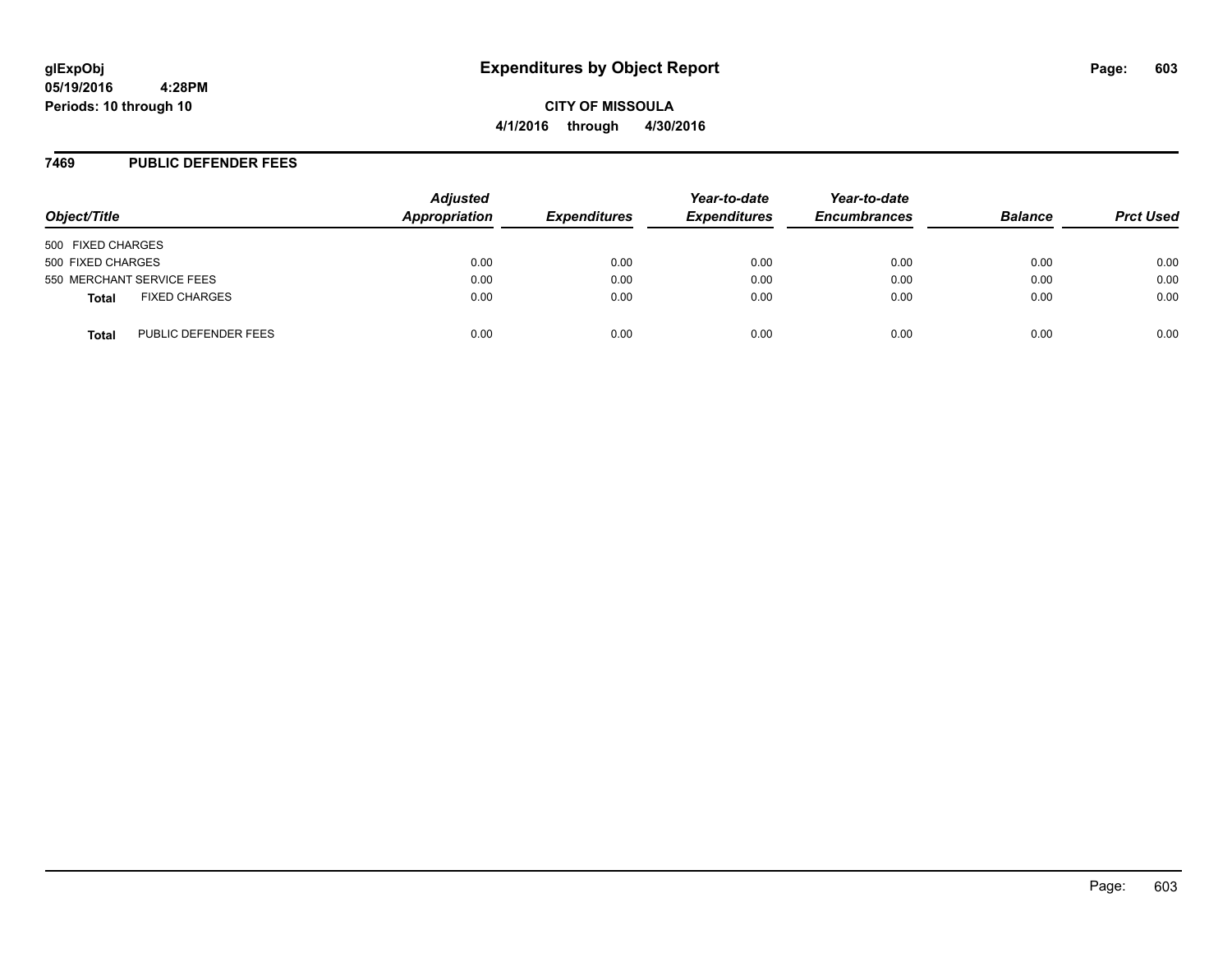**glExpObj**
**05/19/2016 4:28PM**
**Periods: 10 through 10**

# Expenditures by Object Report

**CITY OF MISSOULA**
**4/1/2016 through 4/30/2016**

## 7469 PUBLIC DEFENDER FEES

| Object/Title | Adjusted Appropriation | Expenditures | Year-to-date Expenditures | Year-to-date Encumbrances | Balance | Prct Used |
|---|---|---|---|---|---|---|
| 500 FIXED CHARGES | | | | | | |
| 500 FIXED CHARGES | 0.00 | 0.00 | 0.00 | 0.00 | 0.00 | 0.00 |
| 550 MERCHANT SERVICE FEES | 0.00 | 0.00 | 0.00 | 0.00 | 0.00 | 0.00 |
| **Total** FIXED CHARGES | 0.00 | 0.00 | 0.00 | 0.00 | 0.00 | 0.00 |
| **Total** PUBLIC DEFENDER FEES | 0.00 | 0.00 | 0.00 | 0.00 | 0.00 | 0.00 |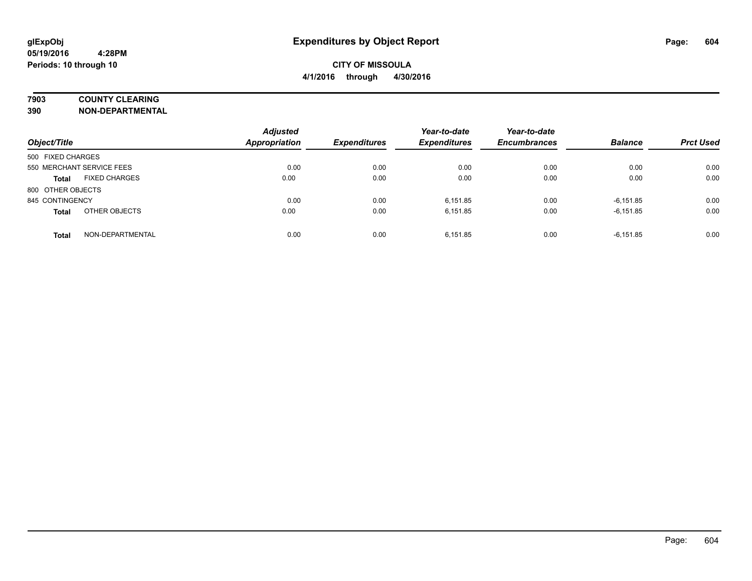# Expenditures by Object Report

glExpObj
05/19/2016 4:28PM
Periods: 10 through 10

**CITY OF MISSOULA**
**4/1/2016 through 4/30/2016**

**7903 COUNTY CLEARING**
**390 NON-DEPARTMENTAL**

| Object/Title | | Adjusted Appropriation | Expenditures | Year-to-date Expenditures | Year-to-date Encumbrances | Balance | Prct Used |
|---|---|---|---|---|---|---|---|
| 500 FIXED CHARGES | | | | | | | |
| 550 MERCHANT SERVICE FEES | | 0.00 | 0.00 | 0.00 | 0.00 | 0.00 | 0.00 |
| **Total** | FIXED CHARGES | 0.00 | 0.00 | 0.00 | 0.00 | 0.00 | 0.00 |
| 800 OTHER OBJECTS | | | | | | | |
| 845 CONTINGENCY | | 0.00 | 0.00 | 6,151.85 | 0.00 | -6,151.85 | 0.00 |
| **Total** | OTHER OBJECTS | 0.00 | 0.00 | 6,151.85 | 0.00 | -6,151.85 | 0.00 |
| **Total** | NON-DEPARTMENTAL | 0.00 | 0.00 | 6,151.85 | 0.00 | -6,151.85 | 0.00 |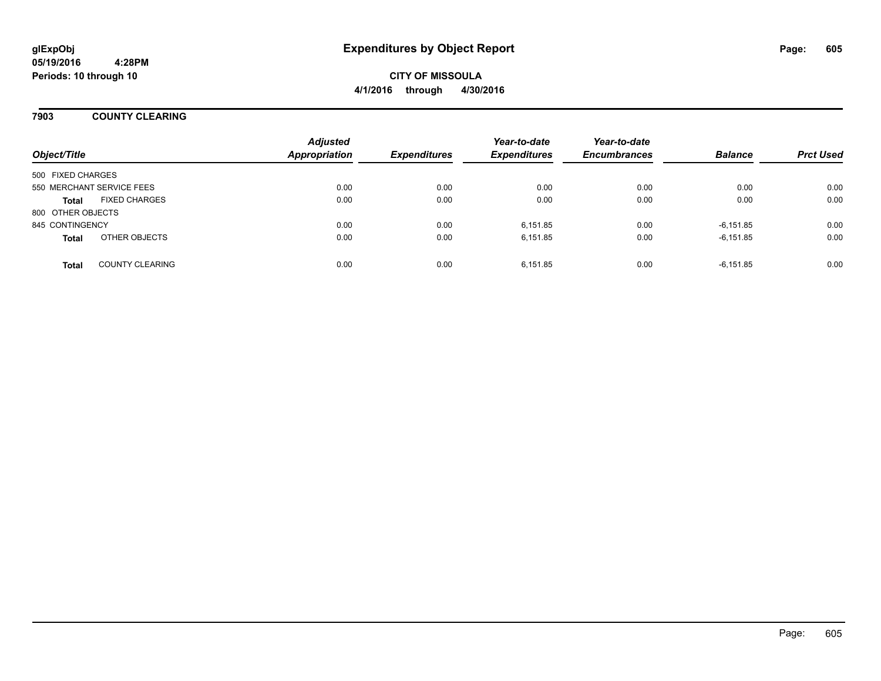**glExpObj**
**05/19/2016 4:28PM**
**Periods: 10 through 10**

# Expenditures by Object Report

**CITY OF MISSOULA**
**4/1/2016 through 4/30/2016**

## 7903 COUNTY CLEARING

| Object/Title | | Adjusted Appropriation | Expenditures | Year-to-date Expenditures | Year-to-date Encumbrances | Balance | Prct Used |
|---|---|---|---|---|---|---|---|
| 500 FIXED CHARGES | | | | | | | |
| 550 MERCHANT SERVICE FEES | | 0.00 | 0.00 | 0.00 | 0.00 | 0.00 | 0.00 |
| **Total** | FIXED CHARGES | 0.00 | 0.00 | 0.00 | 0.00 | 0.00 | 0.00 |
| 800 OTHER OBJECTS | | | | | | | |
| 845 CONTINGENCY | | 0.00 | 0.00 | 6,151.85 | 0.00 | -6,151.85 | 0.00 |
| **Total** | OTHER OBJECTS | 0.00 | 0.00 | 6,151.85 | 0.00 | -6,151.85 | 0.00 |
| **Total** | COUNTY CLEARING | 0.00 | 0.00 | 6,151.85 | 0.00 | -6,151.85 | 0.00 |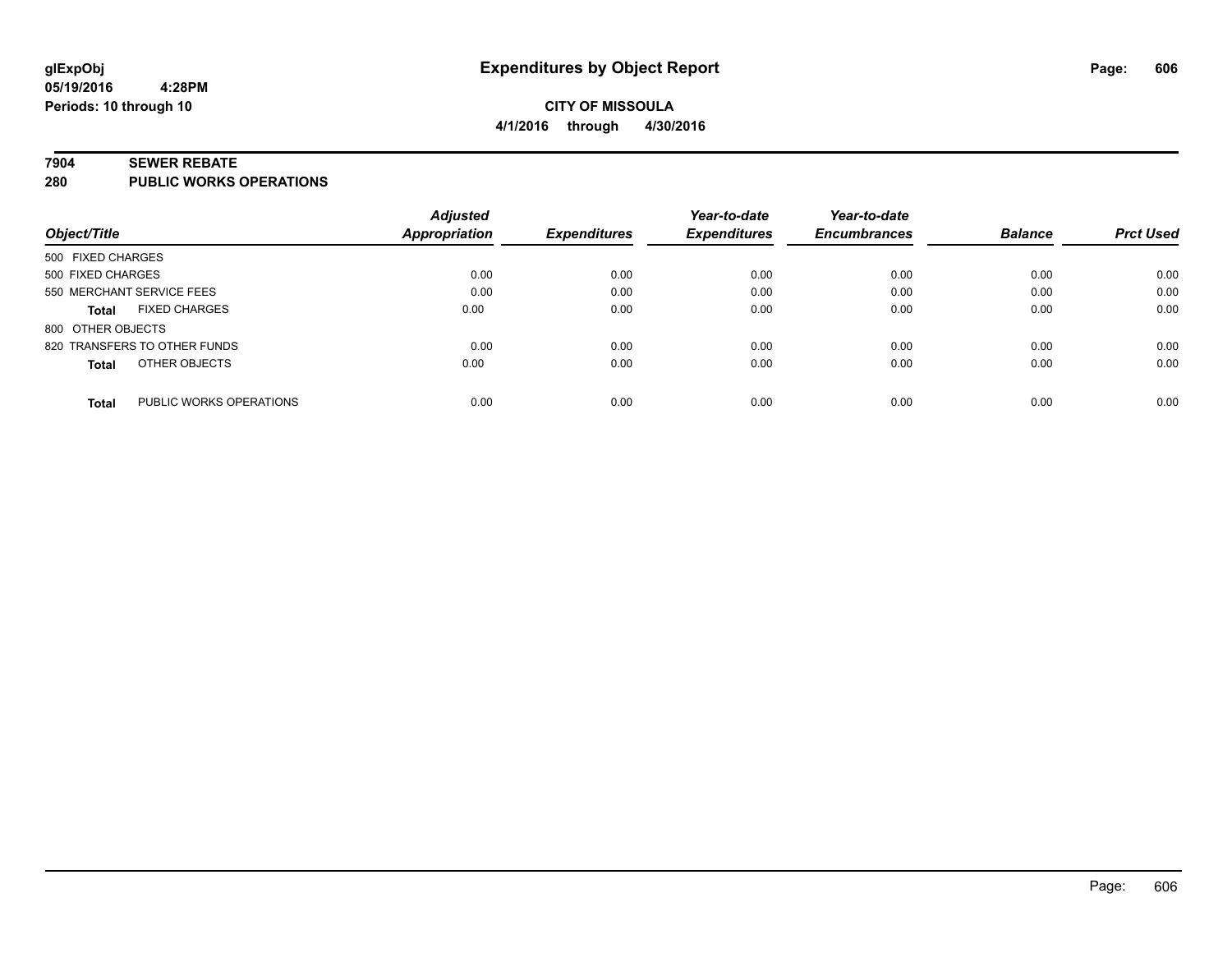# Expenditures by Object Report

**CITY OF MISSOULA**

**4/1/2016 through 4/30/2016**

glExpObj
05/19/2016 4:28PM
Periods: 10 through 10

**7904 SEWER REBATE**

**280 PUBLIC WORKS OPERATIONS**

| Object/Title | Adjusted Appropriation | Expenditures | Year-to-date Expenditures | Year-to-date Encumbrances | Balance | Prct Used |
|---|---|---|---|---|---|---|
| 500 FIXED CHARGES | | | | | | |
| 500 FIXED CHARGES | 0.00 | 0.00 | 0.00 | 0.00 | 0.00 | 0.00 |
| 550 MERCHANT SERVICE FEES | 0.00 | 0.00 | 0.00 | 0.00 | 0.00 | 0.00 |
| **Total** FIXED CHARGES | 0.00 | 0.00 | 0.00 | 0.00 | 0.00 | 0.00 |
| 800 OTHER OBJECTS | | | | | | |
| 820 TRANSFERS TO OTHER FUNDS | 0.00 | 0.00 | 0.00 | 0.00 | 0.00 | 0.00 |
| **Total** OTHER OBJECTS | 0.00 | 0.00 | 0.00 | 0.00 | 0.00 | 0.00 |
| **Total** PUBLIC WORKS OPERATIONS | 0.00 | 0.00 | 0.00 | 0.00 | 0.00 | 0.00 |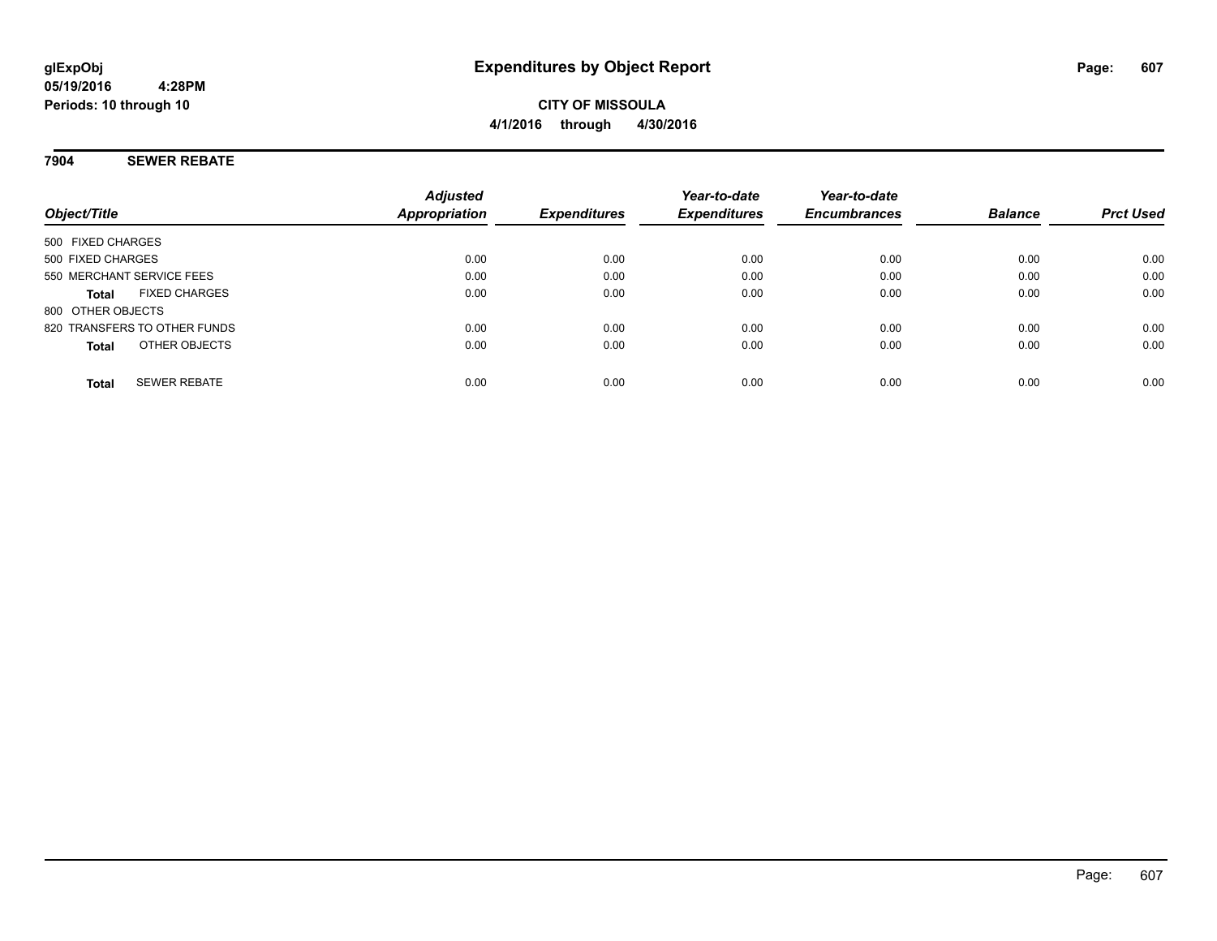# Expenditures by Object Report

glExpObj
05/19/2016 4:28PM
Periods: 10 through 10

**CITY OF MISSOULA**
**4/1/2016 through 4/30/2016**

## 7904 SEWER REBATE

| Object/Title | Adjusted Appropriation | Expenditures | Year-to-date Expenditures | Year-to-date Encumbrances | Balance | Prct Used |
|---|---|---|---|---|---|---|
| 500 FIXED CHARGES | | | | | | |
| 500 FIXED CHARGES | 0.00 | 0.00 | 0.00 | 0.00 | 0.00 | 0.00 |
| 550 MERCHANT SERVICE FEES | 0.00 | 0.00 | 0.00 | 0.00 | 0.00 | 0.00 |
| **Total** FIXED CHARGES | 0.00 | 0.00 | 0.00 | 0.00 | 0.00 | 0.00 |
| 800 OTHER OBJECTS | | | | | | |
| 820 TRANSFERS TO OTHER FUNDS | 0.00 | 0.00 | 0.00 | 0.00 | 0.00 | 0.00 |
| **Total** OTHER OBJECTS | 0.00 | 0.00 | 0.00 | 0.00 | 0.00 | 0.00 |
| **Total** SEWER REBATE | 0.00 | 0.00 | 0.00 | 0.00 | 0.00 | 0.00 |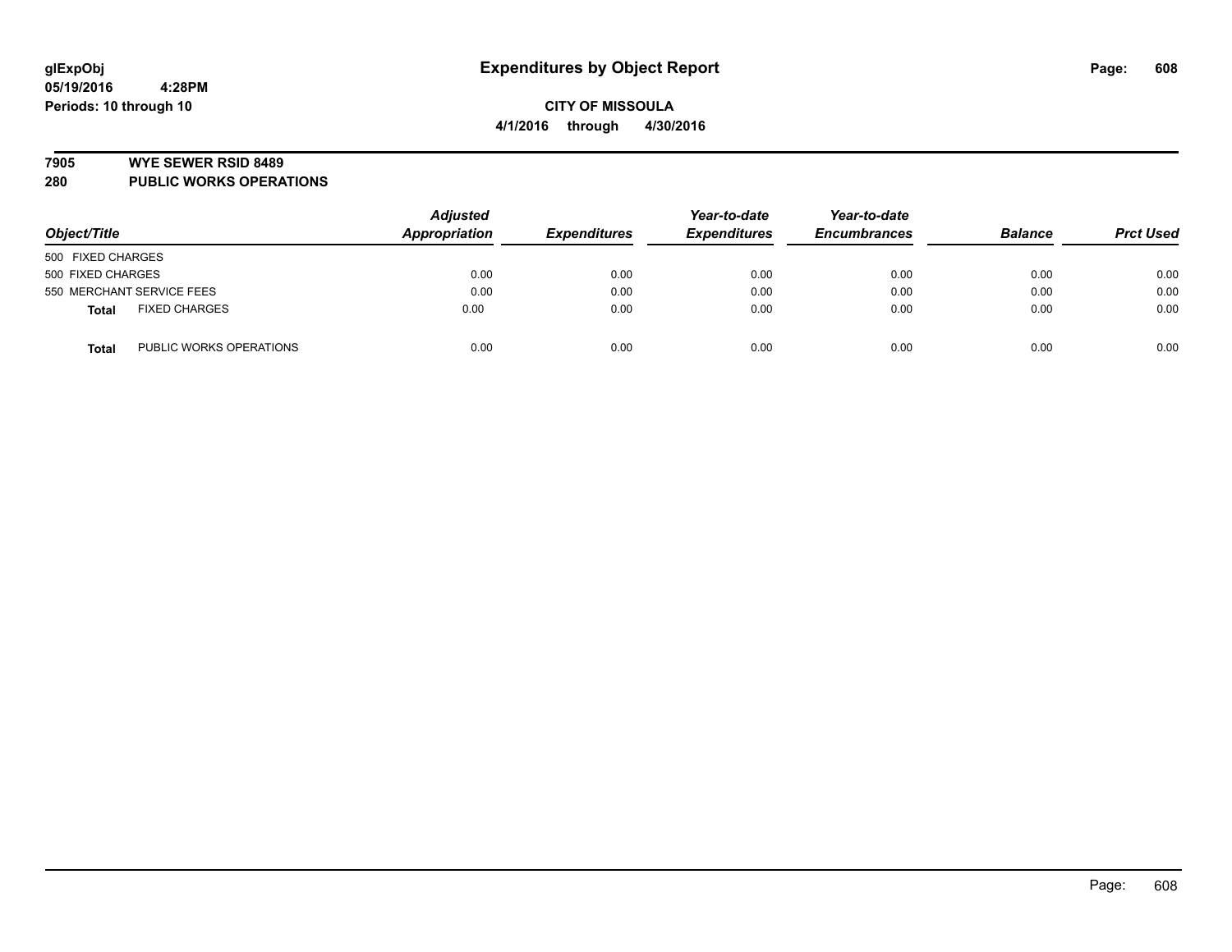# Expenditures by Object Report

glExpObj
05/19/2016 4:28PM
Periods: 10 through 10

**CITY OF MISSOULA**
**4/1/2016 through 4/30/2016**

## 7905 WYE SEWER RSID 8489
## 280 PUBLIC WORKS OPERATIONS

| Object/Title | Adjusted Appropriation | Expenditures | Year-to-date Expenditures | Year-to-date Encumbrances | Balance | Prct Used |
|---|---|---|---|---|---|---|
| 500 FIXED CHARGES | | | | | | |
| 500 FIXED CHARGES | 0.00 | 0.00 | 0.00 | 0.00 | 0.00 | 0.00 |
| 550 MERCHANT SERVICE FEES | 0.00 | 0.00 | 0.00 | 0.00 | 0.00 | 0.00 |
| **Total** FIXED CHARGES | 0.00 | 0.00 | 0.00 | 0.00 | 0.00 | 0.00 |
| **Total** PUBLIC WORKS OPERATIONS | 0.00 | 0.00 | 0.00 | 0.00 | 0.00 | 0.00 |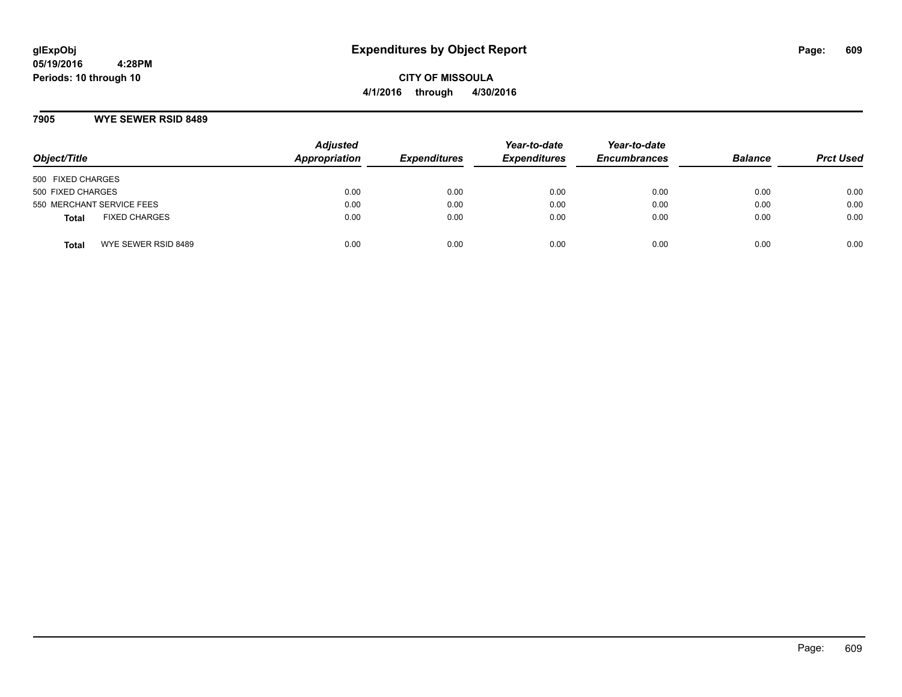# Expenditures by Object Report

glExpObj
05/19/2016 4:28PM
Periods: 10 through 10

**CITY OF MISSOULA**
**4/1/2016 through 4/30/2016**

## 7905 WYE SEWER RSID 8489

| Object/Title | Adjusted Appropriation | Expenditures | Year-to-date Expenditures | Year-to-date Encumbrances | Balance | Prct Used |
|---|---|---|---|---|---|---|
| 500 FIXED CHARGES | | | | | | |
| 500 FIXED CHARGES | 0.00 | 0.00 | 0.00 | 0.00 | 0.00 | 0.00 |
| 550 MERCHANT SERVICE FEES | 0.00 | 0.00 | 0.00 | 0.00 | 0.00 | 0.00 |
| **Total** FIXED CHARGES | 0.00 | 0.00 | 0.00 | 0.00 | 0.00 | 0.00 |
| **Total** WYE SEWER RSID 8489 | 0.00 | 0.00 | 0.00 | 0.00 | 0.00 | 0.00 |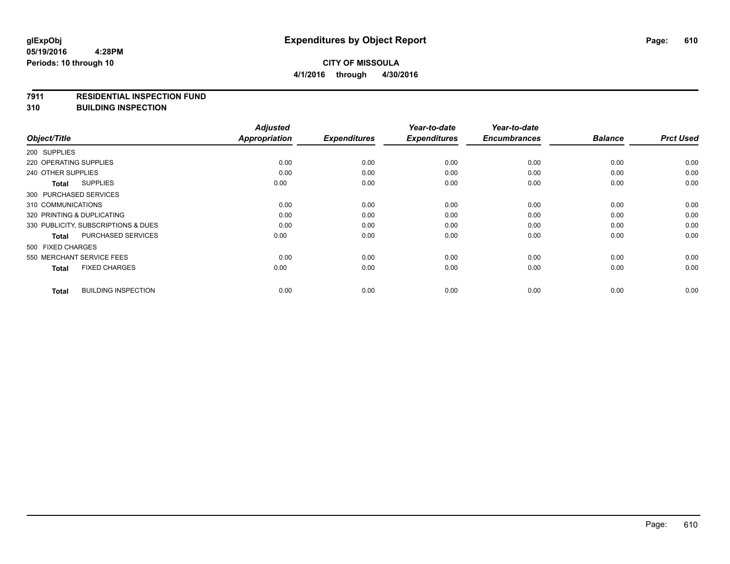**glExpObj**
**05/19/2016 4:28PM**
**Periods: 10 through 10**

# Expenditures by Object Report

**CITY OF MISSOULA**
**4/1/2016 through 4/30/2016**

**7911 RESIDENTIAL INSPECTION FUND**
**310 BUILDING INSPECTION**

| Object/Title | Adjusted Appropriation | Expenditures | Year-to-date Expenditures | Year-to-date Encumbrances | Balance | Prct Used |
|---|---|---|---|---|---|---|
| 200 SUPPLIES | | | | | | |
| 220 OPERATING SUPPLIES | 0.00 | 0.00 | 0.00 | 0.00 | 0.00 | 0.00 |
| 240 OTHER SUPPLIES | 0.00 | 0.00 | 0.00 | 0.00 | 0.00 | 0.00 |
| **Total** SUPPLIES | 0.00 | 0.00 | 0.00 | 0.00 | 0.00 | 0.00 |
| 300 PURCHASED SERVICES | | | | | | |
| 310 COMMUNICATIONS | 0.00 | 0.00 | 0.00 | 0.00 | 0.00 | 0.00 |
| 320 PRINTING & DUPLICATING | 0.00 | 0.00 | 0.00 | 0.00 | 0.00 | 0.00 |
| 330 PUBLICITY, SUBSCRIPTIONS & DUES | 0.00 | 0.00 | 0.00 | 0.00 | 0.00 | 0.00 |
| **Total** PURCHASED SERVICES | 0.00 | 0.00 | 0.00 | 0.00 | 0.00 | 0.00 |
| 500 FIXED CHARGES | | | | | | |
| 550 MERCHANT SERVICE FEES | 0.00 | 0.00 | 0.00 | 0.00 | 0.00 | 0.00 |
| **Total** FIXED CHARGES | 0.00 | 0.00 | 0.00 | 0.00 | 0.00 | 0.00 |
| **Total** BUILDING INSPECTION | 0.00 | 0.00 | 0.00 | 0.00 | 0.00 | 0.00 |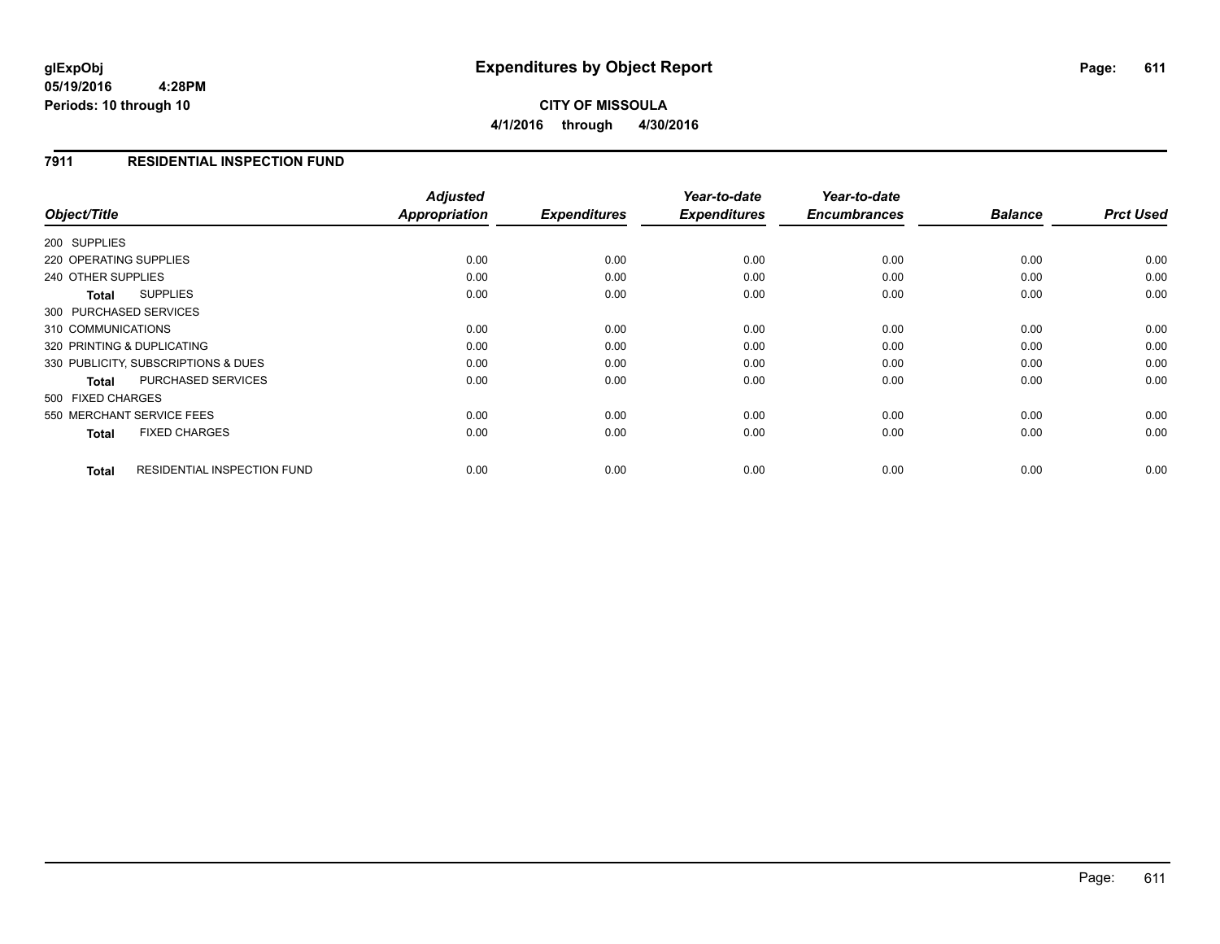glExpObj
05/19/2016 4:28PM
Periods: 10 through 10

# Expenditures by Object Report

**CITY OF MISSOULA**
**4/1/2016 through 4/30/2016**

## 7911 RESIDENTIAL INSPECTION FUND

| Object/Title | Adjusted Appropriation | Expenditures | Year-to-date Expenditures | Year-to-date Encumbrances | Balance | Prct Used |
|---|---|---|---|---|---|---|
| 200 SUPPLIES | | | | | | |
| 220 OPERATING SUPPLIES | 0.00 | 0.00 | 0.00 | 0.00 | 0.00 | 0.00 |
| 240 OTHER SUPPLIES | 0.00 | 0.00 | 0.00 | 0.00 | 0.00 | 0.00 |
| **Total** SUPPLIES | 0.00 | 0.00 | 0.00 | 0.00 | 0.00 | 0.00 |
| 300 PURCHASED SERVICES | | | | | | |
| 310 COMMUNICATIONS | 0.00 | 0.00 | 0.00 | 0.00 | 0.00 | 0.00 |
| 320 PRINTING & DUPLICATING | 0.00 | 0.00 | 0.00 | 0.00 | 0.00 | 0.00 |
| 330 PUBLICITY, SUBSCRIPTIONS & DUES | 0.00 | 0.00 | 0.00 | 0.00 | 0.00 | 0.00 |
| **Total** PURCHASED SERVICES | 0.00 | 0.00 | 0.00 | 0.00 | 0.00 | 0.00 |
| 500 FIXED CHARGES | | | | | | |
| 550 MERCHANT SERVICE FEES | 0.00 | 0.00 | 0.00 | 0.00 | 0.00 | 0.00 |
| **Total** FIXED CHARGES | 0.00 | 0.00 | 0.00 | 0.00 | 0.00 | 0.00 |
| **Total** RESIDENTIAL INSPECTION FUND | 0.00 | 0.00 | 0.00 | 0.00 | 0.00 | 0.00 |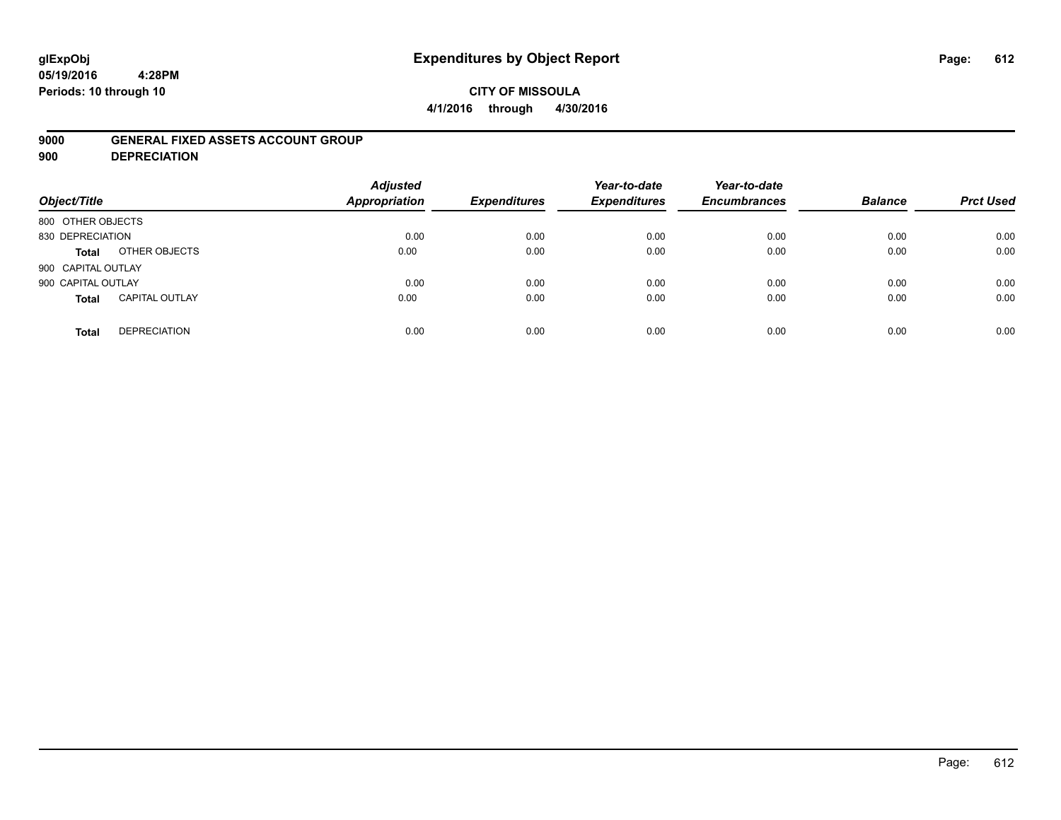# Expenditures by Object Report

**CITY OF MISSOULA**

**4/1/2016 through 4/30/2016**

glExpObj
05/19/2016 4:28PM
Periods: 10 through 10

**9000 GENERAL FIXED ASSETS ACCOUNT GROUP**
**900 DEPRECIATION**

| Object/Title | | Adjusted Appropriation | Expenditures | Year-to-date Expenditures | Year-to-date Encumbrances | Balance | Prct Used |
|---|---|---|---|---|---|---|---|
| 800 OTHER OBJECTS | | | | | | | |
| 830 DEPRECIATION | | 0.00 | 0.00 | 0.00 | 0.00 | 0.00 | 0.00 |
| **Total** | OTHER OBJECTS | 0.00 | 0.00 | 0.00 | 0.00 | 0.00 | 0.00 |
| 900 CAPITAL OUTLAY | | | | | | | |
| 900 CAPITAL OUTLAY | | 0.00 | 0.00 | 0.00 | 0.00 | 0.00 | 0.00 |
| **Total** | CAPITAL OUTLAY | 0.00 | 0.00 | 0.00 | 0.00 | 0.00 | 0.00 |
| **Total** | DEPRECIATION | 0.00 | 0.00 | 0.00 | 0.00 | 0.00 | 0.00 |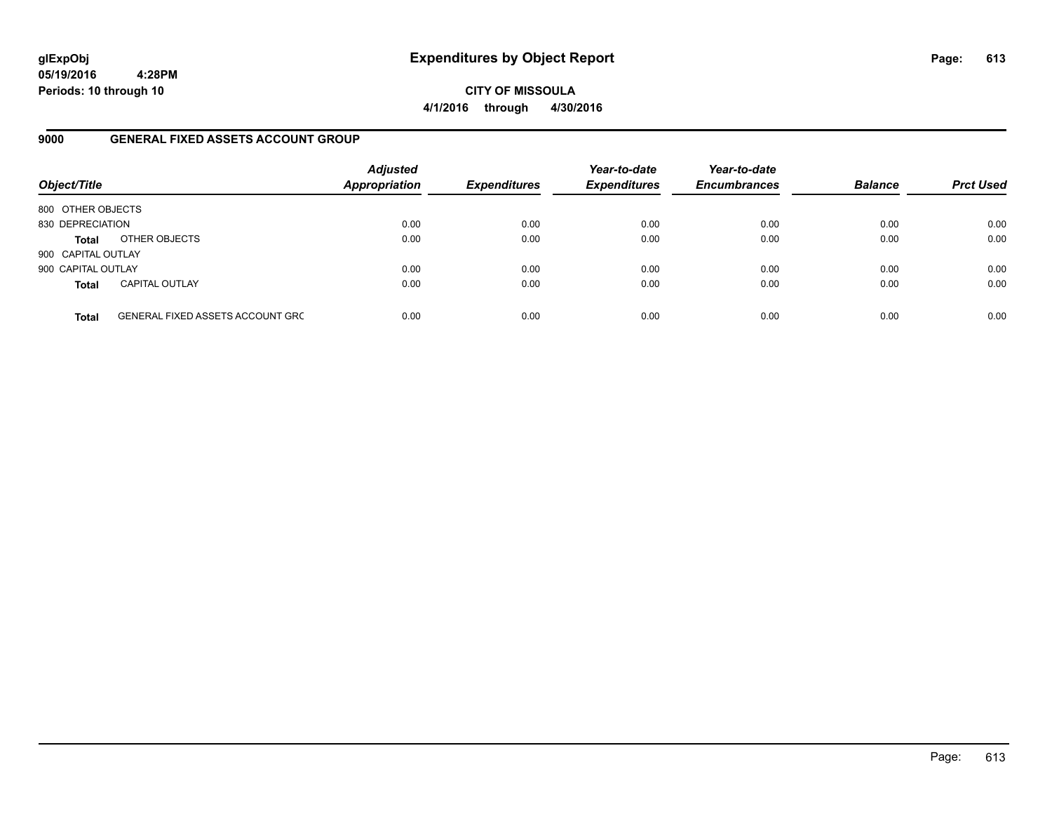**glExpObj**
**05/19/2016 4:28PM**
**Periods: 10 through 10**

# Expenditures by Object Report

**CITY OF MISSOULA**
**4/1/2016 through 4/30/2016**

## 9000 GENERAL FIXED ASSETS ACCOUNT GROUP

| Object/Title | | Adjusted Appropriation | Expenditures | Year-to-date Expenditures | Year-to-date Encumbrances | Balance | Prct Used |
|---|---|---|---|---|---|---|---|
| 800 OTHER OBJECTS | | | | | | | |
| 830 DEPRECIATION | | 0.00 | 0.00 | 0.00 | 0.00 | 0.00 | 0.00 |
| **Total** | OTHER OBJECTS | 0.00 | 0.00 | 0.00 | 0.00 | 0.00 | 0.00 |
| 900 CAPITAL OUTLAY | | | | | | | |
| 900 CAPITAL OUTLAY | | 0.00 | 0.00 | 0.00 | 0.00 | 0.00 | 0.00 |
| **Total** | CAPITAL OUTLAY | 0.00 | 0.00 | 0.00 | 0.00 | 0.00 | 0.00 |
| **Total** | GENERAL FIXED ASSETS ACCOUNT GRC | 0.00 | 0.00 | 0.00 | 0.00 | 0.00 | 0.00 |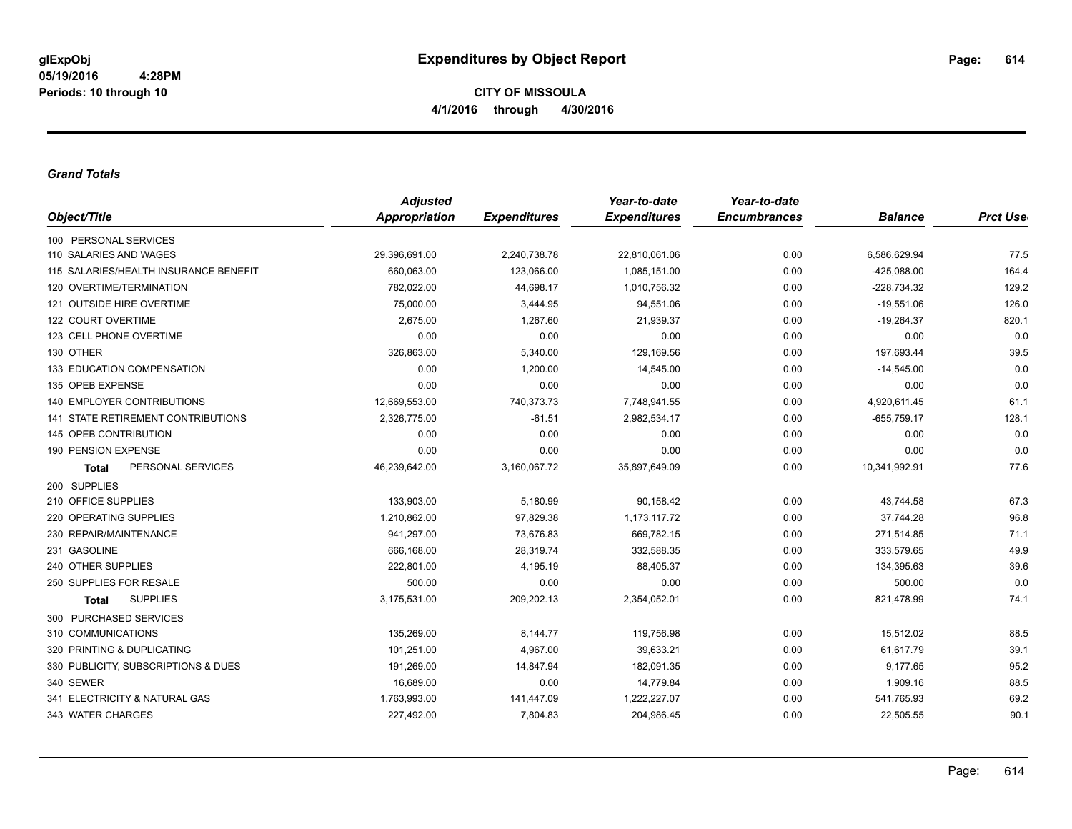# Expenditures by Object Report

glExpObj
05/19/2016 4:28PM
Periods: 10 through 10

**CITY OF MISSOULA**
**4/1/2016 through 4/30/2016**

***Grand Totals***

| Object/Title | Adjusted Appropriation | Expenditures | Year-to-date Expenditures | Year-to-date Encumbrances | Balance | Prct Used |
|---|---|---|---|---|---|---|
| 100 PERSONAL SERVICES | | | | | | |
| 110 SALARIES AND WAGES | 29,396,691.00 | 2,240,738.78 | 22,810,061.06 | 0.00 | 6,586,629.94 | 77.5 |
| 115 SALARIES/HEALTH INSURANCE BENEFIT | 660,063.00 | 123,066.00 | 1,085,151.00 | 0.00 | -425,088.00 | 164.4 |
| 120 OVERTIME/TERMINATION | 782,022.00 | 44,698.17 | 1,010,756.32 | 0.00 | -228,734.32 | 129.2 |
| 121 OUTSIDE HIRE OVERTIME | 75,000.00 | 3,444.95 | 94,551.06 | 0.00 | -19,551.06 | 126.0 |
| 122 COURT OVERTIME | 2,675.00 | 1,267.60 | 21,939.37 | 0.00 | -19,264.37 | 820.1 |
| 123 CELL PHONE OVERTIME | 0.00 | 0.00 | 0.00 | 0.00 | 0.00 | 0.0 |
| 130 OTHER | 326,863.00 | 5,340.00 | 129,169.56 | 0.00 | 197,693.44 | 39.5 |
| 133 EDUCATION COMPENSATION | 0.00 | 1,200.00 | 14,545.00 | 0.00 | -14,545.00 | 0.0 |
| 135 OPEB EXPENSE | 0.00 | 0.00 | 0.00 | 0.00 | 0.00 | 0.0 |
| 140 EMPLOYER CONTRIBUTIONS | 12,669,553.00 | 740,373.73 | 7,748,941.55 | 0.00 | 4,920,611.45 | 61.1 |
| 141 STATE RETIREMENT CONTRIBUTIONS | 2,326,775.00 | -61.51 | 2,982,534.17 | 0.00 | -655,759.17 | 128.1 |
| 145 OPEB CONTRIBUTION | 0.00 | 0.00 | 0.00 | 0.00 | 0.00 | 0.0 |
| 190 PENSION EXPENSE | 0.00 | 0.00 | 0.00 | 0.00 | 0.00 | 0.0 |
| **Total** PERSONAL SERVICES | 46,239,642.00 | 3,160,067.72 | 35,897,649.09 | 0.00 | 10,341,992.91 | 77.6 |
| 200 SUPPLIES | | | | | | |
| 210 OFFICE SUPPLIES | 133,903.00 | 5,180.99 | 90,158.42 | 0.00 | 43,744.58 | 67.3 |
| 220 OPERATING SUPPLIES | 1,210,862.00 | 97,829.38 | 1,173,117.72 | 0.00 | 37,744.28 | 96.8 |
| 230 REPAIR/MAINTENANCE | 941,297.00 | 73,676.83 | 669,782.15 | 0.00 | 271,514.85 | 71.1 |
| 231 GASOLINE | 666,168.00 | 28,319.74 | 332,588.35 | 0.00 | 333,579.65 | 49.9 |
| 240 OTHER SUPPLIES | 222,801.00 | 4,195.19 | 88,405.37 | 0.00 | 134,395.63 | 39.6 |
| 250 SUPPLIES FOR RESALE | 500.00 | 0.00 | 0.00 | 0.00 | 500.00 | 0.0 |
| **Total** SUPPLIES | 3,175,531.00 | 209,202.13 | 2,354,052.01 | 0.00 | 821,478.99 | 74.1 |
| 300 PURCHASED SERVICES | | | | | | |
| 310 COMMUNICATIONS | 135,269.00 | 8,144.77 | 119,756.98 | 0.00 | 15,512.02 | 88.5 |
| 320 PRINTING & DUPLICATING | 101,251.00 | 4,967.00 | 39,633.21 | 0.00 | 61,617.79 | 39.1 |
| 330 PUBLICITY, SUBSCRIPTIONS & DUES | 191,269.00 | 14,847.94 | 182,091.35 | 0.00 | 9,177.65 | 95.2 |
| 340 SEWER | 16,689.00 | 0.00 | 14,779.84 | 0.00 | 1,909.16 | 88.5 |
| 341 ELECTRICITY & NATURAL GAS | 1,763,993.00 | 141,447.09 | 1,222,227.07 | 0.00 | 541,765.93 | 69.2 |
| 343 WATER CHARGES | 227,492.00 | 7,804.83 | 204,986.45 | 0.00 | 22,505.55 | 90.1 |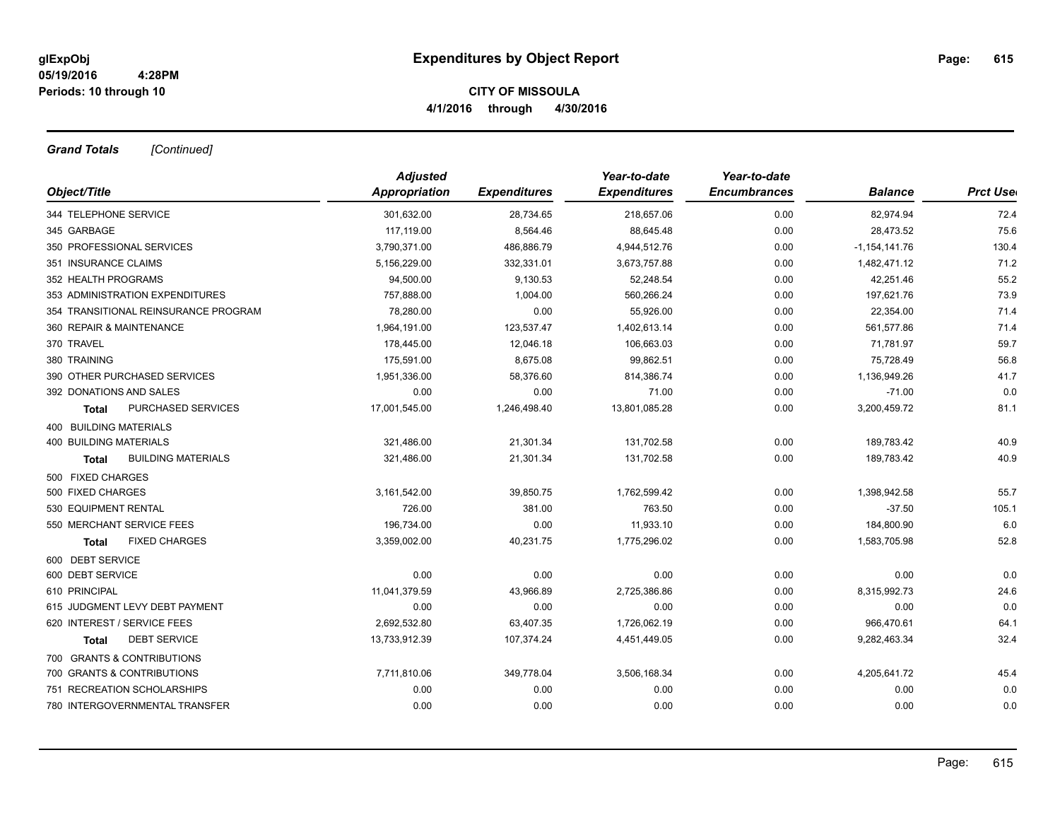# Expenditures by Object Report

glExpObj
05/19/2016 4:28PM
Periods: 10 through 10

**CITY OF MISSOULA**
**4/1/2016 through 4/30/2016**

***Grand Totals*** *[Continued]*

| Object/Title | Adjusted Appropriation | Expenditures | Year-to-date Expenditures | Year-to-date Encumbrances | Balance | Prct Used |
|---|---|---|---|---|---|---|
| 344 TELEPHONE SERVICE | 301,632.00 | 28,734.65 | 218,657.06 | 0.00 | 82,974.94 | 72.4 |
| 345 GARBAGE | 117,119.00 | 8,564.46 | 88,645.48 | 0.00 | 28,473.52 | 75.6 |
| 350 PROFESSIONAL SERVICES | 3,790,371.00 | 486,886.79 | 4,944,512.76 | 0.00 | -1,154,141.76 | 130.4 |
| 351 INSURANCE CLAIMS | 5,156,229.00 | 332,331.01 | 3,673,757.88 | 0.00 | 1,482,471.12 | 71.2 |
| 352 HEALTH PROGRAMS | 94,500.00 | 9,130.53 | 52,248.54 | 0.00 | 42,251.46 | 55.2 |
| 353 ADMINISTRATION EXPENDITURES | 757,888.00 | 1,004.00 | 560,266.24 | 0.00 | 197,621.76 | 73.9 |
| 354 TRANSITIONAL REINSURANCE PROGRAM | 78,280.00 | 0.00 | 55,926.00 | 0.00 | 22,354.00 | 71.4 |
| 360 REPAIR & MAINTENANCE | 1,964,191.00 | 123,537.47 | 1,402,613.14 | 0.00 | 561,577.86 | 71.4 |
| 370 TRAVEL | 178,445.00 | 12,046.18 | 106,663.03 | 0.00 | 71,781.97 | 59.7 |
| 380 TRAINING | 175,591.00 | 8,675.08 | 99,862.51 | 0.00 | 75,728.49 | 56.8 |
| 390 OTHER PURCHASED SERVICES | 1,951,336.00 | 58,376.60 | 814,386.74 | 0.00 | 1,136,949.26 | 41.7 |
| 392 DONATIONS AND SALES | 0.00 | 0.00 | 71.00 | 0.00 | -71.00 | 0.0 |
| **Total** PURCHASED SERVICES | 17,001,545.00 | 1,246,498.40 | 13,801,085.28 | 0.00 | 3,200,459.72 | 81.1 |
| 400 BUILDING MATERIALS | | | | | | |
| 400 BUILDING MATERIALS | 321,486.00 | 21,301.34 | 131,702.58 | 0.00 | 189,783.42 | 40.9 |
| **Total** BUILDING MATERIALS | 321,486.00 | 21,301.34 | 131,702.58 | 0.00 | 189,783.42 | 40.9 |
| 500 FIXED CHARGES | | | | | | |
| 500 FIXED CHARGES | 3,161,542.00 | 39,850.75 | 1,762,599.42 | 0.00 | 1,398,942.58 | 55.7 |
| 530 EQUIPMENT RENTAL | 726.00 | 381.00 | 763.50 | 0.00 | -37.50 | 105.1 |
| 550 MERCHANT SERVICE FEES | 196,734.00 | 0.00 | 11,933.10 | 0.00 | 184,800.90 | 6.0 |
| **Total** FIXED CHARGES | 3,359,002.00 | 40,231.75 | 1,775,296.02 | 0.00 | 1,583,705.98 | 52.8 |
| 600 DEBT SERVICE | | | | | | |
| 600 DEBT SERVICE | 0.00 | 0.00 | 0.00 | 0.00 | 0.00 | 0.0 |
| 610 PRINCIPAL | 11,041,379.59 | 43,966.89 | 2,725,386.86 | 0.00 | 8,315,992.73 | 24.6 |
| 615 JUDGMENT LEVY DEBT PAYMENT | 0.00 | 0.00 | 0.00 | 0.00 | 0.00 | 0.0 |
| 620 INTEREST / SERVICE FEES | 2,692,532.80 | 63,407.35 | 1,726,062.19 | 0.00 | 966,470.61 | 64.1 |
| **Total** DEBT SERVICE | 13,733,912.39 | 107,374.24 | 4,451,449.05 | 0.00 | 9,282,463.34 | 32.4 |
| 700 GRANTS & CONTRIBUTIONS | | | | | | |
| 700 GRANTS & CONTRIBUTIONS | 7,711,810.06 | 349,778.04 | 3,506,168.34 | 0.00 | 4,205,641.72 | 45.4 |
| 751 RECREATION SCHOLARSHIPS | 0.00 | 0.00 | 0.00 | 0.00 | 0.00 | 0.0 |
| 780 INTERGOVERNMENTAL TRANSFER | 0.00 | 0.00 | 0.00 | 0.00 | 0.00 | 0.0 |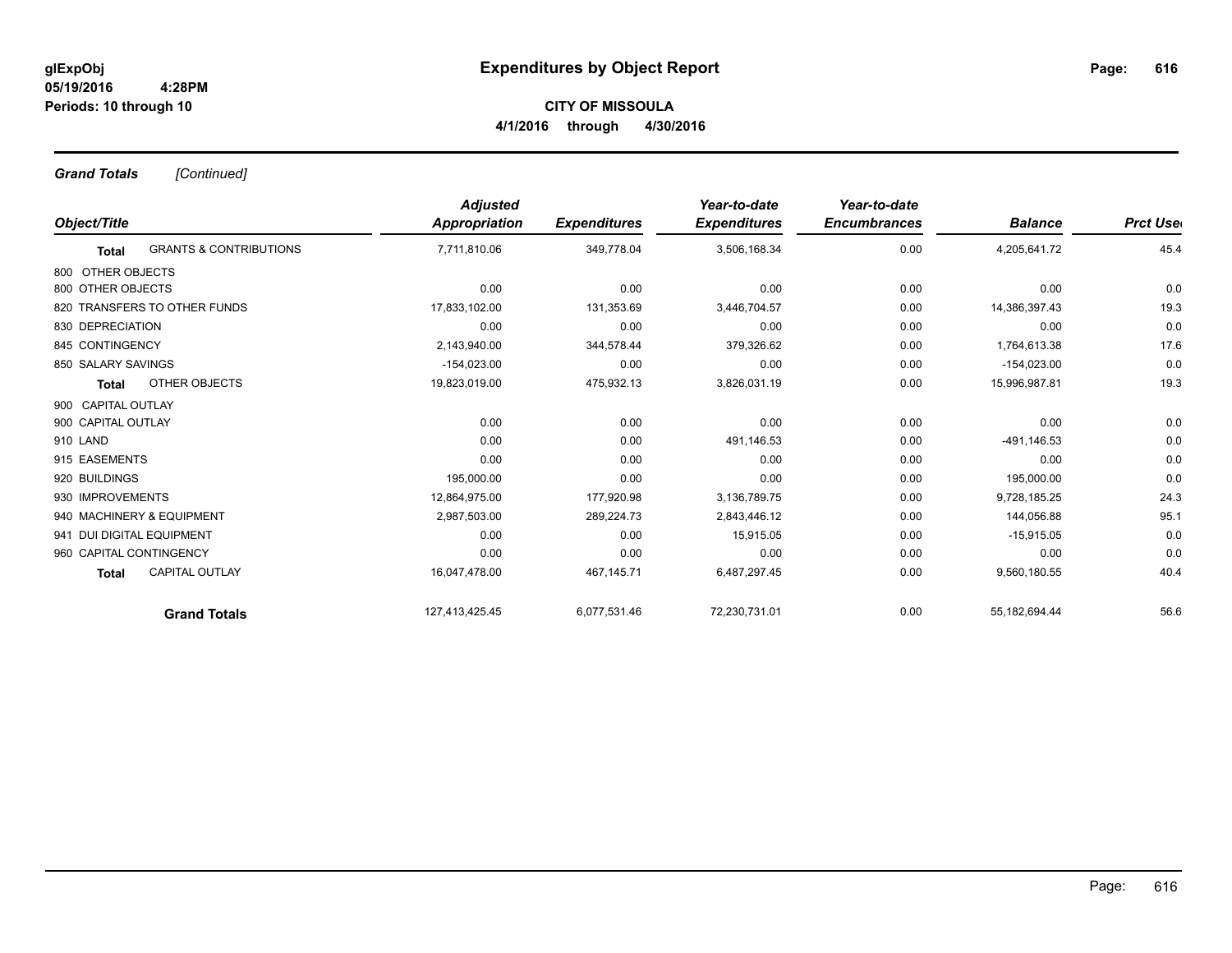**glExpObj** **Expenditures by Object Report**
**05/19/2016 4:28PM**
**Periods: 10 through 10**

**CITY OF MISSOULA**
**4/1/2016 through 4/30/2016**

***Grand Totals*** *[Continued]*

| Object/Title | | Adjusted Appropriation | Expenditures | Year-to-date Expenditures | Year-to-date Encumbrances | Balance | Prct Used |
|---|---|---|---|---|---|---|---|
| **Total** | GRANTS & CONTRIBUTIONS | 7,711,810.06 | 349,778.04 | 3,506,168.34 | 0.00 | 4,205,641.72 | 45.4 |
| 800 OTHER OBJECTS | | | | | | | |
| 800 OTHER OBJECTS | | 0.00 | 0.00 | 0.00 | 0.00 | 0.00 | 0.0 |
| 820 TRANSFERS TO OTHER FUNDS | | 17,833,102.00 | 131,353.69 | 3,446,704.57 | 0.00 | 14,386,397.43 | 19.3 |
| 830 DEPRECIATION | | 0.00 | 0.00 | 0.00 | 0.00 | 0.00 | 0.0 |
| 845 CONTINGENCY | | 2,143,940.00 | 344,578.44 | 379,326.62 | 0.00 | 1,764,613.38 | 17.6 |
| 850 SALARY SAVINGS | | -154,023.00 | 0.00 | 0.00 | 0.00 | -154,023.00 | 0.0 |
| **Total** | OTHER OBJECTS | 19,823,019.00 | 475,932.13 | 3,826,031.19 | 0.00 | 15,996,987.81 | 19.3 |
| 900 CAPITAL OUTLAY | | | | | | | |
| 900 CAPITAL OUTLAY | | 0.00 | 0.00 | 0.00 | 0.00 | 0.00 | 0.0 |
| 910 LAND | | 0.00 | 0.00 | 491,146.53 | 0.00 | -491,146.53 | 0.0 |
| 915 EASEMENTS | | 0.00 | 0.00 | 0.00 | 0.00 | 0.00 | 0.0 |
| 920 BUILDINGS | | 195,000.00 | 0.00 | 0.00 | 0.00 | 195,000.00 | 0.0 |
| 930 IMPROVEMENTS | | 12,864,975.00 | 177,920.98 | 3,136,789.75 | 0.00 | 9,728,185.25 | 24.3 |
| 940 MACHINERY & EQUIPMENT | | 2,987,503.00 | 289,224.73 | 2,843,446.12 | 0.00 | 144,056.88 | 95.1 |
| 941 DUI DIGITAL EQUIPMENT | | 0.00 | 0.00 | 15,915.05 | 0.00 | -15,915.05 | 0.0 |
| 960 CAPITAL CONTINGENCY | | 0.00 | 0.00 | 0.00 | 0.00 | 0.00 | 0.0 |
| **Total** | CAPITAL OUTLAY | 16,047,478.00 | 467,145.71 | 6,487,297.45 | 0.00 | 9,560,180.55 | 40.4 |
| **Grand Totals** | | 127,413,425.45 | 6,077,531.46 | 72,230,731.01 | 0.00 | 55,182,694.44 | 56.6 |